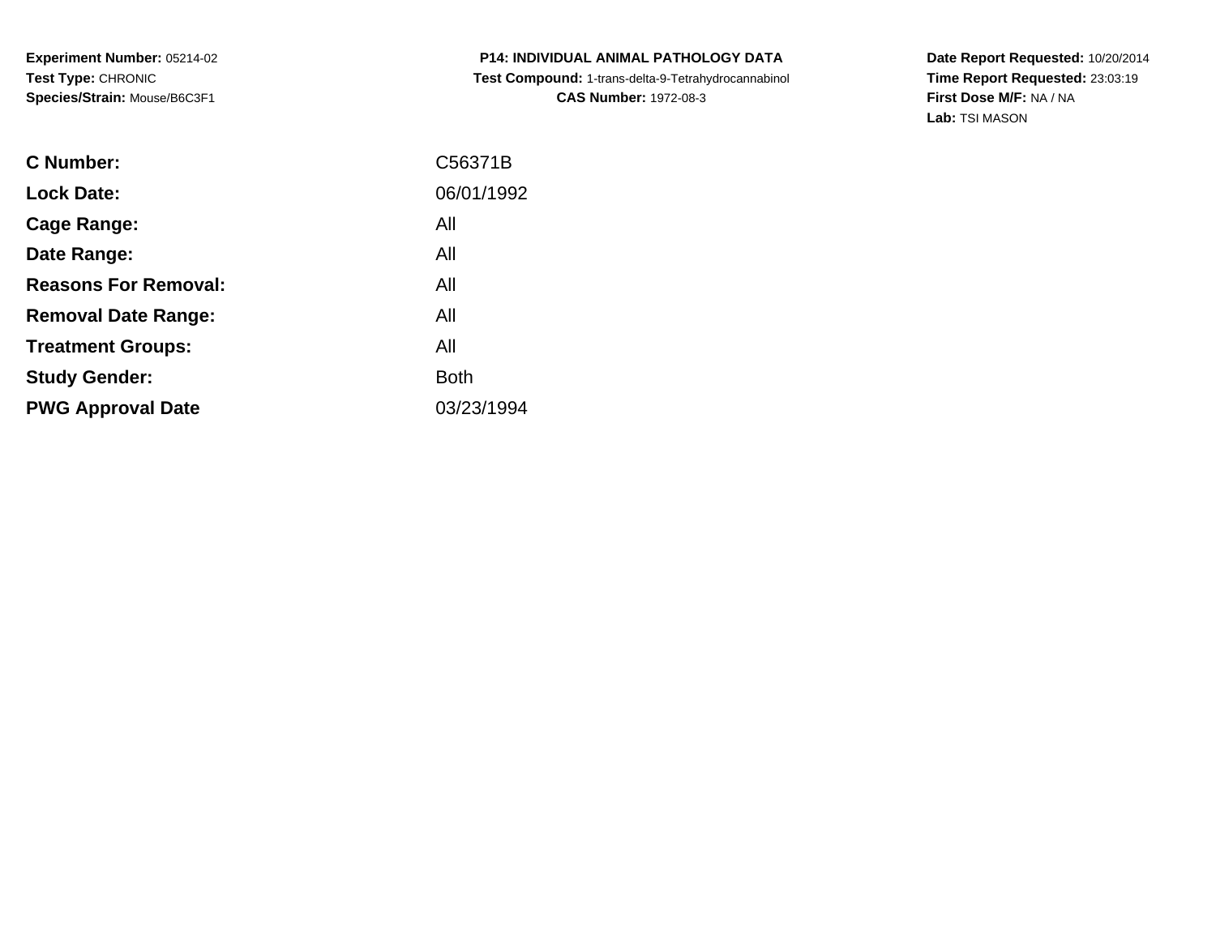**Experiment Number:** 05214-02
**Test Type:** CHRONIC
**Species/Strain:** Mouse/B6C3F1

**P14: INDIVIDUAL ANIMAL PATHOLOGY DATA**
**Test Compound:** 1-trans-delta-9-Tetrahydrocannabinol
**CAS Number:** 1972-08-3

**Date Report Requested:** 10/20/2014
**Time Report Requested:** 23:03:19
**First Dose M/F:** NA / NA
**Lab:** TSI MASON

| | |
|---|---|
| **C Number:** | C56371B |
| **Lock Date:** | 06/01/1992 |
| **Cage Range:** | All |
| **Date Range:** | All |
| **Reasons For Removal:** | All |
| **Removal Date Range:** | All |
| **Treatment Groups:** | All |
| **Study Gender:** | Both |
| **PWG Approval Date** | 03/23/1994 |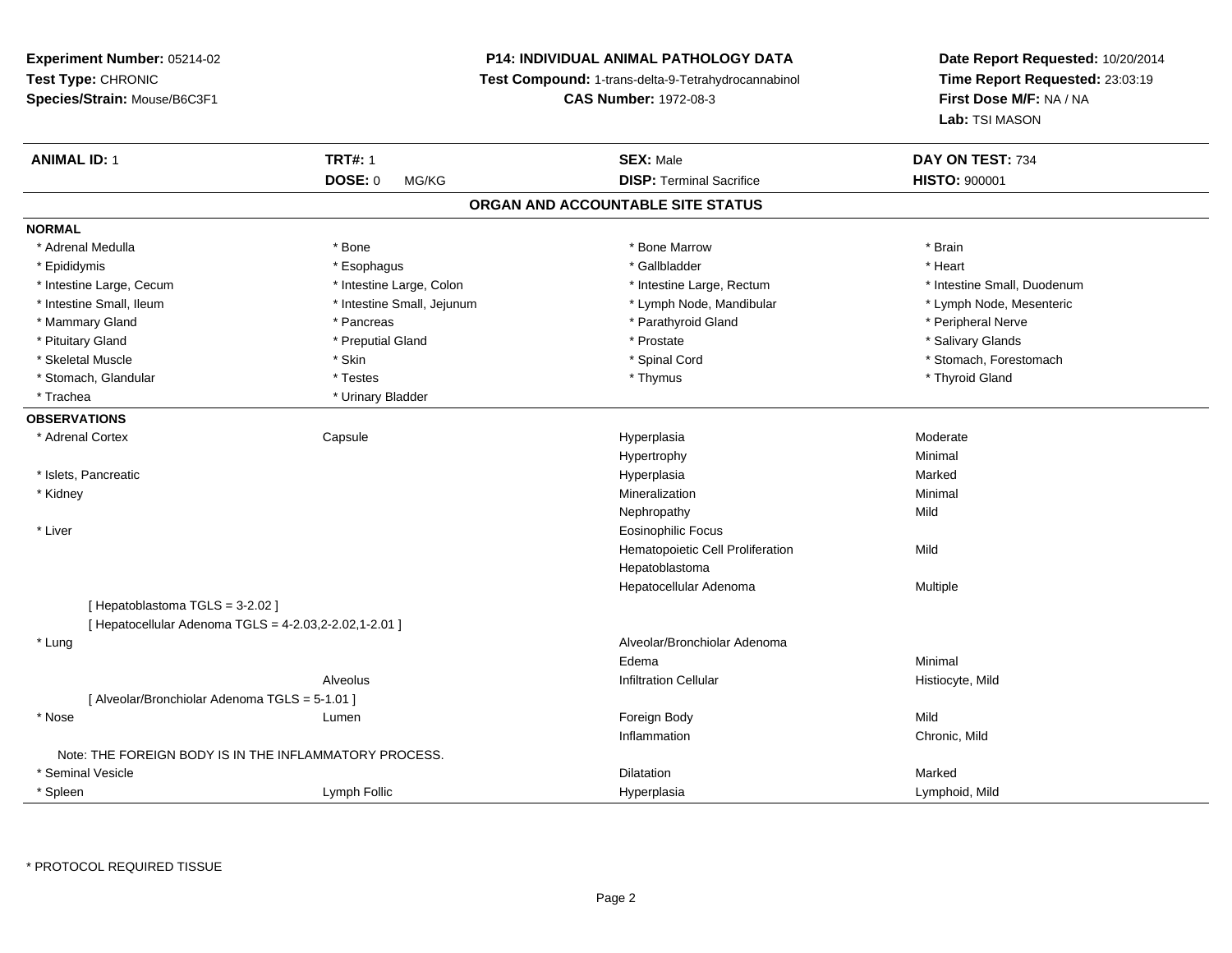**Experiment Number:** 05214-02
**Test Type:** CHRONIC
**Species/Strain:** Mouse/B6C3F1

**P14: INDIVIDUAL ANIMAL PATHOLOGY DATA**
**Test Compound:** 1-trans-delta-9-Tetrahydrocannabinol
**CAS Number:** 1972-08-3

**Date Report Requested:** 10/20/2014
**Time Report Requested:** 23:03:19
**First Dose M/F:** NA / NA
**Lab:** TSI MASON

| **ANIMAL ID:** 1 | **TRT#:** 1 | **SEX:** Male | **DAY ON TEST:** 734 |
|---|---|---|---|
| | **DOSE:** 0 MG/KG | **DISP:** Terminal Sacrifice | **HISTO:** 900001 |

## ORGAN AND ACCOUNTABLE SITE STATUS

**NORMAL**

| | | | |
|---|---|---|---|
| * Adrenal Medulla | * Bone | * Bone Marrow | * Brain |
| * Epididymis | * Esophagus | * Gallbladder | * Heart |
| * Intestine Large, Cecum | * Intestine Large, Colon | * Intestine Large, Rectum | * Intestine Small, Duodenum |
| * Intestine Small, Ileum | * Intestine Small, Jejunum | * Lymph Node, Mandibular | * Lymph Node, Mesenteric |
| * Mammary Gland | * Pancreas | * Parathyroid Gland | * Peripheral Nerve |
| * Pituitary Gland | * Preputial Gland | * Prostate | * Salivary Glands |
| * Skeletal Muscle | * Skin | * Spinal Cord | * Stomach, Forestomach |
| * Stomach, Glandular | * Testes | * Thymus | * Thyroid Gland |
| * Trachea | * Urinary Bladder | | |

**OBSERVATIONS**

| | | | |
|---|---|---|---|
| * Adrenal Cortex | Capsule | Hyperplasia | Moderate |
| | | Hypertrophy | Minimal |
| * Islets, Pancreatic | | Hyperplasia | Marked |
| * Kidney | | Mineralization | Minimal |
| | | Nephropathy | Mild |
| * Liver | | Eosinophilic Focus | |
| | | Hematopoietic Cell Proliferation | Mild |
| | | Hepatoblastoma | |
| | | Hepatocellular Adenoma | Multiple |
| [ Hepatoblastoma TGLS = 3-2.02 ] | | | |
| [ Hepatocellular Adenoma TGLS = 4-2.03,2-2.02,1-2.01 ] | | | |
| * Lung | | Alveolar/Bronchiolar Adenoma | |
| | | Edema | Minimal |
| | Alveolus | Infiltration Cellular | Histiocyte, Mild |
| [ Alveolar/Bronchiolar Adenoma TGLS = 5-1.01 ] | | | |
| * Nose | Lumen | Foreign Body | Mild |
| | | Inflammation | Chronic, Mild |
| Note: THE FOREIGN BODY IS IN THE INFLAMMATORY PROCESS. | | | |
| * Seminal Vesicle | | Dilatation | Marked |
| * Spleen | Lymph Follic | Hyperplasia | Lymphoid, Mild |

* PROTOCOL REQUIRED TISSUE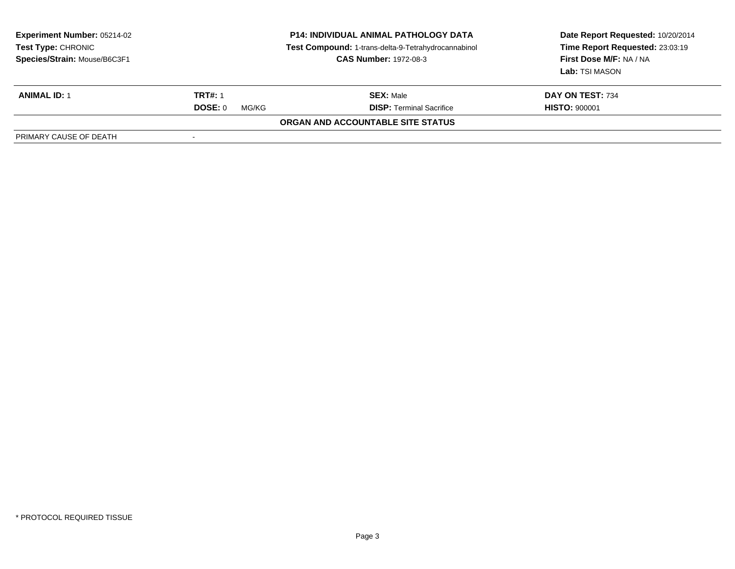**Experiment Number:** 05214-02
**Test Type:** CHRONIC
**Species/Strain:** Mouse/B6C3F1

**P14: INDIVIDUAL ANIMAL PATHOLOGY DATA**
**Test Compound:** 1-trans-delta-9-Tetrahydrocannabinol
**CAS Number:** 1972-08-3

**Date Report Requested:** 10/20/2014
**Time Report Requested:** 23:03:19
**First Dose M/F:** NA / NA
**Lab:** TSI MASON

| **ANIMAL ID:** 1 | **TRT#:** 1 | **SEX:** Male | **DAY ON TEST:** 734 |
|---|---|---|---|
| | **DOSE:** 0 MG/KG | **DISP:** Terminal Sacrifice | **HISTO:** 900001 |

**ORGAN AND ACCOUNTABLE SITE STATUS**

| PRIMARY CAUSE OF DEATH | - |
|---|---|

\* PROTOCOL REQUIRED TISSUE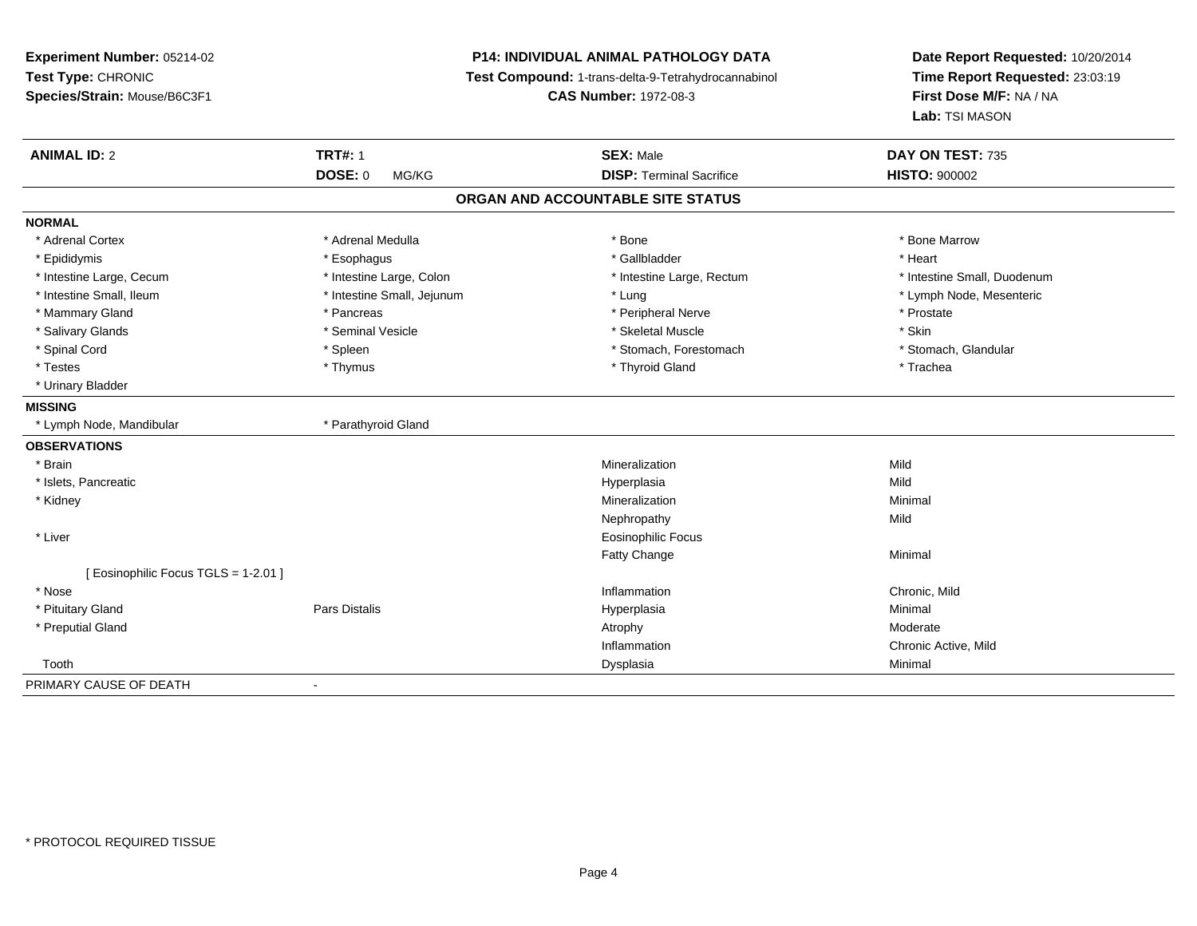**Experiment Number:** 05214-02
**Test Type:** CHRONIC
**Species/Strain:** Mouse/B6C3F1

**P14: INDIVIDUAL ANIMAL PATHOLOGY DATA**
**Test Compound:** 1-trans-delta-9-Tetrahydrocannabinol
**CAS Number:** 1972-08-3

**Date Report Requested:** 10/20/2014
**Time Report Requested:** 23:03:19
**First Dose M/F:** NA / NA
**Lab:** TSI MASON

| **ANIMAL ID:** 2 | **TRT#:** 1 | **SEX:** Male | **DAY ON TEST:** 735 |
|---|---|---|---|
| | **DOSE:** 0 MG/KG | **DISP:** Terminal Sacrifice | **HISTO:** 900002 |

## ORGAN AND ACCOUNTABLE SITE STATUS

**NORMAL**

| | | | |
|---|---|---|---|
| * Adrenal Cortex | * Adrenal Medulla | * Bone | * Bone Marrow |
| * Epididymis | * Esophagus | * Gallbladder | * Heart |
| * Intestine Large, Cecum | * Intestine Large, Colon | * Intestine Large, Rectum | * Intestine Small, Duodenum |
| * Intestine Small, Ileum | * Intestine Small, Jejunum | * Lung | * Lymph Node, Mesenteric |
| * Mammary Gland | * Pancreas | * Peripheral Nerve | * Prostate |
| * Salivary Glands | * Seminal Vesicle | * Skeletal Muscle | * Skin |
| * Spinal Cord | * Spleen | * Stomach, Forestomach | * Stomach, Glandular |
| * Testes | * Thymus | * Thyroid Gland | * Trachea |
| * Urinary Bladder | | | |

**MISSING**

| | |
|---|---|
| * Lymph Node, Mandibular | * Parathyroid Gland |

**OBSERVATIONS**

| | | | |
|---|---|---|---|
| * Brain | | Mineralization | Mild |
| * Islets, Pancreatic | | Hyperplasia | Mild |
| * Kidney | | Mineralization | Minimal |
| | | Nephropathy | Mild |
| * Liver | | Eosinophilic Focus | |
| | | Fatty Change | Minimal |
| [ Eosinophilic Focus TGLS = 1-2.01 ] | | | |
| * Nose | | Inflammation | Chronic, Mild |
| * Pituitary Gland | Pars Distalis | Hyperplasia | Minimal |
| * Preputial Gland | | Atrophy | Moderate |
| | | Inflammation | Chronic Active, Mild |
| Tooth | | Dysplasia | Minimal |

PRIMARY CAUSE OF DEATH -

* PROTOCOL REQUIRED TISSUE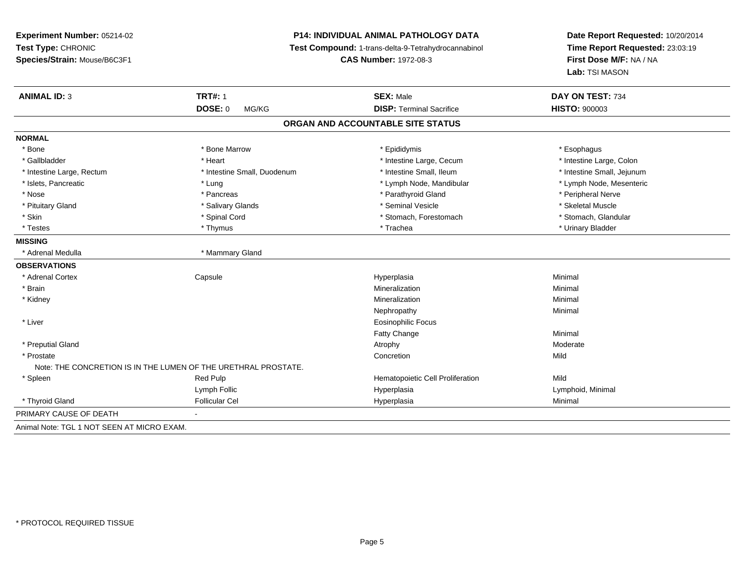**Experiment Number:** 05214-02
**Test Type:** CHRONIC
**Species/Strain:** Mouse/B6C3F1

**P14: INDIVIDUAL ANIMAL PATHOLOGY DATA**
**Test Compound:** 1-trans-delta-9-Tetrahydrocannabinol
**CAS Number:** 1972-08-3

**Date Report Requested:** 10/20/2014
**Time Report Requested:** 23:03:19
**First Dose M/F:** NA / NA
**Lab:** TSI MASON

| **ANIMAL ID:** 3 | **TRT#:** 1 | **SEX:** Male | **DAY ON TEST:** 734 |
|---|---|---|---|
| | **DOSE:** 0 MG/KG | **DISP:** Terminal Sacrifice | **HISTO:** 900003 |

## ORGAN AND ACCOUNTABLE SITE STATUS

**NORMAL**

| | | | |
|---|---|---|---|
| * Bone | * Bone Marrow | * Epididymis | * Esophagus |
| * Gallbladder | * Heart | * Intestine Large, Cecum | * Intestine Large, Colon |
| * Intestine Large, Rectum | * Intestine Small, Duodenum | * Intestine Small, Ileum | * Intestine Small, Jejunum |
| * Islets, Pancreatic | * Lung | * Lymph Node, Mandibular | * Lymph Node, Mesenteric |
| * Nose | * Pancreas | * Parathyroid Gland | * Peripheral Nerve |
| * Pituitary Gland | * Salivary Glands | * Seminal Vesicle | * Skeletal Muscle |
| * Skin | * Spinal Cord | * Stomach, Forestomach | * Stomach, Glandular |
| * Testes | * Thymus | * Trachea | * Urinary Bladder |

**MISSING**

| | |
|---|---|
| * Adrenal Medulla | * Mammary Gland |

**OBSERVATIONS**

| | | | |
|---|---|---|---|
| * Adrenal Cortex | Capsule | Hyperplasia | Minimal |
| * Brain | | Mineralization | Minimal |
| * Kidney | | Mineralization | Minimal |
| | | Nephropathy | Minimal |
| * Liver | | Eosinophilic Focus | |
| | | Fatty Change | Minimal |
| * Preputial Gland | | Atrophy | Moderate |
| * Prostate | | Concretion | Mild |
| Note: THE CONCRETION IS IN THE LUMEN OF THE URETHRAL PROSTATE. | | | |
| * Spleen | Red Pulp | Hematopoietic Cell Proliferation | Mild |
| | Lymph Follic | Hyperplasia | Lymphoid, Minimal |
| * Thyroid Gland | Follicular Cel | Hyperplasia | Minimal |

PRIMARY CAUSE OF DEATH -

Animal Note: TGL 1 NOT SEEN AT MICRO EXAM.

* PROTOCOL REQUIRED TISSUE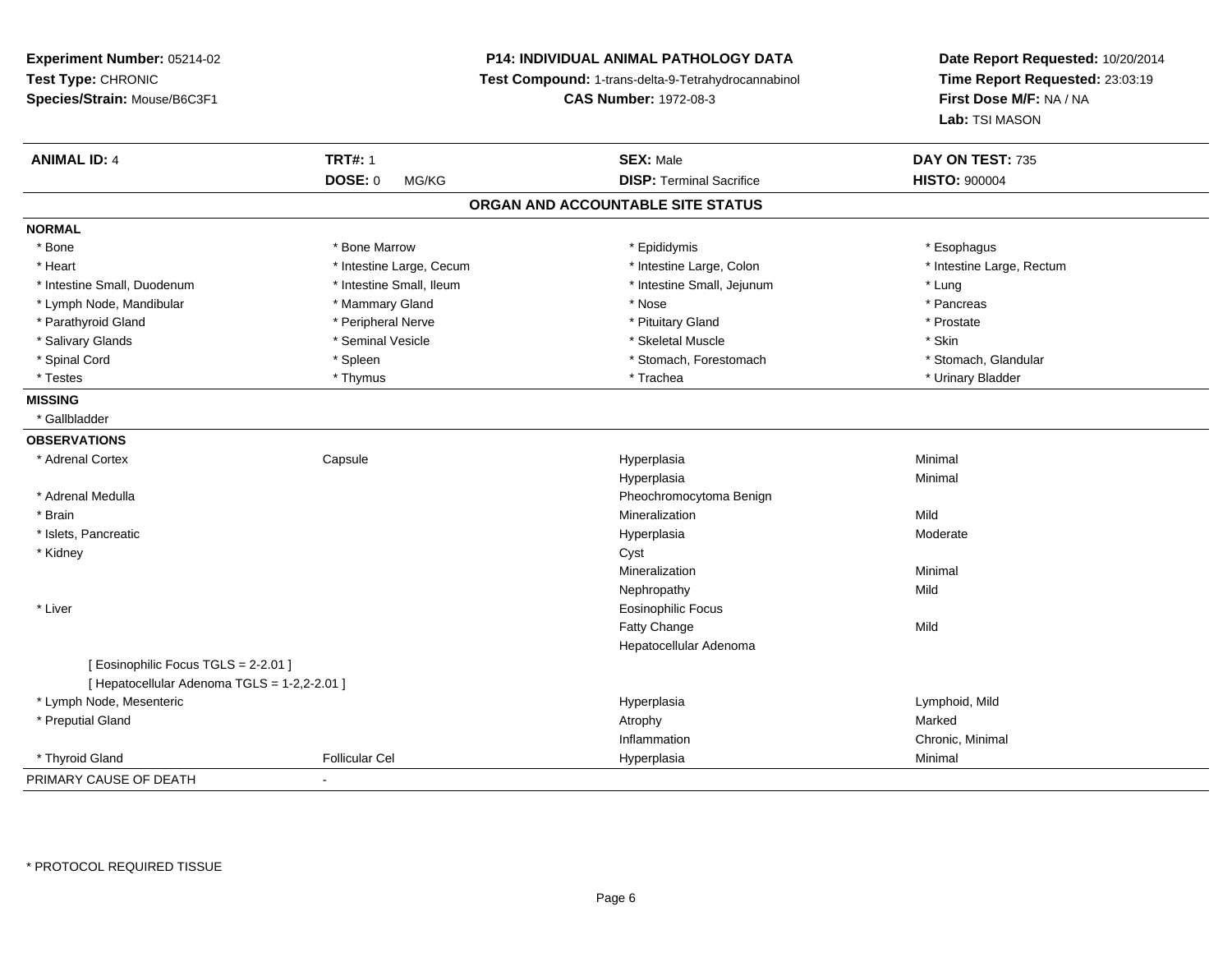**Experiment Number:** 05214-02
**Test Type:** CHRONIC
**Species/Strain:** Mouse/B6C3F1

**P14: INDIVIDUAL ANIMAL PATHOLOGY DATA**
**Test Compound:** 1-trans-delta-9-Tetrahydrocannabinol
**CAS Number:** 1972-08-3

**Date Report Requested:** 10/20/2014
**Time Report Requested:** 23:03:19
**First Dose M/F:** NA / NA
**Lab:** TSI MASON

| **ANIMAL ID:** 4 | **TRT#:** 1 | **SEX:** Male | **DAY ON TEST:** 735 |
|---|---|---|---|
| | **DOSE:** 0 MG/KG | **DISP:** Terminal Sacrifice | **HISTO:** 900004 |

## ORGAN AND ACCOUNTABLE SITE STATUS

**NORMAL**

| | | | |
|---|---|---|---|
| * Bone | * Bone Marrow | * Epididymis | * Esophagus |
| * Heart | * Intestine Large, Cecum | * Intestine Large, Colon | * Intestine Large, Rectum |
| * Intestine Small, Duodenum | * Intestine Small, Ileum | * Intestine Small, Jejunum | * Lung |
| * Lymph Node, Mandibular | * Mammary Gland | * Nose | * Pancreas |
| * Parathyroid Gland | * Peripheral Nerve | * Pituitary Gland | * Prostate |
| * Salivary Glands | * Seminal Vesicle | * Skeletal Muscle | * Skin |
| * Spinal Cord | * Spleen | * Stomach, Forestomach | * Stomach, Glandular |
| * Testes | * Thymus | * Trachea | * Urinary Bladder |

**MISSING**

* Gallbladder

**OBSERVATIONS**

| | | | |
|---|---|---|---|
| * Adrenal Cortex | Capsule | Hyperplasia | Minimal |
| | | Hyperplasia | Minimal |
| * Adrenal Medulla | | Pheochromocytoma Benign | |
| * Brain | | Mineralization | Mild |
| * Islets, Pancreatic | | Hyperplasia | Moderate |
| * Kidney | | Cyst | |
| | | Mineralization | Minimal |
| | | Nephropathy | Mild |
| * Liver | | Eosinophilic Focus | |
| | | Fatty Change | Mild |
| | | Hepatocellular Adenoma | |
| [ Eosinophilic Focus TGLS = 2-2.01 ] | | | |
| [ Hepatocellular Adenoma TGLS = 1-2,2-2.01 ] | | | |
| * Lymph Node, Mesenteric | | Hyperplasia | Lymphoid, Mild |
| * Preputial Gland | | Atrophy | Marked |
| | | Inflammation | Chronic, Minimal |
| * Thyroid Gland | Follicular Cel | Hyperplasia | Minimal |

PRIMARY CAUSE OF DEATH -

* PROTOCOL REQUIRED TISSUE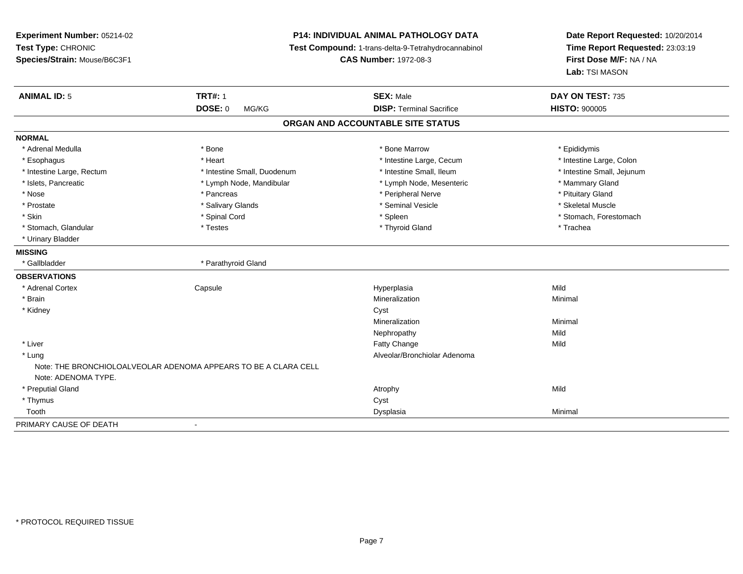**Experiment Number:** 05214-02
**Test Type:** CHRONIC
**Species/Strain:** Mouse/B6C3F1

**P14: INDIVIDUAL ANIMAL PATHOLOGY DATA**
**Test Compound:** 1-trans-delta-9-Tetrahydrocannabinol
**CAS Number:** 1972-08-3

**Date Report Requested:** 10/20/2014
**Time Report Requested:** 23:03:19
**First Dose M/F:** NA / NA
**Lab:** TSI MASON

| **ANIMAL ID:** 5 | **TRT#:** 1 | **SEX:** Male | **DAY ON TEST:** 735 |
|---|---|---|---|
| | **DOSE:** 0 MG/KG | **DISP:** Terminal Sacrifice | **HISTO:** 900005 |

## ORGAN AND ACCOUNTABLE SITE STATUS

**NORMAL**

| | | | |
|---|---|---|---|
| * Adrenal Medulla | * Bone | * Bone Marrow | * Epididymis |
| * Esophagus | * Heart | * Intestine Large, Cecum | * Intestine Large, Colon |
| * Intestine Large, Rectum | * Intestine Small, Duodenum | * Intestine Small, Ileum | * Intestine Small, Jejunum |
| * Islets, Pancreatic | * Lymph Node, Mandibular | * Lymph Node, Mesenteric | * Mammary Gland |
| * Nose | * Pancreas | * Peripheral Nerve | * Pituitary Gland |
| * Prostate | * Salivary Glands | * Seminal Vesicle | * Skeletal Muscle |
| * Skin | * Spinal Cord | * Spleen | * Stomach, Forestomach |
| * Stomach, Glandular | * Testes | * Thyroid Gland | * Trachea |
| * Urinary Bladder | | | |

**MISSING**

| | |
|---|---|
| * Gallbladder | * Parathyroid Gland |

**OBSERVATIONS**

| | | | |
|---|---|---|---|
| * Adrenal Cortex | Capsule | Hyperplasia | Mild |
| * Brain | | Mineralization | Minimal |
| * Kidney | | Cyst | |
| | | Mineralization | Minimal |
| | | Nephropathy | Mild |
| * Liver | | Fatty Change | Mild |
| * Lung | | Alveolar/Bronchiolar Adenoma | |

Note: THE BRONCHIOLOALVEOLAR ADENOMA APPEARS TO BE A CLARA CELL
Note: ADENOMA TYPE.

| | | | |
|---|---|---|---|
| * Preputial Gland | | Atrophy | Mild |
| * Thymus | | Cyst | |
| Tooth | | Dysplasia | Minimal |

PRIMARY CAUSE OF DEATH -

* PROTOCOL REQUIRED TISSUE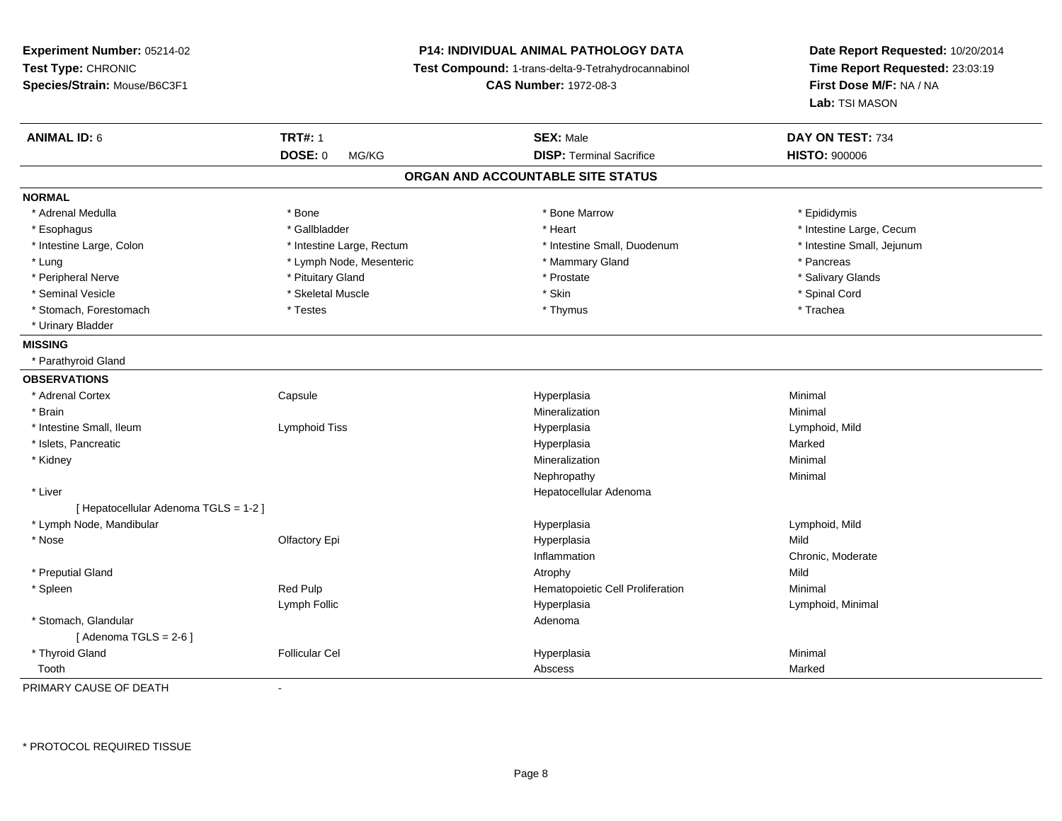**Experiment Number:** 05214-02
**Test Type:** CHRONIC
**Species/Strain:** Mouse/B6C3F1

**P14: INDIVIDUAL ANIMAL PATHOLOGY DATA**
**Test Compound:** 1-trans-delta-9-Tetrahydrocannabinol
**CAS Number:** 1972-08-3

**Date Report Requested:** 10/20/2014
**Time Report Requested:** 23:03:19
**First Dose M/F:** NA / NA
**Lab:** TSI MASON

| **ANIMAL ID:** 6 | **TRT#:** 1 | **SEX:** Male | **DAY ON TEST:** 734 |
|---|---|---|---|
| | **DOSE:** 0 MG/KG | **DISP:** Terminal Sacrifice | **HISTO:** 900006 |

## ORGAN AND ACCOUNTABLE SITE STATUS

**NORMAL**

| | | | |
|---|---|---|---|
| * Adrenal Medulla | * Bone | * Bone Marrow | * Epididymis |
| * Esophagus | * Gallbladder | * Heart | * Intestine Large, Cecum |
| * Intestine Large, Colon | * Intestine Large, Rectum | * Intestine Small, Duodenum | * Intestine Small, Jejunum |
| * Lung | * Lymph Node, Mesenteric | * Mammary Gland | * Pancreas |
| * Peripheral Nerve | * Pituitary Gland | * Prostate | * Salivary Glands |
| * Seminal Vesicle | * Skeletal Muscle | * Skin | * Spinal Cord |
| * Stomach, Forestomach | * Testes | * Thymus | * Trachea |
| * Urinary Bladder | | | |

**MISSING**

* Parathyroid Gland

**OBSERVATIONS**

| | | | |
|---|---|---|---|
| * Adrenal Cortex | Capsule | Hyperplasia | Minimal |
| * Brain | | Mineralization | Minimal |
| * Intestine Small, Ileum | Lymphoid Tiss | Hyperplasia | Lymphoid, Mild |
| * Islets, Pancreatic | | Hyperplasia | Marked |
| * Kidney | | Mineralization | Minimal |
| | | Nephropathy | Minimal |
| * Liver | | Hepatocellular Adenoma | |
| [ Hepatocellular Adenoma TGLS = 1-2 ] | | | |
| * Lymph Node, Mandibular | | Hyperplasia | Lymphoid, Mild |
| * Nose | Olfactory Epi | Hyperplasia | Mild |
| | | Inflammation | Chronic, Moderate |
| * Preputial Gland | | Atrophy | Mild |
| * Spleen | Red Pulp | Hematopoietic Cell Proliferation | Minimal |
| | Lymph Follic | Hyperplasia | Lymphoid, Minimal |
| * Stomach, Glandular | | Adenoma | |
| [ Adenoma TGLS = 2-6 ] | | | |
| * Thyroid Gland | Follicular Cel | Hyperplasia | Minimal |
| Tooth | | Abscess | Marked |

PRIMARY CAUSE OF DEATH -

* PROTOCOL REQUIRED TISSUE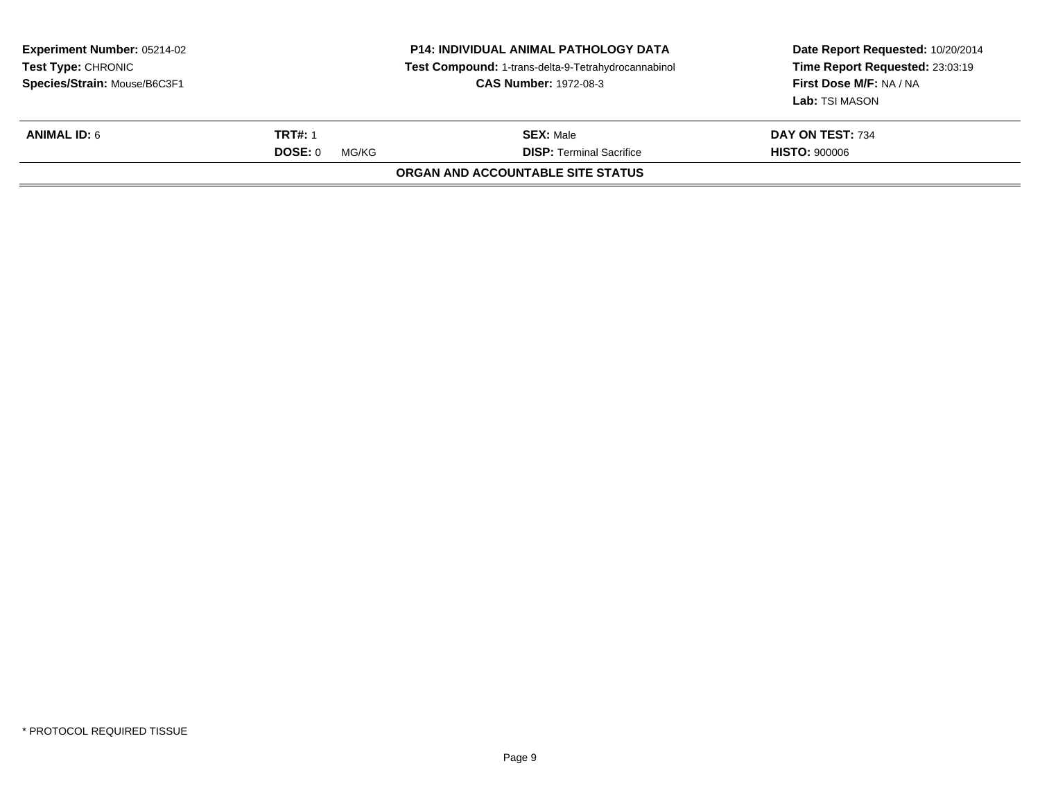**Experiment Number:** 05214-02
**Test Type:** CHRONIC
**Species/Strain:** Mouse/B6C3F1

**P14: INDIVIDUAL ANIMAL PATHOLOGY DATA**
**Test Compound:** 1-trans-delta-9-Tetrahydrocannabinol
**CAS Number:** 1972-08-3

**Date Report Requested:** 10/20/2014
**Time Report Requested:** 23:03:19
**First Dose M/F:** NA / NA
**Lab:** TSI MASON

| **ANIMAL ID:** 6 | **TRT#:** 1 | **SEX:** Male | **DAY ON TEST:** 734 |
|---|---|---|---|
| | **DOSE:** 0 MG/KG | **DISP:** Terminal Sacrifice | **HISTO:** 900006 |

**ORGAN AND ACCOUNTABLE SITE STATUS**

* PROTOCOL REQUIRED TISSUE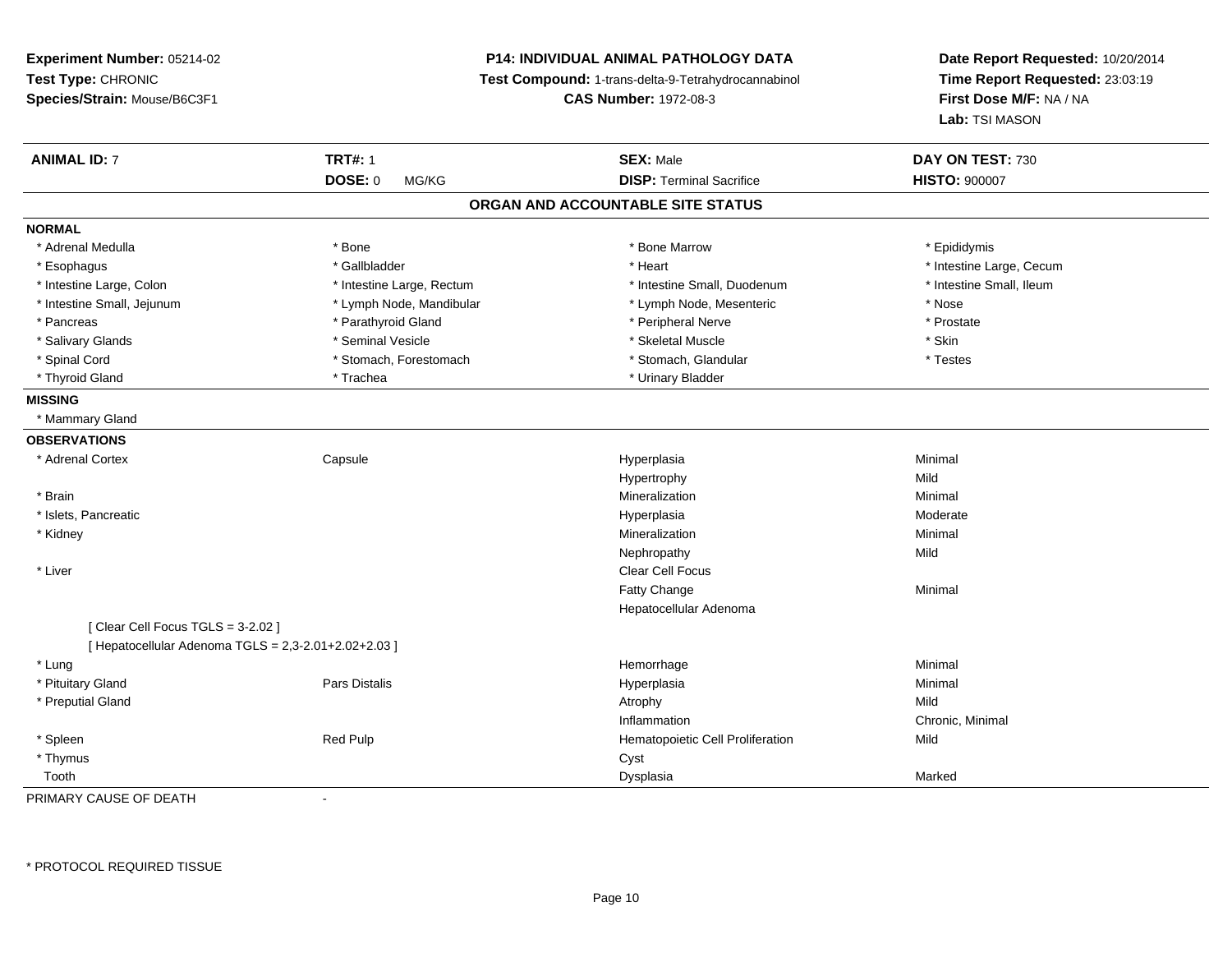**Experiment Number:** 05214-02
**Test Type:** CHRONIC
**Species/Strain:** Mouse/B6C3F1

**P14: INDIVIDUAL ANIMAL PATHOLOGY DATA**
**Test Compound:** 1-trans-delta-9-Tetrahydrocannabinol
**CAS Number:** 1972-08-3

**Date Report Requested:** 10/20/2014
**Time Report Requested:** 23:03:19
**First Dose M/F:** NA / NA
**Lab:** TSI MASON

| **ANIMAL ID:** 7 | **TRT#:** 1 | **SEX:** Male | **DAY ON TEST:** 730 |
|---|---|---|---|
| | **DOSE:** 0 MG/KG | **DISP:** Terminal Sacrifice | **HISTO:** 900007 |

## ORGAN AND ACCOUNTABLE SITE STATUS

**NORMAL**

| | | | |
|---|---|---|---|
| * Adrenal Medulla | * Bone | * Bone Marrow | * Epididymis |
| * Esophagus | * Gallbladder | * Heart | * Intestine Large, Cecum |
| * Intestine Large, Colon | * Intestine Large, Rectum | * Intestine Small, Duodenum | * Intestine Small, Ileum |
| * Intestine Small, Jejunum | * Lymph Node, Mandibular | * Lymph Node, Mesenteric | * Nose |
| * Pancreas | * Parathyroid Gland | * Peripheral Nerve | * Prostate |
| * Salivary Glands | * Seminal Vesicle | * Skeletal Muscle | * Skin |
| * Spinal Cord | * Stomach, Forestomach | * Stomach, Glandular | * Testes |
| * Thyroid Gland | * Trachea | * Urinary Bladder | |

**MISSING**

* Mammary Gland

**OBSERVATIONS**

| | | | |
|---|---|---|---|
| * Adrenal Cortex | Capsule | Hyperplasia | Minimal |
| | | Hypertrophy | Mild |
| * Brain | | Mineralization | Minimal |
| * Islets, Pancreatic | | Hyperplasia | Moderate |
| * Kidney | | Mineralization | Minimal |
| | | Nephropathy | Mild |
| * Liver | | Clear Cell Focus | |
| | | Fatty Change | Minimal |
| | | Hepatocellular Adenoma | |
| [ Clear Cell Focus TGLS = 3-2.02 ] | | | |
| [ Hepatocellular Adenoma TGLS = 2,3-2.01+2.02+2.03 ] | | | |
| * Lung | | Hemorrhage | Minimal |
| * Pituitary Gland | Pars Distalis | Hyperplasia | Minimal |
| * Preputial Gland | | Atrophy | Mild |
| | | Inflammation | Chronic, Minimal |
| * Spleen | Red Pulp | Hematopoietic Cell Proliferation | Mild |
| * Thymus | | Cyst | |
| Tooth | | Dysplasia | Marked |

PRIMARY CAUSE OF DEATH -

* PROTOCOL REQUIRED TISSUE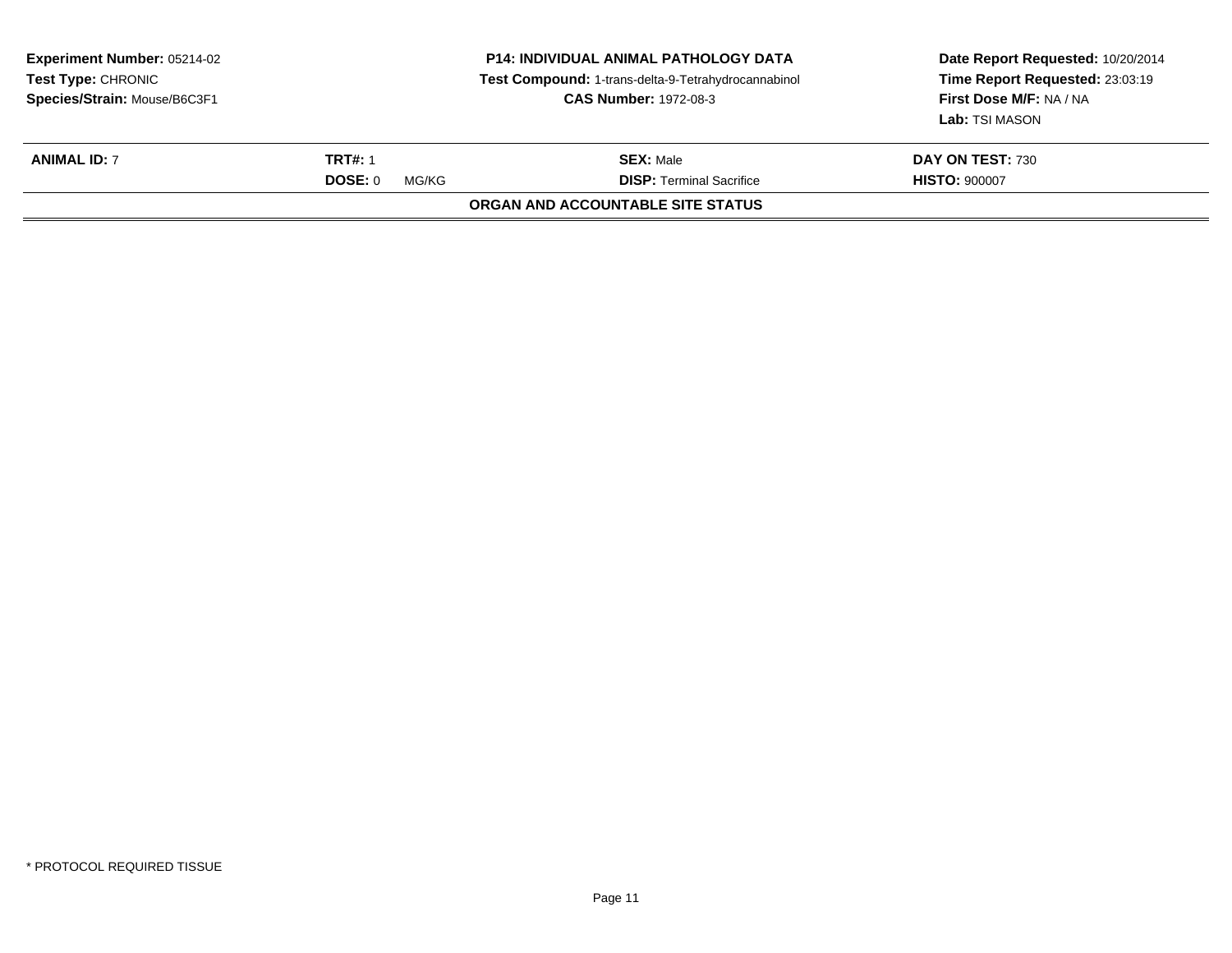**Experiment Number:** 05214-02
**Test Type:** CHRONIC
**Species/Strain:** Mouse/B6C3F1

**P14: INDIVIDUAL ANIMAL PATHOLOGY DATA**
**Test Compound:** 1-trans-delta-9-Tetrahydrocannabinol
**CAS Number:** 1972-08-3

**Date Report Requested:** 10/20/2014
**Time Report Requested:** 23:03:19
**First Dose M/F:** NA / NA
**Lab:** TSI MASON

| **ANIMAL ID:** 7 | **TRT#:** 1 | **SEX:** Male | **DAY ON TEST:** 730 |
|---|---|---|---|
| | **DOSE:** 0 MG/KG | **DISP:** Terminal Sacrifice | **HISTO:** 900007 |

**ORGAN AND ACCOUNTABLE SITE STATUS**

* PROTOCOL REQUIRED TISSUE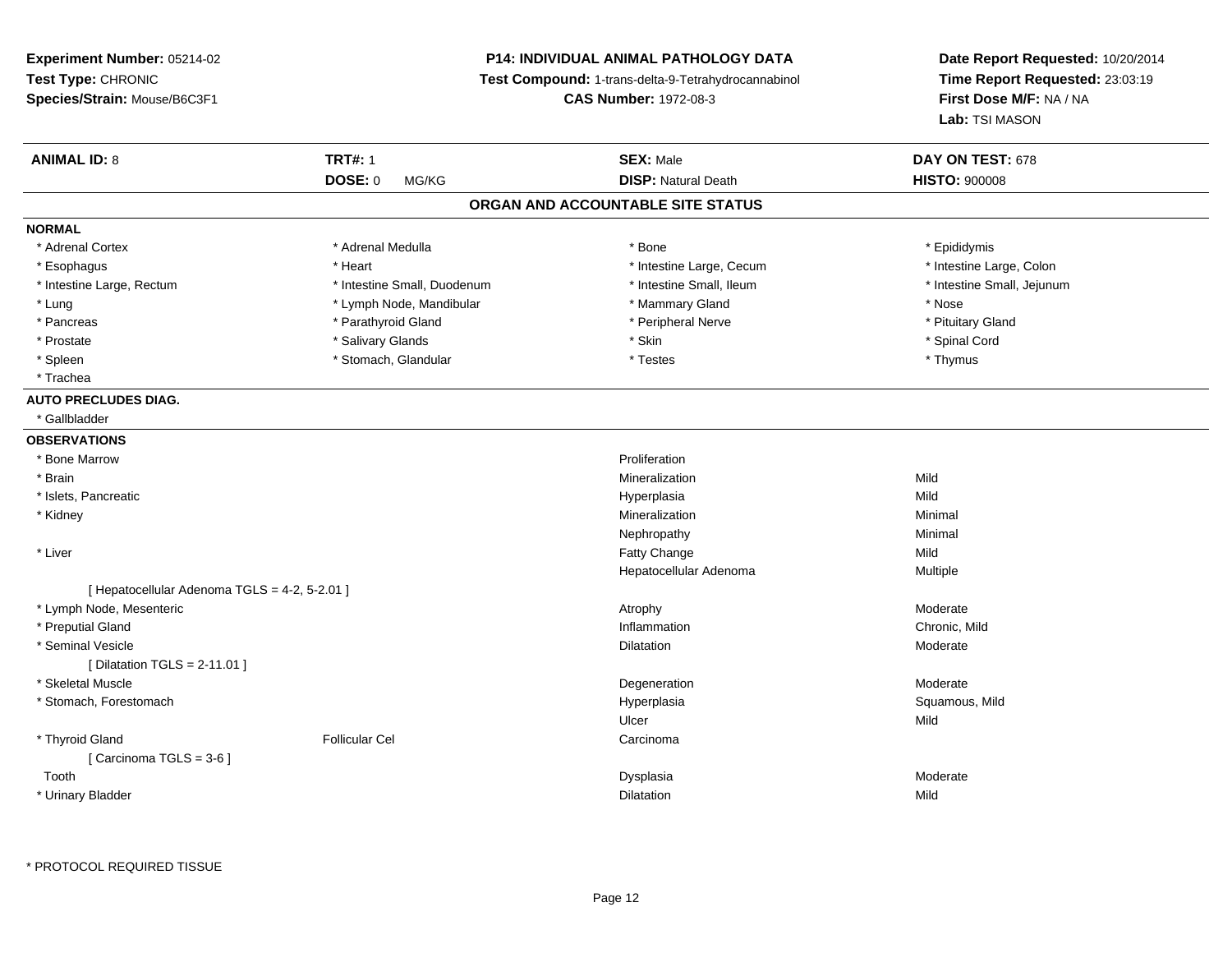**Experiment Number:** 05214-02
**Test Type:** CHRONIC
**Species/Strain:** Mouse/B6C3F1

**P14: INDIVIDUAL ANIMAL PATHOLOGY DATA**
**Test Compound:** 1-trans-delta-9-Tetrahydrocannabinol
**CAS Number:** 1972-08-3

**Date Report Requested:** 10/20/2014
**Time Report Requested:** 23:03:19
**First Dose M/F:** NA / NA
**Lab:** TSI MASON

| **ANIMAL ID:** 8 | **TRT#:** 1 | **SEX:** Male | **DAY ON TEST:** 678 |
|---|---|---|---|
| | **DOSE:** 0 MG/KG | **DISP:** Natural Death | **HISTO:** 900008 |

## ORGAN AND ACCOUNTABLE SITE STATUS

**NORMAL**

| | | | |
|---|---|---|---|
| * Adrenal Cortex | * Adrenal Medulla | * Bone | * Epididymis |
| * Esophagus | * Heart | * Intestine Large, Cecum | * Intestine Large, Colon |
| * Intestine Large, Rectum | * Intestine Small, Duodenum | * Intestine Small, Ileum | * Intestine Small, Jejunum |
| * Lung | * Lymph Node, Mandibular | * Mammary Gland | * Nose |
| * Pancreas | * Parathyroid Gland | * Peripheral Nerve | * Pituitary Gland |
| * Prostate | * Salivary Glands | * Skin | * Spinal Cord |
| * Spleen | * Stomach, Glandular | * Testes | * Thymus |
| * Trachea | | | |

**AUTO PRECLUDES DIAG.**

* Gallbladder

**OBSERVATIONS**

| Organ | Site | Observation | Severity |
|---|---|---|---|
| * Bone Marrow | | Proliferation | |
| * Brain | | Mineralization | Mild |
| * Islets, Pancreatic | | Hyperplasia | Mild |
| * Kidney | | Mineralization | Minimal |
| | | Nephropathy | Minimal |
| * Liver | | Fatty Change | Mild |
| | | Hepatocellular Adenoma | Multiple |
| [ Hepatocellular Adenoma TGLS = 4-2, 5-2.01 ] | | | |
| * Lymph Node, Mesenteric | | Atrophy | Moderate |
| * Preputial Gland | | Inflammation | Chronic, Mild |
| * Seminal Vesicle | | Dilatation | Moderate |
| [ Dilatation TGLS = 2-11.01 ] | | | |
| * Skeletal Muscle | | Degeneration | Moderate |
| * Stomach, Forestomach | | Hyperplasia | Squamous, Mild |
| | | Ulcer | Mild |
| * Thyroid Gland | Follicular Cel | Carcinoma | |
| [ Carcinoma TGLS = 3-6 ] | | | |
| Tooth | | Dysplasia | Moderate |
| * Urinary Bladder | | Dilatation | Mild |

\* PROTOCOL REQUIRED TISSUE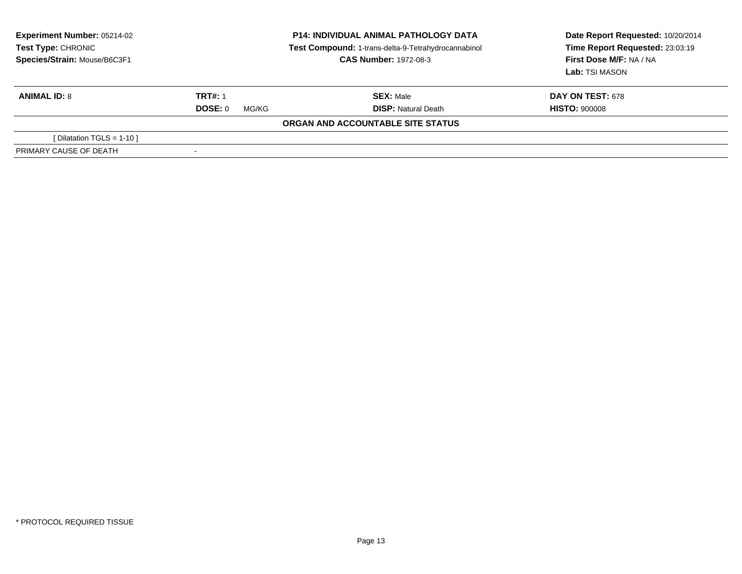**Experiment Number:** 05214-02
**Test Type:** CHRONIC
**Species/Strain:** Mouse/B6C3F1

**P14: INDIVIDUAL ANIMAL PATHOLOGY DATA**
**Test Compound:** 1-trans-delta-9-Tetrahydrocannabinol
**CAS Number:** 1972-08-3

**Date Report Requested:** 10/20/2014
**Time Report Requested:** 23:03:19
**First Dose M/F:** NA / NA
**Lab:** TSI MASON

| **ANIMAL ID:** 8 | **TRT#:** 1 | **SEX:** Male | **DAY ON TEST:** 678 |
|---|---|---|---|
| | **DOSE:** 0 MG/KG | **DISP:** Natural Death | **HISTO:** 900008 |

**ORGAN AND ACCOUNTABLE SITE STATUS**

| | |
|---|---|
| [ Dilatation TGLS = 1-10 ] | |
| PRIMARY CAUSE OF DEATH | - |

* PROTOCOL REQUIRED TISSUE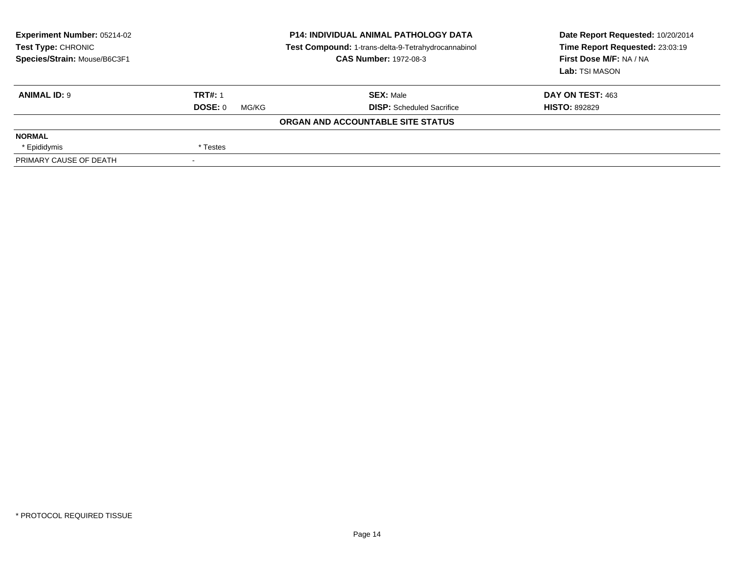**Experiment Number:** 05214-02
**Test Type:** CHRONIC
**Species/Strain:** Mouse/B6C3F1

**P14: INDIVIDUAL ANIMAL PATHOLOGY DATA**
**Test Compound:** 1-trans-delta-9-Tetrahydrocannabinol
**CAS Number:** 1972-08-3

**Date Report Requested:** 10/20/2014
**Time Report Requested:** 23:03:19
**First Dose M/F:** NA / NA
**Lab:** TSI MASON

| **ANIMAL ID:** 9 | **TRT#:** 1 | **SEX:** Male | **DAY ON TEST:** 463 |
|---|---|---|---|
| | **DOSE:** 0 MG/KG | **DISP:** Scheduled Sacrifice | **HISTO:** 892829 |

**ORGAN AND ACCOUNTABLE SITE STATUS**

| **NORMAL** | |
|---|---|
| * Epididymis | * Testes |
| PRIMARY CAUSE OF DEATH | - |

* PROTOCOL REQUIRED TISSUE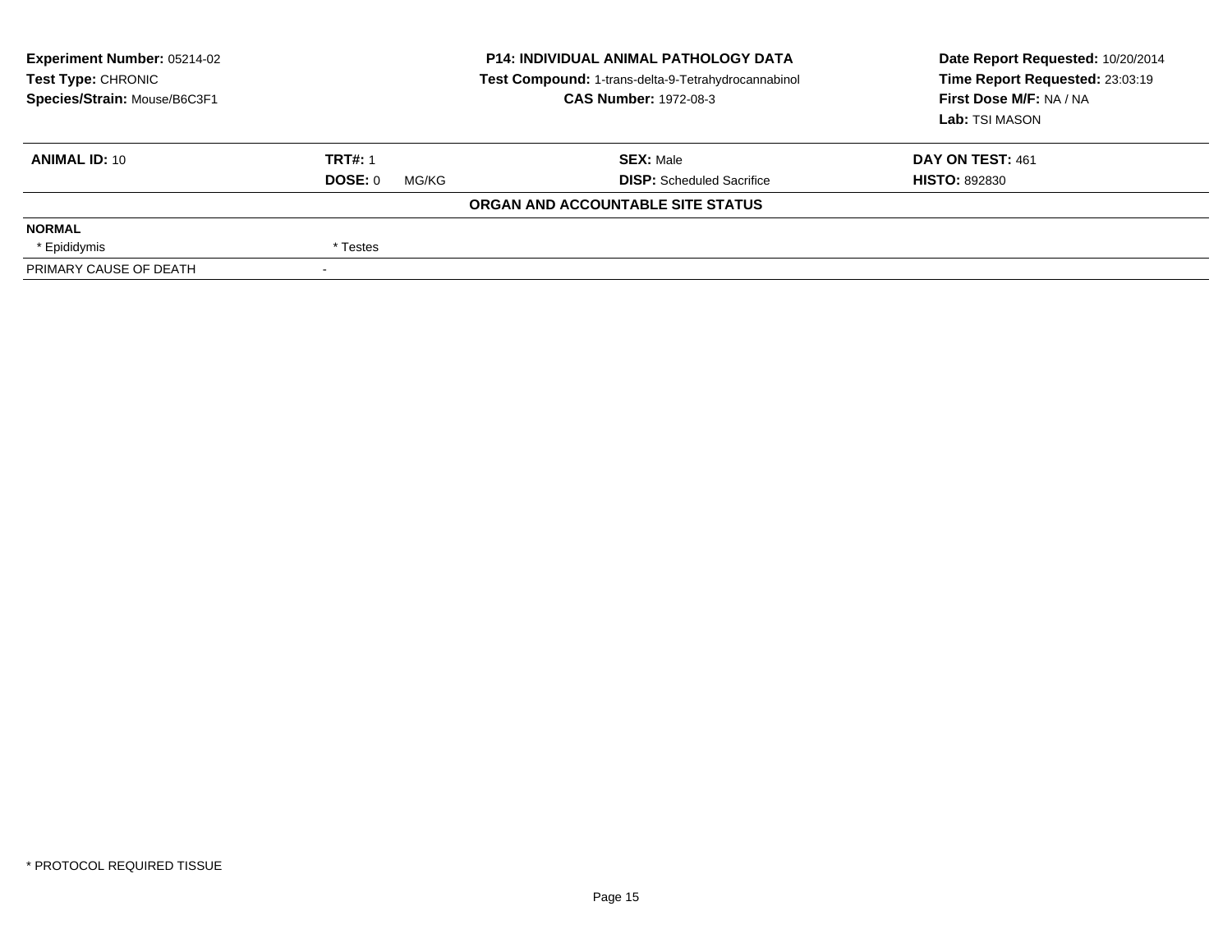**Experiment Number:** 05214-02
**Test Type:** CHRONIC
**Species/Strain:** Mouse/B6C3F1

**P14: INDIVIDUAL ANIMAL PATHOLOGY DATA**
**Test Compound:** 1-trans-delta-9-Tetrahydrocannabinol
**CAS Number:** 1972-08-3

**Date Report Requested:** 10/20/2014
**Time Report Requested:** 23:03:19
**First Dose M/F:** NA / NA
**Lab:** TSI MASON

| **ANIMAL ID:** 10 | **TRT#:** 1 | **SEX:** Male | **DAY ON TEST:** 461 |
|---|---|---|---|
| | **DOSE:** 0 MG/KG | **DISP:** Scheduled Sacrifice | **HISTO:** 892830 |

**ORGAN AND ACCOUNTABLE SITE STATUS**

| | |
|---|---|
| **NORMAL** | |
| * Epididymis | * Testes |
| PRIMARY CAUSE OF DEATH | - |

* PROTOCOL REQUIRED TISSUE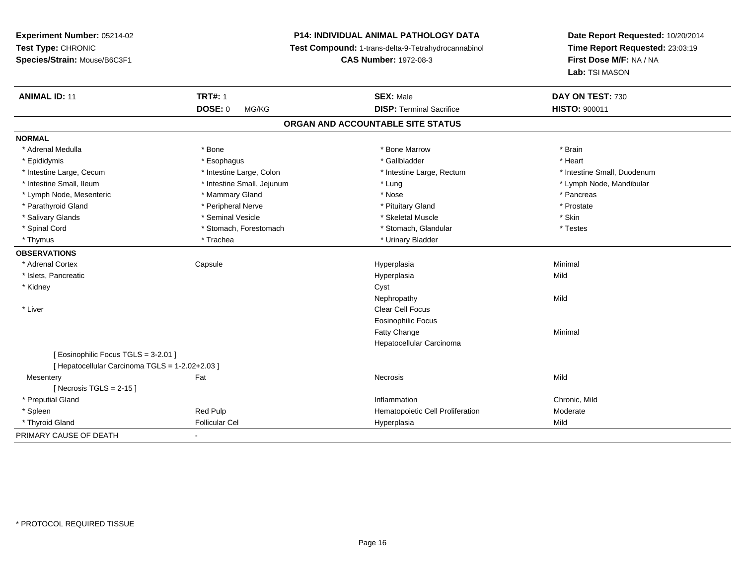**Experiment Number:** 05214-02
**Test Type:** CHRONIC
**Species/Strain:** Mouse/B6C3F1

**P14: INDIVIDUAL ANIMAL PATHOLOGY DATA**
**Test Compound:** 1-trans-delta-9-Tetrahydrocannabinol
**CAS Number:** 1972-08-3

**Date Report Requested:** 10/20/2014
**Time Report Requested:** 23:03:19
**First Dose M/F:** NA / NA
**Lab:** TSI MASON

| **ANIMAL ID:** 11 | **TRT#:** 1 | **SEX:** Male | **DAY ON TEST:** 730 |
|---|---|---|---|
| | **DOSE:** 0 MG/KG | **DISP:** Terminal Sacrifice | **HISTO:** 900011 |

## ORGAN AND ACCOUNTABLE SITE STATUS

| | | | |
|---|---|---|---|
| **NORMAL** | | | |
| * Adrenal Medulla | * Bone | * Bone Marrow | * Brain |
| * Epididymis | * Esophagus | * Gallbladder | * Heart |
| * Intestine Large, Cecum | * Intestine Large, Colon | * Intestine Large, Rectum | * Intestine Small, Duodenum |
| * Intestine Small, Ileum | * Intestine Small, Jejunum | * Lung | * Lymph Node, Mandibular |
| * Lymph Node, Mesenteric | * Mammary Gland | * Nose | * Pancreas |
| * Parathyroid Gland | * Peripheral Nerve | * Pituitary Gland | * Prostate |
| * Salivary Glands | * Seminal Vesicle | * Skeletal Muscle | * Skin |
| * Spinal Cord | * Stomach, Forestomach | * Stomach, Glandular | * Testes |
| * Thymus | * Trachea | * Urinary Bladder | |
| **OBSERVATIONS** | | | |
| * Adrenal Cortex | Capsule | Hyperplasia | Minimal |
| * Islets, Pancreatic | | Hyperplasia | Mild |
| * Kidney | | Cyst | |
| | | Nephropathy | Mild |
| * Liver | | Clear Cell Focus | |
| | | Eosinophilic Focus | |
| | | Fatty Change | Minimal |
| | | Hepatocellular Carcinoma | |
| [ Eosinophilic Focus TGLS = 3-2.01 ] | | | |
| [ Hepatocellular Carcinoma TGLS = 1-2.02+2.03 ] | | | |
| Mesentery | Fat | Necrosis | Mild |
| [ Necrosis TGLS = 2-15 ] | | | |
| * Preputial Gland | | Inflammation | Chronic, Mild |
| * Spleen | Red Pulp | Hematopoietic Cell Proliferation | Moderate |
| * Thyroid Gland | Follicular Cel | Hyperplasia | Mild |
| PRIMARY CAUSE OF DEATH | - | | |

* PROTOCOL REQUIRED TISSUE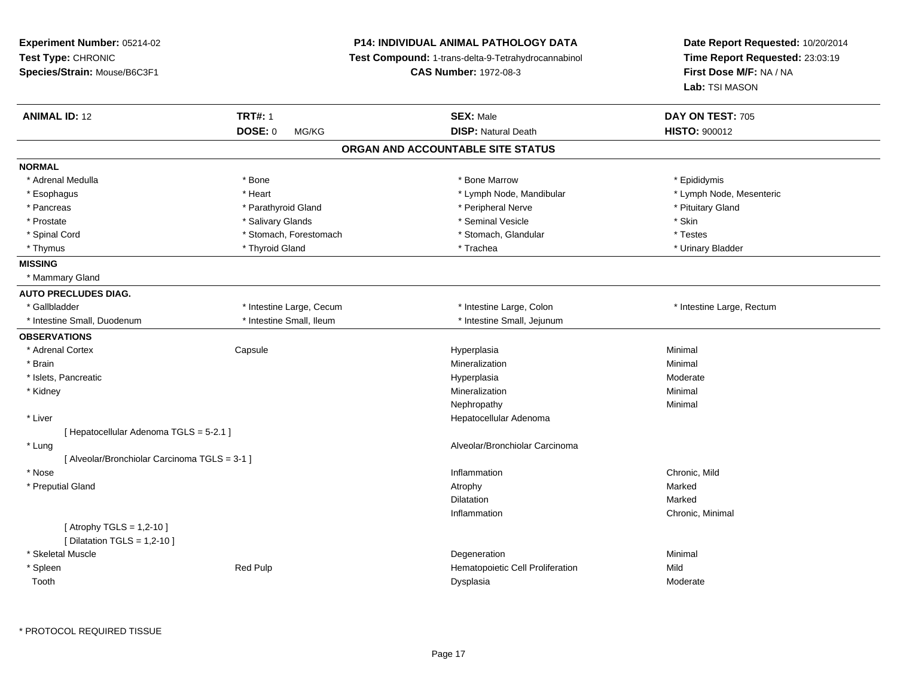**Experiment Number:** 05214-02
**Test Type:** CHRONIC
**Species/Strain:** Mouse/B6C3F1

**P14: INDIVIDUAL ANIMAL PATHOLOGY DATA**
**Test Compound:** 1-trans-delta-9-Tetrahydrocannabinol
**CAS Number:** 1972-08-3

**Date Report Requested:** 10/20/2014
**Time Report Requested:** 23:03:19
**First Dose M/F:** NA / NA
**Lab:** TSI MASON

| **ANIMAL ID:** 12 | **TRT#:** 1 | **SEX:** Male | **DAY ON TEST:** 705 |
|---|---|---|---|
| | **DOSE:** 0 MG/KG | **DISP:** Natural Death | **HISTO:** 900012 |

## ORGAN AND ACCOUNTABLE SITE STATUS

**NORMAL**

| | | | |
|---|---|---|---|
| * Adrenal Medulla | * Bone | * Bone Marrow | * Epididymis |
| * Esophagus | * Heart | * Lymph Node, Mandibular | * Lymph Node, Mesenteric |
| * Pancreas | * Parathyroid Gland | * Peripheral Nerve | * Pituitary Gland |
| * Prostate | * Salivary Glands | * Seminal Vesicle | * Skin |
| * Spinal Cord | * Stomach, Forestomach | * Stomach, Glandular | * Testes |
| * Thymus | * Thyroid Gland | * Trachea | * Urinary Bladder |

**MISSING**

* Mammary Gland

**AUTO PRECLUDES DIAG.**

| | | | |
|---|---|---|---|
| * Gallbladder | * Intestine Large, Cecum | * Intestine Large, Colon | * Intestine Large, Rectum |
| * Intestine Small, Duodenum | * Intestine Small, Ileum | * Intestine Small, Jejunum | |

**OBSERVATIONS**

| | | | |
|---|---|---|---|
| * Adrenal Cortex | Capsule | Hyperplasia | Minimal |
| * Brain | | Mineralization | Minimal |
| * Islets, Pancreatic | | Hyperplasia | Moderate |
| * Kidney | | Mineralization | Minimal |
| | | Nephropathy | Minimal |
| * Liver | | Hepatocellular Adenoma | |
| [ Hepatocellular Adenoma TGLS = 5-2.1 ] | | | |
| * Lung | | Alveolar/Bronchiolar Carcinoma | |
| [ Alveolar/Bronchiolar Carcinoma TGLS = 3-1 ] | | | |
| * Nose | | Inflammation | Chronic, Mild |
| * Preputial Gland | | Atrophy | Marked |
| | | Dilatation | Marked |
| | | Inflammation | Chronic, Minimal |
| [ Atrophy TGLS = 1,2-10 ] | | | |
| [ Dilatation TGLS = 1,2-10 ] | | | |
| * Skeletal Muscle | | Degeneration | Minimal |
| * Spleen | Red Pulp | Hematopoietic Cell Proliferation | Mild |
| Tooth | | Dysplasia | Moderate |

* PROTOCOL REQUIRED TISSUE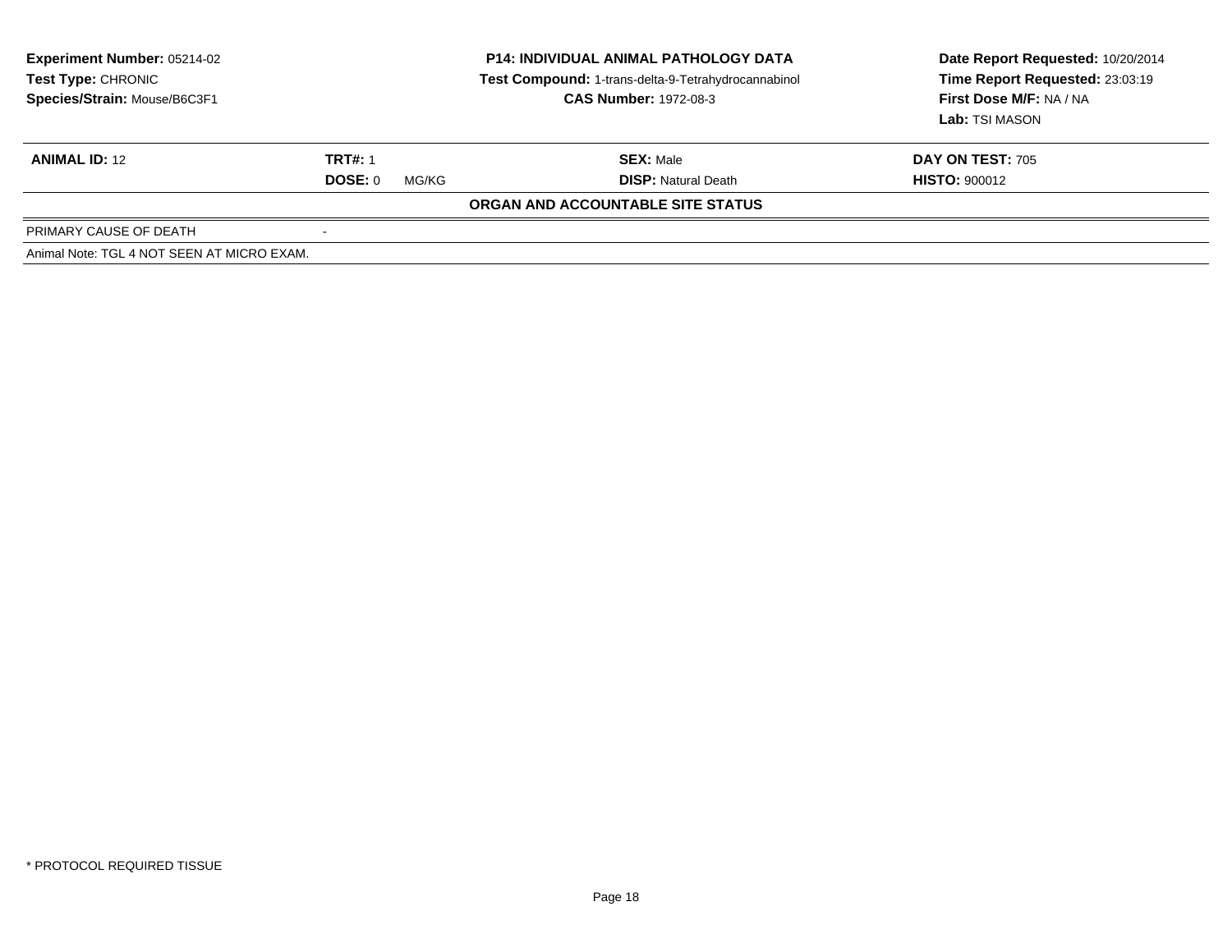**Experiment Number:** 05214-02
**Test Type:** CHRONIC
**Species/Strain:** Mouse/B6C3F1

**P14: INDIVIDUAL ANIMAL PATHOLOGY DATA**
**Test Compound:** 1-trans-delta-9-Tetrahydrocannabinol
**CAS Number:** 1972-08-3

**Date Report Requested:** 10/20/2014
**Time Report Requested:** 23:03:19
**First Dose M/F:** NA / NA
**Lab:** TSI MASON

| **ANIMAL ID:** 12 | **TRT#:** 1 | **SEX:** Male | **DAY ON TEST:** 705 |
|---|---|---|---|
| | **DOSE:** 0 MG/KG | **DISP:** Natural Death | **HISTO:** 900012 |

**ORGAN AND ACCOUNTABLE SITE STATUS**

| | |
|---|---|
| PRIMARY CAUSE OF DEATH | - |

Animal Note: TGL 4 NOT SEEN AT MICRO EXAM.

* PROTOCOL REQUIRED TISSUE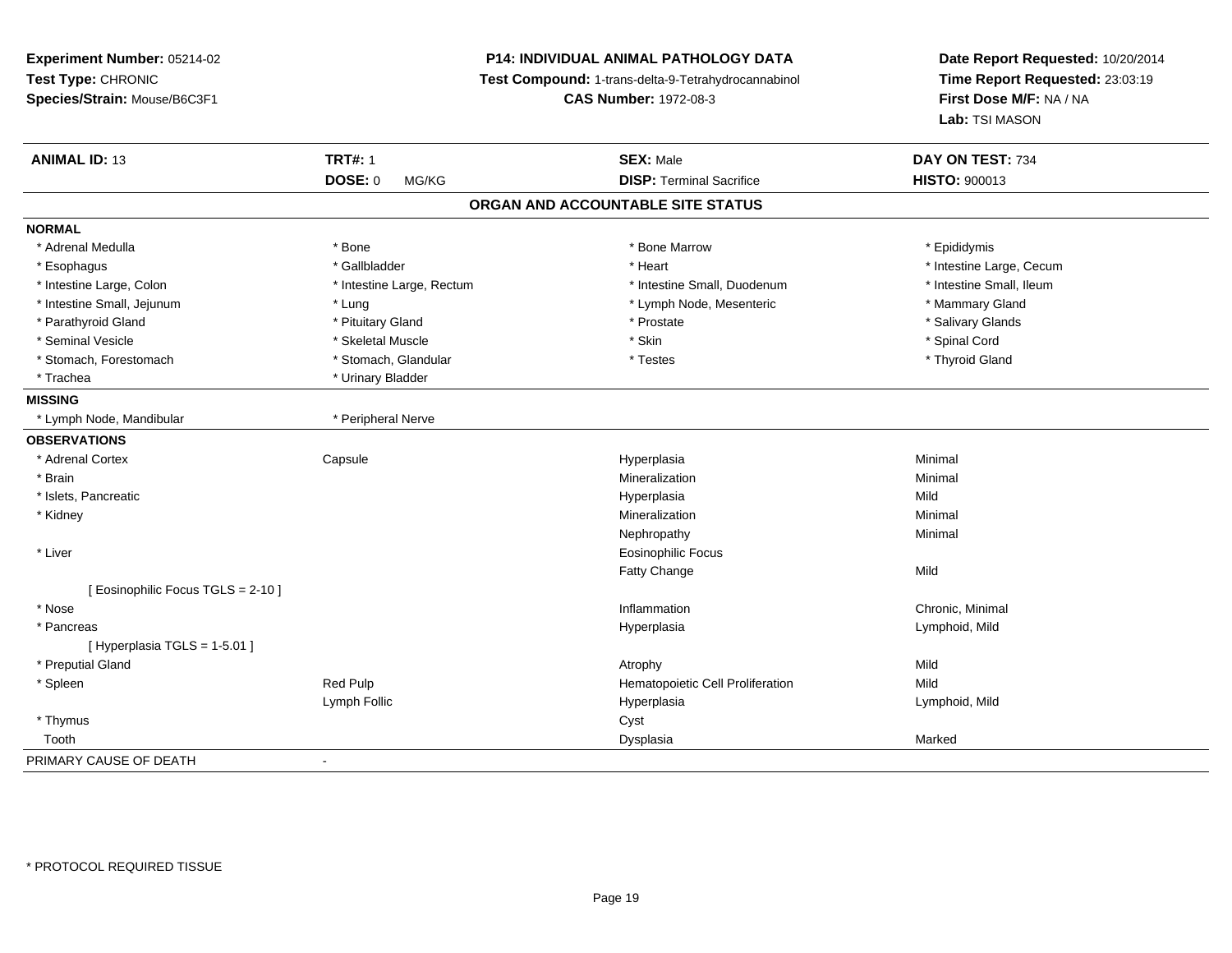**Experiment Number:** 05214-02
**Test Type:** CHRONIC
**Species/Strain:** Mouse/B6C3F1

**P14: INDIVIDUAL ANIMAL PATHOLOGY DATA**
**Test Compound:** 1-trans-delta-9-Tetrahydrocannabinol
**CAS Number:** 1972-08-3

**Date Report Requested:** 10/20/2014
**Time Report Requested:** 23:03:19
**First Dose M/F:** NA / NA
**Lab:** TSI MASON

| **ANIMAL ID:** 13 | **TRT#:** 1 | **SEX:** Male | **DAY ON TEST:** 734 |
|---|---|---|---|
| | **DOSE:** 0 MG/KG | **DISP:** Terminal Sacrifice | **HISTO:** 900013 |

## ORGAN AND ACCOUNTABLE SITE STATUS

**NORMAL**

| | | | |
|---|---|---|---|
| * Adrenal Medulla | * Bone | * Bone Marrow | * Epididymis |
| * Esophagus | * Gallbladder | * Heart | * Intestine Large, Cecum |
| * Intestine Large, Colon | * Intestine Large, Rectum | * Intestine Small, Duodenum | * Intestine Small, Ileum |
| * Intestine Small, Jejunum | * Lung | * Lymph Node, Mesenteric | * Mammary Gland |
| * Parathyroid Gland | * Pituitary Gland | * Prostate | * Salivary Glands |
| * Seminal Vesicle | * Skeletal Muscle | * Skin | * Spinal Cord |
| * Stomach, Forestomach | * Stomach, Glandular | * Testes | * Thyroid Gland |
| * Trachea | * Urinary Bladder | | |

**MISSING**

| | |
|---|---|
| * Lymph Node, Mandibular | * Peripheral Nerve |

**OBSERVATIONS**

| | | | |
|---|---|---|---|
| * Adrenal Cortex | Capsule | Hyperplasia | Minimal |
| * Brain | | Mineralization | Minimal |
| * Islets, Pancreatic | | Hyperplasia | Mild |
| * Kidney | | Mineralization | Minimal |
| | | Nephropathy | Minimal |
| * Liver | | Eosinophilic Focus | |
| | | Fatty Change | Mild |
| [ Eosinophilic Focus TGLS = 2-10 ] | | | |
| * Nose | | Inflammation | Chronic, Minimal |
| * Pancreas | | Hyperplasia | Lymphoid, Mild |
| [ Hyperplasia TGLS = 1-5.01 ] | | | |
| * Preputial Gland | | Atrophy | Mild |
| * Spleen | Red Pulp | Hematopoietic Cell Proliferation | Mild |
| | Lymph Follic | Hyperplasia | Lymphoid, Mild |
| * Thymus | | Cyst | |
| Tooth | | Dysplasia | Marked |

PRIMARY CAUSE OF DEATH -

* PROTOCOL REQUIRED TISSUE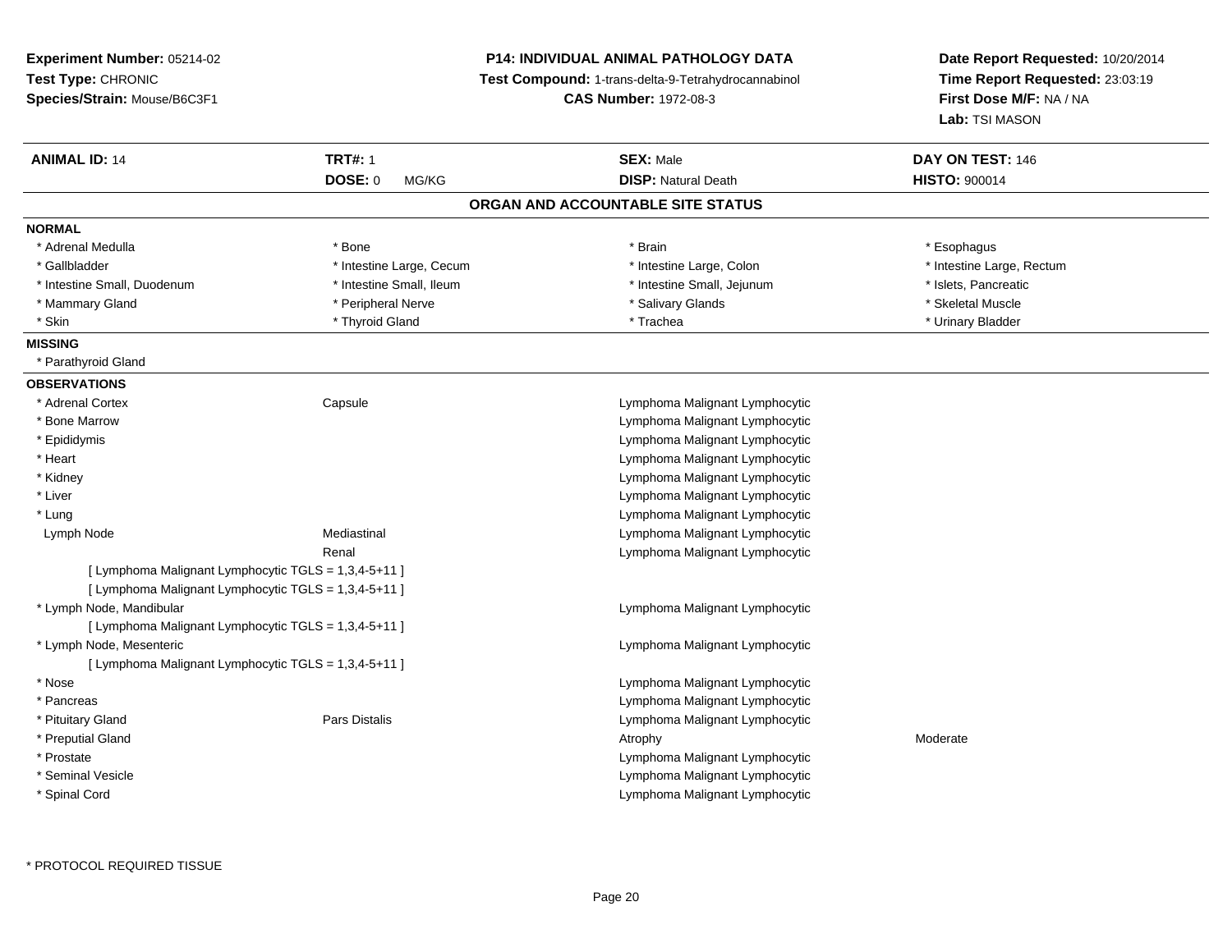**Experiment Number:** 05214-02
**Test Type:** CHRONIC
**Species/Strain:** Mouse/B6C3F1

**P14: INDIVIDUAL ANIMAL PATHOLOGY DATA**
**Test Compound:** 1-trans-delta-9-Tetrahydrocannabinol
**CAS Number:** 1972-08-3

**Date Report Requested:** 10/20/2014
**Time Report Requested:** 23:03:19
**First Dose M/F:** NA / NA
**Lab:** TSI MASON

| **ANIMAL ID:** 14 | **TRT#:** 1 | **SEX:** Male | **DAY ON TEST:** 146 |
|---|---|---|---|
| | **DOSE:** 0 MG/KG | **DISP:** Natural Death | **HISTO:** 900014 |

## ORGAN AND ACCOUNTABLE SITE STATUS

**NORMAL**

| | | | |
|---|---|---|---|
| * Adrenal Medulla | * Bone | * Brain | * Esophagus |
| * Gallbladder | * Intestine Large, Cecum | * Intestine Large, Colon | * Intestine Large, Rectum |
| * Intestine Small, Duodenum | * Intestine Small, Ileum | * Intestine Small, Jejunum | * Islets, Pancreatic |
| * Mammary Gland | * Peripheral Nerve | * Salivary Glands | * Skeletal Muscle |
| * Skin | * Thyroid Gland | * Trachea | * Urinary Bladder |

**MISSING**

* Parathyroid Gland

**OBSERVATIONS**

| | | | |
|---|---|---|---|
| * Adrenal Cortex | Capsule | Lymphoma Malignant Lymphocytic | |
| * Bone Marrow | | Lymphoma Malignant Lymphocytic | |
| * Epididymis | | Lymphoma Malignant Lymphocytic | |
| * Heart | | Lymphoma Malignant Lymphocytic | |
| * Kidney | | Lymphoma Malignant Lymphocytic | |
| * Liver | | Lymphoma Malignant Lymphocytic | |
| * Lung | | Lymphoma Malignant Lymphocytic | |
| Lymph Node | Mediastinal | Lymphoma Malignant Lymphocytic | |
| | Renal | Lymphoma Malignant Lymphocytic | |
| [ Lymphoma Malignant Lymphocytic TGLS = 1,3,4-5+11 ] | | | |
| [ Lymphoma Malignant Lymphocytic TGLS = 1,3,4-5+11 ] | | | |
| * Lymph Node, Mandibular | | Lymphoma Malignant Lymphocytic | |
| [ Lymphoma Malignant Lymphocytic TGLS = 1,3,4-5+11 ] | | | |
| * Lymph Node, Mesenteric | | Lymphoma Malignant Lymphocytic | |
| [ Lymphoma Malignant Lymphocytic TGLS = 1,3,4-5+11 ] | | | |
| * Nose | | Lymphoma Malignant Lymphocytic | |
| * Pancreas | | Lymphoma Malignant Lymphocytic | |
| * Pituitary Gland | Pars Distalis | Lymphoma Malignant Lymphocytic | |
| * Preputial Gland | | Atrophy | Moderate |
| * Prostate | | Lymphoma Malignant Lymphocytic | |
| * Seminal Vesicle | | Lymphoma Malignant Lymphocytic | |
| * Spinal Cord | | Lymphoma Malignant Lymphocytic | |

* PROTOCOL REQUIRED TISSUE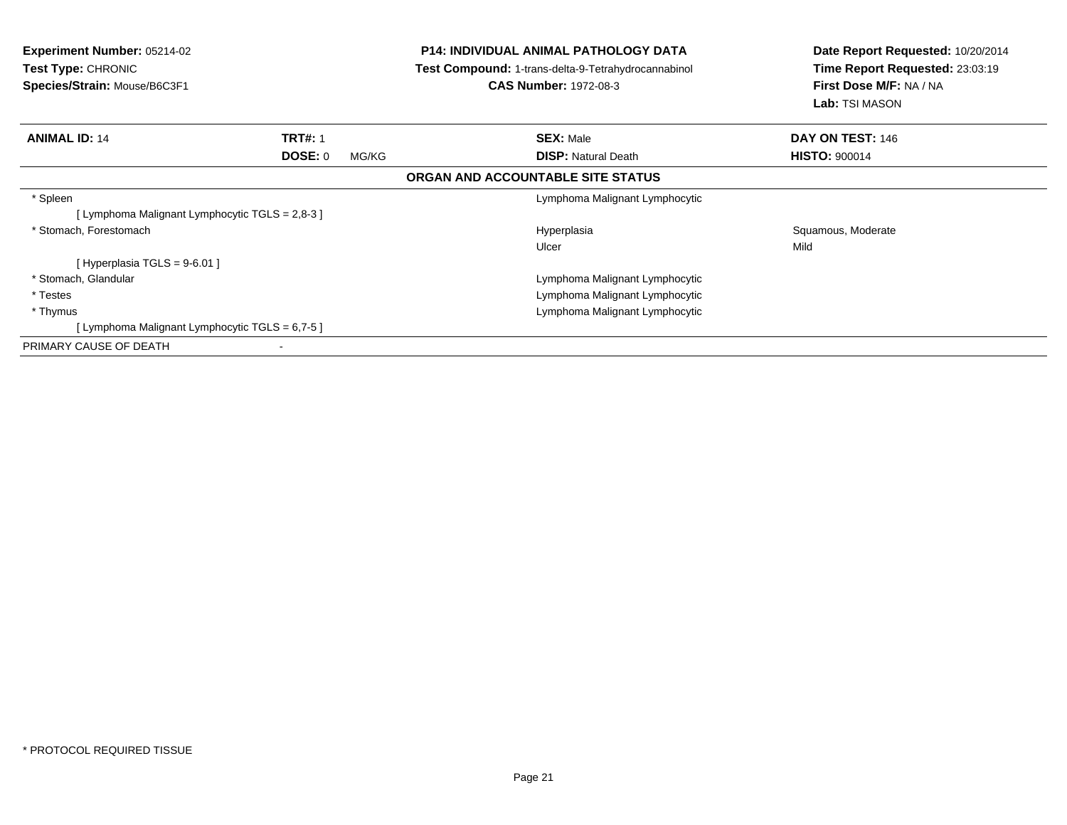**Experiment Number:** 05214-02
**Test Type:** CHRONIC
**Species/Strain:** Mouse/B6C3F1

**P14: INDIVIDUAL ANIMAL PATHOLOGY DATA**
**Test Compound:** 1-trans-delta-9-Tetrahydrocannabinol
**CAS Number:** 1972-08-3

**Date Report Requested:** 10/20/2014
**Time Report Requested:** 23:03:19
**First Dose M/F:** NA / NA
**Lab:** TSI MASON

| **ANIMAL ID:** 14 | **TRT#:** 1 | **SEX:** Male | **DAY ON TEST:** 146 |
|---|---|---|---|
| | **DOSE:** 0 MG/KG | **DISP:** Natural Death | **HISTO:** 900014 |

**ORGAN AND ACCOUNTABLE SITE STATUS**

| | | |
|---|---|---|
| * Spleen | Lymphoma Malignant Lymphocytic | |
| [ Lymphoma Malignant Lymphocytic TGLS = 2,8-3 ] | | |
| * Stomach, Forestomach | Hyperplasia | Squamous, Moderate |
| | Ulcer | Mild |
| [ Hyperplasia TGLS = 9-6.01 ] | | |
| * Stomach, Glandular | Lymphoma Malignant Lymphocytic | |
| * Testes | Lymphoma Malignant Lymphocytic | |
| * Thymus | Lymphoma Malignant Lymphocytic | |
| [ Lymphoma Malignant Lymphocytic TGLS = 6,7-5 ] | | |
| PRIMARY CAUSE OF DEATH | - | |

* PROTOCOL REQUIRED TISSUE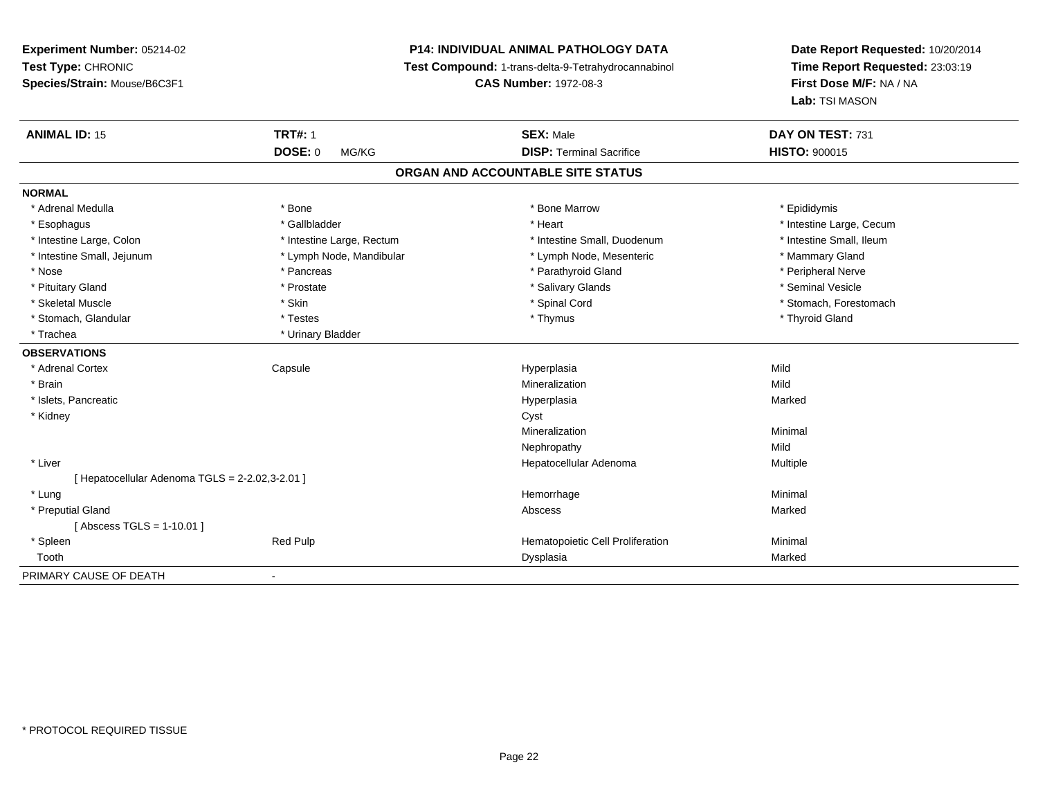**Experiment Number:** 05214-02
**Test Type:** CHRONIC
**Species/Strain:** Mouse/B6C3F1

**P14: INDIVIDUAL ANIMAL PATHOLOGY DATA**
**Test Compound:** 1-trans-delta-9-Tetrahydrocannabinol
**CAS Number:** 1972-08-3

**Date Report Requested:** 10/20/2014
**Time Report Requested:** 23:03:19
**First Dose M/F:** NA / NA
**Lab:** TSI MASON

| **ANIMAL ID:** 15 | **TRT#:** 1 | **SEX:** Male | **DAY ON TEST:** 731 |
|---|---|---|---|
| | **DOSE:** 0 MG/KG | **DISP:** Terminal Sacrifice | **HISTO:** 900015 |

## ORGAN AND ACCOUNTABLE SITE STATUS

**NORMAL**

| | | | |
|---|---|---|---|
| * Adrenal Medulla | * Bone | * Bone Marrow | * Epididymis |
| * Esophagus | * Gallbladder | * Heart | * Intestine Large, Cecum |
| * Intestine Large, Colon | * Intestine Large, Rectum | * Intestine Small, Duodenum | * Intestine Small, Ileum |
| * Intestine Small, Jejunum | * Lymph Node, Mandibular | * Lymph Node, Mesenteric | * Mammary Gland |
| * Nose | * Pancreas | * Parathyroid Gland | * Peripheral Nerve |
| * Pituitary Gland | * Prostate | * Salivary Glands | * Seminal Vesicle |
| * Skeletal Muscle | * Skin | * Spinal Cord | * Stomach, Forestomach |
| * Stomach, Glandular | * Testes | * Thymus | * Thyroid Gland |
| * Trachea | * Urinary Bladder | | |

**OBSERVATIONS**

| | | | |
|---|---|---|---|
| * Adrenal Cortex | Capsule | Hyperplasia | Mild |
| * Brain | | Mineralization | Mild |
| * Islets, Pancreatic | | Hyperplasia | Marked |
| * Kidney | | Cyst | |
| | | Mineralization | Minimal |
| | | Nephropathy | Mild |
| * Liver | | Hepatocellular Adenoma | Multiple |
| [ Hepatocellular Adenoma TGLS = 2-2.02,3-2.01 ] | | | |
| * Lung | | Hemorrhage | Minimal |
| * Preputial Gland | | Abscess | Marked |
| [ Abscess TGLS = 1-10.01 ] | | | |
| * Spleen | Red Pulp | Hematopoietic Cell Proliferation | Minimal |
| Tooth | | Dysplasia | Marked |

PRIMARY CAUSE OF DEATH -

* PROTOCOL REQUIRED TISSUE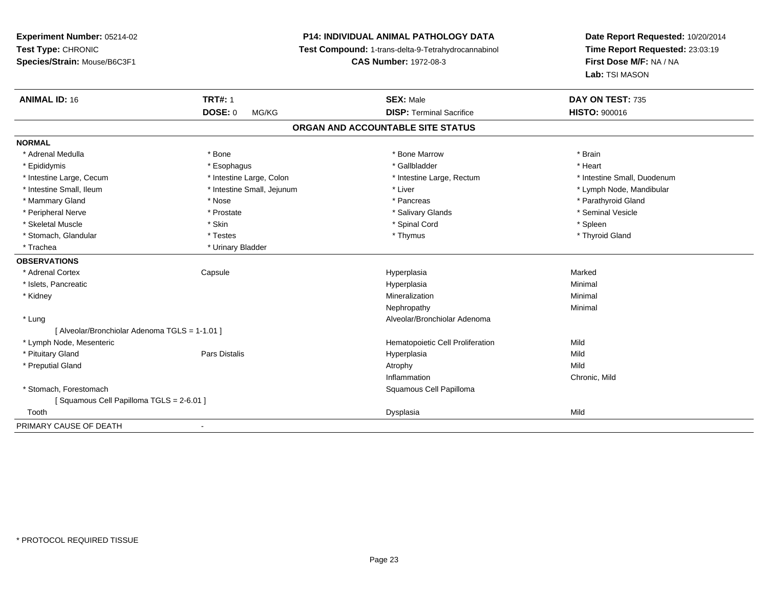**Experiment Number:** 05214-02
**Test Type:** CHRONIC
**Species/Strain:** Mouse/B6C3F1

**P14: INDIVIDUAL ANIMAL PATHOLOGY DATA**
**Test Compound:** 1-trans-delta-9-Tetrahydrocannabinol
**CAS Number:** 1972-08-3

**Date Report Requested:** 10/20/2014
**Time Report Requested:** 23:03:19
**First Dose M/F:** NA / NA
**Lab:** TSI MASON

| **ANIMAL ID:** 16 | **TRT#:** 1 | **SEX:** Male | **DAY ON TEST:** 735 |
|---|---|---|---|
| | **DOSE:** 0 MG/KG | **DISP:** Terminal Sacrifice | **HISTO:** 900016 |

## ORGAN AND ACCOUNTABLE SITE STATUS

**NORMAL**

| | | | |
|---|---|---|---|
| * Adrenal Medulla | * Bone | * Bone Marrow | * Brain |
| * Epididymis | * Esophagus | * Gallbladder | * Heart |
| * Intestine Large, Cecum | * Intestine Large, Colon | * Intestine Large, Rectum | * Intestine Small, Duodenum |
| * Intestine Small, Ileum | * Intestine Small, Jejunum | * Liver | * Lymph Node, Mandibular |
| * Mammary Gland | * Nose | * Pancreas | * Parathyroid Gland |
| * Peripheral Nerve | * Prostate | * Salivary Glands | * Seminal Vesicle |
| * Skeletal Muscle | * Skin | * Spinal Cord | * Spleen |
| * Stomach, Glandular | * Testes | * Thymus | * Thyroid Gland |
| * Trachea | * Urinary Bladder | | |

**OBSERVATIONS**

| | | | |
|---|---|---|---|
| * Adrenal Cortex | Capsule | Hyperplasia | Marked |
| * Islets, Pancreatic | | Hyperplasia | Minimal |
| * Kidney | | Mineralization | Minimal |
| | | Nephropathy | Minimal |
| * Lung | | Alveolar/Bronchiolar Adenoma | |
| [ Alveolar/Bronchiolar Adenoma TGLS = 1-1.01 ] | | | |
| * Lymph Node, Mesenteric | | Hematopoietic Cell Proliferation | Mild |
| * Pituitary Gland | Pars Distalis | Hyperplasia | Mild |
| * Preputial Gland | | Atrophy | Mild |
| | | Inflammation | Chronic, Mild |
| * Stomach, Forestomach | | Squamous Cell Papilloma | |
| [ Squamous Cell Papilloma TGLS = 2-6.01 ] | | | |
| Tooth | | Dysplasia | Mild |

PRIMARY CAUSE OF DEATH -

\* PROTOCOL REQUIRED TISSUE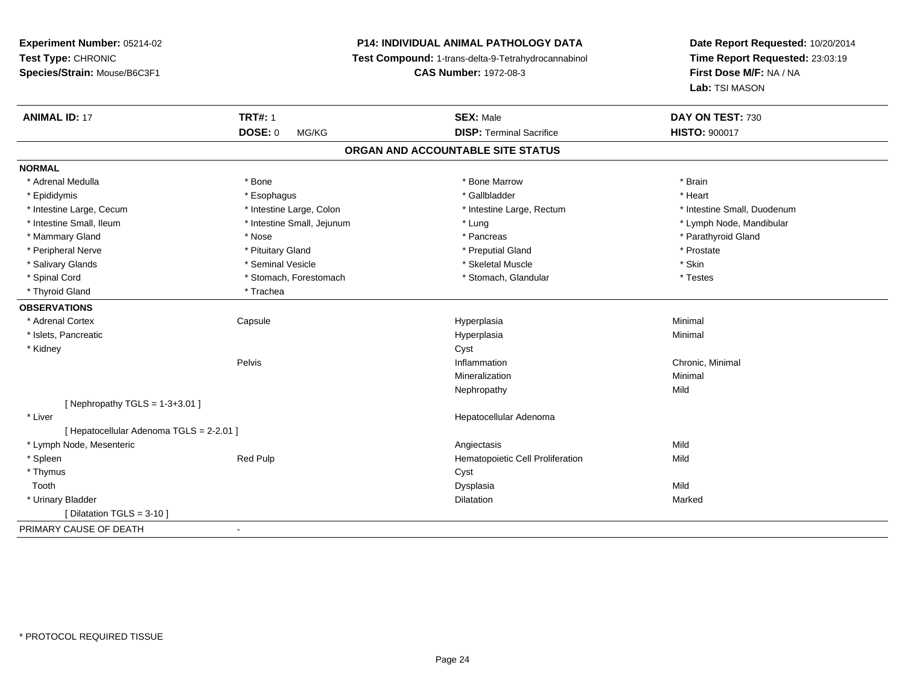**Experiment Number:** 05214-02
**Test Type:** CHRONIC
**Species/Strain:** Mouse/B6C3F1

**P14: INDIVIDUAL ANIMAL PATHOLOGY DATA**
**Test Compound:** 1-trans-delta-9-Tetrahydrocannabinol
**CAS Number:** 1972-08-3

**Date Report Requested:** 10/20/2014
**Time Report Requested:** 23:03:19
**First Dose M/F:** NA / NA
**Lab:** TSI MASON

| **ANIMAL ID:** 17 | **TRT#:** 1 | **SEX:** Male | **DAY ON TEST:** 730 |
|---|---|---|---|
| | **DOSE:** 0 MG/KG | **DISP:** Terminal Sacrifice | **HISTO:** 900017 |

## ORGAN AND ACCOUNTABLE SITE STATUS

**NORMAL**

| | | | |
|---|---|---|---|
| * Adrenal Medulla | * Bone | * Bone Marrow | * Brain |
| * Epididymis | * Esophagus | * Gallbladder | * Heart |
| * Intestine Large, Cecum | * Intestine Large, Colon | * Intestine Large, Rectum | * Intestine Small, Duodenum |
| * Intestine Small, Ileum | * Intestine Small, Jejunum | * Lung | * Lymph Node, Mandibular |
| * Mammary Gland | * Nose | * Pancreas | * Parathyroid Gland |
| * Peripheral Nerve | * Pituitary Gland | * Preputial Gland | * Prostate |
| * Salivary Glands | * Seminal Vesicle | * Skeletal Muscle | * Skin |
| * Spinal Cord | * Stomach, Forestomach | * Stomach, Glandular | * Testes |
| * Thyroid Gland | * Trachea | | |

**OBSERVATIONS**

| | | | |
|---|---|---|---|
| * Adrenal Cortex | Capsule | Hyperplasia | Minimal |
| * Islets, Pancreatic | | Hyperplasia | Minimal |
| * Kidney | | Cyst | |
| | Pelvis | Inflammation | Chronic, Minimal |
| | | Mineralization | Minimal |
| | | Nephropathy | Mild |
| [ Nephropathy TGLS = 1-3+3.01 ] | | | |
| * Liver | | Hepatocellular Adenoma | |
| [ Hepatocellular Adenoma TGLS = 2-2.01 ] | | | |
| * Lymph Node, Mesenteric | | Angiectasis | Mild |
| * Spleen | Red Pulp | Hematopoietic Cell Proliferation | Mild |
| * Thymus | | Cyst | |
| Tooth | | Dysplasia | Mild |
| * Urinary Bladder | | Dilatation | Marked |
| [ Dilatation TGLS = 3-10 ] | | | |

PRIMARY CAUSE OF DEATH -

* PROTOCOL REQUIRED TISSUE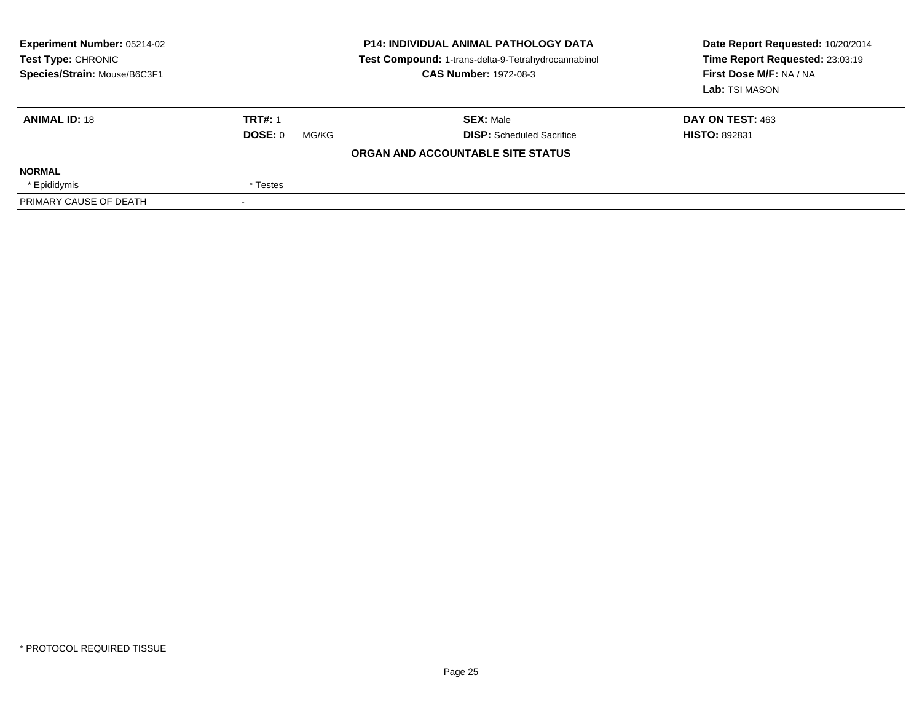**Experiment Number:** 05214-02
**Test Type:** CHRONIC
**Species/Strain:** Mouse/B6C3F1

**P14: INDIVIDUAL ANIMAL PATHOLOGY DATA**
**Test Compound:** 1-trans-delta-9-Tetrahydrocannabinol
**CAS Number:** 1972-08-3

**Date Report Requested:** 10/20/2014
**Time Report Requested:** 23:03:19
**First Dose M/F:** NA / NA
**Lab:** TSI MASON

| **ANIMAL ID:** 18 | **TRT#:** 1 | **SEX:** Male | **DAY ON TEST:** 463 |
|---|---|---|---|
| | **DOSE:** 0 MG/KG | **DISP:** Scheduled Sacrifice | **HISTO:** 892831 |

**ORGAN AND ACCOUNTABLE SITE STATUS**

| | |
|---|---|
| **NORMAL** | |
| * Epididymis | * Testes |
| PRIMARY CAUSE OF DEATH | - |

* PROTOCOL REQUIRED TISSUE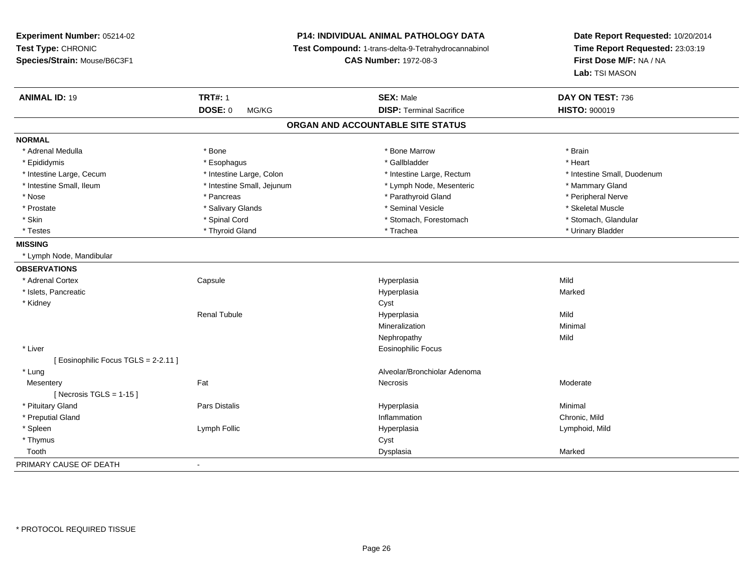**Experiment Number:** 05214-02
**Test Type:** CHRONIC
**Species/Strain:** Mouse/B6C3F1

**P14: INDIVIDUAL ANIMAL PATHOLOGY DATA**
**Test Compound:** 1-trans-delta-9-Tetrahydrocannabinol
**CAS Number:** 1972-08-3

**Date Report Requested:** 10/20/2014
**Time Report Requested:** 23:03:19
**First Dose M/F:** NA / NA
**Lab:** TSI MASON

| **ANIMAL ID:** 19 | **TRT#:** 1 | **SEX:** Male | **DAY ON TEST:** 736 |
|---|---|---|---|
| | **DOSE:** 0 MG/KG | **DISP:** Terminal Sacrifice | **HISTO:** 900019 |

## ORGAN AND ACCOUNTABLE SITE STATUS

**NORMAL**

| | | | |
|---|---|---|---|
| * Adrenal Medulla | * Bone | * Bone Marrow | * Brain |
| * Epididymis | * Esophagus | * Gallbladder | * Heart |
| * Intestine Large, Cecum | * Intestine Large, Colon | * Intestine Large, Rectum | * Intestine Small, Duodenum |
| * Intestine Small, Ileum | * Intestine Small, Jejunum | * Lymph Node, Mesenteric | * Mammary Gland |
| * Nose | * Pancreas | * Parathyroid Gland | * Peripheral Nerve |
| * Prostate | * Salivary Glands | * Seminal Vesicle | * Skeletal Muscle |
| * Skin | * Spinal Cord | * Stomach, Forestomach | * Stomach, Glandular |
| * Testes | * Thyroid Gland | * Trachea | * Urinary Bladder |

**MISSING**

* Lymph Node, Mandibular

**OBSERVATIONS**

| | | | |
|---|---|---|---|
| * Adrenal Cortex | Capsule | Hyperplasia | Mild |
| * Islets, Pancreatic | | Hyperplasia | Marked |
| * Kidney | | Cyst | |
| | Renal Tubule | Hyperplasia | Mild |
| | | Mineralization | Minimal |
| | | Nephropathy | Mild |
| * Liver | | Eosinophilic Focus | |
| [ Eosinophilic Focus TGLS = 2-2.11 ] | | | |
| * Lung | | Alveolar/Bronchiolar Adenoma | |
| Mesentery | Fat | Necrosis | Moderate |
| [ Necrosis TGLS = 1-15 ] | | | |
| * Pituitary Gland | Pars Distalis | Hyperplasia | Minimal |
| * Preputial Gland | | Inflammation | Chronic, Mild |
| * Spleen | Lymph Follic | Hyperplasia | Lymphoid, Mild |
| * Thymus | | Cyst | |
| Tooth | | Dysplasia | Marked |

PRIMARY CAUSE OF DEATH -

\* PROTOCOL REQUIRED TISSUE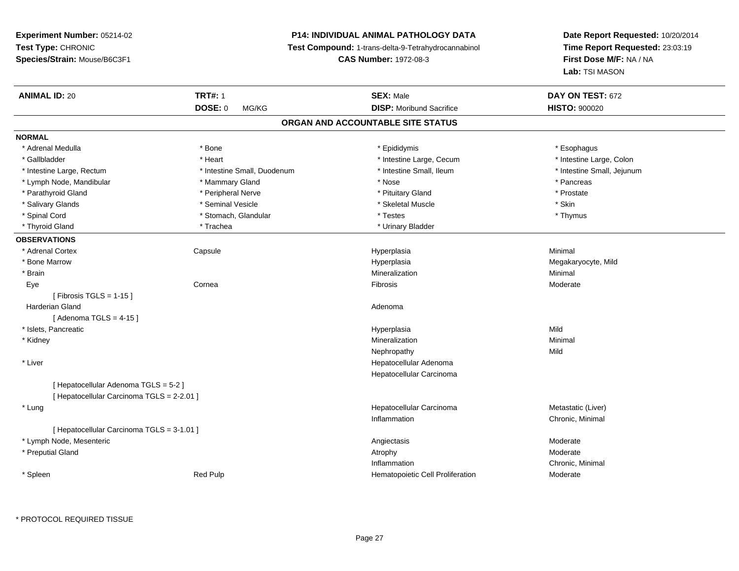**Experiment Number:** 05214-02
**Test Type:** CHRONIC
**Species/Strain:** Mouse/B6C3F1

**P14: INDIVIDUAL ANIMAL PATHOLOGY DATA**
**Test Compound:** 1-trans-delta-9-Tetrahydrocannabinol
**CAS Number:** 1972-08-3

**Date Report Requested:** 10/20/2014
**Time Report Requested:** 23:03:19
**First Dose M/F:** NA / NA
**Lab:** TSI MASON

| **ANIMAL ID:** 20 | **TRT#:** 1 | **SEX:** Male | **DAY ON TEST:** 672 |
|---|---|---|---|
| | **DOSE:** 0 MG/KG | **DISP:** Moribund Sacrifice | **HISTO:** 900020 |

## ORGAN AND ACCOUNTABLE SITE STATUS

**NORMAL**

| | | | |
|---|---|---|---|
| * Adrenal Medulla | * Bone | * Epididymis | * Esophagus |
| * Gallbladder | * Heart | * Intestine Large, Cecum | * Intestine Large, Colon |
| * Intestine Large, Rectum | * Intestine Small, Duodenum | * Intestine Small, Ileum | * Intestine Small, Jejunum |
| * Lymph Node, Mandibular | * Mammary Gland | * Nose | * Pancreas |
| * Parathyroid Gland | * Peripheral Nerve | * Pituitary Gland | * Prostate |
| * Salivary Glands | * Seminal Vesicle | * Skeletal Muscle | * Skin |
| * Spinal Cord | * Stomach, Glandular | * Testes | * Thymus |
| * Thyroid Gland | * Trachea | * Urinary Bladder | |

**OBSERVATIONS**

| | | | |
|---|---|---|---|
| * Adrenal Cortex | Capsule | Hyperplasia | Minimal |
| * Bone Marrow | | Hyperplasia | Megakaryocyte, Mild |
| * Brain | | Mineralization | Minimal |
| Eye | Cornea | Fibrosis | Moderate |
| [ Fibrosis TGLS = 1-15 ] | | | |
| Harderian Gland | | Adenoma | |
| [ Adenoma TGLS = 4-15 ] | | | |
| * Islets, Pancreatic | | Hyperplasia | Mild |
| * Kidney | | Mineralization | Minimal |
| | | Nephropathy | Mild |
| * Liver | | Hepatocellular Adenoma | |
| | | Hepatocellular Carcinoma | |
| [ Hepatocellular Adenoma TGLS = 5-2 ] | | | |
| [ Hepatocellular Carcinoma TGLS = 2-2.01 ] | | | |
| * Lung | | Hepatocellular Carcinoma | Metastatic (Liver) |
| | | Inflammation | Chronic, Minimal |
| [ Hepatocellular Carcinoma TGLS = 3-1.01 ] | | | |
| * Lymph Node, Mesenteric | | Angiectasis | Moderate |
| * Preputial Gland | | Atrophy | Moderate |
| | | Inflammation | Chronic, Minimal |
| * Spleen | Red Pulp | Hematopoietic Cell Proliferation | Moderate |

* PROTOCOL REQUIRED TISSUE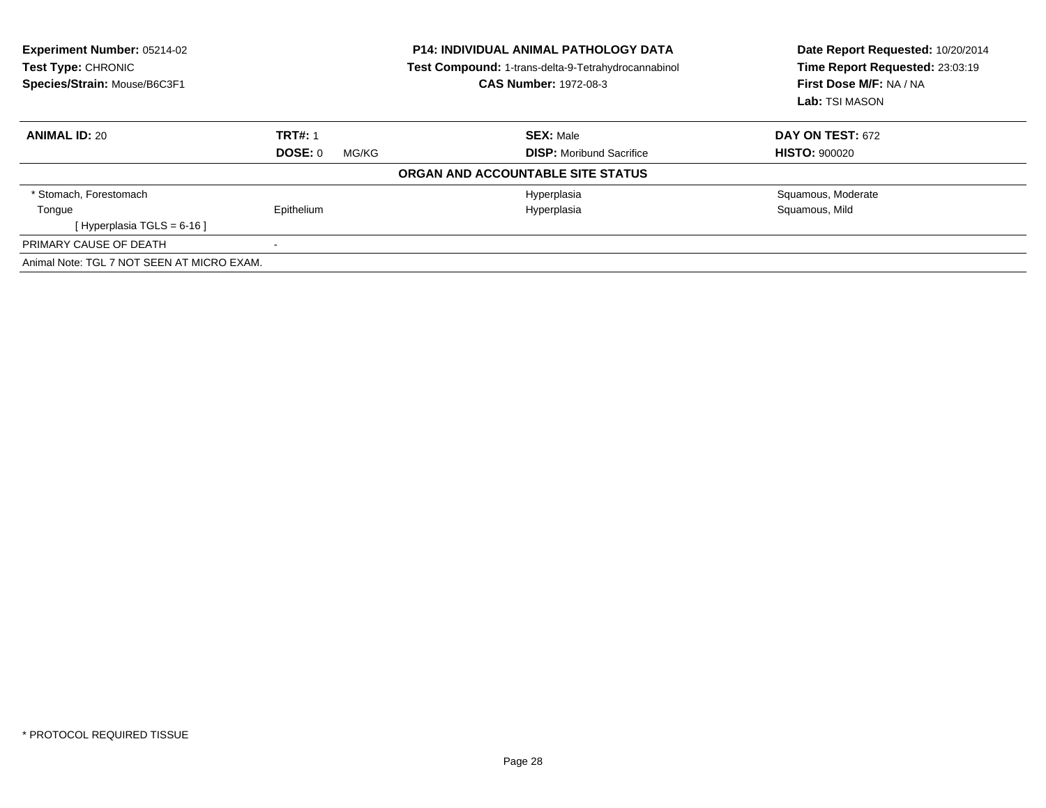**Experiment Number:** 05214-02
**Test Type:** CHRONIC
**Species/Strain:** Mouse/B6C3F1

**P14: INDIVIDUAL ANIMAL PATHOLOGY DATA**
**Test Compound:** 1-trans-delta-9-Tetrahydrocannabinol
**CAS Number:** 1972-08-3

**Date Report Requested:** 10/20/2014
**Time Report Requested:** 23:03:19
**First Dose M/F:** NA / NA
**Lab:** TSI MASON

| **ANIMAL ID:** 20 | **TRT#:** 1 | **SEX:** Male | **DAY ON TEST:** 672 |
|---|---|---|---|
| | **DOSE:** 0 MG/KG | **DISP:** Moribund Sacrifice | **HISTO:** 900020 |

**ORGAN AND ACCOUNTABLE SITE STATUS**

| | | | |
|---|---|---|---|
| * Stomach, Forestomach | | Hyperplasia | Squamous, Moderate |
| Tongue | Epithelium | Hyperplasia | Squamous, Mild |
| [ Hyperplasia TGLS = 6-16 ] | | | |
| PRIMARY CAUSE OF DEATH | - | | |
| Animal Note: TGL 7 NOT SEEN AT MICRO EXAM. | | | |

* PROTOCOL REQUIRED TISSUE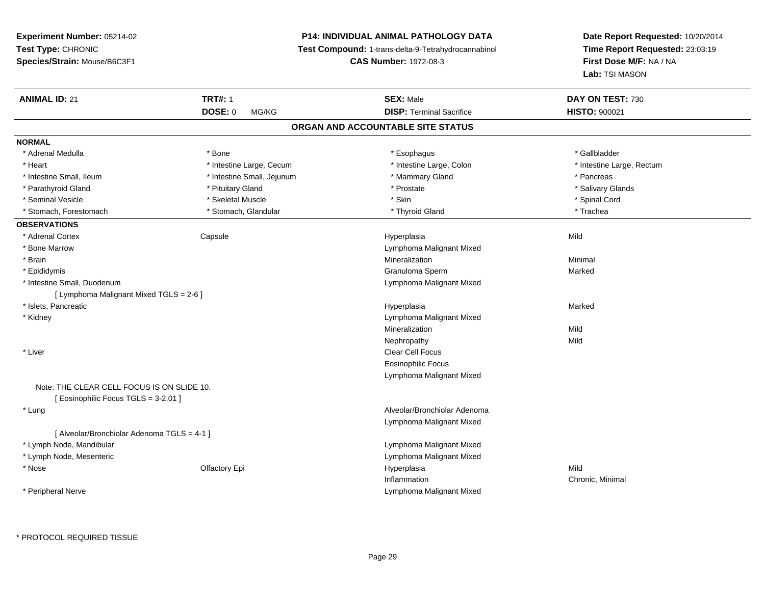**Experiment Number:** 05214-02
**Test Type:** CHRONIC
**Species/Strain:** Mouse/B6C3F1

**P14: INDIVIDUAL ANIMAL PATHOLOGY DATA**
**Test Compound:** 1-trans-delta-9-Tetrahydrocannabinol
**CAS Number:** 1972-08-3

**Date Report Requested:** 10/20/2014
**Time Report Requested:** 23:03:19
**First Dose M/F:** NA / NA
**Lab:** TSI MASON

| **ANIMAL ID:** 21 | **TRT#:** 1 | **SEX:** Male | **DAY ON TEST:** 730 |
|---|---|---|---|
| | **DOSE:** 0 MG/KG | **DISP:** Terminal Sacrifice | **HISTO:** 900021 |

## ORGAN AND ACCOUNTABLE SITE STATUS

**NORMAL**

| | | | |
|---|---|---|---|
| * Adrenal Medulla | * Bone | * Esophagus | * Gallbladder |
| * Heart | * Intestine Large, Cecum | * Intestine Large, Colon | * Intestine Large, Rectum |
| * Intestine Small, Ileum | * Intestine Small, Jejunum | * Mammary Gland | * Pancreas |
| * Parathyroid Gland | * Pituitary Gland | * Prostate | * Salivary Glands |
| * Seminal Vesicle | * Skeletal Muscle | * Skin | * Spinal Cord |
| * Stomach, Forestomach | * Stomach, Glandular | * Thyroid Gland | * Trachea |

**OBSERVATIONS**

| | | | |
|---|---|---|---|
| * Adrenal Cortex | Capsule | Hyperplasia | Mild |
| * Bone Marrow | | Lymphoma Malignant Mixed | |
| * Brain | | Mineralization | Minimal |
| * Epididymis | | Granuloma Sperm | Marked |
| * Intestine Small, Duodenum | | Lymphoma Malignant Mixed | |
| [ Lymphoma Malignant Mixed TGLS = 2-6 ] | | | |
| * Islets, Pancreatic | | Hyperplasia | Marked |
| * Kidney | | Lymphoma Malignant Mixed | |
| | | Mineralization | Mild |
| | | Nephropathy | Mild |
| * Liver | | Clear Cell Focus | |
| | | Eosinophilic Focus | |
| | | Lymphoma Malignant Mixed | |
| Note: THE CLEAR CELL FOCUS IS ON SLIDE 10. | | | |
| [ Eosinophilic Focus TGLS = 3-2.01 ] | | | |
| * Lung | | Alveolar/Bronchiolar Adenoma | |
| | | Lymphoma Malignant Mixed | |
| [ Alveolar/Bronchiolar Adenoma TGLS = 4-1 ] | | | |
| * Lymph Node, Mandibular | | Lymphoma Malignant Mixed | |
| * Lymph Node, Mesenteric | | Lymphoma Malignant Mixed | |
| * Nose | Olfactory Epi | Hyperplasia | Mild |
| | | Inflammation | Chronic, Minimal |
| * Peripheral Nerve | | Lymphoma Malignant Mixed | |

\* PROTOCOL REQUIRED TISSUE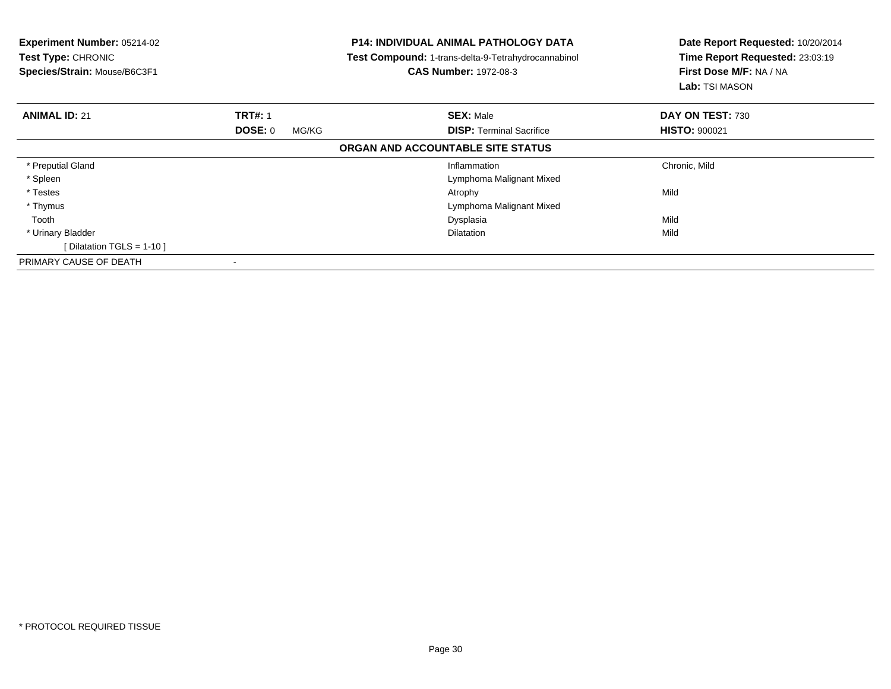**Experiment Number:** 05214-02
**Test Type:** CHRONIC
**Species/Strain:** Mouse/B6C3F1

**P14: INDIVIDUAL ANIMAL PATHOLOGY DATA**
**Test Compound:** 1-trans-delta-9-Tetrahydrocannabinol
**CAS Number:** 1972-08-3

**Date Report Requested:** 10/20/2014
**Time Report Requested:** 23:03:19
**First Dose M/F:** NA / NA
**Lab:** TSI MASON

| **ANIMAL ID:** 21 | **TRT#:** 1 | **SEX:** Male | **DAY ON TEST:** 730 |
|---|---|---|---|
| | **DOSE:** 0 MG/KG | **DISP:** Terminal Sacrifice | **HISTO:** 900021 |

**ORGAN AND ACCOUNTABLE SITE STATUS**

| Organ | Finding | Severity |
|---|---|---|
| * Preputial Gland | Inflammation | Chronic, Mild |
| * Spleen | Lymphoma Malignant Mixed | |
| * Testes | Atrophy | Mild |
| * Thymus | Lymphoma Malignant Mixed | |
| Tooth | Dysplasia | Mild |
| * Urinary Bladder | Dilatation | Mild |
| [ Dilatation TGLS = 1-10 ] | | |
| PRIMARY CAUSE OF DEATH | - | |

* PROTOCOL REQUIRED TISSUE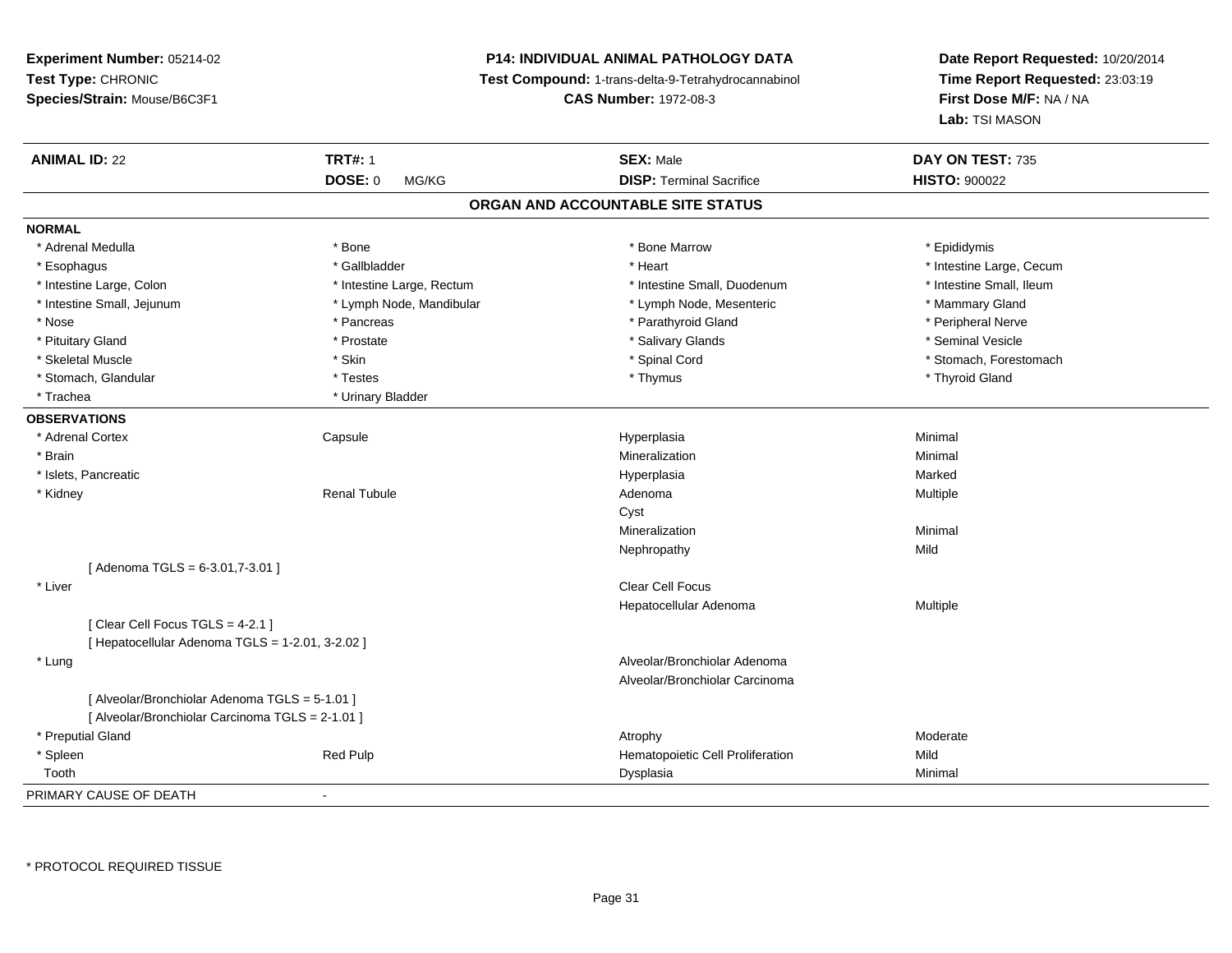**Experiment Number:** 05214-02
**Test Type:** CHRONIC
**Species/Strain:** Mouse/B6C3F1

**P14: INDIVIDUAL ANIMAL PATHOLOGY DATA**
**Test Compound:** 1-trans-delta-9-Tetrahydrocannabinol
**CAS Number:** 1972-08-3

**Date Report Requested:** 10/20/2014
**Time Report Requested:** 23:03:19
**First Dose M/F:** NA / NA
**Lab:** TSI MASON

| **ANIMAL ID:** 22 | **TRT#:** 1 | **SEX:** Male | **DAY ON TEST:** 735 |
|---|---|---|---|
| | **DOSE:** 0 MG/KG | **DISP:** Terminal Sacrifice | **HISTO:** 900022 |

## ORGAN AND ACCOUNTABLE SITE STATUS

**NORMAL**

| | | | |
|---|---|---|---|
| * Adrenal Medulla | * Bone | * Bone Marrow | * Epididymis |
| * Esophagus | * Gallbladder | * Heart | * Intestine Large, Cecum |
| * Intestine Large, Colon | * Intestine Large, Rectum | * Intestine Small, Duodenum | * Intestine Small, Ileum |
| * Intestine Small, Jejunum | * Lymph Node, Mandibular | * Lymph Node, Mesenteric | * Mammary Gland |
| * Nose | * Pancreas | * Parathyroid Gland | * Peripheral Nerve |
| * Pituitary Gland | * Prostate | * Salivary Glands | * Seminal Vesicle |
| * Skeletal Muscle | * Skin | * Spinal Cord | * Stomach, Forestomach |
| * Stomach, Glandular | * Testes | * Thymus | * Thyroid Gland |
| * Trachea | * Urinary Bladder | | |

**OBSERVATIONS**

| | | | |
|---|---|---|---|
| * Adrenal Cortex | Capsule | Hyperplasia | Minimal |
| * Brain | | Mineralization | Minimal |
| * Islets, Pancreatic | | Hyperplasia | Marked |
| * Kidney | Renal Tubule | Adenoma | Multiple |
| | | Cyst | |
| | | Mineralization | Minimal |
| | | Nephropathy | Mild |
| [ Adenoma TGLS = 6-3.01,7-3.01 ] | | | |
| * Liver | | Clear Cell Focus | |
| | | Hepatocellular Adenoma | Multiple |
| [ Clear Cell Focus TGLS = 4-2.1 ] | | | |
| [ Hepatocellular Adenoma TGLS = 1-2.01, 3-2.02 ] | | | |
| * Lung | | Alveolar/Bronchiolar Adenoma | |
| | | Alveolar/Bronchiolar Carcinoma | |
| [ Alveolar/Bronchiolar Adenoma TGLS = 5-1.01 ] | | | |
| [ Alveolar/Bronchiolar Carcinoma TGLS = 2-1.01 ] | | | |
| * Preputial Gland | | Atrophy | Moderate |
| * Spleen | Red Pulp | Hematopoietic Cell Proliferation | Mild |
| Tooth | | Dysplasia | Minimal |

PRIMARY CAUSE OF DEATH -

\* PROTOCOL REQUIRED TISSUE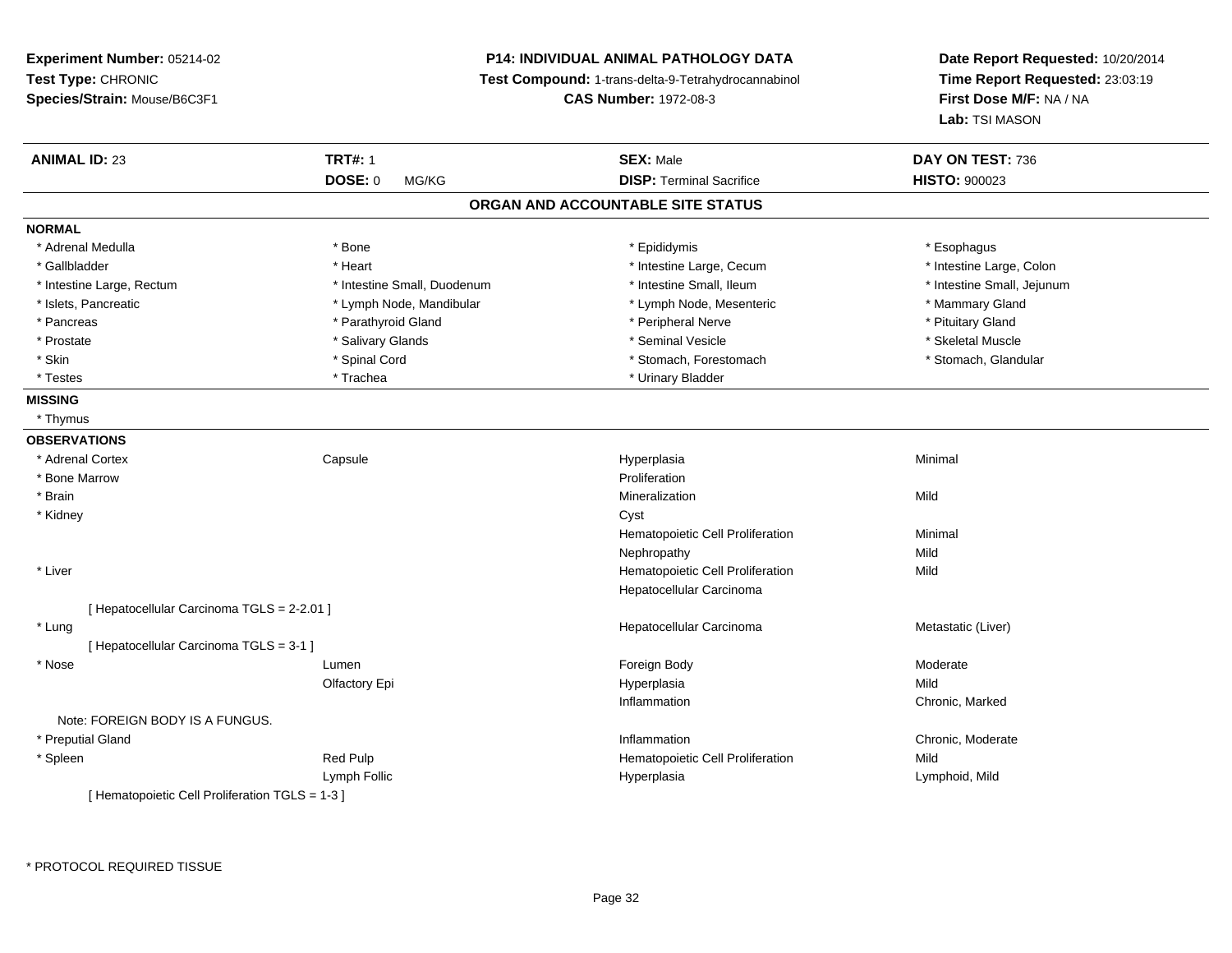**Experiment Number:** 05214-02
**Test Type:** CHRONIC
**Species/Strain:** Mouse/B6C3F1

**P14: INDIVIDUAL ANIMAL PATHOLOGY DATA**
**Test Compound:** 1-trans-delta-9-Tetrahydrocannabinol
**CAS Number:** 1972-08-3

**Date Report Requested:** 10/20/2014
**Time Report Requested:** 23:03:19
**First Dose M/F:** NA / NA
**Lab:** TSI MASON

| **ANIMAL ID:** 23 | **TRT#:** 1 | **SEX:** Male | **DAY ON TEST:** 736 |
|---|---|---|---|
| | **DOSE:** 0 MG/KG | **DISP:** Terminal Sacrifice | **HISTO:** 900023 |

## ORGAN AND ACCOUNTABLE SITE STATUS

**NORMAL**

| | | | |
|---|---|---|---|
| * Adrenal Medulla | * Bone | * Epididymis | * Esophagus |
| * Gallbladder | * Heart | * Intestine Large, Cecum | * Intestine Large, Colon |
| * Intestine Large, Rectum | * Intestine Small, Duodenum | * Intestine Small, Ileum | * Intestine Small, Jejunum |
| * Islets, Pancreatic | * Lymph Node, Mandibular | * Lymph Node, Mesenteric | * Mammary Gland |
| * Pancreas | * Parathyroid Gland | * Peripheral Nerve | * Pituitary Gland |
| * Prostate | * Salivary Glands | * Seminal Vesicle | * Skeletal Muscle |
| * Skin | * Spinal Cord | * Stomach, Forestomach | * Stomach, Glandular |
| * Testes | * Trachea | * Urinary Bladder | |

**MISSING**

* Thymus

**OBSERVATIONS**

| | | | |
|---|---|---|---|
| * Adrenal Cortex | Capsule | Hyperplasia | Minimal |
| * Bone Marrow | | Proliferation | |
| * Brain | | Mineralization | Mild |
| * Kidney | | Cyst | |
| | | Hematopoietic Cell Proliferation | Minimal |
| | | Nephropathy | Mild |
| * Liver | | Hematopoietic Cell Proliferation | Mild |
| | | Hepatocellular Carcinoma | |
| [ Hepatocellular Carcinoma TGLS = 2-2.01 ] | | | |
| * Lung | | Hepatocellular Carcinoma | Metastatic (Liver) |
| [ Hepatocellular Carcinoma TGLS = 3-1 ] | | | |
| * Nose | Lumen | Foreign Body | Moderate |
| | Olfactory Epi | Hyperplasia | Mild |
| | | Inflammation | Chronic, Marked |
| Note: FOREIGN BODY IS A FUNGUS. | | | |
| * Preputial Gland | | Inflammation | Chronic, Moderate |
| * Spleen | Red Pulp | Hematopoietic Cell Proliferation | Mild |
| | Lymph Follic | Hyperplasia | Lymphoid, Mild |
| [ Hematopoietic Cell Proliferation TGLS = 1-3 ] | | | |

* PROTOCOL REQUIRED TISSUE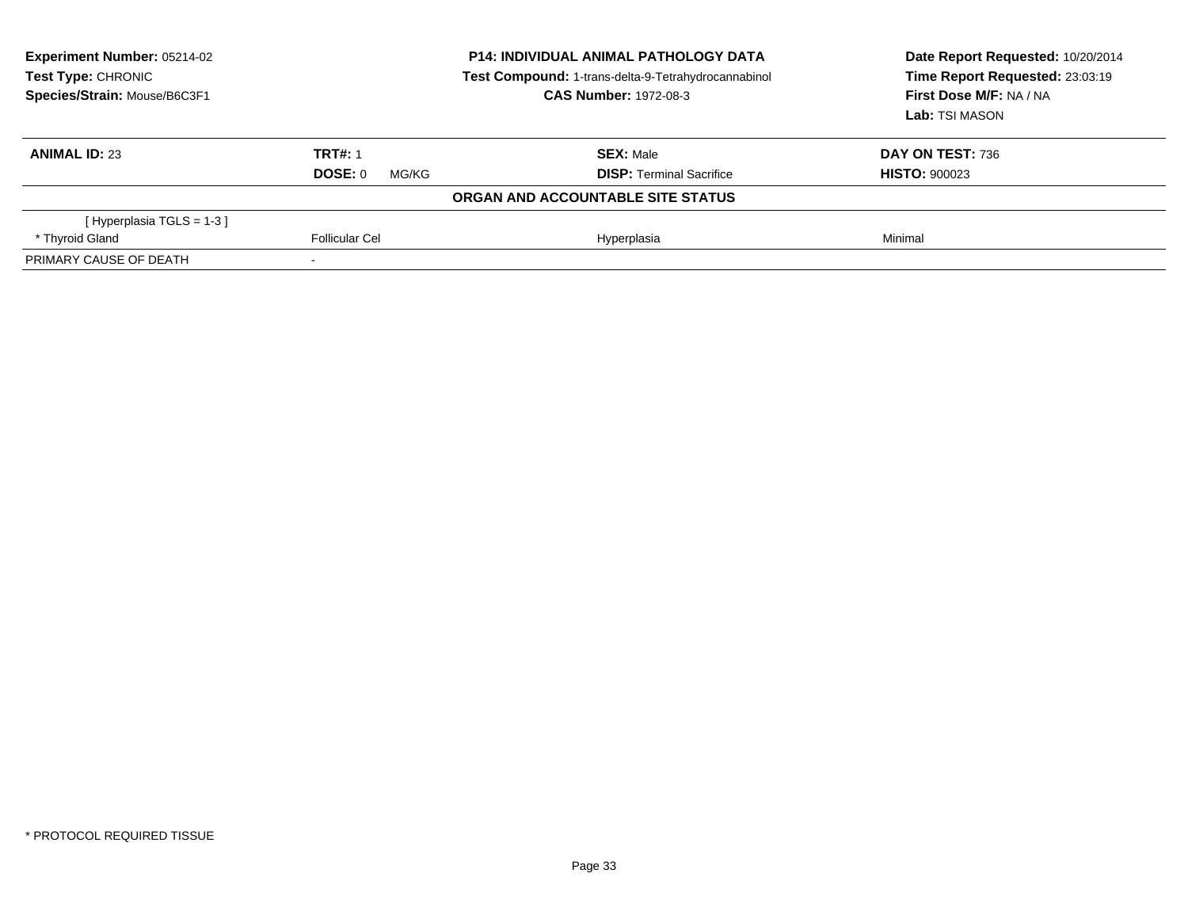**Experiment Number:** 05214-02
**Test Type:** CHRONIC
**Species/Strain:** Mouse/B6C3F1

**P14: INDIVIDUAL ANIMAL PATHOLOGY DATA**
**Test Compound:** 1-trans-delta-9-Tetrahydrocannabinol
**CAS Number:** 1972-08-3

**Date Report Requested:** 10/20/2014
**Time Report Requested:** 23:03:19
**First Dose M/F:** NA / NA
**Lab:** TSI MASON

| **ANIMAL ID:** 23 | **TRT#:** 1 | **SEX:** Male | **DAY ON TEST:** 736 |
|---|---|---|---|
| | **DOSE:** 0 MG/KG | **DISP:** Terminal Sacrifice | **HISTO:** 900023 |

**ORGAN AND ACCOUNTABLE SITE STATUS**

| | | | |
|---|---|---|---|
| [ Hyperplasia TGLS = 1-3 ] | | | |
| * Thyroid Gland | Follicular Cel | Hyperplasia | Minimal |
| PRIMARY CAUSE OF DEATH | - | | |

* PROTOCOL REQUIRED TISSUE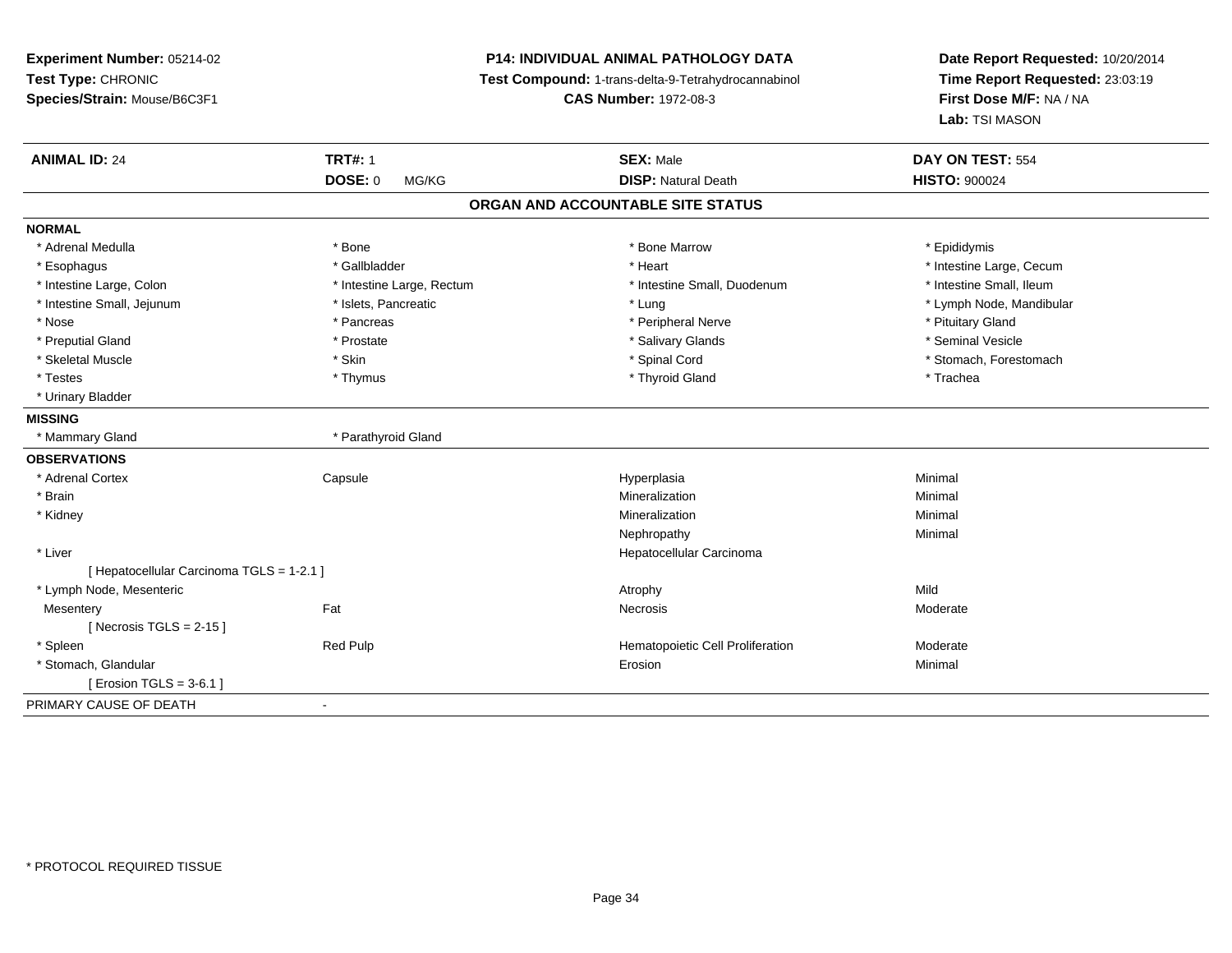**Experiment Number:** 05214-02
**Test Type:** CHRONIC
**Species/Strain:** Mouse/B6C3F1

**P14: INDIVIDUAL ANIMAL PATHOLOGY DATA**
**Test Compound:** 1-trans-delta-9-Tetrahydrocannabinol
**CAS Number:** 1972-08-3

**Date Report Requested:** 10/20/2014
**Time Report Requested:** 23:03:19
**First Dose M/F:** NA / NA
**Lab:** TSI MASON

| **ANIMAL ID:** 24 | **TRT#:** 1 | **SEX:** Male | **DAY ON TEST:** 554 |
|---|---|---|---|
| | **DOSE:** 0 MG/KG | **DISP:** Natural Death | **HISTO:** 900024 |

## ORGAN AND ACCOUNTABLE SITE STATUS

**NORMAL**

| | | | |
|---|---|---|---|
| * Adrenal Medulla | * Bone | * Bone Marrow | * Epididymis |
| * Esophagus | * Gallbladder | * Heart | * Intestine Large, Cecum |
| * Intestine Large, Colon | * Intestine Large, Rectum | * Intestine Small, Duodenum | * Intestine Small, Ileum |
| * Intestine Small, Jejunum | * Islets, Pancreatic | * Lung | * Lymph Node, Mandibular |
| * Nose | * Pancreas | * Peripheral Nerve | * Pituitary Gland |
| * Preputial Gland | * Prostate | * Salivary Glands | * Seminal Vesicle |
| * Skeletal Muscle | * Skin | * Spinal Cord | * Stomach, Forestomach |
| * Testes | * Thymus | * Thyroid Gland | * Trachea |
| * Urinary Bladder | | | |

**MISSING**

| | |
|---|---|
| * Mammary Gland | * Parathyroid Gland |

**OBSERVATIONS**

| | | | |
|---|---|---|---|
| * Adrenal Cortex | Capsule | Hyperplasia | Minimal |
| * Brain | | Mineralization | Minimal |
| * Kidney | | Mineralization | Minimal |
| | | Nephropathy | Minimal |
| * Liver | | Hepatocellular Carcinoma | |
| [ Hepatocellular Carcinoma TGLS = 1-2.1 ] | | | |
| * Lymph Node, Mesenteric | | Atrophy | Mild |
| Mesentery | Fat | Necrosis | Moderate |
| [ Necrosis TGLS = 2-15 ] | | | |
| * Spleen | Red Pulp | Hematopoietic Cell Proliferation | Moderate |
| * Stomach, Glandular | | Erosion | Minimal |
| [ Erosion TGLS = 3-6.1 ] | | | |

PRIMARY CAUSE OF DEATH -

* PROTOCOL REQUIRED TISSUE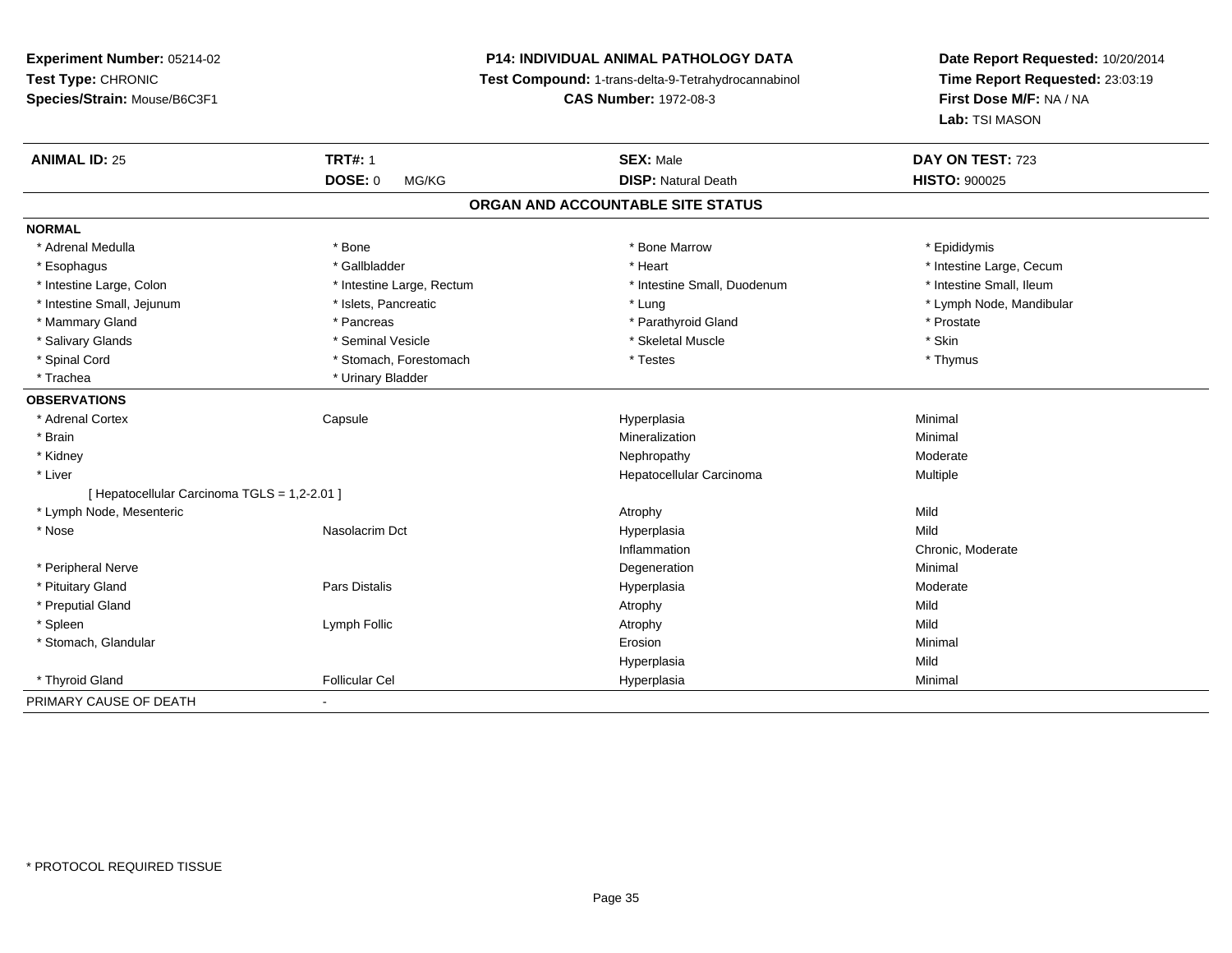**Experiment Number:** 05214-02
**Test Type:** CHRONIC
**Species/Strain:** Mouse/B6C3F1

**P14: INDIVIDUAL ANIMAL PATHOLOGY DATA**
**Test Compound:** 1-trans-delta-9-Tetrahydrocannabinol
**CAS Number:** 1972-08-3

**Date Report Requested:** 10/20/2014
**Time Report Requested:** 23:03:19
**First Dose M/F:** NA / NA
**Lab:** TSI MASON

| **ANIMAL ID:** 25 | **TRT#:** 1 | **SEX:** Male | **DAY ON TEST:** 723 |
|---|---|---|---|
| | **DOSE:** 0 MG/KG | **DISP:** Natural Death | **HISTO:** 900025 |

## ORGAN AND ACCOUNTABLE SITE STATUS

**NORMAL**

| | | | |
|---|---|---|---|
| * Adrenal Medulla | * Bone | * Bone Marrow | * Epididymis |
| * Esophagus | * Gallbladder | * Heart | * Intestine Large, Cecum |
| * Intestine Large, Colon | * Intestine Large, Rectum | * Intestine Small, Duodenum | * Intestine Small, Ileum |
| * Intestine Small, Jejunum | * Islets, Pancreatic | * Lung | * Lymph Node, Mandibular |
| * Mammary Gland | * Pancreas | * Parathyroid Gland | * Prostate |
| * Salivary Glands | * Seminal Vesicle | * Skeletal Muscle | * Skin |
| * Spinal Cord | * Stomach, Forestomach | * Testes | * Thymus |
| * Trachea | * Urinary Bladder | | |

**OBSERVATIONS**

| | | | |
|---|---|---|---|
| * Adrenal Cortex | Capsule | Hyperplasia | Minimal |
| * Brain | | Mineralization | Minimal |
| * Kidney | | Nephropathy | Moderate |
| * Liver | | Hepatocellular Carcinoma | Multiple |
| [ Hepatocellular Carcinoma TGLS = 1,2-2.01 ] | | | |
| * Lymph Node, Mesenteric | | Atrophy | Mild |
| * Nose | Nasolacrim Dct | Hyperplasia | Mild |
| | | Inflammation | Chronic, Moderate |
| * Peripheral Nerve | | Degeneration | Minimal |
| * Pituitary Gland | Pars Distalis | Hyperplasia | Moderate |
| * Preputial Gland | | Atrophy | Mild |
| * Spleen | Lymph Follic | Atrophy | Mild |
| * Stomach, Glandular | | Erosion | Minimal |
| | | Hyperplasia | Mild |
| * Thyroid Gland | Follicular Cel | Hyperplasia | Minimal |

PRIMARY CAUSE OF DEATH -

\* PROTOCOL REQUIRED TISSUE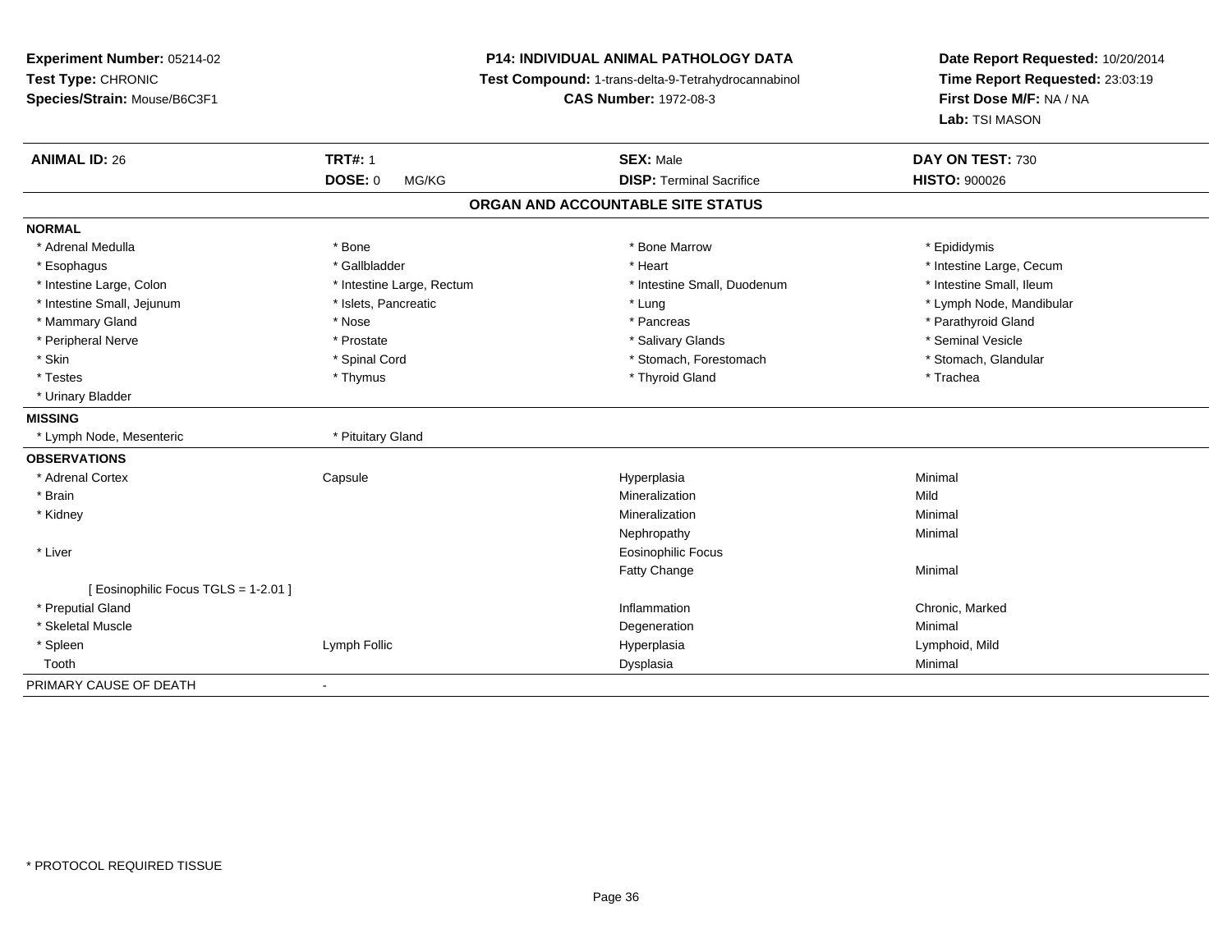**Experiment Number:** 05214-02
**Test Type:** CHRONIC
**Species/Strain:** Mouse/B6C3F1

**P14: INDIVIDUAL ANIMAL PATHOLOGY DATA**
**Test Compound:** 1-trans-delta-9-Tetrahydrocannabinol
**CAS Number:** 1972-08-3

**Date Report Requested:** 10/20/2014
**Time Report Requested:** 23:03:19
**First Dose M/F:** NA / NA
**Lab:** TSI MASON

| **ANIMAL ID:** 26 | **TRT#:** 1 | **SEX:** Male | **DAY ON TEST:** 730 |
|---|---|---|---|
| | **DOSE:** 0 MG/KG | **DISP:** Terminal Sacrifice | **HISTO:** 900026 |

## ORGAN AND ACCOUNTABLE SITE STATUS

**NORMAL**

| | | | |
|---|---|---|---|
| * Adrenal Medulla | * Bone | * Bone Marrow | * Epididymis |
| * Esophagus | * Gallbladder | * Heart | * Intestine Large, Cecum |
| * Intestine Large, Colon | * Intestine Large, Rectum | * Intestine Small, Duodenum | * Intestine Small, Ileum |
| * Intestine Small, Jejunum | * Islets, Pancreatic | * Lung | * Lymph Node, Mandibular |
| * Mammary Gland | * Nose | * Pancreas | * Parathyroid Gland |
| * Peripheral Nerve | * Prostate | * Salivary Glands | * Seminal Vesicle |
| * Skin | * Spinal Cord | * Stomach, Forestomach | * Stomach, Glandular |
| * Testes | * Thymus | * Thyroid Gland | * Trachea |
| * Urinary Bladder | | | |

**MISSING**

| | |
|---|---|
| * Lymph Node, Mesenteric | * Pituitary Gland |

**OBSERVATIONS**

| | | | |
|---|---|---|---|
| * Adrenal Cortex | Capsule | Hyperplasia | Minimal |
| * Brain | | Mineralization | Mild |
| * Kidney | | Mineralization | Minimal |
| | | Nephropathy | Minimal |
| * Liver | | Eosinophilic Focus | |
| | | Fatty Change | Minimal |
| [ Eosinophilic Focus TGLS = 1-2.01 ] | | | |
| * Preputial Gland | | Inflammation | Chronic, Marked |
| * Skeletal Muscle | | Degeneration | Minimal |
| * Spleen | Lymph Follic | Hyperplasia | Lymphoid, Mild |
| Tooth | | Dysplasia | Minimal |

PRIMARY CAUSE OF DEATH -

* PROTOCOL REQUIRED TISSUE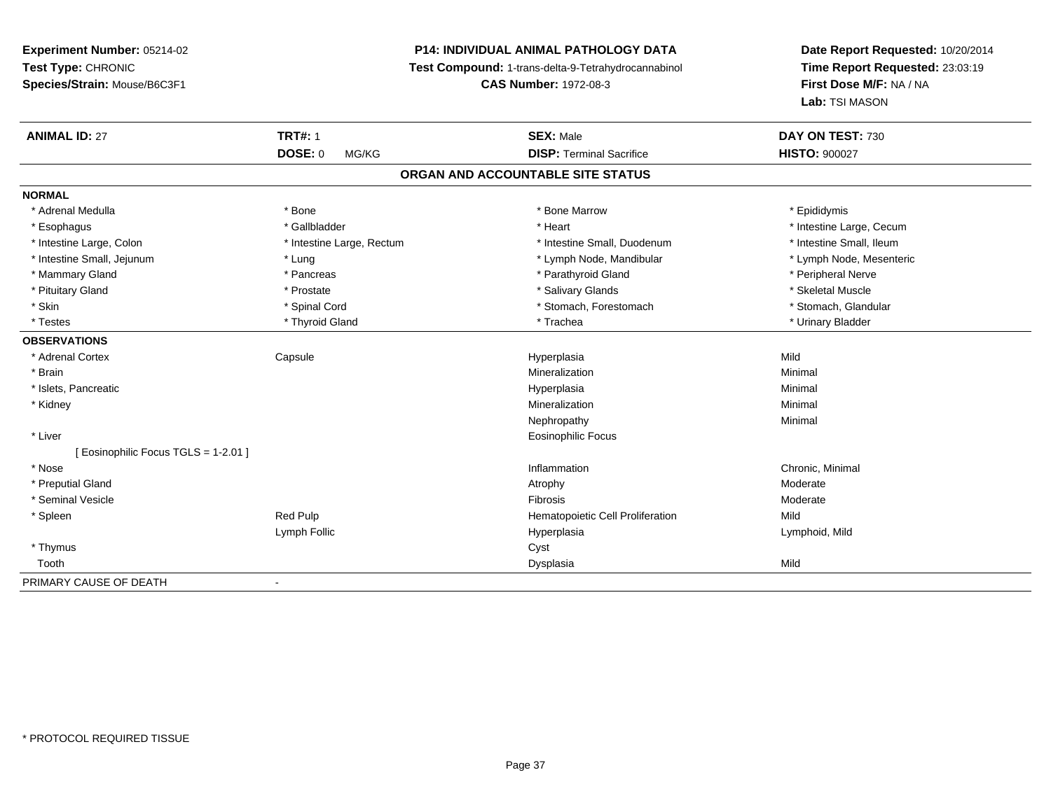**Experiment Number:** 05214-02
**Test Type:** CHRONIC
**Species/Strain:** Mouse/B6C3F1

**P14: INDIVIDUAL ANIMAL PATHOLOGY DATA**
**Test Compound:** 1-trans-delta-9-Tetrahydrocannabinol
**CAS Number:** 1972-08-3

**Date Report Requested:** 10/20/2014
**Time Report Requested:** 23:03:19
**First Dose M/F:** NA / NA
**Lab:** TSI MASON

| **ANIMAL ID:** 27 | **TRT#:** 1 | **SEX:** Male | **DAY ON TEST:** 730 |
|---|---|---|---|
| | **DOSE:** 0 MG/KG | **DISP:** Terminal Sacrifice | **HISTO:** 900027 |

**ORGAN AND ACCOUNTABLE SITE STATUS**

**NORMAL**

| | | | |
|---|---|---|---|
| * Adrenal Medulla | * Bone | * Bone Marrow | * Epididymis |
| * Esophagus | * Gallbladder | * Heart | * Intestine Large, Cecum |
| * Intestine Large, Colon | * Intestine Large, Rectum | * Intestine Small, Duodenum | * Intestine Small, Ileum |
| * Intestine Small, Jejunum | * Lung | * Lymph Node, Mandibular | * Lymph Node, Mesenteric |
| * Mammary Gland | * Pancreas | * Parathyroid Gland | * Peripheral Nerve |
| * Pituitary Gland | * Prostate | * Salivary Glands | * Skeletal Muscle |
| * Skin | * Spinal Cord | * Stomach, Forestomach | * Stomach, Glandular |
| * Testes | * Thyroid Gland | * Trachea | * Urinary Bladder |

**OBSERVATIONS**

| | | | |
|---|---|---|---|
| * Adrenal Cortex | Capsule | Hyperplasia | Mild |
| * Brain | | Mineralization | Minimal |
| * Islets, Pancreatic | | Hyperplasia | Minimal |
| * Kidney | | Mineralization | Minimal |
| | | Nephropathy | Minimal |
| * Liver | | Eosinophilic Focus | |
| [ Eosinophilic Focus TGLS = 1-2.01 ] | | | |
| * Nose | | Inflammation | Chronic, Minimal |
| * Preputial Gland | | Atrophy | Moderate |
| * Seminal Vesicle | | Fibrosis | Moderate |
| * Spleen | Red Pulp | Hematopoietic Cell Proliferation | Mild |
| | Lymph Follic | Hyperplasia | Lymphoid, Mild |
| * Thymus | | Cyst | |
| Tooth | | Dysplasia | Mild |

PRIMARY CAUSE OF DEATH -

* PROTOCOL REQUIRED TISSUE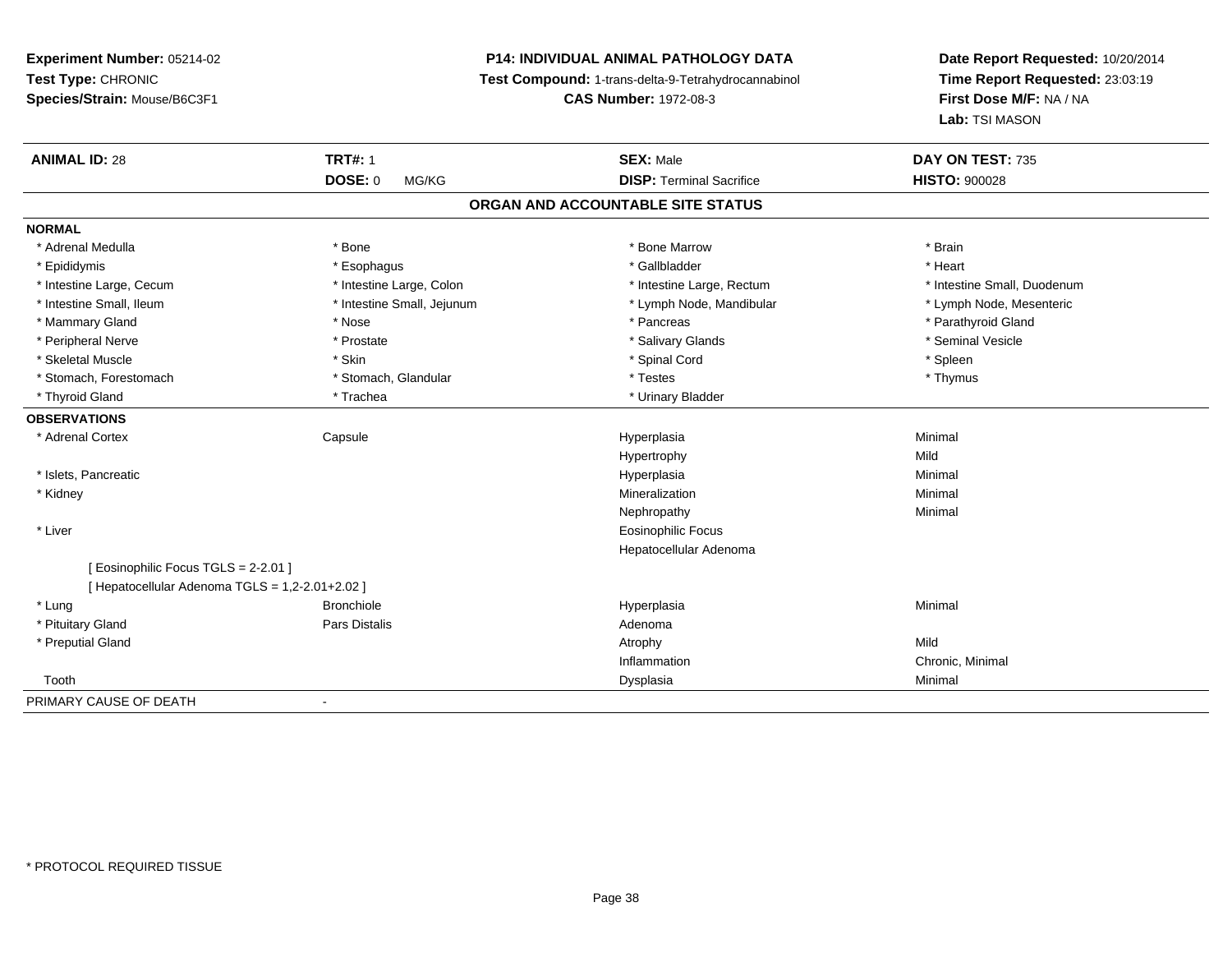**Experiment Number:** 05214-02
**Test Type:** CHRONIC
**Species/Strain:** Mouse/B6C3F1

**P14: INDIVIDUAL ANIMAL PATHOLOGY DATA**
**Test Compound:** 1-trans-delta-9-Tetrahydrocannabinol
**CAS Number:** 1972-08-3

**Date Report Requested:** 10/20/2014
**Time Report Requested:** 23:03:19
**First Dose M/F:** NA / NA
**Lab:** TSI MASON

| **ANIMAL ID:** 28 | **TRT#:** 1 | **SEX:** Male | **DAY ON TEST:** 735 |
|---|---|---|---|
| | **DOSE:** 0 MG/KG | **DISP:** Terminal Sacrifice | **HISTO:** 900028 |

## ORGAN AND ACCOUNTABLE SITE STATUS

**NORMAL**

| | | | |
|---|---|---|---|
| * Adrenal Medulla | * Bone | * Bone Marrow | * Brain |
| * Epididymis | * Esophagus | * Gallbladder | * Heart |
| * Intestine Large, Cecum | * Intestine Large, Colon | * Intestine Large, Rectum | * Intestine Small, Duodenum |
| * Intestine Small, Ileum | * Intestine Small, Jejunum | * Lymph Node, Mandibular | * Lymph Node, Mesenteric |
| * Mammary Gland | * Nose | * Pancreas | * Parathyroid Gland |
| * Peripheral Nerve | * Prostate | * Salivary Glands | * Seminal Vesicle |
| * Skeletal Muscle | * Skin | * Spinal Cord | * Spleen |
| * Stomach, Forestomach | * Stomach, Glandular | * Testes | * Thymus |
| * Thyroid Gland | * Trachea | * Urinary Bladder | |

**OBSERVATIONS**

| | | | |
|---|---|---|---|
| * Adrenal Cortex | Capsule | Hyperplasia | Minimal |
| | | Hypertrophy | Mild |
| * Islets, Pancreatic | | Hyperplasia | Minimal |
| * Kidney | | Mineralization | Minimal |
| | | Nephropathy | Minimal |
| * Liver | | Eosinophilic Focus | |
| | | Hepatocellular Adenoma | |
| [ Eosinophilic Focus TGLS = 2-2.01 ] | | | |
| [ Hepatocellular Adenoma TGLS = 1,2-2.01+2.02 ] | | | |
| * Lung | Bronchiole | Hyperplasia | Minimal |
| * Pituitary Gland | Pars Distalis | Adenoma | |
| * Preputial Gland | | Atrophy | Mild |
| | | Inflammation | Chronic, Minimal |
| Tooth | | Dysplasia | Minimal |

PRIMARY CAUSE OF DEATH -

\* PROTOCOL REQUIRED TISSUE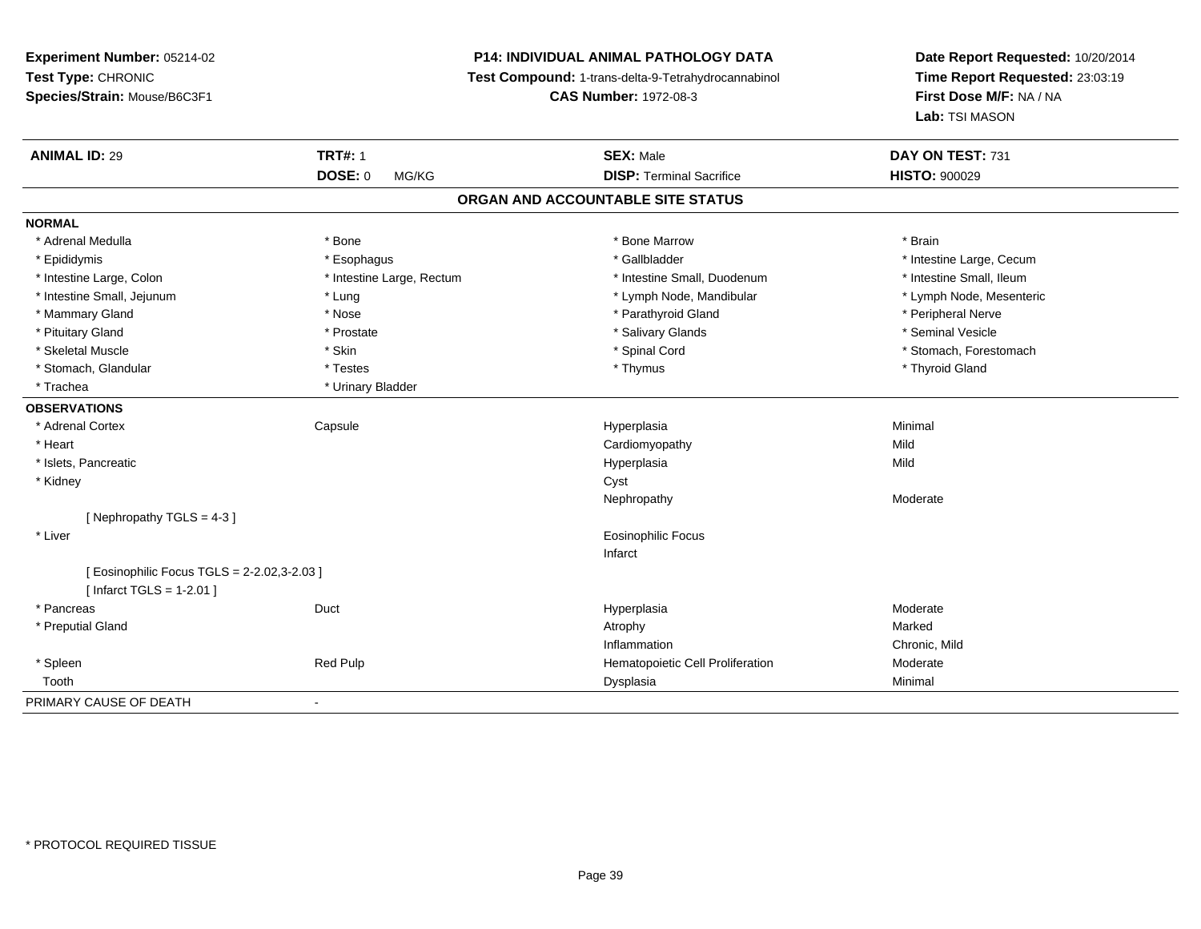**Experiment Number:** 05214-02
**Test Type:** CHRONIC
**Species/Strain:** Mouse/B6C3F1

**P14: INDIVIDUAL ANIMAL PATHOLOGY DATA**
**Test Compound:** 1-trans-delta-9-Tetrahydrocannabinol
**CAS Number:** 1972-08-3

**Date Report Requested:** 10/20/2014
**Time Report Requested:** 23:03:19
**First Dose M/F:** NA / NA
**Lab:** TSI MASON

| **ANIMAL ID:** 29 | **TRT#:** 1 | **SEX:** Male | **DAY ON TEST:** 731 |
|---|---|---|---|
| | **DOSE:** 0 MG/KG | **DISP:** Terminal Sacrifice | **HISTO:** 900029 |

## ORGAN AND ACCOUNTABLE SITE STATUS

**NORMAL**

| | | | |
|---|---|---|---|
| * Adrenal Medulla | * Bone | * Bone Marrow | * Brain |
| * Epididymis | * Esophagus | * Gallbladder | * Intestine Large, Cecum |
| * Intestine Large, Colon | * Intestine Large, Rectum | * Intestine Small, Duodenum | * Intestine Small, Ileum |
| * Intestine Small, Jejunum | * Lung | * Lymph Node, Mandibular | * Lymph Node, Mesenteric |
| * Mammary Gland | * Nose | * Parathyroid Gland | * Peripheral Nerve |
| * Pituitary Gland | * Prostate | * Salivary Glands | * Seminal Vesicle |
| * Skeletal Muscle | * Skin | * Spinal Cord | * Stomach, Forestomach |
| * Stomach, Glandular | * Testes | * Thymus | * Thyroid Gland |
| * Trachea | * Urinary Bladder | | |

**OBSERVATIONS**

| | | | |
|---|---|---|---|
| * Adrenal Cortex | Capsule | Hyperplasia | Minimal |
| * Heart | | Cardiomyopathy | Mild |
| * Islets, Pancreatic | | Hyperplasia | Mild |
| * Kidney | | Cyst | |
| | | Nephropathy | Moderate |
| [ Nephropathy TGLS = 4-3 ] | | | |
| * Liver | | Eosinophilic Focus | |
| | | Infarct | |
| [ Eosinophilic Focus TGLS = 2-2.02,3-2.03 ] | | | |
| [ Infarct TGLS = 1-2.01 ] | | | |
| * Pancreas | Duct | Hyperplasia | Moderate |
| * Preputial Gland | | Atrophy | Marked |
| | | Inflammation | Chronic, Mild |
| * Spleen | Red Pulp | Hematopoietic Cell Proliferation | Moderate |
| Tooth | | Dysplasia | Minimal |

PRIMARY CAUSE OF DEATH -

\* PROTOCOL REQUIRED TISSUE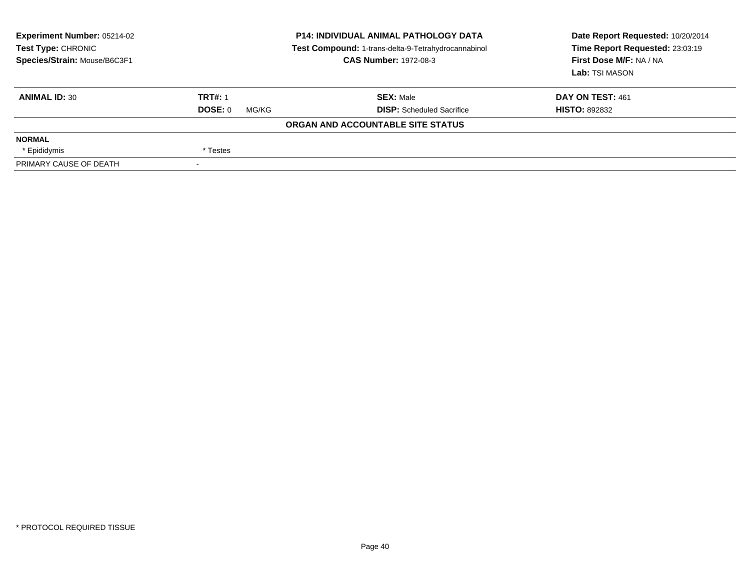| **Experiment Number:** 05214-02 | **P14: INDIVIDUAL ANIMAL PATHOLOGY DATA** | **Date Report Requested:** 10/20/2014 |
|---|---|---|
| **Test Type:** CHRONIC | **Test Compound:** 1-trans-delta-9-Tetrahydrocannabinol | **Time Report Requested:** 23:03:19 |
| **Species/Strain:** Mouse/B6C3F1 | **CAS Number:** 1972-08-3 | **First Dose M/F:** NA / NA |
| | | **Lab:** TSI MASON |

| **ANIMAL ID:** 30 | **TRT#:** 1 | **SEX:** Male | **DAY ON TEST:** 461 |
|---|---|---|---|
| | **DOSE:** 0 MG/KG | **DISP:** Scheduled Sacrifice | **HISTO:** 892832 |

**ORGAN AND ACCOUNTABLE SITE STATUS**

| | |
|---|---|
| **NORMAL** | |
| * Epididymis | * Testes |
| PRIMARY CAUSE OF DEATH | - |

* PROTOCOL REQUIRED TISSUE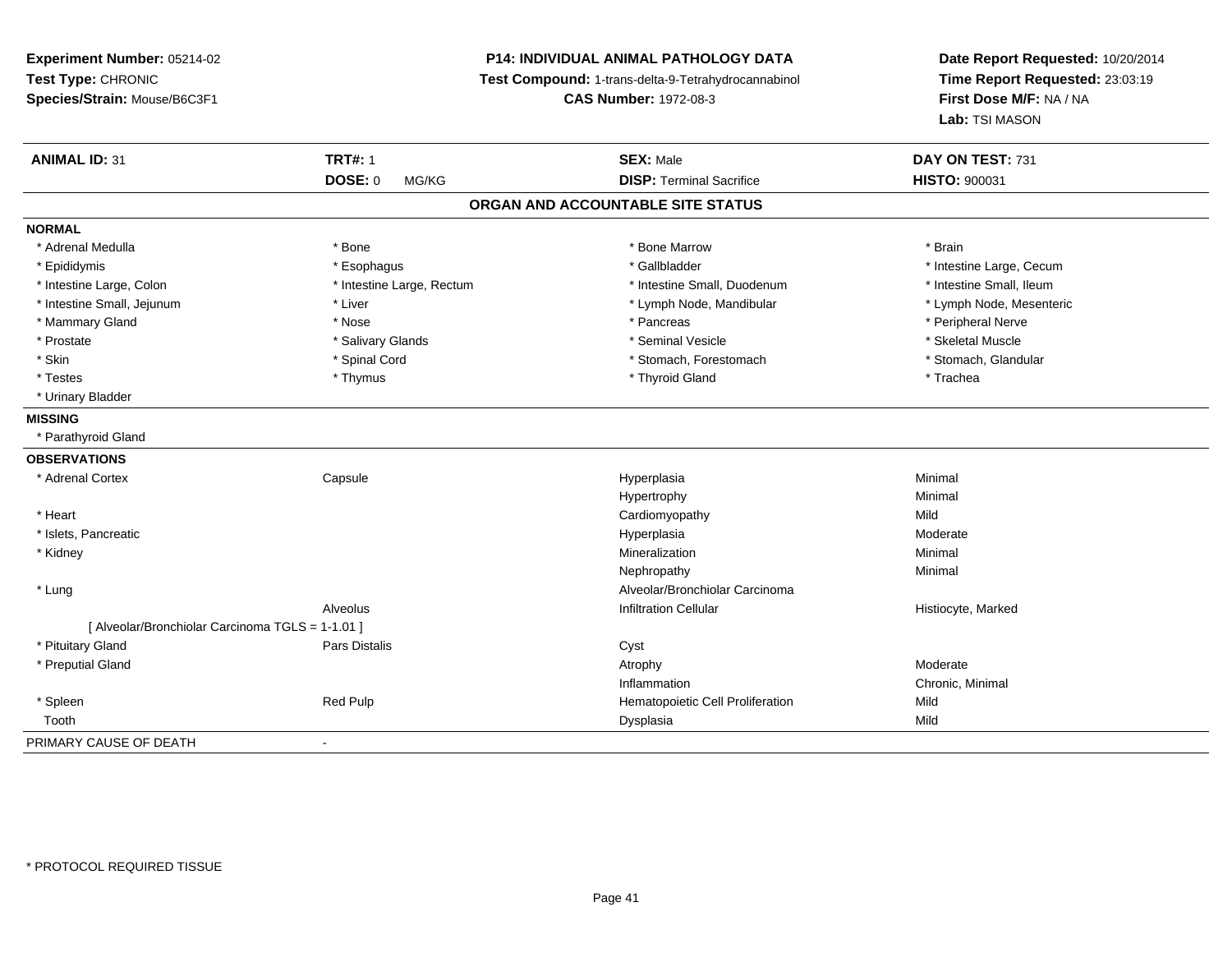**Experiment Number:** 05214-02
**Test Type:** CHRONIC
**Species/Strain:** Mouse/B6C3F1

**P14: INDIVIDUAL ANIMAL PATHOLOGY DATA**
**Test Compound:** 1-trans-delta-9-Tetrahydrocannabinol
**CAS Number:** 1972-08-3

**Date Report Requested:** 10/20/2014
**Time Report Requested:** 23:03:19
**First Dose M/F:** NA / NA
**Lab:** TSI MASON

| **ANIMAL ID:** 31 | **TRT#:** 1 | **SEX:** Male | **DAY ON TEST:** 731 |
|---|---|---|---|
| | **DOSE:** 0 MG/KG | **DISP:** Terminal Sacrifice | **HISTO:** 900031 |

## ORGAN AND ACCOUNTABLE SITE STATUS

**NORMAL**

| | | | |
|---|---|---|---|
| * Adrenal Medulla | * Bone | * Bone Marrow | * Brain |
| * Epididymis | * Esophagus | * Gallbladder | * Intestine Large, Cecum |
| * Intestine Large, Colon | * Intestine Large, Rectum | * Intestine Small, Duodenum | * Intestine Small, Ileum |
| * Intestine Small, Jejunum | * Liver | * Lymph Node, Mandibular | * Lymph Node, Mesenteric |
| * Mammary Gland | * Nose | * Pancreas | * Peripheral Nerve |
| * Prostate | * Salivary Glands | * Seminal Vesicle | * Skeletal Muscle |
| * Skin | * Spinal Cord | * Stomach, Forestomach | * Stomach, Glandular |
| * Testes | * Thymus | * Thyroid Gland | * Trachea |
| * Urinary Bladder | | | |

**MISSING**

* Parathyroid Gland

**OBSERVATIONS**

| | | | |
|---|---|---|---|
| * Adrenal Cortex | Capsule | Hyperplasia | Minimal |
| | | Hypertrophy | Minimal |
| * Heart | | Cardiomyopathy | Mild |
| * Islets, Pancreatic | | Hyperplasia | Moderate |
| * Kidney | | Mineralization | Minimal |
| | | Nephropathy | Minimal |
| * Lung | | Alveolar/Bronchiolar Carcinoma | |
| | Alveolus | Infiltration Cellular | Histiocyte, Marked |
| [ Alveolar/Bronchiolar Carcinoma TGLS = 1-1.01 ] | | | |
| * Pituitary Gland | Pars Distalis | Cyst | |
| * Preputial Gland | | Atrophy | Moderate |
| | | Inflammation | Chronic, Minimal |
| * Spleen | Red Pulp | Hematopoietic Cell Proliferation | Mild |
| Tooth | | Dysplasia | Mild |

PRIMARY CAUSE OF DEATH -

* PROTOCOL REQUIRED TISSUE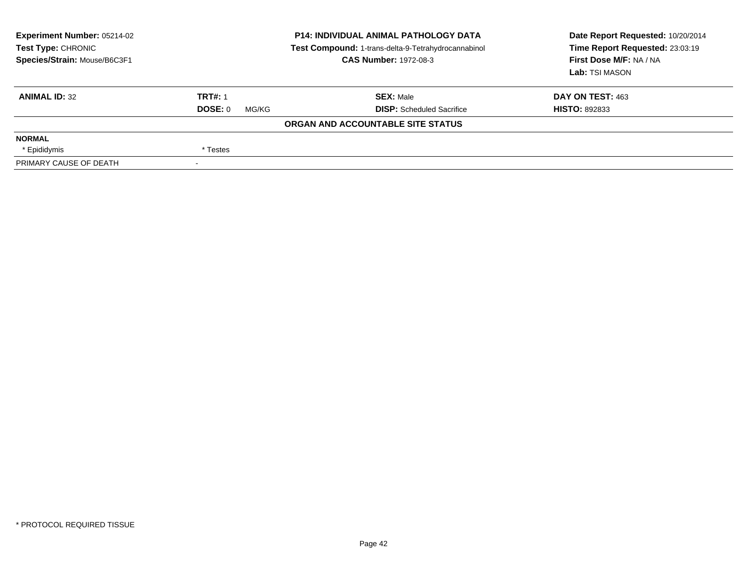**Experiment Number:** 05214-02
**Test Type:** CHRONIC
**Species/Strain:** Mouse/B6C3F1

**P14: INDIVIDUAL ANIMAL PATHOLOGY DATA**
**Test Compound:** 1-trans-delta-9-Tetrahydrocannabinol
**CAS Number:** 1972-08-3

**Date Report Requested:** 10/20/2014
**Time Report Requested:** 23:03:19
**First Dose M/F:** NA / NA
**Lab:** TSI MASON

| **ANIMAL ID:** 32 | **TRT#:** 1 | **SEX:** Male | **DAY ON TEST:** 463 |
|---|---|---|---|
| | **DOSE:** 0 MG/KG | **DISP:** Scheduled Sacrifice | **HISTO:** 892833 |

**ORGAN AND ACCOUNTABLE SITE STATUS**

| | |
|---|---|
| **NORMAL** | |
| * Epididymis | * Testes |
| PRIMARY CAUSE OF DEATH | - |

* PROTOCOL REQUIRED TISSUE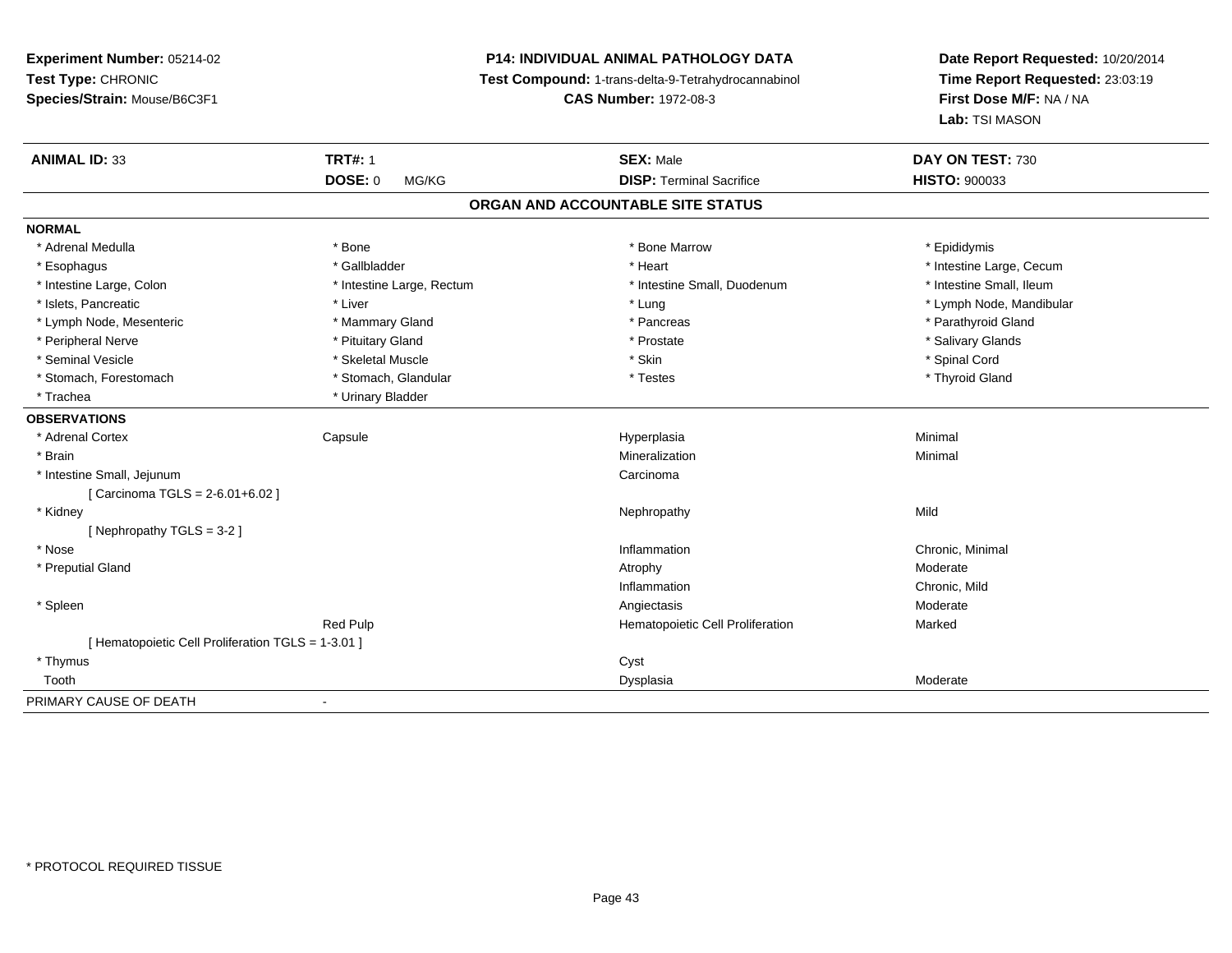**Experiment Number:** 05214-02
**Test Type:** CHRONIC
**Species/Strain:** Mouse/B6C3F1

**P14: INDIVIDUAL ANIMAL PATHOLOGY DATA**
**Test Compound:** 1-trans-delta-9-Tetrahydrocannabinol
**CAS Number:** 1972-08-3

**Date Report Requested:** 10/20/2014
**Time Report Requested:** 23:03:19
**First Dose M/F:** NA / NA
**Lab:** TSI MASON

| **ANIMAL ID:** 33 | **TRT#:** 1 | **SEX:** Male | **DAY ON TEST:** 730 |
|---|---|---|---|
| | **DOSE:** 0 MG/KG | **DISP:** Terminal Sacrifice | **HISTO:** 900033 |

**ORGAN AND ACCOUNTABLE SITE STATUS**

**NORMAL**

| | | | |
|---|---|---|---|
| * Adrenal Medulla | * Bone | * Bone Marrow | * Epididymis |
| * Esophagus | * Gallbladder | * Heart | * Intestine Large, Cecum |
| * Intestine Large, Colon | * Intestine Large, Rectum | * Intestine Small, Duodenum | * Intestine Small, Ileum |
| * Islets, Pancreatic | * Liver | * Lung | * Lymph Node, Mandibular |
| * Lymph Node, Mesenteric | * Mammary Gland | * Pancreas | * Parathyroid Gland |
| * Peripheral Nerve | * Pituitary Gland | * Prostate | * Salivary Glands |
| * Seminal Vesicle | * Skeletal Muscle | * Skin | * Spinal Cord |
| * Stomach, Forestomach | * Stomach, Glandular | * Testes | * Thyroid Gland |
| * Trachea | * Urinary Bladder | | |

**OBSERVATIONS**

| | | | |
|---|---|---|---|
| * Adrenal Cortex | Capsule | Hyperplasia | Minimal |
| * Brain | | Mineralization | Minimal |
| * Intestine Small, Jejunum | | Carcinoma | |
| [ Carcinoma TGLS = 2-6.01+6.02 ] | | | |
| * Kidney | | Nephropathy | Mild |
| [ Nephropathy TGLS = 3-2 ] | | | |
| * Nose | | Inflammation | Chronic, Minimal |
| * Preputial Gland | | Atrophy | Moderate |
| | | Inflammation | Chronic, Mild |
| * Spleen | | Angiectasis | Moderate |
| | Red Pulp | Hematopoietic Cell Proliferation | Marked |
| [ Hematopoietic Cell Proliferation TGLS = 1-3.01 ] | | | |
| * Thymus | | Cyst | |
| Tooth | | Dysplasia | Moderate |

PRIMARY CAUSE OF DEATH -

\* PROTOCOL REQUIRED TISSUE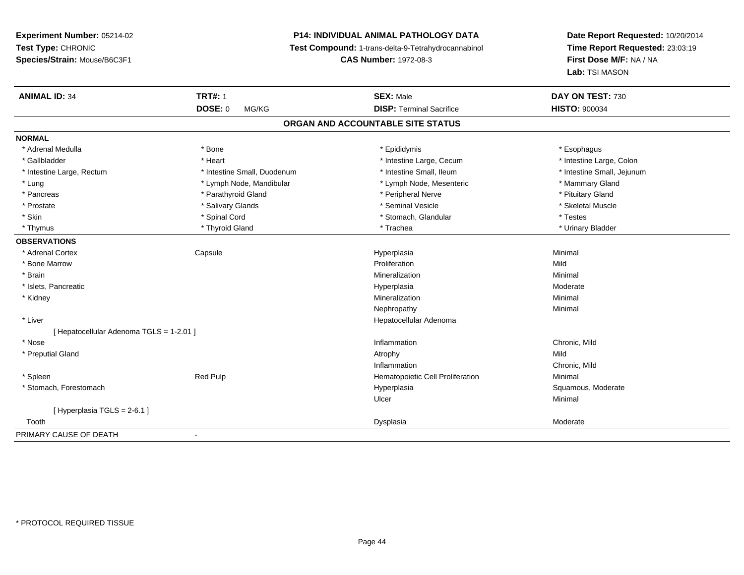**Experiment Number:** 05214-02
**Test Type:** CHRONIC
**Species/Strain:** Mouse/B6C3F1

**P14: INDIVIDUAL ANIMAL PATHOLOGY DATA**
**Test Compound:** 1-trans-delta-9-Tetrahydrocannabinol
**CAS Number:** 1972-08-3

**Date Report Requested:** 10/20/2014
**Time Report Requested:** 23:03:19
**First Dose M/F:** NA / NA
**Lab:** TSI MASON

| **ANIMAL ID:** 34 | **TRT#:** 1 | **SEX:** Male | **DAY ON TEST:** 730 |
|---|---|---|---|
| | **DOSE:** 0 MG/KG | **DISP:** Terminal Sacrifice | **HISTO:** 900034 |

## ORGAN AND ACCOUNTABLE SITE STATUS

**NORMAL**

| | | | |
|---|---|---|---|
| * Adrenal Medulla | * Bone | * Epididymis | * Esophagus |
| * Gallbladder | * Heart | * Intestine Large, Cecum | * Intestine Large, Colon |
| * Intestine Large, Rectum | * Intestine Small, Duodenum | * Intestine Small, Ileum | * Intestine Small, Jejunum |
| * Lung | * Lymph Node, Mandibular | * Lymph Node, Mesenteric | * Mammary Gland |
| * Pancreas | * Parathyroid Gland | * Peripheral Nerve | * Pituitary Gland |
| * Prostate | * Salivary Glands | * Seminal Vesicle | * Skeletal Muscle |
| * Skin | * Spinal Cord | * Stomach, Glandular | * Testes |
| * Thymus | * Thyroid Gland | * Trachea | * Urinary Bladder |

**OBSERVATIONS**

| | | | |
|---|---|---|---|
| * Adrenal Cortex | Capsule | Hyperplasia | Minimal |
| * Bone Marrow | | Proliferation | Mild |
| * Brain | | Mineralization | Minimal |
| * Islets, Pancreatic | | Hyperplasia | Moderate |
| * Kidney | | Mineralization | Minimal |
| | | Nephropathy | Minimal |
| * Liver | | Hepatocellular Adenoma | |
| [ Hepatocellular Adenoma TGLS = 1-2.01 ] | | | |
| * Nose | | Inflammation | Chronic, Mild |
| * Preputial Gland | | Atrophy | Mild |
| | | Inflammation | Chronic, Mild |
| * Spleen | Red Pulp | Hematopoietic Cell Proliferation | Minimal |
| * Stomach, Forestomach | | Hyperplasia | Squamous, Moderate |
| | | Ulcer | Minimal |
| [ Hyperplasia TGLS = 2-6.1 ] | | | |
| Tooth | | Dysplasia | Moderate |

PRIMARY CAUSE OF DEATH -

\* PROTOCOL REQUIRED TISSUE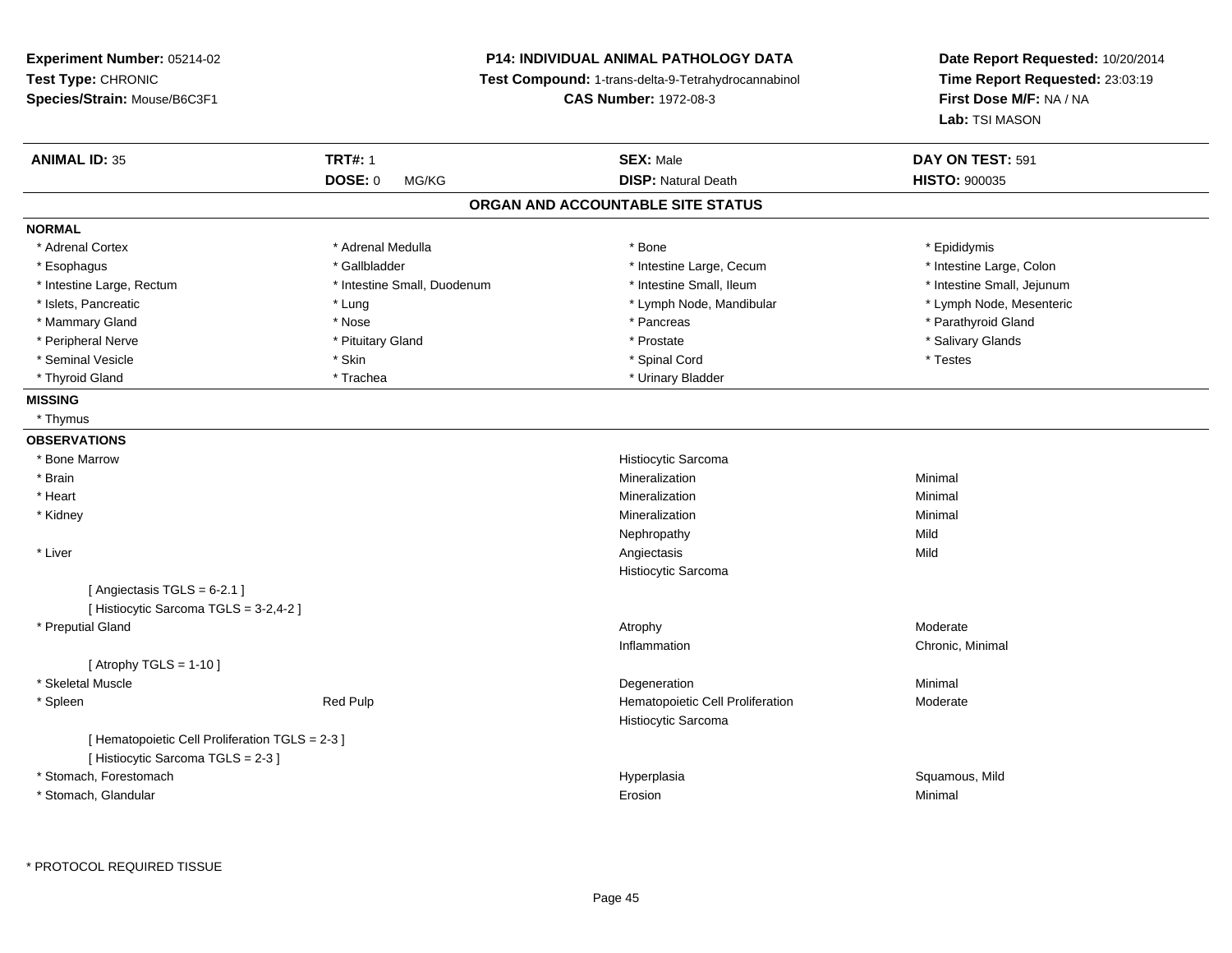**Experiment Number:** 05214-02
**Test Type:** CHRONIC
**Species/Strain:** Mouse/B6C3F1

**P14: INDIVIDUAL ANIMAL PATHOLOGY DATA**
**Test Compound:** 1-trans-delta-9-Tetrahydrocannabinol
**CAS Number:** 1972-08-3

**Date Report Requested:** 10/20/2014
**Time Report Requested:** 23:03:19
**First Dose M/F:** NA / NA
**Lab:** TSI MASON

| **ANIMAL ID:** 35 | **TRT#:** 1 | **SEX:** Male | **DAY ON TEST:** 591 |
|---|---|---|---|
| | **DOSE:** 0 MG/KG | **DISP:** Natural Death | **HISTO:** 900035 |

## ORGAN AND ACCOUNTABLE SITE STATUS

**NORMAL**

| | | | |
|---|---|---|---|
| * Adrenal Cortex | * Adrenal Medulla | * Bone | * Epididymis |
| * Esophagus | * Gallbladder | * Intestine Large, Cecum | * Intestine Large, Colon |
| * Intestine Large, Rectum | * Intestine Small, Duodenum | * Intestine Small, Ileum | * Intestine Small, Jejunum |
| * Islets, Pancreatic | * Lung | * Lymph Node, Mandibular | * Lymph Node, Mesenteric |
| * Mammary Gland | * Nose | * Pancreas | * Parathyroid Gland |
| * Peripheral Nerve | * Pituitary Gland | * Prostate | * Salivary Glands |
| * Seminal Vesicle | * Skin | * Spinal Cord | * Testes |
| * Thyroid Gland | * Trachea | * Urinary Bladder | |

**MISSING**

* Thymus

**OBSERVATIONS**

| Organ | Site | Observation | Severity |
|---|---|---|---|
| * Bone Marrow | | Histiocytic Sarcoma | |
| * Brain | | Mineralization | Minimal |
| * Heart | | Mineralization | Minimal |
| * Kidney | | Mineralization | Minimal |
| | | Nephropathy | Mild |
| * Liver | | Angiectasis | Mild |
| | | Histiocytic Sarcoma | |
| [ Angiectasis TGLS = 6-2.1 ] | | | |
| [ Histiocytic Sarcoma TGLS = 3-2,4-2 ] | | | |
| * Preputial Gland | | Atrophy | Moderate |
| | | Inflammation | Chronic, Minimal |
| [ Atrophy TGLS = 1-10 ] | | | |
| * Skeletal Muscle | | Degeneration | Minimal |
| * Spleen | Red Pulp | Hematopoietic Cell Proliferation | Moderate |
| | | Histiocytic Sarcoma | |
| [ Hematopoietic Cell Proliferation TGLS = 2-3 ] | | | |
| [ Histiocytic Sarcoma TGLS = 2-3 ] | | | |
| * Stomach, Forestomach | | Hyperplasia | Squamous, Mild |
| * Stomach, Glandular | | Erosion | Minimal |

* PROTOCOL REQUIRED TISSUE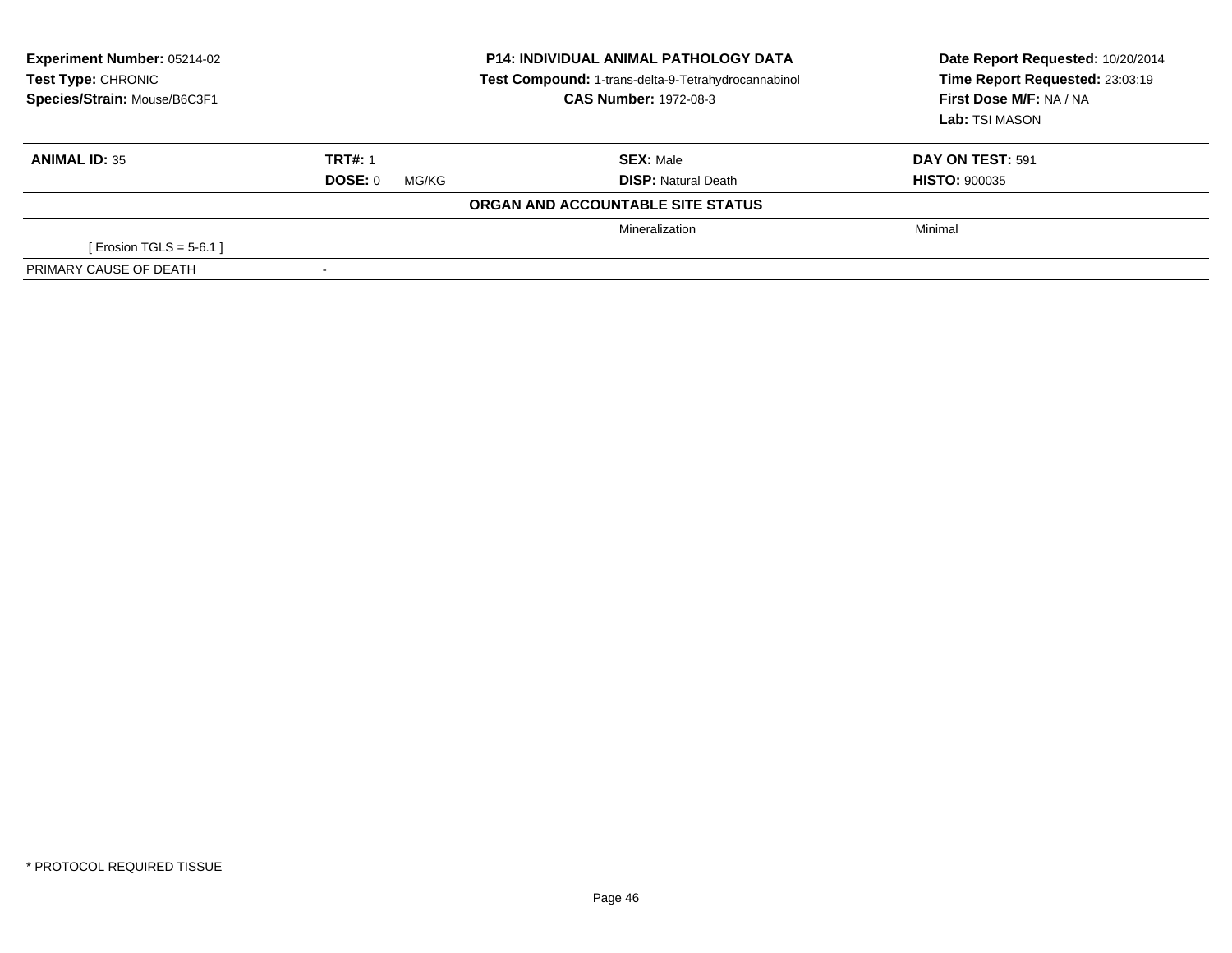**Experiment Number:** 05214-02
**Test Type:** CHRONIC
**Species/Strain:** Mouse/B6C3F1

**P14: INDIVIDUAL ANIMAL PATHOLOGY DATA**
**Test Compound:** 1-trans-delta-9-Tetrahydrocannabinol
**CAS Number:** 1972-08-3

**Date Report Requested:** 10/20/2014
**Time Report Requested:** 23:03:19
**First Dose M/F:** NA / NA
**Lab:** TSI MASON

| **ANIMAL ID:** 35 | **TRT#:** 1 | **SEX:** Male | **DAY ON TEST:** 591 |
|---|---|---|---|
| | **DOSE:** 0 MG/KG | **DISP:** Natural Death | **HISTO:** 900035 |

**ORGAN AND ACCOUNTABLE SITE STATUS**

| | | | |
|---|---|---|---|
| | | Mineralization | Minimal |
| [ Erosion TGLS = 5-6.1 ] | | | |
| PRIMARY CAUSE OF DEATH | - | | |

* PROTOCOL REQUIRED TISSUE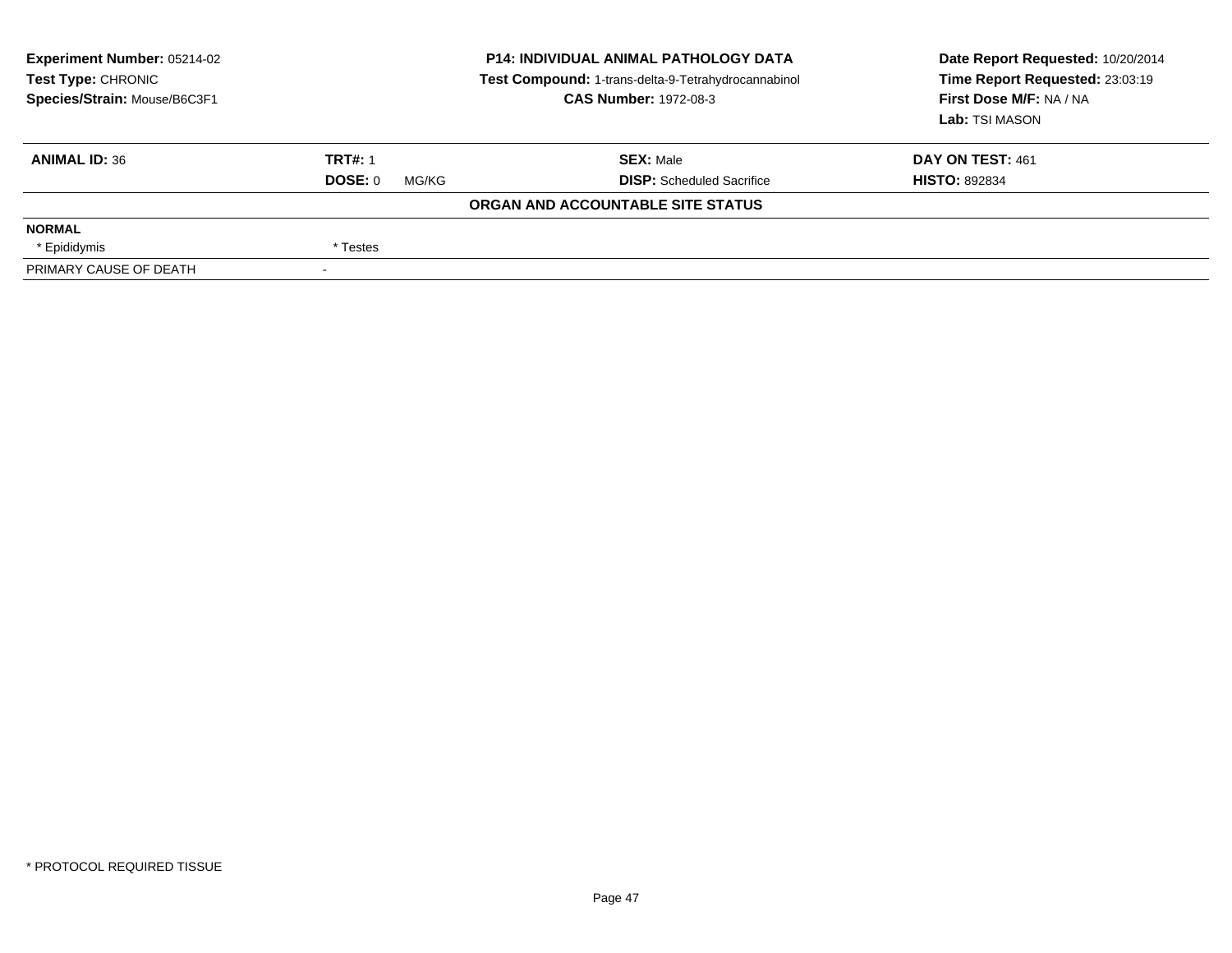**Experiment Number:** 05214-02
**Test Type:** CHRONIC
**Species/Strain:** Mouse/B6C3F1

**P14: INDIVIDUAL ANIMAL PATHOLOGY DATA**
**Test Compound:** 1-trans-delta-9-Tetrahydrocannabinol
**CAS Number:** 1972-08-3

**Date Report Requested:** 10/20/2014
**Time Report Requested:** 23:03:19
**First Dose M/F:** NA / NA
**Lab:** TSI MASON

| **ANIMAL ID:** 36 | **TRT#:** 1 | **SEX:** Male | **DAY ON TEST:** 461 |
|---|---|---|---|
| | **DOSE:** 0 MG/KG | **DISP:** Scheduled Sacrifice | **HISTO:** 892834 |

**ORGAN AND ACCOUNTABLE SITE STATUS**

| | |
|---|---|
| **NORMAL** | |
| * Epididymis | * Testes |
| PRIMARY CAUSE OF DEATH | - |

* PROTOCOL REQUIRED TISSUE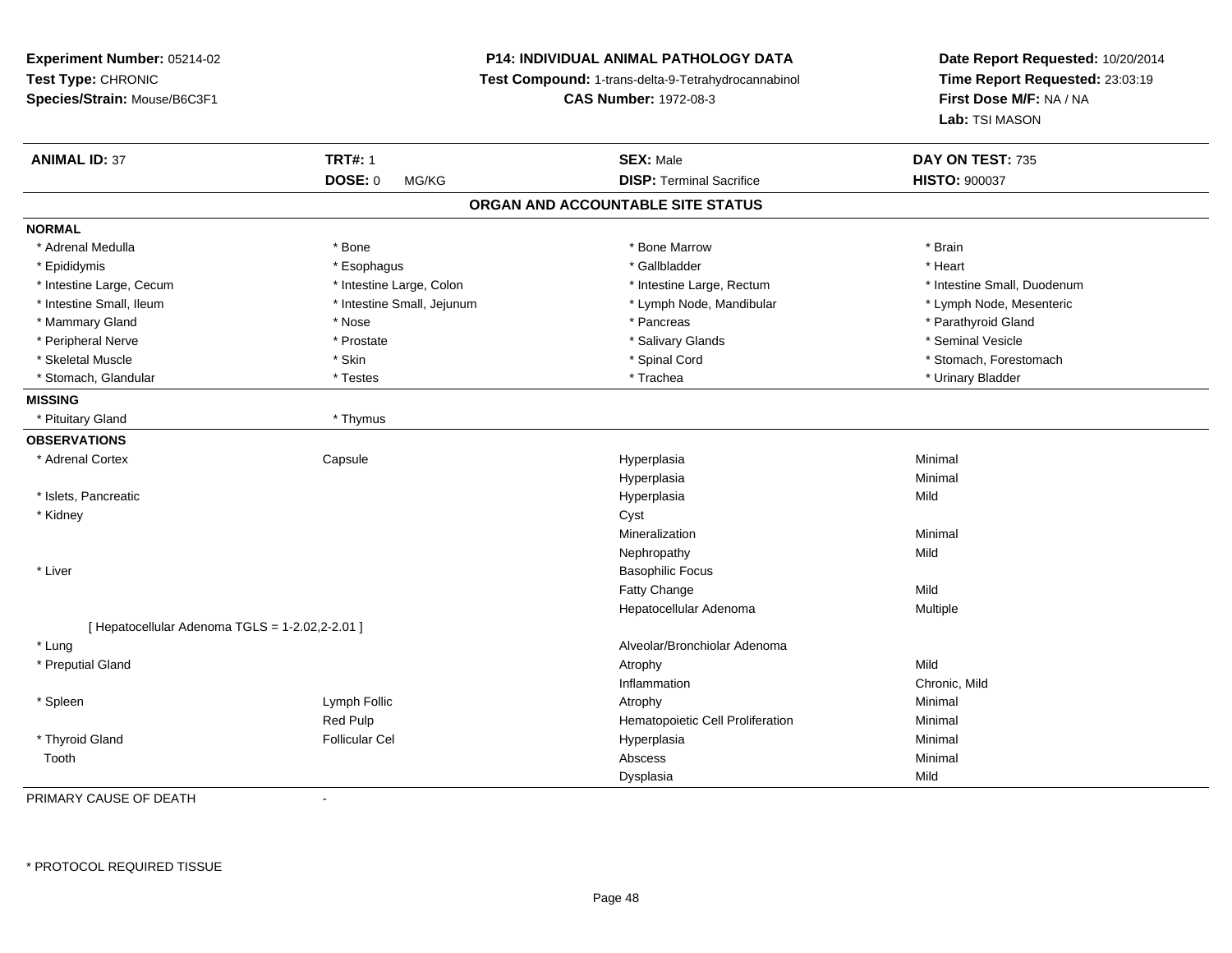**Experiment Number:** 05214-02
**Test Type:** CHRONIC
**Species/Strain:** Mouse/B6C3F1

**P14: INDIVIDUAL ANIMAL PATHOLOGY DATA**
**Test Compound:** 1-trans-delta-9-Tetrahydrocannabinol
**CAS Number:** 1972-08-3

**Date Report Requested:** 10/20/2014
**Time Report Requested:** 23:03:19
**First Dose M/F:** NA / NA
**Lab:** TSI MASON

| **ANIMAL ID:** 37 | **TRT#:** 1 | **SEX:** Male | **DAY ON TEST:** 735 |
|---|---|---|---|
| | **DOSE:** 0 MG/KG | **DISP:** Terminal Sacrifice | **HISTO:** 900037 |

## ORGAN AND ACCOUNTABLE SITE STATUS

**NORMAL**

| | | | |
|---|---|---|---|
| * Adrenal Medulla | * Bone | * Bone Marrow | * Brain |
| * Epididymis | * Esophagus | * Gallbladder | * Heart |
| * Intestine Large, Cecum | * Intestine Large, Colon | * Intestine Large, Rectum | * Intestine Small, Duodenum |
| * Intestine Small, Ileum | * Intestine Small, Jejunum | * Lymph Node, Mandibular | * Lymph Node, Mesenteric |
| * Mammary Gland | * Nose | * Pancreas | * Parathyroid Gland |
| * Peripheral Nerve | * Prostate | * Salivary Glands | * Seminal Vesicle |
| * Skeletal Muscle | * Skin | * Spinal Cord | * Stomach, Forestomach |
| * Stomach, Glandular | * Testes | * Trachea | * Urinary Bladder |

**MISSING**

| | |
|---|---|
| * Pituitary Gland | * Thymus |

**OBSERVATIONS**

| Organ | Site | Observation | Severity |
|---|---|---|---|
| * Adrenal Cortex | Capsule | Hyperplasia | Minimal |
| | | Hyperplasia | Minimal |
| * Islets, Pancreatic | | Hyperplasia | Mild |
| * Kidney | | Cyst | |
| | | Mineralization | Minimal |
| | | Nephropathy | Mild |
| * Liver | | Basophilic Focus | |
| | | Fatty Change | Mild |
| | | Hepatocellular Adenoma | Multiple |
| [ Hepatocellular Adenoma TGLS = 1-2.02,2-2.01 ] | | | |
| * Lung | | Alveolar/Bronchiolar Adenoma | |
| * Preputial Gland | | Atrophy | Mild |
| | | Inflammation | Chronic, Mild |
| * Spleen | Lymph Follic | Atrophy | Minimal |
| | Red Pulp | Hematopoietic Cell Proliferation | Minimal |
| * Thyroid Gland | Follicular Cel | Hyperplasia | Minimal |
| Tooth | | Abscess | Minimal |
| | | Dysplasia | Mild |

PRIMARY CAUSE OF DEATH -

\* PROTOCOL REQUIRED TISSUE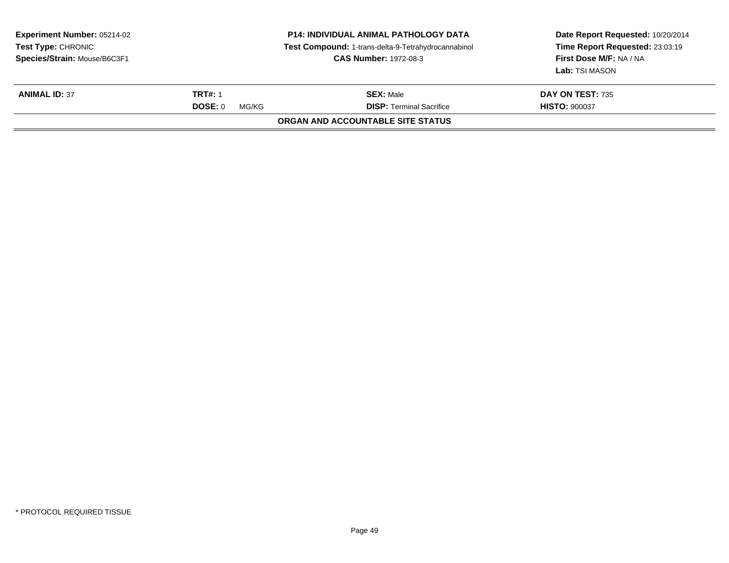**Experiment Number:** 05214-02
**Test Type:** CHRONIC
**Species/Strain:** Mouse/B6C3F1

**P14: INDIVIDUAL ANIMAL PATHOLOGY DATA**
**Test Compound:** 1-trans-delta-9-Tetrahydrocannabinol
**CAS Number:** 1972-08-3

**Date Report Requested:** 10/20/2014
**Time Report Requested:** 23:03:19
**First Dose M/F:** NA / NA
**Lab:** TSI MASON

| **ANIMAL ID:** 37 | **TRT#:** 1 | **SEX:** Male | **DAY ON TEST:** 735 |
|---|---|---|---|
| | **DOSE:** 0 MG/KG | **DISP:** Terminal Sacrifice | **HISTO:** 900037 |

**ORGAN AND ACCOUNTABLE SITE STATUS**

* PROTOCOL REQUIRED TISSUE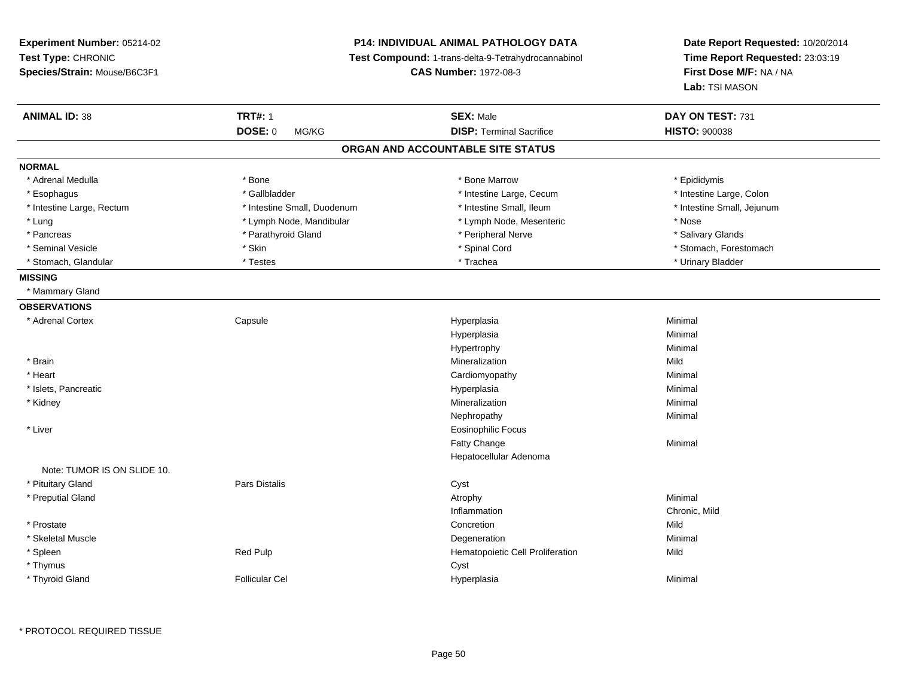**Experiment Number:** 05214-02
**Test Type:** CHRONIC
**Species/Strain:** Mouse/B6C3F1

**P14: INDIVIDUAL ANIMAL PATHOLOGY DATA**
**Test Compound:** 1-trans-delta-9-Tetrahydrocannabinol
**CAS Number:** 1972-08-3

**Date Report Requested:** 10/20/2014
**Time Report Requested:** 23:03:19
**First Dose M/F:** NA / NA
**Lab:** TSI MASON

| **ANIMAL ID:** 38 | **TRT#:** 1 | **SEX:** Male | **DAY ON TEST:** 731 |
|---|---|---|---|
| | **DOSE:** 0 MG/KG | **DISP:** Terminal Sacrifice | **HISTO:** 900038 |

## ORGAN AND ACCOUNTABLE SITE STATUS

**NORMAL**

| | | | |
|---|---|---|---|
| * Adrenal Medulla | * Bone | * Bone Marrow | * Epididymis |
| * Esophagus | * Gallbladder | * Intestine Large, Cecum | * Intestine Large, Colon |
| * Intestine Large, Rectum | * Intestine Small, Duodenum | * Intestine Small, Ileum | * Intestine Small, Jejunum |
| * Lung | * Lymph Node, Mandibular | * Lymph Node, Mesenteric | * Nose |
| * Pancreas | * Parathyroid Gland | * Peripheral Nerve | * Salivary Glands |
| * Seminal Vesicle | * Skin | * Spinal Cord | * Stomach, Forestomach |
| * Stomach, Glandular | * Testes | * Trachea | * Urinary Bladder |

**MISSING**

* Mammary Gland

**OBSERVATIONS**

| | | | |
|---|---|---|---|
| * Adrenal Cortex | Capsule | Hyperplasia | Minimal |
| | | Hyperplasia | Minimal |
| | | Hypertrophy | Minimal |
| * Brain | | Mineralization | Mild |
| * Heart | | Cardiomyopathy | Minimal |
| * Islets, Pancreatic | | Hyperplasia | Minimal |
| * Kidney | | Mineralization | Minimal |
| | | Nephropathy | Minimal |
| * Liver | | Eosinophilic Focus | |
| | | Fatty Change | Minimal |
| | | Hepatocellular Adenoma | |
| Note: TUMOR IS ON SLIDE 10. | | | |
| * Pituitary Gland | Pars Distalis | Cyst | |
| * Preputial Gland | | Atrophy | Minimal |
| | | Inflammation | Chronic, Mild |
| * Prostate | | Concretion | Mild |
| * Skeletal Muscle | | Degeneration | Minimal |
| * Spleen | Red Pulp | Hematopoietic Cell Proliferation | Mild |
| * Thymus | | Cyst | |
| * Thyroid Gland | Follicular Cel | Hyperplasia | Minimal |

\* PROTOCOL REQUIRED TISSUE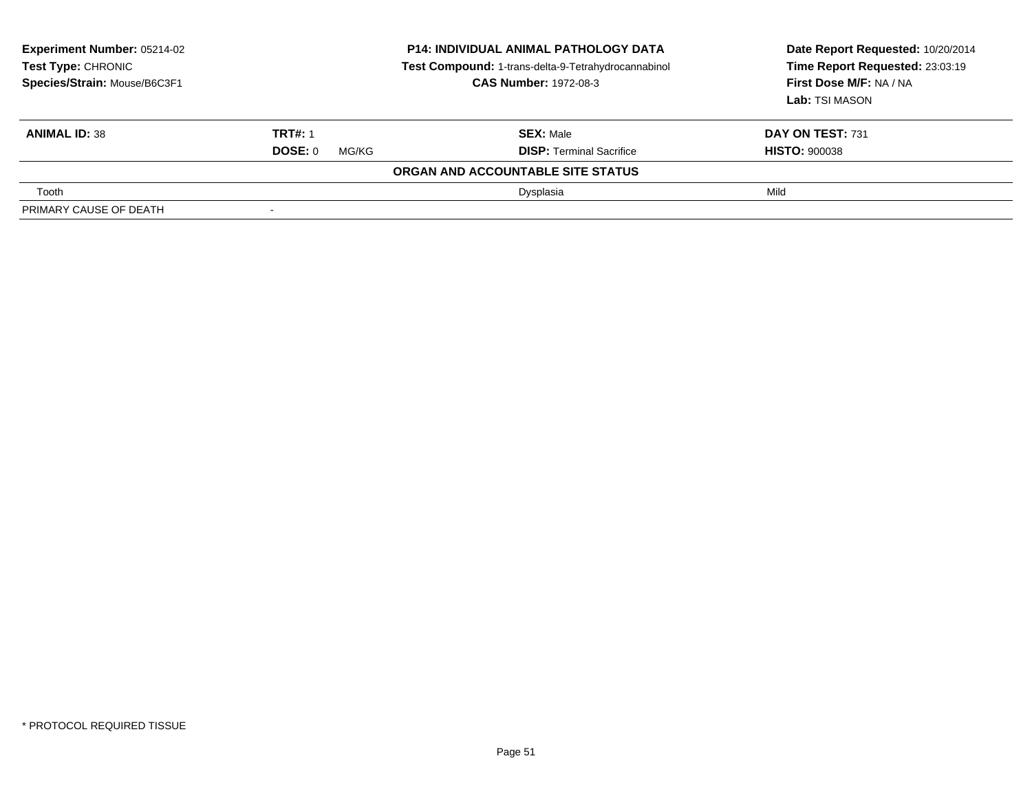**Experiment Number:** 05214-02
**Test Type:** CHRONIC
**Species/Strain:** Mouse/B6C3F1

**P14: INDIVIDUAL ANIMAL PATHOLOGY DATA**
**Test Compound:** 1-trans-delta-9-Tetrahydrocannabinol
**CAS Number:** 1972-08-3

**Date Report Requested:** 10/20/2014
**Time Report Requested:** 23:03:19
**First Dose M/F:** NA / NA
**Lab:** TSI MASON

| **ANIMAL ID:** 38 | **TRT#:** 1 | **SEX:** Male | **DAY ON TEST:** 731 |
|---|---|---|---|
| | **DOSE:** 0 MG/KG | **DISP:** Terminal Sacrifice | **HISTO:** 900038 |

**ORGAN AND ACCOUNTABLE SITE STATUS**

| | | | |
|---|---|---|---|
| Tooth | | Dysplasia | Mild |
| PRIMARY CAUSE OF DEATH | - | | |

* PROTOCOL REQUIRED TISSUE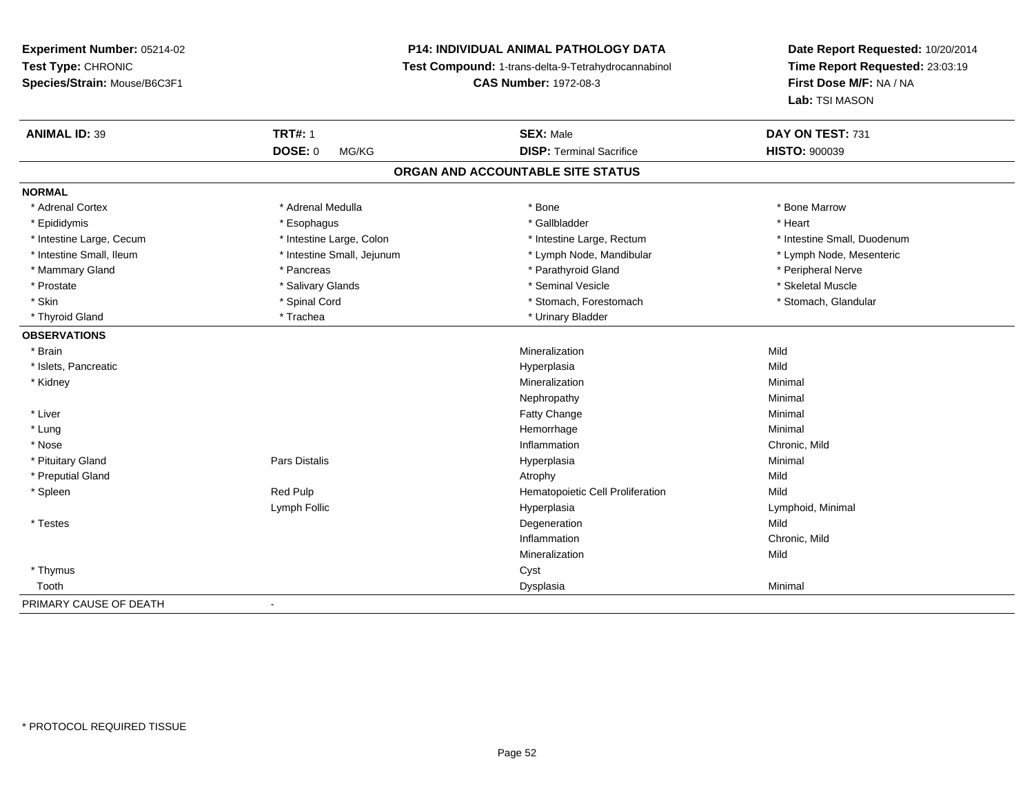**Experiment Number:** 05214-02
**Test Type:** CHRONIC
**Species/Strain:** Mouse/B6C3F1

**P14: INDIVIDUAL ANIMAL PATHOLOGY DATA**
**Test Compound:** 1-trans-delta-9-Tetrahydrocannabinol
**CAS Number:** 1972-08-3

**Date Report Requested:** 10/20/2014
**Time Report Requested:** 23:03:19
**First Dose M/F:** NA / NA
**Lab:** TSI MASON

| **ANIMAL ID:** 39 | **TRT#:** 1 | **SEX:** Male | **DAY ON TEST:** 731 |
|---|---|---|---|
| | **DOSE:** 0 MG/KG | **DISP:** Terminal Sacrifice | **HISTO:** 900039 |

**ORGAN AND ACCOUNTABLE SITE STATUS**

| | | | |
|---|---|---|---|
| **NORMAL** | | | |
| * Adrenal Cortex | * Adrenal Medulla | * Bone | * Bone Marrow |
| * Epididymis | * Esophagus | * Gallbladder | * Heart |
| * Intestine Large, Cecum | * Intestine Large, Colon | * Intestine Large, Rectum | * Intestine Small, Duodenum |
| * Intestine Small, Ileum | * Intestine Small, Jejunum | * Lymph Node, Mandibular | * Lymph Node, Mesenteric |
| * Mammary Gland | * Pancreas | * Parathyroid Gland | * Peripheral Nerve |
| * Prostate | * Salivary Glands | * Seminal Vesicle | * Skeletal Muscle |
| * Skin | * Spinal Cord | * Stomach, Forestomach | * Stomach, Glandular |
| * Thyroid Gland | * Trachea | * Urinary Bladder | |
| **OBSERVATIONS** | | | |
| * Brain | | Mineralization | Mild |
| * Islets, Pancreatic | | Hyperplasia | Mild |
| * Kidney | | Mineralization | Minimal |
| | | Nephropathy | Minimal |
| * Liver | | Fatty Change | Minimal |
| * Lung | | Hemorrhage | Minimal |
| * Nose | | Inflammation | Chronic, Mild |
| * Pituitary Gland | Pars Distalis | Hyperplasia | Minimal |
| * Preputial Gland | | Atrophy | Mild |
| * Spleen | Red Pulp | Hematopoietic Cell Proliferation | Mild |
| | Lymph Follic | Hyperplasia | Lymphoid, Minimal |
| * Testes | | Degeneration | Mild |
| | | Inflammation | Chronic, Mild |
| | | Mineralization | Mild |
| * Thymus | | Cyst | |
| Tooth | | Dysplasia | Minimal |
| PRIMARY CAUSE OF DEATH | - | | |

\* PROTOCOL REQUIRED TISSUE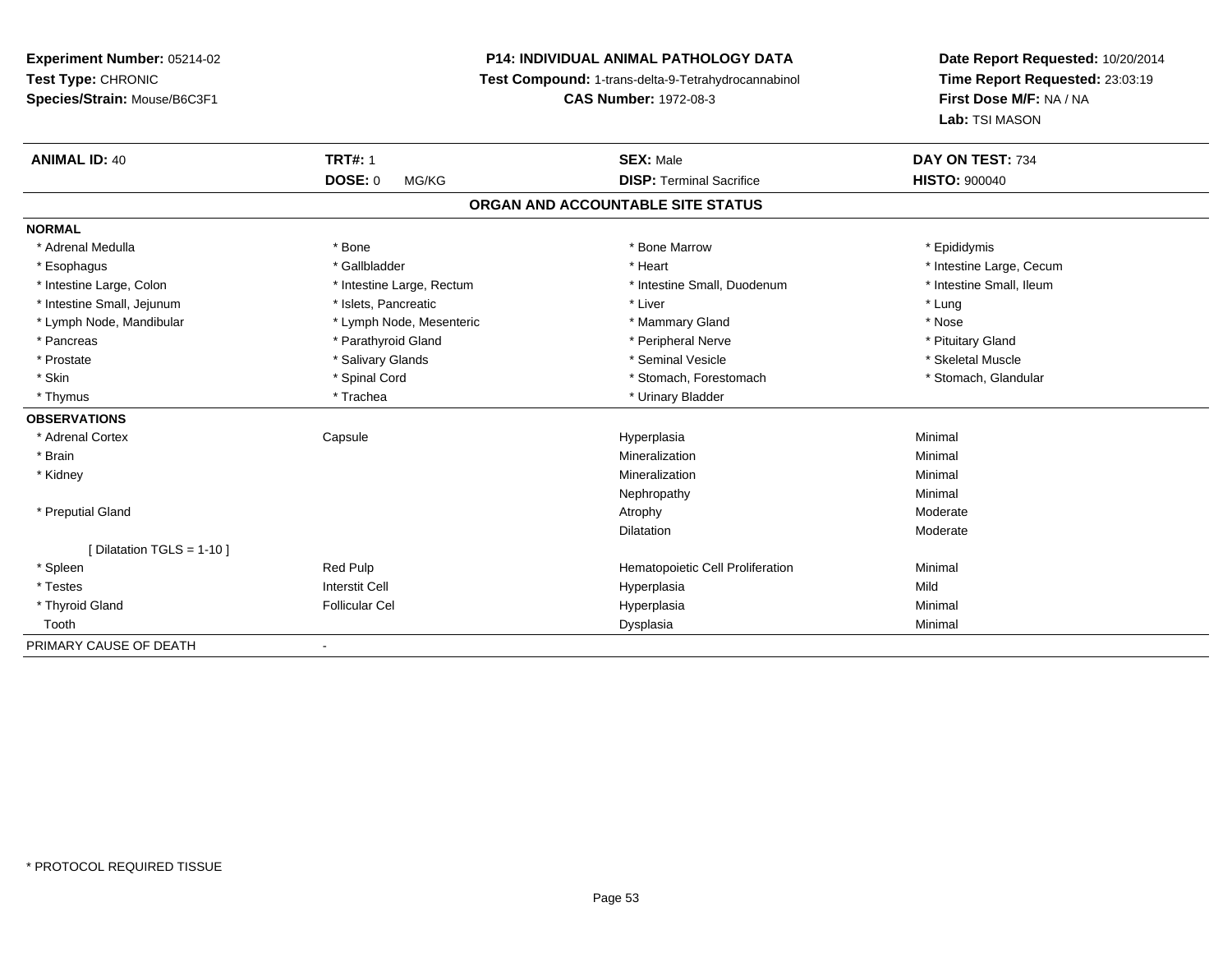**Experiment Number:** 05214-02
**Test Type:** CHRONIC
**Species/Strain:** Mouse/B6C3F1

**P14: INDIVIDUAL ANIMAL PATHOLOGY DATA**
**Test Compound:** 1-trans-delta-9-Tetrahydrocannabinol
**CAS Number:** 1972-08-3

**Date Report Requested:** 10/20/2014
**Time Report Requested:** 23:03:19
**First Dose M/F:** NA / NA
**Lab:** TSI MASON

| **ANIMAL ID:** 40 | **TRT#:** 1 | **SEX:** Male | **DAY ON TEST:** 734 |
|---|---|---|---|
| | **DOSE:** 0 MG/KG | **DISP:** Terminal Sacrifice | **HISTO:** 900040 |

## ORGAN AND ACCOUNTABLE SITE STATUS

**NORMAL**

| | | | |
|---|---|---|---|
| * Adrenal Medulla | * Bone | * Bone Marrow | * Epididymis |
| * Esophagus | * Gallbladder | * Heart | * Intestine Large, Cecum |
| * Intestine Large, Colon | * Intestine Large, Rectum | * Intestine Small, Duodenum | * Intestine Small, Ileum |
| * Intestine Small, Jejunum | * Islets, Pancreatic | * Liver | * Lung |
| * Lymph Node, Mandibular | * Lymph Node, Mesenteric | * Mammary Gland | * Nose |
| * Pancreas | * Parathyroid Gland | * Peripheral Nerve | * Pituitary Gland |
| * Prostate | * Salivary Glands | * Seminal Vesicle | * Skeletal Muscle |
| * Skin | * Spinal Cord | * Stomach, Forestomach | * Stomach, Glandular |
| * Thymus | * Trachea | * Urinary Bladder | |

**OBSERVATIONS**

| | | | |
|---|---|---|---|
| * Adrenal Cortex | Capsule | Hyperplasia | Minimal |
| * Brain | | Mineralization | Minimal |
| * Kidney | | Mineralization | Minimal |
| | | Nephropathy | Minimal |
| * Preputial Gland | | Atrophy | Moderate |
| | | Dilatation | Moderate |
| [ Dilatation TGLS = 1-10 ] | | | |
| * Spleen | Red Pulp | Hematopoietic Cell Proliferation | Minimal |
| * Testes | Interstit Cell | Hyperplasia | Mild |
| * Thyroid Gland | Follicular Cel | Hyperplasia | Minimal |
| Tooth | | Dysplasia | Minimal |

PRIMARY CAUSE OF DEATH -

\* PROTOCOL REQUIRED TISSUE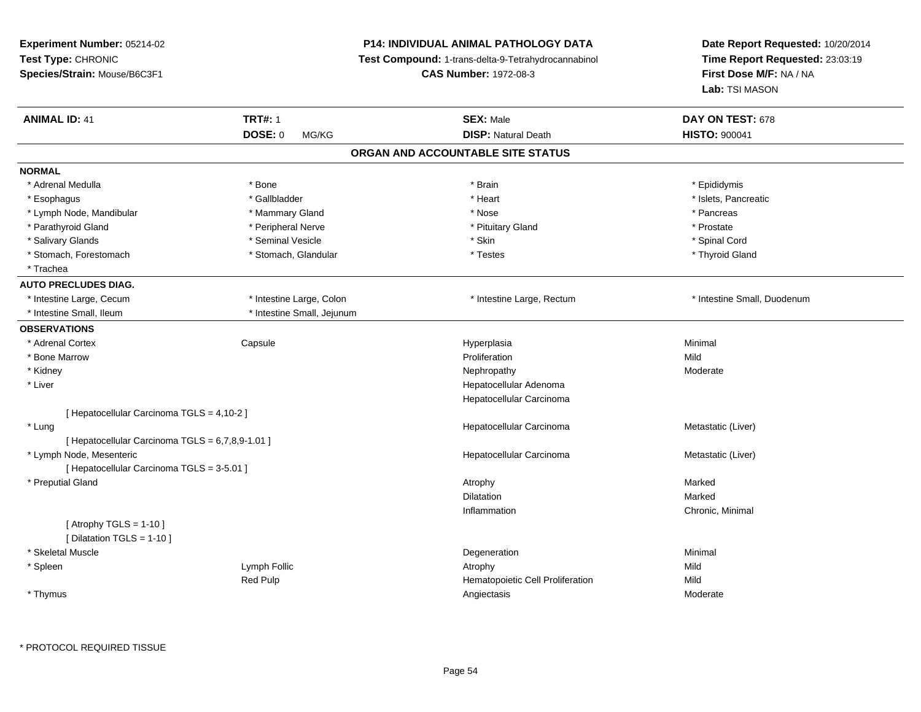**Experiment Number:** 05214-02
**Test Type:** CHRONIC
**Species/Strain:** Mouse/B6C3F1

**P14: INDIVIDUAL ANIMAL PATHOLOGY DATA**
**Test Compound:** 1-trans-delta-9-Tetrahydrocannabinol
**CAS Number:** 1972-08-3

**Date Report Requested:** 10/20/2014
**Time Report Requested:** 23:03:19
**First Dose M/F:** NA / NA
**Lab:** TSI MASON

| **ANIMAL ID:** 41 | **TRT#:** 1 | **SEX:** Male | **DAY ON TEST:** 678 |
|---|---|---|---|
| | **DOSE:** 0 MG/KG | **DISP:** Natural Death | **HISTO:** 900041 |

## ORGAN AND ACCOUNTABLE SITE STATUS

**NORMAL**

| | | | |
|---|---|---|---|
| * Adrenal Medulla | * Bone | * Brain | * Epididymis |
| * Esophagus | * Gallbladder | * Heart | * Islets, Pancreatic |
| * Lymph Node, Mandibular | * Mammary Gland | * Nose | * Pancreas |
| * Parathyroid Gland | * Peripheral Nerve | * Pituitary Gland | * Prostate |
| * Salivary Glands | * Seminal Vesicle | * Skin | * Spinal Cord |
| * Stomach, Forestomach | * Stomach, Glandular | * Testes | * Thyroid Gland |
| * Trachea | | | |

**AUTO PRECLUDES DIAG.**

| | | | |
|---|---|---|---|
| * Intestine Large, Cecum | * Intestine Large, Colon | * Intestine Large, Rectum | * Intestine Small, Duodenum |
| * Intestine Small, Ileum | * Intestine Small, Jejunum | | |

**OBSERVATIONS**

| | | | |
|---|---|---|---|
| * Adrenal Cortex | Capsule | Hyperplasia | Minimal |
| * Bone Marrow | | Proliferation | Mild |
| * Kidney | | Nephropathy | Moderate |
| * Liver | | Hepatocellular Adenoma | |
| | | Hepatocellular Carcinoma | |
| [ Hepatocellular Carcinoma TGLS = 4,10-2 ] | | | |
| * Lung | | Hepatocellular Carcinoma | Metastatic (Liver) |
| [ Hepatocellular Carcinoma TGLS = 6,7,8,9-1.01 ] | | | |
| * Lymph Node, Mesenteric | | Hepatocellular Carcinoma | Metastatic (Liver) |
| [ Hepatocellular Carcinoma TGLS = 3-5.01 ] | | | |
| * Preputial Gland | | Atrophy | Marked |
| | | Dilatation | Marked |
| | | Inflammation | Chronic, Minimal |
| [ Atrophy TGLS = 1-10 ] | | | |
| [ Dilatation TGLS = 1-10 ] | | | |
| * Skeletal Muscle | | Degeneration | Minimal |
| * Spleen | Lymph Follic | Atrophy | Mild |
| | Red Pulp | Hematopoietic Cell Proliferation | Mild |
| * Thymus | | Angiectasis | Moderate |

* PROTOCOL REQUIRED TISSUE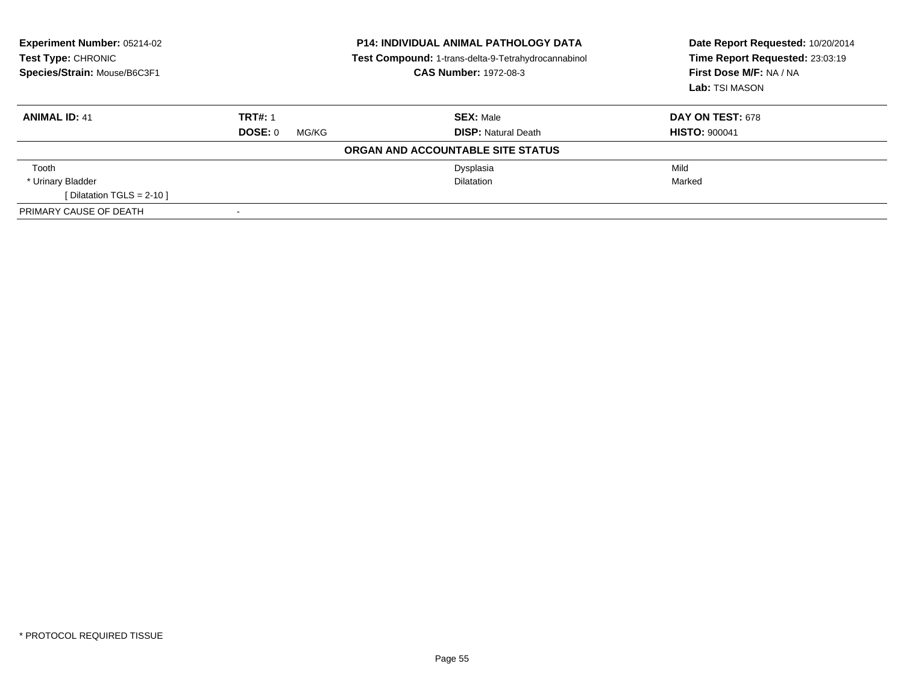**Experiment Number:** 05214-02
**Test Type:** CHRONIC
**Species/Strain:** Mouse/B6C3F1

**P14: INDIVIDUAL ANIMAL PATHOLOGY DATA**
**Test Compound:** 1-trans-delta-9-Tetrahydrocannabinol
**CAS Number:** 1972-08-3

**Date Report Requested:** 10/20/2014
**Time Report Requested:** 23:03:19
**First Dose M/F:** NA / NA
**Lab:** TSI MASON

| **ANIMAL ID:** 41 | **TRT#:** 1 | **SEX:** Male | **DAY ON TEST:** 678 |
|---|---|---|---|
| | **DOSE:** 0 MG/KG | **DISP:** Natural Death | **HISTO:** 900041 |

**ORGAN AND ACCOUNTABLE SITE STATUS**

| | | | |
|---|---|---|---|
| Tooth | | Dysplasia | Mild |
| * Urinary Bladder | | Dilatation | Marked |
| [ Dilatation TGLS = 2-10 ] | | | |
| PRIMARY CAUSE OF DEATH | - | | |

* PROTOCOL REQUIRED TISSUE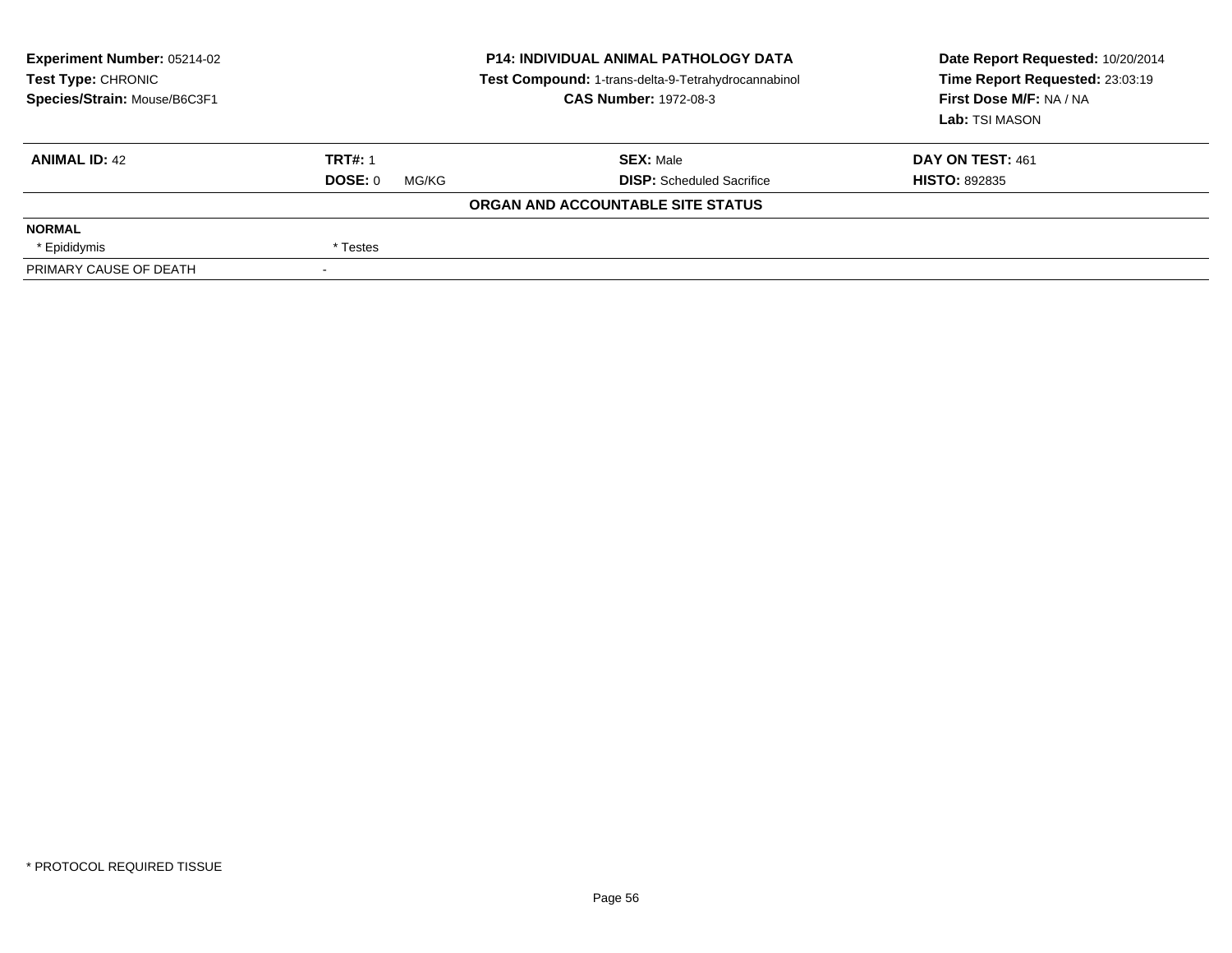**Experiment Number:** 05214-02
**Test Type:** CHRONIC
**Species/Strain:** Mouse/B6C3F1

**P14: INDIVIDUAL ANIMAL PATHOLOGY DATA**
**Test Compound:** 1-trans-delta-9-Tetrahydrocannabinol
**CAS Number:** 1972-08-3

**Date Report Requested:** 10/20/2014
**Time Report Requested:** 23:03:19
**First Dose M/F:** NA / NA
**Lab:** TSI MASON

| **ANIMAL ID:** 42 | **TRT#:** 1 | **SEX:** Male | **DAY ON TEST:** 461 |
|---|---|---|---|
| | **DOSE:** 0 MG/KG | **DISP:** Scheduled Sacrifice | **HISTO:** 892835 |

**ORGAN AND ACCOUNTABLE SITE STATUS**

| | |
|---|---|
| **NORMAL** | |
| * Epididymis | * Testes |
| PRIMARY CAUSE OF DEATH | - |

* PROTOCOL REQUIRED TISSUE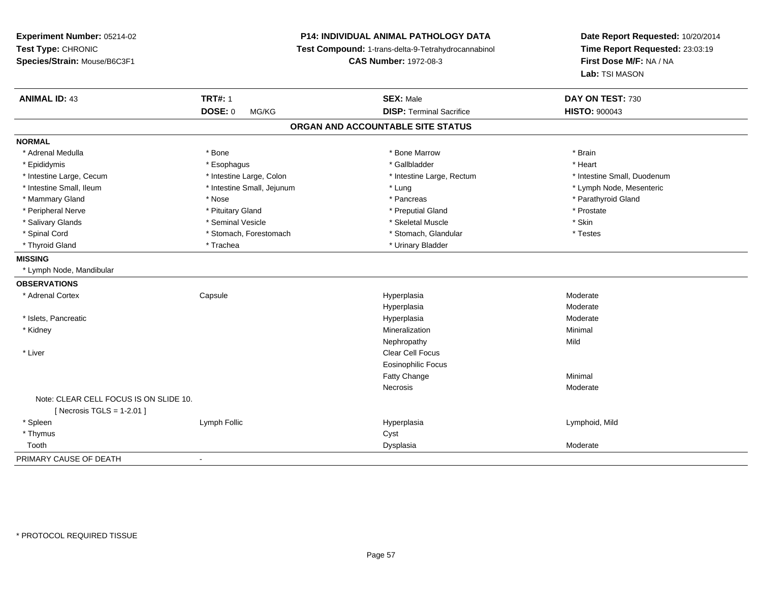**Experiment Number:** 05214-02
**Test Type:** CHRONIC
**Species/Strain:** Mouse/B6C3F1

**P14: INDIVIDUAL ANIMAL PATHOLOGY DATA**
**Test Compound:** 1-trans-delta-9-Tetrahydrocannabinol
**CAS Number:** 1972-08-3

**Date Report Requested:** 10/20/2014
**Time Report Requested:** 23:03:19
**First Dose M/F:** NA / NA
**Lab:** TSI MASON

| **ANIMAL ID:** 43 | **TRT#:** 1 | **SEX:** Male | **DAY ON TEST:** 730 |
|---|---|---|---|
| | **DOSE:** 0 MG/KG | **DISP:** Terminal Sacrifice | **HISTO:** 900043 |

## ORGAN AND ACCOUNTABLE SITE STATUS

**NORMAL**

| | | | |
|---|---|---|---|
| * Adrenal Medulla | * Bone | * Bone Marrow | * Brain |
| * Epididymis | * Esophagus | * Gallbladder | * Heart |
| * Intestine Large, Cecum | * Intestine Large, Colon | * Intestine Large, Rectum | * Intestine Small, Duodenum |
| * Intestine Small, Ileum | * Intestine Small, Jejunum | * Lung | * Lymph Node, Mesenteric |
| * Mammary Gland | * Nose | * Pancreas | * Parathyroid Gland |
| * Peripheral Nerve | * Pituitary Gland | * Preputial Gland | * Prostate |
| * Salivary Glands | * Seminal Vesicle | * Skeletal Muscle | * Skin |
| * Spinal Cord | * Stomach, Forestomach | * Stomach, Glandular | * Testes |
| * Thyroid Gland | * Trachea | * Urinary Bladder | |

**MISSING**

* Lymph Node, Mandibular

**OBSERVATIONS**

| | | | |
|---|---|---|---|
| * Adrenal Cortex | Capsule | Hyperplasia | Moderate |
| | | Hyperplasia | Moderate |
| * Islets, Pancreatic | | Hyperplasia | Moderate |
| * Kidney | | Mineralization | Minimal |
| | | Nephropathy | Mild |
| * Liver | | Clear Cell Focus | |
| | | Eosinophilic Focus | |
| | | Fatty Change | Minimal |
| | | Necrosis | Moderate |
| Note: CLEAR CELL FOCUS IS ON SLIDE 10. | | | |
| [ Necrosis TGLS = 1-2.01 ] | | | |
| * Spleen | Lymph Follic | Hyperplasia | Lymphoid, Mild |
| * Thymus | | Cyst | |
| Tooth | | Dysplasia | Moderate |

PRIMARY CAUSE OF DEATH -

\* PROTOCOL REQUIRED TISSUE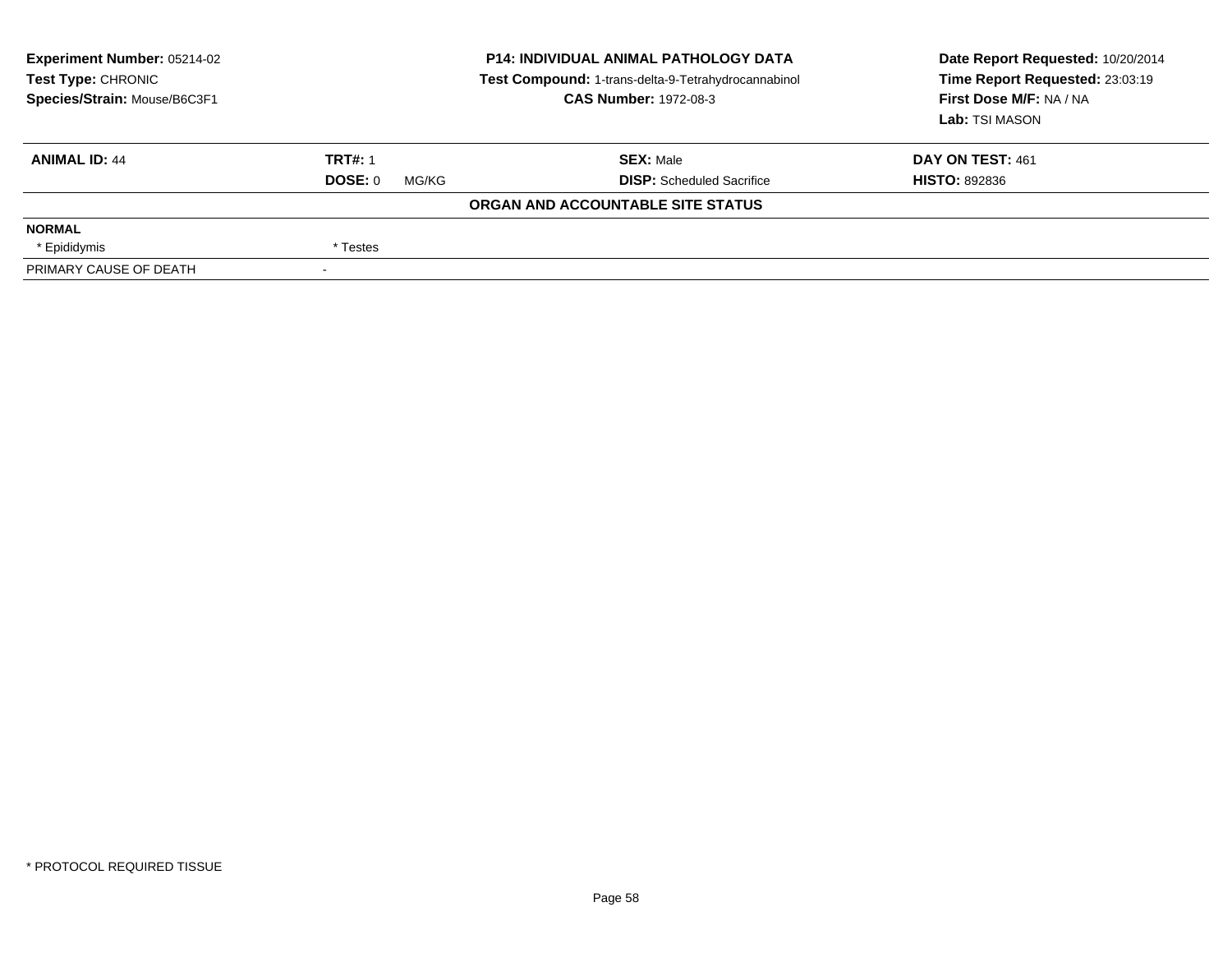**Experiment Number:** 05214-02
**Test Type:** CHRONIC
**Species/Strain:** Mouse/B6C3F1

**P14: INDIVIDUAL ANIMAL PATHOLOGY DATA**
**Test Compound:** 1-trans-delta-9-Tetrahydrocannabinol
**CAS Number:** 1972-08-3

**Date Report Requested:** 10/20/2014
**Time Report Requested:** 23:03:19
**First Dose M/F:** NA / NA
**Lab:** TSI MASON

| **ANIMAL ID:** 44 | **TRT#:** 1 | **SEX:** Male | **DAY ON TEST:** 461 |
|---|---|---|---|
| | **DOSE:** 0 MG/KG | **DISP:** Scheduled Sacrifice | **HISTO:** 892836 |

**ORGAN AND ACCOUNTABLE SITE STATUS**

| | |
|---|---|
| **NORMAL** | |
| * Epididymis | * Testes |
| PRIMARY CAUSE OF DEATH | - |

* PROTOCOL REQUIRED TISSUE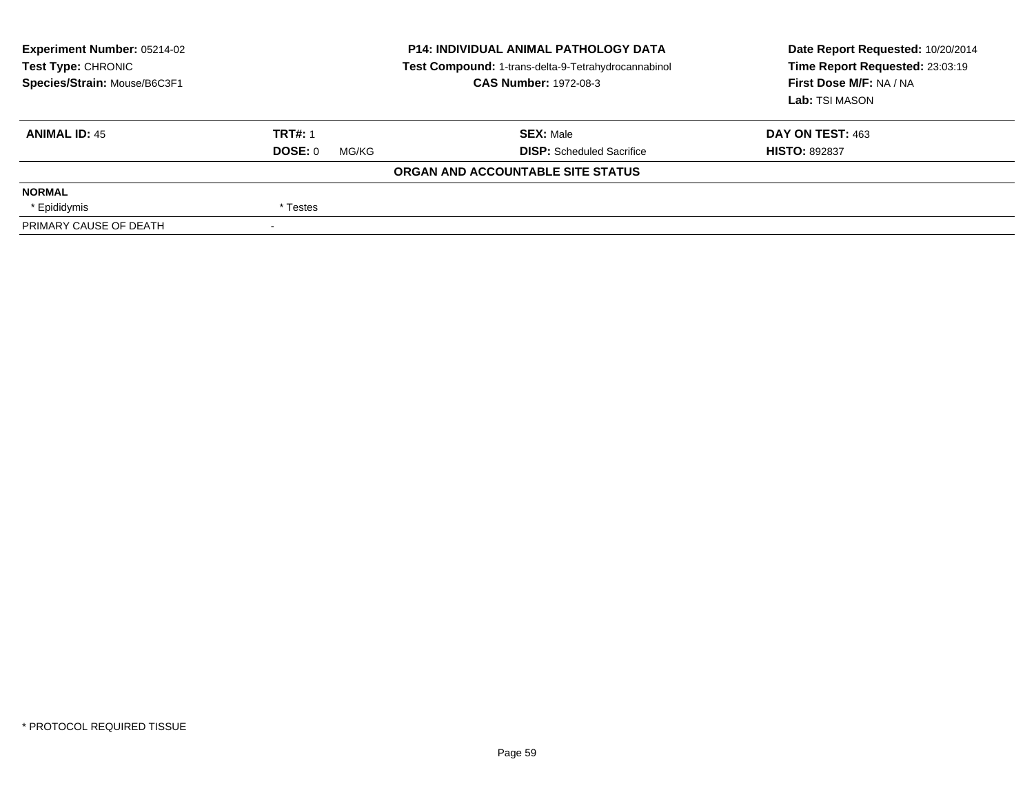**Experiment Number:** 05214-02
**Test Type:** CHRONIC
**Species/Strain:** Mouse/B6C3F1

**P14: INDIVIDUAL ANIMAL PATHOLOGY DATA**
**Test Compound:** 1-trans-delta-9-Tetrahydrocannabinol
**CAS Number:** 1972-08-3

**Date Report Requested:** 10/20/2014
**Time Report Requested:** 23:03:19
**First Dose M/F:** NA / NA
**Lab:** TSI MASON

| **ANIMAL ID:** 45 | **TRT#:** 1 | **SEX:** Male | **DAY ON TEST:** 463 |
|---|---|---|---|
| | **DOSE:** 0 MG/KG | **DISP:** Scheduled Sacrifice | **HISTO:** 892837 |

**ORGAN AND ACCOUNTABLE SITE STATUS**

**NORMAL**

| * Epididymis | * Testes |
|---|---|

PRIMARY CAUSE OF DEATH -

* PROTOCOL REQUIRED TISSUE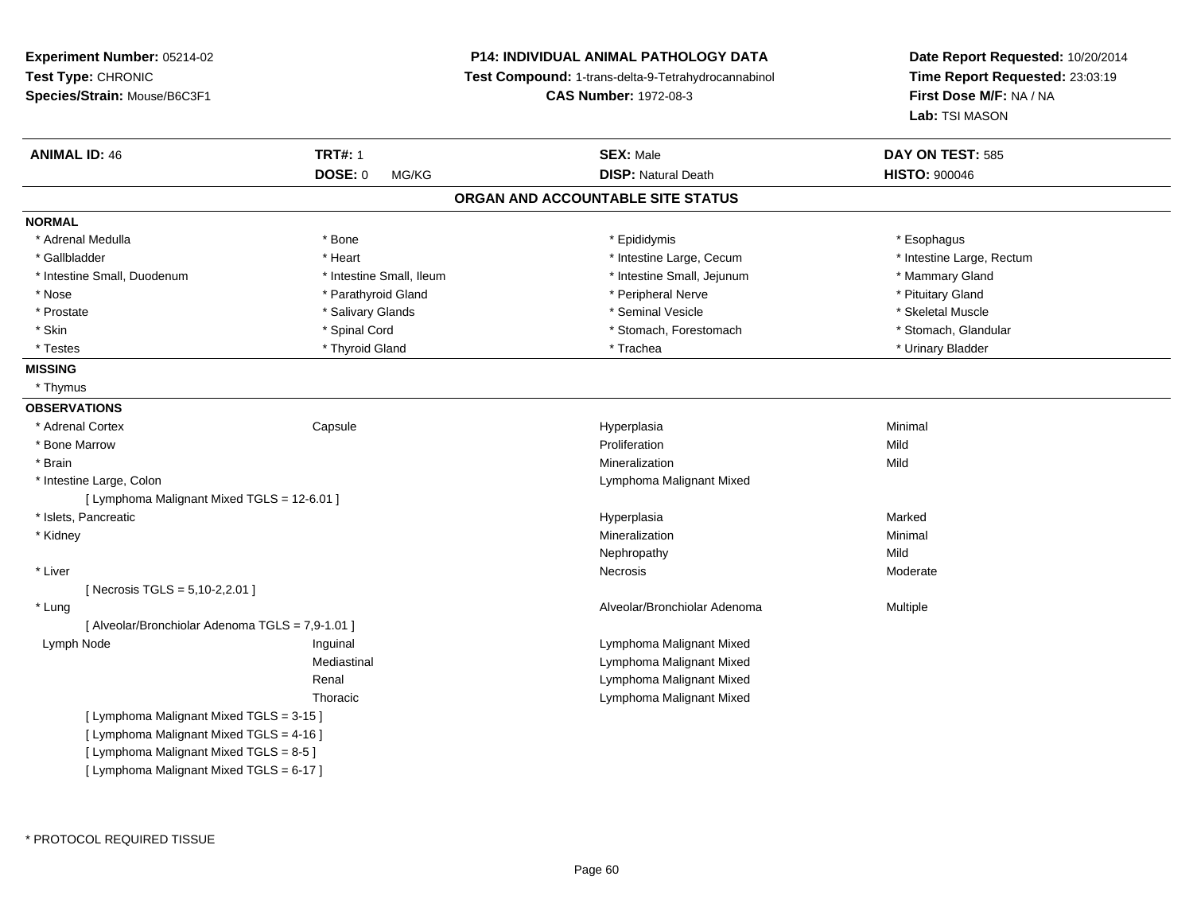**Experiment Number:** 05214-02
**Test Type:** CHRONIC
**Species/Strain:** Mouse/B6C3F1

**P14: INDIVIDUAL ANIMAL PATHOLOGY DATA**
**Test Compound:** 1-trans-delta-9-Tetrahydrocannabinol
**CAS Number:** 1972-08-3

**Date Report Requested:** 10/20/2014
**Time Report Requested:** 23:03:19
**First Dose M/F:** NA / NA
**Lab:** TSI MASON

| **ANIMAL ID:** 46 | **TRT#:** 1 | **SEX:** Male | **DAY ON TEST:** 585 |
|---|---|---|---|
| | **DOSE:** 0 MG/KG | **DISP:** Natural Death | **HISTO:** 900046 |

## ORGAN AND ACCOUNTABLE SITE STATUS

**NORMAL**

| | | | |
|---|---|---|---|
| * Adrenal Medulla | * Bone | * Epididymis | * Esophagus |
| * Gallbladder | * Heart | * Intestine Large, Cecum | * Intestine Large, Rectum |
| * Intestine Small, Duodenum | * Intestine Small, Ileum | * Intestine Small, Jejunum | * Mammary Gland |
| * Nose | * Parathyroid Gland | * Peripheral Nerve | * Pituitary Gland |
| * Prostate | * Salivary Glands | * Seminal Vesicle | * Skeletal Muscle |
| * Skin | * Spinal Cord | * Stomach, Forestomach | * Stomach, Glandular |
| * Testes | * Thyroid Gland | * Trachea | * Urinary Bladder |

**MISSING**

* Thymus

**OBSERVATIONS**

| | | | |
|---|---|---|---|
| * Adrenal Cortex | Capsule | Hyperplasia | Minimal |
| * Bone Marrow | | Proliferation | Mild |
| * Brain | | Mineralization | Mild |
| * Intestine Large, Colon | | Lymphoma Malignant Mixed | |
| [ Lymphoma Malignant Mixed TGLS = 12-6.01 ] | | | |
| * Islets, Pancreatic | | Hyperplasia | Marked |
| * Kidney | | Mineralization | Minimal |
| | | Nephropathy | Mild |
| * Liver | | Necrosis | Moderate |
| [ Necrosis TGLS = 5,10-2,2.01 ] | | | |
| * Lung | | Alveolar/Bronchiolar Adenoma | Multiple |
| [ Alveolar/Bronchiolar Adenoma TGLS = 7,9-1.01 ] | | | |
| Lymph Node | Inguinal | Lymphoma Malignant Mixed | |
| | Mediastinal | Lymphoma Malignant Mixed | |
| | Renal | Lymphoma Malignant Mixed | |
| | Thoracic | Lymphoma Malignant Mixed | |
| [ Lymphoma Malignant Mixed TGLS = 3-15 ] | | | |
| [ Lymphoma Malignant Mixed TGLS = 4-16 ] | | | |
| [ Lymphoma Malignant Mixed TGLS = 8-5 ] | | | |
| [ Lymphoma Malignant Mixed TGLS = 6-17 ] | | | |

* PROTOCOL REQUIRED TISSUE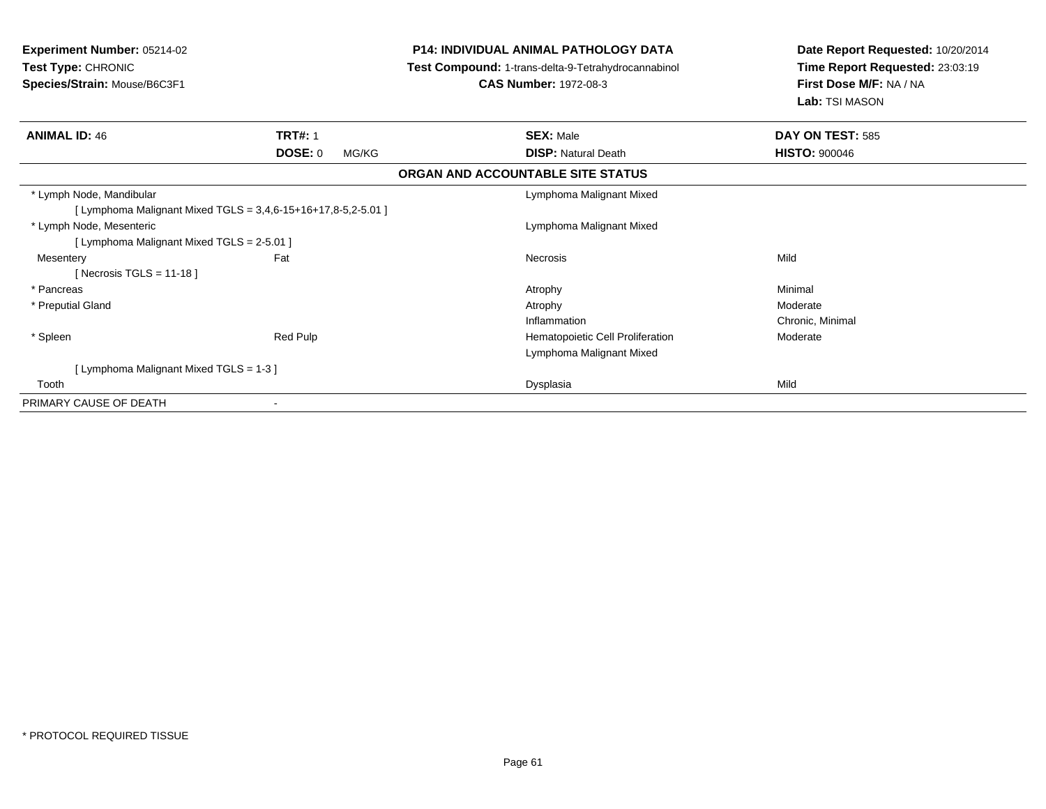**Experiment Number:** 05214-02
**Test Type:** CHRONIC
**Species/Strain:** Mouse/B6C3F1

**P14: INDIVIDUAL ANIMAL PATHOLOGY DATA**
**Test Compound:** 1-trans-delta-9-Tetrahydrocannabinol
**CAS Number:** 1972-08-3

**Date Report Requested:** 10/20/2014
**Time Report Requested:** 23:03:19
**First Dose M/F:** NA / NA
**Lab:** TSI MASON

| **ANIMAL ID:** 46 | **TRT#:** 1 | **SEX:** Male | **DAY ON TEST:** 585 |
|---|---|---|---|
| | **DOSE:** 0 MG/KG | **DISP:** Natural Death | **HISTO:** 900046 |

**ORGAN AND ACCOUNTABLE SITE STATUS**

| | | | |
|---|---|---|---|
| * Lymph Node, Mandibular | | Lymphoma Malignant Mixed | |
| [ Lymphoma Malignant Mixed TGLS = 3,4,6-15+16+17,8-5,2-5.01 ] | | | |
| * Lymph Node, Mesenteric | | Lymphoma Malignant Mixed | |
| [ Lymphoma Malignant Mixed TGLS = 2-5.01 ] | | | |
| Mesentery | Fat | Necrosis | Mild |
| [ Necrosis TGLS = 11-18 ] | | | |
| * Pancreas | | Atrophy | Minimal |
| * Preputial Gland | | Atrophy | Moderate |
| | | Inflammation | Chronic, Minimal |
| * Spleen | Red Pulp | Hematopoietic Cell Proliferation | Moderate |
| | | Lymphoma Malignant Mixed | |
| [ Lymphoma Malignant Mixed TGLS = 1-3 ] | | | |
| Tooth | | Dysplasia | Mild |
| PRIMARY CAUSE OF DEATH | - | | |

* PROTOCOL REQUIRED TISSUE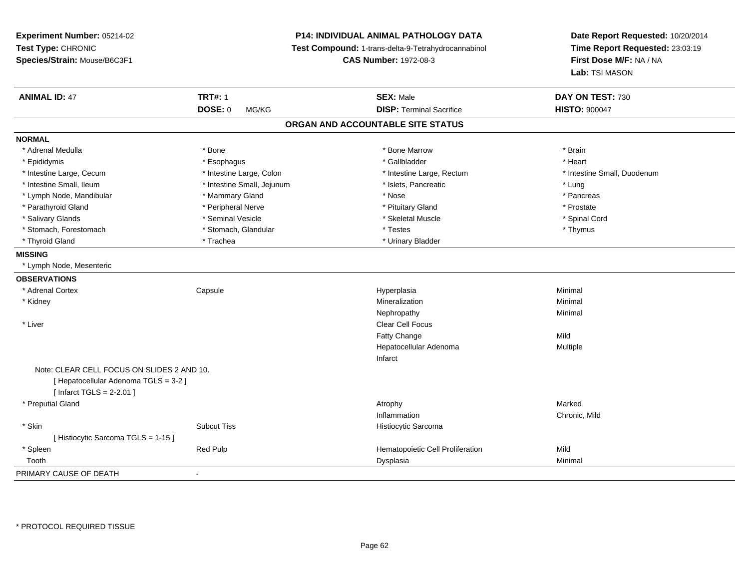**Experiment Number:** 05214-02
**Test Type:** CHRONIC
**Species/Strain:** Mouse/B6C3F1

**P14: INDIVIDUAL ANIMAL PATHOLOGY DATA**
**Test Compound:** 1-trans-delta-9-Tetrahydrocannabinol
**CAS Number:** 1972-08-3

**Date Report Requested:** 10/20/2014
**Time Report Requested:** 23:03:19
**First Dose M/F:** NA / NA
**Lab:** TSI MASON

| **ANIMAL ID:** 47 | **TRT#:** 1 | **SEX:** Male | **DAY ON TEST:** 730 |
|---|---|---|---|
| | **DOSE:** 0 MG/KG | **DISP:** Terminal Sacrifice | **HISTO:** 900047 |

## ORGAN AND ACCOUNTABLE SITE STATUS

**NORMAL**

| | | | |
|---|---|---|---|
| * Adrenal Medulla | * Bone | * Bone Marrow | * Brain |
| * Epididymis | * Esophagus | * Gallbladder | * Heart |
| * Intestine Large, Cecum | * Intestine Large, Colon | * Intestine Large, Rectum | * Intestine Small, Duodenum |
| * Intestine Small, Ileum | * Intestine Small, Jejunum | * Islets, Pancreatic | * Lung |
| * Lymph Node, Mandibular | * Mammary Gland | * Nose | * Pancreas |
| * Parathyroid Gland | * Peripheral Nerve | * Pituitary Gland | * Prostate |
| * Salivary Glands | * Seminal Vesicle | * Skeletal Muscle | * Spinal Cord |
| * Stomach, Forestomach | * Stomach, Glandular | * Testes | * Thymus |
| * Thyroid Gland | * Trachea | * Urinary Bladder | |

**MISSING**

* Lymph Node, Mesenteric

**OBSERVATIONS**

| | | | |
|---|---|---|---|
| * Adrenal Cortex | Capsule | Hyperplasia | Minimal |
| * Kidney | | Mineralization | Minimal |
| | | Nephropathy | Minimal |
| * Liver | | Clear Cell Focus | |
| | | Fatty Change | Mild |
| | | Hepatocellular Adenoma | Multiple |
| | | Infarct | |
| Note: CLEAR CELL FOCUS ON SLIDES 2 AND 10. | | | |
| [ Hepatocellular Adenoma TGLS = 3-2 ] | | | |
| [ Infarct TGLS = 2-2.01 ] | | | |
| * Preputial Gland | | Atrophy | Marked |
| | | Inflammation | Chronic, Mild |
| * Skin | Subcut Tiss | Histiocytic Sarcoma | |
| [ Histiocytic Sarcoma TGLS = 1-15 ] | | | |
| * Spleen | Red Pulp | Hematopoietic Cell Proliferation | Mild |
| Tooth | | Dysplasia | Minimal |

PRIMARY CAUSE OF DEATH -

* PROTOCOL REQUIRED TISSUE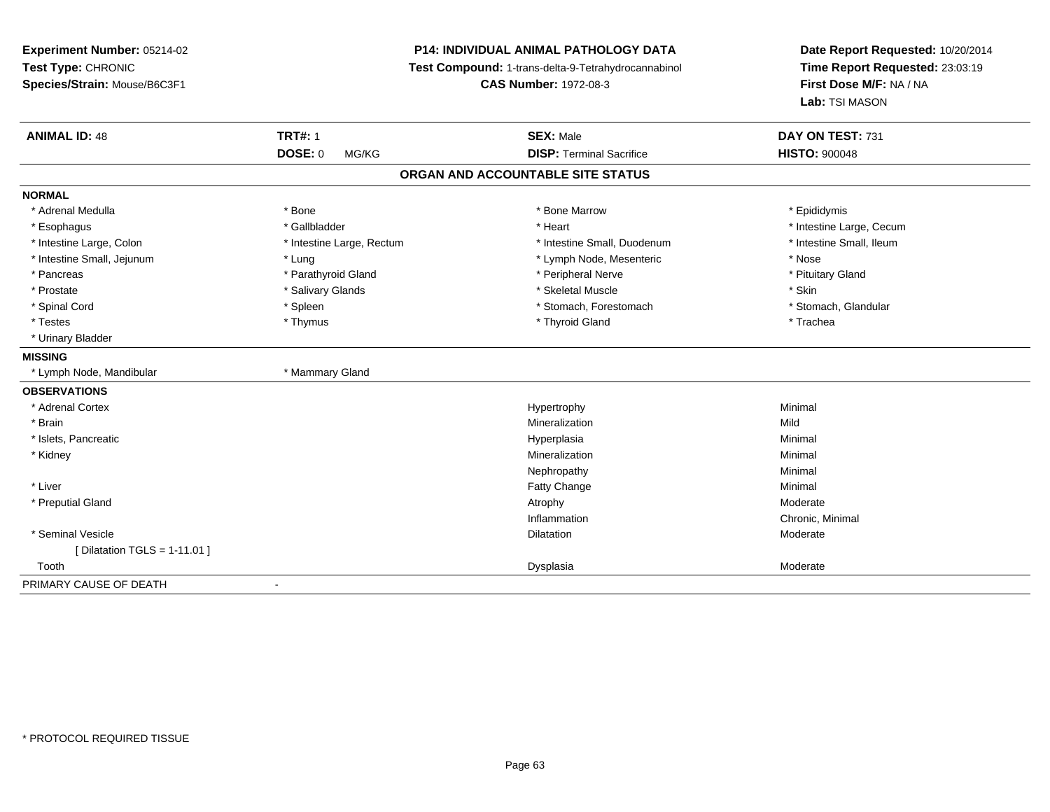**Experiment Number:** 05214-02
**Test Type:** CHRONIC
**Species/Strain:** Mouse/B6C3F1

**P14: INDIVIDUAL ANIMAL PATHOLOGY DATA**
**Test Compound:** 1-trans-delta-9-Tetrahydrocannabinol
**CAS Number:** 1972-08-3

**Date Report Requested:** 10/20/2014
**Time Report Requested:** 23:03:19
**First Dose M/F:** NA / NA
**Lab:** TSI MASON

| **ANIMAL ID:** 48 | **TRT#:** 1 | **SEX:** Male | **DAY ON TEST:** 731 |
|---|---|---|---|
| | **DOSE:** 0 MG/KG | **DISP:** Terminal Sacrifice | **HISTO:** 900048 |

## ORGAN AND ACCOUNTABLE SITE STATUS

**NORMAL**

| | | | |
|---|---|---|---|
| * Adrenal Medulla | * Bone | * Bone Marrow | * Epididymis |
| * Esophagus | * Gallbladder | * Heart | * Intestine Large, Cecum |
| * Intestine Large, Colon | * Intestine Large, Rectum | * Intestine Small, Duodenum | * Intestine Small, Ileum |
| * Intestine Small, Jejunum | * Lung | * Lymph Node, Mesenteric | * Nose |
| * Pancreas | * Parathyroid Gland | * Peripheral Nerve | * Pituitary Gland |
| * Prostate | * Salivary Glands | * Skeletal Muscle | * Skin |
| * Spinal Cord | * Spleen | * Stomach, Forestomach | * Stomach, Glandular |
| * Testes | * Thymus | * Thyroid Gland | * Trachea |
| * Urinary Bladder | | | |

**MISSING**

| | |
|---|---|
| * Lymph Node, Mandibular | * Mammary Gland |

**OBSERVATIONS**

| | | |
|---|---|---|
| * Adrenal Cortex | Hypertrophy | Minimal |
| * Brain | Mineralization | Mild |
| * Islets, Pancreatic | Hyperplasia | Minimal |
| * Kidney | Mineralization | Minimal |
| | Nephropathy | Minimal |
| * Liver | Fatty Change | Minimal |
| * Preputial Gland | Atrophy | Moderate |
| | Inflammation | Chronic, Minimal |
| * Seminal Vesicle | Dilatation | Moderate |
| [ Dilatation TGLS = 1-11.01 ] | | |
| Tooth | Dysplasia | Moderate |

PRIMARY CAUSE OF DEATH -

* PROTOCOL REQUIRED TISSUE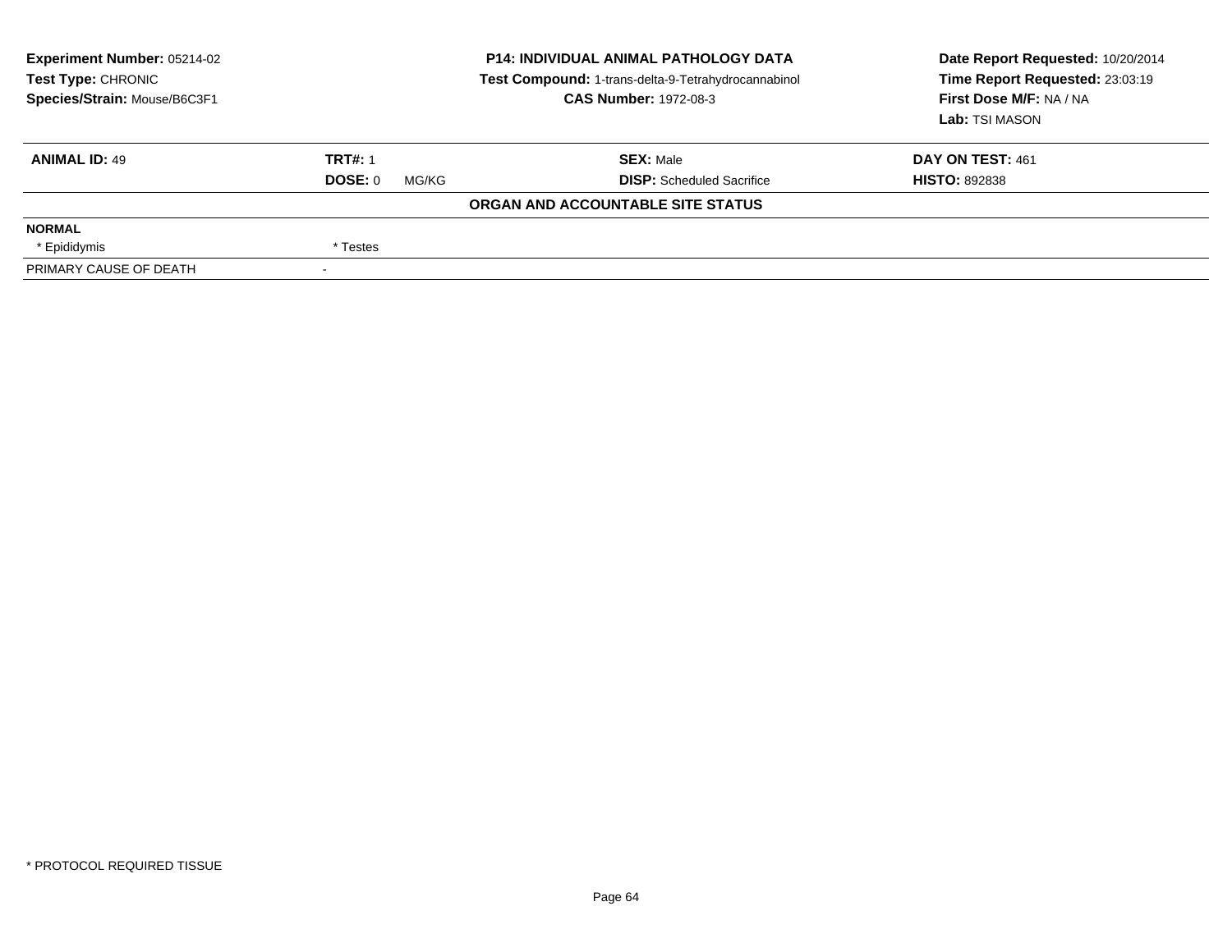**Experiment Number:** 05214-02
**Test Type:** CHRONIC
**Species/Strain:** Mouse/B6C3F1

**P14: INDIVIDUAL ANIMAL PATHOLOGY DATA**
**Test Compound:** 1-trans-delta-9-Tetrahydrocannabinol
**CAS Number:** 1972-08-3

**Date Report Requested:** 10/20/2014
**Time Report Requested:** 23:03:19
**First Dose M/F:** NA / NA
**Lab:** TSI MASON

| **ANIMAL ID:** 49 | **TRT#:** 1 | **SEX:** Male | **DAY ON TEST:** 461 |
|---|---|---|---|
| | **DOSE:** 0 MG/KG | **DISP:** Scheduled Sacrifice | **HISTO:** 892838 |

**ORGAN AND ACCOUNTABLE SITE STATUS**

| | |
|---|---|
| **NORMAL** | |
| * Epididymis | * Testes |
| PRIMARY CAUSE OF DEATH | - |

* PROTOCOL REQUIRED TISSUE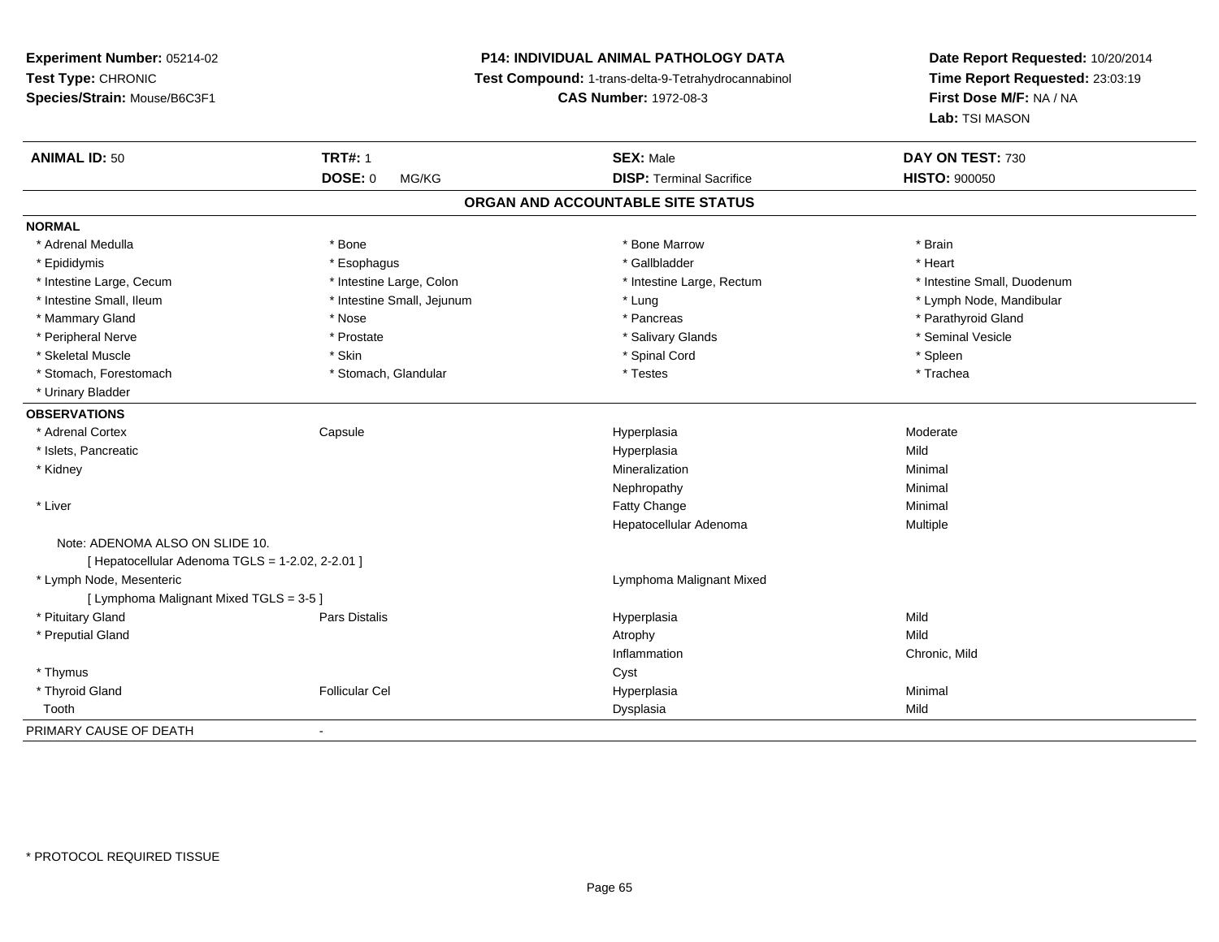**Experiment Number:** 05214-02
**Test Type:** CHRONIC
**Species/Strain:** Mouse/B6C3F1

**P14: INDIVIDUAL ANIMAL PATHOLOGY DATA**
**Test Compound:** 1-trans-delta-9-Tetrahydrocannabinol
**CAS Number:** 1972-08-3

**Date Report Requested:** 10/20/2014
**Time Report Requested:** 23:03:19
**First Dose M/F:** NA / NA
**Lab:** TSI MASON

| **ANIMAL ID:** 50 | **TRT#:** 1 | **SEX:** Male | **DAY ON TEST:** 730 |
|---|---|---|---|
| | **DOSE:** 0 MG/KG | **DISP:** Terminal Sacrifice | **HISTO:** 900050 |

## ORGAN AND ACCOUNTABLE SITE STATUS

**NORMAL**

| | | | |
|---|---|---|---|
| * Adrenal Medulla | * Bone | * Bone Marrow | * Brain |
| * Epididymis | * Esophagus | * Gallbladder | * Heart |
| * Intestine Large, Cecum | * Intestine Large, Colon | * Intestine Large, Rectum | * Intestine Small, Duodenum |
| * Intestine Small, Ileum | * Intestine Small, Jejunum | * Lung | * Lymph Node, Mandibular |
| * Mammary Gland | * Nose | * Pancreas | * Parathyroid Gland |
| * Peripheral Nerve | * Prostate | * Salivary Glands | * Seminal Vesicle |
| * Skeletal Muscle | * Skin | * Spinal Cord | * Spleen |
| * Stomach, Forestomach | * Stomach, Glandular | * Testes | * Trachea |
| * Urinary Bladder | | | |

**OBSERVATIONS**

| | | | |
|---|---|---|---|
| * Adrenal Cortex | Capsule | Hyperplasia | Moderate |
| * Islets, Pancreatic | | Hyperplasia | Mild |
| * Kidney | | Mineralization | Minimal |
| | | Nephropathy | Minimal |
| * Liver | | Fatty Change | Minimal |
| | | Hepatocellular Adenoma | Multiple |
| Note: ADENOMA ALSO ON SLIDE 10. | | | |
| [ Hepatocellular Adenoma TGLS = 1-2.02, 2-2.01 ] | | | |
| * Lymph Node, Mesenteric | | Lymphoma Malignant Mixed | |
| [ Lymphoma Malignant Mixed TGLS = 3-5 ] | | | |
| * Pituitary Gland | Pars Distalis | Hyperplasia | Mild |
| * Preputial Gland | | Atrophy | Mild |
| | | Inflammation | Chronic, Mild |
| * Thymus | | Cyst | |
| * Thyroid Gland | Follicular Cel | Hyperplasia | Minimal |
| Tooth | | Dysplasia | Mild |

PRIMARY CAUSE OF DEATH -

\* PROTOCOL REQUIRED TISSUE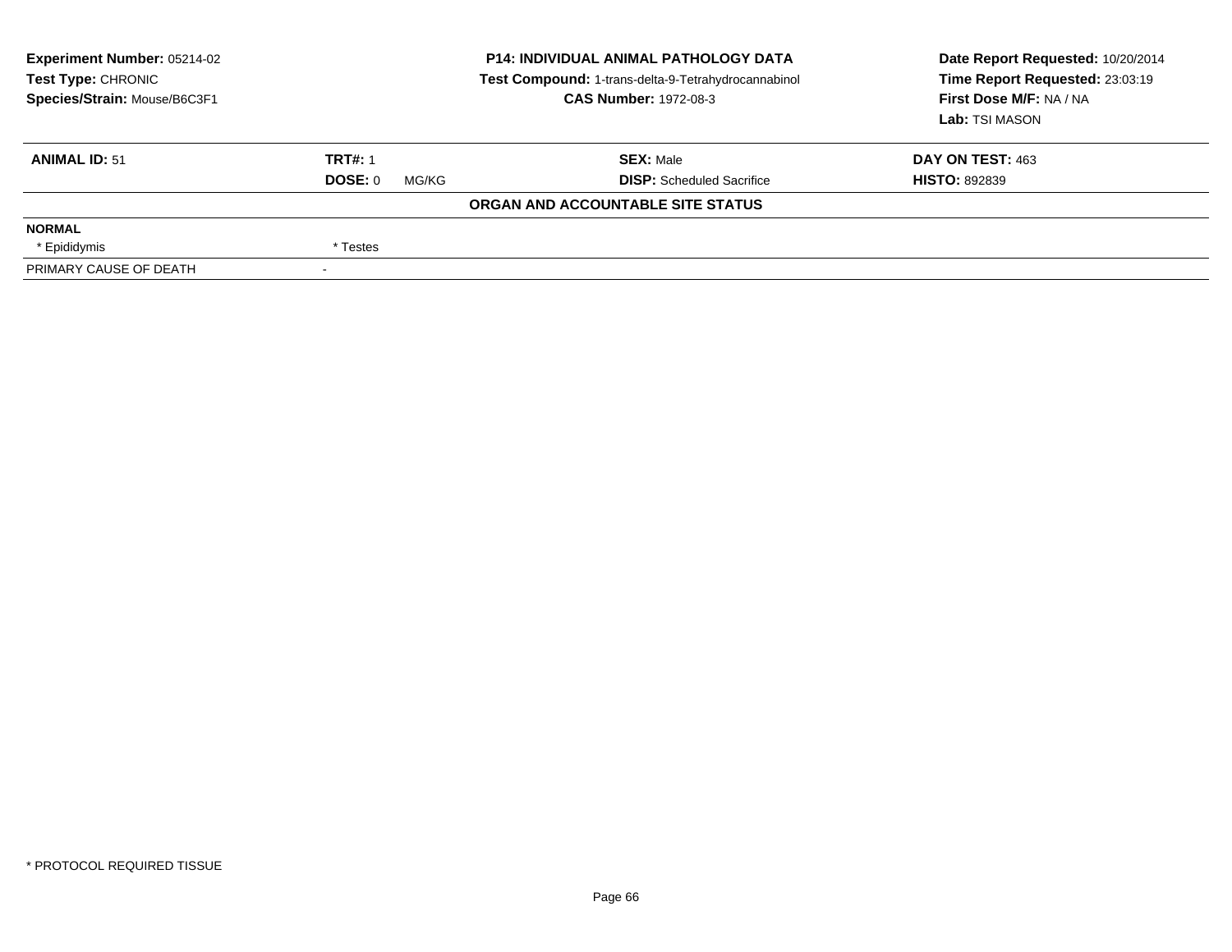**Experiment Number:** 05214-02
**Test Type:** CHRONIC
**Species/Strain:** Mouse/B6C3F1

**P14: INDIVIDUAL ANIMAL PATHOLOGY DATA**
**Test Compound:** 1-trans-delta-9-Tetrahydrocannabinol
**CAS Number:** 1972-08-3

**Date Report Requested:** 10/20/2014
**Time Report Requested:** 23:03:19
**First Dose M/F:** NA / NA
**Lab:** TSI MASON

| **ANIMAL ID:** 51 | **TRT#:** 1 | **SEX:** Male | **DAY ON TEST:** 463 |
|---|---|---|---|
| | **DOSE:** 0 MG/KG | **DISP:** Scheduled Sacrifice | **HISTO:** 892839 |

**ORGAN AND ACCOUNTABLE SITE STATUS**

| **NORMAL** | |
|---|---|
| * Epididymis | * Testes |
| PRIMARY CAUSE OF DEATH | - |

* PROTOCOL REQUIRED TISSUE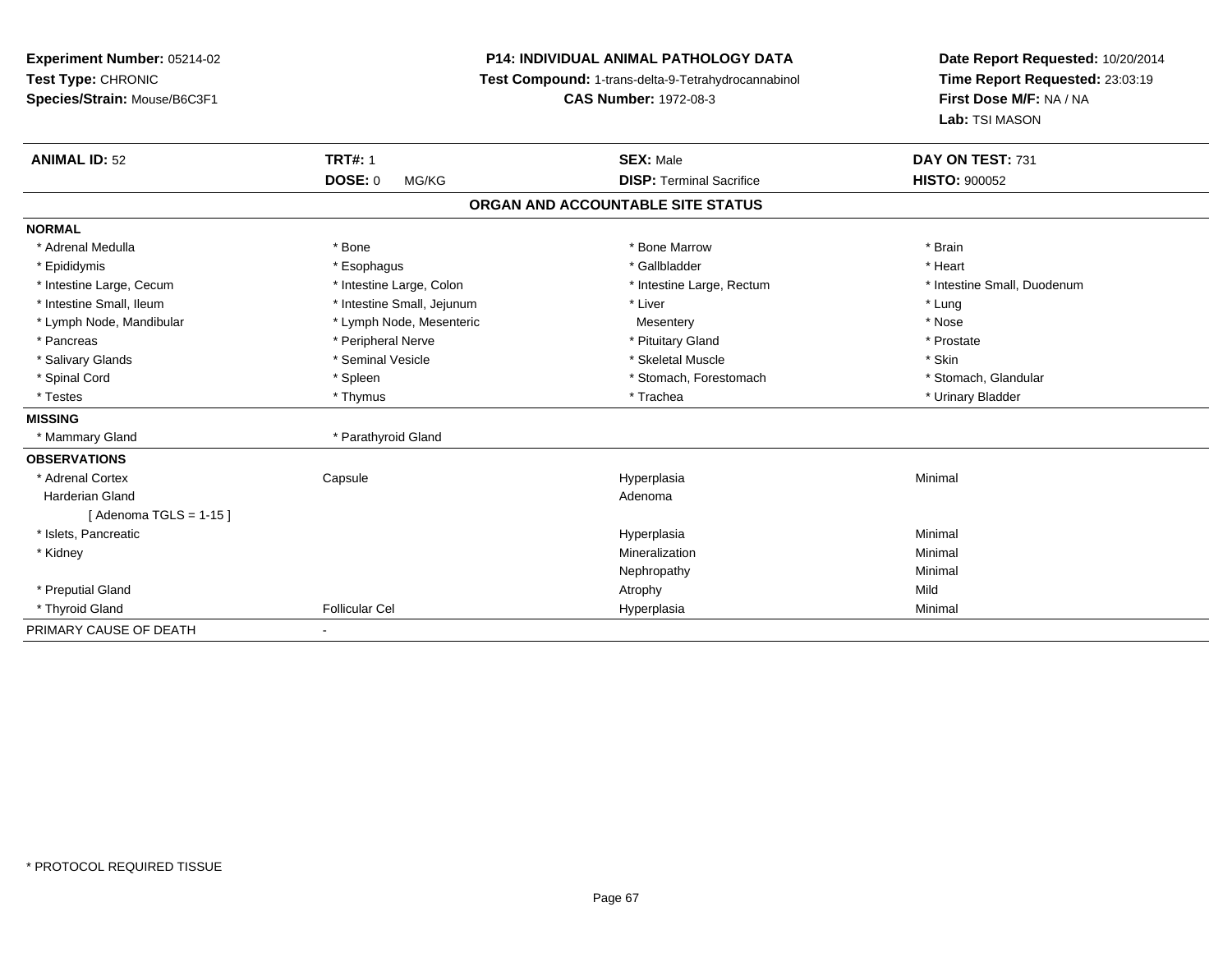**Experiment Number:** 05214-02
**Test Type:** CHRONIC
**Species/Strain:** Mouse/B6C3F1

**P14: INDIVIDUAL ANIMAL PATHOLOGY DATA**
**Test Compound:** 1-trans-delta-9-Tetrahydrocannabinol
**CAS Number:** 1972-08-3

**Date Report Requested:** 10/20/2014
**Time Report Requested:** 23:03:19
**First Dose M/F:** NA / NA
**Lab:** TSI MASON

| **ANIMAL ID:** 52 | **TRT#:** 1 | **SEX:** Male | **DAY ON TEST:** 731 |
|---|---|---|---|
| | **DOSE:** 0 MG/KG | **DISP:** Terminal Sacrifice | **HISTO:** 900052 |

## ORGAN AND ACCOUNTABLE SITE STATUS

**NORMAL**

| | | | |
|---|---|---|---|
| * Adrenal Medulla | * Bone | * Bone Marrow | * Brain |
| * Epididymis | * Esophagus | * Gallbladder | * Heart |
| * Intestine Large, Cecum | * Intestine Large, Colon | * Intestine Large, Rectum | * Intestine Small, Duodenum |
| * Intestine Small, Ileum | * Intestine Small, Jejunum | * Liver | * Lung |
| * Lymph Node, Mandibular | * Lymph Node, Mesenteric | Mesentery | * Nose |
| * Pancreas | * Peripheral Nerve | * Pituitary Gland | * Prostate |
| * Salivary Glands | * Seminal Vesicle | * Skeletal Muscle | * Skin |
| * Spinal Cord | * Spleen | * Stomach, Forestomach | * Stomach, Glandular |
| * Testes | * Thymus | * Trachea | * Urinary Bladder |

**MISSING**

| | |
|---|---|
| * Mammary Gland | * Parathyroid Gland |

**OBSERVATIONS**

| | | | |
|---|---|---|---|
| * Adrenal Cortex | Capsule | Hyperplasia | Minimal |
| Harderian Gland | | Adenoma | |
| [ Adenoma TGLS = 1-15 ] | | | |
| * Islets, Pancreatic | | Hyperplasia | Minimal |
| * Kidney | | Mineralization | Minimal |
| | | Nephropathy | Minimal |
| * Preputial Gland | | Atrophy | Mild |
| * Thyroid Gland | Follicular Cel | Hyperplasia | Minimal |

PRIMARY CAUSE OF DEATH -

\* PROTOCOL REQUIRED TISSUE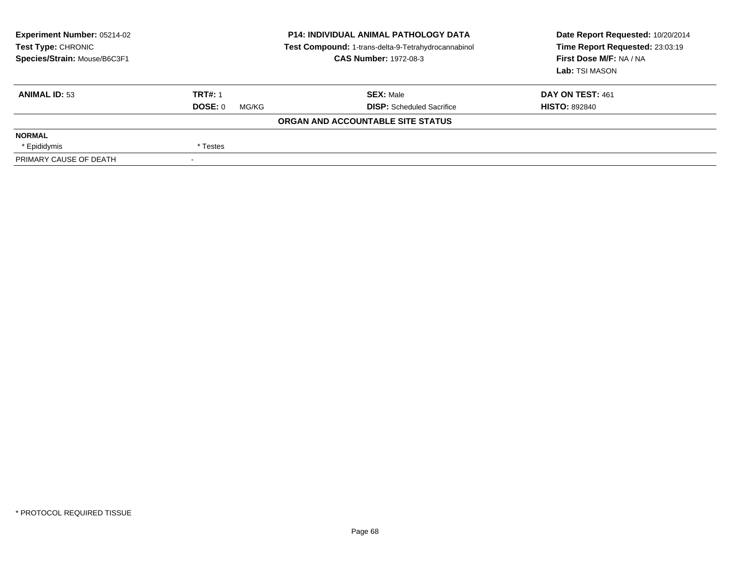**Experiment Number:** 05214-02
**Test Type:** CHRONIC
**Species/Strain:** Mouse/B6C3F1

**P14: INDIVIDUAL ANIMAL PATHOLOGY DATA**
**Test Compound:** 1-trans-delta-9-Tetrahydrocannabinol
**CAS Number:** 1972-08-3

**Date Report Requested:** 10/20/2014
**Time Report Requested:** 23:03:19
**First Dose M/F:** NA / NA
**Lab:** TSI MASON

| **ANIMAL ID:** 53 | **TRT#:** 1 | **SEX:** Male | **DAY ON TEST:** 461 |
|---|---|---|---|
| | **DOSE:** 0 MG/KG | **DISP:** Scheduled Sacrifice | **HISTO:** 892840 |

**ORGAN AND ACCOUNTABLE SITE STATUS**

| | |
|---|---|
| **NORMAL** | |
| * Epididymis | * Testes |
| PRIMARY CAUSE OF DEATH | - |

* PROTOCOL REQUIRED TISSUE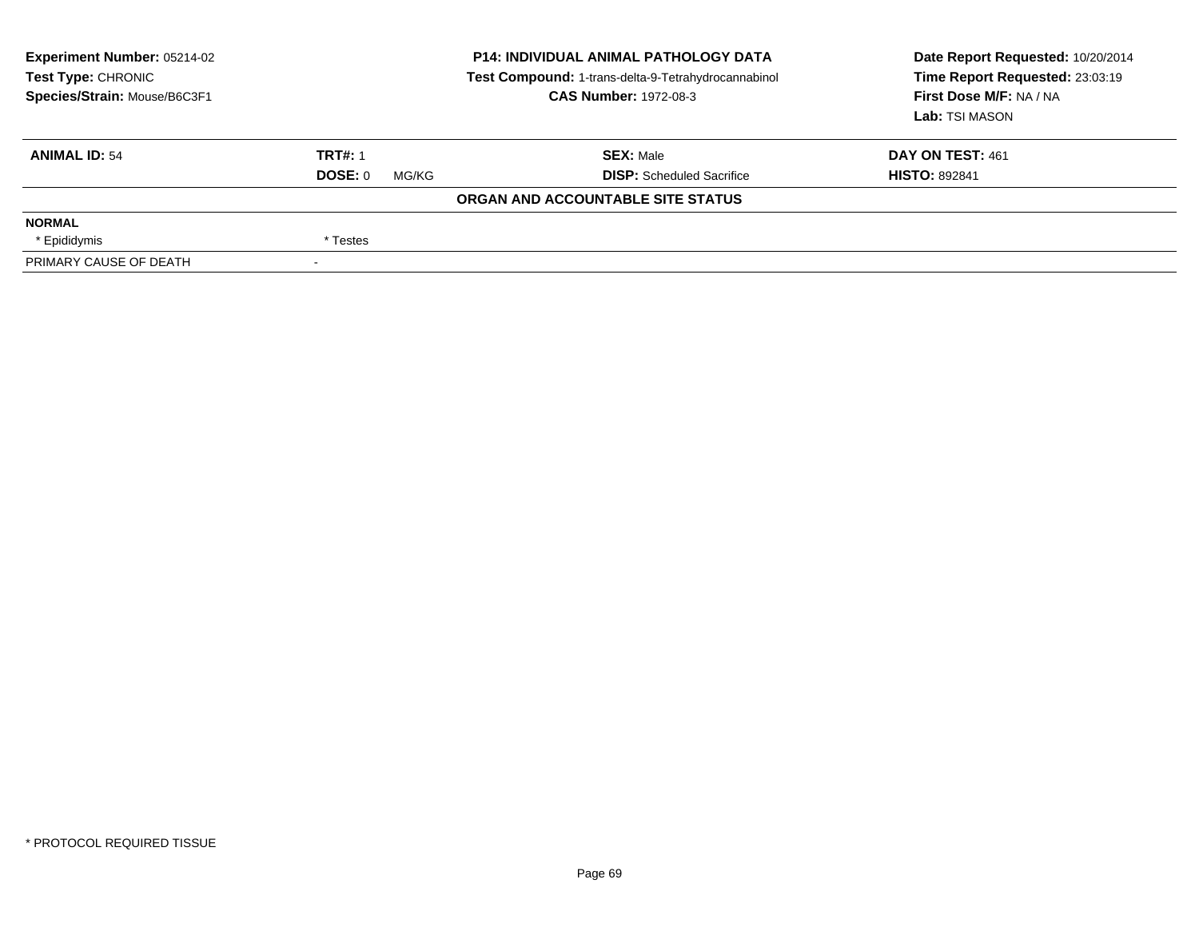**Experiment Number:** 05214-02
**Test Type:** CHRONIC
**Species/Strain:** Mouse/B6C3F1

**P14: INDIVIDUAL ANIMAL PATHOLOGY DATA**
**Test Compound:** 1-trans-delta-9-Tetrahydrocannabinol
**CAS Number:** 1972-08-3

**Date Report Requested:** 10/20/2014
**Time Report Requested:** 23:03:19
**First Dose M/F:** NA / NA
**Lab:** TSI MASON

| **ANIMAL ID:** 54 | **TRT#:** 1 | **SEX:** Male | **DAY ON TEST:** 461 |
|---|---|---|---|
| | **DOSE:** 0 MG/KG | **DISP:** Scheduled Sacrifice | **HISTO:** 892841 |

**ORGAN AND ACCOUNTABLE SITE STATUS**

| | |
|---|---|
| **NORMAL** | |
| * Epididymis | * Testes |
| PRIMARY CAUSE OF DEATH | - |

* PROTOCOL REQUIRED TISSUE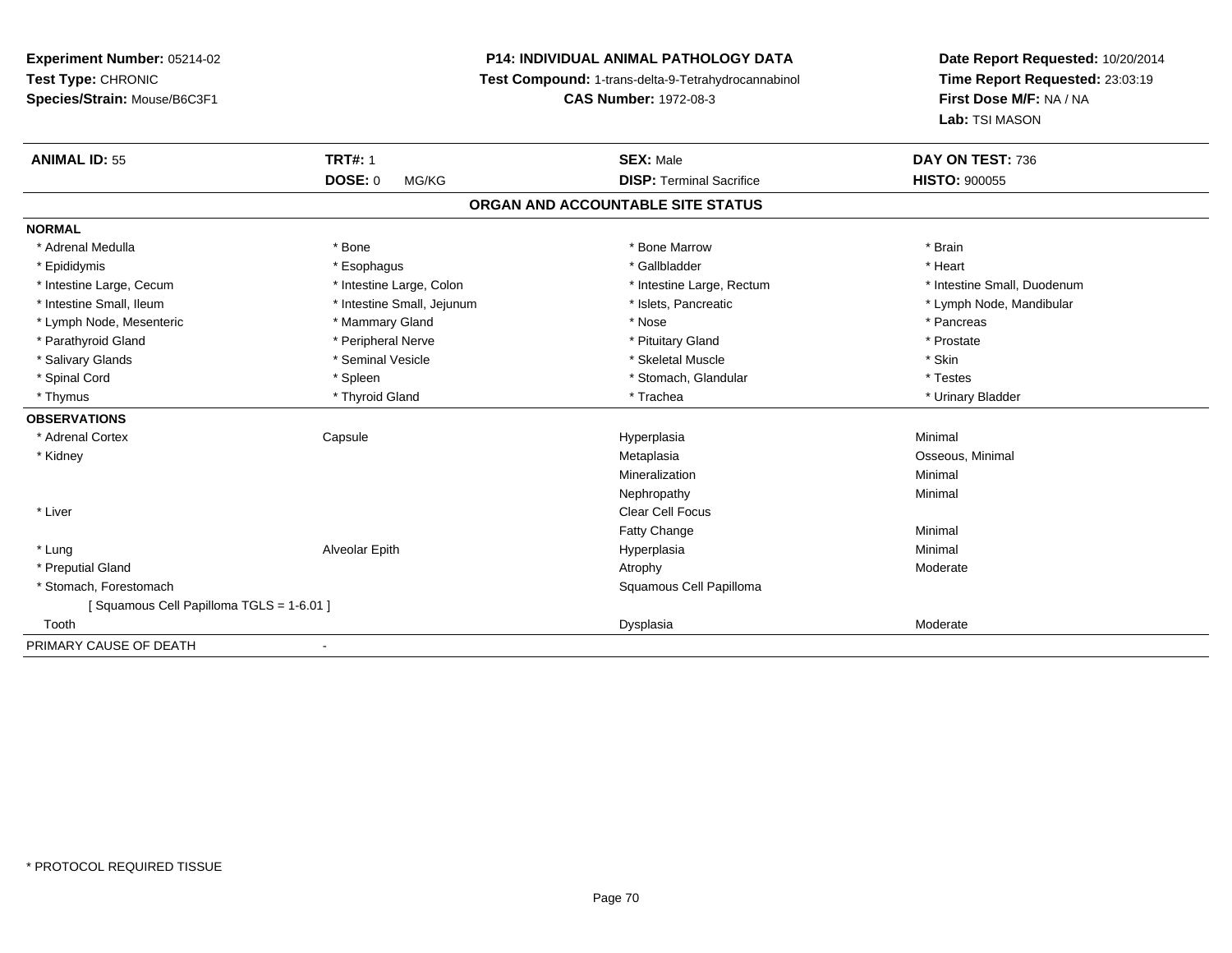**Experiment Number:** 05214-02
**Test Type:** CHRONIC
**Species/Strain:** Mouse/B6C3F1

**P14: INDIVIDUAL ANIMAL PATHOLOGY DATA**
**Test Compound:** 1-trans-delta-9-Tetrahydrocannabinol
**CAS Number:** 1972-08-3

**Date Report Requested:** 10/20/2014
**Time Report Requested:** 23:03:19
**First Dose M/F:** NA / NA
**Lab:** TSI MASON

| **ANIMAL ID:** 55 | **TRT#:** 1 | **SEX:** Male | **DAY ON TEST:** 736 |
|---|---|---|---|
| | **DOSE:** 0 MG/KG | **DISP:** Terminal Sacrifice | **HISTO:** 900055 |

## ORGAN AND ACCOUNTABLE SITE STATUS

**NORMAL**

| | | | |
|---|---|---|---|
| * Adrenal Medulla | * Bone | * Bone Marrow | * Brain |
| * Epididymis | * Esophagus | * Gallbladder | * Heart |
| * Intestine Large, Cecum | * Intestine Large, Colon | * Intestine Large, Rectum | * Intestine Small, Duodenum |
| * Intestine Small, Ileum | * Intestine Small, Jejunum | * Islets, Pancreatic | * Lymph Node, Mandibular |
| * Lymph Node, Mesenteric | * Mammary Gland | * Nose | * Pancreas |
| * Parathyroid Gland | * Peripheral Nerve | * Pituitary Gland | * Prostate |
| * Salivary Glands | * Seminal Vesicle | * Skeletal Muscle | * Skin |
| * Spinal Cord | * Spleen | * Stomach, Glandular | * Testes |
| * Thymus | * Thyroid Gland | * Trachea | * Urinary Bladder |

**OBSERVATIONS**

| | | | |
|---|---|---|---|
| * Adrenal Cortex | Capsule | Hyperplasia | Minimal |
| * Kidney | | Metaplasia | Osseous, Minimal |
| | | Mineralization | Minimal |
| | | Nephropathy | Minimal |
| * Liver | | Clear Cell Focus | |
| | | Fatty Change | Minimal |
| * Lung | Alveolar Epith | Hyperplasia | Minimal |
| * Preputial Gland | | Atrophy | Moderate |
| * Stomach, Forestomach | | Squamous Cell Papilloma | |
| [ Squamous Cell Papilloma TGLS = 1-6.01 ] | | | |
| Tooth | | Dysplasia | Moderate |

PRIMARY CAUSE OF DEATH -

* PROTOCOL REQUIRED TISSUE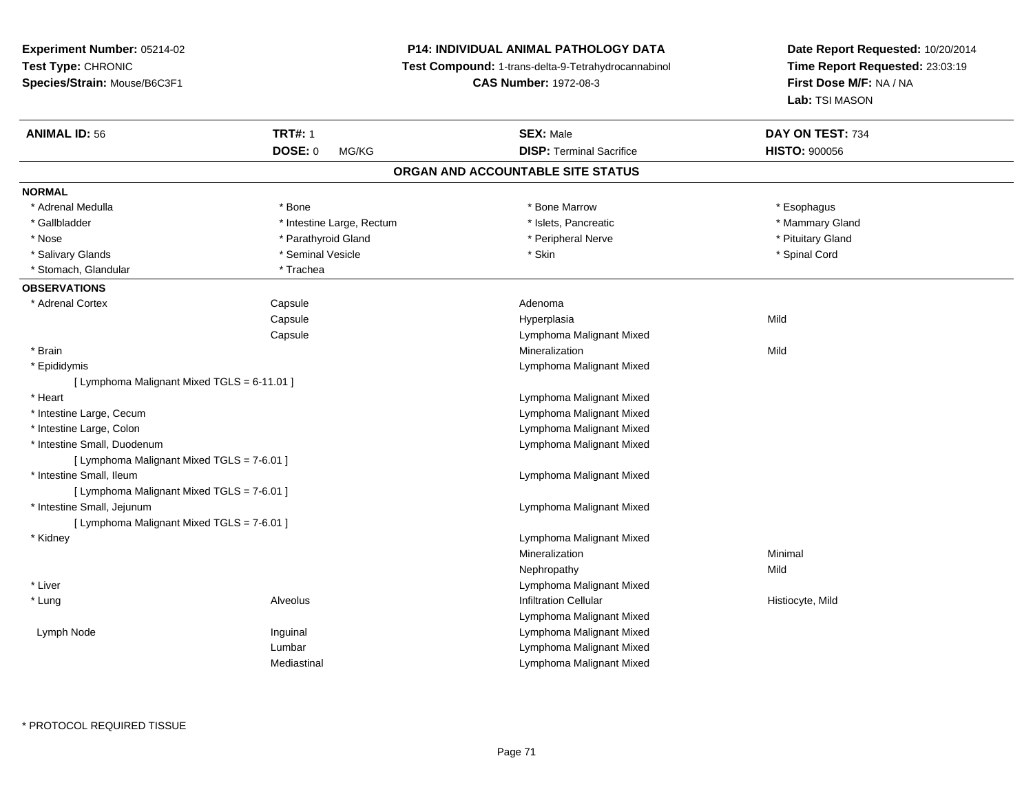**Experiment Number:** 05214-02
**Test Type:** CHRONIC
**Species/Strain:** Mouse/B6C3F1

**P14: INDIVIDUAL ANIMAL PATHOLOGY DATA**
**Test Compound:** 1-trans-delta-9-Tetrahydrocannabinol
**CAS Number:** 1972-08-3

**Date Report Requested:** 10/20/2014
**Time Report Requested:** 23:03:19
**First Dose M/F:** NA / NA
**Lab:** TSI MASON

| **ANIMAL ID:** 56 | **TRT#:** 1 | **SEX:** Male | **DAY ON TEST:** 734 |
|---|---|---|---|
| | **DOSE:** 0 MG/KG | **DISP:** Terminal Sacrifice | **HISTO:** 900056 |

## ORGAN AND ACCOUNTABLE SITE STATUS

**NORMAL**

| | | | |
|---|---|---|---|
| * Adrenal Medulla | * Bone | * Bone Marrow | * Esophagus |
| * Gallbladder | * Intestine Large, Rectum | * Islets, Pancreatic | * Mammary Gland |
| * Nose | * Parathyroid Gland | * Peripheral Nerve | * Pituitary Gland |
| * Salivary Glands | * Seminal Vesicle | * Skin | * Spinal Cord |
| * Stomach, Glandular | * Trachea | | |

**OBSERVATIONS**

| | | | |
|---|---|---|---|
| * Adrenal Cortex | Capsule | Adenoma | |
| | Capsule | Hyperplasia | Mild |
| | Capsule | Lymphoma Malignant Mixed | |
| * Brain | | Mineralization | Mild |
| * Epididymis | | Lymphoma Malignant Mixed | |
| [ Lymphoma Malignant Mixed TGLS = 6-11.01 ] | | | |
| * Heart | | Lymphoma Malignant Mixed | |
| * Intestine Large, Cecum | | Lymphoma Malignant Mixed | |
| * Intestine Large, Colon | | Lymphoma Malignant Mixed | |
| * Intestine Small, Duodenum | | Lymphoma Malignant Mixed | |
| [ Lymphoma Malignant Mixed TGLS = 7-6.01 ] | | | |
| * Intestine Small, Ileum | | Lymphoma Malignant Mixed | |
| [ Lymphoma Malignant Mixed TGLS = 7-6.01 ] | | | |
| * Intestine Small, Jejunum | | Lymphoma Malignant Mixed | |
| [ Lymphoma Malignant Mixed TGLS = 7-6.01 ] | | | |
| * Kidney | | Lymphoma Malignant Mixed | |
| | | Mineralization | Minimal |
| | | Nephropathy | Mild |
| * Liver | | Lymphoma Malignant Mixed | |
| * Lung | Alveolus | Infiltration Cellular | Histiocyte, Mild |
| | | Lymphoma Malignant Mixed | |
| Lymph Node | Inguinal | Lymphoma Malignant Mixed | |
| | Lumbar | Lymphoma Malignant Mixed | |
| | Mediastinal | Lymphoma Malignant Mixed | |

* PROTOCOL REQUIRED TISSUE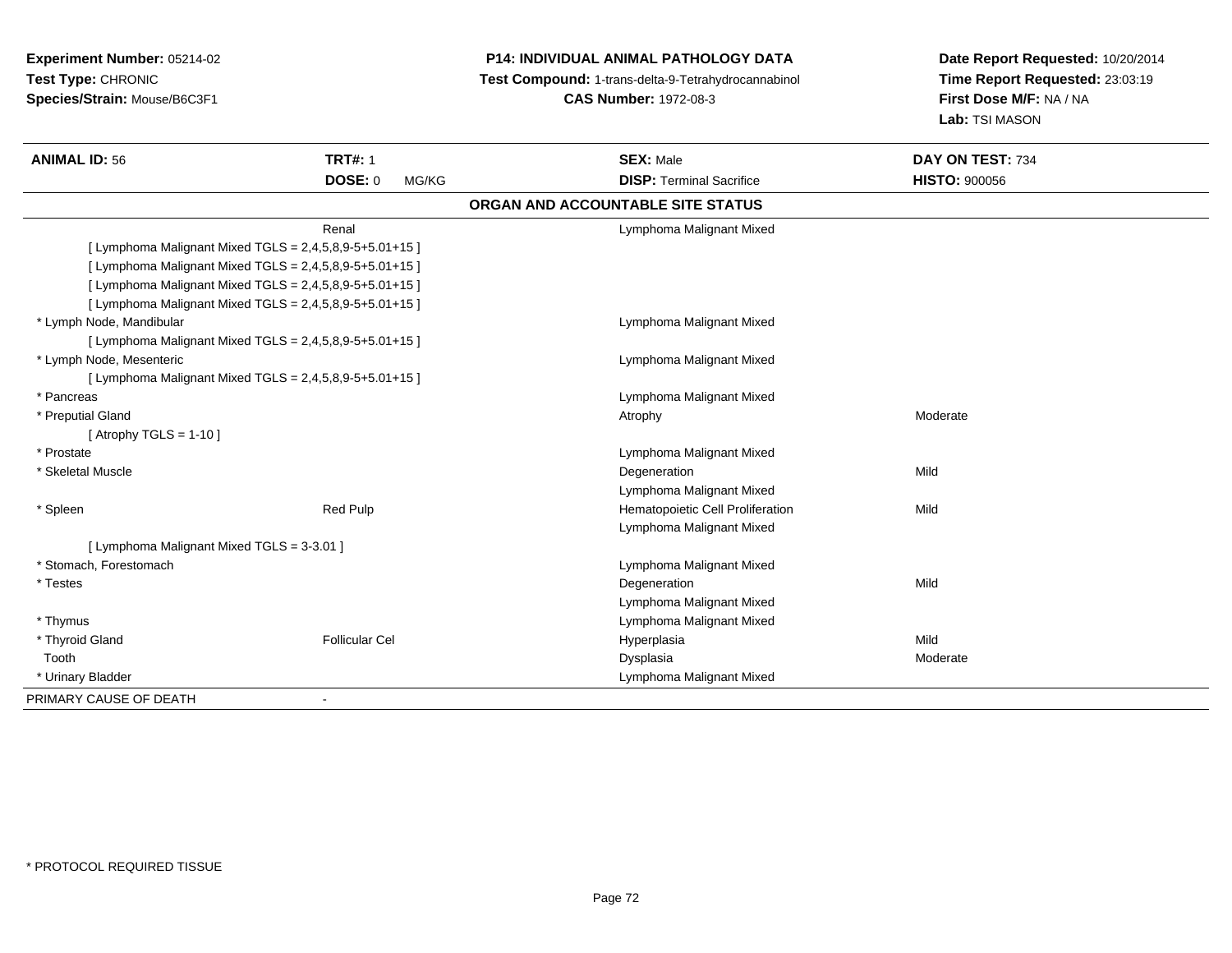**Experiment Number:** 05214-02
**Test Type:** CHRONIC
**Species/Strain:** Mouse/B6C3F1

**P14: INDIVIDUAL ANIMAL PATHOLOGY DATA**
**Test Compound:** 1-trans-delta-9-Tetrahydrocannabinol
**CAS Number:** 1972-08-3

**Date Report Requested:** 10/20/2014
**Time Report Requested:** 23:03:19
**First Dose M/F:** NA / NA
**Lab:** TSI MASON

| **ANIMAL ID:** 56 | **TRT#:** 1 | **SEX:** Male | **DAY ON TEST:** 734 |
|---|---|---|---|
| | **DOSE:** 0 MG/KG | **DISP:** Terminal Sacrifice | **HISTO:** 900056 |

## ORGAN AND ACCOUNTABLE SITE STATUS

| | | | |
|---|---|---|---|
| | Renal | Lymphoma Malignant Mixed | |
| [ Lymphoma Malignant Mixed TGLS = 2,4,5,8,9-5+5.01+15 ] | | | |
| [ Lymphoma Malignant Mixed TGLS = 2,4,5,8,9-5+5.01+15 ] | | | |
| [ Lymphoma Malignant Mixed TGLS = 2,4,5,8,9-5+5.01+15 ] | | | |
| [ Lymphoma Malignant Mixed TGLS = 2,4,5,8,9-5+5.01+15 ] | | | |
| * Lymph Node, Mandibular | | Lymphoma Malignant Mixed | |
| [ Lymphoma Malignant Mixed TGLS = 2,4,5,8,9-5+5.01+15 ] | | | |
| * Lymph Node, Mesenteric | | Lymphoma Malignant Mixed | |
| [ Lymphoma Malignant Mixed TGLS = 2,4,5,8,9-5+5.01+15 ] | | | |
| * Pancreas | | Lymphoma Malignant Mixed | |
| * Preputial Gland | | Atrophy | Moderate |
| [ Atrophy TGLS = 1-10 ] | | | |
| * Prostate | | Lymphoma Malignant Mixed | |
| * Skeletal Muscle | | Degeneration | Mild |
| | | Lymphoma Malignant Mixed | |
| * Spleen | Red Pulp | Hematopoietic Cell Proliferation | Mild |
| | | Lymphoma Malignant Mixed | |
| [ Lymphoma Malignant Mixed TGLS = 3-3.01 ] | | | |
| * Stomach, Forestomach | | Lymphoma Malignant Mixed | |
| * Testes | | Degeneration | Mild |
| | | Lymphoma Malignant Mixed | |
| * Thymus | | Lymphoma Malignant Mixed | |
| * Thyroid Gland | Follicular Cel | Hyperplasia | Mild |
| Tooth | | Dysplasia | Moderate |
| * Urinary Bladder | | Lymphoma Malignant Mixed | |
| PRIMARY CAUSE OF DEATH | - | | |

* PROTOCOL REQUIRED TISSUE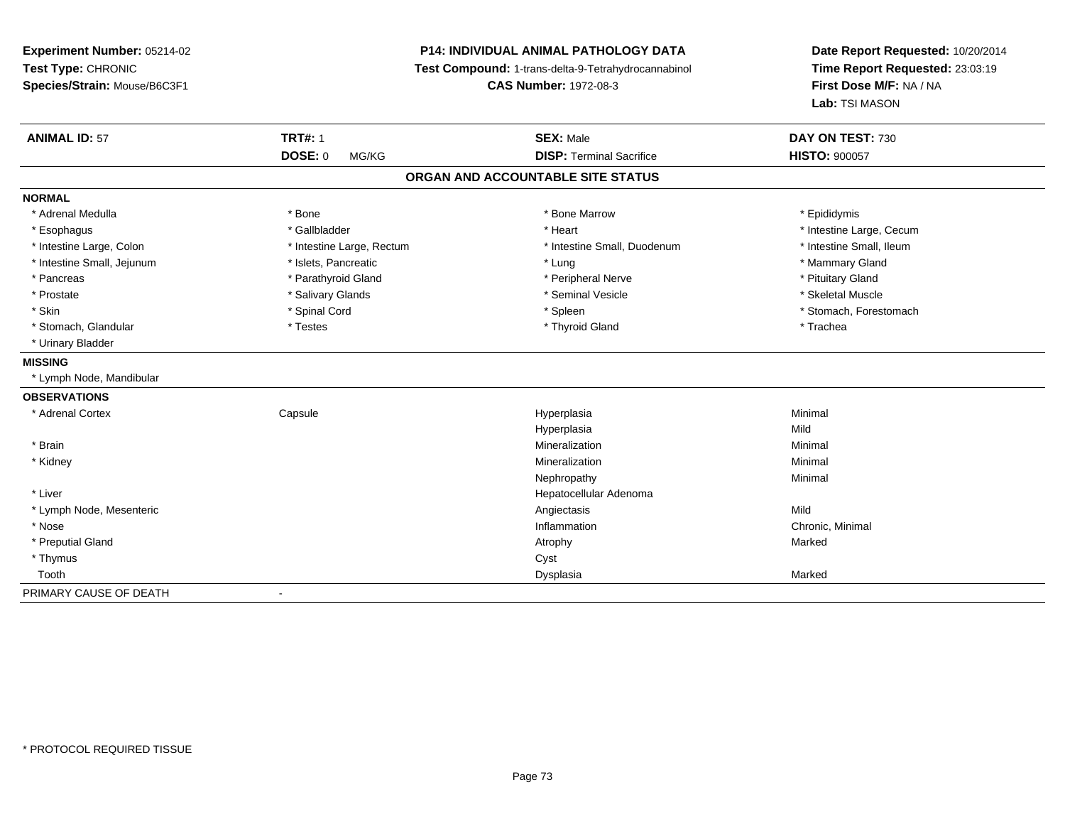**Experiment Number:** 05214-02
**Test Type:** CHRONIC
**Species/Strain:** Mouse/B6C3F1

**P14: INDIVIDUAL ANIMAL PATHOLOGY DATA**
**Test Compound:** 1-trans-delta-9-Tetrahydrocannabinol
**CAS Number:** 1972-08-3

**Date Report Requested:** 10/20/2014
**Time Report Requested:** 23:03:19
**First Dose M/F:** NA / NA
**Lab:** TSI MASON

| **ANIMAL ID:** 57 | **TRT#:** 1 | **SEX:** Male | **DAY ON TEST:** 730 |
|---|---|---|---|
| | **DOSE:** 0 MG/KG | **DISP:** Terminal Sacrifice | **HISTO:** 900057 |

**ORGAN AND ACCOUNTABLE SITE STATUS**

**NORMAL**

| | | | |
|---|---|---|---|
| * Adrenal Medulla | * Bone | * Bone Marrow | * Epididymis |
| * Esophagus | * Gallbladder | * Heart | * Intestine Large, Cecum |
| * Intestine Large, Colon | * Intestine Large, Rectum | * Intestine Small, Duodenum | * Intestine Small, Ileum |
| * Intestine Small, Jejunum | * Islets, Pancreatic | * Lung | * Mammary Gland |
| * Pancreas | * Parathyroid Gland | * Peripheral Nerve | * Pituitary Gland |
| * Prostate | * Salivary Glands | * Seminal Vesicle | * Skeletal Muscle |
| * Skin | * Spinal Cord | * Spleen | * Stomach, Forestomach |
| * Stomach, Glandular | * Testes | * Thyroid Gland | * Trachea |
| * Urinary Bladder | | | |

**MISSING**

* Lymph Node, Mandibular

**OBSERVATIONS**

| | | | |
|---|---|---|---|
| * Adrenal Cortex | Capsule | Hyperplasia | Minimal |
| | | Hyperplasia | Mild |
| * Brain | | Mineralization | Minimal |
| * Kidney | | Mineralization | Minimal |
| | | Nephropathy | Minimal |
| * Liver | | Hepatocellular Adenoma | |
| * Lymph Node, Mesenteric | | Angiectasis | Mild |
| * Nose | | Inflammation | Chronic, Minimal |
| * Preputial Gland | | Atrophy | Marked |
| * Thymus | | Cyst | |
| Tooth | | Dysplasia | Marked |

PRIMARY CAUSE OF DEATH -

* PROTOCOL REQUIRED TISSUE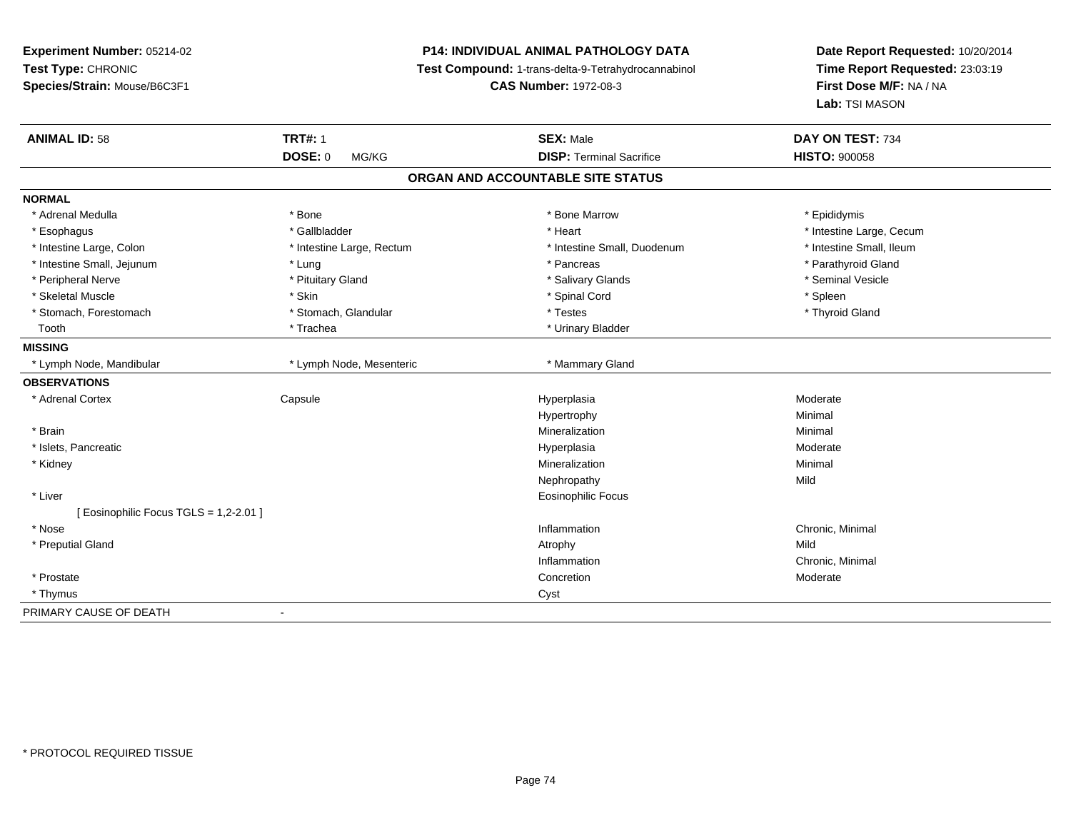**Experiment Number:** 05214-02
**Test Type:** CHRONIC
**Species/Strain:** Mouse/B6C3F1

**P14: INDIVIDUAL ANIMAL PATHOLOGY DATA**
**Test Compound:** 1-trans-delta-9-Tetrahydrocannabinol
**CAS Number:** 1972-08-3

**Date Report Requested:** 10/20/2014
**Time Report Requested:** 23:03:19
**First Dose M/F:** NA / NA
**Lab:** TSI MASON

| **ANIMAL ID:** 58 | **TRT#:** 1 | **SEX:** Male | **DAY ON TEST:** 734 |
|---|---|---|---|
| | **DOSE:** 0 MG/KG | **DISP:** Terminal Sacrifice | **HISTO:** 900058 |

## ORGAN AND ACCOUNTABLE SITE STATUS

**NORMAL**

| | | | |
|---|---|---|---|
| * Adrenal Medulla | * Bone | * Bone Marrow | * Epididymis |
| * Esophagus | * Gallbladder | * Heart | * Intestine Large, Cecum |
| * Intestine Large, Colon | * Intestine Large, Rectum | * Intestine Small, Duodenum | * Intestine Small, Ileum |
| * Intestine Small, Jejunum | * Lung | * Pancreas | * Parathyroid Gland |
| * Peripheral Nerve | * Pituitary Gland | * Salivary Glands | * Seminal Vesicle |
| * Skeletal Muscle | * Skin | * Spinal Cord | * Spleen |
| * Stomach, Forestomach | * Stomach, Glandular | * Testes | * Thyroid Gland |
| Tooth | * Trachea | * Urinary Bladder | |

**MISSING**

| | | |
|---|---|---|
| * Lymph Node, Mandibular | * Lymph Node, Mesenteric | * Mammary Gland |

**OBSERVATIONS**

| | | | |
|---|---|---|---|
| * Adrenal Cortex | Capsule | Hyperplasia | Moderate |
| | | Hypertrophy | Minimal |
| * Brain | | Mineralization | Minimal |
| * Islets, Pancreatic | | Hyperplasia | Moderate |
| * Kidney | | Mineralization | Minimal |
| | | Nephropathy | Mild |
| * Liver | | Eosinophilic Focus | |
| [ Eosinophilic Focus TGLS = 1,2-2.01 ] | | | |
| * Nose | | Inflammation | Chronic, Minimal |
| * Preputial Gland | | Atrophy | Mild |
| | | Inflammation | Chronic, Minimal |
| * Prostate | | Concretion | Moderate |
| * Thymus | | Cyst | |

PRIMARY CAUSE OF DEATH -

\* PROTOCOL REQUIRED TISSUE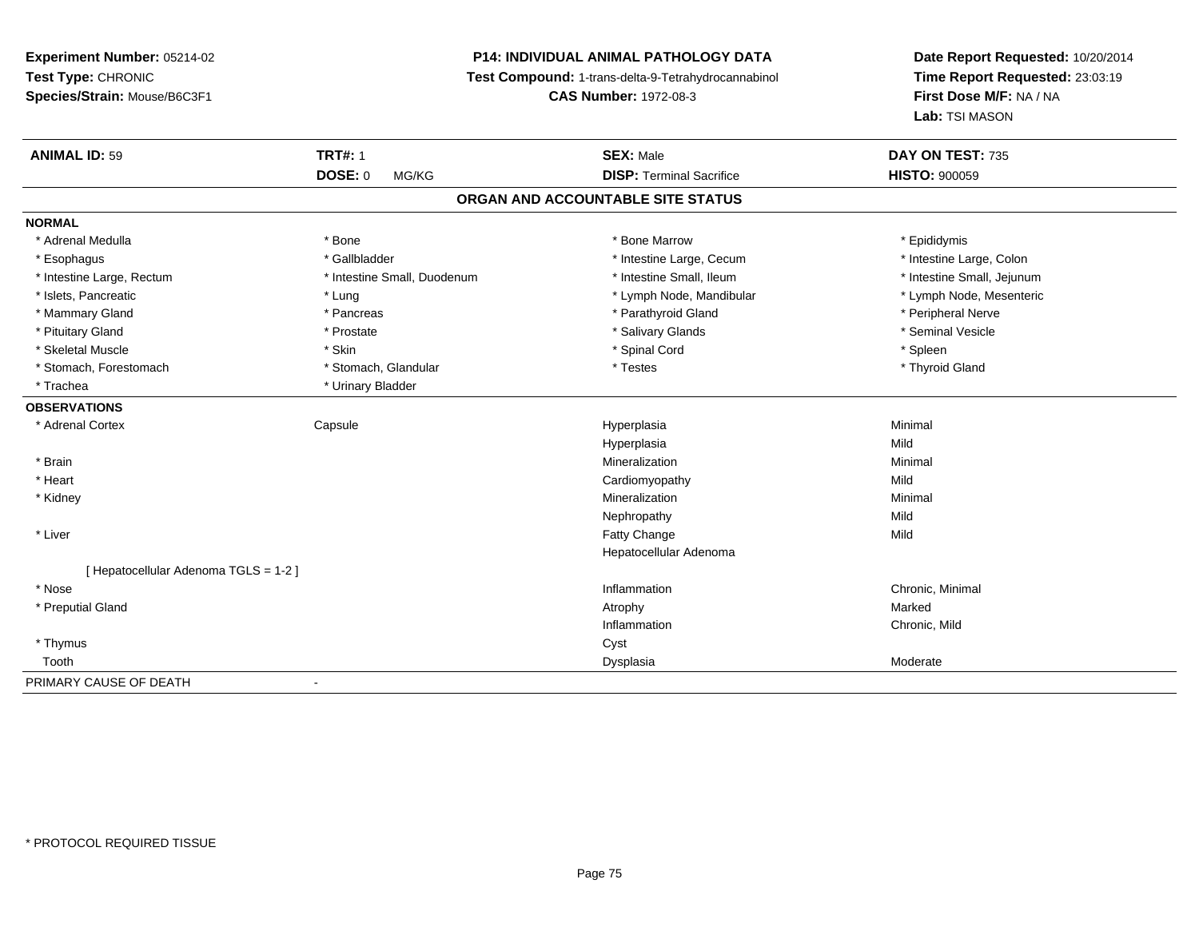**Experiment Number:** 05214-02
**Test Type:** CHRONIC
**Species/Strain:** Mouse/B6C3F1

**P14: INDIVIDUAL ANIMAL PATHOLOGY DATA**
**Test Compound:** 1-trans-delta-9-Tetrahydrocannabinol
**CAS Number:** 1972-08-3

**Date Report Requested:** 10/20/2014
**Time Report Requested:** 23:03:19
**First Dose M/F:** NA / NA
**Lab:** TSI MASON

| **ANIMAL ID:** 59 | **TRT#:** 1 | **SEX:** Male | **DAY ON TEST:** 735 |
|---|---|---|---|
| | **DOSE:** 0 MG/KG | **DISP:** Terminal Sacrifice | **HISTO:** 900059 |

## ORGAN AND ACCOUNTABLE SITE STATUS

**NORMAL**

| | | | |
|---|---|---|---|
| * Adrenal Medulla | * Bone | * Bone Marrow | * Epididymis |
| * Esophagus | * Gallbladder | * Intestine Large, Cecum | * Intestine Large, Colon |
| * Intestine Large, Rectum | * Intestine Small, Duodenum | * Intestine Small, Ileum | * Intestine Small, Jejunum |
| * Islets, Pancreatic | * Lung | * Lymph Node, Mandibular | * Lymph Node, Mesenteric |
| * Mammary Gland | * Pancreas | * Parathyroid Gland | * Peripheral Nerve |
| * Pituitary Gland | * Prostate | * Salivary Glands | * Seminal Vesicle |
| * Skeletal Muscle | * Skin | * Spinal Cord | * Spleen |
| * Stomach, Forestomach | * Stomach, Glandular | * Testes | * Thyroid Gland |
| * Trachea | * Urinary Bladder | | |

**OBSERVATIONS**

| | | | |
|---|---|---|---|
| * Adrenal Cortex | Capsule | Hyperplasia | Minimal |
| | | Hyperplasia | Mild |
| * Brain | | Mineralization | Minimal |
| * Heart | | Cardiomyopathy | Mild |
| * Kidney | | Mineralization | Minimal |
| | | Nephropathy | Mild |
| * Liver | | Fatty Change | Mild |
| | | Hepatocellular Adenoma | |
| [ Hepatocellular Adenoma TGLS = 1-2 ] | | | |
| * Nose | | Inflammation | Chronic, Minimal |
| * Preputial Gland | | Atrophy | Marked |
| | | Inflammation | Chronic, Mild |
| * Thymus | | Cyst | |
| Tooth | | Dysplasia | Moderate |

PRIMARY CAUSE OF DEATH -

* PROTOCOL REQUIRED TISSUE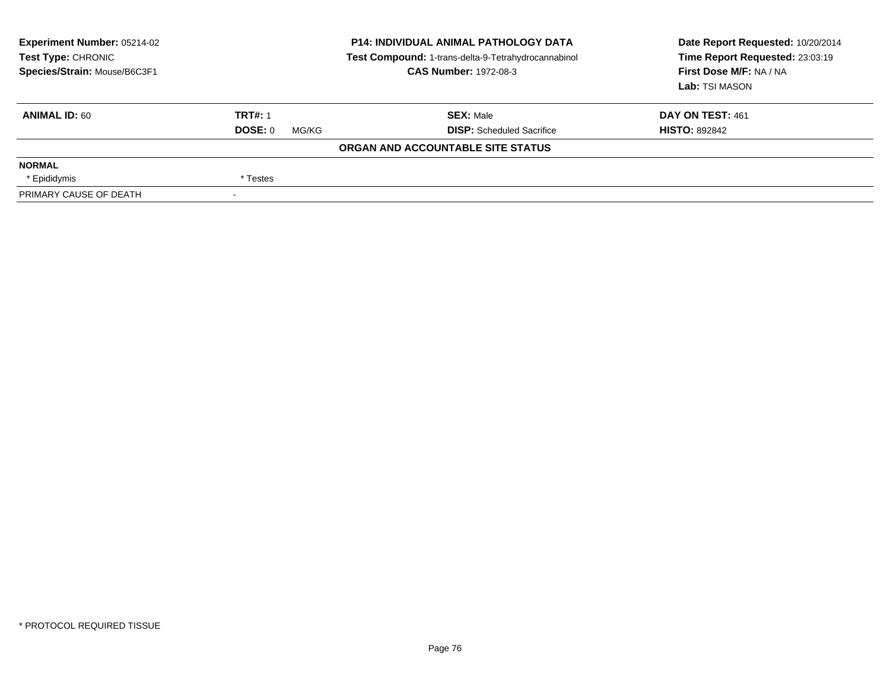**Experiment Number:** 05214-02
**Test Type:** CHRONIC
**Species/Strain:** Mouse/B6C3F1

**P14: INDIVIDUAL ANIMAL PATHOLOGY DATA**
**Test Compound:** 1-trans-delta-9-Tetrahydrocannabinol
**CAS Number:** 1972-08-3

**Date Report Requested:** 10/20/2014
**Time Report Requested:** 23:03:19
**First Dose M/F:** NA / NA
**Lab:** TSI MASON

| **ANIMAL ID:** 60 | **TRT#:** 1 | **SEX:** Male | **DAY ON TEST:** 461 |
|---|---|---|---|
| | **DOSE:** 0 MG/KG | **DISP:** Scheduled Sacrifice | **HISTO:** 892842 |

**ORGAN AND ACCOUNTABLE SITE STATUS**

| | |
|---|---|
| **NORMAL** | |
| * Epididymis | * Testes |
| PRIMARY CAUSE OF DEATH | - |

* PROTOCOL REQUIRED TISSUE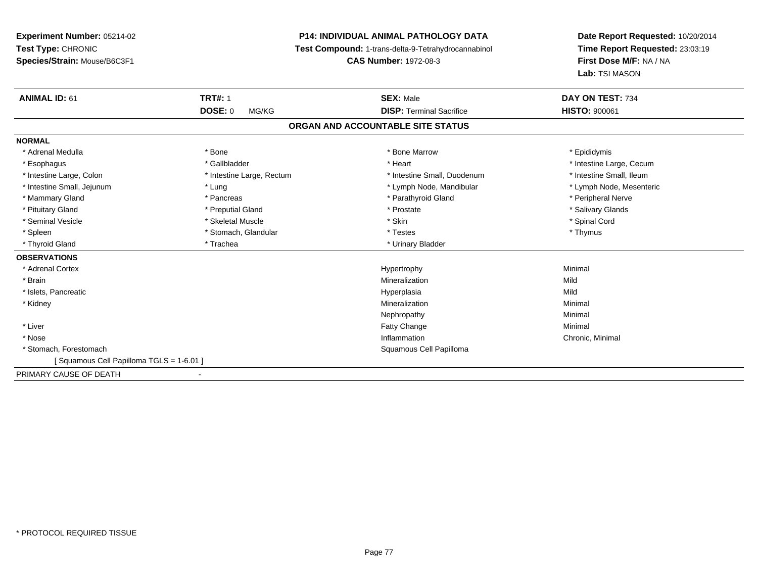**Experiment Number:** 05214-02
**Test Type:** CHRONIC
**Species/Strain:** Mouse/B6C3F1

**P14: INDIVIDUAL ANIMAL PATHOLOGY DATA**
**Test Compound:** 1-trans-delta-9-Tetrahydrocannabinol
**CAS Number:** 1972-08-3

**Date Report Requested:** 10/20/2014
**Time Report Requested:** 23:03:19
**First Dose M/F:** NA / NA
**Lab:** TSI MASON

| **ANIMAL ID:** 61 | **TRT#:** 1 | **SEX:** Male | **DAY ON TEST:** 734 |
|---|---|---|---|
| | **DOSE:** 0 MG/KG | **DISP:** Terminal Sacrifice | **HISTO:** 900061 |

## ORGAN AND ACCOUNTABLE SITE STATUS

**NORMAL**

| | | | |
|---|---|---|---|
| * Adrenal Medulla | * Bone | * Bone Marrow | * Epididymis |
| * Esophagus | * Gallbladder | * Heart | * Intestine Large, Cecum |
| * Intestine Large, Colon | * Intestine Large, Rectum | * Intestine Small, Duodenum | * Intestine Small, Ileum |
| * Intestine Small, Jejunum | * Lung | * Lymph Node, Mandibular | * Lymph Node, Mesenteric |
| * Mammary Gland | * Pancreas | * Parathyroid Gland | * Peripheral Nerve |
| * Pituitary Gland | * Preputial Gland | * Prostate | * Salivary Glands |
| * Seminal Vesicle | * Skeletal Muscle | * Skin | * Spinal Cord |
| * Spleen | * Stomach, Glandular | * Testes | * Thymus |
| * Thyroid Gland | * Trachea | * Urinary Bladder | |

**OBSERVATIONS**

| | | |
|---|---|---|
| * Adrenal Cortex | Hypertrophy | Minimal |
| * Brain | Mineralization | Mild |
| * Islets, Pancreatic | Hyperplasia | Mild |
| * Kidney | Mineralization | Minimal |
| | Nephropathy | Minimal |
| * Liver | Fatty Change | Minimal |
| * Nose | Inflammation | Chronic, Minimal |
| * Stomach, Forestomach | Squamous Cell Papilloma | |
| [ Squamous Cell Papilloma TGLS = 1-6.01 ] | | |

PRIMARY CAUSE OF DEATH -

\* PROTOCOL REQUIRED TISSUE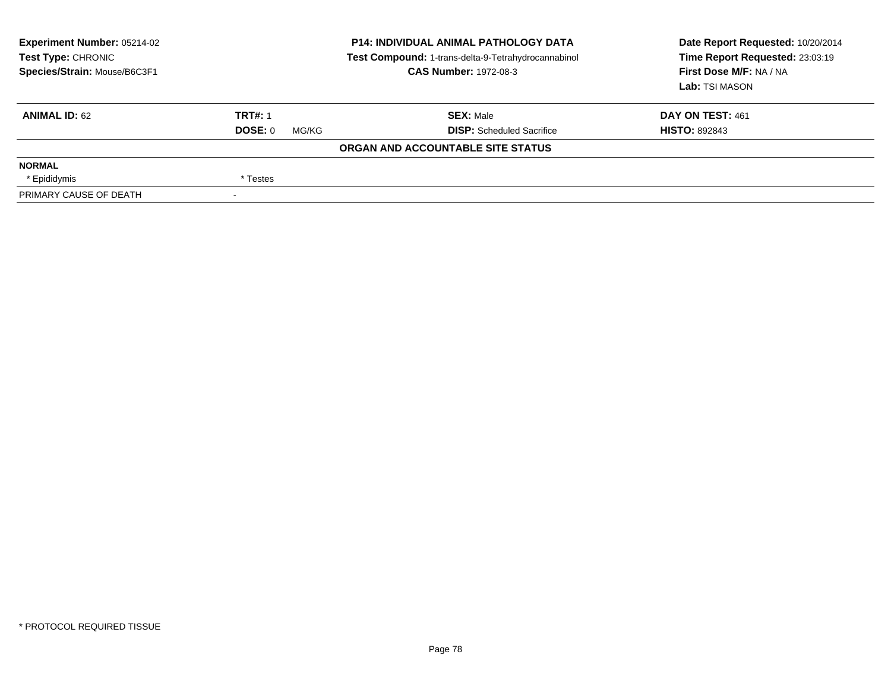**Experiment Number:** 05214-02
**Test Type:** CHRONIC
**Species/Strain:** Mouse/B6C3F1

**P14: INDIVIDUAL ANIMAL PATHOLOGY DATA**
**Test Compound:** 1-trans-delta-9-Tetrahydrocannabinol
**CAS Number:** 1972-08-3

**Date Report Requested:** 10/20/2014
**Time Report Requested:** 23:03:19
**First Dose M/F:** NA / NA
**Lab:** TSI MASON

| **ANIMAL ID:** 62 | **TRT#:** 1 | **SEX:** Male | **DAY ON TEST:** 461 |
|---|---|---|---|
| | **DOSE:** 0 MG/KG | **DISP:** Scheduled Sacrifice | **HISTO:** 892843 |

**ORGAN AND ACCOUNTABLE SITE STATUS**

| | |
|---|---|
| **NORMAL** | |
| * Epididymis | * Testes |
| PRIMARY CAUSE OF DEATH | - |

* PROTOCOL REQUIRED TISSUE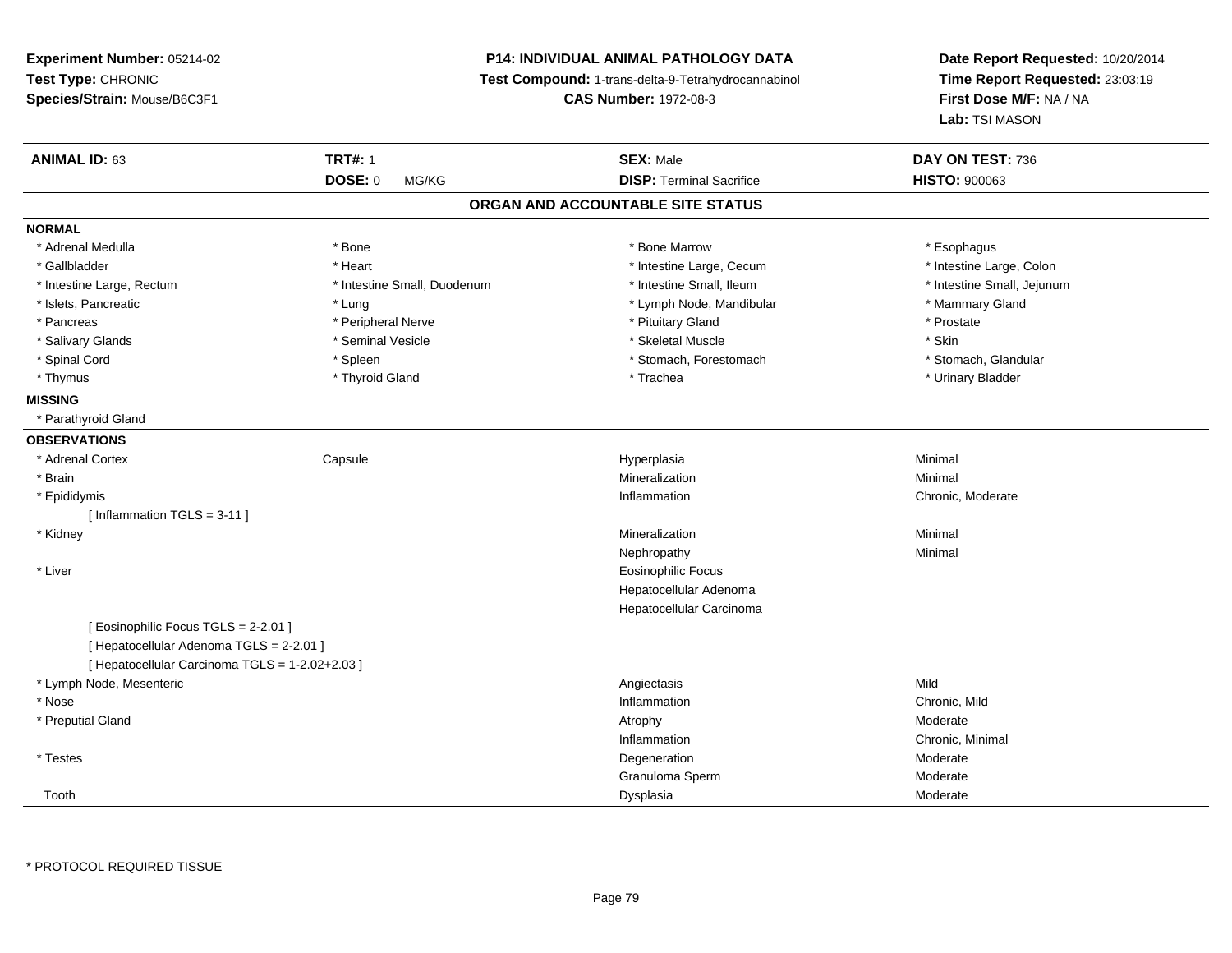**Experiment Number:** 05214-02
**Test Type:** CHRONIC
**Species/Strain:** Mouse/B6C3F1

**P14: INDIVIDUAL ANIMAL PATHOLOGY DATA**
**Test Compound:** 1-trans-delta-9-Tetrahydrocannabinol
**CAS Number:** 1972-08-3

**Date Report Requested:** 10/20/2014
**Time Report Requested:** 23:03:19
**First Dose M/F:** NA / NA
**Lab:** TSI MASON

| **ANIMAL ID:** 63 | **TRT#:** 1 | **SEX:** Male | **DAY ON TEST:** 736 |
|---|---|---|---|
| | **DOSE:** 0 MG/KG | **DISP:** Terminal Sacrifice | **HISTO:** 900063 |

## ORGAN AND ACCOUNTABLE SITE STATUS

**NORMAL**

| | | | |
|---|---|---|---|
| * Adrenal Medulla | * Bone | * Bone Marrow | * Esophagus |
| * Gallbladder | * Heart | * Intestine Large, Cecum | * Intestine Large, Colon |
| * Intestine Large, Rectum | * Intestine Small, Duodenum | * Intestine Small, Ileum | * Intestine Small, Jejunum |
| * Islets, Pancreatic | * Lung | * Lymph Node, Mandibular | * Mammary Gland |
| * Pancreas | * Peripheral Nerve | * Pituitary Gland | * Prostate |
| * Salivary Glands | * Seminal Vesicle | * Skeletal Muscle | * Skin |
| * Spinal Cord | * Spleen | * Stomach, Forestomach | * Stomach, Glandular |
| * Thymus | * Thyroid Gland | * Trachea | * Urinary Bladder |

**MISSING**

* Parathyroid Gland

**OBSERVATIONS**

| | | | |
|---|---|---|---|
| * Adrenal Cortex | Capsule | Hyperplasia | Minimal |
| * Brain | | Mineralization | Minimal |
| * Epididymis | | Inflammation | Chronic, Moderate |
| [ Inflammation TGLS = 3-11 ] | | | |
| * Kidney | | Mineralization | Minimal |
| | | Nephropathy | Minimal |
| * Liver | | Eosinophilic Focus | |
| | | Hepatocellular Adenoma | |
| | | Hepatocellular Carcinoma | |
| [ Eosinophilic Focus TGLS = 2-2.01 ] | | | |
| [ Hepatocellular Adenoma TGLS = 2-2.01 ] | | | |
| [ Hepatocellular Carcinoma TGLS = 1-2.02+2.03 ] | | | |
| * Lymph Node, Mesenteric | | Angiectasis | Mild |
| * Nose | | Inflammation | Chronic, Mild |
| * Preputial Gland | | Atrophy | Moderate |
| | | Inflammation | Chronic, Minimal |
| * Testes | | Degeneration | Moderate |
| | | Granuloma Sperm | Moderate |
| Tooth | | Dysplasia | Moderate |

* PROTOCOL REQUIRED TISSUE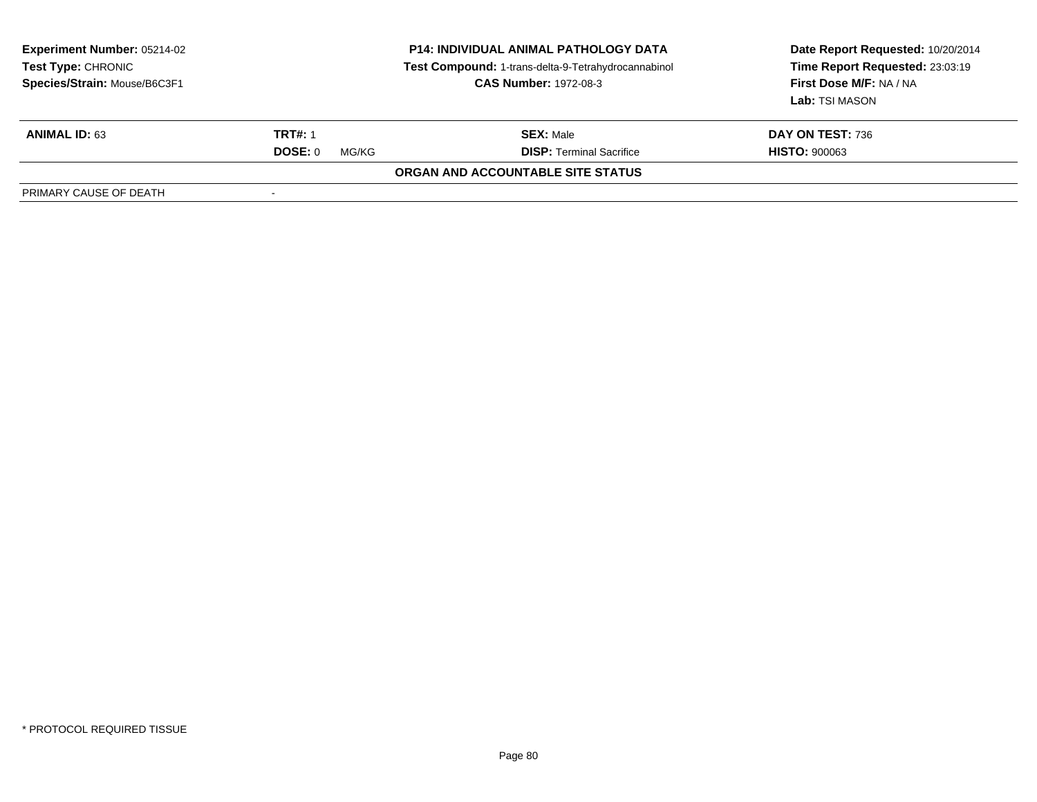**Experiment Number:** 05214-02
**Test Type:** CHRONIC
**Species/Strain:** Mouse/B6C3F1

**P14: INDIVIDUAL ANIMAL PATHOLOGY DATA**
**Test Compound:** 1-trans-delta-9-Tetrahydrocannabinol
**CAS Number:** 1972-08-3

**Date Report Requested:** 10/20/2014
**Time Report Requested:** 23:03:19
**First Dose M/F:** NA / NA
**Lab:** TSI MASON

| **ANIMAL ID:** 63 | **TRT#:** 1 | **SEX:** Male | **DAY ON TEST:** 736 |
|---|---|---|---|
| | **DOSE:** 0 MG/KG | **DISP:** Terminal Sacrifice | **HISTO:** 900063 |

**ORGAN AND ACCOUNTABLE SITE STATUS**

| PRIMARY CAUSE OF DEATH | - |
|---|---|

* PROTOCOL REQUIRED TISSUE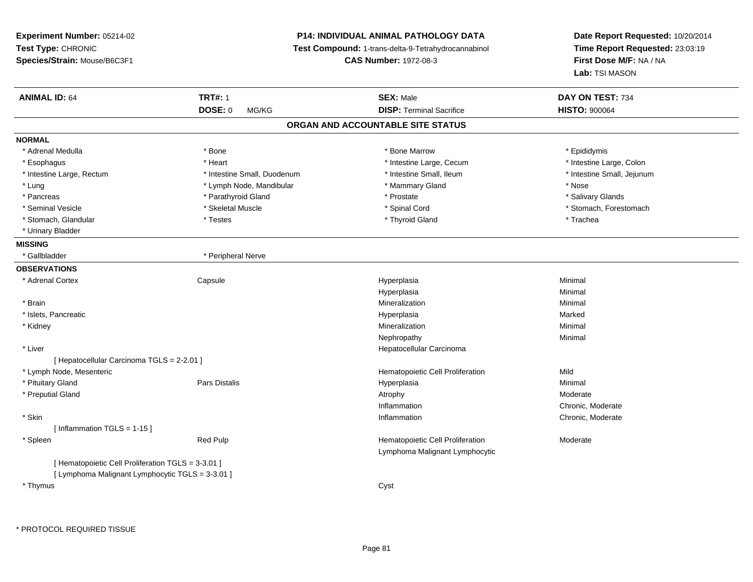**Experiment Number:** 05214-02
**Test Type:** CHRONIC
**Species/Strain:** Mouse/B6C3F1

**P14: INDIVIDUAL ANIMAL PATHOLOGY DATA**
**Test Compound:** 1-trans-delta-9-Tetrahydrocannabinol
**CAS Number:** 1972-08-3

**Date Report Requested:** 10/20/2014
**Time Report Requested:** 23:03:19
**First Dose M/F:** NA / NA
**Lab:** TSI MASON

| **ANIMAL ID:** 64 | **TRT#:** 1 | **SEX:** Male | **DAY ON TEST:** 734 |
|---|---|---|---|
| | **DOSE:** 0 MG/KG | **DISP:** Terminal Sacrifice | **HISTO:** 900064 |

## ORGAN AND ACCOUNTABLE SITE STATUS

**NORMAL**

| | | | |
|---|---|---|---|
| * Adrenal Medulla | * Bone | * Bone Marrow | * Epididymis |
| * Esophagus | * Heart | * Intestine Large, Cecum | * Intestine Large, Colon |
| * Intestine Large, Rectum | * Intestine Small, Duodenum | * Intestine Small, Ileum | * Intestine Small, Jejunum |
| * Lung | * Lymph Node, Mandibular | * Mammary Gland | * Nose |
| * Pancreas | * Parathyroid Gland | * Prostate | * Salivary Glands |
| * Seminal Vesicle | * Skeletal Muscle | * Spinal Cord | * Stomach, Forestomach |
| * Stomach, Glandular | * Testes | * Thyroid Gland | * Trachea |
| * Urinary Bladder | | | |

**MISSING**

| | |
|---|---|
| * Gallbladder | * Peripheral Nerve |

**OBSERVATIONS**

| | | | |
|---|---|---|---|
| * Adrenal Cortex | Capsule | Hyperplasia | Minimal |
| | | Hyperplasia | Minimal |
| * Brain | | Mineralization | Minimal |
| * Islets, Pancreatic | | Hyperplasia | Marked |
| * Kidney | | Mineralization | Minimal |
| | | Nephropathy | Minimal |
| * Liver | | Hepatocellular Carcinoma | |
| [ Hepatocellular Carcinoma TGLS = 2-2.01 ] | | | |
| * Lymph Node, Mesenteric | | Hematopoietic Cell Proliferation | Mild |
| * Pituitary Gland | Pars Distalis | Hyperplasia | Minimal |
| * Preputial Gland | | Atrophy | Moderate |
| | | Inflammation | Chronic, Moderate |
| * Skin | | Inflammation | Chronic, Moderate |
| [ Inflammation TGLS = 1-15 ] | | | |
| * Spleen | Red Pulp | Hematopoietic Cell Proliferation | Moderate |
| | | Lymphoma Malignant Lymphocytic | |
| [ Hematopoietic Cell Proliferation TGLS = 3-3.01 ] | | | |
| [ Lymphoma Malignant Lymphocytic TGLS = 3-3.01 ] | | | |
| * Thymus | | Cyst | |

* PROTOCOL REQUIRED TISSUE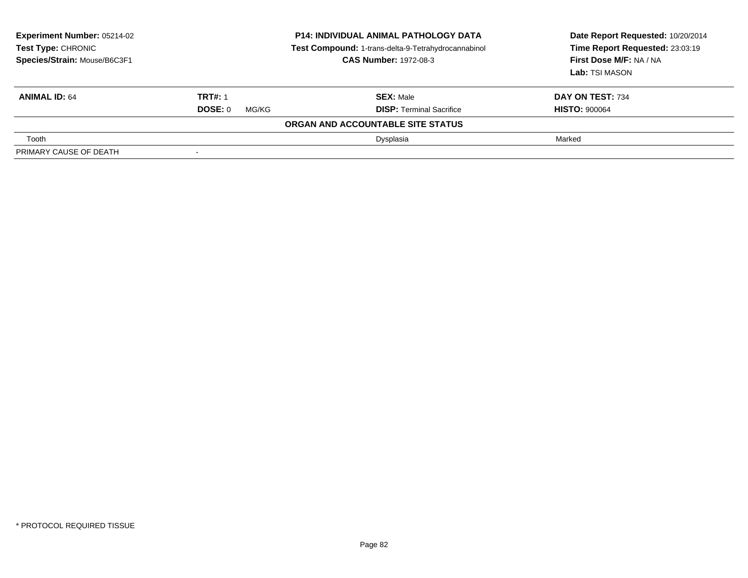**Experiment Number:** 05214-02
**Test Type:** CHRONIC
**Species/Strain:** Mouse/B6C3F1

**P14: INDIVIDUAL ANIMAL PATHOLOGY DATA**
**Test Compound:** 1-trans-delta-9-Tetrahydrocannabinol
**CAS Number:** 1972-08-3

**Date Report Requested:** 10/20/2014
**Time Report Requested:** 23:03:19
**First Dose M/F:** NA / NA
**Lab:** TSI MASON

| **ANIMAL ID:** 64 | **TRT#:** 1 | **SEX:** Male | **DAY ON TEST:** 734 |
|---|---|---|---|
| | **DOSE:** 0 MG/KG | **DISP:** Terminal Sacrifice | **HISTO:** 900064 |
| | | **ORGAN AND ACCOUNTABLE SITE STATUS** | |
| Tooth | | Dysplasia | Marked |
| PRIMARY CAUSE OF DEATH | - | | |

* PROTOCOL REQUIRED TISSUE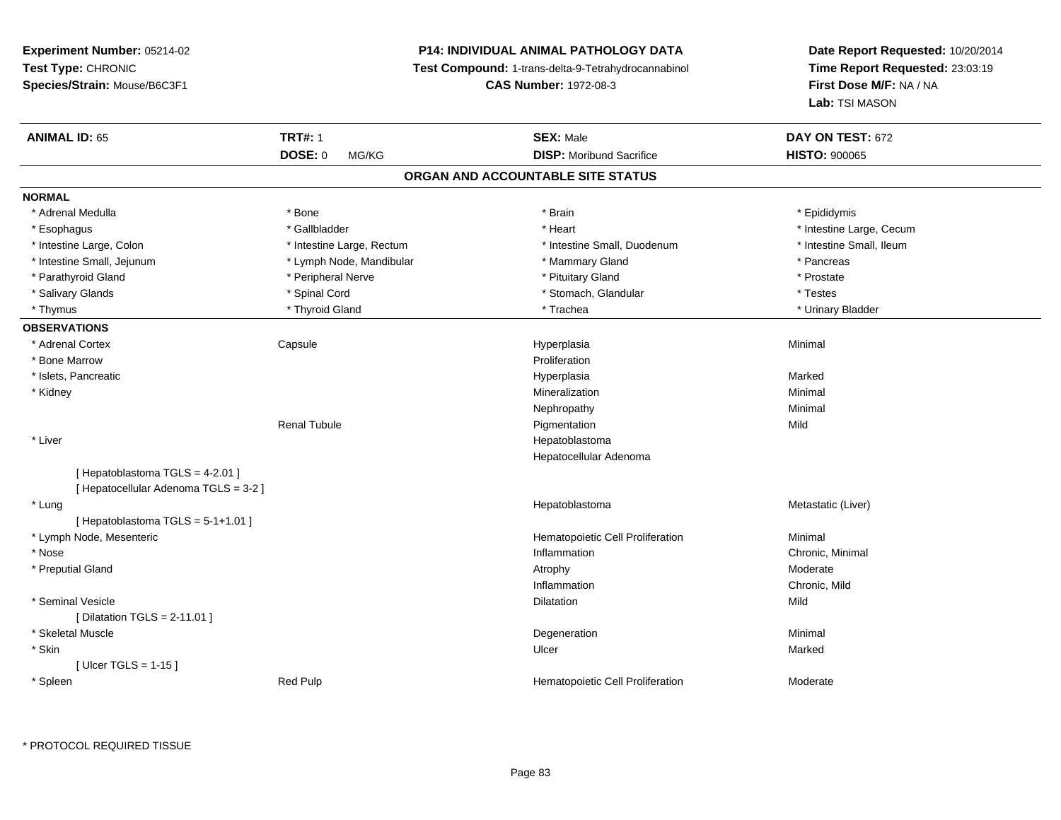**Experiment Number:** 05214-02
**Test Type:** CHRONIC
**Species/Strain:** Mouse/B6C3F1

## P14: INDIVIDUAL ANIMAL PATHOLOGY DATA

**Test Compound:** 1-trans-delta-9-Tetrahydrocannabinol
**CAS Number:** 1972-08-3

**Date Report Requested:** 10/20/2014
**Time Report Requested:** 23:03:19
**First Dose M/F:** NA / NA
**Lab:** TSI MASON

| **ANIMAL ID:** 65 | **TRT#:** 1 | **SEX:** Male | **DAY ON TEST:** 672 |
|---|---|---|---|
| | **DOSE:** 0 MG/KG | **DISP:** Moribund Sacrifice | **HISTO:** 900065 |

### ORGAN AND ACCOUNTABLE SITE STATUS

**NORMAL**

| | | | |
|---|---|---|---|
| * Adrenal Medulla | * Bone | * Brain | * Epididymis |
| * Esophagus | * Gallbladder | * Heart | * Intestine Large, Cecum |
| * Intestine Large, Colon | * Intestine Large, Rectum | * Intestine Small, Duodenum | * Intestine Small, Ileum |
| * Intestine Small, Jejunum | * Lymph Node, Mandibular | * Mammary Gland | * Pancreas |
| * Parathyroid Gland | * Peripheral Nerve | * Pituitary Gland | * Prostate |
| * Salivary Glands | * Spinal Cord | * Stomach, Glandular | * Testes |
| * Thymus | * Thyroid Gland | * Trachea | * Urinary Bladder |

**OBSERVATIONS**

| | | | |
|---|---|---|---|
| * Adrenal Cortex | Capsule | Hyperplasia | Minimal |
| * Bone Marrow | | Proliferation | |
| * Islets, Pancreatic | | Hyperplasia | Marked |
| * Kidney | | Mineralization | Minimal |
| | | Nephropathy | Minimal |
| | Renal Tubule | Pigmentation | Mild |
| * Liver | | Hepatoblastoma | |
| | | Hepatocellular Adenoma | |
| [ Hepatoblastoma TGLS = 4-2.01 ] | | | |
| [ Hepatocellular Adenoma TGLS = 3-2 ] | | | |
| * Lung | | Hepatoblastoma | Metastatic (Liver) |
| [ Hepatoblastoma TGLS = 5-1+1.01 ] | | | |
| * Lymph Node, Mesenteric | | Hematopoietic Cell Proliferation | Minimal |
| * Nose | | Inflammation | Chronic, Minimal |
| * Preputial Gland | | Atrophy | Moderate |
| | | Inflammation | Chronic, Mild |
| * Seminal Vesicle | | Dilatation | Mild |
| [ Dilatation TGLS = 2-11.01 ] | | | |
| * Skeletal Muscle | | Degeneration | Minimal |
| * Skin | | Ulcer | Marked |
| [ Ulcer TGLS = 1-15 ] | | | |
| * Spleen | Red Pulp | Hematopoietic Cell Proliferation | Moderate |

\* PROTOCOL REQUIRED TISSUE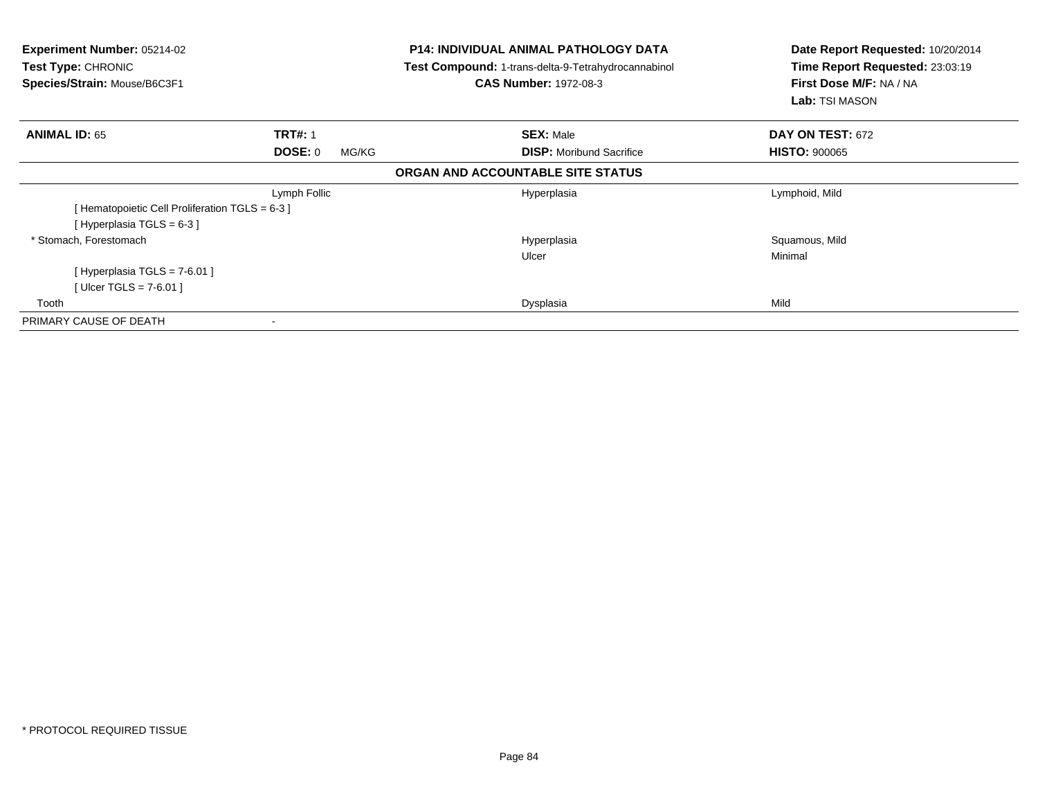**Experiment Number:** 05214-02
**Test Type:** CHRONIC
**Species/Strain:** Mouse/B6C3F1

**P14: INDIVIDUAL ANIMAL PATHOLOGY DATA**
**Test Compound:** 1-trans-delta-9-Tetrahydrocannabinol
**CAS Number:** 1972-08-3

**Date Report Requested:** 10/20/2014
**Time Report Requested:** 23:03:19
**First Dose M/F:** NA / NA
**Lab:** TSI MASON

| **ANIMAL ID:** 65 | **TRT#:** 1 | **SEX:** Male | **DAY ON TEST:** 672 |
|---|---|---|---|
| | **DOSE:** 0 MG/KG | **DISP:** Moribund Sacrifice | **HISTO:** 900065 |

**ORGAN AND ACCOUNTABLE SITE STATUS**

| | | | |
|---|---|---|---|
| | Lymph Follic | Hyperplasia | Lymphoid, Mild |
| [ Hematopoietic Cell Proliferation TGLS = 6-3 ] | | | |
| [ Hyperplasia TGLS = 6-3 ] | | | |
| * Stomach, Forestomach | | Hyperplasia | Squamous, Mild |
| | | Ulcer | Minimal |
| [ Hyperplasia TGLS = 7-6.01 ] | | | |
| [ Ulcer TGLS = 7-6.01 ] | | | |
| Tooth | | Dysplasia | Mild |
| PRIMARY CAUSE OF DEATH | - | | |

\* PROTOCOL REQUIRED TISSUE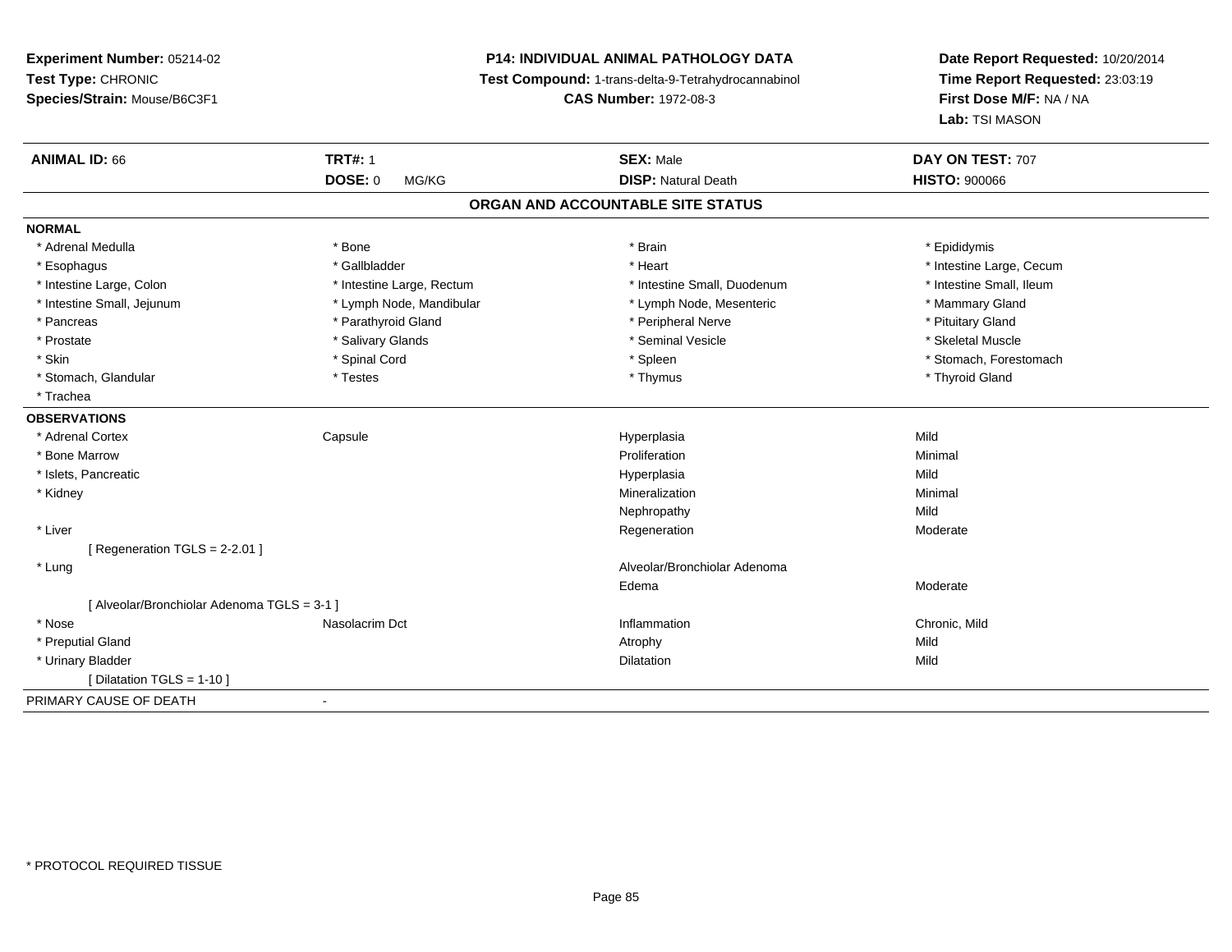**Experiment Number:** 05214-02
**Test Type:** CHRONIC
**Species/Strain:** Mouse/B6C3F1

**P14: INDIVIDUAL ANIMAL PATHOLOGY DATA**
**Test Compound:** 1-trans-delta-9-Tetrahydrocannabinol
**CAS Number:** 1972-08-3

**Date Report Requested:** 10/20/2014
**Time Report Requested:** 23:03:19
**First Dose M/F:** NA / NA
**Lab:** TSI MASON

| **ANIMAL ID:** 66 | **TRT#:** 1 | **SEX:** Male | **DAY ON TEST:** 707 |
|---|---|---|---|
| | **DOSE:** 0 MG/KG | **DISP:** Natural Death | **HISTO:** 900066 |

**ORGAN AND ACCOUNTABLE SITE STATUS**

**NORMAL**

| | | | |
|---|---|---|---|
| * Adrenal Medulla | * Bone | * Brain | * Epididymis |
| * Esophagus | * Gallbladder | * Heart | * Intestine Large, Cecum |
| * Intestine Large, Colon | * Intestine Large, Rectum | * Intestine Small, Duodenum | * Intestine Small, Ileum |
| * Intestine Small, Jejunum | * Lymph Node, Mandibular | * Lymph Node, Mesenteric | * Mammary Gland |
| * Pancreas | * Parathyroid Gland | * Peripheral Nerve | * Pituitary Gland |
| * Prostate | * Salivary Glands | * Seminal Vesicle | * Skeletal Muscle |
| * Skin | * Spinal Cord | * Spleen | * Stomach, Forestomach |
| * Stomach, Glandular | * Testes | * Thymus | * Thyroid Gland |
| * Trachea | | | |

**OBSERVATIONS**

| | | | |
|---|---|---|---|
| * Adrenal Cortex | Capsule | Hyperplasia | Mild |
| * Bone Marrow | | Proliferation | Minimal |
| * Islets, Pancreatic | | Hyperplasia | Mild |
| * Kidney | | Mineralization | Minimal |
| | | Nephropathy | Mild |
| * Liver | | Regeneration | Moderate |
| [ Regeneration TGLS = 2-2.01 ] | | | |
| * Lung | | Alveolar/Bronchiolar Adenoma | |
| | | Edema | Moderate |
| [ Alveolar/Bronchiolar Adenoma TGLS = 3-1 ] | | | |
| * Nose | Nasolacrim Dct | Inflammation | Chronic, Mild |
| * Preputial Gland | | Atrophy | Mild |
| * Urinary Bladder | | Dilatation | Mild |
| [ Dilatation TGLS = 1-10 ] | | | |

PRIMARY CAUSE OF DEATH -

* PROTOCOL REQUIRED TISSUE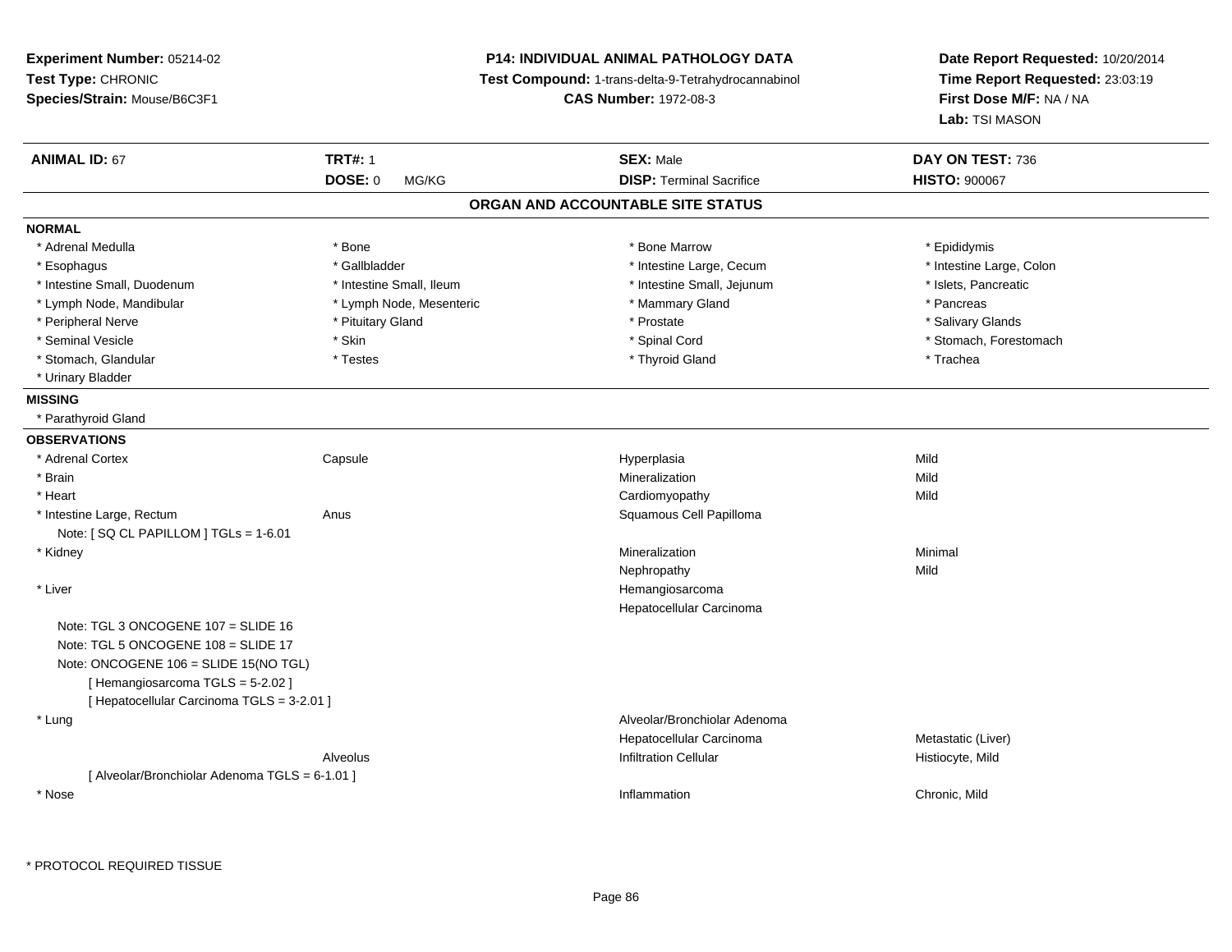**Experiment Number:** 05214-02
**Test Type:** CHRONIC
**Species/Strain:** Mouse/B6C3F1

**P14: INDIVIDUAL ANIMAL PATHOLOGY DATA**
**Test Compound:** 1-trans-delta-9-Tetrahydrocannabinol
**CAS Number:** 1972-08-3

**Date Report Requested:** 10/20/2014
**Time Report Requested:** 23:03:19
**First Dose M/F:** NA / NA
**Lab:** TSI MASON

| **ANIMAL ID:** 67 | **TRT#:** 1 | **SEX:** Male | **DAY ON TEST:** 736 |
|---|---|---|---|
| | **DOSE:** 0 MG/KG | **DISP:** Terminal Sacrifice | **HISTO:** 900067 |

## ORGAN AND ACCOUNTABLE SITE STATUS

**NORMAL**

| | | | |
|---|---|---|---|
| * Adrenal Medulla | * Bone | * Bone Marrow | * Epididymis |
| * Esophagus | * Gallbladder | * Intestine Large, Cecum | * Intestine Large, Colon |
| * Intestine Small, Duodenum | * Intestine Small, Ileum | * Intestine Small, Jejunum | * Islets, Pancreatic |
| * Lymph Node, Mandibular | * Lymph Node, Mesenteric | * Mammary Gland | * Pancreas |
| * Peripheral Nerve | * Pituitary Gland | * Prostate | * Salivary Glands |
| * Seminal Vesicle | * Skin | * Spinal Cord | * Stomach, Forestomach |
| * Stomach, Glandular | * Testes | * Thyroid Gland | * Trachea |
| * Urinary Bladder | | | |

**MISSING**

* Parathyroid Gland

**OBSERVATIONS**

| | | | |
|---|---|---|---|
| * Adrenal Cortex | Capsule | Hyperplasia | Mild |
| * Brain | | Mineralization | Mild |
| * Heart | | Cardiomyopathy | Mild |
| * Intestine Large, Rectum | Anus | Squamous Cell Papilloma | |
| Note: [ SQ CL PAPILLOM ] TGLs = 1-6.01 | | | |
| * Kidney | | Mineralization | Minimal |
| | | Nephropathy | Mild |
| * Liver | | Hemangiosarcoma | |
| | | Hepatocellular Carcinoma | |
| Note: TGL 3 ONCOGENE 107 = SLIDE 16 | | | |
| Note: TGL 5 ONCOGENE 108 = SLIDE 17 | | | |
| Note: ONCOGENE 106 = SLIDE 15(NO TGL) | | | |
| [ Hemangiosarcoma TGLS = 5-2.02 ] | | | |
| [ Hepatocellular Carcinoma TGLS = 3-2.01 ] | | | |
| * Lung | | Alveolar/Bronchiolar Adenoma | |
| | | Hepatocellular Carcinoma | Metastatic (Liver) |
| | Alveolus | Infiltration Cellular | Histiocyte, Mild |
| [ Alveolar/Bronchiolar Adenoma TGLS = 6-1.01 ] | | | |
| * Nose | | Inflammation | Chronic, Mild |

* PROTOCOL REQUIRED TISSUE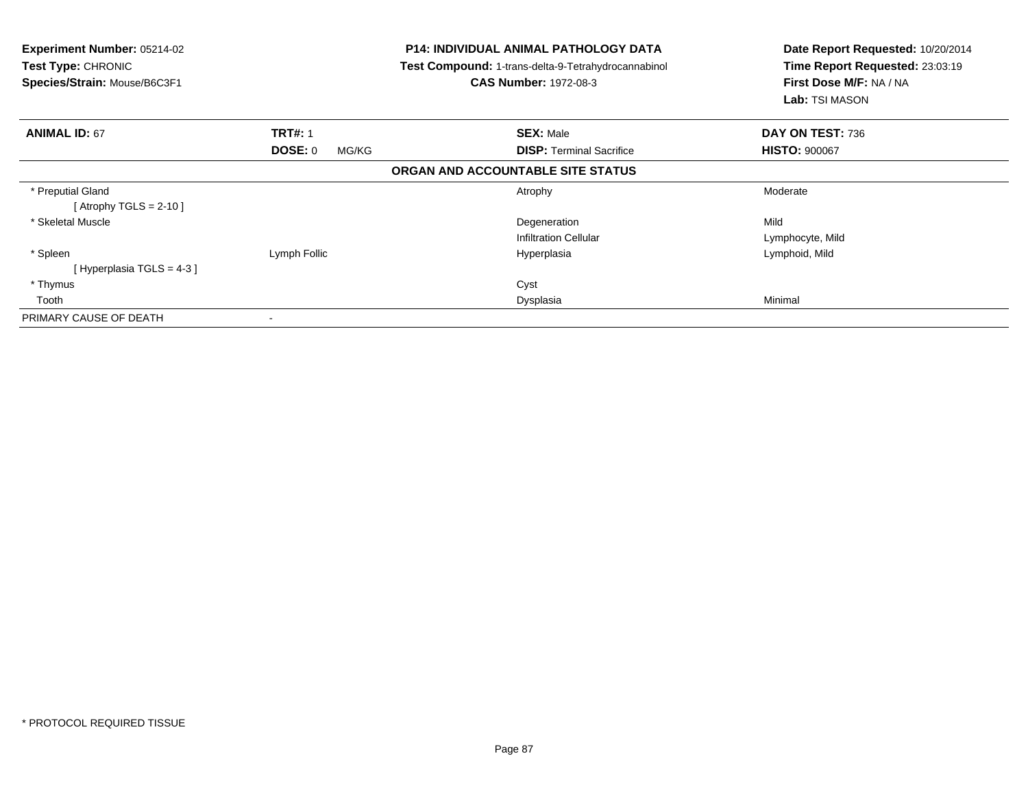**Experiment Number:** 05214-02
**Test Type:** CHRONIC
**Species/Strain:** Mouse/B6C3F1

**P14: INDIVIDUAL ANIMAL PATHOLOGY DATA**
**Test Compound:** 1-trans-delta-9-Tetrahydrocannabinol
**CAS Number:** 1972-08-3

**Date Report Requested:** 10/20/2014
**Time Report Requested:** 23:03:19
**First Dose M/F:** NA / NA
**Lab:** TSI MASON

| **ANIMAL ID:** 67 | **TRT#:** 1 | **SEX:** Male | **DAY ON TEST:** 736 |
|---|---|---|---|
| | **DOSE:** 0 MG/KG | **DISP:** Terminal Sacrifice | **HISTO:** 900067 |

**ORGAN AND ACCOUNTABLE SITE STATUS**

| | | | |
|---|---|---|---|
| * Preputial Gland | | Atrophy | Moderate |
| [ Atrophy TGLS = 2-10 ] | | | |
| * Skeletal Muscle | | Degeneration | Mild |
| | | Infiltration Cellular | Lymphocyte, Mild |
| * Spleen | Lymph Follic | Hyperplasia | Lymphoid, Mild |
| [ Hyperplasia TGLS = 4-3 ] | | | |
| * Thymus | | Cyst | |
| Tooth | | Dysplasia | Minimal |
| PRIMARY CAUSE OF DEATH | - | | |

* PROTOCOL REQUIRED TISSUE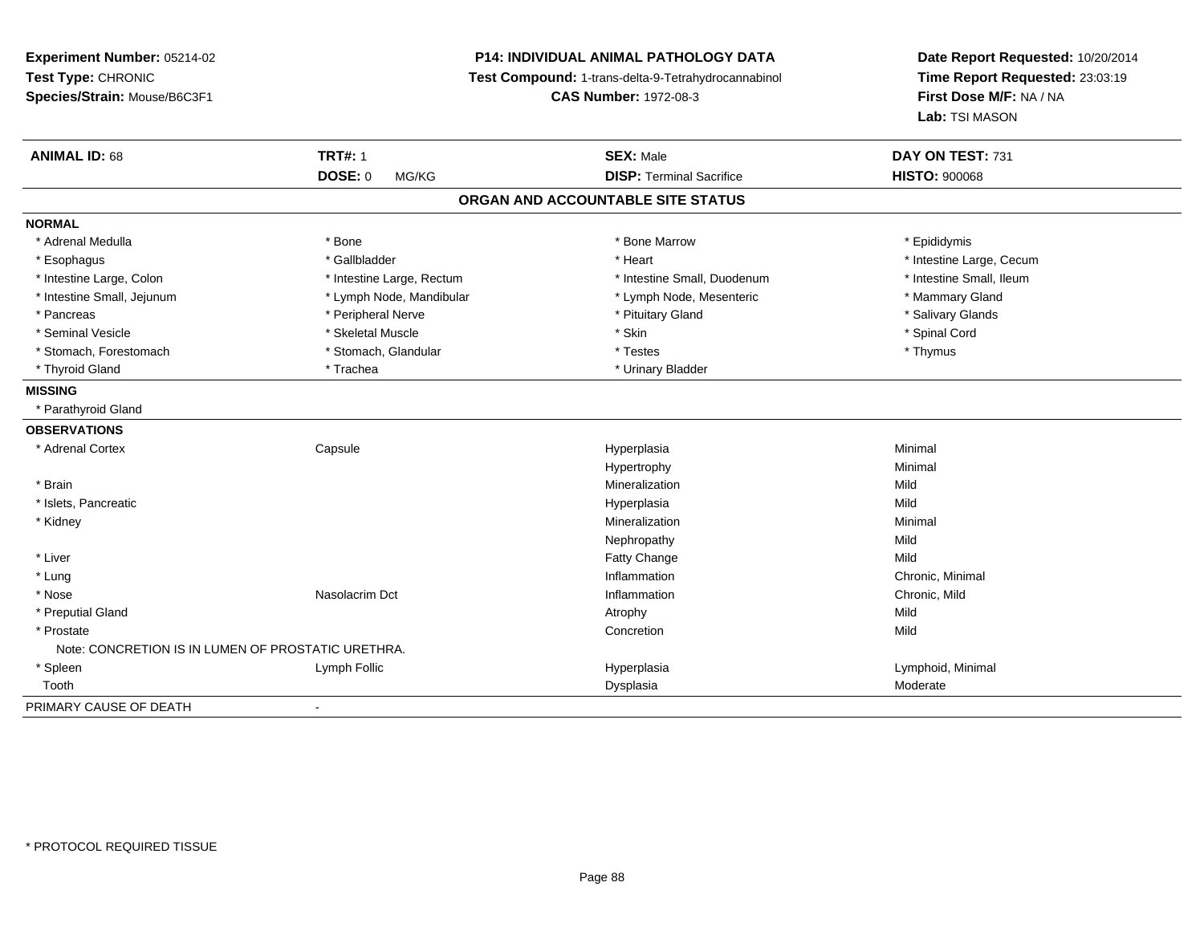**Experiment Number:** 05214-02
**Test Type:** CHRONIC
**Species/Strain:** Mouse/B6C3F1

**P14: INDIVIDUAL ANIMAL PATHOLOGY DATA**
**Test Compound:** 1-trans-delta-9-Tetrahydrocannabinol
**CAS Number:** 1972-08-3

**Date Report Requested:** 10/20/2014
**Time Report Requested:** 23:03:19
**First Dose M/F:** NA / NA
**Lab:** TSI MASON

| **ANIMAL ID:** 68 | **TRT#:** 1 | **SEX:** Male | **DAY ON TEST:** 731 |
|---|---|---|---|
| | **DOSE:** 0 MG/KG | **DISP:** Terminal Sacrifice | **HISTO:** 900068 |

## ORGAN AND ACCOUNTABLE SITE STATUS

**NORMAL**

| | | | |
|---|---|---|---|
| * Adrenal Medulla | * Bone | * Bone Marrow | * Epididymis |
| * Esophagus | * Gallbladder | * Heart | * Intestine Large, Cecum |
| * Intestine Large, Colon | * Intestine Large, Rectum | * Intestine Small, Duodenum | * Intestine Small, Ileum |
| * Intestine Small, Jejunum | * Lymph Node, Mandibular | * Lymph Node, Mesenteric | * Mammary Gland |
| * Pancreas | * Peripheral Nerve | * Pituitary Gland | * Salivary Glands |
| * Seminal Vesicle | * Skeletal Muscle | * Skin | * Spinal Cord |
| * Stomach, Forestomach | * Stomach, Glandular | * Testes | * Thymus |
| * Thyroid Gland | * Trachea | * Urinary Bladder | |

**MISSING**

* Parathyroid Gland

**OBSERVATIONS**

| | | | |
|---|---|---|---|
| * Adrenal Cortex | Capsule | Hyperplasia | Minimal |
| | | Hypertrophy | Minimal |
| * Brain | | Mineralization | Mild |
| * Islets, Pancreatic | | Hyperplasia | Mild |
| * Kidney | | Mineralization | Minimal |
| | | Nephropathy | Mild |
| * Liver | | Fatty Change | Mild |
| * Lung | | Inflammation | Chronic, Minimal |
| * Nose | Nasolacrim Dct | Inflammation | Chronic, Mild |
| * Preputial Gland | | Atrophy | Mild |
| * Prostate | | Concretion | Mild |
| Note: CONCRETION IS IN LUMEN OF PROSTATIC URETHRA. | | | |
| * Spleen | Lymph Follic | Hyperplasia | Lymphoid, Minimal |
| Tooth | | Dysplasia | Moderate |

PRIMARY CAUSE OF DEATH -

* PROTOCOL REQUIRED TISSUE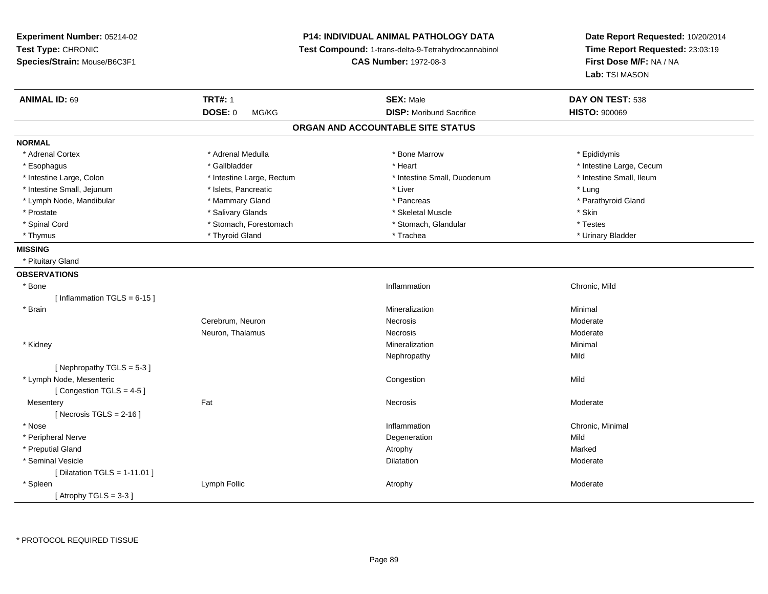**Experiment Number:** 05214-02
**Test Type:** CHRONIC
**Species/Strain:** Mouse/B6C3F1

**P14: INDIVIDUAL ANIMAL PATHOLOGY DATA**
**Test Compound:** 1-trans-delta-9-Tetrahydrocannabinol
**CAS Number:** 1972-08-3

**Date Report Requested:** 10/20/2014
**Time Report Requested:** 23:03:19
**First Dose M/F:** NA / NA
**Lab:** TSI MASON

| **ANIMAL ID:** 69 | **TRT#:** 1 | **SEX:** Male | **DAY ON TEST:** 538 |
|---|---|---|---|
| | **DOSE:** 0 MG/KG | **DISP:** Moribund Sacrifice | **HISTO:** 900069 |

## ORGAN AND ACCOUNTABLE SITE STATUS

**NORMAL**

| | | | |
|---|---|---|---|
| * Adrenal Cortex | * Adrenal Medulla | * Bone Marrow | * Epididymis |
| * Esophagus | * Gallbladder | * Heart | * Intestine Large, Cecum |
| * Intestine Large, Colon | * Intestine Large, Rectum | * Intestine Small, Duodenum | * Intestine Small, Ileum |
| * Intestine Small, Jejunum | * Islets, Pancreatic | * Liver | * Lung |
| * Lymph Node, Mandibular | * Mammary Gland | * Pancreas | * Parathyroid Gland |
| * Prostate | * Salivary Glands | * Skeletal Muscle | * Skin |
| * Spinal Cord | * Stomach, Forestomach | * Stomach, Glandular | * Testes |
| * Thymus | * Thyroid Gland | * Trachea | * Urinary Bladder |

**MISSING**

* Pituitary Gland

**OBSERVATIONS**

| | | | |
|---|---|---|---|
| * Bone | | Inflammation | Chronic, Mild |
| [ Inflammation TGLS = 6-15 ] | | | |
| * Brain | | Mineralization | Minimal |
| | Cerebrum, Neuron | Necrosis | Moderate |
| | Neuron, Thalamus | Necrosis | Moderate |
| * Kidney | | Mineralization | Minimal |
| | | Nephropathy | Mild |
| [ Nephropathy TGLS = 5-3 ] | | | |
| * Lymph Node, Mesenteric | | Congestion | Mild |
| [ Congestion TGLS = 4-5 ] | | | |
| Mesentery | Fat | Necrosis | Moderate |
| [ Necrosis TGLS = 2-16 ] | | | |
| * Nose | | Inflammation | Chronic, Minimal |
| * Peripheral Nerve | | Degeneration | Mild |
| * Preputial Gland | | Atrophy | Marked |
| * Seminal Vesicle | | Dilatation | Moderate |
| [ Dilatation TGLS = 1-11.01 ] | | | |
| * Spleen | Lymph Follic | Atrophy | Moderate |
| [ Atrophy TGLS = 3-3 ] | | | |

* PROTOCOL REQUIRED TISSUE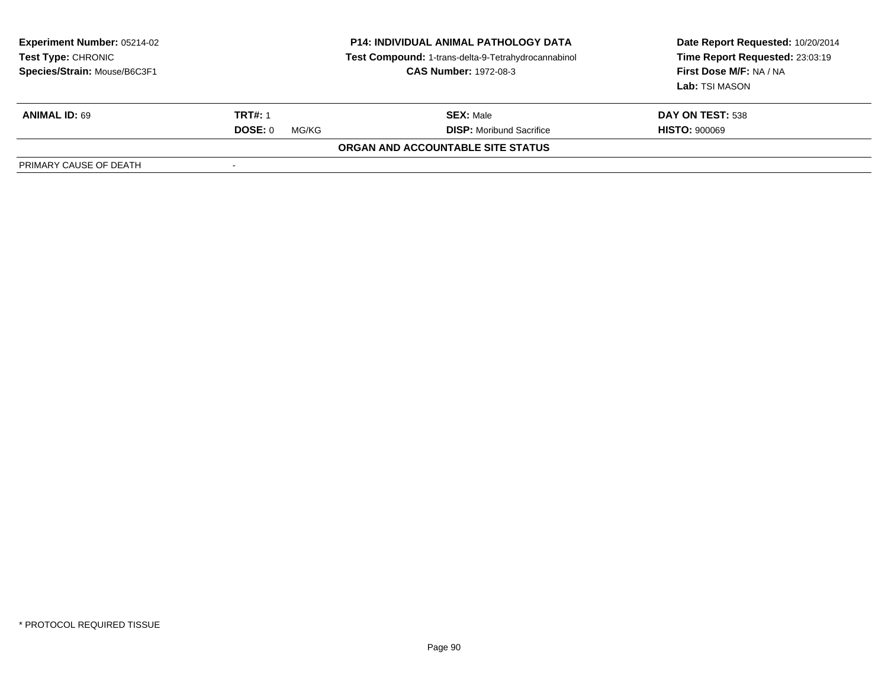**Experiment Number:** 05214-02
**Test Type:** CHRONIC
**Species/Strain:** Mouse/B6C3F1

**P14: INDIVIDUAL ANIMAL PATHOLOGY DATA**
**Test Compound:** 1-trans-delta-9-Tetrahydrocannabinol
**CAS Number:** 1972-08-3

**Date Report Requested:** 10/20/2014
**Time Report Requested:** 23:03:19
**First Dose M/F:** NA / NA
**Lab:** TSI MASON

| **ANIMAL ID:** 69 | **TRT#:** 1 | **SEX:** Male | **DAY ON TEST:** 538 |
|---|---|---|---|
| | **DOSE:** 0 MG/KG | **DISP:** Moribund Sacrifice | **HISTO:** 900069 |

**ORGAN AND ACCOUNTABLE SITE STATUS**

| PRIMARY CAUSE OF DEATH | - |
|---|---|

* PROTOCOL REQUIRED TISSUE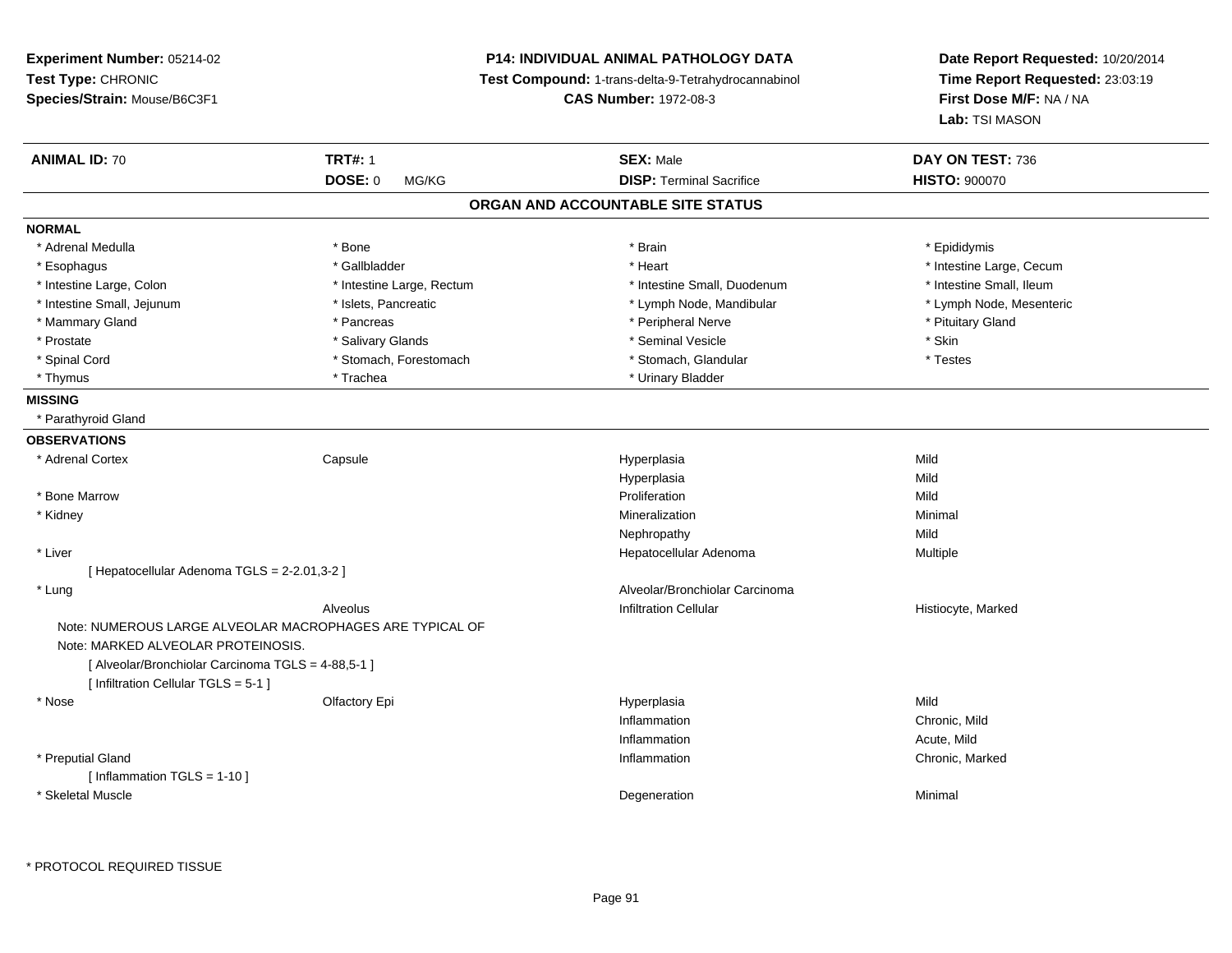**Experiment Number:** 05214-02
**Test Type:** CHRONIC
**Species/Strain:** Mouse/B6C3F1

**P14: INDIVIDUAL ANIMAL PATHOLOGY DATA**
**Test Compound:** 1-trans-delta-9-Tetrahydrocannabinol
**CAS Number:** 1972-08-3

**Date Report Requested:** 10/20/2014
**Time Report Requested:** 23:03:19
**First Dose M/F:** NA / NA
**Lab:** TSI MASON

| **ANIMAL ID:** 70 | **TRT#:** 1 | **SEX:** Male | **DAY ON TEST:** 736 |
|---|---|---|---|
| | **DOSE:** 0 MG/KG | **DISP:** Terminal Sacrifice | **HISTO:** 900070 |

## ORGAN AND ACCOUNTABLE SITE STATUS

**NORMAL**

| | | | |
|---|---|---|---|
| * Adrenal Medulla | * Bone | * Brain | * Epididymis |
| * Esophagus | * Gallbladder | * Heart | * Intestine Large, Cecum |
| * Intestine Large, Colon | * Intestine Large, Rectum | * Intestine Small, Duodenum | * Intestine Small, Ileum |
| * Intestine Small, Jejunum | * Islets, Pancreatic | * Lymph Node, Mandibular | * Lymph Node, Mesenteric |
| * Mammary Gland | * Pancreas | * Peripheral Nerve | * Pituitary Gland |
| * Prostate | * Salivary Glands | * Seminal Vesicle | * Skin |
| * Spinal Cord | * Stomach, Forestomach | * Stomach, Glandular | * Testes |
| * Thymus | * Trachea | * Urinary Bladder | |

**MISSING**

* Parathyroid Gland

**OBSERVATIONS**

| | | | |
|---|---|---|---|
| * Adrenal Cortex | Capsule | Hyperplasia | Mild |
| | | Hyperplasia | Mild |
| * Bone Marrow | | Proliferation | Mild |
| * Kidney | | Mineralization | Minimal |
| | | Nephropathy | Mild |
| * Liver | | Hepatocellular Adenoma | Multiple |
| [ Hepatocellular Adenoma TGLS = 2-2.01,3-2 ] | | | |
| * Lung | | Alveolar/Bronchiolar Carcinoma | |
| | Alveolus | Infiltration Cellular | Histiocyte, Marked |
| Note: NUMEROUS LARGE ALVEOLAR MACROPHAGES ARE TYPICAL OF | | | |
| Note: MARKED ALVEOLAR PROTEINOSIS. | | | |
| [ Alveolar/Bronchiolar Carcinoma TGLS = 4-88,5-1 ] | | | |
| [ Infiltration Cellular TGLS = 5-1 ] | | | |
| * Nose | Olfactory Epi | Hyperplasia | Mild |
| | | Inflammation | Chronic, Mild |
| | | Inflammation | Acute, Mild |
| * Preputial Gland | | Inflammation | Chronic, Marked |
| [ Inflammation TGLS = 1-10 ] | | | |
| * Skeletal Muscle | | Degeneration | Minimal |

\* PROTOCOL REQUIRED TISSUE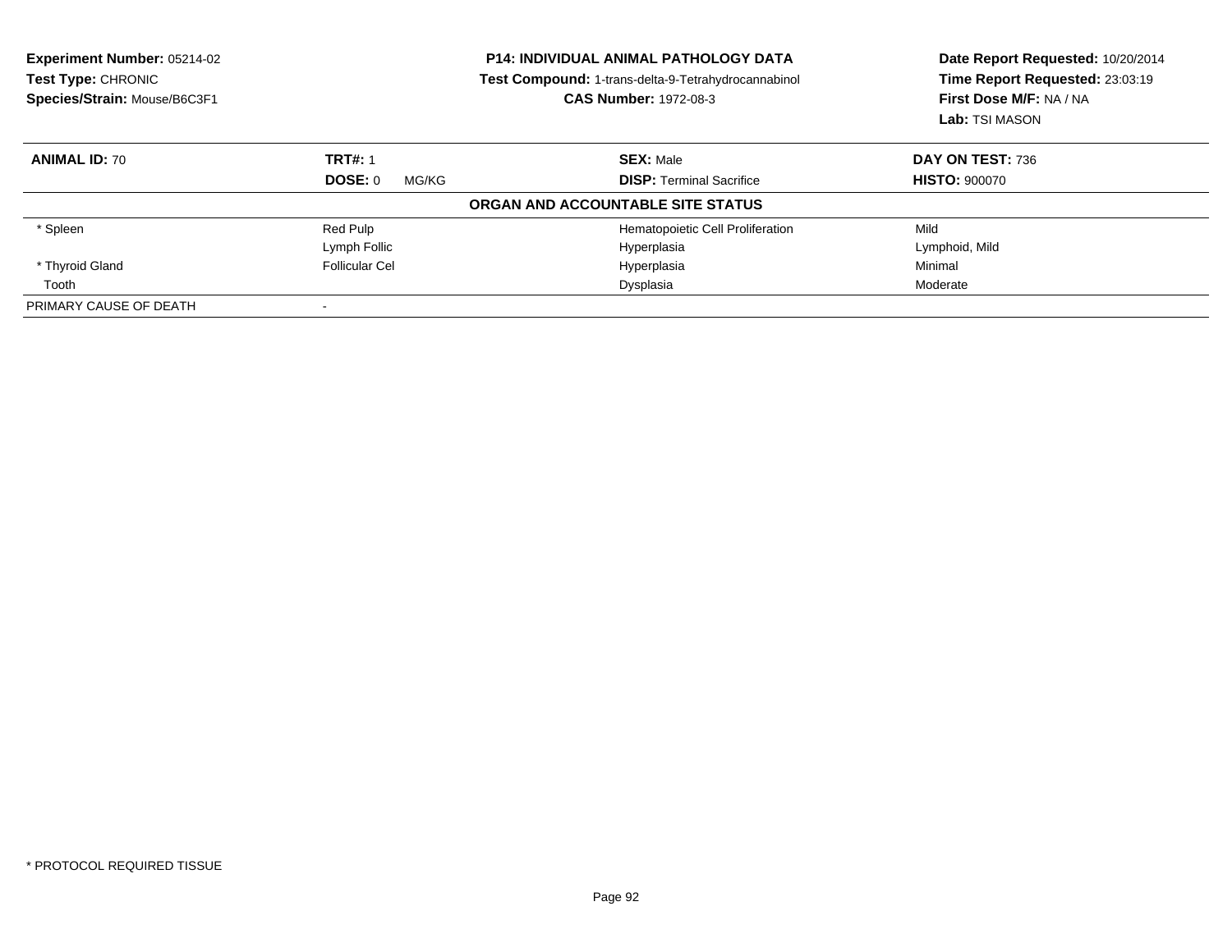**Experiment Number:** 05214-02
**Test Type:** CHRONIC
**Species/Strain:** Mouse/B6C3F1

**P14: INDIVIDUAL ANIMAL PATHOLOGY DATA**
**Test Compound:** 1-trans-delta-9-Tetrahydrocannabinol
**CAS Number:** 1972-08-3

**Date Report Requested:** 10/20/2014
**Time Report Requested:** 23:03:19
**First Dose M/F:** NA / NA
**Lab:** TSI MASON

| **ANIMAL ID:** 70 | **TRT#:** 1 | **SEX:** Male | **DAY ON TEST:** 736 |
|---|---|---|---|
| | **DOSE:** 0 MG/KG | **DISP:** Terminal Sacrifice | **HISTO:** 900070 |
| | | **ORGAN AND ACCOUNTABLE SITE STATUS** | |
| * Spleen | Red Pulp | Hematopoietic Cell Proliferation | Mild |
| | Lymph Follic | Hyperplasia | Lymphoid, Mild |
| * Thyroid Gland | Follicular Cel | Hyperplasia | Minimal |
| Tooth | | Dysplasia | Moderate |
| PRIMARY CAUSE OF DEATH | - | | |

* PROTOCOL REQUIRED TISSUE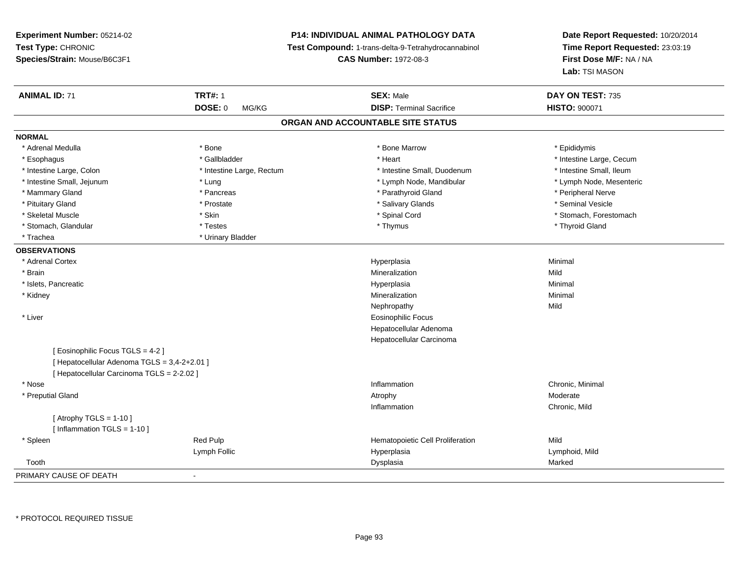**Experiment Number:** 05214-02
**Test Type:** CHRONIC
**Species/Strain:** Mouse/B6C3F1

**P14: INDIVIDUAL ANIMAL PATHOLOGY DATA**
**Test Compound:** 1-trans-delta-9-Tetrahydrocannabinol
**CAS Number:** 1972-08-3

**Date Report Requested:** 10/20/2014
**Time Report Requested:** 23:03:19
**First Dose M/F:** NA / NA
**Lab:** TSI MASON

| **ANIMAL ID:** 71 | **TRT#:** 1 | **SEX:** Male | **DAY ON TEST:** 735 |
|---|---|---|---|
| | **DOSE:** 0 MG/KG | **DISP:** Terminal Sacrifice | **HISTO:** 900071 |

## ORGAN AND ACCOUNTABLE SITE STATUS

**NORMAL**

| | | | |
|---|---|---|---|
| * Adrenal Medulla | * Bone | * Bone Marrow | * Epididymis |
| * Esophagus | * Gallbladder | * Heart | * Intestine Large, Cecum |
| * Intestine Large, Colon | * Intestine Large, Rectum | * Intestine Small, Duodenum | * Intestine Small, Ileum |
| * Intestine Small, Jejunum | * Lung | * Lymph Node, Mandibular | * Lymph Node, Mesenteric |
| * Mammary Gland | * Pancreas | * Parathyroid Gland | * Peripheral Nerve |
| * Pituitary Gland | * Prostate | * Salivary Glands | * Seminal Vesicle |
| * Skeletal Muscle | * Skin | * Spinal Cord | * Stomach, Forestomach |
| * Stomach, Glandular | * Testes | * Thymus | * Thyroid Gland |
| * Trachea | * Urinary Bladder | | |

**OBSERVATIONS**

| | | | |
|---|---|---|---|
| * Adrenal Cortex | | Hyperplasia | Minimal |
| * Brain | | Mineralization | Mild |
| * Islets, Pancreatic | | Hyperplasia | Minimal |
| * Kidney | | Mineralization | Minimal |
| | | Nephropathy | Mild |
| * Liver | | Eosinophilic Focus | |
| | | Hepatocellular Adenoma | |
| | | Hepatocellular Carcinoma | |
| [ Eosinophilic Focus TGLS = 4-2 ] | | | |
| [ Hepatocellular Adenoma TGLS = 3,4-2+2.01 ] | | | |
| [ Hepatocellular Carcinoma TGLS = 2-2.02 ] | | | |
| * Nose | | Inflammation | Chronic, Minimal |
| * Preputial Gland | | Atrophy | Moderate |
| | | Inflammation | Chronic, Mild |
| [ Atrophy TGLS = 1-10 ] | | | |
| [ Inflammation TGLS = 1-10 ] | | | |
| * Spleen | Red Pulp | Hematopoietic Cell Proliferation | Mild |
| | Lymph Follic | Hyperplasia | Lymphoid, Mild |
| Tooth | | Dysplasia | Marked |

PRIMARY CAUSE OF DEATH -

* PROTOCOL REQUIRED TISSUE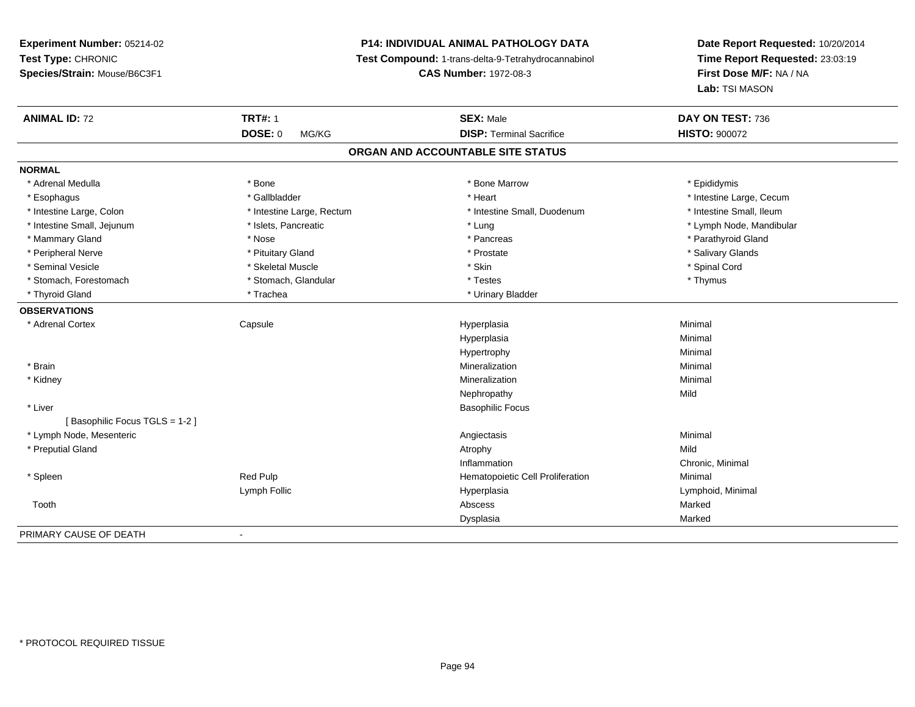**Experiment Number:** 05214-02
**Test Type:** CHRONIC
**Species/Strain:** Mouse/B6C3F1

**P14: INDIVIDUAL ANIMAL PATHOLOGY DATA**
**Test Compound:** 1-trans-delta-9-Tetrahydrocannabinol
**CAS Number:** 1972-08-3

**Date Report Requested:** 10/20/2014
**Time Report Requested:** 23:03:19
**First Dose M/F:** NA / NA
**Lab:** TSI MASON

| **ANIMAL ID:** 72 | **TRT#:** 1 | **SEX:** Male | **DAY ON TEST:** 736 |
|---|---|---|---|
| | **DOSE:** 0 MG/KG | **DISP:** Terminal Sacrifice | **HISTO:** 900072 |

## ORGAN AND ACCOUNTABLE SITE STATUS

**NORMAL**

| | | | |
|---|---|---|---|
| * Adrenal Medulla | * Bone | * Bone Marrow | * Epididymis |
| * Esophagus | * Gallbladder | * Heart | * Intestine Large, Cecum |
| * Intestine Large, Colon | * Intestine Large, Rectum | * Intestine Small, Duodenum | * Intestine Small, Ileum |
| * Intestine Small, Jejunum | * Islets, Pancreatic | * Lung | * Lymph Node, Mandibular |
| * Mammary Gland | * Nose | * Pancreas | * Parathyroid Gland |
| * Peripheral Nerve | * Pituitary Gland | * Prostate | * Salivary Glands |
| * Seminal Vesicle | * Skeletal Muscle | * Skin | * Spinal Cord |
| * Stomach, Forestomach | * Stomach, Glandular | * Testes | * Thymus |
| * Thyroid Gland | * Trachea | * Urinary Bladder | |

**OBSERVATIONS**

| | | | |
|---|---|---|---|
| * Adrenal Cortex | Capsule | Hyperplasia | Minimal |
| | | Hyperplasia | Minimal |
| | | Hypertrophy | Minimal |
| * Brain | | Mineralization | Minimal |
| * Kidney | | Mineralization | Minimal |
| | | Nephropathy | Mild |
| * Liver | | Basophilic Focus | |
| [ Basophilic Focus TGLS = 1-2 ] | | | |
| * Lymph Node, Mesenteric | | Angiectasis | Minimal |
| * Preputial Gland | | Atrophy | Mild |
| | | Inflammation | Chronic, Minimal |
| * Spleen | Red Pulp | Hematopoietic Cell Proliferation | Minimal |
| | Lymph Follic | Hyperplasia | Lymphoid, Minimal |
| Tooth | | Abscess | Marked |
| | | Dysplasia | Marked |

PRIMARY CAUSE OF DEATH -

* PROTOCOL REQUIRED TISSUE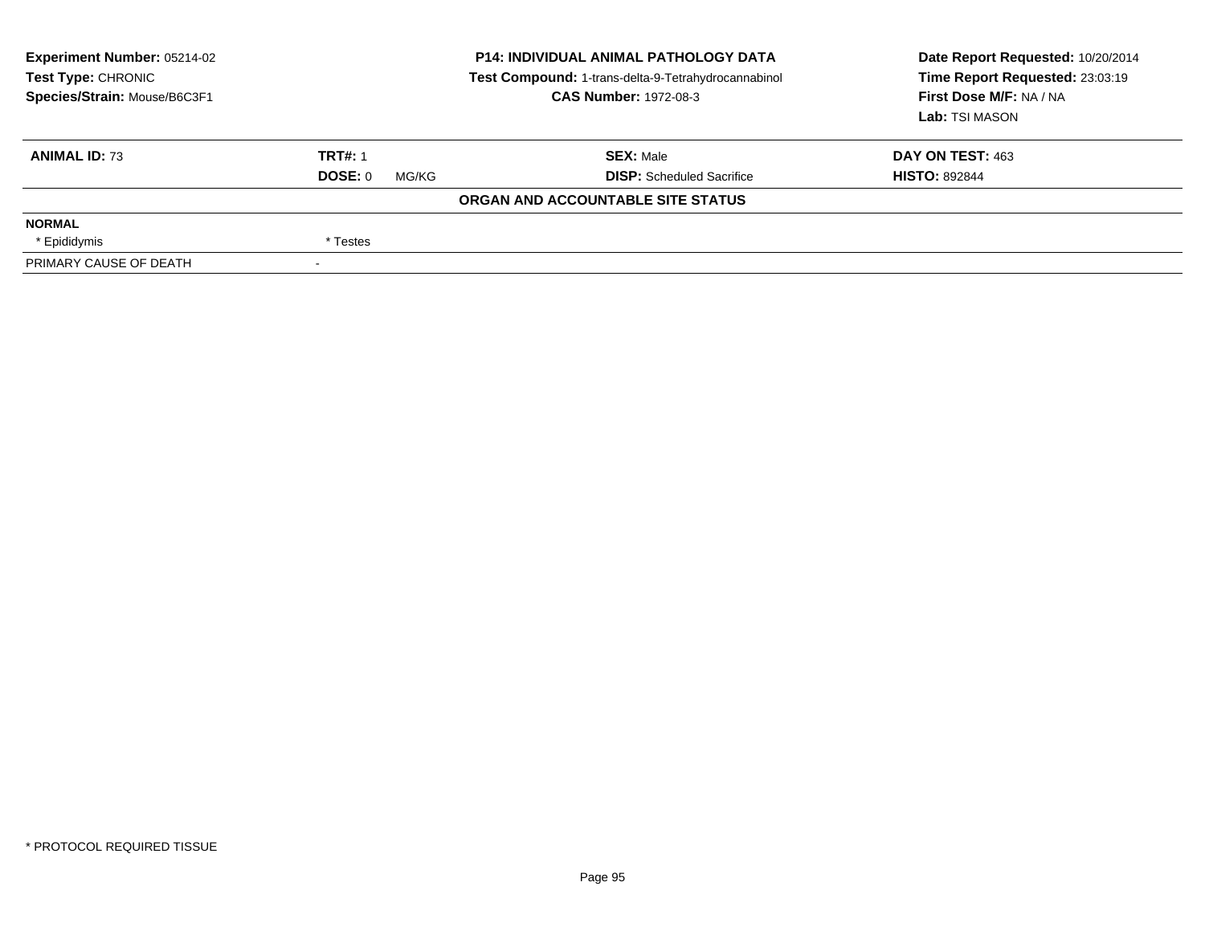**Experiment Number:** 05214-02
**Test Type:** CHRONIC
**Species/Strain:** Mouse/B6C3F1

**P14: INDIVIDUAL ANIMAL PATHOLOGY DATA**
**Test Compound:** 1-trans-delta-9-Tetrahydrocannabinol
**CAS Number:** 1972-08-3

**Date Report Requested:** 10/20/2014
**Time Report Requested:** 23:03:19
**First Dose M/F:** NA / NA
**Lab:** TSI MASON

| **ANIMAL ID:** 73 | **TRT#:** 1 | **SEX:** Male | **DAY ON TEST:** 463 |
|---|---|---|---|
| | **DOSE:** 0 MG/KG | **DISP:** Scheduled Sacrifice | **HISTO:** 892844 |

**ORGAN AND ACCOUNTABLE SITE STATUS**

| | |
|---|---|
| **NORMAL** | |
| * Epididymis | * Testes |
| PRIMARY CAUSE OF DEATH | - |

* PROTOCOL REQUIRED TISSUE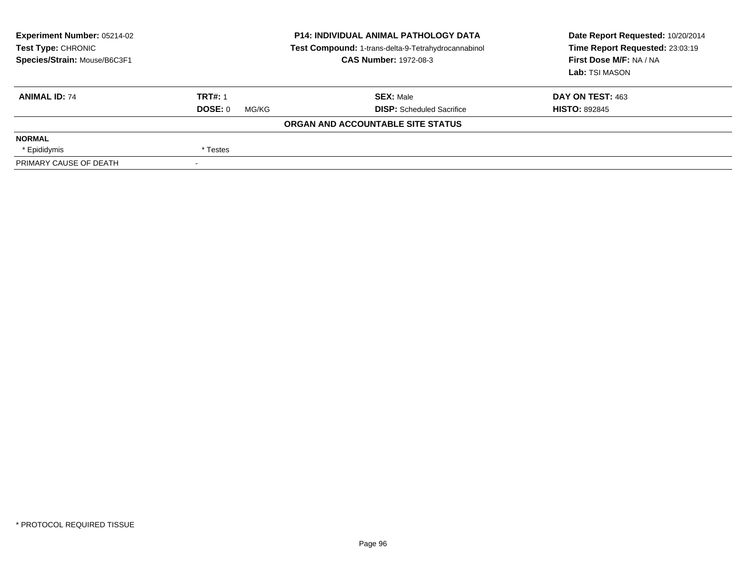**Experiment Number:** 05214-02
**Test Type:** CHRONIC
**Species/Strain:** Mouse/B6C3F1

**P14: INDIVIDUAL ANIMAL PATHOLOGY DATA**
**Test Compound:** 1-trans-delta-9-Tetrahydrocannabinol
**CAS Number:** 1972-08-3

**Date Report Requested:** 10/20/2014
**Time Report Requested:** 23:03:19
**First Dose M/F:** NA / NA
**Lab:** TSI MASON

| **ANIMAL ID:** 74 | **TRT#:** 1 | **SEX:** Male | **DAY ON TEST:** 463 |
|---|---|---|---|
| | **DOSE:** 0 MG/KG | **DISP:** Scheduled Sacrifice | **HISTO:** 892845 |

**ORGAN AND ACCOUNTABLE SITE STATUS**

| | |
|---|---|
| **NORMAL** | |
| * Epididymis | * Testes |
| PRIMARY CAUSE OF DEATH | - |

* PROTOCOL REQUIRED TISSUE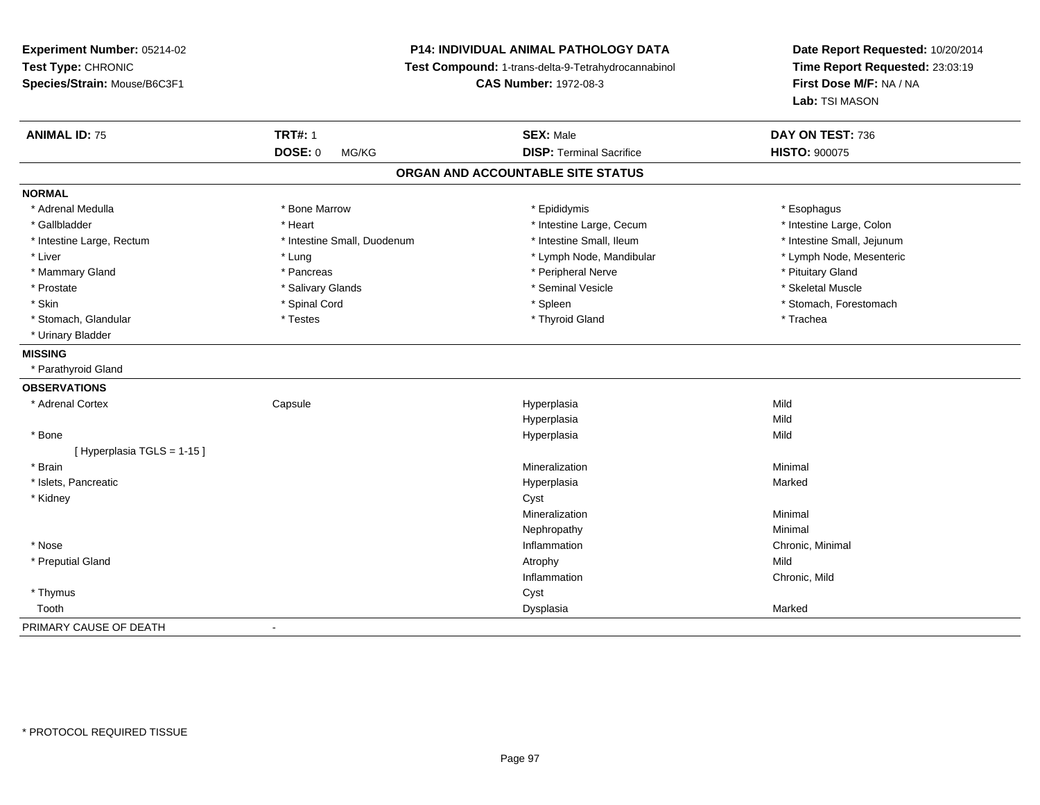**Experiment Number:** 05214-02
**Test Type:** CHRONIC
**Species/Strain:** Mouse/B6C3F1

**P14: INDIVIDUAL ANIMAL PATHOLOGY DATA**
**Test Compound:** 1-trans-delta-9-Tetrahydrocannabinol
**CAS Number:** 1972-08-3

**Date Report Requested:** 10/20/2014
**Time Report Requested:** 23:03:19
**First Dose M/F:** NA / NA
**Lab:** TSI MASON

| **ANIMAL ID:** 75 | **TRT#:** 1 | **SEX:** Male | **DAY ON TEST:** 736 |
|---|---|---|---|
| | **DOSE:** 0 MG/KG | **DISP:** Terminal Sacrifice | **HISTO:** 900075 |

## ORGAN AND ACCOUNTABLE SITE STATUS

**NORMAL**

| | | | |
|---|---|---|---|
| * Adrenal Medulla | * Bone Marrow | * Epididymis | * Esophagus |
| * Gallbladder | * Heart | * Intestine Large, Cecum | * Intestine Large, Colon |
| * Intestine Large, Rectum | * Intestine Small, Duodenum | * Intestine Small, Ileum | * Intestine Small, Jejunum |
| * Liver | * Lung | * Lymph Node, Mandibular | * Lymph Node, Mesenteric |
| * Mammary Gland | * Pancreas | * Peripheral Nerve | * Pituitary Gland |
| * Prostate | * Salivary Glands | * Seminal Vesicle | * Skeletal Muscle |
| * Skin | * Spinal Cord | * Spleen | * Stomach, Forestomach |
| * Stomach, Glandular | * Testes | * Thyroid Gland | * Trachea |
| * Urinary Bladder | | | |

**MISSING**

* Parathyroid Gland

**OBSERVATIONS**

| | | | |
|---|---|---|---|
| * Adrenal Cortex | Capsule | Hyperplasia | Mild |
| | | Hyperplasia | Mild |
| * Bone | | Hyperplasia | Mild |
| [ Hyperplasia TGLS = 1-15 ] | | | |
| * Brain | | Mineralization | Minimal |
| * Islets, Pancreatic | | Hyperplasia | Marked |
| * Kidney | | Cyst | |
| | | Mineralization | Minimal |
| | | Nephropathy | Minimal |
| * Nose | | Inflammation | Chronic, Minimal |
| * Preputial Gland | | Atrophy | Mild |
| | | Inflammation | Chronic, Mild |
| * Thymus | | Cyst | |
| Tooth | | Dysplasia | Marked |

PRIMARY CAUSE OF DEATH -

* PROTOCOL REQUIRED TISSUE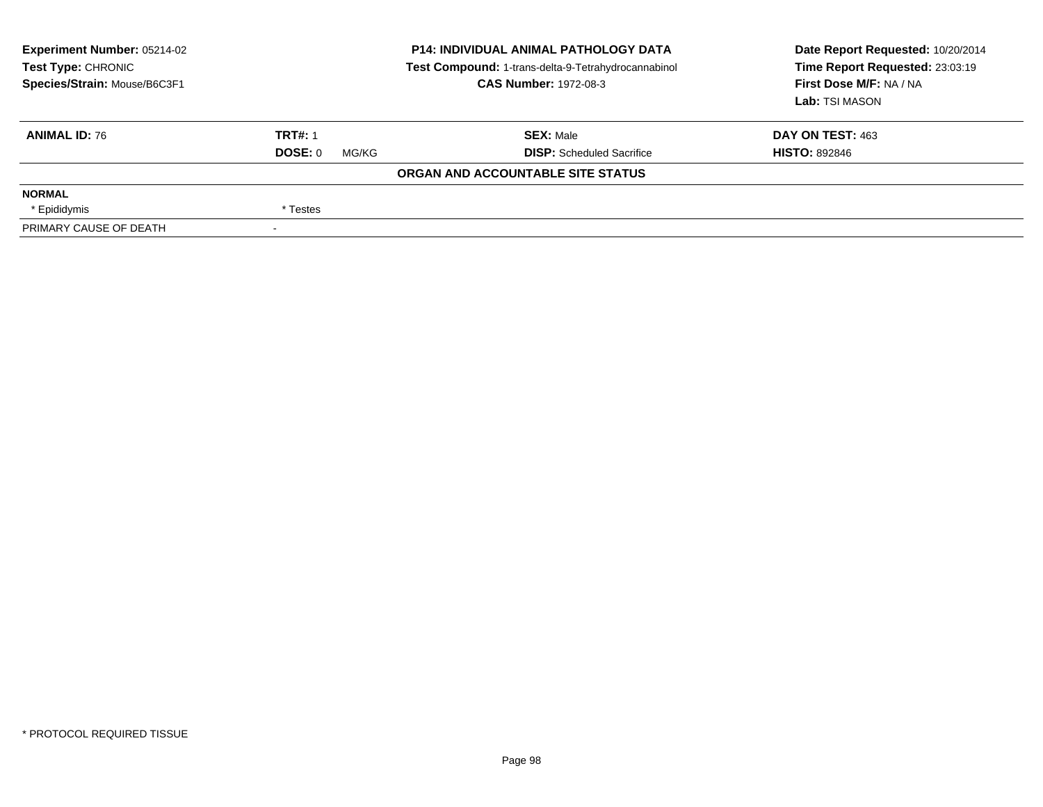**Experiment Number:** 05214-02
**Test Type:** CHRONIC
**Species/Strain:** Mouse/B6C3F1

**P14: INDIVIDUAL ANIMAL PATHOLOGY DATA**
**Test Compound:** 1-trans-delta-9-Tetrahydrocannabinol
**CAS Number:** 1972-08-3

**Date Report Requested:** 10/20/2014
**Time Report Requested:** 23:03:19
**First Dose M/F:** NA / NA
**Lab:** TSI MASON

| **ANIMAL ID:** 76 | **TRT#:** 1 | **SEX:** Male | **DAY ON TEST:** 463 |
|---|---|---|---|
| | **DOSE:** 0 MG/KG | **DISP:** Scheduled Sacrifice | **HISTO:** 892846 |

**ORGAN AND ACCOUNTABLE SITE STATUS**

| | |
|---|---|
| **NORMAL** | |
| * Epididymis | * Testes |
| PRIMARY CAUSE OF DEATH | - |

* PROTOCOL REQUIRED TISSUE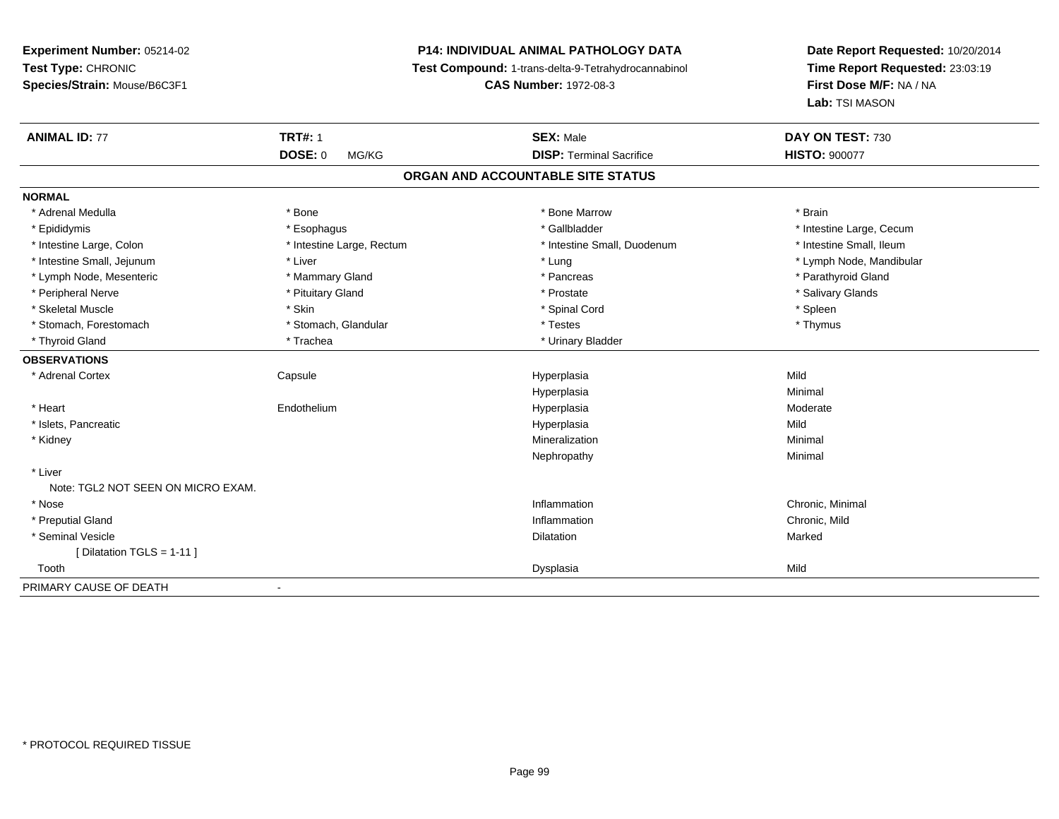**Experiment Number:** 05214-02
**Test Type:** CHRONIC
**Species/Strain:** Mouse/B6C3F1

**P14: INDIVIDUAL ANIMAL PATHOLOGY DATA**
**Test Compound:** 1-trans-delta-9-Tetrahydrocannabinol
**CAS Number:** 1972-08-3

**Date Report Requested:** 10/20/2014
**Time Report Requested:** 23:03:19
**First Dose M/F:** NA / NA
**Lab:** TSI MASON

| **ANIMAL ID:** 77 | **TRT#:** 1 | **SEX:** Male | **DAY ON TEST:** 730 |
|---|---|---|---|
| | **DOSE:** 0 MG/KG | **DISP:** Terminal Sacrifice | **HISTO:** 900077 |

## ORGAN AND ACCOUNTABLE SITE STATUS

**NORMAL**

| | | | |
|---|---|---|---|
| * Adrenal Medulla | * Bone | * Bone Marrow | * Brain |
| * Epididymis | * Esophagus | * Gallbladder | * Intestine Large, Cecum |
| * Intestine Large, Colon | * Intestine Large, Rectum | * Intestine Small, Duodenum | * Intestine Small, Ileum |
| * Intestine Small, Jejunum | * Liver | * Lung | * Lymph Node, Mandibular |
| * Lymph Node, Mesenteric | * Mammary Gland | * Pancreas | * Parathyroid Gland |
| * Peripheral Nerve | * Pituitary Gland | * Prostate | * Salivary Glands |
| * Skeletal Muscle | * Skin | * Spinal Cord | * Spleen |
| * Stomach, Forestomach | * Stomach, Glandular | * Testes | * Thymus |
| * Thyroid Gland | * Trachea | * Urinary Bladder | |

**OBSERVATIONS**

| | | | |
|---|---|---|---|
| * Adrenal Cortex | Capsule | Hyperplasia | Mild |
| | | Hyperplasia | Minimal |
| * Heart | Endothelium | Hyperplasia | Moderate |
| * Islets, Pancreatic | | Hyperplasia | Mild |
| * Kidney | | Mineralization | Minimal |
| | | Nephropathy | Minimal |
| * Liver | | | |
| Note: TGL2 NOT SEEN ON MICRO EXAM. | | | |
| * Nose | | Inflammation | Chronic, Minimal |
| * Preputial Gland | | Inflammation | Chronic, Mild |
| * Seminal Vesicle | | Dilatation | Marked |
| [ Dilatation TGLS = 1-11 ] | | | |
| Tooth | | Dysplasia | Mild |

PRIMARY CAUSE OF DEATH -

\* PROTOCOL REQUIRED TISSUE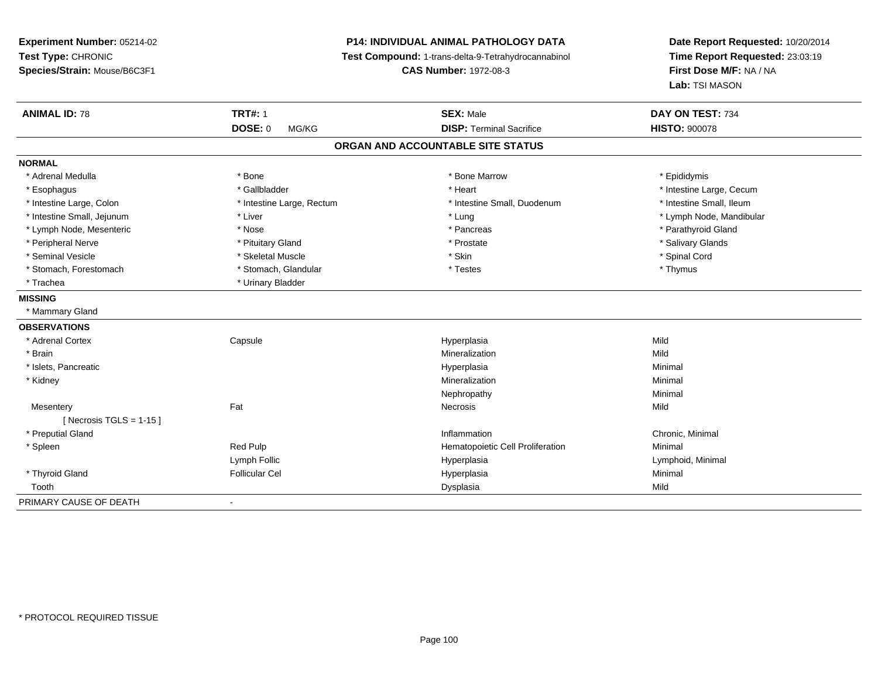**Experiment Number:** 05214-02
**Test Type:** CHRONIC
**Species/Strain:** Mouse/B6C3F1

**P14: INDIVIDUAL ANIMAL PATHOLOGY DATA**
**Test Compound:** 1-trans-delta-9-Tetrahydrocannabinol
**CAS Number:** 1972-08-3

**Date Report Requested:** 10/20/2014
**Time Report Requested:** 23:03:19
**First Dose M/F:** NA / NA
**Lab:** TSI MASON

| **ANIMAL ID:** 78 | **TRT#:** 1 | **SEX:** Male | **DAY ON TEST:** 734 |
|---|---|---|---|
| | **DOSE:** 0 MG/KG | **DISP:** Terminal Sacrifice | **HISTO:** 900078 |

## ORGAN AND ACCOUNTABLE SITE STATUS

**NORMAL**

| | | | |
|---|---|---|---|
| * Adrenal Medulla | * Bone | * Bone Marrow | * Epididymis |
| * Esophagus | * Gallbladder | * Heart | * Intestine Large, Cecum |
| * Intestine Large, Colon | * Intestine Large, Rectum | * Intestine Small, Duodenum | * Intestine Small, Ileum |
| * Intestine Small, Jejunum | * Liver | * Lung | * Lymph Node, Mandibular |
| * Lymph Node, Mesenteric | * Nose | * Pancreas | * Parathyroid Gland |
| * Peripheral Nerve | * Pituitary Gland | * Prostate | * Salivary Glands |
| * Seminal Vesicle | * Skeletal Muscle | * Skin | * Spinal Cord |
| * Stomach, Forestomach | * Stomach, Glandular | * Testes | * Thymus |
| * Trachea | * Urinary Bladder | | |

**MISSING**

* Mammary Gland

**OBSERVATIONS**

| | | | |
|---|---|---|---|
| * Adrenal Cortex | Capsule | Hyperplasia | Mild |
| * Brain | | Mineralization | Mild |
| * Islets, Pancreatic | | Hyperplasia | Minimal |
| * Kidney | | Mineralization | Minimal |
| | | Nephropathy | Minimal |
| Mesentery | Fat | Necrosis | Mild |
| [ Necrosis TGLS = 1-15 ] | | | |
| * Preputial Gland | | Inflammation | Chronic, Minimal |
| * Spleen | Red Pulp | Hematopoietic Cell Proliferation | Minimal |
| | Lymph Follic | Hyperplasia | Lymphoid, Minimal |
| * Thyroid Gland | Follicular Cel | Hyperplasia | Minimal |
| Tooth | | Dysplasia | Mild |

PRIMARY CAUSE OF DEATH -

* PROTOCOL REQUIRED TISSUE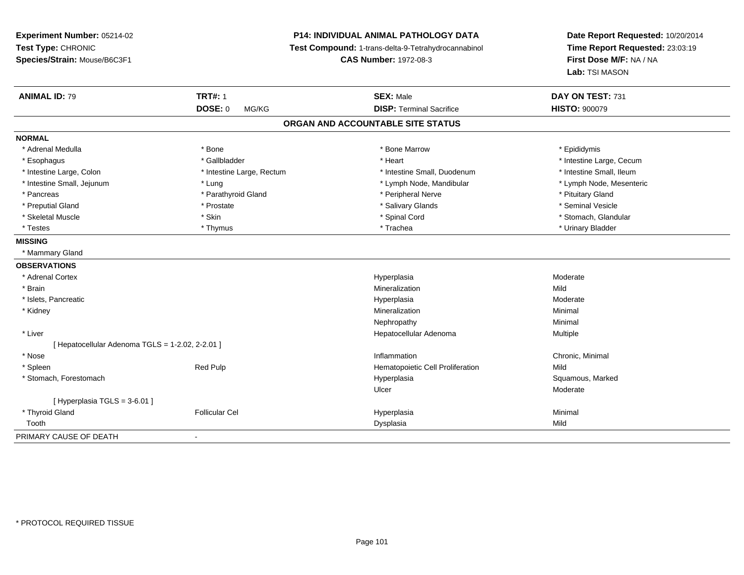**Experiment Number:** 05214-02
**Test Type:** CHRONIC
**Species/Strain:** Mouse/B6C3F1

**P14: INDIVIDUAL ANIMAL PATHOLOGY DATA**
**Test Compound:** 1-trans-delta-9-Tetrahydrocannabinol
**CAS Number:** 1972-08-3

**Date Report Requested:** 10/20/2014
**Time Report Requested:** 23:03:19
**First Dose M/F:** NA / NA
**Lab:** TSI MASON

| **ANIMAL ID:** 79 | **TRT#:** 1 | **SEX:** Male | **DAY ON TEST:** 731 |
|---|---|---|---|
| | **DOSE:** 0 MG/KG | **DISP:** Terminal Sacrifice | **HISTO:** 900079 |

## ORGAN AND ACCOUNTABLE SITE STATUS

**NORMAL**

| | | | |
|---|---|---|---|
| * Adrenal Medulla | * Bone | * Bone Marrow | * Epididymis |
| * Esophagus | * Gallbladder | * Heart | * Intestine Large, Cecum |
| * Intestine Large, Colon | * Intestine Large, Rectum | * Intestine Small, Duodenum | * Intestine Small, Ileum |
| * Intestine Small, Jejunum | * Lung | * Lymph Node, Mandibular | * Lymph Node, Mesenteric |
| * Pancreas | * Parathyroid Gland | * Peripheral Nerve | * Pituitary Gland |
| * Preputial Gland | * Prostate | * Salivary Glands | * Seminal Vesicle |
| * Skeletal Muscle | * Skin | * Spinal Cord | * Stomach, Glandular |
| * Testes | * Thymus | * Trachea | * Urinary Bladder |

**MISSING**

* Mammary Gland

**OBSERVATIONS**

| | | | |
|---|---|---|---|
| * Adrenal Cortex | | Hyperplasia | Moderate |
| * Brain | | Mineralization | Mild |
| * Islets, Pancreatic | | Hyperplasia | Moderate |
| * Kidney | | Mineralization | Minimal |
| | | Nephropathy | Minimal |
| * Liver | | Hepatocellular Adenoma | Multiple |
| [ Hepatocellular Adenoma TGLS = 1-2.02, 2-2.01 ] | | | |
| * Nose | | Inflammation | Chronic, Minimal |
| * Spleen | Red Pulp | Hematopoietic Cell Proliferation | Mild |
| * Stomach, Forestomach | | Hyperplasia | Squamous, Marked |
| | | Ulcer | Moderate |
| [ Hyperplasia TGLS = 3-6.01 ] | | | |
| * Thyroid Gland | Follicular Cel | Hyperplasia | Minimal |
| Tooth | | Dysplasia | Mild |

PRIMARY CAUSE OF DEATH -

* PROTOCOL REQUIRED TISSUE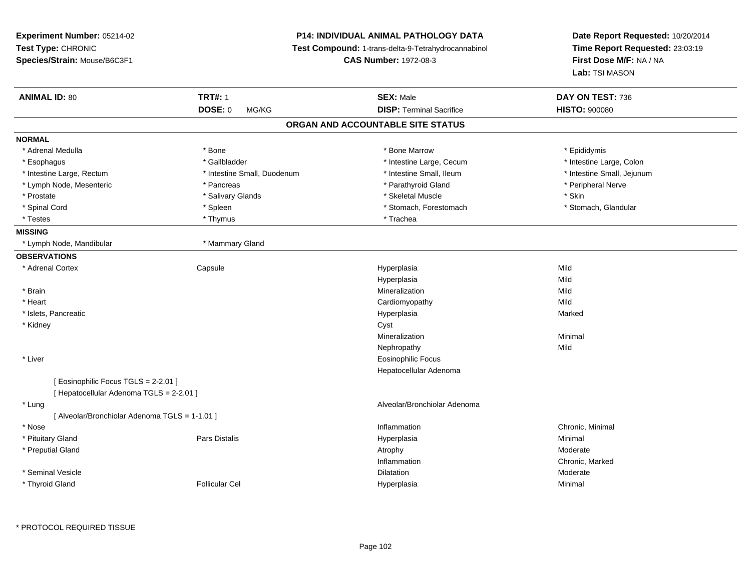**Experiment Number:** 05214-02
**Test Type:** CHRONIC
**Species/Strain:** Mouse/B6C3F1

**P14: INDIVIDUAL ANIMAL PATHOLOGY DATA**
**Test Compound:** 1-trans-delta-9-Tetrahydrocannabinol
**CAS Number:** 1972-08-3

**Date Report Requested:** 10/20/2014
**Time Report Requested:** 23:03:19
**First Dose M/F:** NA / NA
**Lab:** TSI MASON

| **ANIMAL ID:** 80 | **TRT#:** 1 | **SEX:** Male | **DAY ON TEST:** 736 |
|---|---|---|---|
| | **DOSE:** 0 MG/KG | **DISP:** Terminal Sacrifice | **HISTO:** 900080 |

## ORGAN AND ACCOUNTABLE SITE STATUS

**NORMAL**

| | | | |
|---|---|---|---|
| * Adrenal Medulla | * Bone | * Bone Marrow | * Epididymis |
| * Esophagus | * Gallbladder | * Intestine Large, Cecum | * Intestine Large, Colon |
| * Intestine Large, Rectum | * Intestine Small, Duodenum | * Intestine Small, Ileum | * Intestine Small, Jejunum |
| * Lymph Node, Mesenteric | * Pancreas | * Parathyroid Gland | * Peripheral Nerve |
| * Prostate | * Salivary Glands | * Skeletal Muscle | * Skin |
| * Spinal Cord | * Spleen | * Stomach, Forestomach | * Stomach, Glandular |
| * Testes | * Thymus | * Trachea | |

**MISSING**

| | |
|---|---|
| * Lymph Node, Mandibular | * Mammary Gland |

**OBSERVATIONS**

| | | | |
|---|---|---|---|
| * Adrenal Cortex | Capsule | Hyperplasia | Mild |
| | | Hyperplasia | Mild |
| * Brain | | Mineralization | Mild |
| * Heart | | Cardiomyopathy | Mild |
| * Islets, Pancreatic | | Hyperplasia | Marked |
| * Kidney | | Cyst | |
| | | Mineralization | Minimal |
| | | Nephropathy | Mild |
| * Liver | | Eosinophilic Focus | |
| | | Hepatocellular Adenoma | |
| [ Eosinophilic Focus TGLS = 2-2.01 ] | | | |
| [ Hepatocellular Adenoma TGLS = 2-2.01 ] | | | |
| * Lung | | Alveolar/Bronchiolar Adenoma | |
| [ Alveolar/Bronchiolar Adenoma TGLS = 1-1.01 ] | | | |
| * Nose | | Inflammation | Chronic, Minimal |
| * Pituitary Gland | Pars Distalis | Hyperplasia | Minimal |
| * Preputial Gland | | Atrophy | Moderate |
| | | Inflammation | Chronic, Marked |
| * Seminal Vesicle | | Dilatation | Moderate |
| * Thyroid Gland | Follicular Cel | Hyperplasia | Minimal |

* PROTOCOL REQUIRED TISSUE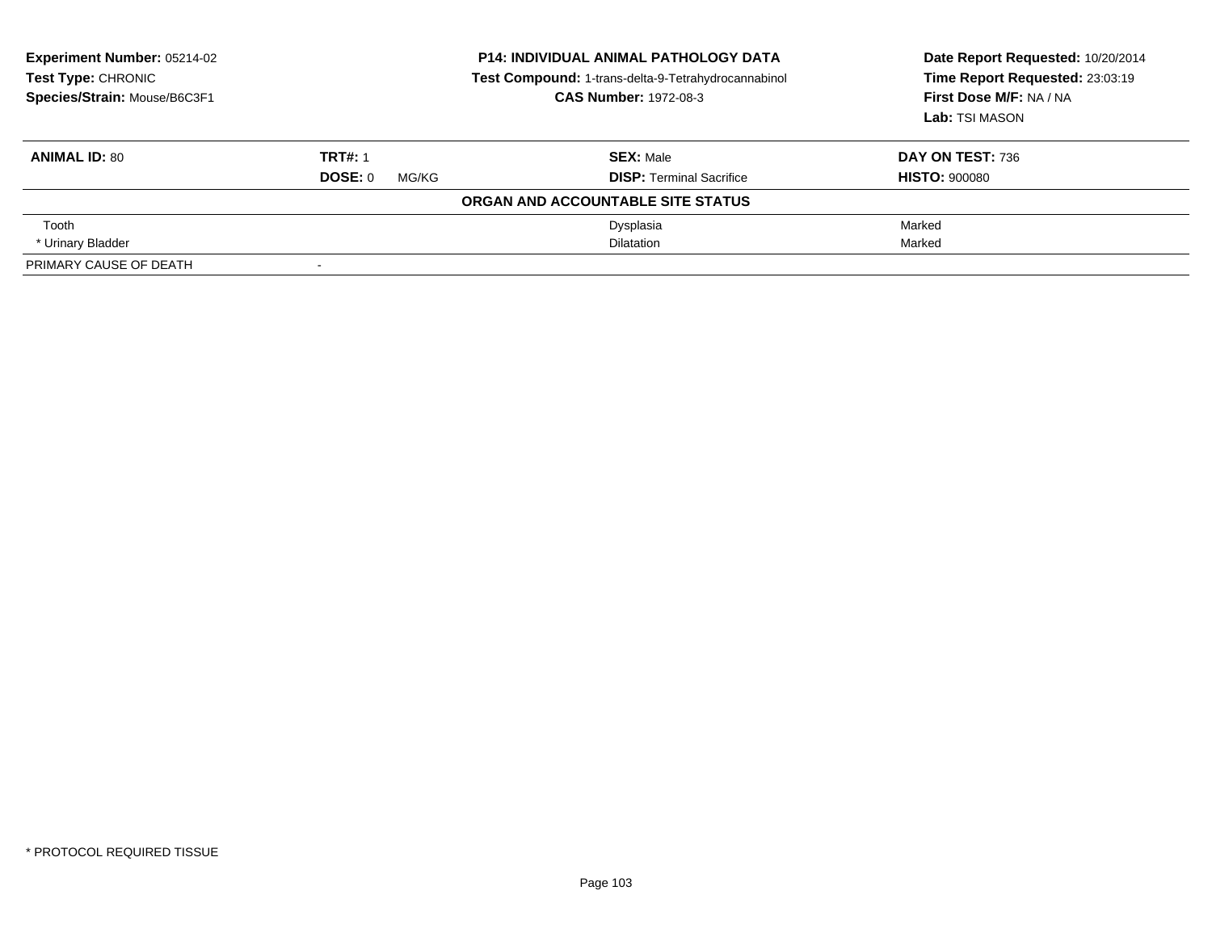**Experiment Number:** 05214-02
**Test Type:** CHRONIC
**Species/Strain:** Mouse/B6C3F1

**P14: INDIVIDUAL ANIMAL PATHOLOGY DATA**
**Test Compound:** 1-trans-delta-9-Tetrahydrocannabinol
**CAS Number:** 1972-08-3

**Date Report Requested:** 10/20/2014
**Time Report Requested:** 23:03:19
**First Dose M/F:** NA / NA
**Lab:** TSI MASON

| **ANIMAL ID:** 80 | **TRT#:** 1 | **SEX:** Male | **DAY ON TEST:** 736 |
|---|---|---|---|
| | **DOSE:** 0 MG/KG | **DISP:** Terminal Sacrifice | **HISTO:** 900080 |

**ORGAN AND ACCOUNTABLE SITE STATUS**

| | | | |
|---|---|---|---|
| Tooth | | Dysplasia | Marked |
| * Urinary Bladder | | Dilatation | Marked |
| PRIMARY CAUSE OF DEATH | - | | |

* PROTOCOL REQUIRED TISSUE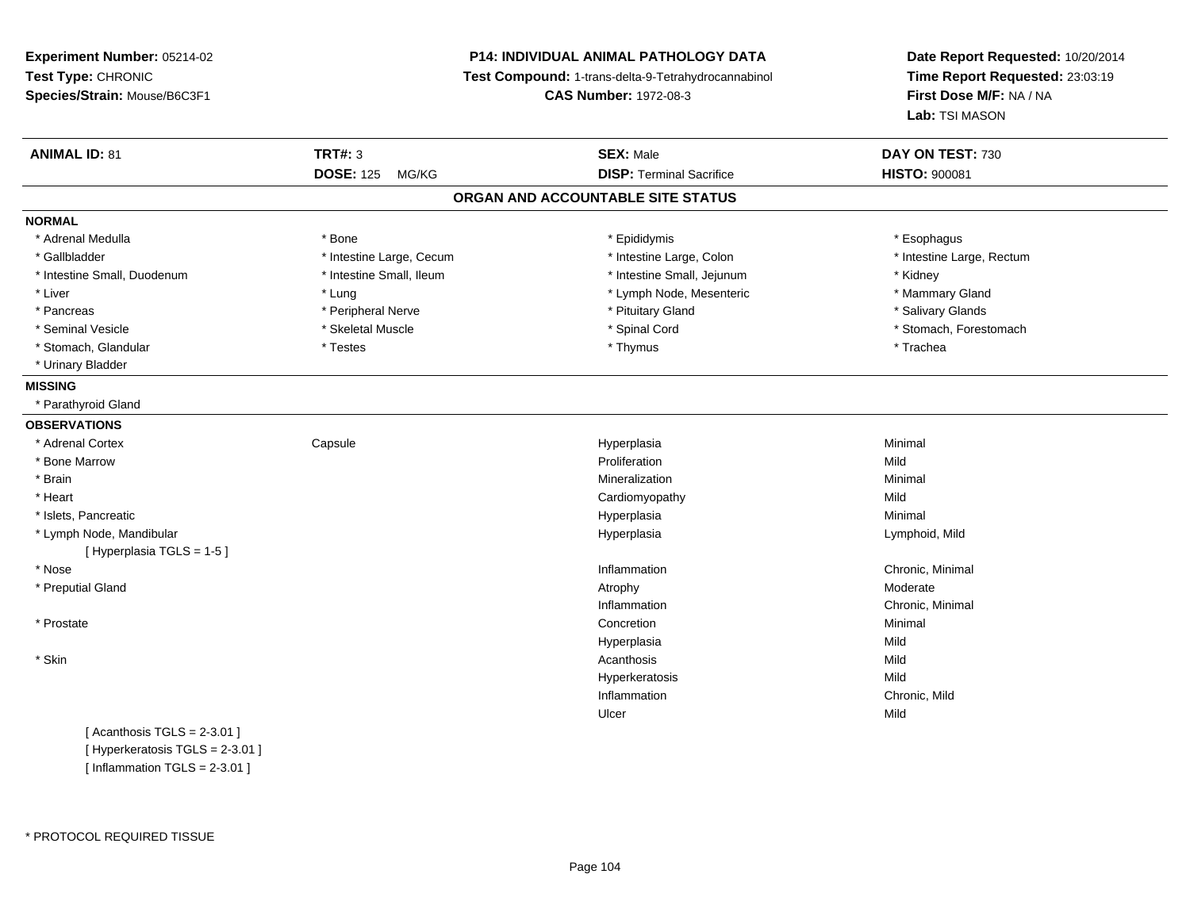**Experiment Number:** 05214-02
**Test Type:** CHRONIC
**Species/Strain:** Mouse/B6C3F1

**P14: INDIVIDUAL ANIMAL PATHOLOGY DATA**
**Test Compound:** 1-trans-delta-9-Tetrahydrocannabinol
**CAS Number:** 1972-08-3

**Date Report Requested:** 10/20/2014
**Time Report Requested:** 23:03:19
**First Dose M/F:** NA / NA
**Lab:** TSI MASON

| **ANIMAL ID:** 81 | **TRT#:** 3 | **SEX:** Male | **DAY ON TEST:** 730 |
|---|---|---|---|
| | **DOSE:** 125 MG/KG | **DISP:** Terminal Sacrifice | **HISTO:** 900081 |

## ORGAN AND ACCOUNTABLE SITE STATUS

**NORMAL**

| | | | |
|---|---|---|---|
| * Adrenal Medulla | * Bone | * Epididymis | * Esophagus |
| * Gallbladder | * Intestine Large, Cecum | * Intestine Large, Colon | * Intestine Large, Rectum |
| * Intestine Small, Duodenum | * Intestine Small, Ileum | * Intestine Small, Jejunum | * Kidney |
| * Liver | * Lung | * Lymph Node, Mesenteric | * Mammary Gland |
| * Pancreas | * Peripheral Nerve | * Pituitary Gland | * Salivary Glands |
| * Seminal Vesicle | * Skeletal Muscle | * Spinal Cord | * Stomach, Forestomach |
| * Stomach, Glandular | * Testes | * Thymus | * Trachea |
| * Urinary Bladder | | | |

**MISSING**

* Parathyroid Gland

**OBSERVATIONS**

| | | | |
|---|---|---|---|
| * Adrenal Cortex | Capsule | Hyperplasia | Minimal |
| * Bone Marrow | | Proliferation | Mild |
| * Brain | | Mineralization | Minimal |
| * Heart | | Cardiomyopathy | Mild |
| * Islets, Pancreatic | | Hyperplasia | Minimal |
| * Lymph Node, Mandibular | | Hyperplasia | Lymphoid, Mild |
| [ Hyperplasia TGLS = 1-5 ] | | | |
| * Nose | | Inflammation | Chronic, Minimal |
| * Preputial Gland | | Atrophy | Moderate |
| | | Inflammation | Chronic, Minimal |
| * Prostate | | Concretion | Minimal |
| | | Hyperplasia | Mild |
| * Skin | | Acanthosis | Mild |
| | | Hyperkeratosis | Mild |
| | | Inflammation | Chronic, Mild |
| | | Ulcer | Mild |
| [ Acanthosis TGLS = 2-3.01 ] | | | |
| [ Hyperkeratosis TGLS = 2-3.01 ] | | | |
| [ Inflammation TGLS = 2-3.01 ] | | | |

* PROTOCOL REQUIRED TISSUE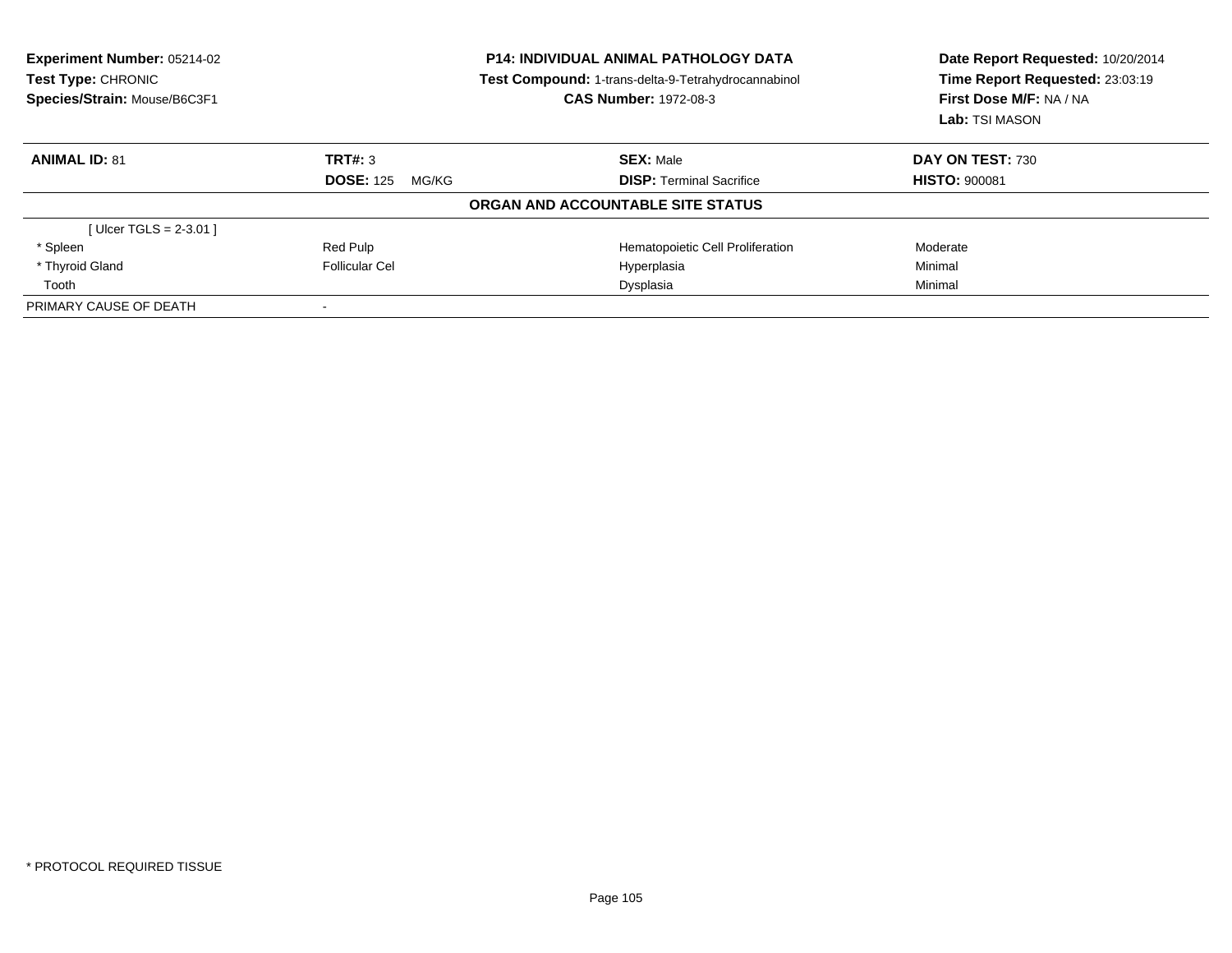**Experiment Number:** 05214-02
**Test Type:** CHRONIC
**Species/Strain:** Mouse/B6C3F1

**P14: INDIVIDUAL ANIMAL PATHOLOGY DATA**
**Test Compound:** 1-trans-delta-9-Tetrahydrocannabinol
**CAS Number:** 1972-08-3

**Date Report Requested:** 10/20/2014
**Time Report Requested:** 23:03:19
**First Dose M/F:** NA / NA
**Lab:** TSI MASON

| **ANIMAL ID:** 81 | **TRT#:** 3 | **SEX:** Male | **DAY ON TEST:** 730 |
|---|---|---|---|
| | **DOSE:** 125 MG/KG | **DISP:** Terminal Sacrifice | **HISTO:** 900081 |
| | | **ORGAN AND ACCOUNTABLE SITE STATUS** | |
| [ Ulcer TGLS = 2-3.01 ] | | | |
| * Spleen | Red Pulp | Hematopoietic Cell Proliferation | Moderate |
| * Thyroid Gland | Follicular Cel | Hyperplasia | Minimal |
| Tooth | | Dysplasia | Minimal |
| PRIMARY CAUSE OF DEATH | - | | |

\* PROTOCOL REQUIRED TISSUE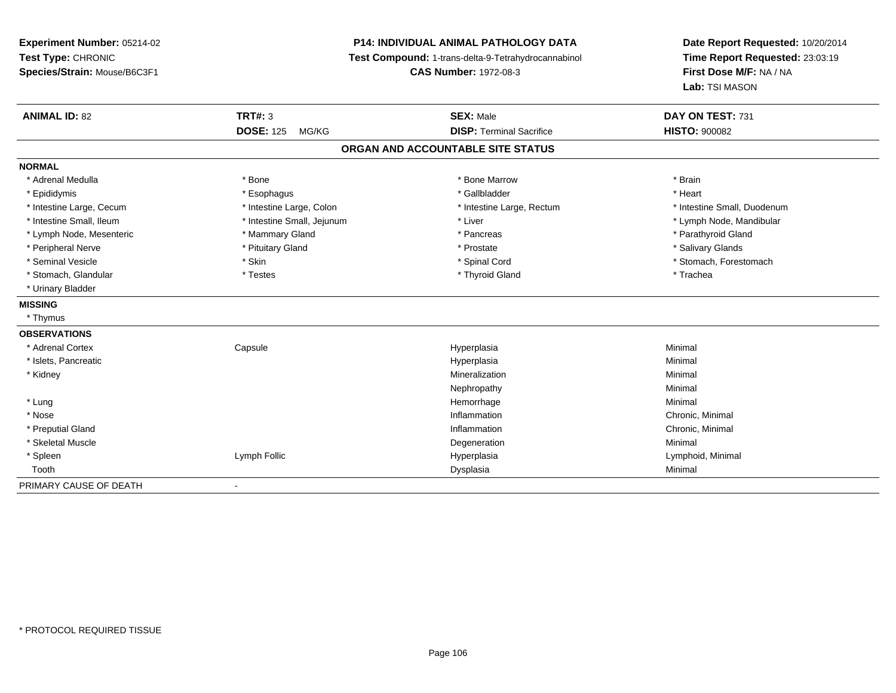**Experiment Number:** 05214-02
**Test Type:** CHRONIC
**Species/Strain:** Mouse/B6C3F1

**P14: INDIVIDUAL ANIMAL PATHOLOGY DATA**
**Test Compound:** 1-trans-delta-9-Tetrahydrocannabinol
**CAS Number:** 1972-08-3

**Date Report Requested:** 10/20/2014
**Time Report Requested:** 23:03:19
**First Dose M/F:** NA / NA
**Lab:** TSI MASON

| **ANIMAL ID:** 82 | **TRT#:** 3 | **SEX:** Male | **DAY ON TEST:** 731 |
|---|---|---|---|
| | **DOSE:** 125 MG/KG | **DISP:** Terminal Sacrifice | **HISTO:** 900082 |

## ORGAN AND ACCOUNTABLE SITE STATUS

**NORMAL**

| | | | |
|---|---|---|---|
| * Adrenal Medulla | * Bone | * Bone Marrow | * Brain |
| * Epididymis | * Esophagus | * Gallbladder | * Heart |
| * Intestine Large, Cecum | * Intestine Large, Colon | * Intestine Large, Rectum | * Intestine Small, Duodenum |
| * Intestine Small, Ileum | * Intestine Small, Jejunum | * Liver | * Lymph Node, Mandibular |
| * Lymph Node, Mesenteric | * Mammary Gland | * Pancreas | * Parathyroid Gland |
| * Peripheral Nerve | * Pituitary Gland | * Prostate | * Salivary Glands |
| * Seminal Vesicle | * Skin | * Spinal Cord | * Stomach, Forestomach |
| * Stomach, Glandular | * Testes | * Thyroid Gland | * Trachea |
| * Urinary Bladder | | | |

**MISSING**

* Thymus

**OBSERVATIONS**

| | | | |
|---|---|---|---|
| * Adrenal Cortex | Capsule | Hyperplasia | Minimal |
| * Islets, Pancreatic | | Hyperplasia | Minimal |
| * Kidney | | Mineralization | Minimal |
| | | Nephropathy | Minimal |
| * Lung | | Hemorrhage | Minimal |
| * Nose | | Inflammation | Chronic, Minimal |
| * Preputial Gland | | Inflammation | Chronic, Minimal |
| * Skeletal Muscle | | Degeneration | Minimal |
| * Spleen | Lymph Follic | Hyperplasia | Lymphoid, Minimal |
| Tooth | | Dysplasia | Minimal |

PRIMARY CAUSE OF DEATH -

* PROTOCOL REQUIRED TISSUE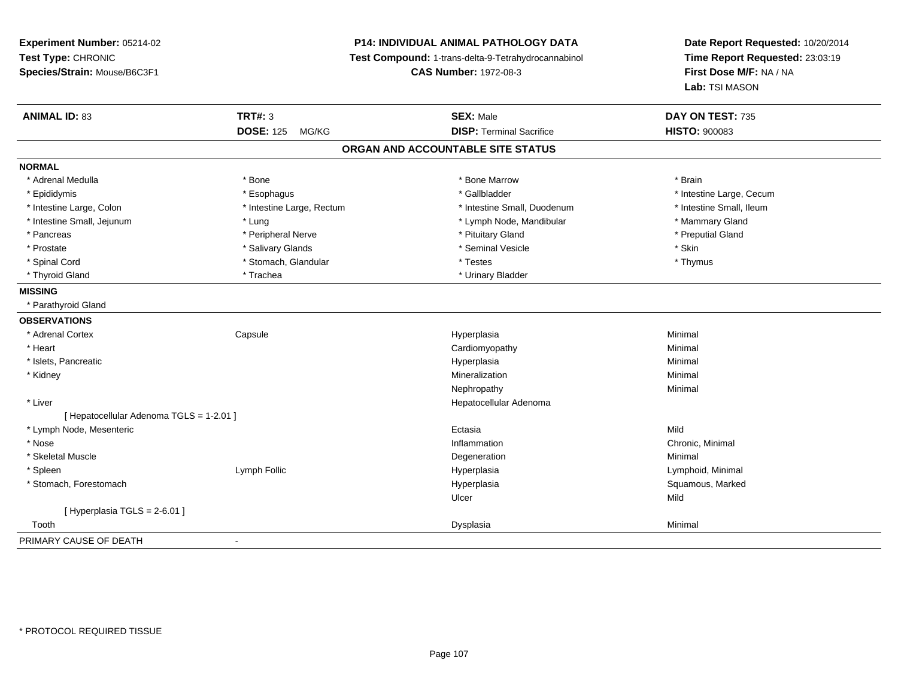**Experiment Number:** 05214-02
**Test Type:** CHRONIC
**Species/Strain:** Mouse/B6C3F1

**P14: INDIVIDUAL ANIMAL PATHOLOGY DATA**
**Test Compound:** 1-trans-delta-9-Tetrahydrocannabinol
**CAS Number:** 1972-08-3

**Date Report Requested:** 10/20/2014
**Time Report Requested:** 23:03:19
**First Dose M/F:** NA / NA
**Lab:** TSI MASON

| **ANIMAL ID:** 83 | **TRT#:** 3 | **SEX:** Male | **DAY ON TEST:** 735 |
|---|---|---|---|
| | **DOSE:** 125 MG/KG | **DISP:** Terminal Sacrifice | **HISTO:** 900083 |

## ORGAN AND ACCOUNTABLE SITE STATUS

**NORMAL**

| | | | |
|---|---|---|---|
| * Adrenal Medulla | * Bone | * Bone Marrow | * Brain |
| * Epididymis | * Esophagus | * Gallbladder | * Intestine Large, Cecum |
| * Intestine Large, Colon | * Intestine Large, Rectum | * Intestine Small, Duodenum | * Intestine Small, Ileum |
| * Intestine Small, Jejunum | * Lung | * Lymph Node, Mandibular | * Mammary Gland |
| * Pancreas | * Peripheral Nerve | * Pituitary Gland | * Preputial Gland |
| * Prostate | * Salivary Glands | * Seminal Vesicle | * Skin |
| * Spinal Cord | * Stomach, Glandular | * Testes | * Thymus |
| * Thyroid Gland | * Trachea | * Urinary Bladder | |

**MISSING**

* Parathyroid Gland

**OBSERVATIONS**

| | | | |
|---|---|---|---|
| * Adrenal Cortex | Capsule | Hyperplasia | Minimal |
| * Heart | | Cardiomyopathy | Minimal |
| * Islets, Pancreatic | | Hyperplasia | Minimal |
| * Kidney | | Mineralization | Minimal |
| | | Nephropathy | Minimal |
| * Liver | | Hepatocellular Adenoma | |
| [ Hepatocellular Adenoma TGLS = 1-2.01 ] | | | |
| * Lymph Node, Mesenteric | | Ectasia | Mild |
| * Nose | | Inflammation | Chronic, Minimal |
| * Skeletal Muscle | | Degeneration | Minimal |
| * Spleen | Lymph Follic | Hyperplasia | Lymphoid, Minimal |
| * Stomach, Forestomach | | Hyperplasia | Squamous, Marked |
| | | Ulcer | Mild |
| [ Hyperplasia TGLS = 2-6.01 ] | | | |
| Tooth | | Dysplasia | Minimal |

PRIMARY CAUSE OF DEATH -

* PROTOCOL REQUIRED TISSUE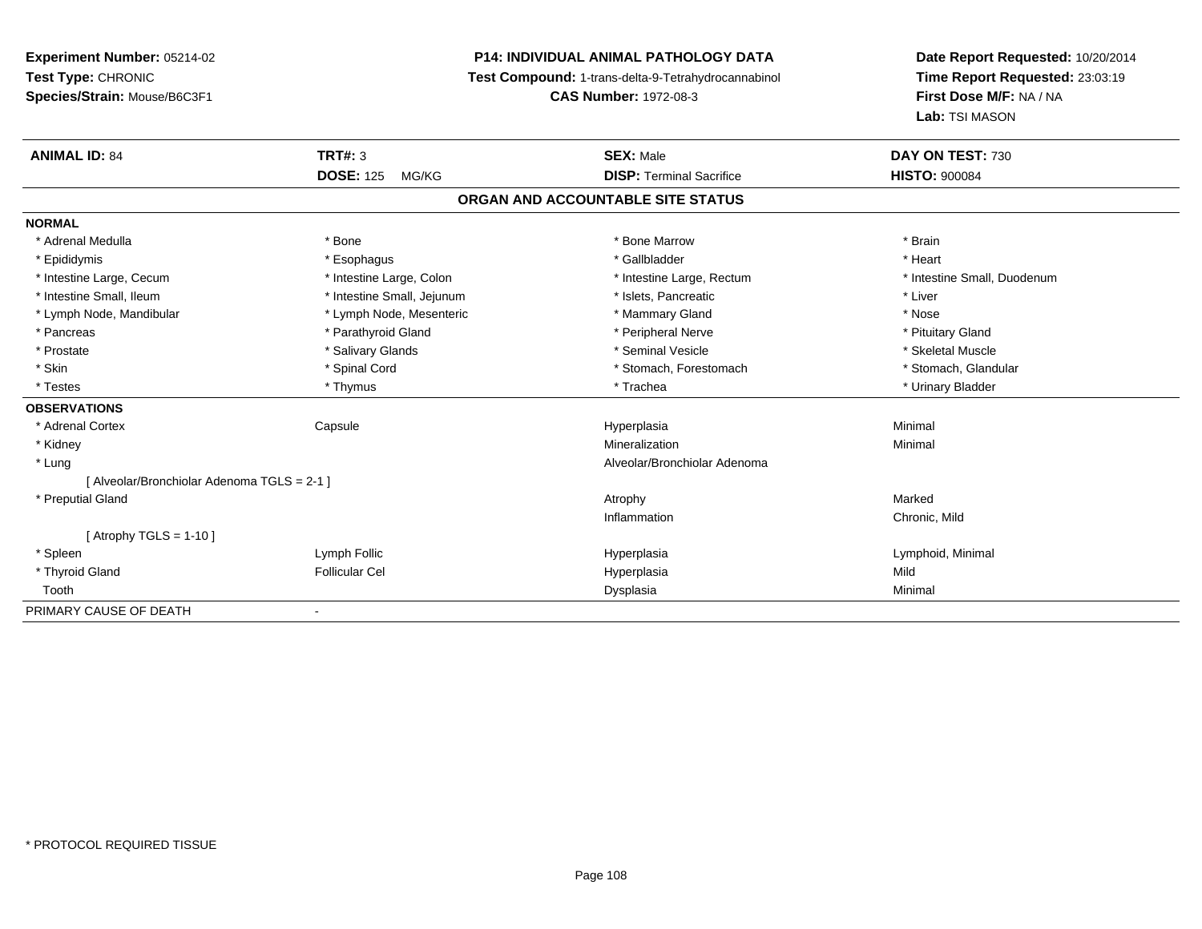**Experiment Number:** 05214-02
**Test Type:** CHRONIC
**Species/Strain:** Mouse/B6C3F1

**P14: INDIVIDUAL ANIMAL PATHOLOGY DATA**
**Test Compound:** 1-trans-delta-9-Tetrahydrocannabinol
**CAS Number:** 1972-08-3

**Date Report Requested:** 10/20/2014
**Time Report Requested:** 23:03:19
**First Dose M/F:** NA / NA
**Lab:** TSI MASON

| **ANIMAL ID:** 84 | **TRT#:** 3 | **SEX:** Male | **DAY ON TEST:** 730 |
|---|---|---|---|
| | **DOSE:** 125 MG/KG | **DISP:** Terminal Sacrifice | **HISTO:** 900084 |

## ORGAN AND ACCOUNTABLE SITE STATUS

| | | | |
|---|---|---|---|
| **NORMAL** | | | |
| * Adrenal Medulla | * Bone | * Bone Marrow | * Brain |
| * Epididymis | * Esophagus | * Gallbladder | * Heart |
| * Intestine Large, Cecum | * Intestine Large, Colon | * Intestine Large, Rectum | * Intestine Small, Duodenum |
| * Intestine Small, Ileum | * Intestine Small, Jejunum | * Islets, Pancreatic | * Liver |
| * Lymph Node, Mandibular | * Lymph Node, Mesenteric | * Mammary Gland | * Nose |
| * Pancreas | * Parathyroid Gland | * Peripheral Nerve | * Pituitary Gland |
| * Prostate | * Salivary Glands | * Seminal Vesicle | * Skeletal Muscle |
| * Skin | * Spinal Cord | * Stomach, Forestomach | * Stomach, Glandular |
| * Testes | * Thymus | * Trachea | * Urinary Bladder |
| **OBSERVATIONS** | | | |
| * Adrenal Cortex | Capsule | Hyperplasia | Minimal |
| * Kidney | | Mineralization | Minimal |
| * Lung | | Alveolar/Bronchiolar Adenoma | |
| [ Alveolar/Bronchiolar Adenoma TGLS = 2-1 ] | | | |
| * Preputial Gland | | Atrophy | Marked |
| | | Inflammation | Chronic, Mild |
| [ Atrophy TGLS = 1-10 ] | | | |
| * Spleen | Lymph Follic | Hyperplasia | Lymphoid, Minimal |
| * Thyroid Gland | Follicular Cel | Hyperplasia | Mild |
| Tooth | | Dysplasia | Minimal |
| PRIMARY CAUSE OF DEATH | - | | |

* PROTOCOL REQUIRED TISSUE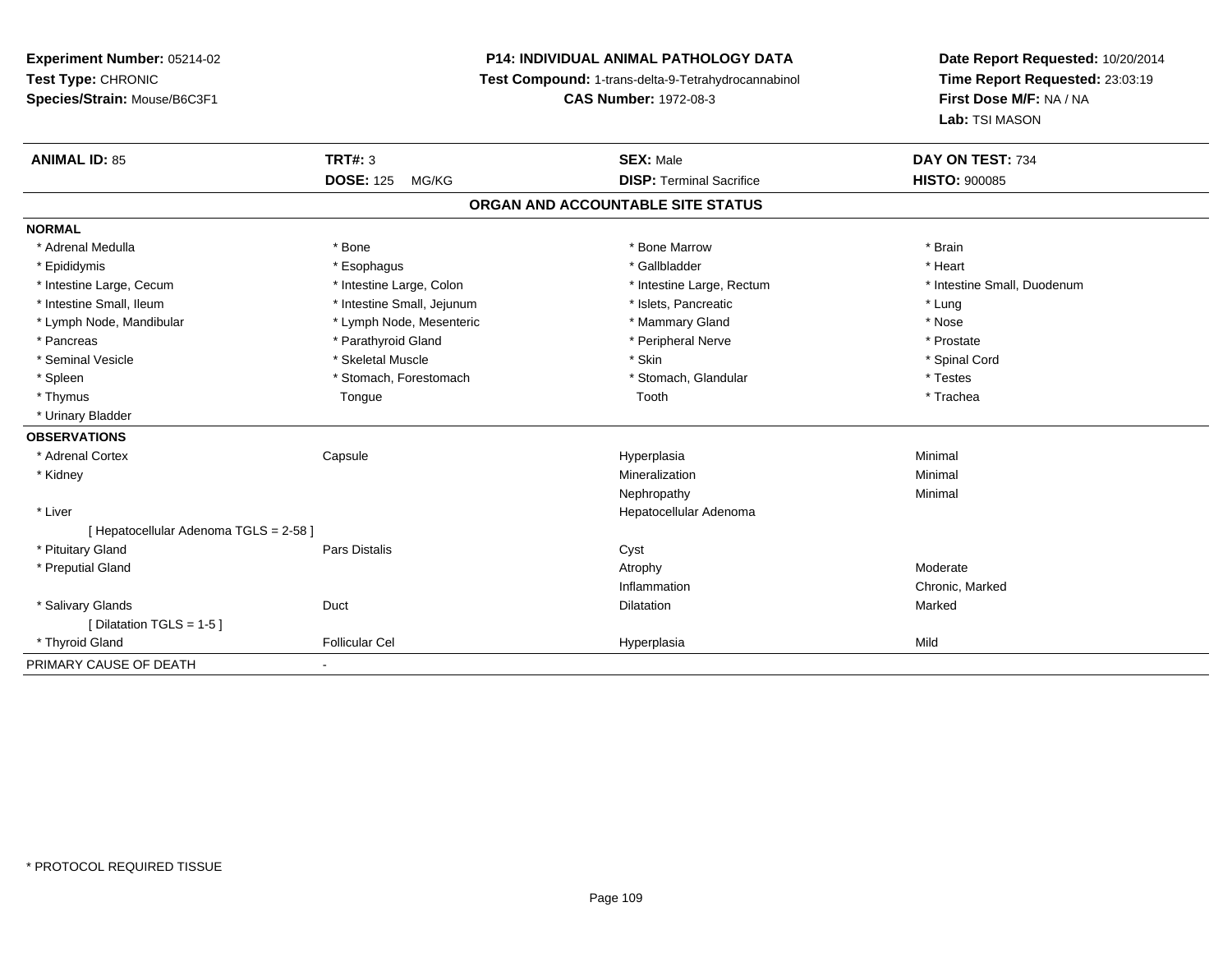**Experiment Number:** 05214-02
**Test Type:** CHRONIC
**Species/Strain:** Mouse/B6C3F1

**P14: INDIVIDUAL ANIMAL PATHOLOGY DATA**
**Test Compound:** 1-trans-delta-9-Tetrahydrocannabinol
**CAS Number:** 1972-08-3

**Date Report Requested:** 10/20/2014
**Time Report Requested:** 23:03:19
**First Dose M/F:** NA / NA
**Lab:** TSI MASON

| **ANIMAL ID:** 85 | **TRT#:** 3 | **SEX:** Male | **DAY ON TEST:** 734 |
|---|---|---|---|
| | **DOSE:** 125 MG/KG | **DISP:** Terminal Sacrifice | **HISTO:** 900085 |

## ORGAN AND ACCOUNTABLE SITE STATUS

**NORMAL**

| | | | |
|---|---|---|---|
| * Adrenal Medulla | * Bone | * Bone Marrow | * Brain |
| * Epididymis | * Esophagus | * Gallbladder | * Heart |
| * Intestine Large, Cecum | * Intestine Large, Colon | * Intestine Large, Rectum | * Intestine Small, Duodenum |
| * Intestine Small, Ileum | * Intestine Small, Jejunum | * Islets, Pancreatic | * Lung |
| * Lymph Node, Mandibular | * Lymph Node, Mesenteric | * Mammary Gland | * Nose |
| * Pancreas | * Parathyroid Gland | * Peripheral Nerve | * Prostate |
| * Seminal Vesicle | * Skeletal Muscle | * Skin | * Spinal Cord |
| * Spleen | * Stomach, Forestomach | * Stomach, Glandular | * Testes |
| * Thymus | Tongue | Tooth | * Trachea |
| * Urinary Bladder | | | |

**OBSERVATIONS**

| | | | |
|---|---|---|---|
| * Adrenal Cortex | Capsule | Hyperplasia | Minimal |
| * Kidney | | Mineralization | Minimal |
| | | Nephropathy | Minimal |
| * Liver | | Hepatocellular Adenoma | |
| [ Hepatocellular Adenoma TGLS = 2-58 ] | | | |
| * Pituitary Gland | Pars Distalis | Cyst | |
| * Preputial Gland | | Atrophy | Moderate |
| | | Inflammation | Chronic, Marked |
| * Salivary Glands | Duct | Dilatation | Marked |
| [ Dilatation TGLS = 1-5 ] | | | |
| * Thyroid Gland | Follicular Cel | Hyperplasia | Mild |

PRIMARY CAUSE OF DEATH -

\* PROTOCOL REQUIRED TISSUE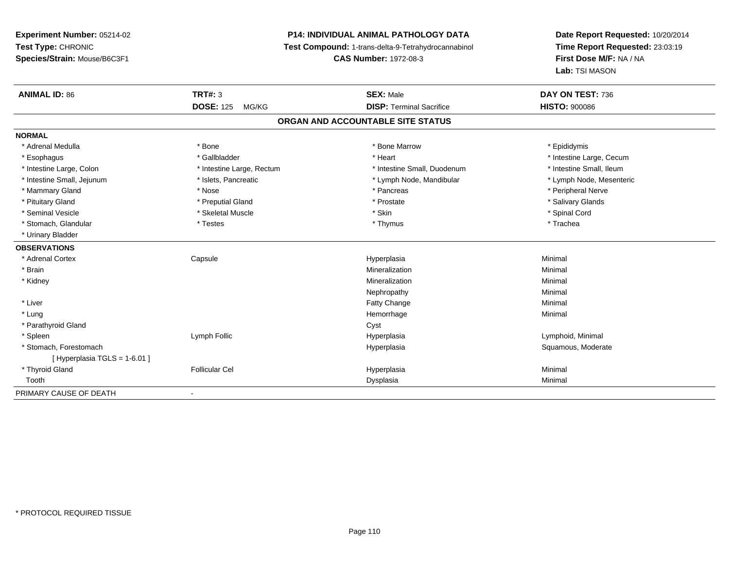**Experiment Number:** 05214-02
**Test Type:** CHRONIC
**Species/Strain:** Mouse/B6C3F1

**P14: INDIVIDUAL ANIMAL PATHOLOGY DATA**
**Test Compound:** 1-trans-delta-9-Tetrahydrocannabinol
**CAS Number:** 1972-08-3

**Date Report Requested:** 10/20/2014
**Time Report Requested:** 23:03:19
**First Dose M/F:** NA / NA
**Lab:** TSI MASON

| **ANIMAL ID:** 86 | **TRT#:** 3 | **SEX:** Male | **DAY ON TEST:** 736 |
|---|---|---|---|
| | **DOSE:** 125 MG/KG | **DISP:** Terminal Sacrifice | **HISTO:** 900086 |

## ORGAN AND ACCOUNTABLE SITE STATUS

**NORMAL**

| | | | |
|---|---|---|---|
| * Adrenal Medulla | * Bone | * Bone Marrow | * Epididymis |
| * Esophagus | * Gallbladder | * Heart | * Intestine Large, Cecum |
| * Intestine Large, Colon | * Intestine Large, Rectum | * Intestine Small, Duodenum | * Intestine Small, Ileum |
| * Intestine Small, Jejunum | * Islets, Pancreatic | * Lymph Node, Mandibular | * Lymph Node, Mesenteric |
| * Mammary Gland | * Nose | * Pancreas | * Peripheral Nerve |
| * Pituitary Gland | * Preputial Gland | * Prostate | * Salivary Glands |
| * Seminal Vesicle | * Skeletal Muscle | * Skin | * Spinal Cord |
| * Stomach, Glandular | * Testes | * Thymus | * Trachea |
| * Urinary Bladder | | | |

**OBSERVATIONS**

| | | | |
|---|---|---|---|
| * Adrenal Cortex | Capsule | Hyperplasia | Minimal |
| * Brain | | Mineralization | Minimal |
| * Kidney | | Mineralization | Minimal |
| | | Nephropathy | Minimal |
| * Liver | | Fatty Change | Minimal |
| * Lung | | Hemorrhage | Minimal |
| * Parathyroid Gland | | Cyst | |
| * Spleen | Lymph Follic | Hyperplasia | Lymphoid, Minimal |
| * Stomach, Forestomach | | Hyperplasia | Squamous, Moderate |
| [ Hyperplasia TGLS = 1-6.01 ] | | | |
| * Thyroid Gland | Follicular Cel | Hyperplasia | Minimal |
| Tooth | | Dysplasia | Minimal |

PRIMARY CAUSE OF DEATH -

* PROTOCOL REQUIRED TISSUE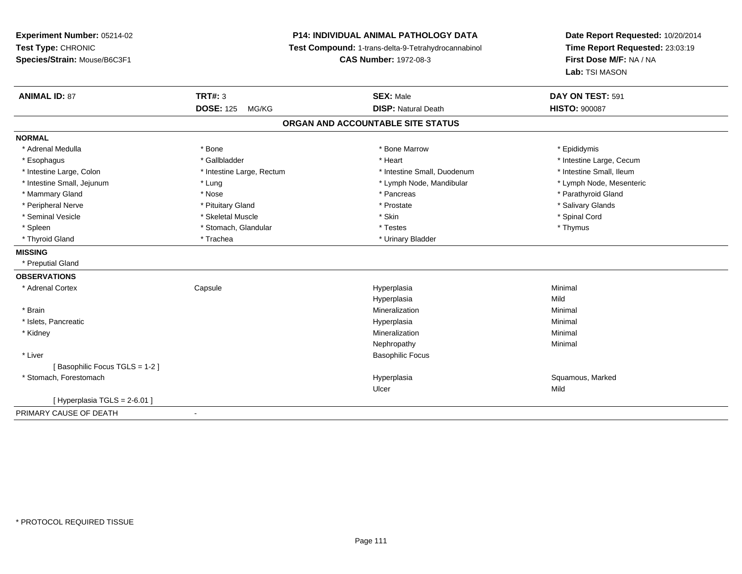**Experiment Number:** 05214-02
**Test Type:** CHRONIC
**Species/Strain:** Mouse/B6C3F1

**P14: INDIVIDUAL ANIMAL PATHOLOGY DATA**
**Test Compound:** 1-trans-delta-9-Tetrahydrocannabinol
**CAS Number:** 1972-08-3

**Date Report Requested:** 10/20/2014
**Time Report Requested:** 23:03:19
**First Dose M/F:** NA / NA
**Lab:** TSI MASON

| **ANIMAL ID:** 87 | **TRT#:** 3 | **SEX:** Male | **DAY ON TEST:** 591 |
|---|---|---|---|
| | **DOSE:** 125 MG/KG | **DISP:** Natural Death | **HISTO:** 900087 |

## ORGAN AND ACCOUNTABLE SITE STATUS

**NORMAL**

| | | | |
|---|---|---|---|
| * Adrenal Medulla | * Bone | * Bone Marrow | * Epididymis |
| * Esophagus | * Gallbladder | * Heart | * Intestine Large, Cecum |
| * Intestine Large, Colon | * Intestine Large, Rectum | * Intestine Small, Duodenum | * Intestine Small, Ileum |
| * Intestine Small, Jejunum | * Lung | * Lymph Node, Mandibular | * Lymph Node, Mesenteric |
| * Mammary Gland | * Nose | * Pancreas | * Parathyroid Gland |
| * Peripheral Nerve | * Pituitary Gland | * Prostate | * Salivary Glands |
| * Seminal Vesicle | * Skeletal Muscle | * Skin | * Spinal Cord |
| * Spleen | * Stomach, Glandular | * Testes | * Thymus |
| * Thyroid Gland | * Trachea | * Urinary Bladder | |

**MISSING**

* Preputial Gland

**OBSERVATIONS**

| | | | |
|---|---|---|---|
| * Adrenal Cortex | Capsule | Hyperplasia | Minimal |
| | | Hyperplasia | Mild |
| * Brain | | Mineralization | Minimal |
| * Islets, Pancreatic | | Hyperplasia | Minimal |
| * Kidney | | Mineralization | Minimal |
| | | Nephropathy | Minimal |
| * Liver | | Basophilic Focus | |
| [ Basophilic Focus TGLS = 1-2 ] | | | |
| * Stomach, Forestomach | | Hyperplasia | Squamous, Marked |
| | | Ulcer | Mild |
| [ Hyperplasia TGLS = 2-6.01 ] | | | |

PRIMARY CAUSE OF DEATH -

* PROTOCOL REQUIRED TISSUE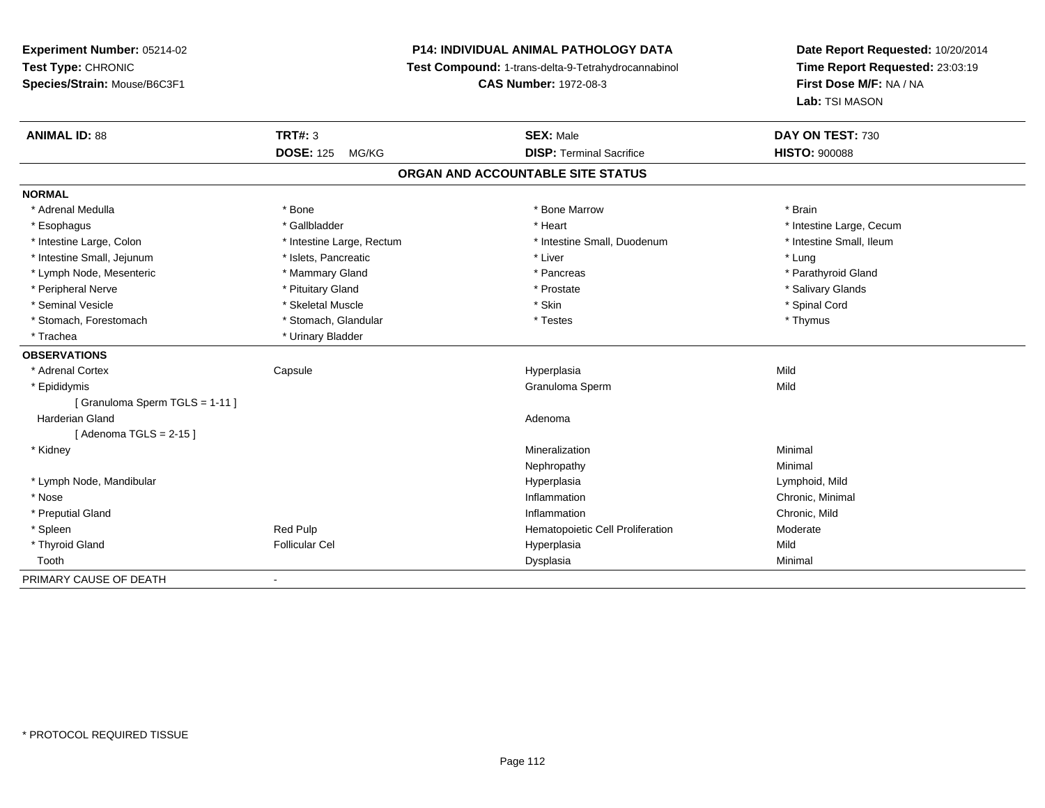**Experiment Number:** 05214-02
**Test Type:** CHRONIC
**Species/Strain:** Mouse/B6C3F1

**P14: INDIVIDUAL ANIMAL PATHOLOGY DATA**
**Test Compound:** 1-trans-delta-9-Tetrahydrocannabinol
**CAS Number:** 1972-08-3

**Date Report Requested:** 10/20/2014
**Time Report Requested:** 23:03:19
**First Dose M/F:** NA / NA
**Lab:** TSI MASON

| **ANIMAL ID:** 88 | **TRT#:** 3 | **SEX:** Male | **DAY ON TEST:** 730 |
|---|---|---|---|
| | **DOSE:** 125 MG/KG | **DISP:** Terminal Sacrifice | **HISTO:** 900088 |

## ORGAN AND ACCOUNTABLE SITE STATUS

| | | | |
|---|---|---|---|
| **NORMAL** | | | |
| * Adrenal Medulla | * Bone | * Bone Marrow | * Brain |
| * Esophagus | * Gallbladder | * Heart | * Intestine Large, Cecum |
| * Intestine Large, Colon | * Intestine Large, Rectum | * Intestine Small, Duodenum | * Intestine Small, Ileum |
| * Intestine Small, Jejunum | * Islets, Pancreatic | * Liver | * Lung |
| * Lymph Node, Mesenteric | * Mammary Gland | * Pancreas | * Parathyroid Gland |
| * Peripheral Nerve | * Pituitary Gland | * Prostate | * Salivary Glands |
| * Seminal Vesicle | * Skeletal Muscle | * Skin | * Spinal Cord |
| * Stomach, Forestomach | * Stomach, Glandular | * Testes | * Thymus |
| * Trachea | * Urinary Bladder | | |
| **OBSERVATIONS** | | | |
| * Adrenal Cortex | Capsule | Hyperplasia | Mild |
| * Epididymis | | Granuloma Sperm | Mild |
| [ Granuloma Sperm TGLS = 1-11 ] | | | |
| Harderian Gland | | Adenoma | |
| [ Adenoma TGLS = 2-15 ] | | | |
| * Kidney | | Mineralization | Minimal |
| | | Nephropathy | Minimal |
| * Lymph Node, Mandibular | | Hyperplasia | Lymphoid, Mild |
| * Nose | | Inflammation | Chronic, Minimal |
| * Preputial Gland | | Inflammation | Chronic, Mild |
| * Spleen | Red Pulp | Hematopoietic Cell Proliferation | Moderate |
| * Thyroid Gland | Follicular Cel | Hyperplasia | Mild |
| Tooth | | Dysplasia | Minimal |
| PRIMARY CAUSE OF DEATH | - | | |

* PROTOCOL REQUIRED TISSUE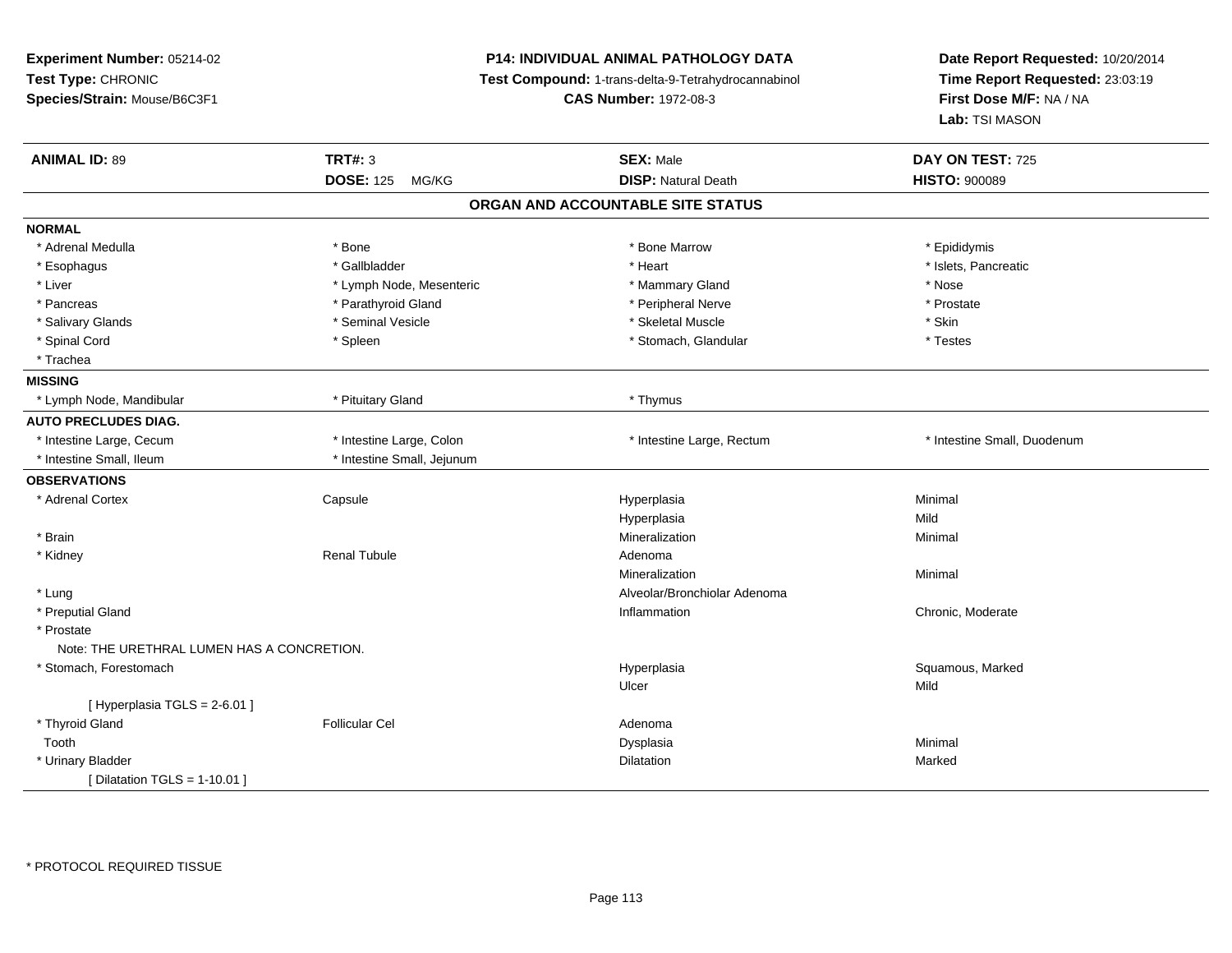**Experiment Number:** 05214-02
**Test Type:** CHRONIC
**Species/Strain:** Mouse/B6C3F1

**P14: INDIVIDUAL ANIMAL PATHOLOGY DATA**
**Test Compound:** 1-trans-delta-9-Tetrahydrocannabinol
**CAS Number:** 1972-08-3

**Date Report Requested:** 10/20/2014
**Time Report Requested:** 23:03:19
**First Dose M/F:** NA / NA
**Lab:** TSI MASON

| **ANIMAL ID:** 89 | **TRT#:** 3 | **SEX:** Male | **DAY ON TEST:** 725 |
|---|---|---|---|
| | **DOSE:** 125 MG/KG | **DISP:** Natural Death | **HISTO:** 900089 |

## ORGAN AND ACCOUNTABLE SITE STATUS

**NORMAL**

| | | | |
|---|---|---|---|
| * Adrenal Medulla | * Bone | * Bone Marrow | * Epididymis |
| * Esophagus | * Gallbladder | * Heart | * Islets, Pancreatic |
| * Liver | * Lymph Node, Mesenteric | * Mammary Gland | * Nose |
| * Pancreas | * Parathyroid Gland | * Peripheral Nerve | * Prostate |
| * Salivary Glands | * Seminal Vesicle | * Skeletal Muscle | * Skin |
| * Spinal Cord | * Spleen | * Stomach, Glandular | * Testes |
| * Trachea | | | |

**MISSING**

| | | | |
|---|---|---|---|
| * Lymph Node, Mandibular | * Pituitary Gland | * Thymus | |

**AUTO PRECLUDES DIAG.**

| | | | |
|---|---|---|---|
| * Intestine Large, Cecum | * Intestine Large, Colon | * Intestine Large, Rectum | * Intestine Small, Duodenum |
| * Intestine Small, Ileum | * Intestine Small, Jejunum | | |

**OBSERVATIONS**

| | | | |
|---|---|---|---|
| * Adrenal Cortex | Capsule | Hyperplasia | Minimal |
| | | Hyperplasia | Mild |
| * Brain | | Mineralization | Minimal |
| * Kidney | Renal Tubule | Adenoma | |
| | | Mineralization | Minimal |
| * Lung | | Alveolar/Bronchiolar Adenoma | |
| * Preputial Gland | | Inflammation | Chronic, Moderate |
| * Prostate | | | |
| Note: THE URETHRAL LUMEN HAS A CONCRETION. | | | |
| * Stomach, Forestomach | | Hyperplasia | Squamous, Marked |
| | | Ulcer | Mild |
| [ Hyperplasia TGLS = 2-6.01 ] | | | |
| * Thyroid Gland | Follicular Cel | Adenoma | |
| Tooth | | Dysplasia | Minimal |
| * Urinary Bladder | | Dilatation | Marked |
| [ Dilatation TGLS = 1-10.01 ] | | | |

\* PROTOCOL REQUIRED TISSUE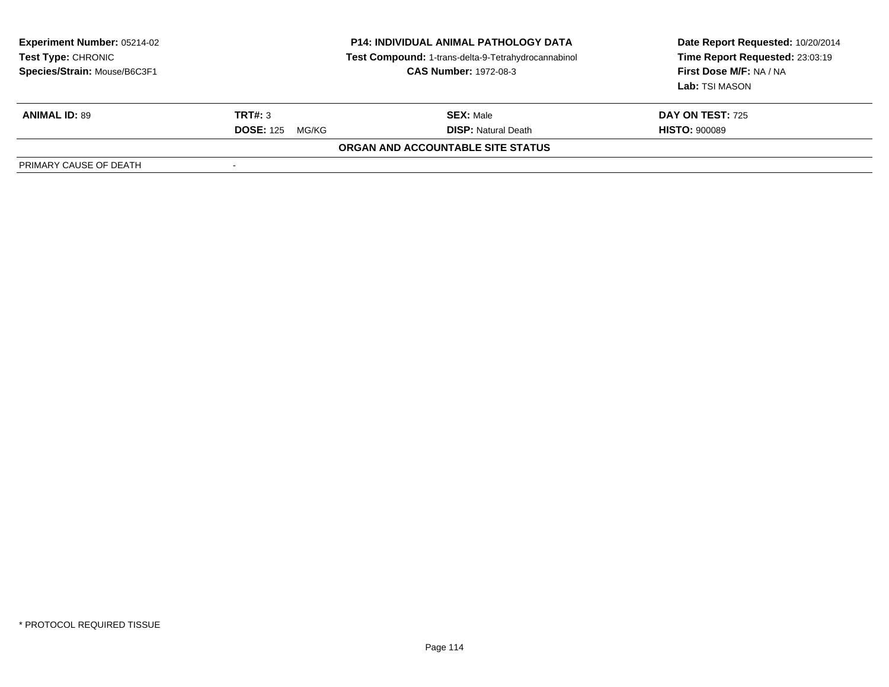**Experiment Number:** 05214-02
**Test Type:** CHRONIC
**Species/Strain:** Mouse/B6C3F1

**P14: INDIVIDUAL ANIMAL PATHOLOGY DATA**
**Test Compound:** 1-trans-delta-9-Tetrahydrocannabinol
**CAS Number:** 1972-08-3

**Date Report Requested:** 10/20/2014
**Time Report Requested:** 23:03:19
**First Dose M/F:** NA / NA
**Lab:** TSI MASON

| **ANIMAL ID:** 89 | **TRT#:** 3 | **SEX:** Male | **DAY ON TEST:** 725 |
|---|---|---|---|
| | **DOSE:** 125 MG/KG | **DISP:** Natural Death | **HISTO:** 900089 |

**ORGAN AND ACCOUNTABLE SITE STATUS**

| PRIMARY CAUSE OF DEATH | - |
|---|---|

\* PROTOCOL REQUIRED TISSUE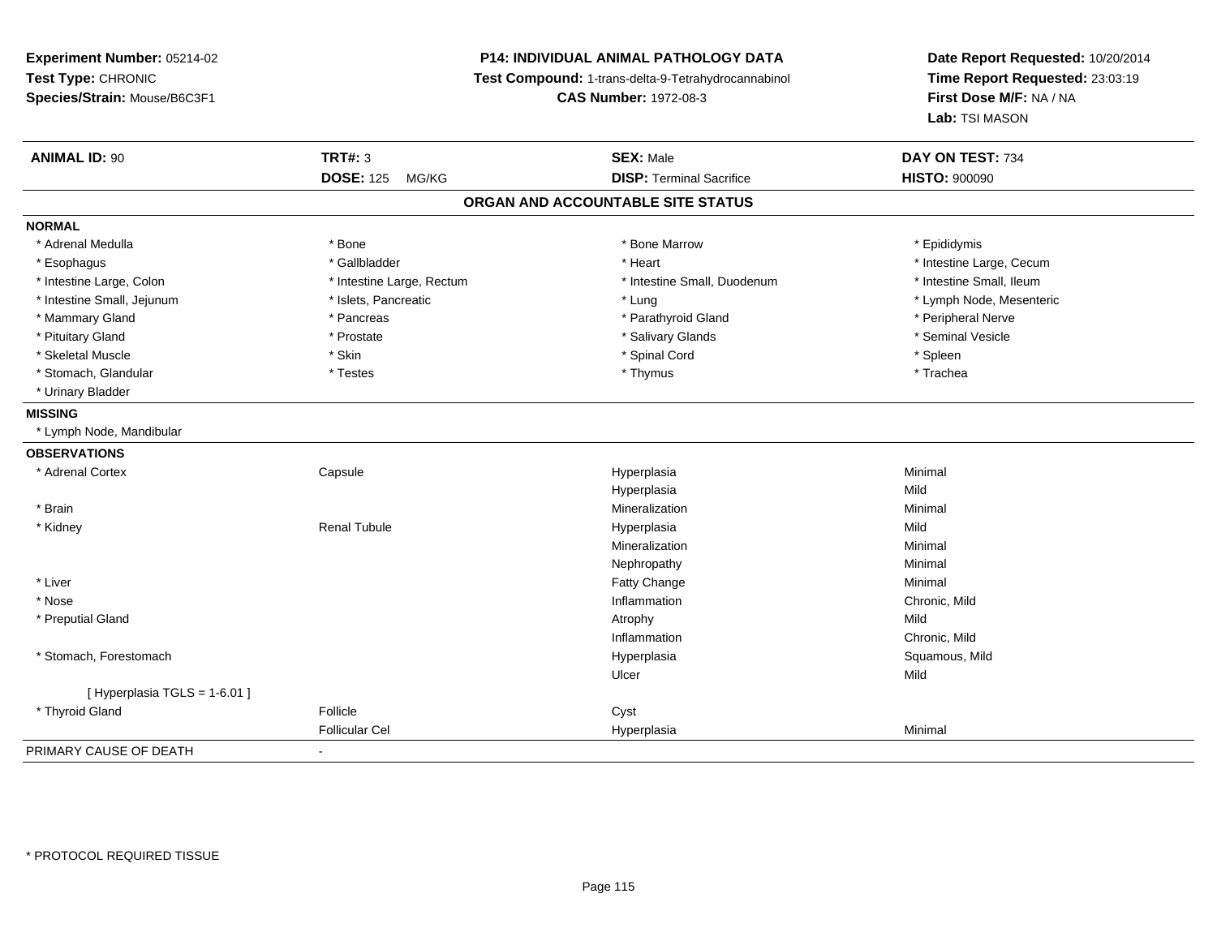**Experiment Number:** 05214-02
**Test Type:** CHRONIC
**Species/Strain:** Mouse/B6C3F1

**P14: INDIVIDUAL ANIMAL PATHOLOGY DATA**
**Test Compound:** 1-trans-delta-9-Tetrahydrocannabinol
**CAS Number:** 1972-08-3

**Date Report Requested:** 10/20/2014
**Time Report Requested:** 23:03:19
**First Dose M/F:** NA / NA
**Lab:** TSI MASON

| **ANIMAL ID:** 90 | **TRT#:** 3 | **SEX:** Male | **DAY ON TEST:** 734 |
|---|---|---|---|
| | **DOSE:** 125 MG/KG | **DISP:** Terminal Sacrifice | **HISTO:** 900090 |

## ORGAN AND ACCOUNTABLE SITE STATUS

**NORMAL**

| | | | |
|---|---|---|---|
| * Adrenal Medulla | * Bone | * Bone Marrow | * Epididymis |
| * Esophagus | * Gallbladder | * Heart | * Intestine Large, Cecum |
| * Intestine Large, Colon | * Intestine Large, Rectum | * Intestine Small, Duodenum | * Intestine Small, Ileum |
| * Intestine Small, Jejunum | * Islets, Pancreatic | * Lung | * Lymph Node, Mesenteric |
| * Mammary Gland | * Pancreas | * Parathyroid Gland | * Peripheral Nerve |
| * Pituitary Gland | * Prostate | * Salivary Glands | * Seminal Vesicle |
| * Skeletal Muscle | * Skin | * Spinal Cord | * Spleen |
| * Stomach, Glandular | * Testes | * Thymus | * Trachea |
| * Urinary Bladder | | | |

**MISSING**

* Lymph Node, Mandibular

**OBSERVATIONS**

| | | | |
|---|---|---|---|
| * Adrenal Cortex | Capsule | Hyperplasia | Minimal |
| | | Hyperplasia | Mild |
| * Brain | | Mineralization | Minimal |
| * Kidney | Renal Tubule | Hyperplasia | Mild |
| | | Mineralization | Minimal |
| | | Nephropathy | Minimal |
| * Liver | | Fatty Change | Minimal |
| * Nose | | Inflammation | Chronic, Mild |
| * Preputial Gland | | Atrophy | Mild |
| | | Inflammation | Chronic, Mild |
| * Stomach, Forestomach | | Hyperplasia | Squamous, Mild |
| | | Ulcer | Mild |
| [ Hyperplasia TGLS = 1-6.01 ] | | | |
| * Thyroid Gland | Follicle | Cyst | |
| | Follicular Cel | Hyperplasia | Minimal |

PRIMARY CAUSE OF DEATH -

\* PROTOCOL REQUIRED TISSUE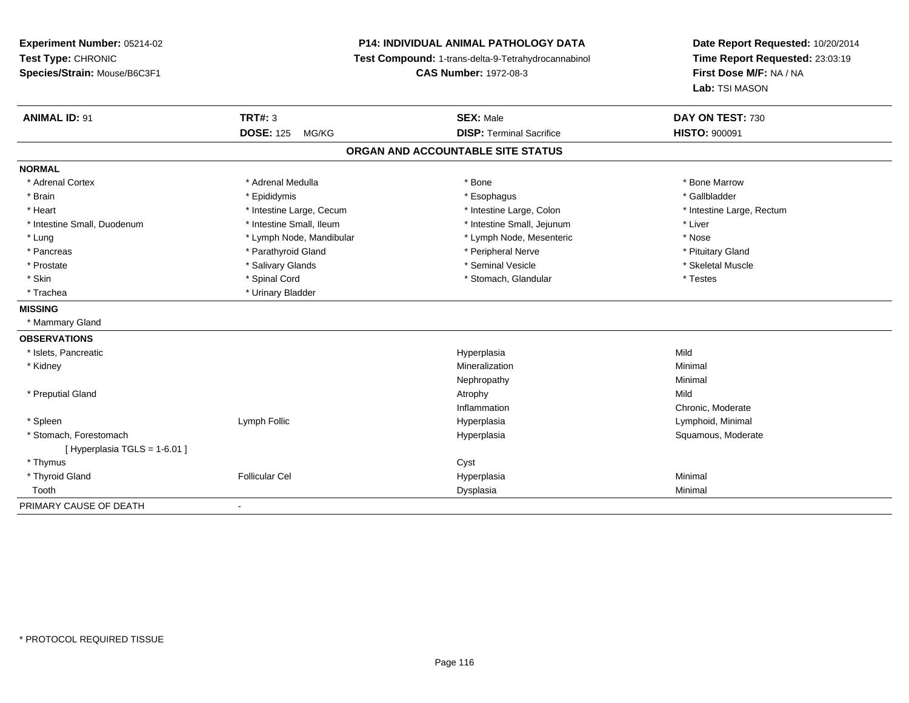**Experiment Number:** 05214-02
**Test Type:** CHRONIC
**Species/Strain:** Mouse/B6C3F1

**P14: INDIVIDUAL ANIMAL PATHOLOGY DATA**
**Test Compound:** 1-trans-delta-9-Tetrahydrocannabinol
**CAS Number:** 1972-08-3

**Date Report Requested:** 10/20/2014
**Time Report Requested:** 23:03:19
**First Dose M/F:** NA / NA
**Lab:** TSI MASON

| **ANIMAL ID:** 91 | **TRT#:** 3 | **SEX:** Male | **DAY ON TEST:** 730 |
|---|---|---|---|
| | **DOSE:** 125 MG/KG | **DISP:** Terminal Sacrifice | **HISTO:** 900091 |

## ORGAN AND ACCOUNTABLE SITE STATUS

**NORMAL**

| | | | |
|---|---|---|---|
| * Adrenal Cortex | * Adrenal Medulla | * Bone | * Bone Marrow |
| * Brain | * Epididymis | * Esophagus | * Gallbladder |
| * Heart | * Intestine Large, Cecum | * Intestine Large, Colon | * Intestine Large, Rectum |
| * Intestine Small, Duodenum | * Intestine Small, Ileum | * Intestine Small, Jejunum | * Liver |
| * Lung | * Lymph Node, Mandibular | * Lymph Node, Mesenteric | * Nose |
| * Pancreas | * Parathyroid Gland | * Peripheral Nerve | * Pituitary Gland |
| * Prostate | * Salivary Glands | * Seminal Vesicle | * Skeletal Muscle |
| * Skin | * Spinal Cord | * Stomach, Glandular | * Testes |
| * Trachea | * Urinary Bladder | | |

**MISSING**

* Mammary Gland

**OBSERVATIONS**

| | | | |
|---|---|---|---|
| * Islets, Pancreatic | | Hyperplasia | Mild |
| * Kidney | | Mineralization | Minimal |
| | | Nephropathy | Minimal |
| * Preputial Gland | | Atrophy | Mild |
| | | Inflammation | Chronic, Moderate |
| * Spleen | Lymph Follic | Hyperplasia | Lymphoid, Minimal |
| * Stomach, Forestomach | | Hyperplasia | Squamous, Moderate |
| [ Hyperplasia TGLS = 1-6.01 ] | | | |
| * Thymus | | Cyst | |
| * Thyroid Gland | Follicular Cel | Hyperplasia | Minimal |
| Tooth | | Dysplasia | Minimal |

| PRIMARY CAUSE OF DEATH | - |
|---|---|

* PROTOCOL REQUIRED TISSUE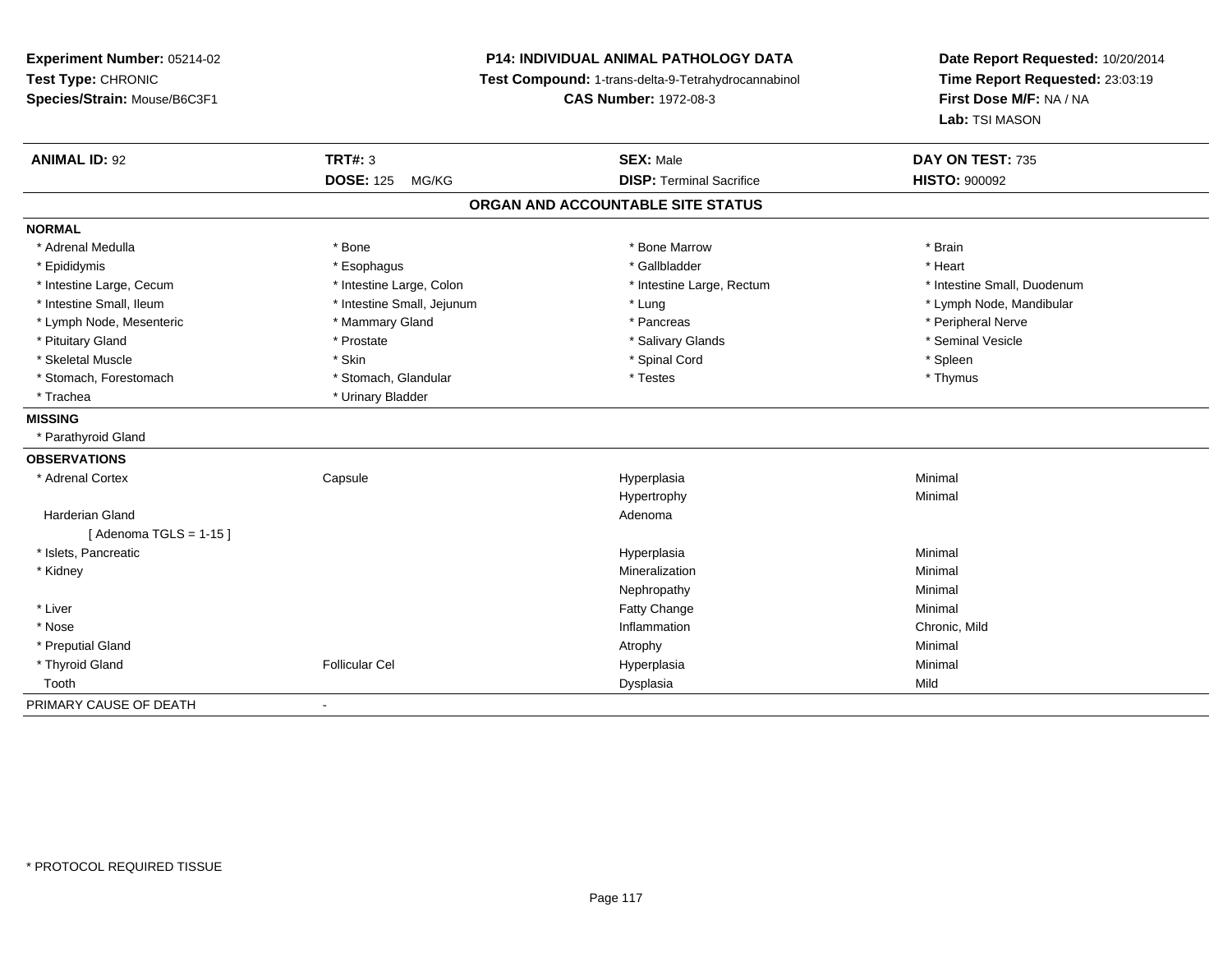**Experiment Number:** 05214-02
**Test Type:** CHRONIC
**Species/Strain:** Mouse/B6C3F1

**P14: INDIVIDUAL ANIMAL PATHOLOGY DATA**
**Test Compound:** 1-trans-delta-9-Tetrahydrocannabinol
**CAS Number:** 1972-08-3

**Date Report Requested:** 10/20/2014
**Time Report Requested:** 23:03:19
**First Dose M/F:** NA / NA
**Lab:** TSI MASON

| **ANIMAL ID:** 92 | **TRT#:** 3 | **SEX:** Male | **DAY ON TEST:** 735 |
|---|---|---|---|
| | **DOSE:** 125 MG/KG | **DISP:** Terminal Sacrifice | **HISTO:** 900092 |

## ORGAN AND ACCOUNTABLE SITE STATUS

**NORMAL**

| | | | |
|---|---|---|---|
| * Adrenal Medulla | * Bone | * Bone Marrow | * Brain |
| * Epididymis | * Esophagus | * Gallbladder | * Heart |
| * Intestine Large, Cecum | * Intestine Large, Colon | * Intestine Large, Rectum | * Intestine Small, Duodenum |
| * Intestine Small, Ileum | * Intestine Small, Jejunum | * Lung | * Lymph Node, Mandibular |
| * Lymph Node, Mesenteric | * Mammary Gland | * Pancreas | * Peripheral Nerve |
| * Pituitary Gland | * Prostate | * Salivary Glands | * Seminal Vesicle |
| * Skeletal Muscle | * Skin | * Spinal Cord | * Spleen |
| * Stomach, Forestomach | * Stomach, Glandular | * Testes | * Thymus |
| * Trachea | * Urinary Bladder | | |

**MISSING**

* Parathyroid Gland

**OBSERVATIONS**

| | | | |
|---|---|---|---|
| * Adrenal Cortex | Capsule | Hyperplasia | Minimal |
| | | Hypertrophy | Minimal |
| Harderian Gland | | Adenoma | |
| [ Adenoma TGLS = 1-15 ] | | | |
| * Islets, Pancreatic | | Hyperplasia | Minimal |
| * Kidney | | Mineralization | Minimal |
| | | Nephropathy | Minimal |
| * Liver | | Fatty Change | Minimal |
| * Nose | | Inflammation | Chronic, Mild |
| * Preputial Gland | | Atrophy | Minimal |
| * Thyroid Gland | Follicular Cel | Hyperplasia | Minimal |
| Tooth | | Dysplasia | Mild |

PRIMARY CAUSE OF DEATH -

* PROTOCOL REQUIRED TISSUE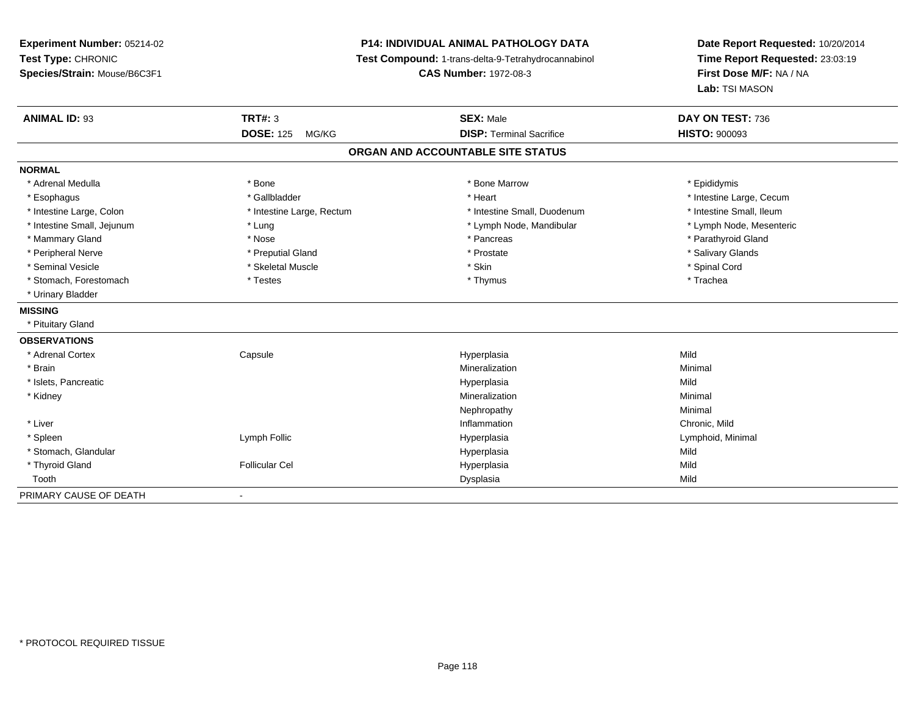**Experiment Number:** 05214-02
**Test Type:** CHRONIC
**Species/Strain:** Mouse/B6C3F1

**P14: INDIVIDUAL ANIMAL PATHOLOGY DATA**
**Test Compound:** 1-trans-delta-9-Tetrahydrocannabinol
**CAS Number:** 1972-08-3

**Date Report Requested:** 10/20/2014
**Time Report Requested:** 23:03:19
**First Dose M/F:** NA / NA
**Lab:** TSI MASON

| **ANIMAL ID:** 93 | **TRT#:** 3 | **SEX:** Male | **DAY ON TEST:** 736 |
|---|---|---|---|
| | **DOSE:** 125 MG/KG | **DISP:** Terminal Sacrifice | **HISTO:** 900093 |

**ORGAN AND ACCOUNTABLE SITE STATUS**

**NORMAL**

| | | | |
|---|---|---|---|
| * Adrenal Medulla | * Bone | * Bone Marrow | * Epididymis |
| * Esophagus | * Gallbladder | * Heart | * Intestine Large, Cecum |
| * Intestine Large, Colon | * Intestine Large, Rectum | * Intestine Small, Duodenum | * Intestine Small, Ileum |
| * Intestine Small, Jejunum | * Lung | * Lymph Node, Mandibular | * Lymph Node, Mesenteric |
| * Mammary Gland | * Nose | * Pancreas | * Parathyroid Gland |
| * Peripheral Nerve | * Preputial Gland | * Prostate | * Salivary Glands |
| * Seminal Vesicle | * Skeletal Muscle | * Skin | * Spinal Cord |
| * Stomach, Forestomach | * Testes | * Thymus | * Trachea |
| * Urinary Bladder | | | |

**MISSING**

* Pituitary Gland

**OBSERVATIONS**

| | | | |
|---|---|---|---|
| * Adrenal Cortex | Capsule | Hyperplasia | Mild |
| * Brain | | Mineralization | Minimal |
| * Islets, Pancreatic | | Hyperplasia | Mild |
| * Kidney | | Mineralization | Minimal |
| | | Nephropathy | Minimal |
| * Liver | | Inflammation | Chronic, Mild |
| * Spleen | Lymph Follic | Hyperplasia | Lymphoid, Minimal |
| * Stomach, Glandular | | Hyperplasia | Mild |
| * Thyroid Gland | Follicular Cel | Hyperplasia | Mild |
| Tooth | | Dysplasia | Mild |

PRIMARY CAUSE OF DEATH -

* PROTOCOL REQUIRED TISSUE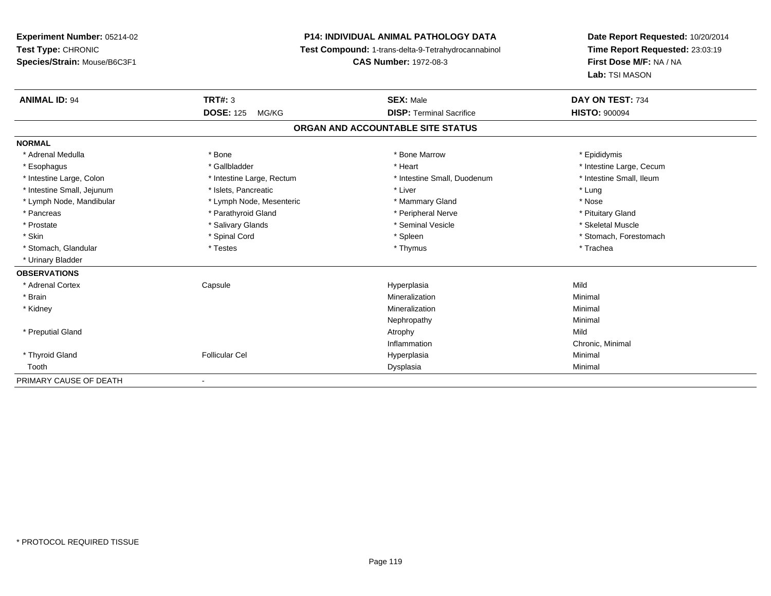**Experiment Number:** 05214-02
**Test Type:** CHRONIC
**Species/Strain:** Mouse/B6C3F1

**P14: INDIVIDUAL ANIMAL PATHOLOGY DATA**
**Test Compound:** 1-trans-delta-9-Tetrahydrocannabinol
**CAS Number:** 1972-08-3

**Date Report Requested:** 10/20/2014
**Time Report Requested:** 23:03:19
**First Dose M/F:** NA / NA
**Lab:** TSI MASON

| **ANIMAL ID:** 94 | **TRT#:** 3 | **SEX:** Male | **DAY ON TEST:** 734 |
|---|---|---|---|
| | **DOSE:** 125 MG/KG | **DISP:** Terminal Sacrifice | **HISTO:** 900094 |

## ORGAN AND ACCOUNTABLE SITE STATUS

**NORMAL**

| | | | |
|---|---|---|---|
| * Adrenal Medulla | * Bone | * Bone Marrow | * Epididymis |
| * Esophagus | * Gallbladder | * Heart | * Intestine Large, Cecum |
| * Intestine Large, Colon | * Intestine Large, Rectum | * Intestine Small, Duodenum | * Intestine Small, Ileum |
| * Intestine Small, Jejunum | * Islets, Pancreatic | * Liver | * Lung |
| * Lymph Node, Mandibular | * Lymph Node, Mesenteric | * Mammary Gland | * Nose |
| * Pancreas | * Parathyroid Gland | * Peripheral Nerve | * Pituitary Gland |
| * Prostate | * Salivary Glands | * Seminal Vesicle | * Skeletal Muscle |
| * Skin | * Spinal Cord | * Spleen | * Stomach, Forestomach |
| * Stomach, Glandular | * Testes | * Thymus | * Trachea |
| * Urinary Bladder | | | |

**OBSERVATIONS**

| | | | |
|---|---|---|---|
| * Adrenal Cortex | Capsule | Hyperplasia | Mild |
| * Brain | | Mineralization | Minimal |
| * Kidney | | Mineralization | Minimal |
| | | Nephropathy | Minimal |
| * Preputial Gland | | Atrophy | Mild |
| | | Inflammation | Chronic, Minimal |
| * Thyroid Gland | Follicular Cel | Hyperplasia | Minimal |
| Tooth | | Dysplasia | Minimal |

PRIMARY CAUSE OF DEATH -

* PROTOCOL REQUIRED TISSUE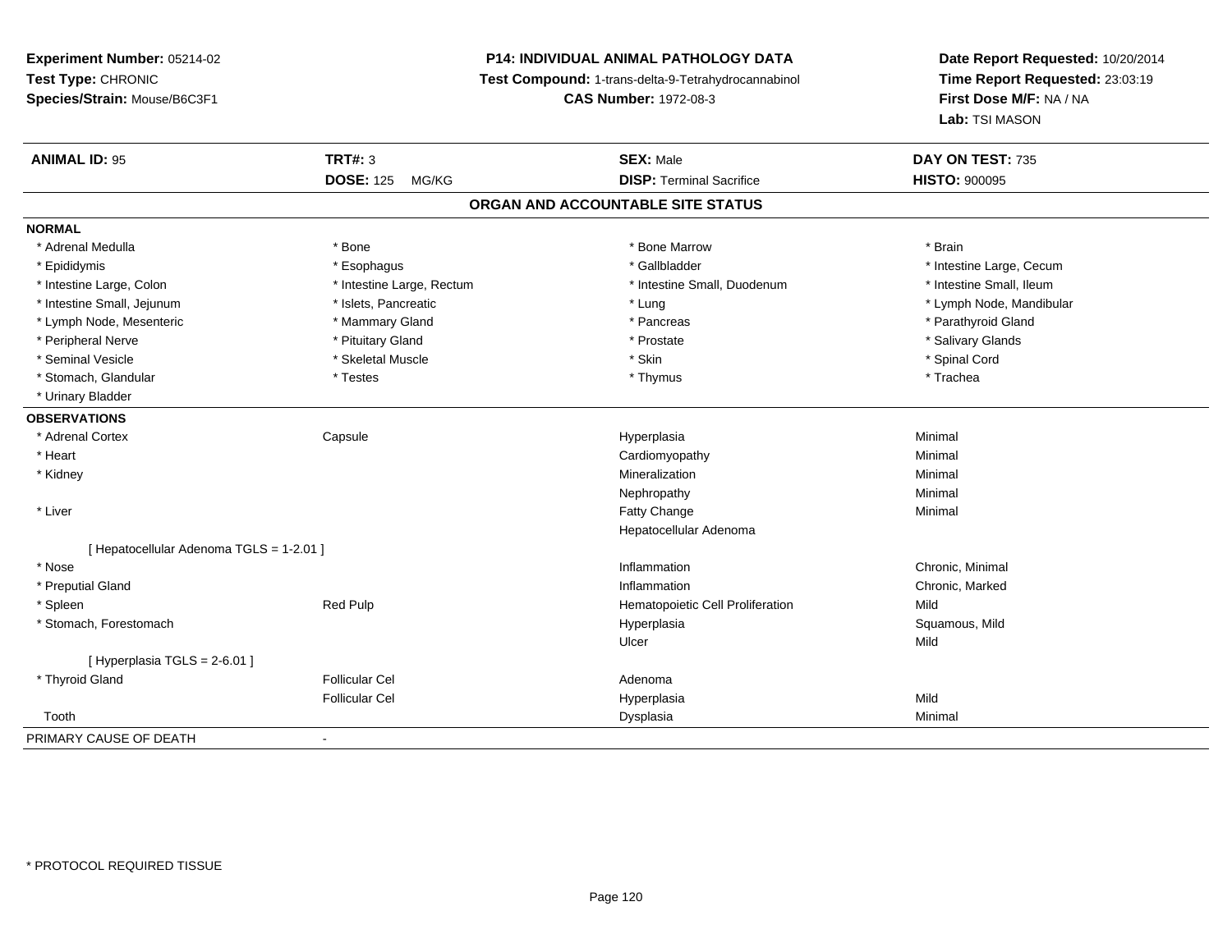**Experiment Number:** 05214-02
**Test Type:** CHRONIC
**Species/Strain:** Mouse/B6C3F1

**P14: INDIVIDUAL ANIMAL PATHOLOGY DATA**
**Test Compound:** 1-trans-delta-9-Tetrahydrocannabinol
**CAS Number:** 1972-08-3

**Date Report Requested:** 10/20/2014
**Time Report Requested:** 23:03:19
**First Dose M/F:** NA / NA
**Lab:** TSI MASON

| **ANIMAL ID:** 95 | **TRT#:** 3 | **SEX:** Male | **DAY ON TEST:** 735 |
|---|---|---|---|
| | **DOSE:** 125 MG/KG | **DISP:** Terminal Sacrifice | **HISTO:** 900095 |

## ORGAN AND ACCOUNTABLE SITE STATUS

**NORMAL**

| | | | |
|---|---|---|---|
| * Adrenal Medulla | * Bone | * Bone Marrow | * Brain |
| * Epididymis | * Esophagus | * Gallbladder | * Intestine Large, Cecum |
| * Intestine Large, Colon | * Intestine Large, Rectum | * Intestine Small, Duodenum | * Intestine Small, Ileum |
| * Intestine Small, Jejunum | * Islets, Pancreatic | * Lung | * Lymph Node, Mandibular |
| * Lymph Node, Mesenteric | * Mammary Gland | * Pancreas | * Parathyroid Gland |
| * Peripheral Nerve | * Pituitary Gland | * Prostate | * Salivary Glands |
| * Seminal Vesicle | * Skeletal Muscle | * Skin | * Spinal Cord |
| * Stomach, Glandular | * Testes | * Thymus | * Trachea |
| * Urinary Bladder | | | |

**OBSERVATIONS**

| | | | |
|---|---|---|---|
| * Adrenal Cortex | Capsule | Hyperplasia | Minimal |
| * Heart | | Cardiomyopathy | Minimal |
| * Kidney | | Mineralization | Minimal |
| | | Nephropathy | Minimal |
| * Liver | | Fatty Change | Minimal |
| | | Hepatocellular Adenoma | |
| [ Hepatocellular Adenoma TGLS = 1-2.01 ] | | | |
| * Nose | | Inflammation | Chronic, Minimal |
| * Preputial Gland | | Inflammation | Chronic, Marked |
| * Spleen | Red Pulp | Hematopoietic Cell Proliferation | Mild |
| * Stomach, Forestomach | | Hyperplasia | Squamous, Mild |
| | | Ulcer | Mild |
| [ Hyperplasia TGLS = 2-6.01 ] | | | |
| * Thyroid Gland | Follicular Cel | Adenoma | |
| | Follicular Cel | Hyperplasia | Mild |
| Tooth | | Dysplasia | Minimal |

PRIMARY CAUSE OF DEATH -

* PROTOCOL REQUIRED TISSUE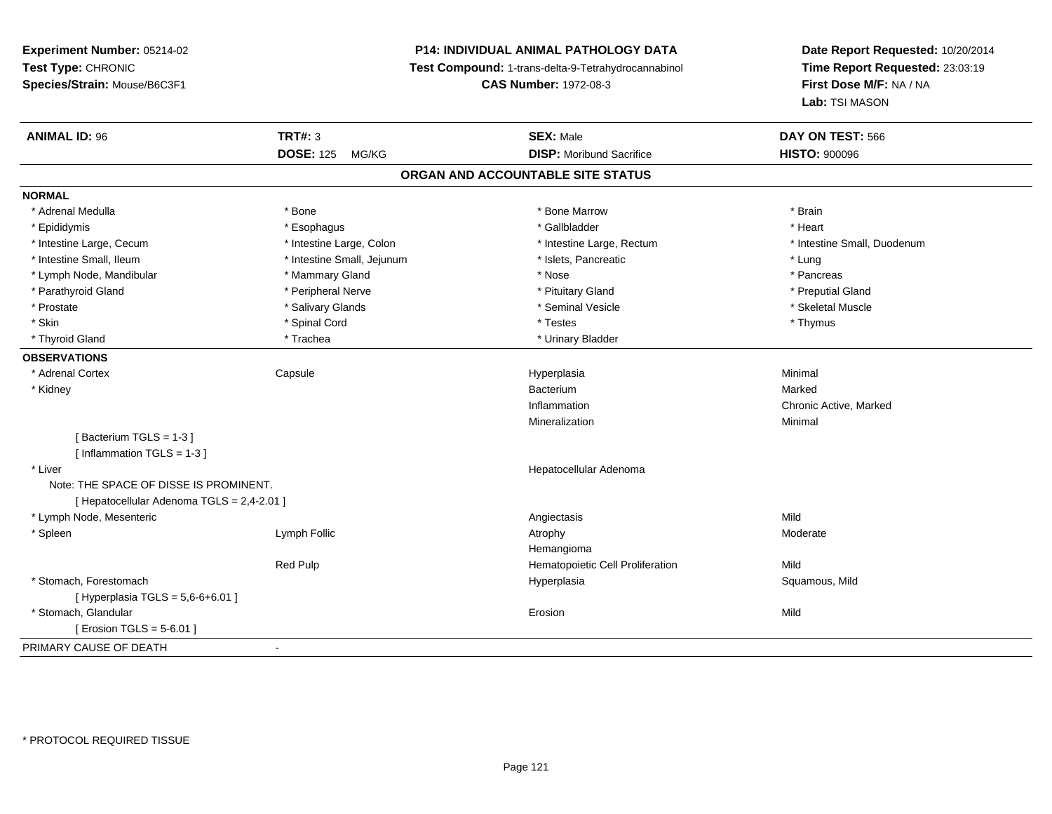**Experiment Number:** 05214-02
**Test Type:** CHRONIC
**Species/Strain:** Mouse/B6C3F1

**P14: INDIVIDUAL ANIMAL PATHOLOGY DATA**
**Test Compound:** 1-trans-delta-9-Tetrahydrocannabinol
**CAS Number:** 1972-08-3

**Date Report Requested:** 10/20/2014
**Time Report Requested:** 23:03:19
**First Dose M/F:** NA / NA
**Lab:** TSI MASON

| **ANIMAL ID:** 96 | **TRT#:** 3 | **SEX:** Male | **DAY ON TEST:** 566 |
|---|---|---|---|
| | **DOSE:** 125 MG/KG | **DISP:** Moribund Sacrifice | **HISTO:** 900096 |

## ORGAN AND ACCOUNTABLE SITE STATUS

**NORMAL**

| | | | |
|---|---|---|---|
| * Adrenal Medulla | * Bone | * Bone Marrow | * Brain |
| * Epididymis | * Esophagus | * Gallbladder | * Heart |
| * Intestine Large, Cecum | * Intestine Large, Colon | * Intestine Large, Rectum | * Intestine Small, Duodenum |
| * Intestine Small, Ileum | * Intestine Small, Jejunum | * Islets, Pancreatic | * Lung |
| * Lymph Node, Mandibular | * Mammary Gland | * Nose | * Pancreas |
| * Parathyroid Gland | * Peripheral Nerve | * Pituitary Gland | * Preputial Gland |
| * Prostate | * Salivary Glands | * Seminal Vesicle | * Skeletal Muscle |
| * Skin | * Spinal Cord | * Testes | * Thymus |
| * Thyroid Gland | * Trachea | * Urinary Bladder | |

**OBSERVATIONS**

| | | | |
|---|---|---|---|
| * Adrenal Cortex | Capsule | Hyperplasia | Minimal |
| * Kidney | | Bacterium | Marked |
| | | Inflammation | Chronic Active, Marked |
| | | Mineralization | Minimal |
| [ Bacterium TGLS = 1-3 ] | | | |
| [ Inflammation TGLS = 1-3 ] | | | |
| * Liver | | Hepatocellular Adenoma | |
| Note: THE SPACE OF DISSE IS PROMINENT. | | | |
| [ Hepatocellular Adenoma TGLS = 2,4-2.01 ] | | | |
| * Lymph Node, Mesenteric | | Angiectasis | Mild |
| * Spleen | Lymph Follic | Atrophy | Moderate |
| | | Hemangioma | |
| | Red Pulp | Hematopoietic Cell Proliferation | Mild |
| * Stomach, Forestomach | | Hyperplasia | Squamous, Mild |
| [ Hyperplasia TGLS = 5,6-6+6.01 ] | | | |
| * Stomach, Glandular | | Erosion | Mild |
| [ Erosion TGLS = 5-6.01 ] | | | |

PRIMARY CAUSE OF DEATH -

* PROTOCOL REQUIRED TISSUE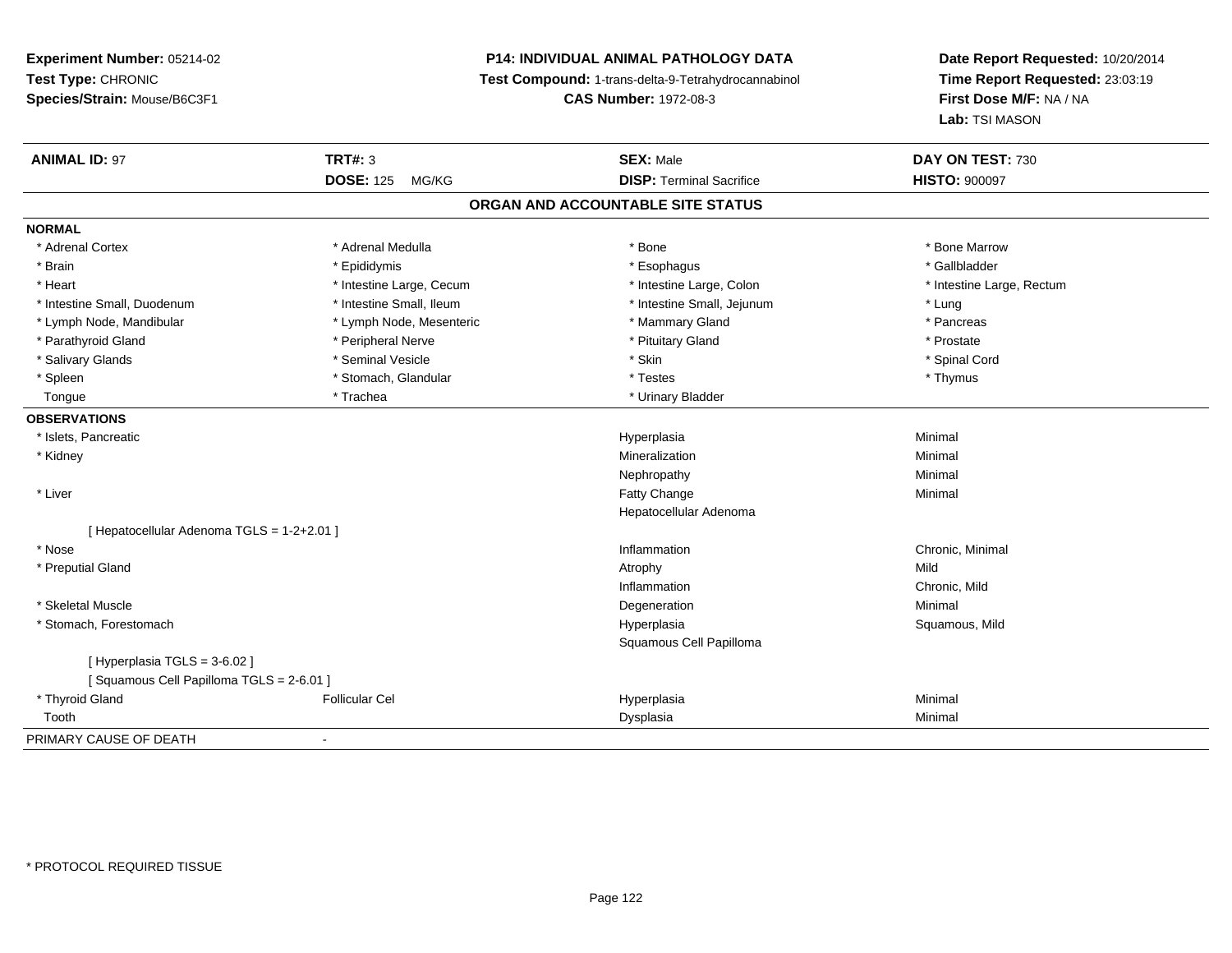**Experiment Number:** 05214-02
**Test Type:** CHRONIC
**Species/Strain:** Mouse/B6C3F1

**P14: INDIVIDUAL ANIMAL PATHOLOGY DATA**
**Test Compound:** 1-trans-delta-9-Tetrahydrocannabinol
**CAS Number:** 1972-08-3

**Date Report Requested:** 10/20/2014
**Time Report Requested:** 23:03:19
**First Dose M/F:** NA / NA
**Lab:** TSI MASON

| **ANIMAL ID:** 97 | **TRT#:** 3 | **SEX:** Male | **DAY ON TEST:** 730 |
|---|---|---|---|
| | **DOSE:** 125 MG/KG | **DISP:** Terminal Sacrifice | **HISTO:** 900097 |

**ORGAN AND ACCOUNTABLE SITE STATUS**

**NORMAL**

| | | | |
|---|---|---|---|
| * Adrenal Cortex | * Adrenal Medulla | * Bone | * Bone Marrow |
| * Brain | * Epididymis | * Esophagus | * Gallbladder |
| * Heart | * Intestine Large, Cecum | * Intestine Large, Colon | * Intestine Large, Rectum |
| * Intestine Small, Duodenum | * Intestine Small, Ileum | * Intestine Small, Jejunum | * Lung |
| * Lymph Node, Mandibular | * Lymph Node, Mesenteric | * Mammary Gland | * Pancreas |
| * Parathyroid Gland | * Peripheral Nerve | * Pituitary Gland | * Prostate |
| * Salivary Glands | * Seminal Vesicle | * Skin | * Spinal Cord |
| * Spleen | * Stomach, Glandular | * Testes | * Thymus |
| Tongue | * Trachea | * Urinary Bladder | |

**OBSERVATIONS**

| | | | |
|---|---|---|---|
| * Islets, Pancreatic | | Hyperplasia | Minimal |
| * Kidney | | Mineralization | Minimal |
| | | Nephropathy | Minimal |
| * Liver | | Fatty Change | Minimal |
| | | Hepatocellular Adenoma | |
| [ Hepatocellular Adenoma TGLS = 1-2+2.01 ] | | | |
| * Nose | | Inflammation | Chronic, Minimal |
| * Preputial Gland | | Atrophy | Mild |
| | | Inflammation | Chronic, Mild |
| * Skeletal Muscle | | Degeneration | Minimal |
| * Stomach, Forestomach | | Hyperplasia | Squamous, Mild |
| | | Squamous Cell Papilloma | |
| [ Hyperplasia TGLS = 3-6.02 ] | | | |
| [ Squamous Cell Papilloma TGLS = 2-6.01 ] | | | |
| * Thyroid Gland | Follicular Cel | Hyperplasia | Minimal |
| Tooth | | Dysplasia | Minimal |

PRIMARY CAUSE OF DEATH -

* PROTOCOL REQUIRED TISSUE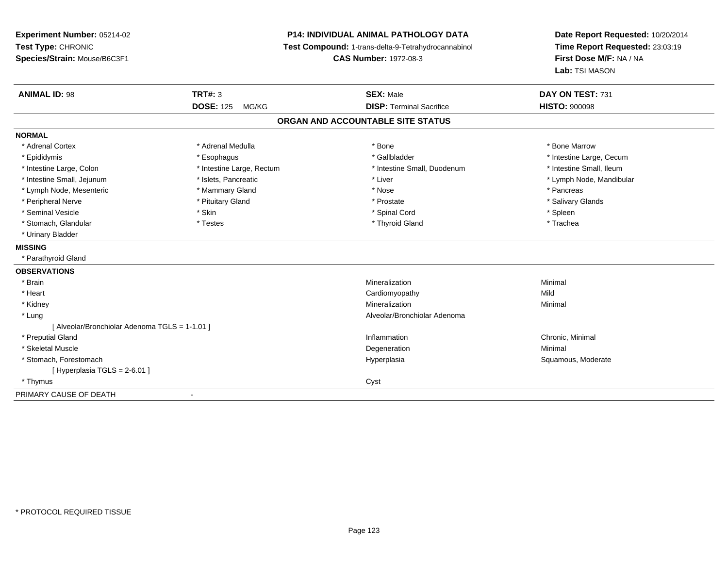**Experiment Number:** 05214-02
**Test Type:** CHRONIC
**Species/Strain:** Mouse/B6C3F1

**P14: INDIVIDUAL ANIMAL PATHOLOGY DATA**
**Test Compound:** 1-trans-delta-9-Tetrahydrocannabinol
**CAS Number:** 1972-08-3

**Date Report Requested:** 10/20/2014
**Time Report Requested:** 23:03:19
**First Dose M/F:** NA / NA
**Lab:** TSI MASON

| **ANIMAL ID:** 98 | **TRT#:** 3 | **SEX:** Male | **DAY ON TEST:** 731 |
|---|---|---|---|
| | **DOSE:** 125 MG/KG | **DISP:** Terminal Sacrifice | **HISTO:** 900098 |

## ORGAN AND ACCOUNTABLE SITE STATUS

**NORMAL**

| | | | |
|---|---|---|---|
| * Adrenal Cortex | * Adrenal Medulla | * Bone | * Bone Marrow |
| * Epididymis | * Esophagus | * Gallbladder | * Intestine Large, Cecum |
| * Intestine Large, Colon | * Intestine Large, Rectum | * Intestine Small, Duodenum | * Intestine Small, Ileum |
| * Intestine Small, Jejunum | * Islets, Pancreatic | * Liver | * Lymph Node, Mandibular |
| * Lymph Node, Mesenteric | * Mammary Gland | * Nose | * Pancreas |
| * Peripheral Nerve | * Pituitary Gland | * Prostate | * Salivary Glands |
| * Seminal Vesicle | * Skin | * Spinal Cord | * Spleen |
| * Stomach, Glandular | * Testes | * Thyroid Gland | * Trachea |
| * Urinary Bladder | | | |

**MISSING**

* Parathyroid Gland

**OBSERVATIONS**

| | | |
|---|---|---|
| * Brain | Mineralization | Minimal |
| * Heart | Cardiomyopathy | Mild |
| * Kidney | Mineralization | Minimal |
| * Lung | Alveolar/Bronchiolar Adenoma | |
| [ Alveolar/Bronchiolar Adenoma TGLS = 1-1.01 ] | | |
| * Preputial Gland | Inflammation | Chronic, Minimal |
| * Skeletal Muscle | Degeneration | Minimal |
| * Stomach, Forestomach | Hyperplasia | Squamous, Moderate |
| [ Hyperplasia TGLS = 2-6.01 ] | | |
| * Thymus | Cyst | |

PRIMARY CAUSE OF DEATH -

* PROTOCOL REQUIRED TISSUE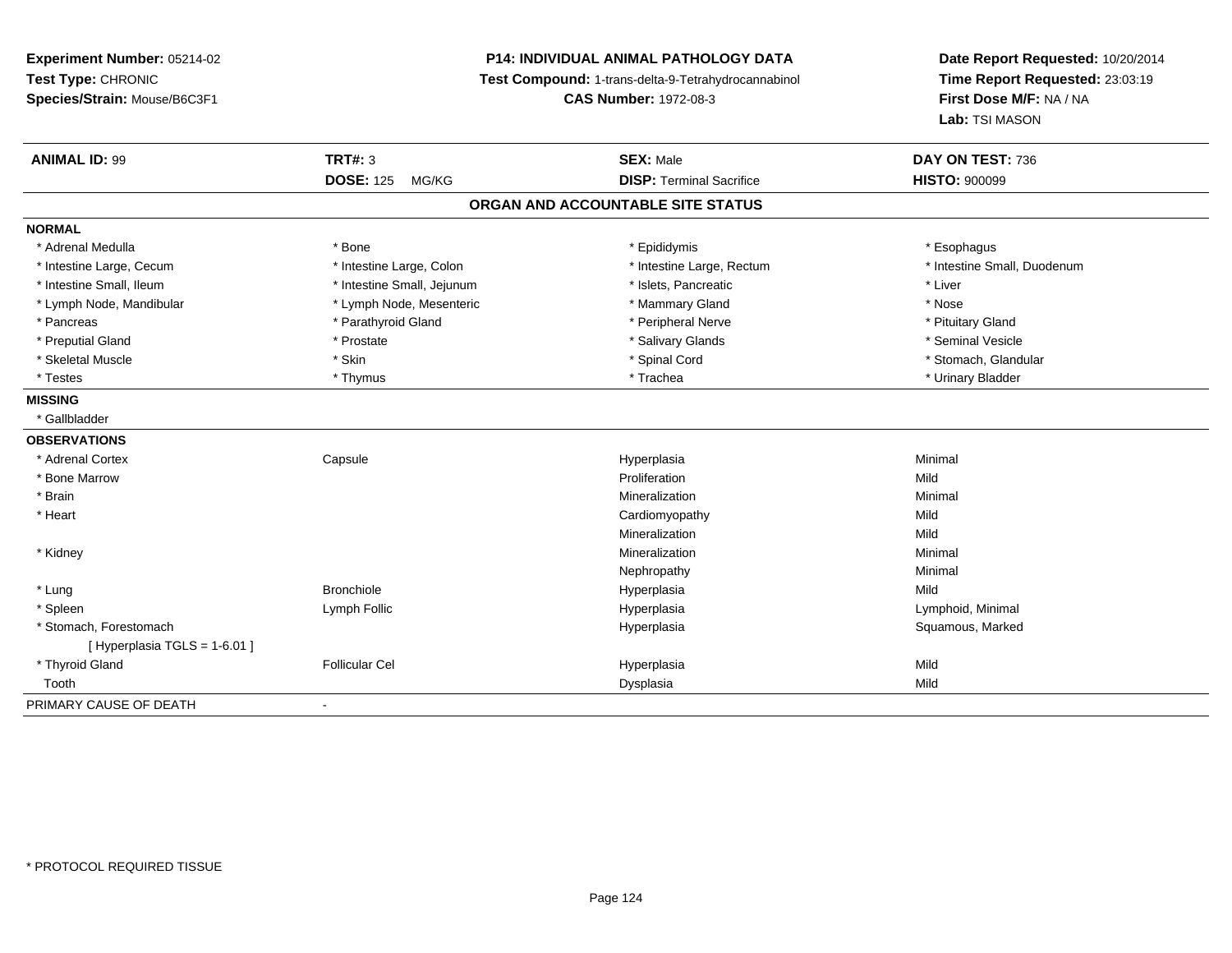**Experiment Number:** 05214-02
**Test Type:** CHRONIC
**Species/Strain:** Mouse/B6C3F1

**P14: INDIVIDUAL ANIMAL PATHOLOGY DATA**
**Test Compound:** 1-trans-delta-9-Tetrahydrocannabinol
**CAS Number:** 1972-08-3

**Date Report Requested:** 10/20/2014
**Time Report Requested:** 23:03:19
**First Dose M/F:** NA / NA
**Lab:** TSI MASON

| **ANIMAL ID:** 99 | **TRT#:** 3 | **SEX:** Male | **DAY ON TEST:** 736 |
|---|---|---|---|
| | **DOSE:** 125 MG/KG | **DISP:** Terminal Sacrifice | **HISTO:** 900099 |

## ORGAN AND ACCOUNTABLE SITE STATUS

**NORMAL**

| | | | |
|---|---|---|---|
| * Adrenal Medulla | * Bone | * Epididymis | * Esophagus |
| * Intestine Large, Cecum | * Intestine Large, Colon | * Intestine Large, Rectum | * Intestine Small, Duodenum |
| * Intestine Small, Ileum | * Intestine Small, Jejunum | * Islets, Pancreatic | * Liver |
| * Lymph Node, Mandibular | * Lymph Node, Mesenteric | * Mammary Gland | * Nose |
| * Pancreas | * Parathyroid Gland | * Peripheral Nerve | * Pituitary Gland |
| * Preputial Gland | * Prostate | * Salivary Glands | * Seminal Vesicle |
| * Skeletal Muscle | * Skin | * Spinal Cord | * Stomach, Glandular |
| * Testes | * Thymus | * Trachea | * Urinary Bladder |

**MISSING**

* Gallbladder

**OBSERVATIONS**

| | | | |
|---|---|---|---|
| * Adrenal Cortex | Capsule | Hyperplasia | Minimal |
| * Bone Marrow | | Proliferation | Mild |
| * Brain | | Mineralization | Minimal |
| * Heart | | Cardiomyopathy | Mild |
| | | Mineralization | Mild |
| * Kidney | | Mineralization | Minimal |
| | | Nephropathy | Minimal |
| * Lung | Bronchiole | Hyperplasia | Mild |
| * Spleen | Lymph Follic | Hyperplasia | Lymphoid, Minimal |
| * Stomach, Forestomach | | Hyperplasia | Squamous, Marked |
| [ Hyperplasia TGLS = 1-6.01 ] | | | |
| * Thyroid Gland | Follicular Cel | Hyperplasia | Mild |
| Tooth | | Dysplasia | Mild |

PRIMARY CAUSE OF DEATH -

\* PROTOCOL REQUIRED TISSUE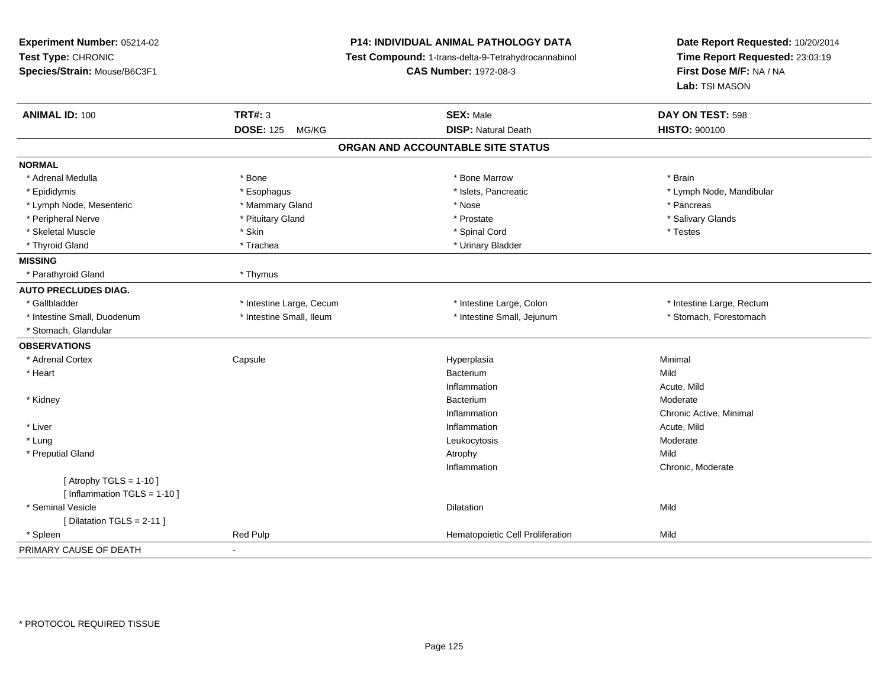**Experiment Number:** 05214-02
**Test Type:** CHRONIC
**Species/Strain:** Mouse/B6C3F1

## P14: INDIVIDUAL ANIMAL PATHOLOGY DATA

**Test Compound:** 1-trans-delta-9-Tetrahydrocannabinol
**CAS Number:** 1972-08-3

**Date Report Requested:** 10/20/2014
**Time Report Requested:** 23:03:19
**First Dose M/F:** NA / NA
**Lab:** TSI MASON

| **ANIMAL ID:** 100 | **TRT#:** 3 | **SEX:** Male | **DAY ON TEST:** 598 |
|---|---|---|---|
| | **DOSE:** 125 MG/KG | **DISP:** Natural Death | **HISTO:** 900100 |

### ORGAN AND ACCOUNTABLE SITE STATUS

| | | | |
|---|---|---|---|
| **NORMAL** | | | |
| * Adrenal Medulla | * Bone | * Bone Marrow | * Brain |
| * Epididymis | * Esophagus | * Islets, Pancreatic | * Lymph Node, Mandibular |
| * Lymph Node, Mesenteric | * Mammary Gland | * Nose | * Pancreas |
| * Peripheral Nerve | * Pituitary Gland | * Prostate | * Salivary Glands |
| * Skeletal Muscle | * Skin | * Spinal Cord | * Testes |
| * Thyroid Gland | * Trachea | * Urinary Bladder | |
| **MISSING** | | | |
| * Parathyroid Gland | * Thymus | | |
| **AUTO PRECLUDES DIAG.** | | | |
| * Gallbladder | * Intestine Large, Cecum | * Intestine Large, Colon | * Intestine Large, Rectum |
| * Intestine Small, Duodenum | * Intestine Small, Ileum | * Intestine Small, Jejunum | * Stomach, Forestomach |
| * Stomach, Glandular | | | |
| **OBSERVATIONS** | | | |
| * Adrenal Cortex | Capsule | Hyperplasia | Minimal |
| * Heart | | Bacterium | Mild |
| | | Inflammation | Acute, Mild |
| * Kidney | | Bacterium | Moderate |
| | | Inflammation | Chronic Active, Minimal |
| * Liver | | Inflammation | Acute, Mild |
| * Lung | | Leukocytosis | Moderate |
| * Preputial Gland | | Atrophy | Mild |
| | | Inflammation | Chronic, Moderate |
| [ Atrophy TGLS = 1-10 ] | | | |
| [ Inflammation TGLS = 1-10 ] | | | |
| * Seminal Vesicle | | Dilatation | Mild |
| [ Dilatation TGLS = 2-11 ] | | | |
| * Spleen | Red Pulp | Hematopoietic Cell Proliferation | Mild |
| PRIMARY CAUSE OF DEATH | - | | |

* PROTOCOL REQUIRED TISSUE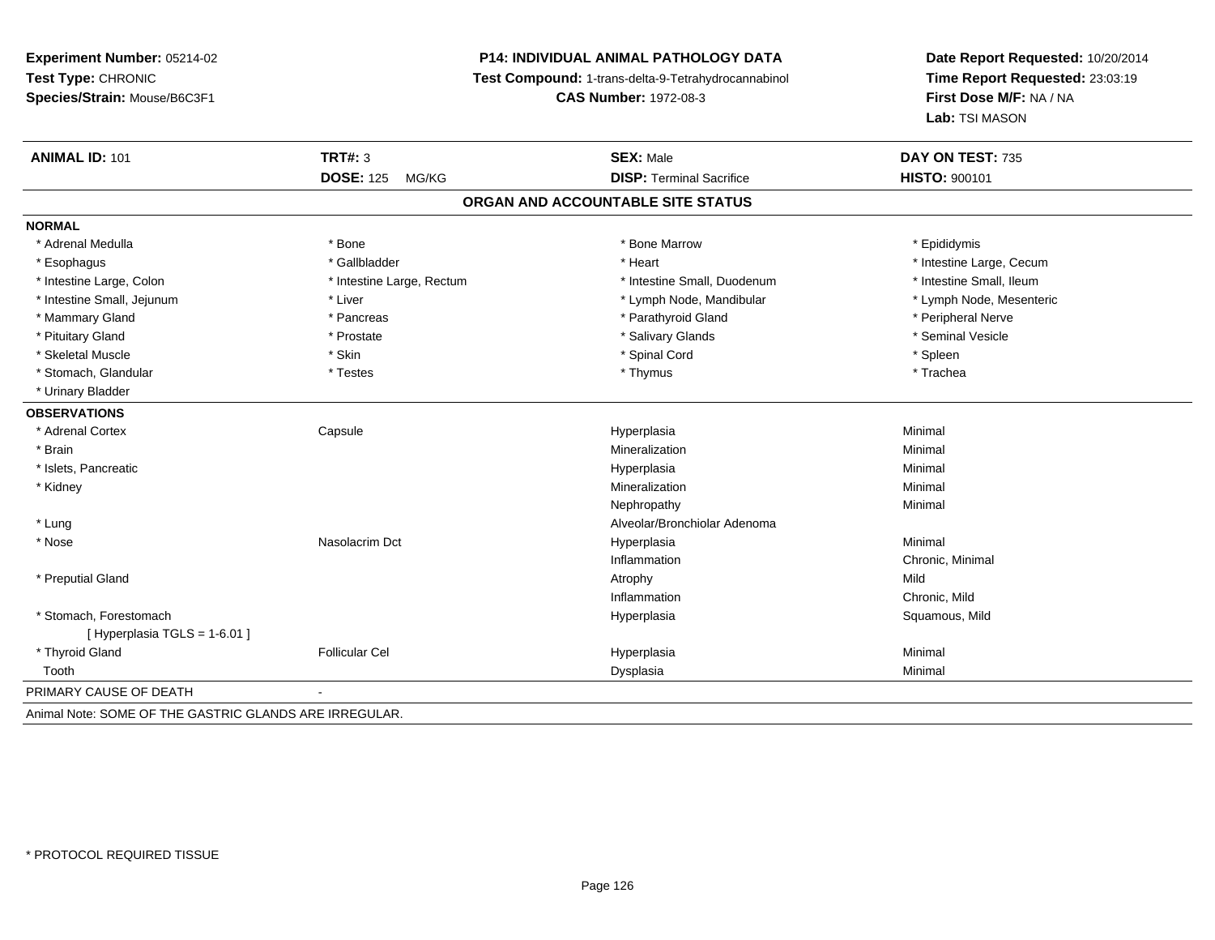**Experiment Number:** 05214-02
**Test Type:** CHRONIC
**Species/Strain:** Mouse/B6C3F1

**P14: INDIVIDUAL ANIMAL PATHOLOGY DATA**
**Test Compound:** 1-trans-delta-9-Tetrahydrocannabinol
**CAS Number:** 1972-08-3

**Date Report Requested:** 10/20/2014
**Time Report Requested:** 23:03:19
**First Dose M/F:** NA / NA
**Lab:** TSI MASON

| **ANIMAL ID:** 101 | **TRT#:** 3 | **SEX:** Male | **DAY ON TEST:** 735 |
|---|---|---|---|
| | **DOSE:** 125 MG/KG | **DISP:** Terminal Sacrifice | **HISTO:** 900101 |

## ORGAN AND ACCOUNTABLE SITE STATUS

**NORMAL**

| | | | |
|---|---|---|---|
| * Adrenal Medulla | * Bone | * Bone Marrow | * Epididymis |
| * Esophagus | * Gallbladder | * Heart | * Intestine Large, Cecum |
| * Intestine Large, Colon | * Intestine Large, Rectum | * Intestine Small, Duodenum | * Intestine Small, Ileum |
| * Intestine Small, Jejunum | * Liver | * Lymph Node, Mandibular | * Lymph Node, Mesenteric |
| * Mammary Gland | * Pancreas | * Parathyroid Gland | * Peripheral Nerve |
| * Pituitary Gland | * Prostate | * Salivary Glands | * Seminal Vesicle |
| * Skeletal Muscle | * Skin | * Spinal Cord | * Spleen |
| * Stomach, Glandular | * Testes | * Thymus | * Trachea |
| * Urinary Bladder | | | |

**OBSERVATIONS**

| | | | |
|---|---|---|---|
| * Adrenal Cortex | Capsule | Hyperplasia | Minimal |
| * Brain | | Mineralization | Minimal |
| * Islets, Pancreatic | | Hyperplasia | Minimal |
| * Kidney | | Mineralization | Minimal |
| | | Nephropathy | Minimal |
| * Lung | | Alveolar/Bronchiolar Adenoma | |
| * Nose | Nasolacrim Dct | Hyperplasia | Minimal |
| | | Inflammation | Chronic, Minimal |
| * Preputial Gland | | Atrophy | Mild |
| | | Inflammation | Chronic, Mild |
| * Stomach, Forestomach | | Hyperplasia | Squamous, Mild |
| [ Hyperplasia TGLS = 1-6.01 ] | | | |
| * Thyroid Gland | Follicular Cel | Hyperplasia | Minimal |
| Tooth | | Dysplasia | Minimal |

PRIMARY CAUSE OF DEATH -

Animal Note: SOME OF THE GASTRIC GLANDS ARE IRREGULAR.

* PROTOCOL REQUIRED TISSUE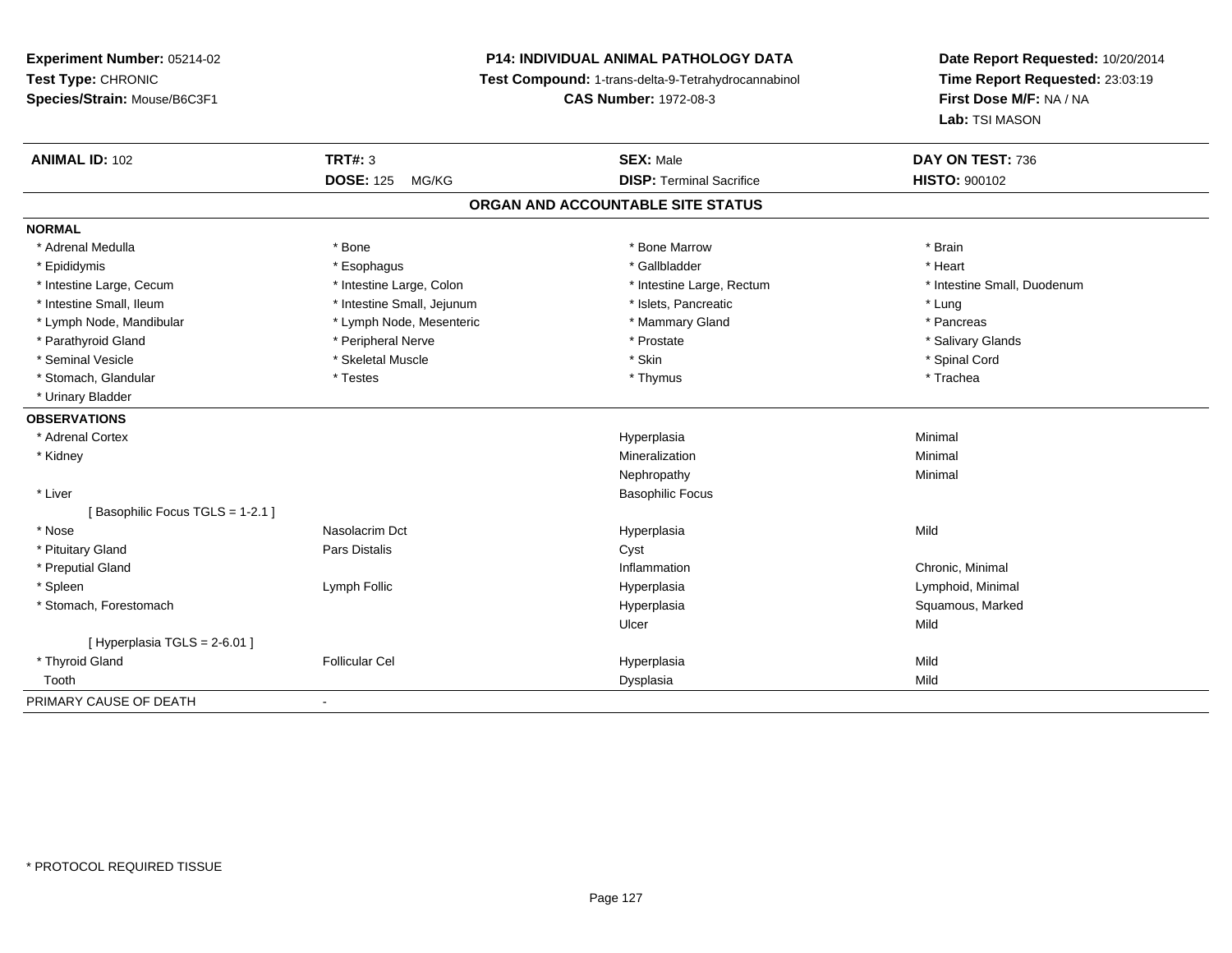**Experiment Number:** 05214-02
**Test Type:** CHRONIC
**Species/Strain:** Mouse/B6C3F1

**P14: INDIVIDUAL ANIMAL PATHOLOGY DATA**
**Test Compound:** 1-trans-delta-9-Tetrahydrocannabinol
**CAS Number:** 1972-08-3

**Date Report Requested:** 10/20/2014
**Time Report Requested:** 23:03:19
**First Dose M/F:** NA / NA
**Lab:** TSI MASON

| **ANIMAL ID:** 102 | **TRT#:** 3 | **SEX:** Male | **DAY ON TEST:** 736 |
|---|---|---|---|
| | **DOSE:** 125 MG/KG | **DISP:** Terminal Sacrifice | **HISTO:** 900102 |

## ORGAN AND ACCOUNTABLE SITE STATUS

| | | | |
|---|---|---|---|
| **NORMAL** | | | |
| * Adrenal Medulla | * Bone | * Bone Marrow | * Brain |
| * Epididymis | * Esophagus | * Gallbladder | * Heart |
| * Intestine Large, Cecum | * Intestine Large, Colon | * Intestine Large, Rectum | * Intestine Small, Duodenum |
| * Intestine Small, Ileum | * Intestine Small, Jejunum | * Islets, Pancreatic | * Lung |
| * Lymph Node, Mandibular | * Lymph Node, Mesenteric | * Mammary Gland | * Pancreas |
| * Parathyroid Gland | * Peripheral Nerve | * Prostate | * Salivary Glands |
| * Seminal Vesicle | * Skeletal Muscle | * Skin | * Spinal Cord |
| * Stomach, Glandular | * Testes | * Thymus | * Trachea |
| * Urinary Bladder | | | |
| **OBSERVATIONS** | | | |
| * Adrenal Cortex | | Hyperplasia | Minimal |
| * Kidney | | Mineralization | Minimal |
| | | Nephropathy | Minimal |
| * Liver | | Basophilic Focus | |
| [ Basophilic Focus TGLS = 1-2.1 ] | | | |
| * Nose | Nasolacrim Dct | Hyperplasia | Mild |
| * Pituitary Gland | Pars Distalis | Cyst | |
| * Preputial Gland | | Inflammation | Chronic, Minimal |
| * Spleen | Lymph Follic | Hyperplasia | Lymphoid, Minimal |
| * Stomach, Forestomach | | Hyperplasia | Squamous, Marked |
| | | Ulcer | Mild |
| [ Hyperplasia TGLS = 2-6.01 ] | | | |
| * Thyroid Gland | Follicular Cel | Hyperplasia | Mild |
| Tooth | | Dysplasia | Mild |
| PRIMARY CAUSE OF DEATH | - | | |

* PROTOCOL REQUIRED TISSUE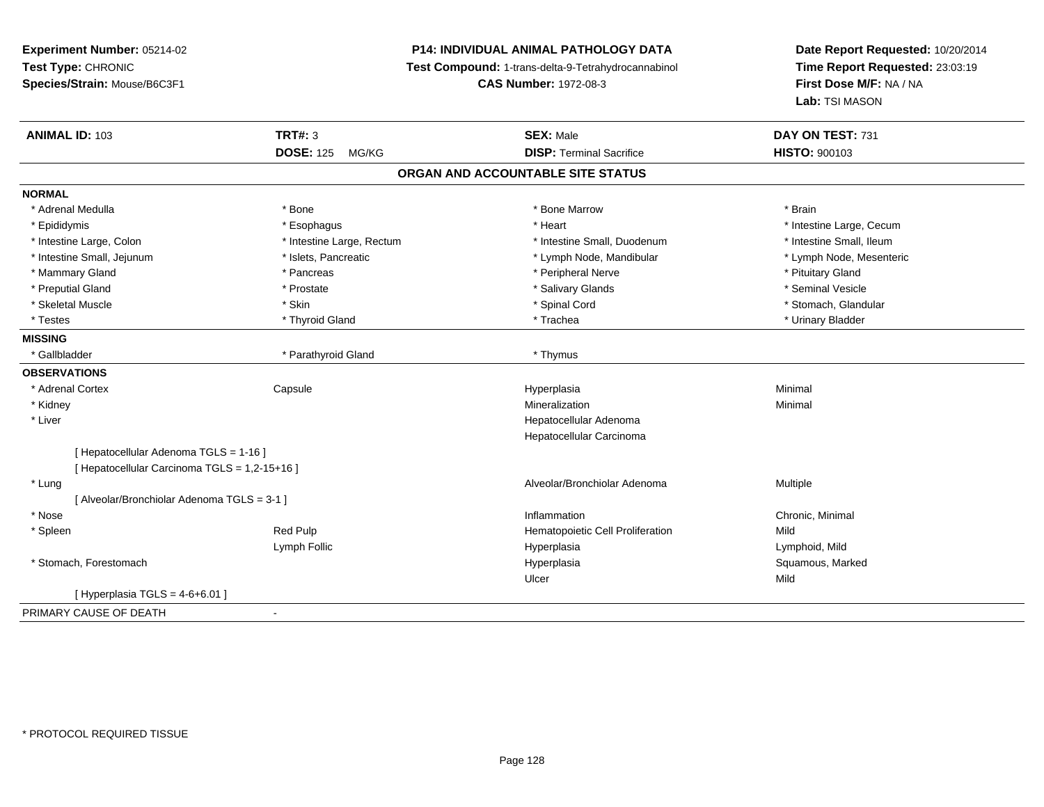**Experiment Number:** 05214-02
**Test Type:** CHRONIC
**Species/Strain:** Mouse/B6C3F1

**P14: INDIVIDUAL ANIMAL PATHOLOGY DATA**
**Test Compound:** 1-trans-delta-9-Tetrahydrocannabinol
**CAS Number:** 1972-08-3

**Date Report Requested:** 10/20/2014
**Time Report Requested:** 23:03:19
**First Dose M/F:** NA / NA
**Lab:** TSI MASON

| **ANIMAL ID:** 103 | **TRT#:** 3 | **SEX:** Male | **DAY ON TEST:** 731 |
|---|---|---|---|
| | **DOSE:** 125 MG/KG | **DISP:** Terminal Sacrifice | **HISTO:** 900103 |

## ORGAN AND ACCOUNTABLE SITE STATUS

**NORMAL**

| | | | |
|---|---|---|---|
| * Adrenal Medulla | * Bone | * Bone Marrow | * Brain |
| * Epididymis | * Esophagus | * Heart | * Intestine Large, Cecum |
| * Intestine Large, Colon | * Intestine Large, Rectum | * Intestine Small, Duodenum | * Intestine Small, Ileum |
| * Intestine Small, Jejunum | * Islets, Pancreatic | * Lymph Node, Mandibular | * Lymph Node, Mesenteric |
| * Mammary Gland | * Pancreas | * Peripheral Nerve | * Pituitary Gland |
| * Preputial Gland | * Prostate | * Salivary Glands | * Seminal Vesicle |
| * Skeletal Muscle | * Skin | * Spinal Cord | * Stomach, Glandular |
| * Testes | * Thyroid Gland | * Trachea | * Urinary Bladder |

**MISSING**

| | | |
|---|---|---|
| * Gallbladder | * Parathyroid Gland | * Thymus |

**OBSERVATIONS**

| | | | |
|---|---|---|---|
| * Adrenal Cortex | Capsule | Hyperplasia | Minimal |
| * Kidney | | Mineralization | Minimal |
| * Liver | | Hepatocellular Adenoma | |
| | | Hepatocellular Carcinoma | |
| [ Hepatocellular Adenoma TGLS = 1-16 ] | | | |
| [ Hepatocellular Carcinoma TGLS = 1,2-15+16 ] | | | |
| * Lung | | Alveolar/Bronchiolar Adenoma | Multiple |
| [ Alveolar/Bronchiolar Adenoma TGLS = 3-1 ] | | | |
| * Nose | | Inflammation | Chronic, Minimal |
| * Spleen | Red Pulp | Hematopoietic Cell Proliferation | Mild |
| | Lymph Follic | Hyperplasia | Lymphoid, Mild |
| * Stomach, Forestomach | | Hyperplasia | Squamous, Marked |
| | | Ulcer | Mild |
| [ Hyperplasia TGLS = 4-6+6.01 ] | | | |

PRIMARY CAUSE OF DEATH -

\* PROTOCOL REQUIRED TISSUE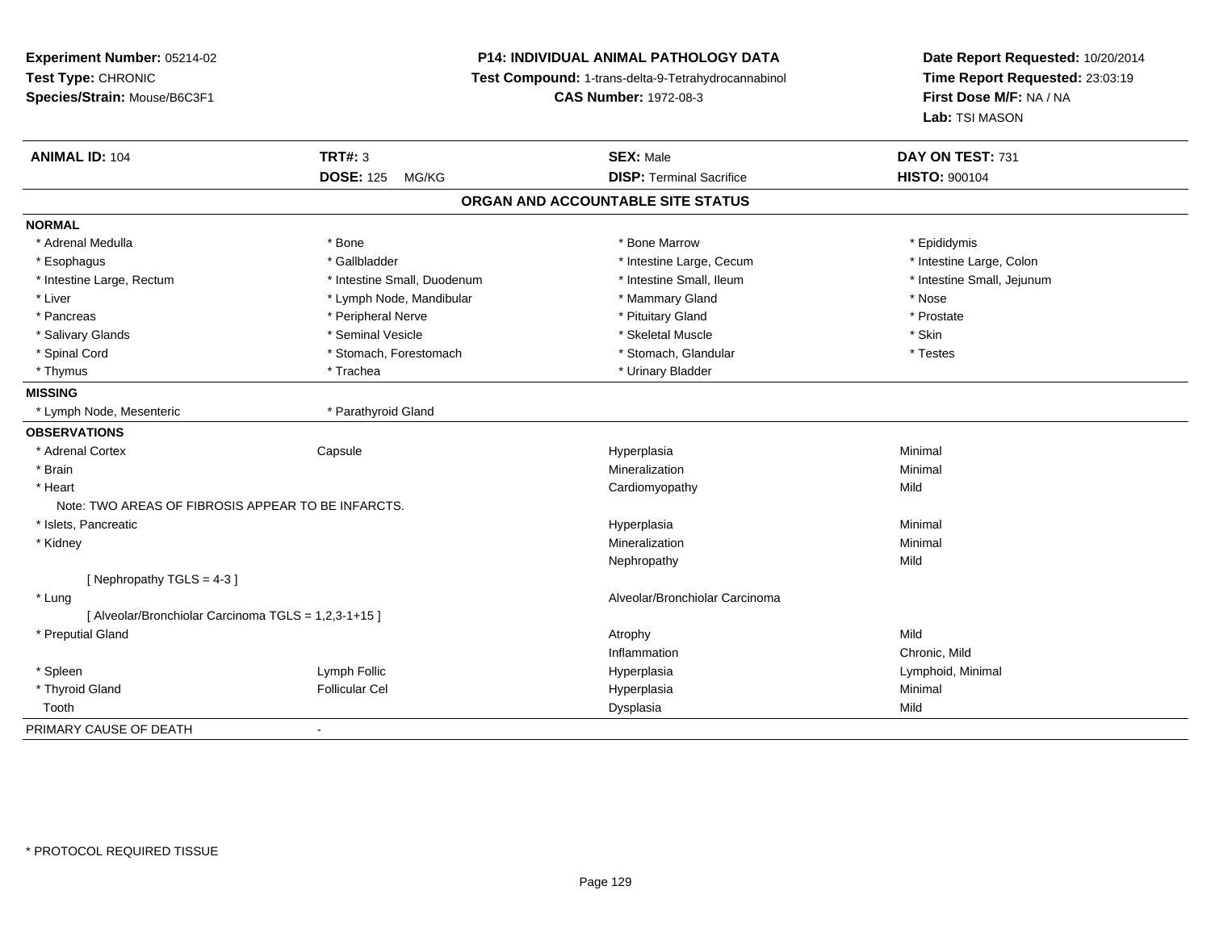**Experiment Number:** 05214-02
**Test Type:** CHRONIC
**Species/Strain:** Mouse/B6C3F1

**P14: INDIVIDUAL ANIMAL PATHOLOGY DATA**
**Test Compound:** 1-trans-delta-9-Tetrahydrocannabinol
**CAS Number:** 1972-08-3

**Date Report Requested:** 10/20/2014
**Time Report Requested:** 23:03:19
**First Dose M/F:** NA / NA
**Lab:** TSI MASON

| **ANIMAL ID:** 104 | **TRT#:** 3 | **SEX:** Male | **DAY ON TEST:** 731 |
|---|---|---|---|
| | **DOSE:** 125 MG/KG | **DISP:** Terminal Sacrifice | **HISTO:** 900104 |

## ORGAN AND ACCOUNTABLE SITE STATUS

**NORMAL**

| | | | |
|---|---|---|---|
| * Adrenal Medulla | * Bone | * Bone Marrow | * Epididymis |
| * Esophagus | * Gallbladder | * Intestine Large, Cecum | * Intestine Large, Colon |
| * Intestine Large, Rectum | * Intestine Small, Duodenum | * Intestine Small, Ileum | * Intestine Small, Jejunum |
| * Liver | * Lymph Node, Mandibular | * Mammary Gland | * Nose |
| * Pancreas | * Peripheral Nerve | * Pituitary Gland | * Prostate |
| * Salivary Glands | * Seminal Vesicle | * Skeletal Muscle | * Skin |
| * Spinal Cord | * Stomach, Forestomach | * Stomach, Glandular | * Testes |
| * Thymus | * Trachea | * Urinary Bladder | |

**MISSING**

| | |
|---|---|
| * Lymph Node, Mesenteric | * Parathyroid Gland |

**OBSERVATIONS**

| | | | |
|---|---|---|---|
| * Adrenal Cortex | Capsule | Hyperplasia | Minimal |
| * Brain | | Mineralization | Minimal |
| * Heart | | Cardiomyopathy | Mild |
| Note: TWO AREAS OF FIBROSIS APPEAR TO BE INFARCTS. | | | |
| * Islets, Pancreatic | | Hyperplasia | Minimal |
| * Kidney | | Mineralization | Minimal |
| | | Nephropathy | Mild |
| [ Nephropathy TGLS = 4-3 ] | | | |
| * Lung | | Alveolar/Bronchiolar Carcinoma | |
| [ Alveolar/Bronchiolar Carcinoma TGLS = 1,2,3-1+15 ] | | | |
| * Preputial Gland | | Atrophy | Mild |
| | | Inflammation | Chronic, Mild |
| * Spleen | Lymph Follic | Hyperplasia | Lymphoid, Minimal |
| * Thyroid Gland | Follicular Cel | Hyperplasia | Minimal |
| Tooth | | Dysplasia | Mild |

PRIMARY CAUSE OF DEATH -

\* PROTOCOL REQUIRED TISSUE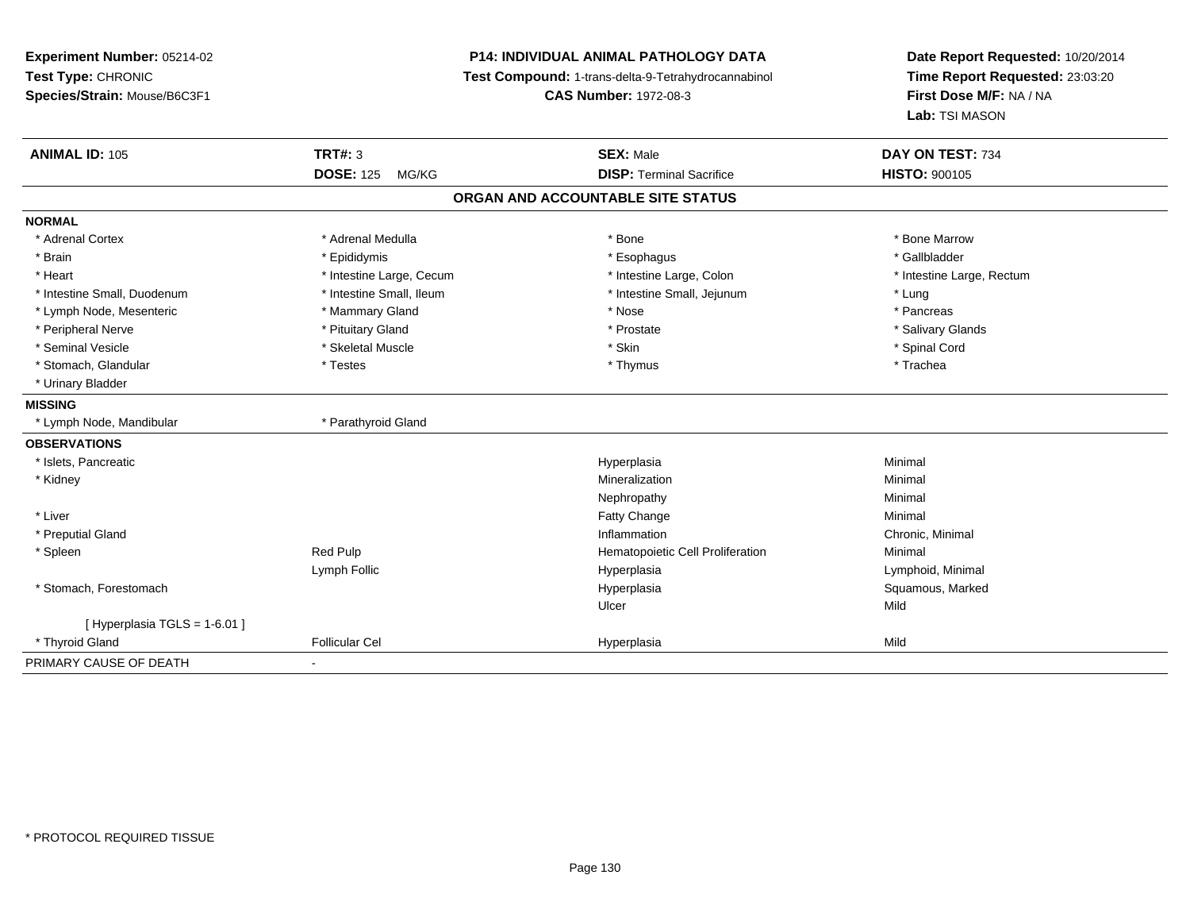**Experiment Number:** 05214-02
**Test Type:** CHRONIC
**Species/Strain:** Mouse/B6C3F1

**P14: INDIVIDUAL ANIMAL PATHOLOGY DATA**
**Test Compound:** 1-trans-delta-9-Tetrahydrocannabinol
**CAS Number:** 1972-08-3

**Date Report Requested:** 10/20/2014
**Time Report Requested:** 23:03:20
**First Dose M/F:** NA / NA
**Lab:** TSI MASON

| **ANIMAL ID:** 105 | **TRT#:** 3 | **SEX:** Male | **DAY ON TEST:** 734 |
|---|---|---|---|
| | **DOSE:** 125 MG/KG | **DISP:** Terminal Sacrifice | **HISTO:** 900105 |

## ORGAN AND ACCOUNTABLE SITE STATUS

**NORMAL**

| | | | |
|---|---|---|---|
| * Adrenal Cortex | * Adrenal Medulla | * Bone | * Bone Marrow |
| * Brain | * Epididymis | * Esophagus | * Gallbladder |
| * Heart | * Intestine Large, Cecum | * Intestine Large, Colon | * Intestine Large, Rectum |
| * Intestine Small, Duodenum | * Intestine Small, Ileum | * Intestine Small, Jejunum | * Lung |
| * Lymph Node, Mesenteric | * Mammary Gland | * Nose | * Pancreas |
| * Peripheral Nerve | * Pituitary Gland | * Prostate | * Salivary Glands |
| * Seminal Vesicle | * Skeletal Muscle | * Skin | * Spinal Cord |
| * Stomach, Glandular | * Testes | * Thymus | * Trachea |
| * Urinary Bladder | | | |

**MISSING**

| | |
|---|---|
| * Lymph Node, Mandibular | * Parathyroid Gland |

**OBSERVATIONS**

| | | | |
|---|---|---|---|
| * Islets, Pancreatic | | Hyperplasia | Minimal |
| * Kidney | | Mineralization | Minimal |
| | | Nephropathy | Minimal |
| * Liver | | Fatty Change | Minimal |
| * Preputial Gland | | Inflammation | Chronic, Minimal |
| * Spleen | Red Pulp | Hematopoietic Cell Proliferation | Minimal |
| | Lymph Follic | Hyperplasia | Lymphoid, Minimal |
| * Stomach, Forestomach | | Hyperplasia | Squamous, Marked |
| | | Ulcer | Mild |
| [ Hyperplasia TGLS = 1-6.01 ] | | | |
| * Thyroid Gland | Follicular Cel | Hyperplasia | Mild |

PRIMARY CAUSE OF DEATH -

* PROTOCOL REQUIRED TISSUE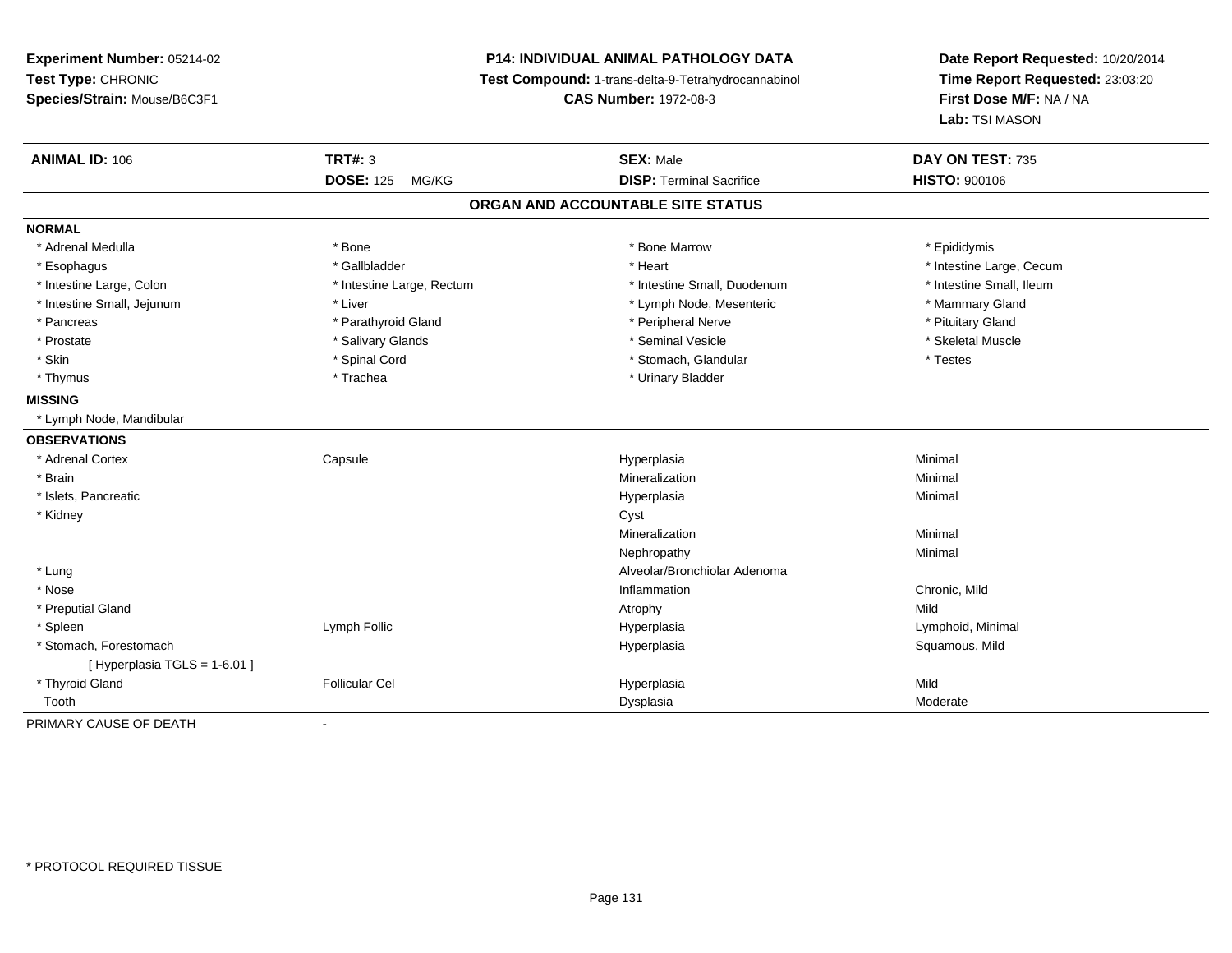**Experiment Number:** 05214-02
**Test Type:** CHRONIC
**Species/Strain:** Mouse/B6C3F1

**P14: INDIVIDUAL ANIMAL PATHOLOGY DATA**
**Test Compound:** 1-trans-delta-9-Tetrahydrocannabinol
**CAS Number:** 1972-08-3

**Date Report Requested:** 10/20/2014
**Time Report Requested:** 23:03:20
**First Dose M/F:** NA / NA
**Lab:** TSI MASON

| **ANIMAL ID:** 106 | **TRT#:** 3 | **SEX:** Male | **DAY ON TEST:** 735 |
|---|---|---|---|
| | **DOSE:** 125 MG/KG | **DISP:** Terminal Sacrifice | **HISTO:** 900106 |

## ORGAN AND ACCOUNTABLE SITE STATUS

**NORMAL**

| | | | |
|---|---|---|---|
| * Adrenal Medulla | * Bone | * Bone Marrow | * Epididymis |
| * Esophagus | * Gallbladder | * Heart | * Intestine Large, Cecum |
| * Intestine Large, Colon | * Intestine Large, Rectum | * Intestine Small, Duodenum | * Intestine Small, Ileum |
| * Intestine Small, Jejunum | * Liver | * Lymph Node, Mesenteric | * Mammary Gland |
| * Pancreas | * Parathyroid Gland | * Peripheral Nerve | * Pituitary Gland |
| * Prostate | * Salivary Glands | * Seminal Vesicle | * Skeletal Muscle |
| * Skin | * Spinal Cord | * Stomach, Glandular | * Testes |
| * Thymus | * Trachea | * Urinary Bladder | |

**MISSING**

* Lymph Node, Mandibular

**OBSERVATIONS**

| | | | |
|---|---|---|---|
| * Adrenal Cortex | Capsule | Hyperplasia | Minimal |
| * Brain | | Mineralization | Minimal |
| * Islets, Pancreatic | | Hyperplasia | Minimal |
| * Kidney | | Cyst | |
| | | Mineralization | Minimal |
| | | Nephropathy | Minimal |
| * Lung | | Alveolar/Bronchiolar Adenoma | |
| * Nose | | Inflammation | Chronic, Mild |
| * Preputial Gland | | Atrophy | Mild |
| * Spleen | Lymph Follic | Hyperplasia | Lymphoid, Minimal |
| * Stomach, Forestomach | | Hyperplasia | Squamous, Mild |
| [ Hyperplasia TGLS = 1-6.01 ] | | | |
| * Thyroid Gland | Follicular Cel | Hyperplasia | Mild |
| Tooth | | Dysplasia | Moderate |

PRIMARY CAUSE OF DEATH -

* PROTOCOL REQUIRED TISSUE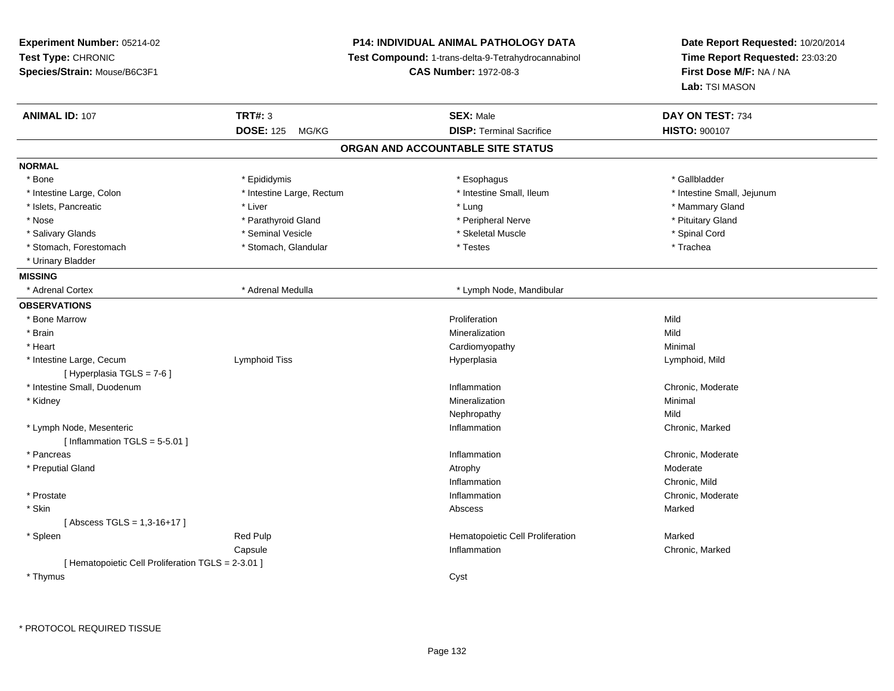**Experiment Number:** 05214-02
**Test Type:** CHRONIC
**Species/Strain:** Mouse/B6C3F1

**P14: INDIVIDUAL ANIMAL PATHOLOGY DATA**
**Test Compound:** 1-trans-delta-9-Tetrahydrocannabinol
**CAS Number:** 1972-08-3

**Date Report Requested:** 10/20/2014
**Time Report Requested:** 23:03:20
**First Dose M/F:** NA / NA
**Lab:** TSI MASON

| **ANIMAL ID:** 107 | **TRT#:** 3 | **SEX:** Male | **DAY ON TEST:** 734 |
|---|---|---|---|
| | **DOSE:** 125 MG/KG | **DISP:** Terminal Sacrifice | **HISTO:** 900107 |

## ORGAN AND ACCOUNTABLE SITE STATUS

**NORMAL**

| | | | |
|---|---|---|---|
| * Bone | * Epididymis | * Esophagus | * Gallbladder |
| * Intestine Large, Colon | * Intestine Large, Rectum | * Intestine Small, Ileum | * Intestine Small, Jejunum |
| * Islets, Pancreatic | * Liver | * Lung | * Mammary Gland |
| * Nose | * Parathyroid Gland | * Peripheral Nerve | * Pituitary Gland |
| * Salivary Glands | * Seminal Vesicle | * Skeletal Muscle | * Spinal Cord |
| * Stomach, Forestomach | * Stomach, Glandular | * Testes | * Trachea |
| * Urinary Bladder | | | |

**MISSING**

| | | |
|---|---|---|
| * Adrenal Cortex | * Adrenal Medulla | * Lymph Node, Mandibular |

**OBSERVATIONS**

| Organ | Site | Observation | Severity |
|---|---|---|---|
| * Bone Marrow | | Proliferation | Mild |
| * Brain | | Mineralization | Mild |
| * Heart | | Cardiomyopathy | Minimal |
| * Intestine Large, Cecum | Lymphoid Tiss | Hyperplasia | Lymphoid, Mild |
| [ Hyperplasia TGLS = 7-6 ] | | | |
| * Intestine Small, Duodenum | | Inflammation | Chronic, Moderate |
| * Kidney | | Mineralization | Minimal |
| | | Nephropathy | Mild |
| * Lymph Node, Mesenteric | | Inflammation | Chronic, Marked |
| [ Inflammation TGLS = 5-5.01 ] | | | |
| * Pancreas | | Inflammation | Chronic, Moderate |
| * Preputial Gland | | Atrophy | Moderate |
| | | Inflammation | Chronic, Mild |
| * Prostate | | Inflammation | Chronic, Moderate |
| * Skin | | Abscess | Marked |
| [ Abscess TGLS = 1,3-16+17 ] | | | |
| * Spleen | Red Pulp | Hematopoietic Cell Proliferation | Marked |
| | Capsule | Inflammation | Chronic, Marked |
| [ Hematopoietic Cell Proliferation TGLS = 2-3.01 ] | | | |
| * Thymus | | Cyst | |

* PROTOCOL REQUIRED TISSUE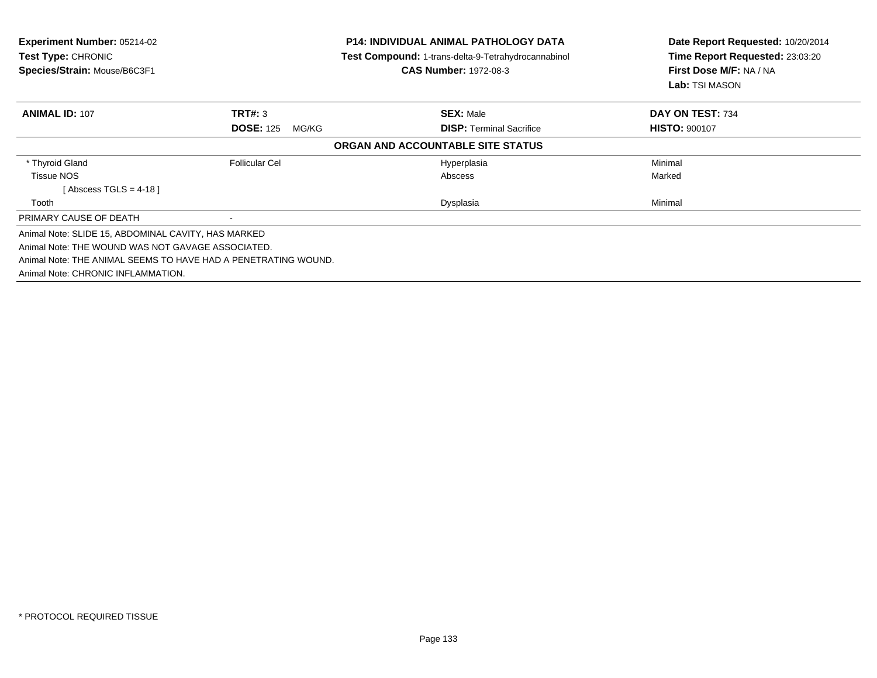**Experiment Number:** 05214-02
**Test Type:** CHRONIC
**Species/Strain:** Mouse/B6C3F1

**P14: INDIVIDUAL ANIMAL PATHOLOGY DATA**
**Test Compound:** 1-trans-delta-9-Tetrahydrocannabinol
**CAS Number:** 1972-08-3

**Date Report Requested:** 10/20/2014
**Time Report Requested:** 23:03:20
**First Dose M/F:** NA / NA
**Lab:** TSI MASON

| **ANIMAL ID:** 107 | **TRT#:** 3 | **SEX:** Male | **DAY ON TEST:** 734 |
|---|---|---|---|
| | **DOSE:** 125 MG/KG | **DISP:** Terminal Sacrifice | **HISTO:** 900107 |

**ORGAN AND ACCOUNTABLE SITE STATUS**

| | | | |
|---|---|---|---|
| * Thyroid Gland | Follicular Cel | Hyperplasia | Minimal |
| Tissue NOS | | Abscess | Marked |
| [ Abscess TGLS = 4-18 ] | | | |
| Tooth | | Dysplasia | Minimal |
| PRIMARY CAUSE OF DEATH | - | | |

Animal Note: SLIDE 15, ABDOMINAL CAVITY, HAS MARKED
Animal Note: THE WOUND WAS NOT GAVAGE ASSOCIATED.
Animal Note: THE ANIMAL SEEMS TO HAVE HAD A PENETRATING WOUND.
Animal Note: CHRONIC INFLAMMATION.

* PROTOCOL REQUIRED TISSUE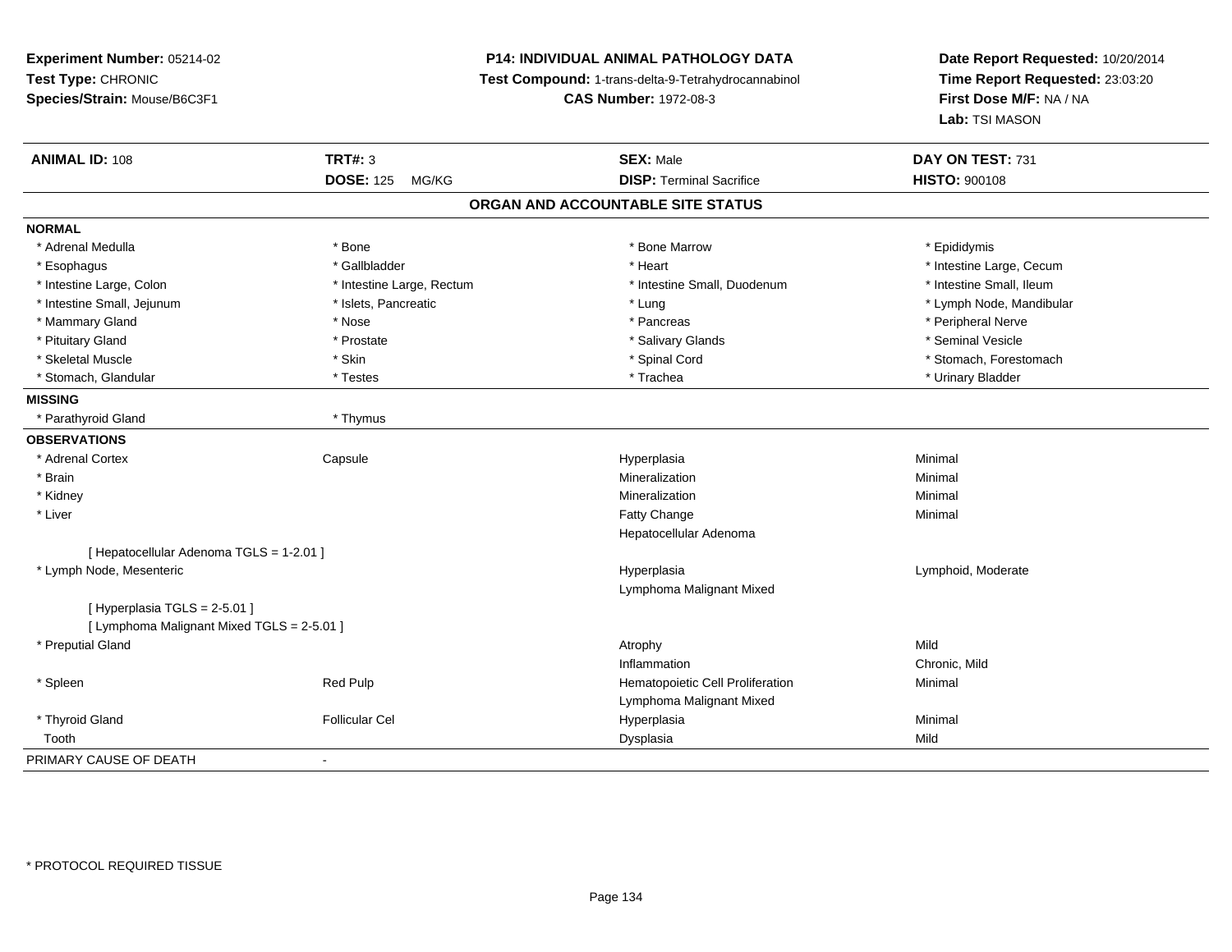**Experiment Number:** 05214-02
**Test Type:** CHRONIC
**Species/Strain:** Mouse/B6C3F1

**P14: INDIVIDUAL ANIMAL PATHOLOGY DATA**
**Test Compound:** 1-trans-delta-9-Tetrahydrocannabinol
**CAS Number:** 1972-08-3

**Date Report Requested:** 10/20/2014
**Time Report Requested:** 23:03:20
**First Dose M/F:** NA / NA
**Lab:** TSI MASON

| **ANIMAL ID:** 108 | **TRT#:** 3 | **SEX:** Male | **DAY ON TEST:** 731 |
|---|---|---|---|
| | **DOSE:** 125 MG/KG | **DISP:** Terminal Sacrifice | **HISTO:** 900108 |

## ORGAN AND ACCOUNTABLE SITE STATUS

**NORMAL**

| | | | |
|---|---|---|---|
| * Adrenal Medulla | * Bone | * Bone Marrow | * Epididymis |
| * Esophagus | * Gallbladder | * Heart | * Intestine Large, Cecum |
| * Intestine Large, Colon | * Intestine Large, Rectum | * Intestine Small, Duodenum | * Intestine Small, Ileum |
| * Intestine Small, Jejunum | * Islets, Pancreatic | * Lung | * Lymph Node, Mandibular |
| * Mammary Gland | * Nose | * Pancreas | * Peripheral Nerve |
| * Pituitary Gland | * Prostate | * Salivary Glands | * Seminal Vesicle |
| * Skeletal Muscle | * Skin | * Spinal Cord | * Stomach, Forestomach |
| * Stomach, Glandular | * Testes | * Trachea | * Urinary Bladder |

**MISSING**

| | |
|---|---|
| * Parathyroid Gland | * Thymus |

**OBSERVATIONS**

| | | | |
|---|---|---|---|
| * Adrenal Cortex | Capsule | Hyperplasia | Minimal |
| * Brain | | Mineralization | Minimal |
| * Kidney | | Mineralization | Minimal |
| * Liver | | Fatty Change | Minimal |
| | | Hepatocellular Adenoma | |
| [ Hepatocellular Adenoma TGLS = 1-2.01 ] | | | |
| * Lymph Node, Mesenteric | | Hyperplasia | Lymphoid, Moderate |
| | | Lymphoma Malignant Mixed | |
| [ Hyperplasia TGLS = 2-5.01 ] | | | |
| [ Lymphoma Malignant Mixed TGLS = 2-5.01 ] | | | |
| * Preputial Gland | | Atrophy | Mild |
| | | Inflammation | Chronic, Mild |
| * Spleen | Red Pulp | Hematopoietic Cell Proliferation | Minimal |
| | | Lymphoma Malignant Mixed | |
| * Thyroid Gland | Follicular Cel | Hyperplasia | Minimal |
| Tooth | | Dysplasia | Mild |

PRIMARY CAUSE OF DEATH -

* PROTOCOL REQUIRED TISSUE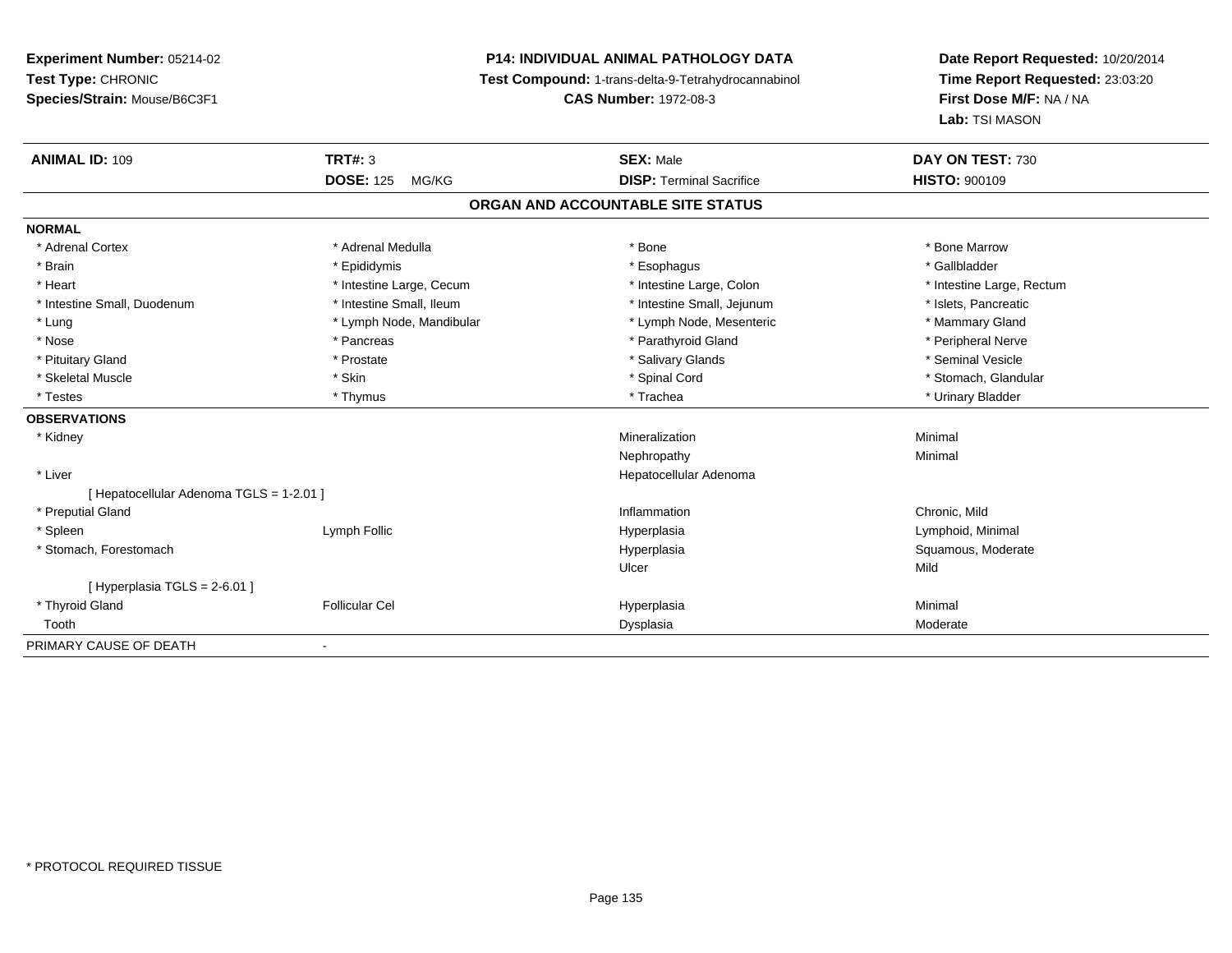**Experiment Number:** 05214-02
**Test Type:** CHRONIC
**Species/Strain:** Mouse/B6C3F1

**P14: INDIVIDUAL ANIMAL PATHOLOGY DATA**
**Test Compound:** 1-trans-delta-9-Tetrahydrocannabinol
**CAS Number:** 1972-08-3

**Date Report Requested:** 10/20/2014
**Time Report Requested:** 23:03:20
**First Dose M/F:** NA / NA
**Lab:** TSI MASON

| **ANIMAL ID:** 109 | **TRT#:** 3 | **SEX:** Male | **DAY ON TEST:** 730 |
|---|---|---|---|
| | **DOSE:** 125 MG/KG | **DISP:** Terminal Sacrifice | **HISTO:** 900109 |

## ORGAN AND ACCOUNTABLE SITE STATUS

| | | | |
|---|---|---|---|
| **NORMAL** | | | |
| * Adrenal Cortex | * Adrenal Medulla | * Bone | * Bone Marrow |
| * Brain | * Epididymis | * Esophagus | * Gallbladder |
| * Heart | * Intestine Large, Cecum | * Intestine Large, Colon | * Intestine Large, Rectum |
| * Intestine Small, Duodenum | * Intestine Small, Ileum | * Intestine Small, Jejunum | * Islets, Pancreatic |
| * Lung | * Lymph Node, Mandibular | * Lymph Node, Mesenteric | * Mammary Gland |
| * Nose | * Pancreas | * Parathyroid Gland | * Peripheral Nerve |
| * Pituitary Gland | * Prostate | * Salivary Glands | * Seminal Vesicle |
| * Skeletal Muscle | * Skin | * Spinal Cord | * Stomach, Glandular |
| * Testes | * Thymus | * Trachea | * Urinary Bladder |
| **OBSERVATIONS** | | | |
| * Kidney | | Mineralization | Minimal |
| | | Nephropathy | Minimal |
| * Liver | | Hepatocellular Adenoma | |
| [ Hepatocellular Adenoma TGLS = 1-2.01 ] | | | |
| * Preputial Gland | | Inflammation | Chronic, Mild |
| * Spleen | Lymph Follic | Hyperplasia | Lymphoid, Minimal |
| * Stomach, Forestomach | | Hyperplasia | Squamous, Moderate |
| | | Ulcer | Mild |
| [ Hyperplasia TGLS = 2-6.01 ] | | | |
| * Thyroid Gland | Follicular Cel | Hyperplasia | Minimal |
| Tooth | | Dysplasia | Moderate |
| PRIMARY CAUSE OF DEATH | - | | |

* PROTOCOL REQUIRED TISSUE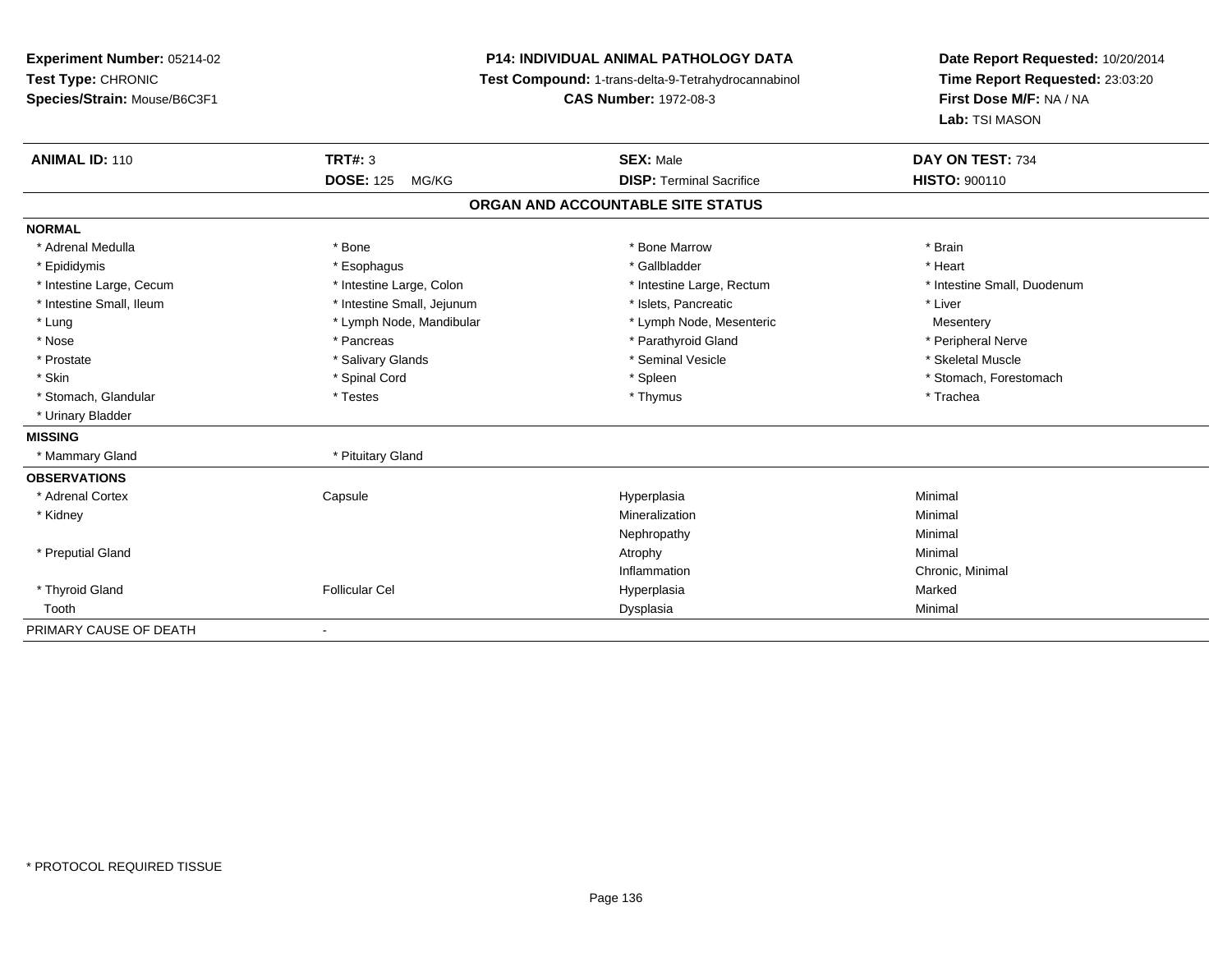**Experiment Number:** 05214-02
**Test Type:** CHRONIC
**Species/Strain:** Mouse/B6C3F1

**P14: INDIVIDUAL ANIMAL PATHOLOGY DATA**
**Test Compound:** 1-trans-delta-9-Tetrahydrocannabinol
**CAS Number:** 1972-08-3

**Date Report Requested:** 10/20/2014
**Time Report Requested:** 23:03:20
**First Dose M/F:** NA / NA
**Lab:** TSI MASON

| **ANIMAL ID:** 110 | **TRT#:** 3 | **SEX:** Male | **DAY ON TEST:** 734 |
|---|---|---|---|
| | **DOSE:** 125 MG/KG | **DISP:** Terminal Sacrifice | **HISTO:** 900110 |

**ORGAN AND ACCOUNTABLE SITE STATUS**

| | | | |
|---|---|---|---|
| **NORMAL** | | | |
| * Adrenal Medulla | * Bone | * Bone Marrow | * Brain |
| * Epididymis | * Esophagus | * Gallbladder | * Heart |
| * Intestine Large, Cecum | * Intestine Large, Colon | * Intestine Large, Rectum | * Intestine Small, Duodenum |
| * Intestine Small, Ileum | * Intestine Small, Jejunum | * Islets, Pancreatic | * Liver |
| * Lung | * Lymph Node, Mandibular | * Lymph Node, Mesenteric | Mesentery |
| * Nose | * Pancreas | * Parathyroid Gland | * Peripheral Nerve |
| * Prostate | * Salivary Glands | * Seminal Vesicle | * Skeletal Muscle |
| * Skin | * Spinal Cord | * Spleen | * Stomach, Forestomach |
| * Stomach, Glandular | * Testes | * Thymus | * Trachea |
| * Urinary Bladder | | | |
| **MISSING** | | | |
| * Mammary Gland | * Pituitary Gland | | |
| **OBSERVATIONS** | | | |
| * Adrenal Cortex | Capsule | Hyperplasia | Minimal |
| * Kidney | | Mineralization | Minimal |
| | | Nephropathy | Minimal |
| * Preputial Gland | | Atrophy | Minimal |
| | | Inflammation | Chronic, Minimal |
| * Thyroid Gland | Follicular Cel | Hyperplasia | Marked |
| Tooth | | Dysplasia | Minimal |
| PRIMARY CAUSE OF DEATH | - | | |

* PROTOCOL REQUIRED TISSUE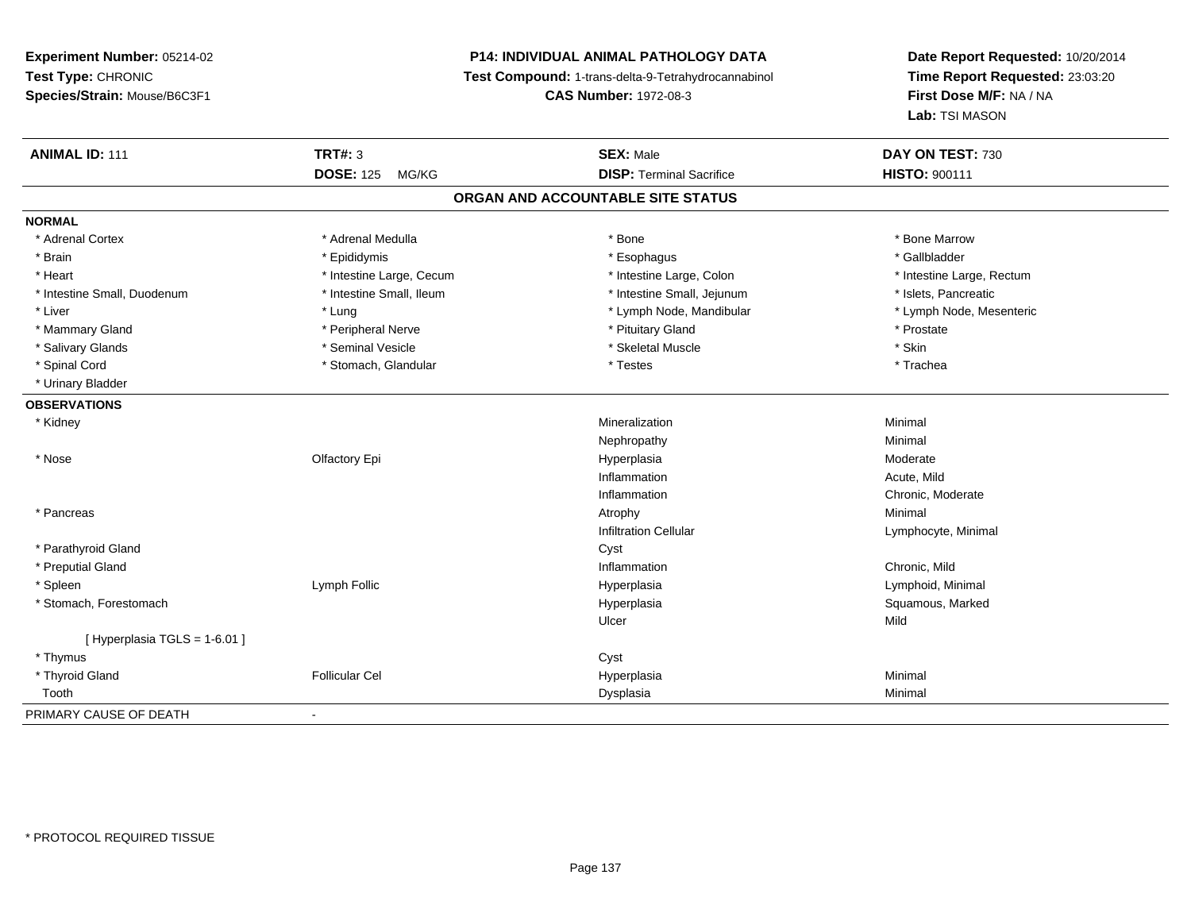**Experiment Number:** 05214-02
**Test Type:** CHRONIC
**Species/Strain:** Mouse/B6C3F1

**P14: INDIVIDUAL ANIMAL PATHOLOGY DATA**
**Test Compound:** 1-trans-delta-9-Tetrahydrocannabinol
**CAS Number:** 1972-08-3

**Date Report Requested:** 10/20/2014
**Time Report Requested:** 23:03:20
**First Dose M/F:** NA / NA
**Lab:** TSI MASON

| **ANIMAL ID:** 111 | **TRT#:** 3 | **SEX:** Male | **DAY ON TEST:** 730 |
|---|---|---|---|
| | **DOSE:** 125 MG/KG | **DISP:** Terminal Sacrifice | **HISTO:** 900111 |

## ORGAN AND ACCOUNTABLE SITE STATUS

**NORMAL**

| | | | |
|---|---|---|---|
| * Adrenal Cortex | * Adrenal Medulla | * Bone | * Bone Marrow |
| * Brain | * Epididymis | * Esophagus | * Gallbladder |
| * Heart | * Intestine Large, Cecum | * Intestine Large, Colon | * Intestine Large, Rectum |
| * Intestine Small, Duodenum | * Intestine Small, Ileum | * Intestine Small, Jejunum | * Islets, Pancreatic |
| * Liver | * Lung | * Lymph Node, Mandibular | * Lymph Node, Mesenteric |
| * Mammary Gland | * Peripheral Nerve | * Pituitary Gland | * Prostate |
| * Salivary Glands | * Seminal Vesicle | * Skeletal Muscle | * Skin |
| * Spinal Cord | * Stomach, Glandular | * Testes | * Trachea |
| * Urinary Bladder | | | |

**OBSERVATIONS**

| | | | |
|---|---|---|---|
| * Kidney | | Mineralization | Minimal |
| | | Nephropathy | Minimal |
| * Nose | Olfactory Epi | Hyperplasia | Moderate |
| | | Inflammation | Acute, Mild |
| | | Inflammation | Chronic, Moderate |
| * Pancreas | | Atrophy | Minimal |
| | | Infiltration Cellular | Lymphocyte, Minimal |
| * Parathyroid Gland | | Cyst | |
| * Preputial Gland | | Inflammation | Chronic, Mild |
| * Spleen | Lymph Follic | Hyperplasia | Lymphoid, Minimal |
| * Stomach, Forestomach | | Hyperplasia | Squamous, Marked |
| | | Ulcer | Mild |
| [ Hyperplasia TGLS = 1-6.01 ] | | | |
| * Thymus | | Cyst | |
| * Thyroid Gland | Follicular Cel | Hyperplasia | Minimal |
| Tooth | | Dysplasia | Minimal |

PRIMARY CAUSE OF DEATH -

* PROTOCOL REQUIRED TISSUE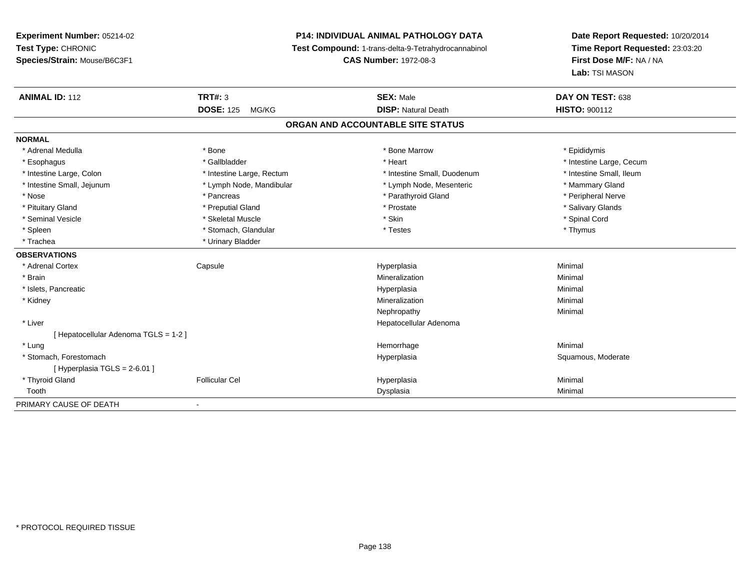**Experiment Number:** 05214-02
**Test Type:** CHRONIC
**Species/Strain:** Mouse/B6C3F1

# P14: INDIVIDUAL ANIMAL PATHOLOGY DATA

**Test Compound:** 1-trans-delta-9-Tetrahydrocannabinol
**CAS Number:** 1972-08-3

**Date Report Requested:** 10/20/2014
**Time Report Requested:** 23:03:20
**First Dose M/F:** NA / NA
**Lab:** TSI MASON

| **ANIMAL ID:** 112 | **TRT#:** 3 | **SEX:** Male | **DAY ON TEST:** 638 |
|---|---|---|---|
| | **DOSE:** 125 MG/KG | **DISP:** Natural Death | **HISTO:** 900112 |

## ORGAN AND ACCOUNTABLE SITE STATUS

**NORMAL**

| | | | |
|---|---|---|---|
| * Adrenal Medulla | * Bone | * Bone Marrow | * Epididymis |
| * Esophagus | * Gallbladder | * Heart | * Intestine Large, Cecum |
| * Intestine Large, Colon | * Intestine Large, Rectum | * Intestine Small, Duodenum | * Intestine Small, Ileum |
| * Intestine Small, Jejunum | * Lymph Node, Mandibular | * Lymph Node, Mesenteric | * Mammary Gland |
| * Nose | * Pancreas | * Parathyroid Gland | * Peripheral Nerve |
| * Pituitary Gland | * Preputial Gland | * Prostate | * Salivary Glands |
| * Seminal Vesicle | * Skeletal Muscle | * Skin | * Spinal Cord |
| * Spleen | * Stomach, Glandular | * Testes | * Thymus |
| * Trachea | * Urinary Bladder | | |

**OBSERVATIONS**

| | | | |
|---|---|---|---|
| * Adrenal Cortex | Capsule | Hyperplasia | Minimal |
| * Brain | | Mineralization | Minimal |
| * Islets, Pancreatic | | Hyperplasia | Minimal |
| * Kidney | | Mineralization | Minimal |
| | | Nephropathy | Minimal |
| * Liver | | Hepatocellular Adenoma | |
| [ Hepatocellular Adenoma TGLS = 1-2 ] | | | |
| * Lung | | Hemorrhage | Minimal |
| * Stomach, Forestomach | | Hyperplasia | Squamous, Moderate |
| [ Hyperplasia TGLS = 2-6.01 ] | | | |
| * Thyroid Gland | Follicular Cel | Hyperplasia | Minimal |
| Tooth | | Dysplasia | Minimal |

PRIMARY CAUSE OF DEATH -

* PROTOCOL REQUIRED TISSUE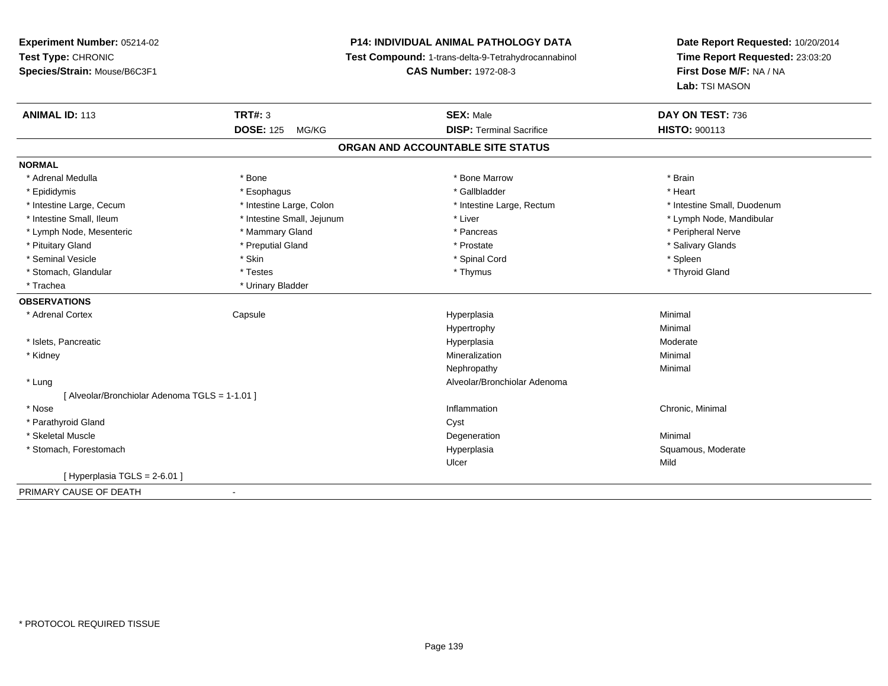**Experiment Number:** 05214-02
**Test Type:** CHRONIC
**Species/Strain:** Mouse/B6C3F1

**P14: INDIVIDUAL ANIMAL PATHOLOGY DATA**
**Test Compound:** 1-trans-delta-9-Tetrahydrocannabinol
**CAS Number:** 1972-08-3

**Date Report Requested:** 10/20/2014
**Time Report Requested:** 23:03:20
**First Dose M/F:** NA / NA
**Lab:** TSI MASON

| **ANIMAL ID:** 113 | **TRT#:** 3 | **SEX:** Male | **DAY ON TEST:** 736 |
|---|---|---|---|
| | **DOSE:** 125 MG/KG | **DISP:** Terminal Sacrifice | **HISTO:** 900113 |

## ORGAN AND ACCOUNTABLE SITE STATUS

**NORMAL**

| | | | |
|---|---|---|---|
| * Adrenal Medulla | * Bone | * Bone Marrow | * Brain |
| * Epididymis | * Esophagus | * Gallbladder | * Heart |
| * Intestine Large, Cecum | * Intestine Large, Colon | * Intestine Large, Rectum | * Intestine Small, Duodenum |
| * Intestine Small, Ileum | * Intestine Small, Jejunum | * Liver | * Lymph Node, Mandibular |
| * Lymph Node, Mesenteric | * Mammary Gland | * Pancreas | * Peripheral Nerve |
| * Pituitary Gland | * Preputial Gland | * Prostate | * Salivary Glands |
| * Seminal Vesicle | * Skin | * Spinal Cord | * Spleen |
| * Stomach, Glandular | * Testes | * Thymus | * Thyroid Gland |
| * Trachea | * Urinary Bladder | | |

**OBSERVATIONS**

| | | | |
|---|---|---|---|
| * Adrenal Cortex | Capsule | Hyperplasia | Minimal |
| | | Hypertrophy | Minimal |
| * Islets, Pancreatic | | Hyperplasia | Moderate |
| * Kidney | | Mineralization | Minimal |
| | | Nephropathy | Minimal |
| * Lung | | Alveolar/Bronchiolar Adenoma | |
| [ Alveolar/Bronchiolar Adenoma TGLS = 1-1.01 ] | | | |
| * Nose | | Inflammation | Chronic, Minimal |
| * Parathyroid Gland | | Cyst | |
| * Skeletal Muscle | | Degeneration | Minimal |
| * Stomach, Forestomach | | Hyperplasia | Squamous, Moderate |
| | | Ulcer | Mild |
| [ Hyperplasia TGLS = 2-6.01 ] | | | |

PRIMARY CAUSE OF DEATH -

* PROTOCOL REQUIRED TISSUE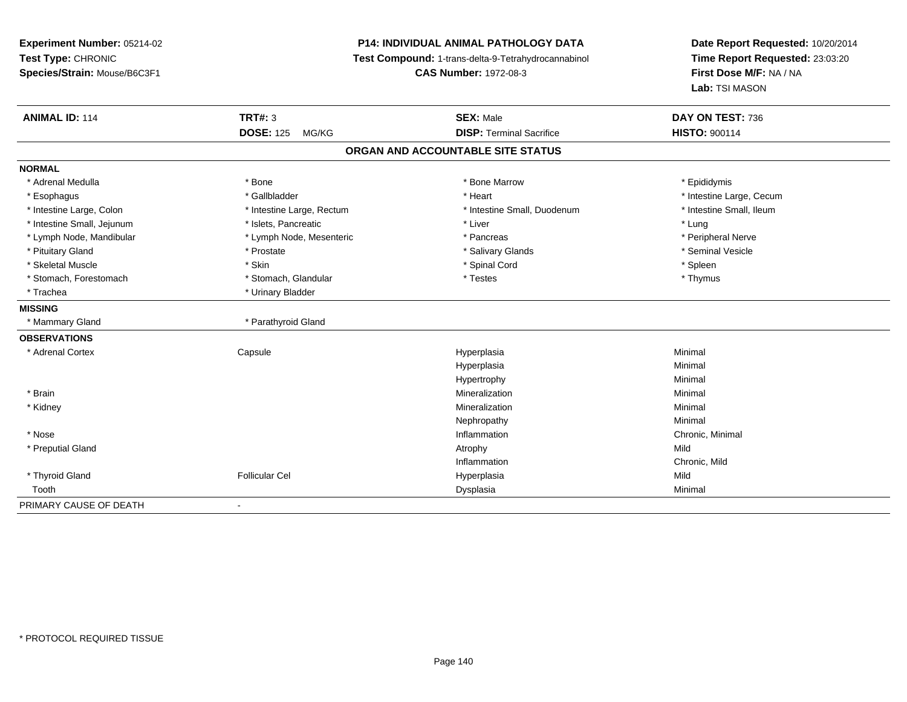**Experiment Number:** 05214-02
**Test Type:** CHRONIC
**Species/Strain:** Mouse/B6C3F1

**P14: INDIVIDUAL ANIMAL PATHOLOGY DATA**
**Test Compound:** 1-trans-delta-9-Tetrahydrocannabinol
**CAS Number:** 1972-08-3

**Date Report Requested:** 10/20/2014
**Time Report Requested:** 23:03:20
**First Dose M/F:** NA / NA
**Lab:** TSI MASON

| **ANIMAL ID:** 114 | **TRT#:** 3 | **SEX:** Male | **DAY ON TEST:** 736 |
|---|---|---|---|
| | **DOSE:** 125 MG/KG | **DISP:** Terminal Sacrifice | **HISTO:** 900114 |

## ORGAN AND ACCOUNTABLE SITE STATUS

**NORMAL**

| | | | |
|---|---|---|---|
| * Adrenal Medulla | * Bone | * Bone Marrow | * Epididymis |
| * Esophagus | * Gallbladder | * Heart | * Intestine Large, Cecum |
| * Intestine Large, Colon | * Intestine Large, Rectum | * Intestine Small, Duodenum | * Intestine Small, Ileum |
| * Intestine Small, Jejunum | * Islets, Pancreatic | * Liver | * Lung |
| * Lymph Node, Mandibular | * Lymph Node, Mesenteric | * Pancreas | * Peripheral Nerve |
| * Pituitary Gland | * Prostate | * Salivary Glands | * Seminal Vesicle |
| * Skeletal Muscle | * Skin | * Spinal Cord | * Spleen |
| * Stomach, Forestomach | * Stomach, Glandular | * Testes | * Thymus |
| * Trachea | * Urinary Bladder | | |

**MISSING**

| | |
|---|---|
| * Mammary Gland | * Parathyroid Gland |

**OBSERVATIONS**

| | | | |
|---|---|---|---|
| * Adrenal Cortex | Capsule | Hyperplasia | Minimal |
| | | Hyperplasia | Minimal |
| | | Hypertrophy | Minimal |
| * Brain | | Mineralization | Minimal |
| * Kidney | | Mineralization | Minimal |
| | | Nephropathy | Minimal |
| * Nose | | Inflammation | Chronic, Minimal |
| * Preputial Gland | | Atrophy | Mild |
| | | Inflammation | Chronic, Mild |
| * Thyroid Gland | Follicular Cel | Hyperplasia | Mild |
| Tooth | | Dysplasia | Minimal |

PRIMARY CAUSE OF DEATH -

\* PROTOCOL REQUIRED TISSUE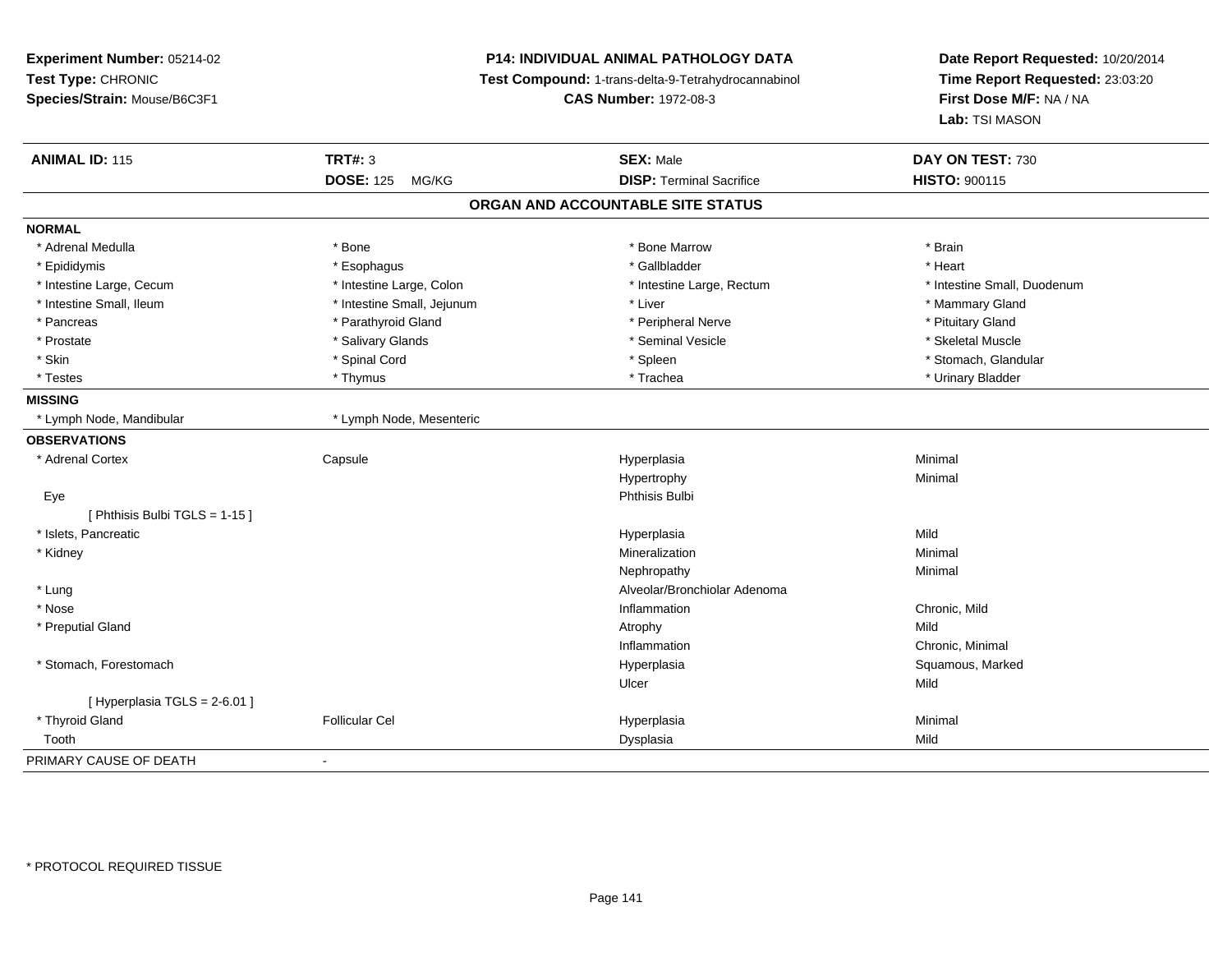**Experiment Number:** 05214-02
**Test Type:** CHRONIC
**Species/Strain:** Mouse/B6C3F1

**P14: INDIVIDUAL ANIMAL PATHOLOGY DATA**
**Test Compound:** 1-trans-delta-9-Tetrahydrocannabinol
**CAS Number:** 1972-08-3

**Date Report Requested:** 10/20/2014
**Time Report Requested:** 23:03:20
**First Dose M/F:** NA / NA
**Lab:** TSI MASON

| **ANIMAL ID:** 115 | **TRT#:** 3 | **SEX:** Male | **DAY ON TEST:** 730 |
|---|---|---|---|
| | **DOSE:** 125 MG/KG | **DISP:** Terminal Sacrifice | **HISTO:** 900115 |

## ORGAN AND ACCOUNTABLE SITE STATUS

**NORMAL**

| | | | |
|---|---|---|---|
| * Adrenal Medulla | * Bone | * Bone Marrow | * Brain |
| * Epididymis | * Esophagus | * Gallbladder | * Heart |
| * Intestine Large, Cecum | * Intestine Large, Colon | * Intestine Large, Rectum | * Intestine Small, Duodenum |
| * Intestine Small, Ileum | * Intestine Small, Jejunum | * Liver | * Mammary Gland |
| * Pancreas | * Parathyroid Gland | * Peripheral Nerve | * Pituitary Gland |
| * Prostate | * Salivary Glands | * Seminal Vesicle | * Skeletal Muscle |
| * Skin | * Spinal Cord | * Spleen | * Stomach, Glandular |
| * Testes | * Thymus | * Trachea | * Urinary Bladder |

**MISSING**

| | |
|---|---|
| * Lymph Node, Mandibular | * Lymph Node, Mesenteric |

**OBSERVATIONS**

| | | | |
|---|---|---|---|
| * Adrenal Cortex | Capsule | Hyperplasia | Minimal |
| | | Hypertrophy | Minimal |
| Eye | | Phthisis Bulbi | |
| [ Phthisis Bulbi TGLS = 1-15 ] | | | |
| * Islets, Pancreatic | | Hyperplasia | Mild |
| * Kidney | | Mineralization | Minimal |
| | | Nephropathy | Minimal |
| * Lung | | Alveolar/Bronchiolar Adenoma | |
| * Nose | | Inflammation | Chronic, Mild |
| * Preputial Gland | | Atrophy | Mild |
| | | Inflammation | Chronic, Minimal |
| * Stomach, Forestomach | | Hyperplasia | Squamous, Marked |
| | | Ulcer | Mild |
| [ Hyperplasia TGLS = 2-6.01 ] | | | |
| * Thyroid Gland | Follicular Cel | Hyperplasia | Minimal |
| Tooth | | Dysplasia | Mild |

PRIMARY CAUSE OF DEATH -

* PROTOCOL REQUIRED TISSUE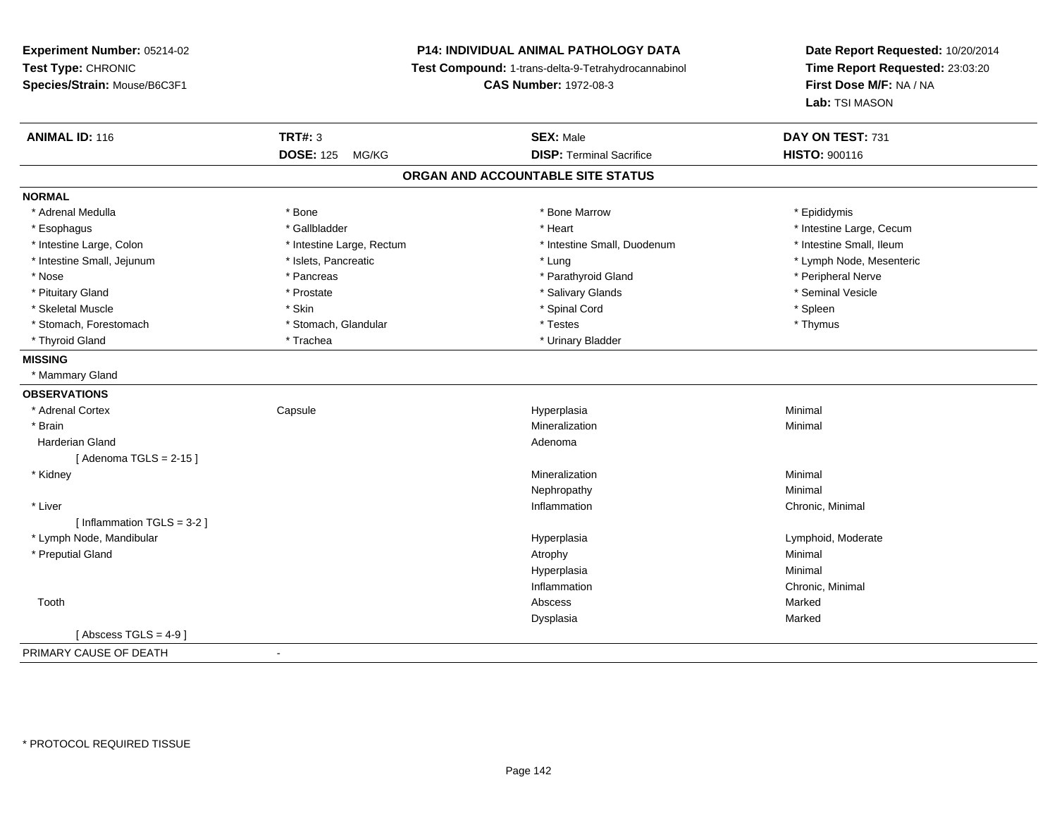**Experiment Number:** 05214-02
**Test Type:** CHRONIC
**Species/Strain:** Mouse/B6C3F1

**P14: INDIVIDUAL ANIMAL PATHOLOGY DATA**
**Test Compound:** 1-trans-delta-9-Tetrahydrocannabinol
**CAS Number:** 1972-08-3

**Date Report Requested:** 10/20/2014
**Time Report Requested:** 23:03:20
**First Dose M/F:** NA / NA
**Lab:** TSI MASON

| **ANIMAL ID:** 116 | **TRT#:** 3 | **SEX:** Male | **DAY ON TEST:** 731 |
|---|---|---|---|
| | **DOSE:** 125 MG/KG | **DISP:** Terminal Sacrifice | **HISTO:** 900116 |

## ORGAN AND ACCOUNTABLE SITE STATUS

**NORMAL**

| | | | |
|---|---|---|---|
| * Adrenal Medulla | * Bone | * Bone Marrow | * Epididymis |
| * Esophagus | * Gallbladder | * Heart | * Intestine Large, Cecum |
| * Intestine Large, Colon | * Intestine Large, Rectum | * Intestine Small, Duodenum | * Intestine Small, Ileum |
| * Intestine Small, Jejunum | * Islets, Pancreatic | * Lung | * Lymph Node, Mesenteric |
| * Nose | * Pancreas | * Parathyroid Gland | * Peripheral Nerve |
| * Pituitary Gland | * Prostate | * Salivary Glands | * Seminal Vesicle |
| * Skeletal Muscle | * Skin | * Spinal Cord | * Spleen |
| * Stomach, Forestomach | * Stomach, Glandular | * Testes | * Thymus |
| * Thyroid Gland | * Trachea | * Urinary Bladder | |

**MISSING**

* Mammary Gland

**OBSERVATIONS**

| | | | |
|---|---|---|---|
| * Adrenal Cortex | Capsule | Hyperplasia | Minimal |
| * Brain | | Mineralization | Minimal |
| Harderian Gland | | Adenoma | |
| [ Adenoma TGLS = 2-15 ] | | | |
| * Kidney | | Mineralization | Minimal |
| | | Nephropathy | Minimal |
| * Liver | | Inflammation | Chronic, Minimal |
| [ Inflammation TGLS = 3-2 ] | | | |
| * Lymph Node, Mandibular | | Hyperplasia | Lymphoid, Moderate |
| * Preputial Gland | | Atrophy | Minimal |
| | | Hyperplasia | Minimal |
| | | Inflammation | Chronic, Minimal |
| Tooth | | Abscess | Marked |
| | | Dysplasia | Marked |
| [ Abscess TGLS = 4-9 ] | | | |

PRIMARY CAUSE OF DEATH -

* PROTOCOL REQUIRED TISSUE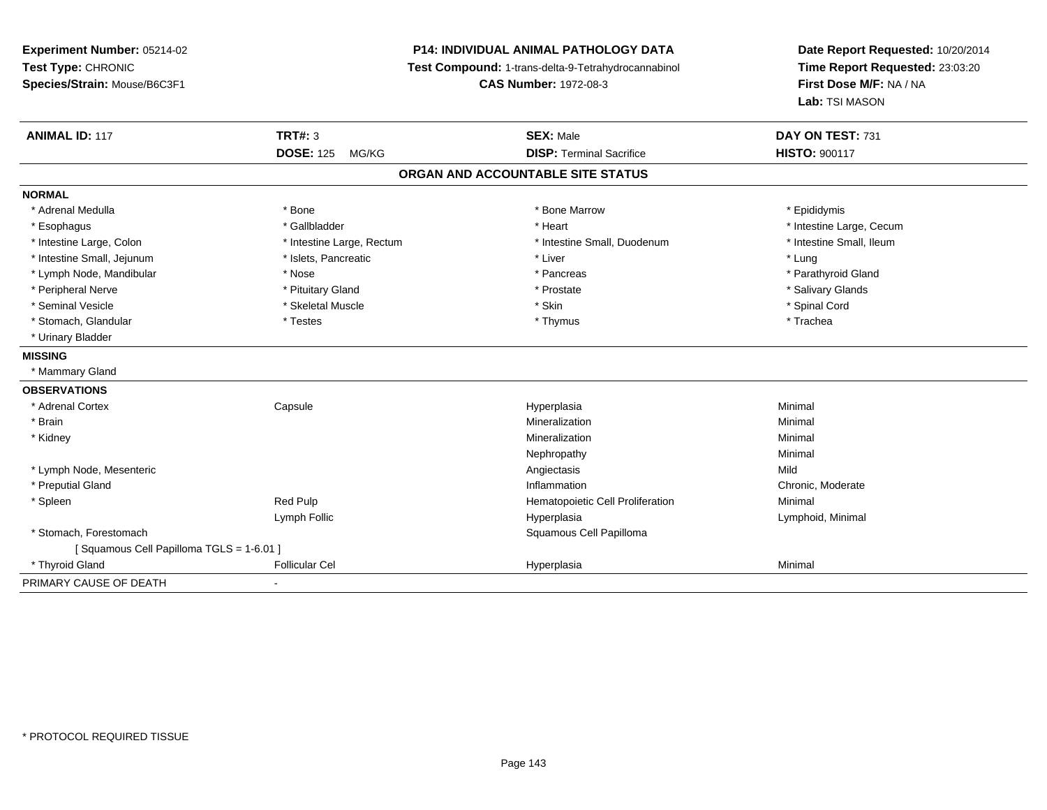**Experiment Number:** 05214-02
**Test Type:** CHRONIC
**Species/Strain:** Mouse/B6C3F1

**P14: INDIVIDUAL ANIMAL PATHOLOGY DATA**
**Test Compound:** 1-trans-delta-9-Tetrahydrocannabinol
**CAS Number:** 1972-08-3

**Date Report Requested:** 10/20/2014
**Time Report Requested:** 23:03:20
**First Dose M/F:** NA / NA
**Lab:** TSI MASON

| **ANIMAL ID:** 117 | **TRT#:** 3 | **SEX:** Male | **DAY ON TEST:** 731 |
|---|---|---|---|
| | **DOSE:** 125 MG/KG | **DISP:** Terminal Sacrifice | **HISTO:** 900117 |

## ORGAN AND ACCOUNTABLE SITE STATUS

**NORMAL**

| | | | |
|---|---|---|---|
| * Adrenal Medulla | * Bone | * Bone Marrow | * Epididymis |
| * Esophagus | * Gallbladder | * Heart | * Intestine Large, Cecum |
| * Intestine Large, Colon | * Intestine Large, Rectum | * Intestine Small, Duodenum | * Intestine Small, Ileum |
| * Intestine Small, Jejunum | * Islets, Pancreatic | * Liver | * Lung |
| * Lymph Node, Mandibular | * Nose | * Pancreas | * Parathyroid Gland |
| * Peripheral Nerve | * Pituitary Gland | * Prostate | * Salivary Glands |
| * Seminal Vesicle | * Skeletal Muscle | * Skin | * Spinal Cord |
| * Stomach, Glandular | * Testes | * Thymus | * Trachea |
| * Urinary Bladder | | | |

**MISSING**

* Mammary Gland

**OBSERVATIONS**

| | | | |
|---|---|---|---|
| * Adrenal Cortex | Capsule | Hyperplasia | Minimal |
| * Brain | | Mineralization | Minimal |
| * Kidney | | Mineralization | Minimal |
| | | Nephropathy | Minimal |
| * Lymph Node, Mesenteric | | Angiectasis | Mild |
| * Preputial Gland | | Inflammation | Chronic, Moderate |
| * Spleen | Red Pulp | Hematopoietic Cell Proliferation | Minimal |
| | Lymph Follic | Hyperplasia | Lymphoid, Minimal |
| * Stomach, Forestomach | | Squamous Cell Papilloma | |
| [ Squamous Cell Papilloma TGLS = 1-6.01 ] | | | |
| * Thyroid Gland | Follicular Cel | Hyperplasia | Minimal |

PRIMARY CAUSE OF DEATH -

* PROTOCOL REQUIRED TISSUE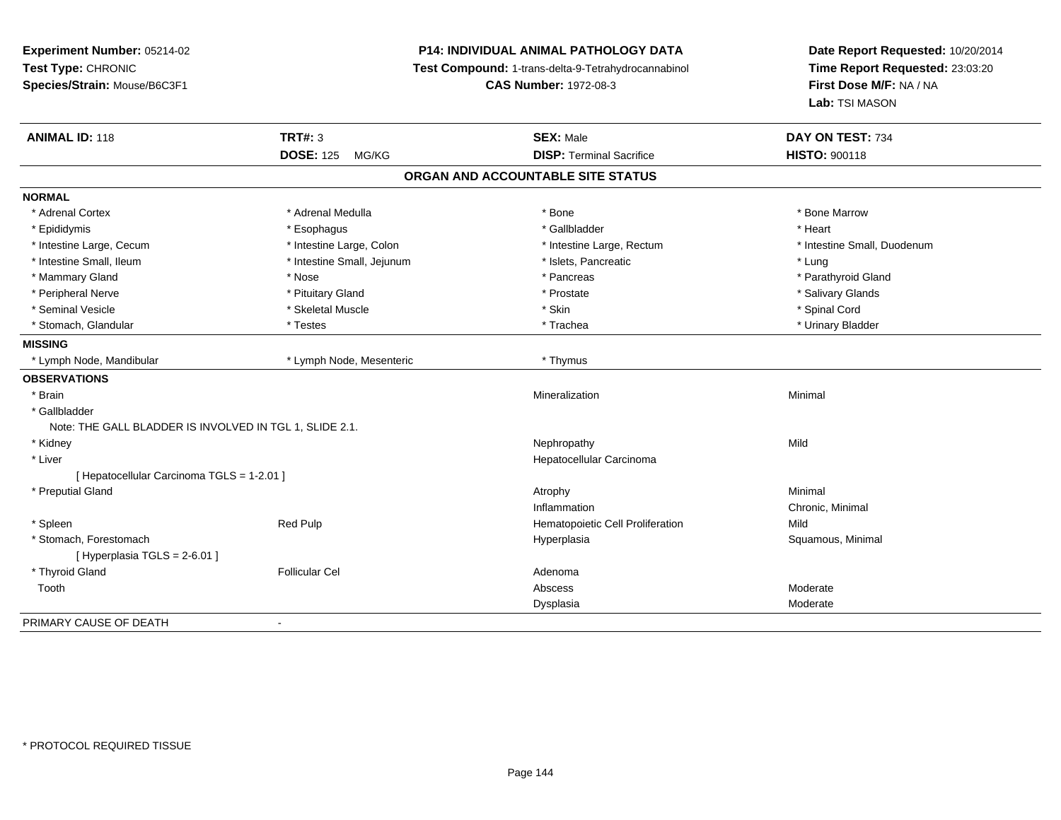**Experiment Number:** 05214-02
**Test Type:** CHRONIC
**Species/Strain:** Mouse/B6C3F1

**P14: INDIVIDUAL ANIMAL PATHOLOGY DATA**
**Test Compound:** 1-trans-delta-9-Tetrahydrocannabinol
**CAS Number:** 1972-08-3

**Date Report Requested:** 10/20/2014
**Time Report Requested:** 23:03:20
**First Dose M/F:** NA / NA
**Lab:** TSI MASON

| **ANIMAL ID:** 118 | **TRT#:** 3 | **SEX:** Male | **DAY ON TEST:** 734 |
|---|---|---|---|
| | **DOSE:** 125 MG/KG | **DISP:** Terminal Sacrifice | **HISTO:** 900118 |

## ORGAN AND ACCOUNTABLE SITE STATUS

**NORMAL**

| | | | |
|---|---|---|---|
| * Adrenal Cortex | * Adrenal Medulla | * Bone | * Bone Marrow |
| * Epididymis | * Esophagus | * Gallbladder | * Heart |
| * Intestine Large, Cecum | * Intestine Large, Colon | * Intestine Large, Rectum | * Intestine Small, Duodenum |
| * Intestine Small, Ileum | * Intestine Small, Jejunum | * Islets, Pancreatic | * Lung |
| * Mammary Gland | * Nose | * Pancreas | * Parathyroid Gland |
| * Peripheral Nerve | * Pituitary Gland | * Prostate | * Salivary Glands |
| * Seminal Vesicle | * Skeletal Muscle | * Skin | * Spinal Cord |
| * Stomach, Glandular | * Testes | * Trachea | * Urinary Bladder |

**MISSING**

| | | |
|---|---|---|
| * Lymph Node, Mandibular | * Lymph Node, Mesenteric | * Thymus |

**OBSERVATIONS**

| | | | |
|---|---|---|---|
| * Brain | | Mineralization | Minimal |
| * Gallbladder | | | |
| Note: THE GALL BLADDER IS INVOLVED IN TGL 1, SLIDE 2.1. | | | |
| * Kidney | | Nephropathy | Mild |
| * Liver | | Hepatocellular Carcinoma | |
| [ Hepatocellular Carcinoma TGLS = 1-2.01 ] | | | |
| * Preputial Gland | | Atrophy | Minimal |
| | | Inflammation | Chronic, Minimal |
| * Spleen | Red Pulp | Hematopoietic Cell Proliferation | Mild |
| * Stomach, Forestomach | | Hyperplasia | Squamous, Minimal |
| [ Hyperplasia TGLS = 2-6.01 ] | | | |
| * Thyroid Gland | Follicular Cel | Adenoma | |
| Tooth | | Abscess | Moderate |
| | | Dysplasia | Moderate |

PRIMARY CAUSE OF DEATH -

* PROTOCOL REQUIRED TISSUE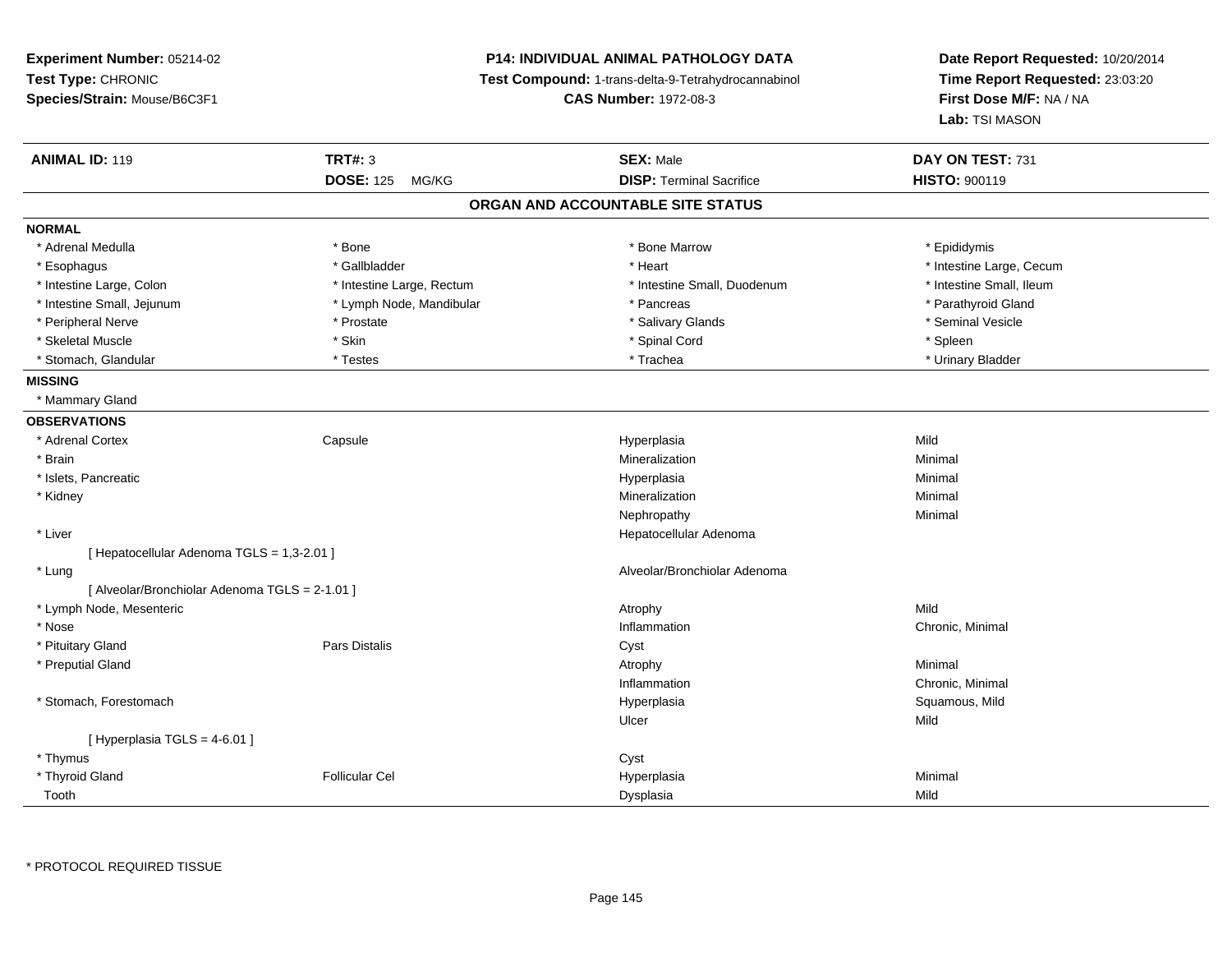**Experiment Number:** 05214-02
**Test Type:** CHRONIC
**Species/Strain:** Mouse/B6C3F1

**P14: INDIVIDUAL ANIMAL PATHOLOGY DATA**
**Test Compound:** 1-trans-delta-9-Tetrahydrocannabinol
**CAS Number:** 1972-08-3

**Date Report Requested:** 10/20/2014
**Time Report Requested:** 23:03:20
**First Dose M/F:** NA / NA
**Lab:** TSI MASON

| **ANIMAL ID:** 119 | **TRT#:** 3 | **SEX:** Male | **DAY ON TEST:** 731 |
|---|---|---|---|
| | **DOSE:** 125 MG/KG | **DISP:** Terminal Sacrifice | **HISTO:** 900119 |

## ORGAN AND ACCOUNTABLE SITE STATUS

**NORMAL**

| | | | |
|---|---|---|---|
| * Adrenal Medulla | * Bone | * Bone Marrow | * Epididymis |
| * Esophagus | * Gallbladder | * Heart | * Intestine Large, Cecum |
| * Intestine Large, Colon | * Intestine Large, Rectum | * Intestine Small, Duodenum | * Intestine Small, Ileum |
| * Intestine Small, Jejunum | * Lymph Node, Mandibular | * Pancreas | * Parathyroid Gland |
| * Peripheral Nerve | * Prostate | * Salivary Glands | * Seminal Vesicle |
| * Skeletal Muscle | * Skin | * Spinal Cord | * Spleen |
| * Stomach, Glandular | * Testes | * Trachea | * Urinary Bladder |

**MISSING**

* Mammary Gland

**OBSERVATIONS**

| | | | |
|---|---|---|---|
| * Adrenal Cortex | Capsule | Hyperplasia | Mild |
| * Brain | | Mineralization | Minimal |
| * Islets, Pancreatic | | Hyperplasia | Minimal |
| * Kidney | | Mineralization | Minimal |
| | | Nephropathy | Minimal |
| * Liver | | Hepatocellular Adenoma | |
| [ Hepatocellular Adenoma TGLS = 1,3-2.01 ] | | | |
| * Lung | | Alveolar/Bronchiolar Adenoma | |
| [ Alveolar/Bronchiolar Adenoma TGLS = 2-1.01 ] | | | |
| * Lymph Node, Mesenteric | | Atrophy | Mild |
| * Nose | | Inflammation | Chronic, Minimal |
| * Pituitary Gland | Pars Distalis | Cyst | |
| * Preputial Gland | | Atrophy | Minimal |
| | | Inflammation | Chronic, Minimal |
| * Stomach, Forestomach | | Hyperplasia | Squamous, Mild |
| | | Ulcer | Mild |
| [ Hyperplasia TGLS = 4-6.01 ] | | | |
| * Thymus | | Cyst | |
| * Thyroid Gland | Follicular Cel | Hyperplasia | Minimal |
| Tooth | | Dysplasia | Mild |

* PROTOCOL REQUIRED TISSUE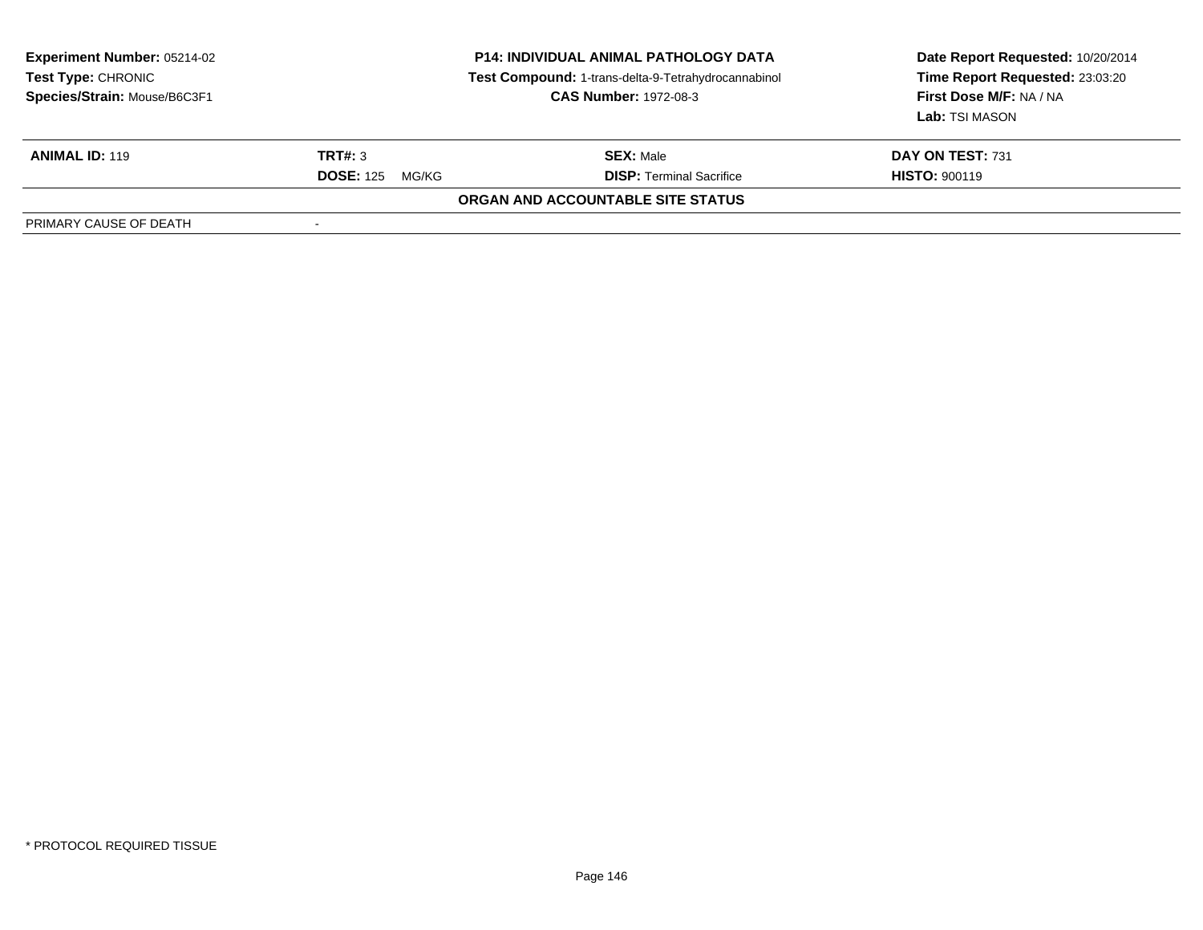**Experiment Number:** 05214-02
**Test Type:** CHRONIC
**Species/Strain:** Mouse/B6C3F1

**P14: INDIVIDUAL ANIMAL PATHOLOGY DATA**
**Test Compound:** 1-trans-delta-9-Tetrahydrocannabinol
**CAS Number:** 1972-08-3

**Date Report Requested:** 10/20/2014
**Time Report Requested:** 23:03:20
**First Dose M/F:** NA / NA
**Lab:** TSI MASON

| **ANIMAL ID:** 119 | **TRT#:** 3 | **SEX:** Male | **DAY ON TEST:** 731 |
|---|---|---|---|
| | **DOSE:** 125 MG/KG | **DISP:** Terminal Sacrifice | **HISTO:** 900119 |

**ORGAN AND ACCOUNTABLE SITE STATUS**

| PRIMARY CAUSE OF DEATH | - |
|---|---|

* PROTOCOL REQUIRED TISSUE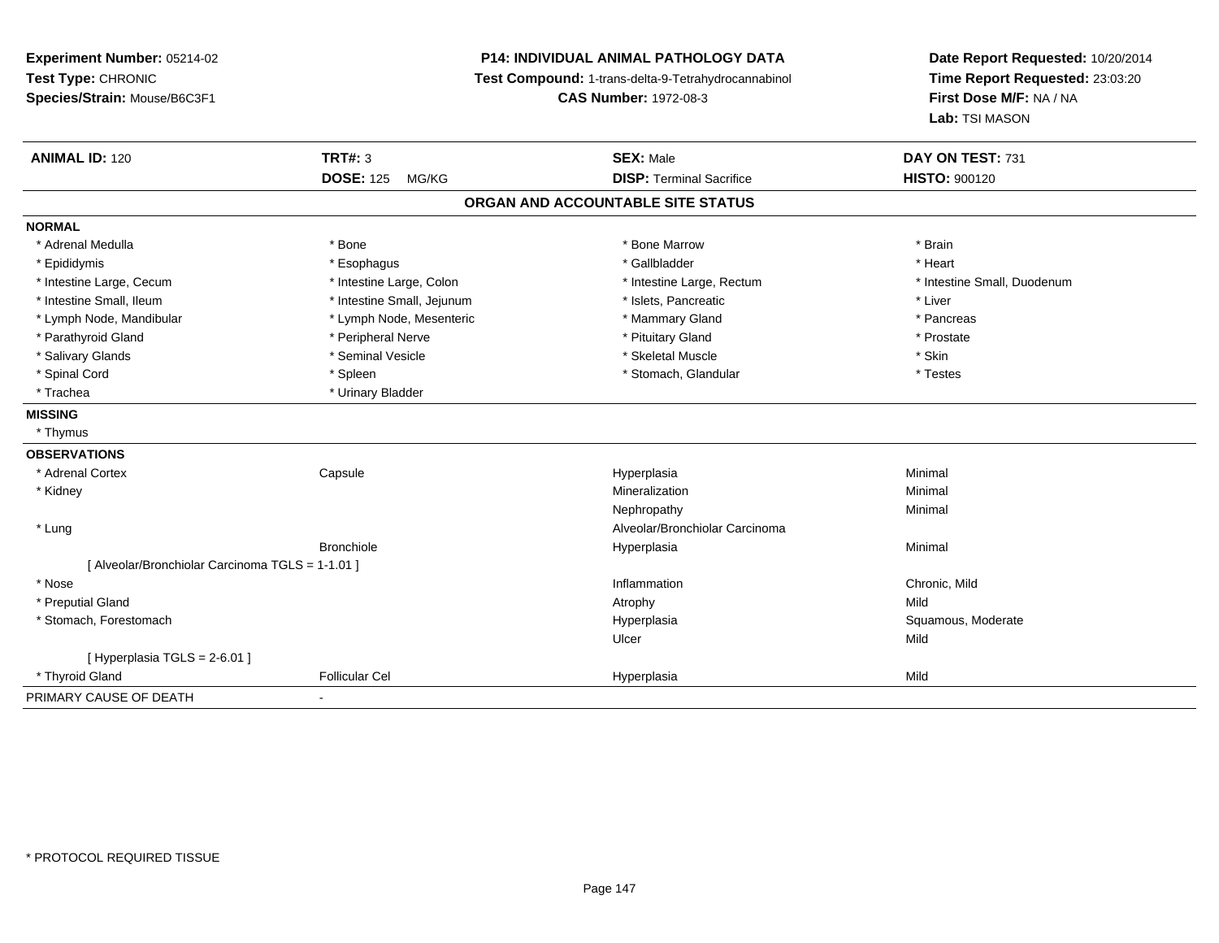**Experiment Number:** 05214-02
**Test Type:** CHRONIC
**Species/Strain:** Mouse/B6C3F1

**P14: INDIVIDUAL ANIMAL PATHOLOGY DATA**
**Test Compound:** 1-trans-delta-9-Tetrahydrocannabinol
**CAS Number:** 1972-08-3

**Date Report Requested:** 10/20/2014
**Time Report Requested:** 23:03:20
**First Dose M/F:** NA / NA
**Lab:** TSI MASON

| **ANIMAL ID:** 120 | **TRT#:** 3 | **SEX:** Male | **DAY ON TEST:** 731 |
|---|---|---|---|
| | **DOSE:** 125 MG/KG | **DISP:** Terminal Sacrifice | **HISTO:** 900120 |

## ORGAN AND ACCOUNTABLE SITE STATUS

**NORMAL**

| | | | |
|---|---|---|---|
| * Adrenal Medulla | * Bone | * Bone Marrow | * Brain |
| * Epididymis | * Esophagus | * Gallbladder | * Heart |
| * Intestine Large, Cecum | * Intestine Large, Colon | * Intestine Large, Rectum | * Intestine Small, Duodenum |
| * Intestine Small, Ileum | * Intestine Small, Jejunum | * Islets, Pancreatic | * Liver |
| * Lymph Node, Mandibular | * Lymph Node, Mesenteric | * Mammary Gland | * Pancreas |
| * Parathyroid Gland | * Peripheral Nerve | * Pituitary Gland | * Prostate |
| * Salivary Glands | * Seminal Vesicle | * Skeletal Muscle | * Skin |
| * Spinal Cord | * Spleen | * Stomach, Glandular | * Testes |
| * Trachea | * Urinary Bladder | | |

**MISSING**

* Thymus

**OBSERVATIONS**

| | | | |
|---|---|---|---|
| * Adrenal Cortex | Capsule | Hyperplasia | Minimal |
| * Kidney | | Mineralization | Minimal |
| | | Nephropathy | Minimal |
| * Lung | | Alveolar/Bronchiolar Carcinoma | |
| | Bronchiole | Hyperplasia | Minimal |
| [ Alveolar/Bronchiolar Carcinoma TGLS = 1-1.01 ] | | | |
| * Nose | | Inflammation | Chronic, Mild |
| * Preputial Gland | | Atrophy | Mild |
| * Stomach, Forestomach | | Hyperplasia | Squamous, Moderate |
| | | Ulcer | Mild |
| [ Hyperplasia TGLS = 2-6.01 ] | | | |
| * Thyroid Gland | Follicular Cel | Hyperplasia | Mild |

PRIMARY CAUSE OF DEATH -

* PROTOCOL REQUIRED TISSUE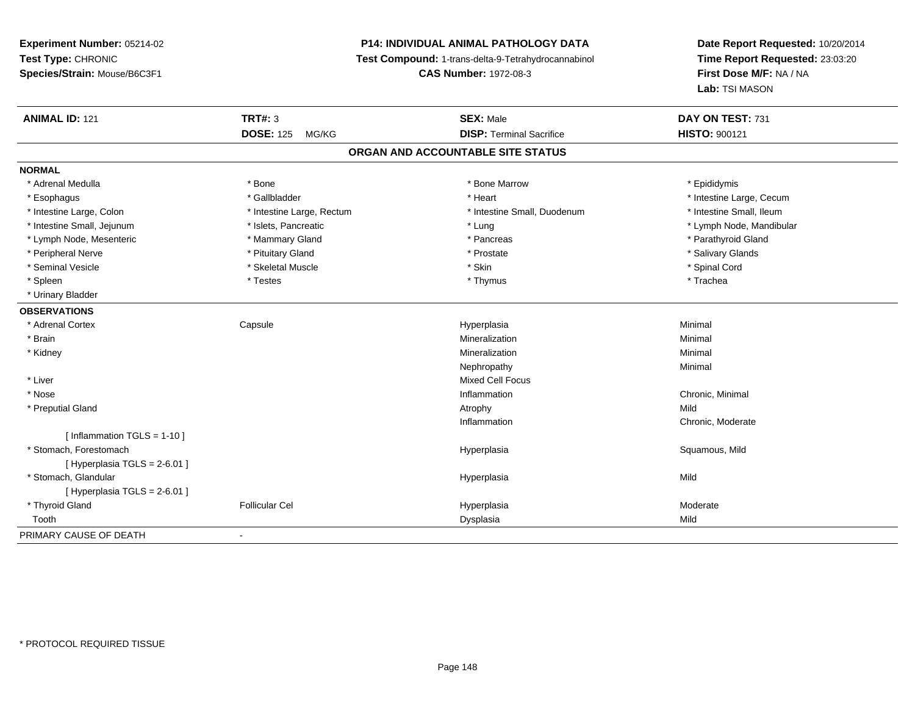**Experiment Number:** 05214-02
**Test Type:** CHRONIC
**Species/Strain:** Mouse/B6C3F1

**P14: INDIVIDUAL ANIMAL PATHOLOGY DATA**
**Test Compound:** 1-trans-delta-9-Tetrahydrocannabinol
**CAS Number:** 1972-08-3

**Date Report Requested:** 10/20/2014
**Time Report Requested:** 23:03:20
**First Dose M/F:** NA / NA
**Lab:** TSI MASON

| **ANIMAL ID:** 121 | **TRT#:** 3 | **SEX:** Male | **DAY ON TEST:** 731 |
|---|---|---|---|
| | **DOSE:** 125 MG/KG | **DISP:** Terminal Sacrifice | **HISTO:** 900121 |

## ORGAN AND ACCOUNTABLE SITE STATUS

**NORMAL**

| | | | |
|---|---|---|---|
| * Adrenal Medulla | * Bone | * Bone Marrow | * Epididymis |
| * Esophagus | * Gallbladder | * Heart | * Intestine Large, Cecum |
| * Intestine Large, Colon | * Intestine Large, Rectum | * Intestine Small, Duodenum | * Intestine Small, Ileum |
| * Intestine Small, Jejunum | * Islets, Pancreatic | * Lung | * Lymph Node, Mandibular |
| * Lymph Node, Mesenteric | * Mammary Gland | * Pancreas | * Parathyroid Gland |
| * Peripheral Nerve | * Pituitary Gland | * Prostate | * Salivary Glands |
| * Seminal Vesicle | * Skeletal Muscle | * Skin | * Spinal Cord |
| * Spleen | * Testes | * Thymus | * Trachea |
| * Urinary Bladder | | | |

**OBSERVATIONS**

| | | | |
|---|---|---|---|
| * Adrenal Cortex | Capsule | Hyperplasia | Minimal |
| * Brain | | Mineralization | Minimal |
| * Kidney | | Mineralization | Minimal |
| | | Nephropathy | Minimal |
| * Liver | | Mixed Cell Focus | |
| * Nose | | Inflammation | Chronic, Minimal |
| * Preputial Gland | | Atrophy | Mild |
| | | Inflammation | Chronic, Moderate |
| [ Inflammation TGLS = 1-10 ] | | | |
| * Stomach, Forestomach | | Hyperplasia | Squamous, Mild |
| [ Hyperplasia TGLS = 2-6.01 ] | | | |
| * Stomach, Glandular | | Hyperplasia | Mild |
| [ Hyperplasia TGLS = 2-6.01 ] | | | |
| * Thyroid Gland | Follicular Cel | Hyperplasia | Moderate |
| Tooth | | Dysplasia | Mild |

PRIMARY CAUSE OF DEATH -

* PROTOCOL REQUIRED TISSUE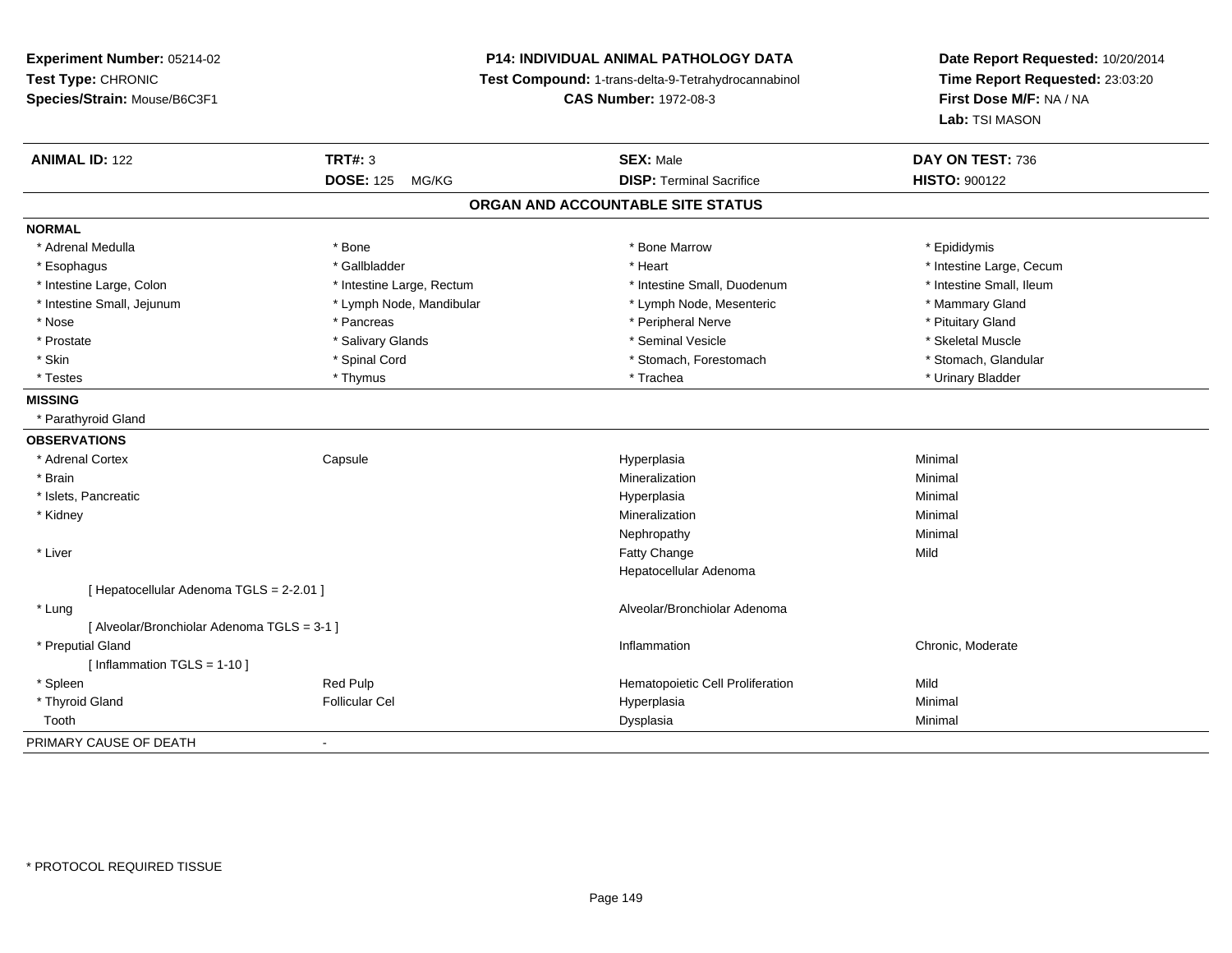**Experiment Number:** 05214-02
**Test Type:** CHRONIC
**Species/Strain:** Mouse/B6C3F1

**P14: INDIVIDUAL ANIMAL PATHOLOGY DATA**
**Test Compound:** 1-trans-delta-9-Tetrahydrocannabinol
**CAS Number:** 1972-08-3

**Date Report Requested:** 10/20/2014
**Time Report Requested:** 23:03:20
**First Dose M/F:** NA / NA
**Lab:** TSI MASON

| **ANIMAL ID:** 122 | **TRT#:** 3 | **SEX:** Male | **DAY ON TEST:** 736 |
|---|---|---|---|
| | **DOSE:** 125 MG/KG | **DISP:** Terminal Sacrifice | **HISTO:** 900122 |

## ORGAN AND ACCOUNTABLE SITE STATUS

**NORMAL**

| | | | |
|---|---|---|---|
| * Adrenal Medulla | * Bone | * Bone Marrow | * Epididymis |
| * Esophagus | * Gallbladder | * Heart | * Intestine Large, Cecum |
| * Intestine Large, Colon | * Intestine Large, Rectum | * Intestine Small, Duodenum | * Intestine Small, Ileum |
| * Intestine Small, Jejunum | * Lymph Node, Mandibular | * Lymph Node, Mesenteric | * Mammary Gland |
| * Nose | * Pancreas | * Peripheral Nerve | * Pituitary Gland |
| * Prostate | * Salivary Glands | * Seminal Vesicle | * Skeletal Muscle |
| * Skin | * Spinal Cord | * Stomach, Forestomach | * Stomach, Glandular |
| * Testes | * Thymus | * Trachea | * Urinary Bladder |

**MISSING**

* Parathyroid Gland

**OBSERVATIONS**

| | | | |
|---|---|---|---|
| * Adrenal Cortex | Capsule | Hyperplasia | Minimal |
| * Brain | | Mineralization | Minimal |
| * Islets, Pancreatic | | Hyperplasia | Minimal |
| * Kidney | | Mineralization | Minimal |
| | | Nephropathy | Minimal |
| * Liver | | Fatty Change | Mild |
| | | Hepatocellular Adenoma | |
| [ Hepatocellular Adenoma TGLS = 2-2.01 ] | | | |
| * Lung | | Alveolar/Bronchiolar Adenoma | |
| [ Alveolar/Bronchiolar Adenoma TGLS = 3-1 ] | | | |
| * Preputial Gland | | Inflammation | Chronic, Moderate |
| [ Inflammation TGLS = 1-10 ] | | | |
| * Spleen | Red Pulp | Hematopoietic Cell Proliferation | Mild |
| * Thyroid Gland | Follicular Cel | Hyperplasia | Minimal |
| Tooth | | Dysplasia | Minimal |

PRIMARY CAUSE OF DEATH -

\* PROTOCOL REQUIRED TISSUE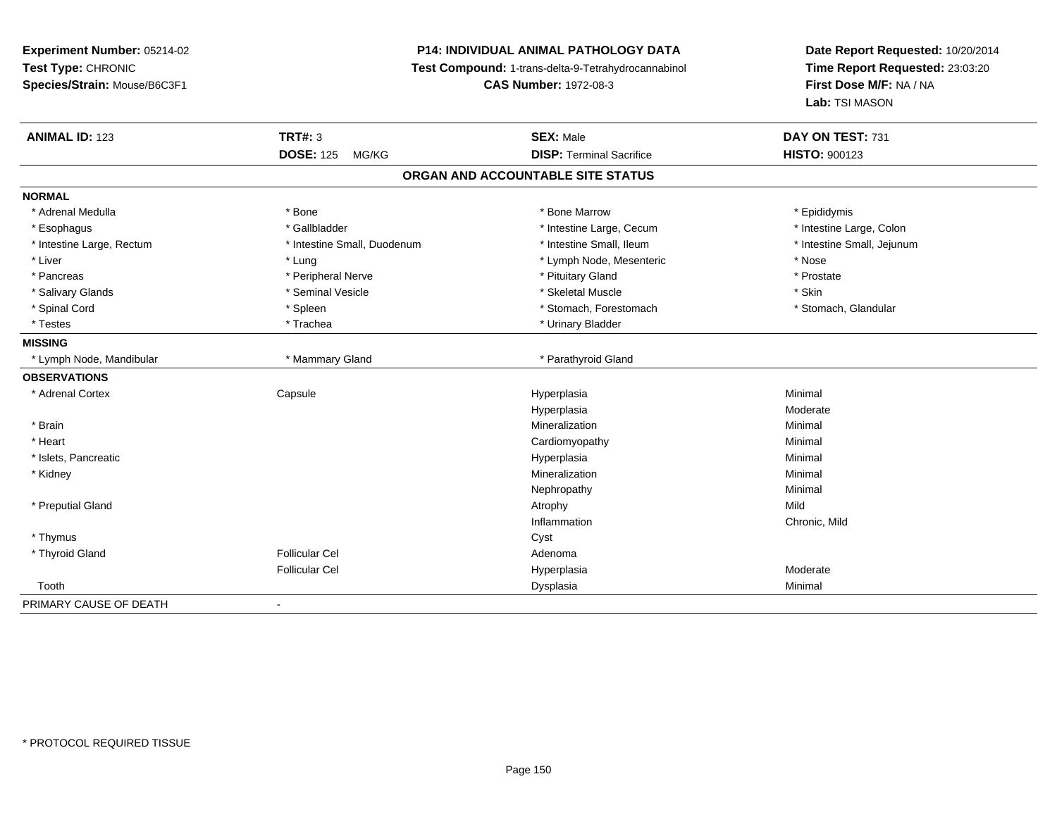**Experiment Number:** 05214-02
**Test Type:** CHRONIC
**Species/Strain:** Mouse/B6C3F1

**P14: INDIVIDUAL ANIMAL PATHOLOGY DATA**
**Test Compound:** 1-trans-delta-9-Tetrahydrocannabinol
**CAS Number:** 1972-08-3

**Date Report Requested:** 10/20/2014
**Time Report Requested:** 23:03:20
**First Dose M/F:** NA / NA
**Lab:** TSI MASON

| **ANIMAL ID:** 123 | **TRT#:** 3 | **SEX:** Male | **DAY ON TEST:** 731 |
|---|---|---|---|
| | **DOSE:** 125 MG/KG | **DISP:** Terminal Sacrifice | **HISTO:** 900123 |

## ORGAN AND ACCOUNTABLE SITE STATUS

**NORMAL**

| | | | |
|---|---|---|---|
| * Adrenal Medulla | * Bone | * Bone Marrow | * Epididymis |
| * Esophagus | * Gallbladder | * Intestine Large, Cecum | * Intestine Large, Colon |
| * Intestine Large, Rectum | * Intestine Small, Duodenum | * Intestine Small, Ileum | * Intestine Small, Jejunum |
| * Liver | * Lung | * Lymph Node, Mesenteric | * Nose |
| * Pancreas | * Peripheral Nerve | * Pituitary Gland | * Prostate |
| * Salivary Glands | * Seminal Vesicle | * Skeletal Muscle | * Skin |
| * Spinal Cord | * Spleen | * Stomach, Forestomach | * Stomach, Glandular |
| * Testes | * Trachea | * Urinary Bladder | |

**MISSING**

| | | | |
|---|---|---|---|
| * Lymph Node, Mandibular | * Mammary Gland | * Parathyroid Gland | |

**OBSERVATIONS**

| | | | |
|---|---|---|---|
| * Adrenal Cortex | Capsule | Hyperplasia | Minimal |
| | | Hyperplasia | Moderate |
| * Brain | | Mineralization | Minimal |
| * Heart | | Cardiomyopathy | Minimal |
| * Islets, Pancreatic | | Hyperplasia | Minimal |
| * Kidney | | Mineralization | Minimal |
| | | Nephropathy | Minimal |
| * Preputial Gland | | Atrophy | Mild |
| | | Inflammation | Chronic, Mild |
| * Thymus | | Cyst | |
| * Thyroid Gland | Follicular Cel | Adenoma | |
| | Follicular Cel | Hyperplasia | Moderate |
| Tooth | | Dysplasia | Minimal |

PRIMARY CAUSE OF DEATH -

* PROTOCOL REQUIRED TISSUE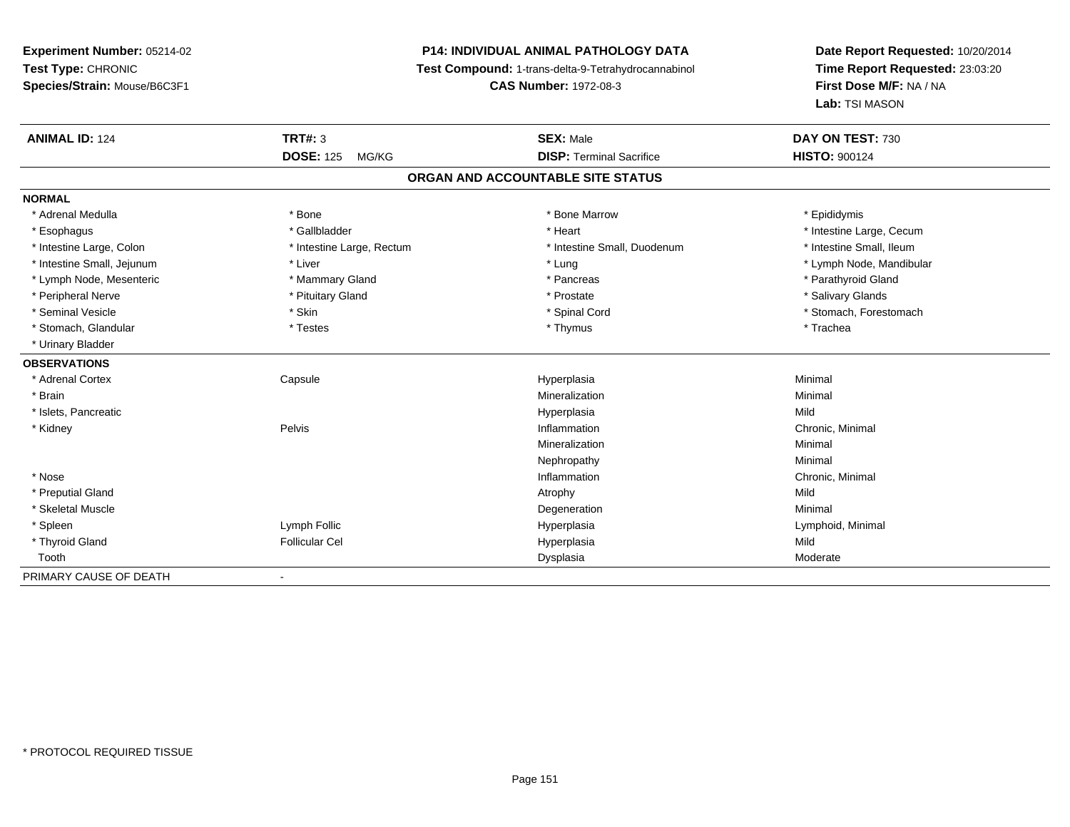**Experiment Number:** 05214-02
**Test Type:** CHRONIC
**Species/Strain:** Mouse/B6C3F1

**P14: INDIVIDUAL ANIMAL PATHOLOGY DATA**
**Test Compound:** 1-trans-delta-9-Tetrahydrocannabinol
**CAS Number:** 1972-08-3

**Date Report Requested:** 10/20/2014
**Time Report Requested:** 23:03:20
**First Dose M/F:** NA / NA
**Lab:** TSI MASON

| **ANIMAL ID:** 124 | **TRT#:** 3 | **SEX:** Male | **DAY ON TEST:** 730 |
|---|---|---|---|
| | **DOSE:** 125 MG/KG | **DISP:** Terminal Sacrifice | **HISTO:** 900124 |

## ORGAN AND ACCOUNTABLE SITE STATUS

| | | | |
|---|---|---|---|
| **NORMAL** | | | |
| * Adrenal Medulla | * Bone | * Bone Marrow | * Epididymis |
| * Esophagus | * Gallbladder | * Heart | * Intestine Large, Cecum |
| * Intestine Large, Colon | * Intestine Large, Rectum | * Intestine Small, Duodenum | * Intestine Small, Ileum |
| * Intestine Small, Jejunum | * Liver | * Lung | * Lymph Node, Mandibular |
| * Lymph Node, Mesenteric | * Mammary Gland | * Pancreas | * Parathyroid Gland |
| * Peripheral Nerve | * Pituitary Gland | * Prostate | * Salivary Glands |
| * Seminal Vesicle | * Skin | * Spinal Cord | * Stomach, Forestomach |
| * Stomach, Glandular | * Testes | * Thymus | * Trachea |
| * Urinary Bladder | | | |
| **OBSERVATIONS** | | | |
| * Adrenal Cortex | Capsule | Hyperplasia | Minimal |
| * Brain | | Mineralization | Minimal |
| * Islets, Pancreatic | | Hyperplasia | Mild |
| * Kidney | Pelvis | Inflammation | Chronic, Minimal |
| | | Mineralization | Minimal |
| | | Nephropathy | Minimal |
| * Nose | | Inflammation | Chronic, Minimal |
| * Preputial Gland | | Atrophy | Mild |
| * Skeletal Muscle | | Degeneration | Minimal |
| * Spleen | Lymph Follic | Hyperplasia | Lymphoid, Minimal |
| * Thyroid Gland | Follicular Cel | Hyperplasia | Mild |
| Tooth | | Dysplasia | Moderate |
| PRIMARY CAUSE OF DEATH | - | | |

* PROTOCOL REQUIRED TISSUE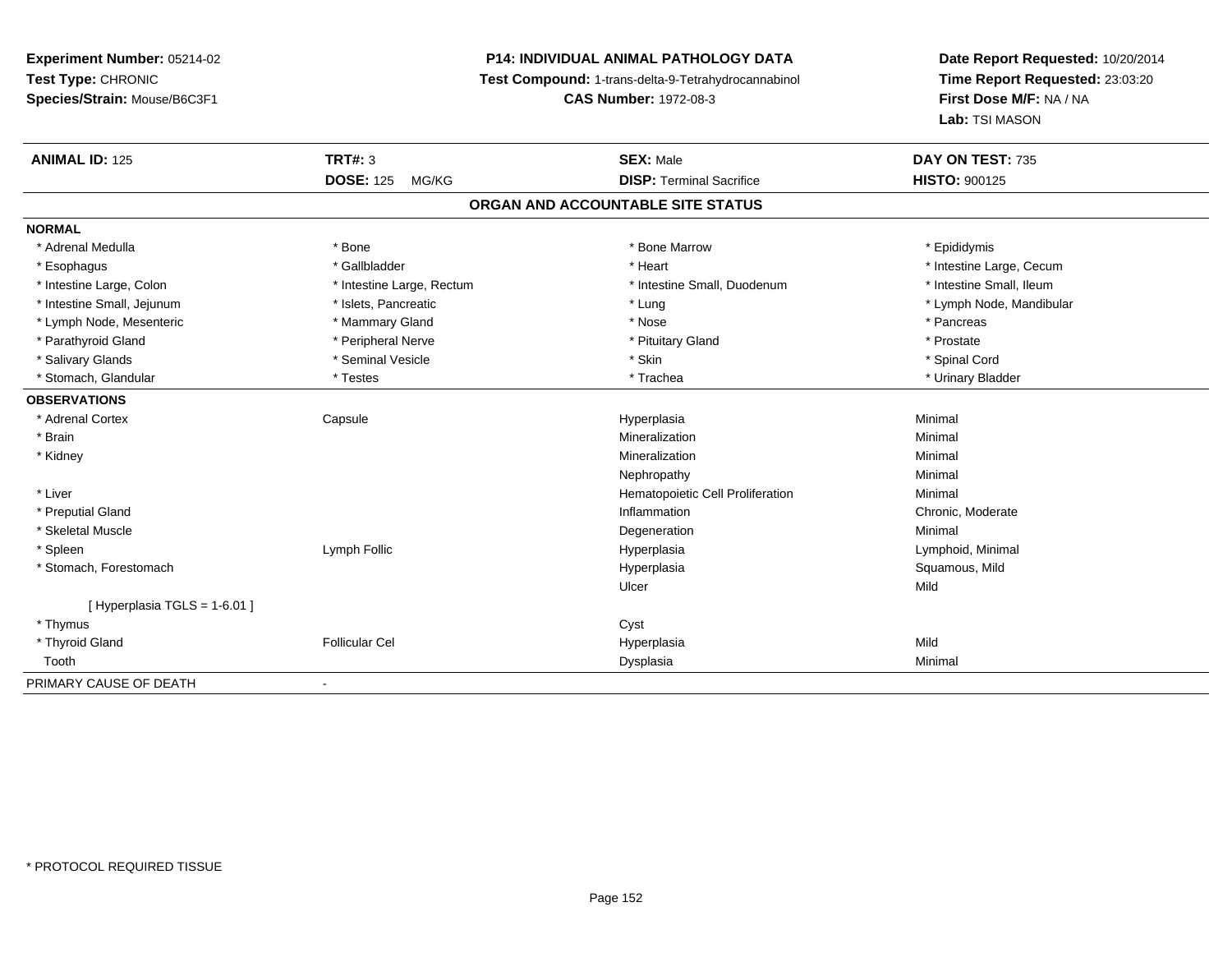**Experiment Number:** 05214-02
**Test Type:** CHRONIC
**Species/Strain:** Mouse/B6C3F1

**P14: INDIVIDUAL ANIMAL PATHOLOGY DATA**
**Test Compound:** 1-trans-delta-9-Tetrahydrocannabinol
**CAS Number:** 1972-08-3

**Date Report Requested:** 10/20/2014
**Time Report Requested:** 23:03:20
**First Dose M/F:** NA / NA
**Lab:** TSI MASON

| **ANIMAL ID:** 125 | **TRT#:** 3 | **SEX:** Male | **DAY ON TEST:** 735 |
|---|---|---|---|
| | **DOSE:** 125 MG/KG | **DISP:** Terminal Sacrifice | **HISTO:** 900125 |

## ORGAN AND ACCOUNTABLE SITE STATUS

**NORMAL**

| | | | |
|---|---|---|---|
| * Adrenal Medulla | * Bone | * Bone Marrow | * Epididymis |
| * Esophagus | * Gallbladder | * Heart | * Intestine Large, Cecum |
| * Intestine Large, Colon | * Intestine Large, Rectum | * Intestine Small, Duodenum | * Intestine Small, Ileum |
| * Intestine Small, Jejunum | * Islets, Pancreatic | * Lung | * Lymph Node, Mandibular |
| * Lymph Node, Mesenteric | * Mammary Gland | * Nose | * Pancreas |
| * Parathyroid Gland | * Peripheral Nerve | * Pituitary Gland | * Prostate |
| * Salivary Glands | * Seminal Vesicle | * Skin | * Spinal Cord |
| * Stomach, Glandular | * Testes | * Trachea | * Urinary Bladder |

**OBSERVATIONS**

| | | | |
|---|---|---|---|
| * Adrenal Cortex | Capsule | Hyperplasia | Minimal |
| * Brain | | Mineralization | Minimal |
| * Kidney | | Mineralization | Minimal |
| | | Nephropathy | Minimal |
| * Liver | | Hematopoietic Cell Proliferation | Minimal |
| * Preputial Gland | | Inflammation | Chronic, Moderate |
| * Skeletal Muscle | | Degeneration | Minimal |
| * Spleen | Lymph Follic | Hyperplasia | Lymphoid, Minimal |
| * Stomach, Forestomach | | Hyperplasia | Squamous, Mild |
| | | Ulcer | Mild |
| [ Hyperplasia TGLS = 1-6.01 ] | | | |
| * Thymus | | Cyst | |
| * Thyroid Gland | Follicular Cel | Hyperplasia | Mild |
| Tooth | | Dysplasia | Minimal |

| | |
|---|---|
| PRIMARY CAUSE OF DEATH | - |

\* PROTOCOL REQUIRED TISSUE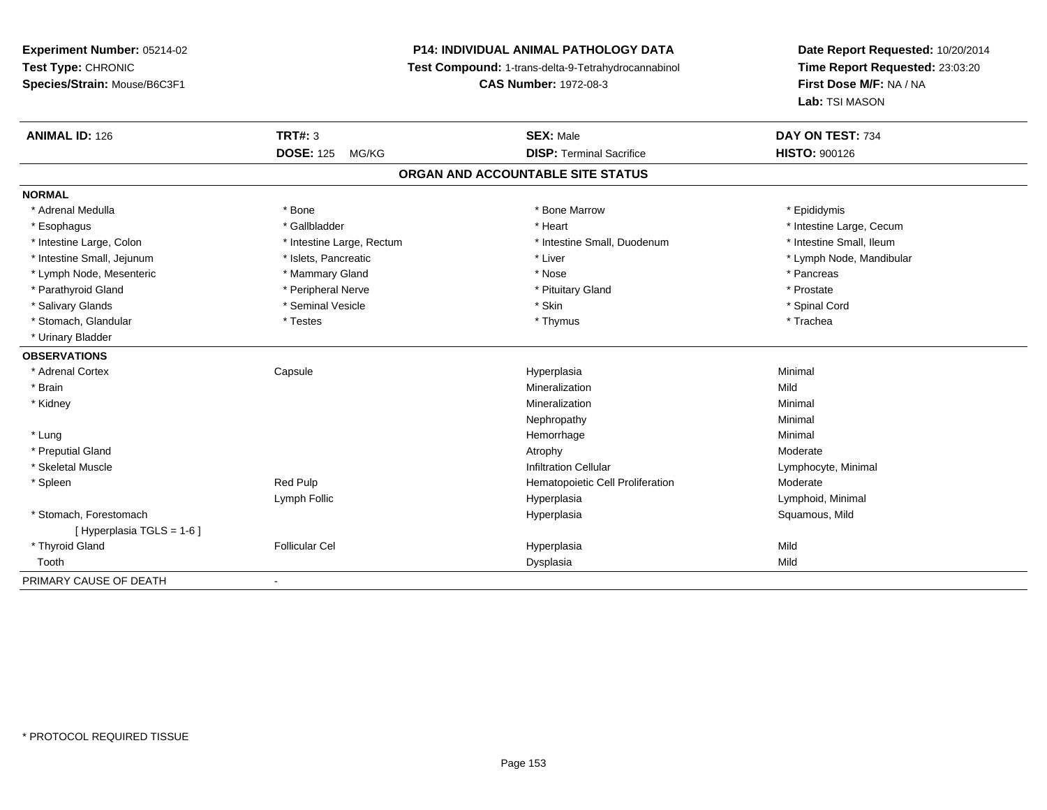**Experiment Number:** 05214-02
**Test Type:** CHRONIC
**Species/Strain:** Mouse/B6C3F1

**P14: INDIVIDUAL ANIMAL PATHOLOGY DATA**
**Test Compound:** 1-trans-delta-9-Tetrahydrocannabinol
**CAS Number:** 1972-08-3

**Date Report Requested:** 10/20/2014
**Time Report Requested:** 23:03:20
**First Dose M/F:** NA / NA
**Lab:** TSI MASON

| **ANIMAL ID:** 126 | **TRT#:** 3 | **SEX:** Male | **DAY ON TEST:** 734 |
|---|---|---|---|
| | **DOSE:** 125 MG/KG | **DISP:** Terminal Sacrifice | **HISTO:** 900126 |

**ORGAN AND ACCOUNTABLE SITE STATUS**

**NORMAL**

| | | | |
|---|---|---|---|
| * Adrenal Medulla | * Bone | * Bone Marrow | * Epididymis |
| * Esophagus | * Gallbladder | * Heart | * Intestine Large, Cecum |
| * Intestine Large, Colon | * Intestine Large, Rectum | * Intestine Small, Duodenum | * Intestine Small, Ileum |
| * Intestine Small, Jejunum | * Islets, Pancreatic | * Liver | * Lymph Node, Mandibular |
| * Lymph Node, Mesenteric | * Mammary Gland | * Nose | * Pancreas |
| * Parathyroid Gland | * Peripheral Nerve | * Pituitary Gland | * Prostate |
| * Salivary Glands | * Seminal Vesicle | * Skin | * Spinal Cord |
| * Stomach, Glandular | * Testes | * Thymus | * Trachea |
| * Urinary Bladder | | | |

**OBSERVATIONS**

| | | | |
|---|---|---|---|
| * Adrenal Cortex | Capsule | Hyperplasia | Minimal |
| * Brain | | Mineralization | Mild |
| * Kidney | | Mineralization | Minimal |
| | | Nephropathy | Minimal |
| * Lung | | Hemorrhage | Minimal |
| * Preputial Gland | | Atrophy | Moderate |
| * Skeletal Muscle | | Infiltration Cellular | Lymphocyte, Minimal |
| * Spleen | Red Pulp | Hematopoietic Cell Proliferation | Moderate |
| | Lymph Follic | Hyperplasia | Lymphoid, Minimal |
| * Stomach, Forestomach | | Hyperplasia | Squamous, Mild |
| [ Hyperplasia TGLS = 1-6 ] | | | |
| * Thyroid Gland | Follicular Cel | Hyperplasia | Mild |
| Tooth | | Dysplasia | Mild |

PRIMARY CAUSE OF DEATH -

* PROTOCOL REQUIRED TISSUE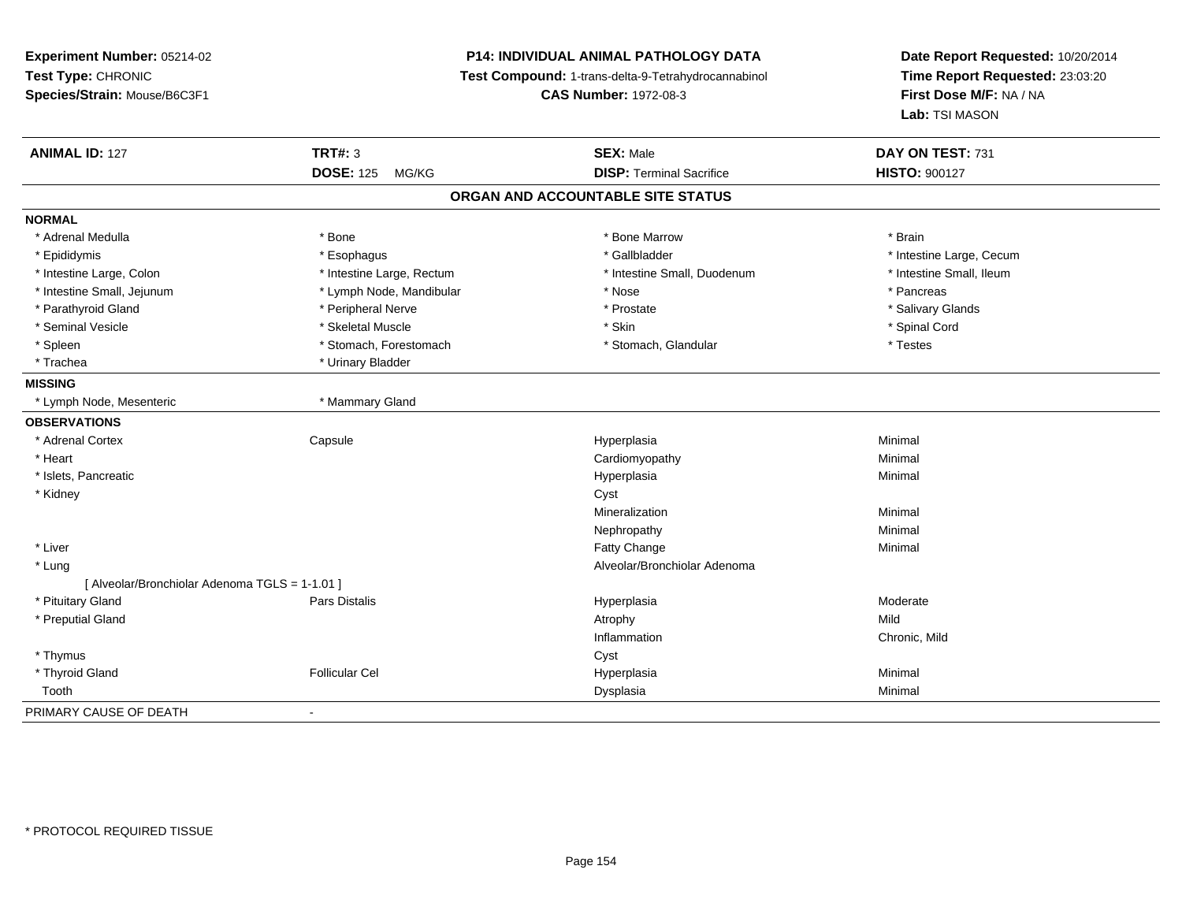**Experiment Number:** 05214-02
**Test Type:** CHRONIC
**Species/Strain:** Mouse/B6C3F1

**P14: INDIVIDUAL ANIMAL PATHOLOGY DATA**
**Test Compound:** 1-trans-delta-9-Tetrahydrocannabinol
**CAS Number:** 1972-08-3

**Date Report Requested:** 10/20/2014
**Time Report Requested:** 23:03:20
**First Dose M/F:** NA / NA
**Lab:** TSI MASON

| **ANIMAL ID:** 127 | **TRT#:** 3 | **SEX:** Male | **DAY ON TEST:** 731 |
|---|---|---|---|
| | **DOSE:** 125 MG/KG | **DISP:** Terminal Sacrifice | **HISTO:** 900127 |

## ORGAN AND ACCOUNTABLE SITE STATUS

**NORMAL**

| | | | |
|---|---|---|---|
| * Adrenal Medulla | * Bone | * Bone Marrow | * Brain |
| * Epididymis | * Esophagus | * Gallbladder | * Intestine Large, Cecum |
| * Intestine Large, Colon | * Intestine Large, Rectum | * Intestine Small, Duodenum | * Intestine Small, Ileum |
| * Intestine Small, Jejunum | * Lymph Node, Mandibular | * Nose | * Pancreas |
| * Parathyroid Gland | * Peripheral Nerve | * Prostate | * Salivary Glands |
| * Seminal Vesicle | * Skeletal Muscle | * Skin | * Spinal Cord |
| * Spleen | * Stomach, Forestomach | * Stomach, Glandular | * Testes |
| * Trachea | * Urinary Bladder | | |

**MISSING**

| | |
|---|---|
| * Lymph Node, Mesenteric | * Mammary Gland |

**OBSERVATIONS**

| | | | |
|---|---|---|---|
| * Adrenal Cortex | Capsule | Hyperplasia | Minimal |
| * Heart | | Cardiomyopathy | Minimal |
| * Islets, Pancreatic | | Hyperplasia | Minimal |
| * Kidney | | Cyst | |
| | | Mineralization | Minimal |
| | | Nephropathy | Minimal |
| * Liver | | Fatty Change | Minimal |
| * Lung | | Alveolar/Bronchiolar Adenoma | |
| [ Alveolar/Bronchiolar Adenoma TGLS = 1-1.01 ] | | | |
| * Pituitary Gland | Pars Distalis | Hyperplasia | Moderate |
| * Preputial Gland | | Atrophy | Mild |
| | | Inflammation | Chronic, Mild |
| * Thymus | | Cyst | |
| * Thyroid Gland | Follicular Cel | Hyperplasia | Minimal |
| Tooth | | Dysplasia | Minimal |

PRIMARY CAUSE OF DEATH -

* PROTOCOL REQUIRED TISSUE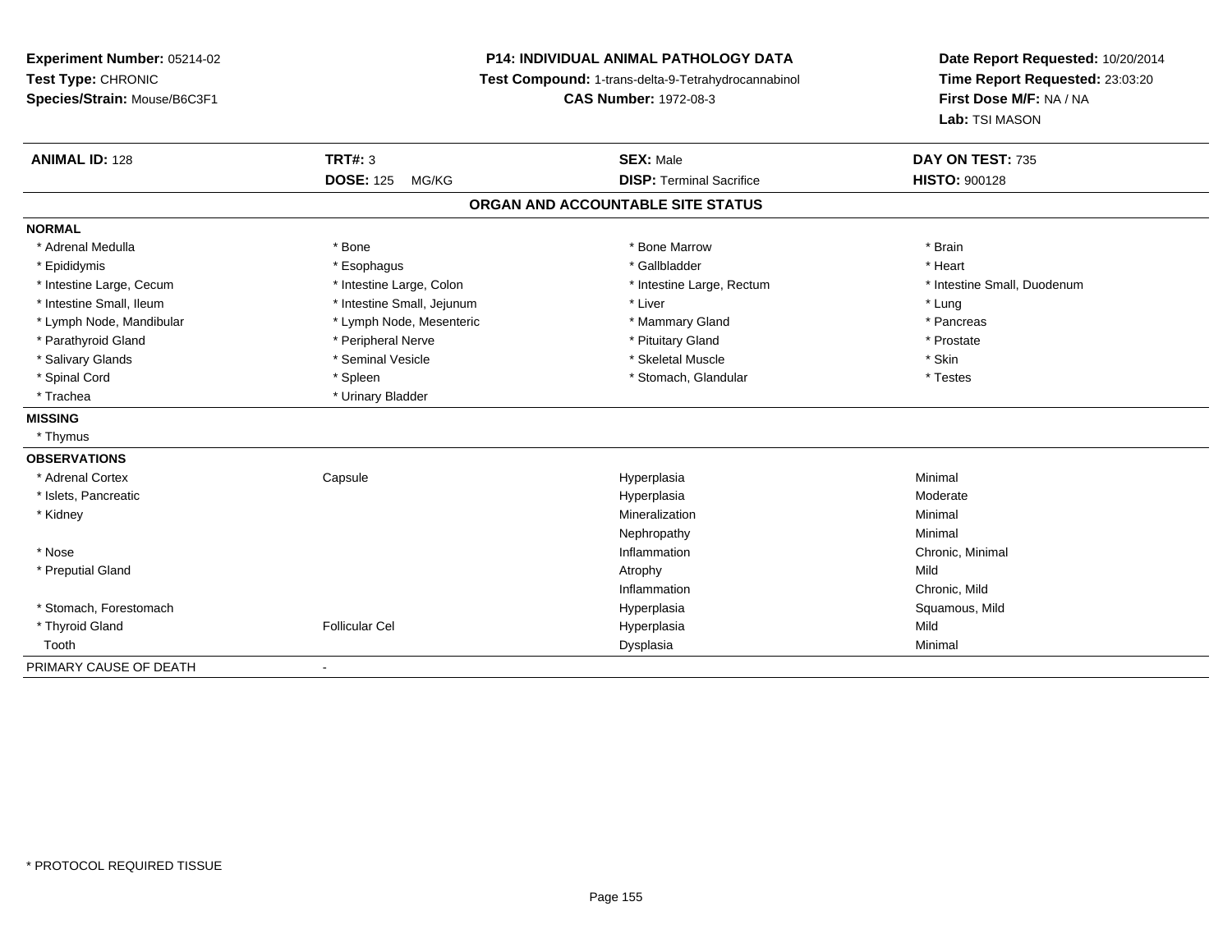**Experiment Number:** 05214-02
**Test Type:** CHRONIC
**Species/Strain:** Mouse/B6C3F1

**P14: INDIVIDUAL ANIMAL PATHOLOGY DATA**
**Test Compound:** 1-trans-delta-9-Tetrahydrocannabinol
**CAS Number:** 1972-08-3

**Date Report Requested:** 10/20/2014
**Time Report Requested:** 23:03:20
**First Dose M/F:** NA / NA
**Lab:** TSI MASON

| **ANIMAL ID:** 128 | **TRT#:** 3 | **SEX:** Male | **DAY ON TEST:** 735 |
|---|---|---|---|
| | **DOSE:** 125 MG/KG | **DISP:** Terminal Sacrifice | **HISTO:** 900128 |

## ORGAN AND ACCOUNTABLE SITE STATUS

**NORMAL**

| | | | |
|---|---|---|---|
| * Adrenal Medulla | * Bone | * Bone Marrow | * Brain |
| * Epididymis | * Esophagus | * Gallbladder | * Heart |
| * Intestine Large, Cecum | * Intestine Large, Colon | * Intestine Large, Rectum | * Intestine Small, Duodenum |
| * Intestine Small, Ileum | * Intestine Small, Jejunum | * Liver | * Lung |
| * Lymph Node, Mandibular | * Lymph Node, Mesenteric | * Mammary Gland | * Pancreas |
| * Parathyroid Gland | * Peripheral Nerve | * Pituitary Gland | * Prostate |
| * Salivary Glands | * Seminal Vesicle | * Skeletal Muscle | * Skin |
| * Spinal Cord | * Spleen | * Stomach, Glandular | * Testes |
| * Trachea | * Urinary Bladder | | |

**MISSING**

* Thymus

**OBSERVATIONS**

| | | | |
|---|---|---|---|
| * Adrenal Cortex | Capsule | Hyperplasia | Minimal |
| * Islets, Pancreatic | | Hyperplasia | Moderate |
| * Kidney | | Mineralization | Minimal |
| | | Nephropathy | Minimal |
| * Nose | | Inflammation | Chronic, Minimal |
| * Preputial Gland | | Atrophy | Mild |
| | | Inflammation | Chronic, Mild |
| * Stomach, Forestomach | | Hyperplasia | Squamous, Mild |
| * Thyroid Gland | Follicular Cel | Hyperplasia | Mild |
| Tooth | | Dysplasia | Minimal |

PRIMARY CAUSE OF DEATH -

* PROTOCOL REQUIRED TISSUE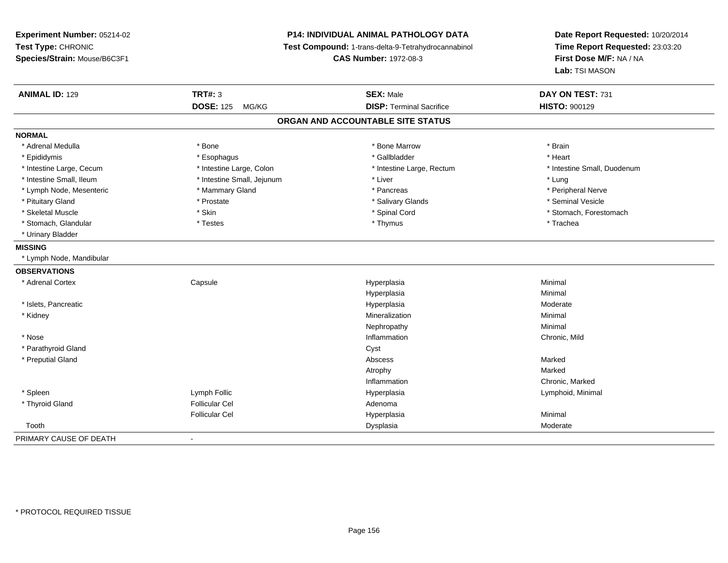**Experiment Number:** 05214-02
**Test Type:** CHRONIC
**Species/Strain:** Mouse/B6C3F1

**P14: INDIVIDUAL ANIMAL PATHOLOGY DATA**
**Test Compound:** 1-trans-delta-9-Tetrahydrocannabinol
**CAS Number:** 1972-08-3

**Date Report Requested:** 10/20/2014
**Time Report Requested:** 23:03:20
**First Dose M/F:** NA / NA
**Lab:** TSI MASON

| **ANIMAL ID:** 129 | **TRT#:** 3 | **SEX:** Male | **DAY ON TEST:** 731 |
|---|---|---|---|
| | **DOSE:** 125 MG/KG | **DISP:** Terminal Sacrifice | **HISTO:** 900129 |

## ORGAN AND ACCOUNTABLE SITE STATUS

**NORMAL**

| | | | |
|---|---|---|---|
| * Adrenal Medulla | * Bone | * Bone Marrow | * Brain |
| * Epididymis | * Esophagus | * Gallbladder | * Heart |
| * Intestine Large, Cecum | * Intestine Large, Colon | * Intestine Large, Rectum | * Intestine Small, Duodenum |
| * Intestine Small, Ileum | * Intestine Small, Jejunum | * Liver | * Lung |
| * Lymph Node, Mesenteric | * Mammary Gland | * Pancreas | * Peripheral Nerve |
| * Pituitary Gland | * Prostate | * Salivary Glands | * Seminal Vesicle |
| * Skeletal Muscle | * Skin | * Spinal Cord | * Stomach, Forestomach |
| * Stomach, Glandular | * Testes | * Thymus | * Trachea |
| * Urinary Bladder | | | |

**MISSING**

* Lymph Node, Mandibular

**OBSERVATIONS**

| | | | |
|---|---|---|---|
| * Adrenal Cortex | Capsule | Hyperplasia | Minimal |
| | | Hyperplasia | Minimal |
| * Islets, Pancreatic | | Hyperplasia | Moderate |
| * Kidney | | Mineralization | Minimal |
| | | Nephropathy | Minimal |
| * Nose | | Inflammation | Chronic, Mild |
| * Parathyroid Gland | | Cyst | |
| * Preputial Gland | | Abscess | Marked |
| | | Atrophy | Marked |
| | | Inflammation | Chronic, Marked |
| * Spleen | Lymph Follic | Hyperplasia | Lymphoid, Minimal |
| * Thyroid Gland | Follicular Cel | Adenoma | |
| | Follicular Cel | Hyperplasia | Minimal |
| Tooth | | Dysplasia | Moderate |

PRIMARY CAUSE OF DEATH -

* PROTOCOL REQUIRED TISSUE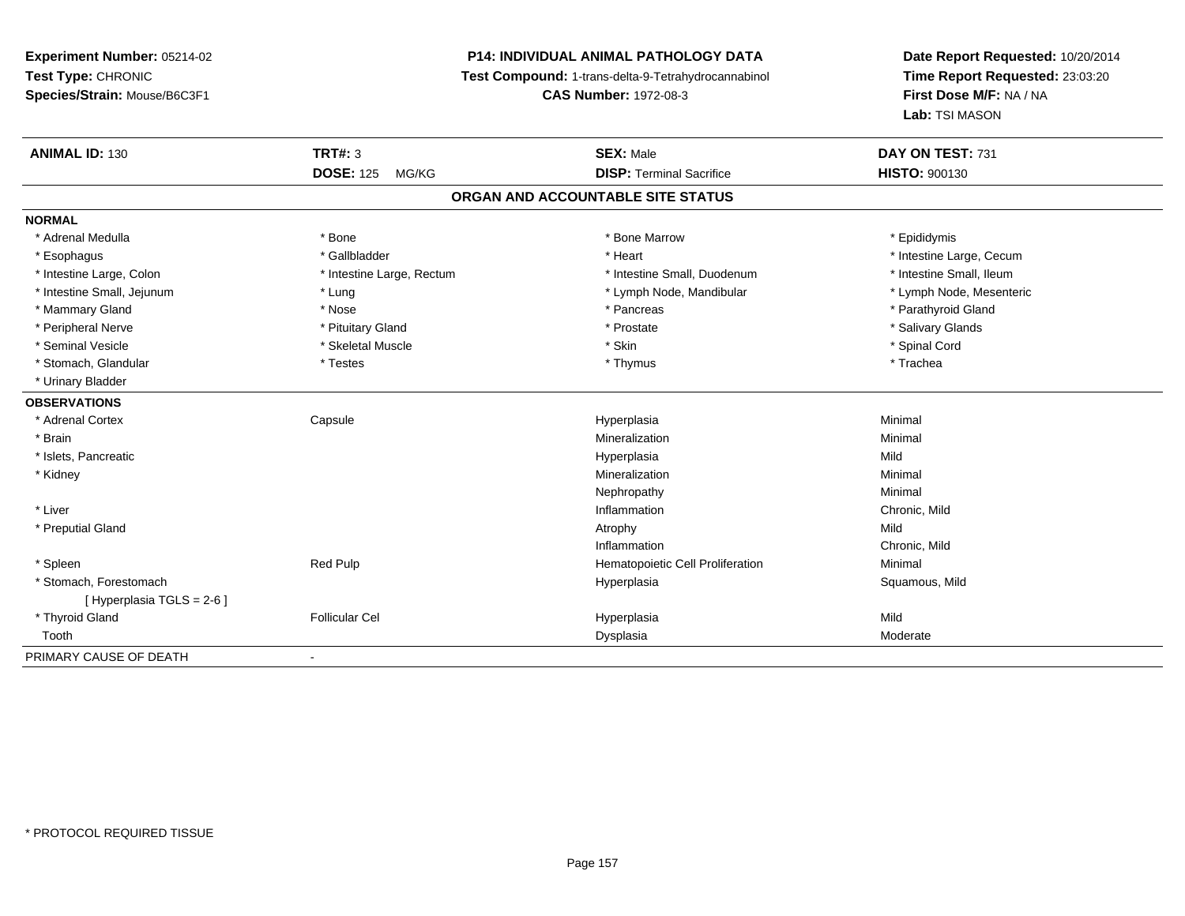**Experiment Number:** 05214-02
**Test Type:** CHRONIC
**Species/Strain:** Mouse/B6C3F1

**P14: INDIVIDUAL ANIMAL PATHOLOGY DATA**
**Test Compound:** 1-trans-delta-9-Tetrahydrocannabinol
**CAS Number:** 1972-08-3

**Date Report Requested:** 10/20/2014
**Time Report Requested:** 23:03:20
**First Dose M/F:** NA / NA
**Lab:** TSI MASON

| **ANIMAL ID:** 130 | **TRT#:** 3 | **SEX:** Male | **DAY ON TEST:** 731 |
|---|---|---|---|
| | **DOSE:** 125 MG/KG | **DISP:** Terminal Sacrifice | **HISTO:** 900130 |

## ORGAN AND ACCOUNTABLE SITE STATUS

| | | | |
|---|---|---|---|
| **NORMAL** | | | |
| * Adrenal Medulla | * Bone | * Bone Marrow | * Epididymis |
| * Esophagus | * Gallbladder | * Heart | * Intestine Large, Cecum |
| * Intestine Large, Colon | * Intestine Large, Rectum | * Intestine Small, Duodenum | * Intestine Small, Ileum |
| * Intestine Small, Jejunum | * Lung | * Lymph Node, Mandibular | * Lymph Node, Mesenteric |
| * Mammary Gland | * Nose | * Pancreas | * Parathyroid Gland |
| * Peripheral Nerve | * Pituitary Gland | * Prostate | * Salivary Glands |
| * Seminal Vesicle | * Skeletal Muscle | * Skin | * Spinal Cord |
| * Stomach, Glandular | * Testes | * Thymus | * Trachea |
| * Urinary Bladder | | | |
| **OBSERVATIONS** | | | |
| * Adrenal Cortex | Capsule | Hyperplasia | Minimal |
| * Brain | | Mineralization | Minimal |
| * Islets, Pancreatic | | Hyperplasia | Mild |
| * Kidney | | Mineralization | Minimal |
| | | Nephropathy | Minimal |
| * Liver | | Inflammation | Chronic, Mild |
| * Preputial Gland | | Atrophy | Mild |
| | | Inflammation | Chronic, Mild |
| * Spleen | Red Pulp | Hematopoietic Cell Proliferation | Minimal |
| * Stomach, Forestomach | | Hyperplasia | Squamous, Mild |
| [ Hyperplasia TGLS = 2-6 ] | | | |
| * Thyroid Gland | Follicular Cel | Hyperplasia | Mild |
| Tooth | | Dysplasia | Moderate |
| PRIMARY CAUSE OF DEATH | - | | |

* PROTOCOL REQUIRED TISSUE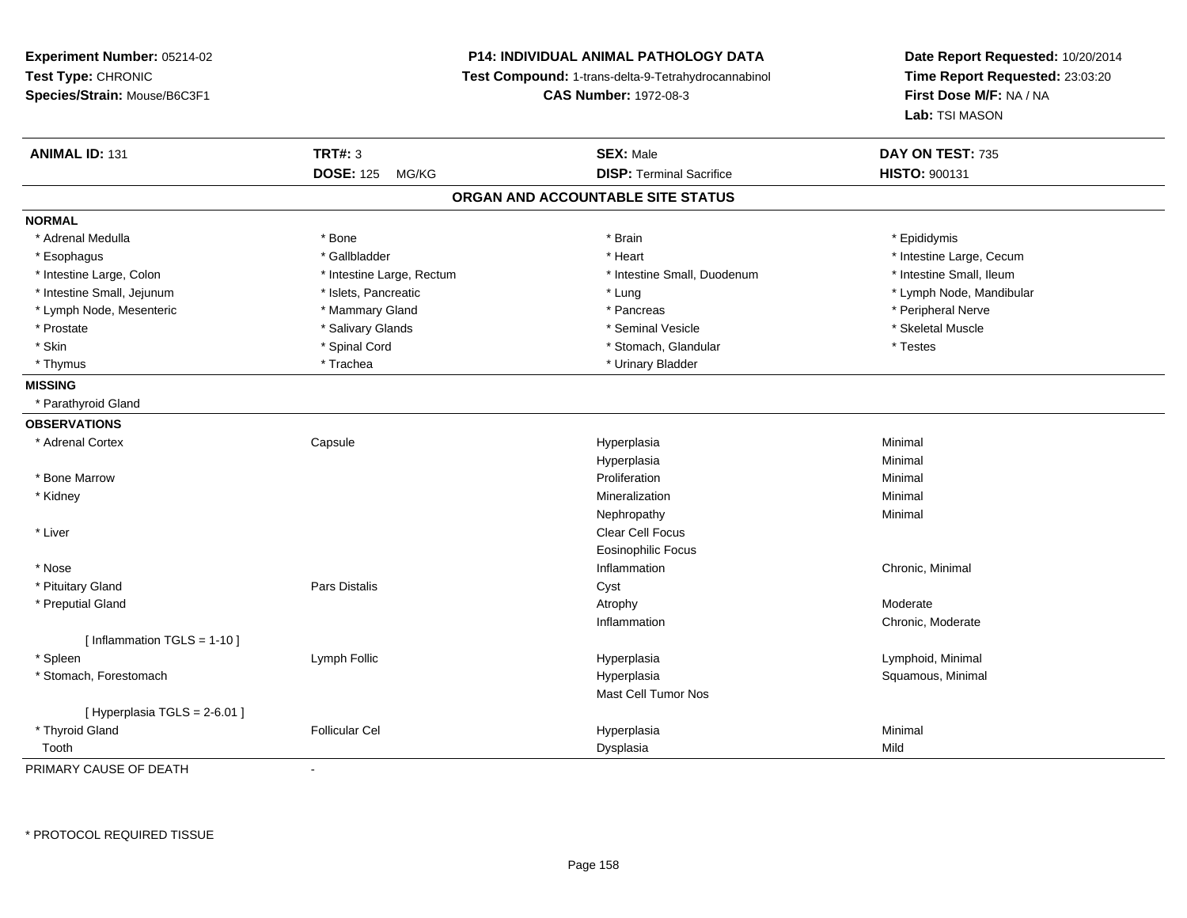**Experiment Number:** 05214-02
**Test Type:** CHRONIC
**Species/Strain:** Mouse/B6C3F1

**P14: INDIVIDUAL ANIMAL PATHOLOGY DATA**
**Test Compound:** 1-trans-delta-9-Tetrahydrocannabinol
**CAS Number:** 1972-08-3

**Date Report Requested:** 10/20/2014
**Time Report Requested:** 23:03:20
**First Dose M/F:** NA / NA
**Lab:** TSI MASON

| **ANIMAL ID:** 131 | **TRT#:** 3 | **SEX:** Male | **DAY ON TEST:** 735 |
|---|---|---|---|
| | **DOSE:** 125 MG/KG | **DISP:** Terminal Sacrifice | **HISTO:** 900131 |

## ORGAN AND ACCOUNTABLE SITE STATUS

**NORMAL**

| | | | |
|---|---|---|---|
| * Adrenal Medulla | * Bone | * Brain | * Epididymis |
| * Esophagus | * Gallbladder | * Heart | * Intestine Large, Cecum |
| * Intestine Large, Colon | * Intestine Large, Rectum | * Intestine Small, Duodenum | * Intestine Small, Ileum |
| * Intestine Small, Jejunum | * Islets, Pancreatic | * Lung | * Lymph Node, Mandibular |
| * Lymph Node, Mesenteric | * Mammary Gland | * Pancreas | * Peripheral Nerve |
| * Prostate | * Salivary Glands | * Seminal Vesicle | * Skeletal Muscle |
| * Skin | * Spinal Cord | * Stomach, Glandular | * Testes |
| * Thymus | * Trachea | * Urinary Bladder | |

**MISSING**

* Parathyroid Gland

**OBSERVATIONS**

| | | | |
|---|---|---|---|
| * Adrenal Cortex | Capsule | Hyperplasia | Minimal |
| | | Hyperplasia | Minimal |
| * Bone Marrow | | Proliferation | Minimal |
| * Kidney | | Mineralization | Minimal |
| | | Nephropathy | Minimal |
| * Liver | | Clear Cell Focus | |
| | | Eosinophilic Focus | |
| * Nose | | Inflammation | Chronic, Minimal |
| * Pituitary Gland | Pars Distalis | Cyst | |
| * Preputial Gland | | Atrophy | Moderate |
| | | Inflammation | Chronic, Moderate |
| [ Inflammation TGLS = 1-10 ] | | | |
| * Spleen | Lymph Follic | Hyperplasia | Lymphoid, Minimal |
| * Stomach, Forestomach | | Hyperplasia | Squamous, Minimal |
| | | Mast Cell Tumor Nos | |
| [ Hyperplasia TGLS = 2-6.01 ] | | | |
| * Thyroid Gland | Follicular Cel | Hyperplasia | Minimal |
| Tooth | | Dysplasia | Mild |

PRIMARY CAUSE OF DEATH -

\* PROTOCOL REQUIRED TISSUE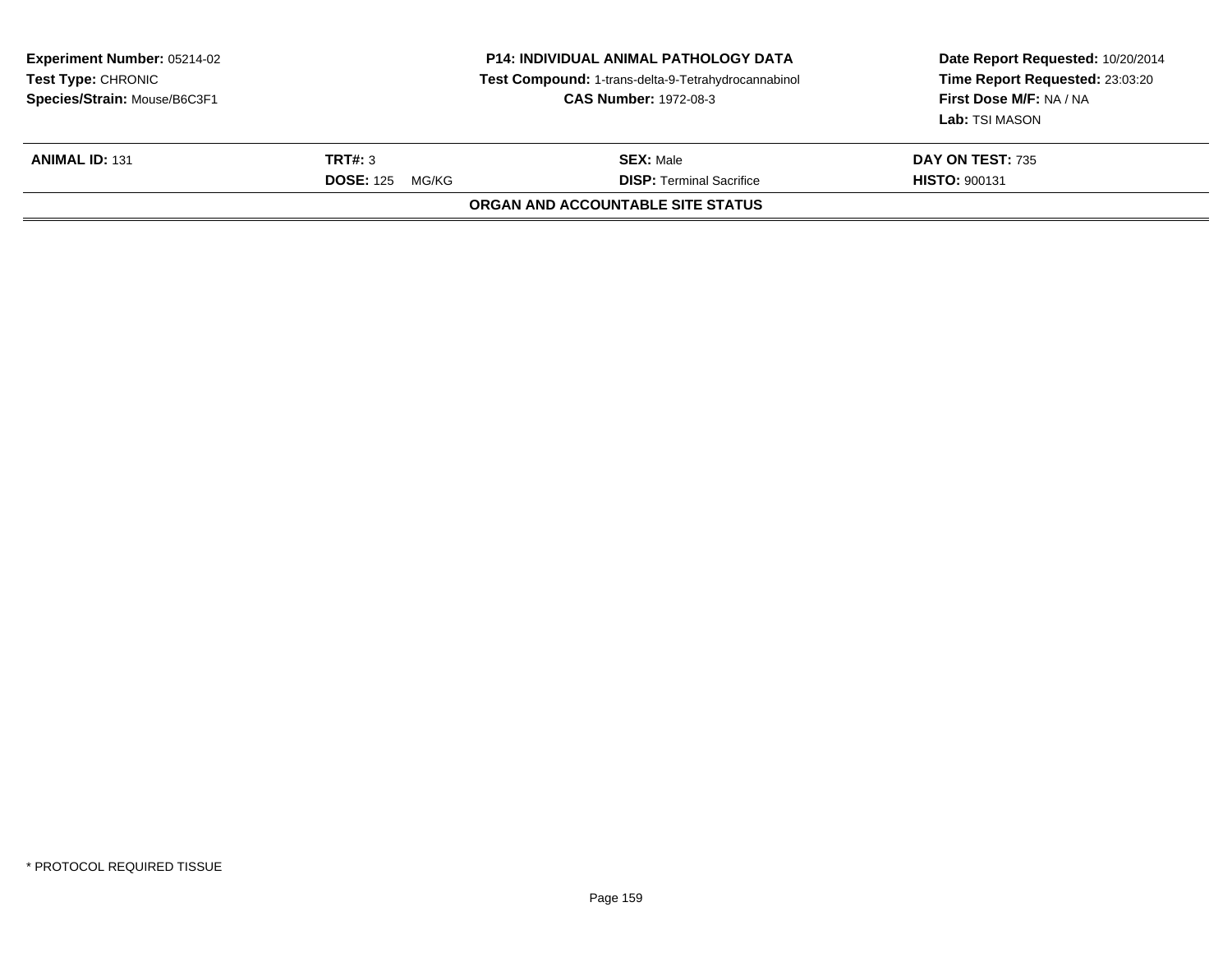**Experiment Number:** 05214-02
**Test Type:** CHRONIC
**Species/Strain:** Mouse/B6C3F1

**P14: INDIVIDUAL ANIMAL PATHOLOGY DATA**
**Test Compound:** 1-trans-delta-9-Tetrahydrocannabinol
**CAS Number:** 1972-08-3

**Date Report Requested:** 10/20/2014
**Time Report Requested:** 23:03:20
**First Dose M/F:** NA / NA
**Lab:** TSI MASON

| **ANIMAL ID:** 131 | **TRT#:** 3 | **SEX:** Male | **DAY ON TEST:** 735 |
|---|---|---|---|
| | **DOSE:** 125 MG/KG | **DISP:** Terminal Sacrifice | **HISTO:** 900131 |

**ORGAN AND ACCOUNTABLE SITE STATUS**

* PROTOCOL REQUIRED TISSUE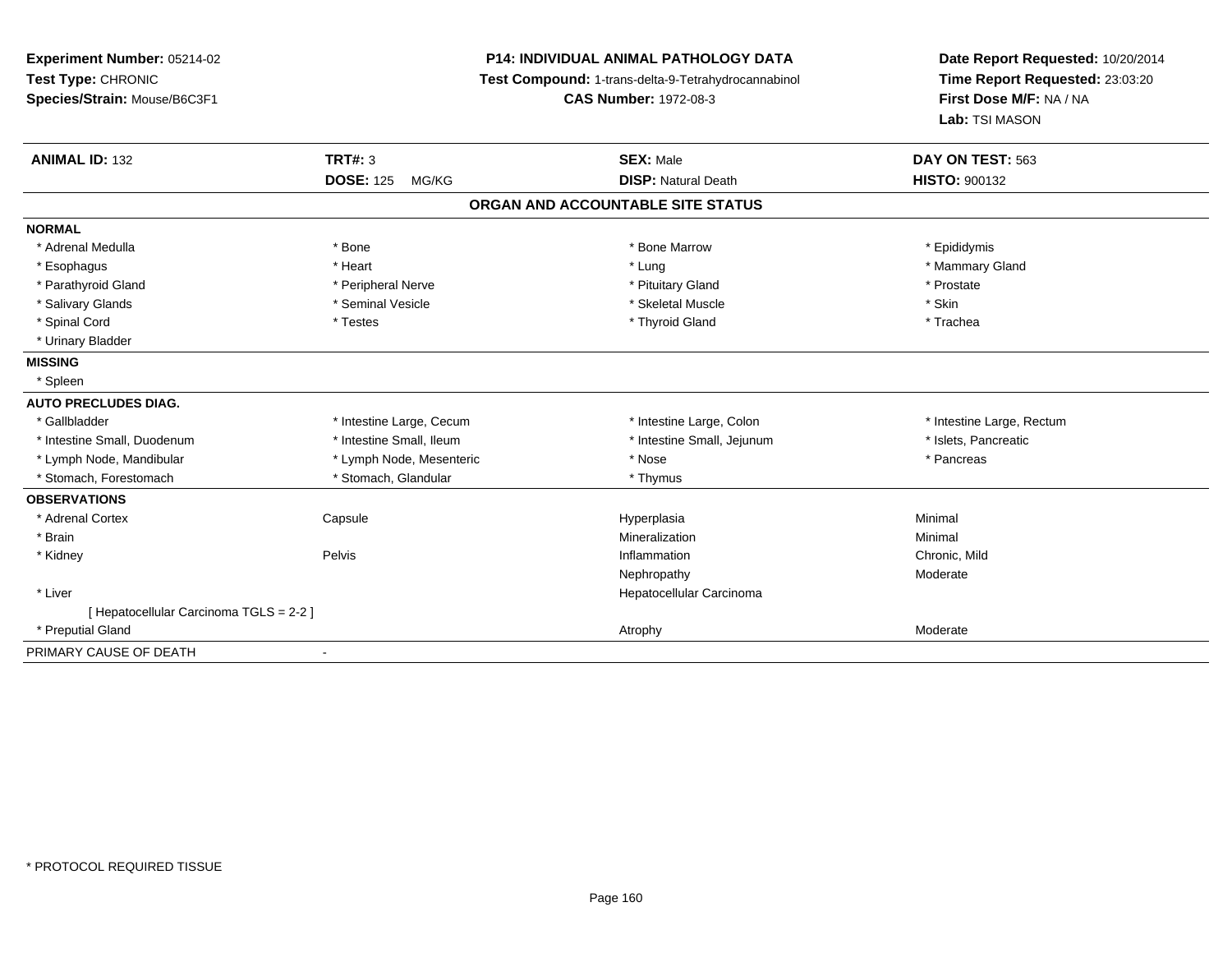**Experiment Number:** 05214-02
**Test Type:** CHRONIC
**Species/Strain:** Mouse/B6C3F1

**P14: INDIVIDUAL ANIMAL PATHOLOGY DATA**
**Test Compound:** 1-trans-delta-9-Tetrahydrocannabinol
**CAS Number:** 1972-08-3

**Date Report Requested:** 10/20/2014
**Time Report Requested:** 23:03:20
**First Dose M/F:** NA / NA
**Lab:** TSI MASON

| **ANIMAL ID:** 132 | **TRT#:** 3 | **SEX:** Male | **DAY ON TEST:** 563 |
|---|---|---|---|
| | **DOSE:** 125 MG/KG | **DISP:** Natural Death | **HISTO:** 900132 |

**ORGAN AND ACCOUNTABLE SITE STATUS**

| | | | |
|---|---|---|---|
| **NORMAL** | | | |
| * Adrenal Medulla | * Bone | * Bone Marrow | * Epididymis |
| * Esophagus | * Heart | * Lung | * Mammary Gland |
| * Parathyroid Gland | * Peripheral Nerve | * Pituitary Gland | * Prostate |
| * Salivary Glands | * Seminal Vesicle | * Skeletal Muscle | * Skin |
| * Spinal Cord | * Testes | * Thyroid Gland | * Trachea |
| * Urinary Bladder | | | |
| **MISSING** | | | |
| * Spleen | | | |
| **AUTO PRECLUDES DIAG.** | | | |
| * Gallbladder | * Intestine Large, Cecum | * Intestine Large, Colon | * Intestine Large, Rectum |
| * Intestine Small, Duodenum | * Intestine Small, Ileum | * Intestine Small, Jejunum | * Islets, Pancreatic |
| * Lymph Node, Mandibular | * Lymph Node, Mesenteric | * Nose | * Pancreas |
| * Stomach, Forestomach | * Stomach, Glandular | * Thymus | |
| **OBSERVATIONS** | | | |
| * Adrenal Cortex | Capsule | Hyperplasia | Minimal |
| * Brain | | Mineralization | Minimal |
| * Kidney | Pelvis | Inflammation | Chronic, Mild |
| | | Nephropathy | Moderate |
| * Liver | | Hepatocellular Carcinoma | |
| [ Hepatocellular Carcinoma TGLS = 2-2 ] | | | |
| * Preputial Gland | | Atrophy | Moderate |
| PRIMARY CAUSE OF DEATH | - | | |

* PROTOCOL REQUIRED TISSUE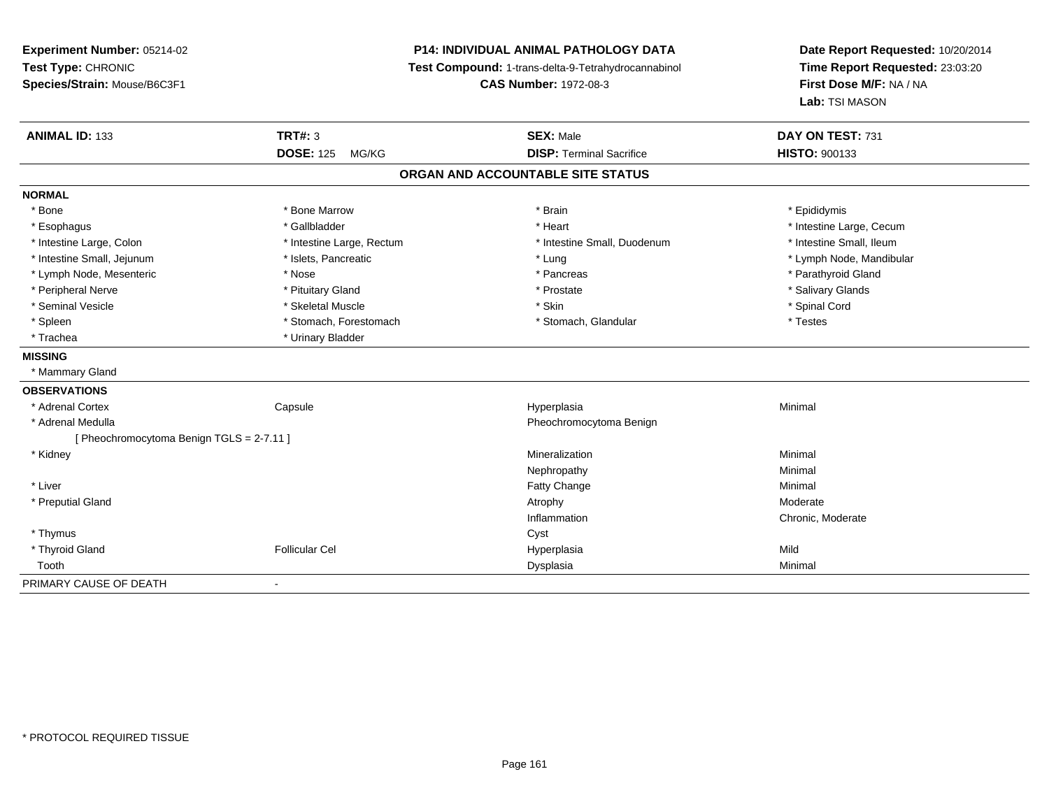**Experiment Number:** 05214-02
**Test Type:** CHRONIC
**Species/Strain:** Mouse/B6C3F1

**P14: INDIVIDUAL ANIMAL PATHOLOGY DATA**
**Test Compound:** 1-trans-delta-9-Tetrahydrocannabinol
**CAS Number:** 1972-08-3

**Date Report Requested:** 10/20/2014
**Time Report Requested:** 23:03:20
**First Dose M/F:** NA / NA
**Lab:** TSI MASON

| **ANIMAL ID:** 133 | **TRT#:** 3 | **SEX:** Male | **DAY ON TEST:** 731 |
|---|---|---|---|
| | **DOSE:** 125 MG/KG | **DISP:** Terminal Sacrifice | **HISTO:** 900133 |

**ORGAN AND ACCOUNTABLE SITE STATUS**

| | | | |
|---|---|---|---|
| **NORMAL** | | | |
| * Bone | * Bone Marrow | * Brain | * Epididymis |
| * Esophagus | * Gallbladder | * Heart | * Intestine Large, Cecum |
| * Intestine Large, Colon | * Intestine Large, Rectum | * Intestine Small, Duodenum | * Intestine Small, Ileum |
| * Intestine Small, Jejunum | * Islets, Pancreatic | * Lung | * Lymph Node, Mandibular |
| * Lymph Node, Mesenteric | * Nose | * Pancreas | * Parathyroid Gland |
| * Peripheral Nerve | * Pituitary Gland | * Prostate | * Salivary Glands |
| * Seminal Vesicle | * Skeletal Muscle | * Skin | * Spinal Cord |
| * Spleen | * Stomach, Forestomach | * Stomach, Glandular | * Testes |
| * Trachea | * Urinary Bladder | | |
| **MISSING** | | | |
| * Mammary Gland | | | |
| **OBSERVATIONS** | | | |
| * Adrenal Cortex | Capsule | Hyperplasia | Minimal |
| * Adrenal Medulla | | Pheochromocytoma Benign | |
| [ Pheochromocytoma Benign TGLS = 2-7.11 ] | | | |
| * Kidney | | Mineralization | Minimal |
| | | Nephropathy | Minimal |
| * Liver | | Fatty Change | Minimal |
| * Preputial Gland | | Atrophy | Moderate |
| | | Inflammation | Chronic, Moderate |
| * Thymus | | Cyst | |
| * Thyroid Gland | Follicular Cel | Hyperplasia | Mild |
| Tooth | | Dysplasia | Minimal |
| PRIMARY CAUSE OF DEATH | - | | |

* PROTOCOL REQUIRED TISSUE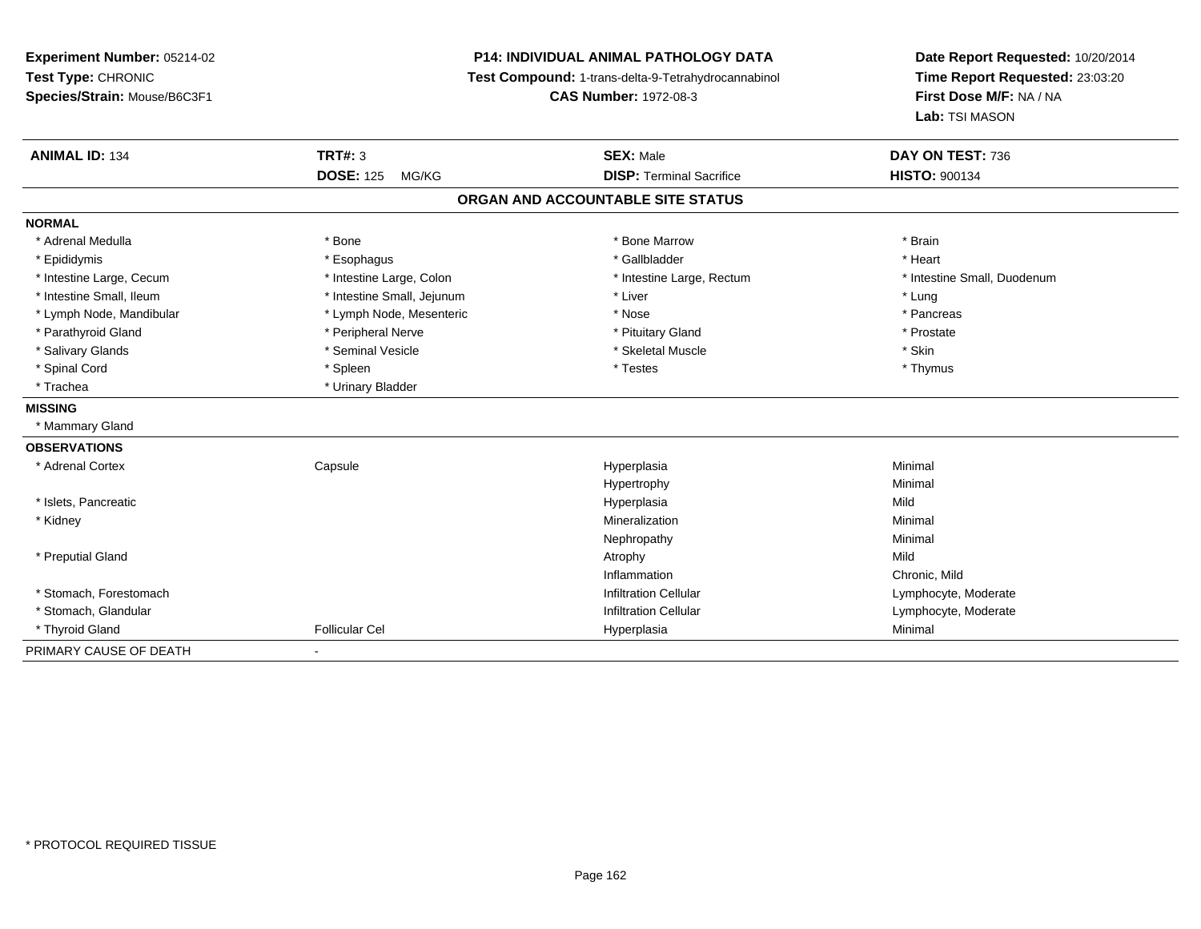**Experiment Number:** 05214-02
**Test Type:** CHRONIC
**Species/Strain:** Mouse/B6C3F1

## P14: INDIVIDUAL ANIMAL PATHOLOGY DATA

**Test Compound:** 1-trans-delta-9-Tetrahydrocannabinol
**CAS Number:** 1972-08-3

**Date Report Requested:** 10/20/2014
**Time Report Requested:** 23:03:20
**First Dose M/F:** NA / NA
**Lab:** TSI MASON

| **ANIMAL ID:** 134 | **TRT#:** 3 | **SEX:** Male | **DAY ON TEST:** 736 |
|---|---|---|---|
| | **DOSE:** 125 MG/KG | **DISP:** Terminal Sacrifice | **HISTO:** 900134 |

### ORGAN AND ACCOUNTABLE SITE STATUS

**NORMAL**

| | | | |
|---|---|---|---|
| * Adrenal Medulla | * Bone | * Bone Marrow | * Brain |
| * Epididymis | * Esophagus | * Gallbladder | * Heart |
| * Intestine Large, Cecum | * Intestine Large, Colon | * Intestine Large, Rectum | * Intestine Small, Duodenum |
| * Intestine Small, Ileum | * Intestine Small, Jejunum | * Liver | * Lung |
| * Lymph Node, Mandibular | * Lymph Node, Mesenteric | * Nose | * Pancreas |
| * Parathyroid Gland | * Peripheral Nerve | * Pituitary Gland | * Prostate |
| * Salivary Glands | * Seminal Vesicle | * Skeletal Muscle | * Skin |
| * Spinal Cord | * Spleen | * Testes | * Thymus |
| * Trachea | * Urinary Bladder | | |

**MISSING**

* Mammary Gland

**OBSERVATIONS**

| | | | |
|---|---|---|---|
| * Adrenal Cortex | Capsule | Hyperplasia | Minimal |
| | | Hypertrophy | Minimal |
| * Islets, Pancreatic | | Hyperplasia | Mild |
| * Kidney | | Mineralization | Minimal |
| | | Nephropathy | Minimal |
| * Preputial Gland | | Atrophy | Mild |
| | | Inflammation | Chronic, Mild |
| * Stomach, Forestomach | | Infiltration Cellular | Lymphocyte, Moderate |
| * Stomach, Glandular | | Infiltration Cellular | Lymphocyte, Moderate |
| * Thyroid Gland | Follicular Cel | Hyperplasia | Minimal |

PRIMARY CAUSE OF DEATH -

* PROTOCOL REQUIRED TISSUE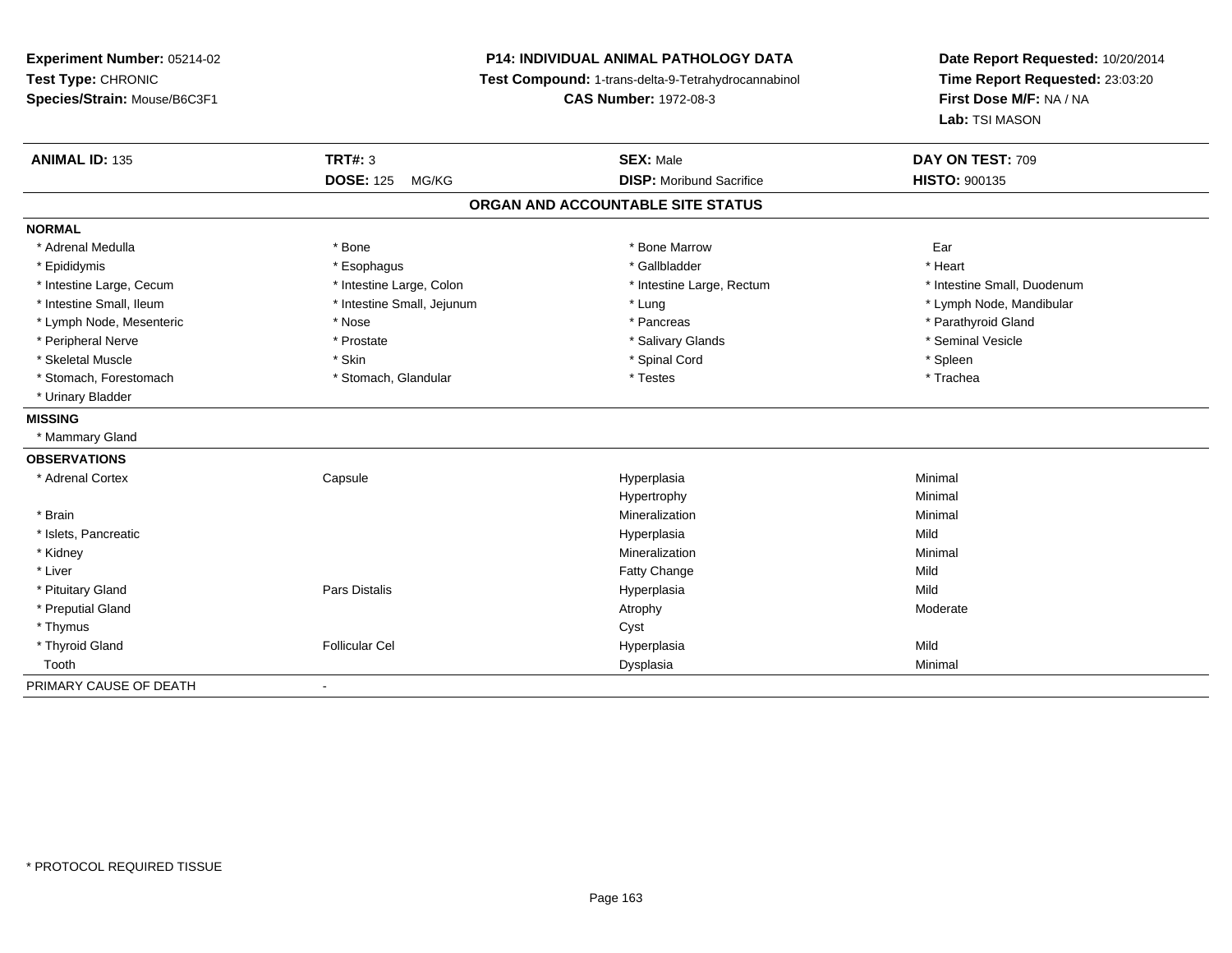**Experiment Number:** 05214-02
**Test Type:** CHRONIC
**Species/Strain:** Mouse/B6C3F1

**P14: INDIVIDUAL ANIMAL PATHOLOGY DATA**
**Test Compound:** 1-trans-delta-9-Tetrahydrocannabinol
**CAS Number:** 1972-08-3

**Date Report Requested:** 10/20/2014
**Time Report Requested:** 23:03:20
**First Dose M/F:** NA / NA
**Lab:** TSI MASON

| **ANIMAL ID:** 135 | **TRT#:** 3 | **SEX:** Male | **DAY ON TEST:** 709 |
|---|---|---|---|
| | **DOSE:** 125 MG/KG | **DISP:** Moribund Sacrifice | **HISTO:** 900135 |

## ORGAN AND ACCOUNTABLE SITE STATUS

**NORMAL**

| | | | |
|---|---|---|---|
| * Adrenal Medulla | * Bone | * Bone Marrow | Ear |
| * Epididymis | * Esophagus | * Gallbladder | * Heart |
| * Intestine Large, Cecum | * Intestine Large, Colon | * Intestine Large, Rectum | * Intestine Small, Duodenum |
| * Intestine Small, Ileum | * Intestine Small, Jejunum | * Lung | * Lymph Node, Mandibular |
| * Lymph Node, Mesenteric | * Nose | * Pancreas | * Parathyroid Gland |
| * Peripheral Nerve | * Prostate | * Salivary Glands | * Seminal Vesicle |
| * Skeletal Muscle | * Skin | * Spinal Cord | * Spleen |
| * Stomach, Forestomach | * Stomach, Glandular | * Testes | * Trachea |
| * Urinary Bladder | | | |

**MISSING**

* Mammary Gland

**OBSERVATIONS**

| | | | |
|---|---|---|---|
| * Adrenal Cortex | Capsule | Hyperplasia | Minimal |
| | | Hypertrophy | Minimal |
| * Brain | | Mineralization | Minimal |
| * Islets, Pancreatic | | Hyperplasia | Mild |
| * Kidney | | Mineralization | Minimal |
| * Liver | | Fatty Change | Mild |
| * Pituitary Gland | Pars Distalis | Hyperplasia | Mild |
| * Preputial Gland | | Atrophy | Moderate |
| * Thymus | | Cyst | |
| * Thyroid Gland | Follicular Cel | Hyperplasia | Mild |
| Tooth | | Dysplasia | Minimal |

PRIMARY CAUSE OF DEATH -

* PROTOCOL REQUIRED TISSUE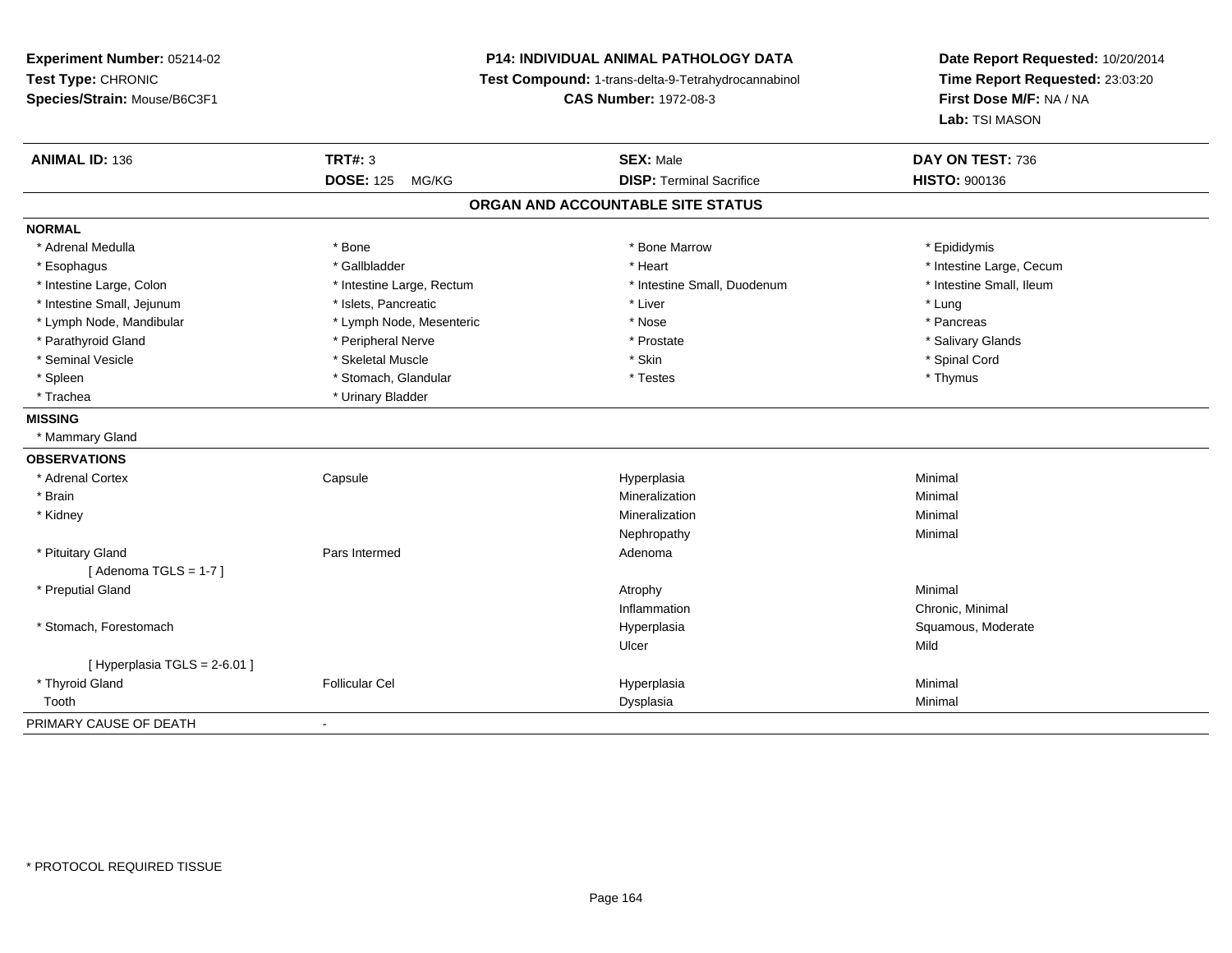**Experiment Number:** 05214-02
**Test Type:** CHRONIC
**Species/Strain:** Mouse/B6C3F1

**P14: INDIVIDUAL ANIMAL PATHOLOGY DATA**
**Test Compound:** 1-trans-delta-9-Tetrahydrocannabinol
**CAS Number:** 1972-08-3

**Date Report Requested:** 10/20/2014
**Time Report Requested:** 23:03:20
**First Dose M/F:** NA / NA
**Lab:** TSI MASON

| **ANIMAL ID:** 136 | **TRT#:** 3 | **SEX:** Male | **DAY ON TEST:** 736 |
|---|---|---|---|
| | **DOSE:** 125 MG/KG | **DISP:** Terminal Sacrifice | **HISTO:** 900136 |

## ORGAN AND ACCOUNTABLE SITE STATUS

**NORMAL**

| | | | |
|---|---|---|---|
| * Adrenal Medulla | * Bone | * Bone Marrow | * Epididymis |
| * Esophagus | * Gallbladder | * Heart | * Intestine Large, Cecum |
| * Intestine Large, Colon | * Intestine Large, Rectum | * Intestine Small, Duodenum | * Intestine Small, Ileum |
| * Intestine Small, Jejunum | * Islets, Pancreatic | * Liver | * Lung |
| * Lymph Node, Mandibular | * Lymph Node, Mesenteric | * Nose | * Pancreas |
| * Parathyroid Gland | * Peripheral Nerve | * Prostate | * Salivary Glands |
| * Seminal Vesicle | * Skeletal Muscle | * Skin | * Spinal Cord |
| * Spleen | * Stomach, Glandular | * Testes | * Thymus |
| * Trachea | * Urinary Bladder | | |

**MISSING**

* Mammary Gland

**OBSERVATIONS**

| | | | |
|---|---|---|---|
| * Adrenal Cortex | Capsule | Hyperplasia | Minimal |
| * Brain | | Mineralization | Minimal |
| * Kidney | | Mineralization | Minimal |
| | | Nephropathy | Minimal |
| * Pituitary Gland | Pars Intermed | Adenoma | |
| [ Adenoma TGLS = 1-7 ] | | | |
| * Preputial Gland | | Atrophy | Minimal |
| | | Inflammation | Chronic, Minimal |
| * Stomach, Forestomach | | Hyperplasia | Squamous, Moderate |
| | | Ulcer | Mild |
| [ Hyperplasia TGLS = 2-6.01 ] | | | |
| * Thyroid Gland | Follicular Cel | Hyperplasia | Minimal |
| Tooth | | Dysplasia | Minimal |

PRIMARY CAUSE OF DEATH -

* PROTOCOL REQUIRED TISSUE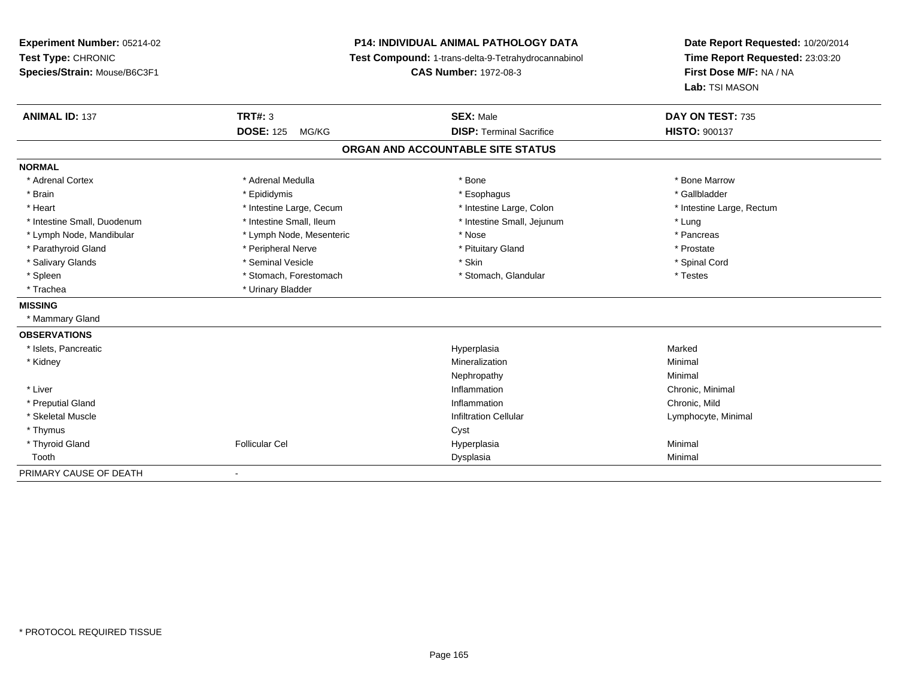**Experiment Number:** 05214-02
**Test Type:** CHRONIC
**Species/Strain:** Mouse/B6C3F1

**P14: INDIVIDUAL ANIMAL PATHOLOGY DATA**
**Test Compound:** 1-trans-delta-9-Tetrahydrocannabinol
**CAS Number:** 1972-08-3

**Date Report Requested:** 10/20/2014
**Time Report Requested:** 23:03:20
**First Dose M/F:** NA / NA
**Lab:** TSI MASON

| **ANIMAL ID:** 137 | **TRT#:** 3 | **SEX:** Male | **DAY ON TEST:** 735 |
|---|---|---|---|
| | **DOSE:** 125 MG/KG | **DISP:** Terminal Sacrifice | **HISTO:** 900137 |

## ORGAN AND ACCOUNTABLE SITE STATUS

**NORMAL**

| | | | |
|---|---|---|---|
| * Adrenal Cortex | * Adrenal Medulla | * Bone | * Bone Marrow |
| * Brain | * Epididymis | * Esophagus | * Gallbladder |
| * Heart | * Intestine Large, Cecum | * Intestine Large, Colon | * Intestine Large, Rectum |
| * Intestine Small, Duodenum | * Intestine Small, Ileum | * Intestine Small, Jejunum | * Lung |
| * Lymph Node, Mandibular | * Lymph Node, Mesenteric | * Nose | * Pancreas |
| * Parathyroid Gland | * Peripheral Nerve | * Pituitary Gland | * Prostate |
| * Salivary Glands | * Seminal Vesicle | * Skin | * Spinal Cord |
| * Spleen | * Stomach, Forestomach | * Stomach, Glandular | * Testes |
| * Trachea | * Urinary Bladder | | |

**MISSING**

* Mammary Gland

**OBSERVATIONS**

| | | | |
|---|---|---|---|
| * Islets, Pancreatic | | Hyperplasia | Marked |
| * Kidney | | Mineralization | Minimal |
| | | Nephropathy | Minimal |
| * Liver | | Inflammation | Chronic, Minimal |
| * Preputial Gland | | Inflammation | Chronic, Mild |
| * Skeletal Muscle | | Infiltration Cellular | Lymphocyte, Minimal |
| * Thymus | | Cyst | |
| * Thyroid Gland | Follicular Cel | Hyperplasia | Minimal |
| Tooth | | Dysplasia | Minimal |

PRIMARY CAUSE OF DEATH -

* PROTOCOL REQUIRED TISSUE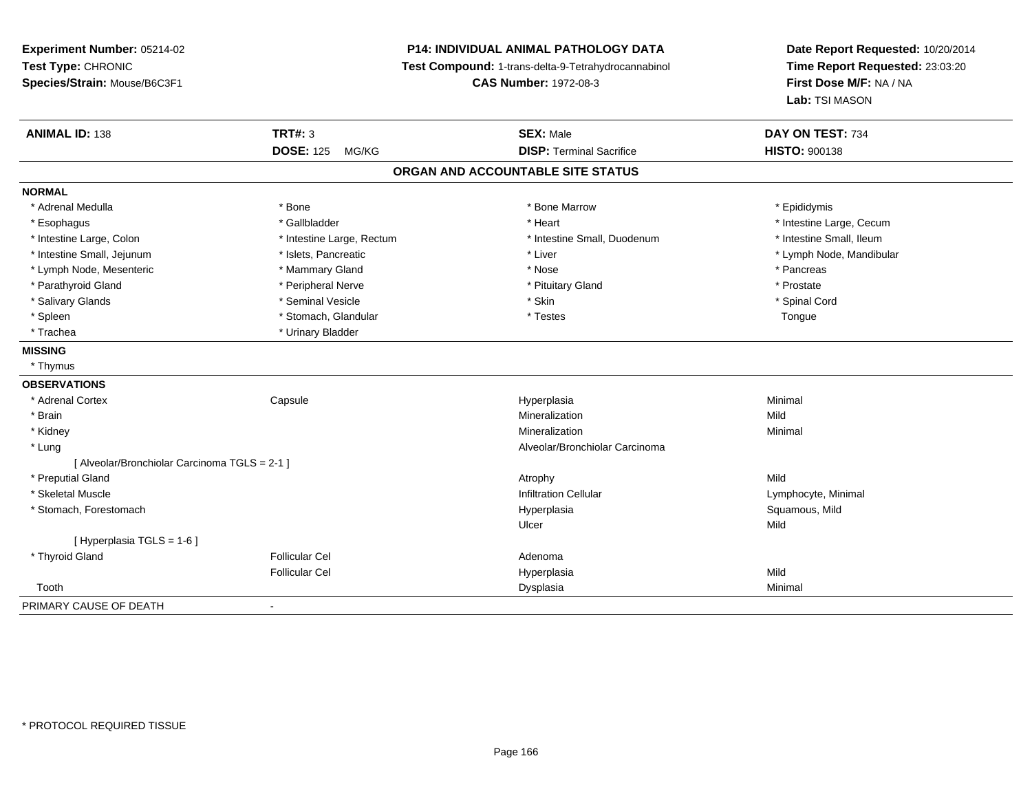**Experiment Number:** 05214-02
**Test Type:** CHRONIC
**Species/Strain:** Mouse/B6C3F1

**P14: INDIVIDUAL ANIMAL PATHOLOGY DATA**
**Test Compound:** 1-trans-delta-9-Tetrahydrocannabinol
**CAS Number:** 1972-08-3

**Date Report Requested:** 10/20/2014
**Time Report Requested:** 23:03:20
**First Dose M/F:** NA / NA
**Lab:** TSI MASON

| **ANIMAL ID:** 138 | **TRT#:** 3 | **SEX:** Male | **DAY ON TEST:** 734 |
|---|---|---|---|
| | **DOSE:** 125 MG/KG | **DISP:** Terminal Sacrifice | **HISTO:** 900138 |

## ORGAN AND ACCOUNTABLE SITE STATUS

**NORMAL**

| | | | |
|---|---|---|---|
| * Adrenal Medulla | * Bone | * Bone Marrow | * Epididymis |
| * Esophagus | * Gallbladder | * Heart | * Intestine Large, Cecum |
| * Intestine Large, Colon | * Intestine Large, Rectum | * Intestine Small, Duodenum | * Intestine Small, Ileum |
| * Intestine Small, Jejunum | * Islets, Pancreatic | * Liver | * Lymph Node, Mandibular |
| * Lymph Node, Mesenteric | * Mammary Gland | * Nose | * Pancreas |
| * Parathyroid Gland | * Peripheral Nerve | * Pituitary Gland | * Prostate |
| * Salivary Glands | * Seminal Vesicle | * Skin | * Spinal Cord |
| * Spleen | * Stomach, Glandular | * Testes | Tongue |
| * Trachea | * Urinary Bladder | | |

**MISSING**

* Thymus

**OBSERVATIONS**

| | | | |
|---|---|---|---|
| * Adrenal Cortex | Capsule | Hyperplasia | Minimal |
| * Brain | | Mineralization | Mild |
| * Kidney | | Mineralization | Minimal |
| * Lung | | Alveolar/Bronchiolar Carcinoma | |
| [ Alveolar/Bronchiolar Carcinoma TGLS = 2-1 ] | | | |
| * Preputial Gland | | Atrophy | Mild |
| * Skeletal Muscle | | Infiltration Cellular | Lymphocyte, Minimal |
| * Stomach, Forestomach | | Hyperplasia | Squamous, Mild |
| | | Ulcer | Mild |
| [ Hyperplasia TGLS = 1-6 ] | | | |
| * Thyroid Gland | Follicular Cel | Adenoma | |
| | Follicular Cel | Hyperplasia | Mild |
| Tooth | | Dysplasia | Minimal |

PRIMARY CAUSE OF DEATH -

* PROTOCOL REQUIRED TISSUE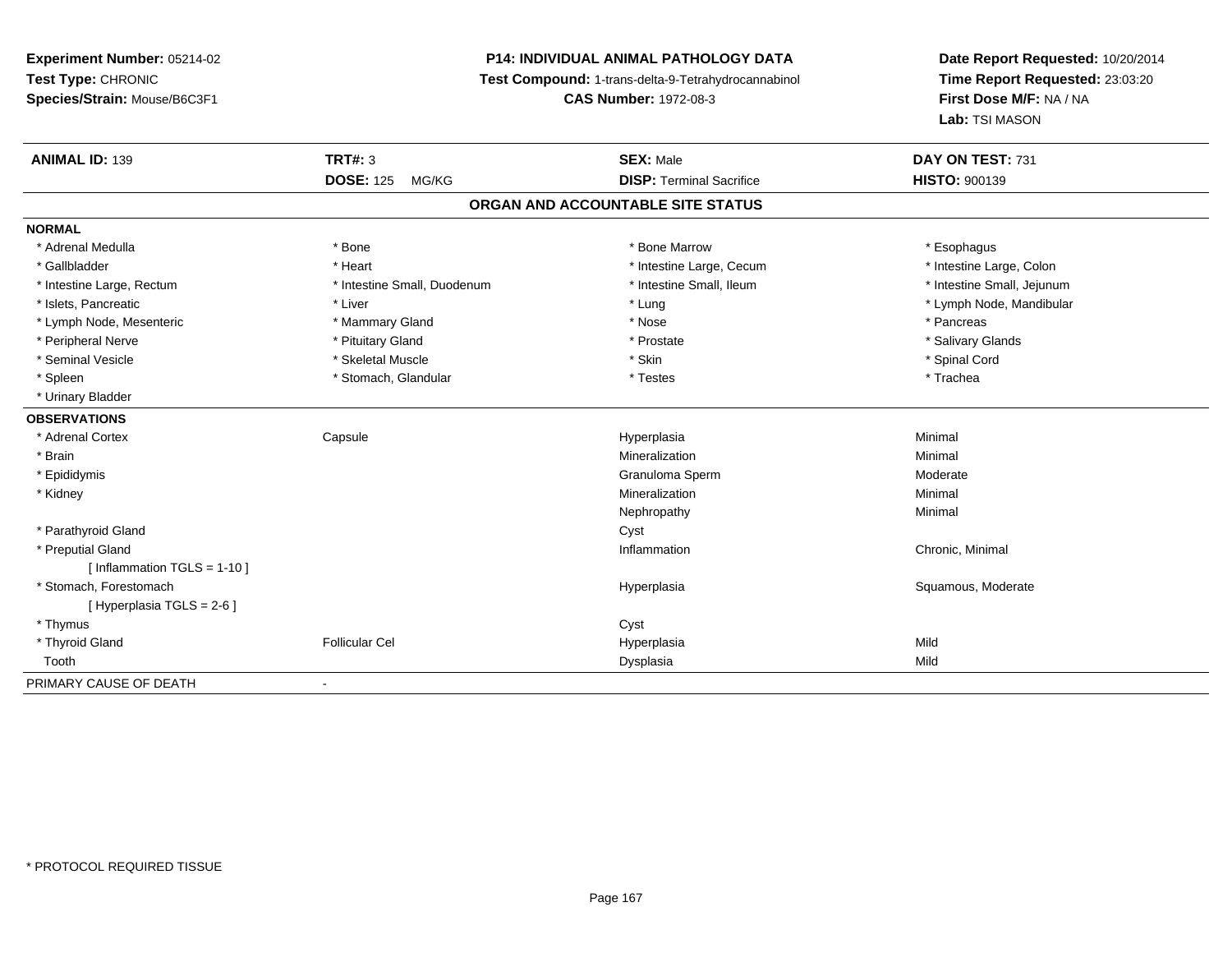**Experiment Number:** 05214-02
**Test Type:** CHRONIC
**Species/Strain:** Mouse/B6C3F1

**P14: INDIVIDUAL ANIMAL PATHOLOGY DATA**
**Test Compound:** 1-trans-delta-9-Tetrahydrocannabinol
**CAS Number:** 1972-08-3

**Date Report Requested:** 10/20/2014
**Time Report Requested:** 23:03:20
**First Dose M/F:** NA / NA
**Lab:** TSI MASON

| **ANIMAL ID:** 139 | **TRT#:** 3 | **SEX:** Male | **DAY ON TEST:** 731 |
|---|---|---|---|
| | **DOSE:** 125 MG/KG | **DISP:** Terminal Sacrifice | **HISTO:** 900139 |

## ORGAN AND ACCOUNTABLE SITE STATUS

**NORMAL**

| | | | |
|---|---|---|---|
| * Adrenal Medulla | * Bone | * Bone Marrow | * Esophagus |
| * Gallbladder | * Heart | * Intestine Large, Cecum | * Intestine Large, Colon |
| * Intestine Large, Rectum | * Intestine Small, Duodenum | * Intestine Small, Ileum | * Intestine Small, Jejunum |
| * Islets, Pancreatic | * Liver | * Lung | * Lymph Node, Mandibular |
| * Lymph Node, Mesenteric | * Mammary Gland | * Nose | * Pancreas |
| * Peripheral Nerve | * Pituitary Gland | * Prostate | * Salivary Glands |
| * Seminal Vesicle | * Skeletal Muscle | * Skin | * Spinal Cord |
| * Spleen | * Stomach, Glandular | * Testes | * Trachea |
| * Urinary Bladder | | | |

**OBSERVATIONS**

| | | | |
|---|---|---|---|
| * Adrenal Cortex | Capsule | Hyperplasia | Minimal |
| * Brain | | Mineralization | Minimal |
| * Epididymis | | Granuloma Sperm | Moderate |
| * Kidney | | Mineralization | Minimal |
| | | Nephropathy | Minimal |
| * Parathyroid Gland | | Cyst | |
| * Preputial Gland | | Inflammation | Chronic, Minimal |
| [ Inflammation TGLS = 1-10 ] | | | |
| * Stomach, Forestomach | | Hyperplasia | Squamous, Moderate |
| [ Hyperplasia TGLS = 2-6 ] | | | |
| * Thymus | | Cyst | |
| * Thyroid Gland | Follicular Cel | Hyperplasia | Mild |
| Tooth | | Dysplasia | Mild |

PRIMARY CAUSE OF DEATH -

* PROTOCOL REQUIRED TISSUE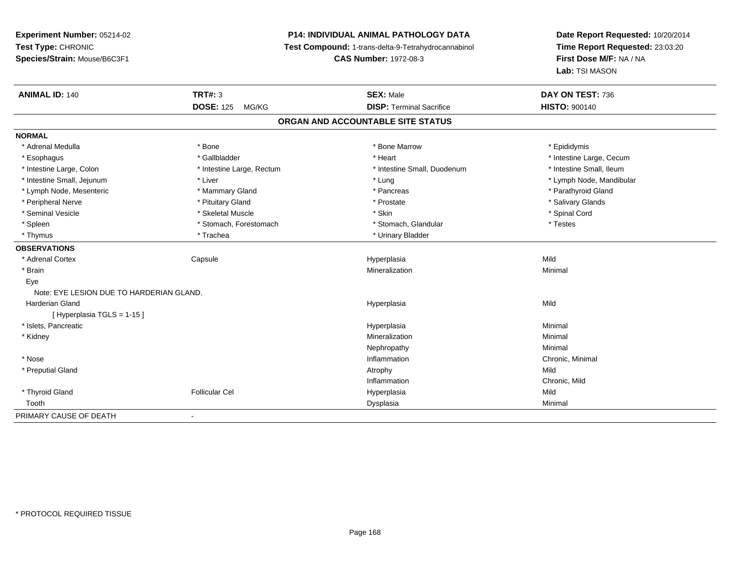**Experiment Number:** 05214-02
**Test Type:** CHRONIC
**Species/Strain:** Mouse/B6C3F1

**P14: INDIVIDUAL ANIMAL PATHOLOGY DATA**
**Test Compound:** 1-trans-delta-9-Tetrahydrocannabinol
**CAS Number:** 1972-08-3

**Date Report Requested:** 10/20/2014
**Time Report Requested:** 23:03:20
**First Dose M/F:** NA / NA
**Lab:** TSI MASON

| **ANIMAL ID:** 140 | **TRT#:** 3 | **SEX:** Male | **DAY ON TEST:** 736 |
|---|---|---|---|
| | **DOSE:** 125 MG/KG | **DISP:** Terminal Sacrifice | **HISTO:** 900140 |

## ORGAN AND ACCOUNTABLE SITE STATUS

**NORMAL**

| | | | |
|---|---|---|---|
| * Adrenal Medulla | * Bone | * Bone Marrow | * Epididymis |
| * Esophagus | * Gallbladder | * Heart | * Intestine Large, Cecum |
| * Intestine Large, Colon | * Intestine Large, Rectum | * Intestine Small, Duodenum | * Intestine Small, Ileum |
| * Intestine Small, Jejunum | * Liver | * Lung | * Lymph Node, Mandibular |
| * Lymph Node, Mesenteric | * Mammary Gland | * Pancreas | * Parathyroid Gland |
| * Peripheral Nerve | * Pituitary Gland | * Prostate | * Salivary Glands |
| * Seminal Vesicle | * Skeletal Muscle | * Skin | * Spinal Cord |
| * Spleen | * Stomach, Forestomach | * Stomach, Glandular | * Testes |
| * Thymus | * Trachea | * Urinary Bladder | |

**OBSERVATIONS**

| | | | |
|---|---|---|---|
| * Adrenal Cortex | Capsule | Hyperplasia | Mild |
| * Brain | | Mineralization | Minimal |
| Eye | | | |
| Note: EYE LESION DUE TO HARDERIAN GLAND. | | | |
| Harderian Gland | | Hyperplasia | Mild |
| [ Hyperplasia TGLS = 1-15 ] | | | |
| * Islets, Pancreatic | | Hyperplasia | Minimal |
| * Kidney | | Mineralization | Minimal |
| | | Nephropathy | Minimal |
| * Nose | | Inflammation | Chronic, Minimal |
| * Preputial Gland | | Atrophy | Mild |
| | | Inflammation | Chronic, Mild |
| * Thyroid Gland | Follicular Cel | Hyperplasia | Mild |
| Tooth | | Dysplasia | Minimal |

PRIMARY CAUSE OF DEATH -

* PROTOCOL REQUIRED TISSUE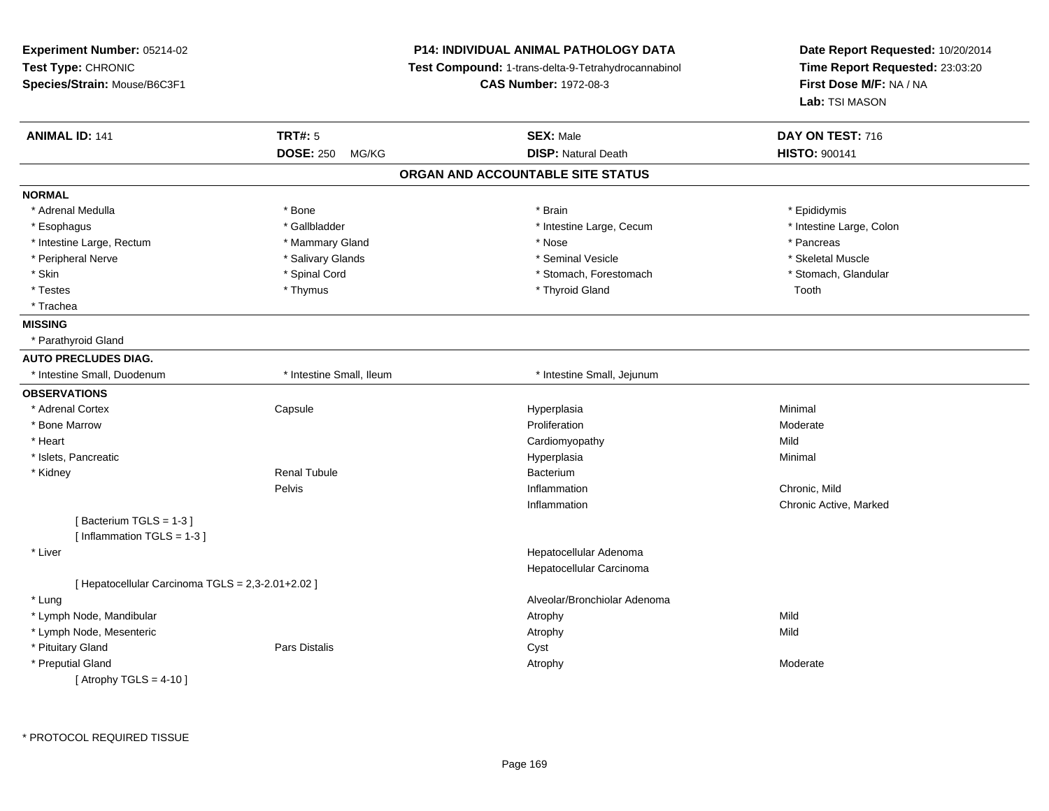**Experiment Number:** 05214-02
**Test Type:** CHRONIC
**Species/Strain:** Mouse/B6C3F1

**P14: INDIVIDUAL ANIMAL PATHOLOGY DATA**
**Test Compound:** 1-trans-delta-9-Tetrahydrocannabinol
**CAS Number:** 1972-08-3

**Date Report Requested:** 10/20/2014
**Time Report Requested:** 23:03:20
**First Dose M/F:** NA / NA
**Lab:** TSI MASON

| **ANIMAL ID:** 141 | **TRT#:** 5 | **SEX:** Male | **DAY ON TEST:** 716 |
|---|---|---|---|
| | **DOSE:** 250 MG/KG | **DISP:** Natural Death | **HISTO:** 900141 |

## ORGAN AND ACCOUNTABLE SITE STATUS

**NORMAL**

| | | | |
|---|---|---|---|
| * Adrenal Medulla | * Bone | * Brain | * Epididymis |
| * Esophagus | * Gallbladder | * Intestine Large, Cecum | * Intestine Large, Colon |
| * Intestine Large, Rectum | * Mammary Gland | * Nose | * Pancreas |
| * Peripheral Nerve | * Salivary Glands | * Seminal Vesicle | * Skeletal Muscle |
| * Skin | * Spinal Cord | * Stomach, Forestomach | * Stomach, Glandular |
| * Testes | * Thymus | * Thyroid Gland | Tooth |
| * Trachea | | | |

**MISSING**

* Parathyroid Gland

**AUTO PRECLUDES DIAG.**

| | | |
|---|---|---|
| * Intestine Small, Duodenum | * Intestine Small, Ileum | * Intestine Small, Jejunum |

**OBSERVATIONS**

| | | | |
|---|---|---|---|
| * Adrenal Cortex | Capsule | Hyperplasia | Minimal |
| * Bone Marrow | | Proliferation | Moderate |
| * Heart | | Cardiomyopathy | Mild |
| * Islets, Pancreatic | | Hyperplasia | Minimal |
| * Kidney | Renal Tubule | Bacterium | |
| | Pelvis | Inflammation | Chronic, Mild |
| | | Inflammation | Chronic Active, Marked |
| [ Bacterium TGLS = 1-3 ] | | | |
| [ Inflammation TGLS = 1-3 ] | | | |
| * Liver | | Hepatocellular Adenoma | |
| | | Hepatocellular Carcinoma | |
| [ Hepatocellular Carcinoma TGLS = 2,3-2.01+2.02 ] | | | |
| * Lung | | Alveolar/Bronchiolar Adenoma | |
| * Lymph Node, Mandibular | | Atrophy | Mild |
| * Lymph Node, Mesenteric | | Atrophy | Mild |
| * Pituitary Gland | Pars Distalis | Cyst | |
| * Preputial Gland | | Atrophy | Moderate |
| [ Atrophy TGLS = 4-10 ] | | | |

* PROTOCOL REQUIRED TISSUE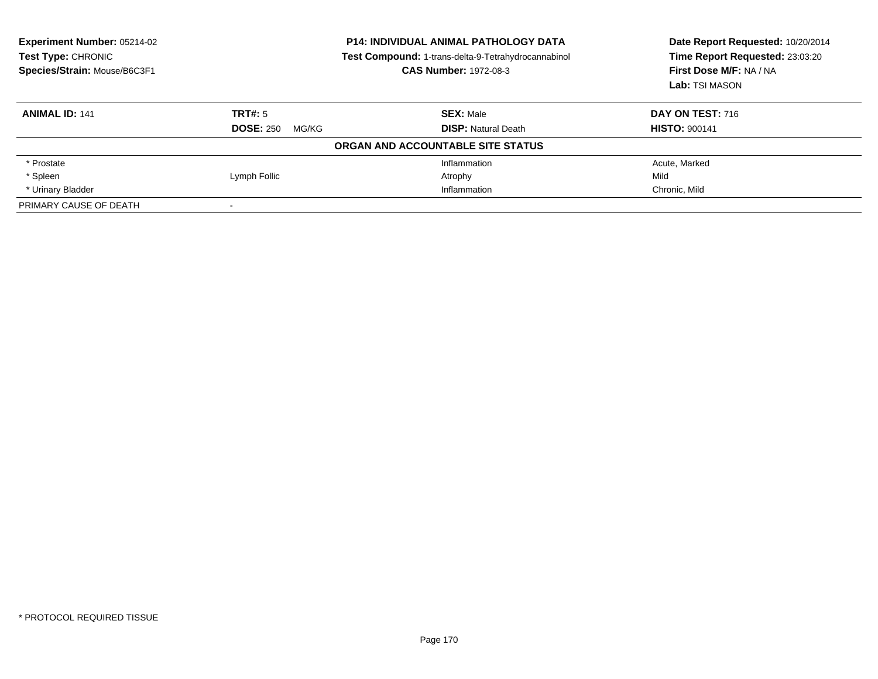**Experiment Number:** 05214-02
**Test Type:** CHRONIC
**Species/Strain:** Mouse/B6C3F1

**P14: INDIVIDUAL ANIMAL PATHOLOGY DATA**
**Test Compound:** 1-trans-delta-9-Tetrahydrocannabinol
**CAS Number:** 1972-08-3

**Date Report Requested:** 10/20/2014
**Time Report Requested:** 23:03:20
**First Dose M/F:** NA / NA
**Lab:** TSI MASON

| **ANIMAL ID:** 141 | **TRT#:** 5 | **SEX:** Male | **DAY ON TEST:** 716 |
|---|---|---|---|
| | **DOSE:** 250 MG/KG | **DISP:** Natural Death | **HISTO:** 900141 |
| | | **ORGAN AND ACCOUNTABLE SITE STATUS** | |
| * Prostate | | Inflammation | Acute, Marked |
| * Spleen | Lymph Follic | Atrophy | Mild |
| * Urinary Bladder | | Inflammation | Chronic, Mild |
| PRIMARY CAUSE OF DEATH | - | | |

* PROTOCOL REQUIRED TISSUE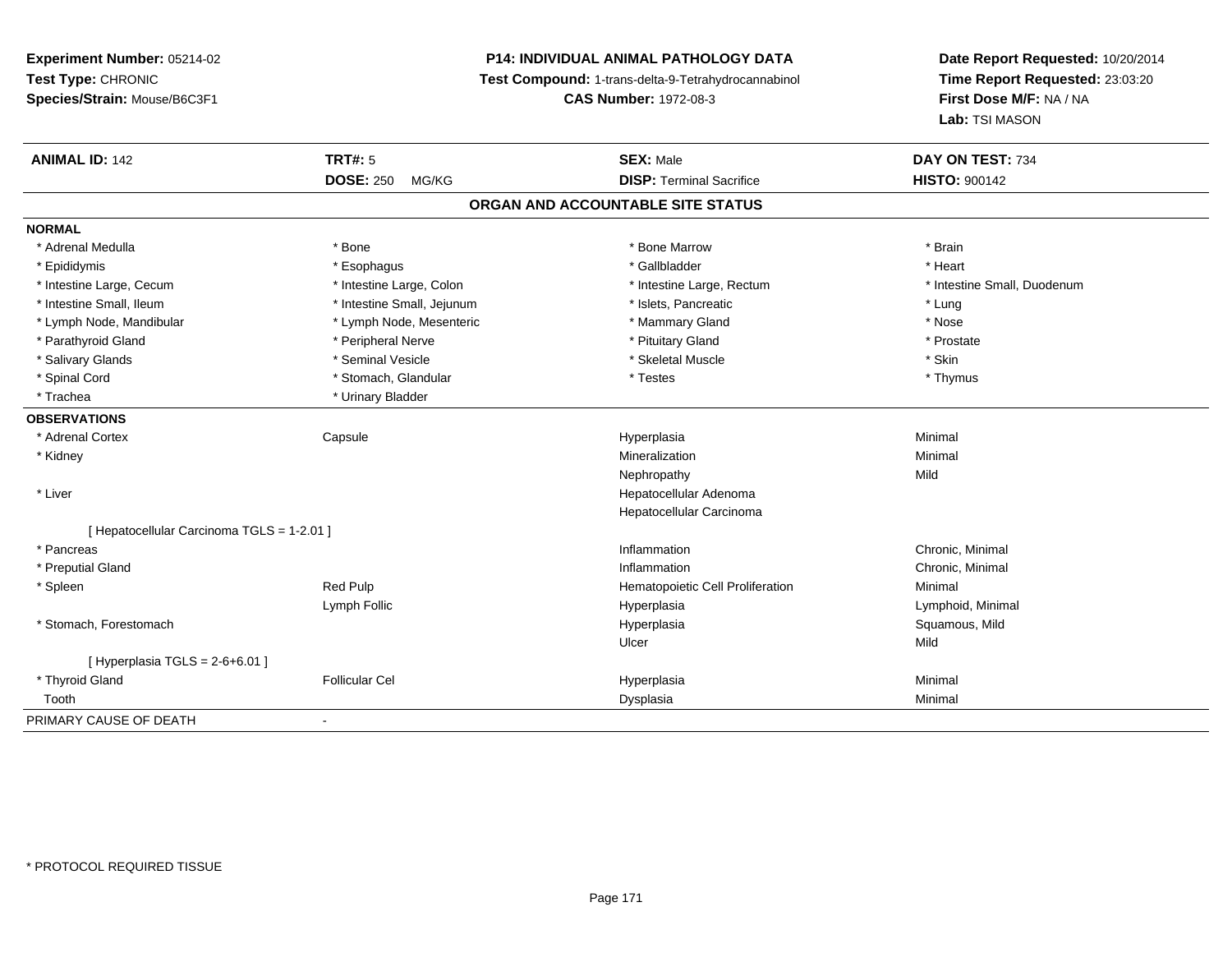**Experiment Number:** 05214-02
**Test Type:** CHRONIC
**Species/Strain:** Mouse/B6C3F1

**P14: INDIVIDUAL ANIMAL PATHOLOGY DATA**
**Test Compound:** 1-trans-delta-9-Tetrahydrocannabinol
**CAS Number:** 1972-08-3

**Date Report Requested:** 10/20/2014
**Time Report Requested:** 23:03:20
**First Dose M/F:** NA / NA
**Lab:** TSI MASON

| **ANIMAL ID:** 142 | **TRT#:** 5 | **SEX:** Male | **DAY ON TEST:** 734 |
|---|---|---|---|
| | **DOSE:** 250 MG/KG | **DISP:** Terminal Sacrifice | **HISTO:** 900142 |

## ORGAN AND ACCOUNTABLE SITE STATUS

**NORMAL**

| | | | |
|---|---|---|---|
| * Adrenal Medulla | * Bone | * Bone Marrow | * Brain |
| * Epididymis | * Esophagus | * Gallbladder | * Heart |
| * Intestine Large, Cecum | * Intestine Large, Colon | * Intestine Large, Rectum | * Intestine Small, Duodenum |
| * Intestine Small, Ileum | * Intestine Small, Jejunum | * Islets, Pancreatic | * Lung |
| * Lymph Node, Mandibular | * Lymph Node, Mesenteric | * Mammary Gland | * Nose |
| * Parathyroid Gland | * Peripheral Nerve | * Pituitary Gland | * Prostate |
| * Salivary Glands | * Seminal Vesicle | * Skeletal Muscle | * Skin |
| * Spinal Cord | * Stomach, Glandular | * Testes | * Thymus |
| * Trachea | * Urinary Bladder | | |

**OBSERVATIONS**

| | | | |
|---|---|---|---|
| * Adrenal Cortex | Capsule | Hyperplasia | Minimal |
| * Kidney | | Mineralization | Minimal |
| | | Nephropathy | Mild |
| * Liver | | Hepatocellular Adenoma | |
| | | Hepatocellular Carcinoma | |
| [ Hepatocellular Carcinoma TGLS = 1-2.01 ] | | | |
| * Pancreas | | Inflammation | Chronic, Minimal |
| * Preputial Gland | | Inflammation | Chronic, Minimal |
| * Spleen | Red Pulp | Hematopoietic Cell Proliferation | Minimal |
| | Lymph Follic | Hyperplasia | Lymphoid, Minimal |
| * Stomach, Forestomach | | Hyperplasia | Squamous, Mild |
| | | Ulcer | Mild |
| [ Hyperplasia TGLS = 2-6+6.01 ] | | | |
| * Thyroid Gland | Follicular Cel | Hyperplasia | Minimal |
| Tooth | | Dysplasia | Minimal |

PRIMARY CAUSE OF DEATH -

\* PROTOCOL REQUIRED TISSUE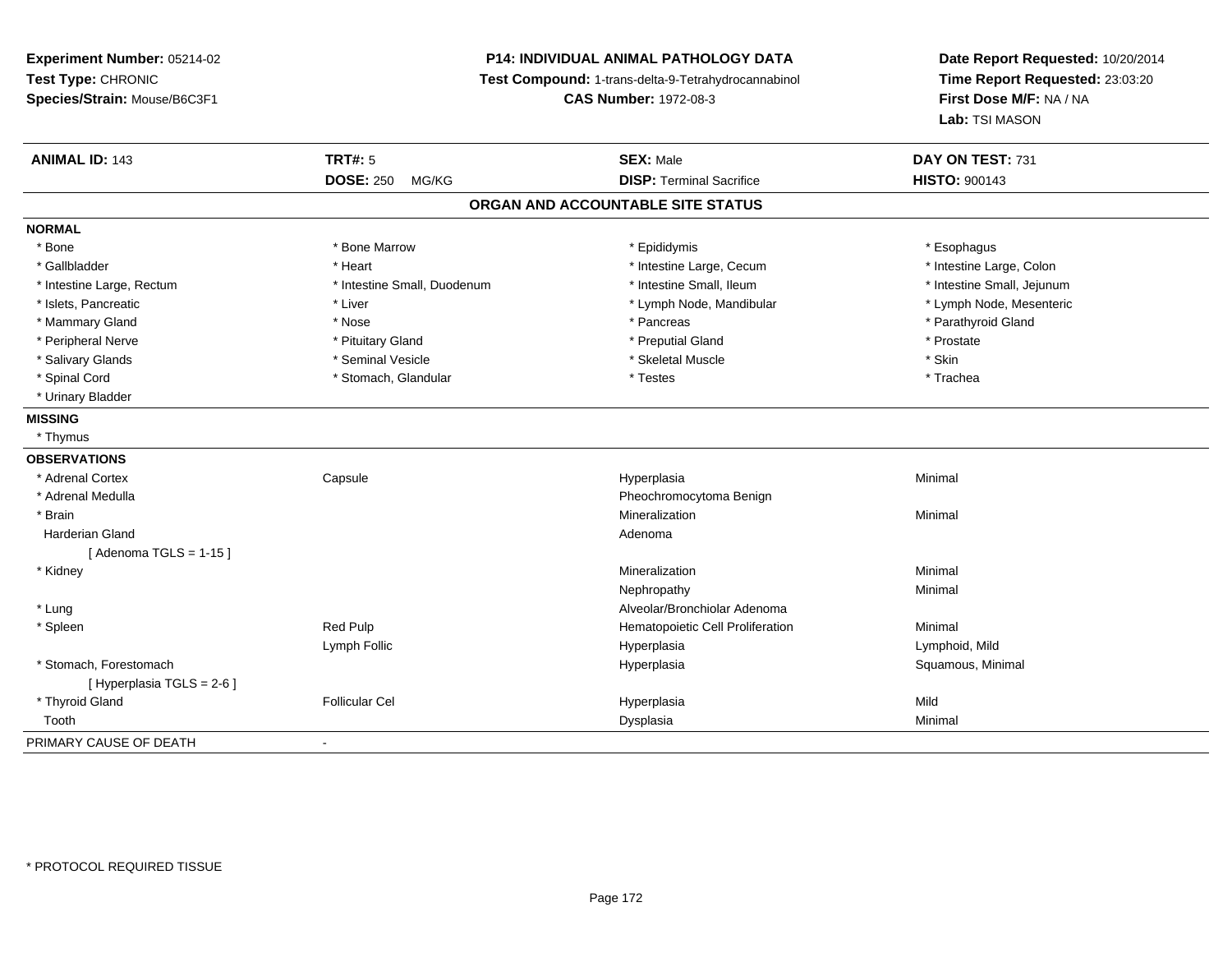**Experiment Number:** 05214-02
**Test Type:** CHRONIC
**Species/Strain:** Mouse/B6C3F1

**P14: INDIVIDUAL ANIMAL PATHOLOGY DATA**
**Test Compound:** 1-trans-delta-9-Tetrahydrocannabinol
**CAS Number:** 1972-08-3

**Date Report Requested:** 10/20/2014
**Time Report Requested:** 23:03:20
**First Dose M/F:** NA / NA
**Lab:** TSI MASON

| **ANIMAL ID:** 143 | **TRT#:** 5 | **SEX:** Male | **DAY ON TEST:** 731 |
|---|---|---|---|
| | **DOSE:** 250 MG/KG | **DISP:** Terminal Sacrifice | **HISTO:** 900143 |

## ORGAN AND ACCOUNTABLE SITE STATUS

**NORMAL**

| | | | |
|---|---|---|---|
| * Bone | * Bone Marrow | * Epididymis | * Esophagus |
| * Gallbladder | * Heart | * Intestine Large, Cecum | * Intestine Large, Colon |
| * Intestine Large, Rectum | * Intestine Small, Duodenum | * Intestine Small, Ileum | * Intestine Small, Jejunum |
| * Islets, Pancreatic | * Liver | * Lymph Node, Mandibular | * Lymph Node, Mesenteric |
| * Mammary Gland | * Nose | * Pancreas | * Parathyroid Gland |
| * Peripheral Nerve | * Pituitary Gland | * Preputial Gland | * Prostate |
| * Salivary Glands | * Seminal Vesicle | * Skeletal Muscle | * Skin |
| * Spinal Cord | * Stomach, Glandular | * Testes | * Trachea |
| * Urinary Bladder | | | |

**MISSING**

* Thymus

**OBSERVATIONS**

| | | | |
|---|---|---|---|
| * Adrenal Cortex | Capsule | Hyperplasia | Minimal |
| * Adrenal Medulla | | Pheochromocytoma Benign | |
| * Brain | | Mineralization | Minimal |
| Harderian Gland | | Adenoma | |
| [ Adenoma TGLS = 1-15 ] | | | |
| * Kidney | | Mineralization | Minimal |
| | | Nephropathy | Minimal |
| * Lung | | Alveolar/Bronchiolar Adenoma | |
| * Spleen | Red Pulp | Hematopoietic Cell Proliferation | Minimal |
| | Lymph Follic | Hyperplasia | Lymphoid, Mild |
| * Stomach, Forestomach | | Hyperplasia | Squamous, Minimal |
| [ Hyperplasia TGLS = 2-6 ] | | | |
| * Thyroid Gland | Follicular Cel | Hyperplasia | Mild |
| Tooth | | Dysplasia | Minimal |

PRIMARY CAUSE OF DEATH -

* PROTOCOL REQUIRED TISSUE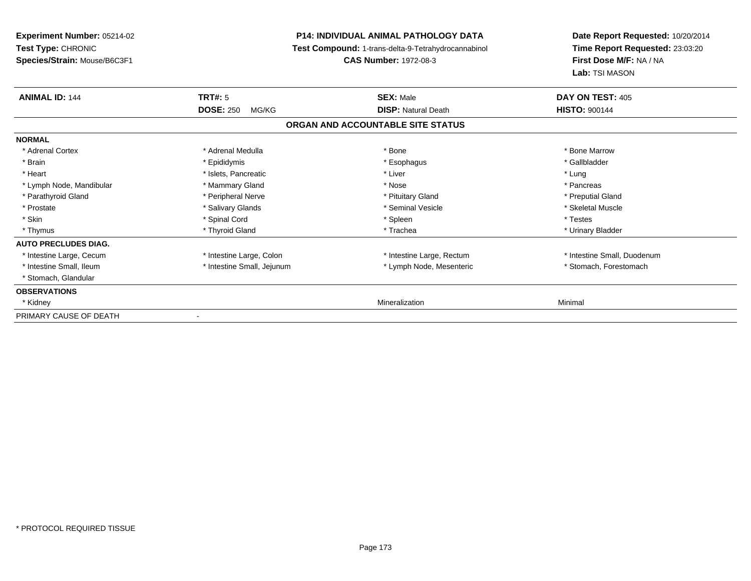**Experiment Number:** 05214-02
**Test Type:** CHRONIC
**Species/Strain:** Mouse/B6C3F1

**P14: INDIVIDUAL ANIMAL PATHOLOGY DATA**
**Test Compound:** 1-trans-delta-9-Tetrahydrocannabinol
**CAS Number:** 1972-08-3

**Date Report Requested:** 10/20/2014
**Time Report Requested:** 23:03:20
**First Dose M/F:** NA / NA
**Lab:** TSI MASON

| **ANIMAL ID:** 144 | **TRT#:** 5 | **SEX:** Male | **DAY ON TEST:** 405 |
|---|---|---|---|
| | **DOSE:** 250 MG/KG | **DISP:** Natural Death | **HISTO:** 900144 |

**ORGAN AND ACCOUNTABLE SITE STATUS**

| | | | |
|---|---|---|---|
| **NORMAL** | | | |
| * Adrenal Cortex | * Adrenal Medulla | * Bone | * Bone Marrow |
| * Brain | * Epididymis | * Esophagus | * Gallbladder |
| * Heart | * Islets, Pancreatic | * Liver | * Lung |
| * Lymph Node, Mandibular | * Mammary Gland | * Nose | * Pancreas |
| * Parathyroid Gland | * Peripheral Nerve | * Pituitary Gland | * Preputial Gland |
| * Prostate | * Salivary Glands | * Seminal Vesicle | * Skeletal Muscle |
| * Skin | * Spinal Cord | * Spleen | * Testes |
| * Thymus | * Thyroid Gland | * Trachea | * Urinary Bladder |
| **AUTO PRECLUDES DIAG.** | | | |
| * Intestine Large, Cecum | * Intestine Large, Colon | * Intestine Large, Rectum | * Intestine Small, Duodenum |
| * Intestine Small, Ileum | * Intestine Small, Jejunum | * Lymph Node, Mesenteric | * Stomach, Forestomach |
| * Stomach, Glandular | | | |
| **OBSERVATIONS** | | | |
| * Kidney | | Mineralization | Minimal |
| PRIMARY CAUSE OF DEATH | - | | |

* PROTOCOL REQUIRED TISSUE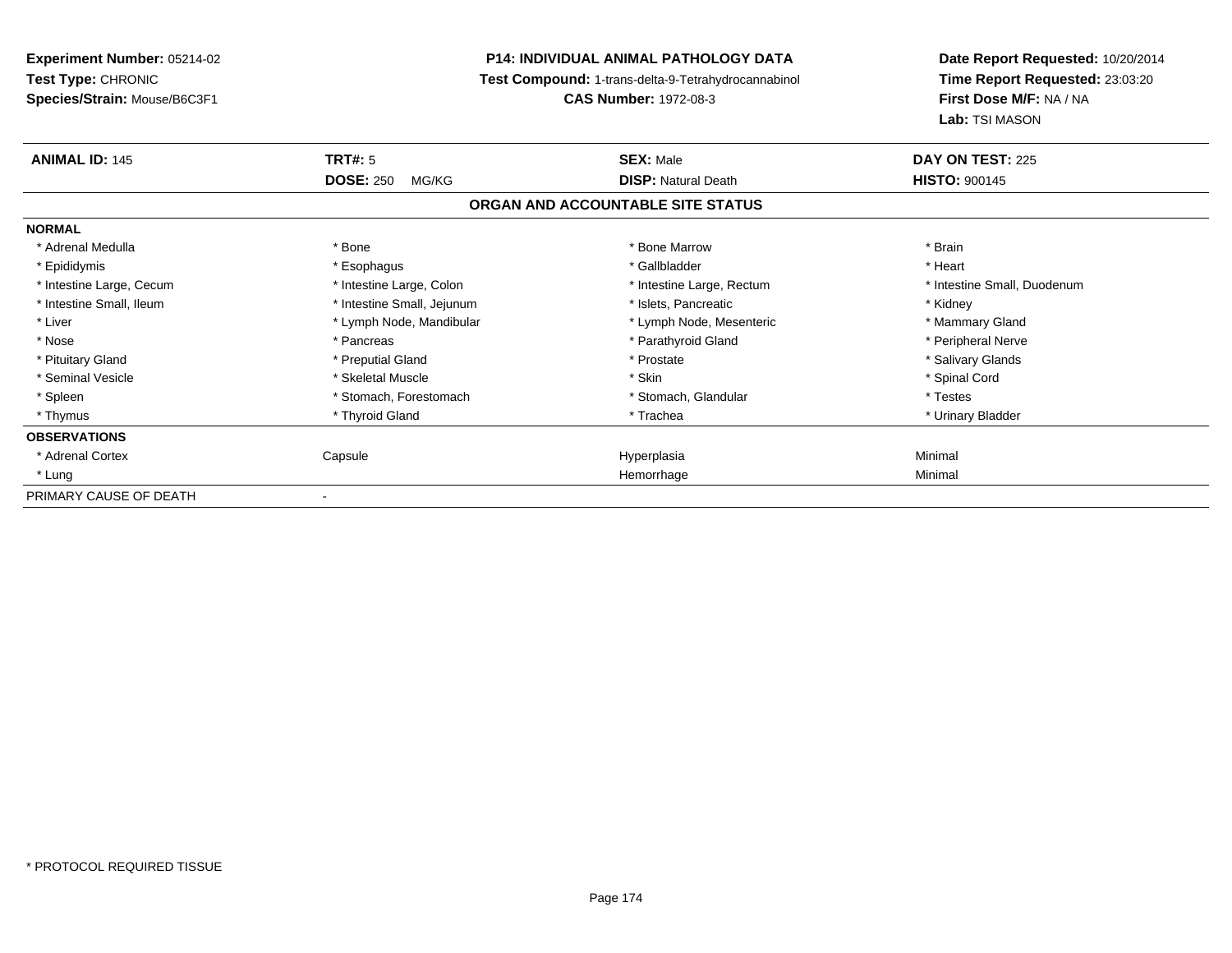**Experiment Number:** 05214-02
**Test Type:** CHRONIC
**Species/Strain:** Mouse/B6C3F1

**P14: INDIVIDUAL ANIMAL PATHOLOGY DATA**
**Test Compound:** 1-trans-delta-9-Tetrahydrocannabinol
**CAS Number:** 1972-08-3

**Date Report Requested:** 10/20/2014
**Time Report Requested:** 23:03:20
**First Dose M/F:** NA / NA
**Lab:** TSI MASON

| **ANIMAL ID:** 145 | **TRT#:** 5 | **SEX:** Male | **DAY ON TEST:** 225 |
|---|---|---|---|
| | **DOSE:** 250 MG/KG | **DISP:** Natural Death | **HISTO:** 900145 |

**ORGAN AND ACCOUNTABLE SITE STATUS**

| | | | |
|---|---|---|---|
| **NORMAL** | | | |
| * Adrenal Medulla | * Bone | * Bone Marrow | * Brain |
| * Epididymis | * Esophagus | * Gallbladder | * Heart |
| * Intestine Large, Cecum | * Intestine Large, Colon | * Intestine Large, Rectum | * Intestine Small, Duodenum |
| * Intestine Small, Ileum | * Intestine Small, Jejunum | * Islets, Pancreatic | * Kidney |
| * Liver | * Lymph Node, Mandibular | * Lymph Node, Mesenteric | * Mammary Gland |
| * Nose | * Pancreas | * Parathyroid Gland | * Peripheral Nerve |
| * Pituitary Gland | * Preputial Gland | * Prostate | * Salivary Glands |
| * Seminal Vesicle | * Skeletal Muscle | * Skin | * Spinal Cord |
| * Spleen | * Stomach, Forestomach | * Stomach, Glandular | * Testes |
| * Thymus | * Thyroid Gland | * Trachea | * Urinary Bladder |
| **OBSERVATIONS** | | | |
| * Adrenal Cortex | Capsule | Hyperplasia | Minimal |
| * Lung | | Hemorrhage | Minimal |
| PRIMARY CAUSE OF DEATH | - | | |

\* PROTOCOL REQUIRED TISSUE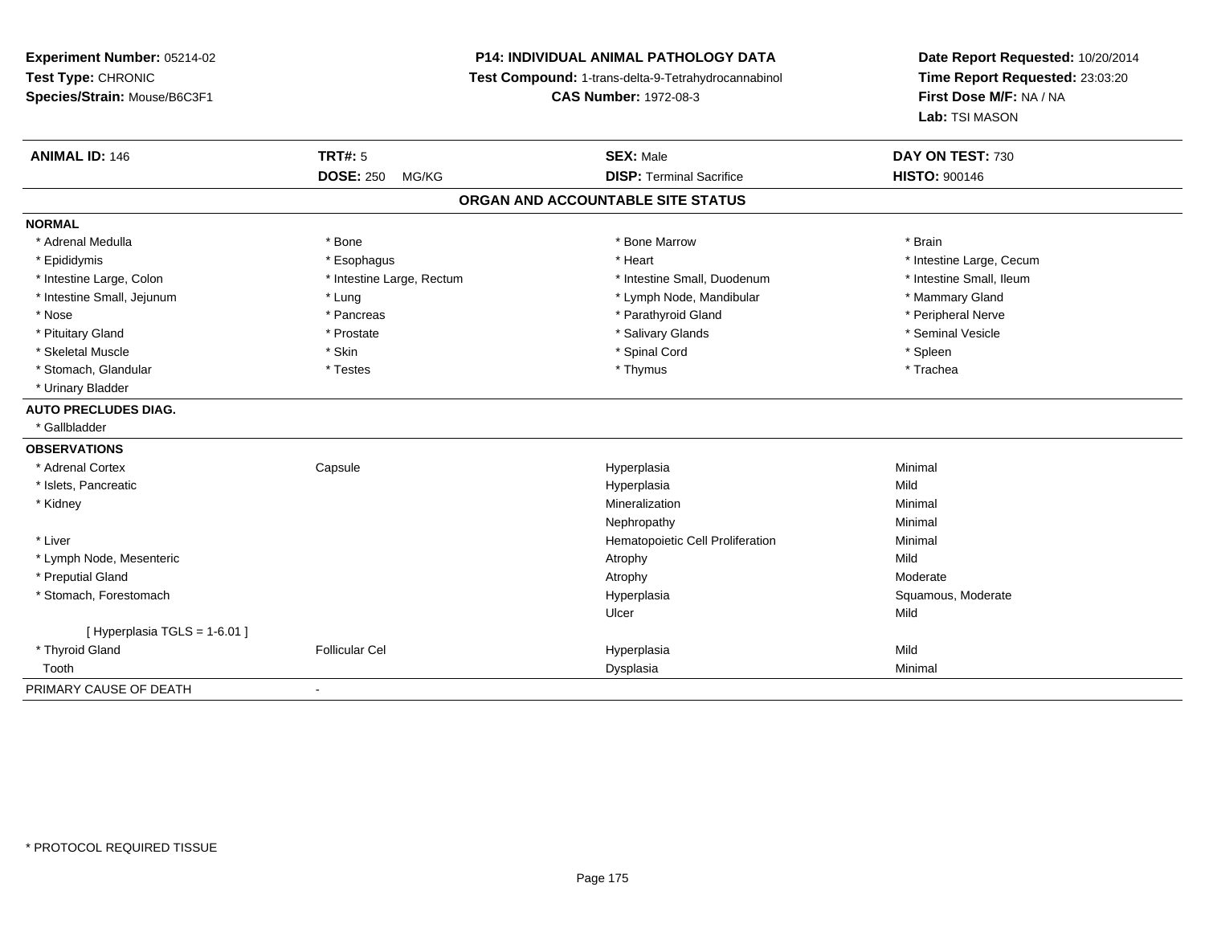**Experiment Number:** 05214-02
**Test Type:** CHRONIC
**Species/Strain:** Mouse/B6C3F1

**P14: INDIVIDUAL ANIMAL PATHOLOGY DATA**
**Test Compound:** 1-trans-delta-9-Tetrahydrocannabinol
**CAS Number:** 1972-08-3

**Date Report Requested:** 10/20/2014
**Time Report Requested:** 23:03:20
**First Dose M/F:** NA / NA
**Lab:** TSI MASON

| **ANIMAL ID:** 146 | **TRT#:** 5 | **SEX:** Male | **DAY ON TEST:** 730 |
|---|---|---|---|
| | **DOSE:** 250 MG/KG | **DISP:** Terminal Sacrifice | **HISTO:** 900146 |

## ORGAN AND ACCOUNTABLE SITE STATUS

**NORMAL**

| | | | |
|---|---|---|---|
| * Adrenal Medulla | * Bone | * Bone Marrow | * Brain |
| * Epididymis | * Esophagus | * Heart | * Intestine Large, Cecum |
| * Intestine Large, Colon | * Intestine Large, Rectum | * Intestine Small, Duodenum | * Intestine Small, Ileum |
| * Intestine Small, Jejunum | * Lung | * Lymph Node, Mandibular | * Mammary Gland |
| * Nose | * Pancreas | * Parathyroid Gland | * Peripheral Nerve |
| * Pituitary Gland | * Prostate | * Salivary Glands | * Seminal Vesicle |
| * Skeletal Muscle | * Skin | * Spinal Cord | * Spleen |
| * Stomach, Glandular | * Testes | * Thymus | * Trachea |
| * Urinary Bladder | | | |

**AUTO PRECLUDES DIAG.**

* Gallbladder

**OBSERVATIONS**

| | | | |
|---|---|---|---|
| * Adrenal Cortex | Capsule | Hyperplasia | Minimal |
| * Islets, Pancreatic | | Hyperplasia | Mild |
| * Kidney | | Mineralization | Minimal |
| | | Nephropathy | Minimal |
| * Liver | | Hematopoietic Cell Proliferation | Minimal |
| * Lymph Node, Mesenteric | | Atrophy | Mild |
| * Preputial Gland | | Atrophy | Moderate |
| * Stomach, Forestomach | | Hyperplasia | Squamous, Moderate |
| | | Ulcer | Mild |
| [ Hyperplasia TGLS = 1-6.01 ] | | | |
| * Thyroid Gland | Follicular Cel | Hyperplasia | Mild |
| Tooth | | Dysplasia | Minimal |

PRIMARY CAUSE OF DEATH -

* PROTOCOL REQUIRED TISSUE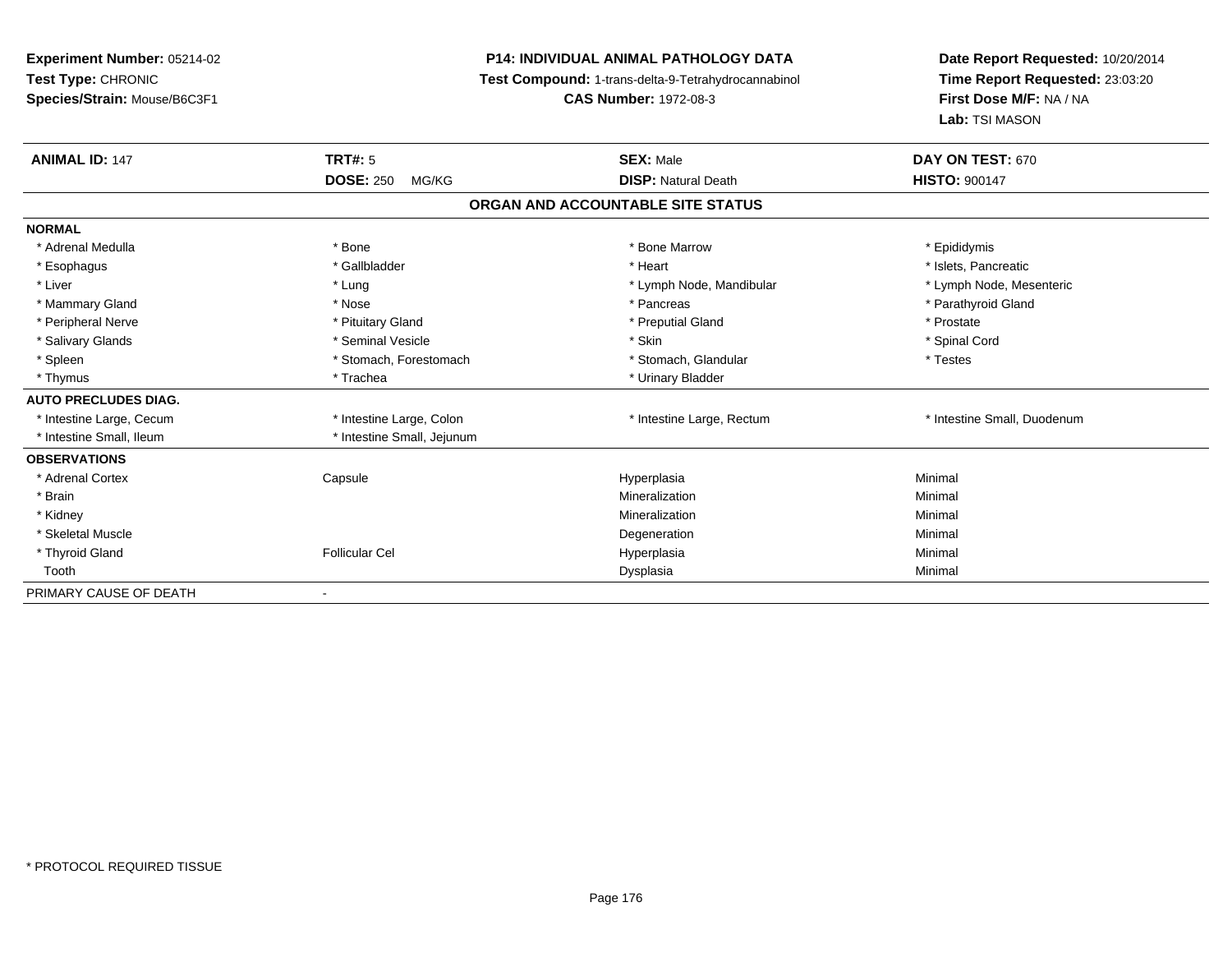**Experiment Number:** 05214-02
**Test Type:** CHRONIC
**Species/Strain:** Mouse/B6C3F1

**P14: INDIVIDUAL ANIMAL PATHOLOGY DATA**
**Test Compound:** 1-trans-delta-9-Tetrahydrocannabinol
**CAS Number:** 1972-08-3

**Date Report Requested:** 10/20/2014
**Time Report Requested:** 23:03:20
**First Dose M/F:** NA / NA
**Lab:** TSI MASON

| **ANIMAL ID:** 147 | **TRT#:** 5 | **SEX:** Male | **DAY ON TEST:** 670 |
|---|---|---|---|
| | **DOSE:** 250 MG/KG | **DISP:** Natural Death | **HISTO:** 900147 |

**ORGAN AND ACCOUNTABLE SITE STATUS**

| | | | |
|---|---|---|---|
| **NORMAL** | | | |
| * Adrenal Medulla | * Bone | * Bone Marrow | * Epididymis |
| * Esophagus | * Gallbladder | * Heart | * Islets, Pancreatic |
| * Liver | * Lung | * Lymph Node, Mandibular | * Lymph Node, Mesenteric |
| * Mammary Gland | * Nose | * Pancreas | * Parathyroid Gland |
| * Peripheral Nerve | * Pituitary Gland | * Preputial Gland | * Prostate |
| * Salivary Glands | * Seminal Vesicle | * Skin | * Spinal Cord |
| * Spleen | * Stomach, Forestomach | * Stomach, Glandular | * Testes |
| * Thymus | * Trachea | * Urinary Bladder | |
| **AUTO PRECLUDES DIAG.** | | | |
| * Intestine Large, Cecum | * Intestine Large, Colon | * Intestine Large, Rectum | * Intestine Small, Duodenum |
| * Intestine Small, Ileum | * Intestine Small, Jejunum | | |
| **OBSERVATIONS** | | | |
| * Adrenal Cortex | Capsule | Hyperplasia | Minimal |
| * Brain | | Mineralization | Minimal |
| * Kidney | | Mineralization | Minimal |
| * Skeletal Muscle | | Degeneration | Minimal |
| * Thyroid Gland | Follicular Cel | Hyperplasia | Minimal |
| Tooth | | Dysplasia | Minimal |
| PRIMARY CAUSE OF DEATH | - | | |

* PROTOCOL REQUIRED TISSUE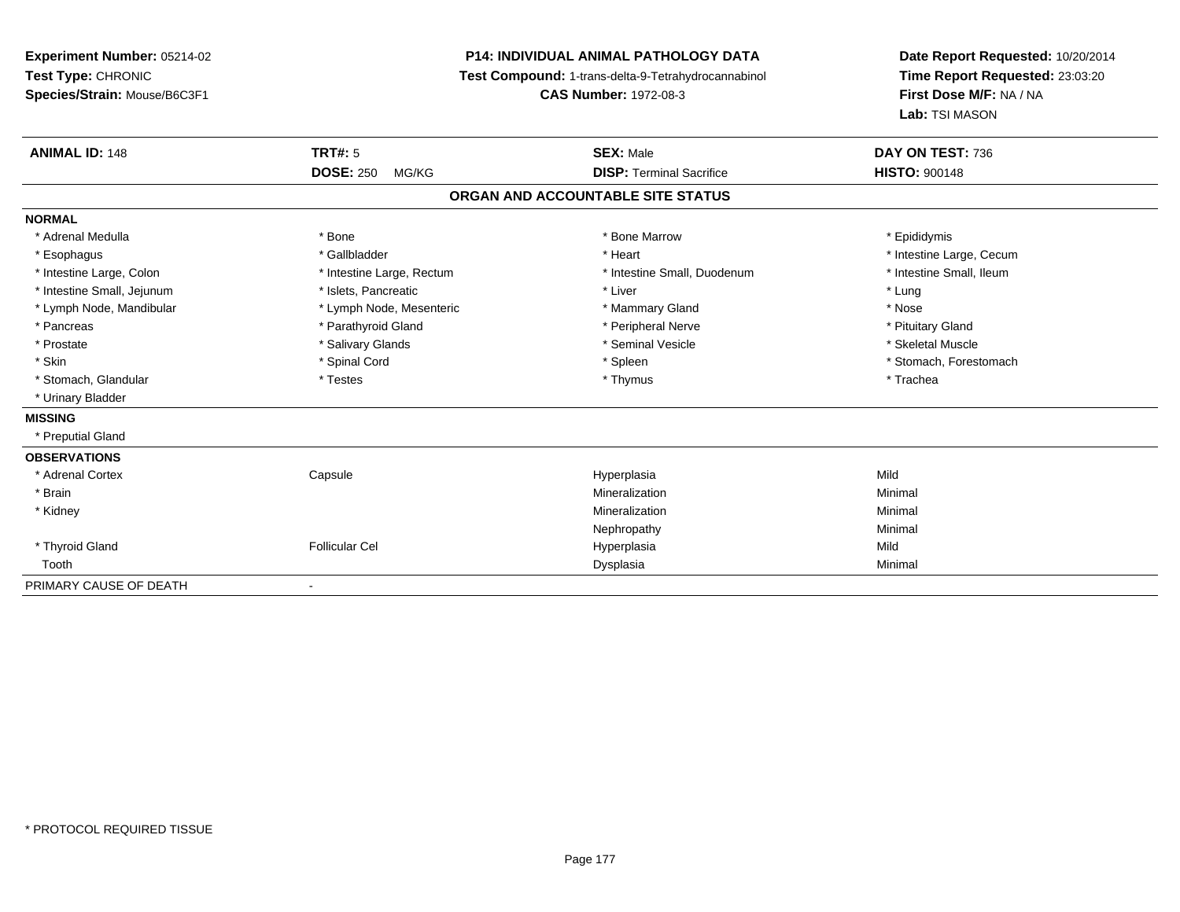**Experiment Number:** 05214-02
**Test Type:** CHRONIC
**Species/Strain:** Mouse/B6C3F1

**P14: INDIVIDUAL ANIMAL PATHOLOGY DATA**
**Test Compound:** 1-trans-delta-9-Tetrahydrocannabinol
**CAS Number:** 1972-08-3

**Date Report Requested:** 10/20/2014
**Time Report Requested:** 23:03:20
**First Dose M/F:** NA / NA
**Lab:** TSI MASON

| **ANIMAL ID:** 148 | **TRT#:** 5 | **SEX:** Male | **DAY ON TEST:** 736 |
|---|---|---|---|
| | **DOSE:** 250 MG/KG | **DISP:** Terminal Sacrifice | **HISTO:** 900148 |

## ORGAN AND ACCOUNTABLE SITE STATUS

**NORMAL**

| | | | |
|---|---|---|---|
| * Adrenal Medulla | * Bone | * Bone Marrow | * Epididymis |
| * Esophagus | * Gallbladder | * Heart | * Intestine Large, Cecum |
| * Intestine Large, Colon | * Intestine Large, Rectum | * Intestine Small, Duodenum | * Intestine Small, Ileum |
| * Intestine Small, Jejunum | * Islets, Pancreatic | * Liver | * Lung |
| * Lymph Node, Mandibular | * Lymph Node, Mesenteric | * Mammary Gland | * Nose |
| * Pancreas | * Parathyroid Gland | * Peripheral Nerve | * Pituitary Gland |
| * Prostate | * Salivary Glands | * Seminal Vesicle | * Skeletal Muscle |
| * Skin | * Spinal Cord | * Spleen | * Stomach, Forestomach |
| * Stomach, Glandular | * Testes | * Thymus | * Trachea |
| * Urinary Bladder | | | |

**MISSING**

* Preputial Gland

**OBSERVATIONS**

| | | | |
|---|---|---|---|
| * Adrenal Cortex | Capsule | Hyperplasia | Mild |
| * Brain | | Mineralization | Minimal |
| * Kidney | | Mineralization | Minimal |
| | | Nephropathy | Minimal |
| * Thyroid Gland | Follicular Cel | Hyperplasia | Mild |
| Tooth | | Dysplasia | Minimal |

PRIMARY CAUSE OF DEATH -

* PROTOCOL REQUIRED TISSUE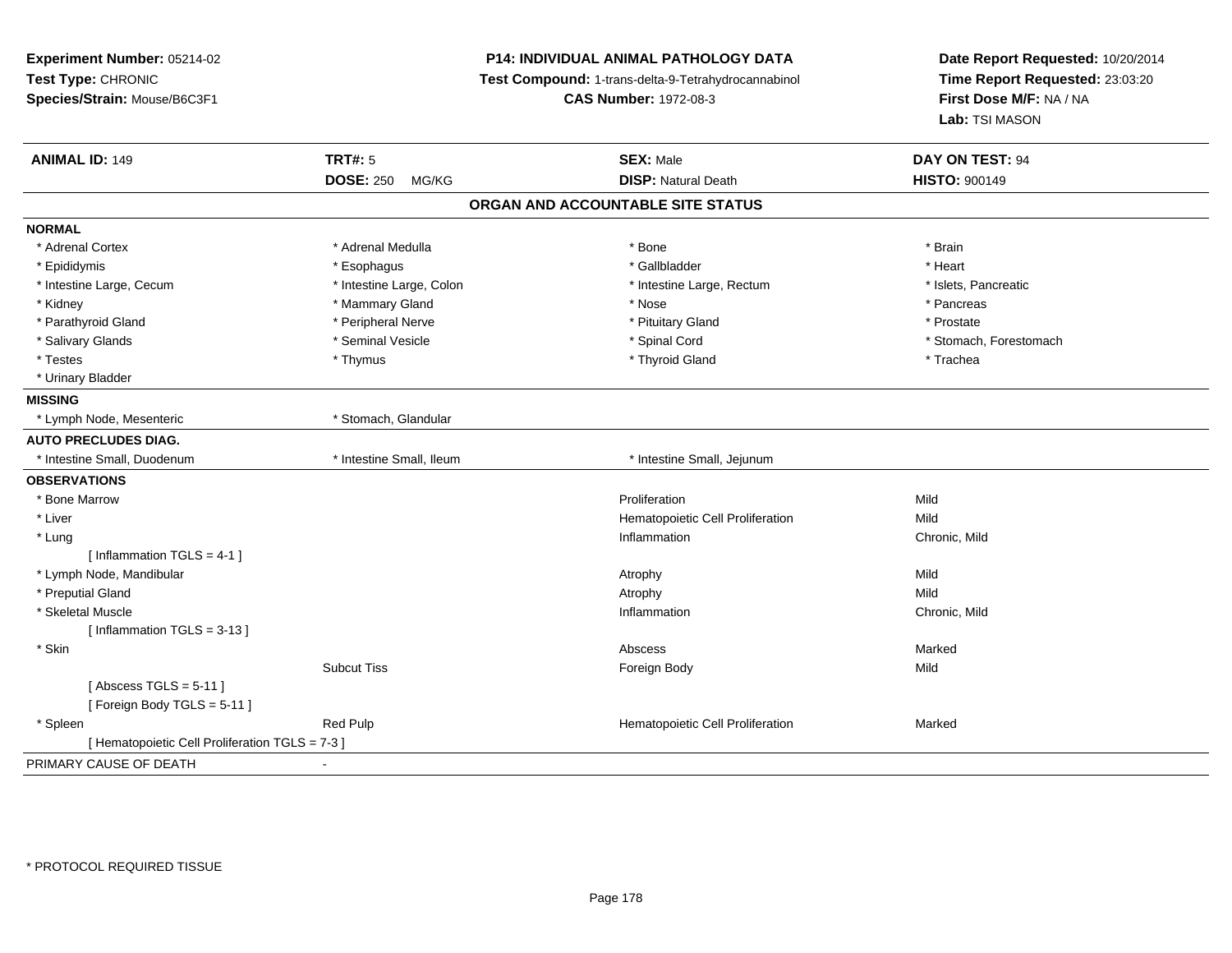**Experiment Number:** 05214-02
**Test Type:** CHRONIC
**Species/Strain:** Mouse/B6C3F1

**P14: INDIVIDUAL ANIMAL PATHOLOGY DATA**
**Test Compound:** 1-trans-delta-9-Tetrahydrocannabinol
**CAS Number:** 1972-08-3

**Date Report Requested:** 10/20/2014
**Time Report Requested:** 23:03:20
**First Dose M/F:** NA / NA
**Lab:** TSI MASON

| **ANIMAL ID:** 149 | **TRT#:** 5 | **SEX:** Male | **DAY ON TEST:** 94 |
|---|---|---|---|
| | **DOSE:** 250 MG/KG | **DISP:** Natural Death | **HISTO:** 900149 |

## ORGAN AND ACCOUNTABLE SITE STATUS

| | | | |
|---|---|---|---|
| **NORMAL** | | | |
| * Adrenal Cortex | * Adrenal Medulla | * Bone | * Brain |
| * Epididymis | * Esophagus | * Gallbladder | * Heart |
| * Intestine Large, Cecum | * Intestine Large, Colon | * Intestine Large, Rectum | * Islets, Pancreatic |
| * Kidney | * Mammary Gland | * Nose | * Pancreas |
| * Parathyroid Gland | * Peripheral Nerve | * Pituitary Gland | * Prostate |
| * Salivary Glands | * Seminal Vesicle | * Spinal Cord | * Stomach, Forestomach |
| * Testes | * Thymus | * Thyroid Gland | * Trachea |
| * Urinary Bladder | | | |
| **MISSING** | | | |
| * Lymph Node, Mesenteric | * Stomach, Glandular | | |
| **AUTO PRECLUDES DIAG.** | | | |
| * Intestine Small, Duodenum | * Intestine Small, Ileum | * Intestine Small, Jejunum | |
| **OBSERVATIONS** | | | |
| * Bone Marrow | | Proliferation | Mild |
| * Liver | | Hematopoietic Cell Proliferation | Mild |
| * Lung | | Inflammation | Chronic, Mild |
| [ Inflammation TGLS = 4-1 ] | | | |
| * Lymph Node, Mandibular | | Atrophy | Mild |
| * Preputial Gland | | Atrophy | Mild |
| * Skeletal Muscle | | Inflammation | Chronic, Mild |
| [ Inflammation TGLS = 3-13 ] | | | |
| * Skin | | Abscess | Marked |
| | Subcut Tiss | Foreign Body | Mild |
| [ Abscess TGLS = 5-11 ] | | | |
| [ Foreign Body TGLS = 5-11 ] | | | |
| * Spleen | Red Pulp | Hematopoietic Cell Proliferation | Marked |
| [ Hematopoietic Cell Proliferation TGLS = 7-3 ] | | | |
| PRIMARY CAUSE OF DEATH | - | | |

* PROTOCOL REQUIRED TISSUE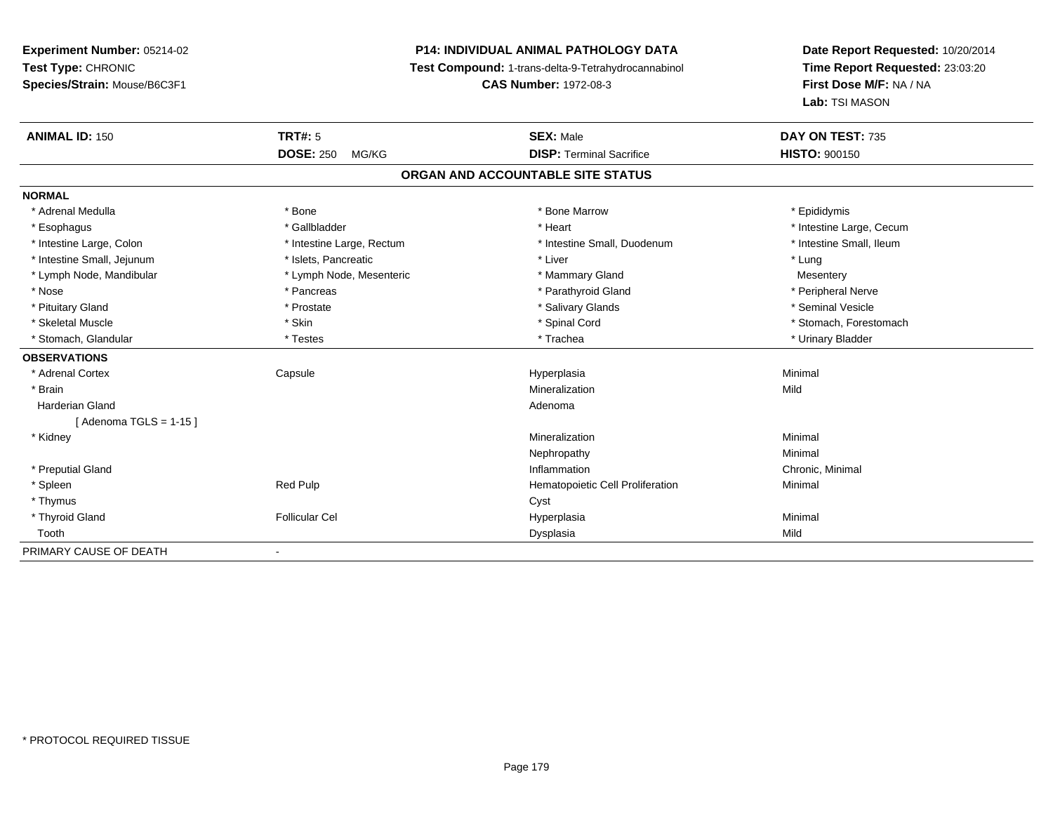**Experiment Number:** 05214-02
**Test Type:** CHRONIC
**Species/Strain:** Mouse/B6C3F1

**P14: INDIVIDUAL ANIMAL PATHOLOGY DATA**
**Test Compound:** 1-trans-delta-9-Tetrahydrocannabinol
**CAS Number:** 1972-08-3

**Date Report Requested:** 10/20/2014
**Time Report Requested:** 23:03:20
**First Dose M/F:** NA / NA
**Lab:** TSI MASON

| **ANIMAL ID:** 150 | **TRT#:** 5 | **SEX:** Male | **DAY ON TEST:** 735 |
|---|---|---|---|
| | **DOSE:** 250 MG/KG | **DISP:** Terminal Sacrifice | **HISTO:** 900150 |

## ORGAN AND ACCOUNTABLE SITE STATUS

**NORMAL**

| | | | |
|---|---|---|---|
| * Adrenal Medulla | * Bone | * Bone Marrow | * Epididymis |
| * Esophagus | * Gallbladder | * Heart | * Intestine Large, Cecum |
| * Intestine Large, Colon | * Intestine Large, Rectum | * Intestine Small, Duodenum | * Intestine Small, Ileum |
| * Intestine Small, Jejunum | * Islets, Pancreatic | * Liver | * Lung |
| * Lymph Node, Mandibular | * Lymph Node, Mesenteric | * Mammary Gland | Mesentery |
| * Nose | * Pancreas | * Parathyroid Gland | * Peripheral Nerve |
| * Pituitary Gland | * Prostate | * Salivary Glands | * Seminal Vesicle |
| * Skeletal Muscle | * Skin | * Spinal Cord | * Stomach, Forestomach |
| * Stomach, Glandular | * Testes | * Trachea | * Urinary Bladder |

**OBSERVATIONS**

| | | | |
|---|---|---|---|
| * Adrenal Cortex | Capsule | Hyperplasia | Minimal |
| * Brain | | Mineralization | Mild |
| Harderian Gland | | Adenoma | |
| [ Adenoma TGLS = 1-15 ] | | | |
| * Kidney | | Mineralization | Minimal |
| | | Nephropathy | Minimal |
| * Preputial Gland | | Inflammation | Chronic, Minimal |
| * Spleen | Red Pulp | Hematopoietic Cell Proliferation | Minimal |
| * Thymus | | Cyst | |
| * Thyroid Gland | Follicular Cel | Hyperplasia | Minimal |
| Tooth | | Dysplasia | Mild |

PRIMARY CAUSE OF DEATH -

* PROTOCOL REQUIRED TISSUE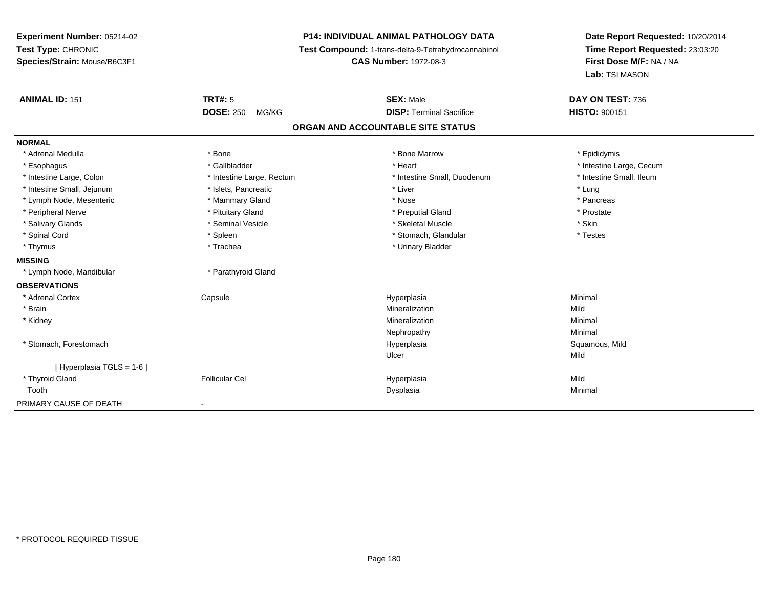**Experiment Number:** 05214-02
**Test Type:** CHRONIC
**Species/Strain:** Mouse/B6C3F1

**P14: INDIVIDUAL ANIMAL PATHOLOGY DATA**
**Test Compound:** 1-trans-delta-9-Tetrahydrocannabinol
**CAS Number:** 1972-08-3

**Date Report Requested:** 10/20/2014
**Time Report Requested:** 23:03:20
**First Dose M/F:** NA / NA
**Lab:** TSI MASON

| **ANIMAL ID:** 151 | **TRT#:** 5 | **SEX:** Male | **DAY ON TEST:** 736 |
|---|---|---|---|
| | **DOSE:** 250 MG/KG | **DISP:** Terminal Sacrifice | **HISTO:** 900151 |

**ORGAN AND ACCOUNTABLE SITE STATUS**

| | | | |
|---|---|---|---|
| **NORMAL** | | | |
| * Adrenal Medulla | * Bone | * Bone Marrow | * Epididymis |
| * Esophagus | * Gallbladder | * Heart | * Intestine Large, Cecum |
| * Intestine Large, Colon | * Intestine Large, Rectum | * Intestine Small, Duodenum | * Intestine Small, Ileum |
| * Intestine Small, Jejunum | * Islets, Pancreatic | * Liver | * Lung |
| * Lymph Node, Mesenteric | * Mammary Gland | * Nose | * Pancreas |
| * Peripheral Nerve | * Pituitary Gland | * Preputial Gland | * Prostate |
| * Salivary Glands | * Seminal Vesicle | * Skeletal Muscle | * Skin |
| * Spinal Cord | * Spleen | * Stomach, Glandular | * Testes |
| * Thymus | * Trachea | * Urinary Bladder | |
| **MISSING** | | | |
| * Lymph Node, Mandibular | * Parathyroid Gland | | |
| **OBSERVATIONS** | | | |
| * Adrenal Cortex | Capsule | Hyperplasia | Minimal |
| * Brain | | Mineralization | Mild |
| * Kidney | | Mineralization | Minimal |
| | | Nephropathy | Minimal |
| * Stomach, Forestomach | | Hyperplasia | Squamous, Mild |
| | | Ulcer | Mild |
| [ Hyperplasia TGLS = 1-6 ] | | | |
| * Thyroid Gland | Follicular Cel | Hyperplasia | Mild |
| Tooth | | Dysplasia | Minimal |
| PRIMARY CAUSE OF DEATH | - | | |

* PROTOCOL REQUIRED TISSUE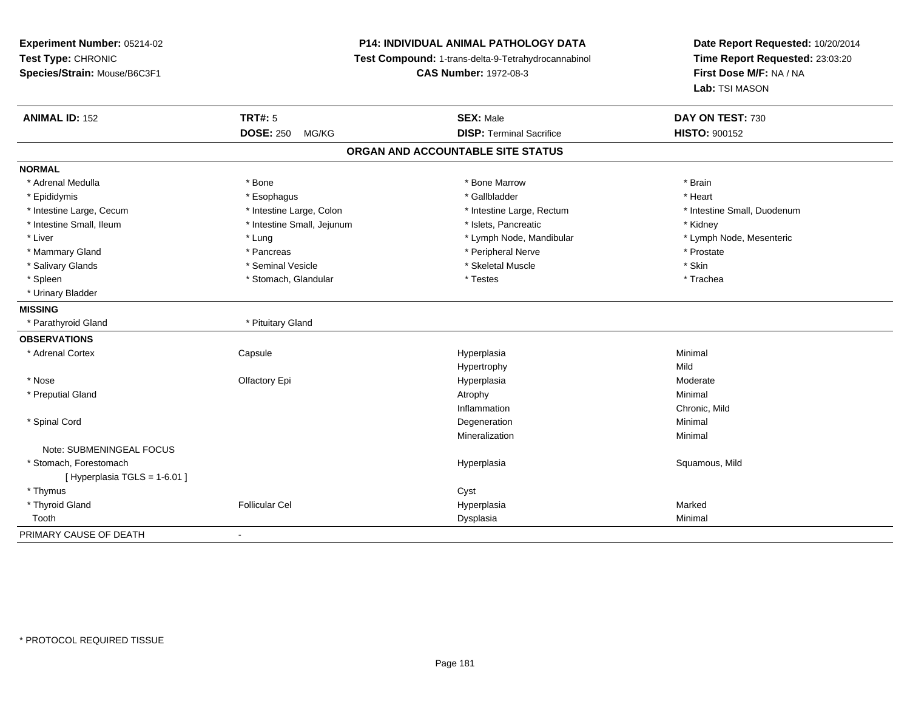**Experiment Number:** 05214-02
**Test Type:** CHRONIC
**Species/Strain:** Mouse/B6C3F1

**P14: INDIVIDUAL ANIMAL PATHOLOGY DATA**
**Test Compound:** 1-trans-delta-9-Tetrahydrocannabinol
**CAS Number:** 1972-08-3

**Date Report Requested:** 10/20/2014
**Time Report Requested:** 23:03:20
**First Dose M/F:** NA / NA
**Lab:** TSI MASON

| **ANIMAL ID:** 152 | **TRT#:** 5 | **SEX:** Male | **DAY ON TEST:** 730 |
|---|---|---|---|
| | **DOSE:** 250 MG/KG | **DISP:** Terminal Sacrifice | **HISTO:** 900152 |

## ORGAN AND ACCOUNTABLE SITE STATUS

**NORMAL**

| | | | |
|---|---|---|---|
| * Adrenal Medulla | * Bone | * Bone Marrow | * Brain |
| * Epididymis | * Esophagus | * Gallbladder | * Heart |
| * Intestine Large, Cecum | * Intestine Large, Colon | * Intestine Large, Rectum | * Intestine Small, Duodenum |
| * Intestine Small, Ileum | * Intestine Small, Jejunum | * Islets, Pancreatic | * Kidney |
| * Liver | * Lung | * Lymph Node, Mandibular | * Lymph Node, Mesenteric |
| * Mammary Gland | * Pancreas | * Peripheral Nerve | * Prostate |
| * Salivary Glands | * Seminal Vesicle | * Skeletal Muscle | * Skin |
| * Spleen | * Stomach, Glandular | * Testes | * Trachea |
| * Urinary Bladder | | | |

**MISSING**

| | |
|---|---|
| * Parathyroid Gland | * Pituitary Gland |

**OBSERVATIONS**

| | | | |
|---|---|---|---|
| * Adrenal Cortex | Capsule | Hyperplasia | Minimal |
| | | Hypertrophy | Mild |
| * Nose | Olfactory Epi | Hyperplasia | Moderate |
| * Preputial Gland | | Atrophy | Minimal |
| | | Inflammation | Chronic, Mild |
| * Spinal Cord | | Degeneration | Minimal |
| | | Mineralization | Minimal |
| Note: SUBMENINGEAL FOCUS | | | |
| * Stomach, Forestomach | | Hyperplasia | Squamous, Mild |
| [ Hyperplasia TGLS = 1-6.01 ] | | | |
| * Thymus | | Cyst | |
| * Thyroid Gland | Follicular Cel | Hyperplasia | Marked |
| Tooth | | Dysplasia | Minimal |

| PRIMARY CAUSE OF DEATH | - |
|---|---|

\* PROTOCOL REQUIRED TISSUE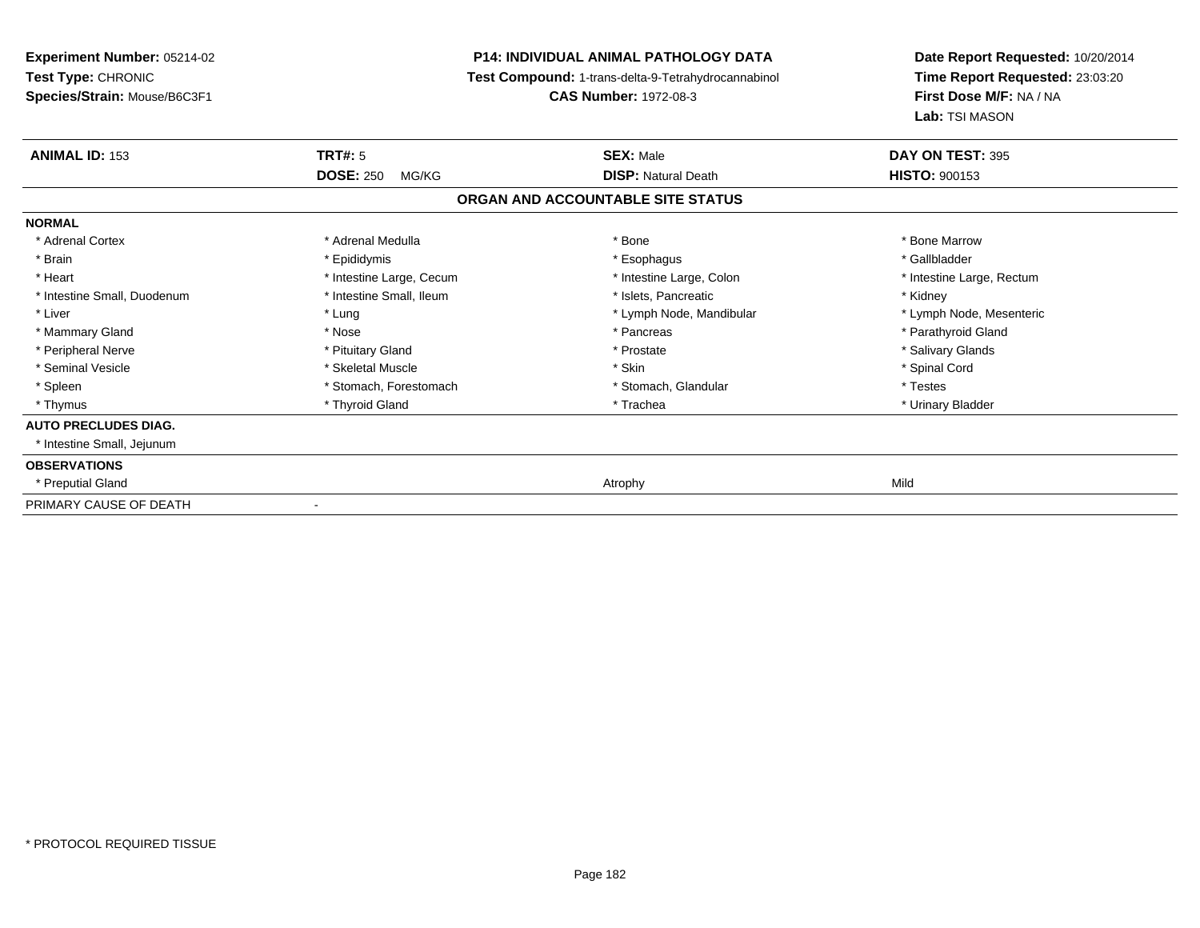**Experiment Number:** 05214-02
**Test Type:** CHRONIC
**Species/Strain:** Mouse/B6C3F1

**P14: INDIVIDUAL ANIMAL PATHOLOGY DATA**
**Test Compound:** 1-trans-delta-9-Tetrahydrocannabinol
**CAS Number:** 1972-08-3

**Date Report Requested:** 10/20/2014
**Time Report Requested:** 23:03:20
**First Dose M/F:** NA / NA
**Lab:** TSI MASON

| **ANIMAL ID:** 153 | **TRT#:** 5 | **SEX:** Male | **DAY ON TEST:** 395 |
|---|---|---|---|
| | **DOSE:** 250 MG/KG | **DISP:** Natural Death | **HISTO:** 900153 |

## ORGAN AND ACCOUNTABLE SITE STATUS

| | | | |
|---|---|---|---|
| **NORMAL** | | | |
| * Adrenal Cortex | * Adrenal Medulla | * Bone | * Bone Marrow |
| * Brain | * Epididymis | * Esophagus | * Gallbladder |
| * Heart | * Intestine Large, Cecum | * Intestine Large, Colon | * Intestine Large, Rectum |
| * Intestine Small, Duodenum | * Intestine Small, Ileum | * Islets, Pancreatic | * Kidney |
| * Liver | * Lung | * Lymph Node, Mandibular | * Lymph Node, Mesenteric |
| * Mammary Gland | * Nose | * Pancreas | * Parathyroid Gland |
| * Peripheral Nerve | * Pituitary Gland | * Prostate | * Salivary Glands |
| * Seminal Vesicle | * Skeletal Muscle | * Skin | * Spinal Cord |
| * Spleen | * Stomach, Forestomach | * Stomach, Glandular | * Testes |
| * Thymus | * Thyroid Gland | * Trachea | * Urinary Bladder |
| **AUTO PRECLUDES DIAG.** | | | |
| * Intestine Small, Jejunum | | | |
| **OBSERVATIONS** | | | |
| * Preputial Gland | | Atrophy | Mild |
| PRIMARY CAUSE OF DEATH | - | | |

\* PROTOCOL REQUIRED TISSUE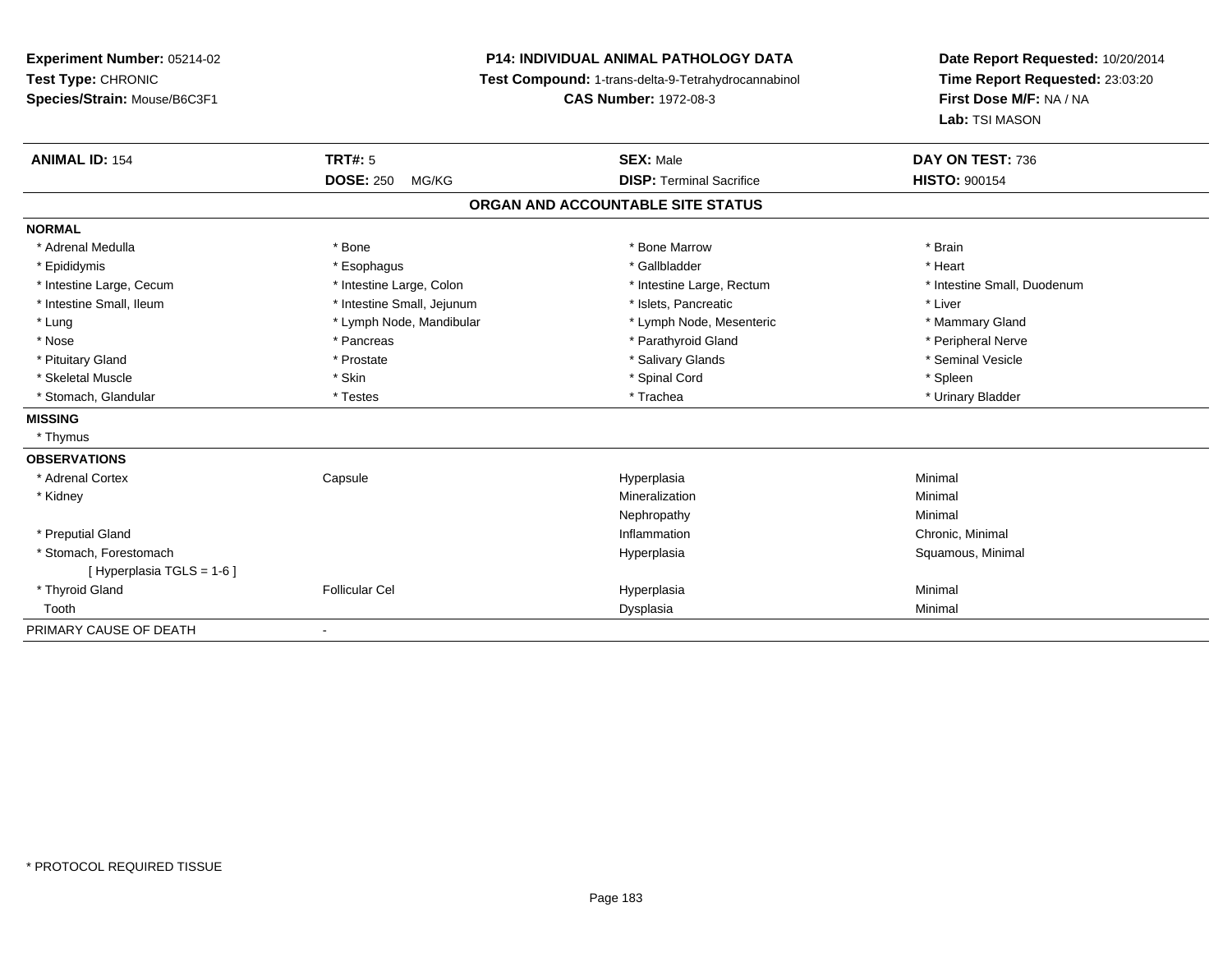**Experiment Number:** 05214-02
**Test Type:** CHRONIC
**Species/Strain:** Mouse/B6C3F1

**P14: INDIVIDUAL ANIMAL PATHOLOGY DATA**
**Test Compound:** 1-trans-delta-9-Tetrahydrocannabinol
**CAS Number:** 1972-08-3

**Date Report Requested:** 10/20/2014
**Time Report Requested:** 23:03:20
**First Dose M/F:** NA / NA
**Lab:** TSI MASON

| **ANIMAL ID:** 154 | **TRT#:** 5 | **SEX:** Male | **DAY ON TEST:** 736 |
|---|---|---|---|
| | **DOSE:** 250 MG/KG | **DISP:** Terminal Sacrifice | **HISTO:** 900154 |

**ORGAN AND ACCOUNTABLE SITE STATUS**

**NORMAL**

| | | | |
|---|---|---|---|
| * Adrenal Medulla | * Bone | * Bone Marrow | * Brain |
| * Epididymis | * Esophagus | * Gallbladder | * Heart |
| * Intestine Large, Cecum | * Intestine Large, Colon | * Intestine Large, Rectum | * Intestine Small, Duodenum |
| * Intestine Small, Ileum | * Intestine Small, Jejunum | * Islets, Pancreatic | * Liver |
| * Lung | * Lymph Node, Mandibular | * Lymph Node, Mesenteric | * Mammary Gland |
| * Nose | * Pancreas | * Parathyroid Gland | * Peripheral Nerve |
| * Pituitary Gland | * Prostate | * Salivary Glands | * Seminal Vesicle |
| * Skeletal Muscle | * Skin | * Spinal Cord | * Spleen |
| * Stomach, Glandular | * Testes | * Trachea | * Urinary Bladder |

**MISSING**

* Thymus

**OBSERVATIONS**

| | | | |
|---|---|---|---|
| * Adrenal Cortex | Capsule | Hyperplasia | Minimal |
| * Kidney | | Mineralization | Minimal |
| | | Nephropathy | Minimal |
| * Preputial Gland | | Inflammation | Chronic, Minimal |
| * Stomach, Forestomach | | Hyperplasia | Squamous, Minimal |
| [ Hyperplasia TGLS = 1-6 ] | | | |
| * Thyroid Gland | Follicular Cel | Hyperplasia | Minimal |
| Tooth | | Dysplasia | Minimal |

PRIMARY CAUSE OF DEATH -

* PROTOCOL REQUIRED TISSUE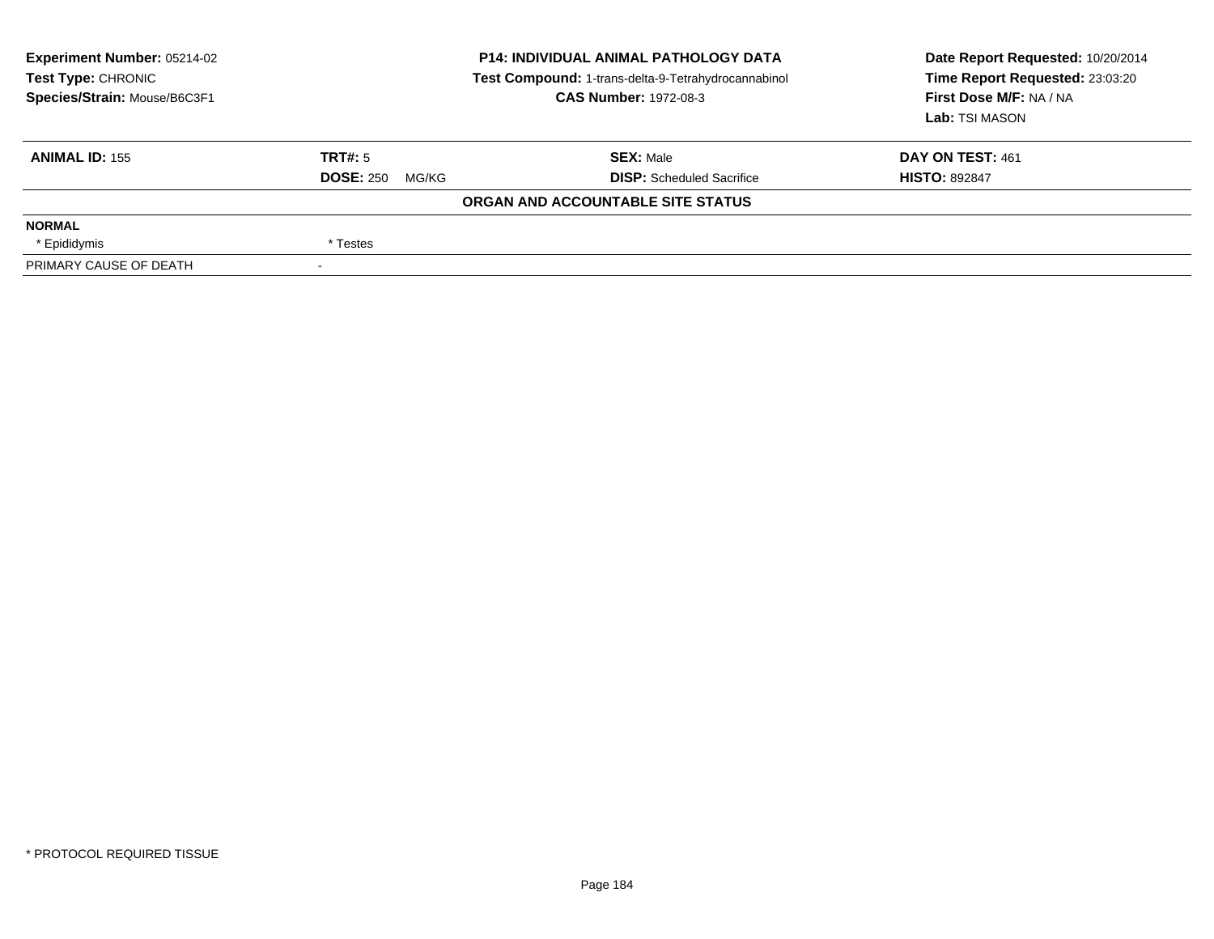| **Experiment Number:** 05214-02 | **P14: INDIVIDUAL ANIMAL PATHOLOGY DATA** | **Date Report Requested:** 10/20/2014 |
|---|---|---|
| **Test Type:** CHRONIC | **Test Compound:** 1-trans-delta-9-Tetrahydrocannabinol | **Time Report Requested:** 23:03:20 |
| **Species/Strain:** Mouse/B6C3F1 | **CAS Number:** 1972-08-3 | **First Dose M/F:** NA / NA |
| | | **Lab:** TSI MASON |

| **ANIMAL ID:** 155 | **TRT#:** 5 | **SEX:** Male | **DAY ON TEST:** 461 |
|---|---|---|---|
| | **DOSE:** 250 MG/KG | **DISP:** Scheduled Sacrifice | **HISTO:** 892847 |

**ORGAN AND ACCOUNTABLE SITE STATUS**

| **NORMAL** | |
|---|---|
| * Epididymis | * Testes |
| PRIMARY CAUSE OF DEATH | - |

* PROTOCOL REQUIRED TISSUE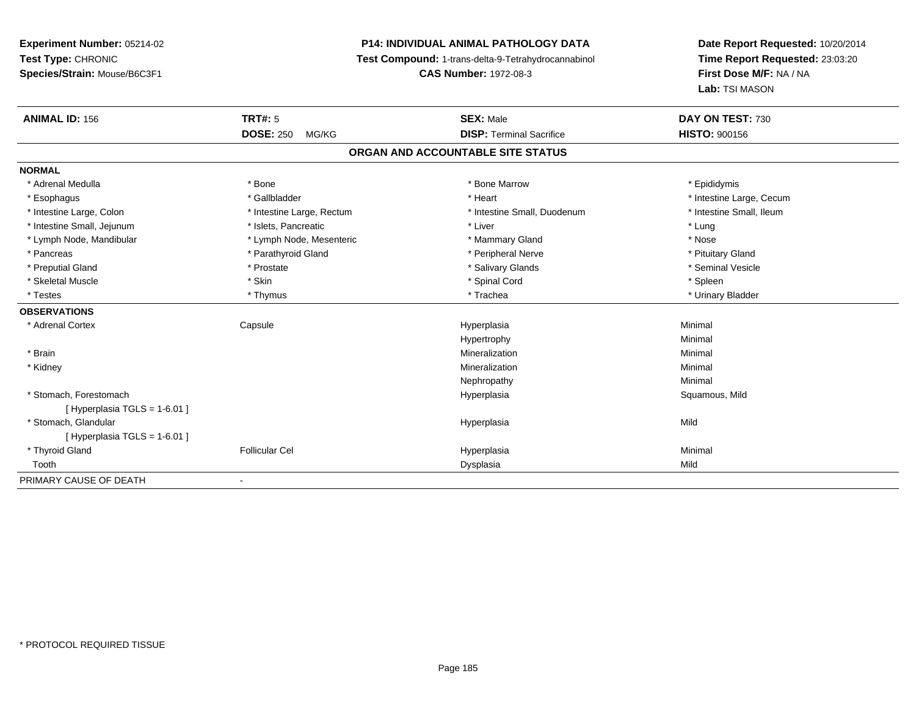**Experiment Number:** 05214-02
**Test Type:** CHRONIC
**Species/Strain:** Mouse/B6C3F1

**P14: INDIVIDUAL ANIMAL PATHOLOGY DATA**
**Test Compound:** 1-trans-delta-9-Tetrahydrocannabinol
**CAS Number:** 1972-08-3

**Date Report Requested:** 10/20/2014
**Time Report Requested:** 23:03:20
**First Dose M/F:** NA / NA
**Lab:** TSI MASON

| **ANIMAL ID:** 156 | **TRT#:** 5 | **SEX:** Male | **DAY ON TEST:** 730 |
|---|---|---|---|
| | **DOSE:** 250 MG/KG | **DISP:** Terminal Sacrifice | **HISTO:** 900156 |

## ORGAN AND ACCOUNTABLE SITE STATUS

| | | | |
|---|---|---|---|
| **NORMAL** | | | |
| * Adrenal Medulla | * Bone | * Bone Marrow | * Epididymis |
| * Esophagus | * Gallbladder | * Heart | * Intestine Large, Cecum |
| * Intestine Large, Colon | * Intestine Large, Rectum | * Intestine Small, Duodenum | * Intestine Small, Ileum |
| * Intestine Small, Jejunum | * Islets, Pancreatic | * Liver | * Lung |
| * Lymph Node, Mandibular | * Lymph Node, Mesenteric | * Mammary Gland | * Nose |
| * Pancreas | * Parathyroid Gland | * Peripheral Nerve | * Pituitary Gland |
| * Preputial Gland | * Prostate | * Salivary Glands | * Seminal Vesicle |
| * Skeletal Muscle | * Skin | * Spinal Cord | * Spleen |
| * Testes | * Thymus | * Trachea | * Urinary Bladder |
| **OBSERVATIONS** | | | |
| * Adrenal Cortex | Capsule | Hyperplasia | Minimal |
| | | Hypertrophy | Minimal |
| * Brain | | Mineralization | Minimal |
| * Kidney | | Mineralization | Minimal |
| | | Nephropathy | Minimal |
| * Stomach, Forestomach | | Hyperplasia | Squamous, Mild |
| [ Hyperplasia TGLS = 1-6.01 ] | | | |
| * Stomach, Glandular | | Hyperplasia | Mild |
| [ Hyperplasia TGLS = 1-6.01 ] | | | |
| * Thyroid Gland | Follicular Cel | Hyperplasia | Minimal |
| Tooth | | Dysplasia | Mild |
| PRIMARY CAUSE OF DEATH | - | | |

* PROTOCOL REQUIRED TISSUE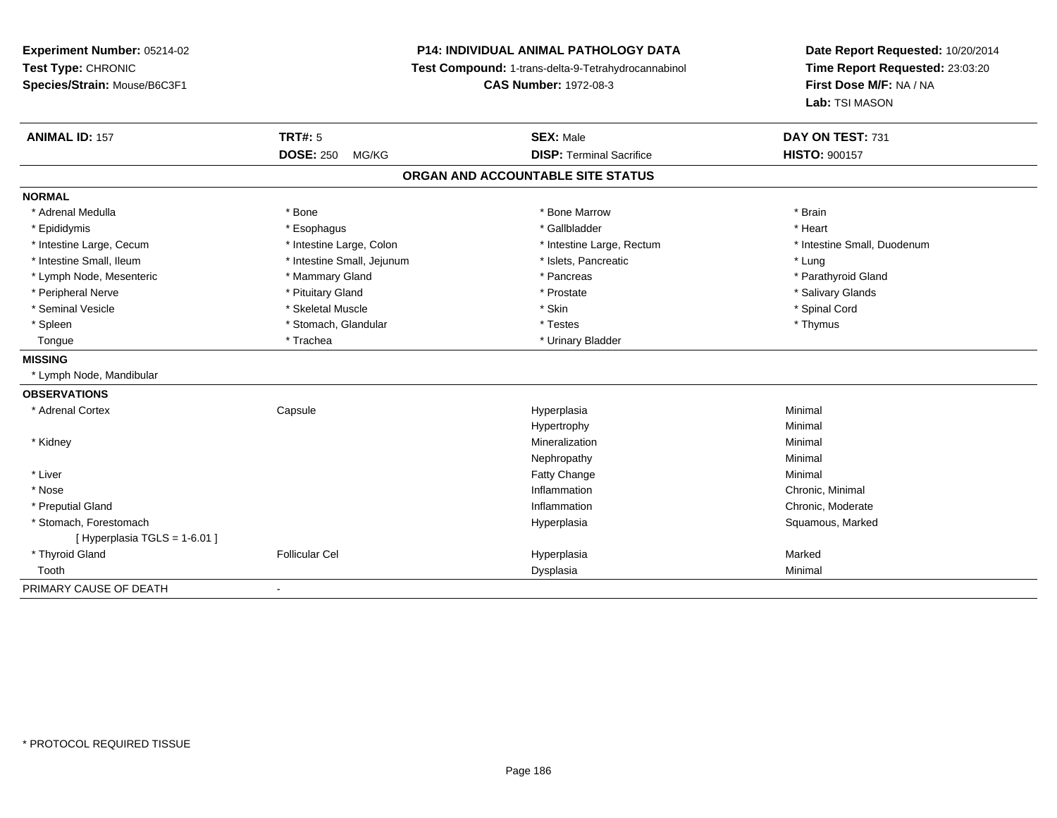**Experiment Number:** 05214-02
**Test Type:** CHRONIC
**Species/Strain:** Mouse/B6C3F1

**P14: INDIVIDUAL ANIMAL PATHOLOGY DATA**
**Test Compound:** 1-trans-delta-9-Tetrahydrocannabinol
**CAS Number:** 1972-08-3

**Date Report Requested:** 10/20/2014
**Time Report Requested:** 23:03:20
**First Dose M/F:** NA / NA
**Lab:** TSI MASON

| **ANIMAL ID:** 157 | **TRT#:** 5 | **SEX:** Male | **DAY ON TEST:** 731 |
|---|---|---|---|
| | **DOSE:** 250 MG/KG | **DISP:** Terminal Sacrifice | **HISTO:** 900157 |

## ORGAN AND ACCOUNTABLE SITE STATUS

| | | | |
|---|---|---|---|
| **NORMAL** | | | |
| * Adrenal Medulla | * Bone | * Bone Marrow | * Brain |
| * Epididymis | * Esophagus | * Gallbladder | * Heart |
| * Intestine Large, Cecum | * Intestine Large, Colon | * Intestine Large, Rectum | * Intestine Small, Duodenum |
| * Intestine Small, Ileum | * Intestine Small, Jejunum | * Islets, Pancreatic | * Lung |
| * Lymph Node, Mesenteric | * Mammary Gland | * Pancreas | * Parathyroid Gland |
| * Peripheral Nerve | * Pituitary Gland | * Prostate | * Salivary Glands |
| * Seminal Vesicle | * Skeletal Muscle | * Skin | * Spinal Cord |
| * Spleen | * Stomach, Glandular | * Testes | * Thymus |
| Tongue | * Trachea | * Urinary Bladder | |
| **MISSING** | | | |
| * Lymph Node, Mandibular | | | |
| **OBSERVATIONS** | | | |
| * Adrenal Cortex | Capsule | Hyperplasia | Minimal |
| | | Hypertrophy | Minimal |
| * Kidney | | Mineralization | Minimal |
| | | Nephropathy | Minimal |
| * Liver | | Fatty Change | Minimal |
| * Nose | | Inflammation | Chronic, Minimal |
| * Preputial Gland | | Inflammation | Chronic, Moderate |
| * Stomach, Forestomach | | Hyperplasia | Squamous, Marked |
| [ Hyperplasia TGLS = 1-6.01 ] | | | |
| * Thyroid Gland | Follicular Cel | Hyperplasia | Marked |
| Tooth | | Dysplasia | Minimal |
| PRIMARY CAUSE OF DEATH | - | | |

* PROTOCOL REQUIRED TISSUE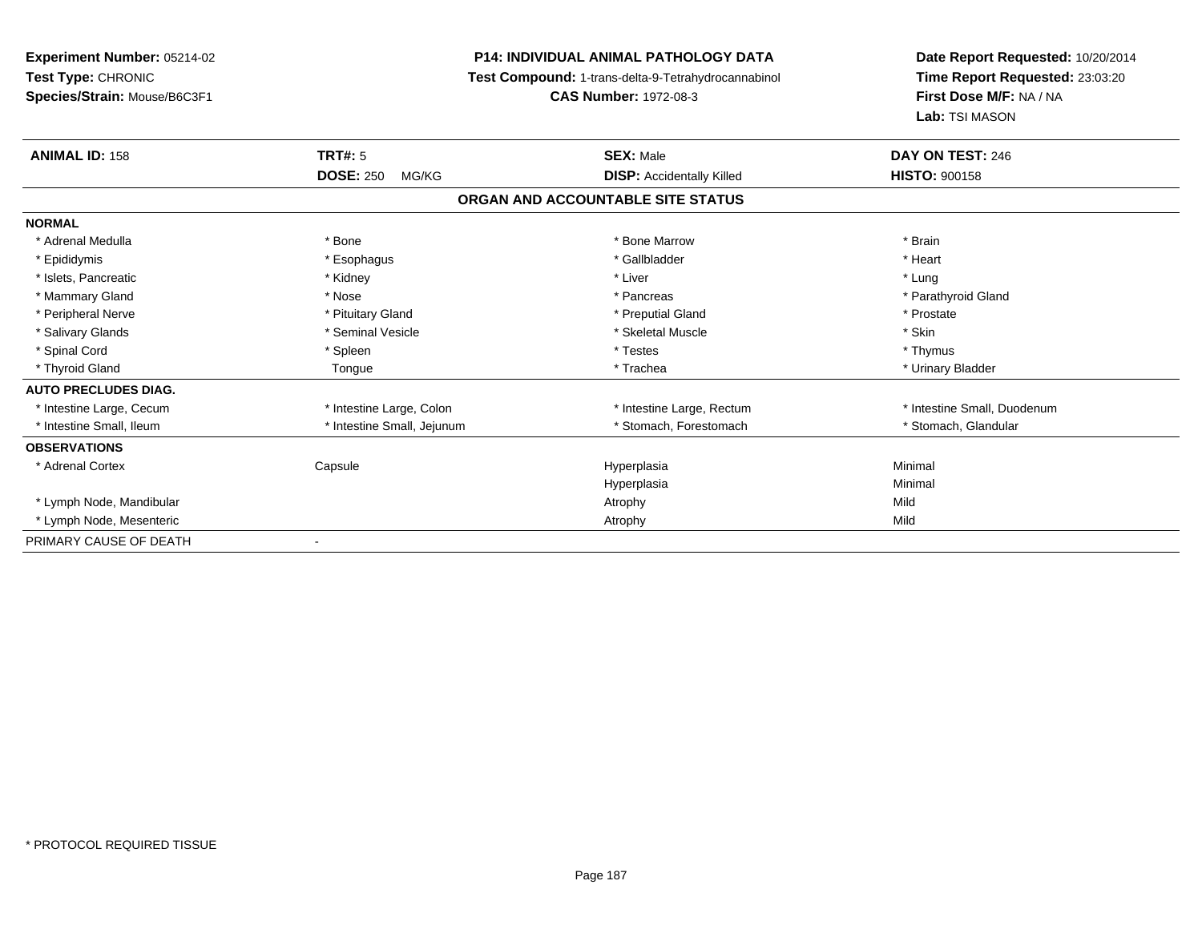**Experiment Number:** 05214-02
**Test Type:** CHRONIC
**Species/Strain:** Mouse/B6C3F1

**P14: INDIVIDUAL ANIMAL PATHOLOGY DATA**
**Test Compound:** 1-trans-delta-9-Tetrahydrocannabinol
**CAS Number:** 1972-08-3

**Date Report Requested:** 10/20/2014
**Time Report Requested:** 23:03:20
**First Dose M/F:** NA / NA
**Lab:** TSI MASON

| **ANIMAL ID:** 158 | **TRT#:** 5 | **SEX:** Male | **DAY ON TEST:** 246 |
|---|---|---|---|
| | **DOSE:** 250 MG/KG | **DISP:** Accidentally Killed | **HISTO:** 900158 |

**ORGAN AND ACCOUNTABLE SITE STATUS**

| | | | |
|---|---|---|---|
| **NORMAL** | | | |
| * Adrenal Medulla | * Bone | * Bone Marrow | * Brain |
| * Epididymis | * Esophagus | * Gallbladder | * Heart |
| * Islets, Pancreatic | * Kidney | * Liver | * Lung |
| * Mammary Gland | * Nose | * Pancreas | * Parathyroid Gland |
| * Peripheral Nerve | * Pituitary Gland | * Preputial Gland | * Prostate |
| * Salivary Glands | * Seminal Vesicle | * Skeletal Muscle | * Skin |
| * Spinal Cord | * Spleen | * Testes | * Thymus |
| * Thyroid Gland | Tongue | * Trachea | * Urinary Bladder |
| **AUTO PRECLUDES DIAG.** | | | |
| * Intestine Large, Cecum | * Intestine Large, Colon | * Intestine Large, Rectum | * Intestine Small, Duodenum |
| * Intestine Small, Ileum | * Intestine Small, Jejunum | * Stomach, Forestomach | * Stomach, Glandular |
| **OBSERVATIONS** | | | |
| * Adrenal Cortex | Capsule | Hyperplasia | Minimal |
| | | Hyperplasia | Minimal |
| * Lymph Node, Mandibular | | Atrophy | Mild |
| * Lymph Node, Mesenteric | | Atrophy | Mild |
| PRIMARY CAUSE OF DEATH | - | | |

\* PROTOCOL REQUIRED TISSUE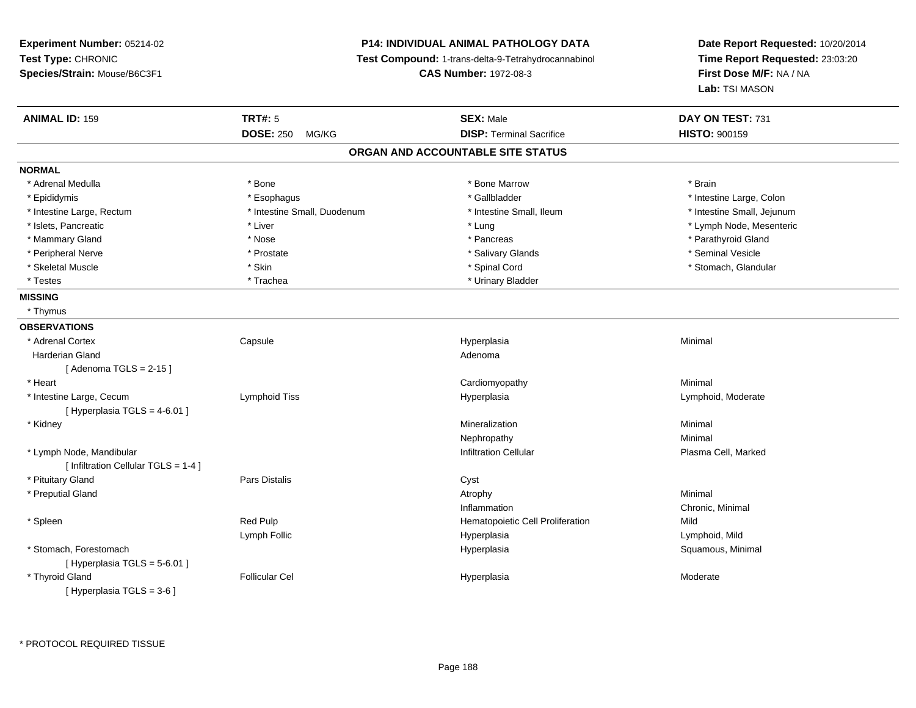**Experiment Number:** 05214-02
**Test Type:** CHRONIC
**Species/Strain:** Mouse/B6C3F1

**P14: INDIVIDUAL ANIMAL PATHOLOGY DATA**
**Test Compound:** 1-trans-delta-9-Tetrahydrocannabinol
**CAS Number:** 1972-08-3

**Date Report Requested:** 10/20/2014
**Time Report Requested:** 23:03:20
**First Dose M/F:** NA / NA
**Lab:** TSI MASON

| **ANIMAL ID:** 159 | **TRT#:** 5 | **SEX:** Male | **DAY ON TEST:** 731 |
|---|---|---|---|
| | **DOSE:** 250 MG/KG | **DISP:** Terminal Sacrifice | **HISTO:** 900159 |

## ORGAN AND ACCOUNTABLE SITE STATUS

**NORMAL**

| | | | |
|---|---|---|---|
| * Adrenal Medulla | * Bone | * Bone Marrow | * Brain |
| * Epididymis | * Esophagus | * Gallbladder | * Intestine Large, Colon |
| * Intestine Large, Rectum | * Intestine Small, Duodenum | * Intestine Small, Ileum | * Intestine Small, Jejunum |
| * Islets, Pancreatic | * Liver | * Lung | * Lymph Node, Mesenteric |
| * Mammary Gland | * Nose | * Pancreas | * Parathyroid Gland |
| * Peripheral Nerve | * Prostate | * Salivary Glands | * Seminal Vesicle |
| * Skeletal Muscle | * Skin | * Spinal Cord | * Stomach, Glandular |
| * Testes | * Trachea | * Urinary Bladder | |

**MISSING**

* Thymus

**OBSERVATIONS**

| | | | |
|---|---|---|---|
| * Adrenal Cortex | Capsule | Hyperplasia | Minimal |
| Harderian Gland<br>[ Adenoma TGLS = 2-15 ] | | Adenoma | |
| * Heart | | Cardiomyopathy | Minimal |
| * Intestine Large, Cecum<br>[ Hyperplasia TGLS = 4-6.01 ] | Lymphoid Tiss | Hyperplasia | Lymphoid, Moderate |
| * Kidney | | Mineralization | Minimal |
| | | Nephropathy | Minimal |
| * Lymph Node, Mandibular<br>[ Infiltration Cellular TGLS = 1-4 ] | | Infiltration Cellular | Plasma Cell, Marked |
| * Pituitary Gland | Pars Distalis | Cyst | |
| * Preputial Gland | | Atrophy | Minimal |
| | | Inflammation | Chronic, Minimal |
| * Spleen | Red Pulp | Hematopoietic Cell Proliferation | Mild |
| | Lymph Follic | Hyperplasia | Lymphoid, Mild |
| * Stomach, Forestomach<br>[ Hyperplasia TGLS = 5-6.01 ] | | Hyperplasia | Squamous, Minimal |
| * Thyroid Gland<br>[ Hyperplasia TGLS = 3-6 ] | Follicular Cel | Hyperplasia | Moderate |

* PROTOCOL REQUIRED TISSUE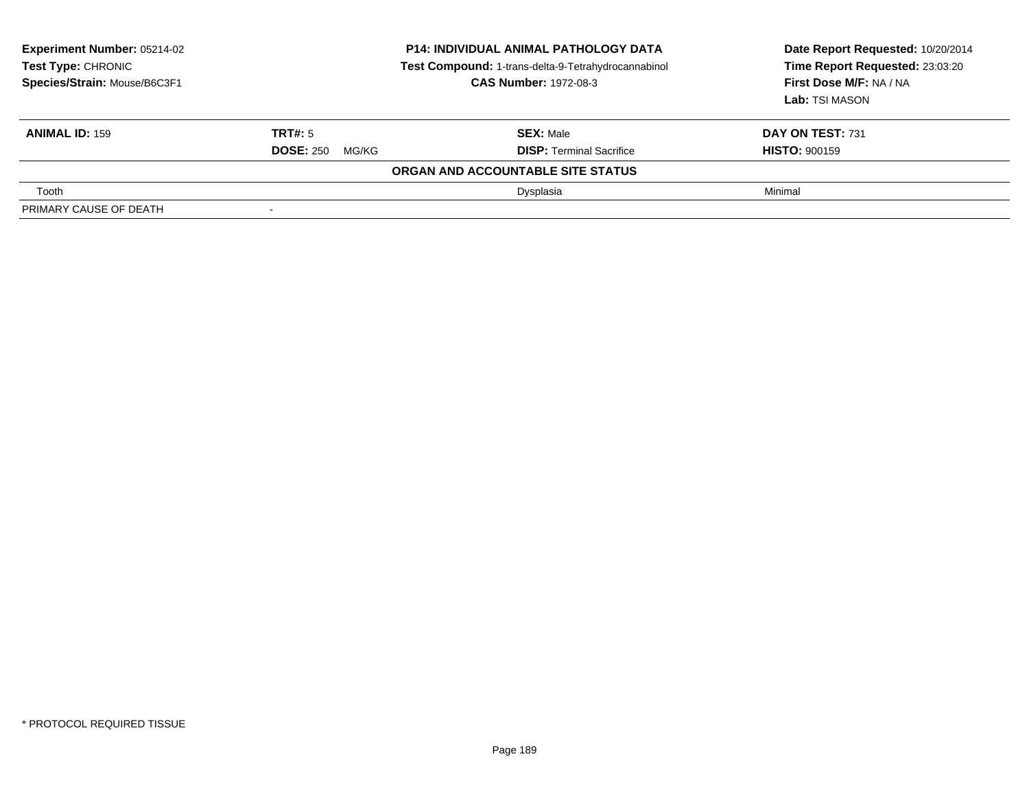**Experiment Number:** 05214-02
**Test Type:** CHRONIC
**Species/Strain:** Mouse/B6C3F1

**P14: INDIVIDUAL ANIMAL PATHOLOGY DATA**
**Test Compound:** 1-trans-delta-9-Tetrahydrocannabinol
**CAS Number:** 1972-08-3

**Date Report Requested:** 10/20/2014
**Time Report Requested:** 23:03:20
**First Dose M/F:** NA / NA
**Lab:** TSI MASON

| **ANIMAL ID:** 159 | **TRT#:** 5 | **SEX:** Male | **DAY ON TEST:** 731 |
|---|---|---|---|
| | **DOSE:** 250 MG/KG | **DISP:** Terminal Sacrifice | **HISTO:** 900159 |
| | | **ORGAN AND ACCOUNTABLE SITE STATUS** | |
| Tooth | | Dysplasia | Minimal |
| PRIMARY CAUSE OF DEATH | - | | |

* PROTOCOL REQUIRED TISSUE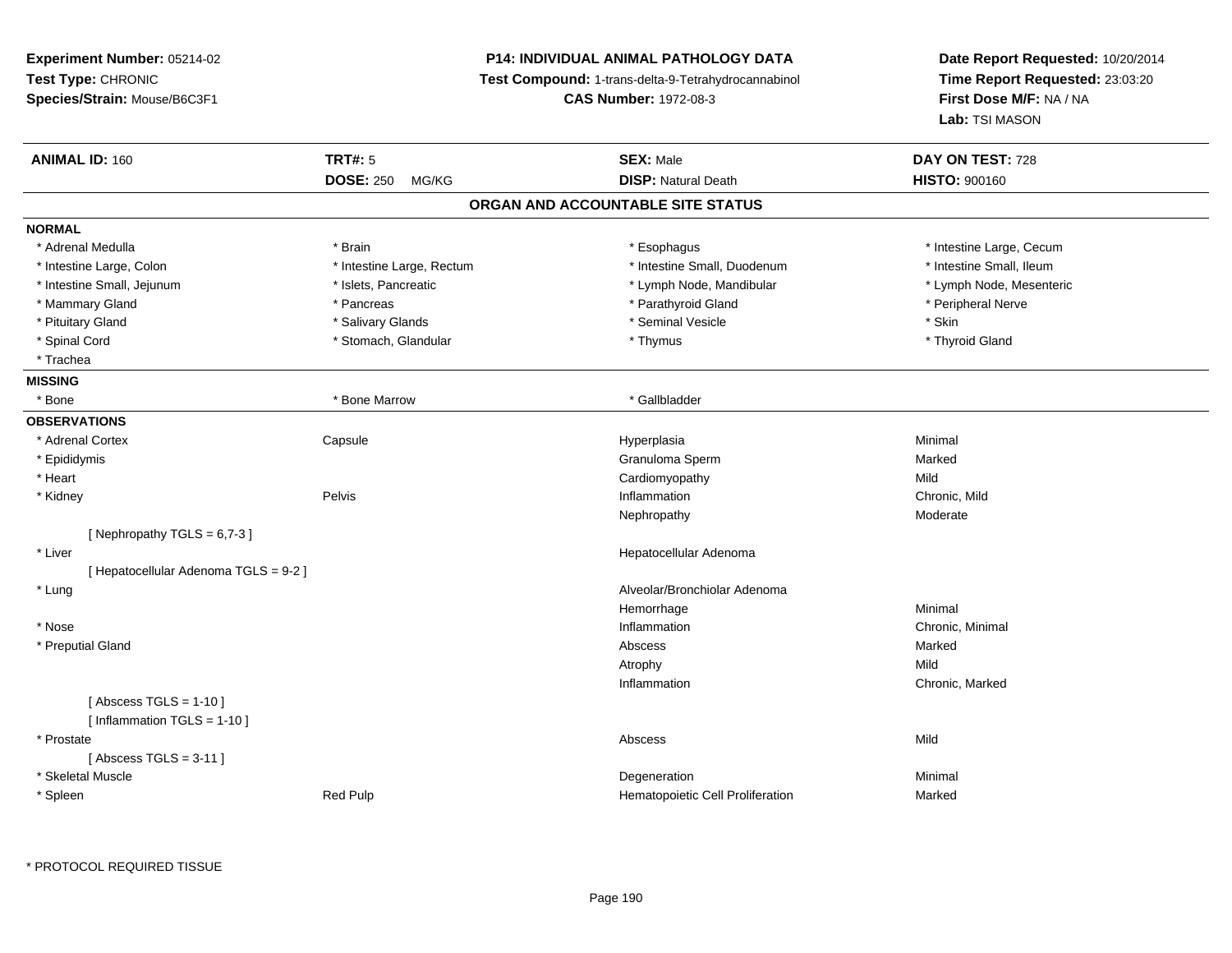**Experiment Number:** 05214-02
**Test Type:** CHRONIC
**Species/Strain:** Mouse/B6C3F1

**P14: INDIVIDUAL ANIMAL PATHOLOGY DATA**
**Test Compound:** 1-trans-delta-9-Tetrahydrocannabinol
**CAS Number:** 1972-08-3

**Date Report Requested:** 10/20/2014
**Time Report Requested:** 23:03:20
**First Dose M/F:** NA / NA
**Lab:** TSI MASON

| **ANIMAL ID:** 160 | **TRT#:** 5 | **SEX:** Male | **DAY ON TEST:** 728 |
|---|---|---|---|
| | **DOSE:** 250 MG/KG | **DISP:** Natural Death | **HISTO:** 900160 |

## ORGAN AND ACCOUNTABLE SITE STATUS

**NORMAL**

| | | | |
|---|---|---|---|
| * Adrenal Medulla | * Brain | * Esophagus | * Intestine Large, Cecum |
| * Intestine Large, Colon | * Intestine Large, Rectum | * Intestine Small, Duodenum | * Intestine Small, Ileum |
| * Intestine Small, Jejunum | * Islets, Pancreatic | * Lymph Node, Mandibular | * Lymph Node, Mesenteric |
| * Mammary Gland | * Pancreas | * Parathyroid Gland | * Peripheral Nerve |
| * Pituitary Gland | * Salivary Glands | * Seminal Vesicle | * Skin |
| * Spinal Cord | * Stomach, Glandular | * Thymus | * Thyroid Gland |
| * Trachea | | | |

**MISSING**

| | | |
|---|---|---|
| * Bone | * Bone Marrow | * Gallbladder |

**OBSERVATIONS**

| Organ | Site | Observation | Severity |
|---|---|---|---|
| * Adrenal Cortex | Capsule | Hyperplasia | Minimal |
| * Epididymis | | Granuloma Sperm | Marked |
| * Heart | | Cardiomyopathy | Mild |
| * Kidney | Pelvis | Inflammation | Chronic, Mild |
| | | Nephropathy | Moderate |
| [ Nephropathy TGLS = 6,7-3 ] | | | |
| * Liver | | Hepatocellular Adenoma | |
| [ Hepatocellular Adenoma TGLS = 9-2 ] | | | |
| * Lung | | Alveolar/Bronchiolar Adenoma | |
| | | Hemorrhage | Minimal |
| * Nose | | Inflammation | Chronic, Minimal |
| * Preputial Gland | | Abscess | Marked |
| | | Atrophy | Mild |
| | | Inflammation | Chronic, Marked |
| [ Abscess TGLS = 1-10 ] | | | |
| [ Inflammation TGLS = 1-10 ] | | | |
| * Prostate | | Abscess | Mild |
| [ Abscess TGLS = 3-11 ] | | | |
| * Skeletal Muscle | | Degeneration | Minimal |
| * Spleen | Red Pulp | Hematopoietic Cell Proliferation | Marked |

* PROTOCOL REQUIRED TISSUE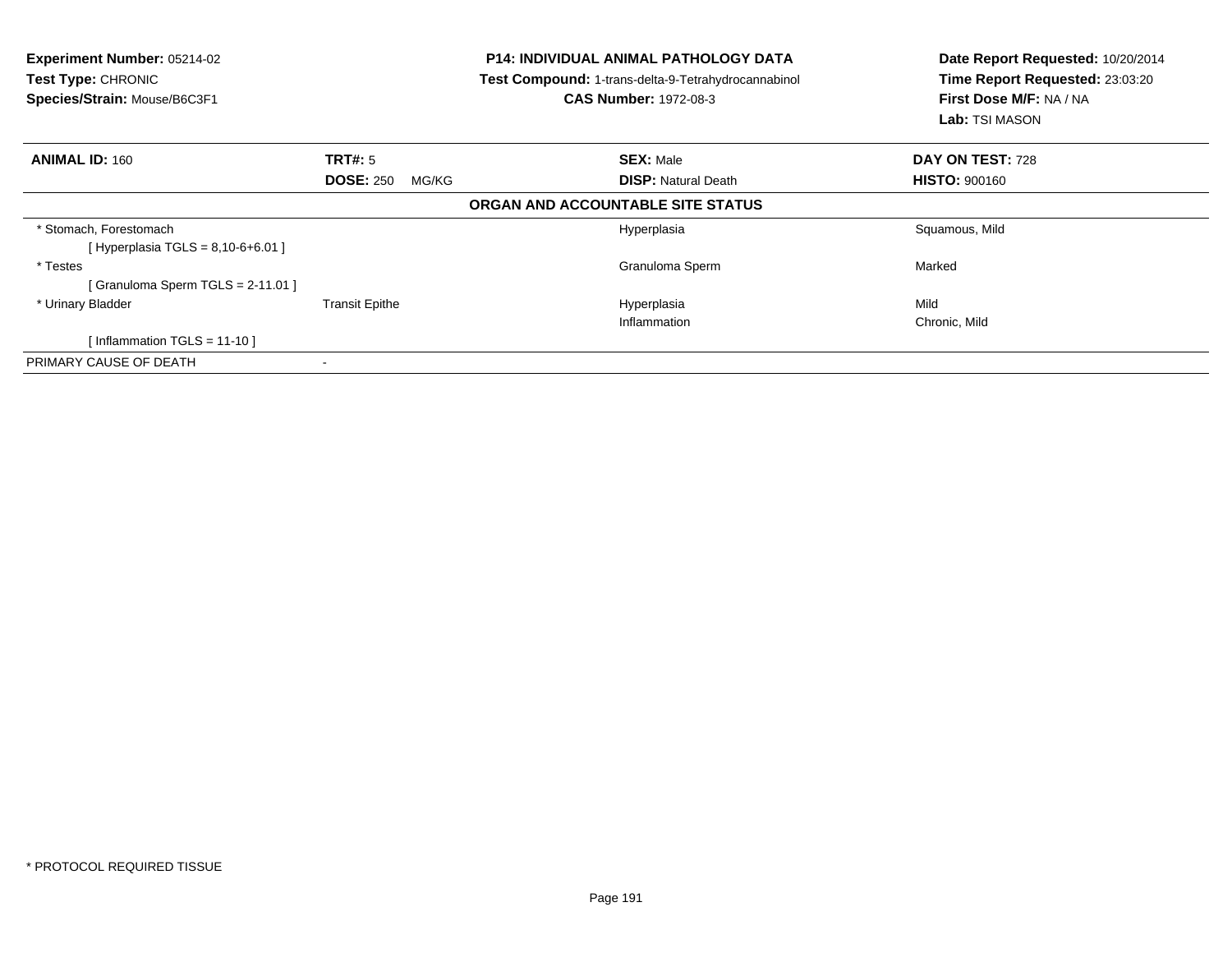**Experiment Number:** 05214-02
**Test Type:** CHRONIC
**Species/Strain:** Mouse/B6C3F1

**P14: INDIVIDUAL ANIMAL PATHOLOGY DATA**
**Test Compound:** 1-trans-delta-9-Tetrahydrocannabinol
**CAS Number:** 1972-08-3

**Date Report Requested:** 10/20/2014
**Time Report Requested:** 23:03:20
**First Dose M/F:** NA / NA
**Lab:** TSI MASON

| **ANIMAL ID:** 160 | **TRT#:** 5 | **SEX:** Male | **DAY ON TEST:** 728 |
|---|---|---|---|
| | **DOSE:** 250 MG/KG | **DISP:** Natural Death | **HISTO:** 900160 |

**ORGAN AND ACCOUNTABLE SITE STATUS**

| | | | |
|---|---|---|---|
| * Stomach, Forestomach | | Hyperplasia | Squamous, Mild |
| [ Hyperplasia TGLS = 8,10-6+6.01 ] | | | |
| * Testes | | Granuloma Sperm | Marked |
| [ Granuloma Sperm TGLS = 2-11.01 ] | | | |
| * Urinary Bladder | Transit Epithe | Hyperplasia | Mild |
| | | Inflammation | Chronic, Mild |
| [ Inflammation TGLS = 11-10 ] | | | |
| PRIMARY CAUSE OF DEATH | - | | |

* PROTOCOL REQUIRED TISSUE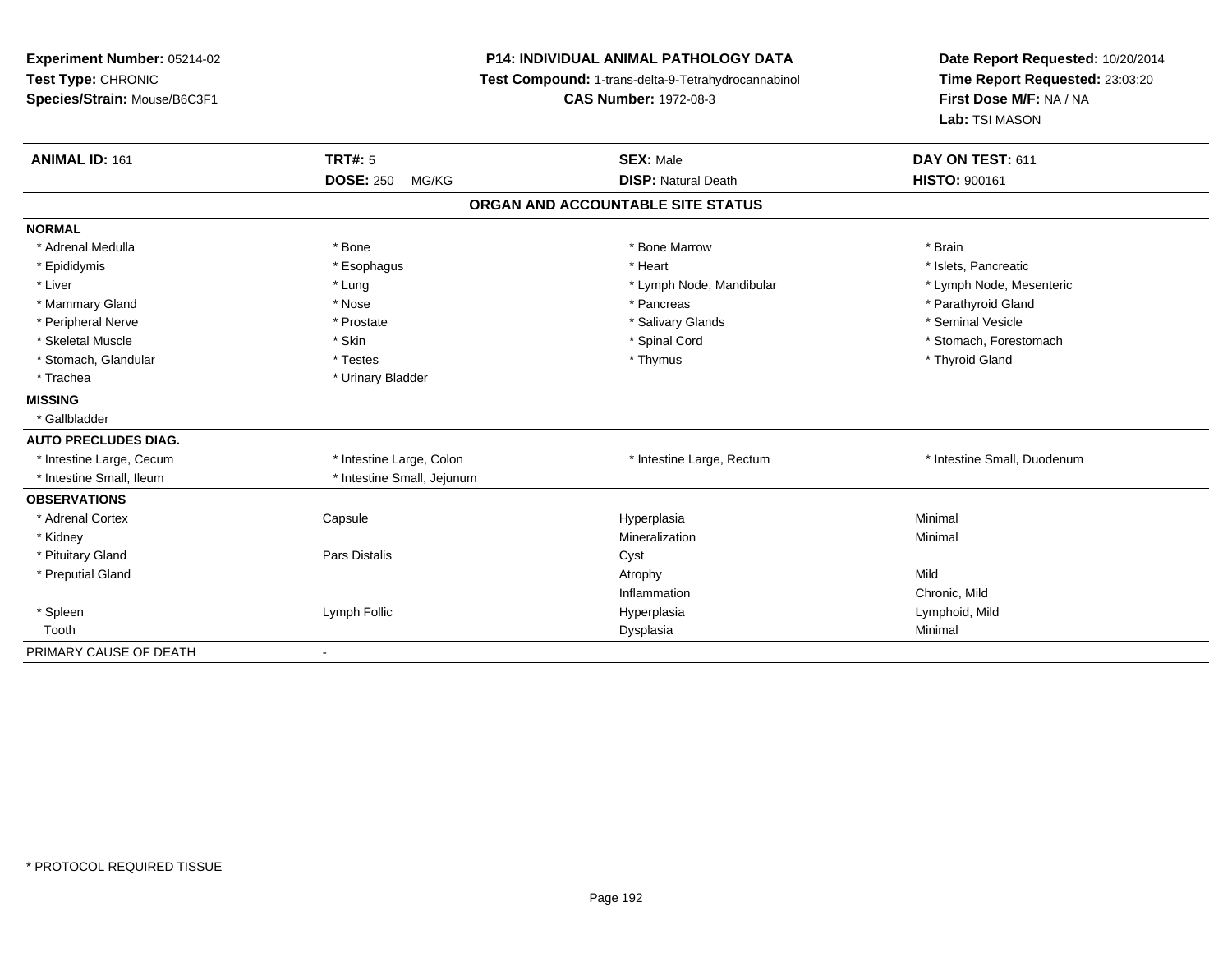**Experiment Number:** 05214-02
**Test Type:** CHRONIC
**Species/Strain:** Mouse/B6C3F1

**P14: INDIVIDUAL ANIMAL PATHOLOGY DATA**
**Test Compound:** 1-trans-delta-9-Tetrahydrocannabinol
**CAS Number:** 1972-08-3

**Date Report Requested:** 10/20/2014
**Time Report Requested:** 23:03:20
**First Dose M/F:** NA / NA
**Lab:** TSI MASON

| **ANIMAL ID:** 161 | **TRT#:** 5 | **SEX:** Male | **DAY ON TEST:** 611 |
|---|---|---|---|
| | **DOSE:** 250 MG/KG | **DISP:** Natural Death | **HISTO:** 900161 |

**ORGAN AND ACCOUNTABLE SITE STATUS**

| | | | |
|---|---|---|---|
| **NORMAL** | | | |
| * Adrenal Medulla | * Bone | * Bone Marrow | * Brain |
| * Epididymis | * Esophagus | * Heart | * Islets, Pancreatic |
| * Liver | * Lung | * Lymph Node, Mandibular | * Lymph Node, Mesenteric |
| * Mammary Gland | * Nose | * Pancreas | * Parathyroid Gland |
| * Peripheral Nerve | * Prostate | * Salivary Glands | * Seminal Vesicle |
| * Skeletal Muscle | * Skin | * Spinal Cord | * Stomach, Forestomach |
| * Stomach, Glandular | * Testes | * Thymus | * Thyroid Gland |
| * Trachea | * Urinary Bladder | | |
| **MISSING** | | | |
| * Gallbladder | | | |
| **AUTO PRECLUDES DIAG.** | | | |
| * Intestine Large, Cecum | * Intestine Large, Colon | * Intestine Large, Rectum | * Intestine Small, Duodenum |
| * Intestine Small, Ileum | * Intestine Small, Jejunum | | |
| **OBSERVATIONS** | | | |
| * Adrenal Cortex | Capsule | Hyperplasia | Minimal |
| * Kidney | | Mineralization | Minimal |
| * Pituitary Gland | Pars Distalis | Cyst | |
| * Preputial Gland | | Atrophy | Mild |
| | | Inflammation | Chronic, Mild |
| * Spleen | Lymph Follic | Hyperplasia | Lymphoid, Mild |
| Tooth | | Dysplasia | Minimal |
| PRIMARY CAUSE OF DEATH | - | | |

* PROTOCOL REQUIRED TISSUE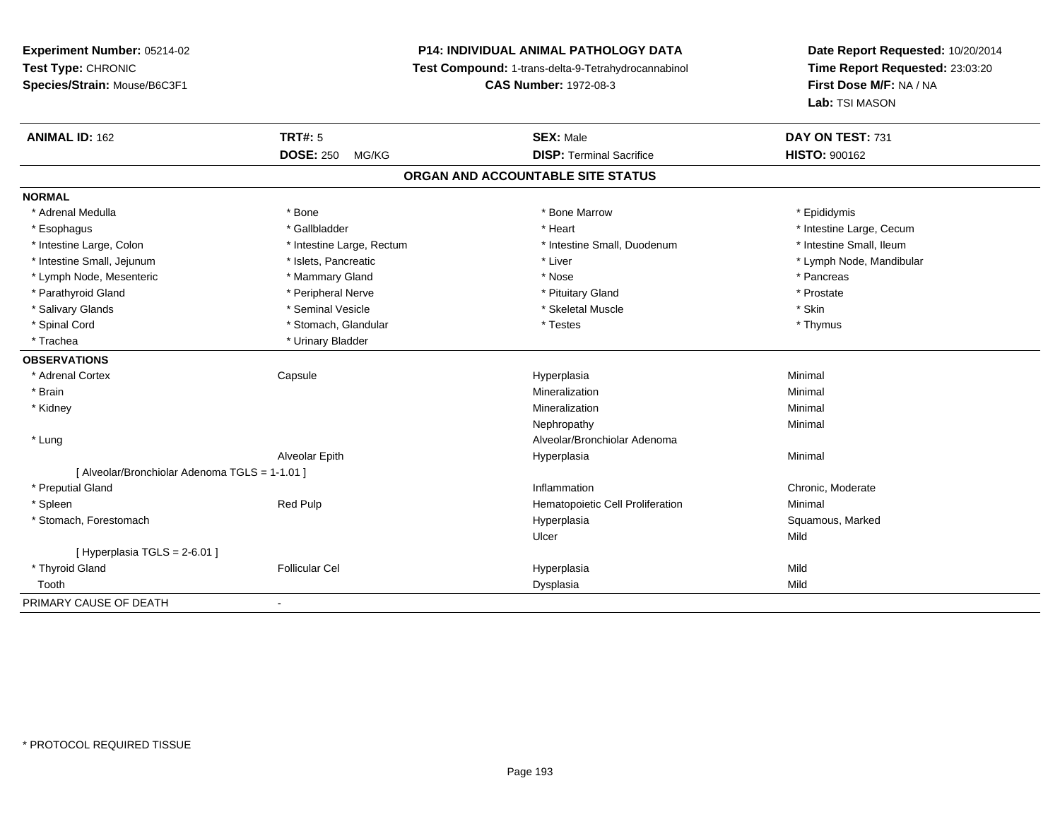**Experiment Number:** 05214-02
**Test Type:** CHRONIC
**Species/Strain:** Mouse/B6C3F1

**P14: INDIVIDUAL ANIMAL PATHOLOGY DATA**
**Test Compound:** 1-trans-delta-9-Tetrahydrocannabinol
**CAS Number:** 1972-08-3

**Date Report Requested:** 10/20/2014
**Time Report Requested:** 23:03:20
**First Dose M/F:** NA / NA
**Lab:** TSI MASON

| **ANIMAL ID:** 162 | **TRT#:** 5 | **SEX:** Male | **DAY ON TEST:** 731 |
|---|---|---|---|
| | **DOSE:** 250 MG/KG | **DISP:** Terminal Sacrifice | **HISTO:** 900162 |

## ORGAN AND ACCOUNTABLE SITE STATUS

**NORMAL**

| | | | |
|---|---|---|---|
| * Adrenal Medulla | * Bone | * Bone Marrow | * Epididymis |
| * Esophagus | * Gallbladder | * Heart | * Intestine Large, Cecum |
| * Intestine Large, Colon | * Intestine Large, Rectum | * Intestine Small, Duodenum | * Intestine Small, Ileum |
| * Intestine Small, Jejunum | * Islets, Pancreatic | * Liver | * Lymph Node, Mandibular |
| * Lymph Node, Mesenteric | * Mammary Gland | * Nose | * Pancreas |
| * Parathyroid Gland | * Peripheral Nerve | * Pituitary Gland | * Prostate |
| * Salivary Glands | * Seminal Vesicle | * Skeletal Muscle | * Skin |
| * Spinal Cord | * Stomach, Glandular | * Testes | * Thymus |
| * Trachea | * Urinary Bladder | | |

**OBSERVATIONS**

| | | | |
|---|---|---|---|
| * Adrenal Cortex | Capsule | Hyperplasia | Minimal |
| * Brain | | Mineralization | Minimal |
| * Kidney | | Mineralization | Minimal |
| | | Nephropathy | Minimal |
| * Lung | | Alveolar/Bronchiolar Adenoma | |
| | Alveolar Epith | Hyperplasia | Minimal |
| [ Alveolar/Bronchiolar Adenoma TGLS = 1-1.01 ] | | | |
| * Preputial Gland | | Inflammation | Chronic, Moderate |
| * Spleen | Red Pulp | Hematopoietic Cell Proliferation | Minimal |
| * Stomach, Forestomach | | Hyperplasia | Squamous, Marked |
| | | Ulcer | Mild |
| [ Hyperplasia TGLS = 2-6.01 ] | | | |
| * Thyroid Gland | Follicular Cel | Hyperplasia | Mild |
| Tooth | | Dysplasia | Mild |

PRIMARY CAUSE OF DEATH -

* PROTOCOL REQUIRED TISSUE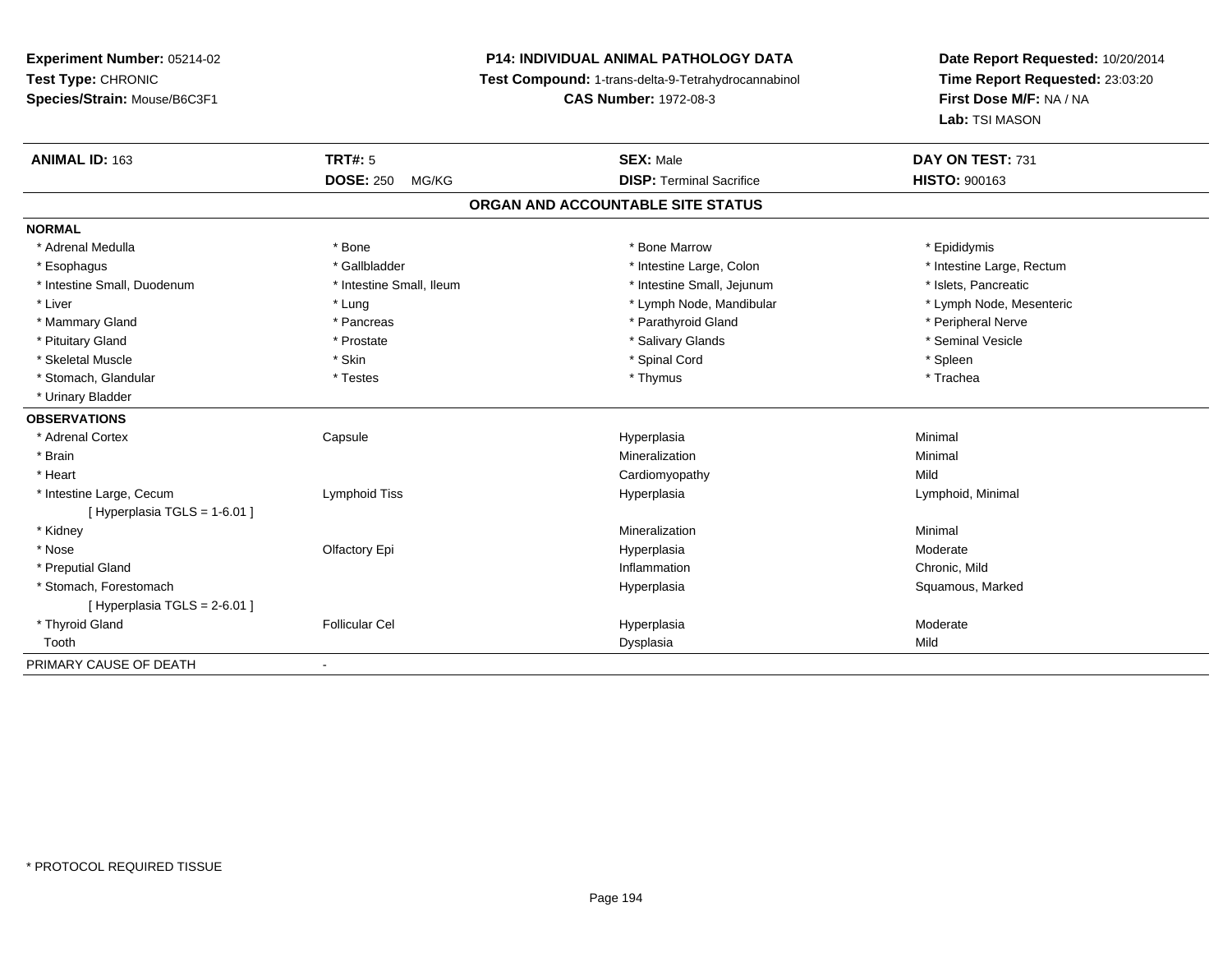**Experiment Number:** 05214-02
**Test Type:** CHRONIC
**Species/Strain:** Mouse/B6C3F1

**P14: INDIVIDUAL ANIMAL PATHOLOGY DATA**
**Test Compound:** 1-trans-delta-9-Tetrahydrocannabinol
**CAS Number:** 1972-08-3

**Date Report Requested:** 10/20/2014
**Time Report Requested:** 23:03:20
**First Dose M/F:** NA / NA
**Lab:** TSI MASON

| **ANIMAL ID:** 163 | **TRT#:** 5 | **SEX:** Male | **DAY ON TEST:** 731 |
|---|---|---|---|
| | **DOSE:** 250 MG/KG | **DISP:** Terminal Sacrifice | **HISTO:** 900163 |

## ORGAN AND ACCOUNTABLE SITE STATUS

| | | | |
|---|---|---|---|
| **NORMAL** | | | |
| * Adrenal Medulla | * Bone | * Bone Marrow | * Epididymis |
| * Esophagus | * Gallbladder | * Intestine Large, Colon | * Intestine Large, Rectum |
| * Intestine Small, Duodenum | * Intestine Small, Ileum | * Intestine Small, Jejunum | * Islets, Pancreatic |
| * Liver | * Lung | * Lymph Node, Mandibular | * Lymph Node, Mesenteric |
| * Mammary Gland | * Pancreas | * Parathyroid Gland | * Peripheral Nerve |
| * Pituitary Gland | * Prostate | * Salivary Glands | * Seminal Vesicle |
| * Skeletal Muscle | * Skin | * Spinal Cord | * Spleen |
| * Stomach, Glandular | * Testes | * Thymus | * Trachea |
| * Urinary Bladder | | | |
| **OBSERVATIONS** | | | |
| * Adrenal Cortex | Capsule | Hyperplasia | Minimal |
| * Brain | | Mineralization | Minimal |
| * Heart | | Cardiomyopathy | Mild |
| * Intestine Large, Cecum | Lymphoid Tiss | Hyperplasia | Lymphoid, Minimal |
| [ Hyperplasia TGLS = 1-6.01 ] | | | |
| * Kidney | | Mineralization | Minimal |
| * Nose | Olfactory Epi | Hyperplasia | Moderate |
| * Preputial Gland | | Inflammation | Chronic, Mild |
| * Stomach, Forestomach | | Hyperplasia | Squamous, Marked |
| [ Hyperplasia TGLS = 2-6.01 ] | | | |
| * Thyroid Gland | Follicular Cel | Hyperplasia | Moderate |
| Tooth | | Dysplasia | Mild |
| PRIMARY CAUSE OF DEATH | - | | |

* PROTOCOL REQUIRED TISSUE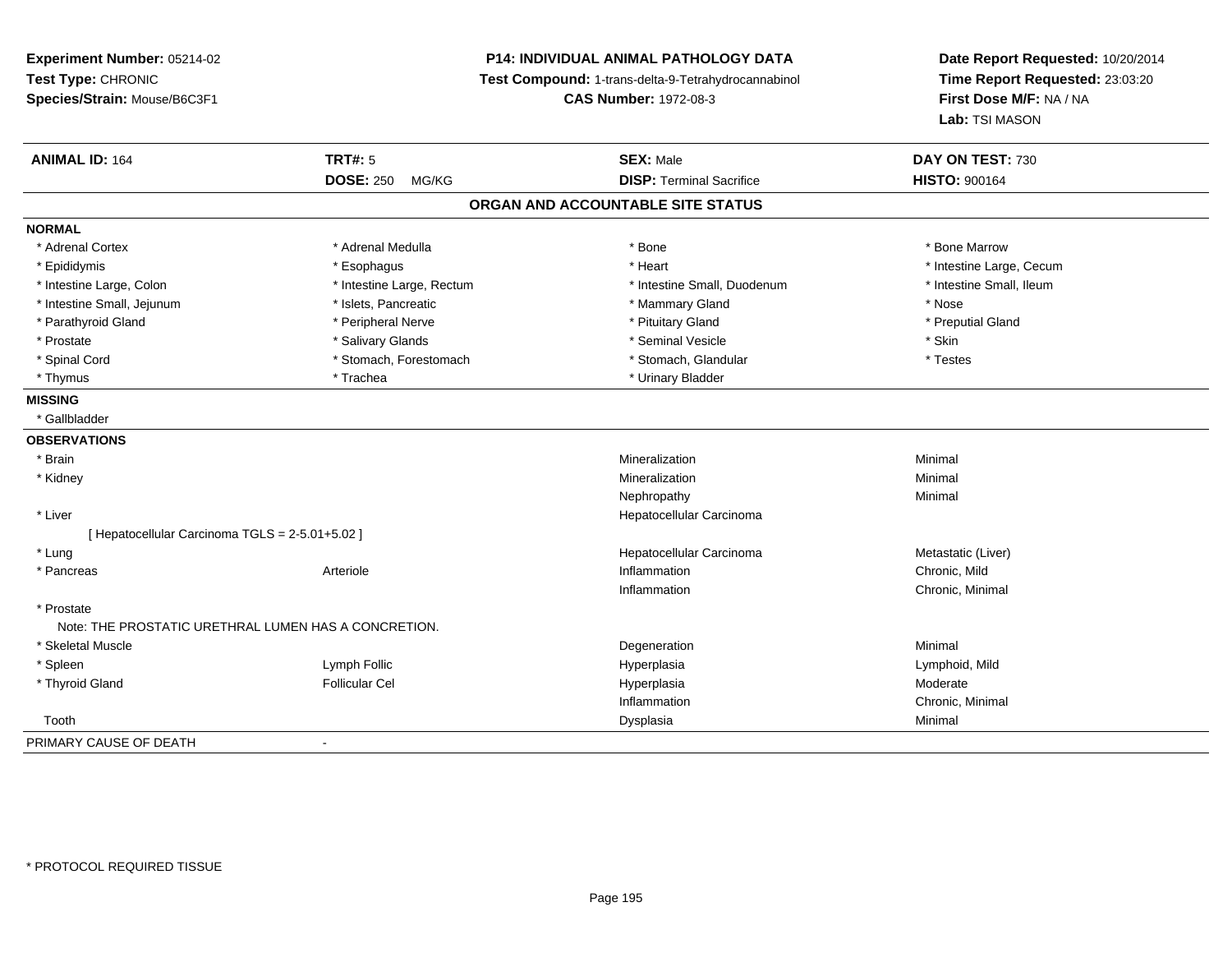**Experiment Number:** 05214-02
**Test Type:** CHRONIC
**Species/Strain:** Mouse/B6C3F1

**P14: INDIVIDUAL ANIMAL PATHOLOGY DATA**
**Test Compound:** 1-trans-delta-9-Tetrahydrocannabinol
**CAS Number:** 1972-08-3

**Date Report Requested:** 10/20/2014
**Time Report Requested:** 23:03:20
**First Dose M/F:** NA / NA
**Lab:** TSI MASON

| **ANIMAL ID:** 164 | **TRT#:** 5 | **SEX:** Male | **DAY ON TEST:** 730 |
|---|---|---|---|
| | **DOSE:** 250 MG/KG | **DISP:** Terminal Sacrifice | **HISTO:** 900164 |

## ORGAN AND ACCOUNTABLE SITE STATUS

**NORMAL**

| | | | |
|---|---|---|---|
| * Adrenal Cortex | * Adrenal Medulla | * Bone | * Bone Marrow |
| * Epididymis | * Esophagus | * Heart | * Intestine Large, Cecum |
| * Intestine Large, Colon | * Intestine Large, Rectum | * Intestine Small, Duodenum | * Intestine Small, Ileum |
| * Intestine Small, Jejunum | * Islets, Pancreatic | * Mammary Gland | * Nose |
| * Parathyroid Gland | * Peripheral Nerve | * Pituitary Gland | * Preputial Gland |
| * Prostate | * Salivary Glands | * Seminal Vesicle | * Skin |
| * Spinal Cord | * Stomach, Forestomach | * Stomach, Glandular | * Testes |
| * Thymus | * Trachea | * Urinary Bladder | |

**MISSING**

* Gallbladder

**OBSERVATIONS**

| | | | |
|---|---|---|---|
| * Brain | | Mineralization | Minimal |
| * Kidney | | Mineralization | Minimal |
| | | Nephropathy | Minimal |
| * Liver | | Hepatocellular Carcinoma | |
| [ Hepatocellular Carcinoma TGLS = 2-5.01+5.02 ] | | | |
| * Lung | | Hepatocellular Carcinoma | Metastatic (Liver) |
| * Pancreas | Arteriole | Inflammation | Chronic, Mild |
| | | Inflammation | Chronic, Minimal |
| * Prostate | | | |
| Note: THE PROSTATIC URETHRAL LUMEN HAS A CONCRETION. | | | |
| * Skeletal Muscle | | Degeneration | Minimal |
| * Spleen | Lymph Follic | Hyperplasia | Lymphoid, Mild |
| * Thyroid Gland | Follicular Cel | Hyperplasia | Moderate |
| | | Inflammation | Chronic, Minimal |
| Tooth | | Dysplasia | Minimal |

PRIMARY CAUSE OF DEATH -

* PROTOCOL REQUIRED TISSUE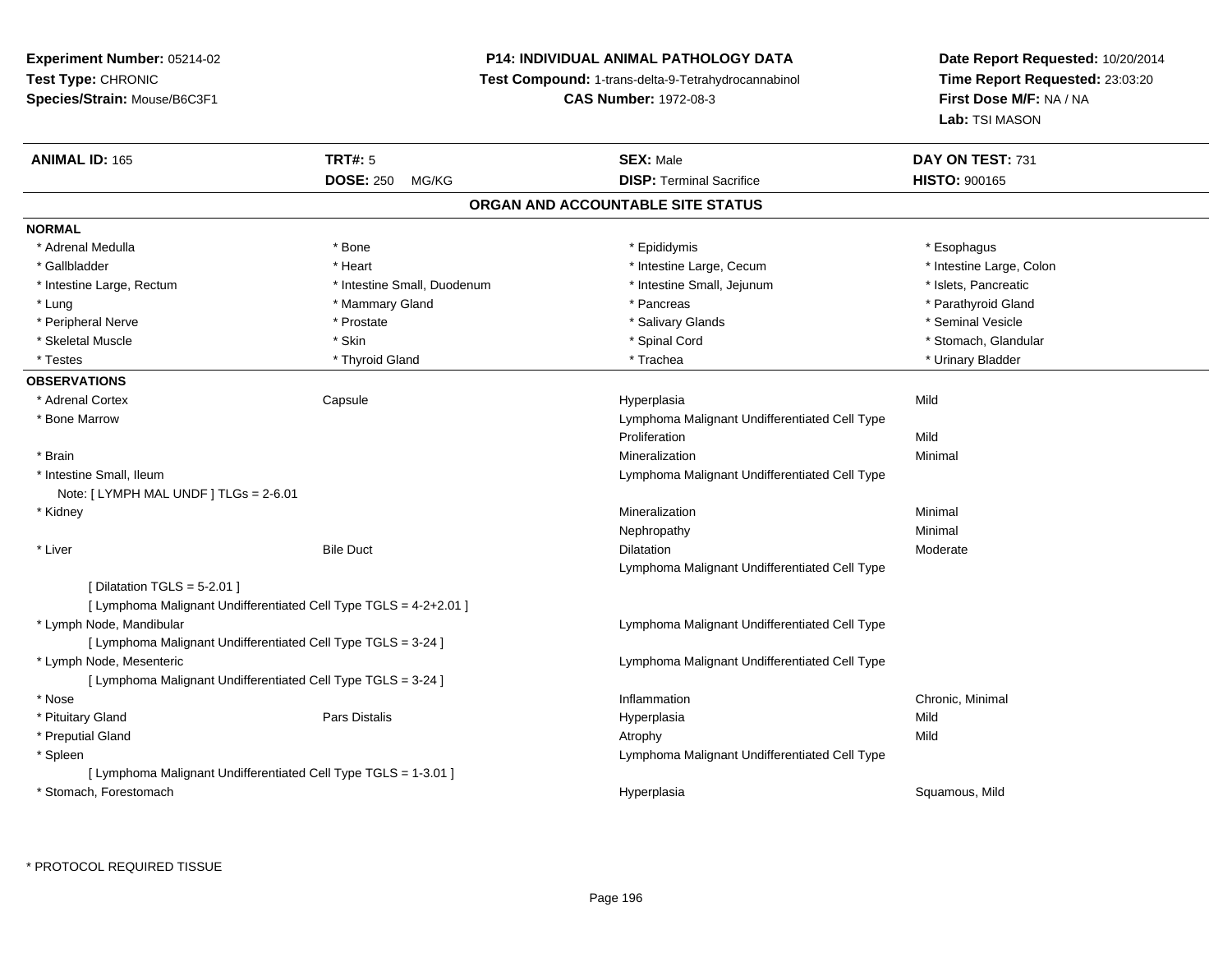**Experiment Number:** 05214-02
**Test Type:** CHRONIC
**Species/Strain:** Mouse/B6C3F1

**P14: INDIVIDUAL ANIMAL PATHOLOGY DATA**
**Test Compound:** 1-trans-delta-9-Tetrahydrocannabinol
**CAS Number:** 1972-08-3

**Date Report Requested:** 10/20/2014
**Time Report Requested:** 23:03:20
**First Dose M/F:** NA / NA
**Lab:** TSI MASON

| **ANIMAL ID:** 165 | **TRT#:** 5 | **SEX:** Male | **DAY ON TEST:** 731 |
|---|---|---|---|
| | **DOSE:** 250 MG/KG | **DISP:** Terminal Sacrifice | **HISTO:** 900165 |

## ORGAN AND ACCOUNTABLE SITE STATUS

**NORMAL**

| | | | |
|---|---|---|---|
| * Adrenal Medulla | * Bone | * Epididymis | * Esophagus |
| * Gallbladder | * Heart | * Intestine Large, Cecum | * Intestine Large, Colon |
| * Intestine Large, Rectum | * Intestine Small, Duodenum | * Intestine Small, Jejunum | * Islets, Pancreatic |
| * Lung | * Mammary Gland | * Pancreas | * Parathyroid Gland |
| * Peripheral Nerve | * Prostate | * Salivary Glands | * Seminal Vesicle |
| * Skeletal Muscle | * Skin | * Spinal Cord | * Stomach, Glandular |
| * Testes | * Thyroid Gland | * Trachea | * Urinary Bladder |

**OBSERVATIONS**

| | | | |
|---|---|---|---|
| * Adrenal Cortex | Capsule | Hyperplasia | Mild |
| * Bone Marrow | | Lymphoma Malignant Undifferentiated Cell Type | |
| | | Proliferation | Mild |
| * Brain | | Mineralization | Minimal |
| * Intestine Small, Ileum | | Lymphoma Malignant Undifferentiated Cell Type | |
| Note: [ LYMPH MAL UNDF ] TLGs = 2-6.01 | | | |
| * Kidney | | Mineralization | Minimal |
| | | Nephropathy | Minimal |
| * Liver | Bile Duct | Dilatation | Moderate |
| | | Lymphoma Malignant Undifferentiated Cell Type | |
| [ Dilatation TGLS = 5-2.01 ] | | | |
| [ Lymphoma Malignant Undifferentiated Cell Type TGLS = 4-2+2.01 ] | | | |
| * Lymph Node, Mandibular | | Lymphoma Malignant Undifferentiated Cell Type | |
| [ Lymphoma Malignant Undifferentiated Cell Type TGLS = 3-24 ] | | | |
| * Lymph Node, Mesenteric | | Lymphoma Malignant Undifferentiated Cell Type | |
| [ Lymphoma Malignant Undifferentiated Cell Type TGLS = 3-24 ] | | | |
| * Nose | | Inflammation | Chronic, Minimal |
| * Pituitary Gland | Pars Distalis | Hyperplasia | Mild |
| * Preputial Gland | | Atrophy | Mild |
| * Spleen | | Lymphoma Malignant Undifferentiated Cell Type | |
| [ Lymphoma Malignant Undifferentiated Cell Type TGLS = 1-3.01 ] | | | |
| * Stomach, Forestomach | | Hyperplasia | Squamous, Mild |

* PROTOCOL REQUIRED TISSUE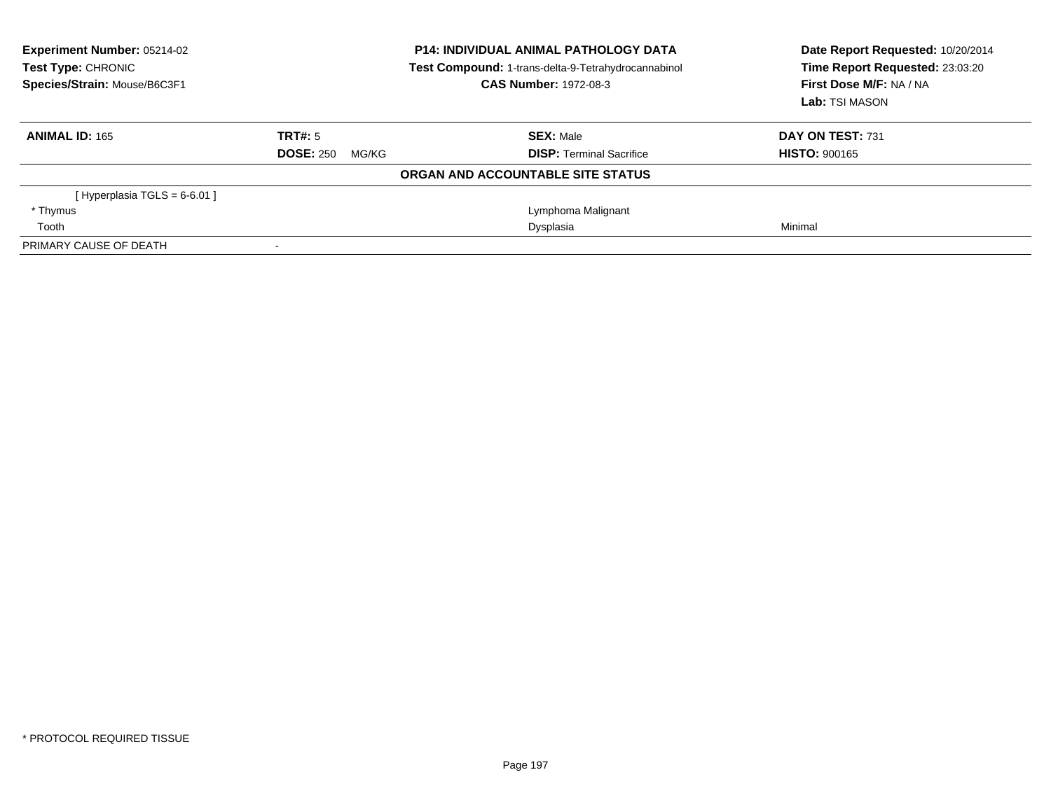**Experiment Number:** 05214-02
**Test Type:** CHRONIC
**Species/Strain:** Mouse/B6C3F1

**P14: INDIVIDUAL ANIMAL PATHOLOGY DATA**
**Test Compound:** 1-trans-delta-9-Tetrahydrocannabinol
**CAS Number:** 1972-08-3

**Date Report Requested:** 10/20/2014
**Time Report Requested:** 23:03:20
**First Dose M/F:** NA / NA
**Lab:** TSI MASON

| **ANIMAL ID:** 165 | **TRT#:** 5 | **SEX:** Male | **DAY ON TEST:** 731 |
|---|---|---|---|
| | **DOSE:** 250 MG/KG | **DISP:** Terminal Sacrifice | **HISTO:** 900165 |

**ORGAN AND ACCOUNTABLE SITE STATUS**

| | | | |
|---|---|---|---|
| [ Hyperplasia TGLS = 6-6.01 ] | | | |
| * Thymus | | Lymphoma Malignant | |
| Tooth | | Dysplasia | Minimal |
| PRIMARY CAUSE OF DEATH | - | | |

* PROTOCOL REQUIRED TISSUE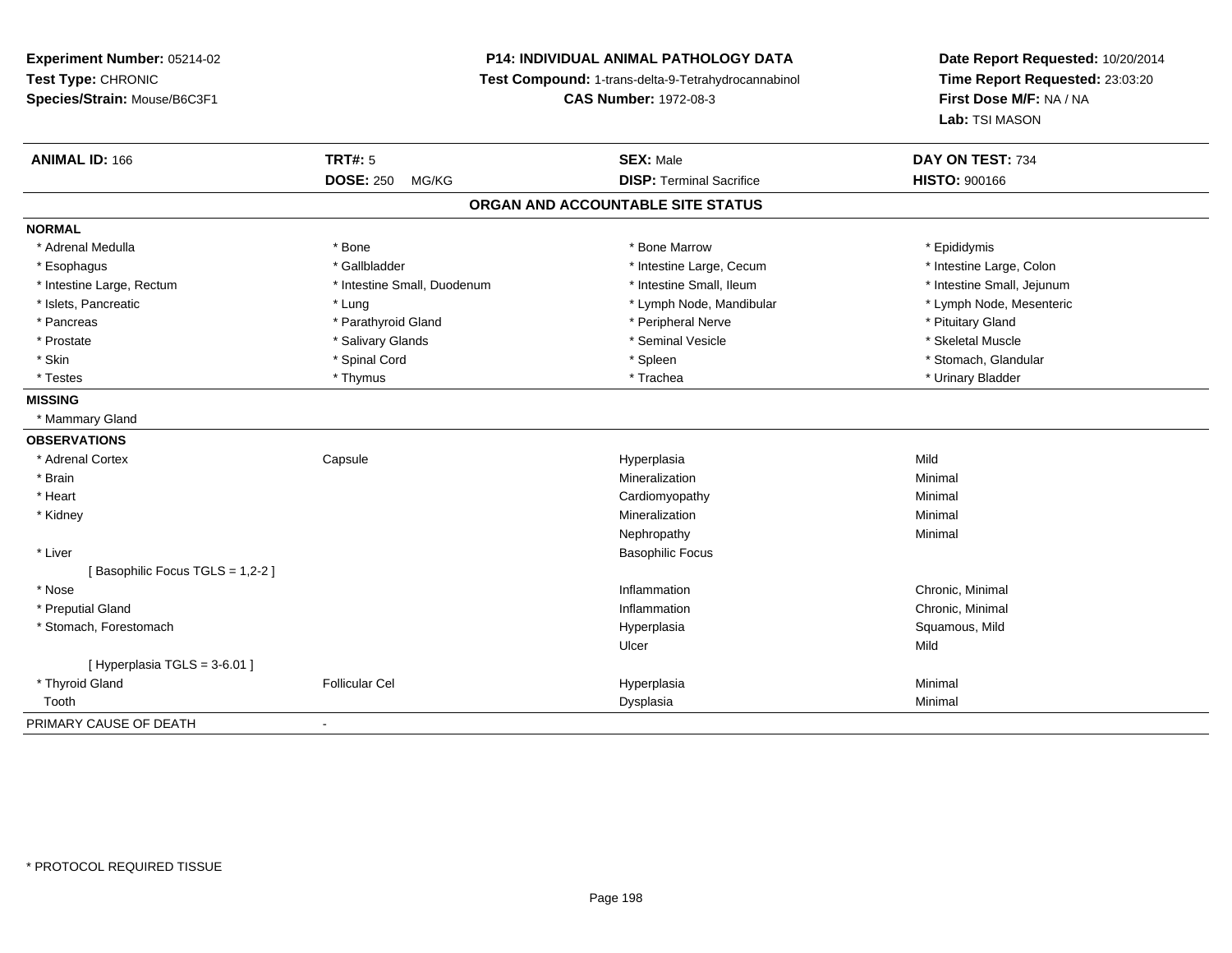**Experiment Number:** 05214-02
**Test Type:** CHRONIC
**Species/Strain:** Mouse/B6C3F1

**P14: INDIVIDUAL ANIMAL PATHOLOGY DATA**
**Test Compound:** 1-trans-delta-9-Tetrahydrocannabinol
**CAS Number:** 1972-08-3

**Date Report Requested:** 10/20/2014
**Time Report Requested:** 23:03:20
**First Dose M/F:** NA / NA
**Lab:** TSI MASON

| **ANIMAL ID:** 166 | **TRT#:** 5 | **SEX:** Male | **DAY ON TEST:** 734 |
|---|---|---|---|
| | **DOSE:** 250 MG/KG | **DISP:** Terminal Sacrifice | **HISTO:** 900166 |

## ORGAN AND ACCOUNTABLE SITE STATUS

| | | | |
|---|---|---|---|
| **NORMAL** | | | |
| * Adrenal Medulla | * Bone | * Bone Marrow | * Epididymis |
| * Esophagus | * Gallbladder | * Intestine Large, Cecum | * Intestine Large, Colon |
| * Intestine Large, Rectum | * Intestine Small, Duodenum | * Intestine Small, Ileum | * Intestine Small, Jejunum |
| * Islets, Pancreatic | * Lung | * Lymph Node, Mandibular | * Lymph Node, Mesenteric |
| * Pancreas | * Parathyroid Gland | * Peripheral Nerve | * Pituitary Gland |
| * Prostate | * Salivary Glands | * Seminal Vesicle | * Skeletal Muscle |
| * Skin | * Spinal Cord | * Spleen | * Stomach, Glandular |
| * Testes | * Thymus | * Trachea | * Urinary Bladder |
| **MISSING** | | | |
| * Mammary Gland | | | |
| **OBSERVATIONS** | | | |
| * Adrenal Cortex | Capsule | Hyperplasia | Mild |
| * Brain | | Mineralization | Minimal |
| * Heart | | Cardiomyopathy | Minimal |
| * Kidney | | Mineralization | Minimal |
| | | Nephropathy | Minimal |
| * Liver | | Basophilic Focus | |
| [ Basophilic Focus TGLS = 1,2-2 ] | | | |
| * Nose | | Inflammation | Chronic, Minimal |
| * Preputial Gland | | Inflammation | Chronic, Minimal |
| * Stomach, Forestomach | | Hyperplasia | Squamous, Mild |
| | | Ulcer | Mild |
| [ Hyperplasia TGLS = 3-6.01 ] | | | |
| * Thyroid Gland | Follicular Cel | Hyperplasia | Minimal |
| Tooth | | Dysplasia | Minimal |
| PRIMARY CAUSE OF DEATH | - | | |

* PROTOCOL REQUIRED TISSUE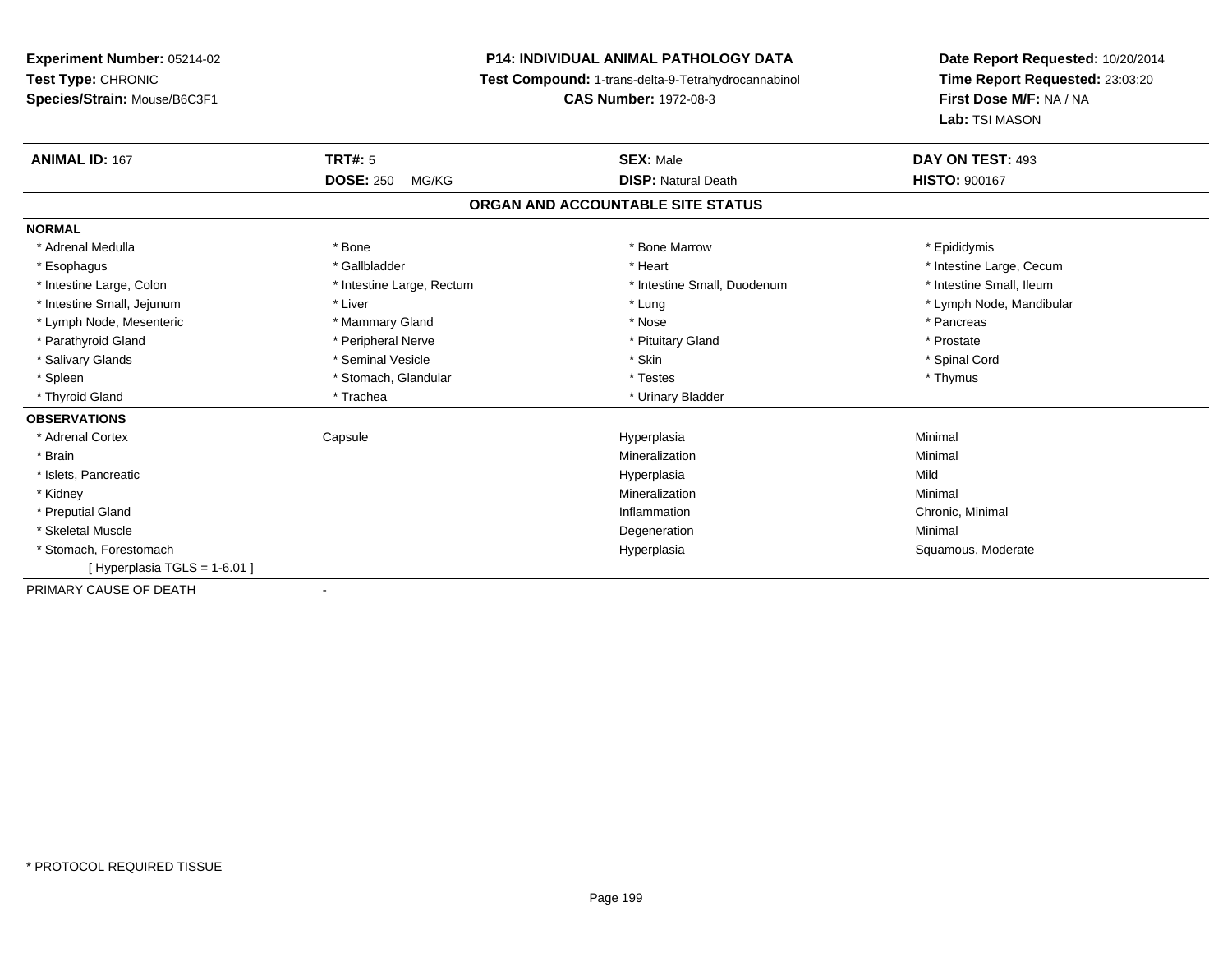**Experiment Number:** 05214-02
**Test Type:** CHRONIC
**Species/Strain:** Mouse/B6C3F1

**P14: INDIVIDUAL ANIMAL PATHOLOGY DATA**
**Test Compound:** 1-trans-delta-9-Tetrahydrocannabinol
**CAS Number:** 1972-08-3

**Date Report Requested:** 10/20/2014
**Time Report Requested:** 23:03:20
**First Dose M/F:** NA / NA
**Lab:** TSI MASON

| **ANIMAL ID:** 167 | **TRT#:** 5 | **SEX:** Male | **DAY ON TEST:** 493 |
|---|---|---|---|
| | **DOSE:** 250 MG/KG | **DISP:** Natural Death | **HISTO:** 900167 |

## ORGAN AND ACCOUNTABLE SITE STATUS

**NORMAL**

| | | | |
|---|---|---|---|
| * Adrenal Medulla | * Bone | * Bone Marrow | * Epididymis |
| * Esophagus | * Gallbladder | * Heart | * Intestine Large, Cecum |
| * Intestine Large, Colon | * Intestine Large, Rectum | * Intestine Small, Duodenum | * Intestine Small, Ileum |
| * Intestine Small, Jejunum | * Liver | * Lung | * Lymph Node, Mandibular |
| * Lymph Node, Mesenteric | * Mammary Gland | * Nose | * Pancreas |
| * Parathyroid Gland | * Peripheral Nerve | * Pituitary Gland | * Prostate |
| * Salivary Glands | * Seminal Vesicle | * Skin | * Spinal Cord |
| * Spleen | * Stomach, Glandular | * Testes | * Thymus |
| * Thyroid Gland | * Trachea | * Urinary Bladder | |

**OBSERVATIONS**

| | | | |
|---|---|---|---|
| * Adrenal Cortex | Capsule | Hyperplasia | Minimal |
| * Brain | | Mineralization | Minimal |
| * Islets, Pancreatic | | Hyperplasia | Mild |
| * Kidney | | Mineralization | Minimal |
| * Preputial Gland | | Inflammation | Chronic, Minimal |
| * Skeletal Muscle | | Degeneration | Minimal |
| * Stomach, Forestomach | | Hyperplasia | Squamous, Moderate |
| [ Hyperplasia TGLS = 1-6.01 ] | | | |

PRIMARY CAUSE OF DEATH -

* PROTOCOL REQUIRED TISSUE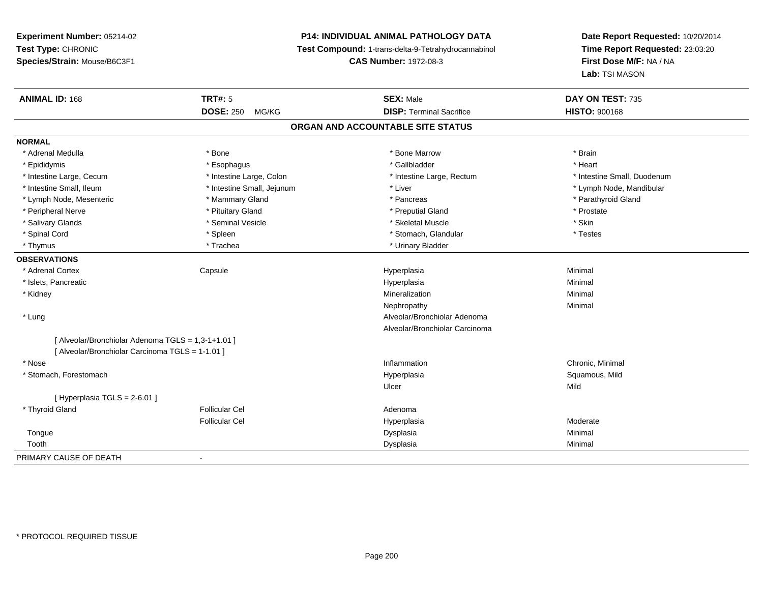**Experiment Number:** 05214-02
**Test Type:** CHRONIC
**Species/Strain:** Mouse/B6C3F1

**P14: INDIVIDUAL ANIMAL PATHOLOGY DATA**
**Test Compound:** 1-trans-delta-9-Tetrahydrocannabinol
**CAS Number:** 1972-08-3

**Date Report Requested:** 10/20/2014
**Time Report Requested:** 23:03:20
**First Dose M/F:** NA / NA
**Lab:** TSI MASON

| **ANIMAL ID:** 168 | **TRT#:** 5 | **SEX:** Male | **DAY ON TEST:** 735 |
|---|---|---|---|
| | **DOSE:** 250 MG/KG | **DISP:** Terminal Sacrifice | **HISTO:** 900168 |

## ORGAN AND ACCOUNTABLE SITE STATUS

**NORMAL**

| | | | |
|---|---|---|---|
| * Adrenal Medulla | * Bone | * Bone Marrow | * Brain |
| * Epididymis | * Esophagus | * Gallbladder | * Heart |
| * Intestine Large, Cecum | * Intestine Large, Colon | * Intestine Large, Rectum | * Intestine Small, Duodenum |
| * Intestine Small, Ileum | * Intestine Small, Jejunum | * Liver | * Lymph Node, Mandibular |
| * Lymph Node, Mesenteric | * Mammary Gland | * Pancreas | * Parathyroid Gland |
| * Peripheral Nerve | * Pituitary Gland | * Preputial Gland | * Prostate |
| * Salivary Glands | * Seminal Vesicle | * Skeletal Muscle | * Skin |
| * Spinal Cord | * Spleen | * Stomach, Glandular | * Testes |
| * Thymus | * Trachea | * Urinary Bladder | |

**OBSERVATIONS**

| | | | |
|---|---|---|---|
| * Adrenal Cortex | Capsule | Hyperplasia | Minimal |
| * Islets, Pancreatic | | Hyperplasia | Minimal |
| * Kidney | | Mineralization | Minimal |
| | | Nephropathy | Minimal |
| * Lung | | Alveolar/Bronchiolar Adenoma | |
| | | Alveolar/Bronchiolar Carcinoma | |
| [ Alveolar/Bronchiolar Adenoma TGLS = 1,3-1+1.01 ] | | | |
| [ Alveolar/Bronchiolar Carcinoma TGLS = 1-1.01 ] | | | |
| * Nose | | Inflammation | Chronic, Minimal |
| * Stomach, Forestomach | | Hyperplasia | Squamous, Mild |
| | | Ulcer | Mild |
| [ Hyperplasia TGLS = 2-6.01 ] | | | |
| * Thyroid Gland | Follicular Cel | Adenoma | |
| | Follicular Cel | Hyperplasia | Moderate |
| Tongue | | Dysplasia | Minimal |
| Tooth | | Dysplasia | Minimal |

PRIMARY CAUSE OF DEATH -

* PROTOCOL REQUIRED TISSUE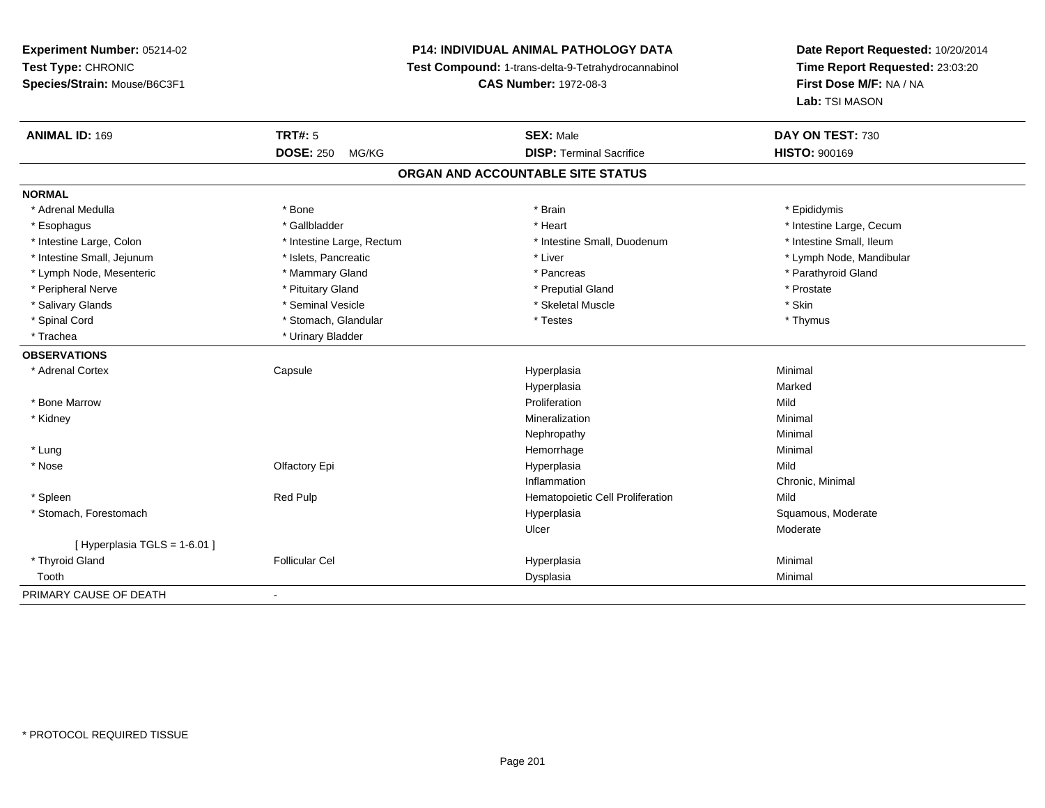**Experiment Number:** 05214-02
**Test Type:** CHRONIC
**Species/Strain:** Mouse/B6C3F1

**P14: INDIVIDUAL ANIMAL PATHOLOGY DATA**
**Test Compound:** 1-trans-delta-9-Tetrahydrocannabinol
**CAS Number:** 1972-08-3

**Date Report Requested:** 10/20/2014
**Time Report Requested:** 23:03:20
**First Dose M/F:** NA / NA
**Lab:** TSI MASON

| **ANIMAL ID:** 169 | **TRT#:** 5 | **SEX:** Male | **DAY ON TEST:** 730 |
|---|---|---|---|
| | **DOSE:** 250 MG/KG | **DISP:** Terminal Sacrifice | **HISTO:** 900169 |

## ORGAN AND ACCOUNTABLE SITE STATUS

**NORMAL**

| | | | |
|---|---|---|---|
| * Adrenal Medulla | * Bone | * Brain | * Epididymis |
| * Esophagus | * Gallbladder | * Heart | * Intestine Large, Cecum |
| * Intestine Large, Colon | * Intestine Large, Rectum | * Intestine Small, Duodenum | * Intestine Small, Ileum |
| * Intestine Small, Jejunum | * Islets, Pancreatic | * Liver | * Lymph Node, Mandibular |
| * Lymph Node, Mesenteric | * Mammary Gland | * Pancreas | * Parathyroid Gland |
| * Peripheral Nerve | * Pituitary Gland | * Preputial Gland | * Prostate |
| * Salivary Glands | * Seminal Vesicle | * Skeletal Muscle | * Skin |
| * Spinal Cord | * Stomach, Glandular | * Testes | * Thymus |
| * Trachea | * Urinary Bladder | | |

**OBSERVATIONS**

| | | | |
|---|---|---|---|
| * Adrenal Cortex | Capsule | Hyperplasia | Minimal |
| | | Hyperplasia | Marked |
| * Bone Marrow | | Proliferation | Mild |
| * Kidney | | Mineralization | Minimal |
| | | Nephropathy | Minimal |
| * Lung | | Hemorrhage | Minimal |
| * Nose | Olfactory Epi | Hyperplasia | Mild |
| | | Inflammation | Chronic, Minimal |
| * Spleen | Red Pulp | Hematopoietic Cell Proliferation | Mild |
| * Stomach, Forestomach | | Hyperplasia | Squamous, Moderate |
| | | Ulcer | Moderate |
| [ Hyperplasia TGLS = 1-6.01 ] | | | |
| * Thyroid Gland | Follicular Cel | Hyperplasia | Minimal |
| Tooth | | Dysplasia | Minimal |

| | |
|---|---|
| PRIMARY CAUSE OF DEATH | - |

* PROTOCOL REQUIRED TISSUE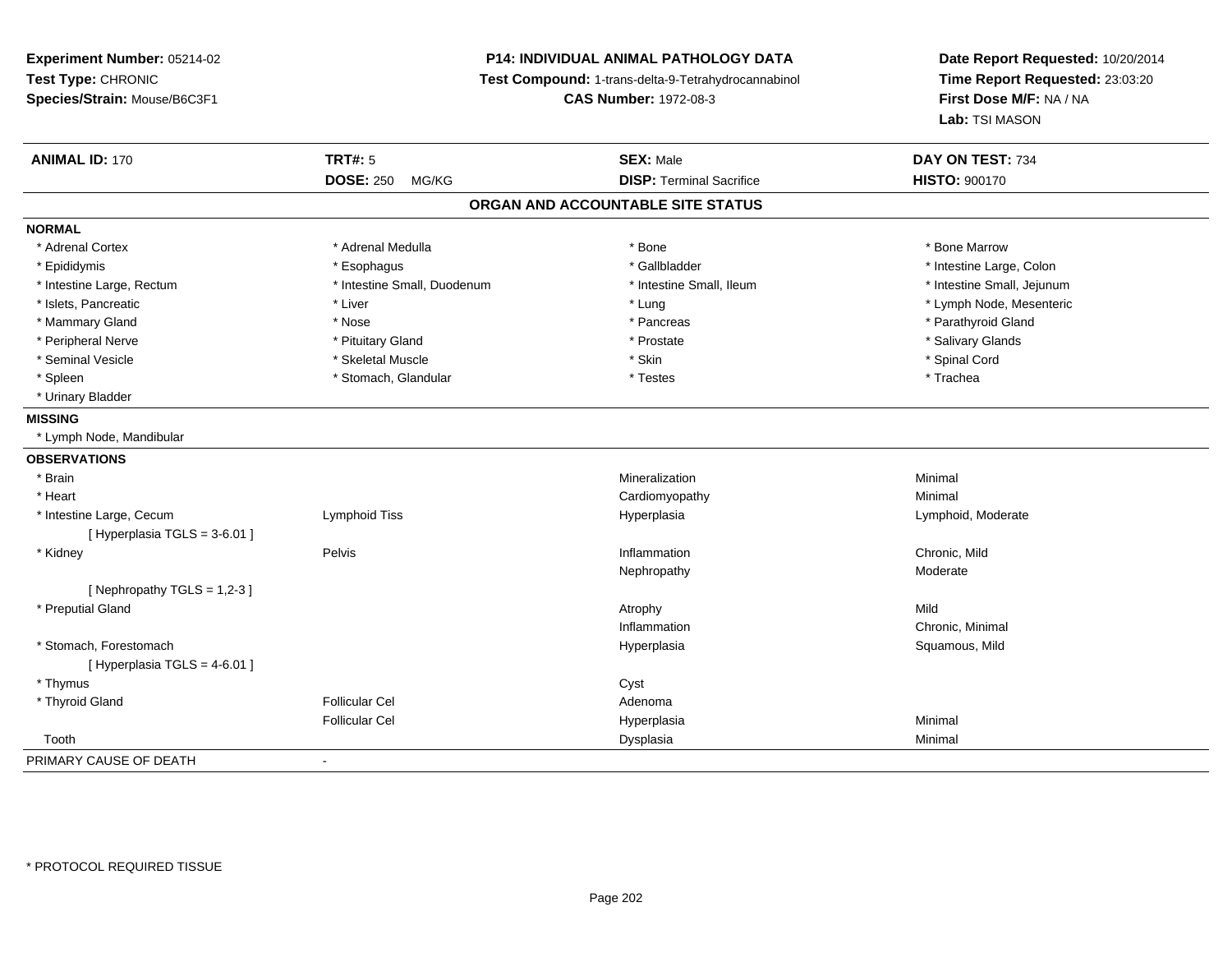**Experiment Number:** 05214-02
**Test Type:** CHRONIC
**Species/Strain:** Mouse/B6C3F1

**P14: INDIVIDUAL ANIMAL PATHOLOGY DATA**
**Test Compound:** 1-trans-delta-9-Tetrahydrocannabinol
**CAS Number:** 1972-08-3

**Date Report Requested:** 10/20/2014
**Time Report Requested:** 23:03:20
**First Dose M/F:** NA / NA
**Lab:** TSI MASON

| **ANIMAL ID:** 170 | **TRT#:** 5 | **SEX:** Male | **DAY ON TEST:** 734 |
|---|---|---|---|
| | **DOSE:** 250 MG/KG | **DISP:** Terminal Sacrifice | **HISTO:** 900170 |

## ORGAN AND ACCOUNTABLE SITE STATUS

**NORMAL**

| | | | |
|---|---|---|---|
| * Adrenal Cortex | * Adrenal Medulla | * Bone | * Bone Marrow |
| * Epididymis | * Esophagus | * Gallbladder | * Intestine Large, Colon |
| * Intestine Large, Rectum | * Intestine Small, Duodenum | * Intestine Small, Ileum | * Intestine Small, Jejunum |
| * Islets, Pancreatic | * Liver | * Lung | * Lymph Node, Mesenteric |
| * Mammary Gland | * Nose | * Pancreas | * Parathyroid Gland |
| * Peripheral Nerve | * Pituitary Gland | * Prostate | * Salivary Glands |
| * Seminal Vesicle | * Skeletal Muscle | * Skin | * Spinal Cord |
| * Spleen | * Stomach, Glandular | * Testes | * Trachea |
| * Urinary Bladder | | | |

**MISSING**

* Lymph Node, Mandibular

**OBSERVATIONS**

| | | | |
|---|---|---|---|
| * Brain | | Mineralization | Minimal |
| * Heart | | Cardiomyopathy | Minimal |
| * Intestine Large, Cecum | Lymphoid Tiss | Hyperplasia | Lymphoid, Moderate |
| [ Hyperplasia TGLS = 3-6.01 ] | | | |
| * Kidney | Pelvis | Inflammation | Chronic, Mild |
| | | Nephropathy | Moderate |
| [ Nephropathy TGLS = 1,2-3 ] | | | |
| * Preputial Gland | | Atrophy | Mild |
| | | Inflammation | Chronic, Minimal |
| * Stomach, Forestomach | | Hyperplasia | Squamous, Mild |
| [ Hyperplasia TGLS = 4-6.01 ] | | | |
| * Thymus | | Cyst | |
| * Thyroid Gland | Follicular Cel | Adenoma | |
| | Follicular Cel | Hyperplasia | Minimal |
| Tooth | | Dysplasia | Minimal |

PRIMARY CAUSE OF DEATH -

* PROTOCOL REQUIRED TISSUE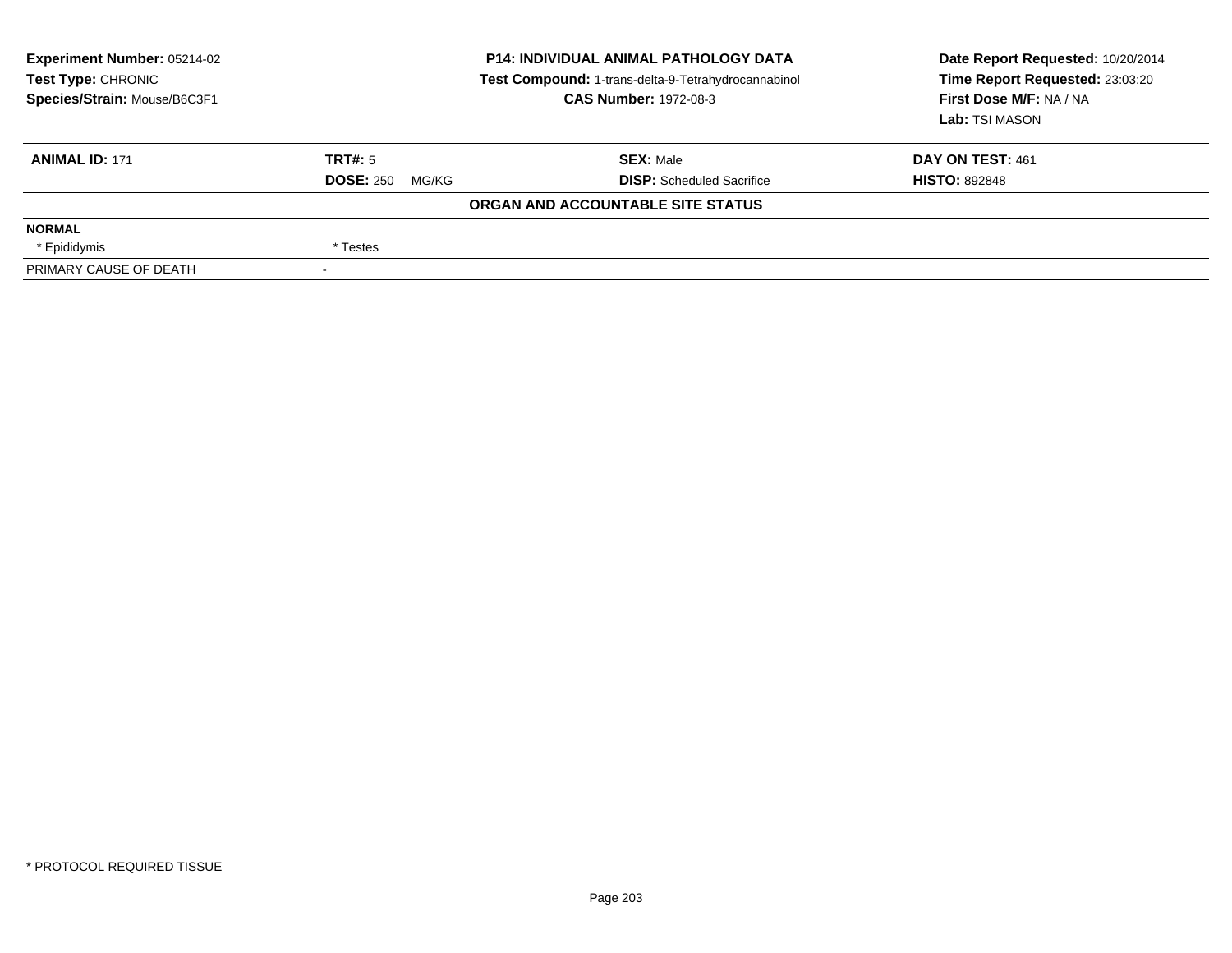**Experiment Number:** 05214-02
**Test Type:** CHRONIC
**Species/Strain:** Mouse/B6C3F1

**P14: INDIVIDUAL ANIMAL PATHOLOGY DATA**
**Test Compound:** 1-trans-delta-9-Tetrahydrocannabinol
**CAS Number:** 1972-08-3

**Date Report Requested:** 10/20/2014
**Time Report Requested:** 23:03:20
**First Dose M/F:** NA / NA
**Lab:** TSI MASON

| **ANIMAL ID:** 171 | **TRT#:** 5 | **SEX:** Male | **DAY ON TEST:** 461 |
|---|---|---|---|
| | **DOSE:** 250 MG/KG | **DISP:** Scheduled Sacrifice | **HISTO:** 892848 |

**ORGAN AND ACCOUNTABLE SITE STATUS**

| | |
|---|---|
| **NORMAL** | |
| * Epididymis | * Testes |
| PRIMARY CAUSE OF DEATH | - |

* PROTOCOL REQUIRED TISSUE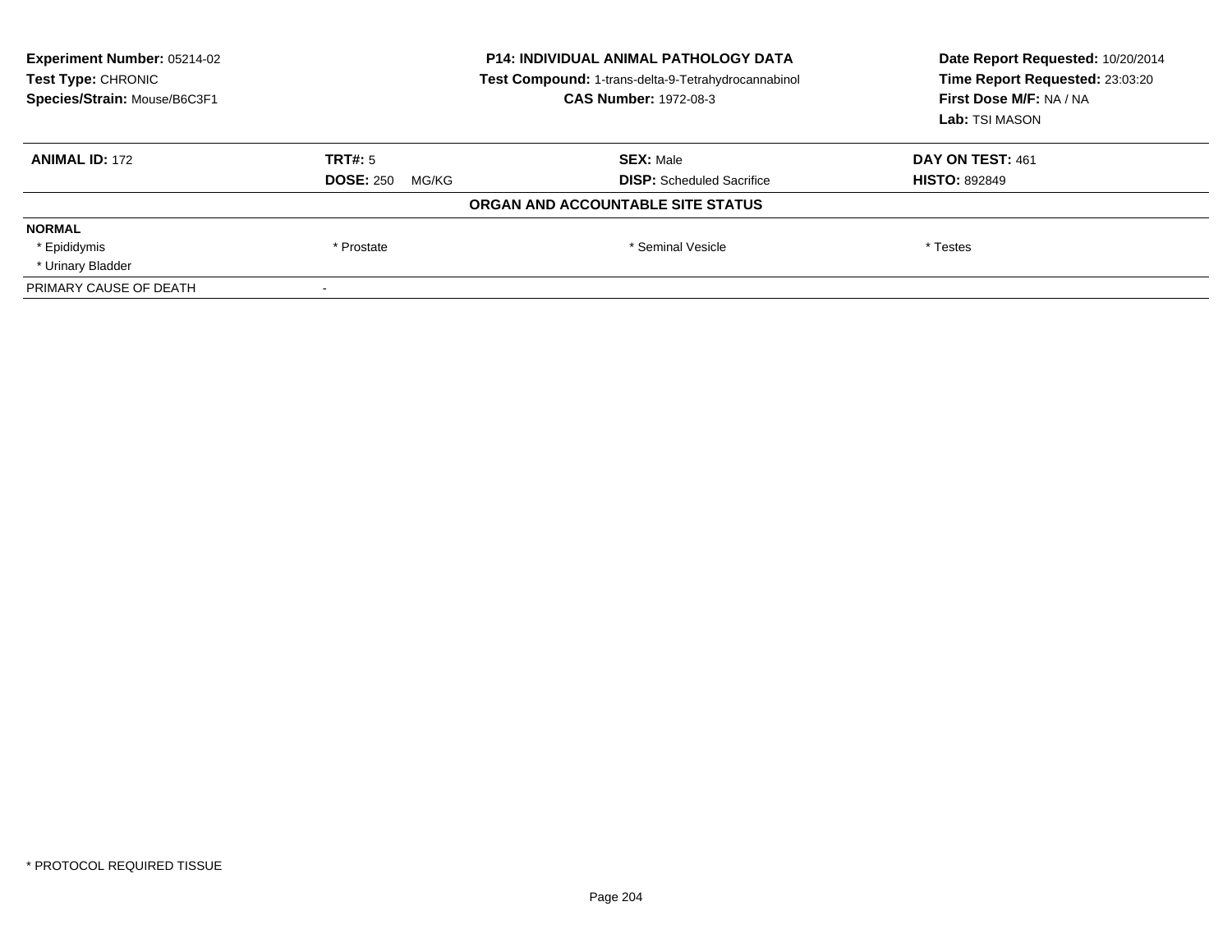**Experiment Number:** 05214-02
**Test Type:** CHRONIC
**Species/Strain:** Mouse/B6C3F1

**P14: INDIVIDUAL ANIMAL PATHOLOGY DATA**
**Test Compound:** 1-trans-delta-9-Tetrahydrocannabinol
**CAS Number:** 1972-08-3

**Date Report Requested:** 10/20/2014
**Time Report Requested:** 23:03:20
**First Dose M/F:** NA / NA
**Lab:** TSI MASON

| **ANIMAL ID:** 172 | **TRT#:** 5 | **SEX:** Male | **DAY ON TEST:** 461 |
|---|---|---|---|
| | **DOSE:** 250 MG/KG | **DISP:** Scheduled Sacrifice | **HISTO:** 892849 |

**ORGAN AND ACCOUNTABLE SITE STATUS**

| **NORMAL** | | | |
|---|---|---|---|
| * Epididymis | * Prostate | * Seminal Vesicle | * Testes |
| * Urinary Bladder | | | |
| PRIMARY CAUSE OF DEATH | - | | |

* PROTOCOL REQUIRED TISSUE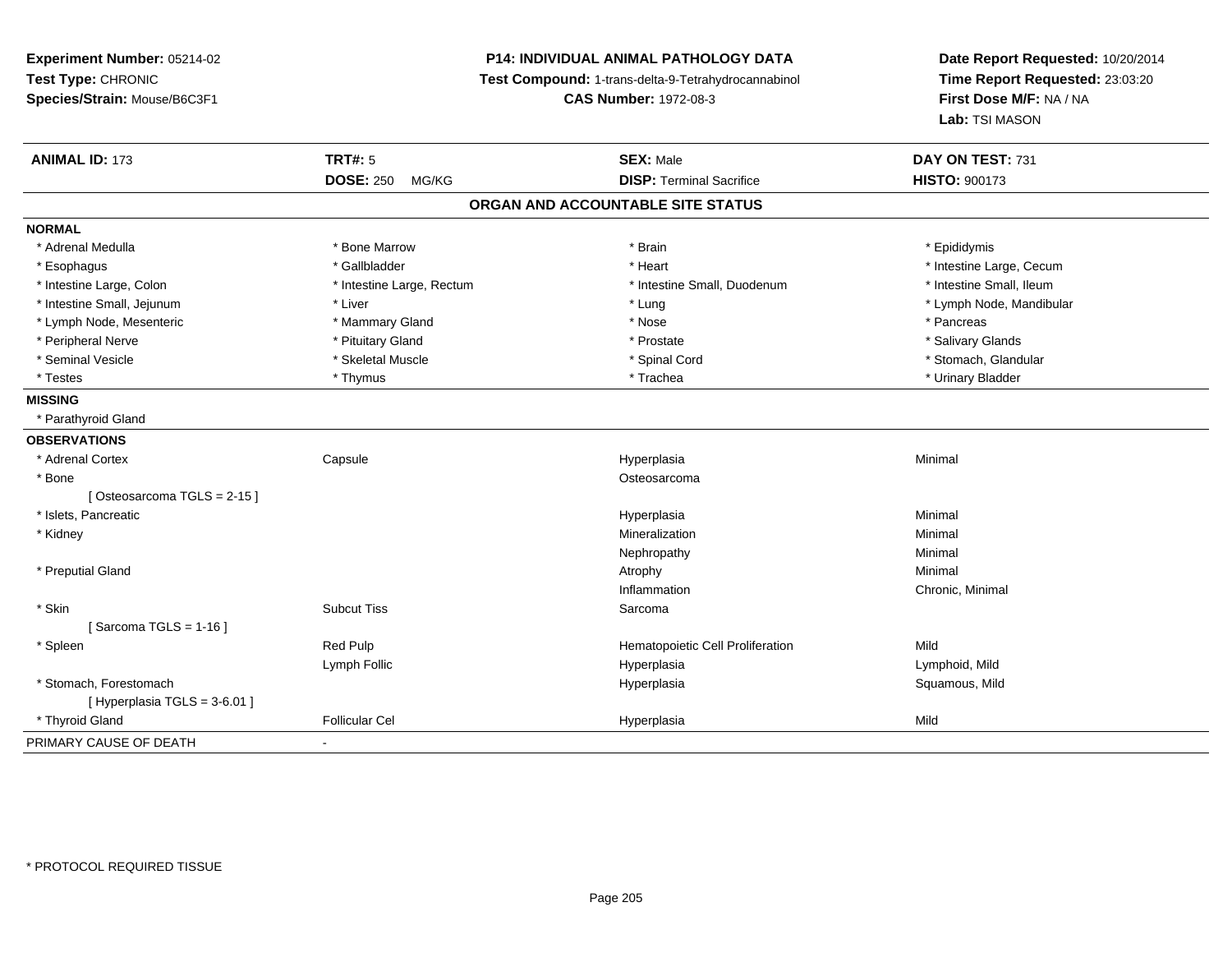**Experiment Number:** 05214-02
**Test Type:** CHRONIC
**Species/Strain:** Mouse/B6C3F1

**P14: INDIVIDUAL ANIMAL PATHOLOGY DATA**
**Test Compound:** 1-trans-delta-9-Tetrahydrocannabinol
**CAS Number:** 1972-08-3

**Date Report Requested:** 10/20/2014
**Time Report Requested:** 23:03:20
**First Dose M/F:** NA / NA
**Lab:** TSI MASON

| **ANIMAL ID:** 173 | **TRT#:** 5 | **SEX:** Male | **DAY ON TEST:** 731 |
|---|---|---|---|
| | **DOSE:** 250 MG/KG | **DISP:** Terminal Sacrifice | **HISTO:** 900173 |

## ORGAN AND ACCOUNTABLE SITE STATUS

**NORMAL**

| | | | |
|---|---|---|---|
| * Adrenal Medulla | * Bone Marrow | * Brain | * Epididymis |
| * Esophagus | * Gallbladder | * Heart | * Intestine Large, Cecum |
| * Intestine Large, Colon | * Intestine Large, Rectum | * Intestine Small, Duodenum | * Intestine Small, Ileum |
| * Intestine Small, Jejunum | * Liver | * Lung | * Lymph Node, Mandibular |
| * Lymph Node, Mesenteric | * Mammary Gland | * Nose | * Pancreas |
| * Peripheral Nerve | * Pituitary Gland | * Prostate | * Salivary Glands |
| * Seminal Vesicle | * Skeletal Muscle | * Spinal Cord | * Stomach, Glandular |
| * Testes | * Thymus | * Trachea | * Urinary Bladder |

**MISSING**

* Parathyroid Gland

**OBSERVATIONS**

| | | | |
|---|---|---|---|
| * Adrenal Cortex | Capsule | Hyperplasia | Minimal |
| * Bone | | Osteosarcoma | |
| [ Osteosarcoma TGLS = 2-15 ] | | | |
| * Islets, Pancreatic | | Hyperplasia | Minimal |
| * Kidney | | Mineralization | Minimal |
| | | Nephropathy | Minimal |
| * Preputial Gland | | Atrophy | Minimal |
| | | Inflammation | Chronic, Minimal |
| * Skin | Subcut Tiss | Sarcoma | |
| [ Sarcoma TGLS = 1-16 ] | | | |
| * Spleen | Red Pulp | Hematopoietic Cell Proliferation | Mild |
| | Lymph Follic | Hyperplasia | Lymphoid, Mild |
| * Stomach, Forestomach | | Hyperplasia | Squamous, Mild |
| [ Hyperplasia TGLS = 3-6.01 ] | | | |
| * Thyroid Gland | Follicular Cel | Hyperplasia | Mild |

PRIMARY CAUSE OF DEATH -

* PROTOCOL REQUIRED TISSUE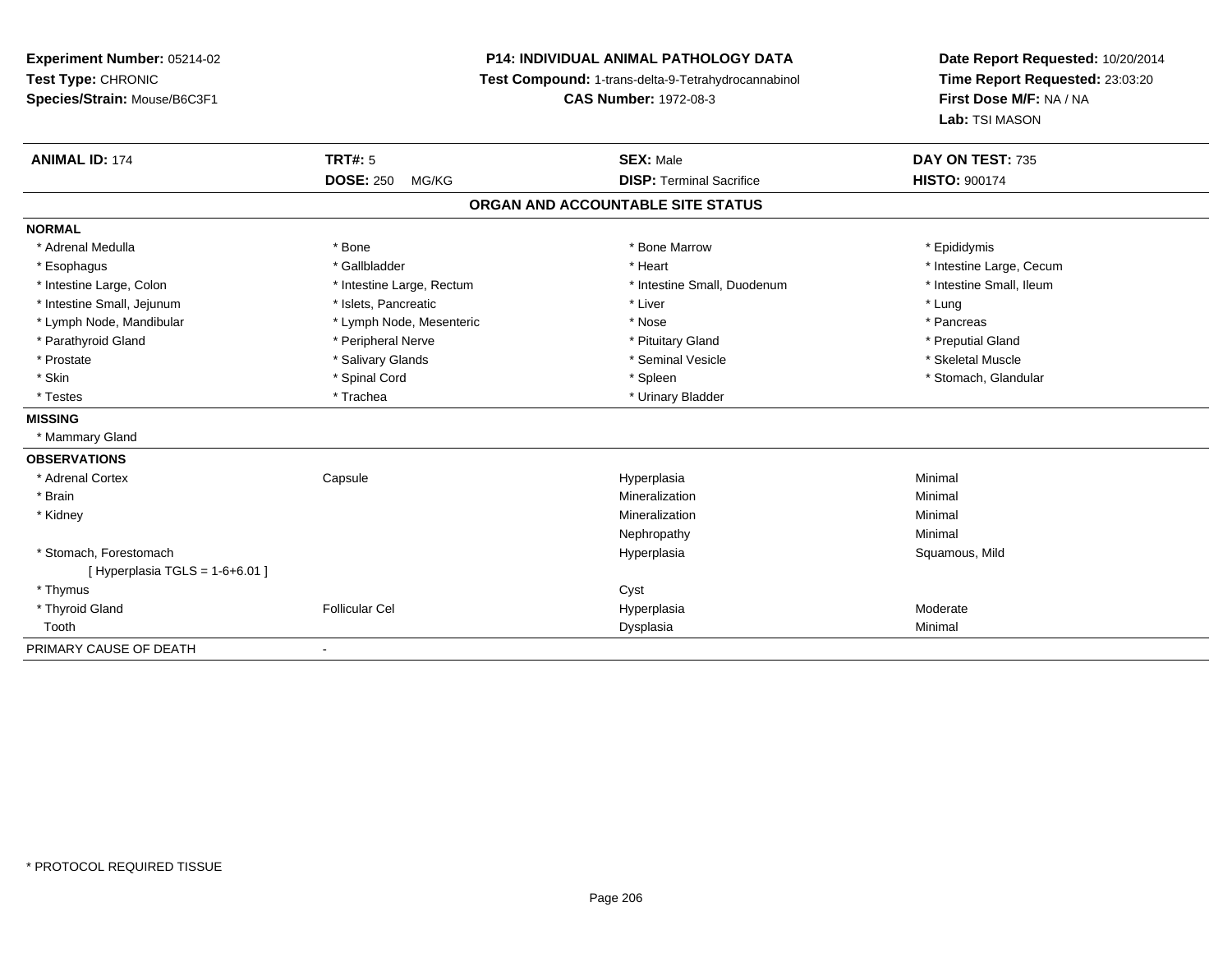**Experiment Number:** 05214-02
**Test Type:** CHRONIC
**Species/Strain:** Mouse/B6C3F1

**P14: INDIVIDUAL ANIMAL PATHOLOGY DATA**
**Test Compound:** 1-trans-delta-9-Tetrahydrocannabinol
**CAS Number:** 1972-08-3

**Date Report Requested:** 10/20/2014
**Time Report Requested:** 23:03:20
**First Dose M/F:** NA / NA
**Lab:** TSI MASON

| **ANIMAL ID:** 174 | **TRT#:** 5 | **SEX:** Male | **DAY ON TEST:** 735 |
|---|---|---|---|
| | **DOSE:** 250 MG/KG | **DISP:** Terminal Sacrifice | **HISTO:** 900174 |

## ORGAN AND ACCOUNTABLE SITE STATUS

**NORMAL**

| | | | |
|---|---|---|---|
| * Adrenal Medulla | * Bone | * Bone Marrow | * Epididymis |
| * Esophagus | * Gallbladder | * Heart | * Intestine Large, Cecum |
| * Intestine Large, Colon | * Intestine Large, Rectum | * Intestine Small, Duodenum | * Intestine Small, Ileum |
| * Intestine Small, Jejunum | * Islets, Pancreatic | * Liver | * Lung |
| * Lymph Node, Mandibular | * Lymph Node, Mesenteric | * Nose | * Pancreas |
| * Parathyroid Gland | * Peripheral Nerve | * Pituitary Gland | * Preputial Gland |
| * Prostate | * Salivary Glands | * Seminal Vesicle | * Skeletal Muscle |
| * Skin | * Spinal Cord | * Spleen | * Stomach, Glandular |
| * Testes | * Trachea | * Urinary Bladder | |

**MISSING**

* Mammary Gland

**OBSERVATIONS**

| | | | |
|---|---|---|---|
| * Adrenal Cortex | Capsule | Hyperplasia | Minimal |
| * Brain | | Mineralization | Minimal |
| * Kidney | | Mineralization | Minimal |
| | | Nephropathy | Minimal |
| * Stomach, Forestomach | | Hyperplasia | Squamous, Mild |
| [ Hyperplasia TGLS = 1-6+6.01 ] | | | |
| * Thymus | | Cyst | |
| * Thyroid Gland | Follicular Cel | Hyperplasia | Moderate |
| Tooth | | Dysplasia | Minimal |

PRIMARY CAUSE OF DEATH -

* PROTOCOL REQUIRED TISSUE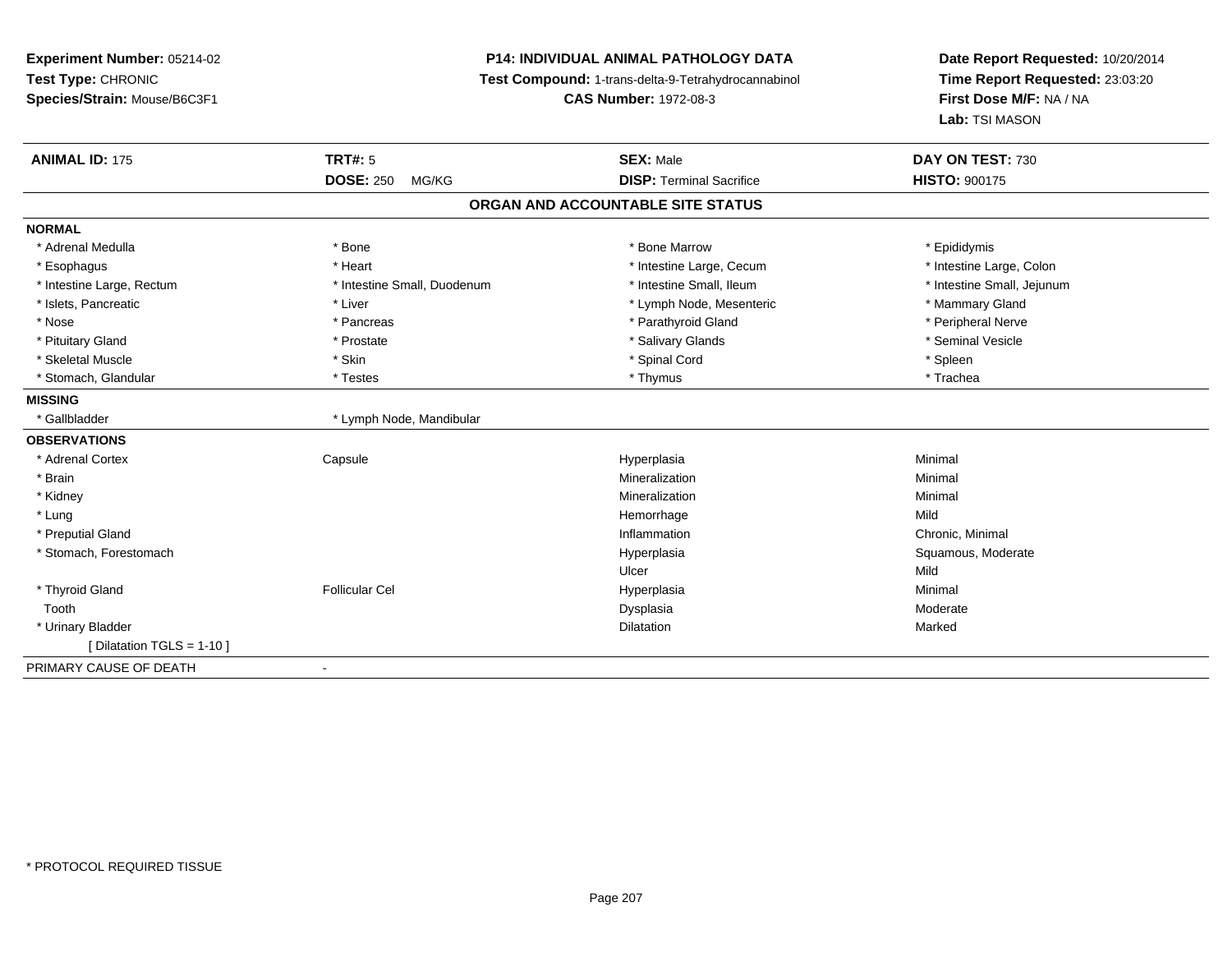**Experiment Number:** 05214-02
**Test Type:** CHRONIC
**Species/Strain:** Mouse/B6C3F1

**P14: INDIVIDUAL ANIMAL PATHOLOGY DATA**
**Test Compound:** 1-trans-delta-9-Tetrahydrocannabinol
**CAS Number:** 1972-08-3

**Date Report Requested:** 10/20/2014
**Time Report Requested:** 23:03:20
**First Dose M/F:** NA / NA
**Lab:** TSI MASON

| **ANIMAL ID:** 175 | **TRT#:** 5 | **SEX:** Male | **DAY ON TEST:** 730 |
|---|---|---|---|
| | **DOSE:** 250 MG/KG | **DISP:** Terminal Sacrifice | **HISTO:** 900175 |

## ORGAN AND ACCOUNTABLE SITE STATUS

**NORMAL**

| | | | |
|---|---|---|---|
| * Adrenal Medulla | * Bone | * Bone Marrow | * Epididymis |
| * Esophagus | * Heart | * Intestine Large, Cecum | * Intestine Large, Colon |
| * Intestine Large, Rectum | * Intestine Small, Duodenum | * Intestine Small, Ileum | * Intestine Small, Jejunum |
| * Islets, Pancreatic | * Liver | * Lymph Node, Mesenteric | * Mammary Gland |
| * Nose | * Pancreas | * Parathyroid Gland | * Peripheral Nerve |
| * Pituitary Gland | * Prostate | * Salivary Glands | * Seminal Vesicle |
| * Skeletal Muscle | * Skin | * Spinal Cord | * Spleen |
| * Stomach, Glandular | * Testes | * Thymus | * Trachea |

**MISSING**

| | |
|---|---|
| * Gallbladder | * Lymph Node, Mandibular |

**OBSERVATIONS**

| | | | |
|---|---|---|---|
| * Adrenal Cortex | Capsule | Hyperplasia | Minimal |
| * Brain | | Mineralization | Minimal |
| * Kidney | | Mineralization | Minimal |
| * Lung | | Hemorrhage | Mild |
| * Preputial Gland | | Inflammation | Chronic, Minimal |
| * Stomach, Forestomach | | Hyperplasia | Squamous, Moderate |
| | | Ulcer | Mild |
| * Thyroid Gland | Follicular Cel | Hyperplasia | Minimal |
| Tooth | | Dysplasia | Moderate |
| * Urinary Bladder | | Dilatation | Marked |
| [ Dilatation TGLS = 1-10 ] | | | |

PRIMARY CAUSE OF DEATH -

* PROTOCOL REQUIRED TISSUE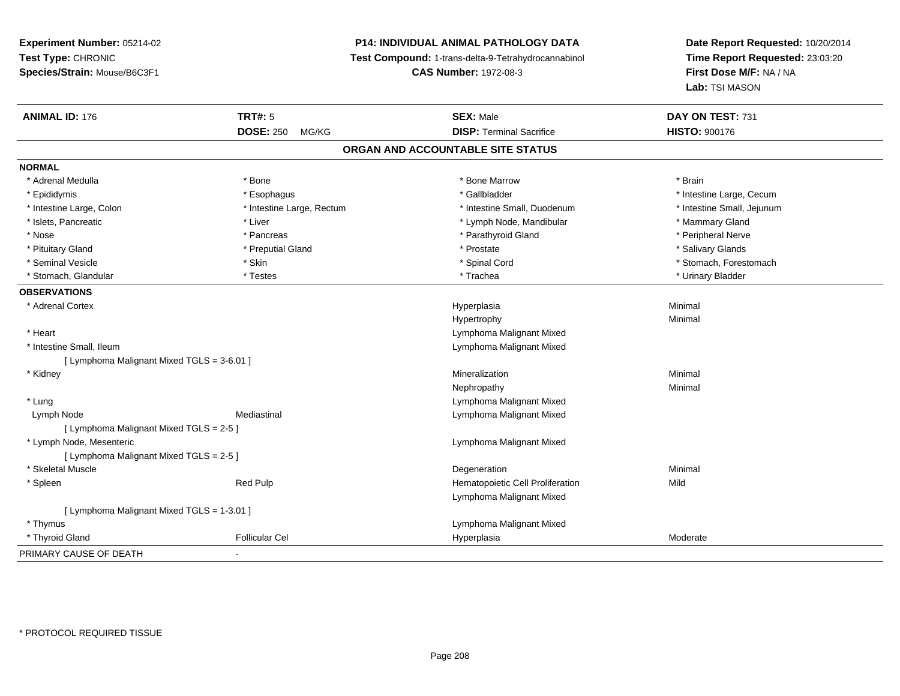**Experiment Number:** 05214-02
**Test Type:** CHRONIC
**Species/Strain:** Mouse/B6C3F1

**P14: INDIVIDUAL ANIMAL PATHOLOGY DATA**
**Test Compound:** 1-trans-delta-9-Tetrahydrocannabinol
**CAS Number:** 1972-08-3

**Date Report Requested:** 10/20/2014
**Time Report Requested:** 23:03:20
**First Dose M/F:** NA / NA
**Lab:** TSI MASON

| **ANIMAL ID:** 176 | **TRT#:** 5 | **SEX:** Male | **DAY ON TEST:** 731 |
|---|---|---|---|
| | **DOSE:** 250 MG/KG | **DISP:** Terminal Sacrifice | **HISTO:** 900176 |

## ORGAN AND ACCOUNTABLE SITE STATUS

**NORMAL**

| | | | |
|---|---|---|---|
| * Adrenal Medulla | * Bone | * Bone Marrow | * Brain |
| * Epididymis | * Esophagus | * Gallbladder | * Intestine Large, Cecum |
| * Intestine Large, Colon | * Intestine Large, Rectum | * Intestine Small, Duodenum | * Intestine Small, Jejunum |
| * Islets, Pancreatic | * Liver | * Lymph Node, Mandibular | * Mammary Gland |
| * Nose | * Pancreas | * Parathyroid Gland | * Peripheral Nerve |
| * Pituitary Gland | * Preputial Gland | * Prostate | * Salivary Glands |
| * Seminal Vesicle | * Skin | * Spinal Cord | * Stomach, Forestomach |
| * Stomach, Glandular | * Testes | * Trachea | * Urinary Bladder |

**OBSERVATIONS**

| | | | |
|---|---|---|---|
| * Adrenal Cortex | | Hyperplasia | Minimal |
| | | Hypertrophy | Minimal |
| * Heart | | Lymphoma Malignant Mixed | |
| * Intestine Small, Ileum | | Lymphoma Malignant Mixed | |
| [ Lymphoma Malignant Mixed TGLS = 3-6.01 ] | | | |
| * Kidney | | Mineralization | Minimal |
| | | Nephropathy | Minimal |
| * Lung | | Lymphoma Malignant Mixed | |
| Lymph Node | Mediastinal | Lymphoma Malignant Mixed | |
| [ Lymphoma Malignant Mixed TGLS = 2-5 ] | | | |
| * Lymph Node, Mesenteric | | Lymphoma Malignant Mixed | |
| [ Lymphoma Malignant Mixed TGLS = 2-5 ] | | | |
| * Skeletal Muscle | | Degeneration | Minimal |
| * Spleen | Red Pulp | Hematopoietic Cell Proliferation | Mild |
| | | Lymphoma Malignant Mixed | |
| [ Lymphoma Malignant Mixed TGLS = 1-3.01 ] | | | |
| * Thymus | | Lymphoma Malignant Mixed | |
| * Thyroid Gland | Follicular Cel | Hyperplasia | Moderate |

PRIMARY CAUSE OF DEATH -

* PROTOCOL REQUIRED TISSUE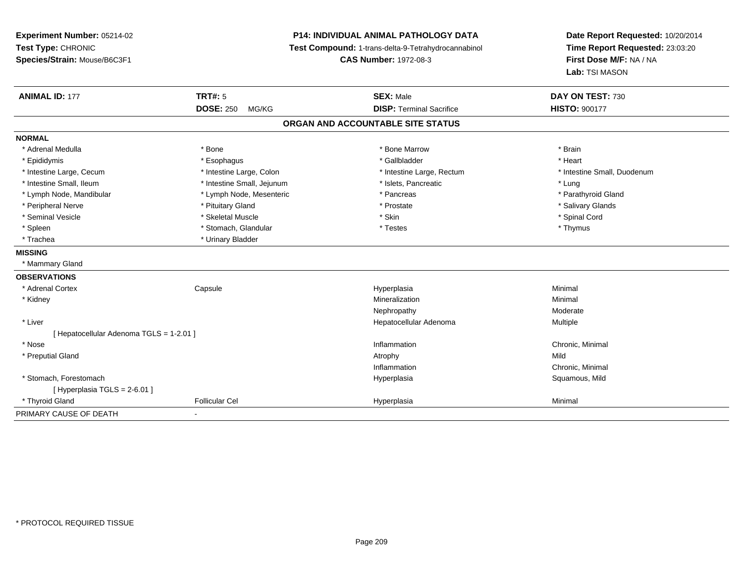**Experiment Number:** 05214-02
**Test Type:** CHRONIC
**Species/Strain:** Mouse/B6C3F1

**P14: INDIVIDUAL ANIMAL PATHOLOGY DATA**
**Test Compound:** 1-trans-delta-9-Tetrahydrocannabinol
**CAS Number:** 1972-08-3

**Date Report Requested:** 10/20/2014
**Time Report Requested:** 23:03:20
**First Dose M/F:** NA / NA
**Lab:** TSI MASON

| **ANIMAL ID:** 177 | **TRT#:** 5 | **SEX:** Male | **DAY ON TEST:** 730 |
|---|---|---|---|
| | **DOSE:** 250 MG/KG | **DISP:** Terminal Sacrifice | **HISTO:** 900177 |

## ORGAN AND ACCOUNTABLE SITE STATUS

**NORMAL**

| | | | |
|---|---|---|---|
| * Adrenal Medulla | * Bone | * Bone Marrow | * Brain |
| * Epididymis | * Esophagus | * Gallbladder | * Heart |
| * Intestine Large, Cecum | * Intestine Large, Colon | * Intestine Large, Rectum | * Intestine Small, Duodenum |
| * Intestine Small, Ileum | * Intestine Small, Jejunum | * Islets, Pancreatic | * Lung |
| * Lymph Node, Mandibular | * Lymph Node, Mesenteric | * Pancreas | * Parathyroid Gland |
| * Peripheral Nerve | * Pituitary Gland | * Prostate | * Salivary Glands |
| * Seminal Vesicle | * Skeletal Muscle | * Skin | * Spinal Cord |
| * Spleen | * Stomach, Glandular | * Testes | * Thymus |
| * Trachea | * Urinary Bladder | | |

**MISSING**

* Mammary Gland

**OBSERVATIONS**

| | | | |
|---|---|---|---|
| * Adrenal Cortex | Capsule | Hyperplasia | Minimal |
| * Kidney | | Mineralization | Minimal |
| | | Nephropathy | Moderate |
| * Liver | | Hepatocellular Adenoma | Multiple |
| [ Hepatocellular Adenoma TGLS = 1-2.01 ] | | | |
| * Nose | | Inflammation | Chronic, Minimal |
| * Preputial Gland | | Atrophy | Mild |
| | | Inflammation | Chronic, Minimal |
| * Stomach, Forestomach | | Hyperplasia | Squamous, Mild |
| [ Hyperplasia TGLS = 2-6.01 ] | | | |
| * Thyroid Gland | Follicular Cel | Hyperplasia | Minimal |

PRIMARY CAUSE OF DEATH -

* PROTOCOL REQUIRED TISSUE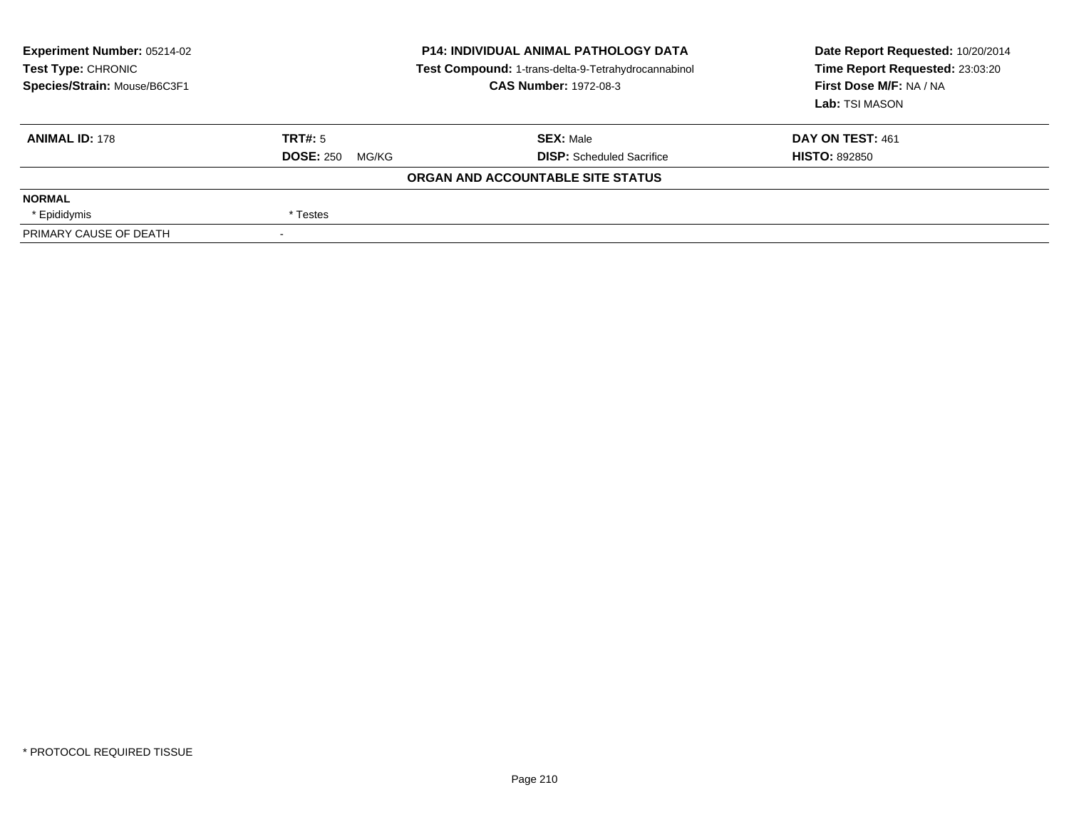**Experiment Number:** 05214-02
**Test Type:** CHRONIC
**Species/Strain:** Mouse/B6C3F1

**P14: INDIVIDUAL ANIMAL PATHOLOGY DATA**
**Test Compound:** 1-trans-delta-9-Tetrahydrocannabinol
**CAS Number:** 1972-08-3

**Date Report Requested:** 10/20/2014
**Time Report Requested:** 23:03:20
**First Dose M/F:** NA / NA
**Lab:** TSI MASON

| **ANIMAL ID:** 178 | **TRT#:** 5 | **SEX:** Male | **DAY ON TEST:** 461 |
|---|---|---|---|
| | **DOSE:** 250 MG/KG | **DISP:** Scheduled Sacrifice | **HISTO:** 892850 |

**ORGAN AND ACCOUNTABLE SITE STATUS**

| | |
|---|---|
| **NORMAL** | |
| * Epididymis | * Testes |
| PRIMARY CAUSE OF DEATH | - |

* PROTOCOL REQUIRED TISSUE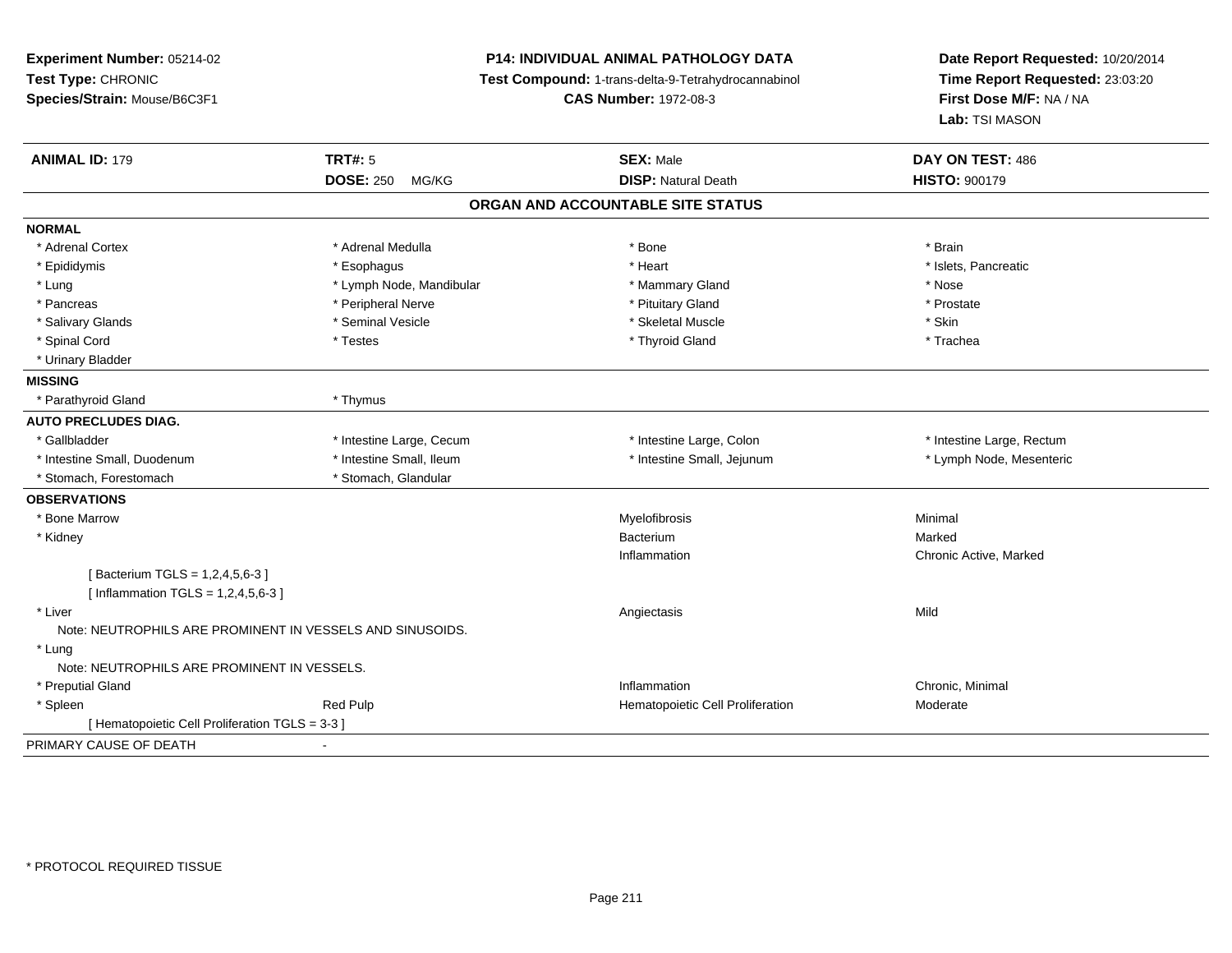**Experiment Number:** 05214-02
**Test Type:** CHRONIC
**Species/Strain:** Mouse/B6C3F1

**P14: INDIVIDUAL ANIMAL PATHOLOGY DATA**
**Test Compound:** 1-trans-delta-9-Tetrahydrocannabinol
**CAS Number:** 1972-08-3

**Date Report Requested:** 10/20/2014
**Time Report Requested:** 23:03:20
**First Dose M/F:** NA / NA
**Lab:** TSI MASON

| **ANIMAL ID:** 179 | **TRT#:** 5 | **SEX:** Male | **DAY ON TEST:** 486 |
|---|---|---|---|
| | **DOSE:** 250 MG/KG | **DISP:** Natural Death | **HISTO:** 900179 |

## ORGAN AND ACCOUNTABLE SITE STATUS

| | | | |
|---|---|---|---|
| **NORMAL** | | | |
| * Adrenal Cortex | * Adrenal Medulla | * Bone | * Brain |
| * Epididymis | * Esophagus | * Heart | * Islets, Pancreatic |
| * Lung | * Lymph Node, Mandibular | * Mammary Gland | * Nose |
| * Pancreas | * Peripheral Nerve | * Pituitary Gland | * Prostate |
| * Salivary Glands | * Seminal Vesicle | * Skeletal Muscle | * Skin |
| * Spinal Cord | * Testes | * Thyroid Gland | * Trachea |
| * Urinary Bladder | | | |
| **MISSING** | | | |
| * Parathyroid Gland | * Thymus | | |
| **AUTO PRECLUDES DIAG.** | | | |
| * Gallbladder | * Intestine Large, Cecum | * Intestine Large, Colon | * Intestine Large, Rectum |
| * Intestine Small, Duodenum | * Intestine Small, Ileum | * Intestine Small, Jejunum | * Lymph Node, Mesenteric |
| * Stomach, Forestomach | * Stomach, Glandular | | |
| **OBSERVATIONS** | | | |
| * Bone Marrow | | Myelofibrosis | Minimal |
| * Kidney | | Bacterium | Marked |
| | | Inflammation | Chronic Active, Marked |
| [ Bacterium TGLS = 1,2,4,5,6-3 ] | | | |
| [ Inflammation TGLS = 1,2,4,5,6-3 ] | | | |
| * Liver | | Angiectasis | Mild |
| Note: NEUTROPHILS ARE PROMINENT IN VESSELS AND SINUSOIDS. | | | |
| * Lung | | | |
| Note: NEUTROPHILS ARE PROMINENT IN VESSELS. | | | |
| * Preputial Gland | | Inflammation | Chronic, Minimal |
| * Spleen | Red Pulp | Hematopoietic Cell Proliferation | Moderate |
| [ Hematopoietic Cell Proliferation TGLS = 3-3 ] | | | |
| PRIMARY CAUSE OF DEATH | - | | |

* PROTOCOL REQUIRED TISSUE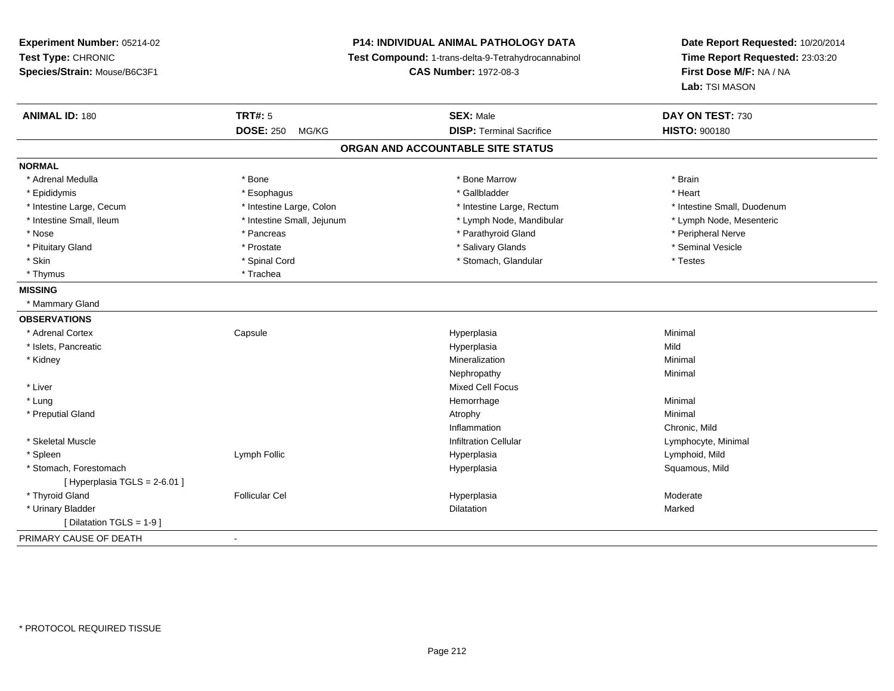**Experiment Number:** 05214-02
**Test Type:** CHRONIC
**Species/Strain:** Mouse/B6C3F1

**P14: INDIVIDUAL ANIMAL PATHOLOGY DATA**
**Test Compound:** 1-trans-delta-9-Tetrahydrocannabinol
**CAS Number:** 1972-08-3

**Date Report Requested:** 10/20/2014
**Time Report Requested:** 23:03:20
**First Dose M/F:** NA / NA
**Lab:** TSI MASON

| **ANIMAL ID:** 180 | **TRT#:** 5 | **SEX:** Male | **DAY ON TEST:** 730 |
|---|---|---|---|
| | **DOSE:** 250 MG/KG | **DISP:** Terminal Sacrifice | **HISTO:** 900180 |

**ORGAN AND ACCOUNTABLE SITE STATUS**

**NORMAL**

| | | | |
|---|---|---|---|
| * Adrenal Medulla | * Bone | * Bone Marrow | * Brain |
| * Epididymis | * Esophagus | * Gallbladder | * Heart |
| * Intestine Large, Cecum | * Intestine Large, Colon | * Intestine Large, Rectum | * Intestine Small, Duodenum |
| * Intestine Small, Ileum | * Intestine Small, Jejunum | * Lymph Node, Mandibular | * Lymph Node, Mesenteric |
| * Nose | * Pancreas | * Parathyroid Gland | * Peripheral Nerve |
| * Pituitary Gland | * Prostate | * Salivary Glands | * Seminal Vesicle |
| * Skin | * Spinal Cord | * Stomach, Glandular | * Testes |
| * Thymus | * Trachea | | |

**MISSING**

* Mammary Gland

**OBSERVATIONS**

| Organ | Site | Finding | Severity |
|---|---|---|---|
| * Adrenal Cortex | Capsule | Hyperplasia | Minimal |
| * Islets, Pancreatic | | Hyperplasia | Mild |
| * Kidney | | Mineralization | Minimal |
| | | Nephropathy | Minimal |
| * Liver | | Mixed Cell Focus | |
| * Lung | | Hemorrhage | Minimal |
| * Preputial Gland | | Atrophy | Minimal |
| | | Inflammation | Chronic, Mild |
| * Skeletal Muscle | | Infiltration Cellular | Lymphocyte, Minimal |
| * Spleen | Lymph Follic | Hyperplasia | Lymphoid, Mild |
| * Stomach, Forestomach | | Hyperplasia | Squamous, Mild |
| [ Hyperplasia TGLS = 2-6.01 ] | | | |
| * Thyroid Gland | Follicular Cel | Hyperplasia | Moderate |
| * Urinary Bladder | | Dilatation | Marked |
| [ Dilatation TGLS = 1-9 ] | | | |

PRIMARY CAUSE OF DEATH -

* PROTOCOL REQUIRED TISSUE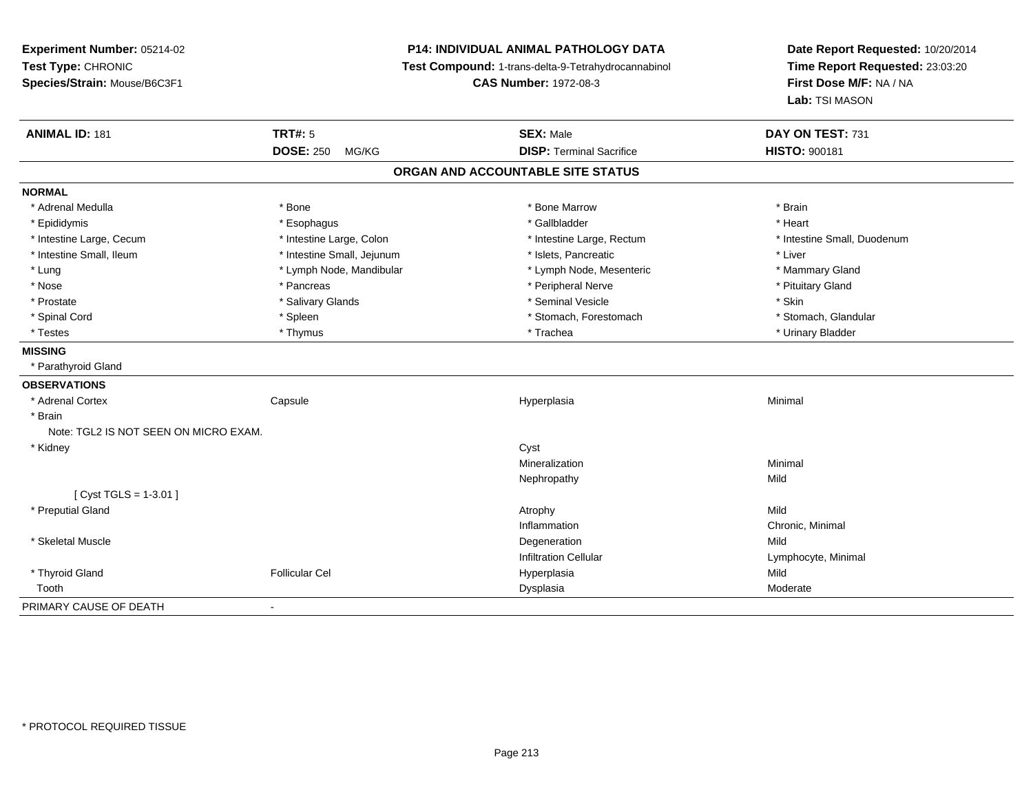**Experiment Number:** 05214-02
**Test Type:** CHRONIC
**Species/Strain:** Mouse/B6C3F1

**P14: INDIVIDUAL ANIMAL PATHOLOGY DATA**
**Test Compound:** 1-trans-delta-9-Tetrahydrocannabinol
**CAS Number:** 1972-08-3

**Date Report Requested:** 10/20/2014
**Time Report Requested:** 23:03:20
**First Dose M/F:** NA / NA
**Lab:** TSI MASON

| **ANIMAL ID:** 181 | **TRT#:** 5 | **SEX:** Male | **DAY ON TEST:** 731 |
|---|---|---|---|
| | **DOSE:** 250 MG/KG | **DISP:** Terminal Sacrifice | **HISTO:** 900181 |

## ORGAN AND ACCOUNTABLE SITE STATUS

**NORMAL**

| | | | |
|---|---|---|---|
| * Adrenal Medulla | * Bone | * Bone Marrow | * Brain |
| * Epididymis | * Esophagus | * Gallbladder | * Heart |
| * Intestine Large, Cecum | * Intestine Large, Colon | * Intestine Large, Rectum | * Intestine Small, Duodenum |
| * Intestine Small, Ileum | * Intestine Small, Jejunum | * Islets, Pancreatic | * Liver |
| * Lung | * Lymph Node, Mandibular | * Lymph Node, Mesenteric | * Mammary Gland |
| * Nose | * Pancreas | * Peripheral Nerve | * Pituitary Gland |
| * Prostate | * Salivary Glands | * Seminal Vesicle | * Skin |
| * Spinal Cord | * Spleen | * Stomach, Forestomach | * Stomach, Glandular |
| * Testes | * Thymus | * Trachea | * Urinary Bladder |

**MISSING**

* Parathyroid Gland

**OBSERVATIONS**

| | | | |
|---|---|---|---|
| * Adrenal Cortex | Capsule | Hyperplasia | Minimal |
| * Brain | | | |
| Note: TGL2 IS NOT SEEN ON MICRO EXAM. | | | |
| * Kidney | | Cyst | |
| | | Mineralization | Minimal |
| | | Nephropathy | Mild |
| [ Cyst TGLS = 1-3.01 ] | | | |
| * Preputial Gland | | Atrophy | Mild |
| | | Inflammation | Chronic, Minimal |
| * Skeletal Muscle | | Degeneration | Mild |
| | | Infiltration Cellular | Lymphocyte, Minimal |
| * Thyroid Gland | Follicular Cel | Hyperplasia | Mild |
| Tooth | | Dysplasia | Moderate |

| PRIMARY CAUSE OF DEATH | - |
|---|---|

* PROTOCOL REQUIRED TISSUE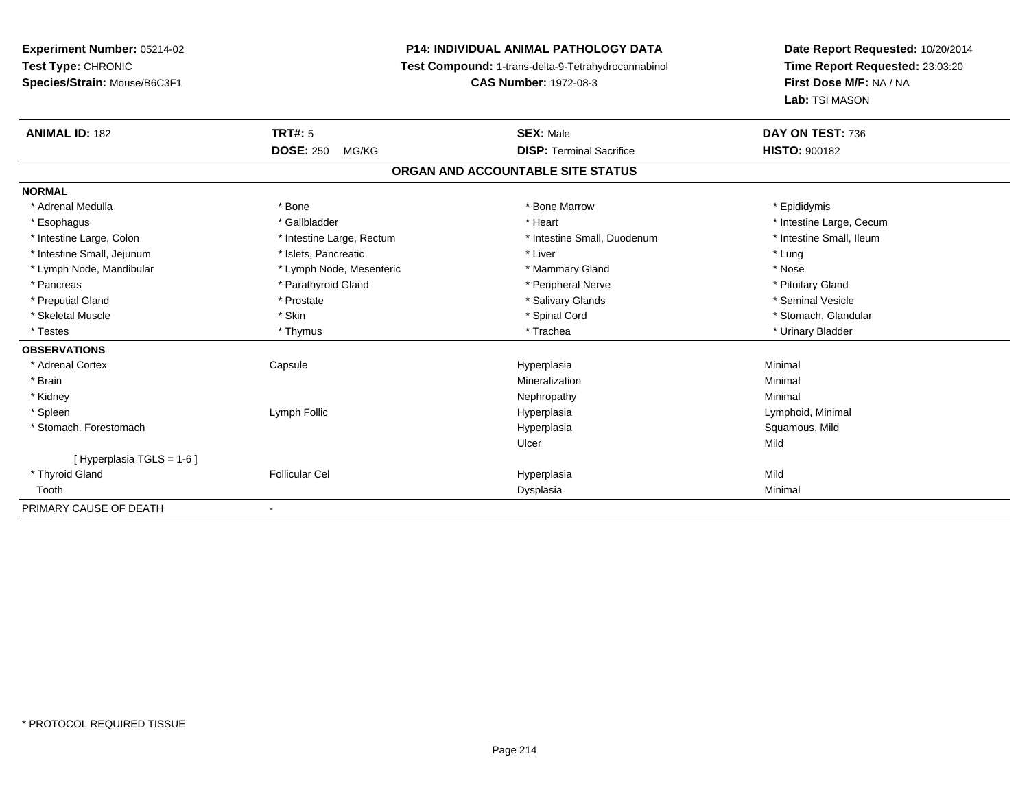**Experiment Number:** 05214-02
**Test Type:** CHRONIC
**Species/Strain:** Mouse/B6C3F1

**P14: INDIVIDUAL ANIMAL PATHOLOGY DATA**
**Test Compound:** 1-trans-delta-9-Tetrahydrocannabinol
**CAS Number:** 1972-08-3

**Date Report Requested:** 10/20/2014
**Time Report Requested:** 23:03:20
**First Dose M/F:** NA / NA
**Lab:** TSI MASON

| **ANIMAL ID:** 182 | **TRT#:** 5 | **SEX:** Male | **DAY ON TEST:** 736 |
|---|---|---|---|
| | **DOSE:** 250 MG/KG | **DISP:** Terminal Sacrifice | **HISTO:** 900182 |

## ORGAN AND ACCOUNTABLE SITE STATUS

| | | | |
|---|---|---|---|
| **NORMAL** | | | |
| * Adrenal Medulla | * Bone | * Bone Marrow | * Epididymis |
| * Esophagus | * Gallbladder | * Heart | * Intestine Large, Cecum |
| * Intestine Large, Colon | * Intestine Large, Rectum | * Intestine Small, Duodenum | * Intestine Small, Ileum |
| * Intestine Small, Jejunum | * Islets, Pancreatic | * Liver | * Lung |
| * Lymph Node, Mandibular | * Lymph Node, Mesenteric | * Mammary Gland | * Nose |
| * Pancreas | * Parathyroid Gland | * Peripheral Nerve | * Pituitary Gland |
| * Preputial Gland | * Prostate | * Salivary Glands | * Seminal Vesicle |
| * Skeletal Muscle | * Skin | * Spinal Cord | * Stomach, Glandular |
| * Testes | * Thymus | * Trachea | * Urinary Bladder |
| **OBSERVATIONS** | | | |
| * Adrenal Cortex | Capsule | Hyperplasia | Minimal |
| * Brain | | Mineralization | Minimal |
| * Kidney | | Nephropathy | Minimal |
| * Spleen | Lymph Follic | Hyperplasia | Lymphoid, Minimal |
| * Stomach, Forestomach | | Hyperplasia | Squamous, Mild |
| | | Ulcer | Mild |
| [ Hyperplasia TGLS = 1-6 ] | | | |
| * Thyroid Gland | Follicular Cel | Hyperplasia | Mild |
| Tooth | | Dysplasia | Minimal |
| PRIMARY CAUSE OF DEATH | - | | |

* PROTOCOL REQUIRED TISSUE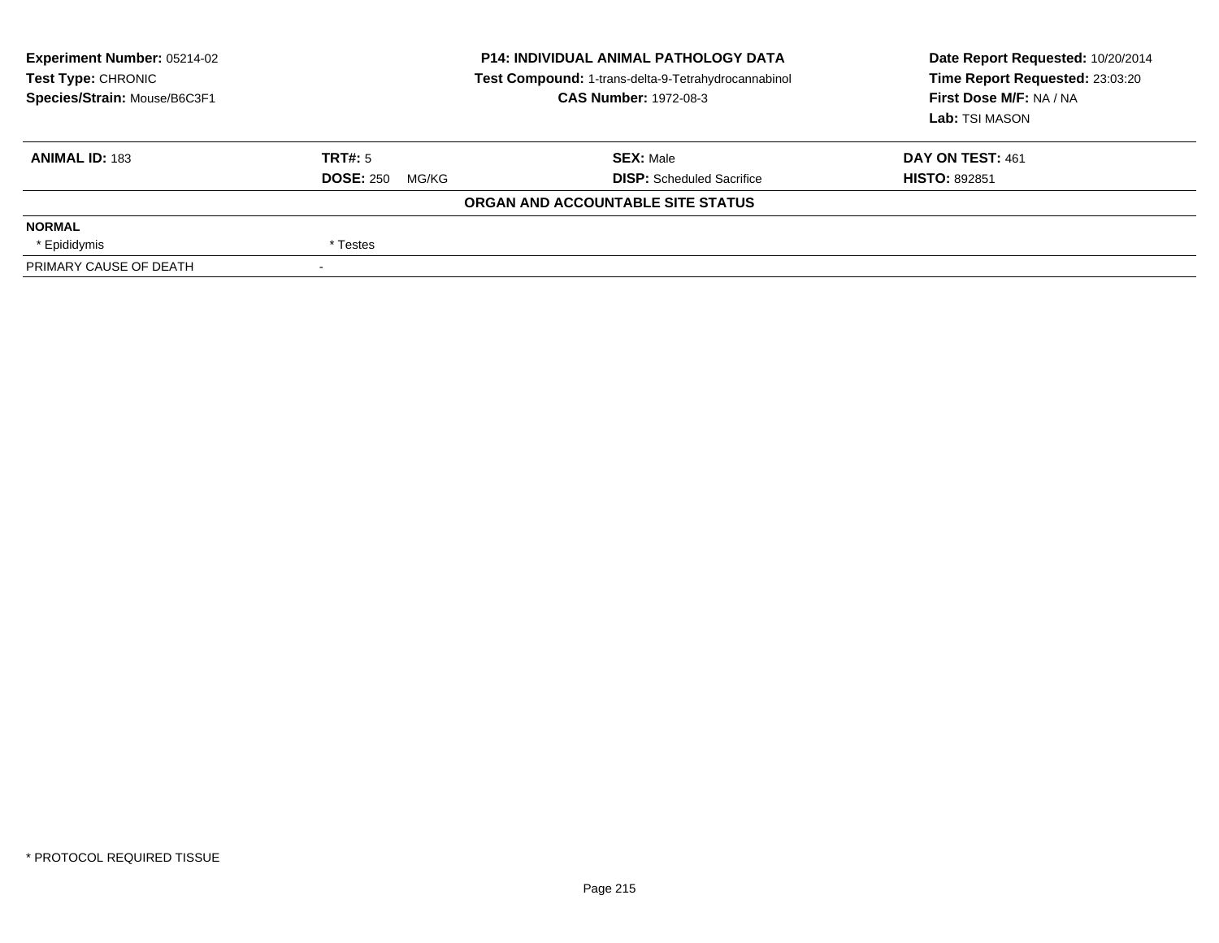**Experiment Number:** 05214-02
**Test Type:** CHRONIC
**Species/Strain:** Mouse/B6C3F1

**P14: INDIVIDUAL ANIMAL PATHOLOGY DATA**
**Test Compound:** 1-trans-delta-9-Tetrahydrocannabinol
**CAS Number:** 1972-08-3

**Date Report Requested:** 10/20/2014
**Time Report Requested:** 23:03:20
**First Dose M/F:** NA / NA
**Lab:** TSI MASON

| **ANIMAL ID:** 183 | **TRT#:** 5 | **SEX:** Male | **DAY ON TEST:** 461 |
|---|---|---|---|
| | **DOSE:** 250 MG/KG | **DISP:** Scheduled Sacrifice | **HISTO:** 892851 |

**ORGAN AND ACCOUNTABLE SITE STATUS**

| | |
|---|---|
| **NORMAL** | |
| * Epididymis | * Testes |
| PRIMARY CAUSE OF DEATH | - |

* PROTOCOL REQUIRED TISSUE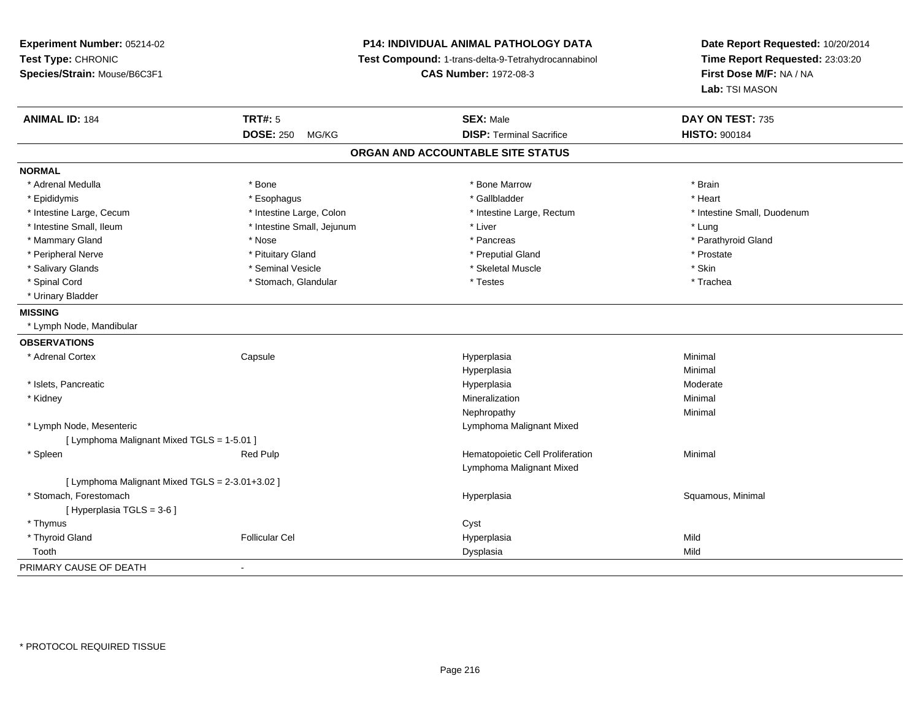**Experiment Number:** 05214-02
**Test Type:** CHRONIC
**Species/Strain:** Mouse/B6C3F1

**P14: INDIVIDUAL ANIMAL PATHOLOGY DATA**
**Test Compound:** 1-trans-delta-9-Tetrahydrocannabinol
**CAS Number:** 1972-08-3

**Date Report Requested:** 10/20/2014
**Time Report Requested:** 23:03:20
**First Dose M/F:** NA / NA
**Lab:** TSI MASON

| **ANIMAL ID:** 184 | **TRT#:** 5 | **SEX:** Male | **DAY ON TEST:** 735 |
|---|---|---|---|
| | **DOSE:** 250 MG/KG | **DISP:** Terminal Sacrifice | **HISTO:** 900184 |

## ORGAN AND ACCOUNTABLE SITE STATUS

**NORMAL**

| | | | |
|---|---|---|---|
| * Adrenal Medulla | * Bone | * Bone Marrow | * Brain |
| * Epididymis | * Esophagus | * Gallbladder | * Heart |
| * Intestine Large, Cecum | * Intestine Large, Colon | * Intestine Large, Rectum | * Intestine Small, Duodenum |
| * Intestine Small, Ileum | * Intestine Small, Jejunum | * Liver | * Lung |
| * Mammary Gland | * Nose | * Pancreas | * Parathyroid Gland |
| * Peripheral Nerve | * Pituitary Gland | * Preputial Gland | * Prostate |
| * Salivary Glands | * Seminal Vesicle | * Skeletal Muscle | * Skin |
| * Spinal Cord | * Stomach, Glandular | * Testes | * Trachea |
| * Urinary Bladder | | | |

**MISSING**

* Lymph Node, Mandibular

**OBSERVATIONS**

| | | | |
|---|---|---|---|
| * Adrenal Cortex | Capsule | Hyperplasia | Minimal |
| | | Hyperplasia | Minimal |
| * Islets, Pancreatic | | Hyperplasia | Moderate |
| * Kidney | | Mineralization | Minimal |
| | | Nephropathy | Minimal |
| * Lymph Node, Mesenteric | | Lymphoma Malignant Mixed | |
| [ Lymphoma Malignant Mixed TGLS = 1-5.01 ] | | | |
| * Spleen | Red Pulp | Hematopoietic Cell Proliferation | Minimal |
| | | Lymphoma Malignant Mixed | |
| [ Lymphoma Malignant Mixed TGLS = 2-3.01+3.02 ] | | | |
| * Stomach, Forestomach | | Hyperplasia | Squamous, Minimal |
| [ Hyperplasia TGLS = 3-6 ] | | | |
| * Thymus | | Cyst | |
| * Thyroid Gland | Follicular Cel | Hyperplasia | Mild |
| Tooth | | Dysplasia | Mild |

PRIMARY CAUSE OF DEATH -

\* PROTOCOL REQUIRED TISSUE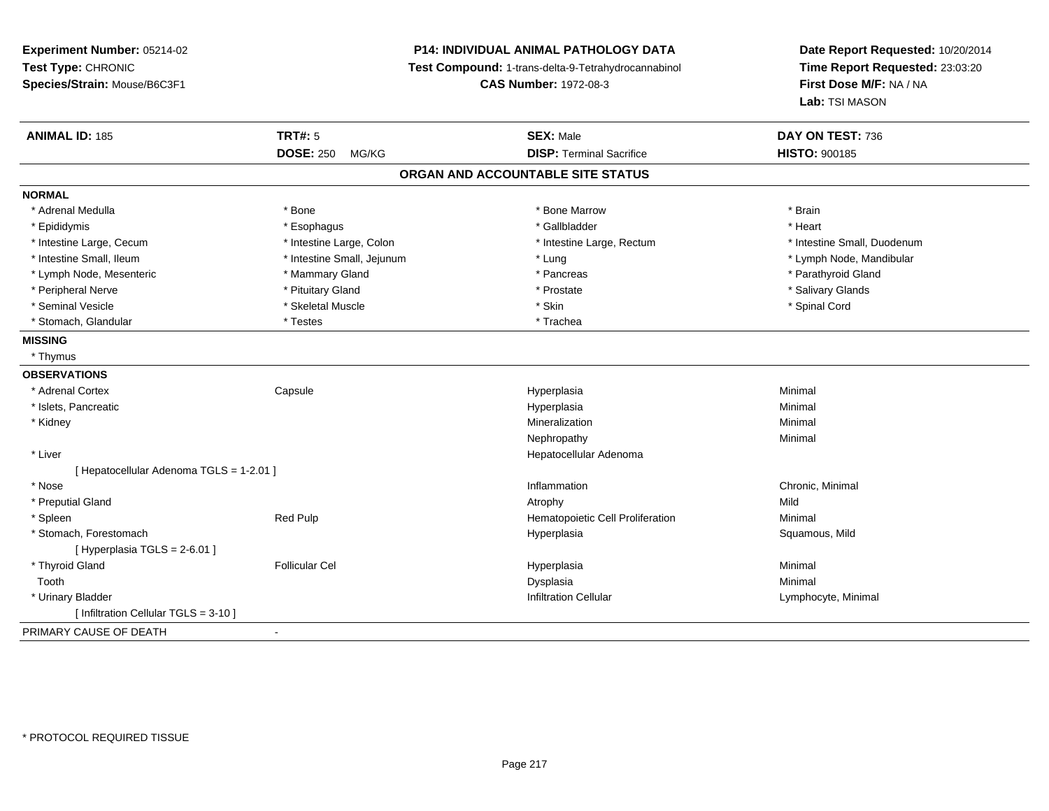**Experiment Number:** 05214-02
**Test Type:** CHRONIC
**Species/Strain:** Mouse/B6C3F1

**P14: INDIVIDUAL ANIMAL PATHOLOGY DATA**
**Test Compound:** 1-trans-delta-9-Tetrahydrocannabinol
**CAS Number:** 1972-08-3

**Date Report Requested:** 10/20/2014
**Time Report Requested:** 23:03:20
**First Dose M/F:** NA / NA
**Lab:** TSI MASON

| **ANIMAL ID:** 185 | **TRT#:** 5 | **SEX:** Male | **DAY ON TEST:** 736 |
|---|---|---|---|
| | **DOSE:** 250 MG/KG | **DISP:** Terminal Sacrifice | **HISTO:** 900185 |

## ORGAN AND ACCOUNTABLE SITE STATUS

**NORMAL**

| | | | |
|---|---|---|---|
| * Adrenal Medulla | * Bone | * Bone Marrow | * Brain |
| * Epididymis | * Esophagus | * Gallbladder | * Heart |
| * Intestine Large, Cecum | * Intestine Large, Colon | * Intestine Large, Rectum | * Intestine Small, Duodenum |
| * Intestine Small, Ileum | * Intestine Small, Jejunum | * Lung | * Lymph Node, Mandibular |
| * Lymph Node, Mesenteric | * Mammary Gland | * Pancreas | * Parathyroid Gland |
| * Peripheral Nerve | * Pituitary Gland | * Prostate | * Salivary Glands |
| * Seminal Vesicle | * Skeletal Muscle | * Skin | * Spinal Cord |
| * Stomach, Glandular | * Testes | * Trachea | |

**MISSING**

* Thymus

**OBSERVATIONS**

| | | | |
|---|---|---|---|
| * Adrenal Cortex | Capsule | Hyperplasia | Minimal |
| * Islets, Pancreatic | | Hyperplasia | Minimal |
| * Kidney | | Mineralization | Minimal |
| | | Nephropathy | Minimal |
| * Liver | | Hepatocellular Adenoma | |
| [ Hepatocellular Adenoma TGLS = 1-2.01 ] | | | |
| * Nose | | Inflammation | Chronic, Minimal |
| * Preputial Gland | | Atrophy | Mild |
| * Spleen | Red Pulp | Hematopoietic Cell Proliferation | Minimal |
| * Stomach, Forestomach | | Hyperplasia | Squamous, Mild |
| [ Hyperplasia TGLS = 2-6.01 ] | | | |
| * Thyroid Gland | Follicular Cel | Hyperplasia | Minimal |
| Tooth | | Dysplasia | Minimal |
| * Urinary Bladder | | Infiltration Cellular | Lymphocyte, Minimal |
| [ Infiltration Cellular TGLS = 3-10 ] | | | |

PRIMARY CAUSE OF DEATH -

* PROTOCOL REQUIRED TISSUE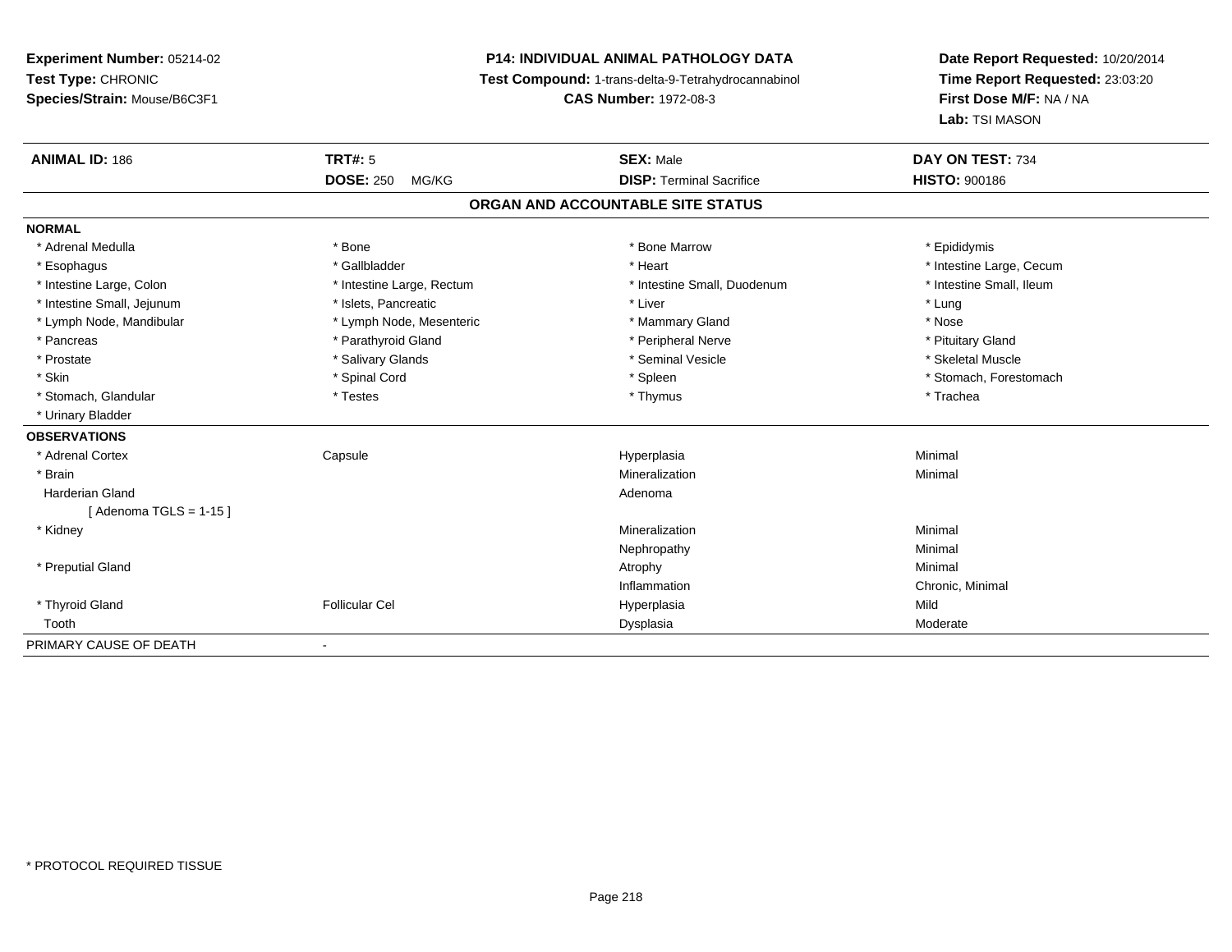**Experiment Number:** 05214-02
**Test Type:** CHRONIC
**Species/Strain:** Mouse/B6C3F1

**P14: INDIVIDUAL ANIMAL PATHOLOGY DATA**
**Test Compound:** 1-trans-delta-9-Tetrahydrocannabinol
**CAS Number:** 1972-08-3

**Date Report Requested:** 10/20/2014
**Time Report Requested:** 23:03:20
**First Dose M/F:** NA / NA
**Lab:** TSI MASON

| **ANIMAL ID:** 186 | **TRT#:** 5 | **SEX:** Male | **DAY ON TEST:** 734 |
|---|---|---|---|
| | **DOSE:** 250 MG/KG | **DISP:** Terminal Sacrifice | **HISTO:** 900186 |

## ORGAN AND ACCOUNTABLE SITE STATUS

**NORMAL**

| | | | |
|---|---|---|---|
| * Adrenal Medulla | * Bone | * Bone Marrow | * Epididymis |
| * Esophagus | * Gallbladder | * Heart | * Intestine Large, Cecum |
| * Intestine Large, Colon | * Intestine Large, Rectum | * Intestine Small, Duodenum | * Intestine Small, Ileum |
| * Intestine Small, Jejunum | * Islets, Pancreatic | * Liver | * Lung |
| * Lymph Node, Mandibular | * Lymph Node, Mesenteric | * Mammary Gland | * Nose |
| * Pancreas | * Parathyroid Gland | * Peripheral Nerve | * Pituitary Gland |
| * Prostate | * Salivary Glands | * Seminal Vesicle | * Skeletal Muscle |
| * Skin | * Spinal Cord | * Spleen | * Stomach, Forestomach |
| * Stomach, Glandular | * Testes | * Thymus | * Trachea |
| * Urinary Bladder | | | |

**OBSERVATIONS**

| | | | |
|---|---|---|---|
| * Adrenal Cortex | Capsule | Hyperplasia | Minimal |
| * Brain | | Mineralization | Minimal |
| Harderian Gland | | Adenoma | |
| [ Adenoma TGLS = 1-15 ] | | | |
| * Kidney | | Mineralization | Minimal |
| | | Nephropathy | Minimal |
| * Preputial Gland | | Atrophy | Minimal |
| | | Inflammation | Chronic, Minimal |
| * Thyroid Gland | Follicular Cel | Hyperplasia | Mild |
| Tooth | | Dysplasia | Moderate |

PRIMARY CAUSE OF DEATH -

* PROTOCOL REQUIRED TISSUE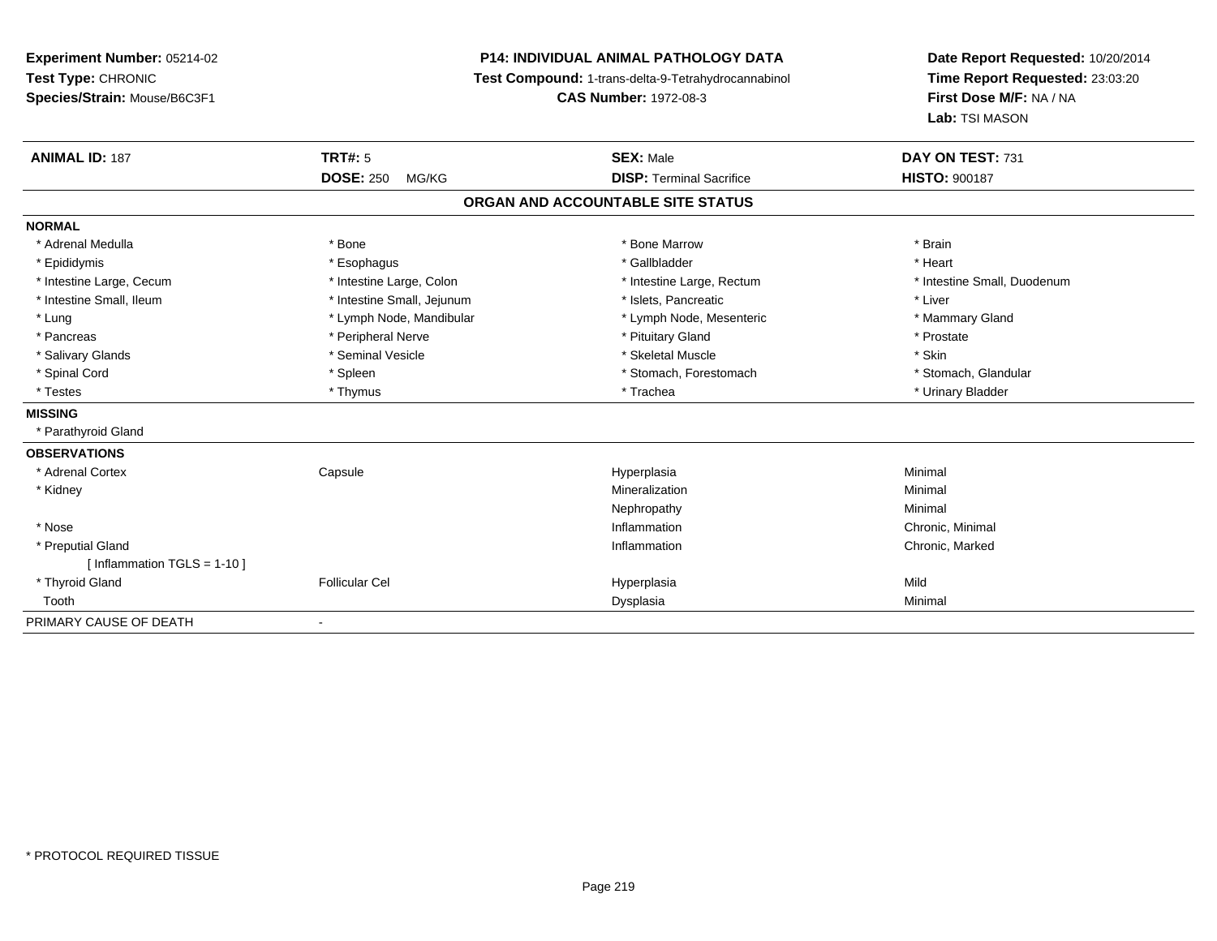**Experiment Number:** 05214-02
**Test Type:** CHRONIC
**Species/Strain:** Mouse/B6C3F1

**P14: INDIVIDUAL ANIMAL PATHOLOGY DATA**
**Test Compound:** 1-trans-delta-9-Tetrahydrocannabinol
**CAS Number:** 1972-08-3

**Date Report Requested:** 10/20/2014
**Time Report Requested:** 23:03:20
**First Dose M/F:** NA / NA
**Lab:** TSI MASON

| **ANIMAL ID:** 187 | **TRT#:** 5 | **SEX:** Male | **DAY ON TEST:** 731 |
|---|---|---|---|
| | **DOSE:** 250 MG/KG | **DISP:** Terminal Sacrifice | **HISTO:** 900187 |

## ORGAN AND ACCOUNTABLE SITE STATUS

| | | | |
|---|---|---|---|
| **NORMAL** | | | |
| * Adrenal Medulla | * Bone | * Bone Marrow | * Brain |
| * Epididymis | * Esophagus | * Gallbladder | * Heart |
| * Intestine Large, Cecum | * Intestine Large, Colon | * Intestine Large, Rectum | * Intestine Small, Duodenum |
| * Intestine Small, Ileum | * Intestine Small, Jejunum | * Islets, Pancreatic | * Liver |
| * Lung | * Lymph Node, Mandibular | * Lymph Node, Mesenteric | * Mammary Gland |
| * Pancreas | * Peripheral Nerve | * Pituitary Gland | * Prostate |
| * Salivary Glands | * Seminal Vesicle | * Skeletal Muscle | * Skin |
| * Spinal Cord | * Spleen | * Stomach, Forestomach | * Stomach, Glandular |
| * Testes | * Thymus | * Trachea | * Urinary Bladder |
| **MISSING** | | | |
| * Parathyroid Gland | | | |
| **OBSERVATIONS** | | | |
| * Adrenal Cortex | Capsule | Hyperplasia | Minimal |
| * Kidney | | Mineralization | Minimal |
| | | Nephropathy | Minimal |
| * Nose | | Inflammation | Chronic, Minimal |
| * Preputial Gland | | Inflammation | Chronic, Marked |
| [ Inflammation TGLS = 1-10 ] | | | |
| * Thyroid Gland | Follicular Cel | Hyperplasia | Mild |
| Tooth | | Dysplasia | Minimal |
| PRIMARY CAUSE OF DEATH | - | | |

* PROTOCOL REQUIRED TISSUE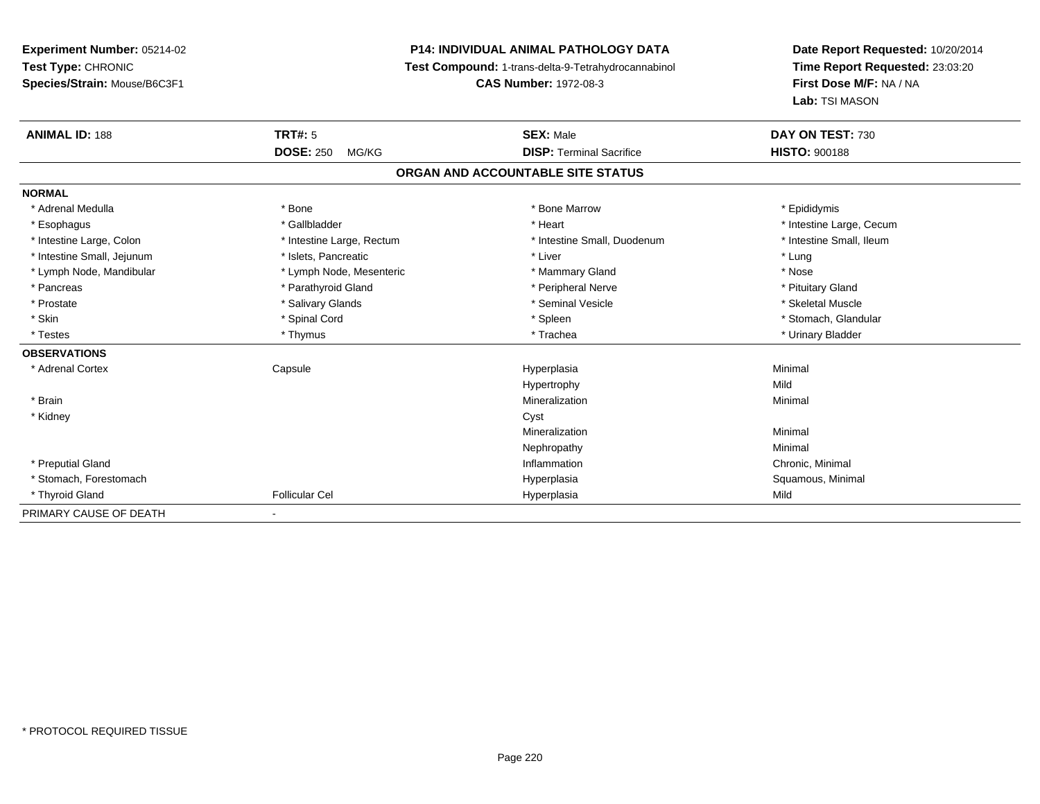**Experiment Number:** 05214-02
**Test Type:** CHRONIC
**Species/Strain:** Mouse/B6C3F1

**P14: INDIVIDUAL ANIMAL PATHOLOGY DATA**
**Test Compound:** 1-trans-delta-9-Tetrahydrocannabinol
**CAS Number:** 1972-08-3

**Date Report Requested:** 10/20/2014
**Time Report Requested:** 23:03:20
**First Dose M/F:** NA / NA
**Lab:** TSI MASON

| **ANIMAL ID:** 188 | **TRT#:** 5 | **SEX:** Male | **DAY ON TEST:** 730 |
|---|---|---|---|
| | **DOSE:** 250 MG/KG | **DISP:** Terminal Sacrifice | **HISTO:** 900188 |

## ORGAN AND ACCOUNTABLE SITE STATUS

**NORMAL**

| | | | |
|---|---|---|---|
| * Adrenal Medulla | * Bone | * Bone Marrow | * Epididymis |
| * Esophagus | * Gallbladder | * Heart | * Intestine Large, Cecum |
| * Intestine Large, Colon | * Intestine Large, Rectum | * Intestine Small, Duodenum | * Intestine Small, Ileum |
| * Intestine Small, Jejunum | * Islets, Pancreatic | * Liver | * Lung |
| * Lymph Node, Mandibular | * Lymph Node, Mesenteric | * Mammary Gland | * Nose |
| * Pancreas | * Parathyroid Gland | * Peripheral Nerve | * Pituitary Gland |
| * Prostate | * Salivary Glands | * Seminal Vesicle | * Skeletal Muscle |
| * Skin | * Spinal Cord | * Spleen | * Stomach, Glandular |
| * Testes | * Thymus | * Trachea | * Urinary Bladder |

**OBSERVATIONS**

| | | | |
|---|---|---|---|
| * Adrenal Cortex | Capsule | Hyperplasia | Minimal |
| | | Hypertrophy | Mild |
| * Brain | | Mineralization | Minimal |
| * Kidney | | Cyst | |
| | | Mineralization | Minimal |
| | | Nephropathy | Minimal |
| * Preputial Gland | | Inflammation | Chronic, Minimal |
| * Stomach, Forestomach | | Hyperplasia | Squamous, Minimal |
| * Thyroid Gland | Follicular Cel | Hyperplasia | Mild |

PRIMARY CAUSE OF DEATH -

* PROTOCOL REQUIRED TISSUE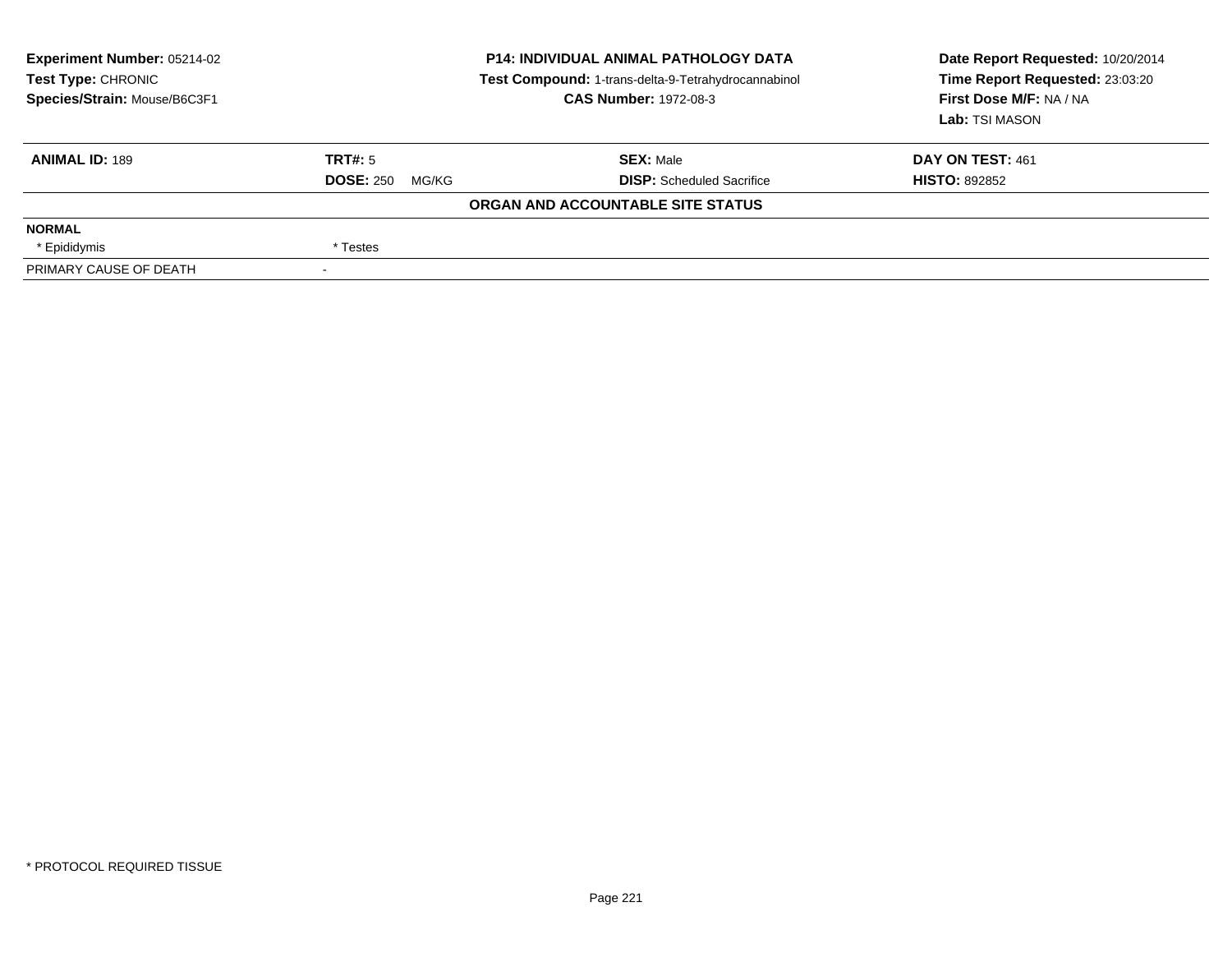**Experiment Number:** 05214-02
**Test Type:** CHRONIC
**Species/Strain:** Mouse/B6C3F1

**P14: INDIVIDUAL ANIMAL PATHOLOGY DATA**
**Test Compound:** 1-trans-delta-9-Tetrahydrocannabinol
**CAS Number:** 1972-08-3

**Date Report Requested:** 10/20/2014
**Time Report Requested:** 23:03:20
**First Dose M/F:** NA / NA
**Lab:** TSI MASON

| **ANIMAL ID:** 189 | **TRT#:** 5 | **SEX:** Male | **DAY ON TEST:** 461 |
|---|---|---|---|
| | **DOSE:** 250 MG/KG | **DISP:** Scheduled Sacrifice | **HISTO:** 892852 |

**ORGAN AND ACCOUNTABLE SITE STATUS**

| | |
|---|---|
| **NORMAL** | |
| * Epididymis | * Testes |
| PRIMARY CAUSE OF DEATH | - |

* PROTOCOL REQUIRED TISSUE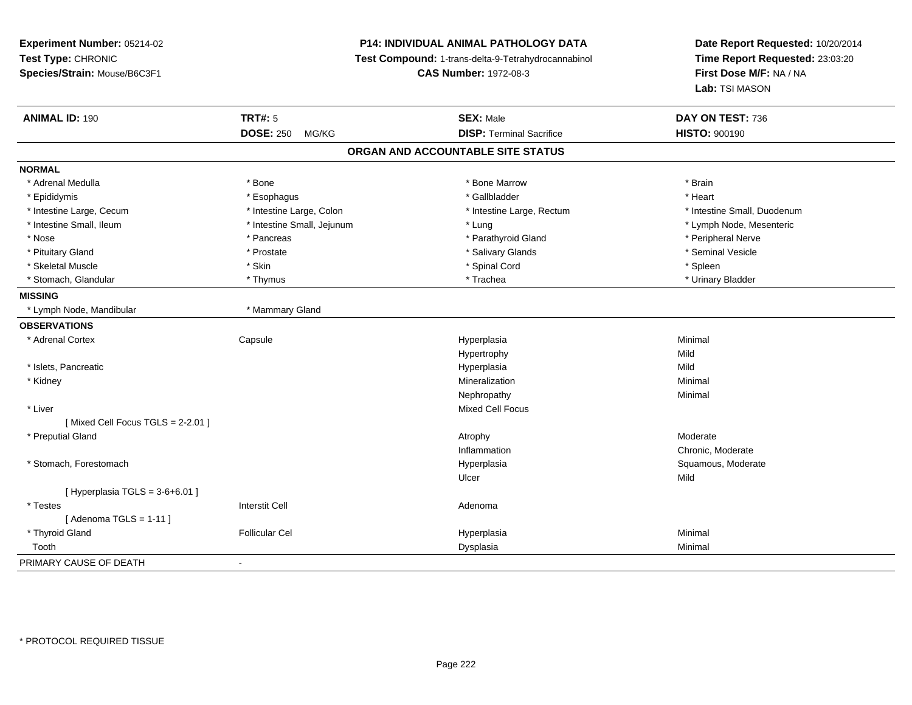**Experiment Number:** 05214-02
**Test Type:** CHRONIC
**Species/Strain:** Mouse/B6C3F1

**P14: INDIVIDUAL ANIMAL PATHOLOGY DATA**
**Test Compound:** 1-trans-delta-9-Tetrahydrocannabinol
**CAS Number:** 1972-08-3

**Date Report Requested:** 10/20/2014
**Time Report Requested:** 23:03:20
**First Dose M/F:** NA / NA
**Lab:** TSI MASON

| **ANIMAL ID:** 190 | **TRT#:** 5 | **SEX:** Male | **DAY ON TEST:** 736 |
|---|---|---|---|
| | **DOSE:** 250 MG/KG | **DISP:** Terminal Sacrifice | **HISTO:** 900190 |

## ORGAN AND ACCOUNTABLE SITE STATUS

**NORMAL**

| | | | |
|---|---|---|---|
| * Adrenal Medulla | * Bone | * Bone Marrow | * Brain |
| * Epididymis | * Esophagus | * Gallbladder | * Heart |
| * Intestine Large, Cecum | * Intestine Large, Colon | * Intestine Large, Rectum | * Intestine Small, Duodenum |
| * Intestine Small, Ileum | * Intestine Small, Jejunum | * Lung | * Lymph Node, Mesenteric |
| * Nose | * Pancreas | * Parathyroid Gland | * Peripheral Nerve |
| * Pituitary Gland | * Prostate | * Salivary Glands | * Seminal Vesicle |
| * Skeletal Muscle | * Skin | * Spinal Cord | * Spleen |
| * Stomach, Glandular | * Thymus | * Trachea | * Urinary Bladder |

**MISSING**

| | |
|---|---|
| * Lymph Node, Mandibular | * Mammary Gland |

**OBSERVATIONS**

| | | | |
|---|---|---|---|
| * Adrenal Cortex | Capsule | Hyperplasia | Minimal |
| | | Hypertrophy | Mild |
| * Islets, Pancreatic | | Hyperplasia | Mild |
| * Kidney | | Mineralization | Minimal |
| | | Nephropathy | Minimal |
| * Liver | | Mixed Cell Focus | |
| [ Mixed Cell Focus TGLS = 2-2.01 ] | | | |
| * Preputial Gland | | Atrophy | Moderate |
| | | Inflammation | Chronic, Moderate |
| * Stomach, Forestomach | | Hyperplasia | Squamous, Moderate |
| | | Ulcer | Mild |
| [ Hyperplasia TGLS = 3-6+6.01 ] | | | |
| * Testes | Interstit Cell | Adenoma | |
| [ Adenoma TGLS = 1-11 ] | | | |
| * Thyroid Gland | Follicular Cel | Hyperplasia | Minimal |
| Tooth | | Dysplasia | Minimal |

PRIMARY CAUSE OF DEATH -

* PROTOCOL REQUIRED TISSUE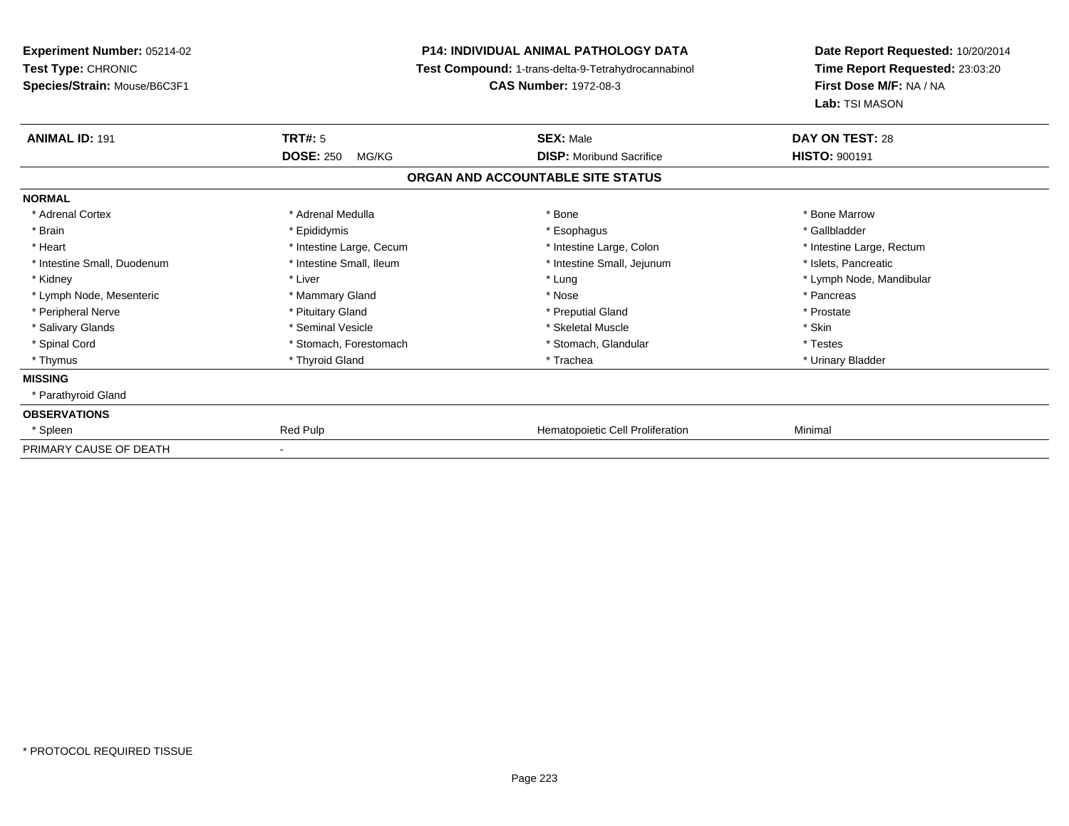**Experiment Number:** 05214-02
**Test Type:** CHRONIC
**Species/Strain:** Mouse/B6C3F1

**P14: INDIVIDUAL ANIMAL PATHOLOGY DATA**
**Test Compound:** 1-trans-delta-9-Tetrahydrocannabinol
**CAS Number:** 1972-08-3

**Date Report Requested:** 10/20/2014
**Time Report Requested:** 23:03:20
**First Dose M/F:** NA / NA
**Lab:** TSI MASON

| **ANIMAL ID:** 191 | **TRT#:** 5 | **SEX:** Male | **DAY ON TEST:** 28 |
|---|---|---|---|
| | **DOSE:** 250 MG/KG | **DISP:** Moribund Sacrifice | **HISTO:** 900191 |

**ORGAN AND ACCOUNTABLE SITE STATUS**

| | | | |
|---|---|---|---|
| **NORMAL** | | | |
| * Adrenal Cortex | * Adrenal Medulla | * Bone | * Bone Marrow |
| * Brain | * Epididymis | * Esophagus | * Gallbladder |
| * Heart | * Intestine Large, Cecum | * Intestine Large, Colon | * Intestine Large, Rectum |
| * Intestine Small, Duodenum | * Intestine Small, Ileum | * Intestine Small, Jejunum | * Islets, Pancreatic |
| * Kidney | * Liver | * Lung | * Lymph Node, Mandibular |
| * Lymph Node, Mesenteric | * Mammary Gland | * Nose | * Pancreas |
| * Peripheral Nerve | * Pituitary Gland | * Preputial Gland | * Prostate |
| * Salivary Glands | * Seminal Vesicle | * Skeletal Muscle | * Skin |
| * Spinal Cord | * Stomach, Forestomach | * Stomach, Glandular | * Testes |
| * Thymus | * Thyroid Gland | * Trachea | * Urinary Bladder |
| **MISSING** | | | |
| * Parathyroid Gland | | | |
| **OBSERVATIONS** | | | |
| * Spleen | Red Pulp | Hematopoietic Cell Proliferation | Minimal |
| PRIMARY CAUSE OF DEATH | - | | |

* PROTOCOL REQUIRED TISSUE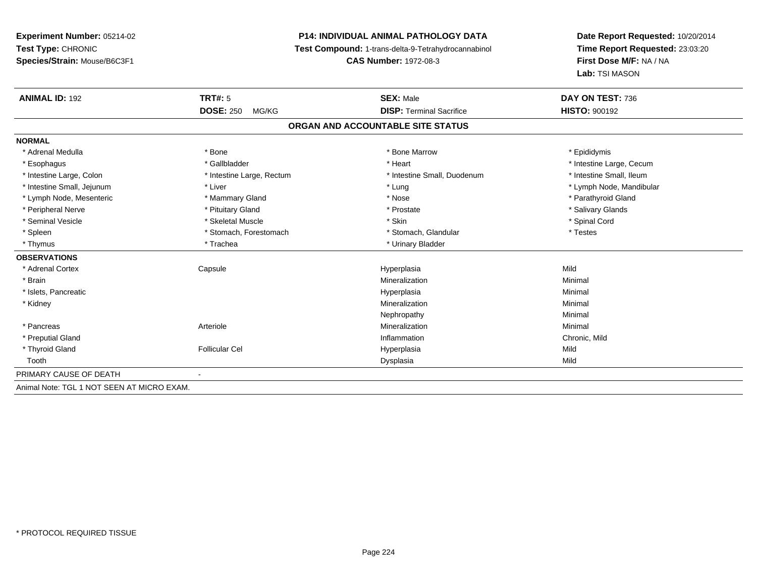**Experiment Number:** 05214-02
**Test Type:** CHRONIC
**Species/Strain:** Mouse/B6C3F1

**P14: INDIVIDUAL ANIMAL PATHOLOGY DATA**
**Test Compound:** 1-trans-delta-9-Tetrahydrocannabinol
**CAS Number:** 1972-08-3

**Date Report Requested:** 10/20/2014
**Time Report Requested:** 23:03:20
**First Dose M/F:** NA / NA
**Lab:** TSI MASON

| **ANIMAL ID:** 192 | **TRT#:** 5 | **SEX:** Male | **DAY ON TEST:** 736 |
|---|---|---|---|
| | **DOSE:** 250 MG/KG | **DISP:** Terminal Sacrifice | **HISTO:** 900192 |

## ORGAN AND ACCOUNTABLE SITE STATUS

**NORMAL**

| | | | |
|---|---|---|---|
| * Adrenal Medulla | * Bone | * Bone Marrow | * Epididymis |
| * Esophagus | * Gallbladder | * Heart | * Intestine Large, Cecum |
| * Intestine Large, Colon | * Intestine Large, Rectum | * Intestine Small, Duodenum | * Intestine Small, Ileum |
| * Intestine Small, Jejunum | * Liver | * Lung | * Lymph Node, Mandibular |
| * Lymph Node, Mesenteric | * Mammary Gland | * Nose | * Parathyroid Gland |
| * Peripheral Nerve | * Pituitary Gland | * Prostate | * Salivary Glands |
| * Seminal Vesicle | * Skeletal Muscle | * Skin | * Spinal Cord |
| * Spleen | * Stomach, Forestomach | * Stomach, Glandular | * Testes |
| * Thymus | * Trachea | * Urinary Bladder | |

**OBSERVATIONS**

| | | | |
|---|---|---|---|
| * Adrenal Cortex | Capsule | Hyperplasia | Mild |
| * Brain | | Mineralization | Minimal |
| * Islets, Pancreatic | | Hyperplasia | Minimal |
| * Kidney | | Mineralization | Minimal |
| | | Nephropathy | Minimal |
| * Pancreas | Arteriole | Mineralization | Minimal |
| * Preputial Gland | | Inflammation | Chronic, Mild |
| * Thyroid Gland | Follicular Cel | Hyperplasia | Mild |
| Tooth | | Dysplasia | Mild |

PRIMARY CAUSE OF DEATH -

Animal Note: TGL 1 NOT SEEN AT MICRO EXAM.

* PROTOCOL REQUIRED TISSUE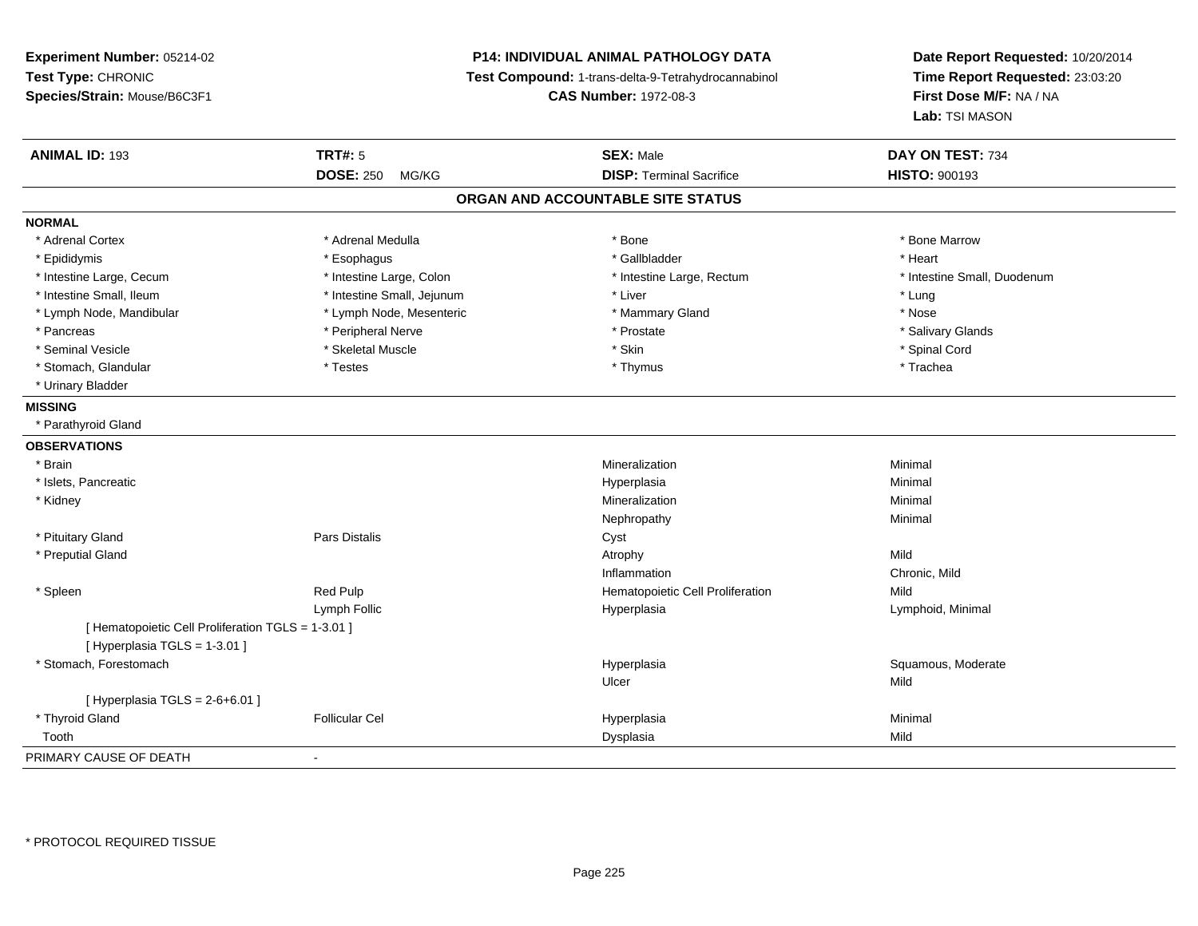**Experiment Number:** 05214-02
**Test Type:** CHRONIC
**Species/Strain:** Mouse/B6C3F1

**P14: INDIVIDUAL ANIMAL PATHOLOGY DATA**
**Test Compound:** 1-trans-delta-9-Tetrahydrocannabinol
**CAS Number:** 1972-08-3

**Date Report Requested:** 10/20/2014
**Time Report Requested:** 23:03:20
**First Dose M/F:** NA / NA
**Lab:** TSI MASON

| **ANIMAL ID:** 193 | **TRT#:** 5 | **SEX:** Male | **DAY ON TEST:** 734 |
|---|---|---|---|
| | **DOSE:** 250 MG/KG | **DISP:** Terminal Sacrifice | **HISTO:** 900193 |

## ORGAN AND ACCOUNTABLE SITE STATUS

**NORMAL**

| | | | |
|---|---|---|---|
| * Adrenal Cortex | * Adrenal Medulla | * Bone | * Bone Marrow |
| * Epididymis | * Esophagus | * Gallbladder | * Heart |
| * Intestine Large, Cecum | * Intestine Large, Colon | * Intestine Large, Rectum | * Intestine Small, Duodenum |
| * Intestine Small, Ileum | * Intestine Small, Jejunum | * Liver | * Lung |
| * Lymph Node, Mandibular | * Lymph Node, Mesenteric | * Mammary Gland | * Nose |
| * Pancreas | * Peripheral Nerve | * Prostate | * Salivary Glands |
| * Seminal Vesicle | * Skeletal Muscle | * Skin | * Spinal Cord |
| * Stomach, Glandular | * Testes | * Thymus | * Trachea |
| * Urinary Bladder | | | |

**MISSING**

* Parathyroid Gland

**OBSERVATIONS**

| | | | |
|---|---|---|---|
| * Brain | | Mineralization | Minimal |
| * Islets, Pancreatic | | Hyperplasia | Minimal |
| * Kidney | | Mineralization | Minimal |
| | | Nephropathy | Minimal |
| * Pituitary Gland | Pars Distalis | Cyst | |
| * Preputial Gland | | Atrophy | Mild |
| | | Inflammation | Chronic, Mild |
| * Spleen | Red Pulp | Hematopoietic Cell Proliferation | Mild |
| | Lymph Follic | Hyperplasia | Lymphoid, Minimal |
| [ Hematopoietic Cell Proliferation TGLS = 1-3.01 ] | | | |
| [ Hyperplasia TGLS = 1-3.01 ] | | | |
| * Stomach, Forestomach | | Hyperplasia | Squamous, Moderate |
| | | Ulcer | Mild |
| [ Hyperplasia TGLS = 2-6+6.01 ] | | | |
| * Thyroid Gland | Follicular Cel | Hyperplasia | Minimal |
| Tooth | | Dysplasia | Mild |

PRIMARY CAUSE OF DEATH -

* PROTOCOL REQUIRED TISSUE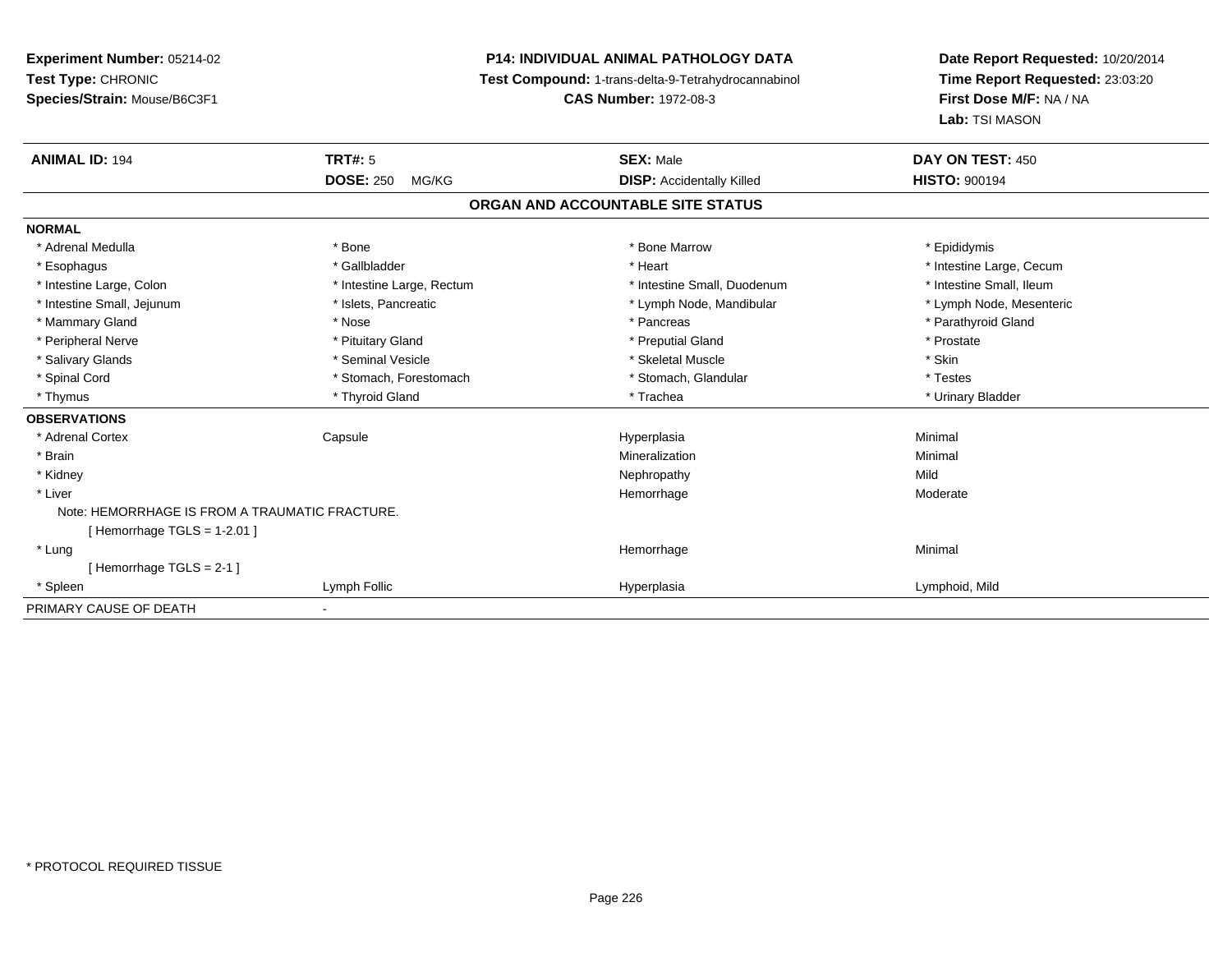**Experiment Number:** 05214-02
**Test Type:** CHRONIC
**Species/Strain:** Mouse/B6C3F1

**P14: INDIVIDUAL ANIMAL PATHOLOGY DATA**
**Test Compound:** 1-trans-delta-9-Tetrahydrocannabinol
**CAS Number:** 1972-08-3

**Date Report Requested:** 10/20/2014
**Time Report Requested:** 23:03:20
**First Dose M/F:** NA / NA
**Lab:** TSI MASON

| **ANIMAL ID:** 194 | **TRT#:** 5 | **SEX:** Male | **DAY ON TEST:** 450 |
|---|---|---|---|
| | **DOSE:** 250 MG/KG | **DISP:** Accidentally Killed | **HISTO:** 900194 |

## ORGAN AND ACCOUNTABLE SITE STATUS

| | | | |
|---|---|---|---|
| **NORMAL** | | | |
| * Adrenal Medulla | * Bone | * Bone Marrow | * Epididymis |
| * Esophagus | * Gallbladder | * Heart | * Intestine Large, Cecum |
| * Intestine Large, Colon | * Intestine Large, Rectum | * Intestine Small, Duodenum | * Intestine Small, Ileum |
| * Intestine Small, Jejunum | * Islets, Pancreatic | * Lymph Node, Mandibular | * Lymph Node, Mesenteric |
| * Mammary Gland | * Nose | * Pancreas | * Parathyroid Gland |
| * Peripheral Nerve | * Pituitary Gland | * Preputial Gland | * Prostate |
| * Salivary Glands | * Seminal Vesicle | * Skeletal Muscle | * Skin |
| * Spinal Cord | * Stomach, Forestomach | * Stomach, Glandular | * Testes |
| * Thymus | * Thyroid Gland | * Trachea | * Urinary Bladder |
| **OBSERVATIONS** | | | |
| * Adrenal Cortex | Capsule | Hyperplasia | Minimal |
| * Brain | | Mineralization | Minimal |
| * Kidney | | Nephropathy | Mild |
| * Liver | | Hemorrhage | Moderate |
| Note: HEMORRHAGE IS FROM A TRAUMATIC FRACTURE. | | | |
| [ Hemorrhage TGLS = 1-2.01 ] | | | |
| * Lung | | Hemorrhage | Minimal |
| [ Hemorrhage TGLS = 2-1 ] | | | |
| * Spleen | Lymph Follic | Hyperplasia | Lymphoid, Mild |
| PRIMARY CAUSE OF DEATH | - | | |

* PROTOCOL REQUIRED TISSUE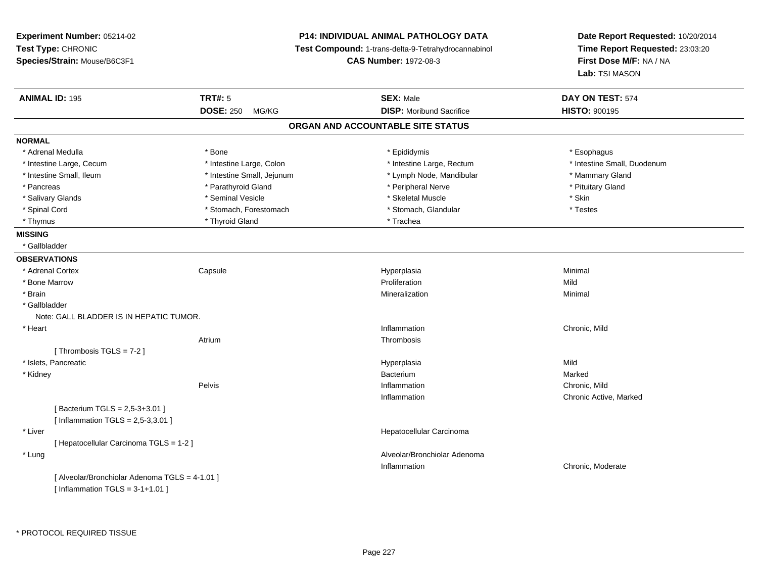**Experiment Number:** 05214-02
**Test Type:** CHRONIC
**Species/Strain:** Mouse/B6C3F1

**P14: INDIVIDUAL ANIMAL PATHOLOGY DATA**
**Test Compound:** 1-trans-delta-9-Tetrahydrocannabinol
**CAS Number:** 1972-08-3

**Date Report Requested:** 10/20/2014
**Time Report Requested:** 23:03:20
**First Dose M/F:** NA / NA
**Lab:** TSI MASON

| **ANIMAL ID:** 195 | **TRT#:** 5 | **SEX:** Male | **DAY ON TEST:** 574 |
|---|---|---|---|
| | **DOSE:** 250 MG/KG | **DISP:** Moribund Sacrifice | **HISTO:** 900195 |

## ORGAN AND ACCOUNTABLE SITE STATUS

**NORMAL**

| | | | |
|---|---|---|---|
| * Adrenal Medulla | * Bone | * Epididymis | * Esophagus |
| * Intestine Large, Cecum | * Intestine Large, Colon | * Intestine Large, Rectum | * Intestine Small, Duodenum |
| * Intestine Small, Ileum | * Intestine Small, Jejunum | * Lymph Node, Mandibular | * Mammary Gland |
| * Pancreas | * Parathyroid Gland | * Peripheral Nerve | * Pituitary Gland |
| * Salivary Glands | * Seminal Vesicle | * Skeletal Muscle | * Skin |
| * Spinal Cord | * Stomach, Forestomach | * Stomach, Glandular | * Testes |
| * Thymus | * Thyroid Gland | * Trachea | |

**MISSING**

* Gallbladder

**OBSERVATIONS**

| | | | |
|---|---|---|---|
| * Adrenal Cortex | Capsule | Hyperplasia | Minimal |
| * Bone Marrow | | Proliferation | Mild |
| * Brain | | Mineralization | Minimal |
| * Gallbladder | | | |
| Note: GALL BLADDER IS IN HEPATIC TUMOR. | | | |
| * Heart | | Inflammation | Chronic, Mild |
| | Atrium | Thrombosis | |
| [ Thrombosis TGLS = 7-2 ] | | | |
| * Islets, Pancreatic | | Hyperplasia | Mild |
| * Kidney | | Bacterium | Marked |
| | Pelvis | Inflammation | Chronic, Mild |
| | | Inflammation | Chronic Active, Marked |
| [ Bacterium TGLS = 2,5-3+3.01 ] | | | |
| [ Inflammation TGLS = 2,5-3,3.01 ] | | | |
| * Liver | | Hepatocellular Carcinoma | |
| [ Hepatocellular Carcinoma TGLS = 1-2 ] | | | |
| * Lung | | Alveolar/Bronchiolar Adenoma | |
| | | Inflammation | Chronic, Moderate |
| [ Alveolar/Bronchiolar Adenoma TGLS = 4-1.01 ] | | | |
| [ Inflammation TGLS = 3-1+1.01 ] | | | |

* PROTOCOL REQUIRED TISSUE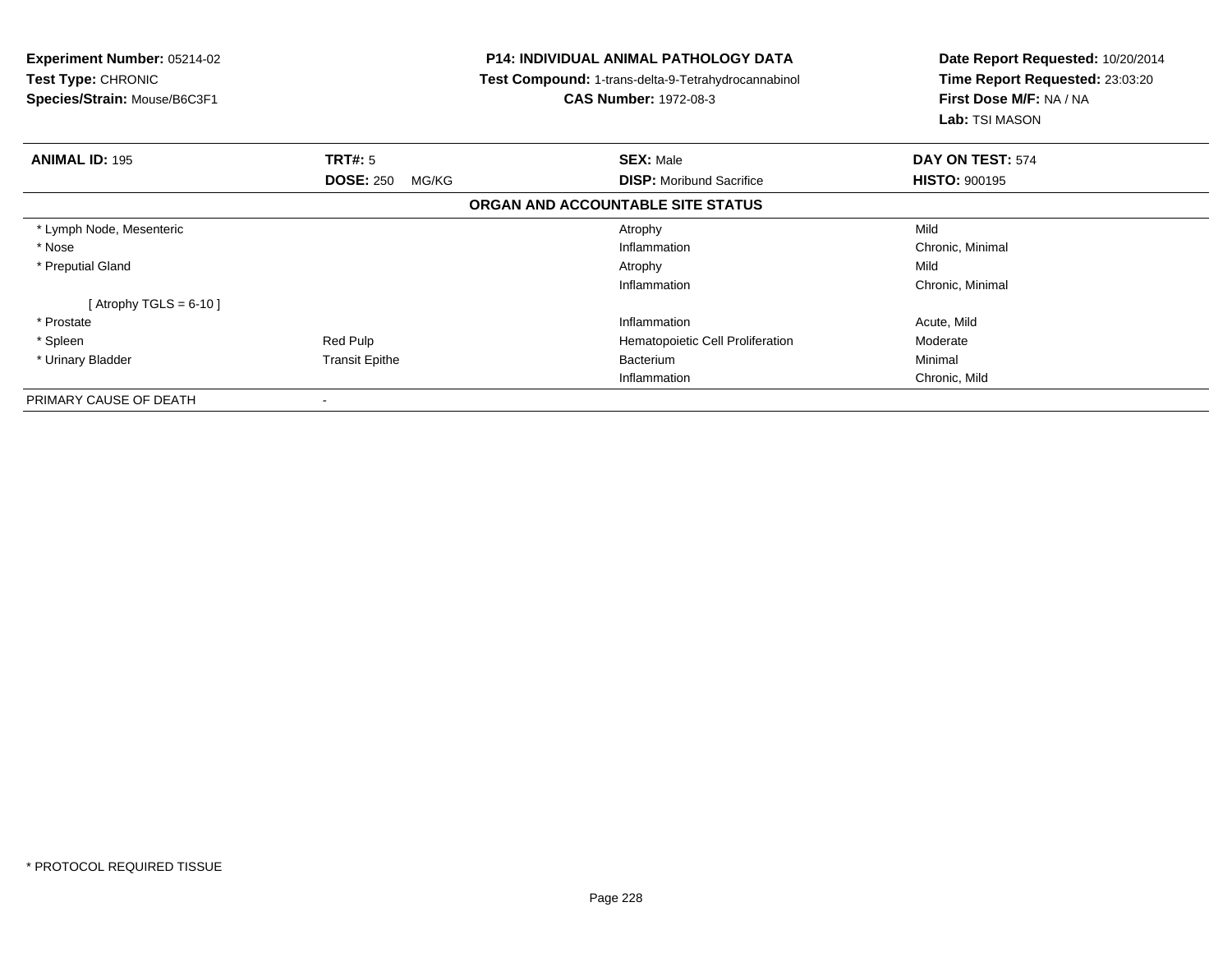**Experiment Number:** 05214-02
**Test Type:** CHRONIC
**Species/Strain:** Mouse/B6C3F1

**P14: INDIVIDUAL ANIMAL PATHOLOGY DATA**
**Test Compound:** 1-trans-delta-9-Tetrahydrocannabinol
**CAS Number:** 1972-08-3

**Date Report Requested:** 10/20/2014
**Time Report Requested:** 23:03:20
**First Dose M/F:** NA / NA
**Lab:** TSI MASON

| **ANIMAL ID:** 195 | **TRT#:** 5 | **SEX:** Male | **DAY ON TEST:** 574 |
|---|---|---|---|
| | **DOSE:** 250 MG/KG | **DISP:** Moribund Sacrifice | **HISTO:** 900195 |

**ORGAN AND ACCOUNTABLE SITE STATUS**

| | | | |
|---|---|---|---|
| * Lymph Node, Mesenteric | | Atrophy | Mild |
| * Nose | | Inflammation | Chronic, Minimal |
| * Preputial Gland | | Atrophy | Mild |
| | | Inflammation | Chronic, Minimal |
| [ Atrophy TGLS = 6-10 ] | | | |
| * Prostate | | Inflammation | Acute, Mild |
| * Spleen | Red Pulp | Hematopoietic Cell Proliferation | Moderate |
| * Urinary Bladder | Transit Epithe | Bacterium | Minimal |
| | | Inflammation | Chronic, Mild |
| PRIMARY CAUSE OF DEATH | - | | |

* PROTOCOL REQUIRED TISSUE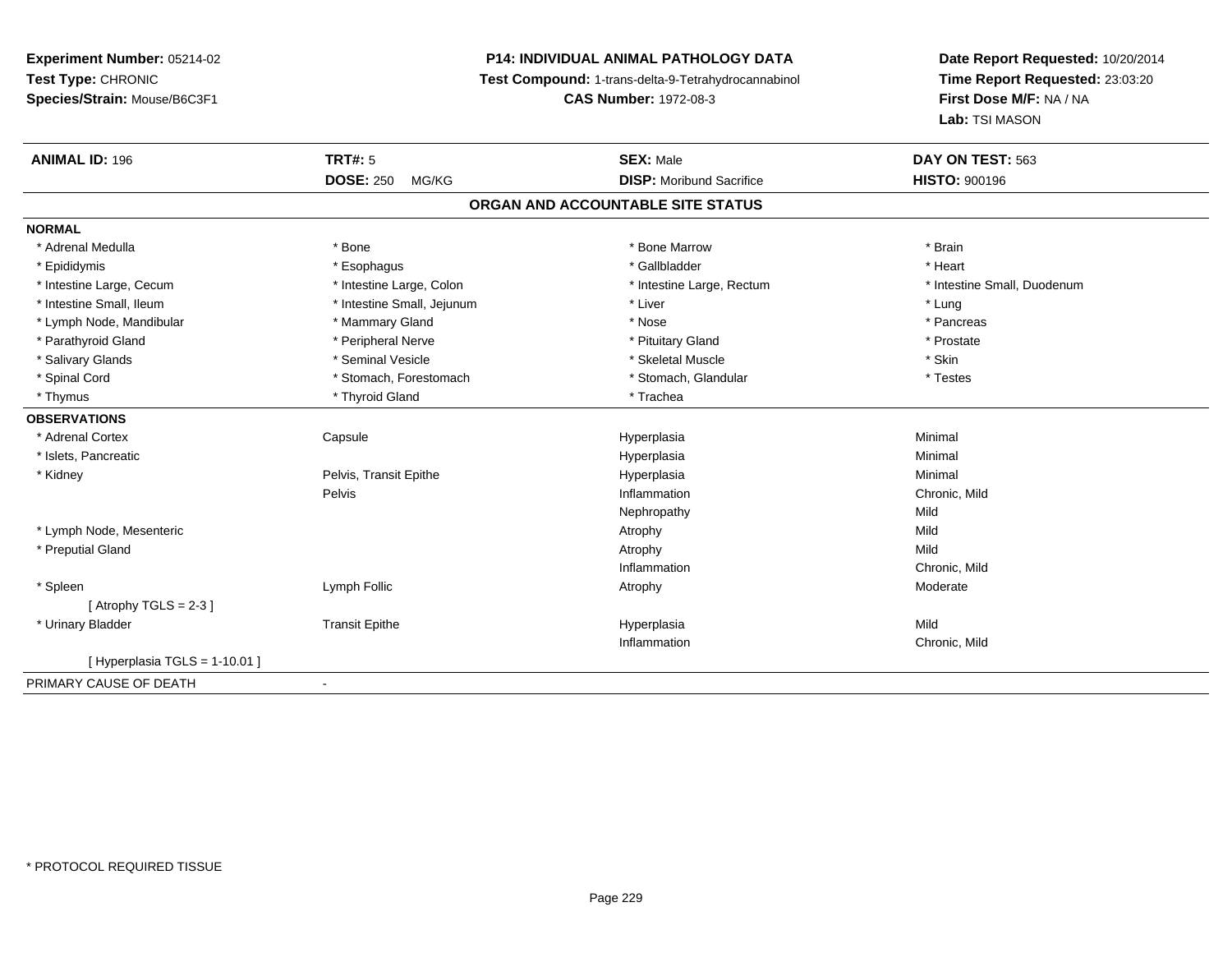**Experiment Number:** 05214-02
**Test Type:** CHRONIC
**Species/Strain:** Mouse/B6C3F1

**P14: INDIVIDUAL ANIMAL PATHOLOGY DATA**
**Test Compound:** 1-trans-delta-9-Tetrahydrocannabinol
**CAS Number:** 1972-08-3

**Date Report Requested:** 10/20/2014
**Time Report Requested:** 23:03:20
**First Dose M/F:** NA / NA
**Lab:** TSI MASON

| **ANIMAL ID:** 196 | **TRT#:** 5 | **SEX:** Male | **DAY ON TEST:** 563 |
|---|---|---|---|
| | **DOSE:** 250 MG/KG | **DISP:** Moribund Sacrifice | **HISTO:** 900196 |

**ORGAN AND ACCOUNTABLE SITE STATUS**

**NORMAL**

| | | | |
|---|---|---|---|
| * Adrenal Medulla | * Bone | * Bone Marrow | * Brain |
| * Epididymis | * Esophagus | * Gallbladder | * Heart |
| * Intestine Large, Cecum | * Intestine Large, Colon | * Intestine Large, Rectum | * Intestine Small, Duodenum |
| * Intestine Small, Ileum | * Intestine Small, Jejunum | * Liver | * Lung |
| * Lymph Node, Mandibular | * Mammary Gland | * Nose | * Pancreas |
| * Parathyroid Gland | * Peripheral Nerve | * Pituitary Gland | * Prostate |
| * Salivary Glands | * Seminal Vesicle | * Skeletal Muscle | * Skin |
| * Spinal Cord | * Stomach, Forestomach | * Stomach, Glandular | * Testes |
| * Thymus | * Thyroid Gland | * Trachea | |

**OBSERVATIONS**

| | | | |
|---|---|---|---|
| * Adrenal Cortex | Capsule | Hyperplasia | Minimal |
| * Islets, Pancreatic | | Hyperplasia | Minimal |
| * Kidney | Pelvis, Transit Epithe | Hyperplasia | Minimal |
| | Pelvis | Inflammation | Chronic, Mild |
| | | Nephropathy | Mild |
| * Lymph Node, Mesenteric | | Atrophy | Mild |
| * Preputial Gland | | Atrophy | Mild |
| | | Inflammation | Chronic, Mild |
| * Spleen | Lymph Follic | Atrophy | Moderate |
| [ Atrophy TGLS = 2-3 ] | | | |
| * Urinary Bladder | Transit Epithe | Hyperplasia | Mild |
| | | Inflammation | Chronic, Mild |
| [ Hyperplasia TGLS = 1-10.01 ] | | | |

PRIMARY CAUSE OF DEATH -

* PROTOCOL REQUIRED TISSUE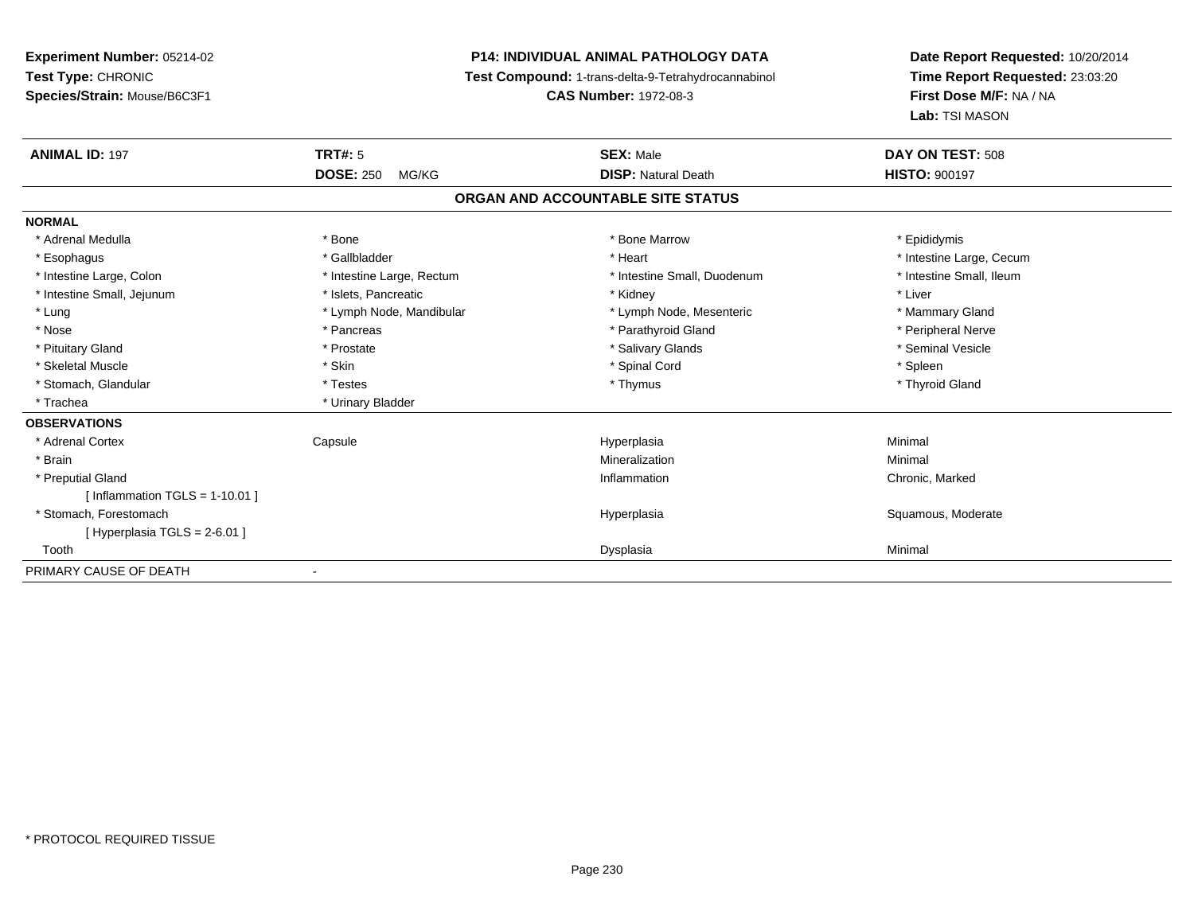**Experiment Number:** 05214-02
**Test Type:** CHRONIC
**Species/Strain:** Mouse/B6C3F1

**P14: INDIVIDUAL ANIMAL PATHOLOGY DATA**
**Test Compound:** 1-trans-delta-9-Tetrahydrocannabinol
**CAS Number:** 1972-08-3

**Date Report Requested:** 10/20/2014
**Time Report Requested:** 23:03:20
**First Dose M/F:** NA / NA
**Lab:** TSI MASON

| **ANIMAL ID:** 197 | **TRT#:** 5 | **SEX:** Male | **DAY ON TEST:** 508 |
|---|---|---|---|
| | **DOSE:** 250 MG/KG | **DISP:** Natural Death | **HISTO:** 900197 |

**ORGAN AND ACCOUNTABLE SITE STATUS**

| | | | |
|---|---|---|---|
| **NORMAL** | | | |
| * Adrenal Medulla | * Bone | * Bone Marrow | * Epididymis |
| * Esophagus | * Gallbladder | * Heart | * Intestine Large, Cecum |
| * Intestine Large, Colon | * Intestine Large, Rectum | * Intestine Small, Duodenum | * Intestine Small, Ileum |
| * Intestine Small, Jejunum | * Islets, Pancreatic | * Kidney | * Liver |
| * Lung | * Lymph Node, Mandibular | * Lymph Node, Mesenteric | * Mammary Gland |
| * Nose | * Pancreas | * Parathyroid Gland | * Peripheral Nerve |
| * Pituitary Gland | * Prostate | * Salivary Glands | * Seminal Vesicle |
| * Skeletal Muscle | * Skin | * Spinal Cord | * Spleen |
| * Stomach, Glandular | * Testes | * Thymus | * Thyroid Gland |
| * Trachea | * Urinary Bladder | | |
| **OBSERVATIONS** | | | |
| * Adrenal Cortex | Capsule | Hyperplasia | Minimal |
| * Brain | | Mineralization | Minimal |
| * Preputial Gland | | Inflammation | Chronic, Marked |
| [ Inflammation TGLS = 1-10.01 ] | | | |
| * Stomach, Forestomach | | Hyperplasia | Squamous, Moderate |
| [ Hyperplasia TGLS = 2-6.01 ] | | | |
| Tooth | | Dysplasia | Minimal |
| PRIMARY CAUSE OF DEATH | - | | |

\* PROTOCOL REQUIRED TISSUE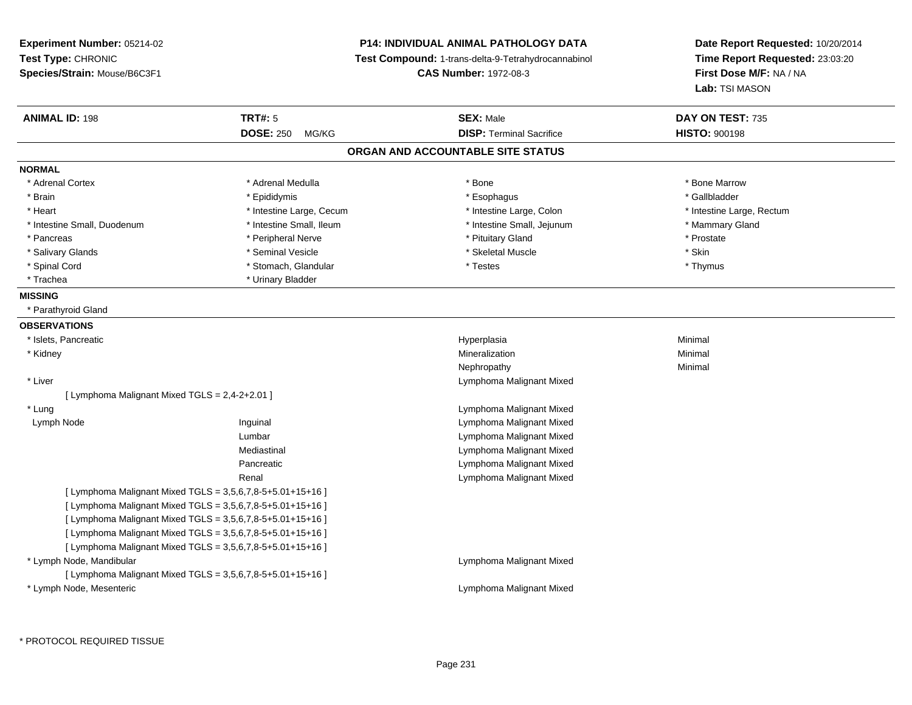**Experiment Number:** 05214-02
**Test Type:** CHRONIC
**Species/Strain:** Mouse/B6C3F1

**P14: INDIVIDUAL ANIMAL PATHOLOGY DATA**
**Test Compound:** 1-trans-delta-9-Tetrahydrocannabinol
**CAS Number:** 1972-08-3

**Date Report Requested:** 10/20/2014
**Time Report Requested:** 23:03:20
**First Dose M/F:** NA / NA
**Lab:** TSI MASON

| **ANIMAL ID:** 198 | **TRT#:** 5 | **SEX:** Male | **DAY ON TEST:** 735 |
|---|---|---|---|
| | **DOSE:** 250 MG/KG | **DISP:** Terminal Sacrifice | **HISTO:** 900198 |

## ORGAN AND ACCOUNTABLE SITE STATUS

**NORMAL**

| | | | |
|---|---|---|---|
| * Adrenal Cortex | * Adrenal Medulla | * Bone | * Bone Marrow |
| * Brain | * Epididymis | * Esophagus | * Gallbladder |
| * Heart | * Intestine Large, Cecum | * Intestine Large, Colon | * Intestine Large, Rectum |
| * Intestine Small, Duodenum | * Intestine Small, Ileum | * Intestine Small, Jejunum | * Mammary Gland |
| * Pancreas | * Peripheral Nerve | * Pituitary Gland | * Prostate |
| * Salivary Glands | * Seminal Vesicle | * Skeletal Muscle | * Skin |
| * Spinal Cord | * Stomach, Glandular | * Testes | * Thymus |
| * Trachea | * Urinary Bladder | | |

**MISSING**

* Parathyroid Gland

**OBSERVATIONS**

| | | | |
|---|---|---|---|
| * Islets, Pancreatic | | Hyperplasia | Minimal |
| * Kidney | | Mineralization | Minimal |
| | | Nephropathy | Minimal |
| * Liver | | Lymphoma Malignant Mixed | |
| [ Lymphoma Malignant Mixed TGLS = 2,4-2+2.01 ] | | | |
| * Lung | | Lymphoma Malignant Mixed | |
| Lymph Node | Inguinal | Lymphoma Malignant Mixed | |
| | Lumbar | Lymphoma Malignant Mixed | |
| | Mediastinal | Lymphoma Malignant Mixed | |
| | Pancreatic | Lymphoma Malignant Mixed | |
| | Renal | Lymphoma Malignant Mixed | |
| [ Lymphoma Malignant Mixed TGLS = 3,5,6,7,8-5+5.01+15+16 ] | | | |
| [ Lymphoma Malignant Mixed TGLS = 3,5,6,7,8-5+5.01+15+16 ] | | | |
| [ Lymphoma Malignant Mixed TGLS = 3,5,6,7,8-5+5.01+15+16 ] | | | |
| [ Lymphoma Malignant Mixed TGLS = 3,5,6,7,8-5+5.01+15+16 ] | | | |
| [ Lymphoma Malignant Mixed TGLS = 3,5,6,7,8-5+5.01+15+16 ] | | | |
| * Lymph Node, Mandibular | | Lymphoma Malignant Mixed | |
| [ Lymphoma Malignant Mixed TGLS = 3,5,6,7,8-5+5.01+15+16 ] | | | |
| * Lymph Node, Mesenteric | | Lymphoma Malignant Mixed | |

* PROTOCOL REQUIRED TISSUE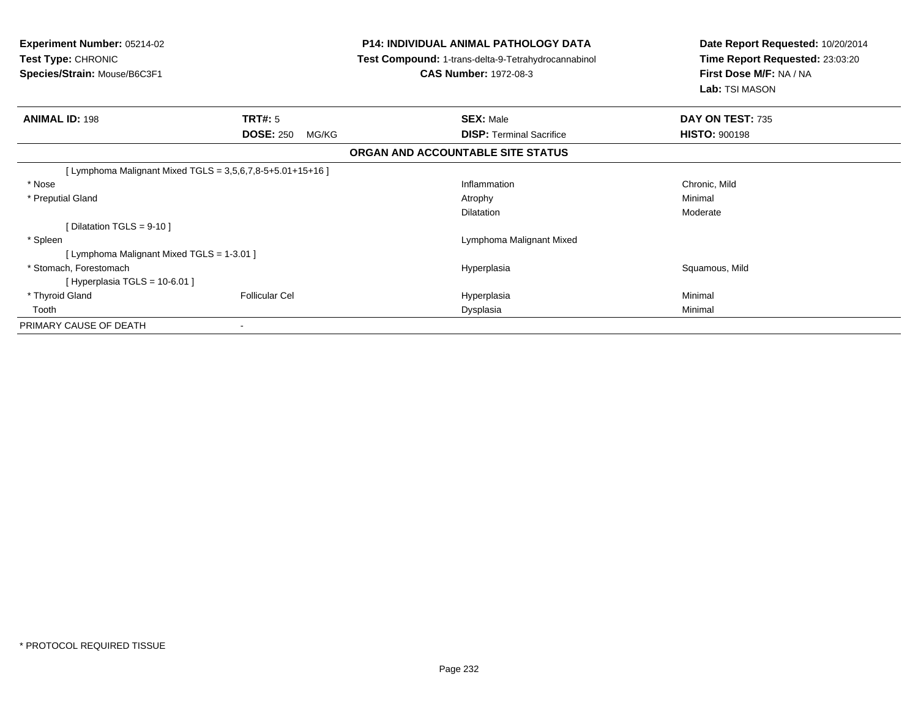**Experiment Number:** 05214-02
**Test Type:** CHRONIC
**Species/Strain:** Mouse/B6C3F1

**P14: INDIVIDUAL ANIMAL PATHOLOGY DATA**
**Test Compound:** 1-trans-delta-9-Tetrahydrocannabinol
**CAS Number:** 1972-08-3

**Date Report Requested:** 10/20/2014
**Time Report Requested:** 23:03:20
**First Dose M/F:** NA / NA
**Lab:** TSI MASON

| **ANIMAL ID:** 198 | **TRT#:** 5 | **SEX:** Male | **DAY ON TEST:** 735 |
|---|---|---|---|
| | **DOSE:** 250 MG/KG | **DISP:** Terminal Sacrifice | **HISTO:** 900198 |

**ORGAN AND ACCOUNTABLE SITE STATUS**

| | | | |
|---|---|---|---|
| [ Lymphoma Malignant Mixed TGLS = 3,5,6,7,8-5+5.01+15+16 ] | | | |
| * Nose | | Inflammation | Chronic, Mild |
| * Preputial Gland | | Atrophy | Minimal |
| | | Dilatation | Moderate |
| [ Dilatation TGLS = 9-10 ] | | | |
| * Spleen | | Lymphoma Malignant Mixed | |
| [ Lymphoma Malignant Mixed TGLS = 1-3.01 ] | | | |
| * Stomach, Forestomach | | Hyperplasia | Squamous, Mild |
| [ Hyperplasia TGLS = 10-6.01 ] | | | |
| * Thyroid Gland | Follicular Cel | Hyperplasia | Minimal |
| Tooth | | Dysplasia | Minimal |
| PRIMARY CAUSE OF DEATH | - | | |

\* PROTOCOL REQUIRED TISSUE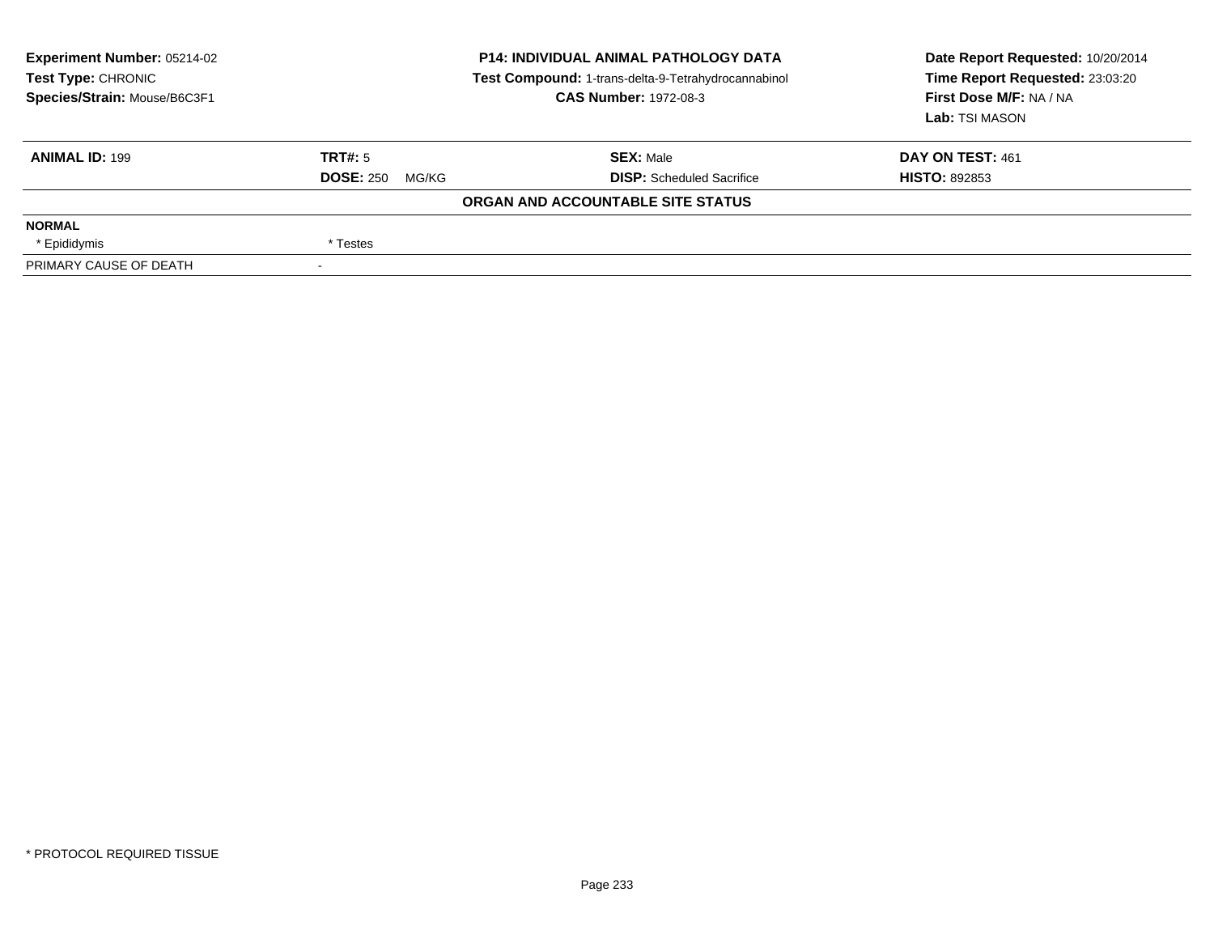**Experiment Number:** 05214-02
**Test Type:** CHRONIC
**Species/Strain:** Mouse/B6C3F1

**P14: INDIVIDUAL ANIMAL PATHOLOGY DATA**
**Test Compound:** 1-trans-delta-9-Tetrahydrocannabinol
**CAS Number:** 1972-08-3

**Date Report Requested:** 10/20/2014
**Time Report Requested:** 23:03:20
**First Dose M/F:** NA / NA
**Lab:** TSI MASON

| **ANIMAL ID:** 199 | **TRT#:** 5 | **SEX:** Male | **DAY ON TEST:** 461 |
|---|---|---|---|
| | **DOSE:** 250 MG/KG | **DISP:** Scheduled Sacrifice | **HISTO:** 892853 |

**ORGAN AND ACCOUNTABLE SITE STATUS**

| **NORMAL** | |
|---|---|
| * Epididymis | * Testes |
| PRIMARY CAUSE OF DEATH | - |

\* PROTOCOL REQUIRED TISSUE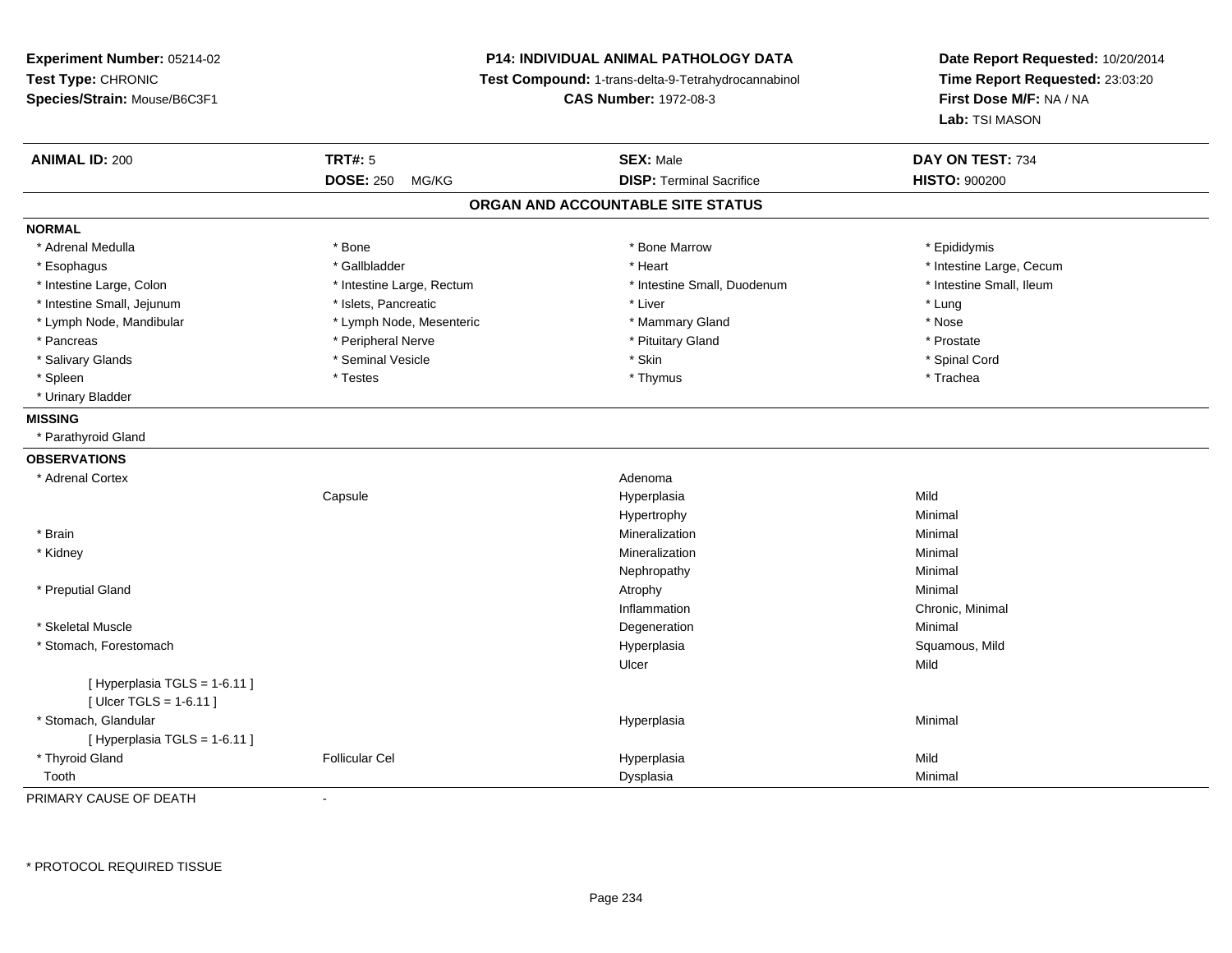**Experiment Number:** 05214-02
**Test Type:** CHRONIC
**Species/Strain:** Mouse/B6C3F1

**P14: INDIVIDUAL ANIMAL PATHOLOGY DATA**
**Test Compound:** 1-trans-delta-9-Tetrahydrocannabinol
**CAS Number:** 1972-08-3

**Date Report Requested:** 10/20/2014
**Time Report Requested:** 23:03:20
**First Dose M/F:** NA / NA
**Lab:** TSI MASON

| **ANIMAL ID:** 200 | **TRT#:** 5 | **SEX:** Male | **DAY ON TEST:** 734 |
|---|---|---|---|
| | **DOSE:** 250 MG/KG | **DISP:** Terminal Sacrifice | **HISTO:** 900200 |

## ORGAN AND ACCOUNTABLE SITE STATUS

**NORMAL**

| | | | |
|---|---|---|---|
| * Adrenal Medulla | * Bone | * Bone Marrow | * Epididymis |
| * Esophagus | * Gallbladder | * Heart | * Intestine Large, Cecum |
| * Intestine Large, Colon | * Intestine Large, Rectum | * Intestine Small, Duodenum | * Intestine Small, Ileum |
| * Intestine Small, Jejunum | * Islets, Pancreatic | * Liver | * Lung |
| * Lymph Node, Mandibular | * Lymph Node, Mesenteric | * Mammary Gland | * Nose |
| * Pancreas | * Peripheral Nerve | * Pituitary Gland | * Prostate |
| * Salivary Glands | * Seminal Vesicle | * Skin | * Spinal Cord |
| * Spleen | * Testes | * Thymus | * Trachea |
| * Urinary Bladder | | | |

**MISSING**

* Parathyroid Gland

**OBSERVATIONS**

| | | | |
|---|---|---|---|
| * Adrenal Cortex | | Adenoma | |
| | Capsule | Hyperplasia | Mild |
| | | Hypertrophy | Minimal |
| * Brain | | Mineralization | Minimal |
| * Kidney | | Mineralization | Minimal |
| | | Nephropathy | Minimal |
| * Preputial Gland | | Atrophy | Minimal |
| | | Inflammation | Chronic, Minimal |
| * Skeletal Muscle | | Degeneration | Minimal |
| * Stomach, Forestomach | | Hyperplasia | Squamous, Mild |
| | | Ulcer | Mild |
| [ Hyperplasia TGLS = 1-6.11 ] | | | |
| [ Ulcer TGLS = 1-6.11 ] | | | |
| * Stomach, Glandular | | Hyperplasia | Minimal |
| [ Hyperplasia TGLS = 1-6.11 ] | | | |
| * Thyroid Gland | Follicular Cel | Hyperplasia | Mild |
| Tooth | | Dysplasia | Minimal |

PRIMARY CAUSE OF DEATH -

\* PROTOCOL REQUIRED TISSUE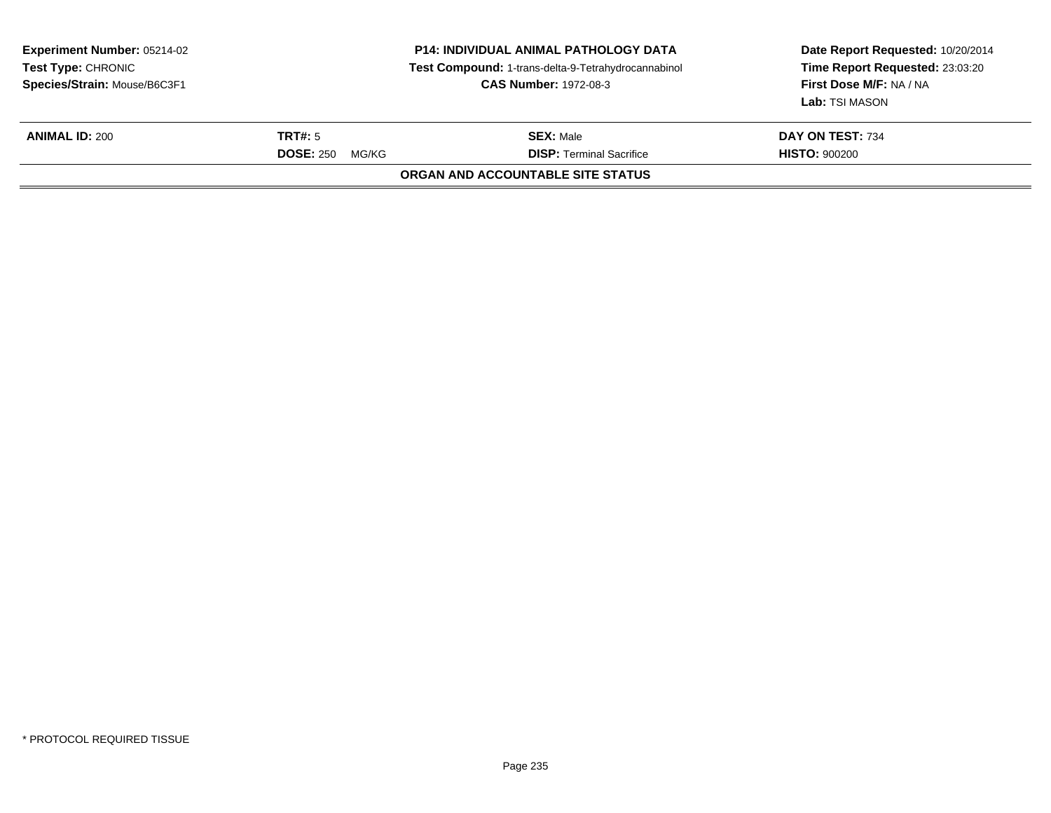**Experiment Number:** 05214-02
**Test Type:** CHRONIC
**Species/Strain:** Mouse/B6C3F1

**P14: INDIVIDUAL ANIMAL PATHOLOGY DATA**
**Test Compound:** 1-trans-delta-9-Tetrahydrocannabinol
**CAS Number:** 1972-08-3

**Date Report Requested:** 10/20/2014
**Time Report Requested:** 23:03:20
**First Dose M/F:** NA / NA
**Lab:** TSI MASON

| **ANIMAL ID:** 200 | **TRT#:** 5 | **SEX:** Male | **DAY ON TEST:** 734 |
|---|---|---|---|
| | **DOSE:** 250 MG/KG | **DISP:** Terminal Sacrifice | **HISTO:** 900200 |

**ORGAN AND ACCOUNTABLE SITE STATUS**

* PROTOCOL REQUIRED TISSUE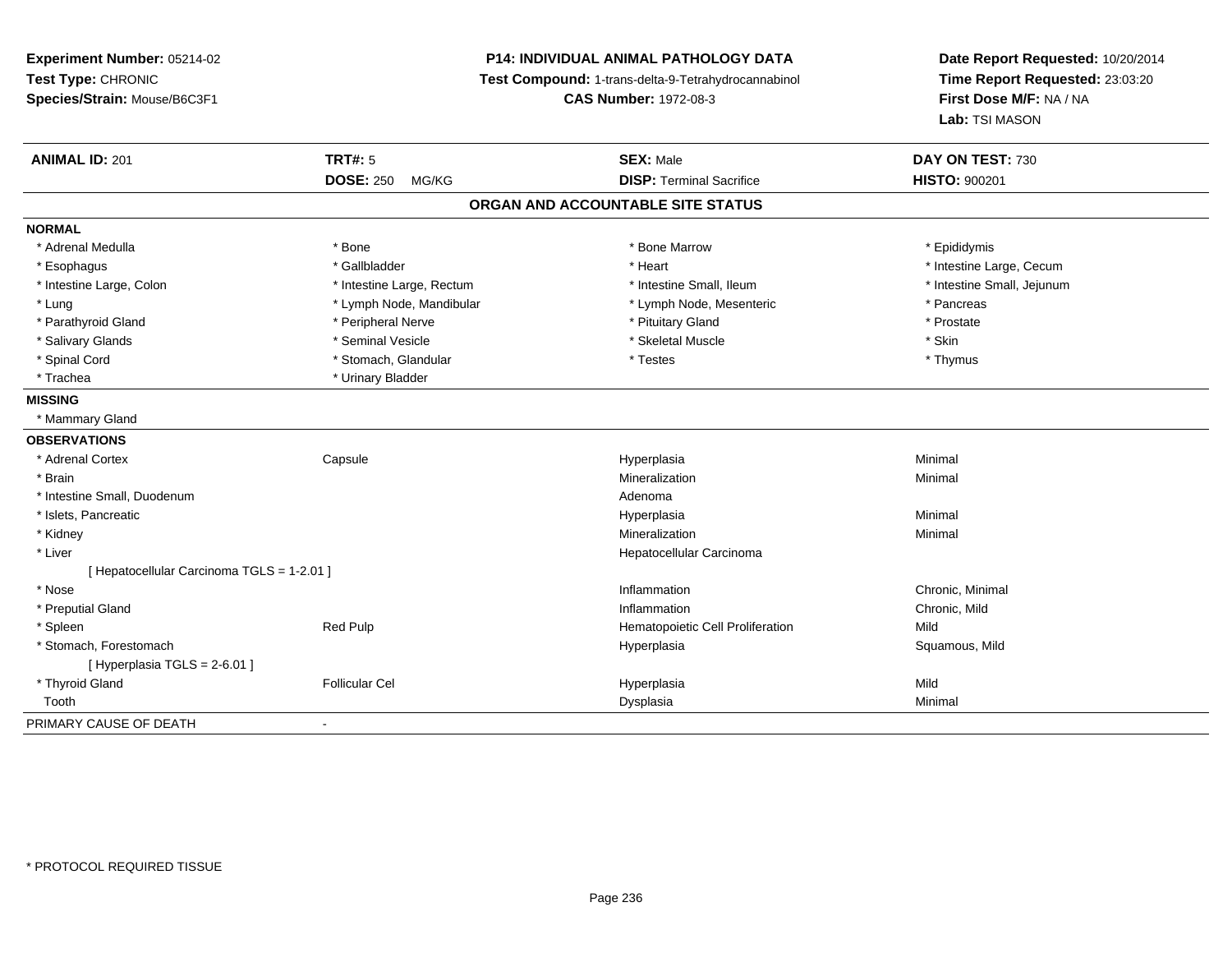**Experiment Number:** 05214-02
**Test Type:** CHRONIC
**Species/Strain:** Mouse/B6C3F1

**P14: INDIVIDUAL ANIMAL PATHOLOGY DATA**
**Test Compound:** 1-trans-delta-9-Tetrahydrocannabinol
**CAS Number:** 1972-08-3

**Date Report Requested:** 10/20/2014
**Time Report Requested:** 23:03:20
**First Dose M/F:** NA / NA
**Lab:** TSI MASON

| **ANIMAL ID:** 201 | **TRT#:** 5 | **SEX:** Male | **DAY ON TEST:** 730 |
|---|---|---|---|
| | **DOSE:** 250 MG/KG | **DISP:** Terminal Sacrifice | **HISTO:** 900201 |

## ORGAN AND ACCOUNTABLE SITE STATUS

**NORMAL**

| | | | |
|---|---|---|---|
| * Adrenal Medulla | * Bone | * Bone Marrow | * Epididymis |
| * Esophagus | * Gallbladder | * Heart | * Intestine Large, Cecum |
| * Intestine Large, Colon | * Intestine Large, Rectum | * Intestine Small, Ileum | * Intestine Small, Jejunum |
| * Lung | * Lymph Node, Mandibular | * Lymph Node, Mesenteric | * Pancreas |
| * Parathyroid Gland | * Peripheral Nerve | * Pituitary Gland | * Prostate |
| * Salivary Glands | * Seminal Vesicle | * Skeletal Muscle | * Skin |
| * Spinal Cord | * Stomach, Glandular | * Testes | * Thymus |
| * Trachea | * Urinary Bladder | | |

**MISSING**

* Mammary Gland

**OBSERVATIONS**

| | | | |
|---|---|---|---|
| * Adrenal Cortex | Capsule | Hyperplasia | Minimal |
| * Brain | | Mineralization | Minimal |
| * Intestine Small, Duodenum | | Adenoma | |
| * Islets, Pancreatic | | Hyperplasia | Minimal |
| * Kidney | | Mineralization | Minimal |
| * Liver | | Hepatocellular Carcinoma | |
| [ Hepatocellular Carcinoma TGLS = 1-2.01 ] | | | |
| * Nose | | Inflammation | Chronic, Minimal |
| * Preputial Gland | | Inflammation | Chronic, Mild |
| * Spleen | Red Pulp | Hematopoietic Cell Proliferation | Mild |
| * Stomach, Forestomach | | Hyperplasia | Squamous, Mild |
| [ Hyperplasia TGLS = 2-6.01 ] | | | |
| * Thyroid Gland | Follicular Cel | Hyperplasia | Mild |
| Tooth | | Dysplasia | Minimal |

PRIMARY CAUSE OF DEATH -

* PROTOCOL REQUIRED TISSUE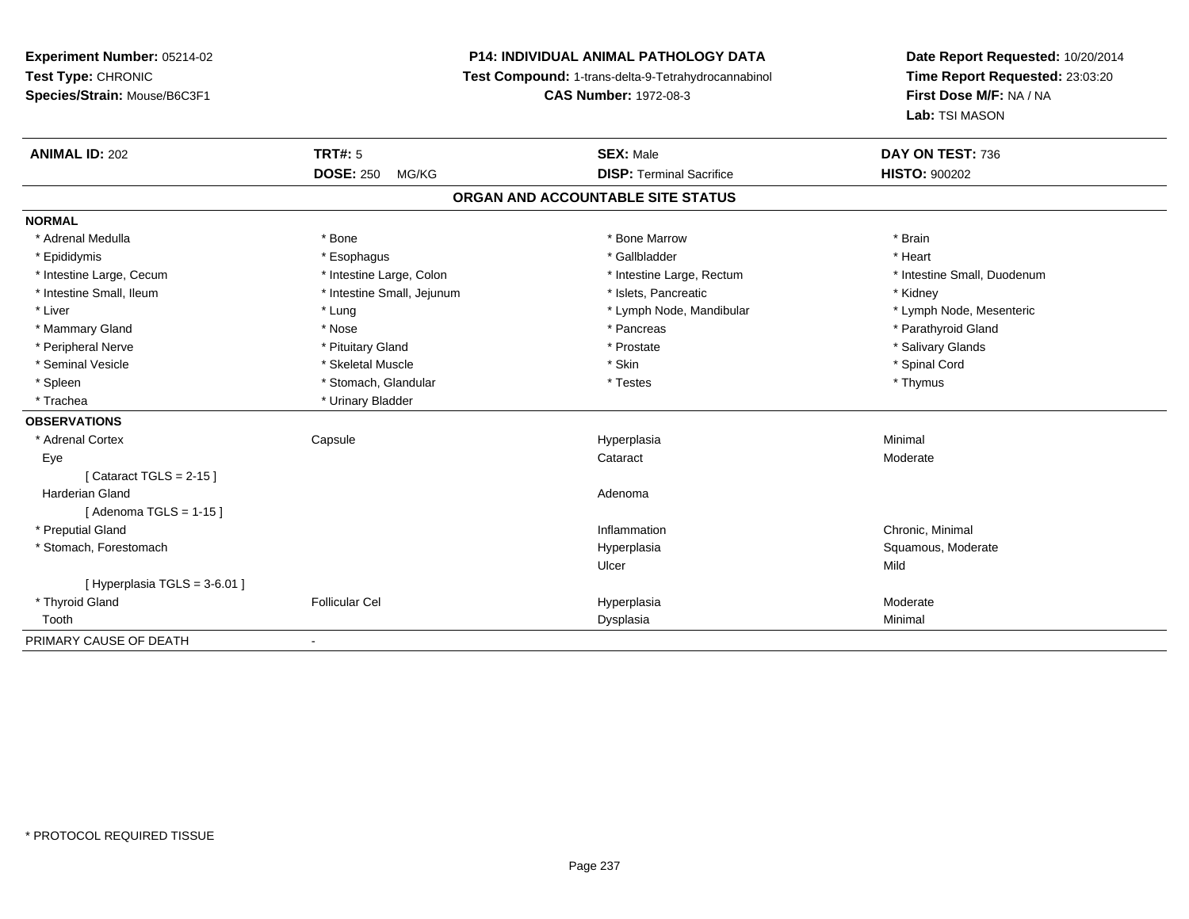**Experiment Number:** 05214-02
**Test Type:** CHRONIC
**Species/Strain:** Mouse/B6C3F1

**P14: INDIVIDUAL ANIMAL PATHOLOGY DATA**
**Test Compound:** 1-trans-delta-9-Tetrahydrocannabinol
**CAS Number:** 1972-08-3

**Date Report Requested:** 10/20/2014
**Time Report Requested:** 23:03:20
**First Dose M/F:** NA / NA
**Lab:** TSI MASON

| **ANIMAL ID:** 202 | **TRT#:** 5 | **SEX:** Male | **DAY ON TEST:** 736 |
|---|---|---|---|
| | **DOSE:** 250 MG/KG | **DISP:** Terminal Sacrifice | **HISTO:** 900202 |

## ORGAN AND ACCOUNTABLE SITE STATUS

| | | | |
|---|---|---|---|
| **NORMAL** | | | |
| * Adrenal Medulla | * Bone | * Bone Marrow | * Brain |
| * Epididymis | * Esophagus | * Gallbladder | * Heart |
| * Intestine Large, Cecum | * Intestine Large, Colon | * Intestine Large, Rectum | * Intestine Small, Duodenum |
| * Intestine Small, Ileum | * Intestine Small, Jejunum | * Islets, Pancreatic | * Kidney |
| * Liver | * Lung | * Lymph Node, Mandibular | * Lymph Node, Mesenteric |
| * Mammary Gland | * Nose | * Pancreas | * Parathyroid Gland |
| * Peripheral Nerve | * Pituitary Gland | * Prostate | * Salivary Glands |
| * Seminal Vesicle | * Skeletal Muscle | * Skin | * Spinal Cord |
| * Spleen | * Stomach, Glandular | * Testes | * Thymus |
| * Trachea | * Urinary Bladder | | |
| **OBSERVATIONS** | | | |
| * Adrenal Cortex | Capsule | Hyperplasia | Minimal |
| Eye | | Cataract | Moderate |
| [ Cataract TGLS = 2-15 ] | | | |
| Harderian Gland | | Adenoma | |
| [ Adenoma TGLS = 1-15 ] | | | |
| * Preputial Gland | | Inflammation | Chronic, Minimal |
| * Stomach, Forestomach | | Hyperplasia | Squamous, Moderate |
| | | Ulcer | Mild |
| [ Hyperplasia TGLS = 3-6.01 ] | | | |
| * Thyroid Gland | Follicular Cel | Hyperplasia | Moderate |
| Tooth | | Dysplasia | Minimal |
| PRIMARY CAUSE OF DEATH | - | | |

* PROTOCOL REQUIRED TISSUE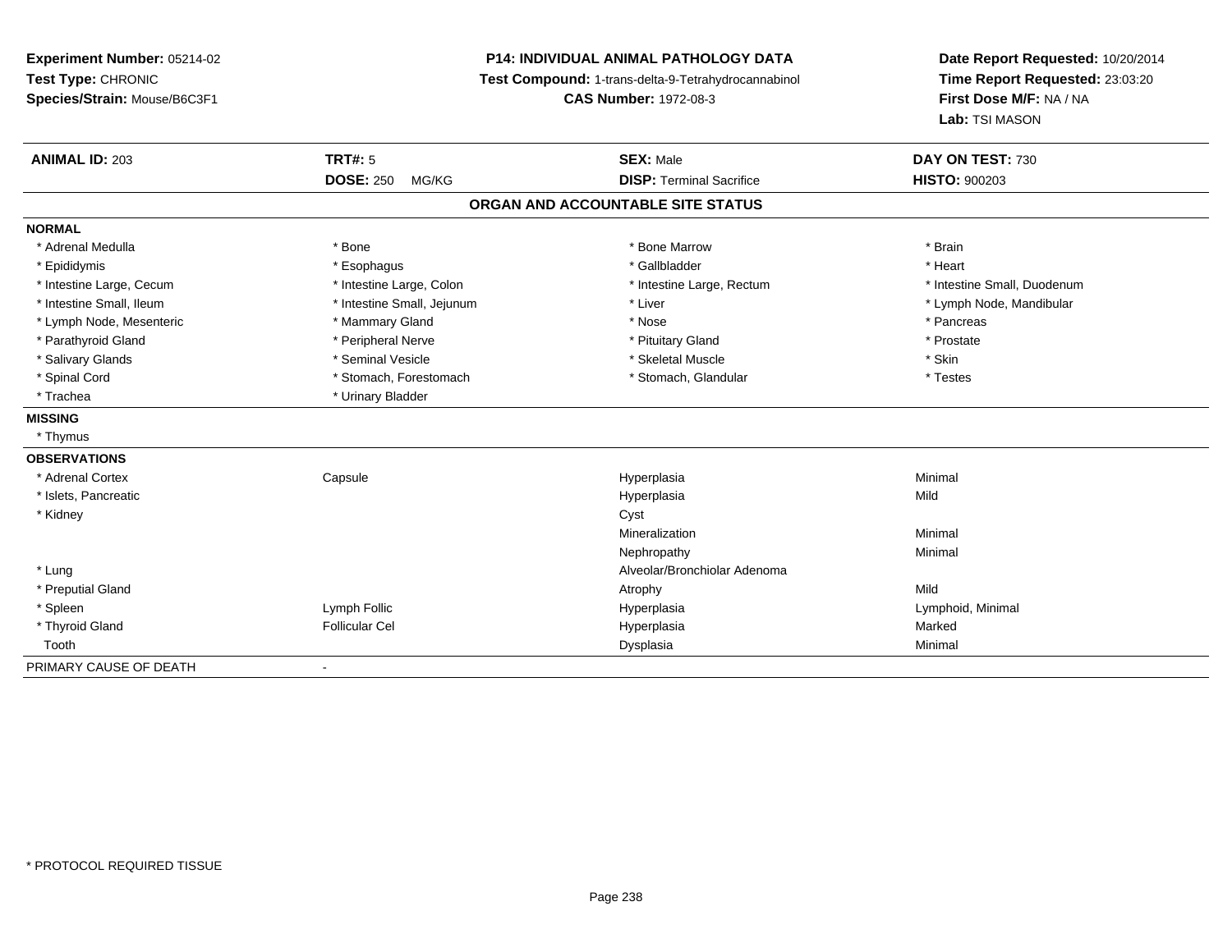**Experiment Number:** 05214-02
**Test Type:** CHRONIC
**Species/Strain:** Mouse/B6C3F1

**P14: INDIVIDUAL ANIMAL PATHOLOGY DATA**
**Test Compound:** 1-trans-delta-9-Tetrahydrocannabinol
**CAS Number:** 1972-08-3

**Date Report Requested:** 10/20/2014
**Time Report Requested:** 23:03:20
**First Dose M/F:** NA / NA
**Lab:** TSI MASON

| **ANIMAL ID:** 203 | **TRT#:** 5 | **SEX:** Male | **DAY ON TEST:** 730 |
|---|---|---|---|
| | **DOSE:** 250 MG/KG | **DISP:** Terminal Sacrifice | **HISTO:** 900203 |

**ORGAN AND ACCOUNTABLE SITE STATUS**

**NORMAL**

| | | | |
|---|---|---|---|
| * Adrenal Medulla | * Bone | * Bone Marrow | * Brain |
| * Epididymis | * Esophagus | * Gallbladder | * Heart |
| * Intestine Large, Cecum | * Intestine Large, Colon | * Intestine Large, Rectum | * Intestine Small, Duodenum |
| * Intestine Small, Ileum | * Intestine Small, Jejunum | * Liver | * Lymph Node, Mandibular |
| * Lymph Node, Mesenteric | * Mammary Gland | * Nose | * Pancreas |
| * Parathyroid Gland | * Peripheral Nerve | * Pituitary Gland | * Prostate |
| * Salivary Glands | * Seminal Vesicle | * Skeletal Muscle | * Skin |
| * Spinal Cord | * Stomach, Forestomach | * Stomach, Glandular | * Testes |
| * Trachea | * Urinary Bladder | | |

**MISSING**

* Thymus

**OBSERVATIONS**

| | | | |
|---|---|---|---|
| * Adrenal Cortex | Capsule | Hyperplasia | Minimal |
| * Islets, Pancreatic | | Hyperplasia | Mild |
| * Kidney | | Cyst | |
| | | Mineralization | Minimal |
| | | Nephropathy | Minimal |
| * Lung | | Alveolar/Bronchiolar Adenoma | |
| * Preputial Gland | | Atrophy | Mild |
| * Spleen | Lymph Follic | Hyperplasia | Lymphoid, Minimal |
| * Thyroid Gland | Follicular Cel | Hyperplasia | Marked |
| Tooth | | Dysplasia | Minimal |

PRIMARY CAUSE OF DEATH -

\* PROTOCOL REQUIRED TISSUE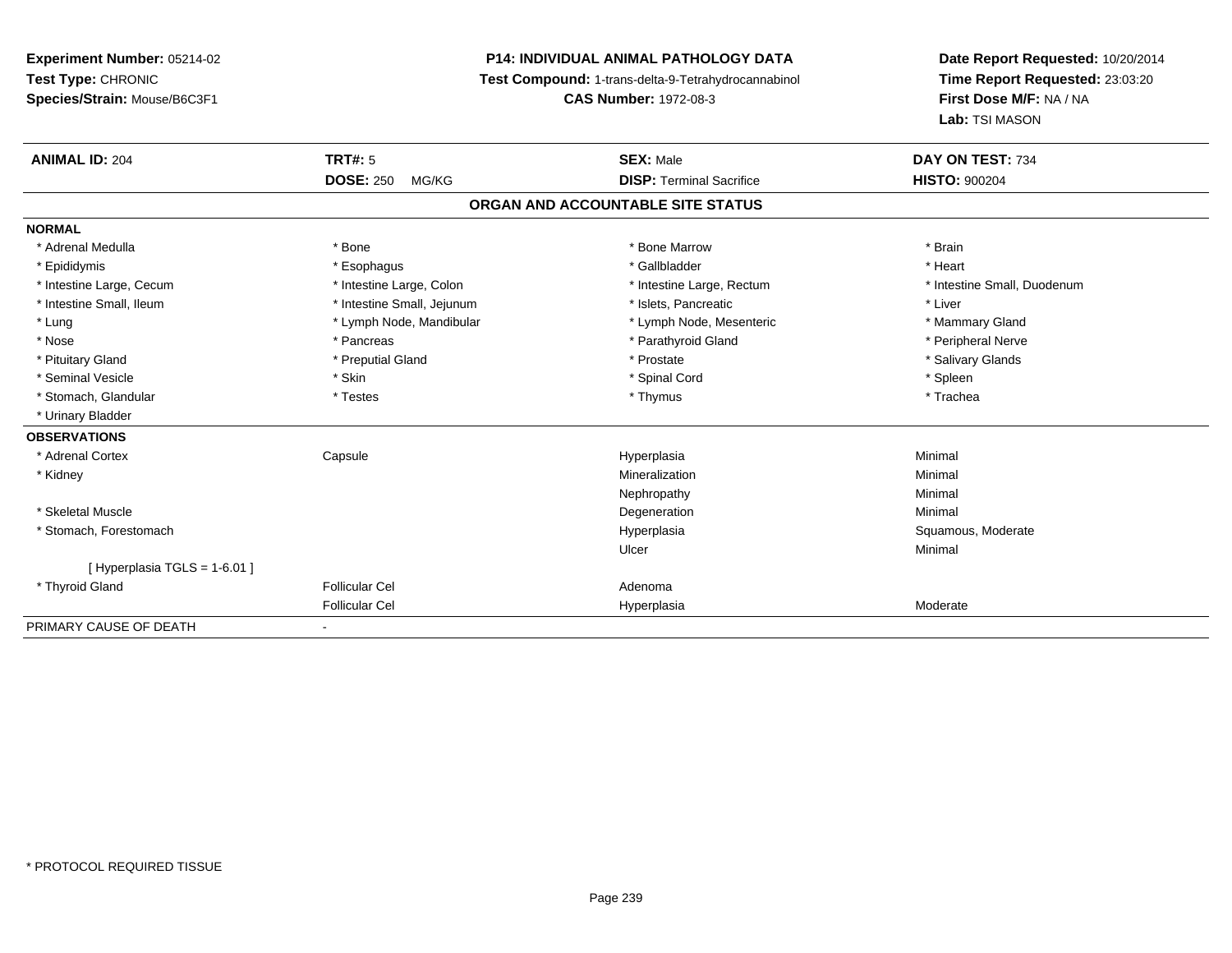**Experiment Number:** 05214-02
**Test Type:** CHRONIC
**Species/Strain:** Mouse/B6C3F1

**P14: INDIVIDUAL ANIMAL PATHOLOGY DATA**
**Test Compound:** 1-trans-delta-9-Tetrahydrocannabinol
**CAS Number:** 1972-08-3

**Date Report Requested:** 10/20/2014
**Time Report Requested:** 23:03:20
**First Dose M/F:** NA / NA
**Lab:** TSI MASON

| **ANIMAL ID:** 204 | **TRT#:** 5 | **SEX:** Male | **DAY ON TEST:** 734 |
|---|---|---|---|
| | **DOSE:** 250 MG/KG | **DISP:** Terminal Sacrifice | **HISTO:** 900204 |

**ORGAN AND ACCOUNTABLE SITE STATUS**

**NORMAL**

| | | | |
|---|---|---|---|
| * Adrenal Medulla | * Bone | * Bone Marrow | * Brain |
| * Epididymis | * Esophagus | * Gallbladder | * Heart |
| * Intestine Large, Cecum | * Intestine Large, Colon | * Intestine Large, Rectum | * Intestine Small, Duodenum |
| * Intestine Small, Ileum | * Intestine Small, Jejunum | * Islets, Pancreatic | * Liver |
| * Lung | * Lymph Node, Mandibular | * Lymph Node, Mesenteric | * Mammary Gland |
| * Nose | * Pancreas | * Parathyroid Gland | * Peripheral Nerve |
| * Pituitary Gland | * Preputial Gland | * Prostate | * Salivary Glands |
| * Seminal Vesicle | * Skin | * Spinal Cord | * Spleen |
| * Stomach, Glandular | * Testes | * Thymus | * Trachea |
| * Urinary Bladder | | | |

**OBSERVATIONS**

| | | | |
|---|---|---|---|
| * Adrenal Cortex | Capsule | Hyperplasia | Minimal |
| * Kidney | | Mineralization | Minimal |
| | | Nephropathy | Minimal |
| * Skeletal Muscle | | Degeneration | Minimal |
| * Stomach, Forestomach | | Hyperplasia | Squamous, Moderate |
| | | Ulcer | Minimal |
| [ Hyperplasia TGLS = 1-6.01 ] | | | |
| * Thyroid Gland | Follicular Cel | Adenoma | |
| | Follicular Cel | Hyperplasia | Moderate |

PRIMARY CAUSE OF DEATH -

* PROTOCOL REQUIRED TISSUE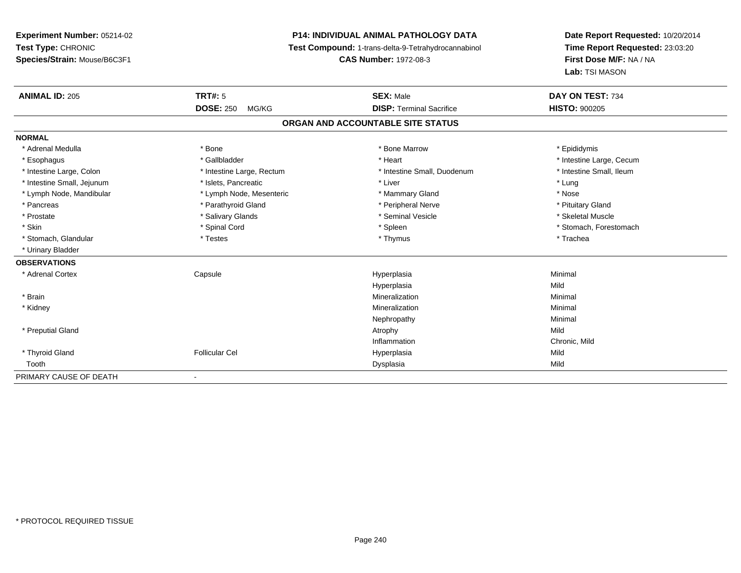**Experiment Number:** 05214-02
**Test Type:** CHRONIC
**Species/Strain:** Mouse/B6C3F1

**P14: INDIVIDUAL ANIMAL PATHOLOGY DATA**
**Test Compound:** 1-trans-delta-9-Tetrahydrocannabinol
**CAS Number:** 1972-08-3

**Date Report Requested:** 10/20/2014
**Time Report Requested:** 23:03:20
**First Dose M/F:** NA / NA
**Lab:** TSI MASON

| **ANIMAL ID:** 205 | **TRT#:** 5 | **SEX:** Male | **DAY ON TEST:** 734 |
|---|---|---|---|
| | **DOSE:** 250 MG/KG | **DISP:** Terminal Sacrifice | **HISTO:** 900205 |

## ORGAN AND ACCOUNTABLE SITE STATUS

**NORMAL**

| | | | |
|---|---|---|---|
| * Adrenal Medulla | * Bone | * Bone Marrow | * Epididymis |
| * Esophagus | * Gallbladder | * Heart | * Intestine Large, Cecum |
| * Intestine Large, Colon | * Intestine Large, Rectum | * Intestine Small, Duodenum | * Intestine Small, Ileum |
| * Intestine Small, Jejunum | * Islets, Pancreatic | * Liver | * Lung |
| * Lymph Node, Mandibular | * Lymph Node, Mesenteric | * Mammary Gland | * Nose |
| * Pancreas | * Parathyroid Gland | * Peripheral Nerve | * Pituitary Gland |
| * Prostate | * Salivary Glands | * Seminal Vesicle | * Skeletal Muscle |
| * Skin | * Spinal Cord | * Spleen | * Stomach, Forestomach |
| * Stomach, Glandular | * Testes | * Thymus | * Trachea |
| * Urinary Bladder | | | |

**OBSERVATIONS**

| | | | |
|---|---|---|---|
| * Adrenal Cortex | Capsule | Hyperplasia | Minimal |
| | | Hyperplasia | Mild |
| * Brain | | Mineralization | Minimal |
| * Kidney | | Mineralization | Minimal |
| | | Nephropathy | Minimal |
| * Preputial Gland | | Atrophy | Mild |
| | | Inflammation | Chronic, Mild |
| * Thyroid Gland | Follicular Cel | Hyperplasia | Mild |
| Tooth | | Dysplasia | Mild |

PRIMARY CAUSE OF DEATH -

* PROTOCOL REQUIRED TISSUE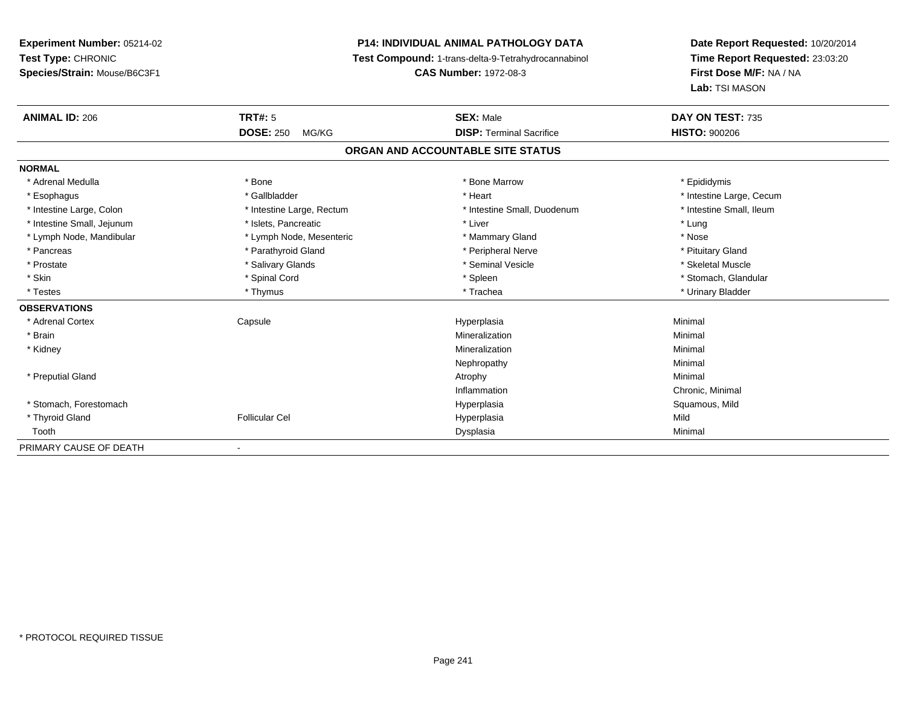**Experiment Number:** 05214-02
**Test Type:** CHRONIC
**Species/Strain:** Mouse/B6C3F1

**P14: INDIVIDUAL ANIMAL PATHOLOGY DATA**
**Test Compound:** 1-trans-delta-9-Tetrahydrocannabinol
**CAS Number:** 1972-08-3

**Date Report Requested:** 10/20/2014
**Time Report Requested:** 23:03:20
**First Dose M/F:** NA / NA
**Lab:** TSI MASON

| **ANIMAL ID:** 206 | **TRT#:** 5 | **SEX:** Male | **DAY ON TEST:** 735 |
|---|---|---|---|
| | **DOSE:** 250 MG/KG | **DISP:** Terminal Sacrifice | **HISTO:** 900206 |

## ORGAN AND ACCOUNTABLE SITE STATUS

| | | | |
|---|---|---|---|
| **NORMAL** | | | |
| * Adrenal Medulla | * Bone | * Bone Marrow | * Epididymis |
| * Esophagus | * Gallbladder | * Heart | * Intestine Large, Cecum |
| * Intestine Large, Colon | * Intestine Large, Rectum | * Intestine Small, Duodenum | * Intestine Small, Ileum |
| * Intestine Small, Jejunum | * Islets, Pancreatic | * Liver | * Lung |
| * Lymph Node, Mandibular | * Lymph Node, Mesenteric | * Mammary Gland | * Nose |
| * Pancreas | * Parathyroid Gland | * Peripheral Nerve | * Pituitary Gland |
| * Prostate | * Salivary Glands | * Seminal Vesicle | * Skeletal Muscle |
| * Skin | * Spinal Cord | * Spleen | * Stomach, Glandular |
| * Testes | * Thymus | * Trachea | * Urinary Bladder |
| **OBSERVATIONS** | | | |
| * Adrenal Cortex | Capsule | Hyperplasia | Minimal |
| * Brain | | Mineralization | Minimal |
| * Kidney | | Mineralization | Minimal |
| | | Nephropathy | Minimal |
| * Preputial Gland | | Atrophy | Minimal |
| | | Inflammation | Chronic, Minimal |
| * Stomach, Forestomach | | Hyperplasia | Squamous, Mild |
| * Thyroid Gland | Follicular Cel | Hyperplasia | Mild |
| Tooth | | Dysplasia | Minimal |
| PRIMARY CAUSE OF DEATH | - | | |

* PROTOCOL REQUIRED TISSUE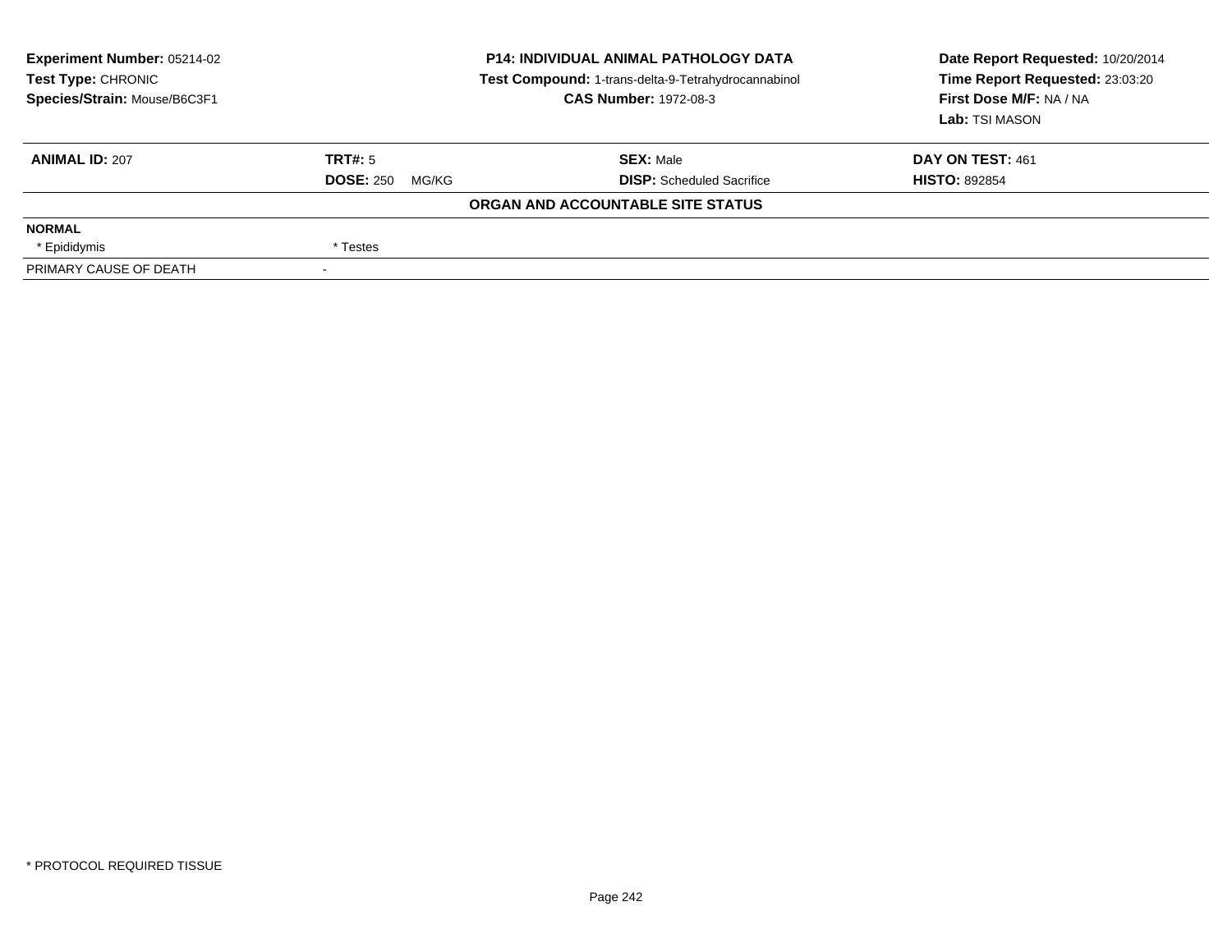**Experiment Number:** 05214-02
**Test Type:** CHRONIC
**Species/Strain:** Mouse/B6C3F1

**P14: INDIVIDUAL ANIMAL PATHOLOGY DATA**
**Test Compound:** 1-trans-delta-9-Tetrahydrocannabinol
**CAS Number:** 1972-08-3

**Date Report Requested:** 10/20/2014
**Time Report Requested:** 23:03:20
**First Dose M/F:** NA / NA
**Lab:** TSI MASON

| **ANIMAL ID:** 207 | **TRT#:** 5 | **SEX:** Male | **DAY ON TEST:** 461 |
|---|---|---|---|
| | **DOSE:** 250 MG/KG | **DISP:** Scheduled Sacrifice | **HISTO:** 892854 |

**ORGAN AND ACCOUNTABLE SITE STATUS**

| | |
|---|---|
| **NORMAL** | |
| * Epididymis | * Testes |
| PRIMARY CAUSE OF DEATH | - |

* PROTOCOL REQUIRED TISSUE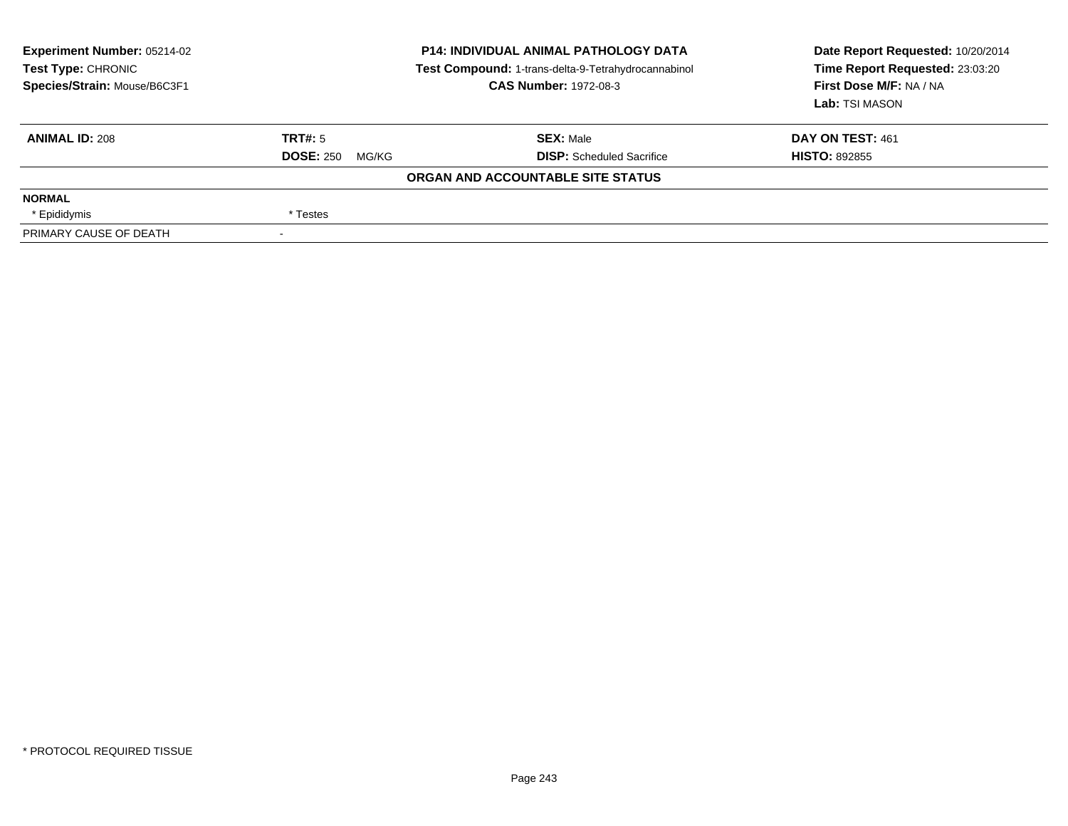**Experiment Number:** 05214-02
**Test Type:** CHRONIC
**Species/Strain:** Mouse/B6C3F1

**P14: INDIVIDUAL ANIMAL PATHOLOGY DATA**
**Test Compound:** 1-trans-delta-9-Tetrahydrocannabinol
**CAS Number:** 1972-08-3

**Date Report Requested:** 10/20/2014
**Time Report Requested:** 23:03:20
**First Dose M/F:** NA / NA
**Lab:** TSI MASON

| **ANIMAL ID:** 208 | **TRT#:** 5 | **SEX:** Male | **DAY ON TEST:** 461 |
|---|---|---|---|
| | **DOSE:** 250 MG/KG | **DISP:** Scheduled Sacrifice | **HISTO:** 892855 |

**ORGAN AND ACCOUNTABLE SITE STATUS**

| | |
|---|---|
| **NORMAL** | |
| * Epididymis | * Testes |
| PRIMARY CAUSE OF DEATH | - |

* PROTOCOL REQUIRED TISSUE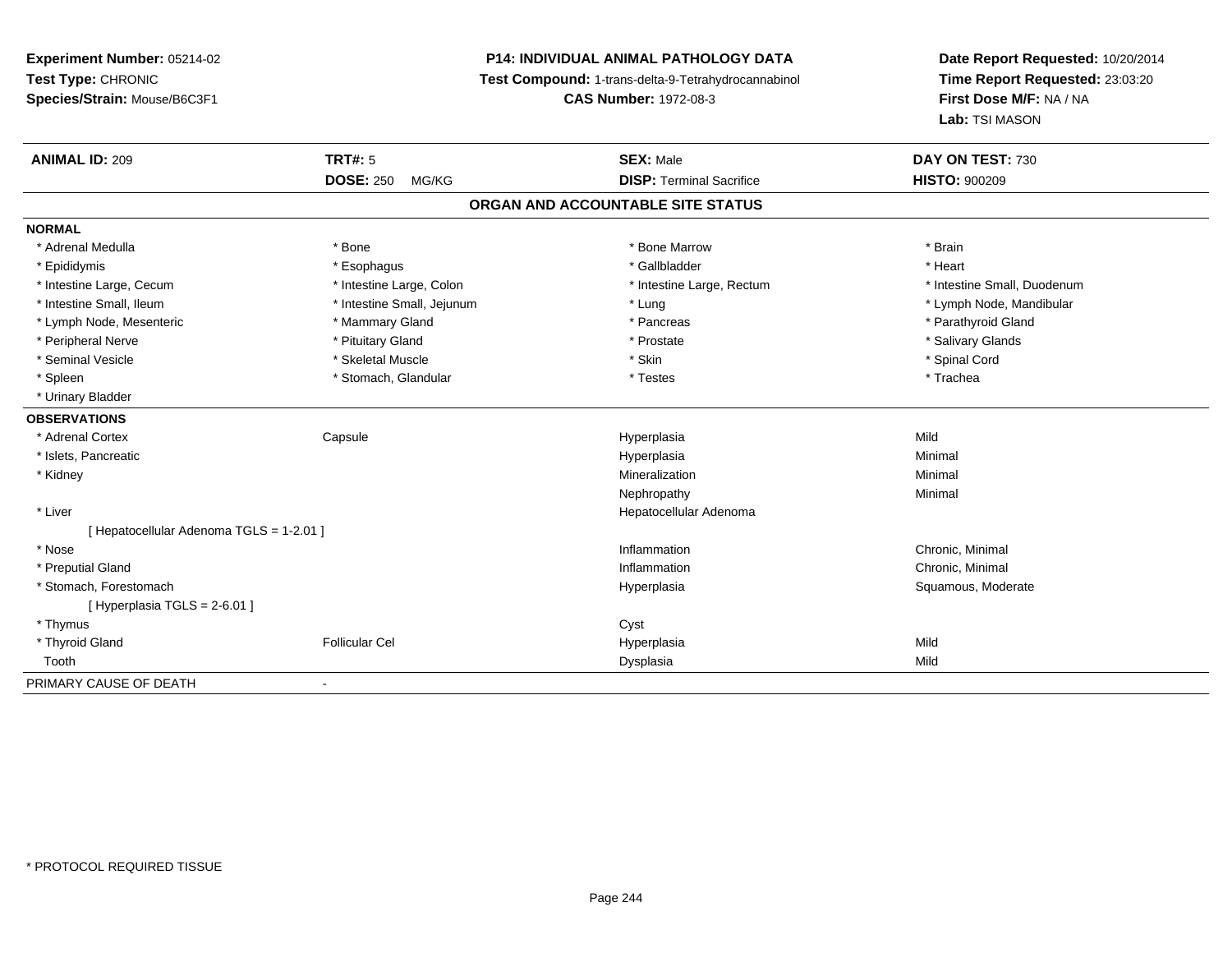**Experiment Number:** 05214-02
**Test Type:** CHRONIC
**Species/Strain:** Mouse/B6C3F1

**P14: INDIVIDUAL ANIMAL PATHOLOGY DATA**
**Test Compound:** 1-trans-delta-9-Tetrahydrocannabinol
**CAS Number:** 1972-08-3

**Date Report Requested:** 10/20/2014
**Time Report Requested:** 23:03:20
**First Dose M/F:** NA / NA
**Lab:** TSI MASON

| **ANIMAL ID:** 209 | **TRT#:** 5 | **SEX:** Male | **DAY ON TEST:** 730 |
|---|---|---|---|
| | **DOSE:** 250 MG/KG | **DISP:** Terminal Sacrifice | **HISTO:** 900209 |

## ORGAN AND ACCOUNTABLE SITE STATUS

**NORMAL**

| | | | |
|---|---|---|---|
| * Adrenal Medulla | * Bone | * Bone Marrow | * Brain |
| * Epididymis | * Esophagus | * Gallbladder | * Heart |
| * Intestine Large, Cecum | * Intestine Large, Colon | * Intestine Large, Rectum | * Intestine Small, Duodenum |
| * Intestine Small, Ileum | * Intestine Small, Jejunum | * Lung | * Lymph Node, Mandibular |
| * Lymph Node, Mesenteric | * Mammary Gland | * Pancreas | * Parathyroid Gland |
| * Peripheral Nerve | * Pituitary Gland | * Prostate | * Salivary Glands |
| * Seminal Vesicle | * Skeletal Muscle | * Skin | * Spinal Cord |
| * Spleen | * Stomach, Glandular | * Testes | * Trachea |
| * Urinary Bladder | | | |

**OBSERVATIONS**

| | | | |
|---|---|---|---|
| * Adrenal Cortex | Capsule | Hyperplasia | Mild |
| * Islets, Pancreatic | | Hyperplasia | Minimal |
| * Kidney | | Mineralization | Minimal |
| | | Nephropathy | Minimal |
| * Liver | | Hepatocellular Adenoma | |
| [ Hepatocellular Adenoma TGLS = 1-2.01 ] | | | |
| * Nose | | Inflammation | Chronic, Minimal |
| * Preputial Gland | | Inflammation | Chronic, Minimal |
| * Stomach, Forestomach | | Hyperplasia | Squamous, Moderate |
| [ Hyperplasia TGLS = 2-6.01 ] | | | |
| * Thymus | | Cyst | |
| * Thyroid Gland | Follicular Cel | Hyperplasia | Mild |
| Tooth | | Dysplasia | Mild |

PRIMARY CAUSE OF DEATH -

* PROTOCOL REQUIRED TISSUE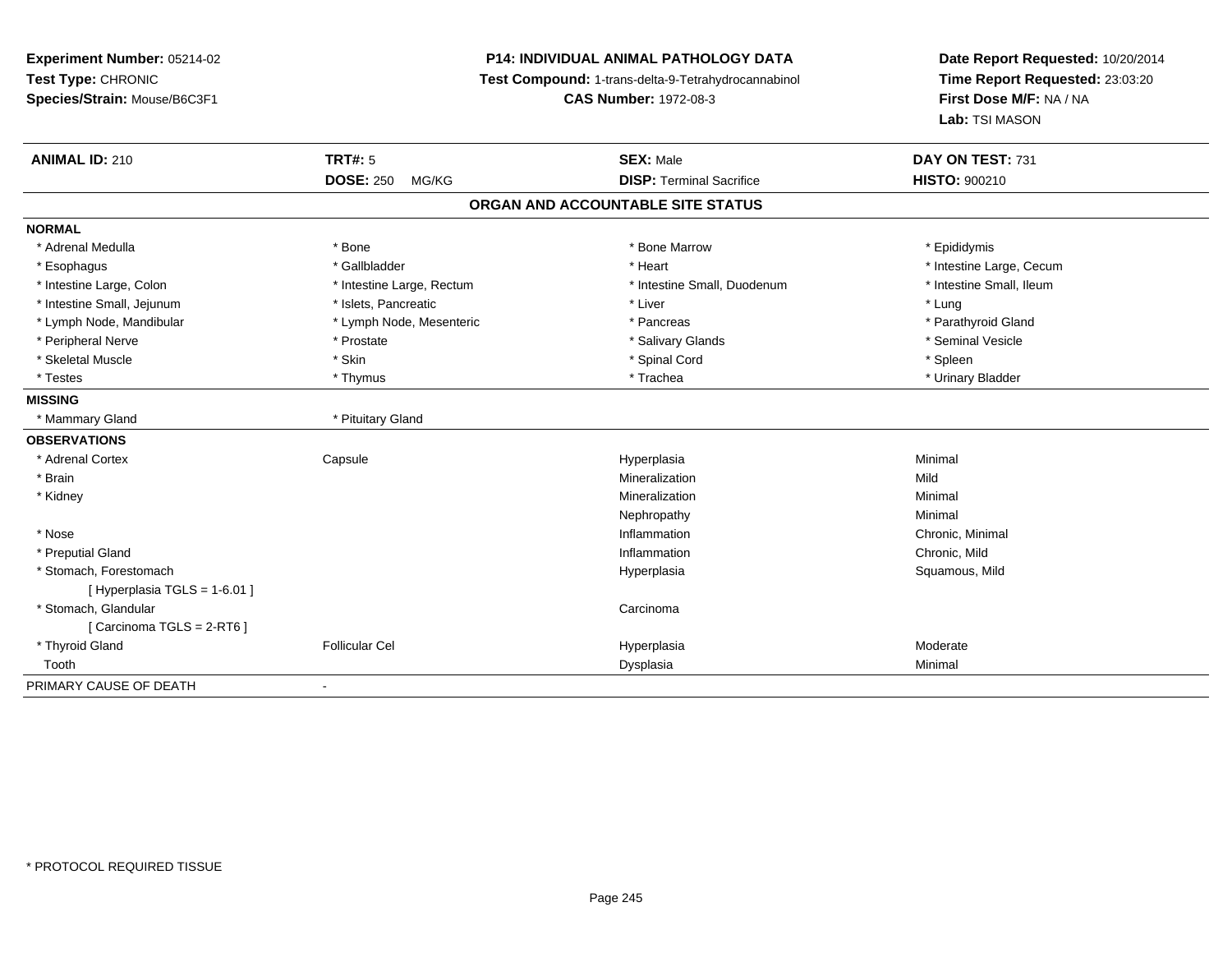**Experiment Number:** 05214-02
**Test Type:** CHRONIC
**Species/Strain:** Mouse/B6C3F1

**P14: INDIVIDUAL ANIMAL PATHOLOGY DATA**
**Test Compound:** 1-trans-delta-9-Tetrahydrocannabinol
**CAS Number:** 1972-08-3

**Date Report Requested:** 10/20/2014
**Time Report Requested:** 23:03:20
**First Dose M/F:** NA / NA
**Lab:** TSI MASON

| **ANIMAL ID:** 210 | **TRT#:** 5 | **SEX:** Male | **DAY ON TEST:** 731 |
|---|---|---|---|
| | **DOSE:** 250 MG/KG | **DISP:** Terminal Sacrifice | **HISTO:** 900210 |

## ORGAN AND ACCOUNTABLE SITE STATUS

**NORMAL**

| | | | |
|---|---|---|---|
| * Adrenal Medulla | * Bone | * Bone Marrow | * Epididymis |
| * Esophagus | * Gallbladder | * Heart | * Intestine Large, Cecum |
| * Intestine Large, Colon | * Intestine Large, Rectum | * Intestine Small, Duodenum | * Intestine Small, Ileum |
| * Intestine Small, Jejunum | * Islets, Pancreatic | * Liver | * Lung |
| * Lymph Node, Mandibular | * Lymph Node, Mesenteric | * Pancreas | * Parathyroid Gland |
| * Peripheral Nerve | * Prostate | * Salivary Glands | * Seminal Vesicle |
| * Skeletal Muscle | * Skin | * Spinal Cord | * Spleen |
| * Testes | * Thymus | * Trachea | * Urinary Bladder |

**MISSING**

| | |
|---|---|
| * Mammary Gland | * Pituitary Gland |

**OBSERVATIONS**

| | | | |
|---|---|---|---|
| * Adrenal Cortex | Capsule | Hyperplasia | Minimal |
| * Brain | | Mineralization | Mild |
| * Kidney | | Mineralization | Minimal |
| | | Nephropathy | Minimal |
| * Nose | | Inflammation | Chronic, Minimal |
| * Preputial Gland | | Inflammation | Chronic, Mild |
| * Stomach, Forestomach | | Hyperplasia | Squamous, Mild |
| [ Hyperplasia TGLS = 1-6.01 ] | | | |
| * Stomach, Glandular | | Carcinoma | |
| [ Carcinoma TGLS = 2-RT6 ] | | | |
| * Thyroid Gland | Follicular Cel | Hyperplasia | Moderate |
| Tooth | | Dysplasia | Minimal |

PRIMARY CAUSE OF DEATH -

* PROTOCOL REQUIRED TISSUE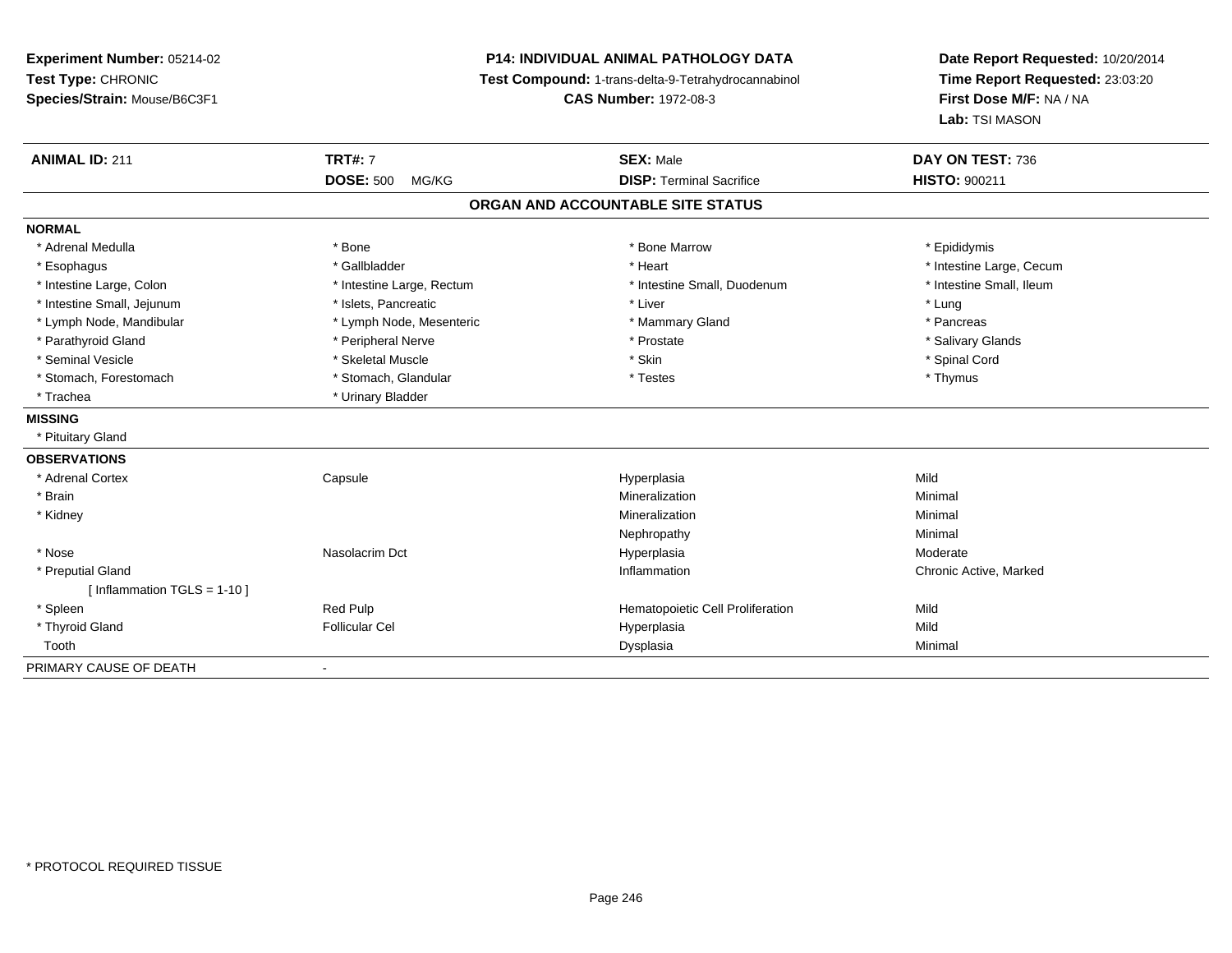**Experiment Number:** 05214-02
**Test Type:** CHRONIC
**Species/Strain:** Mouse/B6C3F1

**P14: INDIVIDUAL ANIMAL PATHOLOGY DATA**
**Test Compound:** 1-trans-delta-9-Tetrahydrocannabinol
**CAS Number:** 1972-08-3

**Date Report Requested:** 10/20/2014
**Time Report Requested:** 23:03:20
**First Dose M/F:** NA / NA
**Lab:** TSI MASON

| **ANIMAL ID:** 211 | **TRT#:** 7 | **SEX:** Male | **DAY ON TEST:** 736 |
|---|---|---|---|
| | **DOSE:** 500 MG/KG | **DISP:** Terminal Sacrifice | **HISTO:** 900211 |

## ORGAN AND ACCOUNTABLE SITE STATUS

**NORMAL**

| | | | |
|---|---|---|---|
| * Adrenal Medulla | * Bone | * Bone Marrow | * Epididymis |
| * Esophagus | * Gallbladder | * Heart | * Intestine Large, Cecum |
| * Intestine Large, Colon | * Intestine Large, Rectum | * Intestine Small, Duodenum | * Intestine Small, Ileum |
| * Intestine Small, Jejunum | * Islets, Pancreatic | * Liver | * Lung |
| * Lymph Node, Mandibular | * Lymph Node, Mesenteric | * Mammary Gland | * Pancreas |
| * Parathyroid Gland | * Peripheral Nerve | * Prostate | * Salivary Glands |
| * Seminal Vesicle | * Skeletal Muscle | * Skin | * Spinal Cord |
| * Stomach, Forestomach | * Stomach, Glandular | * Testes | * Thymus |
| * Trachea | * Urinary Bladder | | |

**MISSING**

* Pituitary Gland

**OBSERVATIONS**

| | | | |
|---|---|---|---|
| * Adrenal Cortex | Capsule | Hyperplasia | Mild |
| * Brain | | Mineralization | Minimal |
| * Kidney | | Mineralization | Minimal |
| | | Nephropathy | Minimal |
| * Nose | Nasolacrim Dct | Hyperplasia | Moderate |
| * Preputial Gland | | Inflammation | Chronic Active, Marked |
| [ Inflammation TGLS = 1-10 ] | | | |
| * Spleen | Red Pulp | Hematopoietic Cell Proliferation | Mild |
| * Thyroid Gland | Follicular Cel | Hyperplasia | Mild |
| Tooth | | Dysplasia | Minimal |

PRIMARY CAUSE OF DEATH -

* PROTOCOL REQUIRED TISSUE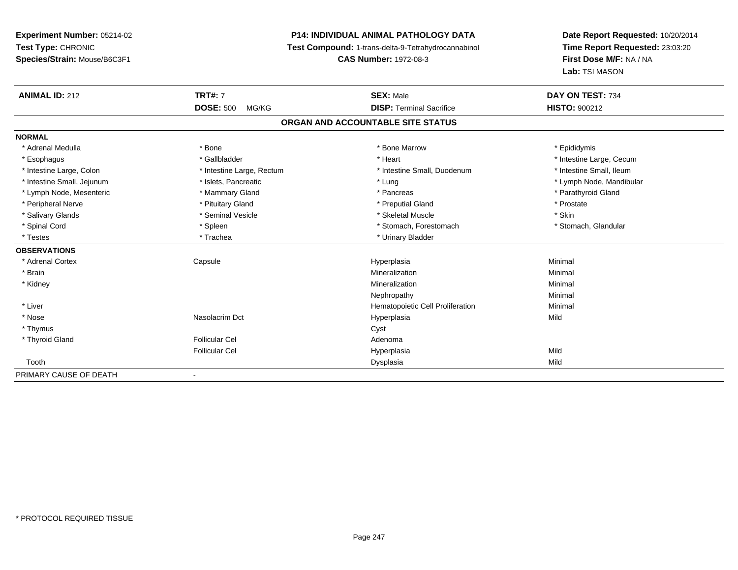**Experiment Number:** 05214-02
**Test Type:** CHRONIC
**Species/Strain:** Mouse/B6C3F1

## P14: INDIVIDUAL ANIMAL PATHOLOGY DATA

**Test Compound:** 1-trans-delta-9-Tetrahydrocannabinol
**CAS Number:** 1972-08-3

**Date Report Requested:** 10/20/2014
**Time Report Requested:** 23:03:20
**First Dose M/F:** NA / NA
**Lab:** TSI MASON

| **ANIMAL ID:** 212 | **TRT#:** 7 | **SEX:** Male | **DAY ON TEST:** 734 |
|---|---|---|---|
| | **DOSE:** 500 MG/KG | **DISP:** Terminal Sacrifice | **HISTO:** 900212 |

### ORGAN AND ACCOUNTABLE SITE STATUS

| | | | |
|---|---|---|---|
| **NORMAL** | | | |
| * Adrenal Medulla | * Bone | * Bone Marrow | * Epididymis |
| * Esophagus | * Gallbladder | * Heart | * Intestine Large, Cecum |
| * Intestine Large, Colon | * Intestine Large, Rectum | * Intestine Small, Duodenum | * Intestine Small, Ileum |
| * Intestine Small, Jejunum | * Islets, Pancreatic | * Lung | * Lymph Node, Mandibular |
| * Lymph Node, Mesenteric | * Mammary Gland | * Pancreas | * Parathyroid Gland |
| * Peripheral Nerve | * Pituitary Gland | * Preputial Gland | * Prostate |
| * Salivary Glands | * Seminal Vesicle | * Skeletal Muscle | * Skin |
| * Spinal Cord | * Spleen | * Stomach, Forestomach | * Stomach, Glandular |
| * Testes | * Trachea | * Urinary Bladder | |
| **OBSERVATIONS** | | | |
| * Adrenal Cortex | Capsule | Hyperplasia | Minimal |
| * Brain | | Mineralization | Minimal |
| * Kidney | | Mineralization | Minimal |
| | | Nephropathy | Minimal |
| * Liver | | Hematopoietic Cell Proliferation | Minimal |
| * Nose | Nasolacrim Dct | Hyperplasia | Mild |
| * Thymus | | Cyst | |
| * Thyroid Gland | Follicular Cel | Adenoma | |
| | Follicular Cel | Hyperplasia | Mild |
| Tooth | | Dysplasia | Mild |
| PRIMARY CAUSE OF DEATH | - | | |

* PROTOCOL REQUIRED TISSUE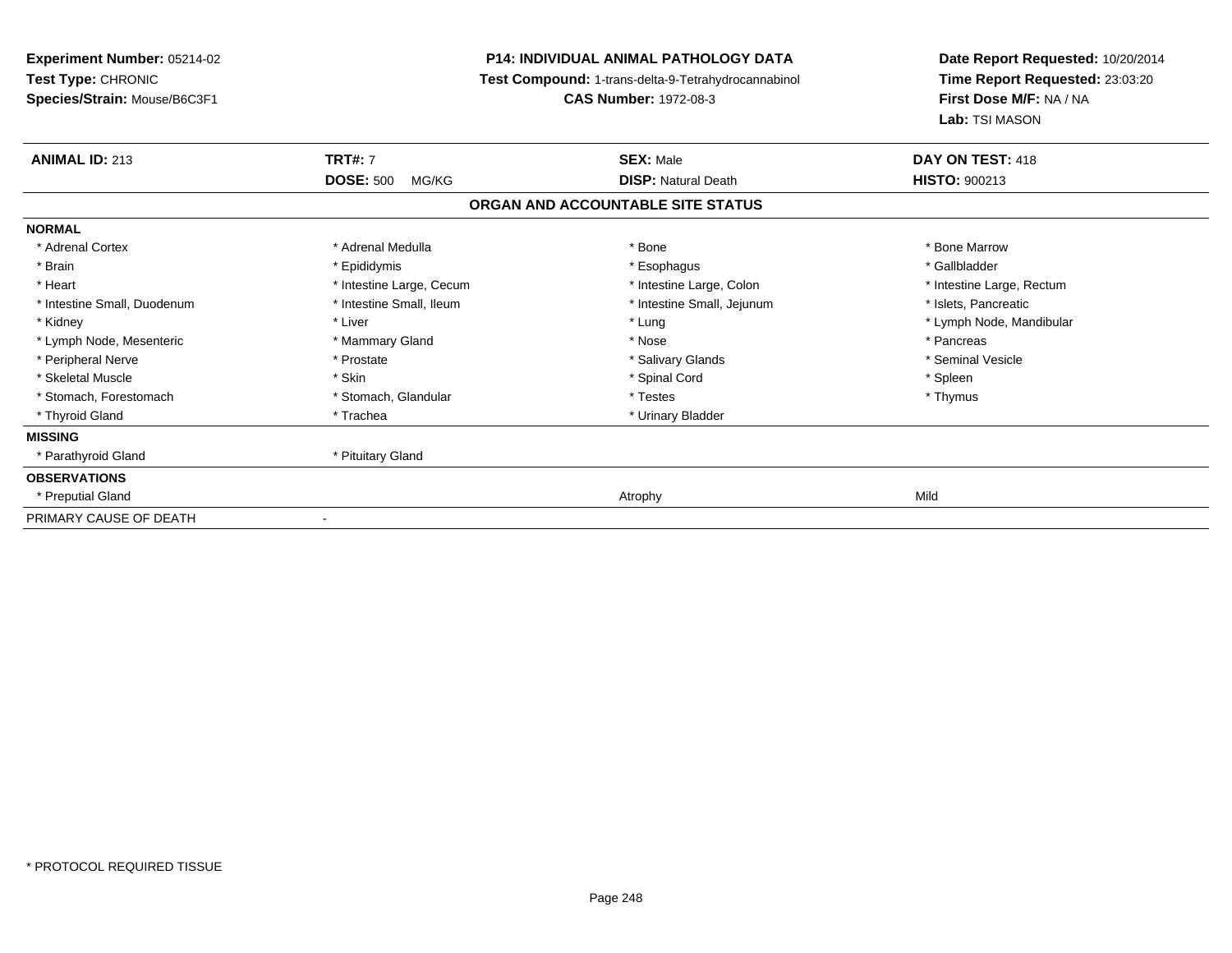**Experiment Number:** 05214-02
**Test Type:** CHRONIC
**Species/Strain:** Mouse/B6C3F1

**P14: INDIVIDUAL ANIMAL PATHOLOGY DATA**
**Test Compound:** 1-trans-delta-9-Tetrahydrocannabinol
**CAS Number:** 1972-08-3

**Date Report Requested:** 10/20/2014
**Time Report Requested:** 23:03:20
**First Dose M/F:** NA / NA
**Lab:** TSI MASON

| **ANIMAL ID:** 213 | **TRT#:** 7 | **SEX:** Male | **DAY ON TEST:** 418 |
|---|---|---|---|
| | **DOSE:** 500 MG/KG | **DISP:** Natural Death | **HISTO:** 900213 |

## ORGAN AND ACCOUNTABLE SITE STATUS

| | | | |
|---|---|---|---|
| **NORMAL** | | | |
| * Adrenal Cortex | * Adrenal Medulla | * Bone | * Bone Marrow |
| * Brain | * Epididymis | * Esophagus | * Gallbladder |
| * Heart | * Intestine Large, Cecum | * Intestine Large, Colon | * Intestine Large, Rectum |
| * Intestine Small, Duodenum | * Intestine Small, Ileum | * Intestine Small, Jejunum | * Islets, Pancreatic |
| * Kidney | * Liver | * Lung | * Lymph Node, Mandibular |
| * Lymph Node, Mesenteric | * Mammary Gland | * Nose | * Pancreas |
| * Peripheral Nerve | * Prostate | * Salivary Glands | * Seminal Vesicle |
| * Skeletal Muscle | * Skin | * Spinal Cord | * Spleen |
| * Stomach, Forestomach | * Stomach, Glandular | * Testes | * Thymus |
| * Thyroid Gland | * Trachea | * Urinary Bladder | |
| **MISSING** | | | |
| * Parathyroid Gland | * Pituitary Gland | | |
| **OBSERVATIONS** | | | |
| * Preputial Gland | | Atrophy | Mild |
| PRIMARY CAUSE OF DEATH | - | | |

* PROTOCOL REQUIRED TISSUE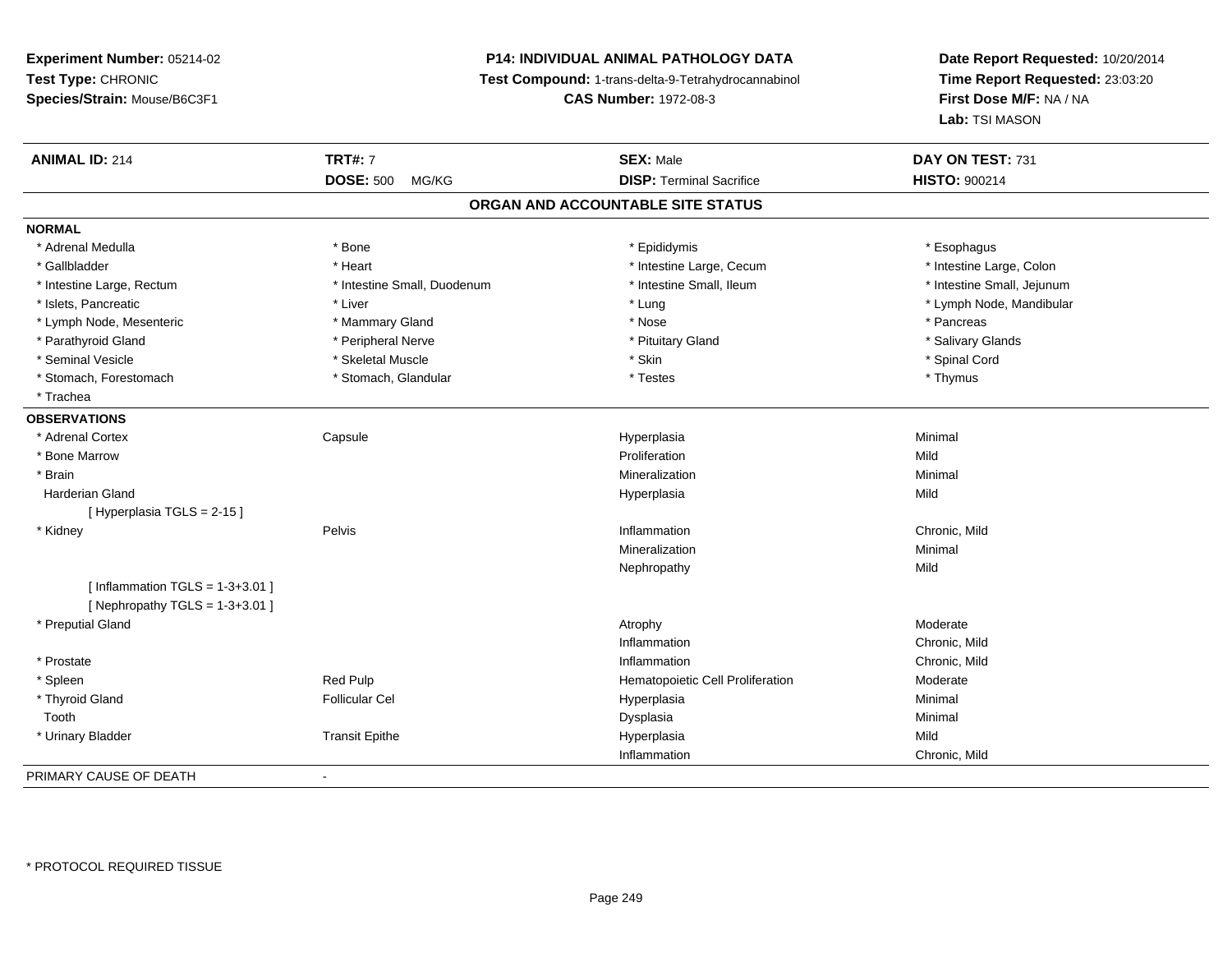**Experiment Number:** 05214-02
**Test Type:** CHRONIC
**Species/Strain:** Mouse/B6C3F1

**P14: INDIVIDUAL ANIMAL PATHOLOGY DATA**
**Test Compound:** 1-trans-delta-9-Tetrahydrocannabinol
**CAS Number:** 1972-08-3

**Date Report Requested:** 10/20/2014
**Time Report Requested:** 23:03:20
**First Dose M/F:** NA / NA
**Lab:** TSI MASON

| **ANIMAL ID:** 214 | **TRT#:** 7 | **SEX:** Male | **DAY ON TEST:** 731 |
|---|---|---|---|
| | **DOSE:** 500 MG/KG | **DISP:** Terminal Sacrifice | **HISTO:** 900214 |

## ORGAN AND ACCOUNTABLE SITE STATUS

**NORMAL**

| | | | |
|---|---|---|---|
| * Adrenal Medulla | * Bone | * Epididymis | * Esophagus |
| * Gallbladder | * Heart | * Intestine Large, Cecum | * Intestine Large, Colon |
| * Intestine Large, Rectum | * Intestine Small, Duodenum | * Intestine Small, Ileum | * Intestine Small, Jejunum |
| * Islets, Pancreatic | * Liver | * Lung | * Lymph Node, Mandibular |
| * Lymph Node, Mesenteric | * Mammary Gland | * Nose | * Pancreas |
| * Parathyroid Gland | * Peripheral Nerve | * Pituitary Gland | * Salivary Glands |
| * Seminal Vesicle | * Skeletal Muscle | * Skin | * Spinal Cord |
| * Stomach, Forestomach | * Stomach, Glandular | * Testes | * Thymus |
| * Trachea | | | |

**OBSERVATIONS**

| | | | |
|---|---|---|---|
| * Adrenal Cortex | Capsule | Hyperplasia | Minimal |
| * Bone Marrow | | Proliferation | Mild |
| * Brain | | Mineralization | Minimal |
| Harderian Gland | | Hyperplasia | Mild |
| [ Hyperplasia TGLS = 2-15 ] | | | |
| * Kidney | Pelvis | Inflammation | Chronic, Mild |
| | | Mineralization | Minimal |
| | | Nephropathy | Mild |
| [ Inflammation TGLS = 1-3+3.01 ] | | | |
| [ Nephropathy TGLS = 1-3+3.01 ] | | | |
| * Preputial Gland | | Atrophy | Moderate |
| | | Inflammation | Chronic, Mild |
| * Prostate | | Inflammation | Chronic, Mild |
| * Spleen | Red Pulp | Hematopoietic Cell Proliferation | Moderate |
| * Thyroid Gland | Follicular Cel | Hyperplasia | Minimal |
| Tooth | | Dysplasia | Minimal |
| * Urinary Bladder | Transit Epithe | Hyperplasia | Mild |
| | | Inflammation | Chronic, Mild |

PRIMARY CAUSE OF DEATH -

* PROTOCOL REQUIRED TISSUE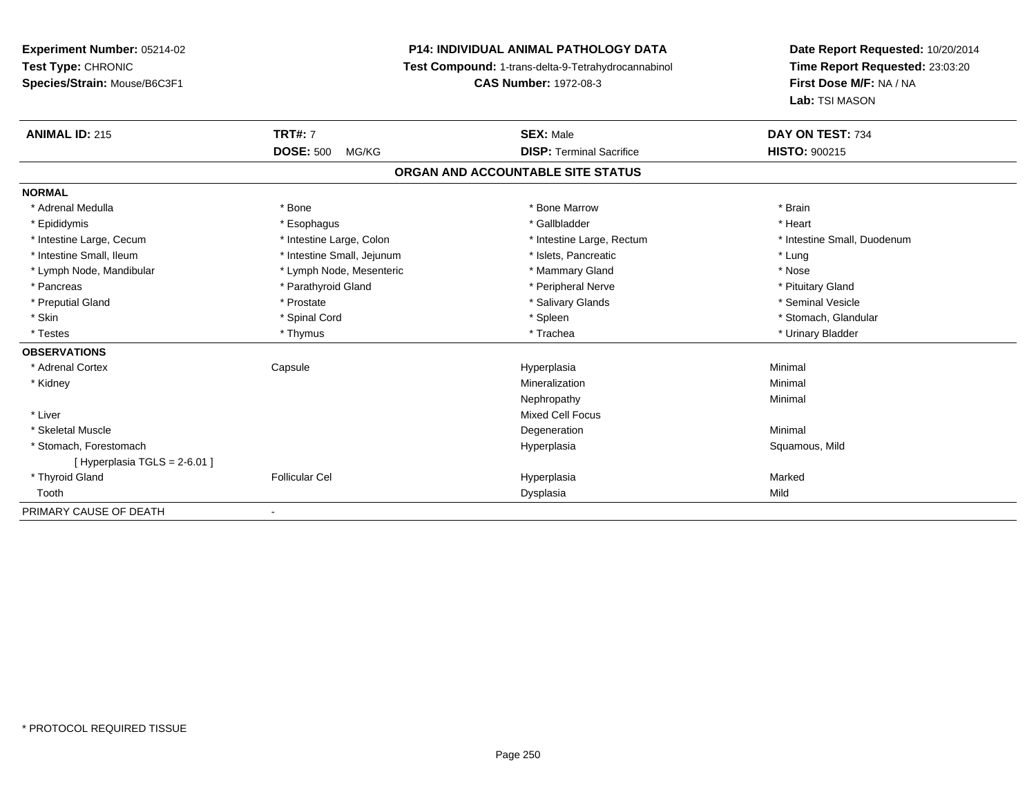**Experiment Number:** 05214-02
**Test Type:** CHRONIC
**Species/Strain:** Mouse/B6C3F1

**P14: INDIVIDUAL ANIMAL PATHOLOGY DATA**
**Test Compound:** 1-trans-delta-9-Tetrahydrocannabinol
**CAS Number:** 1972-08-3

**Date Report Requested:** 10/20/2014
**Time Report Requested:** 23:03:20
**First Dose M/F:** NA / NA
**Lab:** TSI MASON

| **ANIMAL ID:** 215 | **TRT#:** 7 | **SEX:** Male | **DAY ON TEST:** 734 |
|---|---|---|---|
| | **DOSE:** 500 MG/KG | **DISP:** Terminal Sacrifice | **HISTO:** 900215 |

## ORGAN AND ACCOUNTABLE SITE STATUS

| | | | |
|---|---|---|---|
| **NORMAL** | | | |
| * Adrenal Medulla | * Bone | * Bone Marrow | * Brain |
| * Epididymis | * Esophagus | * Gallbladder | * Heart |
| * Intestine Large, Cecum | * Intestine Large, Colon | * Intestine Large, Rectum | * Intestine Small, Duodenum |
| * Intestine Small, Ileum | * Intestine Small, Jejunum | * Islets, Pancreatic | * Lung |
| * Lymph Node, Mandibular | * Lymph Node, Mesenteric | * Mammary Gland | * Nose |
| * Pancreas | * Parathyroid Gland | * Peripheral Nerve | * Pituitary Gland |
| * Preputial Gland | * Prostate | * Salivary Glands | * Seminal Vesicle |
| * Skin | * Spinal Cord | * Spleen | * Stomach, Glandular |
| * Testes | * Thymus | * Trachea | * Urinary Bladder |
| **OBSERVATIONS** | | | |
| * Adrenal Cortex | Capsule | Hyperplasia | Minimal |
| * Kidney | | Mineralization | Minimal |
| | | Nephropathy | Minimal |
| * Liver | | Mixed Cell Focus | |
| * Skeletal Muscle | | Degeneration | Minimal |
| * Stomach, Forestomach | | Hyperplasia | Squamous, Mild |
| [ Hyperplasia TGLS = 2-6.01 ] | | | |
| * Thyroid Gland | Follicular Cel | Hyperplasia | Marked |
| Tooth | | Dysplasia | Mild |
| PRIMARY CAUSE OF DEATH | - | | |

* PROTOCOL REQUIRED TISSUE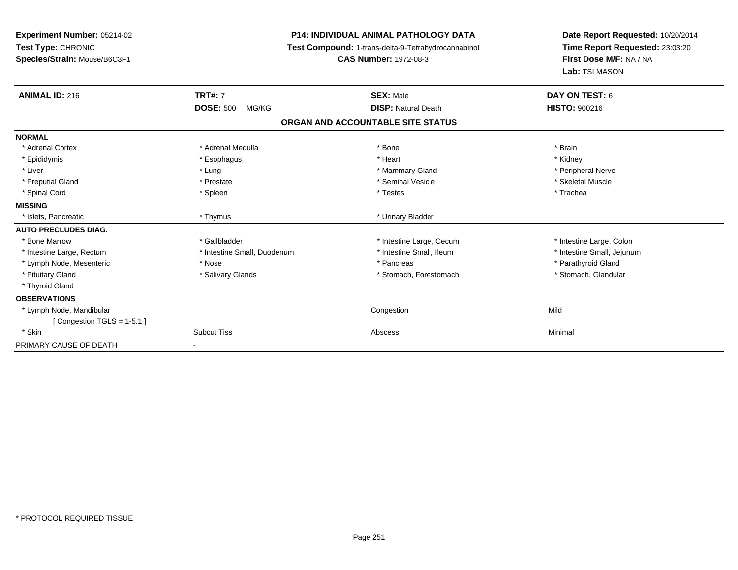**Experiment Number:** 05214-02
**Test Type:** CHRONIC
**Species/Strain:** Mouse/B6C3F1

**P14: INDIVIDUAL ANIMAL PATHOLOGY DATA**
**Test Compound:** 1-trans-delta-9-Tetrahydrocannabinol
**CAS Number:** 1972-08-3

**Date Report Requested:** 10/20/2014
**Time Report Requested:** 23:03:20
**First Dose M/F:** NA / NA
**Lab:** TSI MASON

| **ANIMAL ID:** 216 | **TRT#:** 7 | **SEX:** Male | **DAY ON TEST:** 6 |
|---|---|---|---|
| | **DOSE:** 500 MG/KG | **DISP:** Natural Death | **HISTO:** 900216 |

## ORGAN AND ACCOUNTABLE SITE STATUS

| | | | |
|---|---|---|---|
| **NORMAL** | | | |
| * Adrenal Cortex | * Adrenal Medulla | * Bone | * Brain |
| * Epididymis | * Esophagus | * Heart | * Kidney |
| * Liver | * Lung | * Mammary Gland | * Peripheral Nerve |
| * Preputial Gland | * Prostate | * Seminal Vesicle | * Skeletal Muscle |
| * Spinal Cord | * Spleen | * Testes | * Trachea |
| **MISSING** | | | |
| * Islets, Pancreatic | * Thymus | * Urinary Bladder | |
| **AUTO PRECLUDES DIAG.** | | | |
| * Bone Marrow | * Gallbladder | * Intestine Large, Cecum | * Intestine Large, Colon |
| * Intestine Large, Rectum | * Intestine Small, Duodenum | * Intestine Small, Ileum | * Intestine Small, Jejunum |
| * Lymph Node, Mesenteric | * Nose | * Pancreas | * Parathyroid Gland |
| * Pituitary Gland | * Salivary Glands | * Stomach, Forestomach | * Stomach, Glandular |
| * Thyroid Gland | | | |
| **OBSERVATIONS** | | | |
| * Lymph Node, Mandibular | | Congestion | Mild |
| [ Congestion TGLS = 1-5.1 ] | | | |
| * Skin | Subcut Tiss | Abscess | Minimal |
| PRIMARY CAUSE OF DEATH | - | | |

* PROTOCOL REQUIRED TISSUE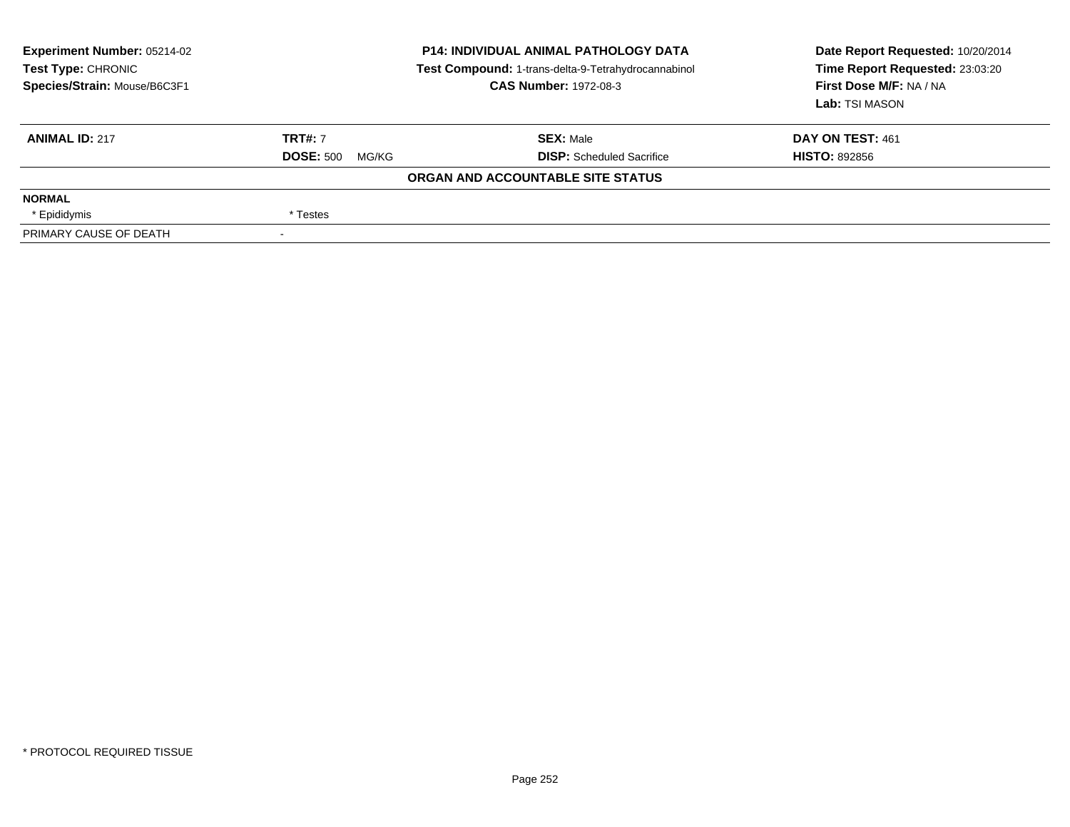| **Experiment Number:** 05214-02 | **P14: INDIVIDUAL ANIMAL PATHOLOGY DATA** | **Date Report Requested:** 10/20/2014 |
|---|---|---|
| **Test Type:** CHRONIC | **Test Compound:** 1-trans-delta-9-Tetrahydrocannabinol | **Time Report Requested:** 23:03:20 |
| **Species/Strain:** Mouse/B6C3F1 | **CAS Number:** 1972-08-3 | **First Dose M/F:** NA / NA |
| | | **Lab:** TSI MASON |

| **ANIMAL ID:** 217 | **TRT#:** 7 | **SEX:** Male | **DAY ON TEST:** 461 |
|---|---|---|---|
| | **DOSE:** 500 MG/KG | **DISP:** Scheduled Sacrifice | **HISTO:** 892856 |

**ORGAN AND ACCOUNTABLE SITE STATUS**

| | | | |
|---|---|---|---|
| **NORMAL** | | | |
| * Epididymis | * Testes | | |
| PRIMARY CAUSE OF DEATH | - | | |

* PROTOCOL REQUIRED TISSUE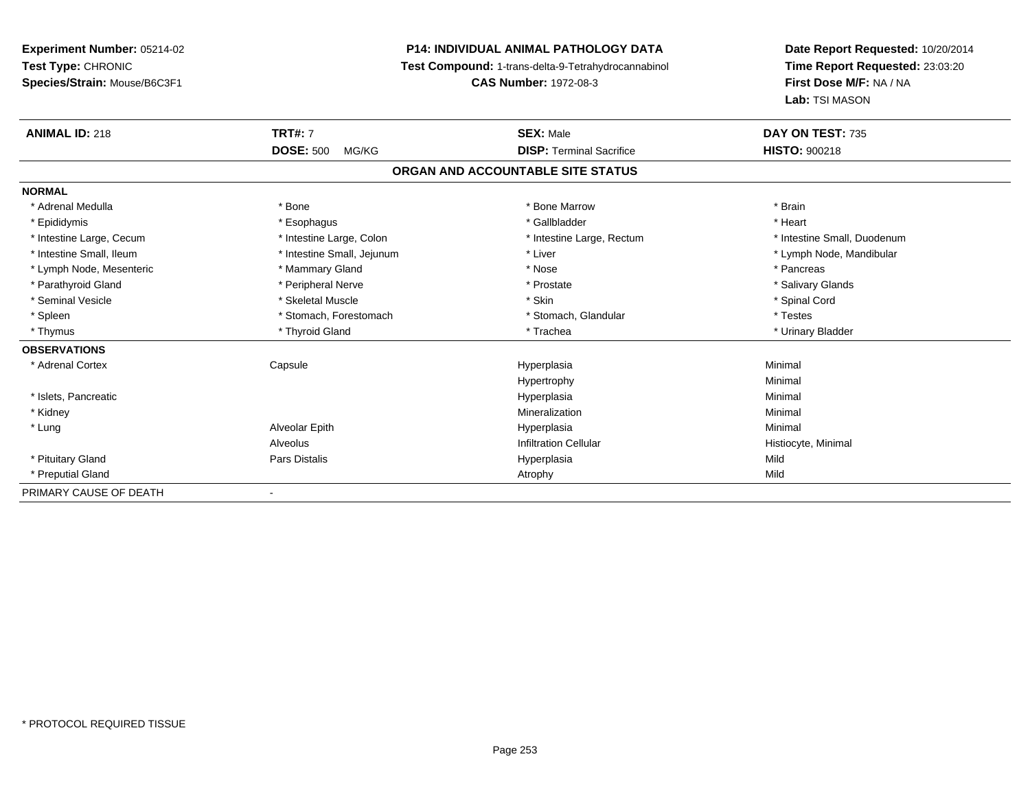**Experiment Number:** 05214-02
**Test Type:** CHRONIC
**Species/Strain:** Mouse/B6C3F1

**P14: INDIVIDUAL ANIMAL PATHOLOGY DATA**
**Test Compound:** 1-trans-delta-9-Tetrahydrocannabinol
**CAS Number:** 1972-08-3

**Date Report Requested:** 10/20/2014
**Time Report Requested:** 23:03:20
**First Dose M/F:** NA / NA
**Lab:** TSI MASON

| **ANIMAL ID:** 218 | **TRT#:** 7 | **SEX:** Male | **DAY ON TEST:** 735 |
|---|---|---|---|
| | **DOSE:** 500 MG/KG | **DISP:** Terminal Sacrifice | **HISTO:** 900218 |

**ORGAN AND ACCOUNTABLE SITE STATUS**

**NORMAL**

| | | | |
|---|---|---|---|
| * Adrenal Medulla | * Bone | * Bone Marrow | * Brain |
| * Epididymis | * Esophagus | * Gallbladder | * Heart |
| * Intestine Large, Cecum | * Intestine Large, Colon | * Intestine Large, Rectum | * Intestine Small, Duodenum |
| * Intestine Small, Ileum | * Intestine Small, Jejunum | * Liver | * Lymph Node, Mandibular |
| * Lymph Node, Mesenteric | * Mammary Gland | * Nose | * Pancreas |
| * Parathyroid Gland | * Peripheral Nerve | * Prostate | * Salivary Glands |
| * Seminal Vesicle | * Skeletal Muscle | * Skin | * Spinal Cord |
| * Spleen | * Stomach, Forestomach | * Stomach, Glandular | * Testes |
| * Thymus | * Thyroid Gland | * Trachea | * Urinary Bladder |

**OBSERVATIONS**

| | | | |
|---|---|---|---|
| * Adrenal Cortex | Capsule | Hyperplasia | Minimal |
| | | Hypertrophy | Minimal |
| * Islets, Pancreatic | | Hyperplasia | Minimal |
| * Kidney | | Mineralization | Minimal |
| * Lung | Alveolar Epith | Hyperplasia | Minimal |
| | Alveolus | Infiltration Cellular | Histiocyte, Minimal |
| * Pituitary Gland | Pars Distalis | Hyperplasia | Mild |
| * Preputial Gland | | Atrophy | Mild |

PRIMARY CAUSE OF DEATH -

* PROTOCOL REQUIRED TISSUE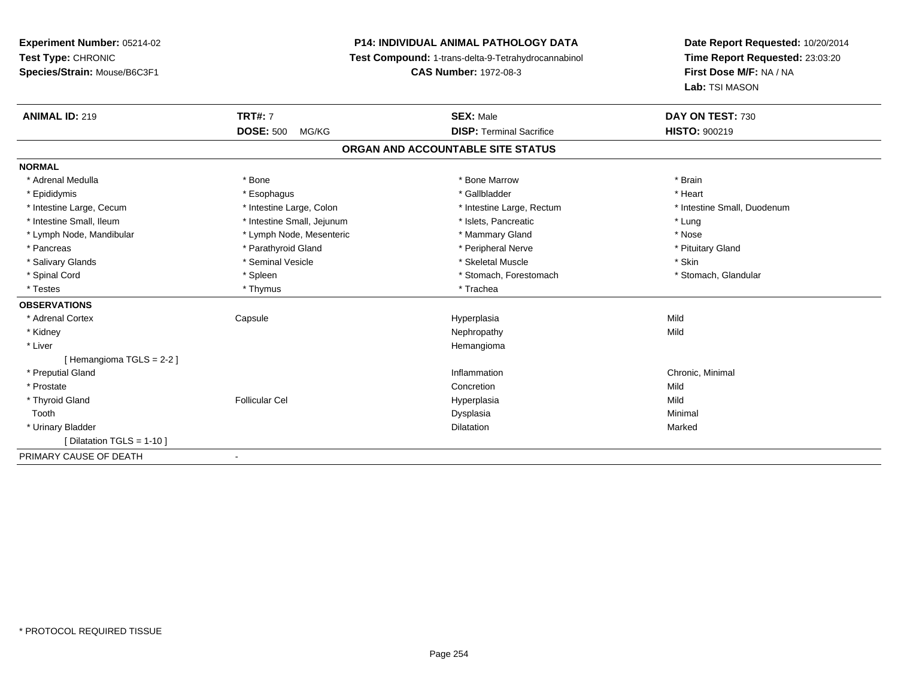**Experiment Number:** 05214-02
**Test Type:** CHRONIC
**Species/Strain:** Mouse/B6C3F1

**P14: INDIVIDUAL ANIMAL PATHOLOGY DATA**
**Test Compound:** 1-trans-delta-9-Tetrahydrocannabinol
**CAS Number:** 1972-08-3

**Date Report Requested:** 10/20/2014
**Time Report Requested:** 23:03:20
**First Dose M/F:** NA / NA
**Lab:** TSI MASON

| **ANIMAL ID:** 219 | **TRT#:** 7 | **SEX:** Male | **DAY ON TEST:** 730 |
|---|---|---|---|
| | **DOSE:** 500 MG/KG | **DISP:** Terminal Sacrifice | **HISTO:** 900219 |

## ORGAN AND ACCOUNTABLE SITE STATUS

**NORMAL**

| | | | |
|---|---|---|---|
| * Adrenal Medulla | * Bone | * Bone Marrow | * Brain |
| * Epididymis | * Esophagus | * Gallbladder | * Heart |
| * Intestine Large, Cecum | * Intestine Large, Colon | * Intestine Large, Rectum | * Intestine Small, Duodenum |
| * Intestine Small, Ileum | * Intestine Small, Jejunum | * Islets, Pancreatic | * Lung |
| * Lymph Node, Mandibular | * Lymph Node, Mesenteric | * Mammary Gland | * Nose |
| * Pancreas | * Parathyroid Gland | * Peripheral Nerve | * Pituitary Gland |
| * Salivary Glands | * Seminal Vesicle | * Skeletal Muscle | * Skin |
| * Spinal Cord | * Spleen | * Stomach, Forestomach | * Stomach, Glandular |
| * Testes | * Thymus | * Trachea | |

**OBSERVATIONS**

| | | | |
|---|---|---|---|
| * Adrenal Cortex | Capsule | Hyperplasia | Mild |
| * Kidney | | Nephropathy | Mild |
| * Liver | | Hemangioma | |
| [ Hemangioma TGLS = 2-2 ] | | | |
| * Preputial Gland | | Inflammation | Chronic, Minimal |
| * Prostate | | Concretion | Mild |
| * Thyroid Gland | Follicular Cel | Hyperplasia | Mild |
| Tooth | | Dysplasia | Minimal |
| * Urinary Bladder | | Dilatation | Marked |
| [ Dilatation TGLS = 1-10 ] | | | |

PRIMARY CAUSE OF DEATH -

\* PROTOCOL REQUIRED TISSUE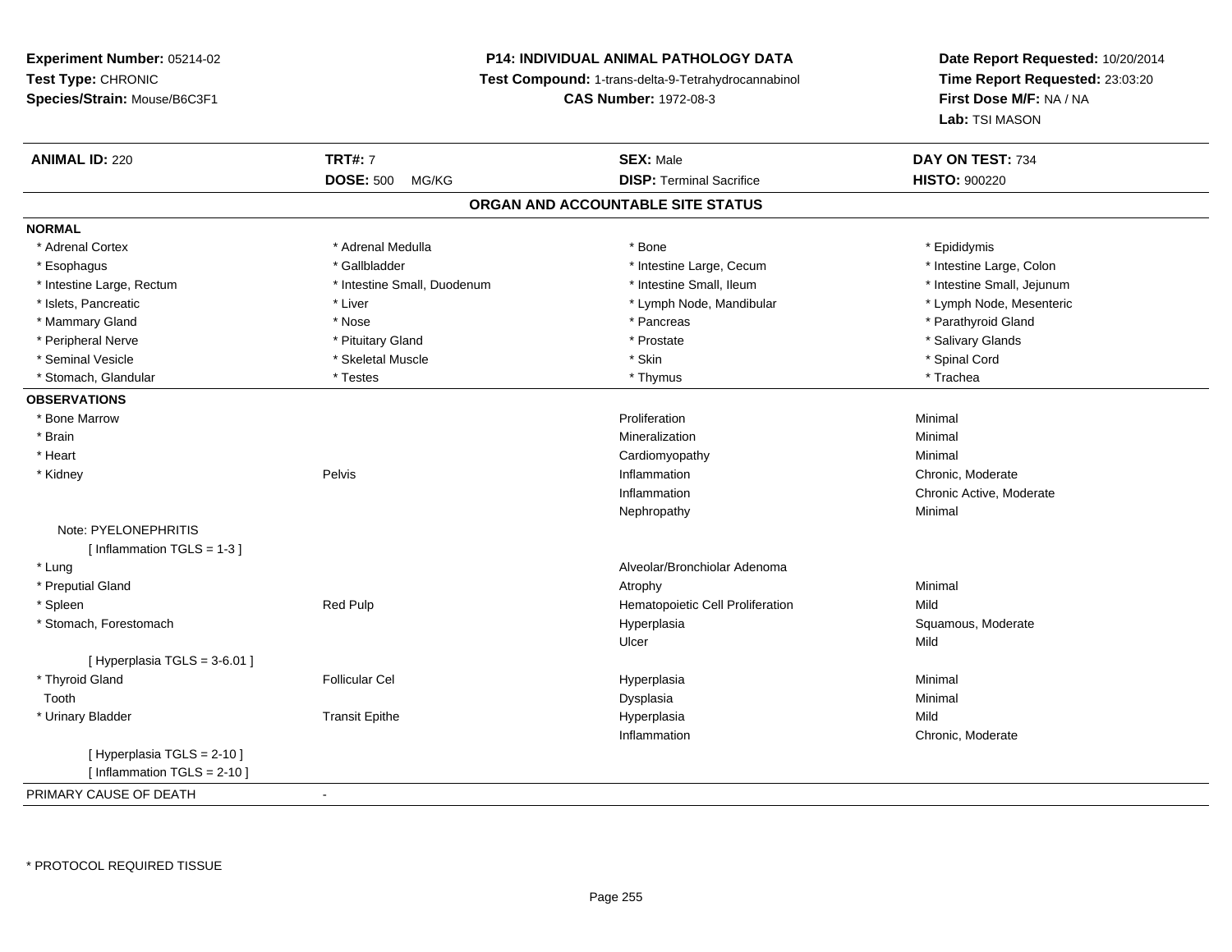**Experiment Number:** 05214-02
**Test Type:** CHRONIC
**Species/Strain:** Mouse/B6C3F1

**P14: INDIVIDUAL ANIMAL PATHOLOGY DATA**
**Test Compound:** 1-trans-delta-9-Tetrahydrocannabinol
**CAS Number:** 1972-08-3

**Date Report Requested:** 10/20/2014
**Time Report Requested:** 23:03:20
**First Dose M/F:** NA / NA
**Lab:** TSI MASON

| **ANIMAL ID:** 220 | **TRT#:** 7 | **SEX:** Male | **DAY ON TEST:** 734 |
|---|---|---|---|
| | **DOSE:** 500 MG/KG | **DISP:** Terminal Sacrifice | **HISTO:** 900220 |

## ORGAN AND ACCOUNTABLE SITE STATUS

**NORMAL**

| | | | |
|---|---|---|---|
| * Adrenal Cortex | * Adrenal Medulla | * Bone | * Epididymis |
| * Esophagus | * Gallbladder | * Intestine Large, Cecum | * Intestine Large, Colon |
| * Intestine Large, Rectum | * Intestine Small, Duodenum | * Intestine Small, Ileum | * Intestine Small, Jejunum |
| * Islets, Pancreatic | * Liver | * Lymph Node, Mandibular | * Lymph Node, Mesenteric |
| * Mammary Gland | * Nose | * Pancreas | * Parathyroid Gland |
| * Peripheral Nerve | * Pituitary Gland | * Prostate | * Salivary Glands |
| * Seminal Vesicle | * Skeletal Muscle | * Skin | * Spinal Cord |
| * Stomach, Glandular | * Testes | * Thymus | * Trachea |

**OBSERVATIONS**

| | | | |
|---|---|---|---|
| * Bone Marrow | | Proliferation | Minimal |
| * Brain | | Mineralization | Minimal |
| * Heart | | Cardiomyopathy | Minimal |
| * Kidney | Pelvis | Inflammation | Chronic, Moderate |
| | | Inflammation | Chronic Active, Moderate |
| | | Nephropathy | Minimal |
| Note: PYELONEPHRITIS | | | |
| [ Inflammation TGLS = 1-3 ] | | | |
| * Lung | | Alveolar/Bronchiolar Adenoma | |
| * Preputial Gland | | Atrophy | Minimal |
| * Spleen | Red Pulp | Hematopoietic Cell Proliferation | Mild |
| * Stomach, Forestomach | | Hyperplasia | Squamous, Moderate |
| | | Ulcer | Mild |
| [ Hyperplasia TGLS = 3-6.01 ] | | | |
| * Thyroid Gland | Follicular Cel | Hyperplasia | Minimal |
| Tooth | | Dysplasia | Minimal |
| * Urinary Bladder | Transit Epithe | Hyperplasia | Mild |
| | | Inflammation | Chronic, Moderate |
| [ Hyperplasia TGLS = 2-10 ] | | | |
| [ Inflammation TGLS = 2-10 ] | | | |

PRIMARY CAUSE OF DEATH -

* PROTOCOL REQUIRED TISSUE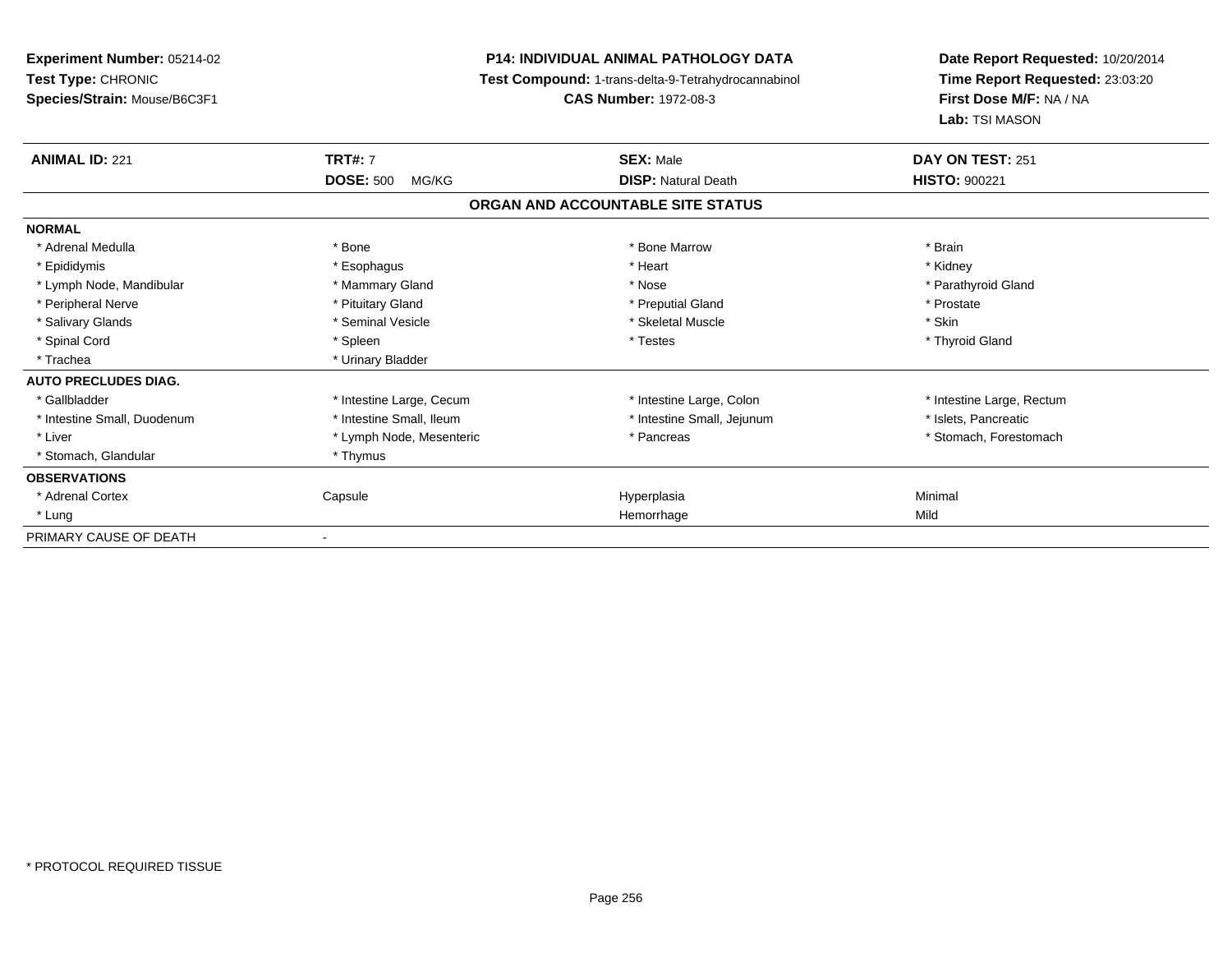**Experiment Number:** 05214-02
**Test Type:** CHRONIC
**Species/Strain:** Mouse/B6C3F1

**P14: INDIVIDUAL ANIMAL PATHOLOGY DATA**
**Test Compound:** 1-trans-delta-9-Tetrahydrocannabinol
**CAS Number:** 1972-08-3

**Date Report Requested:** 10/20/2014
**Time Report Requested:** 23:03:20
**First Dose M/F:** NA / NA
**Lab:** TSI MASON

| **ANIMAL ID:** 221 | **TRT#:** 7 | **SEX:** Male | **DAY ON TEST:** 251 |
|---|---|---|---|
| | **DOSE:** 500 MG/KG | **DISP:** Natural Death | **HISTO:** 900221 |

**ORGAN AND ACCOUNTABLE SITE STATUS**

| | | | |
|---|---|---|---|
| **NORMAL** | | | |
| * Adrenal Medulla | * Bone | * Bone Marrow | * Brain |
| * Epididymis | * Esophagus | * Heart | * Kidney |
| * Lymph Node, Mandibular | * Mammary Gland | * Nose | * Parathyroid Gland |
| * Peripheral Nerve | * Pituitary Gland | * Preputial Gland | * Prostate |
| * Salivary Glands | * Seminal Vesicle | * Skeletal Muscle | * Skin |
| * Spinal Cord | * Spleen | * Testes | * Thyroid Gland |
| * Trachea | * Urinary Bladder | | |
| **AUTO PRECLUDES DIAG.** | | | |
| * Gallbladder | * Intestine Large, Cecum | * Intestine Large, Colon | * Intestine Large, Rectum |
| * Intestine Small, Duodenum | * Intestine Small, Ileum | * Intestine Small, Jejunum | * Islets, Pancreatic |
| * Liver | * Lymph Node, Mesenteric | * Pancreas | * Stomach, Forestomach |
| * Stomach, Glandular | * Thymus | | |
| **OBSERVATIONS** | | | |
| * Adrenal Cortex | Capsule | Hyperplasia | Minimal |
| * Lung | | Hemorrhage | Mild |
| PRIMARY CAUSE OF DEATH | - | | |

* PROTOCOL REQUIRED TISSUE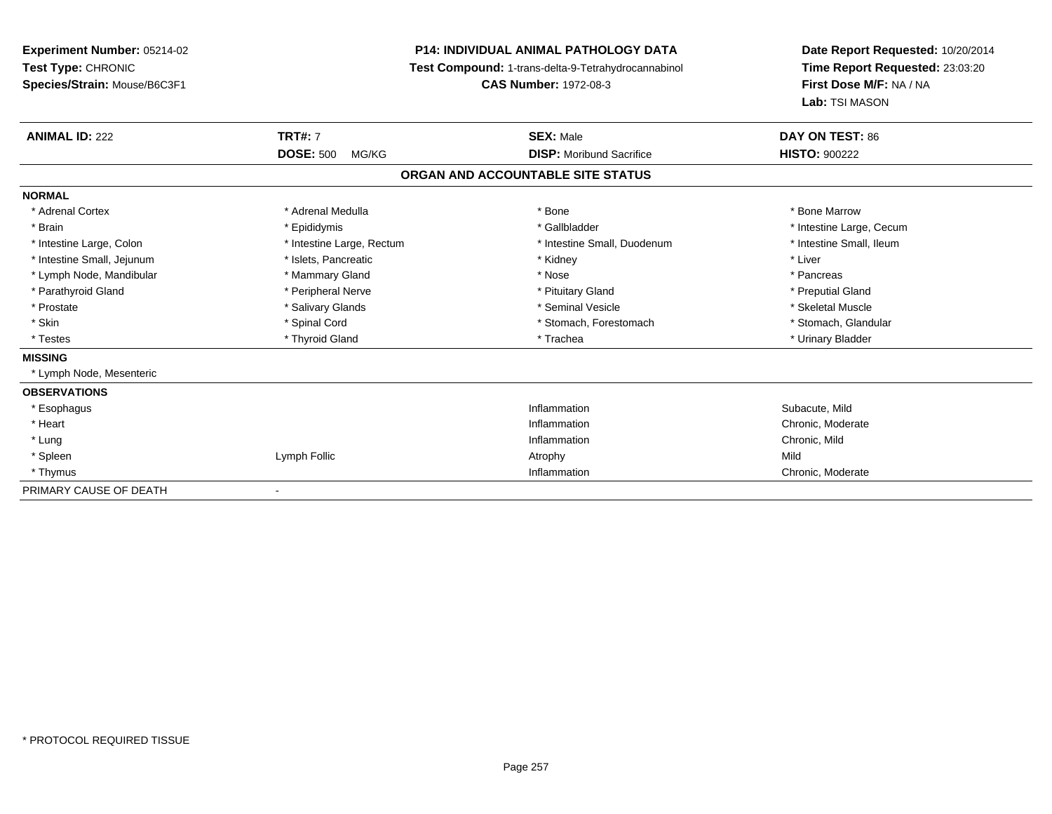**Experiment Number:** 05214-02
**Test Type:** CHRONIC
**Species/Strain:** Mouse/B6C3F1

**P14: INDIVIDUAL ANIMAL PATHOLOGY DATA**
**Test Compound:** 1-trans-delta-9-Tetrahydrocannabinol
**CAS Number:** 1972-08-3

**Date Report Requested:** 10/20/2014
**Time Report Requested:** 23:03:20
**First Dose M/F:** NA / NA
**Lab:** TSI MASON

| **ANIMAL ID:** 222 | **TRT#:** 7 | **SEX:** Male | **DAY ON TEST:** 86 |
|---|---|---|---|
| | **DOSE:** 500 MG/KG | **DISP:** Moribund Sacrifice | **HISTO:** 900222 |

## ORGAN AND ACCOUNTABLE SITE STATUS

| | | | |
|---|---|---|---|
| **NORMAL** | | | |
| * Adrenal Cortex | * Adrenal Medulla | * Bone | * Bone Marrow |
| * Brain | * Epididymis | * Gallbladder | * Intestine Large, Cecum |
| * Intestine Large, Colon | * Intestine Large, Rectum | * Intestine Small, Duodenum | * Intestine Small, Ileum |
| * Intestine Small, Jejunum | * Islets, Pancreatic | * Kidney | * Liver |
| * Lymph Node, Mandibular | * Mammary Gland | * Nose | * Pancreas |
| * Parathyroid Gland | * Peripheral Nerve | * Pituitary Gland | * Preputial Gland |
| * Prostate | * Salivary Glands | * Seminal Vesicle | * Skeletal Muscle |
| * Skin | * Spinal Cord | * Stomach, Forestomach | * Stomach, Glandular |
| * Testes | * Thyroid Gland | * Trachea | * Urinary Bladder |
| **MISSING** | | | |
| * Lymph Node, Mesenteric | | | |
| **OBSERVATIONS** | | | |
| * Esophagus | | Inflammation | Subacute, Mild |
| * Heart | | Inflammation | Chronic, Moderate |
| * Lung | | Inflammation | Chronic, Mild |
| * Spleen | Lymph Follic | Atrophy | Mild |
| * Thymus | | Inflammation | Chronic, Moderate |
| PRIMARY CAUSE OF DEATH | - | | |

* PROTOCOL REQUIRED TISSUE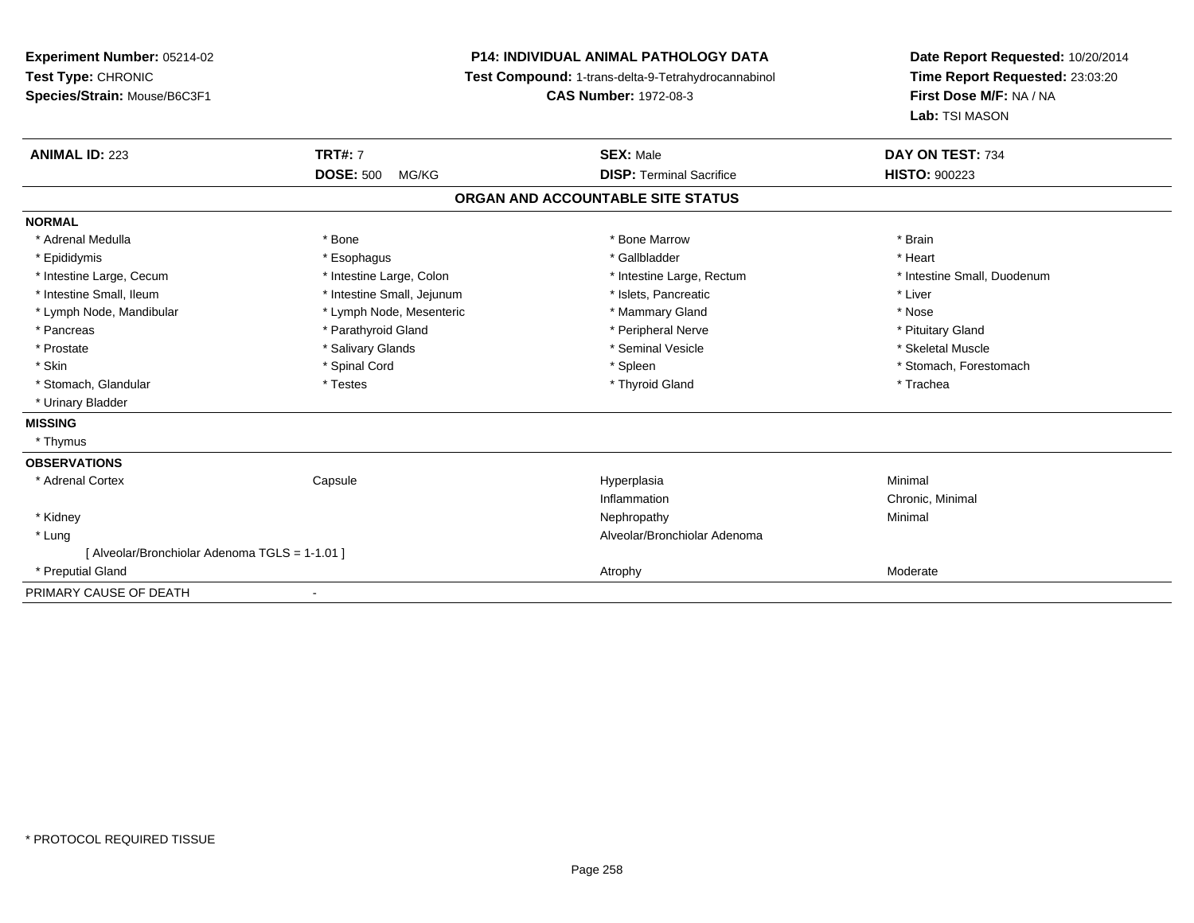**Experiment Number:** 05214-02
**Test Type:** CHRONIC
**Species/Strain:** Mouse/B6C3F1

**P14: INDIVIDUAL ANIMAL PATHOLOGY DATA**
**Test Compound:** 1-trans-delta-9-Tetrahydrocannabinol
**CAS Number:** 1972-08-3

**Date Report Requested:** 10/20/2014
**Time Report Requested:** 23:03:20
**First Dose M/F:** NA / NA
**Lab:** TSI MASON

| **ANIMAL ID:** 223 | **TRT#:** 7 | **SEX:** Male | **DAY ON TEST:** 734 |
|---|---|---|---|
| | **DOSE:** 500 MG/KG | **DISP:** Terminal Sacrifice | **HISTO:** 900223 |

## ORGAN AND ACCOUNTABLE SITE STATUS

**NORMAL**

| | | | |
|---|---|---|---|
| * Adrenal Medulla | * Bone | * Bone Marrow | * Brain |
| * Epididymis | * Esophagus | * Gallbladder | * Heart |
| * Intestine Large, Cecum | * Intestine Large, Colon | * Intestine Large, Rectum | * Intestine Small, Duodenum |
| * Intestine Small, Ileum | * Intestine Small, Jejunum | * Islets, Pancreatic | * Liver |
| * Lymph Node, Mandibular | * Lymph Node, Mesenteric | * Mammary Gland | * Nose |
| * Pancreas | * Parathyroid Gland | * Peripheral Nerve | * Pituitary Gland |
| * Prostate | * Salivary Glands | * Seminal Vesicle | * Skeletal Muscle |
| * Skin | * Spinal Cord | * Spleen | * Stomach, Forestomach |
| * Stomach, Glandular | * Testes | * Thyroid Gland | * Trachea |
| * Urinary Bladder | | | |

**MISSING**

* Thymus

**OBSERVATIONS**

| | | | |
|---|---|---|---|
| * Adrenal Cortex | Capsule | Hyperplasia | Minimal |
| | | Inflammation | Chronic, Minimal |
| * Kidney | | Nephropathy | Minimal |
| * Lung | | Alveolar/Bronchiolar Adenoma | |
| [ Alveolar/Bronchiolar Adenoma TGLS = 1-1.01 ] | | | |
| * Preputial Gland | | Atrophy | Moderate |

PRIMARY CAUSE OF DEATH -

\* PROTOCOL REQUIRED TISSUE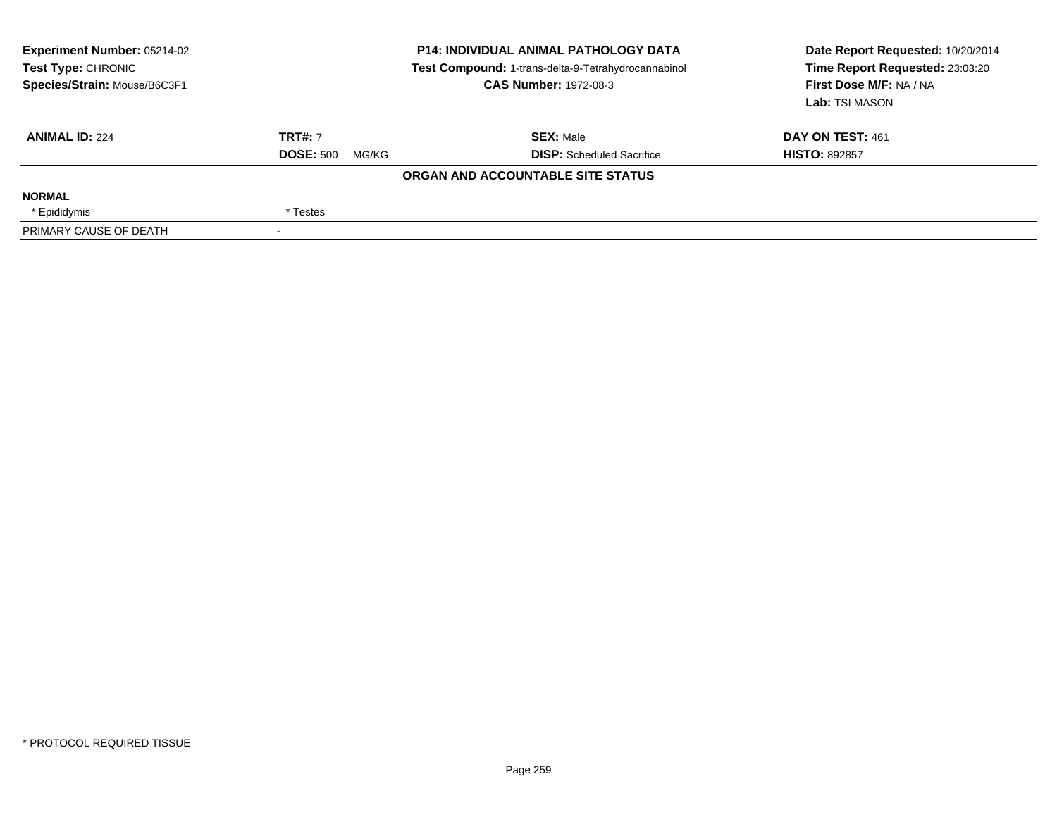**Experiment Number:** 05214-02
**Test Type:** CHRONIC
**Species/Strain:** Mouse/B6C3F1

**P14: INDIVIDUAL ANIMAL PATHOLOGY DATA**
**Test Compound:** 1-trans-delta-9-Tetrahydrocannabinol
**CAS Number:** 1972-08-3

**Date Report Requested:** 10/20/2014
**Time Report Requested:** 23:03:20
**First Dose M/F:** NA / NA
**Lab:** TSI MASON

| **ANIMAL ID:** 224 | **TRT#:** 7 | **SEX:** Male | **DAY ON TEST:** 461 |
|---|---|---|---|
| | **DOSE:** 500 MG/KG | **DISP:** Scheduled Sacrifice | **HISTO:** 892857 |

**ORGAN AND ACCOUNTABLE SITE STATUS**

| | |
|---|---|
| **NORMAL** | |
| * Epididymis | * Testes |
| PRIMARY CAUSE OF DEATH | - |

* PROTOCOL REQUIRED TISSUE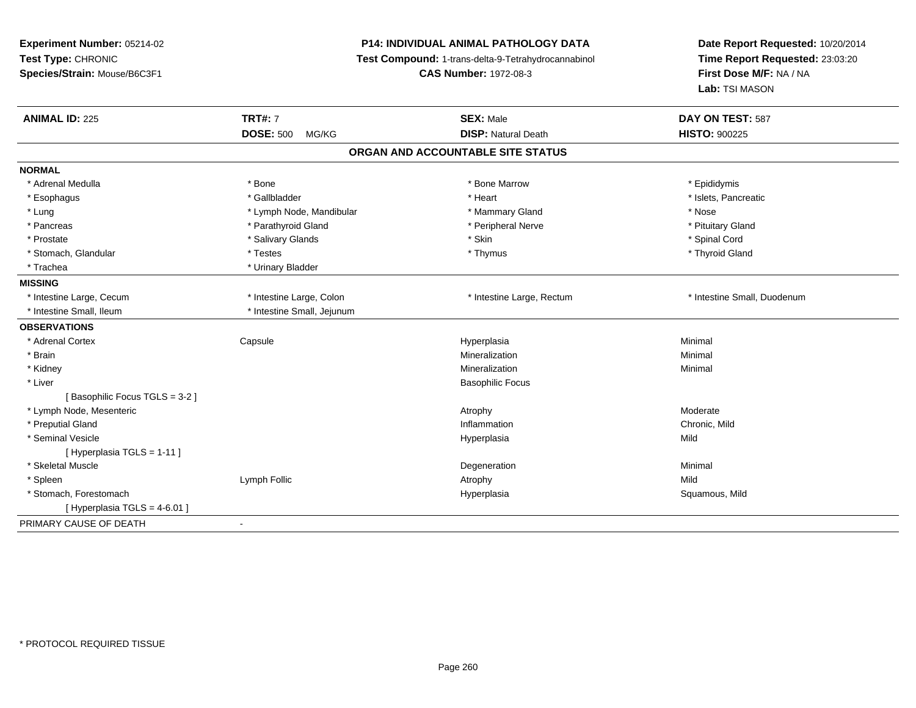**Experiment Number:** 05214-02
**Test Type:** CHRONIC
**Species/Strain:** Mouse/B6C3F1

**P14: INDIVIDUAL ANIMAL PATHOLOGY DATA**
**Test Compound:** 1-trans-delta-9-Tetrahydrocannabinol
**CAS Number:** 1972-08-3

**Date Report Requested:** 10/20/2014
**Time Report Requested:** 23:03:20
**First Dose M/F:** NA / NA
**Lab:** TSI MASON

| **ANIMAL ID:** 225 | **TRT#:** 7 | **SEX:** Male | **DAY ON TEST:** 587 |
|---|---|---|---|
| | **DOSE:** 500 MG/KG | **DISP:** Natural Death | **HISTO:** 900225 |

## ORGAN AND ACCOUNTABLE SITE STATUS

| | | | |
|---|---|---|---|
| **NORMAL** | | | |
| * Adrenal Medulla | * Bone | * Bone Marrow | * Epididymis |
| * Esophagus | * Gallbladder | * Heart | * Islets, Pancreatic |
| * Lung | * Lymph Node, Mandibular | * Mammary Gland | * Nose |
| * Pancreas | * Parathyroid Gland | * Peripheral Nerve | * Pituitary Gland |
| * Prostate | * Salivary Glands | * Skin | * Spinal Cord |
| * Stomach, Glandular | * Testes | * Thymus | * Thyroid Gland |
| * Trachea | * Urinary Bladder | | |
| **MISSING** | | | |
| * Intestine Large, Cecum | * Intestine Large, Colon | * Intestine Large, Rectum | * Intestine Small, Duodenum |
| * Intestine Small, Ileum | * Intestine Small, Jejunum | | |
| **OBSERVATIONS** | | | |
| * Adrenal Cortex | Capsule | Hyperplasia | Minimal |
| * Brain | | Mineralization | Minimal |
| * Kidney | | Mineralization | Minimal |
| * Liver | | Basophilic Focus | |
| [ Basophilic Focus TGLS = 3-2 ] | | | |
| * Lymph Node, Mesenteric | | Atrophy | Moderate |
| * Preputial Gland | | Inflammation | Chronic, Mild |
| * Seminal Vesicle | | Hyperplasia | Mild |
| [ Hyperplasia TGLS = 1-11 ] | | | |
| * Skeletal Muscle | | Degeneration | Minimal |
| * Spleen | Lymph Follic | Atrophy | Mild |
| * Stomach, Forestomach | | Hyperplasia | Squamous, Mild |
| [ Hyperplasia TGLS = 4-6.01 ] | | | |
| PRIMARY CAUSE OF DEATH | - | | |

* PROTOCOL REQUIRED TISSUE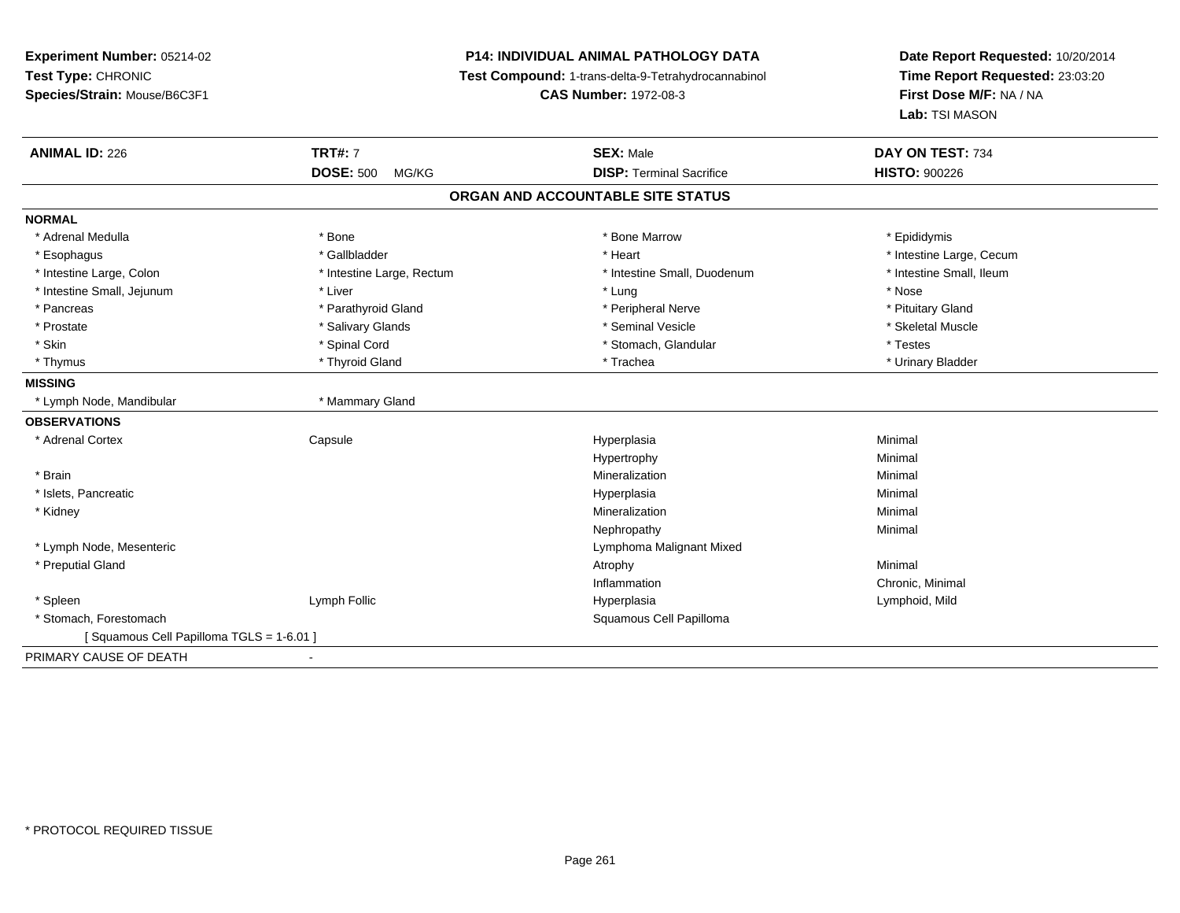**Experiment Number:** 05214-02
**Test Type:** CHRONIC
**Species/Strain:** Mouse/B6C3F1

**P14: INDIVIDUAL ANIMAL PATHOLOGY DATA**
**Test Compound:** 1-trans-delta-9-Tetrahydrocannabinol
**CAS Number:** 1972-08-3

**Date Report Requested:** 10/20/2014
**Time Report Requested:** 23:03:20
**First Dose M/F:** NA / NA
**Lab:** TSI MASON

| **ANIMAL ID:** 226 | **TRT#:** 7 | **SEX:** Male | **DAY ON TEST:** 734 |
|---|---|---|---|
| | **DOSE:** 500 MG/KG | **DISP:** Terminal Sacrifice | **HISTO:** 900226 |

## ORGAN AND ACCOUNTABLE SITE STATUS

**NORMAL**

| | | | |
|---|---|---|---|
| * Adrenal Medulla | * Bone | * Bone Marrow | * Epididymis |
| * Esophagus | * Gallbladder | * Heart | * Intestine Large, Cecum |
| * Intestine Large, Colon | * Intestine Large, Rectum | * Intestine Small, Duodenum | * Intestine Small, Ileum |
| * Intestine Small, Jejunum | * Liver | * Lung | * Nose |
| * Pancreas | * Parathyroid Gland | * Peripheral Nerve | * Pituitary Gland |
| * Prostate | * Salivary Glands | * Seminal Vesicle | * Skeletal Muscle |
| * Skin | * Spinal Cord | * Stomach, Glandular | * Testes |
| * Thymus | * Thyroid Gland | * Trachea | * Urinary Bladder |

**MISSING**

| | |
|---|---|
| * Lymph Node, Mandibular | * Mammary Gland |

**OBSERVATIONS**

| | | | |
|---|---|---|---|
| * Adrenal Cortex | Capsule | Hyperplasia | Minimal |
| | | Hypertrophy | Minimal |
| * Brain | | Mineralization | Minimal |
| * Islets, Pancreatic | | Hyperplasia | Minimal |
| * Kidney | | Mineralization | Minimal |
| | | Nephropathy | Minimal |
| * Lymph Node, Mesenteric | | Lymphoma Malignant Mixed | |
| * Preputial Gland | | Atrophy | Minimal |
| | | Inflammation | Chronic, Minimal |
| * Spleen | Lymph Follic | Hyperplasia | Lymphoid, Mild |
| * Stomach, Forestomach | | Squamous Cell Papilloma | |
| [ Squamous Cell Papilloma TGLS = 1-6.01 ] | | | |

PRIMARY CAUSE OF DEATH -

* PROTOCOL REQUIRED TISSUE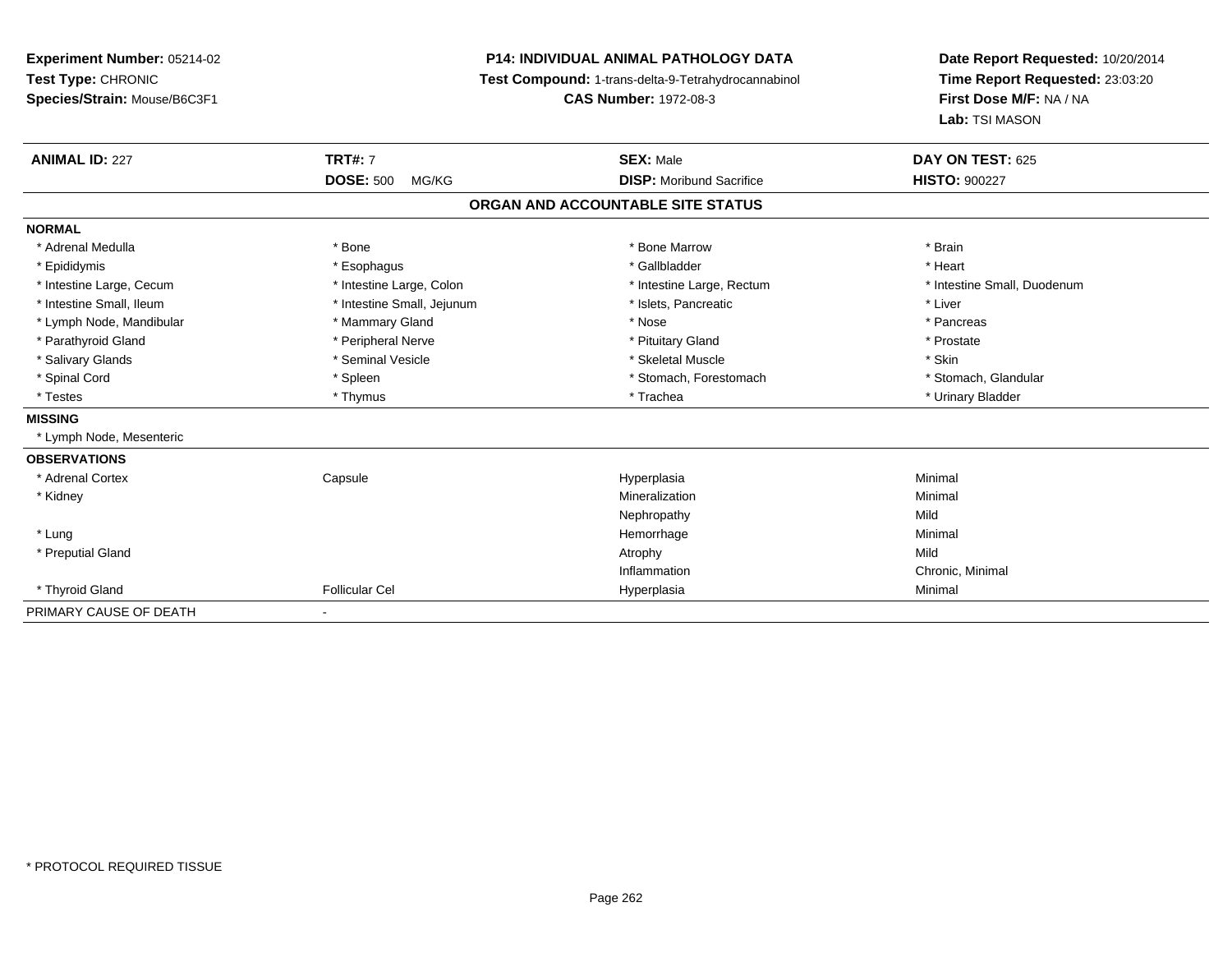**Experiment Number:** 05214-02
**Test Type:** CHRONIC
**Species/Strain:** Mouse/B6C3F1

**P14: INDIVIDUAL ANIMAL PATHOLOGY DATA**
**Test Compound:** 1-trans-delta-9-Tetrahydrocannabinol
**CAS Number:** 1972-08-3

**Date Report Requested:** 10/20/2014
**Time Report Requested:** 23:03:20
**First Dose M/F:** NA / NA
**Lab:** TSI MASON

| **ANIMAL ID:** 227 | **TRT#:** 7 | **SEX:** Male | **DAY ON TEST:** 625 |
|---|---|---|---|
| | **DOSE:** 500 MG/KG | **DISP:** Moribund Sacrifice | **HISTO:** 900227 |

**ORGAN AND ACCOUNTABLE SITE STATUS**

**NORMAL**

| | | | |
|---|---|---|---|
| * Adrenal Medulla | * Bone | * Bone Marrow | * Brain |
| * Epididymis | * Esophagus | * Gallbladder | * Heart |
| * Intestine Large, Cecum | * Intestine Large, Colon | * Intestine Large, Rectum | * Intestine Small, Duodenum |
| * Intestine Small, Ileum | * Intestine Small, Jejunum | * Islets, Pancreatic | * Liver |
| * Lymph Node, Mandibular | * Mammary Gland | * Nose | * Pancreas |
| * Parathyroid Gland | * Peripheral Nerve | * Pituitary Gland | * Prostate |
| * Salivary Glands | * Seminal Vesicle | * Skeletal Muscle | * Skin |
| * Spinal Cord | * Spleen | * Stomach, Forestomach | * Stomach, Glandular |
| * Testes | * Thymus | * Trachea | * Urinary Bladder |

**MISSING**

* Lymph Node, Mesenteric

**OBSERVATIONS**

| | | | |
|---|---|---|---|
| * Adrenal Cortex | Capsule | Hyperplasia | Minimal |
| * Kidney | | Mineralization | Minimal |
| | | Nephropathy | Mild |
| * Lung | | Hemorrhage | Minimal |
| * Preputial Gland | | Atrophy | Mild |
| | | Inflammation | Chronic, Minimal |
| * Thyroid Gland | Follicular Cel | Hyperplasia | Minimal |

PRIMARY CAUSE OF DEATH -

* PROTOCOL REQUIRED TISSUE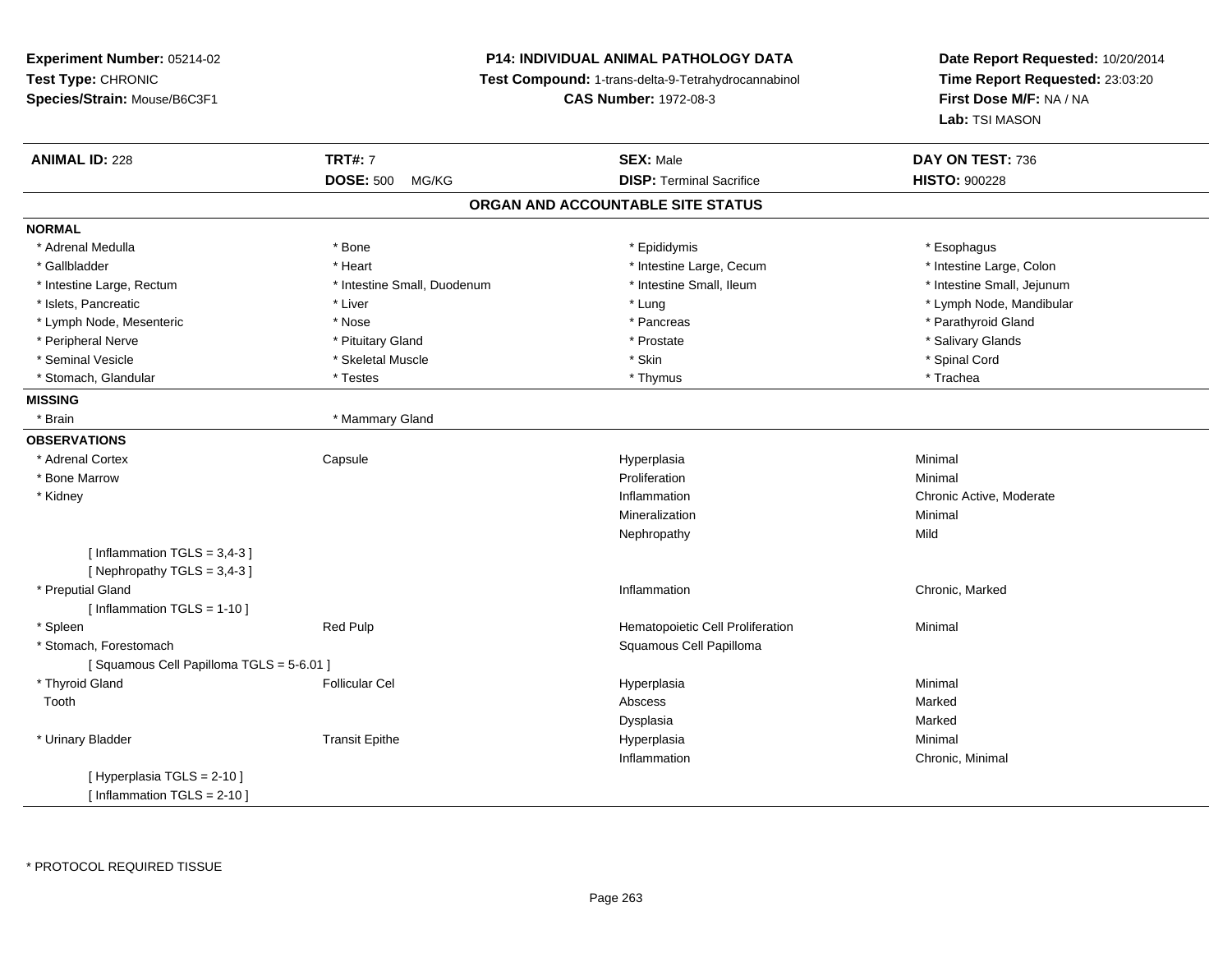**Experiment Number:** 05214-02
**Test Type:** CHRONIC
**Species/Strain:** Mouse/B6C3F1

**P14: INDIVIDUAL ANIMAL PATHOLOGY DATA**
**Test Compound:** 1-trans-delta-9-Tetrahydrocannabinol
**CAS Number:** 1972-08-3

**Date Report Requested:** 10/20/2014
**Time Report Requested:** 23:03:20
**First Dose M/F:** NA / NA
**Lab:** TSI MASON

| **ANIMAL ID:** 228 | **TRT#:** 7 | **SEX:** Male | **DAY ON TEST:** 736 |
|---|---|---|---|
| | **DOSE:** 500 MG/KG | **DISP:** Terminal Sacrifice | **HISTO:** 900228 |

## ORGAN AND ACCOUNTABLE SITE STATUS

**NORMAL**

| | | | |
|---|---|---|---|
| * Adrenal Medulla | * Bone | * Epididymis | * Esophagus |
| * Gallbladder | * Heart | * Intestine Large, Cecum | * Intestine Large, Colon |
| * Intestine Large, Rectum | * Intestine Small, Duodenum | * Intestine Small, Ileum | * Intestine Small, Jejunum |
| * Islets, Pancreatic | * Liver | * Lung | * Lymph Node, Mandibular |
| * Lymph Node, Mesenteric | * Nose | * Pancreas | * Parathyroid Gland |
| * Peripheral Nerve | * Pituitary Gland | * Prostate | * Salivary Glands |
| * Seminal Vesicle | * Skeletal Muscle | * Skin | * Spinal Cord |
| * Stomach, Glandular | * Testes | * Thymus | * Trachea |

**MISSING**

| | |
|---|---|
| * Brain | * Mammary Gland |

**OBSERVATIONS**

| | | | |
|---|---|---|---|
| * Adrenal Cortex | Capsule | Hyperplasia | Minimal |
| * Bone Marrow | | Proliferation | Minimal |
| * Kidney | | Inflammation | Chronic Active, Moderate |
| | | Mineralization | Minimal |
| | | Nephropathy | Mild |
| [ Inflammation TGLS = 3,4-3 ] | | | |
| [ Nephropathy TGLS = 3,4-3 ] | | | |
| * Preputial Gland | | Inflammation | Chronic, Marked |
| [ Inflammation TGLS = 1-10 ] | | | |
| * Spleen | Red Pulp | Hematopoietic Cell Proliferation | Minimal |
| * Stomach, Forestomach | | Squamous Cell Papilloma | |
| [ Squamous Cell Papilloma TGLS = 5-6.01 ] | | | |
| * Thyroid Gland | Follicular Cel | Hyperplasia | Minimal |
| Tooth | | Abscess | Marked |
| | | Dysplasia | Marked |
| * Urinary Bladder | Transit Epithe | Hyperplasia | Minimal |
| | | Inflammation | Chronic, Minimal |
| [ Hyperplasia TGLS = 2-10 ] | | | |
| [ Inflammation TGLS = 2-10 ] | | | |

* PROTOCOL REQUIRED TISSUE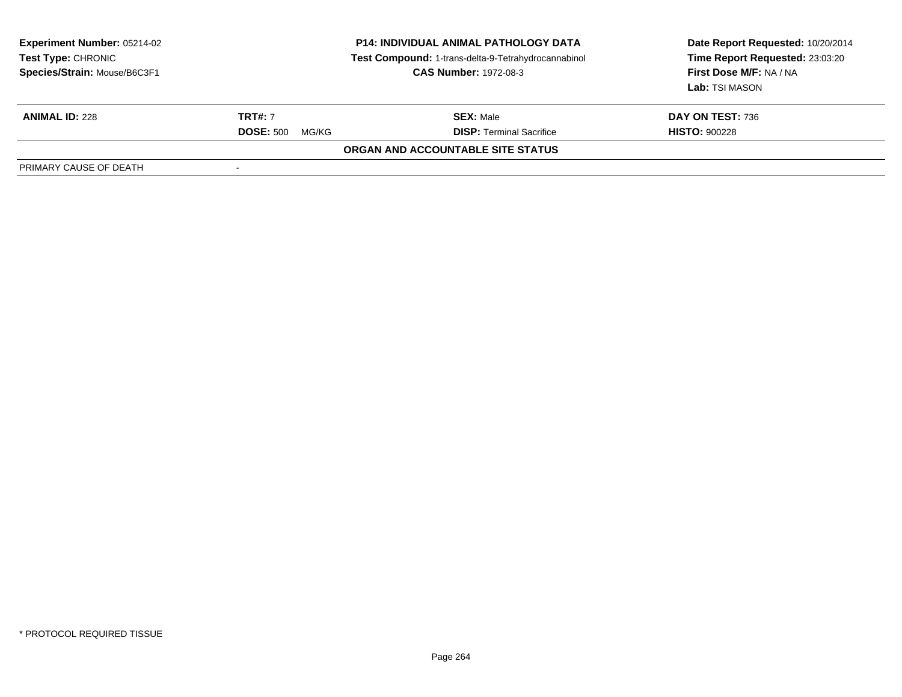**Experiment Number:** 05214-02
**Test Type:** CHRONIC
**Species/Strain:** Mouse/B6C3F1

**P14: INDIVIDUAL ANIMAL PATHOLOGY DATA**
**Test Compound:** 1-trans-delta-9-Tetrahydrocannabinol
**CAS Number:** 1972-08-3

**Date Report Requested:** 10/20/2014
**Time Report Requested:** 23:03:20
**First Dose M/F:** NA / NA
**Lab:** TSI MASON

| **ANIMAL ID:** 228 | **TRT#:** 7 | **SEX:** Male | **DAY ON TEST:** 736 |
|---|---|---|---|
| | **DOSE:** 500 MG/KG | **DISP:** Terminal Sacrifice | **HISTO:** 900228 |

**ORGAN AND ACCOUNTABLE SITE STATUS**

| PRIMARY CAUSE OF DEATH | - |
|---|---|

\* PROTOCOL REQUIRED TISSUE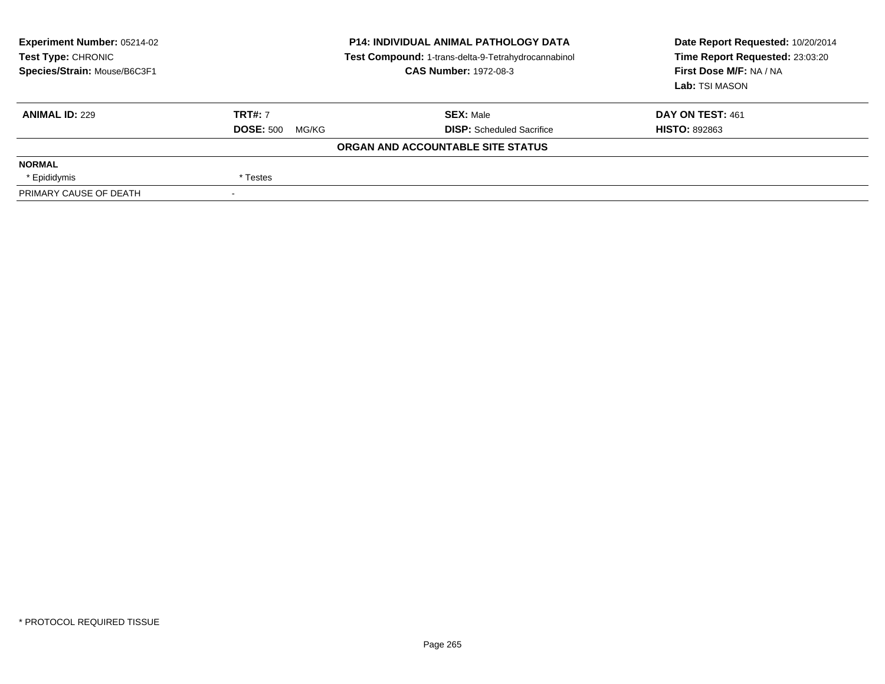**Experiment Number:** 05214-02
**Test Type:** CHRONIC
**Species/Strain:** Mouse/B6C3F1

**P14: INDIVIDUAL ANIMAL PATHOLOGY DATA**
**Test Compound:** 1-trans-delta-9-Tetrahydrocannabinol
**CAS Number:** 1972-08-3

**Date Report Requested:** 10/20/2014
**Time Report Requested:** 23:03:20
**First Dose M/F:** NA / NA
**Lab:** TSI MASON

| **ANIMAL ID:** 229 | **TRT#:** 7 | **SEX:** Male | **DAY ON TEST:** 461 |
|---|---|---|---|
| | **DOSE:** 500 MG/KG | **DISP:** Scheduled Sacrifice | **HISTO:** 892863 |

**ORGAN AND ACCOUNTABLE SITE STATUS**

| | | | |
|---|---|---|---|
| **NORMAL** | | | |
| * Epididymis | * Testes | | |
| PRIMARY CAUSE OF DEATH | - | | |

* PROTOCOL REQUIRED TISSUE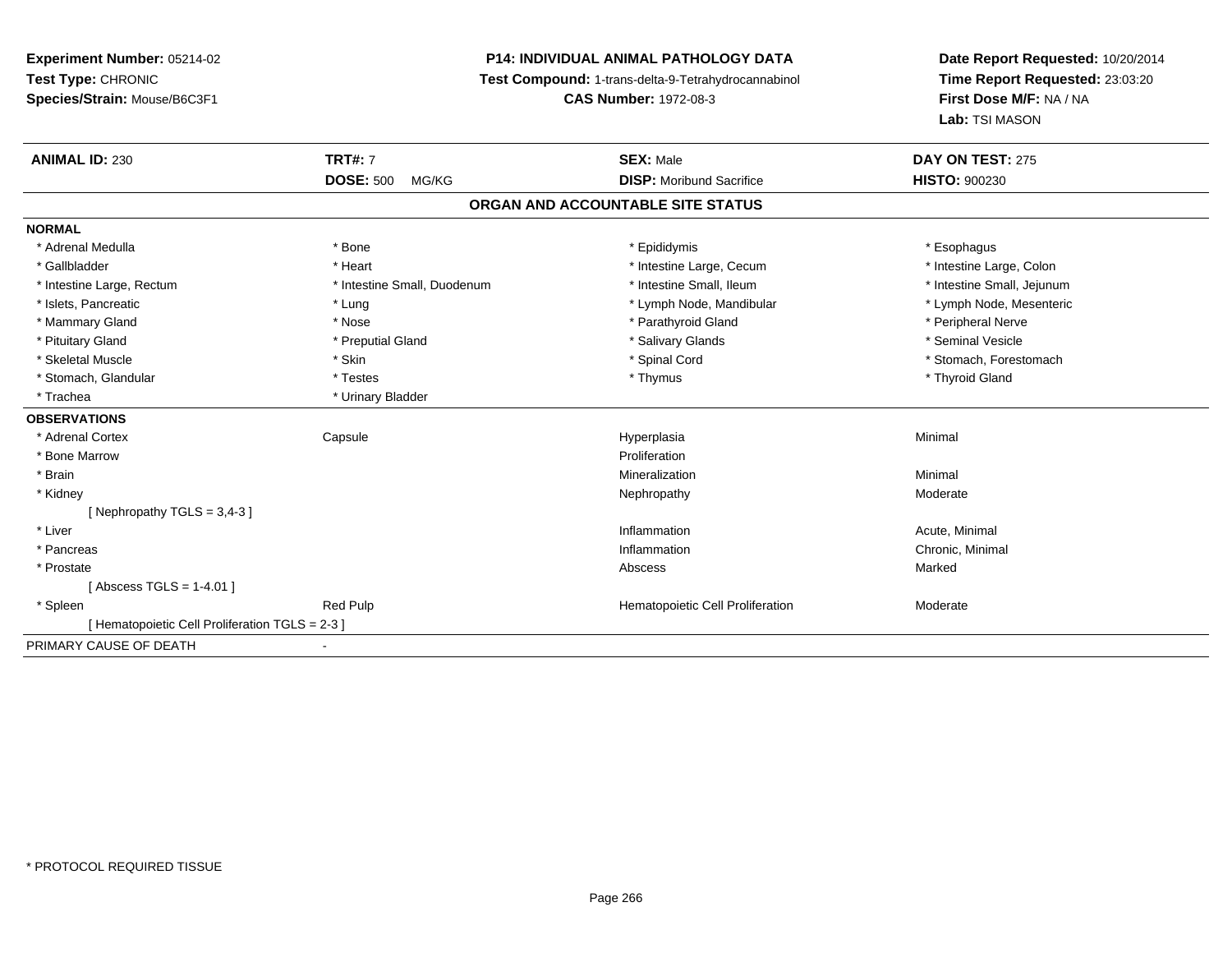**Experiment Number:** 05214-02
**Test Type:** CHRONIC
**Species/Strain:** Mouse/B6C3F1

**P14: INDIVIDUAL ANIMAL PATHOLOGY DATA**
**Test Compound:** 1-trans-delta-9-Tetrahydrocannabinol
**CAS Number:** 1972-08-3

**Date Report Requested:** 10/20/2014
**Time Report Requested:** 23:03:20
**First Dose M/F:** NA / NA
**Lab:** TSI MASON

| **ANIMAL ID:** 230 | **TRT#:** 7 | **SEX:** Male | **DAY ON TEST:** 275 |
|---|---|---|---|
| | **DOSE:** 500 MG/KG | **DISP:** Moribund Sacrifice | **HISTO:** 900230 |

## ORGAN AND ACCOUNTABLE SITE STATUS

**NORMAL**

| | | | |
|---|---|---|---|
| * Adrenal Medulla | * Bone | * Epididymis | * Esophagus |
| * Gallbladder | * Heart | * Intestine Large, Cecum | * Intestine Large, Colon |
| * Intestine Large, Rectum | * Intestine Small, Duodenum | * Intestine Small, Ileum | * Intestine Small, Jejunum |
| * Islets, Pancreatic | * Lung | * Lymph Node, Mandibular | * Lymph Node, Mesenteric |
| * Mammary Gland | * Nose | * Parathyroid Gland | * Peripheral Nerve |
| * Pituitary Gland | * Preputial Gland | * Salivary Glands | * Seminal Vesicle |
| * Skeletal Muscle | * Skin | * Spinal Cord | * Stomach, Forestomach |
| * Stomach, Glandular | * Testes | * Thymus | * Thyroid Gland |
| * Trachea | * Urinary Bladder | | |

**OBSERVATIONS**

| | | | |
|---|---|---|---|
| * Adrenal Cortex | Capsule | Hyperplasia | Minimal |
| * Bone Marrow | | Proliferation | |
| * Brain | | Mineralization | Minimal |
| * Kidney | | Nephropathy | Moderate |
| [ Nephropathy TGLS = 3,4-3 ] | | | |
| * Liver | | Inflammation | Acute, Minimal |
| * Pancreas | | Inflammation | Chronic, Minimal |
| * Prostate | | Abscess | Marked |
| [ Abscess TGLS = 1-4.01 ] | | | |
| * Spleen | Red Pulp | Hematopoietic Cell Proliferation | Moderate |
| [ Hematopoietic Cell Proliferation TGLS = 2-3 ] | | | |

PRIMARY CAUSE OF DEATH -

* PROTOCOL REQUIRED TISSUE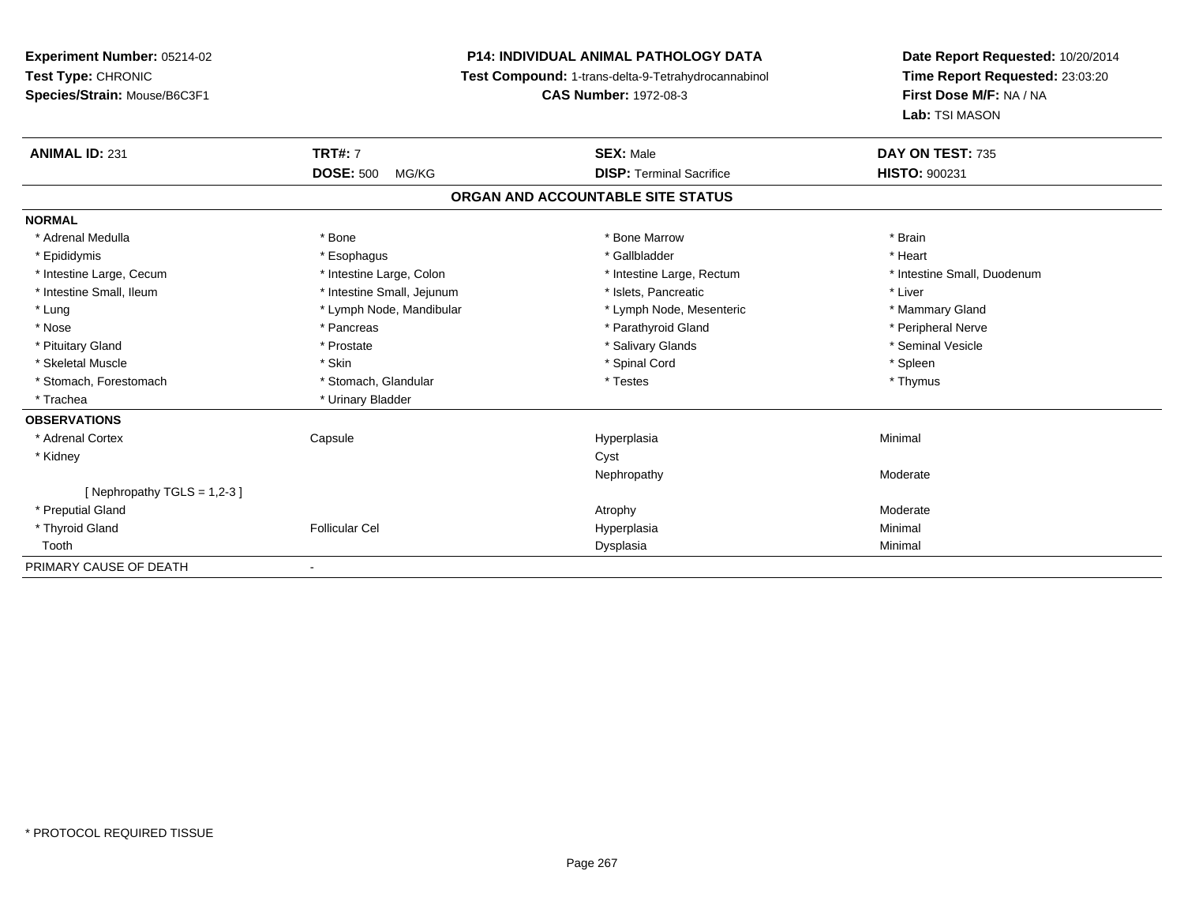**Experiment Number:** 05214-02
**Test Type:** CHRONIC
**Species/Strain:** Mouse/B6C3F1

**P14: INDIVIDUAL ANIMAL PATHOLOGY DATA**
**Test Compound:** 1-trans-delta-9-Tetrahydrocannabinol
**CAS Number:** 1972-08-3

**Date Report Requested:** 10/20/2014
**Time Report Requested:** 23:03:20
**First Dose M/F:** NA / NA
**Lab:** TSI MASON

| **ANIMAL ID:** 231 | **TRT#:** 7 | **SEX:** Male | **DAY ON TEST:** 735 |
|---|---|---|---|
| | **DOSE:** 500 MG/KG | **DISP:** Terminal Sacrifice | **HISTO:** 900231 |

**ORGAN AND ACCOUNTABLE SITE STATUS**

**NORMAL**

| | | | |
|---|---|---|---|
| * Adrenal Medulla | * Bone | * Bone Marrow | * Brain |
| * Epididymis | * Esophagus | * Gallbladder | * Heart |
| * Intestine Large, Cecum | * Intestine Large, Colon | * Intestine Large, Rectum | * Intestine Small, Duodenum |
| * Intestine Small, Ileum | * Intestine Small, Jejunum | * Islets, Pancreatic | * Liver |
| * Lung | * Lymph Node, Mandibular | * Lymph Node, Mesenteric | * Mammary Gland |
| * Nose | * Pancreas | * Parathyroid Gland | * Peripheral Nerve |
| * Pituitary Gland | * Prostate | * Salivary Glands | * Seminal Vesicle |
| * Skeletal Muscle | * Skin | * Spinal Cord | * Spleen |
| * Stomach, Forestomach | * Stomach, Glandular | * Testes | * Thymus |
| * Trachea | * Urinary Bladder | | |

**OBSERVATIONS**

| | | | |
|---|---|---|---|
| * Adrenal Cortex | Capsule | Hyperplasia | Minimal |
| * Kidney | | Cyst | |
| | | Nephropathy | Moderate |
| [ Nephropathy TGLS = 1,2-3 ] | | | |
| * Preputial Gland | | Atrophy | Moderate |
| * Thyroid Gland | Follicular Cel | Hyperplasia | Minimal |
| Tooth | | Dysplasia | Minimal |

PRIMARY CAUSE OF DEATH -

* PROTOCOL REQUIRED TISSUE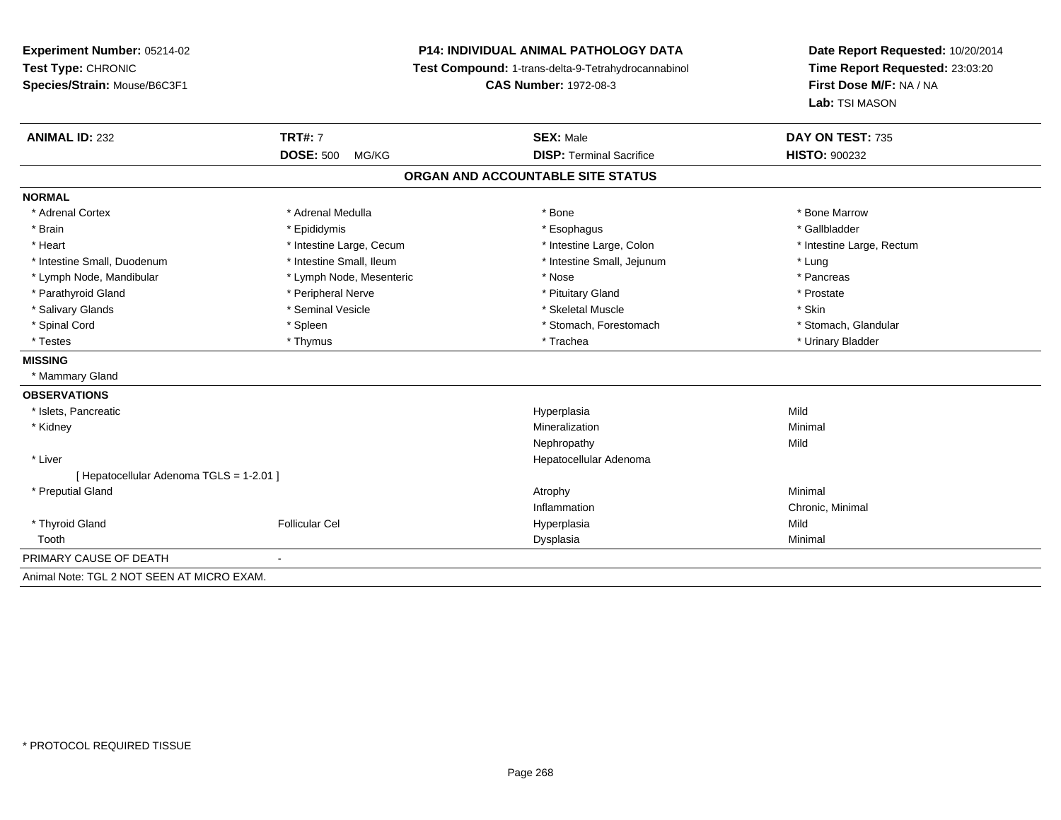**Experiment Number:** 05214-02
**Test Type:** CHRONIC
**Species/Strain:** Mouse/B6C3F1

**P14: INDIVIDUAL ANIMAL PATHOLOGY DATA**
**Test Compound:** 1-trans-delta-9-Tetrahydrocannabinol
**CAS Number:** 1972-08-3

**Date Report Requested:** 10/20/2014
**Time Report Requested:** 23:03:20
**First Dose M/F:** NA / NA
**Lab:** TSI MASON

| **ANIMAL ID:** 232 | **TRT#:** 7 | **SEX:** Male | **DAY ON TEST:** 735 |
|---|---|---|---|
| | **DOSE:** 500 MG/KG | **DISP:** Terminal Sacrifice | **HISTO:** 900232 |

## ORGAN AND ACCOUNTABLE SITE STATUS

| | | | |
|---|---|---|---|
| **NORMAL** | | | |
| * Adrenal Cortex | * Adrenal Medulla | * Bone | * Bone Marrow |
| * Brain | * Epididymis | * Esophagus | * Gallbladder |
| * Heart | * Intestine Large, Cecum | * Intestine Large, Colon | * Intestine Large, Rectum |
| * Intestine Small, Duodenum | * Intestine Small, Ileum | * Intestine Small, Jejunum | * Lung |
| * Lymph Node, Mandibular | * Lymph Node, Mesenteric | * Nose | * Pancreas |
| * Parathyroid Gland | * Peripheral Nerve | * Pituitary Gland | * Prostate |
| * Salivary Glands | * Seminal Vesicle | * Skeletal Muscle | * Skin |
| * Spinal Cord | * Spleen | * Stomach, Forestomach | * Stomach, Glandular |
| * Testes | * Thymus | * Trachea | * Urinary Bladder |
| **MISSING** | | | |
| * Mammary Gland | | | |
| **OBSERVATIONS** | | | |
| * Islets, Pancreatic | | Hyperplasia | Mild |
| * Kidney | | Mineralization | Minimal |
| | | Nephropathy | Mild |
| * Liver | | Hepatocellular Adenoma | |
| [ Hepatocellular Adenoma TGLS = 1-2.01 ] | | | |
| * Preputial Gland | | Atrophy | Minimal |
| | | Inflammation | Chronic, Minimal |
| * Thyroid Gland | Follicular Cel | Hyperplasia | Mild |
| Tooth | | Dysplasia | Minimal |
| PRIMARY CAUSE OF DEATH | - | | |

Animal Note: TGL 2 NOT SEEN AT MICRO EXAM.

* PROTOCOL REQUIRED TISSUE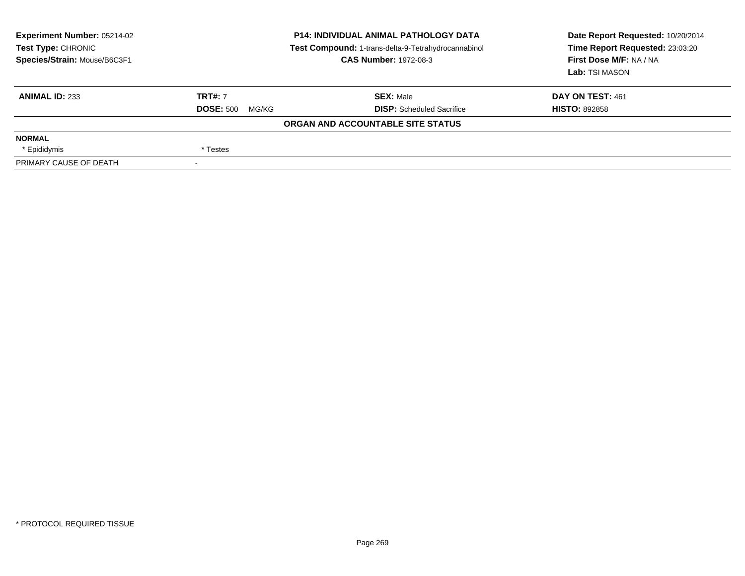**Experiment Number:** 05214-02
**Test Type:** CHRONIC
**Species/Strain:** Mouse/B6C3F1

**P14: INDIVIDUAL ANIMAL PATHOLOGY DATA**
**Test Compound:** 1-trans-delta-9-Tetrahydrocannabinol
**CAS Number:** 1972-08-3

**Date Report Requested:** 10/20/2014
**Time Report Requested:** 23:03:20
**First Dose M/F:** NA / NA
**Lab:** TSI MASON

| **ANIMAL ID:** 233 | **TRT#:** 7 | **SEX:** Male | **DAY ON TEST:** 461 |
|---|---|---|---|
| | **DOSE:** 500 MG/KG | **DISP:** Scheduled Sacrifice | **HISTO:** 892858 |

**ORGAN AND ACCOUNTABLE SITE STATUS**

| | |
|---|---|
| **NORMAL** | |
| * Epididymis | * Testes |
| PRIMARY CAUSE OF DEATH | - |

* PROTOCOL REQUIRED TISSUE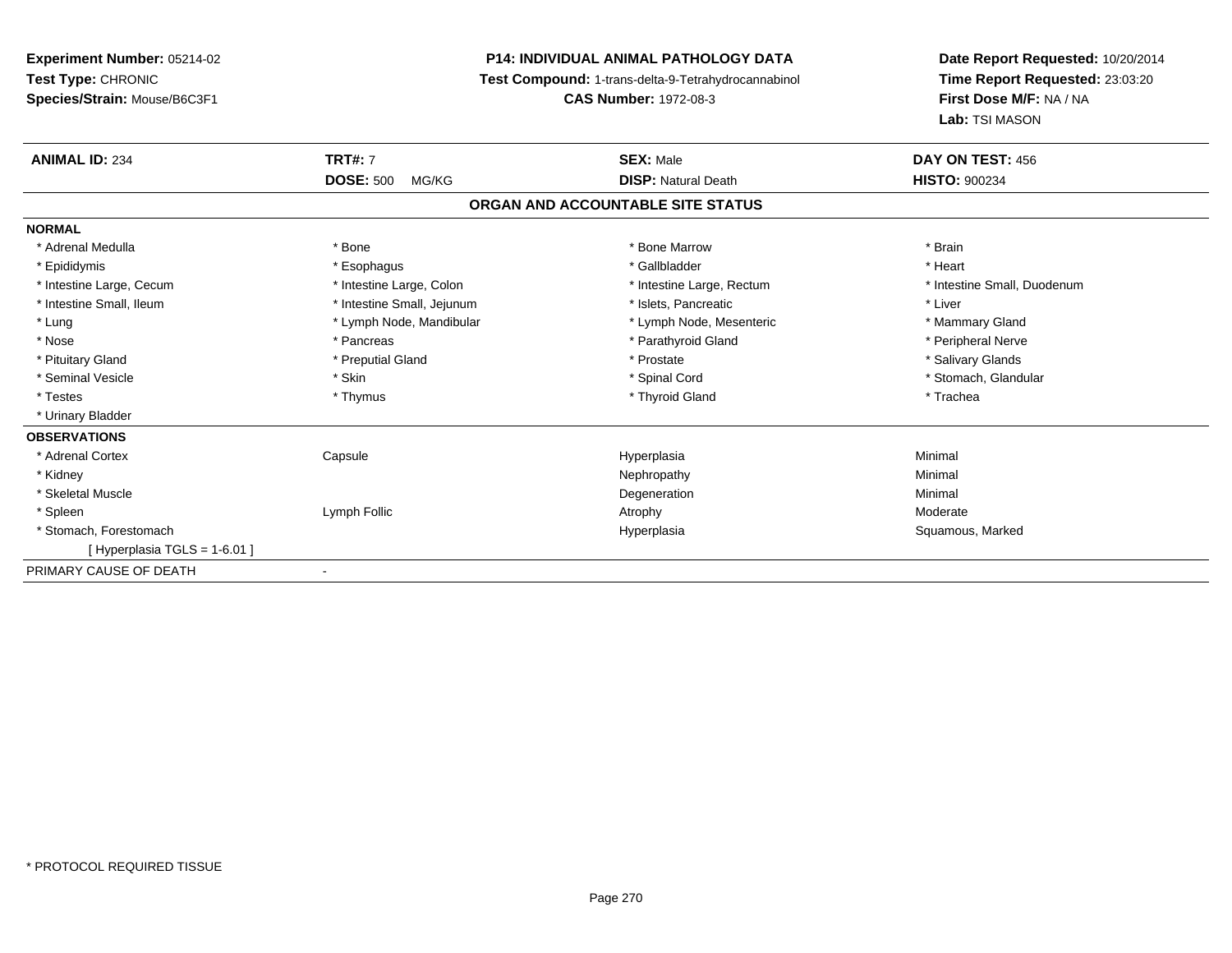**Experiment Number:** 05214-02
**Test Type:** CHRONIC
**Species/Strain:** Mouse/B6C3F1

**P14: INDIVIDUAL ANIMAL PATHOLOGY DATA**
**Test Compound:** 1-trans-delta-9-Tetrahydrocannabinol
**CAS Number:** 1972-08-3

**Date Report Requested:** 10/20/2014
**Time Report Requested:** 23:03:20
**First Dose M/F:** NA / NA
**Lab:** TSI MASON

| **ANIMAL ID:** 234 | **TRT#:** 7 | **SEX:** Male | **DAY ON TEST:** 456 |
|---|---|---|---|
| | **DOSE:** 500 MG/KG | **DISP:** Natural Death | **HISTO:** 900234 |

**ORGAN AND ACCOUNTABLE SITE STATUS**

**NORMAL**

| | | | |
|---|---|---|---|
| * Adrenal Medulla | * Bone | * Bone Marrow | * Brain |
| * Epididymis | * Esophagus | * Gallbladder | * Heart |
| * Intestine Large, Cecum | * Intestine Large, Colon | * Intestine Large, Rectum | * Intestine Small, Duodenum |
| * Intestine Small, Ileum | * Intestine Small, Jejunum | * Islets, Pancreatic | * Liver |
| * Lung | * Lymph Node, Mandibular | * Lymph Node, Mesenteric | * Mammary Gland |
| * Nose | * Pancreas | * Parathyroid Gland | * Peripheral Nerve |
| * Pituitary Gland | * Preputial Gland | * Prostate | * Salivary Glands |
| * Seminal Vesicle | * Skin | * Spinal Cord | * Stomach, Glandular |
| * Testes | * Thymus | * Thyroid Gland | * Trachea |
| * Urinary Bladder | | | |

**OBSERVATIONS**

| | | | |
|---|---|---|---|
| * Adrenal Cortex | Capsule | Hyperplasia | Minimal |
| * Kidney | | Nephropathy | Minimal |
| * Skeletal Muscle | | Degeneration | Minimal |
| * Spleen | Lymph Follic | Atrophy | Moderate |
| * Stomach, Forestomach | | Hyperplasia | Squamous, Marked |
| [ Hyperplasia TGLS = 1-6.01 ] | | | |

| | |
|---|---|
| PRIMARY CAUSE OF DEATH | - |

* PROTOCOL REQUIRED TISSUE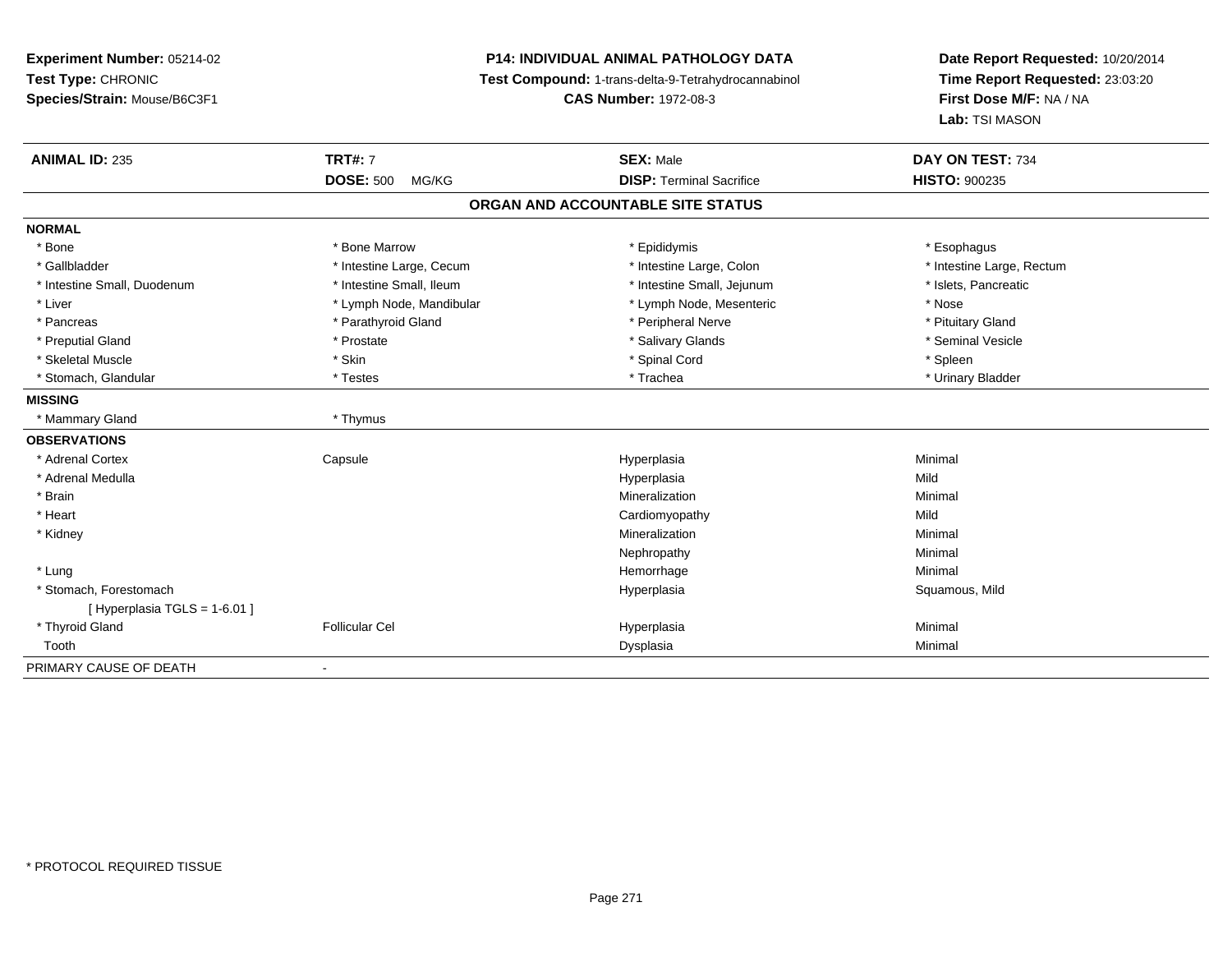**Experiment Number:** 05214-02
**Test Type:** CHRONIC
**Species/Strain:** Mouse/B6C3F1

**P14: INDIVIDUAL ANIMAL PATHOLOGY DATA**
**Test Compound:** 1-trans-delta-9-Tetrahydrocannabinol
**CAS Number:** 1972-08-3

**Date Report Requested:** 10/20/2014
**Time Report Requested:** 23:03:20
**First Dose M/F:** NA / NA
**Lab:** TSI MASON

| **ANIMAL ID:** 235 | **TRT#:** 7 | **SEX:** Male | **DAY ON TEST:** 734 |
|---|---|---|---|
| | **DOSE:** 500 MG/KG | **DISP:** Terminal Sacrifice | **HISTO:** 900235 |

## ORGAN AND ACCOUNTABLE SITE STATUS

| | | | |
|---|---|---|---|
| **NORMAL** | | | |
| * Bone | * Bone Marrow | * Epididymis | * Esophagus |
| * Gallbladder | * Intestine Large, Cecum | * Intestine Large, Colon | * Intestine Large, Rectum |
| * Intestine Small, Duodenum | * Intestine Small, Ileum | * Intestine Small, Jejunum | * Islets, Pancreatic |
| * Liver | * Lymph Node, Mandibular | * Lymph Node, Mesenteric | * Nose |
| * Pancreas | * Parathyroid Gland | * Peripheral Nerve | * Pituitary Gland |
| * Preputial Gland | * Prostate | * Salivary Glands | * Seminal Vesicle |
| * Skeletal Muscle | * Skin | * Spinal Cord | * Spleen |
| * Stomach, Glandular | * Testes | * Trachea | * Urinary Bladder |
| **MISSING** | | | |
| * Mammary Gland | * Thymus | | |
| **OBSERVATIONS** | | | |
| * Adrenal Cortex | Capsule | Hyperplasia | Minimal |
| * Adrenal Medulla | | Hyperplasia | Mild |
| * Brain | | Mineralization | Minimal |
| * Heart | | Cardiomyopathy | Mild |
| * Kidney | | Mineralization | Minimal |
| | | Nephropathy | Minimal |
| * Lung | | Hemorrhage | Minimal |
| * Stomach, Forestomach | | Hyperplasia | Squamous, Mild |
| [ Hyperplasia TGLS = 1-6.01 ] | | | |
| * Thyroid Gland | Follicular Cel | Hyperplasia | Minimal |
| Tooth | | Dysplasia | Minimal |
| PRIMARY CAUSE OF DEATH | - | | |

* PROTOCOL REQUIRED TISSUE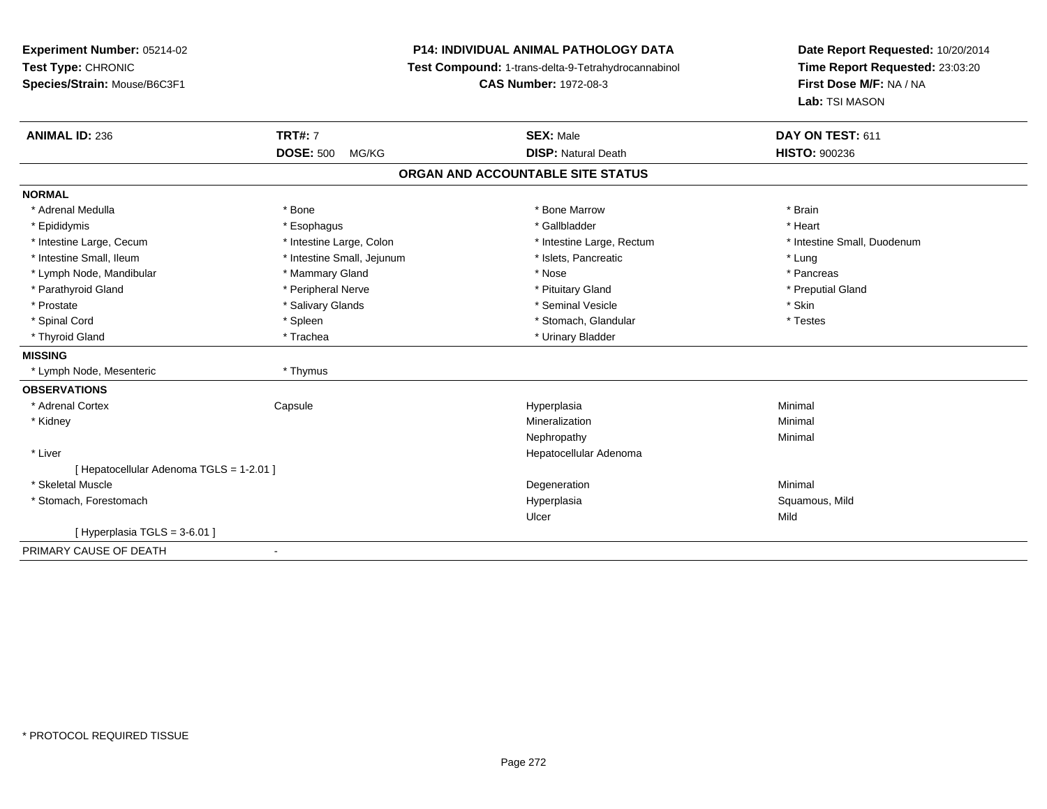**Experiment Number:** 05214-02
**Test Type:** CHRONIC
**Species/Strain:** Mouse/B6C3F1

**P14: INDIVIDUAL ANIMAL PATHOLOGY DATA**
**Test Compound:** 1-trans-delta-9-Tetrahydrocannabinol
**CAS Number:** 1972-08-3

**Date Report Requested:** 10/20/2014
**Time Report Requested:** 23:03:20
**First Dose M/F:** NA / NA
**Lab:** TSI MASON

| **ANIMAL ID:** 236 | **TRT#:** 7 | **SEX:** Male | **DAY ON TEST:** 611 |
|---|---|---|---|
| | **DOSE:** 500 MG/KG | **DISP:** Natural Death | **HISTO:** 900236 |

## ORGAN AND ACCOUNTABLE SITE STATUS

**NORMAL**

| | | | |
|---|---|---|---|
| * Adrenal Medulla | * Bone | * Bone Marrow | * Brain |
| * Epididymis | * Esophagus | * Gallbladder | * Heart |
| * Intestine Large, Cecum | * Intestine Large, Colon | * Intestine Large, Rectum | * Intestine Small, Duodenum |
| * Intestine Small, Ileum | * Intestine Small, Jejunum | * Islets, Pancreatic | * Lung |
| * Lymph Node, Mandibular | * Mammary Gland | * Nose | * Pancreas |
| * Parathyroid Gland | * Peripheral Nerve | * Pituitary Gland | * Preputial Gland |
| * Prostate | * Salivary Glands | * Seminal Vesicle | * Skin |
| * Spinal Cord | * Spleen | * Stomach, Glandular | * Testes |
| * Thyroid Gland | * Trachea | * Urinary Bladder | |

**MISSING**

| | |
|---|---|
| * Lymph Node, Mesenteric | * Thymus |

**OBSERVATIONS**

| | | | |
|---|---|---|---|
| * Adrenal Cortex | Capsule | Hyperplasia | Minimal |
| * Kidney | | Mineralization | Minimal |
| | | Nephropathy | Minimal |
| * Liver | | Hepatocellular Adenoma | |
| [ Hepatocellular Adenoma TGLS = 1-2.01 ] | | | |
| * Skeletal Muscle | | Degeneration | Minimal |
| * Stomach, Forestomach | | Hyperplasia | Squamous, Mild |
| | | Ulcer | Mild |
| [ Hyperplasia TGLS = 3-6.01 ] | | | |

PRIMARY CAUSE OF DEATH -

* PROTOCOL REQUIRED TISSUE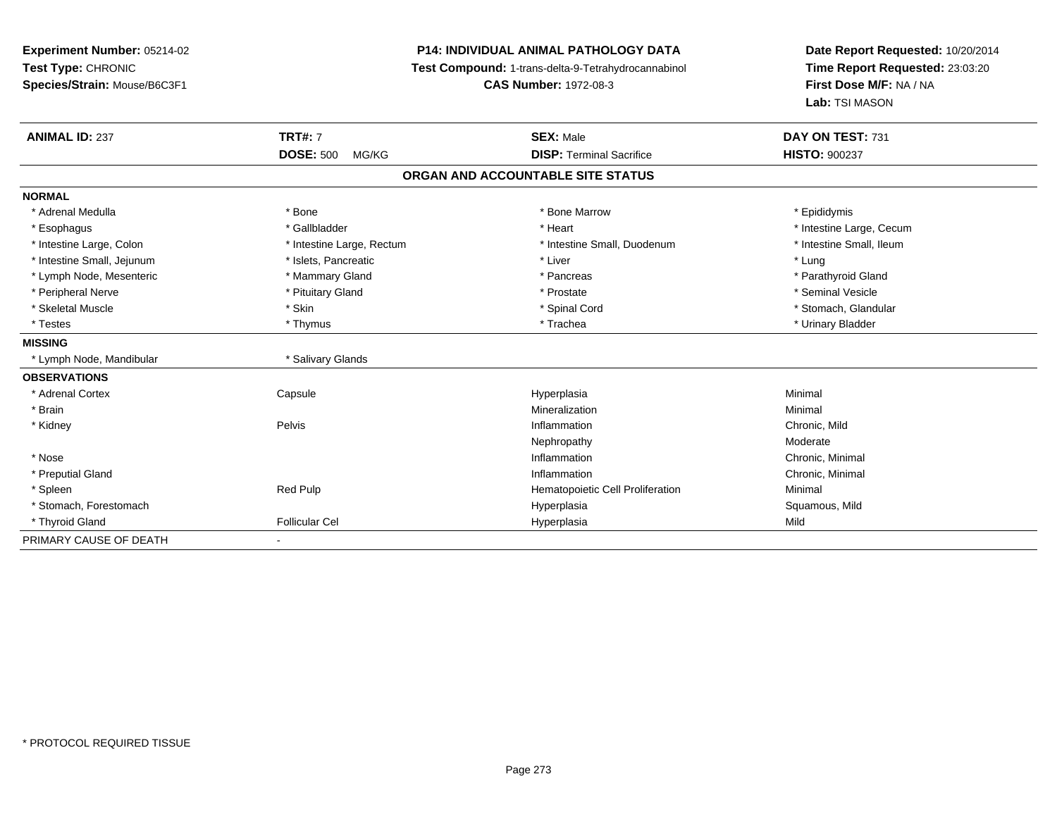**Experiment Number:** 05214-02
**Test Type:** CHRONIC
**Species/Strain:** Mouse/B6C3F1

**P14: INDIVIDUAL ANIMAL PATHOLOGY DATA**
**Test Compound:** 1-trans-delta-9-Tetrahydrocannabinol
**CAS Number:** 1972-08-3

**Date Report Requested:** 10/20/2014
**Time Report Requested:** 23:03:20
**First Dose M/F:** NA / NA
**Lab:** TSI MASON

| **ANIMAL ID:** 237 | **TRT#:** 7 | **SEX:** Male | **DAY ON TEST:** 731 |
|---|---|---|---|
| | **DOSE:** 500 MG/KG | **DISP:** Terminal Sacrifice | **HISTO:** 900237 |

**ORGAN AND ACCOUNTABLE SITE STATUS**

| | | | |
|---|---|---|---|
| **NORMAL** | | | |
| * Adrenal Medulla | * Bone | * Bone Marrow | * Epididymis |
| * Esophagus | * Gallbladder | * Heart | * Intestine Large, Cecum |
| * Intestine Large, Colon | * Intestine Large, Rectum | * Intestine Small, Duodenum | * Intestine Small, Ileum |
| * Intestine Small, Jejunum | * Islets, Pancreatic | * Liver | * Lung |
| * Lymph Node, Mesenteric | * Mammary Gland | * Pancreas | * Parathyroid Gland |
| * Peripheral Nerve | * Pituitary Gland | * Prostate | * Seminal Vesicle |
| * Skeletal Muscle | * Skin | * Spinal Cord | * Stomach, Glandular |
| * Testes | * Thymus | * Trachea | * Urinary Bladder |
| **MISSING** | | | |
| * Lymph Node, Mandibular | * Salivary Glands | | |
| **OBSERVATIONS** | | | |
| * Adrenal Cortex | Capsule | Hyperplasia | Minimal |
| * Brain | | Mineralization | Minimal |
| * Kidney | Pelvis | Inflammation | Chronic, Mild |
| | | Nephropathy | Moderate |
| * Nose | | Inflammation | Chronic, Minimal |
| * Preputial Gland | | Inflammation | Chronic, Minimal |
| * Spleen | Red Pulp | Hematopoietic Cell Proliferation | Minimal |
| * Stomach, Forestomach | | Hyperplasia | Squamous, Mild |
| * Thyroid Gland | Follicular Cel | Hyperplasia | Mild |
| PRIMARY CAUSE OF DEATH | - | | |

* PROTOCOL REQUIRED TISSUE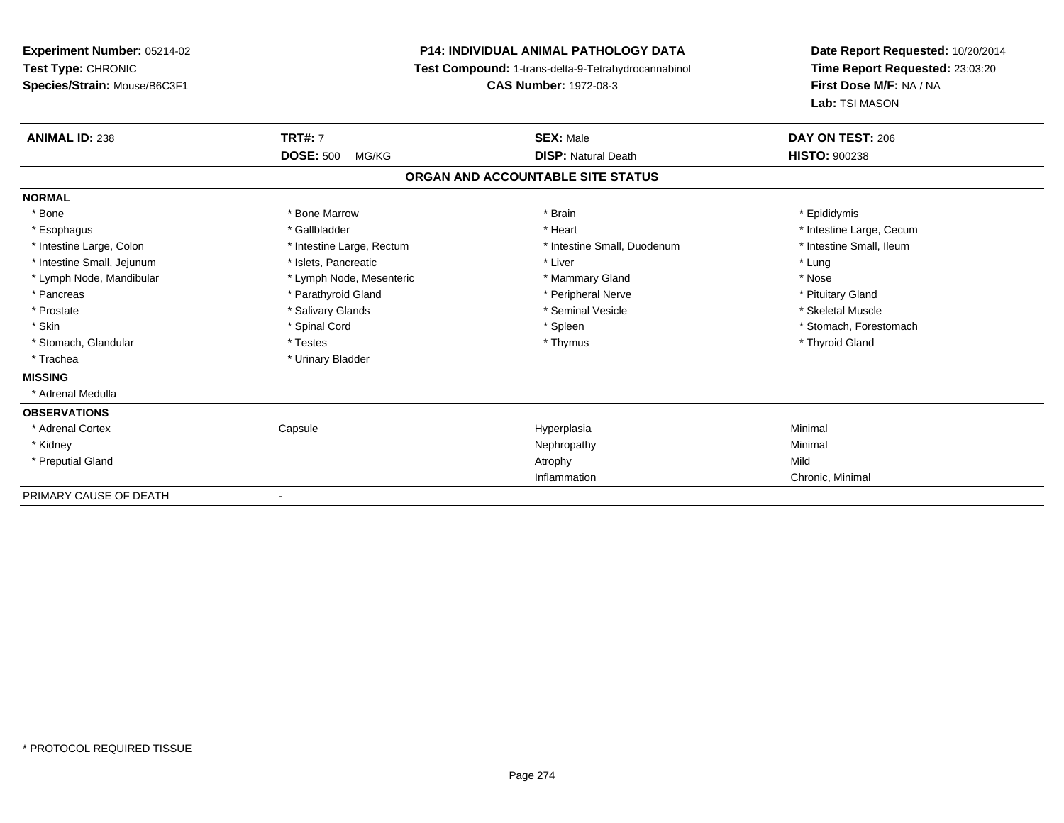**Experiment Number:** 05214-02
**Test Type:** CHRONIC
**Species/Strain:** Mouse/B6C3F1

**P14: INDIVIDUAL ANIMAL PATHOLOGY DATA**
**Test Compound:** 1-trans-delta-9-Tetrahydrocannabinol
**CAS Number:** 1972-08-3

**Date Report Requested:** 10/20/2014
**Time Report Requested:** 23:03:20
**First Dose M/F:** NA / NA
**Lab:** TSI MASON

| **ANIMAL ID:** 238 | **TRT#:** 7 | **SEX:** Male | **DAY ON TEST:** 206 |
|---|---|---|---|
| | **DOSE:** 500 MG/KG | **DISP:** Natural Death | **HISTO:** 900238 |

**ORGAN AND ACCOUNTABLE SITE STATUS**

**NORMAL**

| | | | |
|---|---|---|---|
| * Bone | * Bone Marrow | * Brain | * Epididymis |
| * Esophagus | * Gallbladder | * Heart | * Intestine Large, Cecum |
| * Intestine Large, Colon | * Intestine Large, Rectum | * Intestine Small, Duodenum | * Intestine Small, Ileum |
| * Intestine Small, Jejunum | * Islets, Pancreatic | * Liver | * Lung |
| * Lymph Node, Mandibular | * Lymph Node, Mesenteric | * Mammary Gland | * Nose |
| * Pancreas | * Parathyroid Gland | * Peripheral Nerve | * Pituitary Gland |
| * Prostate | * Salivary Glands | * Seminal Vesicle | * Skeletal Muscle |
| * Skin | * Spinal Cord | * Spleen | * Stomach, Forestomach |
| * Stomach, Glandular | * Testes | * Thymus | * Thyroid Gland |
| * Trachea | * Urinary Bladder | | |

**MISSING**

* Adrenal Medulla

**OBSERVATIONS**

| | | | |
|---|---|---|---|
| * Adrenal Cortex | Capsule | Hyperplasia | Minimal |
| * Kidney | | Nephropathy | Minimal |
| * Preputial Gland | | Atrophy | Mild |
| | | Inflammation | Chronic, Minimal |

PRIMARY CAUSE OF DEATH -

* PROTOCOL REQUIRED TISSUE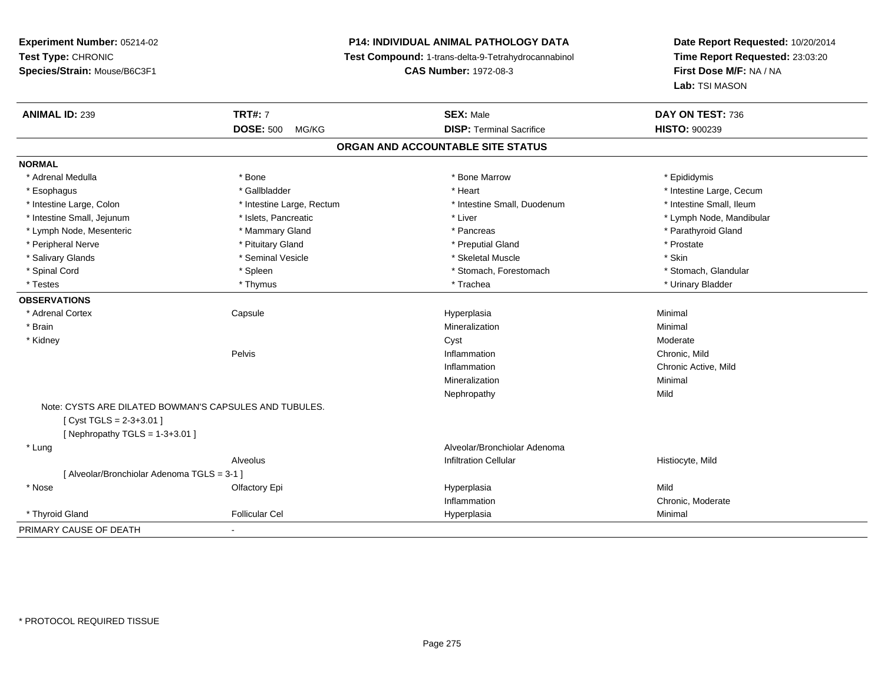**Experiment Number:** 05214-02
**Test Type:** CHRONIC
**Species/Strain:** Mouse/B6C3F1

**P14: INDIVIDUAL ANIMAL PATHOLOGY DATA**
**Test Compound:** 1-trans-delta-9-Tetrahydrocannabinol
**CAS Number:** 1972-08-3

**Date Report Requested:** 10/20/2014
**Time Report Requested:** 23:03:20
**First Dose M/F:** NA / NA
**Lab:** TSI MASON

| **ANIMAL ID:** 239 | **TRT#:** 7 | **SEX:** Male | **DAY ON TEST:** 736 |
|---|---|---|---|
| | **DOSE:** 500 MG/KG | **DISP:** Terminal Sacrifice | **HISTO:** 900239 |

## ORGAN AND ACCOUNTABLE SITE STATUS

**NORMAL**

| | | | |
|---|---|---|---|
| * Adrenal Medulla | * Bone | * Bone Marrow | * Epididymis |
| * Esophagus | * Gallbladder | * Heart | * Intestine Large, Cecum |
| * Intestine Large, Colon | * Intestine Large, Rectum | * Intestine Small, Duodenum | * Intestine Small, Ileum |
| * Intestine Small, Jejunum | * Islets, Pancreatic | * Liver | * Lymph Node, Mandibular |
| * Lymph Node, Mesenteric | * Mammary Gland | * Pancreas | * Parathyroid Gland |
| * Peripheral Nerve | * Pituitary Gland | * Preputial Gland | * Prostate |
| * Salivary Glands | * Seminal Vesicle | * Skeletal Muscle | * Skin |
| * Spinal Cord | * Spleen | * Stomach, Forestomach | * Stomach, Glandular |
| * Testes | * Thymus | * Trachea | * Urinary Bladder |

**OBSERVATIONS**

| | | | |
|---|---|---|---|
| * Adrenal Cortex | Capsule | Hyperplasia | Minimal |
| * Brain | | Mineralization | Minimal |
| * Kidney | | Cyst | Moderate |
| | Pelvis | Inflammation | Chronic, Mild |
| | | Inflammation | Chronic Active, Mild |
| | | Mineralization | Minimal |
| | | Nephropathy | Mild |

Note: CYSTS ARE DILATED BOWMAN'S CAPSULES AND TUBULES.
[ Cyst TGLS = 2-3+3.01 ]
[ Nephropathy TGLS = 1-3+3.01 ]

| | | | |
|---|---|---|---|
| * Lung | | Alveolar/Bronchiolar Adenoma | |
| | Alveolus | Infiltration Cellular | Histiocyte, Mild |

[ Alveolar/Bronchiolar Adenoma TGLS = 3-1 ]

| | | | |
|---|---|---|---|
| * Nose | Olfactory Epi | Hyperplasia | Mild |
| | | Inflammation | Chronic, Moderate |
| * Thyroid Gland | Follicular Cel | Hyperplasia | Minimal |

PRIMARY CAUSE OF DEATH -

* PROTOCOL REQUIRED TISSUE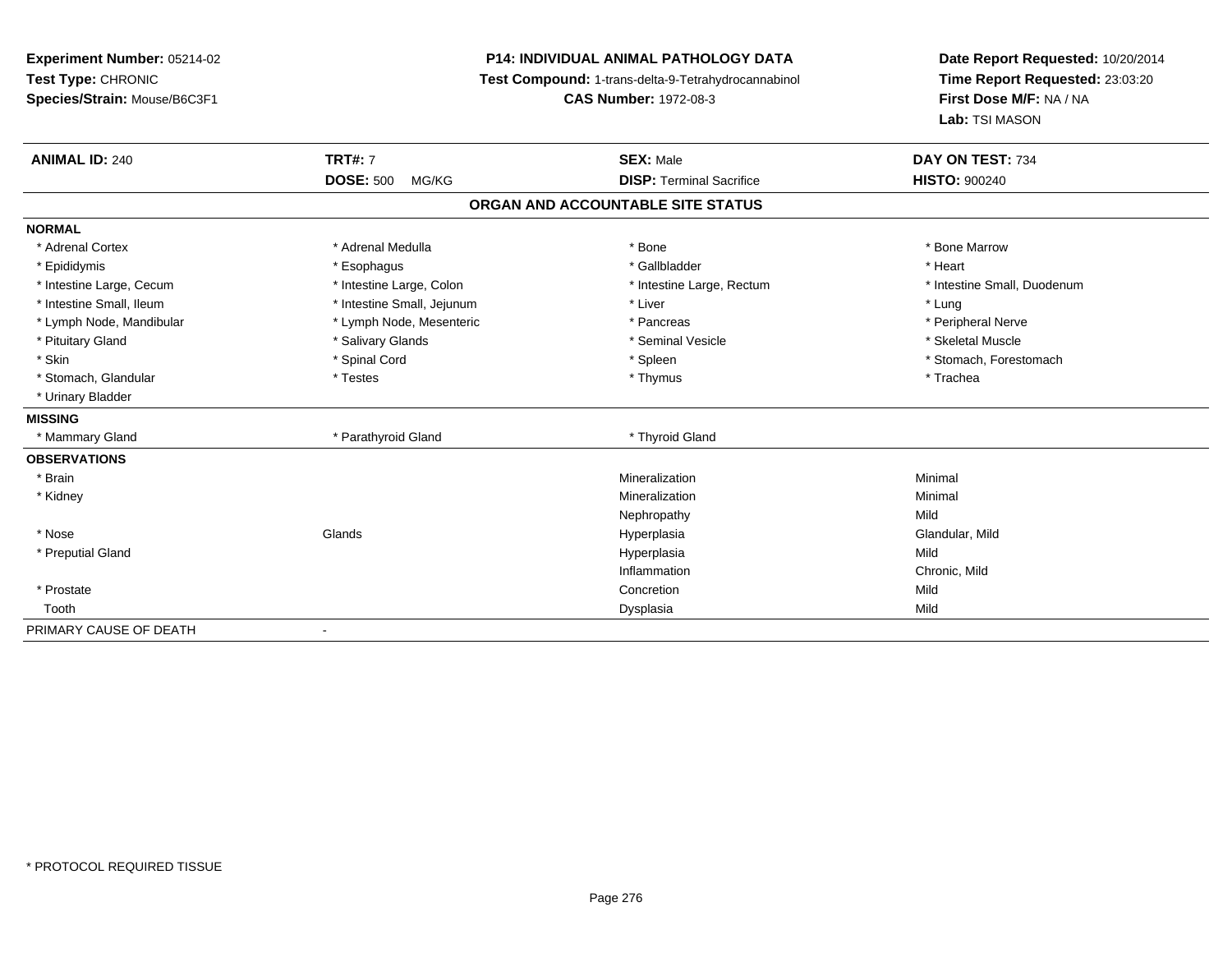**Experiment Number:** 05214-02
**Test Type:** CHRONIC
**Species/Strain:** Mouse/B6C3F1

**P14: INDIVIDUAL ANIMAL PATHOLOGY DATA**
**Test Compound:** 1-trans-delta-9-Tetrahydrocannabinol
**CAS Number:** 1972-08-3

**Date Report Requested:** 10/20/2014
**Time Report Requested:** 23:03:20
**First Dose M/F:** NA / NA
**Lab:** TSI MASON

| **ANIMAL ID:** 240 | **TRT#:** 7 | **SEX:** Male | **DAY ON TEST:** 734 |
|---|---|---|---|
| | **DOSE:** 500 MG/KG | **DISP:** Terminal Sacrifice | **HISTO:** 900240 |

## ORGAN AND ACCOUNTABLE SITE STATUS

| | | | |
|---|---|---|---|
| **NORMAL** | | | |
| * Adrenal Cortex | * Adrenal Medulla | * Bone | * Bone Marrow |
| * Epididymis | * Esophagus | * Gallbladder | * Heart |
| * Intestine Large, Cecum | * Intestine Large, Colon | * Intestine Large, Rectum | * Intestine Small, Duodenum |
| * Intestine Small, Ileum | * Intestine Small, Jejunum | * Liver | * Lung |
| * Lymph Node, Mandibular | * Lymph Node, Mesenteric | * Pancreas | * Peripheral Nerve |
| * Pituitary Gland | * Salivary Glands | * Seminal Vesicle | * Skeletal Muscle |
| * Skin | * Spinal Cord | * Spleen | * Stomach, Forestomach |
| * Stomach, Glandular | * Testes | * Thymus | * Trachea |
| * Urinary Bladder | | | |
| **MISSING** | | | |
| * Mammary Gland | * Parathyroid Gland | * Thyroid Gland | |
| **OBSERVATIONS** | | | |
| * Brain | | Mineralization | Minimal |
| * Kidney | | Mineralization | Minimal |
| | | Nephropathy | Mild |
| * Nose | Glands | Hyperplasia | Glandular, Mild |
| * Preputial Gland | | Hyperplasia | Mild |
| | | Inflammation | Chronic, Mild |
| * Prostate | | Concretion | Mild |
| Tooth | | Dysplasia | Mild |
| PRIMARY CAUSE OF DEATH | - | | |

* PROTOCOL REQUIRED TISSUE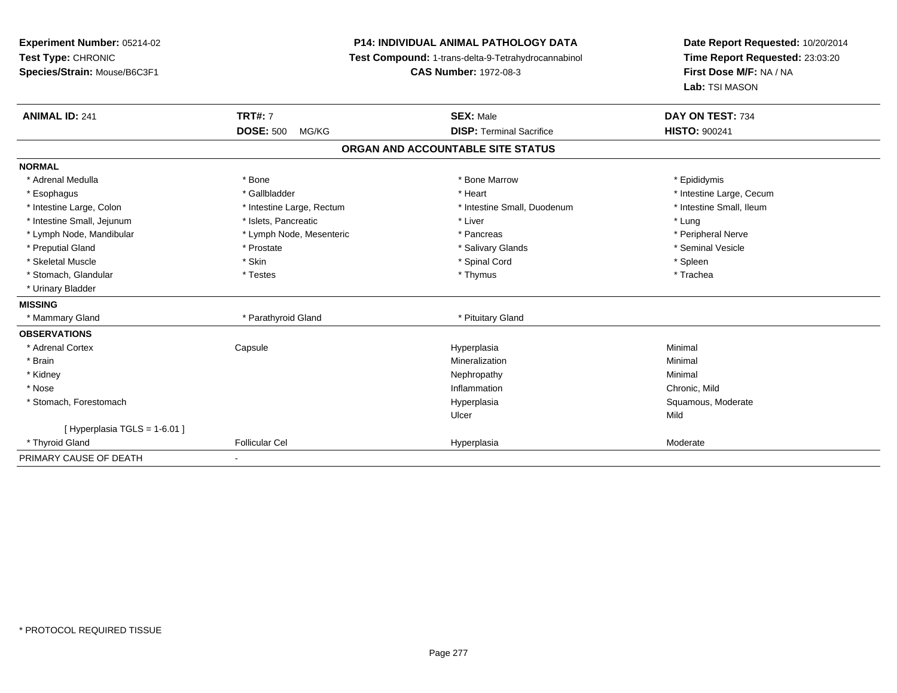**Experiment Number:** 05214-02
**Test Type:** CHRONIC
**Species/Strain:** Mouse/B6C3F1

**P14: INDIVIDUAL ANIMAL PATHOLOGY DATA**
**Test Compound:** 1-trans-delta-9-Tetrahydrocannabinol
**CAS Number:** 1972-08-3

**Date Report Requested:** 10/20/2014
**Time Report Requested:** 23:03:20
**First Dose M/F:** NA / NA
**Lab:** TSI MASON

| **ANIMAL ID:** 241 | **TRT#:** 7 | **SEX:** Male | **DAY ON TEST:** 734 |
|---|---|---|---|
| | **DOSE:** 500 MG/KG | **DISP:** Terminal Sacrifice | **HISTO:** 900241 |

**ORGAN AND ACCOUNTABLE SITE STATUS**

| | | | |
|---|---|---|---|
| **NORMAL** | | | |
| * Adrenal Medulla | * Bone | * Bone Marrow | * Epididymis |
| * Esophagus | * Gallbladder | * Heart | * Intestine Large, Cecum |
| * Intestine Large, Colon | * Intestine Large, Rectum | * Intestine Small, Duodenum | * Intestine Small, Ileum |
| * Intestine Small, Jejunum | * Islets, Pancreatic | * Liver | * Lung |
| * Lymph Node, Mandibular | * Lymph Node, Mesenteric | * Pancreas | * Peripheral Nerve |
| * Preputial Gland | * Prostate | * Salivary Glands | * Seminal Vesicle |
| * Skeletal Muscle | * Skin | * Spinal Cord | * Spleen |
| * Stomach, Glandular | * Testes | * Thymus | * Trachea |
| * Urinary Bladder | | | |
| **MISSING** | | | |
| * Mammary Gland | * Parathyroid Gland | * Pituitary Gland | |
| **OBSERVATIONS** | | | |
| * Adrenal Cortex | Capsule | Hyperplasia | Minimal |
| * Brain | | Mineralization | Minimal |
| * Kidney | | Nephropathy | Minimal |
| * Nose | | Inflammation | Chronic, Mild |
| * Stomach, Forestomach | | Hyperplasia | Squamous, Moderate |
| | | Ulcer | Mild |
| [ Hyperplasia TGLS = 1-6.01 ] | | | |
| * Thyroid Gland | Follicular Cel | Hyperplasia | Moderate |
| PRIMARY CAUSE OF DEATH | - | | |

* PROTOCOL REQUIRED TISSUE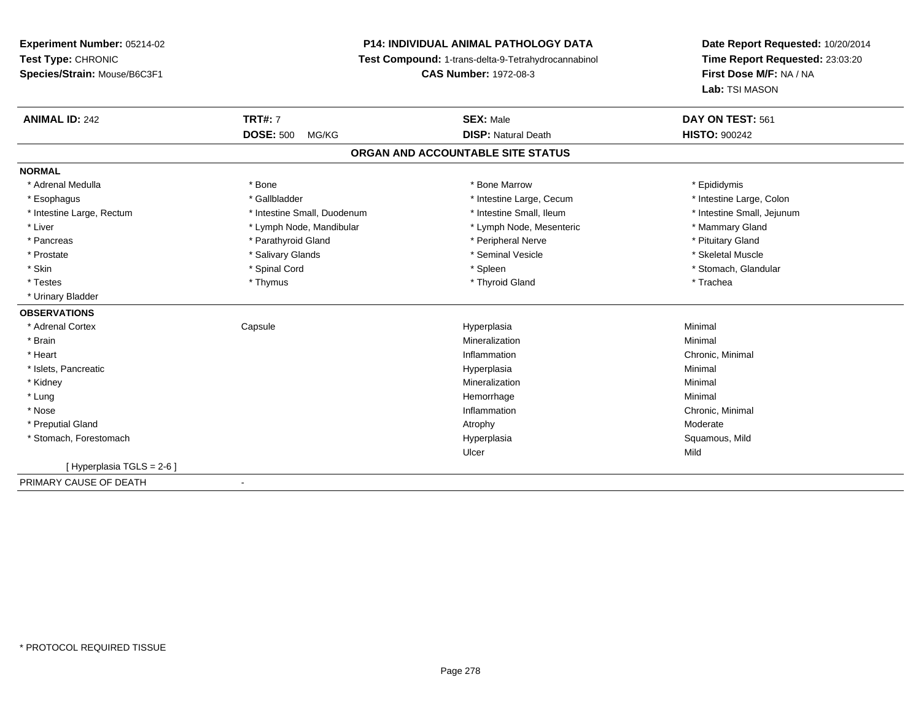**Experiment Number:** 05214-02
**Test Type:** CHRONIC
**Species/Strain:** Mouse/B6C3F1

**P14: INDIVIDUAL ANIMAL PATHOLOGY DATA**
**Test Compound:** 1-trans-delta-9-Tetrahydrocannabinol
**CAS Number:** 1972-08-3

**Date Report Requested:** 10/20/2014
**Time Report Requested:** 23:03:20
**First Dose M/F:** NA / NA
**Lab:** TSI MASON

| **ANIMAL ID:** 242 | **TRT#:** 7 | **SEX:** Male | **DAY ON TEST:** 561 |
|---|---|---|---|
| | **DOSE:** 500 MG/KG | **DISP:** Natural Death | **HISTO:** 900242 |

## ORGAN AND ACCOUNTABLE SITE STATUS

**NORMAL**

| | | | |
|---|---|---|---|
| * Adrenal Medulla | * Bone | * Bone Marrow | * Epididymis |
| * Esophagus | * Gallbladder | * Intestine Large, Cecum | * Intestine Large, Colon |
| * Intestine Large, Rectum | * Intestine Small, Duodenum | * Intestine Small, Ileum | * Intestine Small, Jejunum |
| * Liver | * Lymph Node, Mandibular | * Lymph Node, Mesenteric | * Mammary Gland |
| * Pancreas | * Parathyroid Gland | * Peripheral Nerve | * Pituitary Gland |
| * Prostate | * Salivary Glands | * Seminal Vesicle | * Skeletal Muscle |
| * Skin | * Spinal Cord | * Spleen | * Stomach, Glandular |
| * Testes | * Thymus | * Thyroid Gland | * Trachea |
| * Urinary Bladder | | | |

**OBSERVATIONS**

| | | | |
|---|---|---|---|
| * Adrenal Cortex | Capsule | Hyperplasia | Minimal |
| * Brain | | Mineralization | Minimal |
| * Heart | | Inflammation | Chronic, Minimal |
| * Islets, Pancreatic | | Hyperplasia | Minimal |
| * Kidney | | Mineralization | Minimal |
| * Lung | | Hemorrhage | Minimal |
| * Nose | | Inflammation | Chronic, Minimal |
| * Preputial Gland | | Atrophy | Moderate |
| * Stomach, Forestomach | | Hyperplasia | Squamous, Mild |
| | | Ulcer | Mild |
| [ Hyperplasia TGLS = 2-6 ] | | | |

PRIMARY CAUSE OF DEATH -

* PROTOCOL REQUIRED TISSUE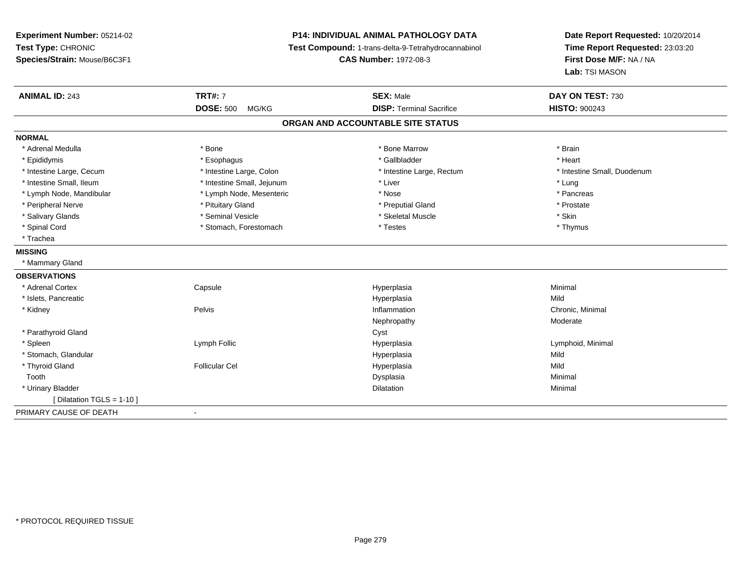**Experiment Number:** 05214-02
**Test Type:** CHRONIC
**Species/Strain:** Mouse/B6C3F1

**P14: INDIVIDUAL ANIMAL PATHOLOGY DATA**
**Test Compound:** 1-trans-delta-9-Tetrahydrocannabinol
**CAS Number:** 1972-08-3

**Date Report Requested:** 10/20/2014
**Time Report Requested:** 23:03:20
**First Dose M/F:** NA / NA
**Lab:** TSI MASON

| **ANIMAL ID:** 243 | **TRT#:** 7 | **SEX:** Male | **DAY ON TEST:** 730 |
|---|---|---|---|
| | **DOSE:** 500 MG/KG | **DISP:** Terminal Sacrifice | **HISTO:** 900243 |

## ORGAN AND ACCOUNTABLE SITE STATUS

**NORMAL**

| | | | |
|---|---|---|---|
| * Adrenal Medulla | * Bone | * Bone Marrow | * Brain |
| * Epididymis | * Esophagus | * Gallbladder | * Heart |
| * Intestine Large, Cecum | * Intestine Large, Colon | * Intestine Large, Rectum | * Intestine Small, Duodenum |
| * Intestine Small, Ileum | * Intestine Small, Jejunum | * Liver | * Lung |
| * Lymph Node, Mandibular | * Lymph Node, Mesenteric | * Nose | * Pancreas |
| * Peripheral Nerve | * Pituitary Gland | * Preputial Gland | * Prostate |
| * Salivary Glands | * Seminal Vesicle | * Skeletal Muscle | * Skin |
| * Spinal Cord | * Stomach, Forestomach | * Testes | * Thymus |
| * Trachea | | | |

**MISSING**

* Mammary Gland

**OBSERVATIONS**

| | | | |
|---|---|---|---|
| * Adrenal Cortex | Capsule | Hyperplasia | Minimal |
| * Islets, Pancreatic | | Hyperplasia | Mild |
| * Kidney | Pelvis | Inflammation | Chronic, Minimal |
| | | Nephropathy | Moderate |
| * Parathyroid Gland | | Cyst | |
| * Spleen | Lymph Follic | Hyperplasia | Lymphoid, Minimal |
| * Stomach, Glandular | | Hyperplasia | Mild |
| * Thyroid Gland | Follicular Cel | Hyperplasia | Mild |
| Tooth | | Dysplasia | Minimal |
| * Urinary Bladder | | Dilatation | Minimal |
| [ Dilatation TGLS = 1-10 ] | | | |

PRIMARY CAUSE OF DEATH -

* PROTOCOL REQUIRED TISSUE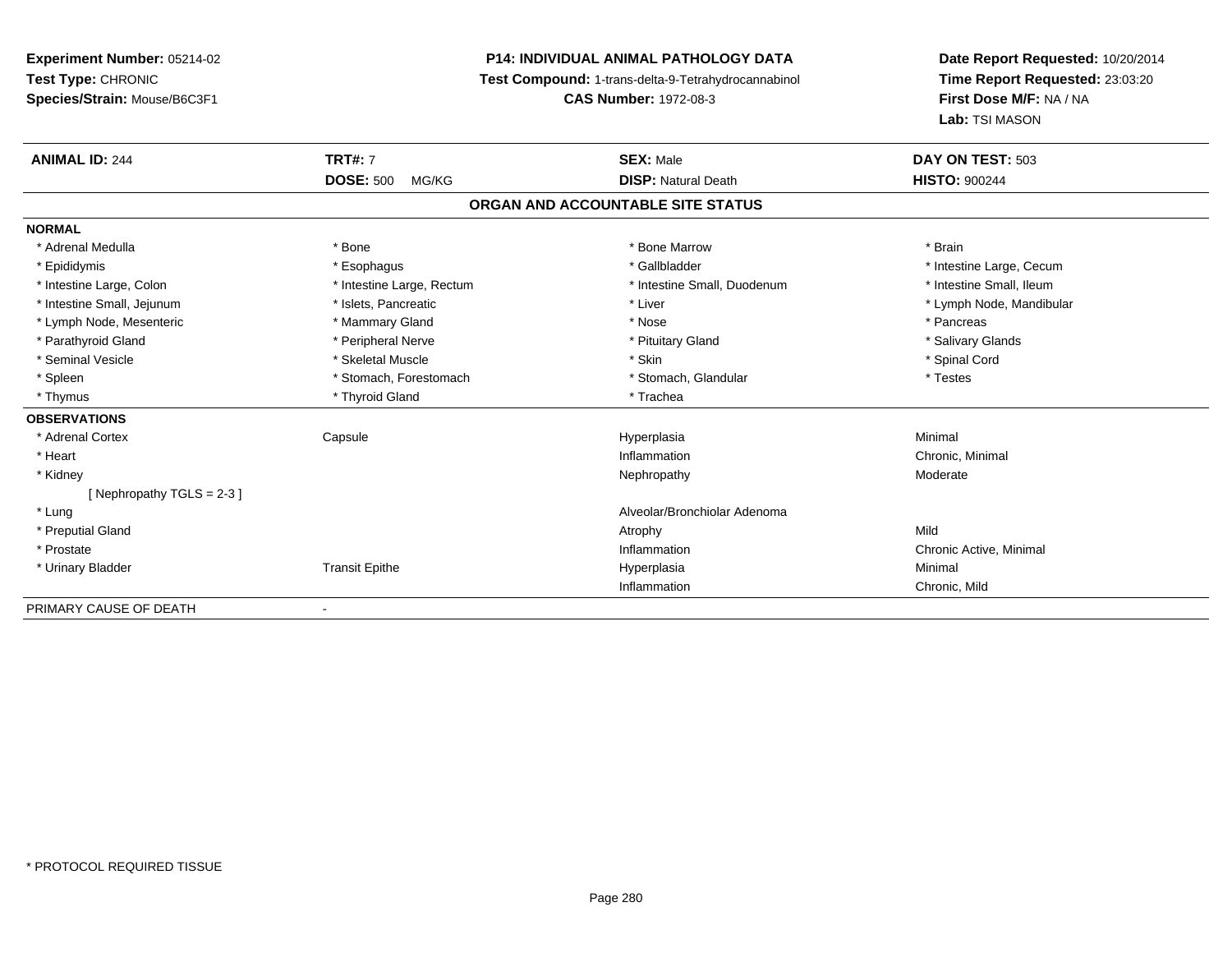**Experiment Number:** 05214-02
**Test Type:** CHRONIC
**Species/Strain:** Mouse/B6C3F1

**P14: INDIVIDUAL ANIMAL PATHOLOGY DATA**
**Test Compound:** 1-trans-delta-9-Tetrahydrocannabinol
**CAS Number:** 1972-08-3

**Date Report Requested:** 10/20/2014
**Time Report Requested:** 23:03:20
**First Dose M/F:** NA / NA
**Lab:** TSI MASON

| **ANIMAL ID:** 244 | **TRT#:** 7 | **SEX:** Male | **DAY ON TEST:** 503 |
|---|---|---|---|
| | **DOSE:** 500 MG/KG | **DISP:** Natural Death | **HISTO:** 900244 |

## ORGAN AND ACCOUNTABLE SITE STATUS

| | | | |
|---|---|---|---|
| **NORMAL** | | | |
| * Adrenal Medulla | * Bone | * Bone Marrow | * Brain |
| * Epididymis | * Esophagus | * Gallbladder | * Intestine Large, Cecum |
| * Intestine Large, Colon | * Intestine Large, Rectum | * Intestine Small, Duodenum | * Intestine Small, Ileum |
| * Intestine Small, Jejunum | * Islets, Pancreatic | * Liver | * Lymph Node, Mandibular |
| * Lymph Node, Mesenteric | * Mammary Gland | * Nose | * Pancreas |
| * Parathyroid Gland | * Peripheral Nerve | * Pituitary Gland | * Salivary Glands |
| * Seminal Vesicle | * Skeletal Muscle | * Skin | * Spinal Cord |
| * Spleen | * Stomach, Forestomach | * Stomach, Glandular | * Testes |
| * Thymus | * Thyroid Gland | * Trachea | |
| **OBSERVATIONS** | | | |
| * Adrenal Cortex | Capsule | Hyperplasia | Minimal |
| * Heart | | Inflammation | Chronic, Minimal |
| * Kidney | | Nephropathy | Moderate |
| [ Nephropathy TGLS = 2-3 ] | | | |
| * Lung | | Alveolar/Bronchiolar Adenoma | |
| * Preputial Gland | | Atrophy | Mild |
| * Prostate | | Inflammation | Chronic Active, Minimal |
| * Urinary Bladder | Transit Epithe | Hyperplasia | Minimal |
| | | Inflammation | Chronic, Mild |
| PRIMARY CAUSE OF DEATH | - | | |

* PROTOCOL REQUIRED TISSUE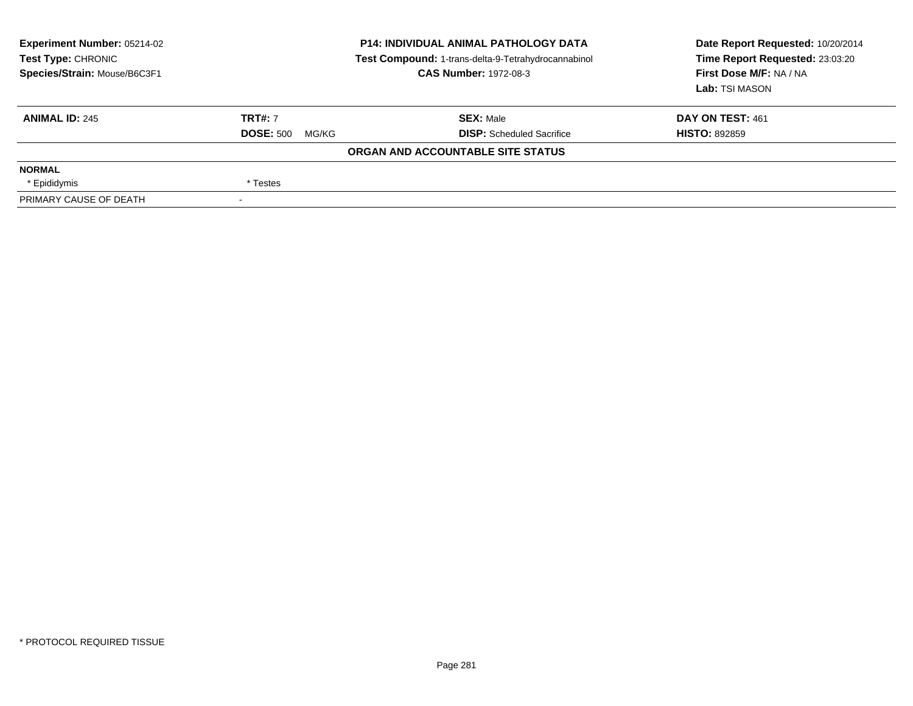**Experiment Number:** 05214-02
**Test Type:** CHRONIC
**Species/Strain:** Mouse/B6C3F1

**P14: INDIVIDUAL ANIMAL PATHOLOGY DATA**
**Test Compound:** 1-trans-delta-9-Tetrahydrocannabinol
**CAS Number:** 1972-08-3

**Date Report Requested:** 10/20/2014
**Time Report Requested:** 23:03:20
**First Dose M/F:** NA / NA
**Lab:** TSI MASON

| **ANIMAL ID:** 245 | **TRT#:** 7 | **SEX:** Male | **DAY ON TEST:** 461 |
|---|---|---|---|
| | **DOSE:** 500 MG/KG | **DISP:** Scheduled Sacrifice | **HISTO:** 892859 |

**ORGAN AND ACCOUNTABLE SITE STATUS**

| | |
|---|---|
| **NORMAL** | |
| * Epididymis | * Testes |
| PRIMARY CAUSE OF DEATH | - |

* PROTOCOL REQUIRED TISSUE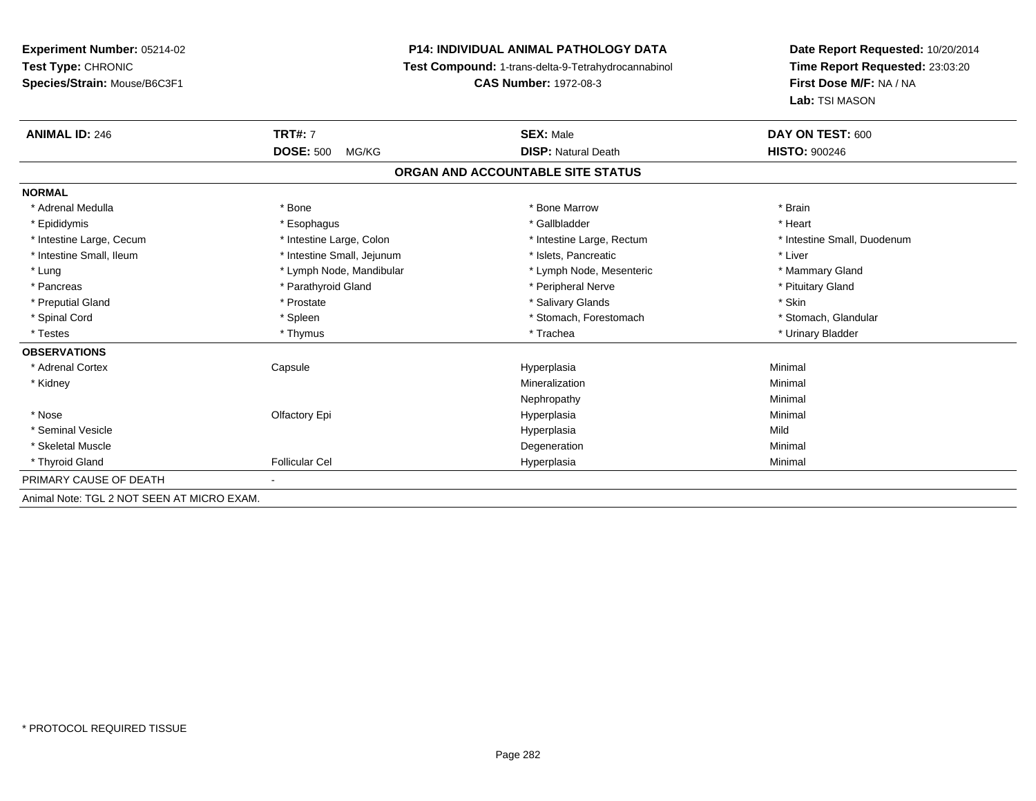**Experiment Number:** 05214-02
**Test Type:** CHRONIC
**Species/Strain:** Mouse/B6C3F1

**P14: INDIVIDUAL ANIMAL PATHOLOGY DATA**
**Test Compound:** 1-trans-delta-9-Tetrahydrocannabinol
**CAS Number:** 1972-08-3

**Date Report Requested:** 10/20/2014
**Time Report Requested:** 23:03:20
**First Dose M/F:** NA / NA
**Lab:** TSI MASON

| **ANIMAL ID:** 246 | **TRT#:** 7 | **SEX:** Male | **DAY ON TEST:** 600 |
|---|---|---|---|
| | **DOSE:** 500 MG/KG | **DISP:** Natural Death | **HISTO:** 900246 |

## ORGAN AND ACCOUNTABLE SITE STATUS

**NORMAL**

| | | | |
|---|---|---|---|
| * Adrenal Medulla | * Bone | * Bone Marrow | * Brain |
| * Epididymis | * Esophagus | * Gallbladder | * Heart |
| * Intestine Large, Cecum | * Intestine Large, Colon | * Intestine Large, Rectum | * Intestine Small, Duodenum |
| * Intestine Small, Ileum | * Intestine Small, Jejunum | * Islets, Pancreatic | * Liver |
| * Lung | * Lymph Node, Mandibular | * Lymph Node, Mesenteric | * Mammary Gland |
| * Pancreas | * Parathyroid Gland | * Peripheral Nerve | * Pituitary Gland |
| * Preputial Gland | * Prostate | * Salivary Glands | * Skin |
| * Spinal Cord | * Spleen | * Stomach, Forestomach | * Stomach, Glandular |
| * Testes | * Thymus | * Trachea | * Urinary Bladder |

**OBSERVATIONS**

| | | | |
|---|---|---|---|
| * Adrenal Cortex | Capsule | Hyperplasia | Minimal |
| * Kidney | | Mineralization | Minimal |
| | | Nephropathy | Minimal |
| * Nose | Olfactory Epi | Hyperplasia | Minimal |
| * Seminal Vesicle | | Hyperplasia | Mild |
| * Skeletal Muscle | | Degeneration | Minimal |
| * Thyroid Gland | Follicular Cel | Hyperplasia | Minimal |

PRIMARY CAUSE OF DEATH -

Animal Note: TGL 2 NOT SEEN AT MICRO EXAM.

* PROTOCOL REQUIRED TISSUE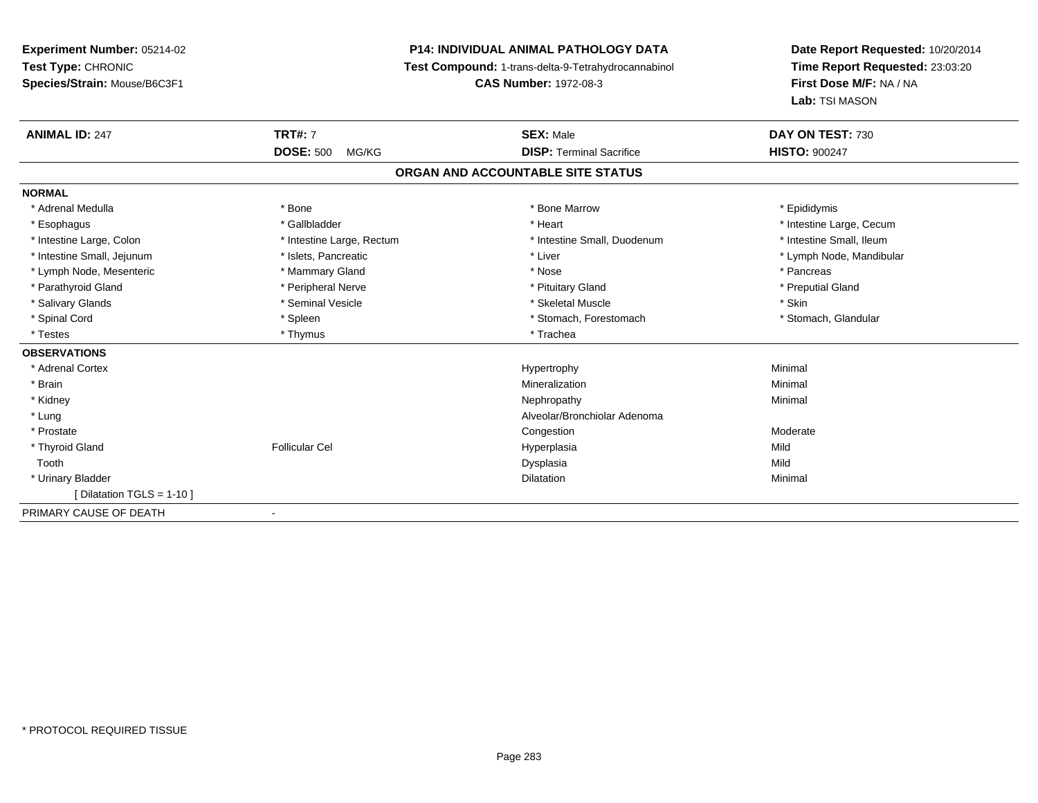**Experiment Number:** 05214-02
**Test Type:** CHRONIC
**Species/Strain:** Mouse/B6C3F1

**P14: INDIVIDUAL ANIMAL PATHOLOGY DATA**
**Test Compound:** 1-trans-delta-9-Tetrahydrocannabinol
**CAS Number:** 1972-08-3

**Date Report Requested:** 10/20/2014
**Time Report Requested:** 23:03:20
**First Dose M/F:** NA / NA
**Lab:** TSI MASON

| **ANIMAL ID:** 247 | **TRT#:** 7 | **SEX:** Male | **DAY ON TEST:** 730 |
|---|---|---|---|
| | **DOSE:** 500 MG/KG | **DISP:** Terminal Sacrifice | **HISTO:** 900247 |

## ORGAN AND ACCOUNTABLE SITE STATUS

**NORMAL**

| | | | |
|---|---|---|---|
| * Adrenal Medulla | * Bone | * Bone Marrow | * Epididymis |
| * Esophagus | * Gallbladder | * Heart | * Intestine Large, Cecum |
| * Intestine Large, Colon | * Intestine Large, Rectum | * Intestine Small, Duodenum | * Intestine Small, Ileum |
| * Intestine Small, Jejunum | * Islets, Pancreatic | * Liver | * Lymph Node, Mandibular |
| * Lymph Node, Mesenteric | * Mammary Gland | * Nose | * Pancreas |
| * Parathyroid Gland | * Peripheral Nerve | * Pituitary Gland | * Preputial Gland |
| * Salivary Glands | * Seminal Vesicle | * Skeletal Muscle | * Skin |
| * Spinal Cord | * Spleen | * Stomach, Forestomach | * Stomach, Glandular |
| * Testes | * Thymus | * Trachea | |

**OBSERVATIONS**

| | | | |
|---|---|---|---|
| * Adrenal Cortex | | Hypertrophy | Minimal |
| * Brain | | Mineralization | Minimal |
| * Kidney | | Nephropathy | Minimal |
| * Lung | | Alveolar/Bronchiolar Adenoma | |
| * Prostate | | Congestion | Moderate |
| * Thyroid Gland | Follicular Cel | Hyperplasia | Mild |
| Tooth | | Dysplasia | Mild |
| * Urinary Bladder | | Dilatation | Minimal |
| [ Dilatation TGLS = 1-10 ] | | | |

PRIMARY CAUSE OF DEATH -

* PROTOCOL REQUIRED TISSUE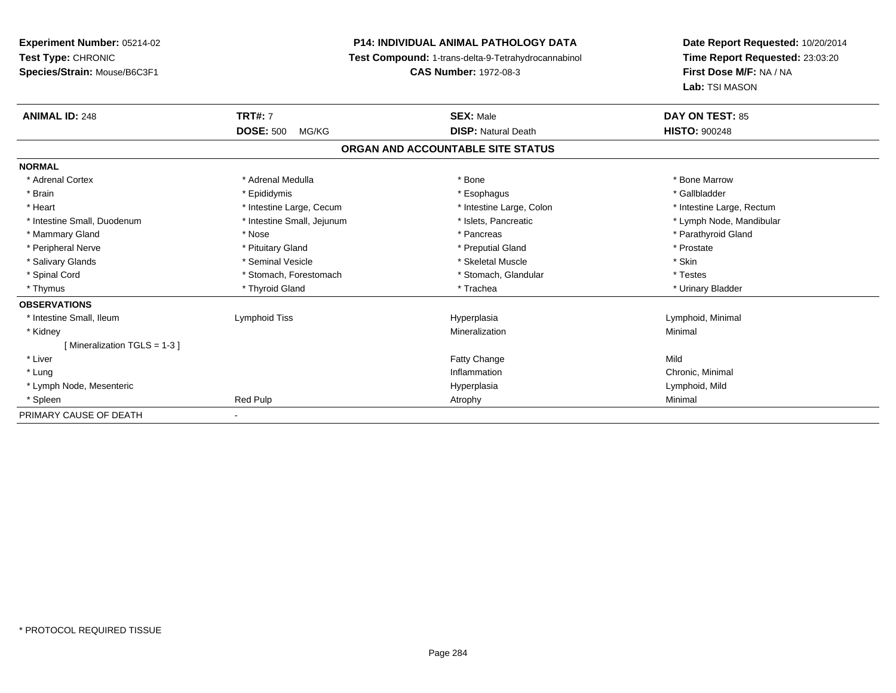**Experiment Number:** 05214-02
**Test Type:** CHRONIC
**Species/Strain:** Mouse/B6C3F1

**P14: INDIVIDUAL ANIMAL PATHOLOGY DATA**
**Test Compound:** 1-trans-delta-9-Tetrahydrocannabinol
**CAS Number:** 1972-08-3

**Date Report Requested:** 10/20/2014
**Time Report Requested:** 23:03:20
**First Dose M/F:** NA / NA
**Lab:** TSI MASON

| **ANIMAL ID:** 248 | **TRT#:** 7 | **SEX:** Male | **DAY ON TEST:** 85 |
|---|---|---|---|
| | **DOSE:** 500 MG/KG | **DISP:** Natural Death | **HISTO:** 900248 |

**ORGAN AND ACCOUNTABLE SITE STATUS**

| | | | |
|---|---|---|---|
| **NORMAL** | | | |
| * Adrenal Cortex | * Adrenal Medulla | * Bone | * Bone Marrow |
| * Brain | * Epididymis | * Esophagus | * Gallbladder |
| * Heart | * Intestine Large, Cecum | * Intestine Large, Colon | * Intestine Large, Rectum |
| * Intestine Small, Duodenum | * Intestine Small, Jejunum | * Islets, Pancreatic | * Lymph Node, Mandibular |
| * Mammary Gland | * Nose | * Pancreas | * Parathyroid Gland |
| * Peripheral Nerve | * Pituitary Gland | * Preputial Gland | * Prostate |
| * Salivary Glands | * Seminal Vesicle | * Skeletal Muscle | * Skin |
| * Spinal Cord | * Stomach, Forestomach | * Stomach, Glandular | * Testes |
| * Thymus | * Thyroid Gland | * Trachea | * Urinary Bladder |
| **OBSERVATIONS** | | | |
| * Intestine Small, Ileum | Lymphoid Tiss | Hyperplasia | Lymphoid, Minimal |
| * Kidney | | Mineralization | Minimal |
| [ Mineralization TGLS = 1-3 ] | | | |
| * Liver | | Fatty Change | Mild |
| * Lung | | Inflammation | Chronic, Minimal |
| * Lymph Node, Mesenteric | | Hyperplasia | Lymphoid, Mild |
| * Spleen | Red Pulp | Atrophy | Minimal |
| PRIMARY CAUSE OF DEATH | - | | |

* PROTOCOL REQUIRED TISSUE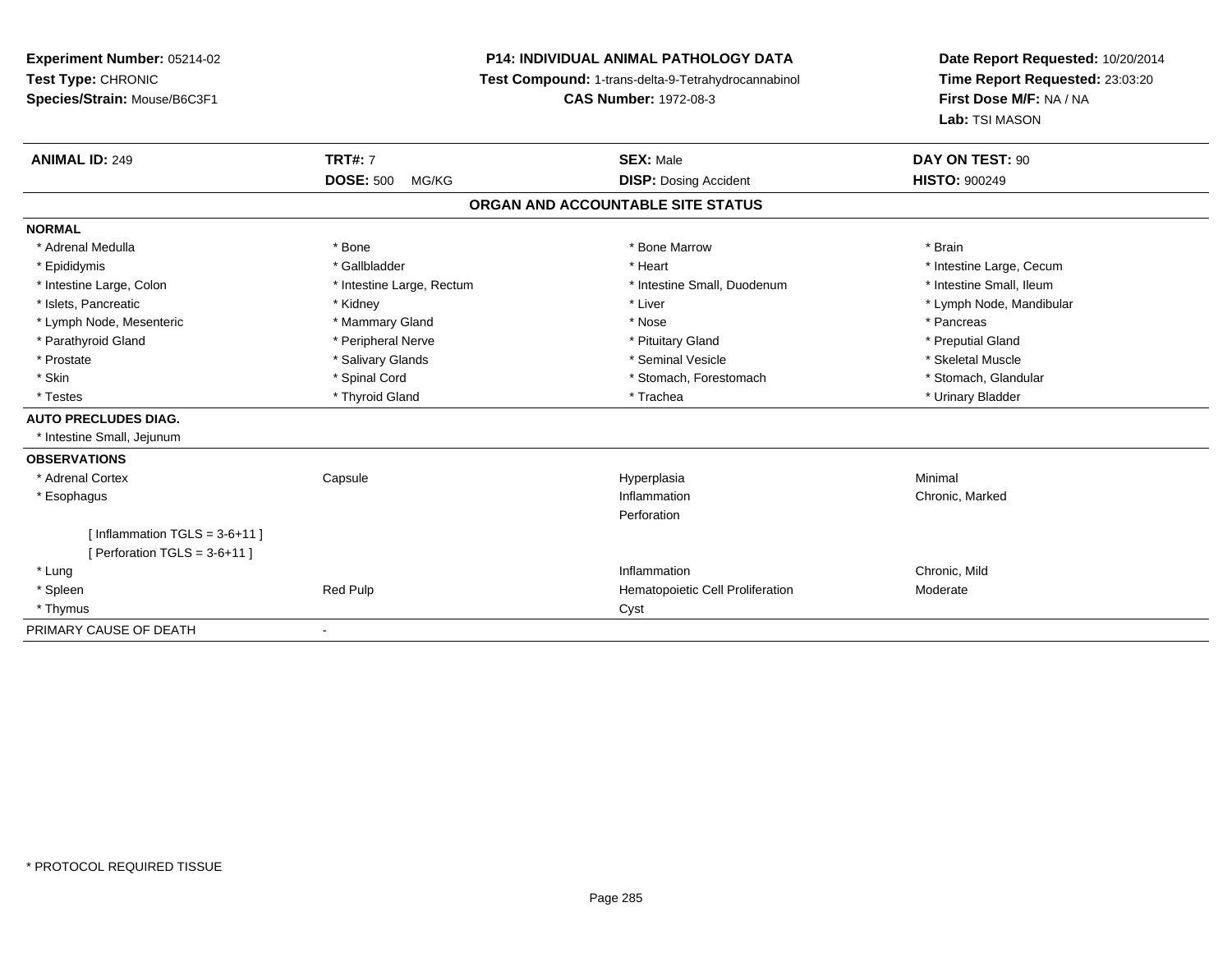**Experiment Number:** 05214-02
**Test Type:** CHRONIC
**Species/Strain:** Mouse/B6C3F1

**P14: INDIVIDUAL ANIMAL PATHOLOGY DATA**
**Test Compound:** 1-trans-delta-9-Tetrahydrocannabinol
**CAS Number:** 1972-08-3

**Date Report Requested:** 10/20/2014
**Time Report Requested:** 23:03:20
**First Dose M/F:** NA / NA
**Lab:** TSI MASON

| **ANIMAL ID:** 249 | **TRT#:** 7 | **SEX:** Male | **DAY ON TEST:** 90 |
|---|---|---|---|
| | **DOSE:** 500 MG/KG | **DISP:** Dosing Accident | **HISTO:** 900249 |

**ORGAN AND ACCOUNTABLE SITE STATUS**

**NORMAL**

| | | | |
|---|---|---|---|
| * Adrenal Medulla | * Bone | * Bone Marrow | * Brain |
| * Epididymis | * Gallbladder | * Heart | * Intestine Large, Cecum |
| * Intestine Large, Colon | * Intestine Large, Rectum | * Intestine Small, Duodenum | * Intestine Small, Ileum |
| * Islets, Pancreatic | * Kidney | * Liver | * Lymph Node, Mandibular |
| * Lymph Node, Mesenteric | * Mammary Gland | * Nose | * Pancreas |
| * Parathyroid Gland | * Peripheral Nerve | * Pituitary Gland | * Preputial Gland |
| * Prostate | * Salivary Glands | * Seminal Vesicle | * Skeletal Muscle |
| * Skin | * Spinal Cord | * Stomach, Forestomach | * Stomach, Glandular |
| * Testes | * Thyroid Gland | * Trachea | * Urinary Bladder |

**AUTO PRECLUDES DIAG.**

* Intestine Small, Jejunum

**OBSERVATIONS**

| | | | |
|---|---|---|---|
| * Adrenal Cortex | Capsule | Hyperplasia | Minimal |
| * Esophagus | | Inflammation | Chronic, Marked |
| | | Perforation | |
| [ Inflammation TGLS = 3-6+11 ] | | | |
| [ Perforation TGLS = 3-6+11 ] | | | |
| * Lung | | Inflammation | Chronic, Mild |
| * Spleen | Red Pulp | Hematopoietic Cell Proliferation | Moderate |
| * Thymus | | Cyst | |

PRIMARY CAUSE OF DEATH -

* PROTOCOL REQUIRED TISSUE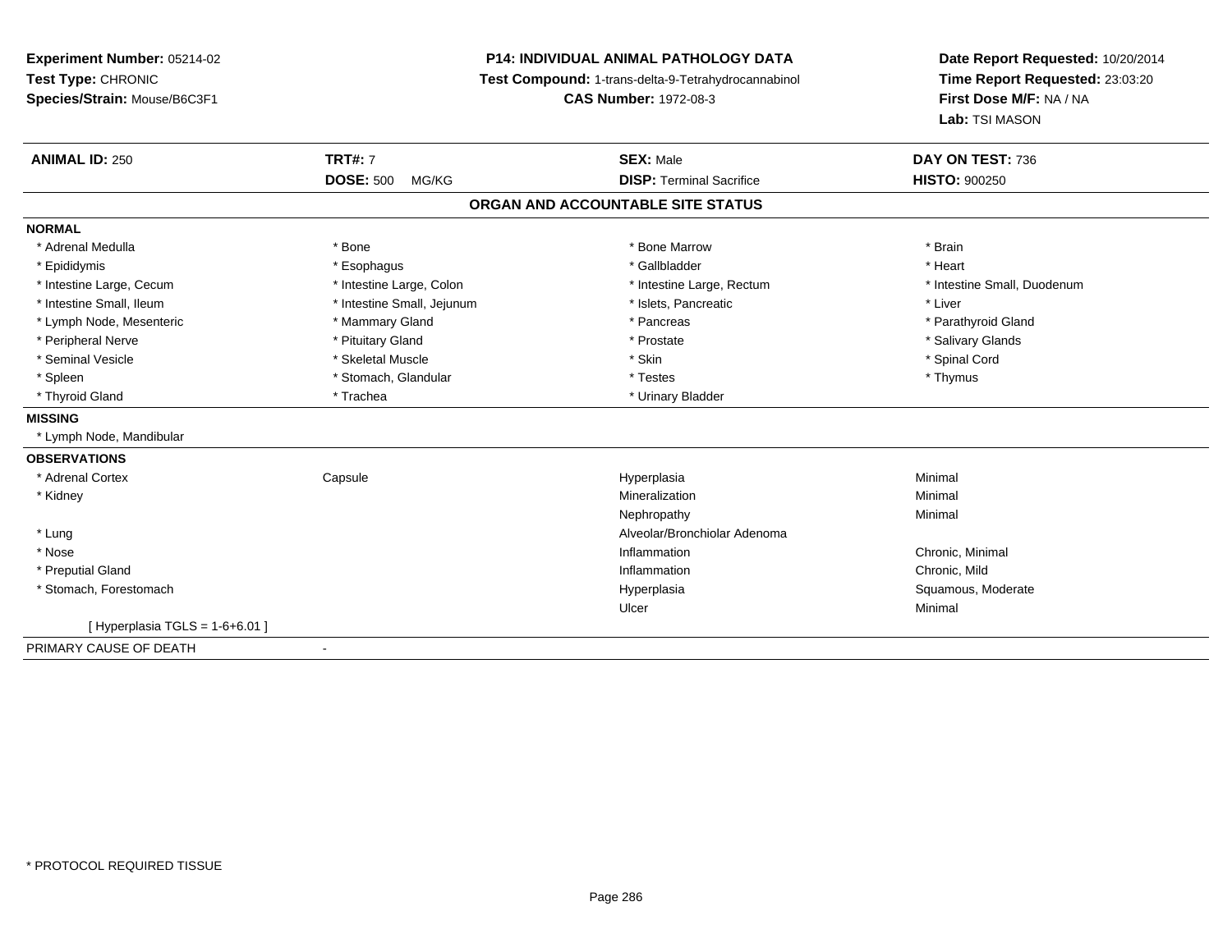**Experiment Number:** 05214-02
**Test Type:** CHRONIC
**Species/Strain:** Mouse/B6C3F1

**P14: INDIVIDUAL ANIMAL PATHOLOGY DATA**
**Test Compound:** 1-trans-delta-9-Tetrahydrocannabinol
**CAS Number:** 1972-08-3

**Date Report Requested:** 10/20/2014
**Time Report Requested:** 23:03:20
**First Dose M/F:** NA / NA
**Lab:** TSI MASON

| **ANIMAL ID:** 250 | **TRT#:** 7 | **SEX:** Male | **DAY ON TEST:** 736 |
|---|---|---|---|
| | **DOSE:** 500 MG/KG | **DISP:** Terminal Sacrifice | **HISTO:** 900250 |

## ORGAN AND ACCOUNTABLE SITE STATUS

**NORMAL**

| | | | |
|---|---|---|---|
| * Adrenal Medulla | * Bone | * Bone Marrow | * Brain |
| * Epididymis | * Esophagus | * Gallbladder | * Heart |
| * Intestine Large, Cecum | * Intestine Large, Colon | * Intestine Large, Rectum | * Intestine Small, Duodenum |
| * Intestine Small, Ileum | * Intestine Small, Jejunum | * Islets, Pancreatic | * Liver |
| * Lymph Node, Mesenteric | * Mammary Gland | * Pancreas | * Parathyroid Gland |
| * Peripheral Nerve | * Pituitary Gland | * Prostate | * Salivary Glands |
| * Seminal Vesicle | * Skeletal Muscle | * Skin | * Spinal Cord |
| * Spleen | * Stomach, Glandular | * Testes | * Thymus |
| * Thyroid Gland | * Trachea | * Urinary Bladder | |

**MISSING**

* Lymph Node, Mandibular

**OBSERVATIONS**

| | | | |
|---|---|---|---|
| * Adrenal Cortex | Capsule | Hyperplasia | Minimal |
| * Kidney | | Mineralization | Minimal |
| | | Nephropathy | Minimal |
| * Lung | | Alveolar/Bronchiolar Adenoma | |
| * Nose | | Inflammation | Chronic, Minimal |
| * Preputial Gland | | Inflammation | Chronic, Mild |
| * Stomach, Forestomach | | Hyperplasia | Squamous, Moderate |
| | | Ulcer | Minimal |
| [ Hyperplasia TGLS = 1-6+6.01 ] | | | |

PRIMARY CAUSE OF DEATH -

* PROTOCOL REQUIRED TISSUE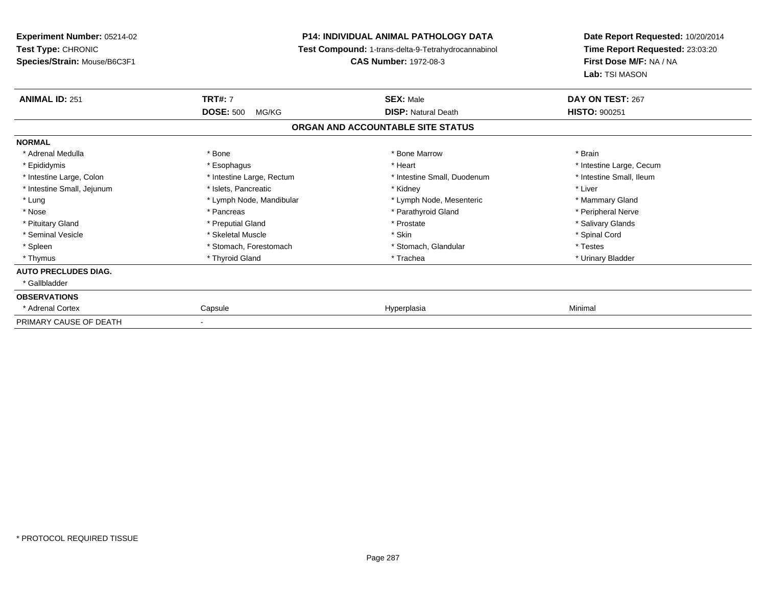**Experiment Number:** 05214-02
**Test Type:** CHRONIC
**Species/Strain:** Mouse/B6C3F1

**P14: INDIVIDUAL ANIMAL PATHOLOGY DATA**
**Test Compound:** 1-trans-delta-9-Tetrahydrocannabinol
**CAS Number:** 1972-08-3

**Date Report Requested:** 10/20/2014
**Time Report Requested:** 23:03:20
**First Dose M/F:** NA / NA
**Lab:** TSI MASON

| **ANIMAL ID:** 251 | **TRT#:** 7 | **SEX:** Male | **DAY ON TEST:** 267 |
|---|---|---|---|
| | **DOSE:** 500 MG/KG | **DISP:** Natural Death | **HISTO:** 900251 |

**ORGAN AND ACCOUNTABLE SITE STATUS**

| | | | |
|---|---|---|---|
| **NORMAL** | | | |
| * Adrenal Medulla | * Bone | * Bone Marrow | * Brain |
| * Epididymis | * Esophagus | * Heart | * Intestine Large, Cecum |
| * Intestine Large, Colon | * Intestine Large, Rectum | * Intestine Small, Duodenum | * Intestine Small, Ileum |
| * Intestine Small, Jejunum | * Islets, Pancreatic | * Kidney | * Liver |
| * Lung | * Lymph Node, Mandibular | * Lymph Node, Mesenteric | * Mammary Gland |
| * Nose | * Pancreas | * Parathyroid Gland | * Peripheral Nerve |
| * Pituitary Gland | * Preputial Gland | * Prostate | * Salivary Glands |
| * Seminal Vesicle | * Skeletal Muscle | * Skin | * Spinal Cord |
| * Spleen | * Stomach, Forestomach | * Stomach, Glandular | * Testes |
| * Thymus | * Thyroid Gland | * Trachea | * Urinary Bladder |
| **AUTO PRECLUDES DIAG.** | | | |
| * Gallbladder | | | |
| **OBSERVATIONS** | | | |
| * Adrenal Cortex | Capsule | Hyperplasia | Minimal |
| PRIMARY CAUSE OF DEATH | - | | |

\* PROTOCOL REQUIRED TISSUE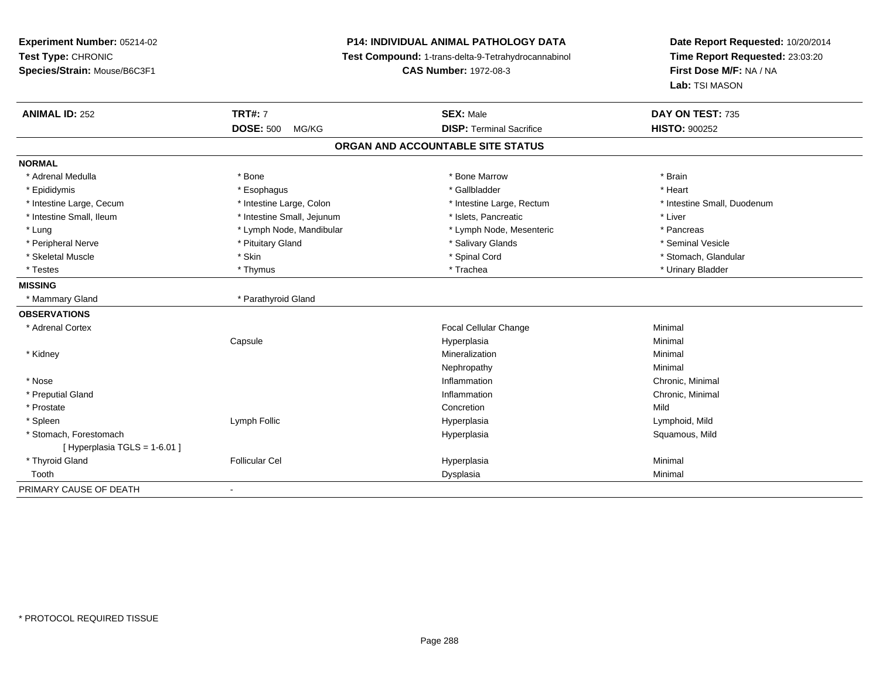**Experiment Number:** 05214-02
**Test Type:** CHRONIC
**Species/Strain:** Mouse/B6C3F1

**P14: INDIVIDUAL ANIMAL PATHOLOGY DATA**
**Test Compound:** 1-trans-delta-9-Tetrahydrocannabinol
**CAS Number:** 1972-08-3

**Date Report Requested:** 10/20/2014
**Time Report Requested:** 23:03:20
**First Dose M/F:** NA / NA
**Lab:** TSI MASON

| **ANIMAL ID:** 252 | **TRT#:** 7 | **SEX:** Male | **DAY ON TEST:** 735 |
|---|---|---|---|
| | **DOSE:** 500 MG/KG | **DISP:** Terminal Sacrifice | **HISTO:** 900252 |

**ORGAN AND ACCOUNTABLE SITE STATUS**

**NORMAL**

| | | | |
|---|---|---|---|
| * Adrenal Medulla | * Bone | * Bone Marrow | * Brain |
| * Epididymis | * Esophagus | * Gallbladder | * Heart |
| * Intestine Large, Cecum | * Intestine Large, Colon | * Intestine Large, Rectum | * Intestine Small, Duodenum |
| * Intestine Small, Ileum | * Intestine Small, Jejunum | * Islets, Pancreatic | * Liver |
| * Lung | * Lymph Node, Mandibular | * Lymph Node, Mesenteric | * Pancreas |
| * Peripheral Nerve | * Pituitary Gland | * Salivary Glands | * Seminal Vesicle |
| * Skeletal Muscle | * Skin | * Spinal Cord | * Stomach, Glandular |
| * Testes | * Thymus | * Trachea | * Urinary Bladder |

**MISSING**

| | |
|---|---|
| * Mammary Gland | * Parathyroid Gland |

**OBSERVATIONS**

| | | | |
|---|---|---|---|
| * Adrenal Cortex | | Focal Cellular Change | Minimal |
| | Capsule | Hyperplasia | Minimal |
| * Kidney | | Mineralization | Minimal |
| | | Nephropathy | Minimal |
| * Nose | | Inflammation | Chronic, Minimal |
| * Preputial Gland | | Inflammation | Chronic, Minimal |
| * Prostate | | Concretion | Mild |
| * Spleen | Lymph Follic | Hyperplasia | Lymphoid, Mild |
| * Stomach, Forestomach | | Hyperplasia | Squamous, Mild |
| [ Hyperplasia TGLS = 1-6.01 ] | | | |
| * Thyroid Gland | Follicular Cel | Hyperplasia | Minimal |
| Tooth | | Dysplasia | Minimal |

PRIMARY CAUSE OF DEATH -

* PROTOCOL REQUIRED TISSUE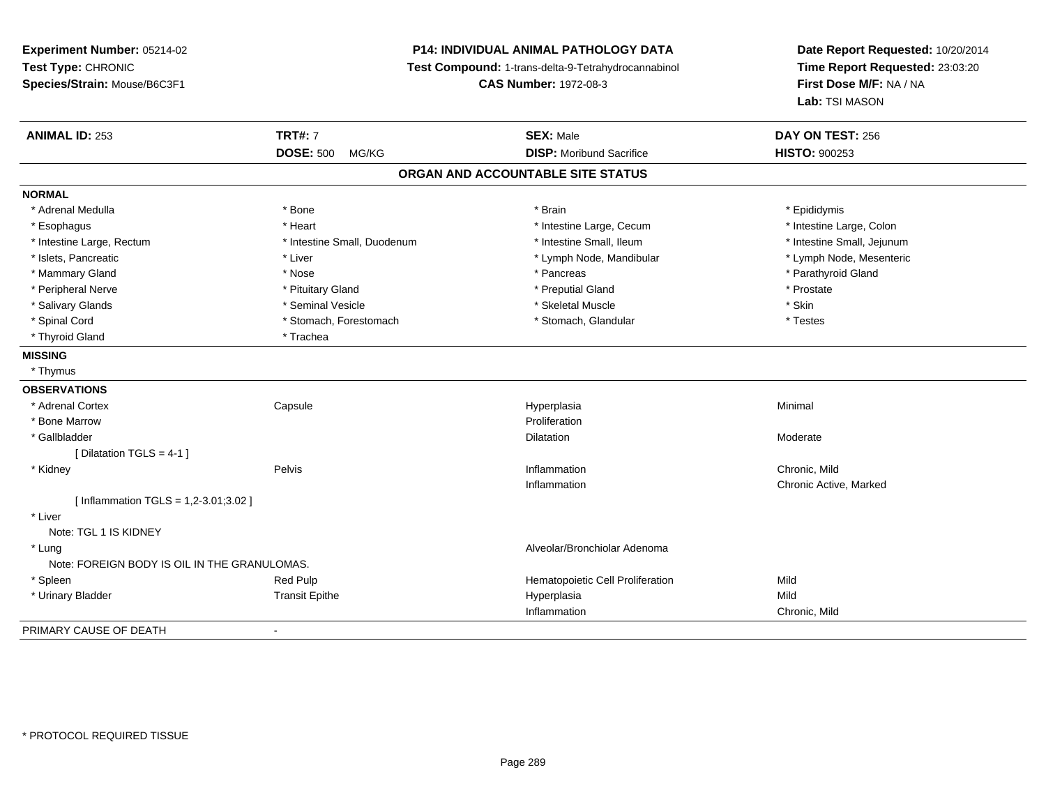**Experiment Number:** 05214-02
**Test Type:** CHRONIC
**Species/Strain:** Mouse/B6C3F1

**P14: INDIVIDUAL ANIMAL PATHOLOGY DATA**
**Test Compound:** 1-trans-delta-9-Tetrahydrocannabinol
**CAS Number:** 1972-08-3

**Date Report Requested:** 10/20/2014
**Time Report Requested:** 23:03:20
**First Dose M/F:** NA / NA
**Lab:** TSI MASON

| **ANIMAL ID:** 253 | **TRT#:** 7 | **SEX:** Male | **DAY ON TEST:** 256 |
|---|---|---|---|
| | **DOSE:** 500 MG/KG | **DISP:** Moribund Sacrifice | **HISTO:** 900253 |

## ORGAN AND ACCOUNTABLE SITE STATUS

**NORMAL**

| | | | |
|---|---|---|---|
| * Adrenal Medulla | * Bone | * Brain | * Epididymis |
| * Esophagus | * Heart | * Intestine Large, Cecum | * Intestine Large, Colon |
| * Intestine Large, Rectum | * Intestine Small, Duodenum | * Intestine Small, Ileum | * Intestine Small, Jejunum |
| * Islets, Pancreatic | * Liver | * Lymph Node, Mandibular | * Lymph Node, Mesenteric |
| * Mammary Gland | * Nose | * Pancreas | * Parathyroid Gland |
| * Peripheral Nerve | * Pituitary Gland | * Preputial Gland | * Prostate |
| * Salivary Glands | * Seminal Vesicle | * Skeletal Muscle | * Skin |
| * Spinal Cord | * Stomach, Forestomach | * Stomach, Glandular | * Testes |
| * Thyroid Gland | * Trachea | | |

**MISSING**

* Thymus

**OBSERVATIONS**

| | | | |
|---|---|---|---|
| * Adrenal Cortex | Capsule | Hyperplasia | Minimal |
| * Bone Marrow | | Proliferation | |
| * Gallbladder | | Dilatation | Moderate |
| [ Dilatation TGLS = 4-1 ] | | | |
| * Kidney | Pelvis | Inflammation | Chronic, Mild |
| | | Inflammation | Chronic Active, Marked |
| [ Inflammation TGLS = 1,2-3.01;3.02 ] | | | |
| * Liver | | | |
| Note: TGL 1 IS KIDNEY | | | |
| * Lung | | Alveolar/Bronchiolar Adenoma | |
| Note: FOREIGN BODY IS OIL IN THE GRANULOMAS. | | | |
| * Spleen | Red Pulp | Hematopoietic Cell Proliferation | Mild |
| * Urinary Bladder | Transit Epithe | Hyperplasia | Mild |
| | | Inflammation | Chronic, Mild |

PRIMARY CAUSE OF DEATH -

* PROTOCOL REQUIRED TISSUE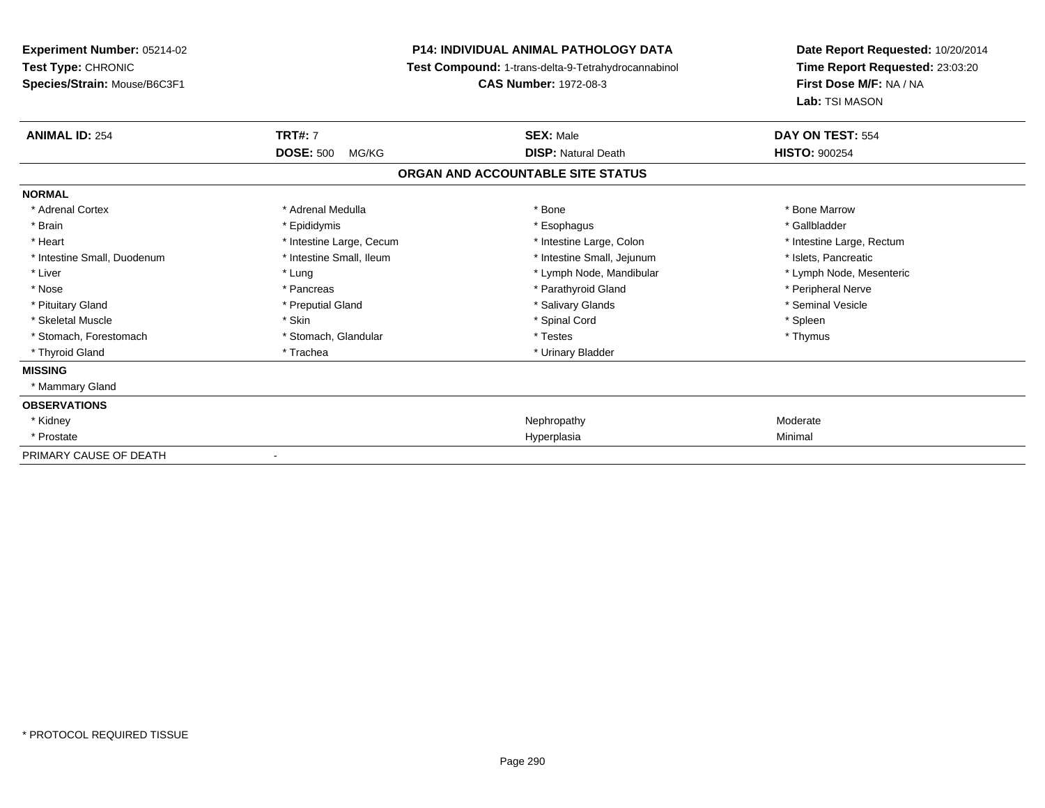**Experiment Number:** 05214-02
**Test Type:** CHRONIC
**Species/Strain:** Mouse/B6C3F1

**P14: INDIVIDUAL ANIMAL PATHOLOGY DATA**
**Test Compound:** 1-trans-delta-9-Tetrahydrocannabinol
**CAS Number:** 1972-08-3

**Date Report Requested:** 10/20/2014
**Time Report Requested:** 23:03:20
**First Dose M/F:** NA / NA
**Lab:** TSI MASON

| **ANIMAL ID:** 254 | **TRT#:** 7 | **SEX:** Male | **DAY ON TEST:** 554 |
|---|---|---|---|
| | **DOSE:** 500 MG/KG | **DISP:** Natural Death | **HISTO:** 900254 |

## ORGAN AND ACCOUNTABLE SITE STATUS

| | | | |
|---|---|---|---|
| **NORMAL** | | | |
| * Adrenal Cortex | * Adrenal Medulla | * Bone | * Bone Marrow |
| * Brain | * Epididymis | * Esophagus | * Gallbladder |
| * Heart | * Intestine Large, Cecum | * Intestine Large, Colon | * Intestine Large, Rectum |
| * Intestine Small, Duodenum | * Intestine Small, Ileum | * Intestine Small, Jejunum | * Islets, Pancreatic |
| * Liver | * Lung | * Lymph Node, Mandibular | * Lymph Node, Mesenteric |
| * Nose | * Pancreas | * Parathyroid Gland | * Peripheral Nerve |
| * Pituitary Gland | * Preputial Gland | * Salivary Glands | * Seminal Vesicle |
| * Skeletal Muscle | * Skin | * Spinal Cord | * Spleen |
| * Stomach, Forestomach | * Stomach, Glandular | * Testes | * Thymus |
| * Thyroid Gland | * Trachea | * Urinary Bladder | |
| **MISSING** | | | |
| * Mammary Gland | | | |
| **OBSERVATIONS** | | | |
| * Kidney | | Nephropathy | Moderate |
| * Prostate | | Hyperplasia | Minimal |
| PRIMARY CAUSE OF DEATH | - | | |

* PROTOCOL REQUIRED TISSUE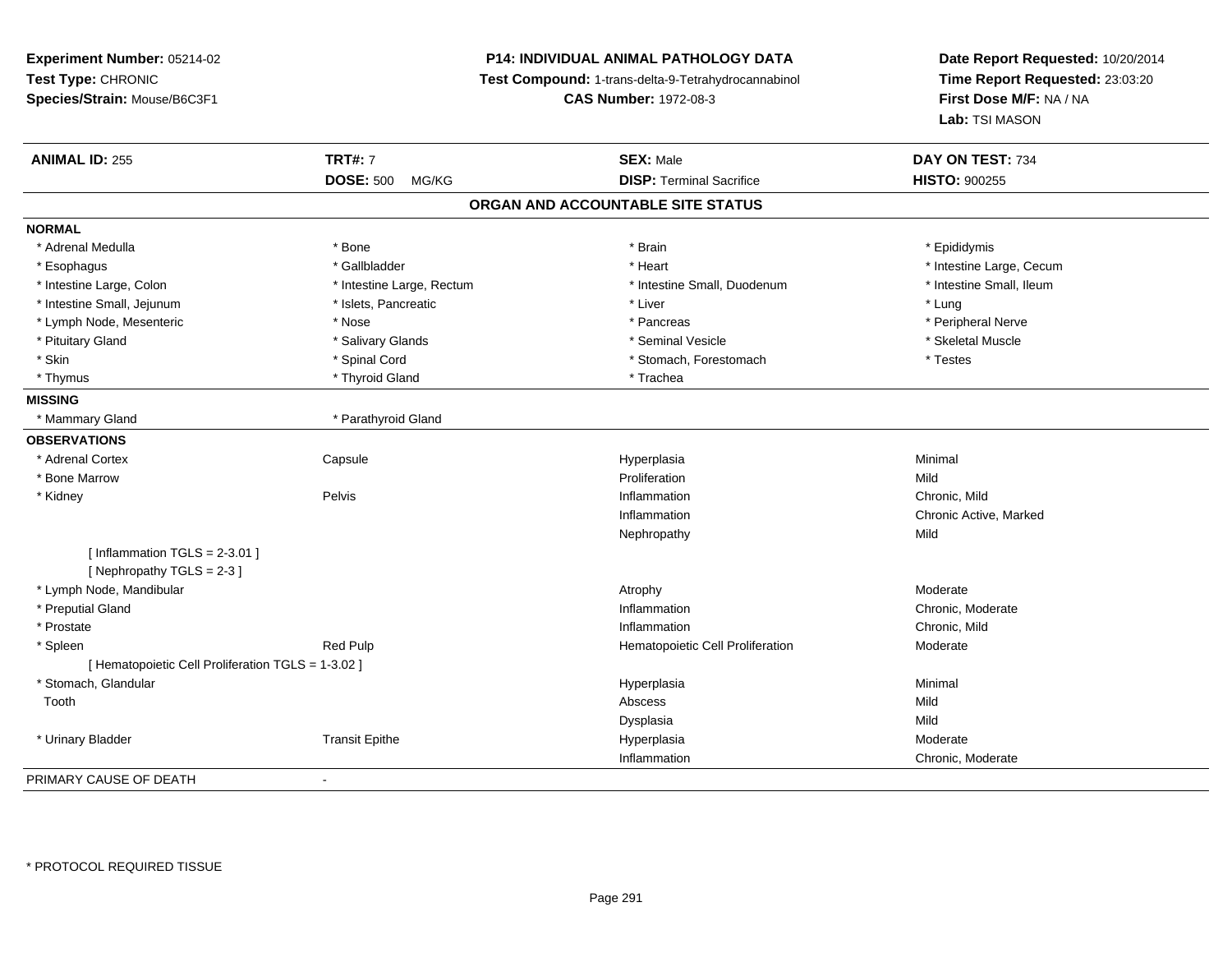**Experiment Number:** 05214-02
**Test Type:** CHRONIC
**Species/Strain:** Mouse/B6C3F1

**P14: INDIVIDUAL ANIMAL PATHOLOGY DATA**
**Test Compound:** 1-trans-delta-9-Tetrahydrocannabinol
**CAS Number:** 1972-08-3

**Date Report Requested:** 10/20/2014
**Time Report Requested:** 23:03:20
**First Dose M/F:** NA / NA
**Lab:** TSI MASON

| **ANIMAL ID:** 255 | **TRT#:** 7 | **SEX:** Male | **DAY ON TEST:** 734 |
|---|---|---|---|
| | **DOSE:** 500 MG/KG | **DISP:** Terminal Sacrifice | **HISTO:** 900255 |

## ORGAN AND ACCOUNTABLE SITE STATUS

**NORMAL**

| | | | |
|---|---|---|---|
| * Adrenal Medulla | * Bone | * Brain | * Epididymis |
| * Esophagus | * Gallbladder | * Heart | * Intestine Large, Cecum |
| * Intestine Large, Colon | * Intestine Large, Rectum | * Intestine Small, Duodenum | * Intestine Small, Ileum |
| * Intestine Small, Jejunum | * Islets, Pancreatic | * Liver | * Lung |
| * Lymph Node, Mesenteric | * Nose | * Pancreas | * Peripheral Nerve |
| * Pituitary Gland | * Salivary Glands | * Seminal Vesicle | * Skeletal Muscle |
| * Skin | * Spinal Cord | * Stomach, Forestomach | * Testes |
| * Thymus | * Thyroid Gland | * Trachea | |

**MISSING**

| | |
|---|---|
| * Mammary Gland | * Parathyroid Gland |

**OBSERVATIONS**

| | | | |
|---|---|---|---|
| * Adrenal Cortex | Capsule | Hyperplasia | Minimal |
| * Bone Marrow | | Proliferation | Mild |
| * Kidney | Pelvis | Inflammation | Chronic, Mild |
| | | Inflammation | Chronic Active, Marked |
| | | Nephropathy | Mild |
| [ Inflammation TGLS = 2-3.01 ] | | | |
| [ Nephropathy TGLS = 2-3 ] | | | |
| * Lymph Node, Mandibular | | Atrophy | Moderate |
| * Preputial Gland | | Inflammation | Chronic, Moderate |
| * Prostate | | Inflammation | Chronic, Mild |
| * Spleen | Red Pulp | Hematopoietic Cell Proliferation | Moderate |
| [ Hematopoietic Cell Proliferation TGLS = 1-3.02 ] | | | |
| * Stomach, Glandular | | Hyperplasia | Minimal |
| Tooth | | Abscess | Mild |
| | | Dysplasia | Mild |
| * Urinary Bladder | Transit Epithe | Hyperplasia | Moderate |
| | | Inflammation | Chronic, Moderate |

PRIMARY CAUSE OF DEATH -

\* PROTOCOL REQUIRED TISSUE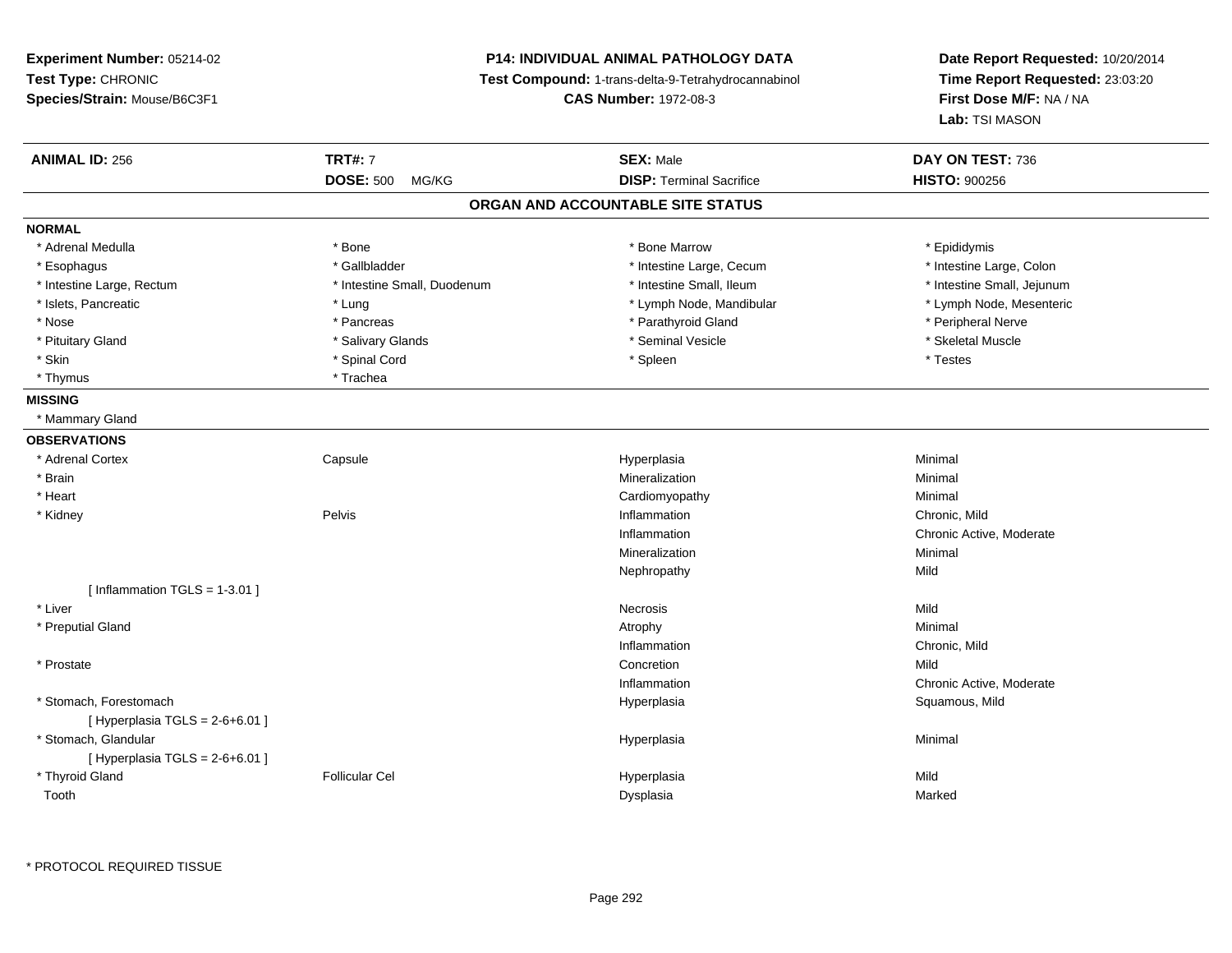**Experiment Number:** 05214-02
**Test Type:** CHRONIC
**Species/Strain:** Mouse/B6C3F1

**P14: INDIVIDUAL ANIMAL PATHOLOGY DATA**
**Test Compound:** 1-trans-delta-9-Tetrahydrocannabinol
**CAS Number:** 1972-08-3

**Date Report Requested:** 10/20/2014
**Time Report Requested:** 23:03:20
**First Dose M/F:** NA / NA
**Lab:** TSI MASON

| **ANIMAL ID:** 256 | **TRT#:** 7 | **SEX:** Male | **DAY ON TEST:** 736 |
|---|---|---|---|
| | **DOSE:** 500 MG/KG | **DISP:** Terminal Sacrifice | **HISTO:** 900256 |

## ORGAN AND ACCOUNTABLE SITE STATUS

**NORMAL**

| | | | |
|---|---|---|---|
| * Adrenal Medulla | * Bone | * Bone Marrow | * Epididymis |
| * Esophagus | * Gallbladder | * Intestine Large, Cecum | * Intestine Large, Colon |
| * Intestine Large, Rectum | * Intestine Small, Duodenum | * Intestine Small, Ileum | * Intestine Small, Jejunum |
| * Islets, Pancreatic | * Lung | * Lymph Node, Mandibular | * Lymph Node, Mesenteric |
| * Nose | * Pancreas | * Parathyroid Gland | * Peripheral Nerve |
| * Pituitary Gland | * Salivary Glands | * Seminal Vesicle | * Skeletal Muscle |
| * Skin | * Spinal Cord | * Spleen | * Testes |
| * Thymus | * Trachea | | |

**MISSING**

* Mammary Gland

**OBSERVATIONS**

| | | | |
|---|---|---|---|
| * Adrenal Cortex | Capsule | Hyperplasia | Minimal |
| * Brain | | Mineralization | Minimal |
| * Heart | | Cardiomyopathy | Minimal |
| * Kidney | Pelvis | Inflammation | Chronic, Mild |
| | | Inflammation | Chronic Active, Moderate |
| | | Mineralization | Minimal |
| | | Nephropathy | Mild |
| [ Inflammation TGLS = 1-3.01 ] | | | |
| * Liver | | Necrosis | Mild |
| * Preputial Gland | | Atrophy | Minimal |
| | | Inflammation | Chronic, Mild |
| * Prostate | | Concretion | Mild |
| | | Inflammation | Chronic Active, Moderate |
| * Stomach, Forestomach | | Hyperplasia | Squamous, Mild |
| [ Hyperplasia TGLS = 2-6+6.01 ] | | | |
| * Stomach, Glandular | | Hyperplasia | Minimal |
| [ Hyperplasia TGLS = 2-6+6.01 ] | | | |
| * Thyroid Gland | Follicular Cel | Hyperplasia | Mild |
| Tooth | | Dysplasia | Marked |

* PROTOCOL REQUIRED TISSUE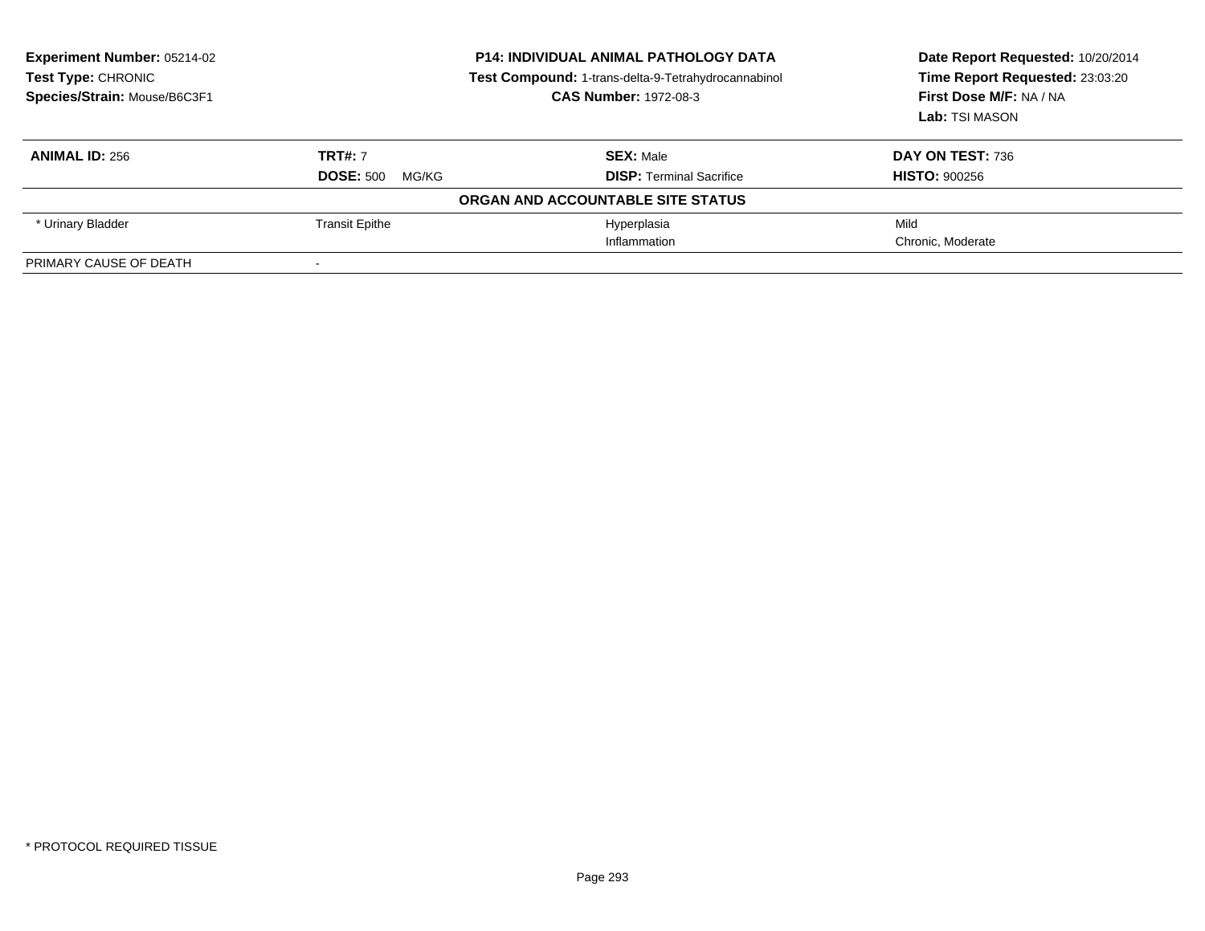**Experiment Number:** 05214-02
**Test Type:** CHRONIC
**Species/Strain:** Mouse/B6C3F1

**P14: INDIVIDUAL ANIMAL PATHOLOGY DATA**
**Test Compound:** 1-trans-delta-9-Tetrahydrocannabinol
**CAS Number:** 1972-08-3

**Date Report Requested:** 10/20/2014
**Time Report Requested:** 23:03:20
**First Dose M/F:** NA / NA
**Lab:** TSI MASON

| **ANIMAL ID:** 256 | **TRT#:** 7 | **SEX:** Male | **DAY ON TEST:** 736 |
|---|---|---|---|
| | **DOSE:** 500 MG/KG | **DISP:** Terminal Sacrifice | **HISTO:** 900256 |

**ORGAN AND ACCOUNTABLE SITE STATUS**

| | | | |
|---|---|---|---|
| * Urinary Bladder | Transit Epithe | Hyperplasia | Mild |
| | | Inflammation | Chronic, Moderate |
| PRIMARY CAUSE OF DEATH | - | | |

* PROTOCOL REQUIRED TISSUE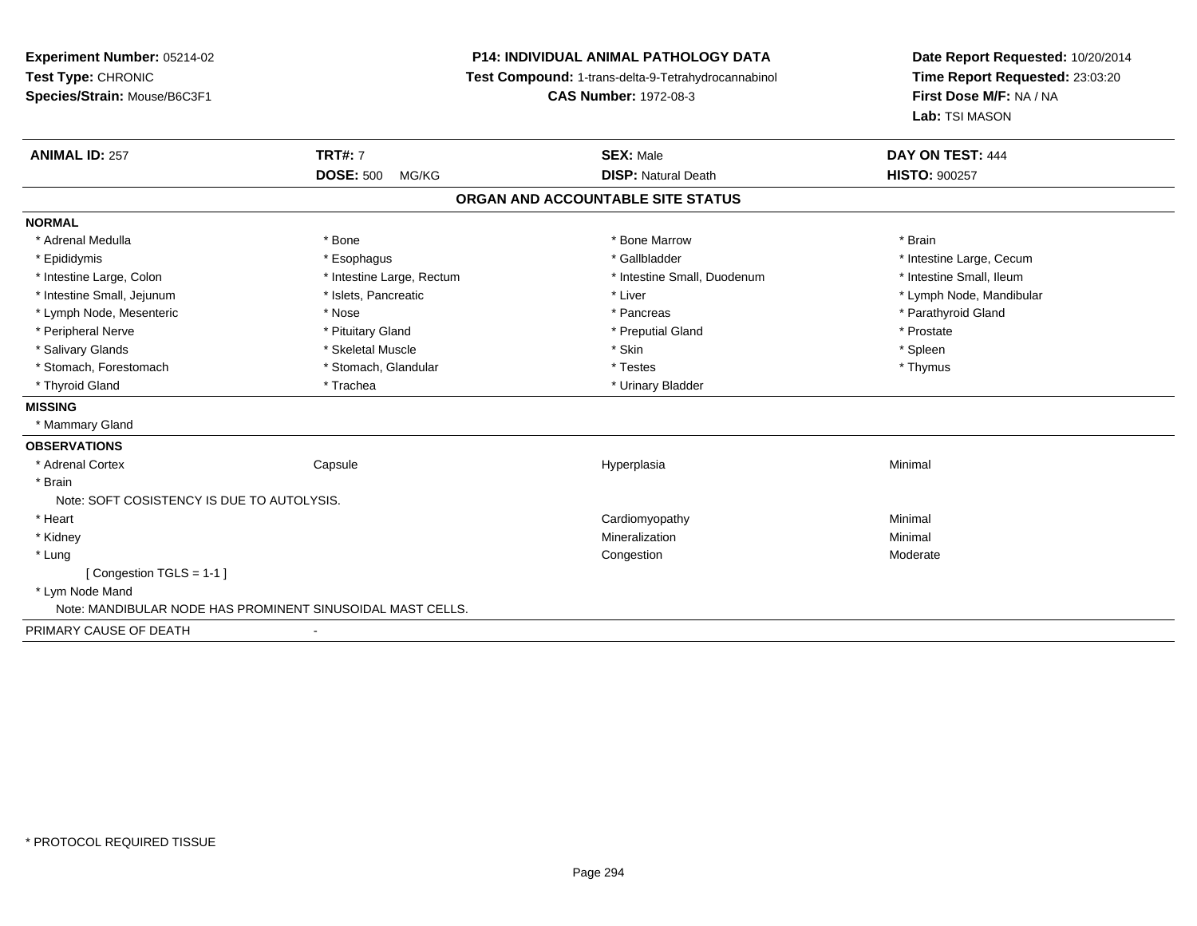**Experiment Number:** 05214-02
**Test Type:** CHRONIC
**Species/Strain:** Mouse/B6C3F1

**P14: INDIVIDUAL ANIMAL PATHOLOGY DATA**
**Test Compound:** 1-trans-delta-9-Tetrahydrocannabinol
**CAS Number:** 1972-08-3

**Date Report Requested:** 10/20/2014
**Time Report Requested:** 23:03:20
**First Dose M/F:** NA / NA
**Lab:** TSI MASON

| **ANIMAL ID:** 257 | **TRT#:** 7 | **SEX:** Male | **DAY ON TEST:** 444 |
|---|---|---|---|
| | **DOSE:** 500 MG/KG | **DISP:** Natural Death | **HISTO:** 900257 |

## ORGAN AND ACCOUNTABLE SITE STATUS

**NORMAL**

| | | | |
|---|---|---|---|
| * Adrenal Medulla | * Bone | * Bone Marrow | * Brain |
| * Epididymis | * Esophagus | * Gallbladder | * Intestine Large, Cecum |
| * Intestine Large, Colon | * Intestine Large, Rectum | * Intestine Small, Duodenum | * Intestine Small, Ileum |
| * Intestine Small, Jejunum | * Islets, Pancreatic | * Liver | * Lymph Node, Mandibular |
| * Lymph Node, Mesenteric | * Nose | * Pancreas | * Parathyroid Gland |
| * Peripheral Nerve | * Pituitary Gland | * Preputial Gland | * Prostate |
| * Salivary Glands | * Skeletal Muscle | * Skin | * Spleen |
| * Stomach, Forestomach | * Stomach, Glandular | * Testes | * Thymus |
| * Thyroid Gland | * Trachea | * Urinary Bladder | |

**MISSING**

* Mammary Gland

**OBSERVATIONS**

| | | | |
|---|---|---|---|
| * Adrenal Cortex | Capsule | Hyperplasia | Minimal |
| * Brain | | | |
| Note: SOFT COSISTENCY IS DUE TO AUTOLYSIS. | | | |
| * Heart | | Cardiomyopathy | Minimal |
| * Kidney | | Mineralization | Minimal |
| * Lung | | Congestion | Moderate |
| [ Congestion TGLS = 1-1 ] | | | |
| * Lym Node Mand | | | |
| Note: MANDIBULAR NODE HAS PROMINENT SINUSOIDAL MAST CELLS. | | | |

PRIMARY CAUSE OF DEATH -

* PROTOCOL REQUIRED TISSUE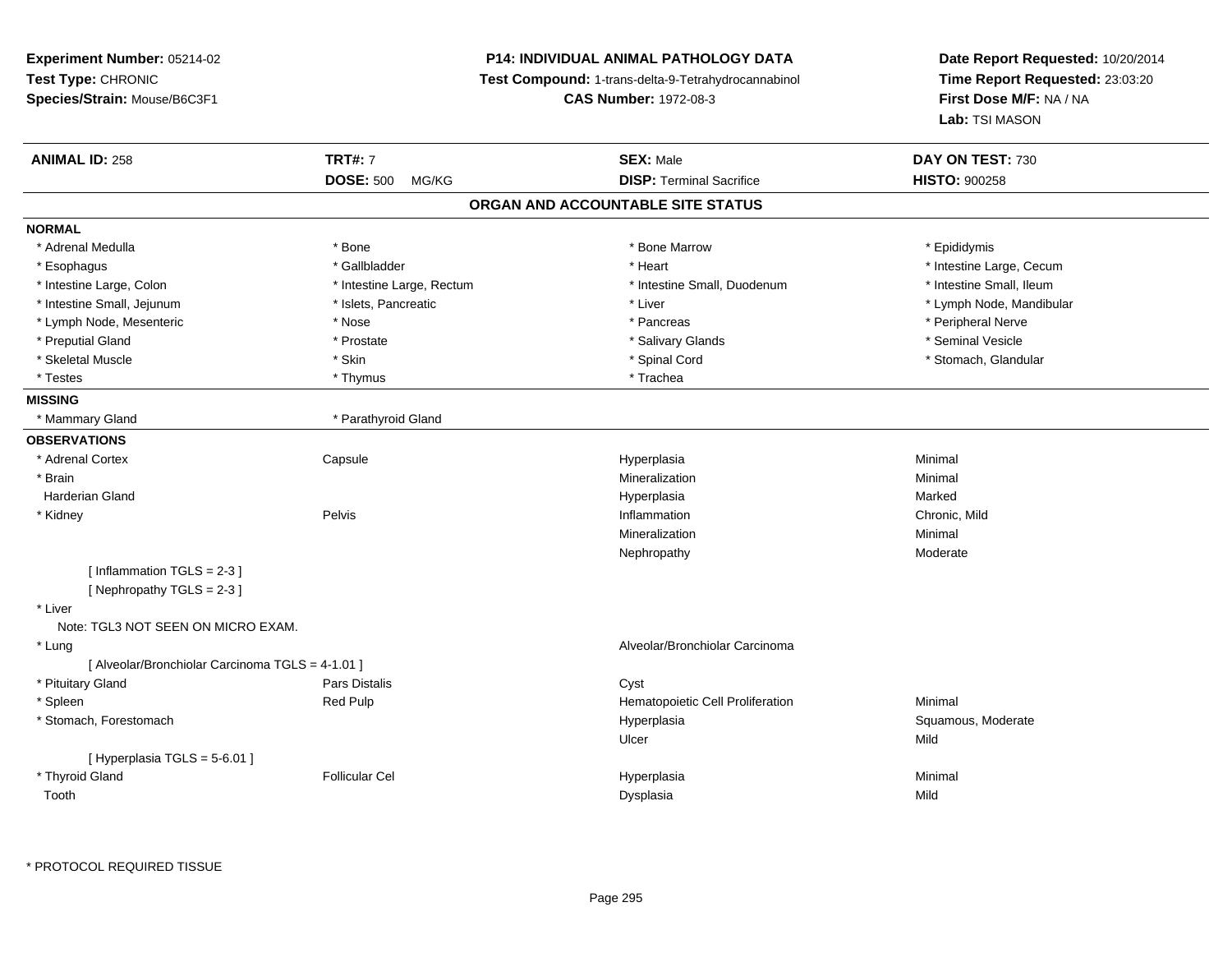**Experiment Number:** 05214-02
**Test Type:** CHRONIC
**Species/Strain:** Mouse/B6C3F1

**P14: INDIVIDUAL ANIMAL PATHOLOGY DATA**
**Test Compound:** 1-trans-delta-9-Tetrahydrocannabinol
**CAS Number:** 1972-08-3

**Date Report Requested:** 10/20/2014
**Time Report Requested:** 23:03:20
**First Dose M/F:** NA / NA
**Lab:** TSI MASON

| **ANIMAL ID:** 258 | **TRT#:** 7 | **SEX:** Male | **DAY ON TEST:** 730 |
|---|---|---|---|
| | **DOSE:** 500 MG/KG | **DISP:** Terminal Sacrifice | **HISTO:** 900258 |

## ORGAN AND ACCOUNTABLE SITE STATUS

**NORMAL**

| | | | |
|---|---|---|---|
| * Adrenal Medulla | * Bone | * Bone Marrow | * Epididymis |
| * Esophagus | * Gallbladder | * Heart | * Intestine Large, Cecum |
| * Intestine Large, Colon | * Intestine Large, Rectum | * Intestine Small, Duodenum | * Intestine Small, Ileum |
| * Intestine Small, Jejunum | * Islets, Pancreatic | * Liver | * Lymph Node, Mandibular |
| * Lymph Node, Mesenteric | * Nose | * Pancreas | * Peripheral Nerve |
| * Preputial Gland | * Prostate | * Salivary Glands | * Seminal Vesicle |
| * Skeletal Muscle | * Skin | * Spinal Cord | * Stomach, Glandular |
| * Testes | * Thymus | * Trachea | |

**MISSING**

| | |
|---|---|
| * Mammary Gland | * Parathyroid Gland |

**OBSERVATIONS**

| | | | |
|---|---|---|---|
| * Adrenal Cortex | Capsule | Hyperplasia | Minimal |
| * Brain | | Mineralization | Minimal |
| Harderian Gland | | Hyperplasia | Marked |
| * Kidney | Pelvis | Inflammation | Chronic, Mild |
| | | Mineralization | Minimal |
| | | Nephropathy | Moderate |
| [ Inflammation TGLS = 2-3 ] | | | |
| [ Nephropathy TGLS = 2-3 ] | | | |
| * Liver | | | |
| Note: TGL3 NOT SEEN ON MICRO EXAM. | | | |
| * Lung | | Alveolar/Bronchiolar Carcinoma | |
| [ Alveolar/Bronchiolar Carcinoma TGLS = 4-1.01 ] | | | |
| * Pituitary Gland | Pars Distalis | Cyst | |
| * Spleen | Red Pulp | Hematopoietic Cell Proliferation | Minimal |
| * Stomach, Forestomach | | Hyperplasia | Squamous, Moderate |
| | | Ulcer | Mild |
| [ Hyperplasia TGLS = 5-6.01 ] | | | |
| * Thyroid Gland | Follicular Cel | Hyperplasia | Minimal |
| Tooth | | Dysplasia | Mild |

* PROTOCOL REQUIRED TISSUE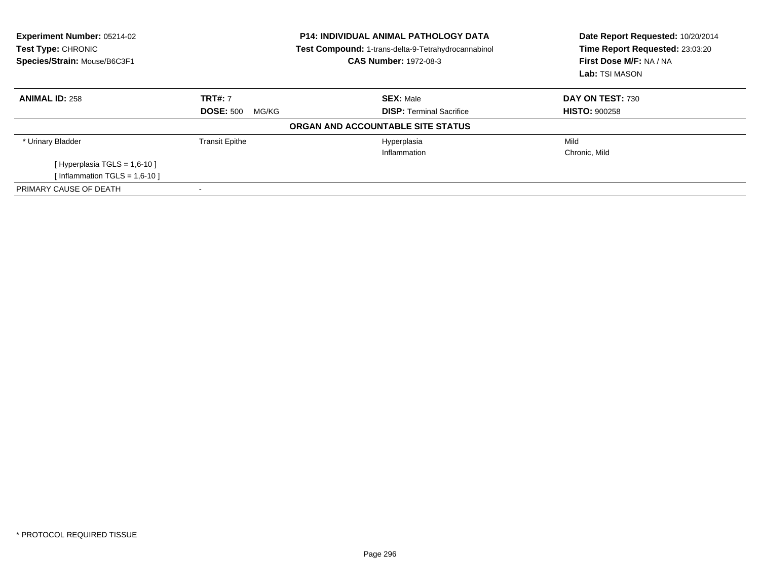**Experiment Number:** 05214-02
**Test Type:** CHRONIC
**Species/Strain:** Mouse/B6C3F1

**P14: INDIVIDUAL ANIMAL PATHOLOGY DATA**
**Test Compound:** 1-trans-delta-9-Tetrahydrocannabinol
**CAS Number:** 1972-08-3

**Date Report Requested:** 10/20/2014
**Time Report Requested:** 23:03:20
**First Dose M/F:** NA / NA
**Lab:** TSI MASON

| **ANIMAL ID:** 258 | **TRT#:** 7 | **SEX:** Male | **DAY ON TEST:** 730 |
|---|---|---|---|
| | **DOSE:** 500 MG/KG | **DISP:** Terminal Sacrifice | **HISTO:** 900258 |

**ORGAN AND ACCOUNTABLE SITE STATUS**

| | | | |
|---|---|---|---|
| * Urinary Bladder | Transit Epithe | Hyperplasia | Mild |
| | | Inflammation | Chronic, Mild |
| [ Hyperplasia TGLS = 1,6-10 ] | | | |
| [ Inflammation TGLS = 1,6-10 ] | | | |
| PRIMARY CAUSE OF DEATH | - | | |

* PROTOCOL REQUIRED TISSUE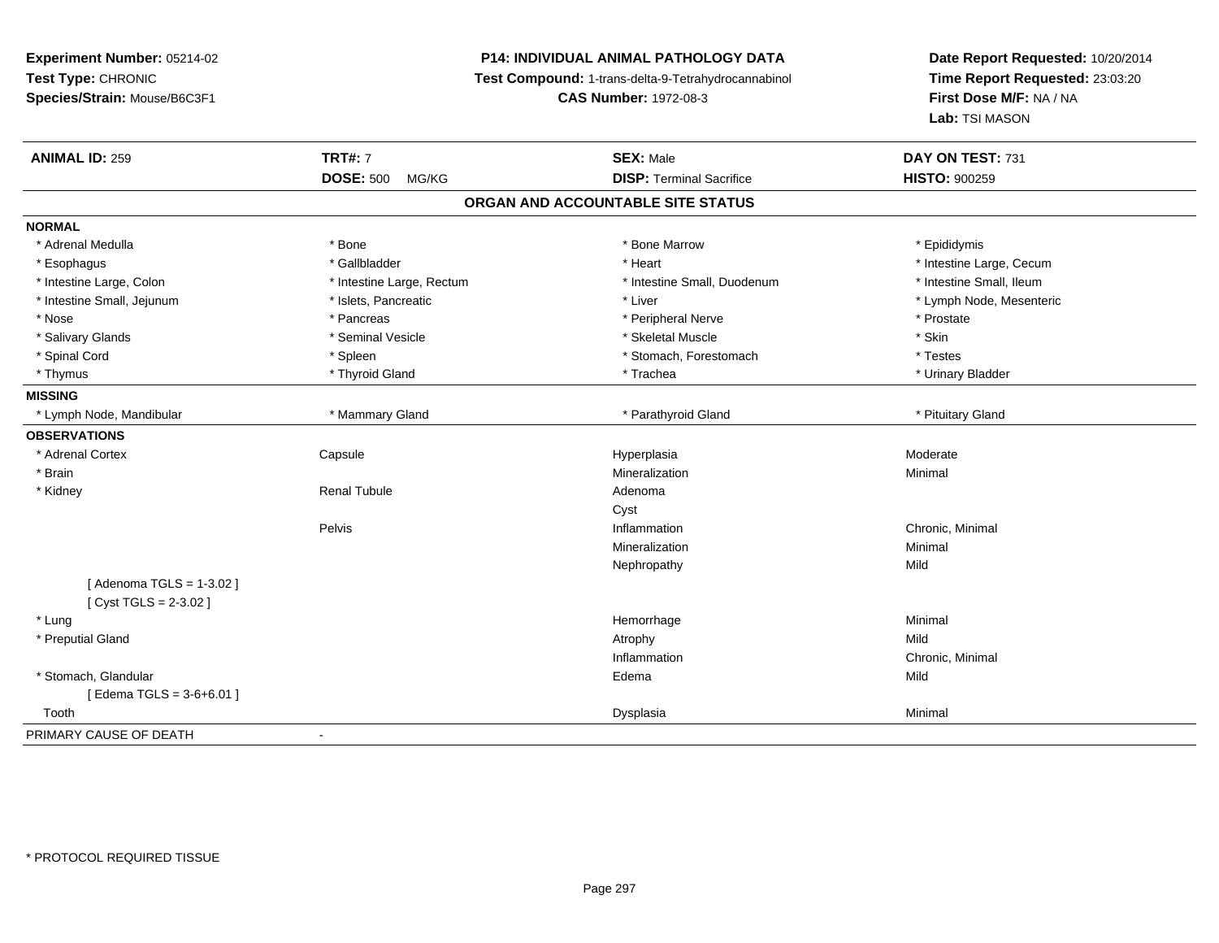**Experiment Number:** 05214-02
**Test Type:** CHRONIC
**Species/Strain:** Mouse/B6C3F1

**P14: INDIVIDUAL ANIMAL PATHOLOGY DATA**
**Test Compound:** 1-trans-delta-9-Tetrahydrocannabinol
**CAS Number:** 1972-08-3

**Date Report Requested:** 10/20/2014
**Time Report Requested:** 23:03:20
**First Dose M/F:** NA / NA
**Lab:** TSI MASON

| **ANIMAL ID:** 259 | **TRT#:** 7 | **SEX:** Male | **DAY ON TEST:** 731 |
|---|---|---|---|
| | **DOSE:** 500 MG/KG | **DISP:** Terminal Sacrifice | **HISTO:** 900259 |

## ORGAN AND ACCOUNTABLE SITE STATUS

| | | | |
|---|---|---|---|
| **NORMAL** | | | |
| * Adrenal Medulla | * Bone | * Bone Marrow | * Epididymis |
| * Esophagus | * Gallbladder | * Heart | * Intestine Large, Cecum |
| * Intestine Large, Colon | * Intestine Large, Rectum | * Intestine Small, Duodenum | * Intestine Small, Ileum |
| * Intestine Small, Jejunum | * Islets, Pancreatic | * Liver | * Lymph Node, Mesenteric |
| * Nose | * Pancreas | * Peripheral Nerve | * Prostate |
| * Salivary Glands | * Seminal Vesicle | * Skeletal Muscle | * Skin |
| * Spinal Cord | * Spleen | * Stomach, Forestomach | * Testes |
| * Thymus | * Thyroid Gland | * Trachea | * Urinary Bladder |
| **MISSING** | | | |
| * Lymph Node, Mandibular | * Mammary Gland | * Parathyroid Gland | * Pituitary Gland |
| **OBSERVATIONS** | | | |
| * Adrenal Cortex | Capsule | Hyperplasia | Moderate |
| * Brain | | Mineralization | Minimal |
| * Kidney | Renal Tubule | Adenoma | |
| | | Cyst | |
| | Pelvis | Inflammation | Chronic, Minimal |
| | | Mineralization | Minimal |
| | | Nephropathy | Mild |
| [ Adenoma TGLS = 1-3.02 ] | | | |
| [ Cyst TGLS = 2-3.02 ] | | | |
| * Lung | | Hemorrhage | Minimal |
| * Preputial Gland | | Atrophy | Mild |
| | | Inflammation | Chronic, Minimal |
| * Stomach, Glandular | | Edema | Mild |
| [ Edema TGLS = 3-6+6.01 ] | | | |
| Tooth | | Dysplasia | Minimal |
| PRIMARY CAUSE OF DEATH | - | | |

\* PROTOCOL REQUIRED TISSUE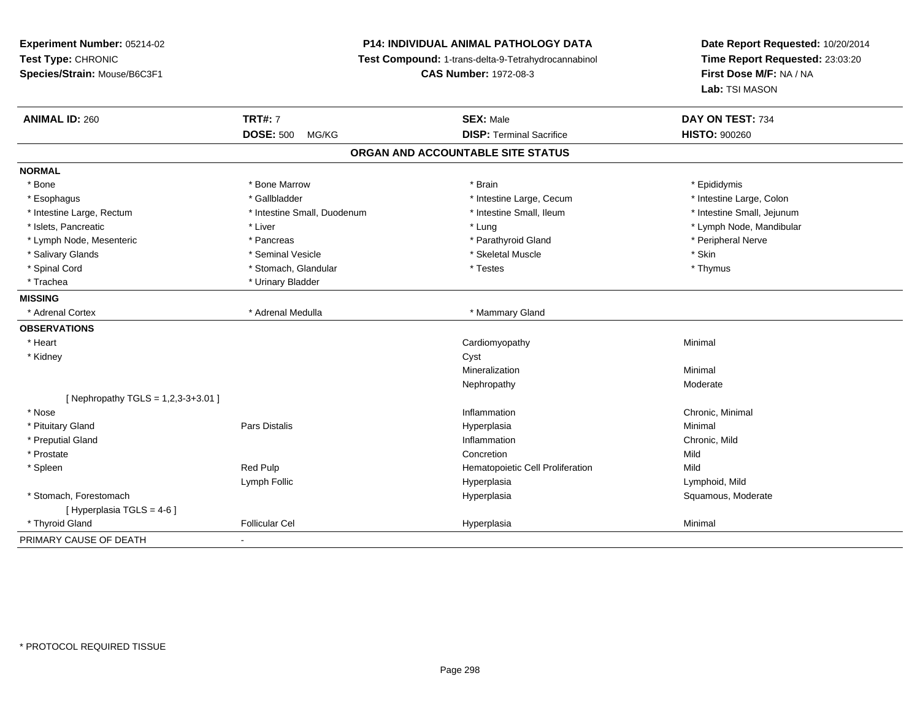**Experiment Number:** 05214-02
**Test Type:** CHRONIC
**Species/Strain:** Mouse/B6C3F1

**P14: INDIVIDUAL ANIMAL PATHOLOGY DATA**
**Test Compound:** 1-trans-delta-9-Tetrahydrocannabinol
**CAS Number:** 1972-08-3

**Date Report Requested:** 10/20/2014
**Time Report Requested:** 23:03:20
**First Dose M/F:** NA / NA
**Lab:** TSI MASON

| **ANIMAL ID:** 260 | **TRT#:** 7 | **SEX:** Male | **DAY ON TEST:** 734 |
|---|---|---|---|
| | **DOSE:** 500 MG/KG | **DISP:** Terminal Sacrifice | **HISTO:** 900260 |

## ORGAN AND ACCOUNTABLE SITE STATUS

| | | | |
|---|---|---|---|
| **NORMAL** | | | |
| * Bone | * Bone Marrow | * Brain | * Epididymis |
| * Esophagus | * Gallbladder | * Intestine Large, Cecum | * Intestine Large, Colon |
| * Intestine Large, Rectum | * Intestine Small, Duodenum | * Intestine Small, Ileum | * Intestine Small, Jejunum |
| * Islets, Pancreatic | * Liver | * Lung | * Lymph Node, Mandibular |
| * Lymph Node, Mesenteric | * Pancreas | * Parathyroid Gland | * Peripheral Nerve |
| * Salivary Glands | * Seminal Vesicle | * Skeletal Muscle | * Skin |
| * Spinal Cord | * Stomach, Glandular | * Testes | * Thymus |
| * Trachea | * Urinary Bladder | | |
| **MISSING** | | | |
| * Adrenal Cortex | * Adrenal Medulla | * Mammary Gland | |
| **OBSERVATIONS** | | | |
| * Heart | | Cardiomyopathy | Minimal |
| * Kidney | | Cyst | |
| | | Mineralization | Minimal |
| | | Nephropathy | Moderate |
| [ Nephropathy TGLS = 1,2,3-3+3.01 ] | | | |
| * Nose | | Inflammation | Chronic, Minimal |
| * Pituitary Gland | Pars Distalis | Hyperplasia | Minimal |
| * Preputial Gland | | Inflammation | Chronic, Mild |
| * Prostate | | Concretion | Mild |
| * Spleen | Red Pulp | Hematopoietic Cell Proliferation | Mild |
| | Lymph Follic | Hyperplasia | Lymphoid, Mild |
| * Stomach, Forestomach | | Hyperplasia | Squamous, Moderate |
| [ Hyperplasia TGLS = 4-6 ] | | | |
| * Thyroid Gland | Follicular Cel | Hyperplasia | Minimal |
| PRIMARY CAUSE OF DEATH | - | | |

* PROTOCOL REQUIRED TISSUE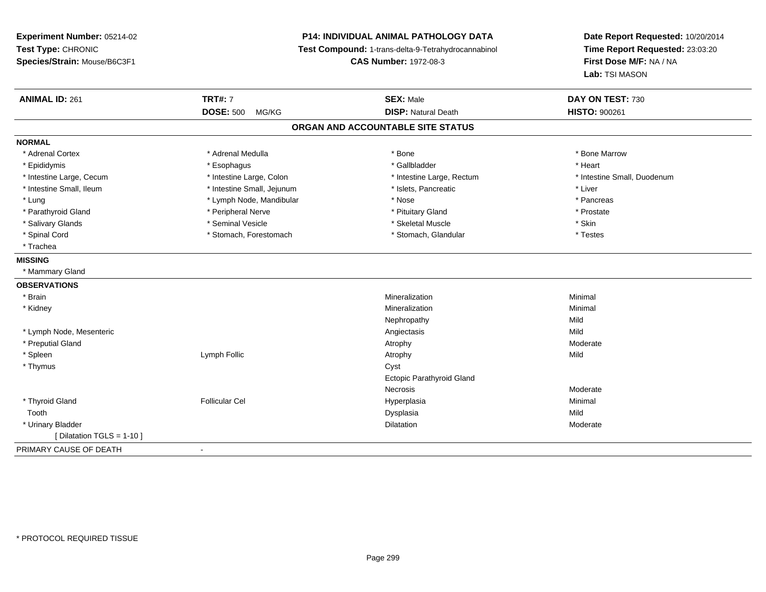**Experiment Number:** 05214-02
**Test Type:** CHRONIC
**Species/Strain:** Mouse/B6C3F1

**P14: INDIVIDUAL ANIMAL PATHOLOGY DATA**
**Test Compound:** 1-trans-delta-9-Tetrahydrocannabinol
**CAS Number:** 1972-08-3

**Date Report Requested:** 10/20/2014
**Time Report Requested:** 23:03:20
**First Dose M/F:** NA / NA
**Lab:** TSI MASON

| **ANIMAL ID:** 261 | **TRT#:** 7 | **SEX:** Male | **DAY ON TEST:** 730 |
|---|---|---|---|
| | **DOSE:** 500 MG/KG | **DISP:** Natural Death | **HISTO:** 900261 |

## ORGAN AND ACCOUNTABLE SITE STATUS

**NORMAL**

| | | | |
|---|---|---|---|
| * Adrenal Cortex | * Adrenal Medulla | * Bone | * Bone Marrow |
| * Epididymis | * Esophagus | * Gallbladder | * Heart |
| * Intestine Large, Cecum | * Intestine Large, Colon | * Intestine Large, Rectum | * Intestine Small, Duodenum |
| * Intestine Small, Ileum | * Intestine Small, Jejunum | * Islets, Pancreatic | * Liver |
| * Lung | * Lymph Node, Mandibular | * Nose | * Pancreas |
| * Parathyroid Gland | * Peripheral Nerve | * Pituitary Gland | * Prostate |
| * Salivary Glands | * Seminal Vesicle | * Skeletal Muscle | * Skin |
| * Spinal Cord | * Stomach, Forestomach | * Stomach, Glandular | * Testes |
| * Trachea | | | |

**MISSING**

* Mammary Gland

**OBSERVATIONS**

| | | | |
|---|---|---|---|
| * Brain | | Mineralization | Minimal |
| * Kidney | | Mineralization | Minimal |
| | | Nephropathy | Mild |
| * Lymph Node, Mesenteric | | Angiectasis | Mild |
| * Preputial Gland | | Atrophy | Moderate |
| * Spleen | Lymph Follic | Atrophy | Mild |
| * Thymus | | Cyst | |
| | | Ectopic Parathyroid Gland | |
| | | Necrosis | Moderate |
| * Thyroid Gland | Follicular Cel | Hyperplasia | Minimal |
| Tooth | | Dysplasia | Mild |
| * Urinary Bladder | | Dilatation | Moderate |
| [ Dilatation TGLS = 1-10 ] | | | |

PRIMARY CAUSE OF DEATH -

* PROTOCOL REQUIRED TISSUE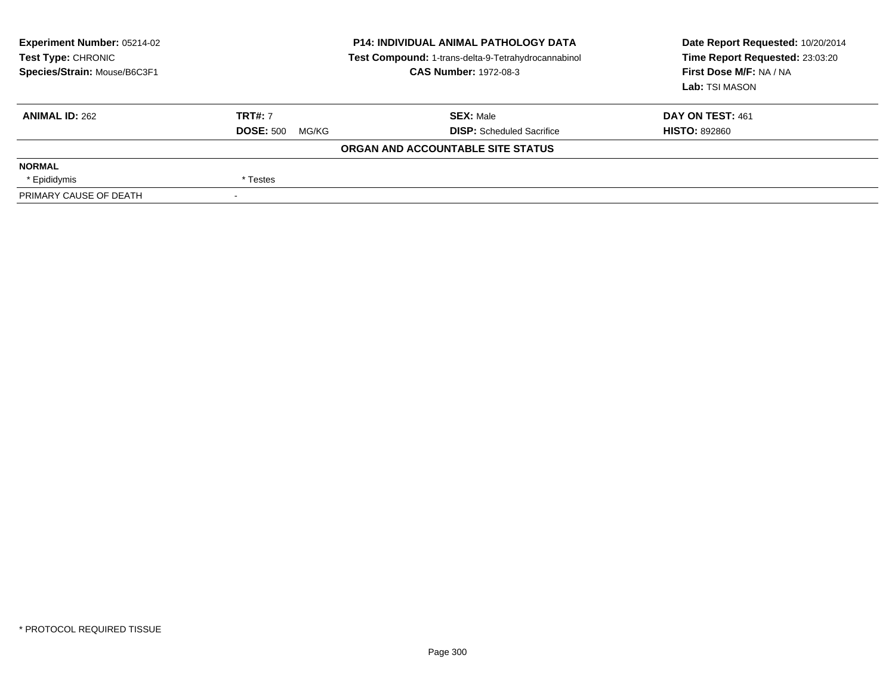**Experiment Number:** 05214-02
**Test Type:** CHRONIC
**Species/Strain:** Mouse/B6C3F1

**P14: INDIVIDUAL ANIMAL PATHOLOGY DATA**
**Test Compound:** 1-trans-delta-9-Tetrahydrocannabinol
**CAS Number:** 1972-08-3

**Date Report Requested:** 10/20/2014
**Time Report Requested:** 23:03:20
**First Dose M/F:** NA / NA
**Lab:** TSI MASON

| **ANIMAL ID:** 262 | **TRT#:** 7 | **SEX:** Male | **DAY ON TEST:** 461 |
|---|---|---|---|
| | **DOSE:** 500 MG/KG | **DISP:** Scheduled Sacrifice | **HISTO:** 892860 |

**ORGAN AND ACCOUNTABLE SITE STATUS**

| | |
|---|---|
| **NORMAL** | |
| * Epididymis | * Testes |
| PRIMARY CAUSE OF DEATH | - |

* PROTOCOL REQUIRED TISSUE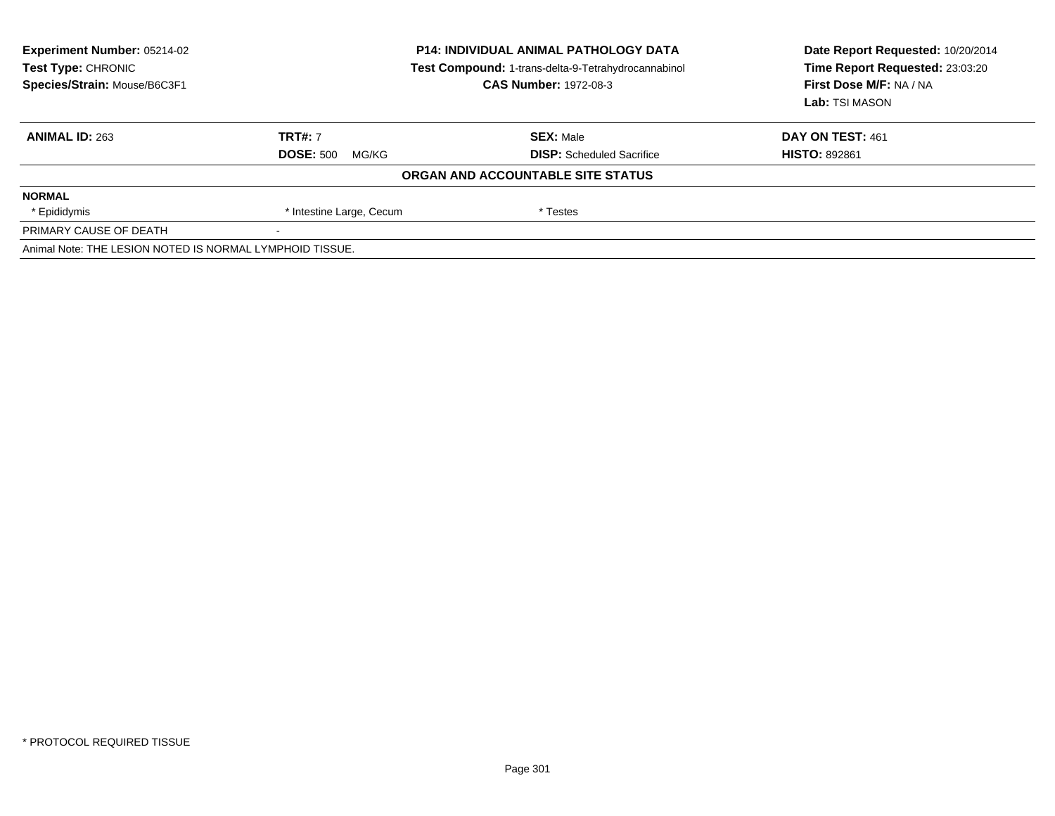**Experiment Number:** 05214-02
**Test Type:** CHRONIC
**Species/Strain:** Mouse/B6C3F1

**P14: INDIVIDUAL ANIMAL PATHOLOGY DATA**
**Test Compound:** 1-trans-delta-9-Tetrahydrocannabinol
**CAS Number:** 1972-08-3

**Date Report Requested:** 10/20/2014
**Time Report Requested:** 23:03:20
**First Dose M/F:** NA / NA
**Lab:** TSI MASON

| **ANIMAL ID:** 263 | **TRT#:** 7 | **SEX:** Male | **DAY ON TEST:** 461 |
|---|---|---|---|
| | **DOSE:** 500 MG/KG | **DISP:** Scheduled Sacrifice | **HISTO:** 892861 |

**ORGAN AND ACCOUNTABLE SITE STATUS**

| **NORMAL** | | | |
|---|---|---|---|
| * Epididymis | * Intestine Large, Cecum | * Testes | |
| PRIMARY CAUSE OF DEATH | - | | |

Animal Note: THE LESION NOTED IS NORMAL LYMPHOID TISSUE.

* PROTOCOL REQUIRED TISSUE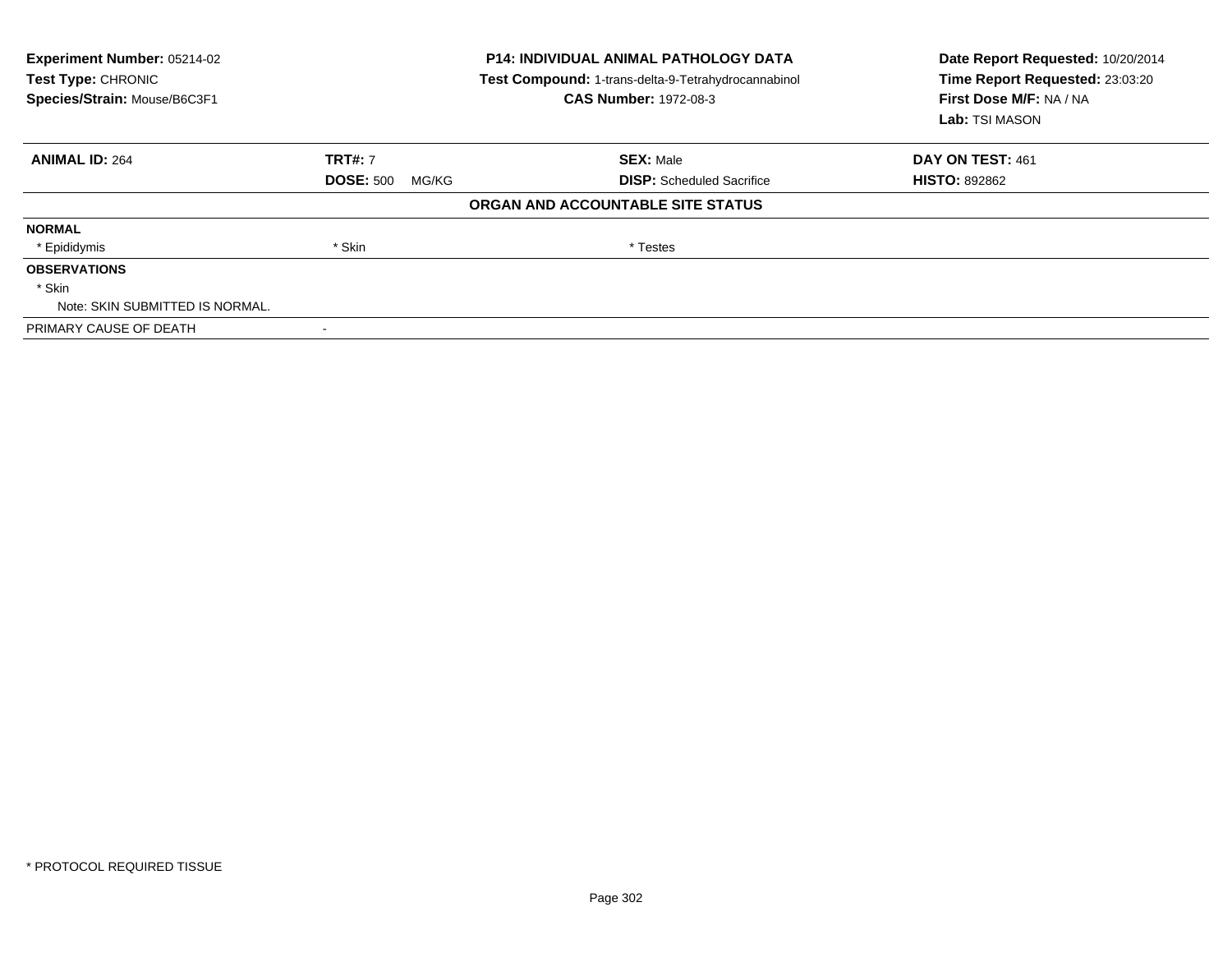**Experiment Number:** 05214-02
**Test Type:** CHRONIC
**Species/Strain:** Mouse/B6C3F1

**P14: INDIVIDUAL ANIMAL PATHOLOGY DATA**
**Test Compound:** 1-trans-delta-9-Tetrahydrocannabinol
**CAS Number:** 1972-08-3

**Date Report Requested:** 10/20/2014
**Time Report Requested:** 23:03:20
**First Dose M/F:** NA / NA
**Lab:** TSI MASON

| **ANIMAL ID:** 264 | **TRT#:** 7 | **SEX:** Male | **DAY ON TEST:** 461 |
|---|---|---|---|
| | **DOSE:** 500 MG/KG | **DISP:** Scheduled Sacrifice | **HISTO:** 892862 |

**ORGAN AND ACCOUNTABLE SITE STATUS**

**NORMAL**

| * Epididymis | * Skin | * Testes |
|---|---|---|

**OBSERVATIONS**

* Skin
  Note: SKIN SUBMITTED IS NORMAL.

PRIMARY CAUSE OF DEATH -

* PROTOCOL REQUIRED TISSUE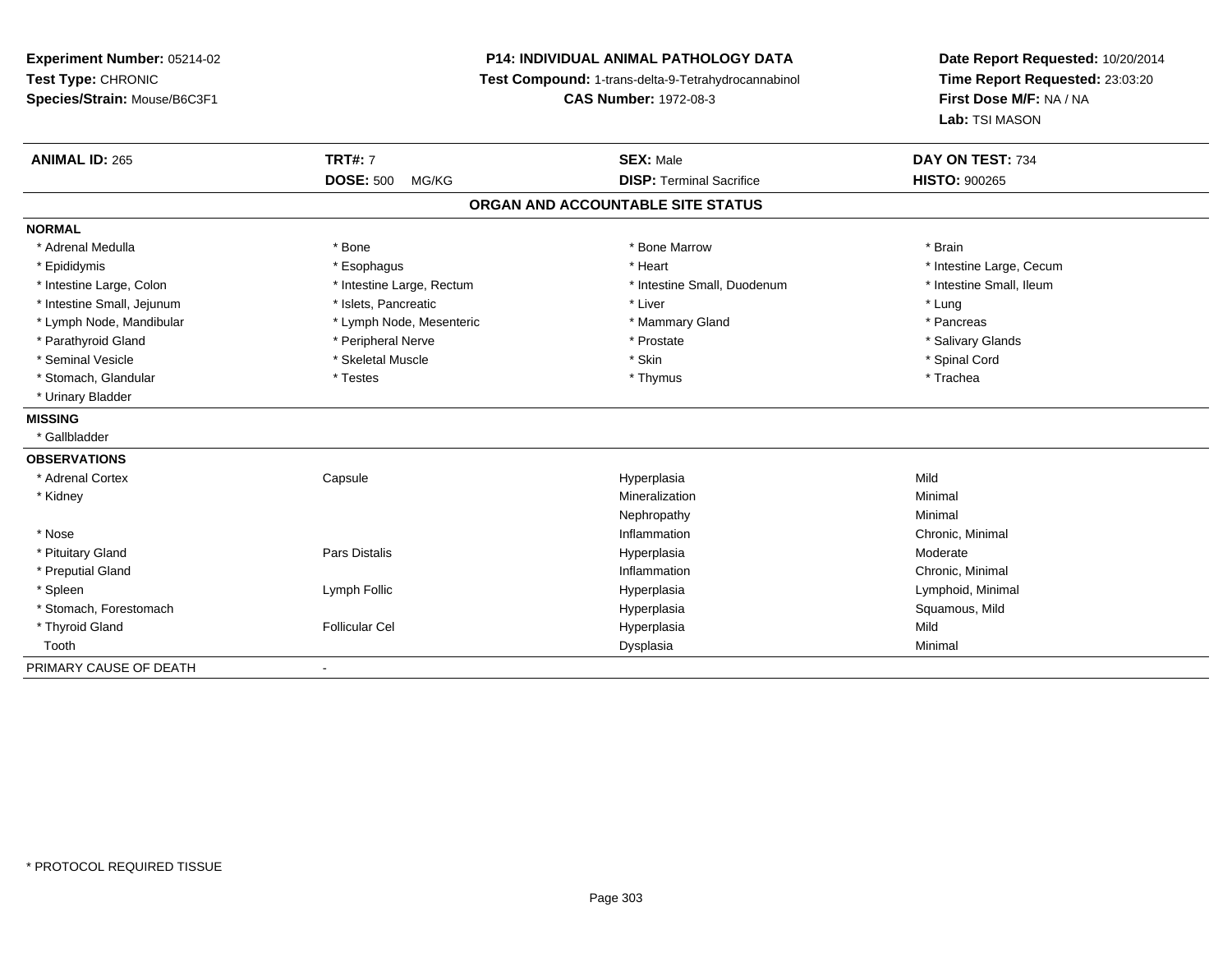**Experiment Number:** 05214-02
**Test Type:** CHRONIC
**Species/Strain:** Mouse/B6C3F1

**P14: INDIVIDUAL ANIMAL PATHOLOGY DATA**
**Test Compound:** 1-trans-delta-9-Tetrahydrocannabinol
**CAS Number:** 1972-08-3

**Date Report Requested:** 10/20/2014
**Time Report Requested:** 23:03:20
**First Dose M/F:** NA / NA
**Lab:** TSI MASON

| **ANIMAL ID:** 265 | **TRT#:** 7 | **SEX:** Male | **DAY ON TEST:** 734 |
|---|---|---|---|
| | **DOSE:** 500 MG/KG | **DISP:** Terminal Sacrifice | **HISTO:** 900265 |

## ORGAN AND ACCOUNTABLE SITE STATUS

**NORMAL**

| | | | |
|---|---|---|---|
| * Adrenal Medulla | * Bone | * Bone Marrow | * Brain |
| * Epididymis | * Esophagus | * Heart | * Intestine Large, Cecum |
| * Intestine Large, Colon | * Intestine Large, Rectum | * Intestine Small, Duodenum | * Intestine Small, Ileum |
| * Intestine Small, Jejunum | * Islets, Pancreatic | * Liver | * Lung |
| * Lymph Node, Mandibular | * Lymph Node, Mesenteric | * Mammary Gland | * Pancreas |
| * Parathyroid Gland | * Peripheral Nerve | * Prostate | * Salivary Glands |
| * Seminal Vesicle | * Skeletal Muscle | * Skin | * Spinal Cord |
| * Stomach, Glandular | * Testes | * Thymus | * Trachea |
| * Urinary Bladder | | | |

**MISSING**

* Gallbladder

**OBSERVATIONS**

| | | | |
|---|---|---|---|
| * Adrenal Cortex | Capsule | Hyperplasia | Mild |
| * Kidney | | Mineralization | Minimal |
| | | Nephropathy | Minimal |
| * Nose | | Inflammation | Chronic, Minimal |
| * Pituitary Gland | Pars Distalis | Hyperplasia | Moderate |
| * Preputial Gland | | Inflammation | Chronic, Minimal |
| * Spleen | Lymph Follic | Hyperplasia | Lymphoid, Minimal |
| * Stomach, Forestomach | | Hyperplasia | Squamous, Mild |
| * Thyroid Gland | Follicular Cel | Hyperplasia | Mild |
| Tooth | | Dysplasia | Minimal |

PRIMARY CAUSE OF DEATH -

* PROTOCOL REQUIRED TISSUE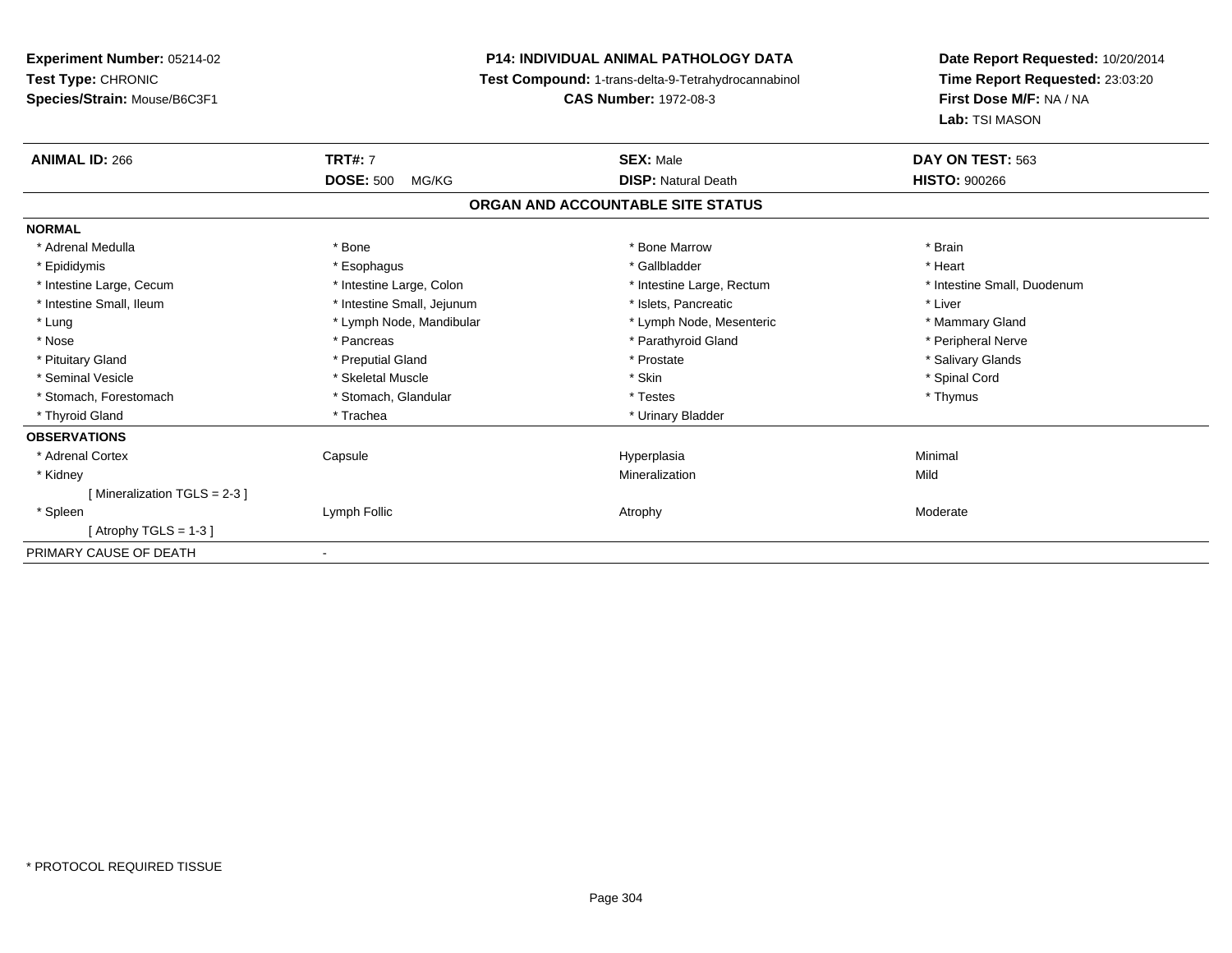**Experiment Number:** 05214-02
**Test Type:** CHRONIC
**Species/Strain:** Mouse/B6C3F1

**P14: INDIVIDUAL ANIMAL PATHOLOGY DATA**
**Test Compound:** 1-trans-delta-9-Tetrahydrocannabinol
**CAS Number:** 1972-08-3

**Date Report Requested:** 10/20/2014
**Time Report Requested:** 23:03:20
**First Dose M/F:** NA / NA
**Lab:** TSI MASON

| **ANIMAL ID:** 266 | **TRT#:** 7 | **SEX:** Male | **DAY ON TEST:** 563 |
|---|---|---|---|
| | **DOSE:** 500 MG/KG | **DISP:** Natural Death | **HISTO:** 900266 |

**ORGAN AND ACCOUNTABLE SITE STATUS**

| | | | |
|---|---|---|---|
| **NORMAL** | | | |
| * Adrenal Medulla | * Bone | * Bone Marrow | * Brain |
| * Epididymis | * Esophagus | * Gallbladder | * Heart |
| * Intestine Large, Cecum | * Intestine Large, Colon | * Intestine Large, Rectum | * Intestine Small, Duodenum |
| * Intestine Small, Ileum | * Intestine Small, Jejunum | * Islets, Pancreatic | * Liver |
| * Lung | * Lymph Node, Mandibular | * Lymph Node, Mesenteric | * Mammary Gland |
| * Nose | * Pancreas | * Parathyroid Gland | * Peripheral Nerve |
| * Pituitary Gland | * Preputial Gland | * Prostate | * Salivary Glands |
| * Seminal Vesicle | * Skeletal Muscle | * Skin | * Spinal Cord |
| * Stomach, Forestomach | * Stomach, Glandular | * Testes | * Thymus |
| * Thyroid Gland | * Trachea | * Urinary Bladder | |
| **OBSERVATIONS** | | | |
| * Adrenal Cortex | Capsule | Hyperplasia | Minimal |
| * Kidney | | Mineralization | Mild |
| [ Mineralization TGLS = 2-3 ] | | | |
| * Spleen | Lymph Follic | Atrophy | Moderate |
| [ Atrophy TGLS = 1-3 ] | | | |
| PRIMARY CAUSE OF DEATH | - | | |

* PROTOCOL REQUIRED TISSUE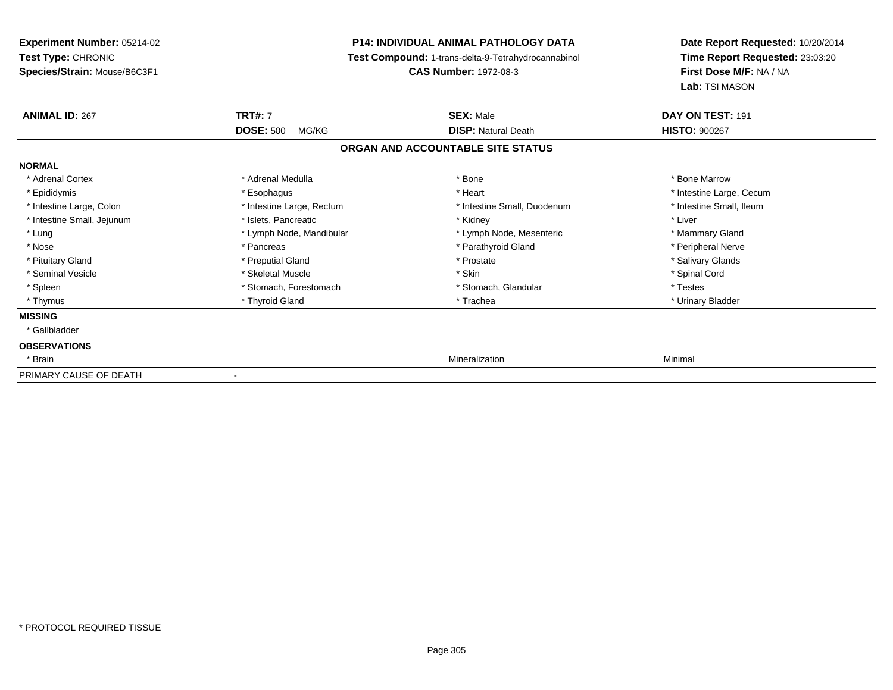**Experiment Number:** 05214-02
**Test Type:** CHRONIC
**Species/Strain:** Mouse/B6C3F1

**P14: INDIVIDUAL ANIMAL PATHOLOGY DATA**
**Test Compound:** 1-trans-delta-9-Tetrahydrocannabinol
**CAS Number:** 1972-08-3

**Date Report Requested:** 10/20/2014
**Time Report Requested:** 23:03:20
**First Dose M/F:** NA / NA
**Lab:** TSI MASON

| **ANIMAL ID:** 267 | **TRT#:** 7 | **SEX:** Male | **DAY ON TEST:** 191 |
|---|---|---|---|
| | **DOSE:** 500 MG/KG | **DISP:** Natural Death | **HISTO:** 900267 |

**ORGAN AND ACCOUNTABLE SITE STATUS**

| | | | |
|---|---|---|---|
| **NORMAL** | | | |
| * Adrenal Cortex | * Adrenal Medulla | * Bone | * Bone Marrow |
| * Epididymis | * Esophagus | * Heart | * Intestine Large, Cecum |
| * Intestine Large, Colon | * Intestine Large, Rectum | * Intestine Small, Duodenum | * Intestine Small, Ileum |
| * Intestine Small, Jejunum | * Islets, Pancreatic | * Kidney | * Liver |
| * Lung | * Lymph Node, Mandibular | * Lymph Node, Mesenteric | * Mammary Gland |
| * Nose | * Pancreas | * Parathyroid Gland | * Peripheral Nerve |
| * Pituitary Gland | * Preputial Gland | * Prostate | * Salivary Glands |
| * Seminal Vesicle | * Skeletal Muscle | * Skin | * Spinal Cord |
| * Spleen | * Stomach, Forestomach | * Stomach, Glandular | * Testes |
| * Thymus | * Thyroid Gland | * Trachea | * Urinary Bladder |
| **MISSING** | | | |
| * Gallbladder | | | |
| **OBSERVATIONS** | | | |
| * Brain | | Mineralization | Minimal |
| PRIMARY CAUSE OF DEATH | - | | |

* PROTOCOL REQUIRED TISSUE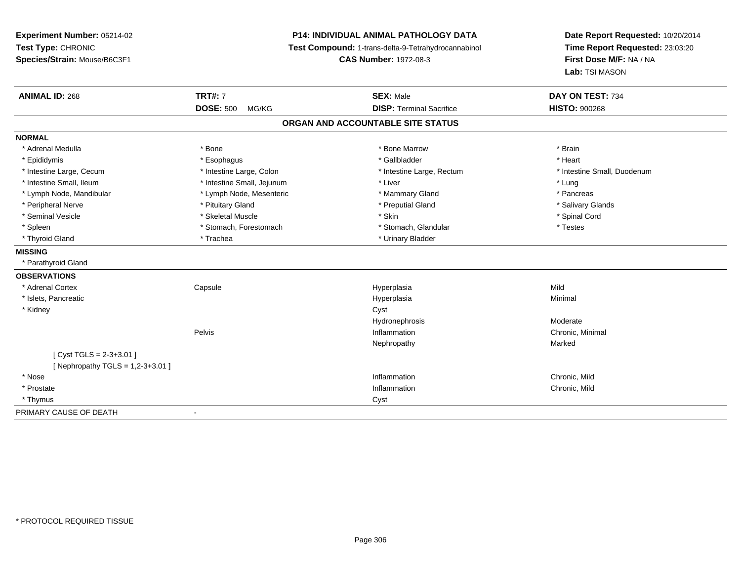**Experiment Number:** 05214-02
**Test Type:** CHRONIC
**Species/Strain:** Mouse/B6C3F1

**P14: INDIVIDUAL ANIMAL PATHOLOGY DATA**
**Test Compound:** 1-trans-delta-9-Tetrahydrocannabinol
**CAS Number:** 1972-08-3

**Date Report Requested:** 10/20/2014
**Time Report Requested:** 23:03:20
**First Dose M/F:** NA / NA
**Lab:** TSI MASON

| **ANIMAL ID:** 268 | **TRT#:** 7 | **SEX:** Male | **DAY ON TEST:** 734 |
|---|---|---|---|
| | **DOSE:** 500 MG/KG | **DISP:** Terminal Sacrifice | **HISTO:** 900268 |

## ORGAN AND ACCOUNTABLE SITE STATUS

**NORMAL**

| | | | |
|---|---|---|---|
| * Adrenal Medulla | * Bone | * Bone Marrow | * Brain |
| * Epididymis | * Esophagus | * Gallbladder | * Heart |
| * Intestine Large, Cecum | * Intestine Large, Colon | * Intestine Large, Rectum | * Intestine Small, Duodenum |
| * Intestine Small, Ileum | * Intestine Small, Jejunum | * Liver | * Lung |
| * Lymph Node, Mandibular | * Lymph Node, Mesenteric | * Mammary Gland | * Pancreas |
| * Peripheral Nerve | * Pituitary Gland | * Preputial Gland | * Salivary Glands |
| * Seminal Vesicle | * Skeletal Muscle | * Skin | * Spinal Cord |
| * Spleen | * Stomach, Forestomach | * Stomach, Glandular | * Testes |
| * Thyroid Gland | * Trachea | * Urinary Bladder | |

**MISSING**

* Parathyroid Gland

**OBSERVATIONS**

| | | | |
|---|---|---|---|
| * Adrenal Cortex | Capsule | Hyperplasia | Mild |
| * Islets, Pancreatic | | Hyperplasia | Minimal |
| * Kidney | | Cyst | |
| | | Hydronephrosis | Moderate |
| | Pelvis | Inflammation | Chronic, Minimal |
| | | Nephropathy | Marked |
| [ Cyst TGLS = 2-3+3.01 ] | | | |
| [ Nephropathy TGLS = 1,2-3+3.01 ] | | | |
| * Nose | | Inflammation | Chronic, Mild |
| * Prostate | | Inflammation | Chronic, Mild |
| * Thymus | | Cyst | |

PRIMARY CAUSE OF DEATH -

* PROTOCOL REQUIRED TISSUE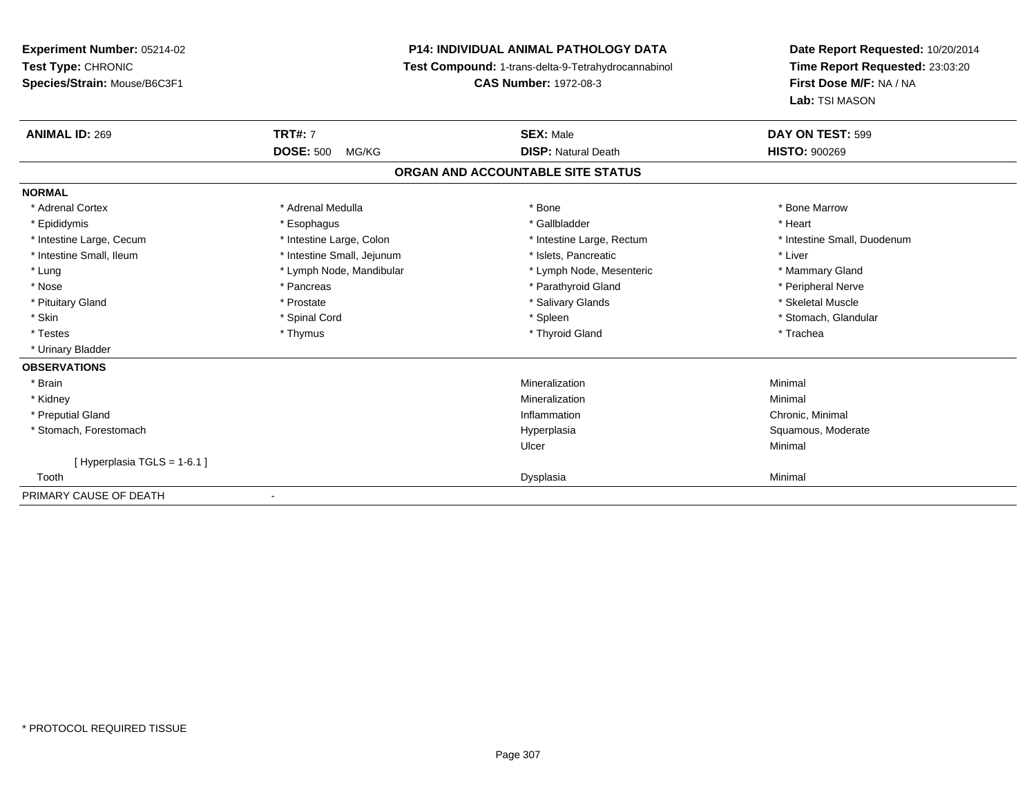**Experiment Number:** 05214-02
**Test Type:** CHRONIC
**Species/Strain:** Mouse/B6C3F1

**P14: INDIVIDUAL ANIMAL PATHOLOGY DATA**
**Test Compound:** 1-trans-delta-9-Tetrahydrocannabinol
**CAS Number:** 1972-08-3

**Date Report Requested:** 10/20/2014
**Time Report Requested:** 23:03:20
**First Dose M/F:** NA / NA
**Lab:** TSI MASON

| **ANIMAL ID:** 269 | **TRT#:** 7 | **SEX:** Male | **DAY ON TEST:** 599 |
|---|---|---|---|
| | **DOSE:** 500 MG/KG | **DISP:** Natural Death | **HISTO:** 900269 |

## ORGAN AND ACCOUNTABLE SITE STATUS

**NORMAL**

| | | | |
|---|---|---|---|
| * Adrenal Cortex | * Adrenal Medulla | * Bone | * Bone Marrow |
| * Epididymis | * Esophagus | * Gallbladder | * Heart |
| * Intestine Large, Cecum | * Intestine Large, Colon | * Intestine Large, Rectum | * Intestine Small, Duodenum |
| * Intestine Small, Ileum | * Intestine Small, Jejunum | * Islets, Pancreatic | * Liver |
| * Lung | * Lymph Node, Mandibular | * Lymph Node, Mesenteric | * Mammary Gland |
| * Nose | * Pancreas | * Parathyroid Gland | * Peripheral Nerve |
| * Pituitary Gland | * Prostate | * Salivary Glands | * Skeletal Muscle |
| * Skin | * Spinal Cord | * Spleen | * Stomach, Glandular |
| * Testes | * Thymus | * Thyroid Gland | * Trachea |
| * Urinary Bladder | | | |

**OBSERVATIONS**

| | | |
|---|---|---|
| * Brain | Mineralization | Minimal |
| * Kidney | Mineralization | Minimal |
| * Preputial Gland | Inflammation | Chronic, Minimal |
| * Stomach, Forestomach | Hyperplasia | Squamous, Moderate |
| | Ulcer | Minimal |
| [ Hyperplasia TGLS = 1-6.1 ] | | |
| Tooth | Dysplasia | Minimal |

PRIMARY CAUSE OF DEATH -

* PROTOCOL REQUIRED TISSUE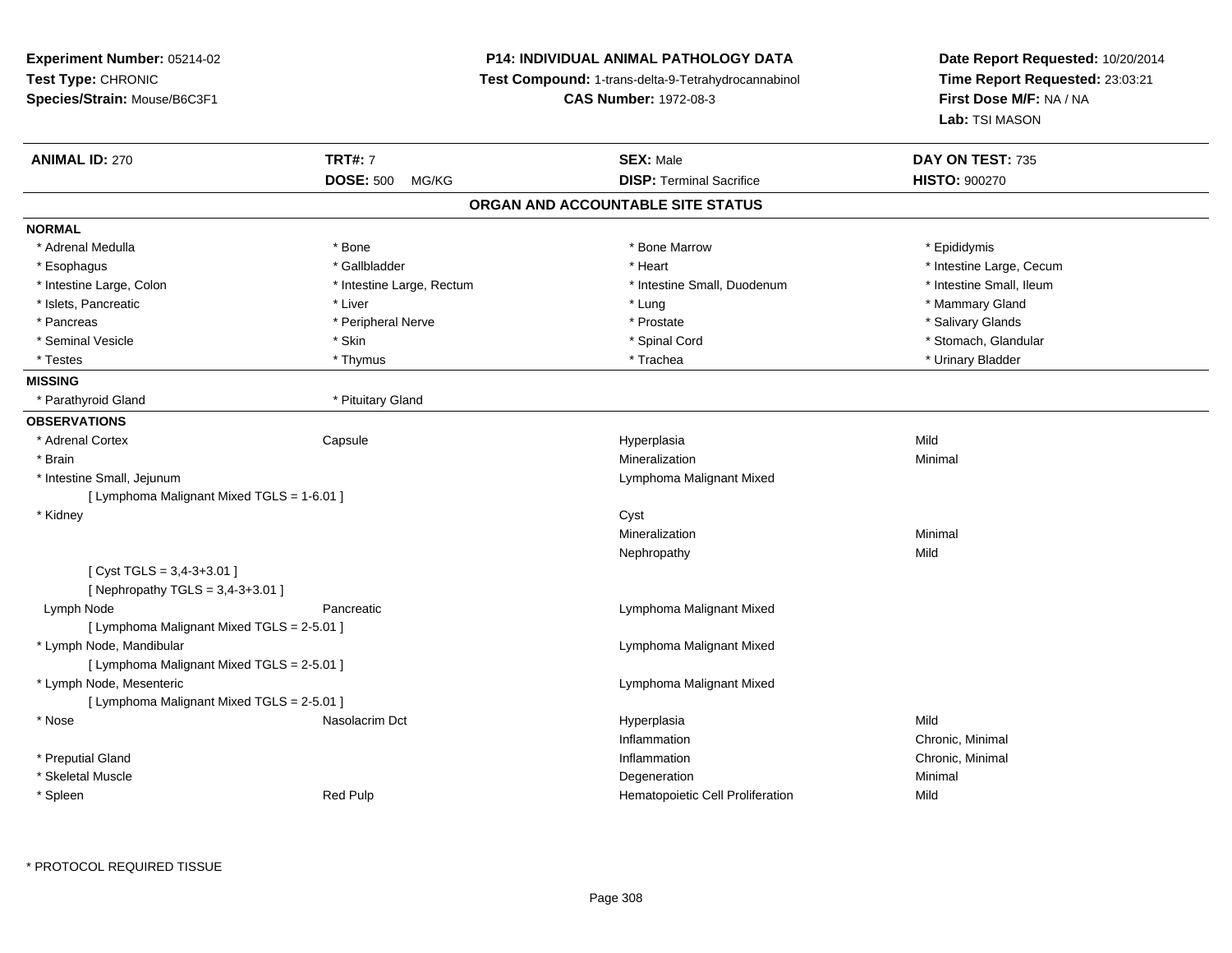**Experiment Number:** 05214-02
**Test Type:** CHRONIC
**Species/Strain:** Mouse/B6C3F1

**P14: INDIVIDUAL ANIMAL PATHOLOGY DATA**
**Test Compound:** 1-trans-delta-9-Tetrahydrocannabinol
**CAS Number:** 1972-08-3

**Date Report Requested:** 10/20/2014
**Time Report Requested:** 23:03:21
**First Dose M/F:** NA / NA
**Lab:** TSI MASON

| **ANIMAL ID:** 270 | **TRT#:** 7 | **SEX:** Male | **DAY ON TEST:** 735 |
|---|---|---|---|
| | **DOSE:** 500 MG/KG | **DISP:** Terminal Sacrifice | **HISTO:** 900270 |

## ORGAN AND ACCOUNTABLE SITE STATUS

**NORMAL**

| | | | |
|---|---|---|---|
| * Adrenal Medulla | * Bone | * Bone Marrow | * Epididymis |
| * Esophagus | * Gallbladder | * Heart | * Intestine Large, Cecum |
| * Intestine Large, Colon | * Intestine Large, Rectum | * Intestine Small, Duodenum | * Intestine Small, Ileum |
| * Islets, Pancreatic | * Liver | * Lung | * Mammary Gland |
| * Pancreas | * Peripheral Nerve | * Prostate | * Salivary Glands |
| * Seminal Vesicle | * Skin | * Spinal Cord | * Stomach, Glandular |
| * Testes | * Thymus | * Trachea | * Urinary Bladder |

**MISSING**

| | |
|---|---|
| * Parathyroid Gland | * Pituitary Gland |

**OBSERVATIONS**

| | | | |
|---|---|---|---|
| * Adrenal Cortex | Capsule | Hyperplasia | Mild |
| * Brain | | Mineralization | Minimal |
| * Intestine Small, Jejunum | | Lymphoma Malignant Mixed | |
| [ Lymphoma Malignant Mixed TGLS = 1-6.01 ] | | | |
| * Kidney | | Cyst | |
| | | Mineralization | Minimal |
| | | Nephropathy | Mild |
| [ Cyst TGLS = 3,4-3+3.01 ] | | | |
| [ Nephropathy TGLS = 3,4-3+3.01 ] | | | |
| Lymph Node | Pancreatic | Lymphoma Malignant Mixed | |
| [ Lymphoma Malignant Mixed TGLS = 2-5.01 ] | | | |
| * Lymph Node, Mandibular | | Lymphoma Malignant Mixed | |
| [ Lymphoma Malignant Mixed TGLS = 2-5.01 ] | | | |
| * Lymph Node, Mesenteric | | Lymphoma Malignant Mixed | |
| [ Lymphoma Malignant Mixed TGLS = 2-5.01 ] | | | |
| * Nose | Nasolacrim Dct | Hyperplasia | Mild |
| | | Inflammation | Chronic, Minimal |
| * Preputial Gland | | Inflammation | Chronic, Minimal |
| * Skeletal Muscle | | Degeneration | Minimal |
| * Spleen | Red Pulp | Hematopoietic Cell Proliferation | Mild |

* PROTOCOL REQUIRED TISSUE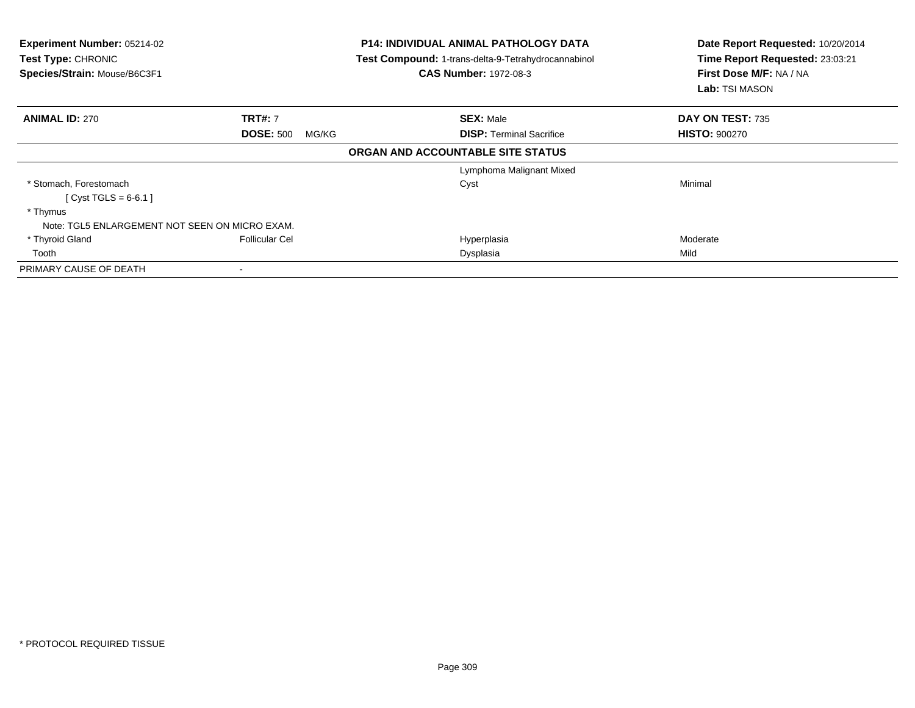**Experiment Number:** 05214-02
**Test Type:** CHRONIC
**Species/Strain:** Mouse/B6C3F1

**P14: INDIVIDUAL ANIMAL PATHOLOGY DATA**
**Test Compound:** 1-trans-delta-9-Tetrahydrocannabinol
**CAS Number:** 1972-08-3

**Date Report Requested:** 10/20/2014
**Time Report Requested:** 23:03:21
**First Dose M/F:** NA / NA
**Lab:** TSI MASON

| **ANIMAL ID:** 270 | **TRT#:** 7 | **SEX:** Male | **DAY ON TEST:** 735 |
|---|---|---|---|
| | **DOSE:** 500 MG/KG | **DISP:** Terminal Sacrifice | **HISTO:** 900270 |

**ORGAN AND ACCOUNTABLE SITE STATUS**

| | | | |
|---|---|---|---|
| | | Lymphoma Malignant Mixed | |
| * Stomach, Forestomach | | Cyst | Minimal |
| [ Cyst TGLS = 6-6.1 ] | | | |
| * Thymus | | | |
| Note: TGL5 ENLARGEMENT NOT SEEN ON MICRO EXAM. | | | |
| * Thyroid Gland | Follicular Cel | Hyperplasia | Moderate |
| Tooth | | Dysplasia | Mild |
| PRIMARY CAUSE OF DEATH | - | | |

* PROTOCOL REQUIRED TISSUE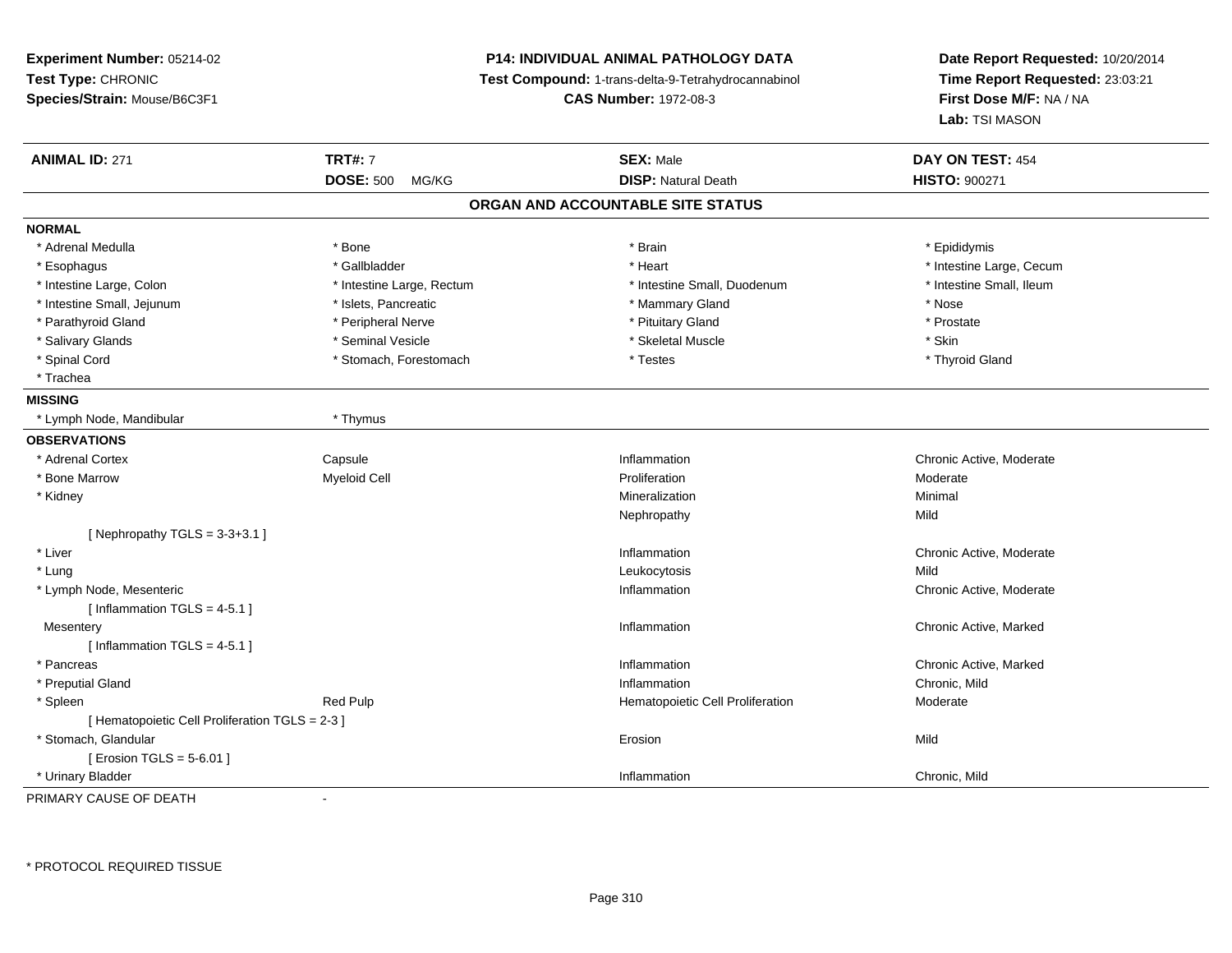**Experiment Number:** 05214-02
**Test Type:** CHRONIC
**Species/Strain:** Mouse/B6C3F1

**P14: INDIVIDUAL ANIMAL PATHOLOGY DATA**
**Test Compound:** 1-trans-delta-9-Tetrahydrocannabinol
**CAS Number:** 1972-08-3

**Date Report Requested:** 10/20/2014
**Time Report Requested:** 23:03:21
**First Dose M/F:** NA / NA
**Lab:** TSI MASON

| **ANIMAL ID:** 271 | **TRT#:** 7 | **SEX:** Male | **DAY ON TEST:** 454 |
|---|---|---|---|
| | **DOSE:** 500 MG/KG | **DISP:** Natural Death | **HISTO:** 900271 |

## ORGAN AND ACCOUNTABLE SITE STATUS

**NORMAL**

| | | | |
|---|---|---|---|
| * Adrenal Medulla | * Bone | * Brain | * Epididymis |
| * Esophagus | * Gallbladder | * Heart | * Intestine Large, Cecum |
| * Intestine Large, Colon | * Intestine Large, Rectum | * Intestine Small, Duodenum | * Intestine Small, Ileum |
| * Intestine Small, Jejunum | * Islets, Pancreatic | * Mammary Gland | * Nose |
| * Parathyroid Gland | * Peripheral Nerve | * Pituitary Gland | * Prostate |
| * Salivary Glands | * Seminal Vesicle | * Skeletal Muscle | * Skin |
| * Spinal Cord | * Stomach, Forestomach | * Testes | * Thyroid Gland |
| * Trachea | | | |

**MISSING**

| | |
|---|---|
| * Lymph Node, Mandibular | * Thymus |

**OBSERVATIONS**

| | | | |
|---|---|---|---|
| * Adrenal Cortex | Capsule | Inflammation | Chronic Active, Moderate |
| * Bone Marrow | Myeloid Cell | Proliferation | Moderate |
| * Kidney | | Mineralization | Minimal |
| | | Nephropathy | Mild |
| [ Nephropathy TGLS = 3-3+3.1 ] | | | |
| * Liver | | Inflammation | Chronic Active, Moderate |
| * Lung | | Leukocytosis | Mild |
| * Lymph Node, Mesenteric | | Inflammation | Chronic Active, Moderate |
| [ Inflammation TGLS = 4-5.1 ] | | | |
| Mesentery | | Inflammation | Chronic Active, Marked |
| [ Inflammation TGLS = 4-5.1 ] | | | |
| * Pancreas | | Inflammation | Chronic Active, Marked |
| * Preputial Gland | | Inflammation | Chronic, Mild |
| * Spleen | Red Pulp | Hematopoietic Cell Proliferation | Moderate |
| [ Hematopoietic Cell Proliferation TGLS = 2-3 ] | | | |
| * Stomach, Glandular | | Erosion | Mild |
| [ Erosion TGLS = 5-6.01 ] | | | |
| * Urinary Bladder | | Inflammation | Chronic, Mild |

PRIMARY CAUSE OF DEATH -

\* PROTOCOL REQUIRED TISSUE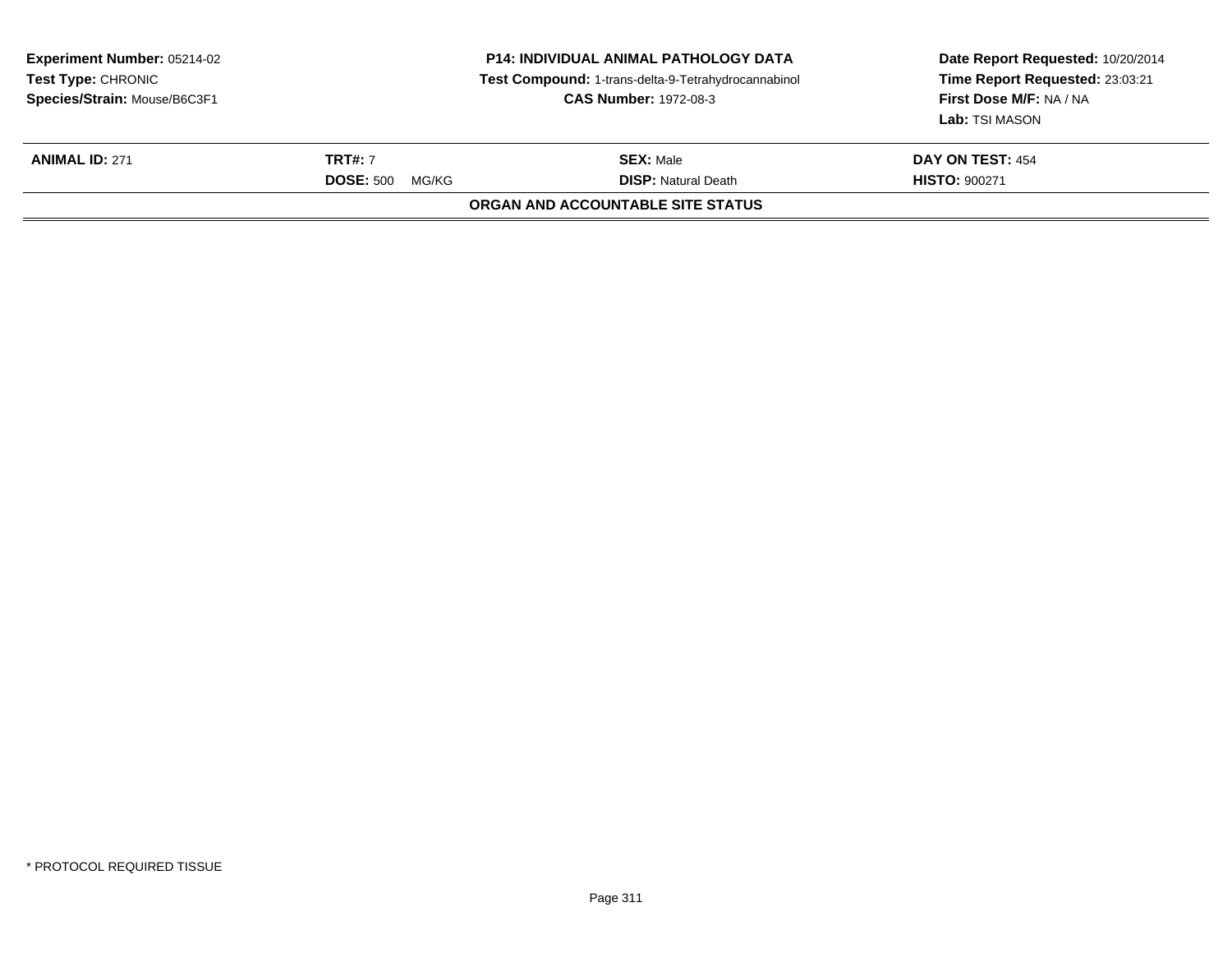**Experiment Number:** 05214-02
**Test Type:** CHRONIC
**Species/Strain:** Mouse/B6C3F1

**P14: INDIVIDUAL ANIMAL PATHOLOGY DATA**
**Test Compound:** 1-trans-delta-9-Tetrahydrocannabinol
**CAS Number:** 1972-08-3

**Date Report Requested:** 10/20/2014
**Time Report Requested:** 23:03:21
**First Dose M/F:** NA / NA
**Lab:** TSI MASON

| **ANIMAL ID:** 271 | **TRT#:** 7 | **SEX:** Male | **DAY ON TEST:** 454 |
|---|---|---|---|
| | **DOSE:** 500 MG/KG | **DISP:** Natural Death | **HISTO:** 900271 |

**ORGAN AND ACCOUNTABLE SITE STATUS**

* PROTOCOL REQUIRED TISSUE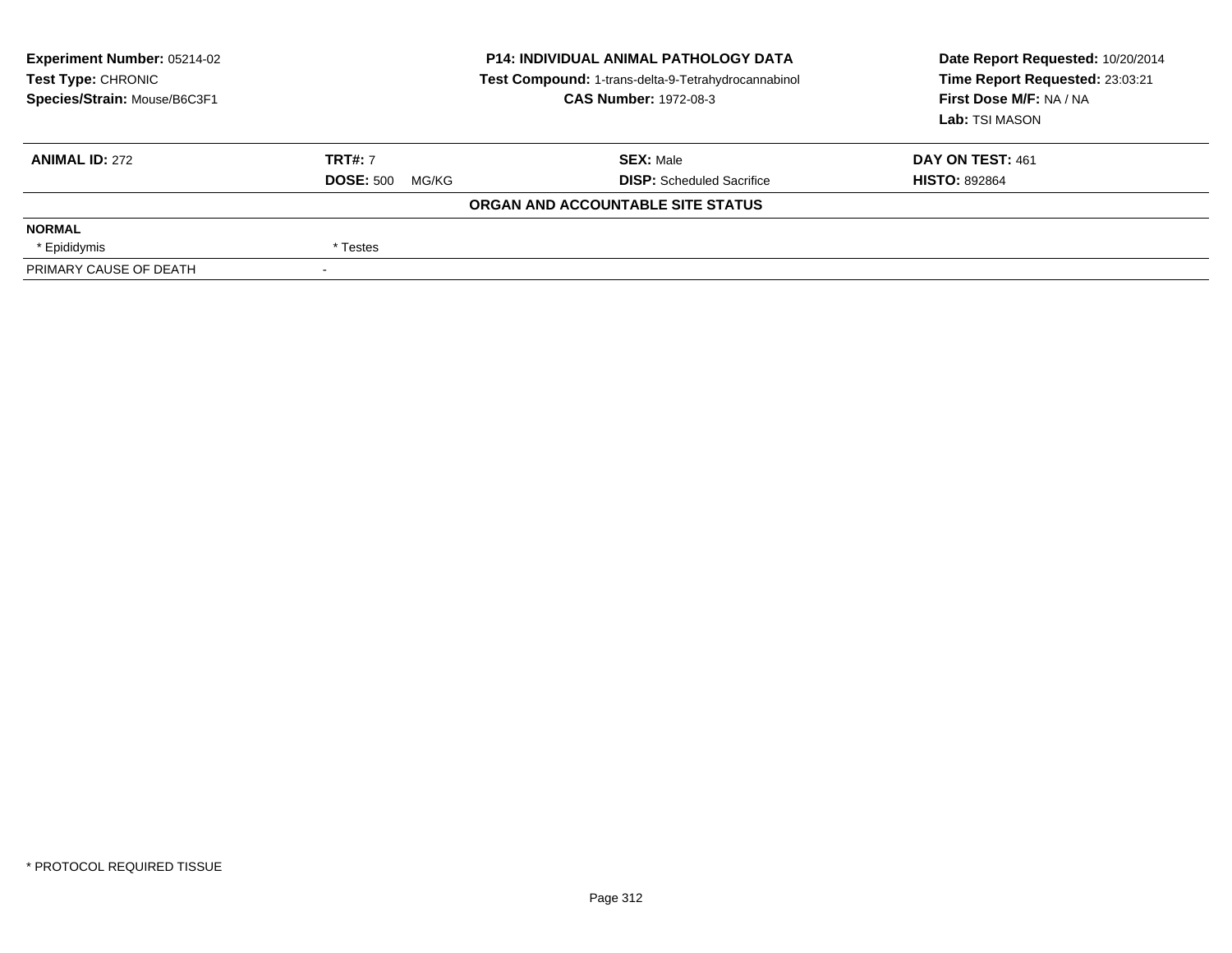**Experiment Number:** 05214-02
**Test Type:** CHRONIC
**Species/Strain:** Mouse/B6C3F1

**P14: INDIVIDUAL ANIMAL PATHOLOGY DATA**
**Test Compound:** 1-trans-delta-9-Tetrahydrocannabinol
**CAS Number:** 1972-08-3

**Date Report Requested:** 10/20/2014
**Time Report Requested:** 23:03:21
**First Dose M/F:** NA / NA
**Lab:** TSI MASON

| **ANIMAL ID:** 272 | **TRT#:** 7 | **SEX:** Male | **DAY ON TEST:** 461 |
|---|---|---|---|
| | **DOSE:** 500 MG/KG | **DISP:** Scheduled Sacrifice | **HISTO:** 892864 |

**ORGAN AND ACCOUNTABLE SITE STATUS**

| | |
|---|---|
| **NORMAL** | |
| * Epididymis | * Testes |
| PRIMARY CAUSE OF DEATH | - |

* PROTOCOL REQUIRED TISSUE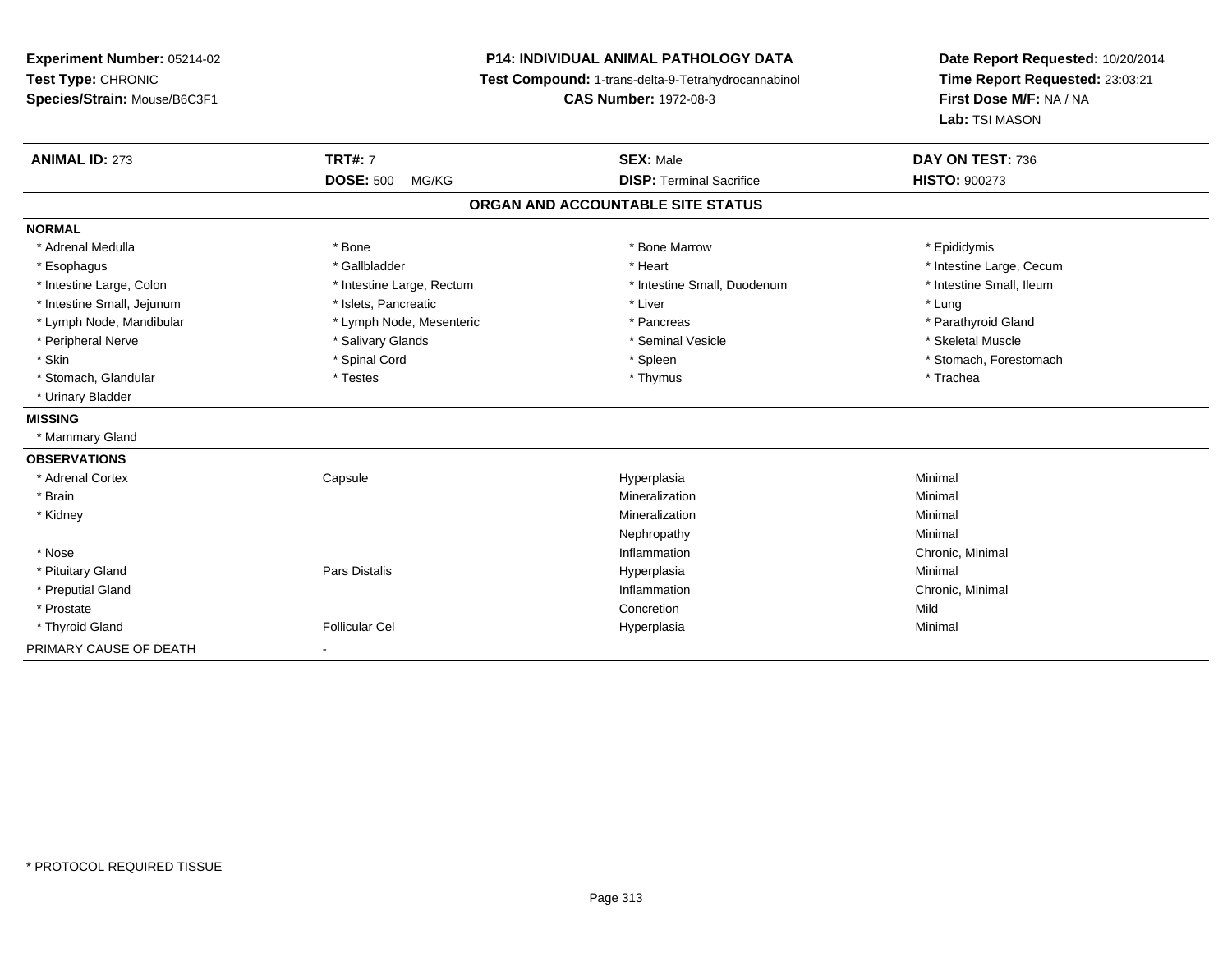**Experiment Number:** 05214-02
**Test Type:** CHRONIC
**Species/Strain:** Mouse/B6C3F1

**P14: INDIVIDUAL ANIMAL PATHOLOGY DATA**
**Test Compound:** 1-trans-delta-9-Tetrahydrocannabinol
**CAS Number:** 1972-08-3

**Date Report Requested:** 10/20/2014
**Time Report Requested:** 23:03:21
**First Dose M/F:** NA / NA
**Lab:** TSI MASON

| **ANIMAL ID:** 273 | **TRT#:** 7 | **SEX:** Male | **DAY ON TEST:** 736 |
|---|---|---|---|
| | **DOSE:** 500 MG/KG | **DISP:** Terminal Sacrifice | **HISTO:** 900273 |

## ORGAN AND ACCOUNTABLE SITE STATUS

**NORMAL**

| | | | |
|---|---|---|---|
| * Adrenal Medulla | * Bone | * Bone Marrow | * Epididymis |
| * Esophagus | * Gallbladder | * Heart | * Intestine Large, Cecum |
| * Intestine Large, Colon | * Intestine Large, Rectum | * Intestine Small, Duodenum | * Intestine Small, Ileum |
| * Intestine Small, Jejunum | * Islets, Pancreatic | * Liver | * Lung |
| * Lymph Node, Mandibular | * Lymph Node, Mesenteric | * Pancreas | * Parathyroid Gland |
| * Peripheral Nerve | * Salivary Glands | * Seminal Vesicle | * Skeletal Muscle |
| * Skin | * Spinal Cord | * Spleen | * Stomach, Forestomach |
| * Stomach, Glandular | * Testes | * Thymus | * Trachea |
| * Urinary Bladder | | | |

**MISSING**

* Mammary Gland

**OBSERVATIONS**

| | | | |
|---|---|---|---|
| * Adrenal Cortex | Capsule | Hyperplasia | Minimal |
| * Brain | | Mineralization | Minimal |
| * Kidney | | Mineralization | Minimal |
| | | Nephropathy | Minimal |
| * Nose | | Inflammation | Chronic, Minimal |
| * Pituitary Gland | Pars Distalis | Hyperplasia | Minimal |
| * Preputial Gland | | Inflammation | Chronic, Minimal |
| * Prostate | | Concretion | Mild |
| * Thyroid Gland | Follicular Cel | Hyperplasia | Minimal |

PRIMARY CAUSE OF DEATH -

* PROTOCOL REQUIRED TISSUE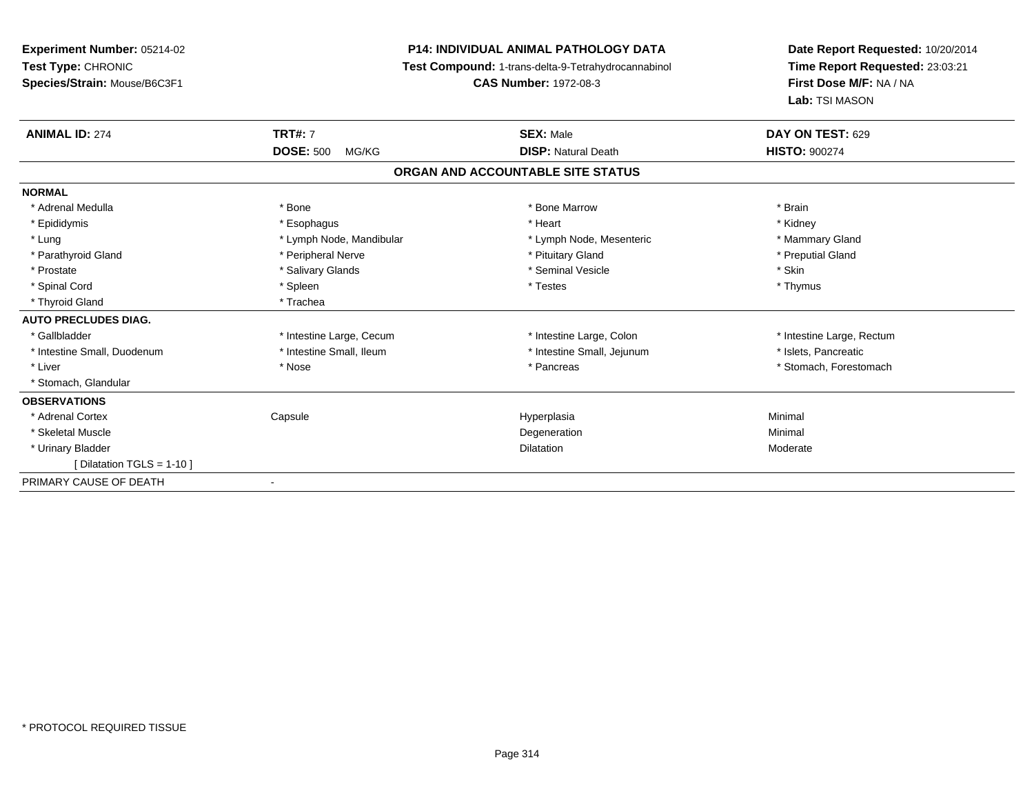**Experiment Number:** 05214-02
**Test Type:** CHRONIC
**Species/Strain:** Mouse/B6C3F1

**P14: INDIVIDUAL ANIMAL PATHOLOGY DATA**
**Test Compound:** 1-trans-delta-9-Tetrahydrocannabinol
**CAS Number:** 1972-08-3

**Date Report Requested:** 10/20/2014
**Time Report Requested:** 23:03:21
**First Dose M/F:** NA / NA
**Lab:** TSI MASON

| **ANIMAL ID:** 274 | **TRT#:** 7 | **SEX:** Male | **DAY ON TEST:** 629 |
|---|---|---|---|
| | **DOSE:** 500 MG/KG | **DISP:** Natural Death | **HISTO:** 900274 |

**ORGAN AND ACCOUNTABLE SITE STATUS**

| | | | |
|---|---|---|---|
| **NORMAL** | | | |
| * Adrenal Medulla | * Bone | * Bone Marrow | * Brain |
| * Epididymis | * Esophagus | * Heart | * Kidney |
| * Lung | * Lymph Node, Mandibular | * Lymph Node, Mesenteric | * Mammary Gland |
| * Parathyroid Gland | * Peripheral Nerve | * Pituitary Gland | * Preputial Gland |
| * Prostate | * Salivary Glands | * Seminal Vesicle | * Skin |
| * Spinal Cord | * Spleen | * Testes | * Thymus |
| * Thyroid Gland | * Trachea | | |
| **AUTO PRECLUDES DIAG.** | | | |
| * Gallbladder | * Intestine Large, Cecum | * Intestine Large, Colon | * Intestine Large, Rectum |
| * Intestine Small, Duodenum | * Intestine Small, Ileum | * Intestine Small, Jejunum | * Islets, Pancreatic |
| * Liver | * Nose | * Pancreas | * Stomach, Forestomach |
| * Stomach, Glandular | | | |
| **OBSERVATIONS** | | | |
| * Adrenal Cortex | Capsule | Hyperplasia | Minimal |
| * Skeletal Muscle | | Degeneration | Minimal |
| * Urinary Bladder | | Dilatation | Moderate |
| [ Dilatation TGLS = 1-10 ] | | | |
| PRIMARY CAUSE OF DEATH | - | | |

* PROTOCOL REQUIRED TISSUE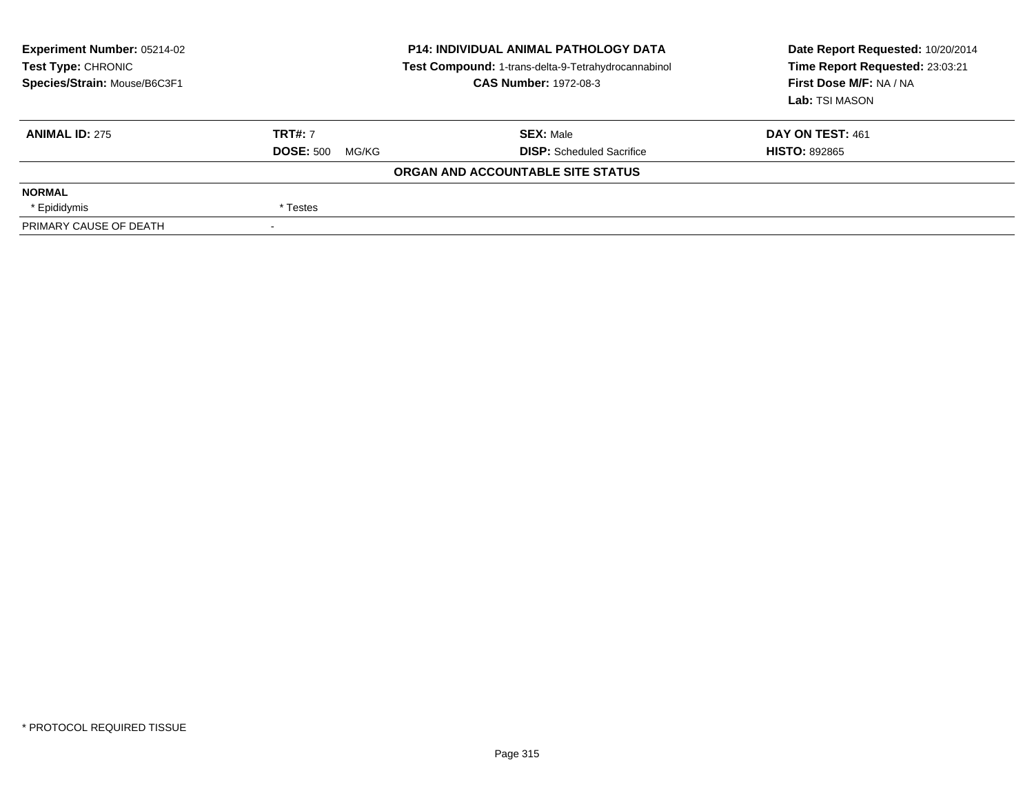**Experiment Number:** 05214-02
**Test Type:** CHRONIC
**Species/Strain:** Mouse/B6C3F1

**P14: INDIVIDUAL ANIMAL PATHOLOGY DATA**
**Test Compound:** 1-trans-delta-9-Tetrahydrocannabinol
**CAS Number:** 1972-08-3

**Date Report Requested:** 10/20/2014
**Time Report Requested:** 23:03:21
**First Dose M/F:** NA / NA
**Lab:** TSI MASON

| **ANIMAL ID:** 275 | **TRT#:** 7 | **SEX:** Male | **DAY ON TEST:** 461 |
|---|---|---|---|
| | **DOSE:** 500 MG/KG | **DISP:** Scheduled Sacrifice | **HISTO:** 892865 |

**ORGAN AND ACCOUNTABLE SITE STATUS**

| | | | |
|---|---|---|---|
| **NORMAL** | | | |
| * Epididymis | * Testes | | |
| PRIMARY CAUSE OF DEATH | - | | |

* PROTOCOL REQUIRED TISSUE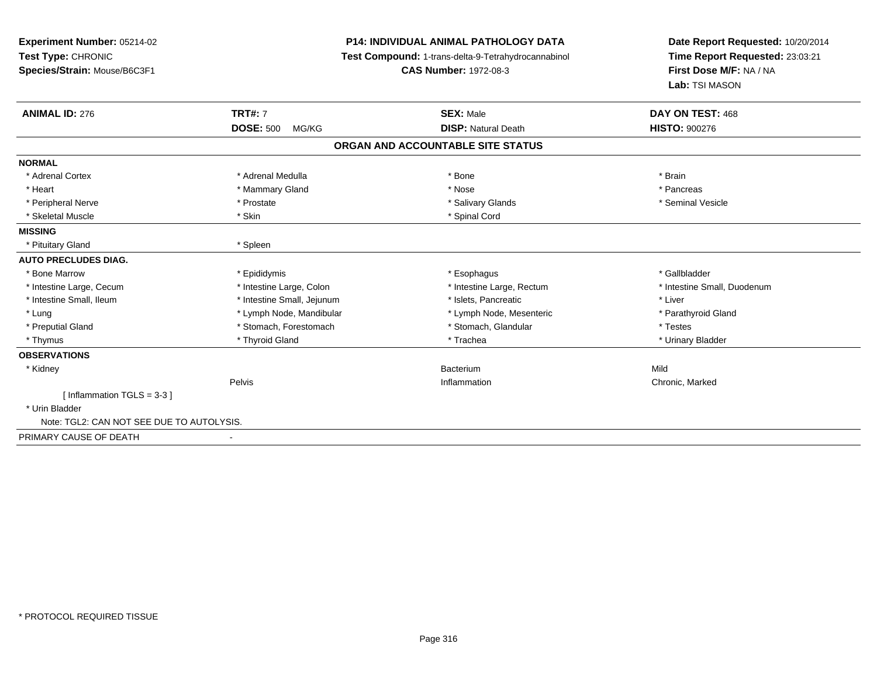**Experiment Number:** 05214-02
**Test Type:** CHRONIC
**Species/Strain:** Mouse/B6C3F1

**P14: INDIVIDUAL ANIMAL PATHOLOGY DATA**
**Test Compound:** 1-trans-delta-9-Tetrahydrocannabinol
**CAS Number:** 1972-08-3

**Date Report Requested:** 10/20/2014
**Time Report Requested:** 23:03:21
**First Dose M/F:** NA / NA
**Lab:** TSI MASON

| **ANIMAL ID:** 276 | **TRT#:** 7 | **SEX:** Male | **DAY ON TEST:** 468 |
|---|---|---|---|
| | **DOSE:** 500 MG/KG | **DISP:** Natural Death | **HISTO:** 900276 |

**ORGAN AND ACCOUNTABLE SITE STATUS**

| | | | |
|---|---|---|---|
| **NORMAL** | | | |
| * Adrenal Cortex | * Adrenal Medulla | * Bone | * Brain |
| * Heart | * Mammary Gland | * Nose | * Pancreas |
| * Peripheral Nerve | * Prostate | * Salivary Glands | * Seminal Vesicle |
| * Skeletal Muscle | * Skin | * Spinal Cord | |
| **MISSING** | | | |
| * Pituitary Gland | * Spleen | | |
| **AUTO PRECLUDES DIAG.** | | | |
| * Bone Marrow | * Epididymis | * Esophagus | * Gallbladder |
| * Intestine Large, Cecum | * Intestine Large, Colon | * Intestine Large, Rectum | * Intestine Small, Duodenum |
| * Intestine Small, Ileum | * Intestine Small, Jejunum | * Islets, Pancreatic | * Liver |
| * Lung | * Lymph Node, Mandibular | * Lymph Node, Mesenteric | * Parathyroid Gland |
| * Preputial Gland | * Stomach, Forestomach | * Stomach, Glandular | * Testes |
| * Thymus | * Thyroid Gland | * Trachea | * Urinary Bladder |
| **OBSERVATIONS** | | | |
| * Kidney | | Bacterium | Mild |
| | Pelvis | Inflammation | Chronic, Marked |
| [ Inflammation TGLS = 3-3 ] | | | |
| * Urin Bladder | | | |
| Note: TGL2: CAN NOT SEE DUE TO AUTOLYSIS. | | | |
| PRIMARY CAUSE OF DEATH | - | | |

* PROTOCOL REQUIRED TISSUE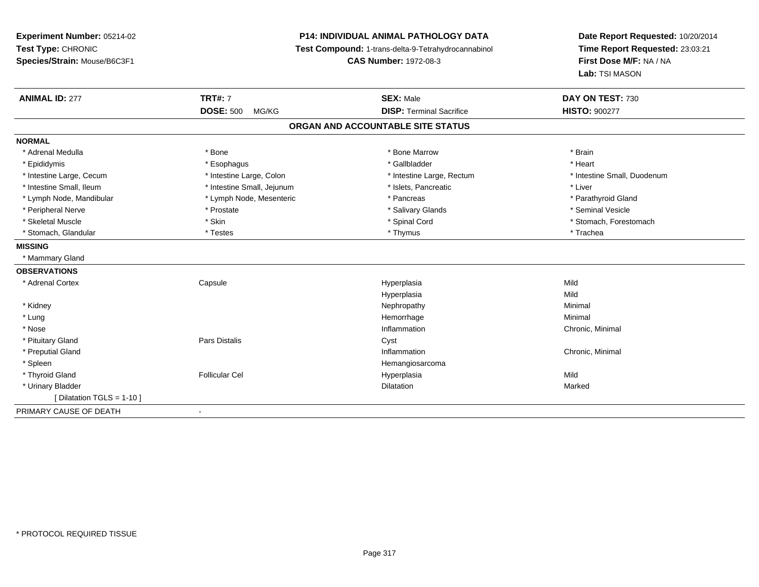**Experiment Number:** 05214-02
**Test Type:** CHRONIC
**Species/Strain:** Mouse/B6C3F1

# P14: INDIVIDUAL ANIMAL PATHOLOGY DATA

**Test Compound:** 1-trans-delta-9-Tetrahydrocannabinol
**CAS Number:** 1972-08-3

**Date Report Requested:** 10/20/2014
**Time Report Requested:** 23:03:21
**First Dose M/F:** NA / NA
**Lab:** TSI MASON

| **ANIMAL ID:** 277 | **TRT#:** 7 | **SEX:** Male | **DAY ON TEST:** 730 |
|---|---|---|---|
| | **DOSE:** 500 MG/KG | **DISP:** Terminal Sacrifice | **HISTO:** 900277 |

## ORGAN AND ACCOUNTABLE SITE STATUS

**NORMAL**

| | | | |
|---|---|---|---|
| * Adrenal Medulla | * Bone | * Bone Marrow | * Brain |
| * Epididymis | * Esophagus | * Gallbladder | * Heart |
| * Intestine Large, Cecum | * Intestine Large, Colon | * Intestine Large, Rectum | * Intestine Small, Duodenum |
| * Intestine Small, Ileum | * Intestine Small, Jejunum | * Islets, Pancreatic | * Liver |
| * Lymph Node, Mandibular | * Lymph Node, Mesenteric | * Pancreas | * Parathyroid Gland |
| * Peripheral Nerve | * Prostate | * Salivary Glands | * Seminal Vesicle |
| * Skeletal Muscle | * Skin | * Spinal Cord | * Stomach, Forestomach |
| * Stomach, Glandular | * Testes | * Thymus | * Trachea |

**MISSING**

* Mammary Gland

**OBSERVATIONS**

| | | | |
|---|---|---|---|
| * Adrenal Cortex | Capsule | Hyperplasia | Mild |
| | | Hyperplasia | Mild |
| * Kidney | | Nephropathy | Minimal |
| * Lung | | Hemorrhage | Minimal |
| * Nose | | Inflammation | Chronic, Minimal |
| * Pituitary Gland | Pars Distalis | Cyst | |
| * Preputial Gland | | Inflammation | Chronic, Minimal |
| * Spleen | | Hemangiosarcoma | |
| * Thyroid Gland | Follicular Cel | Hyperplasia | Mild |
| * Urinary Bladder | | Dilatation | Marked |
| [ Dilatation TGLS = 1-10 ] | | | |

PRIMARY CAUSE OF DEATH -

* PROTOCOL REQUIRED TISSUE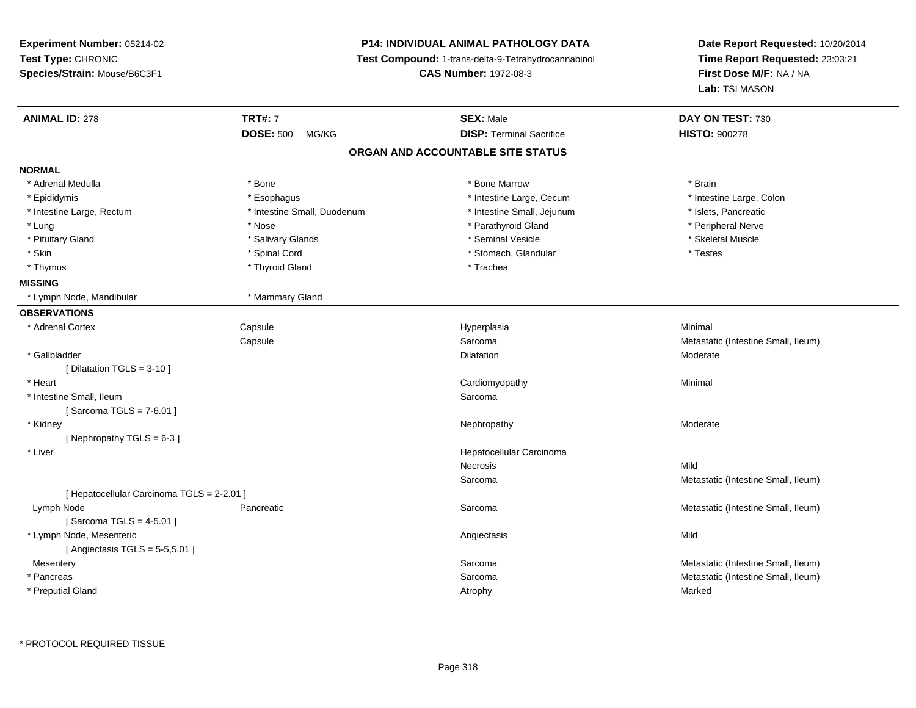**Experiment Number:** 05214-02
**Test Type:** CHRONIC
**Species/Strain:** Mouse/B6C3F1

**P14: INDIVIDUAL ANIMAL PATHOLOGY DATA**
**Test Compound:** 1-trans-delta-9-Tetrahydrocannabinol
**CAS Number:** 1972-08-3

**Date Report Requested:** 10/20/2014
**Time Report Requested:** 23:03:21
**First Dose M/F:** NA / NA
**Lab:** TSI MASON

| **ANIMAL ID:** 278 | **TRT#:** 7 | **SEX:** Male | **DAY ON TEST:** 730 |
|---|---|---|---|
| | **DOSE:** 500 MG/KG | **DISP:** Terminal Sacrifice | **HISTO:** 900278 |

## ORGAN AND ACCOUNTABLE SITE STATUS

**NORMAL**

| | | | |
|---|---|---|---|
| * Adrenal Medulla | * Bone | * Bone Marrow | * Brain |
| * Epididymis | * Esophagus | * Intestine Large, Cecum | * Intestine Large, Colon |
| * Intestine Large, Rectum | * Intestine Small, Duodenum | * Intestine Small, Jejunum | * Islets, Pancreatic |
| * Lung | * Nose | * Parathyroid Gland | * Peripheral Nerve |
| * Pituitary Gland | * Salivary Glands | * Seminal Vesicle | * Skeletal Muscle |
| * Skin | * Spinal Cord | * Stomach, Glandular | * Testes |
| * Thymus | * Thyroid Gland | * Trachea | |

**MISSING**

| | |
|---|---|
| * Lymph Node, Mandibular | * Mammary Gland |

**OBSERVATIONS**

| Organ | Site | Finding | Severity/Qualifier |
|---|---|---|---|
| * Adrenal Cortex | Capsule | Hyperplasia | Minimal |
| | Capsule | Sarcoma | Metastatic (Intestine Small, Ileum) |
| * Gallbladder | | Dilatation | Moderate |
| [ Dilatation TGLS = 3-10 ] | | | |
| * Heart | | Cardiomyopathy | Minimal |
| * Intestine Small, Ileum | | Sarcoma | |
| [ Sarcoma TGLS = 7-6.01 ] | | | |
| * Kidney | | Nephropathy | Moderate |
| [ Nephropathy TGLS = 6-3 ] | | | |
| * Liver | | Hepatocellular Carcinoma | |
| | | Necrosis | Mild |
| | | Sarcoma | Metastatic (Intestine Small, Ileum) |
| [ Hepatocellular Carcinoma TGLS = 2-2.01 ] | | | |
| Lymph Node | Pancreatic | Sarcoma | Metastatic (Intestine Small, Ileum) |
| [ Sarcoma TGLS = 4-5.01 ] | | | |
| * Lymph Node, Mesenteric | | Angiectasis | Mild |
| [ Angiectasis TGLS = 5-5,5.01 ] | | | |
| Mesentery | | Sarcoma | Metastatic (Intestine Small, Ileum) |
| * Pancreas | | Sarcoma | Metastatic (Intestine Small, Ileum) |
| * Preputial Gland | | Atrophy | Marked |

* PROTOCOL REQUIRED TISSUE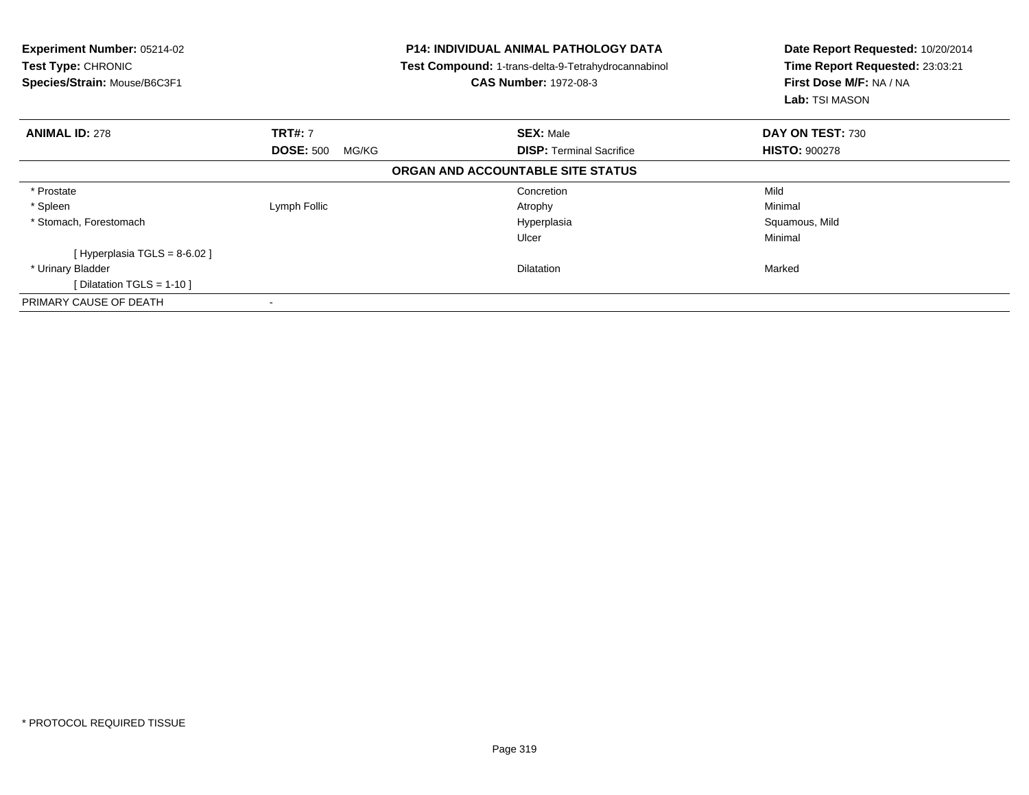**Experiment Number:** 05214-02
**Test Type:** CHRONIC
**Species/Strain:** Mouse/B6C3F1

**P14: INDIVIDUAL ANIMAL PATHOLOGY DATA**
**Test Compound:** 1-trans-delta-9-Tetrahydrocannabinol
**CAS Number:** 1972-08-3

**Date Report Requested:** 10/20/2014
**Time Report Requested:** 23:03:21
**First Dose M/F:** NA / NA
**Lab:** TSI MASON

| **ANIMAL ID:** 278 | **TRT#:** 7 | **SEX:** Male | **DAY ON TEST:** 730 |
|---|---|---|---|
| | **DOSE:** 500 MG/KG | **DISP:** Terminal Sacrifice | **HISTO:** 900278 |

**ORGAN AND ACCOUNTABLE SITE STATUS**

| | | | |
|---|---|---|---|
| * Prostate | | Concretion | Mild |
| * Spleen | Lymph Follic | Atrophy | Minimal |
| * Stomach, Forestomach | | Hyperplasia | Squamous, Mild |
| | | Ulcer | Minimal |
| [ Hyperplasia TGLS = 8-6.02 ] | | | |
| * Urinary Bladder | | Dilatation | Marked |
| [ Dilatation TGLS = 1-10 ] | | | |
| PRIMARY CAUSE OF DEATH | - | | |

* PROTOCOL REQUIRED TISSUE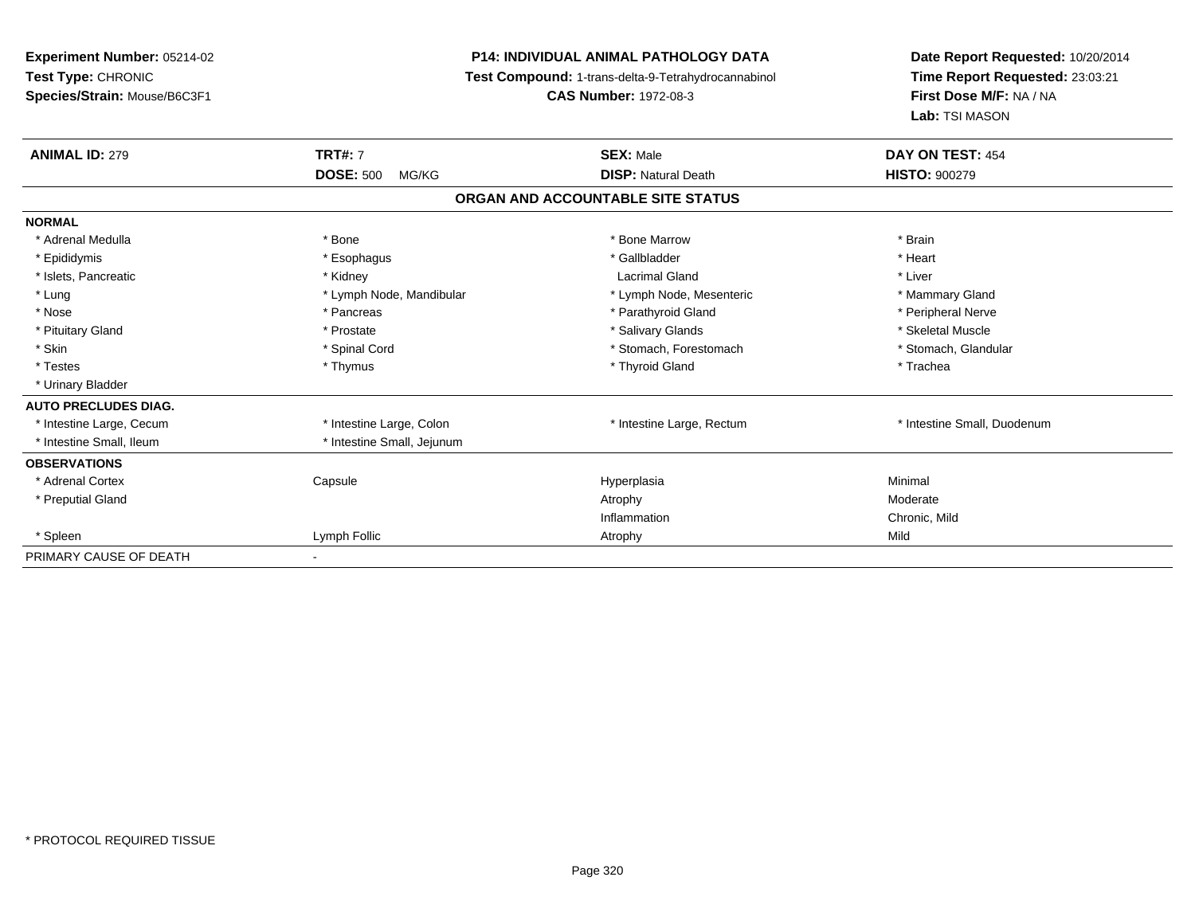**Experiment Number:** 05214-02
**Test Type:** CHRONIC
**Species/Strain:** Mouse/B6C3F1

**P14: INDIVIDUAL ANIMAL PATHOLOGY DATA**
**Test Compound:** 1-trans-delta-9-Tetrahydrocannabinol
**CAS Number:** 1972-08-3

**Date Report Requested:** 10/20/2014
**Time Report Requested:** 23:03:21
**First Dose M/F:** NA / NA
**Lab:** TSI MASON

| **ANIMAL ID:** 279 | **TRT#:** 7 | **SEX:** Male | **DAY ON TEST:** 454 |
|---|---|---|---|
| | **DOSE:** 500 MG/KG | **DISP:** Natural Death | **HISTO:** 900279 |

## ORGAN AND ACCOUNTABLE SITE STATUS

| | | | |
|---|---|---|---|
| **NORMAL** | | | |
| * Adrenal Medulla | * Bone | * Bone Marrow | * Brain |
| * Epididymis | * Esophagus | * Gallbladder | * Heart |
| * Islets, Pancreatic | * Kidney | Lacrimal Gland | * Liver |
| * Lung | * Lymph Node, Mandibular | * Lymph Node, Mesenteric | * Mammary Gland |
| * Nose | * Pancreas | * Parathyroid Gland | * Peripheral Nerve |
| * Pituitary Gland | * Prostate | * Salivary Glands | * Skeletal Muscle |
| * Skin | * Spinal Cord | * Stomach, Forestomach | * Stomach, Glandular |
| * Testes | * Thymus | * Thyroid Gland | * Trachea |
| * Urinary Bladder | | | |
| **AUTO PRECLUDES DIAG.** | | | |
| * Intestine Large, Cecum | * Intestine Large, Colon | * Intestine Large, Rectum | * Intestine Small, Duodenum |
| * Intestine Small, Ileum | * Intestine Small, Jejunum | | |
| **OBSERVATIONS** | | | |
| * Adrenal Cortex | Capsule | Hyperplasia | Minimal |
| * Preputial Gland | | Atrophy | Moderate |
| | | Inflammation | Chronic, Mild |
| * Spleen | Lymph Follic | Atrophy | Mild |
| PRIMARY CAUSE OF DEATH | - | | |

\* PROTOCOL REQUIRED TISSUE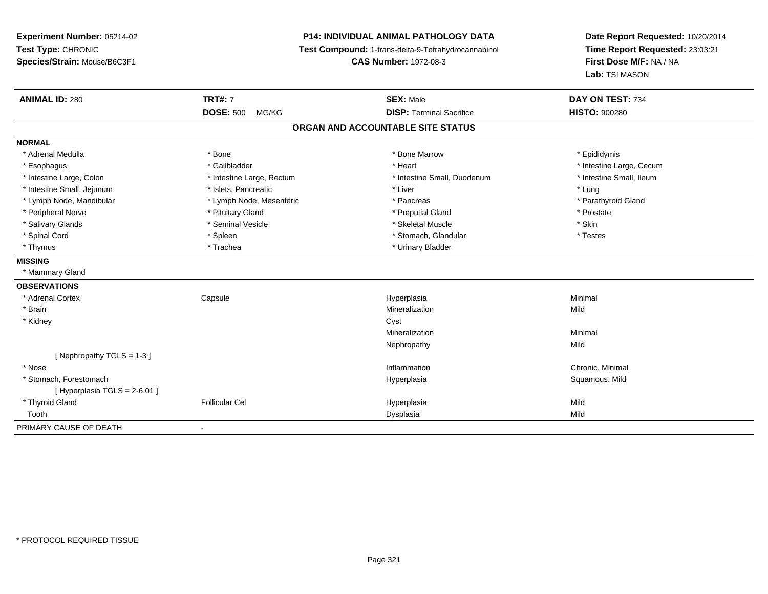**Experiment Number:** 05214-02
**Test Type:** CHRONIC
**Species/Strain:** Mouse/B6C3F1

**P14: INDIVIDUAL ANIMAL PATHOLOGY DATA**
**Test Compound:** 1-trans-delta-9-Tetrahydrocannabinol
**CAS Number:** 1972-08-3

**Date Report Requested:** 10/20/2014
**Time Report Requested:** 23:03:21
**First Dose M/F:** NA / NA
**Lab:** TSI MASON

| **ANIMAL ID:** 280 | **TRT#:** 7 | **SEX:** Male | **DAY ON TEST:** 734 |
|---|---|---|---|
| | **DOSE:** 500 MG/KG | **DISP:** Terminal Sacrifice | **HISTO:** 900280 |

## ORGAN AND ACCOUNTABLE SITE STATUS

**NORMAL**

| | | | |
|---|---|---|---|
| * Adrenal Medulla | * Bone | * Bone Marrow | * Epididymis |
| * Esophagus | * Gallbladder | * Heart | * Intestine Large, Cecum |
| * Intestine Large, Colon | * Intestine Large, Rectum | * Intestine Small, Duodenum | * Intestine Small, Ileum |
| * Intestine Small, Jejunum | * Islets, Pancreatic | * Liver | * Lung |
| * Lymph Node, Mandibular | * Lymph Node, Mesenteric | * Pancreas | * Parathyroid Gland |
| * Peripheral Nerve | * Pituitary Gland | * Preputial Gland | * Prostate |
| * Salivary Glands | * Seminal Vesicle | * Skeletal Muscle | * Skin |
| * Spinal Cord | * Spleen | * Stomach, Glandular | * Testes |
| * Thymus | * Trachea | * Urinary Bladder | |

**MISSING**

* Mammary Gland

**OBSERVATIONS**

| | | | |
|---|---|---|---|
| * Adrenal Cortex | Capsule | Hyperplasia | Minimal |
| * Brain | | Mineralization | Mild |
| * Kidney | | Cyst | |
| | | Mineralization | Minimal |
| | | Nephropathy | Mild |
| [ Nephropathy TGLS = 1-3 ] | | | |
| * Nose | | Inflammation | Chronic, Minimal |
| * Stomach, Forestomach | | Hyperplasia | Squamous, Mild |
| [ Hyperplasia TGLS = 2-6.01 ] | | | |
| * Thyroid Gland | Follicular Cel | Hyperplasia | Mild |
| Tooth | | Dysplasia | Mild |

PRIMARY CAUSE OF DEATH -

* PROTOCOL REQUIRED TISSUE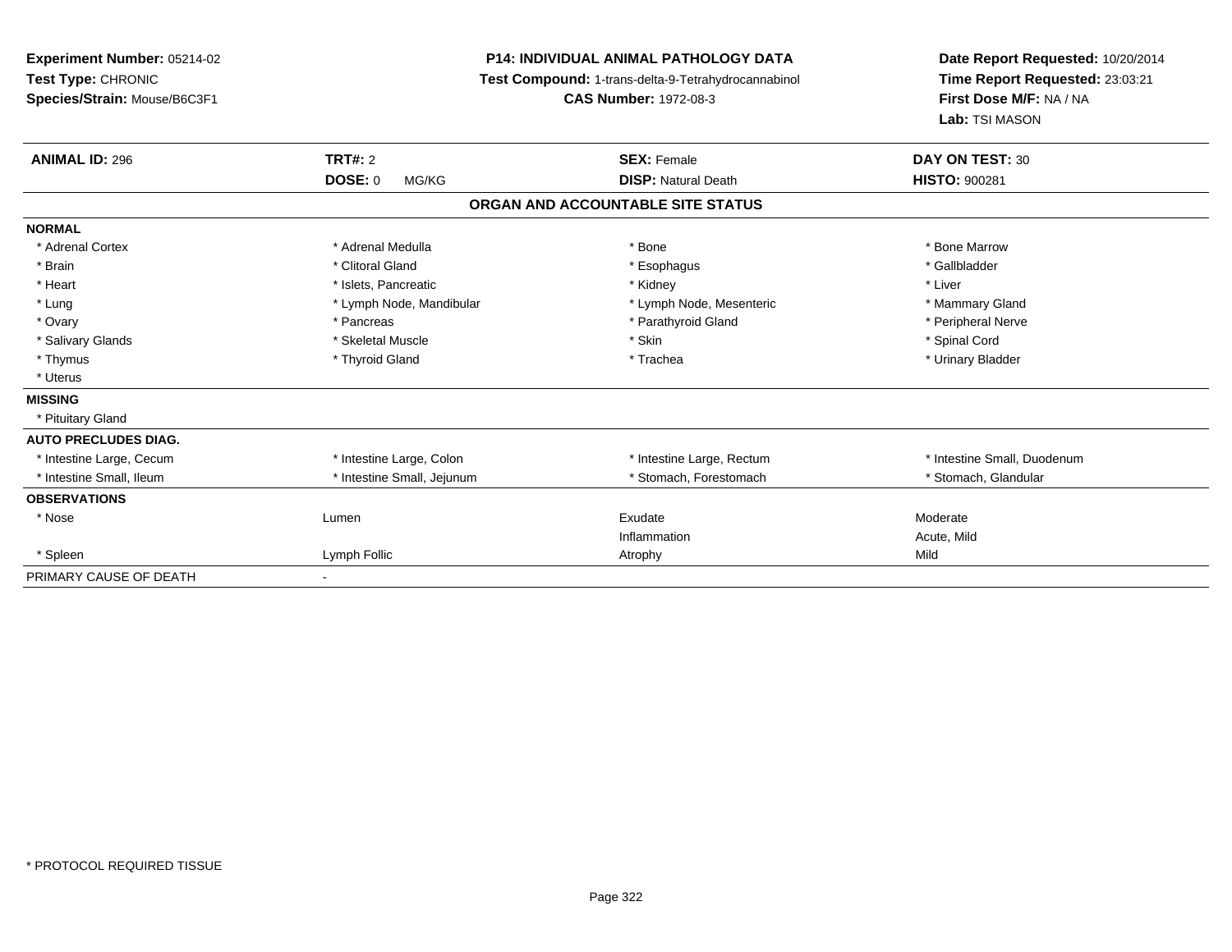**Experiment Number:** 05214-02
**Test Type:** CHRONIC
**Species/Strain:** Mouse/B6C3F1

**P14: INDIVIDUAL ANIMAL PATHOLOGY DATA**
**Test Compound:** 1-trans-delta-9-Tetrahydrocannabinol
**CAS Number:** 1972-08-3

**Date Report Requested:** 10/20/2014
**Time Report Requested:** 23:03:21
**First Dose M/F:** NA / NA
**Lab:** TSI MASON

| **ANIMAL ID:** 296 | **TRT#:** 2 | **SEX:** Female | **DAY ON TEST:** 30 |
|---|---|---|---|
| | **DOSE:** 0 MG/KG | **DISP:** Natural Death | **HISTO:** 900281 |

## ORGAN AND ACCOUNTABLE SITE STATUS

| | | | |
|---|---|---|---|
| **NORMAL** | | | |
| * Adrenal Cortex | * Adrenal Medulla | * Bone | * Bone Marrow |
| * Brain | * Clitoral Gland | * Esophagus | * Gallbladder |
| * Heart | * Islets, Pancreatic | * Kidney | * Liver |
| * Lung | * Lymph Node, Mandibular | * Lymph Node, Mesenteric | * Mammary Gland |
| * Ovary | * Pancreas | * Parathyroid Gland | * Peripheral Nerve |
| * Salivary Glands | * Skeletal Muscle | * Skin | * Spinal Cord |
| * Thymus | * Thyroid Gland | * Trachea | * Urinary Bladder |
| * Uterus | | | |
| **MISSING** | | | |
| * Pituitary Gland | | | |
| **AUTO PRECLUDES DIAG.** | | | |
| * Intestine Large, Cecum | * Intestine Large, Colon | * Intestine Large, Rectum | * Intestine Small, Duodenum |
| * Intestine Small, Ileum | * Intestine Small, Jejunum | * Stomach, Forestomach | * Stomach, Glandular |
| **OBSERVATIONS** | | | |
| * Nose | Lumen | Exudate | Moderate |
| | | Inflammation | Acute, Mild |
| * Spleen | Lymph Follic | Atrophy | Mild |
| PRIMARY CAUSE OF DEATH | - | | |

\* PROTOCOL REQUIRED TISSUE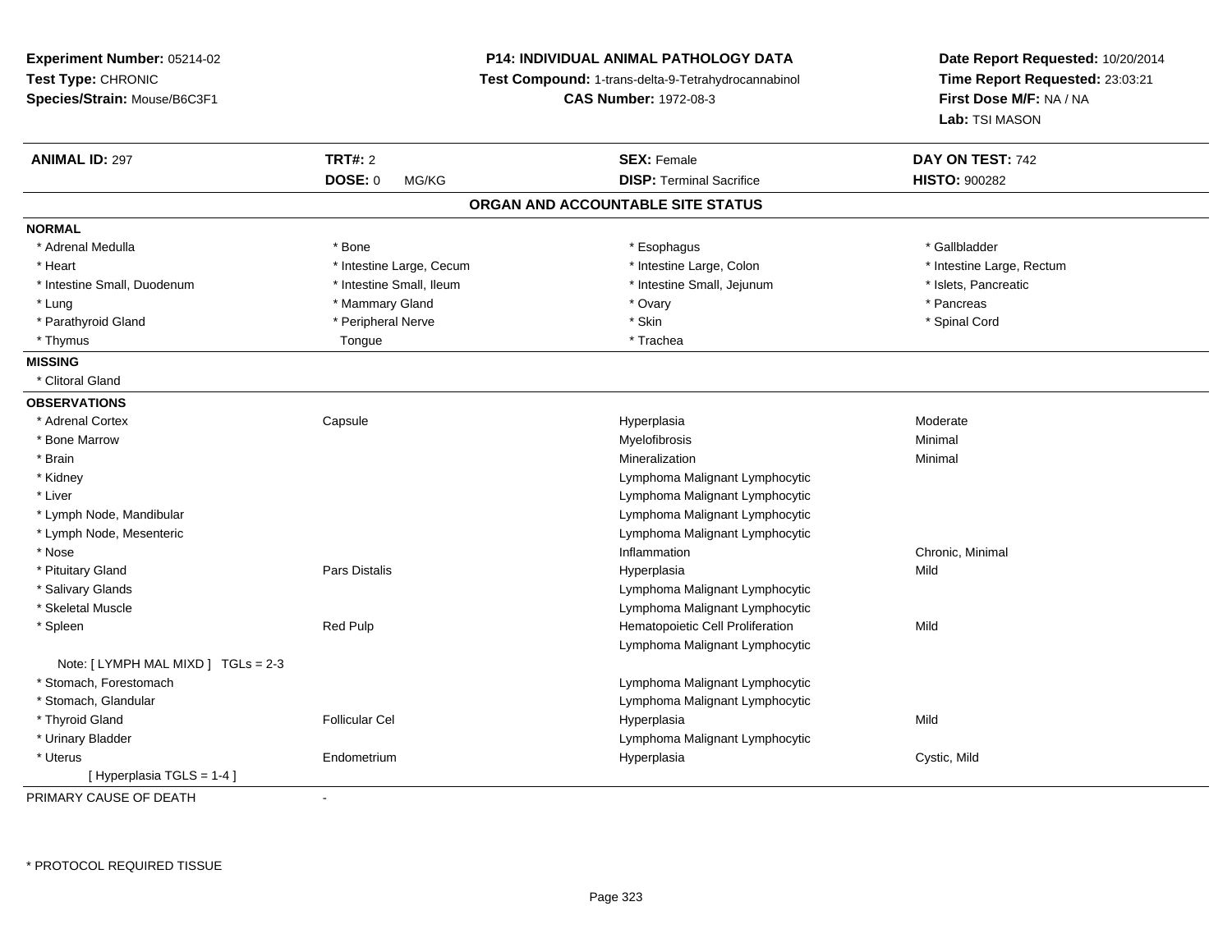**Experiment Number:** 05214-02
**Test Type:** CHRONIC
**Species/Strain:** Mouse/B6C3F1

**P14: INDIVIDUAL ANIMAL PATHOLOGY DATA**
**Test Compound:** 1-trans-delta-9-Tetrahydrocannabinol
**CAS Number:** 1972-08-3

**Date Report Requested:** 10/20/2014
**Time Report Requested:** 23:03:21
**First Dose M/F:** NA / NA
**Lab:** TSI MASON

| **ANIMAL ID:** 297 | **TRT#:** 2 | **SEX:** Female | **DAY ON TEST:** 742 |
|---|---|---|---|
| | **DOSE:** 0 MG/KG | **DISP:** Terminal Sacrifice | **HISTO:** 900282 |

## ORGAN AND ACCOUNTABLE SITE STATUS

**NORMAL**

| | | | |
|---|---|---|---|
| * Adrenal Medulla | * Bone | * Esophagus | * Gallbladder |
| * Heart | * Intestine Large, Cecum | * Intestine Large, Colon | * Intestine Large, Rectum |
| * Intestine Small, Duodenum | * Intestine Small, Ileum | * Intestine Small, Jejunum | * Islets, Pancreatic |
| * Lung | * Mammary Gland | * Ovary | * Pancreas |
| * Parathyroid Gland | * Peripheral Nerve | * Skin | * Spinal Cord |
| * Thymus | Tongue | * Trachea | |

**MISSING**

* Clitoral Gland

**OBSERVATIONS**

| | | | |
|---|---|---|---|
| * Adrenal Cortex | Capsule | Hyperplasia | Moderate |
| * Bone Marrow | | Myelofibrosis | Minimal |
| * Brain | | Mineralization | Minimal |
| * Kidney | | Lymphoma Malignant Lymphocytic | |
| * Liver | | Lymphoma Malignant Lymphocytic | |
| * Lymph Node, Mandibular | | Lymphoma Malignant Lymphocytic | |
| * Lymph Node, Mesenteric | | Lymphoma Malignant Lymphocytic | |
| * Nose | | Inflammation | Chronic, Minimal |
| * Pituitary Gland | Pars Distalis | Hyperplasia | Mild |
| * Salivary Glands | | Lymphoma Malignant Lymphocytic | |
| * Skeletal Muscle | | Lymphoma Malignant Lymphocytic | |
| * Spleen | Red Pulp | Hematopoietic Cell Proliferation | Mild |
| | | Lymphoma Malignant Lymphocytic | |
| Note: [ LYMPH MAL MIXD ] TGLs = 2-3 | | | |
| * Stomach, Forestomach | | Lymphoma Malignant Lymphocytic | |
| * Stomach, Glandular | | Lymphoma Malignant Lymphocytic | |
| * Thyroid Gland | Follicular Cel | Hyperplasia | Mild |
| * Urinary Bladder | | Lymphoma Malignant Lymphocytic | |
| * Uterus | Endometrium | Hyperplasia | Cystic, Mild |
| [ Hyperplasia TGLS = 1-4 ] | | | |

PRIMARY CAUSE OF DEATH -

* PROTOCOL REQUIRED TISSUE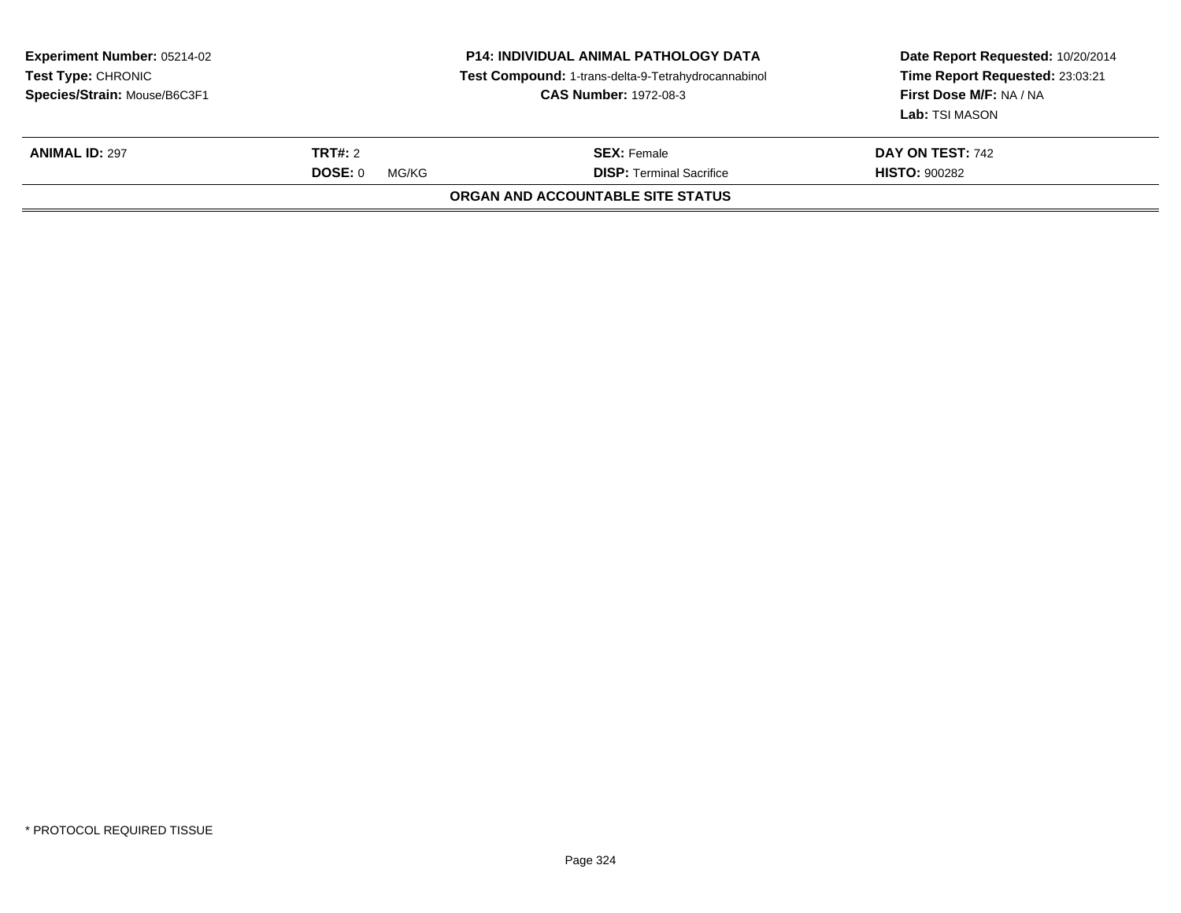**Experiment Number:** 05214-02
**Test Type:** CHRONIC
**Species/Strain:** Mouse/B6C3F1

**P14: INDIVIDUAL ANIMAL PATHOLOGY DATA**
**Test Compound:** 1-trans-delta-9-Tetrahydrocannabinol
**CAS Number:** 1972-08-3

**Date Report Requested:** 10/20/2014
**Time Report Requested:** 23:03:21
**First Dose M/F:** NA / NA
**Lab:** TSI MASON

| **ANIMAL ID:** 297 | **TRT#:** 2 | **SEX:** Female | **DAY ON TEST:** 742 |
|---|---|---|---|
| | **DOSE:** 0 MG/KG | **DISP:** Terminal Sacrifice | **HISTO:** 900282 |

**ORGAN AND ACCOUNTABLE SITE STATUS**

\* PROTOCOL REQUIRED TISSUE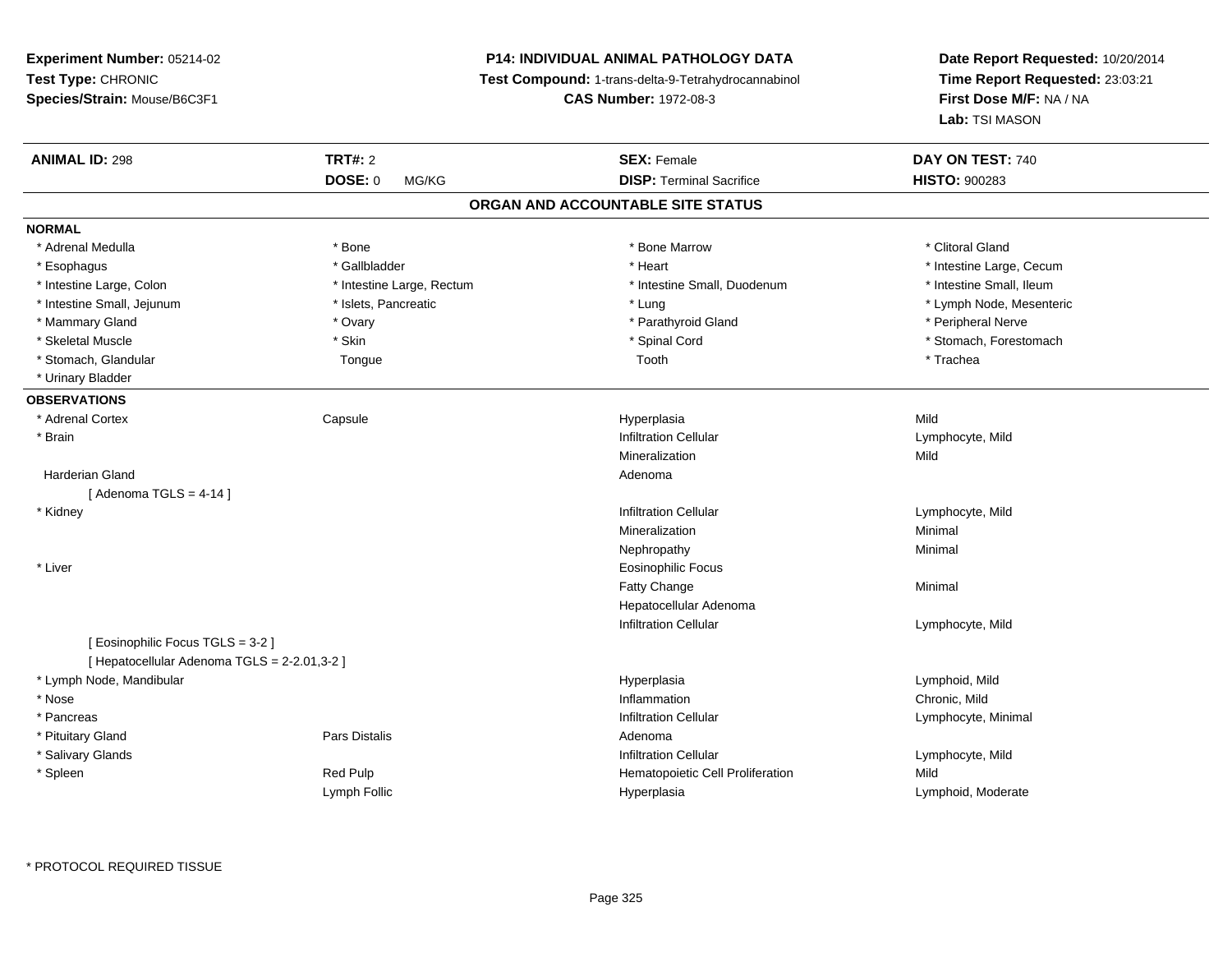**Experiment Number:** 05214-02
**Test Type:** CHRONIC
**Species/Strain:** Mouse/B6C3F1

**P14: INDIVIDUAL ANIMAL PATHOLOGY DATA**
**Test Compound:** 1-trans-delta-9-Tetrahydrocannabinol
**CAS Number:** 1972-08-3

**Date Report Requested:** 10/20/2014
**Time Report Requested:** 23:03:21
**First Dose M/F:** NA / NA
**Lab:** TSI MASON

| **ANIMAL ID:** 298 | **TRT#:** 2 | **SEX:** Female | **DAY ON TEST:** 740 |
|---|---|---|---|
| | **DOSE:** 0 MG/KG | **DISP:** Terminal Sacrifice | **HISTO:** 900283 |

## ORGAN AND ACCOUNTABLE SITE STATUS

**NORMAL**

| | | | |
|---|---|---|---|
| * Adrenal Medulla | * Bone | * Bone Marrow | * Clitoral Gland |
| * Esophagus | * Gallbladder | * Heart | * Intestine Large, Cecum |
| * Intestine Large, Colon | * Intestine Large, Rectum | * Intestine Small, Duodenum | * Intestine Small, Ileum |
| * Intestine Small, Jejunum | * Islets, Pancreatic | * Lung | * Lymph Node, Mesenteric |
| * Mammary Gland | * Ovary | * Parathyroid Gland | * Peripheral Nerve |
| * Skeletal Muscle | * Skin | * Spinal Cord | * Stomach, Forestomach |
| * Stomach, Glandular | Tongue | Tooth | * Trachea |
| * Urinary Bladder | | | |

**OBSERVATIONS**

| | | | |
|---|---|---|---|
| * Adrenal Cortex | Capsule | Hyperplasia | Mild |
| * Brain | | Infiltration Cellular | Lymphocyte, Mild |
| | | Mineralization | Mild |
| Harderian Gland | | Adenoma | |
| [ Adenoma TGLS = 4-14 ] | | | |
| * Kidney | | Infiltration Cellular | Lymphocyte, Mild |
| | | Mineralization | Minimal |
| | | Nephropathy | Minimal |
| * Liver | | Eosinophilic Focus | |
| | | Fatty Change | Minimal |
| | | Hepatocellular Adenoma | |
| | | Infiltration Cellular | Lymphocyte, Mild |
| [ Eosinophilic Focus TGLS = 3-2 ] | | | |
| [ Hepatocellular Adenoma TGLS = 2-2.01,3-2 ] | | | |
| * Lymph Node, Mandibular | | Hyperplasia | Lymphoid, Mild |
| * Nose | | Inflammation | Chronic, Mild |
| * Pancreas | | Infiltration Cellular | Lymphocyte, Minimal |
| * Pituitary Gland | Pars Distalis | Adenoma | |
| * Salivary Glands | | Infiltration Cellular | Lymphocyte, Mild |
| * Spleen | Red Pulp | Hematopoietic Cell Proliferation | Mild |
| | Lymph Follic | Hyperplasia | Lymphoid, Moderate |

* PROTOCOL REQUIRED TISSUE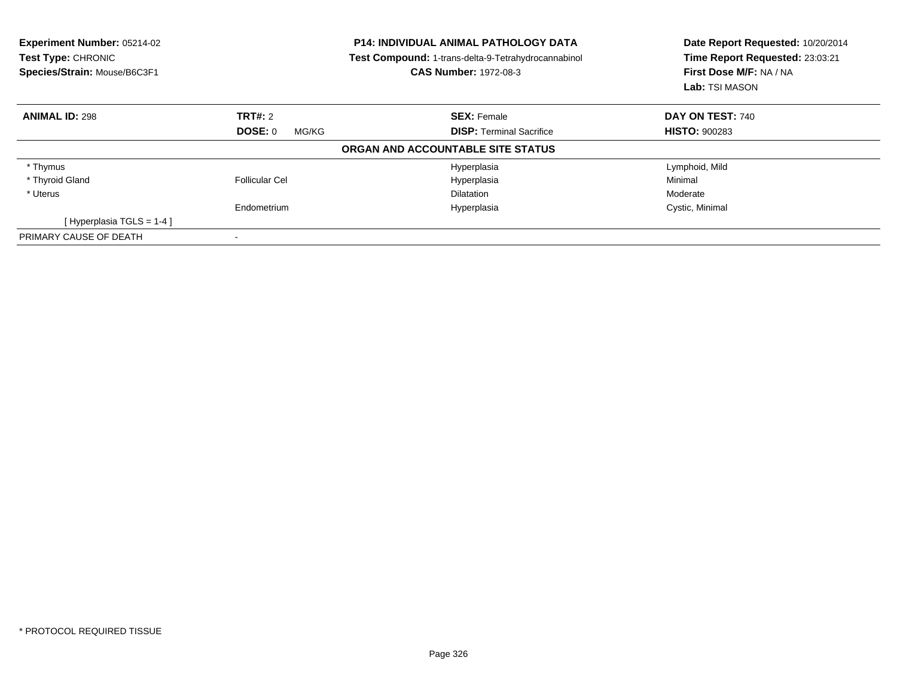**Experiment Number:** 05214-02
**Test Type:** CHRONIC
**Species/Strain:** Mouse/B6C3F1

**P14: INDIVIDUAL ANIMAL PATHOLOGY DATA**
**Test Compound:** 1-trans-delta-9-Tetrahydrocannabinol
**CAS Number:** 1972-08-3

**Date Report Requested:** 10/20/2014
**Time Report Requested:** 23:03:21
**First Dose M/F:** NA / NA
**Lab:** TSI MASON

| **ANIMAL ID:** 298 | **TRT#:** 2 | **SEX:** Female | **DAY ON TEST:** 740 |
|---|---|---|---|
| | **DOSE:** 0 MG/KG | **DISP:** Terminal Sacrifice | **HISTO:** 900283 |

**ORGAN AND ACCOUNTABLE SITE STATUS**

| | | | |
|---|---|---|---|
| * Thymus | | Hyperplasia | Lymphoid, Mild |
| * Thyroid Gland | Follicular Cel | Hyperplasia | Minimal |
| * Uterus | | Dilatation | Moderate |
| | Endometrium | Hyperplasia | Cystic, Minimal |
| [ Hyperplasia TGLS = 1-4 ] | | | |
| PRIMARY CAUSE OF DEATH | - | | |

* PROTOCOL REQUIRED TISSUE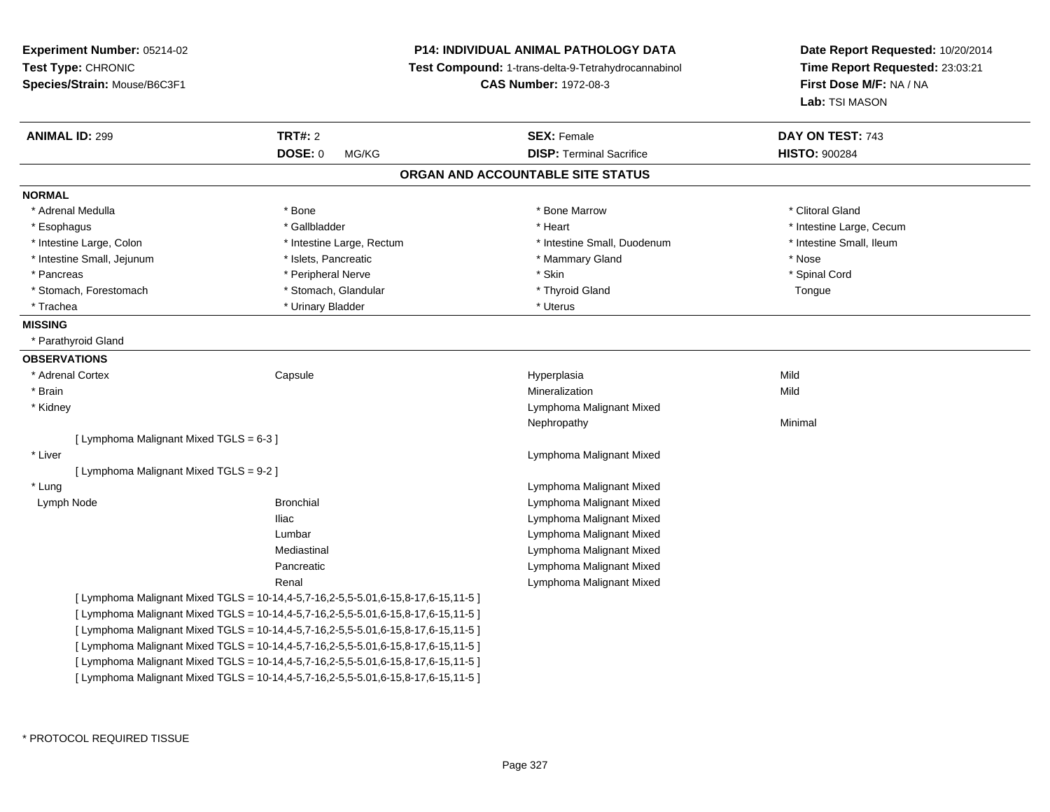**Experiment Number:** 05214-02
**Test Type:** CHRONIC
**Species/Strain:** Mouse/B6C3F1

**P14: INDIVIDUAL ANIMAL PATHOLOGY DATA**
**Test Compound:** 1-trans-delta-9-Tetrahydrocannabinol
**CAS Number:** 1972-08-3

**Date Report Requested:** 10/20/2014
**Time Report Requested:** 23:03:21
**First Dose M/F:** NA / NA
**Lab:** TSI MASON

| **ANIMAL ID:** 299 | **TRT#:** 2 | **SEX:** Female | **DAY ON TEST:** 743 |
|---|---|---|---|
| | **DOSE:** 0 MG/KG | **DISP:** Terminal Sacrifice | **HISTO:** 900284 |

## ORGAN AND ACCOUNTABLE SITE STATUS

**NORMAL**

| | | | |
|---|---|---|---|
| * Adrenal Medulla | * Bone | * Bone Marrow | * Clitoral Gland |
| * Esophagus | * Gallbladder | * Heart | * Intestine Large, Cecum |
| * Intestine Large, Colon | * Intestine Large, Rectum | * Intestine Small, Duodenum | * Intestine Small, Ileum |
| * Intestine Small, Jejunum | * Islets, Pancreatic | * Mammary Gland | * Nose |
| * Pancreas | * Peripheral Nerve | * Skin | * Spinal Cord |
| * Stomach, Forestomach | * Stomach, Glandular | * Thyroid Gland | Tongue |
| * Trachea | * Urinary Bladder | * Uterus | |

**MISSING**

* Parathyroid Gland

**OBSERVATIONS**

| | | | |
|---|---|---|---|
| * Adrenal Cortex | Capsule | Hyperplasia | Mild |
| * Brain | | Mineralization | Mild |
| * Kidney | | Lymphoma Malignant Mixed | |
| | | Nephropathy | Minimal |
| [ Lymphoma Malignant Mixed TGLS = 6-3 ] | | | |
| * Liver | | Lymphoma Malignant Mixed | |
| [ Lymphoma Malignant Mixed TGLS = 9-2 ] | | | |
| * Lung | | Lymphoma Malignant Mixed | |
| Lymph Node | Bronchial | Lymphoma Malignant Mixed | |
| | Iliac | Lymphoma Malignant Mixed | |
| | Lumbar | Lymphoma Malignant Mixed | |
| | Mediastinal | Lymphoma Malignant Mixed | |
| | Pancreatic | Lymphoma Malignant Mixed | |
| | Renal | Lymphoma Malignant Mixed | |

[ Lymphoma Malignant Mixed TGLS = 10-14,4-5,7-16,2-5,5-5.01,6-15,8-17,6-15,11-5 ]
[ Lymphoma Malignant Mixed TGLS = 10-14,4-5,7-16,2-5,5-5.01,6-15,8-17,6-15,11-5 ]
[ Lymphoma Malignant Mixed TGLS = 10-14,4-5,7-16,2-5,5-5.01,6-15,8-17,6-15,11-5 ]
[ Lymphoma Malignant Mixed TGLS = 10-14,4-5,7-16,2-5,5-5.01,6-15,8-17,6-15,11-5 ]
[ Lymphoma Malignant Mixed TGLS = 10-14,4-5,7-16,2-5,5-5.01,6-15,8-17,6-15,11-5 ]
[ Lymphoma Malignant Mixed TGLS = 10-14,4-5,7-16,2-5,5-5.01,6-15,8-17,6-15,11-5 ]

* PROTOCOL REQUIRED TISSUE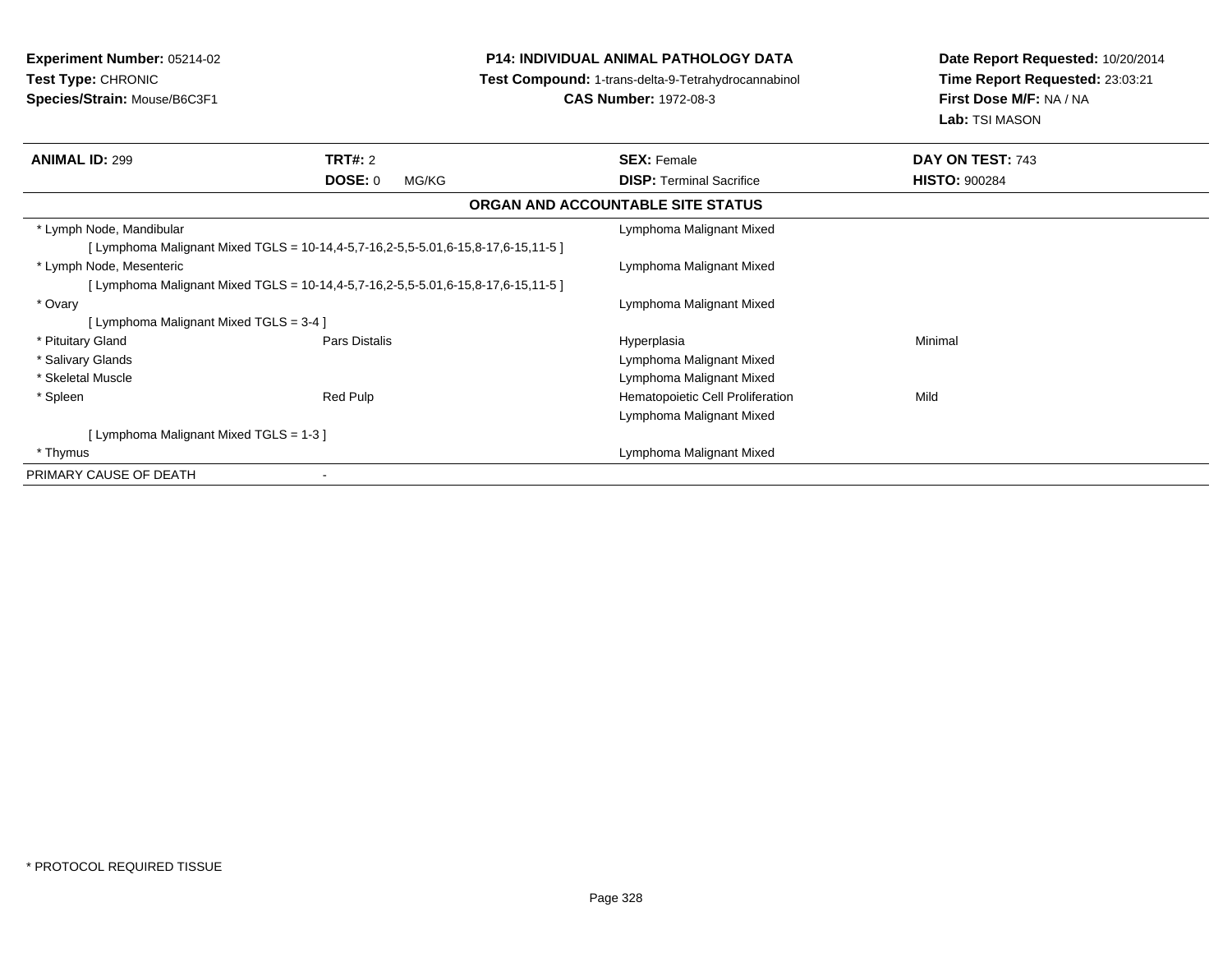**Experiment Number:** 05214-02
**Test Type:** CHRONIC
**Species/Strain:** Mouse/B6C3F1

**P14: INDIVIDUAL ANIMAL PATHOLOGY DATA**
**Test Compound:** 1-trans-delta-9-Tetrahydrocannabinol
**CAS Number:** 1972-08-3

**Date Report Requested:** 10/20/2014
**Time Report Requested:** 23:03:21
**First Dose M/F:** NA / NA
**Lab:** TSI MASON

| **ANIMAL ID:** 299 | **TRT#:** 2 | **SEX:** Female | **DAY ON TEST:** 743 |
|---|---|---|---|
| | **DOSE:** 0 MG/KG | **DISP:** Terminal Sacrifice | **HISTO:** 900284 |

**ORGAN AND ACCOUNTABLE SITE STATUS**

| | | | |
|---|---|---|---|
| * Lymph Node, Mandibular | | Lymphoma Malignant Mixed | |
| [ Lymphoma Malignant Mixed TGLS = 10-14,4-5,7-16,2-5,5-5.01,6-15,8-17,6-15,11-5 ] | | | |
| * Lymph Node, Mesenteric | | Lymphoma Malignant Mixed | |
| [ Lymphoma Malignant Mixed TGLS = 10-14,4-5,7-16,2-5,5-5.01,6-15,8-17,6-15,11-5 ] | | | |
| * Ovary | | Lymphoma Malignant Mixed | |
| [ Lymphoma Malignant Mixed TGLS = 3-4 ] | | | |
| * Pituitary Gland | Pars Distalis | Hyperplasia | Minimal |
| * Salivary Glands | | Lymphoma Malignant Mixed | |
| * Skeletal Muscle | | Lymphoma Malignant Mixed | |
| * Spleen | Red Pulp | Hematopoietic Cell Proliferation | Mild |
| | | Lymphoma Malignant Mixed | |
| [ Lymphoma Malignant Mixed TGLS = 1-3 ] | | | |
| * Thymus | | Lymphoma Malignant Mixed | |
| PRIMARY CAUSE OF DEATH | - | | |

* PROTOCOL REQUIRED TISSUE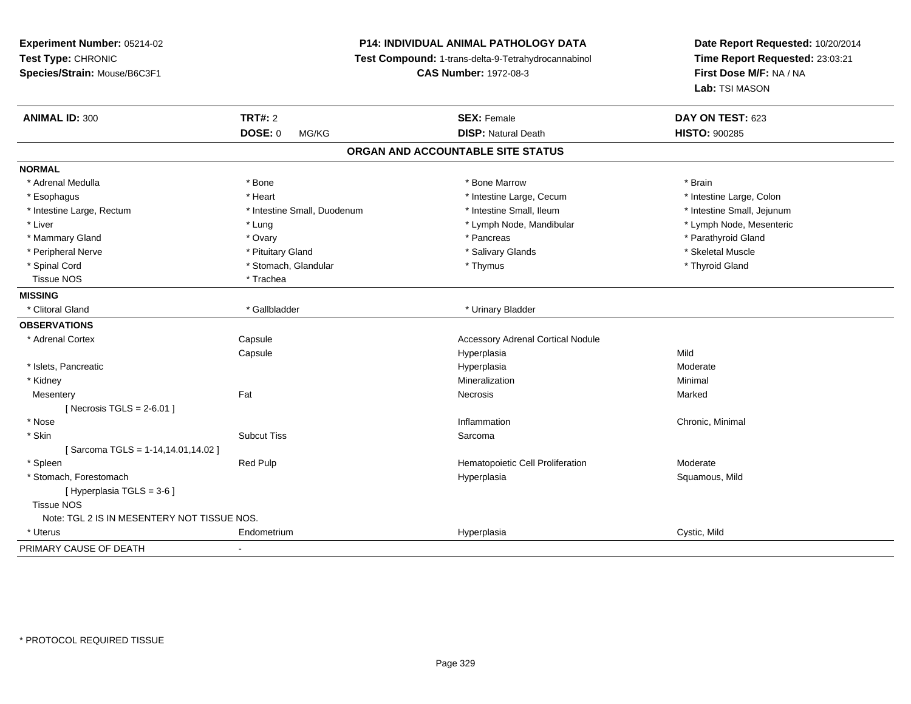**Experiment Number:** 05214-02
**Test Type:** CHRONIC
**Species/Strain:** Mouse/B6C3F1

**P14: INDIVIDUAL ANIMAL PATHOLOGY DATA**
**Test Compound:** 1-trans-delta-9-Tetrahydrocannabinol
**CAS Number:** 1972-08-3

**Date Report Requested:** 10/20/2014
**Time Report Requested:** 23:03:21
**First Dose M/F:** NA / NA
**Lab:** TSI MASON

| **ANIMAL ID:** 300 | **TRT#:** 2 | **SEX:** Female | **DAY ON TEST:** 623 |
|---|---|---|---|
| | **DOSE:** 0 MG/KG | **DISP:** Natural Death | **HISTO:** 900285 |

## ORGAN AND ACCOUNTABLE SITE STATUS

**NORMAL**

| | | | |
|---|---|---|---|
| * Adrenal Medulla | * Bone | * Bone Marrow | * Brain |
| * Esophagus | * Heart | * Intestine Large, Cecum | * Intestine Large, Colon |
| * Intestine Large, Rectum | * Intestine Small, Duodenum | * Intestine Small, Ileum | * Intestine Small, Jejunum |
| * Liver | * Lung | * Lymph Node, Mandibular | * Lymph Node, Mesenteric |
| * Mammary Gland | * Ovary | * Pancreas | * Parathyroid Gland |
| * Peripheral Nerve | * Pituitary Gland | * Salivary Glands | * Skeletal Muscle |
| * Spinal Cord | * Stomach, Glandular | * Thymus | * Thyroid Gland |
| Tissue NOS | * Trachea | | |

**MISSING**

| | | |
|---|---|---|
| * Clitoral Gland | * Gallbladder | * Urinary Bladder |

**OBSERVATIONS**

| | | | |
|---|---|---|---|
| * Adrenal Cortex | Capsule | Accessory Adrenal Cortical Nodule | |
| | Capsule | Hyperplasia | Mild |
| * Islets, Pancreatic | | Hyperplasia | Moderate |
| * Kidney | | Mineralization | Minimal |
| Mesentery | Fat | Necrosis | Marked |
| [ Necrosis TGLS = 2-6.01 ] | | | |
| * Nose | | Inflammation | Chronic, Minimal |
| * Skin | Subcut Tiss | Sarcoma | |
| [ Sarcoma TGLS = 1-14,14.01,14.02 ] | | | |
| * Spleen | Red Pulp | Hematopoietic Cell Proliferation | Moderate |
| * Stomach, Forestomach | | Hyperplasia | Squamous, Mild |
| [ Hyperplasia TGLS = 3-6 ] | | | |
| Tissue NOS | | | |
| Note: TGL 2 IS IN MESENTERY NOT TISSUE NOS. | | | |
| * Uterus | Endometrium | Hyperplasia | Cystic, Mild |

PRIMARY CAUSE OF DEATH -

* PROTOCOL REQUIRED TISSUE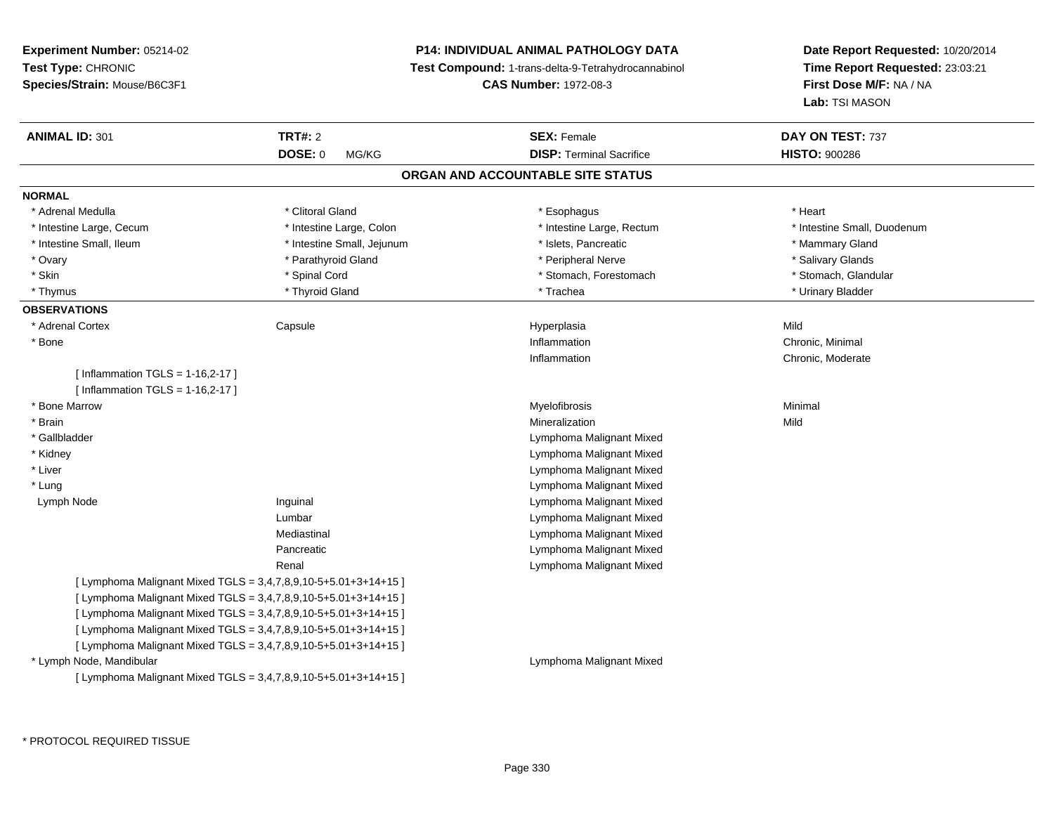**Experiment Number:** 05214-02
**Test Type:** CHRONIC
**Species/Strain:** Mouse/B6C3F1

**P14: INDIVIDUAL ANIMAL PATHOLOGY DATA**
**Test Compound:** 1-trans-delta-9-Tetrahydrocannabinol
**CAS Number:** 1972-08-3

**Date Report Requested:** 10/20/2014
**Time Report Requested:** 23:03:21
**First Dose M/F:** NA / NA
**Lab:** TSI MASON

| **ANIMAL ID:** 301 | **TRT#:** 2 | **SEX:** Female | **DAY ON TEST:** 737 |
|---|---|---|---|
| | **DOSE:** 0 MG/KG | **DISP:** Terminal Sacrifice | **HISTO:** 900286 |

## ORGAN AND ACCOUNTABLE SITE STATUS

**NORMAL**

| | | | |
|---|---|---|---|
| * Adrenal Medulla | * Clitoral Gland | * Esophagus | * Heart |
| * Intestine Large, Cecum | * Intestine Large, Colon | * Intestine Large, Rectum | * Intestine Small, Duodenum |
| * Intestine Small, Ileum | * Intestine Small, Jejunum | * Islets, Pancreatic | * Mammary Gland |
| * Ovary | * Parathyroid Gland | * Peripheral Nerve | * Salivary Glands |
| * Skin | * Spinal Cord | * Stomach, Forestomach | * Stomach, Glandular |
| * Thymus | * Thyroid Gland | * Trachea | * Urinary Bladder |

**OBSERVATIONS**

| | | | |
|---|---|---|---|
| * Adrenal Cortex | Capsule | Hyperplasia | Mild |
| * Bone | | Inflammation | Chronic, Minimal |
| | | Inflammation | Chronic, Moderate |
| [ Inflammation TGLS = 1-16,2-17 ] | | | |
| [ Inflammation TGLS = 1-16,2-17 ] | | | |
| * Bone Marrow | | Myelofibrosis | Minimal |
| * Brain | | Mineralization | Mild |
| * Gallbladder | | Lymphoma Malignant Mixed | |
| * Kidney | | Lymphoma Malignant Mixed | |
| * Liver | | Lymphoma Malignant Mixed | |
| * Lung | | Lymphoma Malignant Mixed | |
| Lymph Node | Inguinal | Lymphoma Malignant Mixed | |
| | Lumbar | Lymphoma Malignant Mixed | |
| | Mediastinal | Lymphoma Malignant Mixed | |
| | Pancreatic | Lymphoma Malignant Mixed | |
| | Renal | Lymphoma Malignant Mixed | |
| [ Lymphoma Malignant Mixed TGLS = 3,4,7,8,9,10-5+5.01+3+14+15 ] | | | |
| [ Lymphoma Malignant Mixed TGLS = 3,4,7,8,9,10-5+5.01+3+14+15 ] | | | |
| [ Lymphoma Malignant Mixed TGLS = 3,4,7,8,9,10-5+5.01+3+14+15 ] | | | |
| [ Lymphoma Malignant Mixed TGLS = 3,4,7,8,9,10-5+5.01+3+14+15 ] | | | |
| [ Lymphoma Malignant Mixed TGLS = 3,4,7,8,9,10-5+5.01+3+14+15 ] | | | |
| * Lymph Node, Mandibular | | Lymphoma Malignant Mixed | |
| [ Lymphoma Malignant Mixed TGLS = 3,4,7,8,9,10-5+5.01+3+14+15 ] | | | |

\* PROTOCOL REQUIRED TISSUE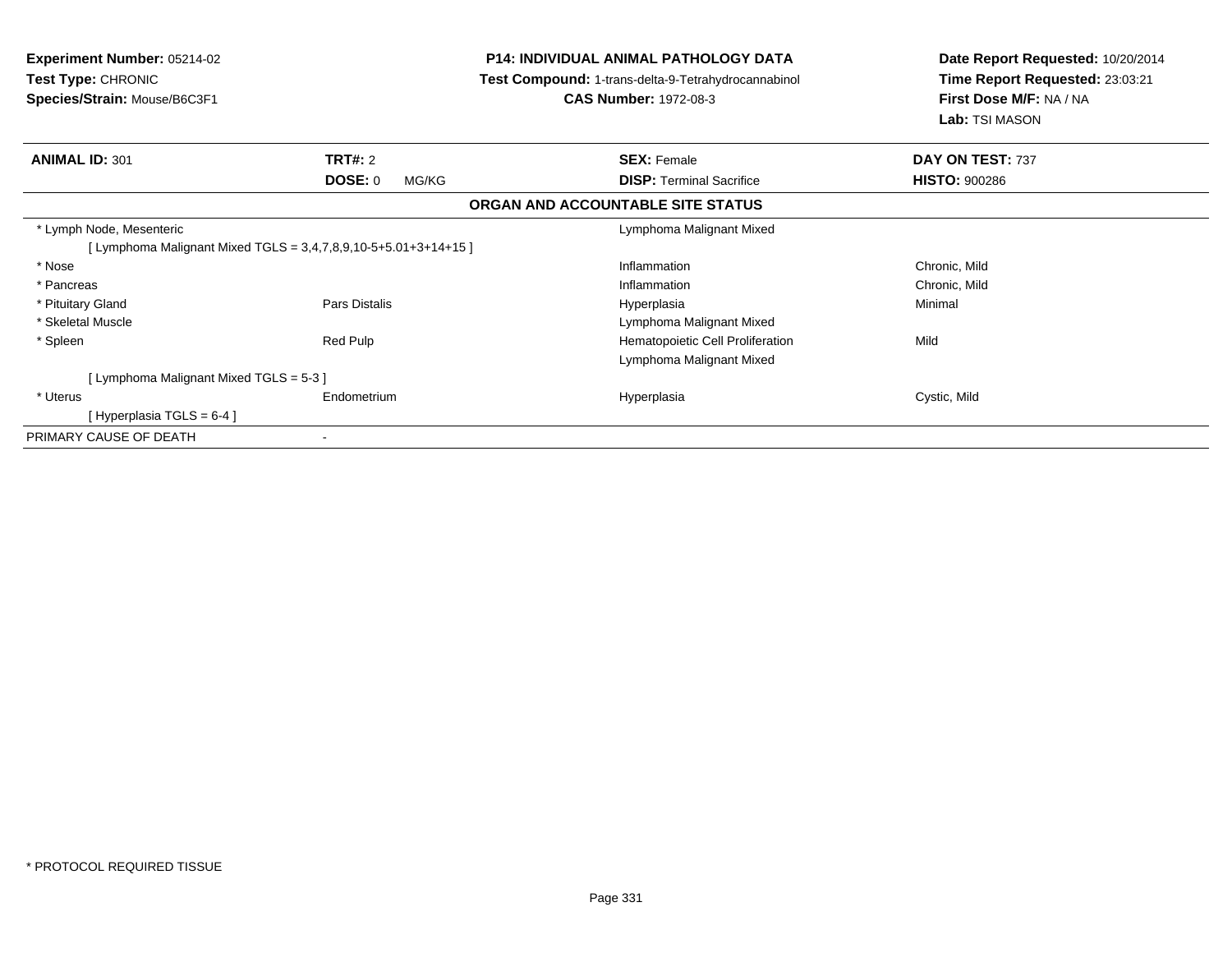**Experiment Number:** 05214-02
**Test Type:** CHRONIC
**Species/Strain:** Mouse/B6C3F1

**P14: INDIVIDUAL ANIMAL PATHOLOGY DATA**
**Test Compound:** 1-trans-delta-9-Tetrahydrocannabinol
**CAS Number:** 1972-08-3

**Date Report Requested:** 10/20/2014
**Time Report Requested:** 23:03:21
**First Dose M/F:** NA / NA
**Lab:** TSI MASON

| **ANIMAL ID:** 301 | **TRT#:** 2 | **SEX:** Female | **DAY ON TEST:** 737 |
|---|---|---|---|
| | **DOSE:** 0 MG/KG | **DISP:** Terminal Sacrifice | **HISTO:** 900286 |

**ORGAN AND ACCOUNTABLE SITE STATUS**

| | | | |
|---|---|---|---|
| * Lymph Node, Mesenteric | | Lymphoma Malignant Mixed | |
| [ Lymphoma Malignant Mixed TGLS = 3,4,7,8,9,10-5+5.01+3+14+15 ] | | | |
| * Nose | | Inflammation | Chronic, Mild |
| * Pancreas | | Inflammation | Chronic, Mild |
| * Pituitary Gland | Pars Distalis | Hyperplasia | Minimal |
| * Skeletal Muscle | | Lymphoma Malignant Mixed | |
| * Spleen | Red Pulp | Hematopoietic Cell Proliferation | Mild |
| | | Lymphoma Malignant Mixed | |
| [ Lymphoma Malignant Mixed TGLS = 5-3 ] | | | |
| * Uterus | Endometrium | Hyperplasia | Cystic, Mild |
| [ Hyperplasia TGLS = 6-4 ] | | | |
| PRIMARY CAUSE OF DEATH | - | | |

* PROTOCOL REQUIRED TISSUE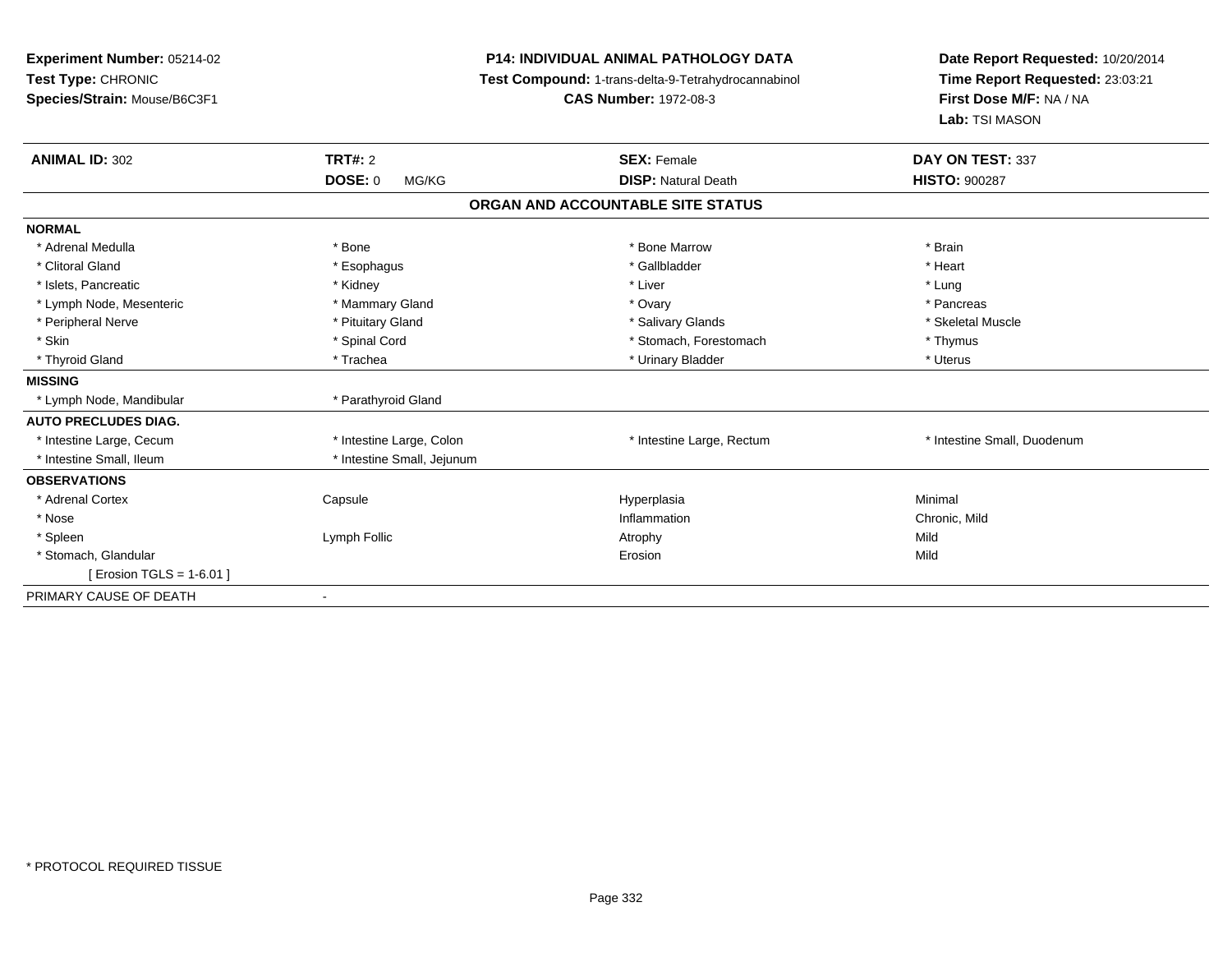**Experiment Number:** 05214-02
**Test Type:** CHRONIC
**Species/Strain:** Mouse/B6C3F1

**P14: INDIVIDUAL ANIMAL PATHOLOGY DATA**
**Test Compound:** 1-trans-delta-9-Tetrahydrocannabinol
**CAS Number:** 1972-08-3

**Date Report Requested:** 10/20/2014
**Time Report Requested:** 23:03:21
**First Dose M/F:** NA / NA
**Lab:** TSI MASON

| **ANIMAL ID:** 302 | **TRT#:** 2 | **SEX:** Female | **DAY ON TEST:** 337 |
|---|---|---|---|
| | **DOSE:** 0 MG/KG | **DISP:** Natural Death | **HISTO:** 900287 |

## ORGAN AND ACCOUNTABLE SITE STATUS

| | | | |
|---|---|---|---|
| **NORMAL** | | | |
| * Adrenal Medulla | * Bone | * Bone Marrow | * Brain |
| * Clitoral Gland | * Esophagus | * Gallbladder | * Heart |
| * Islets, Pancreatic | * Kidney | * Liver | * Lung |
| * Lymph Node, Mesenteric | * Mammary Gland | * Ovary | * Pancreas |
| * Peripheral Nerve | * Pituitary Gland | * Salivary Glands | * Skeletal Muscle |
| * Skin | * Spinal Cord | * Stomach, Forestomach | * Thymus |
| * Thyroid Gland | * Trachea | * Urinary Bladder | * Uterus |
| **MISSING** | | | |
| * Lymph Node, Mandibular | * Parathyroid Gland | | |
| **AUTO PRECLUDES DIAG.** | | | |
| * Intestine Large, Cecum | * Intestine Large, Colon | * Intestine Large, Rectum | * Intestine Small, Duodenum |
| * Intestine Small, Ileum | * Intestine Small, Jejunum | | |
| **OBSERVATIONS** | | | |
| * Adrenal Cortex | Capsule | Hyperplasia | Minimal |
| * Nose | | Inflammation | Chronic, Mild |
| * Spleen | Lymph Follic | Atrophy | Mild |
| * Stomach, Glandular | | Erosion | Mild |
| [ Erosion TGLS = 1-6.01 ] | | | |
| PRIMARY CAUSE OF DEATH | - | | |

* PROTOCOL REQUIRED TISSUE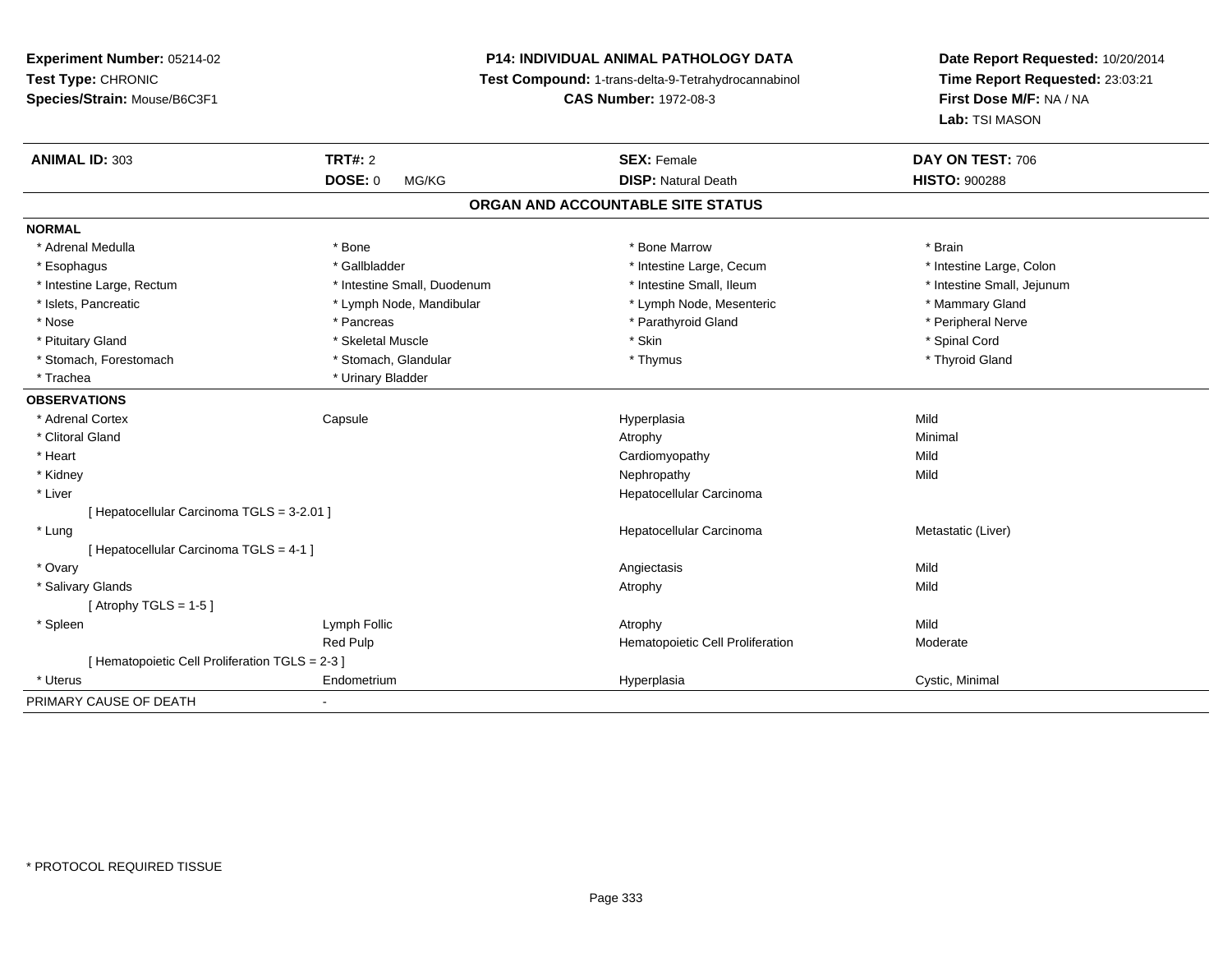**Experiment Number:** 05214-02
**Test Type:** CHRONIC
**Species/Strain:** Mouse/B6C3F1

**P14: INDIVIDUAL ANIMAL PATHOLOGY DATA**
**Test Compound:** 1-trans-delta-9-Tetrahydrocannabinol
**CAS Number:** 1972-08-3

**Date Report Requested:** 10/20/2014
**Time Report Requested:** 23:03:21
**First Dose M/F:** NA / NA
**Lab:** TSI MASON

| **ANIMAL ID:** 303 | **TRT#:** 2 | **SEX:** Female | **DAY ON TEST:** 706 |
|---|---|---|---|
| | **DOSE:** 0 MG/KG | **DISP:** Natural Death | **HISTO:** 900288 |

## ORGAN AND ACCOUNTABLE SITE STATUS

**NORMAL**

| | | | |
|---|---|---|---|
| * Adrenal Medulla | * Bone | * Bone Marrow | * Brain |
| * Esophagus | * Gallbladder | * Intestine Large, Cecum | * Intestine Large, Colon |
| * Intestine Large, Rectum | * Intestine Small, Duodenum | * Intestine Small, Ileum | * Intestine Small, Jejunum |
| * Islets, Pancreatic | * Lymph Node, Mandibular | * Lymph Node, Mesenteric | * Mammary Gland |
| * Nose | * Pancreas | * Parathyroid Gland | * Peripheral Nerve |
| * Pituitary Gland | * Skeletal Muscle | * Skin | * Spinal Cord |
| * Stomach, Forestomach | * Stomach, Glandular | * Thymus | * Thyroid Gland |
| * Trachea | * Urinary Bladder | | |

**OBSERVATIONS**

| | | | |
|---|---|---|---|
| * Adrenal Cortex | Capsule | Hyperplasia | Mild |
| * Clitoral Gland | | Atrophy | Minimal |
| * Heart | | Cardiomyopathy | Mild |
| * Kidney | | Nephropathy | Mild |
| * Liver | | Hepatocellular Carcinoma | |
| [ Hepatocellular Carcinoma TGLS = 3-2.01 ] | | | |
| * Lung | | Hepatocellular Carcinoma | Metastatic (Liver) |
| [ Hepatocellular Carcinoma TGLS = 4-1 ] | | | |
| * Ovary | | Angiectasis | Mild |
| * Salivary Glands | | Atrophy | Mild |
| [ Atrophy TGLS = 1-5 ] | | | |
| * Spleen | Lymph Follic | Atrophy | Mild |
| | Red Pulp | Hematopoietic Cell Proliferation | Moderate |
| [ Hematopoietic Cell Proliferation TGLS = 2-3 ] | | | |
| * Uterus | Endometrium | Hyperplasia | Cystic, Minimal |

PRIMARY CAUSE OF DEATH -

* PROTOCOL REQUIRED TISSUE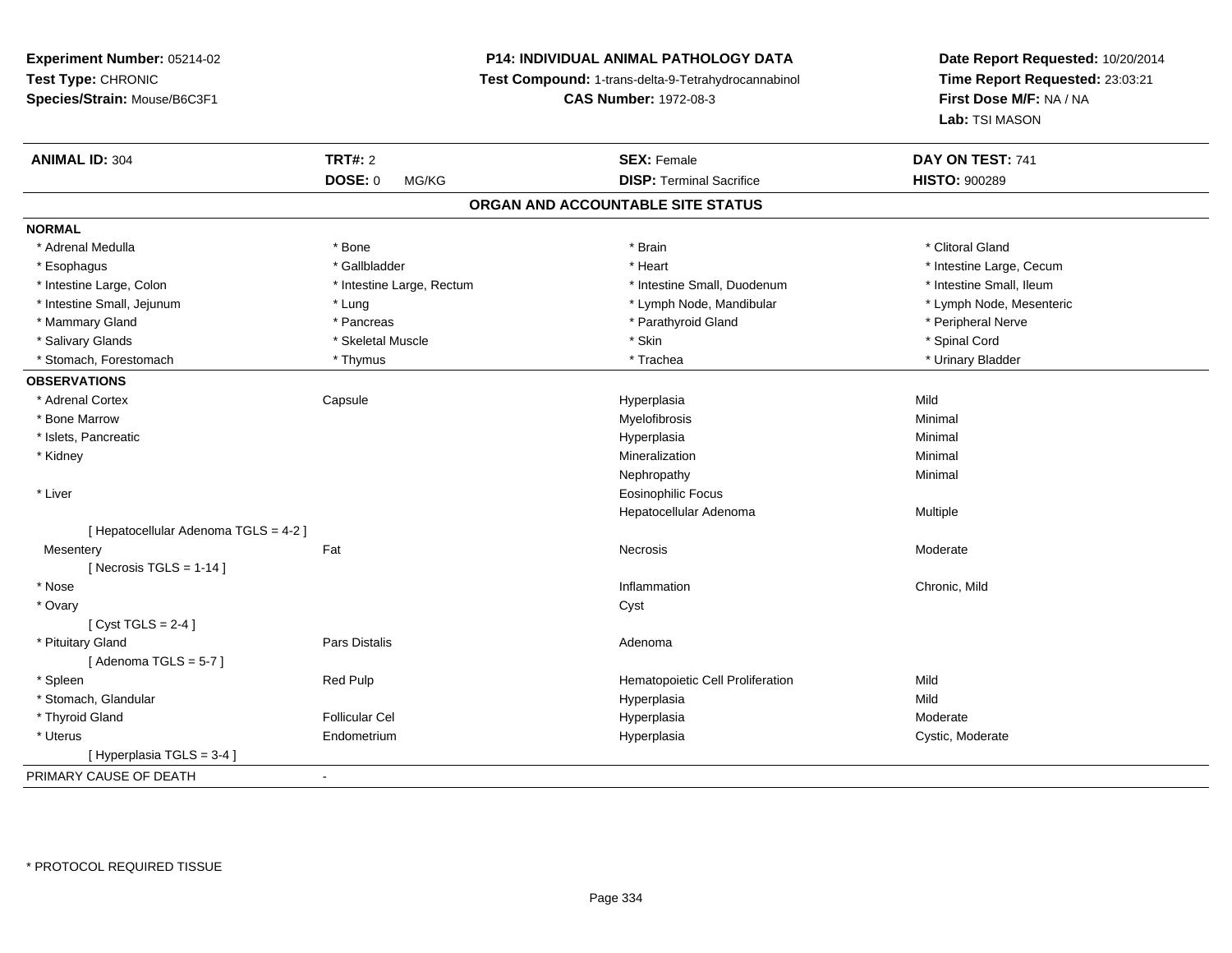**Experiment Number:** 05214-02
**Test Type:** CHRONIC
**Species/Strain:** Mouse/B6C3F1

**P14: INDIVIDUAL ANIMAL PATHOLOGY DATA**
**Test Compound:** 1-trans-delta-9-Tetrahydrocannabinol
**CAS Number:** 1972-08-3

**Date Report Requested:** 10/20/2014
**Time Report Requested:** 23:03:21
**First Dose M/F:** NA / NA
**Lab:** TSI MASON

| **ANIMAL ID:** 304 | **TRT#:** 2 | **SEX:** Female | **DAY ON TEST:** 741 |
|---|---|---|---|
| | **DOSE:** 0 MG/KG | **DISP:** Terminal Sacrifice | **HISTO:** 900289 |

## ORGAN AND ACCOUNTABLE SITE STATUS

**NORMAL**

| | | | |
|---|---|---|---|
| * Adrenal Medulla | * Bone | * Brain | * Clitoral Gland |
| * Esophagus | * Gallbladder | * Heart | * Intestine Large, Cecum |
| * Intestine Large, Colon | * Intestine Large, Rectum | * Intestine Small, Duodenum | * Intestine Small, Ileum |
| * Intestine Small, Jejunum | * Lung | * Lymph Node, Mandibular | * Lymph Node, Mesenteric |
| * Mammary Gland | * Pancreas | * Parathyroid Gland | * Peripheral Nerve |
| * Salivary Glands | * Skeletal Muscle | * Skin | * Spinal Cord |
| * Stomach, Forestomach | * Thymus | * Trachea | * Urinary Bladder |

**OBSERVATIONS**

| | | | |
|---|---|---|---|
| * Adrenal Cortex | Capsule | Hyperplasia | Mild |
| * Bone Marrow | | Myelofibrosis | Minimal |
| * Islets, Pancreatic | | Hyperplasia | Minimal |
| * Kidney | | Mineralization | Minimal |
| | | Nephropathy | Minimal |
| * Liver | | Eosinophilic Focus | |
| | | Hepatocellular Adenoma | Multiple |
| [ Hepatocellular Adenoma TGLS = 4-2 ] | | | |
| Mesentery | Fat | Necrosis | Moderate |
| [ Necrosis TGLS = 1-14 ] | | | |
| * Nose | | Inflammation | Chronic, Mild |
| * Ovary | | Cyst | |
| [ Cyst TGLS = 2-4 ] | | | |
| * Pituitary Gland | Pars Distalis | Adenoma | |
| [ Adenoma TGLS = 5-7 ] | | | |
| * Spleen | Red Pulp | Hematopoietic Cell Proliferation | Mild |
| * Stomach, Glandular | | Hyperplasia | Mild |
| * Thyroid Gland | Follicular Cel | Hyperplasia | Moderate |
| * Uterus | Endometrium | Hyperplasia | Cystic, Moderate |
| [ Hyperplasia TGLS = 3-4 ] | | | |

PRIMARY CAUSE OF DEATH -

\* PROTOCOL REQUIRED TISSUE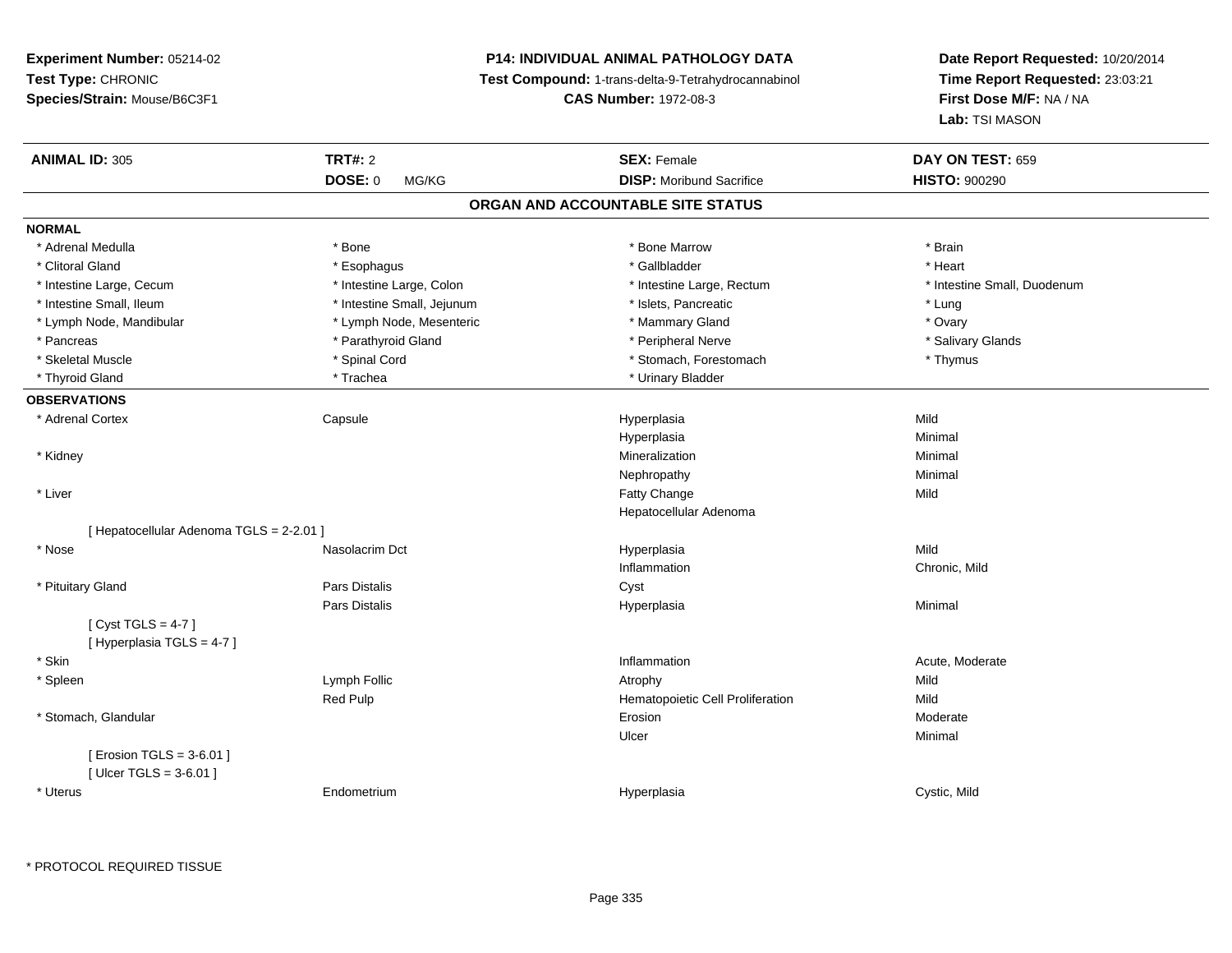**Experiment Number:** 05214-02
**Test Type:** CHRONIC
**Species/Strain:** Mouse/B6C3F1

**P14: INDIVIDUAL ANIMAL PATHOLOGY DATA**
**Test Compound:** 1-trans-delta-9-Tetrahydrocannabinol
**CAS Number:** 1972-08-3

**Date Report Requested:** 10/20/2014
**Time Report Requested:** 23:03:21
**First Dose M/F:** NA / NA
**Lab:** TSI MASON

| **ANIMAL ID:** 305 | **TRT#:** 2 | **SEX:** Female | **DAY ON TEST:** 659 |
|---|---|---|---|
| | **DOSE:** 0 MG/KG | **DISP:** Moribund Sacrifice | **HISTO:** 900290 |

## ORGAN AND ACCOUNTABLE SITE STATUS

**NORMAL**

| | | | |
|---|---|---|---|
| * Adrenal Medulla | * Bone | * Bone Marrow | * Brain |
| * Clitoral Gland | * Esophagus | * Gallbladder | * Heart |
| * Intestine Large, Cecum | * Intestine Large, Colon | * Intestine Large, Rectum | * Intestine Small, Duodenum |
| * Intestine Small, Ileum | * Intestine Small, Jejunum | * Islets, Pancreatic | * Lung |
| * Lymph Node, Mandibular | * Lymph Node, Mesenteric | * Mammary Gland | * Ovary |
| * Pancreas | * Parathyroid Gland | * Peripheral Nerve | * Salivary Glands |
| * Skeletal Muscle | * Spinal Cord | * Stomach, Forestomach | * Thymus |
| * Thyroid Gland | * Trachea | * Urinary Bladder | |

**OBSERVATIONS**

| | | | |
|---|---|---|---|
| * Adrenal Cortex | Capsule | Hyperplasia | Mild |
| | | Hyperplasia | Minimal |
| * Kidney | | Mineralization | Minimal |
| | | Nephropathy | Minimal |
| * Liver | | Fatty Change | Mild |
| | | Hepatocellular Adenoma | |
| [ Hepatocellular Adenoma TGLS = 2-2.01 ] | | | |
| * Nose | Nasolacrim Dct | Hyperplasia | Mild |
| | | Inflammation | Chronic, Mild |
| * Pituitary Gland | Pars Distalis | Cyst | |
| | Pars Distalis | Hyperplasia | Minimal |
| [ Cyst TGLS = 4-7 ] | | | |
| [ Hyperplasia TGLS = 4-7 ] | | | |
| * Skin | | Inflammation | Acute, Moderate |
| * Spleen | Lymph Follic | Atrophy | Mild |
| | Red Pulp | Hematopoietic Cell Proliferation | Mild |
| * Stomach, Glandular | | Erosion | Moderate |
| | | Ulcer | Minimal |
| [ Erosion TGLS = 3-6.01 ] | | | |
| [ Ulcer TGLS = 3-6.01 ] | | | |
| * Uterus | Endometrium | Hyperplasia | Cystic, Mild |

* PROTOCOL REQUIRED TISSUE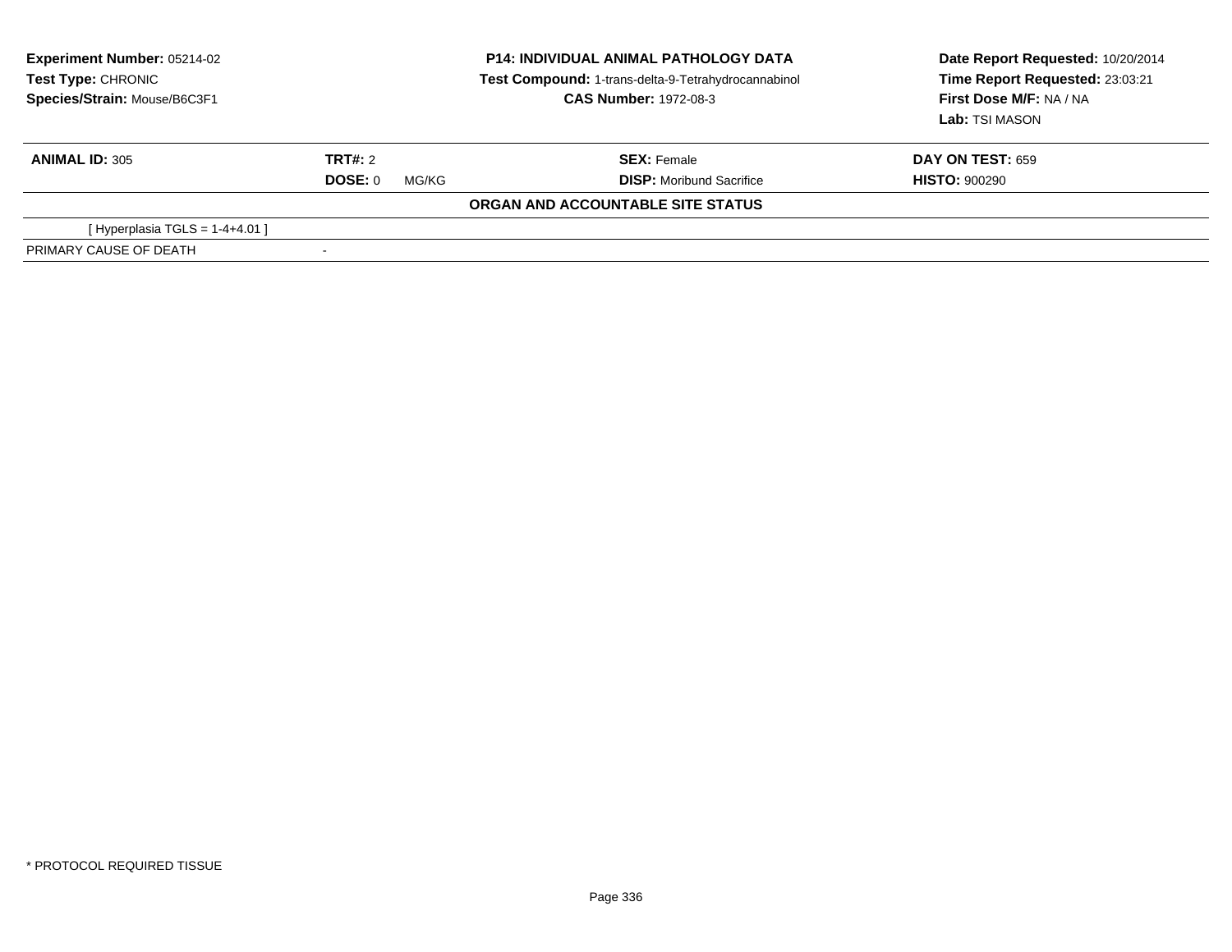**Experiment Number:** 05214-02
**Test Type:** CHRONIC
**Species/Strain:** Mouse/B6C3F1

**P14: INDIVIDUAL ANIMAL PATHOLOGY DATA**
**Test Compound:** 1-trans-delta-9-Tetrahydrocannabinol
**CAS Number:** 1972-08-3

**Date Report Requested:** 10/20/2014
**Time Report Requested:** 23:03:21
**First Dose M/F:** NA / NA
**Lab:** TSI MASON

| **ANIMAL ID:** 305 | **TRT#:** 2 | **SEX:** Female | **DAY ON TEST:** 659 |
|---|---|---|---|
| | **DOSE:** 0 MG/KG | **DISP:** Moribund Sacrifice | **HISTO:** 900290 |

**ORGAN AND ACCOUNTABLE SITE STATUS**

| | |
|---|---|
| [ Hyperplasia TGLS = 1-4+4.01 ] | |
| PRIMARY CAUSE OF DEATH | - |

* PROTOCOL REQUIRED TISSUE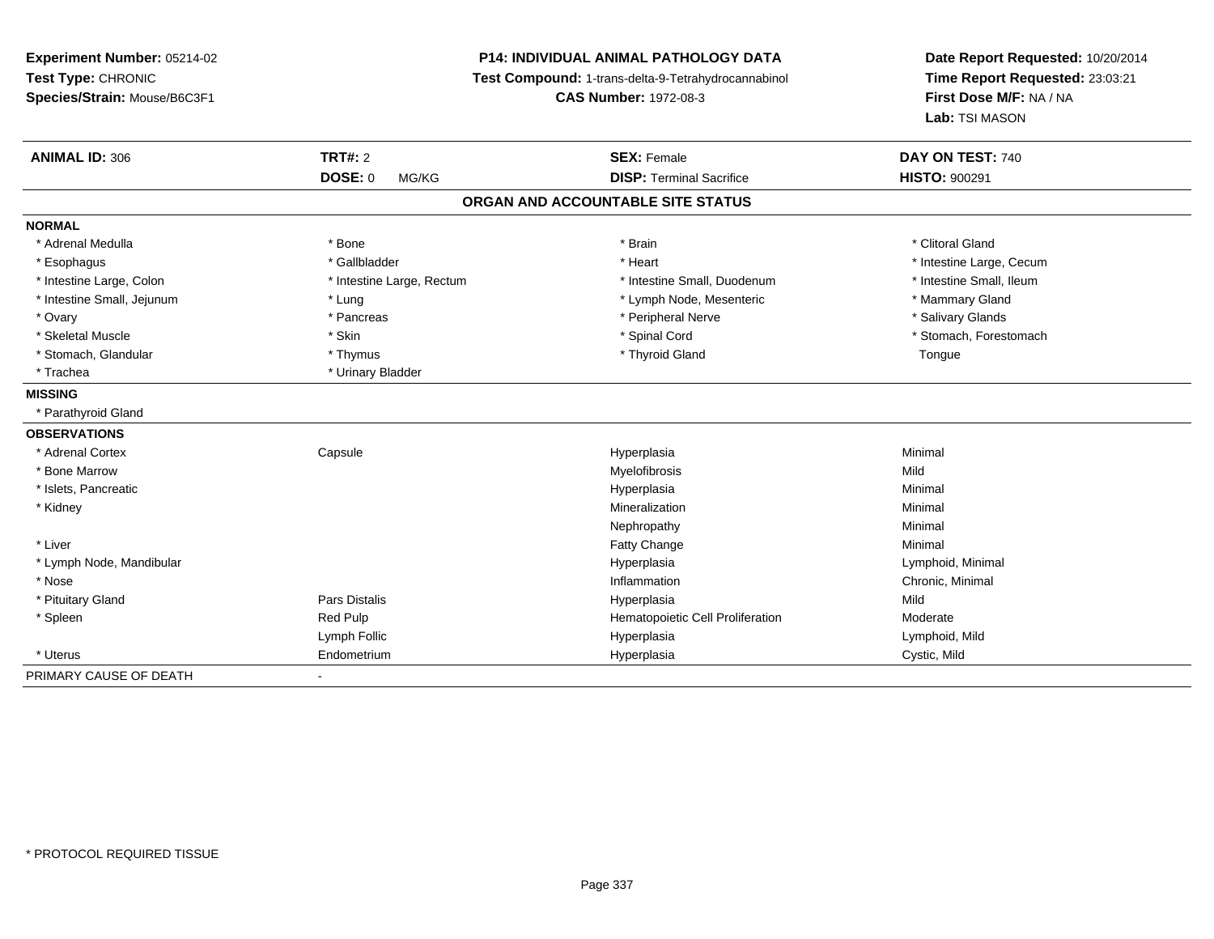**Experiment Number:** 05214-02
**Test Type:** CHRONIC
**Species/Strain:** Mouse/B6C3F1

**P14: INDIVIDUAL ANIMAL PATHOLOGY DATA**
**Test Compound:** 1-trans-delta-9-Tetrahydrocannabinol
**CAS Number:** 1972-08-3

**Date Report Requested:** 10/20/2014
**Time Report Requested:** 23:03:21
**First Dose M/F:** NA / NA
**Lab:** TSI MASON

| **ANIMAL ID:** 306 | **TRT#:** 2 | **SEX:** Female | **DAY ON TEST:** 740 |
|---|---|---|---|
| | **DOSE:** 0 MG/KG | **DISP:** Terminal Sacrifice | **HISTO:** 900291 |

## ORGAN AND ACCOUNTABLE SITE STATUS

**NORMAL**

| | | | |
|---|---|---|---|
| * Adrenal Medulla | * Bone | * Brain | * Clitoral Gland |
| * Esophagus | * Gallbladder | * Heart | * Intestine Large, Cecum |
| * Intestine Large, Colon | * Intestine Large, Rectum | * Intestine Small, Duodenum | * Intestine Small, Ileum |
| * Intestine Small, Jejunum | * Lung | * Lymph Node, Mesenteric | * Mammary Gland |
| * Ovary | * Pancreas | * Peripheral Nerve | * Salivary Glands |
| * Skeletal Muscle | * Skin | * Spinal Cord | * Stomach, Forestomach |
| * Stomach, Glandular | * Thymus | * Thyroid Gland | Tongue |
| * Trachea | * Urinary Bladder | | |

**MISSING**

* Parathyroid Gland

**OBSERVATIONS**

| | | | |
|---|---|---|---|
| * Adrenal Cortex | Capsule | Hyperplasia | Minimal |
| * Bone Marrow | | Myelofibrosis | Mild |
| * Islets, Pancreatic | | Hyperplasia | Minimal |
| * Kidney | | Mineralization | Minimal |
| | | Nephropathy | Minimal |
| * Liver | | Fatty Change | Minimal |
| * Lymph Node, Mandibular | | Hyperplasia | Lymphoid, Minimal |
| * Nose | | Inflammation | Chronic, Minimal |
| * Pituitary Gland | Pars Distalis | Hyperplasia | Mild |
| * Spleen | Red Pulp | Hematopoietic Cell Proliferation | Moderate |
| | Lymph Follic | Hyperplasia | Lymphoid, Mild |
| * Uterus | Endometrium | Hyperplasia | Cystic, Mild |

PRIMARY CAUSE OF DEATH -

* PROTOCOL REQUIRED TISSUE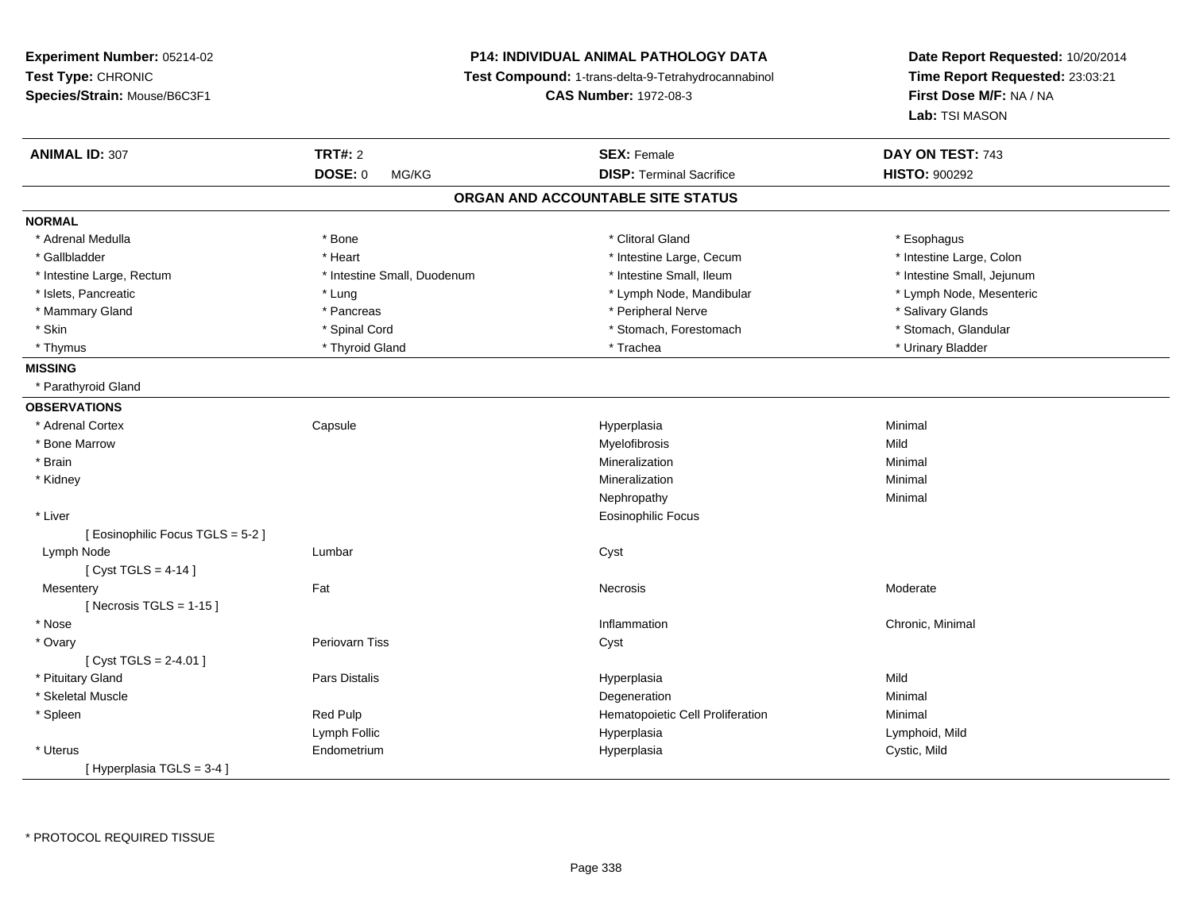**Experiment Number:** 05214-02
**Test Type:** CHRONIC
**Species/Strain:** Mouse/B6C3F1

**P14: INDIVIDUAL ANIMAL PATHOLOGY DATA**
**Test Compound:** 1-trans-delta-9-Tetrahydrocannabinol
**CAS Number:** 1972-08-3

**Date Report Requested:** 10/20/2014
**Time Report Requested:** 23:03:21
**First Dose M/F:** NA / NA
**Lab:** TSI MASON

| **ANIMAL ID:** 307 | **TRT#:** 2 | **SEX:** Female | **DAY ON TEST:** 743 |
|---|---|---|---|
| | **DOSE:** 0 MG/KG | **DISP:** Terminal Sacrifice | **HISTO:** 900292 |

## ORGAN AND ACCOUNTABLE SITE STATUS

**NORMAL**

| | | | |
|---|---|---|---|
| * Adrenal Medulla | * Bone | * Clitoral Gland | * Esophagus |
| * Gallbladder | * Heart | * Intestine Large, Cecum | * Intestine Large, Colon |
| * Intestine Large, Rectum | * Intestine Small, Duodenum | * Intestine Small, Ileum | * Intestine Small, Jejunum |
| * Islets, Pancreatic | * Lung | * Lymph Node, Mandibular | * Lymph Node, Mesenteric |
| * Mammary Gland | * Pancreas | * Peripheral Nerve | * Salivary Glands |
| * Skin | * Spinal Cord | * Stomach, Forestomach | * Stomach, Glandular |
| * Thymus | * Thyroid Gland | * Trachea | * Urinary Bladder |

**MISSING**

* Parathyroid Gland

**OBSERVATIONS**

| | | | |
|---|---|---|---|
| * Adrenal Cortex | Capsule | Hyperplasia | Minimal |
| * Bone Marrow | | Myelofibrosis | Mild |
| * Brain | | Mineralization | Minimal |
| * Kidney | | Mineralization | Minimal |
| | | Nephropathy | Minimal |
| * Liver | | Eosinophilic Focus | |
| [ Eosinophilic Focus TGLS = 5-2 ] | | | |
| Lymph Node | Lumbar | Cyst | |
| [ Cyst TGLS = 4-14 ] | | | |
| Mesentery | Fat | Necrosis | Moderate |
| [ Necrosis TGLS = 1-15 ] | | | |
| * Nose | | Inflammation | Chronic, Minimal |
| * Ovary | Periovarn Tiss | Cyst | |
| [ Cyst TGLS = 2-4.01 ] | | | |
| * Pituitary Gland | Pars Distalis | Hyperplasia | Mild |
| * Skeletal Muscle | | Degeneration | Minimal |
| * Spleen | Red Pulp | Hematopoietic Cell Proliferation | Minimal |
| | Lymph Follic | Hyperplasia | Lymphoid, Mild |
| * Uterus | Endometrium | Hyperplasia | Cystic, Mild |
| [ Hyperplasia TGLS = 3-4 ] | | | |

* PROTOCOL REQUIRED TISSUE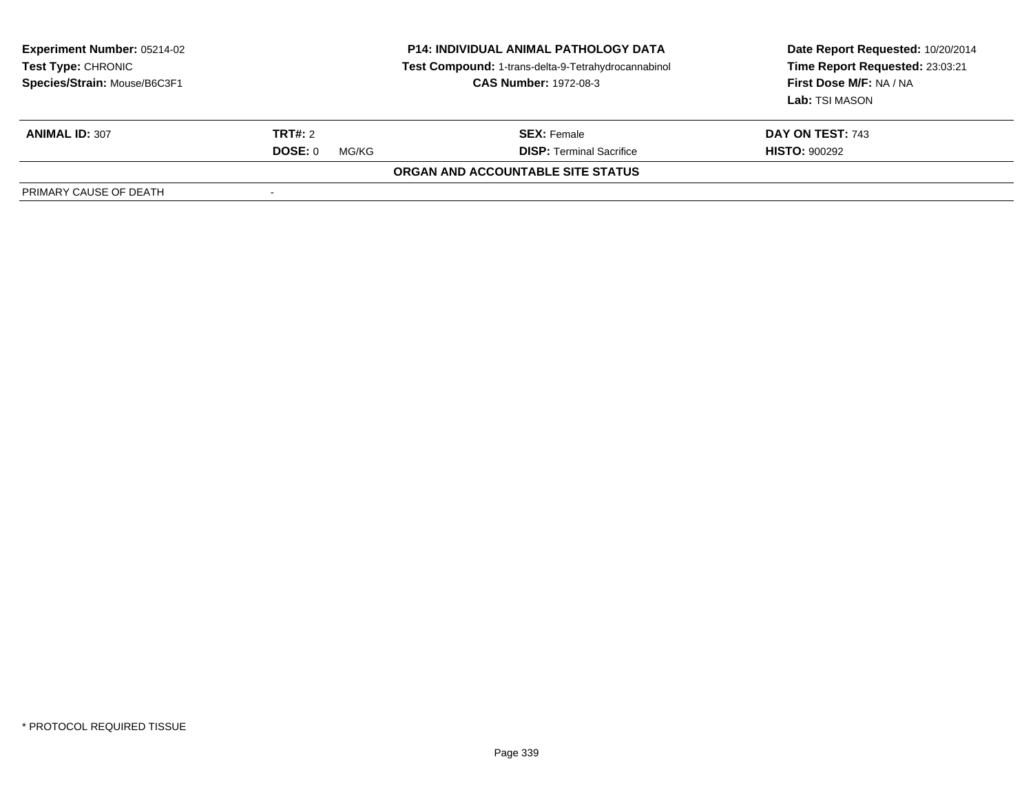**Experiment Number:** 05214-02
**Test Type:** CHRONIC
**Species/Strain:** Mouse/B6C3F1

**P14: INDIVIDUAL ANIMAL PATHOLOGY DATA**
**Test Compound:** 1-trans-delta-9-Tetrahydrocannabinol
**CAS Number:** 1972-08-3

**Date Report Requested:** 10/20/2014
**Time Report Requested:** 23:03:21
**First Dose M/F:** NA / NA
**Lab:** TSI MASON

| **ANIMAL ID:** 307 | **TRT#:** 2 | **SEX:** Female | **DAY ON TEST:** 743 |
|---|---|---|---|
| | **DOSE:** 0 MG/KG | **DISP:** Terminal Sacrifice | **HISTO:** 900292 |

**ORGAN AND ACCOUNTABLE SITE STATUS**

| PRIMARY CAUSE OF DEATH | - |
|---|---|

* PROTOCOL REQUIRED TISSUE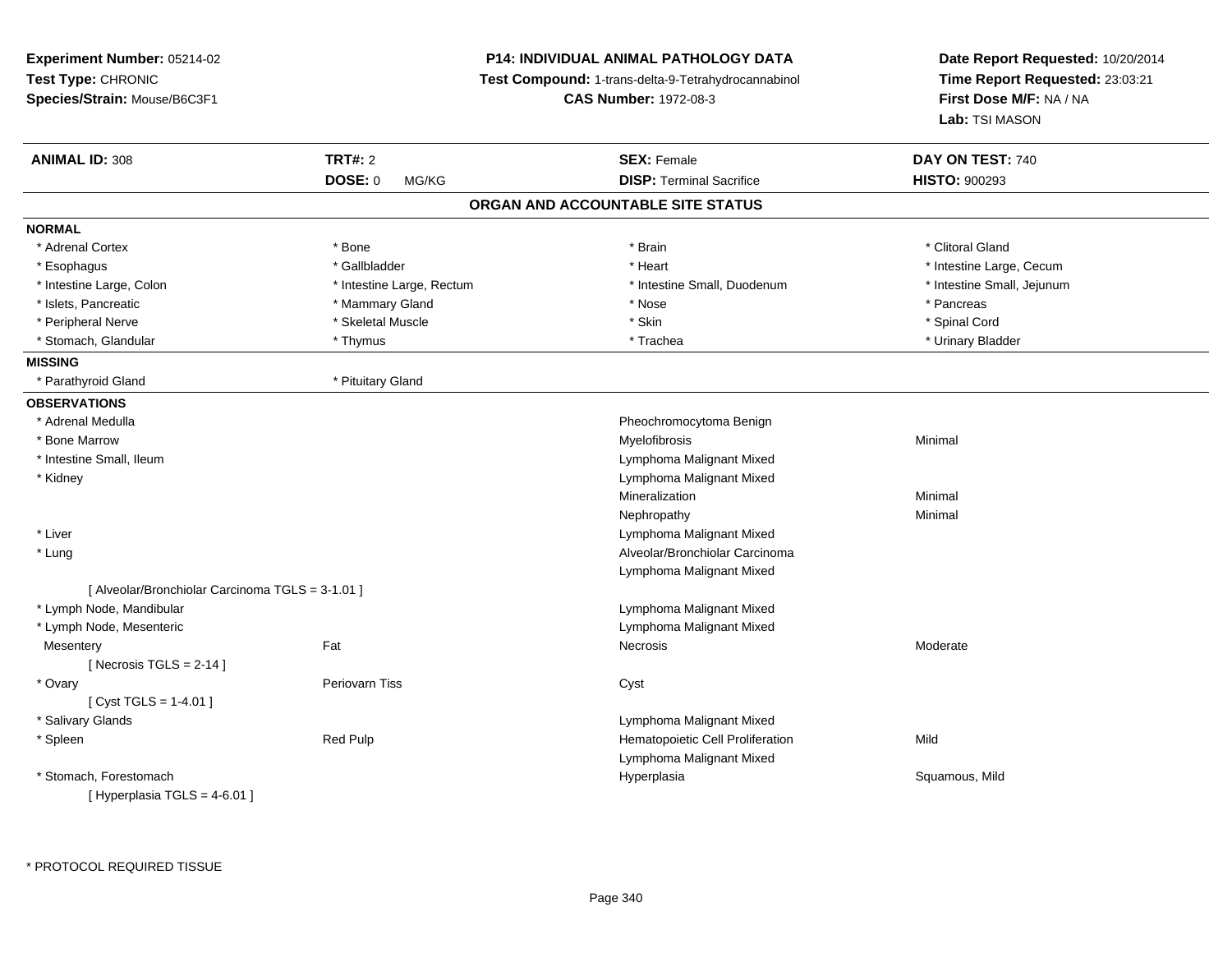**Experiment Number:** 05214-02
**Test Type:** CHRONIC
**Species/Strain:** Mouse/B6C3F1

**P14: INDIVIDUAL ANIMAL PATHOLOGY DATA**
**Test Compound:** 1-trans-delta-9-Tetrahydrocannabinol
**CAS Number:** 1972-08-3

**Date Report Requested:** 10/20/2014
**Time Report Requested:** 23:03:21
**First Dose M/F:** NA / NA
**Lab:** TSI MASON

| **ANIMAL ID:** 308 | **TRT#:** 2 | **SEX:** Female | **DAY ON TEST:** 740 |
|---|---|---|---|
| | **DOSE:** 0 MG/KG | **DISP:** Terminal Sacrifice | **HISTO:** 900293 |

## ORGAN AND ACCOUNTABLE SITE STATUS

**NORMAL**

| | | | |
|---|---|---|---|
| * Adrenal Cortex | * Bone | * Brain | * Clitoral Gland |
| * Esophagus | * Gallbladder | * Heart | * Intestine Large, Cecum |
| * Intestine Large, Colon | * Intestine Large, Rectum | * Intestine Small, Duodenum | * Intestine Small, Jejunum |
| * Islets, Pancreatic | * Mammary Gland | * Nose | * Pancreas |
| * Peripheral Nerve | * Skeletal Muscle | * Skin | * Spinal Cord |
| * Stomach, Glandular | * Thymus | * Trachea | * Urinary Bladder |

**MISSING**

| | |
|---|---|
| * Parathyroid Gland | * Pituitary Gland |

**OBSERVATIONS**

| | | | |
|---|---|---|---|
| * Adrenal Medulla | | Pheochromocytoma Benign | |
| * Bone Marrow | | Myelofibrosis | Minimal |
| * Intestine Small, Ileum | | Lymphoma Malignant Mixed | |
| * Kidney | | Lymphoma Malignant Mixed | |
| | | Mineralization | Minimal |
| | | Nephropathy | Minimal |
| * Liver | | Lymphoma Malignant Mixed | |
| * Lung | | Alveolar/Bronchiolar Carcinoma | |
| | | Lymphoma Malignant Mixed | |
| [ Alveolar/Bronchiolar Carcinoma TGLS = 3-1.01 ] | | | |
| * Lymph Node, Mandibular | | Lymphoma Malignant Mixed | |
| * Lymph Node, Mesenteric | | Lymphoma Malignant Mixed | |
| Mesentery | Fat | Necrosis | Moderate |
| [ Necrosis TGLS = 2-14 ] | | | |
| * Ovary | Periovarn Tiss | Cyst | |
| [ Cyst TGLS = 1-4.01 ] | | | |
| * Salivary Glands | | Lymphoma Malignant Mixed | |
| * Spleen | Red Pulp | Hematopoietic Cell Proliferation | Mild |
| | | Lymphoma Malignant Mixed | |
| * Stomach, Forestomach | | Hyperplasia | Squamous, Mild |
| [ Hyperplasia TGLS = 4-6.01 ] | | | |

\* PROTOCOL REQUIRED TISSUE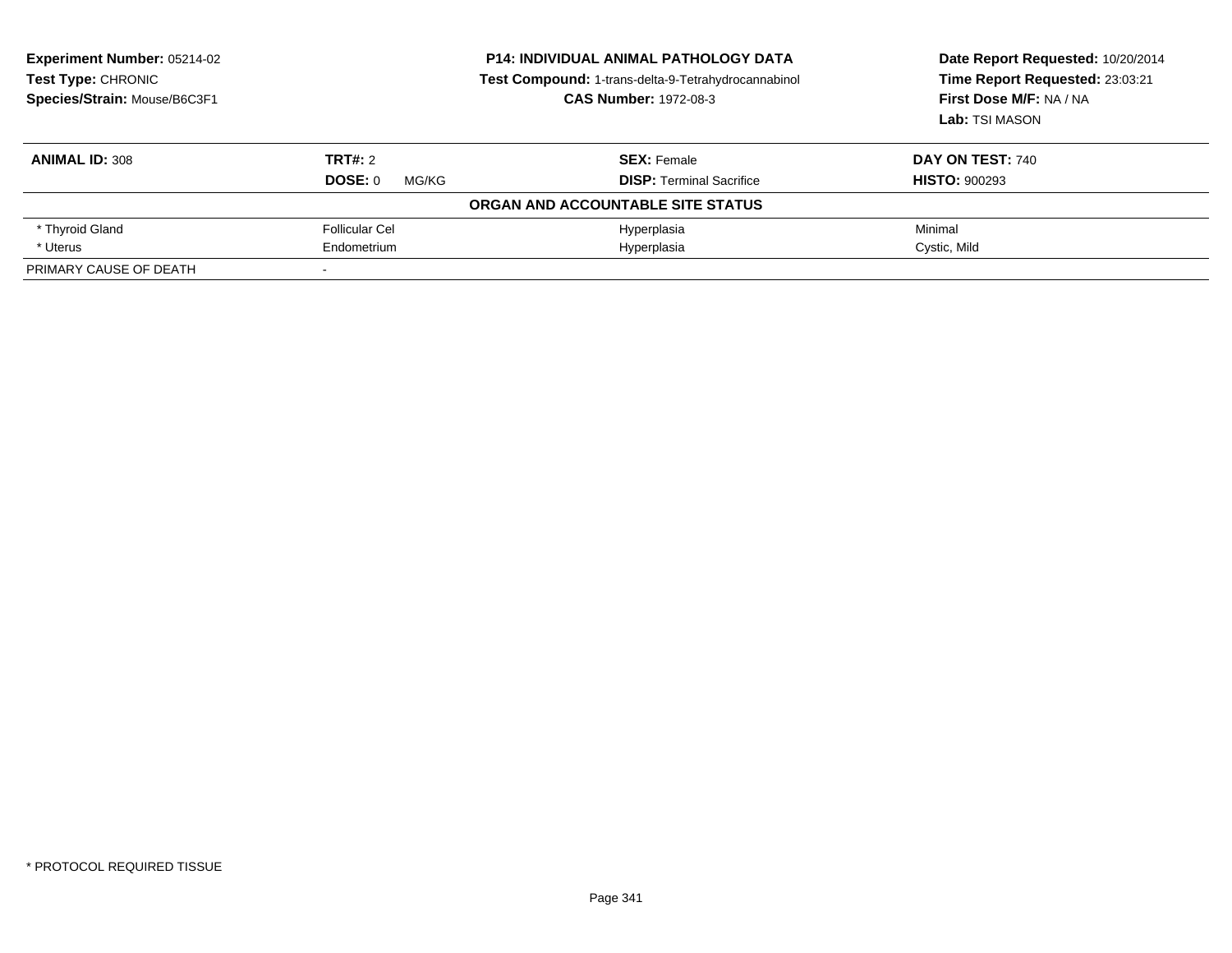**Experiment Number:** 05214-02
**Test Type:** CHRONIC
**Species/Strain:** Mouse/B6C3F1

**P14: INDIVIDUAL ANIMAL PATHOLOGY DATA**
**Test Compound:** 1-trans-delta-9-Tetrahydrocannabinol
**CAS Number:** 1972-08-3

**Date Report Requested:** 10/20/2014
**Time Report Requested:** 23:03:21
**First Dose M/F:** NA / NA
**Lab:** TSI MASON

| **ANIMAL ID:** 308 | **TRT#:** 2 | **SEX:** Female | **DAY ON TEST:** 740 |
|---|---|---|---|
| | **DOSE:** 0 MG/KG | **DISP:** Terminal Sacrifice | **HISTO:** 900293 |
| | | **ORGAN AND ACCOUNTABLE SITE STATUS** | |
| * Thyroid Gland | Follicular Cel | Hyperplasia | Minimal |
| * Uterus | Endometrium | Hyperplasia | Cystic, Mild |
| PRIMARY CAUSE OF DEATH | - | | |

* PROTOCOL REQUIRED TISSUE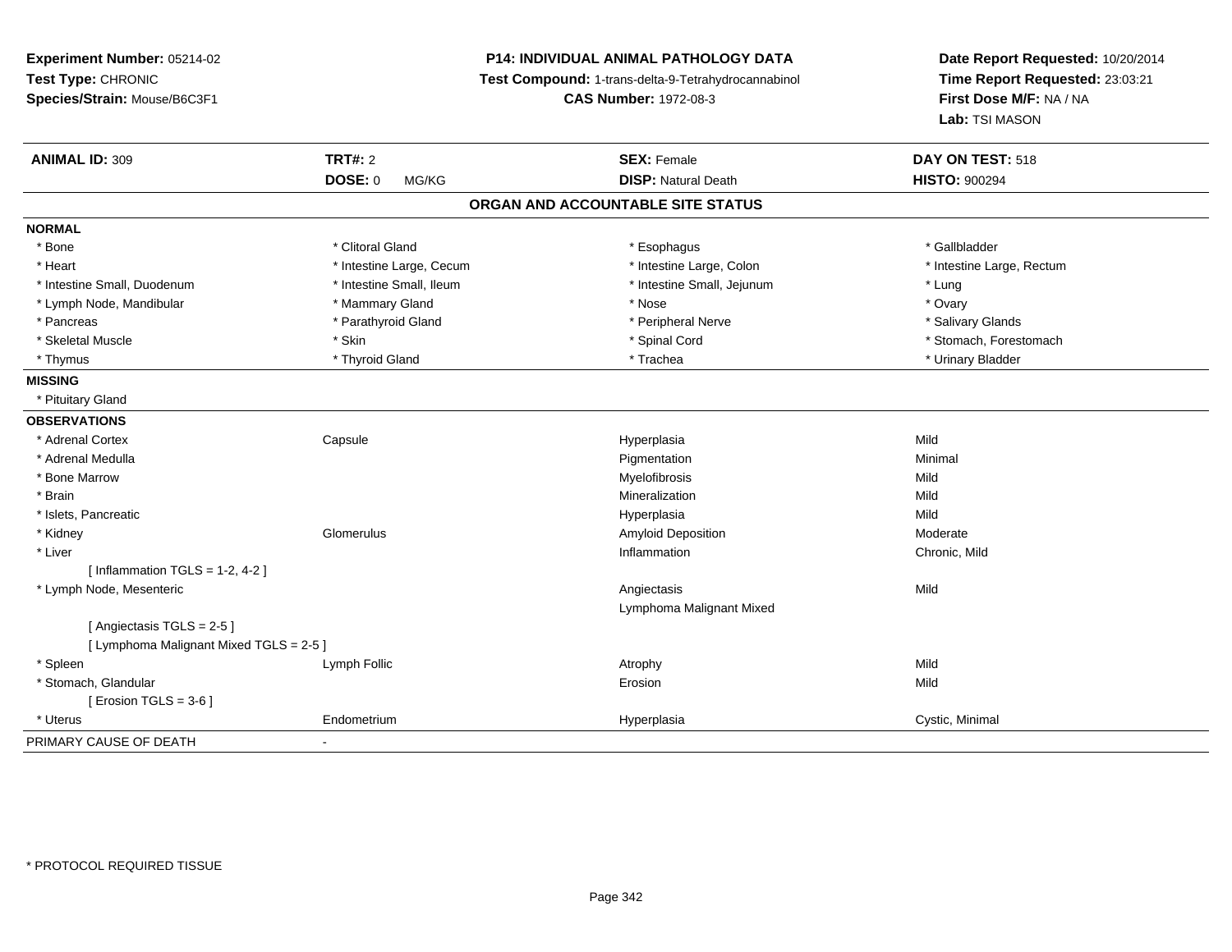**Experiment Number:** 05214-02
**Test Type:** CHRONIC
**Species/Strain:** Mouse/B6C3F1

**P14: INDIVIDUAL ANIMAL PATHOLOGY DATA**
**Test Compound:** 1-trans-delta-9-Tetrahydrocannabinol
**CAS Number:** 1972-08-3

**Date Report Requested:** 10/20/2014
**Time Report Requested:** 23:03:21
**First Dose M/F:** NA / NA
**Lab:** TSI MASON

| **ANIMAL ID:** 309 | **TRT#:** 2 | **SEX:** Female | **DAY ON TEST:** 518 |
|---|---|---|---|
| | **DOSE:** 0 MG/KG | **DISP:** Natural Death | **HISTO:** 900294 |

## ORGAN AND ACCOUNTABLE SITE STATUS

**NORMAL**

| | | | |
|---|---|---|---|
| * Bone | * Clitoral Gland | * Esophagus | * Gallbladder |
| * Heart | * Intestine Large, Cecum | * Intestine Large, Colon | * Intestine Large, Rectum |
| * Intestine Small, Duodenum | * Intestine Small, Ileum | * Intestine Small, Jejunum | * Lung |
| * Lymph Node, Mandibular | * Mammary Gland | * Nose | * Ovary |
| * Pancreas | * Parathyroid Gland | * Peripheral Nerve | * Salivary Glands |
| * Skeletal Muscle | * Skin | * Spinal Cord | * Stomach, Forestomach |
| * Thymus | * Thyroid Gland | * Trachea | * Urinary Bladder |

**MISSING**

* Pituitary Gland

**OBSERVATIONS**

| | | | |
|---|---|---|---|
| * Adrenal Cortex | Capsule | Hyperplasia | Mild |
| * Adrenal Medulla | | Pigmentation | Minimal |
| * Bone Marrow | | Myelofibrosis | Mild |
| * Brain | | Mineralization | Mild |
| * Islets, Pancreatic | | Hyperplasia | Mild |
| * Kidney | Glomerulus | Amyloid Deposition | Moderate |
| * Liver | | Inflammation | Chronic, Mild |
| [ Inflammation TGLS = 1-2, 4-2 ] | | | |
| * Lymph Node, Mesenteric | | Angiectasis | Mild |
| | | Lymphoma Malignant Mixed | |
| [ Angiectasis TGLS = 2-5 ] | | | |
| [ Lymphoma Malignant Mixed TGLS = 2-5 ] | | | |
| * Spleen | Lymph Follic | Atrophy | Mild |
| * Stomach, Glandular | | Erosion | Mild |
| [ Erosion TGLS = 3-6 ] | | | |
| * Uterus | Endometrium | Hyperplasia | Cystic, Minimal |

PRIMARY CAUSE OF DEATH -

* PROTOCOL REQUIRED TISSUE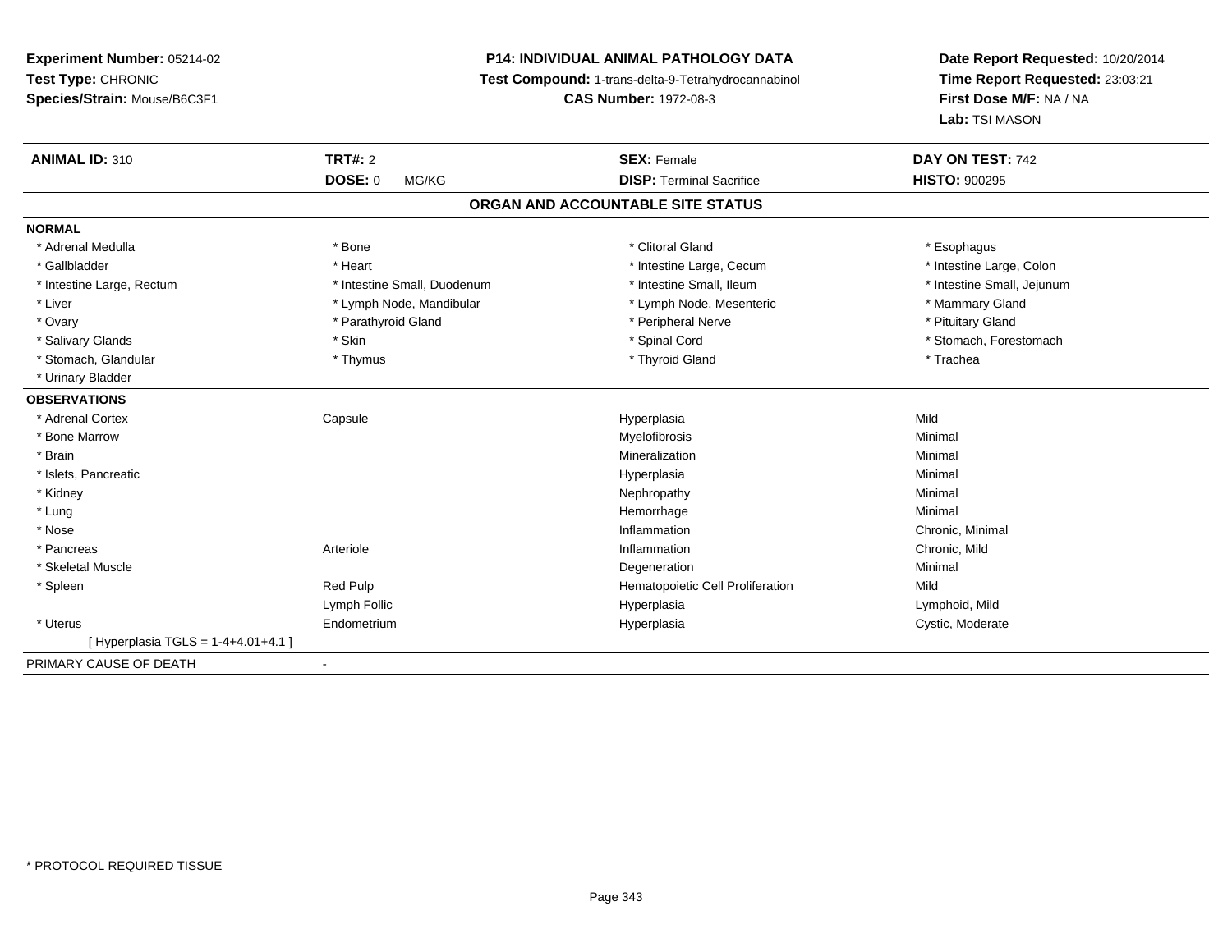**Experiment Number:** 05214-02
**Test Type:** CHRONIC
**Species/Strain:** Mouse/B6C3F1

**P14: INDIVIDUAL ANIMAL PATHOLOGY DATA**
**Test Compound:** 1-trans-delta-9-Tetrahydrocannabinol
**CAS Number:** 1972-08-3

**Date Report Requested:** 10/20/2014
**Time Report Requested:** 23:03:21
**First Dose M/F:** NA / NA
**Lab:** TSI MASON

| **ANIMAL ID:** 310 | **TRT#:** 2 | **SEX:** Female | **DAY ON TEST:** 742 |
|---|---|---|---|
| | **DOSE:** 0 MG/KG | **DISP:** Terminal Sacrifice | **HISTO:** 900295 |

## ORGAN AND ACCOUNTABLE SITE STATUS

**NORMAL**

| | | | |
|---|---|---|---|
| * Adrenal Medulla | * Bone | * Clitoral Gland | * Esophagus |
| * Gallbladder | * Heart | * Intestine Large, Cecum | * Intestine Large, Colon |
| * Intestine Large, Rectum | * Intestine Small, Duodenum | * Intestine Small, Ileum | * Intestine Small, Jejunum |
| * Liver | * Lymph Node, Mandibular | * Lymph Node, Mesenteric | * Mammary Gland |
| * Ovary | * Parathyroid Gland | * Peripheral Nerve | * Pituitary Gland |
| * Salivary Glands | * Skin | * Spinal Cord | * Stomach, Forestomach |
| * Stomach, Glandular | * Thymus | * Thyroid Gland | * Trachea |
| * Urinary Bladder | | | |

**OBSERVATIONS**

| | | | |
|---|---|---|---|
| * Adrenal Cortex | Capsule | Hyperplasia | Mild |
| * Bone Marrow | | Myelofibrosis | Minimal |
| * Brain | | Mineralization | Minimal |
| * Islets, Pancreatic | | Hyperplasia | Minimal |
| * Kidney | | Nephropathy | Minimal |
| * Lung | | Hemorrhage | Minimal |
| * Nose | | Inflammation | Chronic, Minimal |
| * Pancreas | Arteriole | Inflammation | Chronic, Mild |
| * Skeletal Muscle | | Degeneration | Minimal |
| * Spleen | Red Pulp | Hematopoietic Cell Proliferation | Mild |
| | Lymph Follic | Hyperplasia | Lymphoid, Mild |
| * Uterus | Endometrium | Hyperplasia | Cystic, Moderate |
| [ Hyperplasia TGLS = 1-4+4.01+4.1 ] | | | |

PRIMARY CAUSE OF DEATH -

* PROTOCOL REQUIRED TISSUE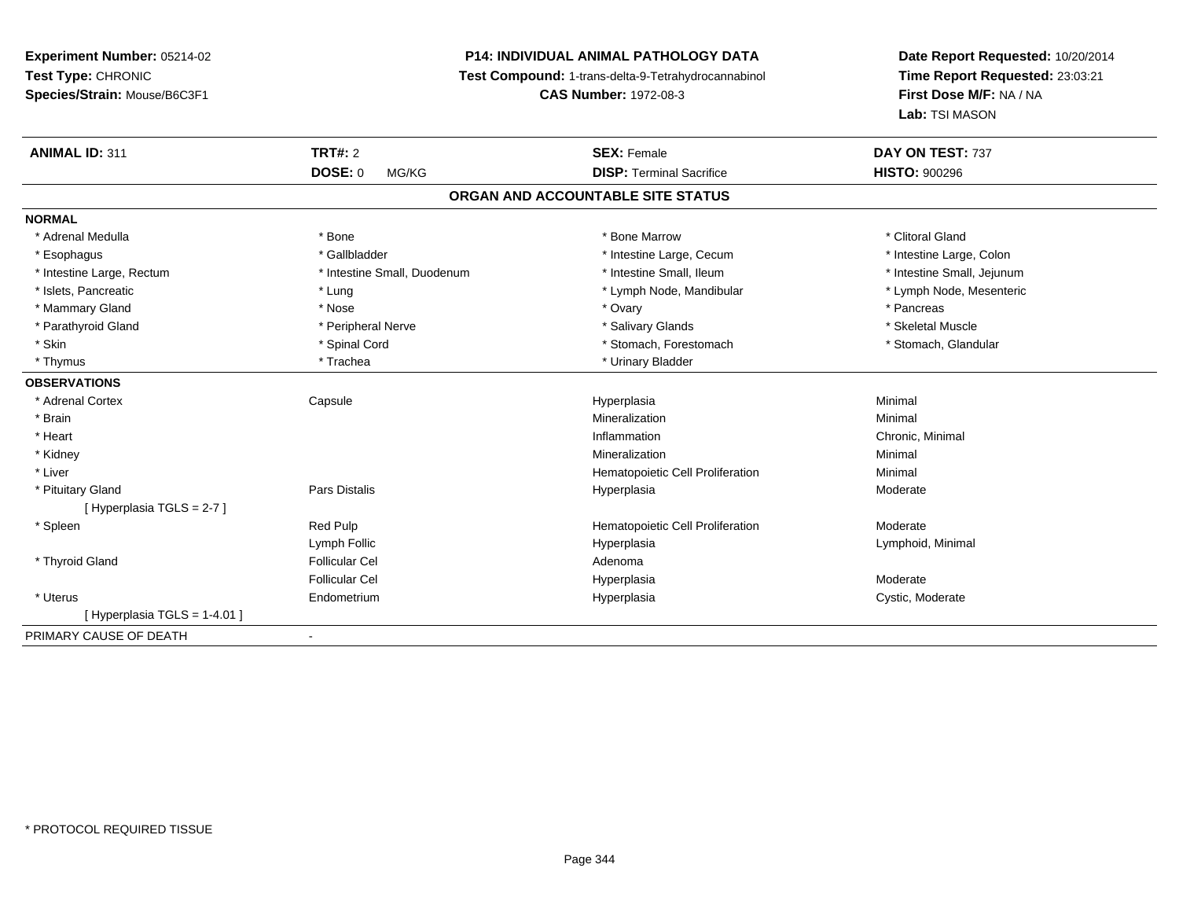**Experiment Number:** 05214-02
**Test Type:** CHRONIC
**Species/Strain:** Mouse/B6C3F1

**P14: INDIVIDUAL ANIMAL PATHOLOGY DATA**
**Test Compound:** 1-trans-delta-9-Tetrahydrocannabinol
**CAS Number:** 1972-08-3

**Date Report Requested:** 10/20/2014
**Time Report Requested:** 23:03:21
**First Dose M/F:** NA / NA
**Lab:** TSI MASON

| **ANIMAL ID:** 311 | **TRT#:** 2 | **SEX:** Female | **DAY ON TEST:** 737 |
|---|---|---|---|
| | **DOSE:** 0 MG/KG | **DISP:** Terminal Sacrifice | **HISTO:** 900296 |

**ORGAN AND ACCOUNTABLE SITE STATUS**

**NORMAL**

| | | | |
|---|---|---|---|
| * Adrenal Medulla | * Bone | * Bone Marrow | * Clitoral Gland |
| * Esophagus | * Gallbladder | * Intestine Large, Cecum | * Intestine Large, Colon |
| * Intestine Large, Rectum | * Intestine Small, Duodenum | * Intestine Small, Ileum | * Intestine Small, Jejunum |
| * Islets, Pancreatic | * Lung | * Lymph Node, Mandibular | * Lymph Node, Mesenteric |
| * Mammary Gland | * Nose | * Ovary | * Pancreas |
| * Parathyroid Gland | * Peripheral Nerve | * Salivary Glands | * Skeletal Muscle |
| * Skin | * Spinal Cord | * Stomach, Forestomach | * Stomach, Glandular |
| * Thymus | * Trachea | * Urinary Bladder | |

**OBSERVATIONS**

| | | | |
|---|---|---|---|
| * Adrenal Cortex | Capsule | Hyperplasia | Minimal |
| * Brain | | Mineralization | Minimal |
| * Heart | | Inflammation | Chronic, Minimal |
| * Kidney | | Mineralization | Minimal |
| * Liver | | Hematopoietic Cell Proliferation | Minimal |
| * Pituitary Gland | Pars Distalis | Hyperplasia | Moderate |
| [ Hyperplasia TGLS = 2-7 ] | | | |
| * Spleen | Red Pulp | Hematopoietic Cell Proliferation | Moderate |
| | Lymph Follic | Hyperplasia | Lymphoid, Minimal |
| * Thyroid Gland | Follicular Cel | Adenoma | |
| | Follicular Cel | Hyperplasia | Moderate |
| * Uterus | Endometrium | Hyperplasia | Cystic, Moderate |
| [ Hyperplasia TGLS = 1-4.01 ] | | | |

PRIMARY CAUSE OF DEATH -

* PROTOCOL REQUIRED TISSUE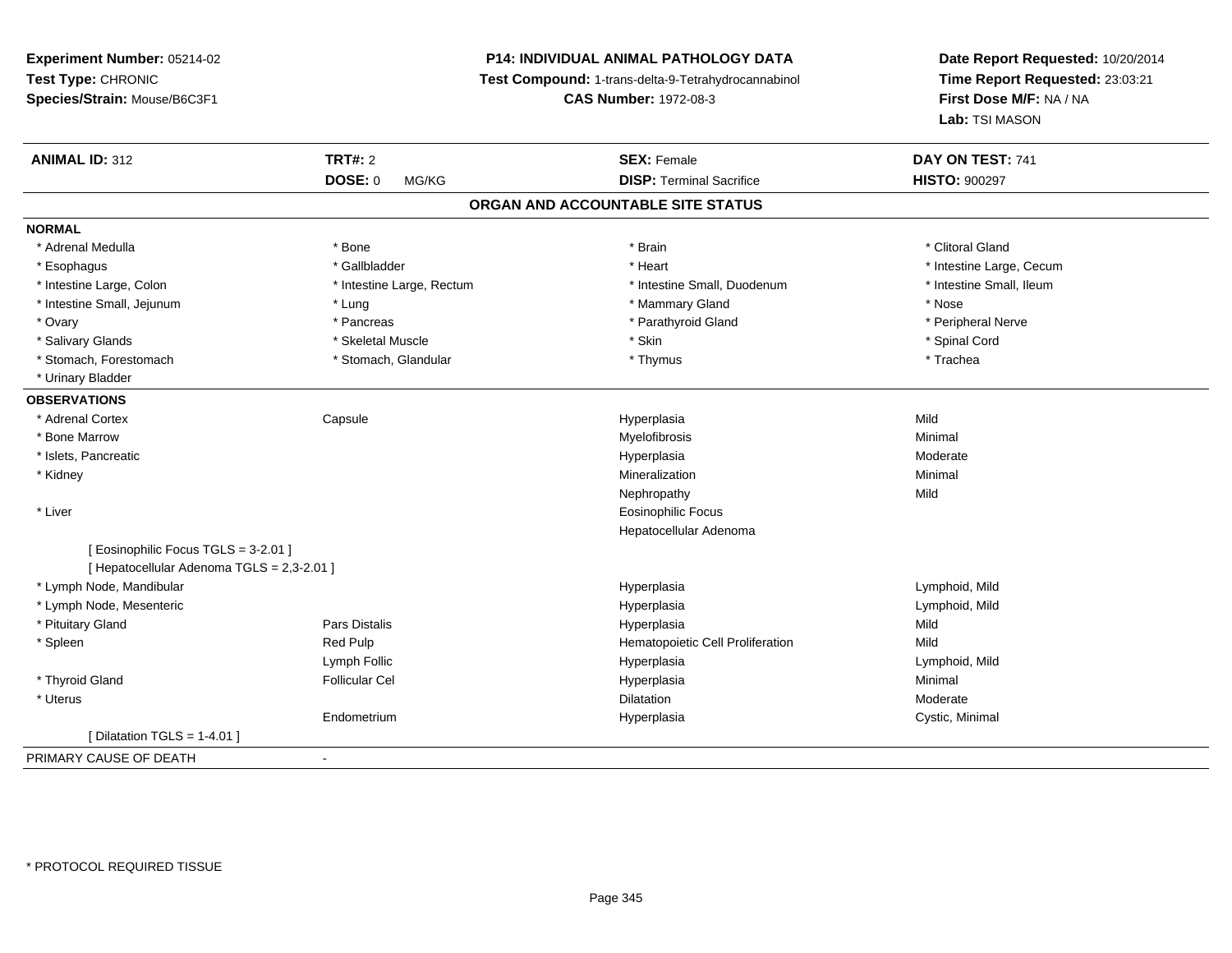**Experiment Number:** 05214-02
**Test Type:** CHRONIC
**Species/Strain:** Mouse/B6C3F1

**P14: INDIVIDUAL ANIMAL PATHOLOGY DATA**
**Test Compound:** 1-trans-delta-9-Tetrahydrocannabinol
**CAS Number:** 1972-08-3

**Date Report Requested:** 10/20/2014
**Time Report Requested:** 23:03:21
**First Dose M/F:** NA / NA
**Lab:** TSI MASON

| **ANIMAL ID:** 312 | **TRT#:** 2 | **SEX:** Female | **DAY ON TEST:** 741 |
|---|---|---|---|
| | **DOSE:** 0 MG/KG | **DISP:** Terminal Sacrifice | **HISTO:** 900297 |

## ORGAN AND ACCOUNTABLE SITE STATUS

**NORMAL**

| | | | |
|---|---|---|---|
| * Adrenal Medulla | * Bone | * Brain | * Clitoral Gland |
| * Esophagus | * Gallbladder | * Heart | * Intestine Large, Cecum |
| * Intestine Large, Colon | * Intestine Large, Rectum | * Intestine Small, Duodenum | * Intestine Small, Ileum |
| * Intestine Small, Jejunum | * Lung | * Mammary Gland | * Nose |
| * Ovary | * Pancreas | * Parathyroid Gland | * Peripheral Nerve |
| * Salivary Glands | * Skeletal Muscle | * Skin | * Spinal Cord |
| * Stomach, Forestomach | * Stomach, Glandular | * Thymus | * Trachea |
| * Urinary Bladder | | | |

**OBSERVATIONS**

| | | | |
|---|---|---|---|
| * Adrenal Cortex | Capsule | Hyperplasia | Mild |
| * Bone Marrow | | Myelofibrosis | Minimal |
| * Islets, Pancreatic | | Hyperplasia | Moderate |
| * Kidney | | Mineralization | Minimal |
| | | Nephropathy | Mild |
| * Liver | | Eosinophilic Focus | |
| | | Hepatocellular Adenoma | |
| [ Eosinophilic Focus TGLS = 3-2.01 ] | | | |
| [ Hepatocellular Adenoma TGLS = 2,3-2.01 ] | | | |
| * Lymph Node, Mandibular | | Hyperplasia | Lymphoid, Mild |
| * Lymph Node, Mesenteric | | Hyperplasia | Lymphoid, Mild |
| * Pituitary Gland | Pars Distalis | Hyperplasia | Mild |
| * Spleen | Red Pulp | Hematopoietic Cell Proliferation | Mild |
| | Lymph Follic | Hyperplasia | Lymphoid, Mild |
| * Thyroid Gland | Follicular Cel | Hyperplasia | Minimal |
| * Uterus | | Dilatation | Moderate |
| | Endometrium | Hyperplasia | Cystic, Minimal |
| [ Dilatation TGLS = 1-4.01 ] | | | |

PRIMARY CAUSE OF DEATH -

* PROTOCOL REQUIRED TISSUE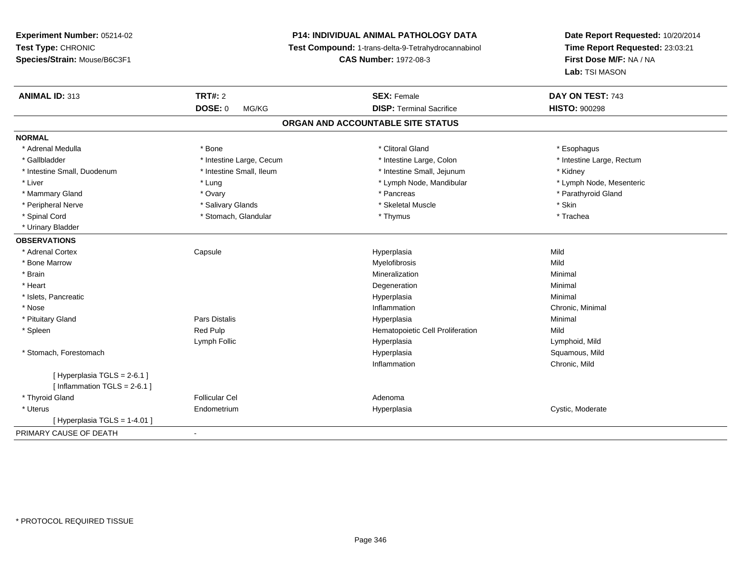**Experiment Number:** 05214-02
**Test Type:** CHRONIC
**Species/Strain:** Mouse/B6C3F1

**P14: INDIVIDUAL ANIMAL PATHOLOGY DATA**
**Test Compound:** 1-trans-delta-9-Tetrahydrocannabinol
**CAS Number:** 1972-08-3

**Date Report Requested:** 10/20/2014
**Time Report Requested:** 23:03:21
**First Dose M/F:** NA / NA
**Lab:** TSI MASON

| **ANIMAL ID:** 313 | **TRT#:** 2 | **SEX:** Female | **DAY ON TEST:** 743 |
|---|---|---|---|
| | **DOSE:** 0 MG/KG | **DISP:** Terminal Sacrifice | **HISTO:** 900298 |

## ORGAN AND ACCOUNTABLE SITE STATUS

**NORMAL**

| | | | |
|---|---|---|---|
| * Adrenal Medulla | * Bone | * Clitoral Gland | * Esophagus |
| * Gallbladder | * Intestine Large, Cecum | * Intestine Large, Colon | * Intestine Large, Rectum |
| * Intestine Small, Duodenum | * Intestine Small, Ileum | * Intestine Small, Jejunum | * Kidney |
| * Liver | * Lung | * Lymph Node, Mandibular | * Lymph Node, Mesenteric |
| * Mammary Gland | * Ovary | * Pancreas | * Parathyroid Gland |
| * Peripheral Nerve | * Salivary Glands | * Skeletal Muscle | * Skin |
| * Spinal Cord | * Stomach, Glandular | * Thymus | * Trachea |
| * Urinary Bladder | | | |

**OBSERVATIONS**

| | | | |
|---|---|---|---|
| * Adrenal Cortex | Capsule | Hyperplasia | Mild |
| * Bone Marrow | | Myelofibrosis | Mild |
| * Brain | | Mineralization | Minimal |
| * Heart | | Degeneration | Minimal |
| * Islets, Pancreatic | | Hyperplasia | Minimal |
| * Nose | | Inflammation | Chronic, Minimal |
| * Pituitary Gland | Pars Distalis | Hyperplasia | Minimal |
| * Spleen | Red Pulp | Hematopoietic Cell Proliferation | Mild |
| | Lymph Follic | Hyperplasia | Lymphoid, Mild |
| * Stomach, Forestomach | | Hyperplasia | Squamous, Mild |
| | | Inflammation | Chronic, Mild |
| [ Hyperplasia TGLS = 2-6.1 ] | | | |
| [ Inflammation TGLS = 2-6.1 ] | | | |
| * Thyroid Gland | Follicular Cel | Adenoma | |
| * Uterus | Endometrium | Hyperplasia | Cystic, Moderate |
| [ Hyperplasia TGLS = 1-4.01 ] | | | |

PRIMARY CAUSE OF DEATH -

* PROTOCOL REQUIRED TISSUE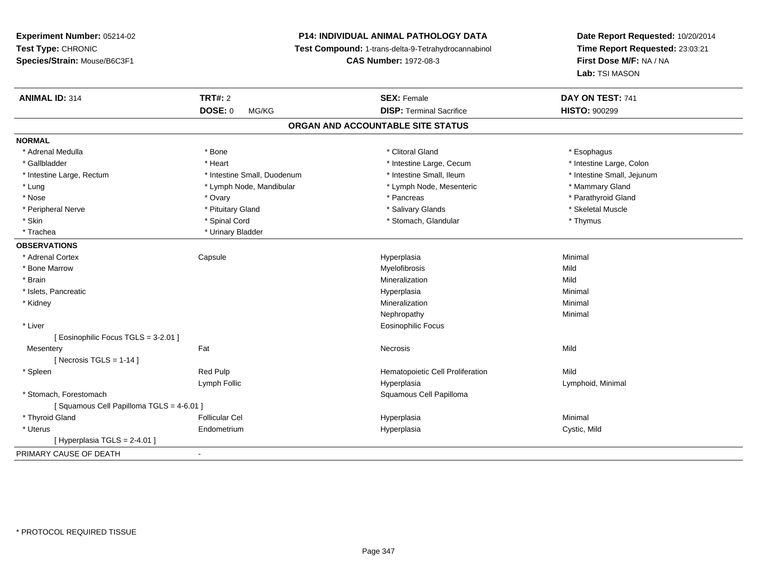**Experiment Number:** 05214-02
**Test Type:** CHRONIC
**Species/Strain:** Mouse/B6C3F1

**P14: INDIVIDUAL ANIMAL PATHOLOGY DATA**
**Test Compound:** 1-trans-delta-9-Tetrahydrocannabinol
**CAS Number:** 1972-08-3

**Date Report Requested:** 10/20/2014
**Time Report Requested:** 23:03:21
**First Dose M/F:** NA / NA
**Lab:** TSI MASON

| **ANIMAL ID:** 314 | **TRT#:** 2 | **SEX:** Female | **DAY ON TEST:** 741 |
|---|---|---|---|
| | **DOSE:** 0 MG/KG | **DISP:** Terminal Sacrifice | **HISTO:** 900299 |

## ORGAN AND ACCOUNTABLE SITE STATUS

**NORMAL**

| | | | |
|---|---|---|---|
| * Adrenal Medulla | * Bone | * Clitoral Gland | * Esophagus |
| * Gallbladder | * Heart | * Intestine Large, Cecum | * Intestine Large, Colon |
| * Intestine Large, Rectum | * Intestine Small, Duodenum | * Intestine Small, Ileum | * Intestine Small, Jejunum |
| * Lung | * Lymph Node, Mandibular | * Lymph Node, Mesenteric | * Mammary Gland |
| * Nose | * Ovary | * Pancreas | * Parathyroid Gland |
| * Peripheral Nerve | * Pituitary Gland | * Salivary Glands | * Skeletal Muscle |
| * Skin | * Spinal Cord | * Stomach, Glandular | * Thymus |
| * Trachea | * Urinary Bladder | | |

**OBSERVATIONS**

| | | | |
|---|---|---|---|
| * Adrenal Cortex | Capsule | Hyperplasia | Minimal |
| * Bone Marrow | | Myelofibrosis | Mild |
| * Brain | | Mineralization | Mild |
| * Islets, Pancreatic | | Hyperplasia | Minimal |
| * Kidney | | Mineralization | Minimal |
| | | Nephropathy | Minimal |
| * Liver | | Eosinophilic Focus | |
| [ Eosinophilic Focus TGLS = 3-2.01 ] | | | |
| Mesentery | Fat | Necrosis | Mild |
| [ Necrosis TGLS = 1-14 ] | | | |
| * Spleen | Red Pulp | Hematopoietic Cell Proliferation | Mild |
| | Lymph Follic | Hyperplasia | Lymphoid, Minimal |
| * Stomach, Forestomach | | Squamous Cell Papilloma | |
| [ Squamous Cell Papilloma TGLS = 4-6.01 ] | | | |
| * Thyroid Gland | Follicular Cel | Hyperplasia | Minimal |
| * Uterus | Endometrium | Hyperplasia | Cystic, Mild |
| [ Hyperplasia TGLS = 2-4.01 ] | | | |

PRIMARY CAUSE OF DEATH -

\* PROTOCOL REQUIRED TISSUE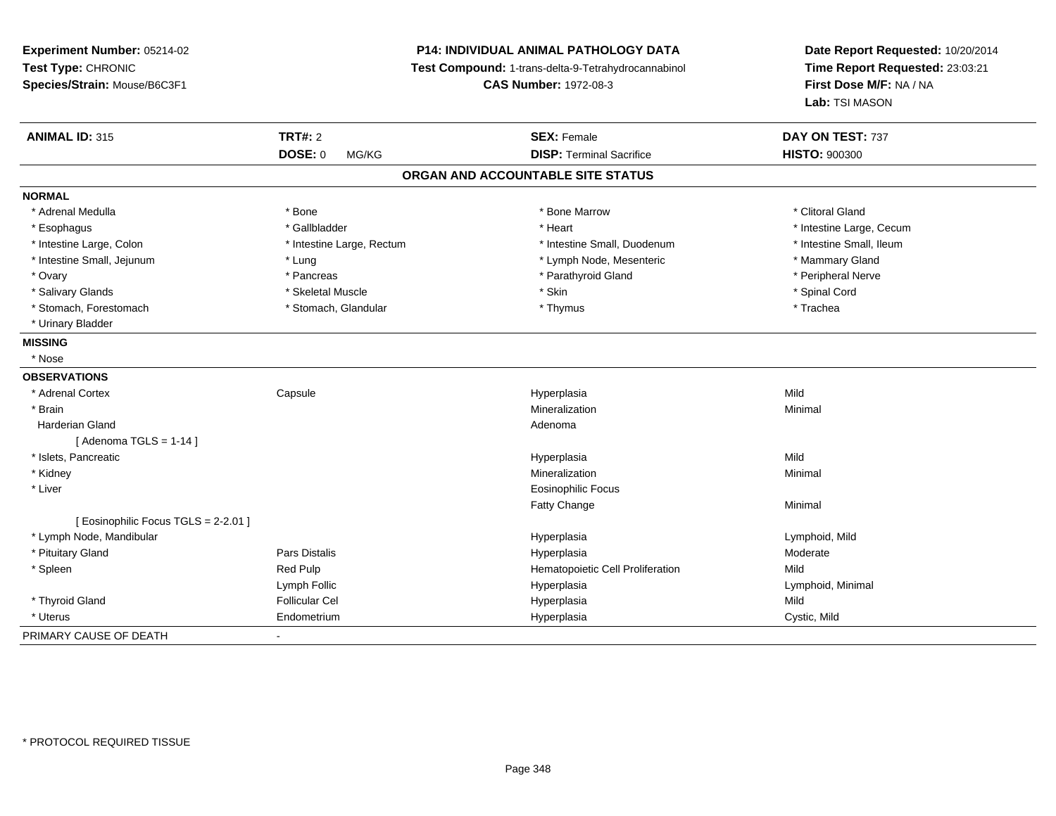**Experiment Number:** 05214-02
**Test Type:** CHRONIC
**Species/Strain:** Mouse/B6C3F1

**P14: INDIVIDUAL ANIMAL PATHOLOGY DATA**
**Test Compound:** 1-trans-delta-9-Tetrahydrocannabinol
**CAS Number:** 1972-08-3

**Date Report Requested:** 10/20/2014
**Time Report Requested:** 23:03:21
**First Dose M/F:** NA / NA
**Lab:** TSI MASON

| **ANIMAL ID:** 315 | **TRT#:** 2 | **SEX:** Female | **DAY ON TEST:** 737 |
|---|---|---|---|
| | **DOSE:** 0 MG/KG | **DISP:** Terminal Sacrifice | **HISTO:** 900300 |

## ORGAN AND ACCOUNTABLE SITE STATUS

**NORMAL**

| | | | |
|---|---|---|---|
| * Adrenal Medulla | * Bone | * Bone Marrow | * Clitoral Gland |
| * Esophagus | * Gallbladder | * Heart | * Intestine Large, Cecum |
| * Intestine Large, Colon | * Intestine Large, Rectum | * Intestine Small, Duodenum | * Intestine Small, Ileum |
| * Intestine Small, Jejunum | * Lung | * Lymph Node, Mesenteric | * Mammary Gland |
| * Ovary | * Pancreas | * Parathyroid Gland | * Peripheral Nerve |
| * Salivary Glands | * Skeletal Muscle | * Skin | * Spinal Cord |
| * Stomach, Forestomach | * Stomach, Glandular | * Thymus | * Trachea |
| * Urinary Bladder | | | |

**MISSING**

* Nose

**OBSERVATIONS**

| | | | |
|---|---|---|---|
| * Adrenal Cortex | Capsule | Hyperplasia | Mild |
| * Brain | | Mineralization | Minimal |
| Harderian Gland | | Adenoma | |
| [ Adenoma TGLS = 1-14 ] | | | |
| * Islets, Pancreatic | | Hyperplasia | Mild |
| * Kidney | | Mineralization | Minimal |
| * Liver | | Eosinophilic Focus | |
| | | Fatty Change | Minimal |
| [ Eosinophilic Focus TGLS = 2-2.01 ] | | | |
| * Lymph Node, Mandibular | | Hyperplasia | Lymphoid, Mild |
| * Pituitary Gland | Pars Distalis | Hyperplasia | Moderate |
| * Spleen | Red Pulp | Hematopoietic Cell Proliferation | Mild |
| | Lymph Follic | Hyperplasia | Lymphoid, Minimal |
| * Thyroid Gland | Follicular Cel | Hyperplasia | Mild |
| * Uterus | Endometrium | Hyperplasia | Cystic, Mild |

PRIMARY CAUSE OF DEATH -

* PROTOCOL REQUIRED TISSUE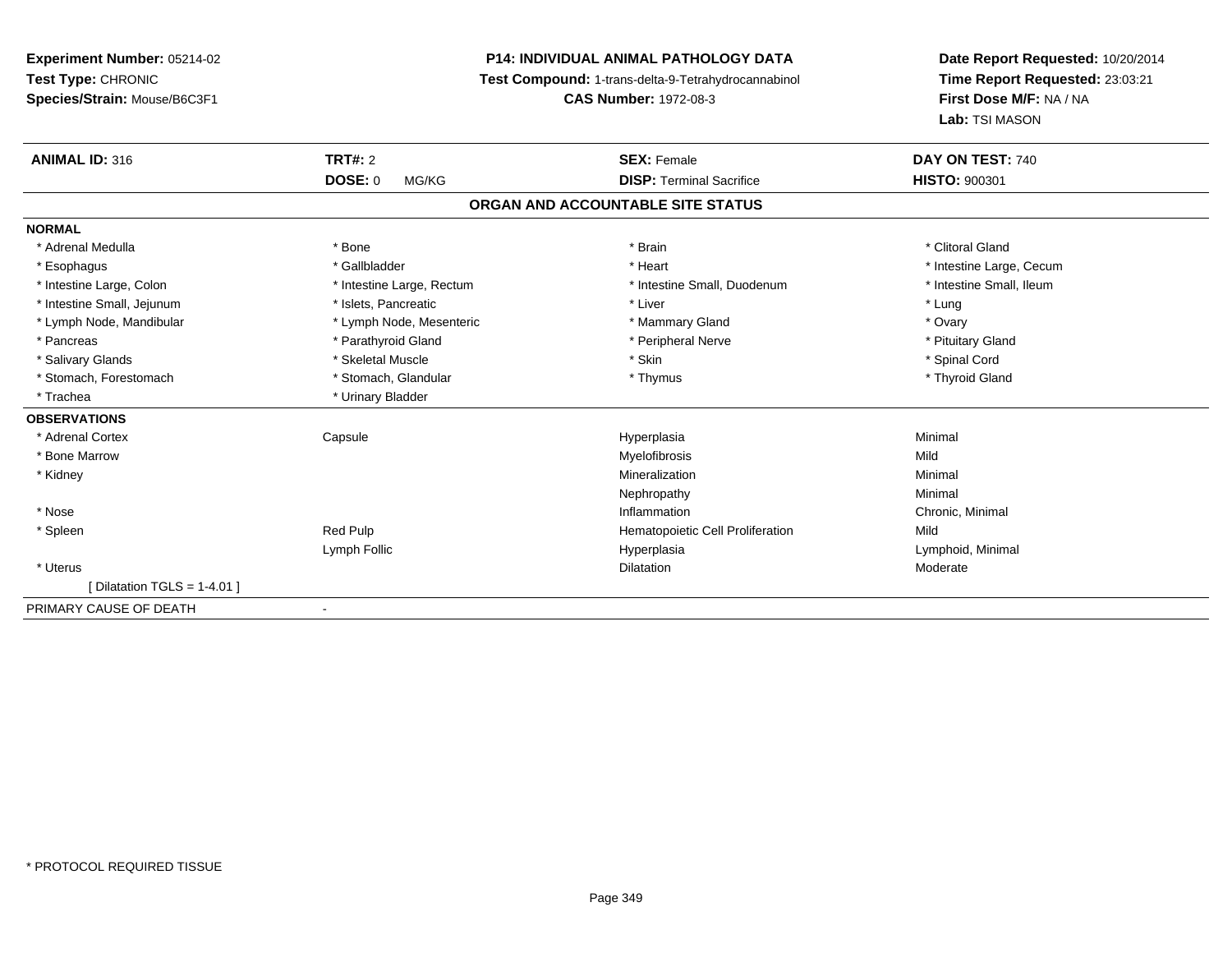**Experiment Number:** 05214-02
**Test Type:** CHRONIC
**Species/Strain:** Mouse/B6C3F1

**P14: INDIVIDUAL ANIMAL PATHOLOGY DATA**
**Test Compound:** 1-trans-delta-9-Tetrahydrocannabinol
**CAS Number:** 1972-08-3

**Date Report Requested:** 10/20/2014
**Time Report Requested:** 23:03:21
**First Dose M/F:** NA / NA
**Lab:** TSI MASON

| **ANIMAL ID:** 316 | **TRT#:** 2 | **SEX:** Female | **DAY ON TEST:** 740 |
|---|---|---|---|
| | **DOSE:** 0 MG/KG | **DISP:** Terminal Sacrifice | **HISTO:** 900301 |

## ORGAN AND ACCOUNTABLE SITE STATUS

**NORMAL**

| | | | |
|---|---|---|---|
| * Adrenal Medulla | * Bone | * Brain | * Clitoral Gland |
| * Esophagus | * Gallbladder | * Heart | * Intestine Large, Cecum |
| * Intestine Large, Colon | * Intestine Large, Rectum | * Intestine Small, Duodenum | * Intestine Small, Ileum |
| * Intestine Small, Jejunum | * Islets, Pancreatic | * Liver | * Lung |
| * Lymph Node, Mandibular | * Lymph Node, Mesenteric | * Mammary Gland | * Ovary |
| * Pancreas | * Parathyroid Gland | * Peripheral Nerve | * Pituitary Gland |
| * Salivary Glands | * Skeletal Muscle | * Skin | * Spinal Cord |
| * Stomach, Forestomach | * Stomach, Glandular | * Thymus | * Thyroid Gland |
| * Trachea | * Urinary Bladder | | |

**OBSERVATIONS**

| | | | |
|---|---|---|---|
| * Adrenal Cortex | Capsule | Hyperplasia | Minimal |
| * Bone Marrow | | Myelofibrosis | Mild |
| * Kidney | | Mineralization | Minimal |
| | | Nephropathy | Minimal |
| * Nose | | Inflammation | Chronic, Minimal |
| * Spleen | Red Pulp | Hematopoietic Cell Proliferation | Mild |
| | Lymph Follic | Hyperplasia | Lymphoid, Minimal |
| * Uterus | | Dilatation | Moderate |
| [ Dilatation TGLS = 1-4.01 ] | | | |

PRIMARY CAUSE OF DEATH -

* PROTOCOL REQUIRED TISSUE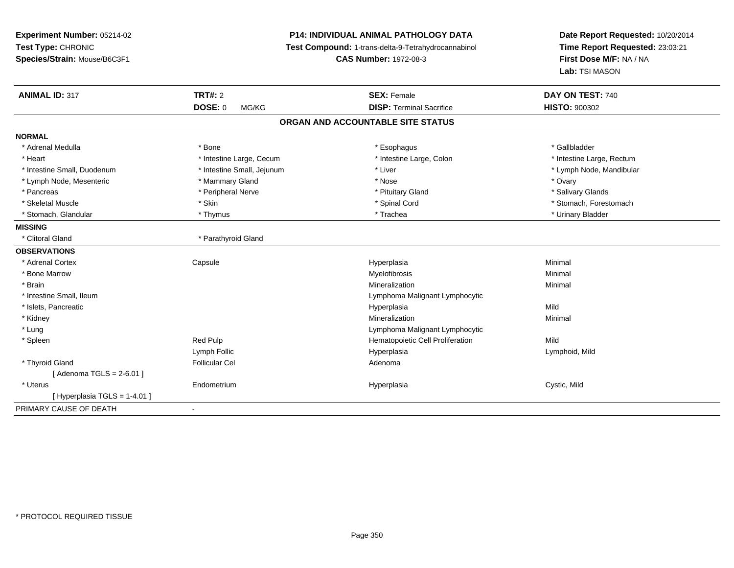**Experiment Number:** 05214-02
**Test Type:** CHRONIC
**Species/Strain:** Mouse/B6C3F1

**P14: INDIVIDUAL ANIMAL PATHOLOGY DATA**
**Test Compound:** 1-trans-delta-9-Tetrahydrocannabinol
**CAS Number:** 1972-08-3

**Date Report Requested:** 10/20/2014
**Time Report Requested:** 23:03:21
**First Dose M/F:** NA / NA
**Lab:** TSI MASON

| **ANIMAL ID:** 317 | **TRT#:** 2 | **SEX:** Female | **DAY ON TEST:** 740 |
|---|---|---|---|
| | **DOSE:** 0 MG/KG | **DISP:** Terminal Sacrifice | **HISTO:** 900302 |

**ORGAN AND ACCOUNTABLE SITE STATUS**

**NORMAL**

| | | | |
|---|---|---|---|
| * Adrenal Medulla | * Bone | * Esophagus | * Gallbladder |
| * Heart | * Intestine Large, Cecum | * Intestine Large, Colon | * Intestine Large, Rectum |
| * Intestine Small, Duodenum | * Intestine Small, Jejunum | * Liver | * Lymph Node, Mandibular |
| * Lymph Node, Mesenteric | * Mammary Gland | * Nose | * Ovary |
| * Pancreas | * Peripheral Nerve | * Pituitary Gland | * Salivary Glands |
| * Skeletal Muscle | * Skin | * Spinal Cord | * Stomach, Forestomach |
| * Stomach, Glandular | * Thymus | * Trachea | * Urinary Bladder |

**MISSING**

| | |
|---|---|
| * Clitoral Gland | * Parathyroid Gland |

**OBSERVATIONS**

| | | | |
|---|---|---|---|
| * Adrenal Cortex | Capsule | Hyperplasia | Minimal |
| * Bone Marrow | | Myelofibrosis | Minimal |
| * Brain | | Mineralization | Minimal |
| * Intestine Small, Ileum | | Lymphoma Malignant Lymphocytic | |
| * Islets, Pancreatic | | Hyperplasia | Mild |
| * Kidney | | Mineralization | Minimal |
| * Lung | | Lymphoma Malignant Lymphocytic | |
| * Spleen | Red Pulp | Hematopoietic Cell Proliferation | Mild |
| | Lymph Follic | Hyperplasia | Lymphoid, Mild |
| * Thyroid Gland | Follicular Cel | Adenoma | |
| [ Adenoma TGLS = 2-6.01 ] | | | |
| * Uterus | Endometrium | Hyperplasia | Cystic, Mild |
| [ Hyperplasia TGLS = 1-4.01 ] | | | |

PRIMARY CAUSE OF DEATH -

* PROTOCOL REQUIRED TISSUE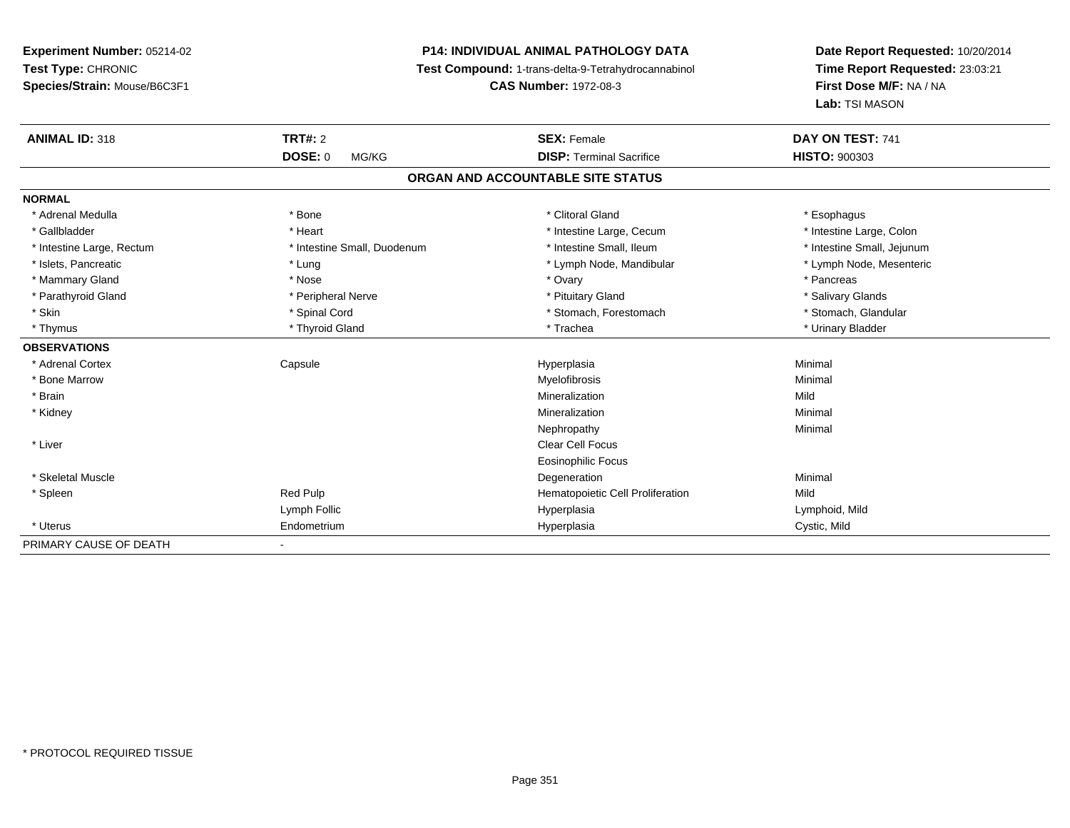**Experiment Number:** 05214-02
**Test Type:** CHRONIC
**Species/Strain:** Mouse/B6C3F1

**P14: INDIVIDUAL ANIMAL PATHOLOGY DATA**
**Test Compound:** 1-trans-delta-9-Tetrahydrocannabinol
**CAS Number:** 1972-08-3

**Date Report Requested:** 10/20/2014
**Time Report Requested:** 23:03:21
**First Dose M/F:** NA / NA
**Lab:** TSI MASON

| **ANIMAL ID:** 318 | **TRT#:** 2 | **SEX:** Female | **DAY ON TEST:** 741 |
|---|---|---|---|
| | **DOSE:** 0 MG/KG | **DISP:** Terminal Sacrifice | **HISTO:** 900303 |

**ORGAN AND ACCOUNTABLE SITE STATUS**

**NORMAL**

| | | | |
|---|---|---|---|
| * Adrenal Medulla | * Bone | * Clitoral Gland | * Esophagus |
| * Gallbladder | * Heart | * Intestine Large, Cecum | * Intestine Large, Colon |
| * Intestine Large, Rectum | * Intestine Small, Duodenum | * Intestine Small, Ileum | * Intestine Small, Jejunum |
| * Islets, Pancreatic | * Lung | * Lymph Node, Mandibular | * Lymph Node, Mesenteric |
| * Mammary Gland | * Nose | * Ovary | * Pancreas |
| * Parathyroid Gland | * Peripheral Nerve | * Pituitary Gland | * Salivary Glands |
| * Skin | * Spinal Cord | * Stomach, Forestomach | * Stomach, Glandular |
| * Thymus | * Thyroid Gland | * Trachea | * Urinary Bladder |

**OBSERVATIONS**

| | | | |
|---|---|---|---|
| * Adrenal Cortex | Capsule | Hyperplasia | Minimal |
| * Bone Marrow | | Myelofibrosis | Minimal |
| * Brain | | Mineralization | Mild |
| * Kidney | | Mineralization | Minimal |
| | | Nephropathy | Minimal |
| * Liver | | Clear Cell Focus | |
| | | Eosinophilic Focus | |
| * Skeletal Muscle | | Degeneration | Minimal |
| * Spleen | Red Pulp | Hematopoietic Cell Proliferation | Mild |
| | Lymph Follic | Hyperplasia | Lymphoid, Mild |
| * Uterus | Endometrium | Hyperplasia | Cystic, Mild |

PRIMARY CAUSE OF DEATH -

* PROTOCOL REQUIRED TISSUE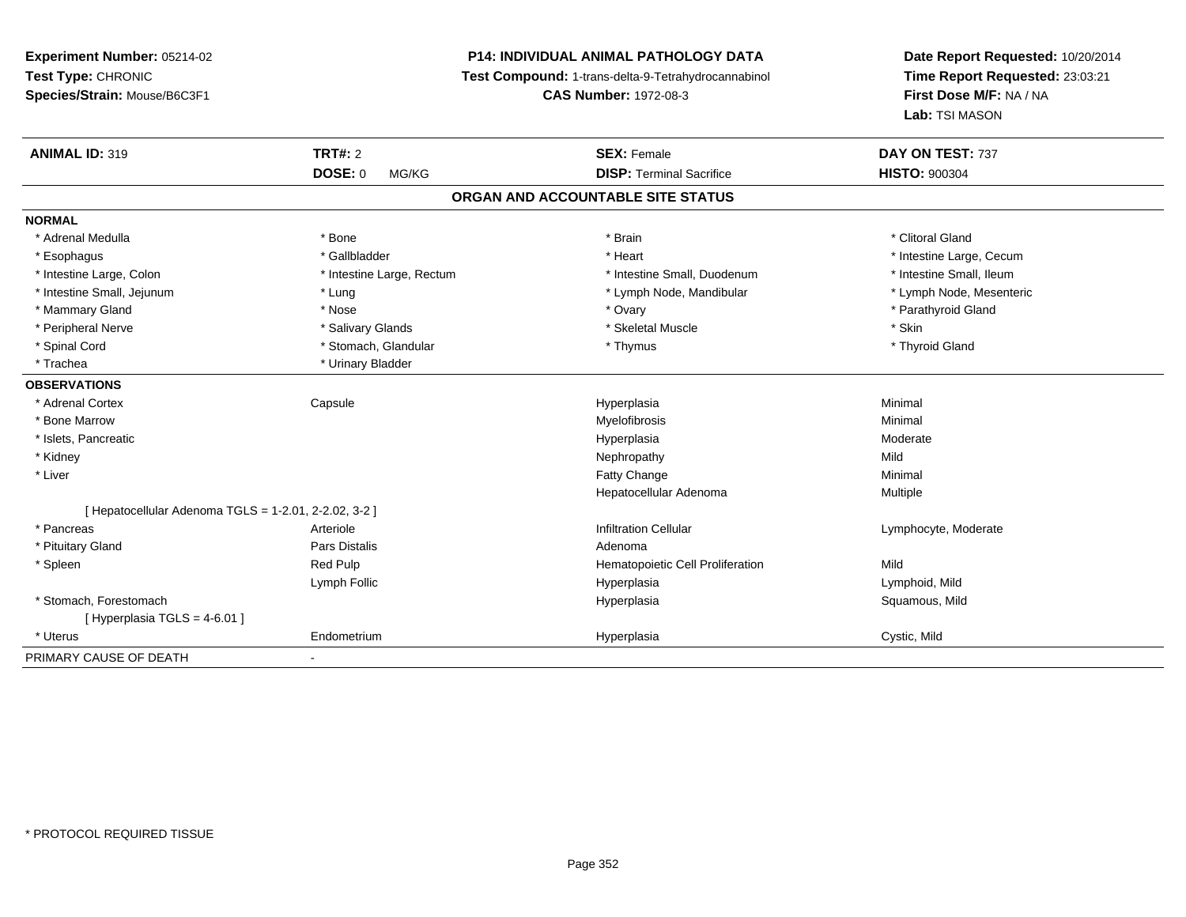**Experiment Number:** 05214-02
**Test Type:** CHRONIC
**Species/Strain:** Mouse/B6C3F1

**P14: INDIVIDUAL ANIMAL PATHOLOGY DATA**
**Test Compound:** 1-trans-delta-9-Tetrahydrocannabinol
**CAS Number:** 1972-08-3

**Date Report Requested:** 10/20/2014
**Time Report Requested:** 23:03:21
**First Dose M/F:** NA / NA
**Lab:** TSI MASON

| **ANIMAL ID:** 319 | **TRT#:** 2 | **SEX:** Female | **DAY ON TEST:** 737 |
|---|---|---|---|
| | **DOSE:** 0 MG/KG | **DISP:** Terminal Sacrifice | **HISTO:** 900304 |

## ORGAN AND ACCOUNTABLE SITE STATUS

**NORMAL**

| | | | |
|---|---|---|---|
| * Adrenal Medulla | * Bone | * Brain | * Clitoral Gland |
| * Esophagus | * Gallbladder | * Heart | * Intestine Large, Cecum |
| * Intestine Large, Colon | * Intestine Large, Rectum | * Intestine Small, Duodenum | * Intestine Small, Ileum |
| * Intestine Small, Jejunum | * Lung | * Lymph Node, Mandibular | * Lymph Node, Mesenteric |
| * Mammary Gland | * Nose | * Ovary | * Parathyroid Gland |
| * Peripheral Nerve | * Salivary Glands | * Skeletal Muscle | * Skin |
| * Spinal Cord | * Stomach, Glandular | * Thymus | * Thyroid Gland |
| * Trachea | * Urinary Bladder | | |

**OBSERVATIONS**

| | | | |
|---|---|---|---|
| * Adrenal Cortex | Capsule | Hyperplasia | Minimal |
| * Bone Marrow | | Myelofibrosis | Minimal |
| * Islets, Pancreatic | | Hyperplasia | Moderate |
| * Kidney | | Nephropathy | Mild |
| * Liver | | Fatty Change | Minimal |
| | | Hepatocellular Adenoma | Multiple |
| [ Hepatocellular Adenoma TGLS = 1-2.01, 2-2.02, 3-2 ] | | | |
| * Pancreas | Arteriole | Infiltration Cellular | Lymphocyte, Moderate |
| * Pituitary Gland | Pars Distalis | Adenoma | |
| * Spleen | Red Pulp | Hematopoietic Cell Proliferation | Mild |
| | Lymph Follic | Hyperplasia | Lymphoid, Mild |
| * Stomach, Forestomach | | Hyperplasia | Squamous, Mild |
| [ Hyperplasia TGLS = 4-6.01 ] | | | |
| * Uterus | Endometrium | Hyperplasia | Cystic, Mild |

PRIMARY CAUSE OF DEATH -

* PROTOCOL REQUIRED TISSUE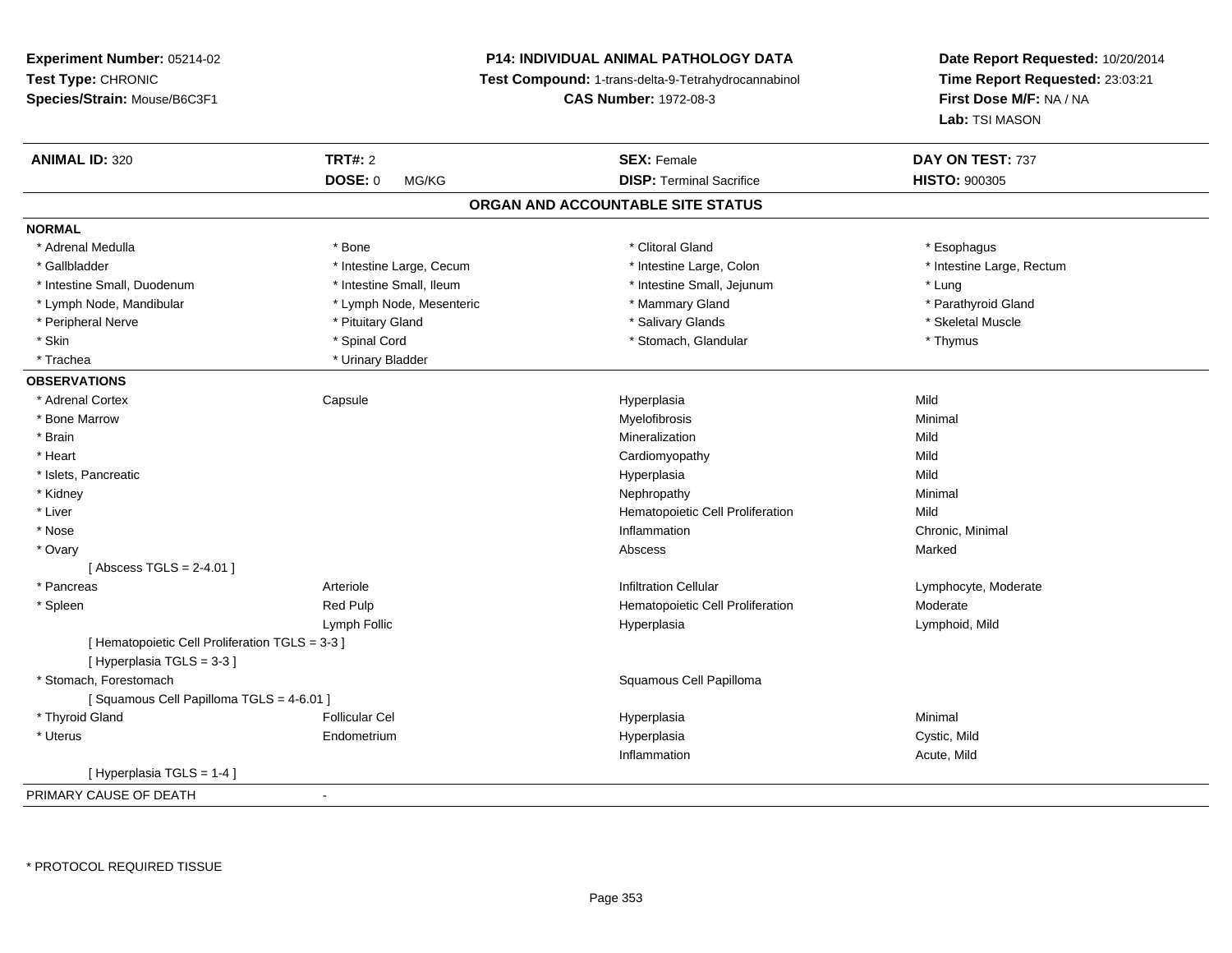**Experiment Number:** 05214-02
**Test Type:** CHRONIC
**Species/Strain:** Mouse/B6C3F1

**P14: INDIVIDUAL ANIMAL PATHOLOGY DATA**
**Test Compound:** 1-trans-delta-9-Tetrahydrocannabinol
**CAS Number:** 1972-08-3

**Date Report Requested:** 10/20/2014
**Time Report Requested:** 23:03:21
**First Dose M/F:** NA / NA
**Lab:** TSI MASON

| **ANIMAL ID:** 320 | **TRT#:** 2 | **SEX:** Female | **DAY ON TEST:** 737 |
|---|---|---|---|
| | **DOSE:** 0 MG/KG | **DISP:** Terminal Sacrifice | **HISTO:** 900305 |

## ORGAN AND ACCOUNTABLE SITE STATUS

**NORMAL**

| | | | |
|---|---|---|---|
| * Adrenal Medulla | * Bone | * Clitoral Gland | * Esophagus |
| * Gallbladder | * Intestine Large, Cecum | * Intestine Large, Colon | * Intestine Large, Rectum |
| * Intestine Small, Duodenum | * Intestine Small, Ileum | * Intestine Small, Jejunum | * Lung |
| * Lymph Node, Mandibular | * Lymph Node, Mesenteric | * Mammary Gland | * Parathyroid Gland |
| * Peripheral Nerve | * Pituitary Gland | * Salivary Glands | * Skeletal Muscle |
| * Skin | * Spinal Cord | * Stomach, Glandular | * Thymus |
| * Trachea | * Urinary Bladder | | |

**OBSERVATIONS**

| | | | |
|---|---|---|---|
| * Adrenal Cortex | Capsule | Hyperplasia | Mild |
| * Bone Marrow | | Myelofibrosis | Minimal |
| * Brain | | Mineralization | Mild |
| * Heart | | Cardiomyopathy | Mild |
| * Islets, Pancreatic | | Hyperplasia | Mild |
| * Kidney | | Nephropathy | Minimal |
| * Liver | | Hematopoietic Cell Proliferation | Mild |
| * Nose | | Inflammation | Chronic, Minimal |
| * Ovary | | Abscess | Marked |
| [ Abscess TGLS = 2-4.01 ] | | | |
| * Pancreas | Arteriole | Infiltration Cellular | Lymphocyte, Moderate |
| * Spleen | Red Pulp | Hematopoietic Cell Proliferation | Moderate |
| | Lymph Follic | Hyperplasia | Lymphoid, Mild |
| [ Hematopoietic Cell Proliferation TGLS = 3-3 ] | | | |
| [ Hyperplasia TGLS = 3-3 ] | | | |
| * Stomach, Forestomach | | Squamous Cell Papilloma | |
| [ Squamous Cell Papilloma TGLS = 4-6.01 ] | | | |
| * Thyroid Gland | Follicular Cel | Hyperplasia | Minimal |
| * Uterus | Endometrium | Hyperplasia | Cystic, Mild |
| | | Inflammation | Acute, Mild |
| [ Hyperplasia TGLS = 1-4 ] | | | |

PRIMARY CAUSE OF DEATH -

* PROTOCOL REQUIRED TISSUE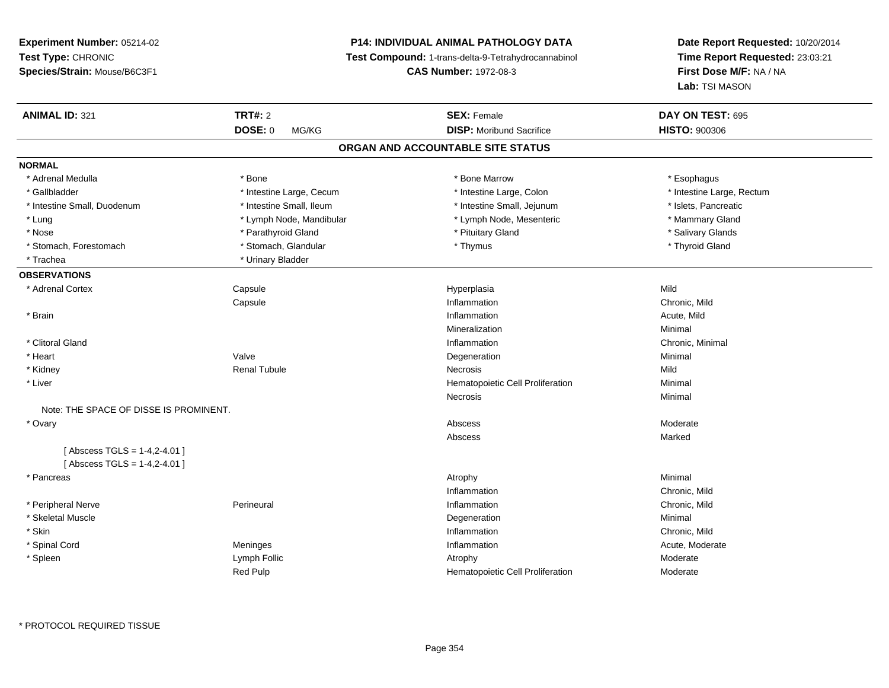**Experiment Number:** 05214-02
**Test Type:** CHRONIC
**Species/Strain:** Mouse/B6C3F1

**P14: INDIVIDUAL ANIMAL PATHOLOGY DATA**
**Test Compound:** 1-trans-delta-9-Tetrahydrocannabinol
**CAS Number:** 1972-08-3

**Date Report Requested:** 10/20/2014
**Time Report Requested:** 23:03:21
**First Dose M/F:** NA / NA
**Lab:** TSI MASON

| **ANIMAL ID:** 321 | **TRT#:** 2 | **SEX:** Female | **DAY ON TEST:** 695 |
|---|---|---|---|
| | **DOSE:** 0 MG/KG | **DISP:** Moribund Sacrifice | **HISTO:** 900306 |

## ORGAN AND ACCOUNTABLE SITE STATUS

**NORMAL**

| | | | |
|---|---|---|---|
| * Adrenal Medulla | * Bone | * Bone Marrow | * Esophagus |
| * Gallbladder | * Intestine Large, Cecum | * Intestine Large, Colon | * Intestine Large, Rectum |
| * Intestine Small, Duodenum | * Intestine Small, Ileum | * Intestine Small, Jejunum | * Islets, Pancreatic |
| * Lung | * Lymph Node, Mandibular | * Lymph Node, Mesenteric | * Mammary Gland |
| * Nose | * Parathyroid Gland | * Pituitary Gland | * Salivary Glands |
| * Stomach, Forestomach | * Stomach, Glandular | * Thymus | * Thyroid Gland |
| * Trachea | * Urinary Bladder | | |

**OBSERVATIONS**

| | | | |
|---|---|---|---|
| * Adrenal Cortex | Capsule | Hyperplasia | Mild |
| | Capsule | Inflammation | Chronic, Mild |
| * Brain | | Inflammation | Acute, Mild |
| | | Mineralization | Minimal |
| * Clitoral Gland | | Inflammation | Chronic, Minimal |
| * Heart | Valve | Degeneration | Minimal |
| * Kidney | Renal Tubule | Necrosis | Mild |
| * Liver | | Hematopoietic Cell Proliferation | Minimal |
| | | Necrosis | Minimal |
| Note: THE SPACE OF DISSE IS PROMINENT. | | | |
| * Ovary | | Abscess | Moderate |
| | | Abscess | Marked |
| [ Abscess TGLS = 1-4,2-4.01 ] | | | |
| [ Abscess TGLS = 1-4,2-4.01 ] | | | |
| * Pancreas | | Atrophy | Minimal |
| | | Inflammation | Chronic, Mild |
| * Peripheral Nerve | Perineural | Inflammation | Chronic, Mild |
| * Skeletal Muscle | | Degeneration | Minimal |
| * Skin | | Inflammation | Chronic, Mild |
| * Spinal Cord | Meninges | Inflammation | Acute, Moderate |
| * Spleen | Lymph Follic | Atrophy | Moderate |
| | Red Pulp | Hematopoietic Cell Proliferation | Moderate |

\* PROTOCOL REQUIRED TISSUE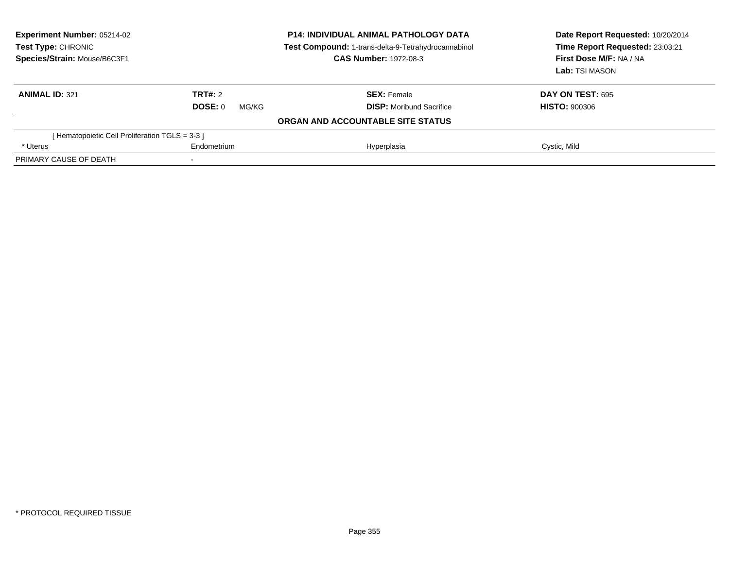**Experiment Number:** 05214-02
**Test Type:** CHRONIC
**Species/Strain:** Mouse/B6C3F1

**P14: INDIVIDUAL ANIMAL PATHOLOGY DATA**
**Test Compound:** 1-trans-delta-9-Tetrahydrocannabinol
**CAS Number:** 1972-08-3

**Date Report Requested:** 10/20/2014
**Time Report Requested:** 23:03:21
**First Dose M/F:** NA / NA
**Lab:** TSI MASON

| **ANIMAL ID:** 321 | **TRT#:** 2 | **SEX:** Female | **DAY ON TEST:** 695 |
|---|---|---|---|
| | **DOSE:** 0 MG/KG | **DISP:** Moribund Sacrifice | **HISTO:** 900306 |
| | | **ORGAN AND ACCOUNTABLE SITE STATUS** | |
| [ Hematopoietic Cell Proliferation TGLS = 3-3 ] | | | |
| * Uterus | Endometrium | Hyperplasia | Cystic, Mild |
| PRIMARY CAUSE OF DEATH | - | | |

* PROTOCOL REQUIRED TISSUE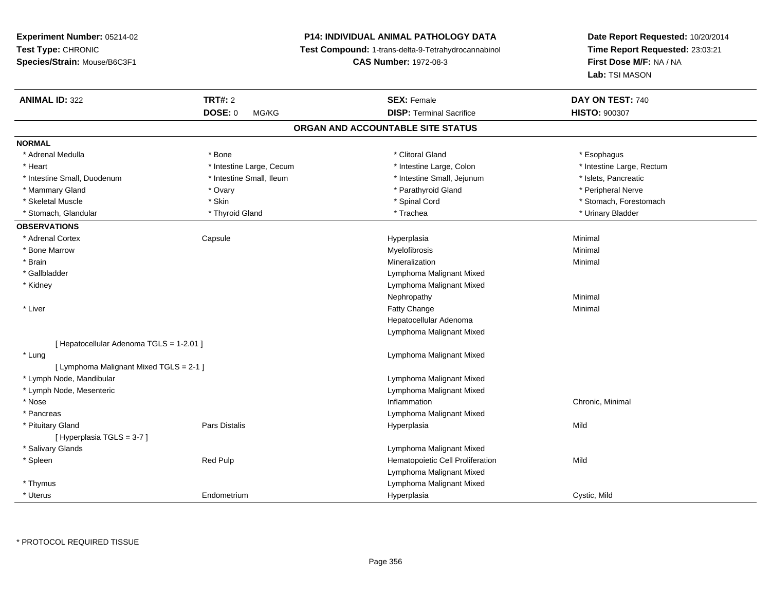**Experiment Number:** 05214-02
**Test Type:** CHRONIC
**Species/Strain:** Mouse/B6C3F1

**P14: INDIVIDUAL ANIMAL PATHOLOGY DATA**
**Test Compound:** 1-trans-delta-9-Tetrahydrocannabinol
**CAS Number:** 1972-08-3

**Date Report Requested:** 10/20/2014
**Time Report Requested:** 23:03:21
**First Dose M/F:** NA / NA
**Lab:** TSI MASON

| **ANIMAL ID:** 322 | **TRT#:** 2 | **SEX:** Female | **DAY ON TEST:** 740 |
|---|---|---|---|
| | **DOSE:** 0 MG/KG | **DISP:** Terminal Sacrifice | **HISTO:** 900307 |

## ORGAN AND ACCOUNTABLE SITE STATUS

**NORMAL**

| | | | |
|---|---|---|---|
| * Adrenal Medulla | * Bone | * Clitoral Gland | * Esophagus |
| * Heart | * Intestine Large, Cecum | * Intestine Large, Colon | * Intestine Large, Rectum |
| * Intestine Small, Duodenum | * Intestine Small, Ileum | * Intestine Small, Jejunum | * Islets, Pancreatic |
| * Mammary Gland | * Ovary | * Parathyroid Gland | * Peripheral Nerve |
| * Skeletal Muscle | * Skin | * Spinal Cord | * Stomach, Forestomach |
| * Stomach, Glandular | * Thyroid Gland | * Trachea | * Urinary Bladder |

**OBSERVATIONS**

| | | | |
|---|---|---|---|
| * Adrenal Cortex | Capsule | Hyperplasia | Minimal |
| * Bone Marrow | | Myelofibrosis | Minimal |
| * Brain | | Mineralization | Minimal |
| * Gallbladder | | Lymphoma Malignant Mixed | |
| * Kidney | | Lymphoma Malignant Mixed | |
| | | Nephropathy | Minimal |
| * Liver | | Fatty Change | Minimal |
| | | Hepatocellular Adenoma | |
| | | Lymphoma Malignant Mixed | |
| [ Hepatocellular Adenoma TGLS = 1-2.01 ] | | | |
| * Lung | | Lymphoma Malignant Mixed | |
| [ Lymphoma Malignant Mixed TGLS = 2-1 ] | | | |
| * Lymph Node, Mandibular | | Lymphoma Malignant Mixed | |
| * Lymph Node, Mesenteric | | Lymphoma Malignant Mixed | |
| * Nose | | Inflammation | Chronic, Minimal |
| * Pancreas | | Lymphoma Malignant Mixed | |
| * Pituitary Gland | Pars Distalis | Hyperplasia | Mild |
| [ Hyperplasia TGLS = 3-7 ] | | | |
| * Salivary Glands | | Lymphoma Malignant Mixed | |
| * Spleen | Red Pulp | Hematopoietic Cell Proliferation | Mild |
| | | Lymphoma Malignant Mixed | |
| * Thymus | | Lymphoma Malignant Mixed | |
| * Uterus | Endometrium | Hyperplasia | Cystic, Mild |

\* PROTOCOL REQUIRED TISSUE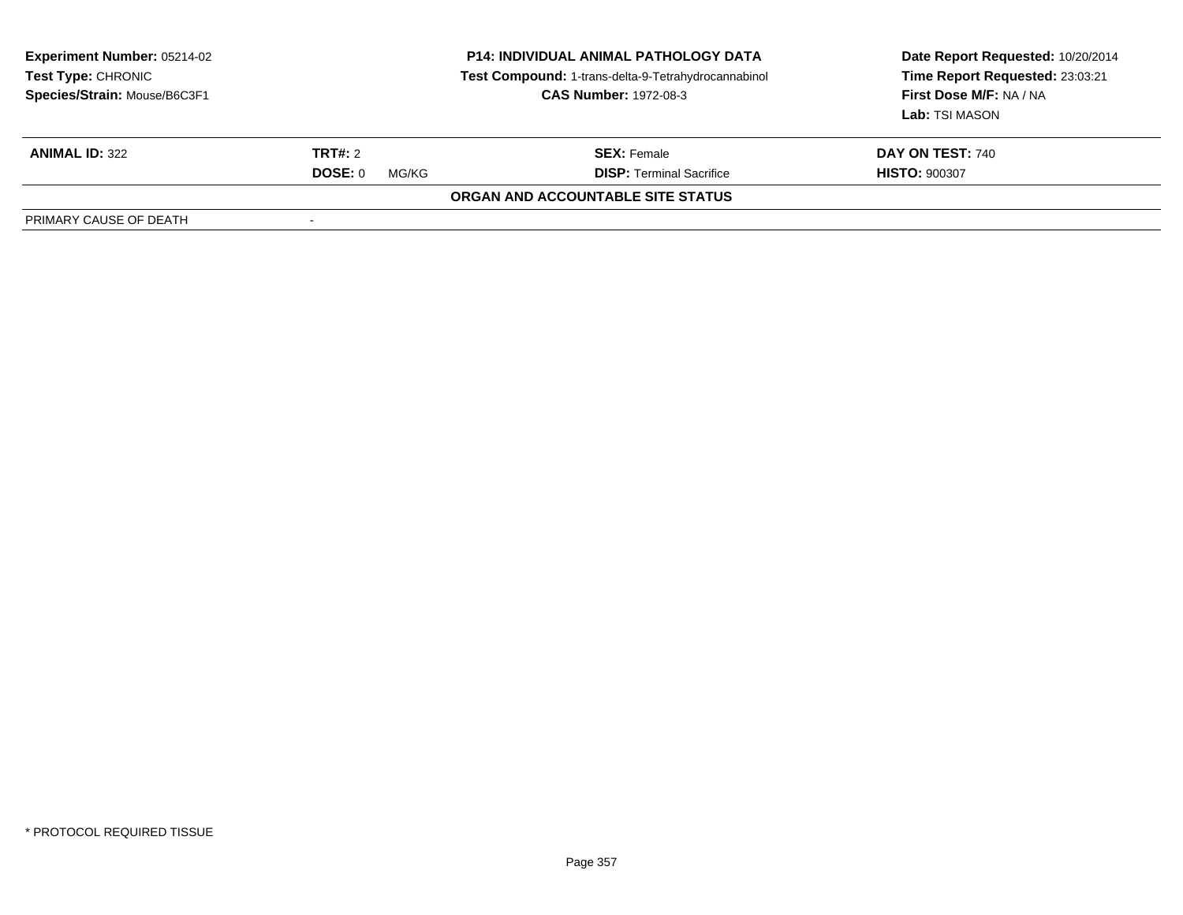**Experiment Number:** 05214-02
**Test Type:** CHRONIC
**Species/Strain:** Mouse/B6C3F1

**P14: INDIVIDUAL ANIMAL PATHOLOGY DATA**
**Test Compound:** 1-trans-delta-9-Tetrahydrocannabinol
**CAS Number:** 1972-08-3

**Date Report Requested:** 10/20/2014
**Time Report Requested:** 23:03:21
**First Dose M/F:** NA / NA
**Lab:** TSI MASON

| **ANIMAL ID:** 322 | **TRT#:** 2 | **SEX:** Female | **DAY ON TEST:** 740 |
|---|---|---|---|
| | **DOSE:** 0 MG/KG | **DISP:** Terminal Sacrifice | **HISTO:** 900307 |

**ORGAN AND ACCOUNTABLE SITE STATUS**

| PRIMARY CAUSE OF DEATH | - |
|---|---|

* PROTOCOL REQUIRED TISSUE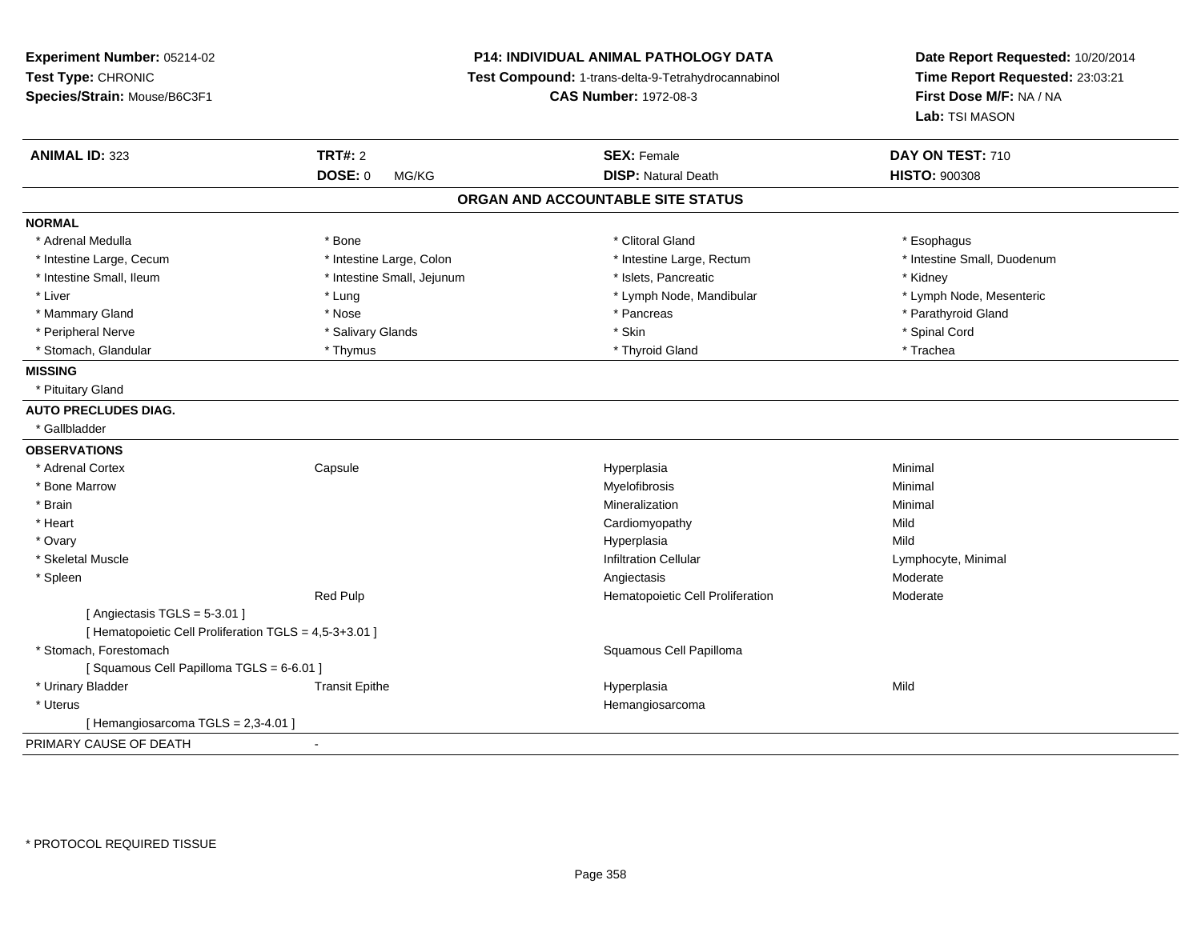**Experiment Number:** 05214-02
**Test Type:** CHRONIC
**Species/Strain:** Mouse/B6C3F1

**P14: INDIVIDUAL ANIMAL PATHOLOGY DATA**
**Test Compound:** 1-trans-delta-9-Tetrahydrocannabinol
**CAS Number:** 1972-08-3

**Date Report Requested:** 10/20/2014
**Time Report Requested:** 23:03:21
**First Dose M/F:** NA / NA
**Lab:** TSI MASON

| **ANIMAL ID:** 323 | **TRT#:** 2 | **SEX:** Female | **DAY ON TEST:** 710 |
|---|---|---|---|
| | **DOSE:** 0 MG/KG | **DISP:** Natural Death | **HISTO:** 900308 |

## ORGAN AND ACCOUNTABLE SITE STATUS

**NORMAL**

| | | | |
|---|---|---|---|
| * Adrenal Medulla | * Bone | * Clitoral Gland | * Esophagus |
| * Intestine Large, Cecum | * Intestine Large, Colon | * Intestine Large, Rectum | * Intestine Small, Duodenum |
| * Intestine Small, Ileum | * Intestine Small, Jejunum | * Islets, Pancreatic | * Kidney |
| * Liver | * Lung | * Lymph Node, Mandibular | * Lymph Node, Mesenteric |
| * Mammary Gland | * Nose | * Pancreas | * Parathyroid Gland |
| * Peripheral Nerve | * Salivary Glands | * Skin | * Spinal Cord |
| * Stomach, Glandular | * Thymus | * Thyroid Gland | * Trachea |

**MISSING**

* Pituitary Gland

**AUTO PRECLUDES DIAG.**

* Gallbladder

**OBSERVATIONS**

| | | | |
|---|---|---|---|
| * Adrenal Cortex | Capsule | Hyperplasia | Minimal |
| * Bone Marrow | | Myelofibrosis | Minimal |
| * Brain | | Mineralization | Minimal |
| * Heart | | Cardiomyopathy | Mild |
| * Ovary | | Hyperplasia | Mild |
| * Skeletal Muscle | | Infiltration Cellular | Lymphocyte, Minimal |
| * Spleen | | Angiectasis | Moderate |
| | Red Pulp | Hematopoietic Cell Proliferation | Moderate |
| [ Angiectasis TGLS = 5-3.01 ] | | | |
| [ Hematopoietic Cell Proliferation TGLS = 4,5-3+3.01 ] | | | |
| * Stomach, Forestomach | | Squamous Cell Papilloma | |
| [ Squamous Cell Papilloma TGLS = 6-6.01 ] | | | |
| * Urinary Bladder | Transit Epithe | Hyperplasia | Mild |
| * Uterus | | Hemangiosarcoma | |
| [ Hemangiosarcoma TGLS = 2,3-4.01 ] | | | |

PRIMARY CAUSE OF DEATH -

* PROTOCOL REQUIRED TISSUE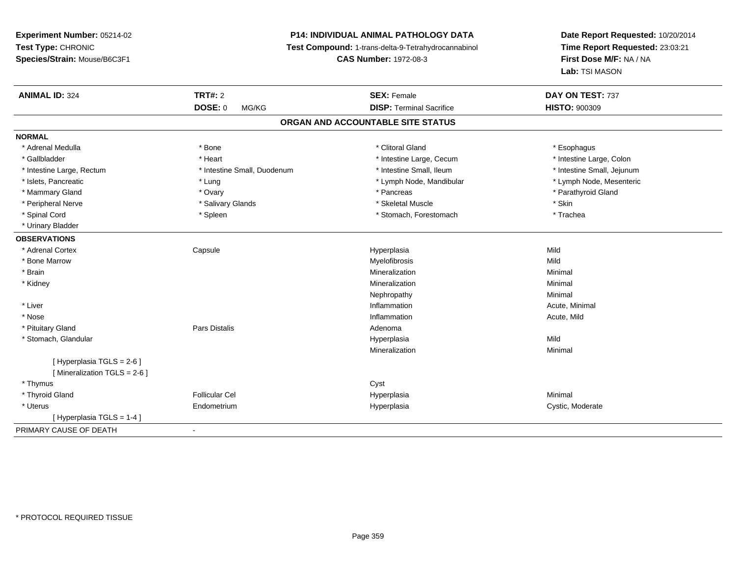**Experiment Number:** 05214-02
**Test Type:** CHRONIC
**Species/Strain:** Mouse/B6C3F1

**P14: INDIVIDUAL ANIMAL PATHOLOGY DATA**
**Test Compound:** 1-trans-delta-9-Tetrahydrocannabinol
**CAS Number:** 1972-08-3

**Date Report Requested:** 10/20/2014
**Time Report Requested:** 23:03:21
**First Dose M/F:** NA / NA
**Lab:** TSI MASON

| **ANIMAL ID:** 324 | **TRT#:** 2 | **SEX:** Female | **DAY ON TEST:** 737 |
|---|---|---|---|
| | **DOSE:** 0 MG/KG | **DISP:** Terminal Sacrifice | **HISTO:** 900309 |

## ORGAN AND ACCOUNTABLE SITE STATUS

**NORMAL**

| | | | |
|---|---|---|---|
| * Adrenal Medulla | * Bone | * Clitoral Gland | * Esophagus |
| * Gallbladder | * Heart | * Intestine Large, Cecum | * Intestine Large, Colon |
| * Intestine Large, Rectum | * Intestine Small, Duodenum | * Intestine Small, Ileum | * Intestine Small, Jejunum |
| * Islets, Pancreatic | * Lung | * Lymph Node, Mandibular | * Lymph Node, Mesenteric |
| * Mammary Gland | * Ovary | * Pancreas | * Parathyroid Gland |
| * Peripheral Nerve | * Salivary Glands | * Skeletal Muscle | * Skin |
| * Spinal Cord | * Spleen | * Stomach, Forestomach | * Trachea |
| * Urinary Bladder | | | |

**OBSERVATIONS**

| | | | |
|---|---|---|---|
| * Adrenal Cortex | Capsule | Hyperplasia | Mild |
| * Bone Marrow | | Myelofibrosis | Mild |
| * Brain | | Mineralization | Minimal |
| * Kidney | | Mineralization | Minimal |
| | | Nephropathy | Minimal |
| * Liver | | Inflammation | Acute, Minimal |
| * Nose | | Inflammation | Acute, Mild |
| * Pituitary Gland | Pars Distalis | Adenoma | |
| * Stomach, Glandular | | Hyperplasia | Mild |
| | | Mineralization | Minimal |
| [ Hyperplasia TGLS = 2-6 ] | | | |
| [ Mineralization TGLS = 2-6 ] | | | |
| * Thymus | | Cyst | |
| * Thyroid Gland | Follicular Cel | Hyperplasia | Minimal |
| * Uterus | Endometrium | Hyperplasia | Cystic, Moderate |
| [ Hyperplasia TGLS = 1-4 ] | | | |

PRIMARY CAUSE OF DEATH -

\* PROTOCOL REQUIRED TISSUE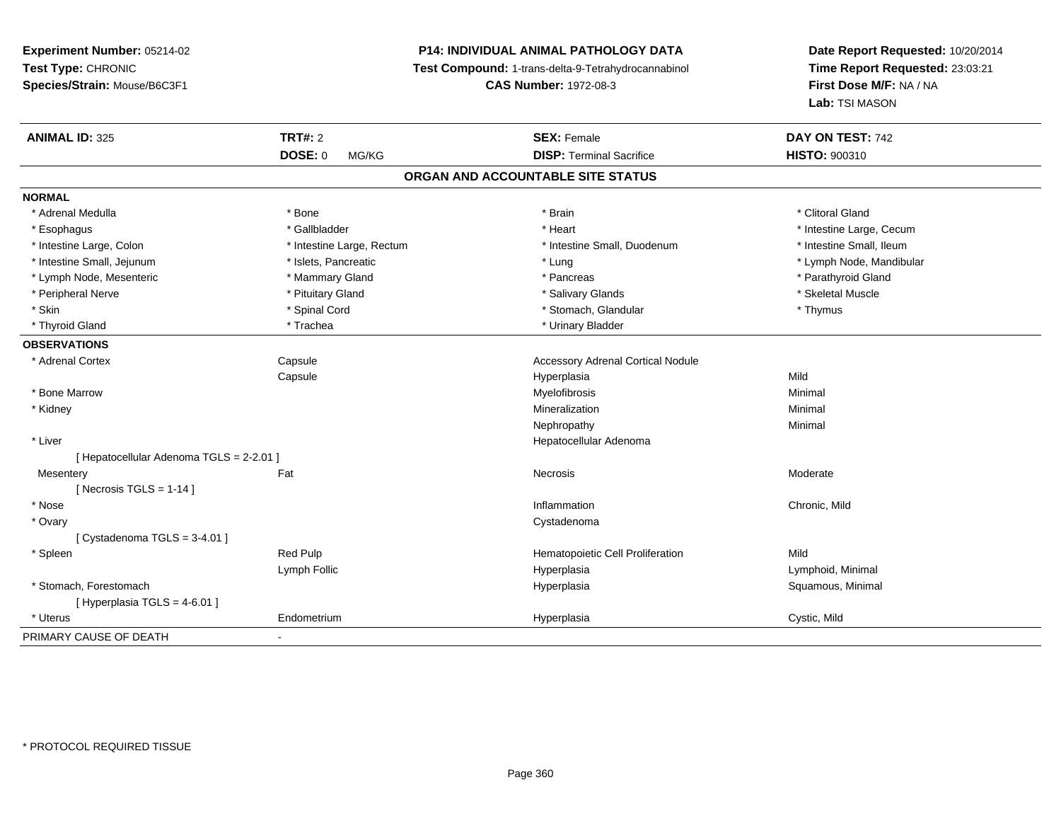**Experiment Number:** 05214-02
**Test Type:** CHRONIC
**Species/Strain:** Mouse/B6C3F1

**P14: INDIVIDUAL ANIMAL PATHOLOGY DATA**
**Test Compound:** 1-trans-delta-9-Tetrahydrocannabinol
**CAS Number:** 1972-08-3

**Date Report Requested:** 10/20/2014
**Time Report Requested:** 23:03:21
**First Dose M/F:** NA / NA
**Lab:** TSI MASON

| **ANIMAL ID:** 325 | **TRT#:** 2 | **SEX:** Female | **DAY ON TEST:** 742 |
|---|---|---|---|
| | **DOSE:** 0 MG/KG | **DISP:** Terminal Sacrifice | **HISTO:** 900310 |

## ORGAN AND ACCOUNTABLE SITE STATUS

**NORMAL**

| | | | |
|---|---|---|---|
| * Adrenal Medulla | * Bone | * Brain | * Clitoral Gland |
| * Esophagus | * Gallbladder | * Heart | * Intestine Large, Cecum |
| * Intestine Large, Colon | * Intestine Large, Rectum | * Intestine Small, Duodenum | * Intestine Small, Ileum |
| * Intestine Small, Jejunum | * Islets, Pancreatic | * Lung | * Lymph Node, Mandibular |
| * Lymph Node, Mesenteric | * Mammary Gland | * Pancreas | * Parathyroid Gland |
| * Peripheral Nerve | * Pituitary Gland | * Salivary Glands | * Skeletal Muscle |
| * Skin | * Spinal Cord | * Stomach, Glandular | * Thymus |
| * Thyroid Gland | * Trachea | * Urinary Bladder | |

**OBSERVATIONS**

| | | | |
|---|---|---|---|
| * Adrenal Cortex | Capsule | Accessory Adrenal Cortical Nodule | |
| | Capsule | Hyperplasia | Mild |
| * Bone Marrow | | Myelofibrosis | Minimal |
| * Kidney | | Mineralization | Minimal |
| | | Nephropathy | Minimal |
| * Liver | | Hepatocellular Adenoma | |
| [ Hepatocellular Adenoma TGLS = 2-2.01 ] | | | |
| Mesentery | Fat | Necrosis | Moderate |
| [ Necrosis TGLS = 1-14 ] | | | |
| * Nose | | Inflammation | Chronic, Mild |
| * Ovary | | Cystadenoma | |
| [ Cystadenoma TGLS = 3-4.01 ] | | | |
| * Spleen | Red Pulp | Hematopoietic Cell Proliferation | Mild |
| | Lymph Follic | Hyperplasia | Lymphoid, Minimal |
| * Stomach, Forestomach | | Hyperplasia | Squamous, Minimal |
| [ Hyperplasia TGLS = 4-6.01 ] | | | |
| * Uterus | Endometrium | Hyperplasia | Cystic, Mild |

PRIMARY CAUSE OF DEATH -

\* PROTOCOL REQUIRED TISSUE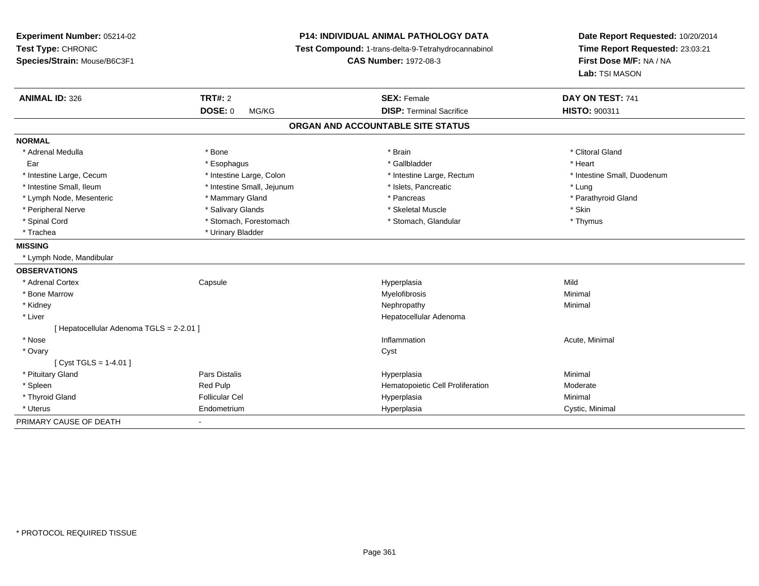**Experiment Number:** 05214-02
**Test Type:** CHRONIC
**Species/Strain:** Mouse/B6C3F1

**P14: INDIVIDUAL ANIMAL PATHOLOGY DATA**
**Test Compound:** 1-trans-delta-9-Tetrahydrocannabinol
**CAS Number:** 1972-08-3

**Date Report Requested:** 10/20/2014
**Time Report Requested:** 23:03:21
**First Dose M/F:** NA / NA
**Lab:** TSI MASON

| **ANIMAL ID:** 326 | **TRT#:** 2 | **SEX:** Female | **DAY ON TEST:** 741 |
|---|---|---|---|
| | **DOSE:** 0 MG/KG | **DISP:** Terminal Sacrifice | **HISTO:** 900311 |

## ORGAN AND ACCOUNTABLE SITE STATUS

**NORMAL**

| | | | |
|---|---|---|---|
| * Adrenal Medulla | * Bone | * Brain | * Clitoral Gland |
| Ear | * Esophagus | * Gallbladder | * Heart |
| * Intestine Large, Cecum | * Intestine Large, Colon | * Intestine Large, Rectum | * Intestine Small, Duodenum |
| * Intestine Small, Ileum | * Intestine Small, Jejunum | * Islets, Pancreatic | * Lung |
| * Lymph Node, Mesenteric | * Mammary Gland | * Pancreas | * Parathyroid Gland |
| * Peripheral Nerve | * Salivary Glands | * Skeletal Muscle | * Skin |
| * Spinal Cord | * Stomach, Forestomach | * Stomach, Glandular | * Thymus |
| * Trachea | * Urinary Bladder | | |

**MISSING**

* Lymph Node, Mandibular

**OBSERVATIONS**

| | | | |
|---|---|---|---|
| * Adrenal Cortex | Capsule | Hyperplasia | Mild |
| * Bone Marrow | | Myelofibrosis | Minimal |
| * Kidney | | Nephropathy | Minimal |
| * Liver | | Hepatocellular Adenoma | |
| [ Hepatocellular Adenoma TGLS = 2-2.01 ] | | | |
| * Nose | | Inflammation | Acute, Minimal |
| * Ovary | | Cyst | |
| [ Cyst TGLS = 1-4.01 ] | | | |
| * Pituitary Gland | Pars Distalis | Hyperplasia | Minimal |
| * Spleen | Red Pulp | Hematopoietic Cell Proliferation | Moderate |
| * Thyroid Gland | Follicular Cel | Hyperplasia | Minimal |
| * Uterus | Endometrium | Hyperplasia | Cystic, Minimal |

PRIMARY CAUSE OF DEATH -

* PROTOCOL REQUIRED TISSUE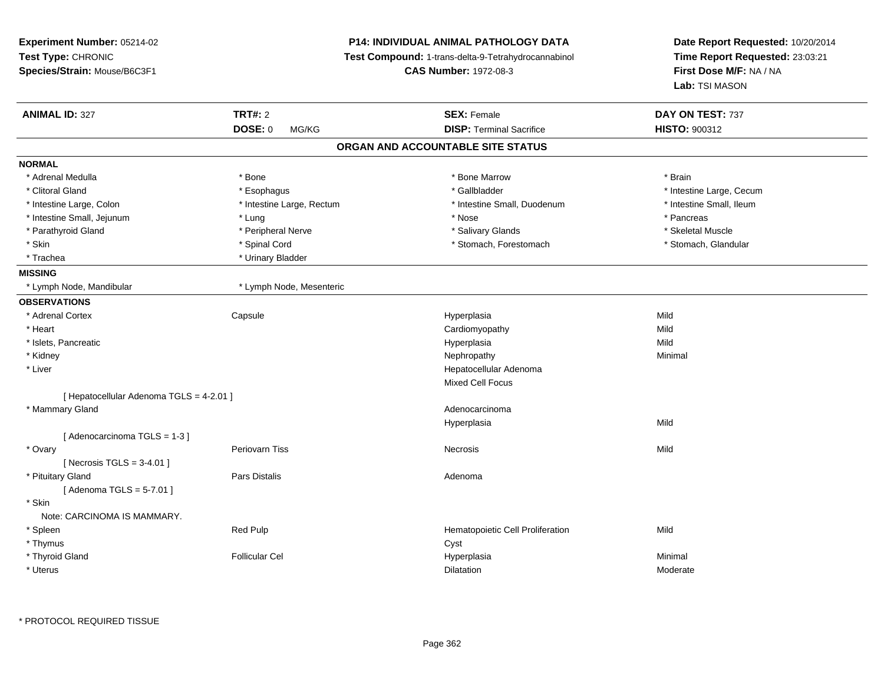**Experiment Number:** 05214-02
**Test Type:** CHRONIC
**Species/Strain:** Mouse/B6C3F1

**P14: INDIVIDUAL ANIMAL PATHOLOGY DATA**
**Test Compound:** 1-trans-delta-9-Tetrahydrocannabinol
**CAS Number:** 1972-08-3

**Date Report Requested:** 10/20/2014
**Time Report Requested:** 23:03:21
**First Dose M/F:** NA / NA
**Lab:** TSI MASON

| **ANIMAL ID:** 327 | **TRT#:** 2 | **SEX:** Female | **DAY ON TEST:** 737 |
|---|---|---|---|
| | **DOSE:** 0 MG/KG | **DISP:** Terminal Sacrifice | **HISTO:** 900312 |

## ORGAN AND ACCOUNTABLE SITE STATUS

**NORMAL**

| | | | |
|---|---|---|---|
| * Adrenal Medulla | * Bone | * Bone Marrow | * Brain |
| * Clitoral Gland | * Esophagus | * Gallbladder | * Intestine Large, Cecum |
| * Intestine Large, Colon | * Intestine Large, Rectum | * Intestine Small, Duodenum | * Intestine Small, Ileum |
| * Intestine Small, Jejunum | * Lung | * Nose | * Pancreas |
| * Parathyroid Gland | * Peripheral Nerve | * Salivary Glands | * Skeletal Muscle |
| * Skin | * Spinal Cord | * Stomach, Forestomach | * Stomach, Glandular |
| * Trachea | * Urinary Bladder | | |

**MISSING**

| | |
|---|---|
| * Lymph Node, Mandibular | * Lymph Node, Mesenteric |

**OBSERVATIONS**

| | | | |
|---|---|---|---|
| * Adrenal Cortex | Capsule | Hyperplasia | Mild |
| * Heart | | Cardiomyopathy | Mild |
| * Islets, Pancreatic | | Hyperplasia | Mild |
| * Kidney | | Nephropathy | Minimal |
| * Liver | | Hepatocellular Adenoma | |
| | | Mixed Cell Focus | |
| [ Hepatocellular Adenoma TGLS = 4-2.01 ] | | | |
| * Mammary Gland | | Adenocarcinoma | |
| | | Hyperplasia | Mild |
| [ Adenocarcinoma TGLS = 1-3 ] | | | |
| * Ovary | Periovarn Tiss | Necrosis | Mild |
| [ Necrosis TGLS = 3-4.01 ] | | | |
| * Pituitary Gland | Pars Distalis | Adenoma | |
| [ Adenoma TGLS = 5-7.01 ] | | | |
| * Skin | | | |
| Note: CARCINOMA IS MAMMARY. | | | |
| * Spleen | Red Pulp | Hematopoietic Cell Proliferation | Mild |
| * Thymus | | Cyst | |
| * Thyroid Gland | Follicular Cel | Hyperplasia | Minimal |
| * Uterus | | Dilatation | Moderate |

* PROTOCOL REQUIRED TISSUE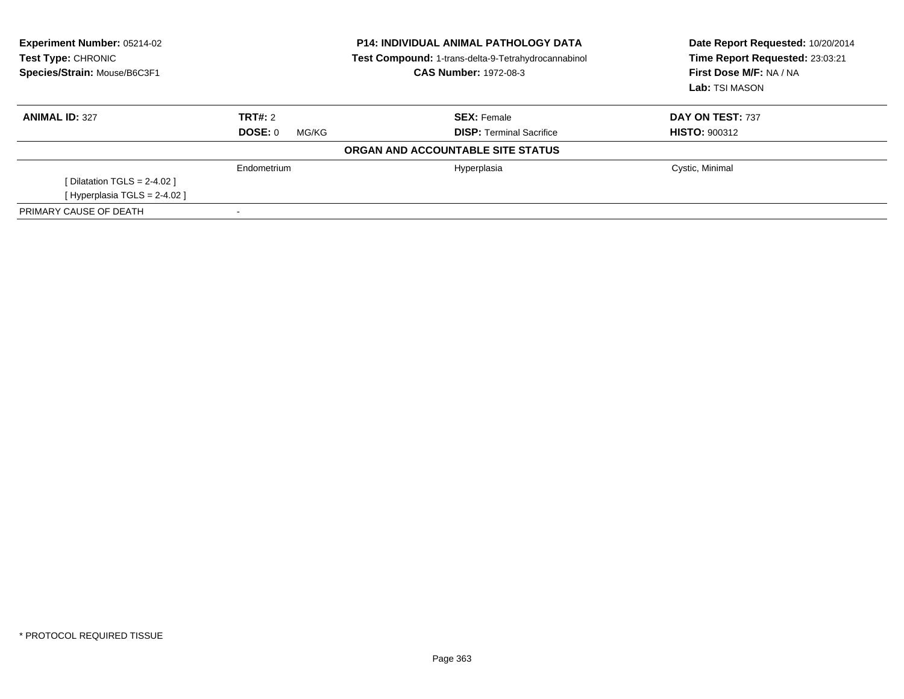**Experiment Number:** 05214-02
**Test Type:** CHRONIC
**Species/Strain:** Mouse/B6C3F1

**P14: INDIVIDUAL ANIMAL PATHOLOGY DATA**
**Test Compound:** 1-trans-delta-9-Tetrahydrocannabinol
**CAS Number:** 1972-08-3

**Date Report Requested:** 10/20/2014
**Time Report Requested:** 23:03:21
**First Dose M/F:** NA / NA
**Lab:** TSI MASON

| **ANIMAL ID:** 327 | **TRT#:** 2 | **SEX:** Female | **DAY ON TEST:** 737 |
|---|---|---|---|
| | **DOSE:** 0 MG/KG | **DISP:** Terminal Sacrifice | **HISTO:** 900312 |

**ORGAN AND ACCOUNTABLE SITE STATUS**

| | | | |
|---|---|---|---|
| | Endometrium | Hyperplasia | Cystic, Minimal |
| [ Dilatation TGLS = 2-4.02 ] | | | |
| [ Hyperplasia TGLS = 2-4.02 ] | | | |
| PRIMARY CAUSE OF DEATH | - | | |

* PROTOCOL REQUIRED TISSUE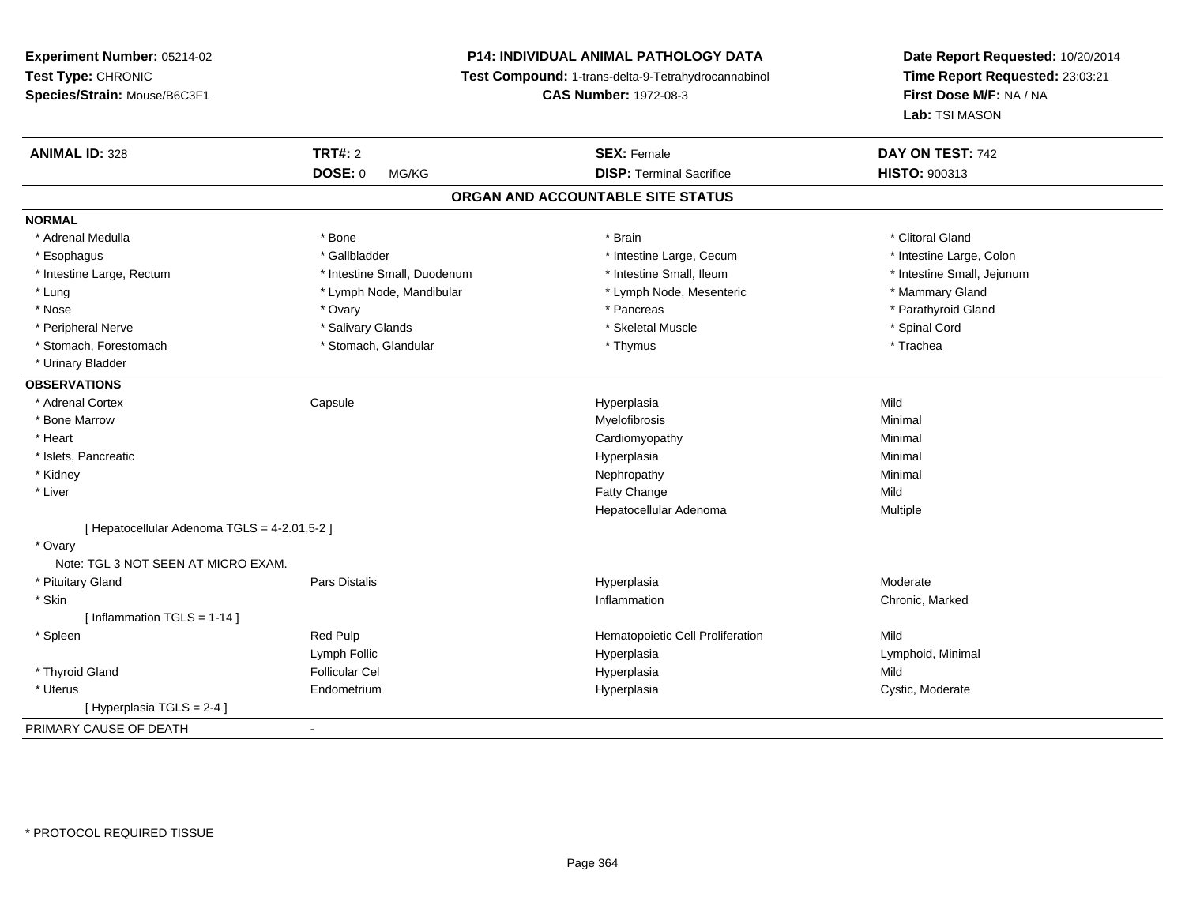**Experiment Number:** 05214-02
**Test Type:** CHRONIC
**Species/Strain:** Mouse/B6C3F1

**P14: INDIVIDUAL ANIMAL PATHOLOGY DATA**
**Test Compound:** 1-trans-delta-9-Tetrahydrocannabinol
**CAS Number:** 1972-08-3

**Date Report Requested:** 10/20/2014
**Time Report Requested:** 23:03:21
**First Dose M/F:** NA / NA
**Lab:** TSI MASON

| **ANIMAL ID:** 328 | **TRT#:** 2 | **SEX:** Female | **DAY ON TEST:** 742 |
|---|---|---|---|
| | **DOSE:** 0 MG/KG | **DISP:** Terminal Sacrifice | **HISTO:** 900313 |

## ORGAN AND ACCOUNTABLE SITE STATUS

**NORMAL**

| | | | |
|---|---|---|---|
| * Adrenal Medulla | * Bone | * Brain | * Clitoral Gland |
| * Esophagus | * Gallbladder | * Intestine Large, Cecum | * Intestine Large, Colon |
| * Intestine Large, Rectum | * Intestine Small, Duodenum | * Intestine Small, Ileum | * Intestine Small, Jejunum |
| * Lung | * Lymph Node, Mandibular | * Lymph Node, Mesenteric | * Mammary Gland |
| * Nose | * Ovary | * Pancreas | * Parathyroid Gland |
| * Peripheral Nerve | * Salivary Glands | * Skeletal Muscle | * Spinal Cord |
| * Stomach, Forestomach | * Stomach, Glandular | * Thymus | * Trachea |
| * Urinary Bladder | | | |

**OBSERVATIONS**

| | | | |
|---|---|---|---|
| * Adrenal Cortex | Capsule | Hyperplasia | Mild |
| * Bone Marrow | | Myelofibrosis | Minimal |
| * Heart | | Cardiomyopathy | Minimal |
| * Islets, Pancreatic | | Hyperplasia | Minimal |
| * Kidney | | Nephropathy | Minimal |
| * Liver | | Fatty Change | Mild |
| | | Hepatocellular Adenoma | Multiple |
| [ Hepatocellular Adenoma TGLS = 4-2.01,5-2 ] | | | |
| * Ovary | | | |
| Note: TGL 3 NOT SEEN AT MICRO EXAM. | | | |
| * Pituitary Gland | Pars Distalis | Hyperplasia | Moderate |
| * Skin | | Inflammation | Chronic, Marked |
| [ Inflammation TGLS = 1-14 ] | | | |
| * Spleen | Red Pulp | Hematopoietic Cell Proliferation | Mild |
| | Lymph Follic | Hyperplasia | Lymphoid, Minimal |
| * Thyroid Gland | Follicular Cel | Hyperplasia | Mild |
| * Uterus | Endometrium | Hyperplasia | Cystic, Moderate |
| [ Hyperplasia TGLS = 2-4 ] | | | |

PRIMARY CAUSE OF DEATH -

* PROTOCOL REQUIRED TISSUE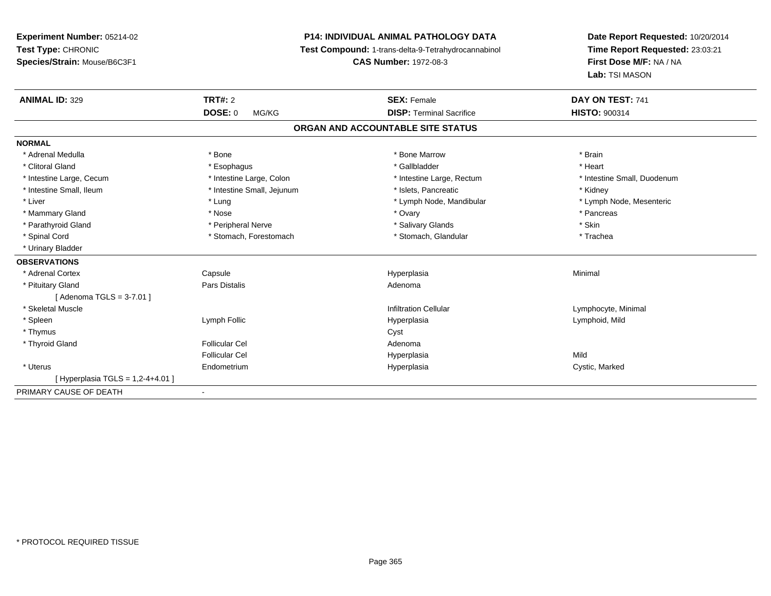**Experiment Number:** 05214-02
**Test Type:** CHRONIC
**Species/Strain:** Mouse/B6C3F1

**P14: INDIVIDUAL ANIMAL PATHOLOGY DATA**
**Test Compound:** 1-trans-delta-9-Tetrahydrocannabinol
**CAS Number:** 1972-08-3

**Date Report Requested:** 10/20/2014
**Time Report Requested:** 23:03:21
**First Dose M/F:** NA / NA
**Lab:** TSI MASON

| **ANIMAL ID:** 329 | **TRT#:** 2 | **SEX:** Female | **DAY ON TEST:** 741 |
|---|---|---|---|
| | **DOSE:** 0 MG/KG | **DISP:** Terminal Sacrifice | **HISTO:** 900314 |

## ORGAN AND ACCOUNTABLE SITE STATUS

| | | | |
|---|---|---|---|
| **NORMAL** | | | |
| * Adrenal Medulla | * Bone | * Bone Marrow | * Brain |
| * Clitoral Gland | * Esophagus | * Gallbladder | * Heart |
| * Intestine Large, Cecum | * Intestine Large, Colon | * Intestine Large, Rectum | * Intestine Small, Duodenum |
| * Intestine Small, Ileum | * Intestine Small, Jejunum | * Islets, Pancreatic | * Kidney |
| * Liver | * Lung | * Lymph Node, Mandibular | * Lymph Node, Mesenteric |
| * Mammary Gland | * Nose | * Ovary | * Pancreas |
| * Parathyroid Gland | * Peripheral Nerve | * Salivary Glands | * Skin |
| * Spinal Cord | * Stomach, Forestomach | * Stomach, Glandular | * Trachea |
| * Urinary Bladder | | | |
| **OBSERVATIONS** | | | |
| * Adrenal Cortex | Capsule | Hyperplasia | Minimal |
| * Pituitary Gland | Pars Distalis | Adenoma | |
| [ Adenoma TGLS = 3-7.01 ] | | | |
| * Skeletal Muscle | | Infiltration Cellular | Lymphocyte, Minimal |
| * Spleen | Lymph Follic | Hyperplasia | Lymphoid, Mild |
| * Thymus | | Cyst | |
| * Thyroid Gland | Follicular Cel | Adenoma | |
| | Follicular Cel | Hyperplasia | Mild |
| * Uterus | Endometrium | Hyperplasia | Cystic, Marked |
| [ Hyperplasia TGLS = 1,2-4+4.01 ] | | | |
| PRIMARY CAUSE OF DEATH | - | | |

* PROTOCOL REQUIRED TISSUE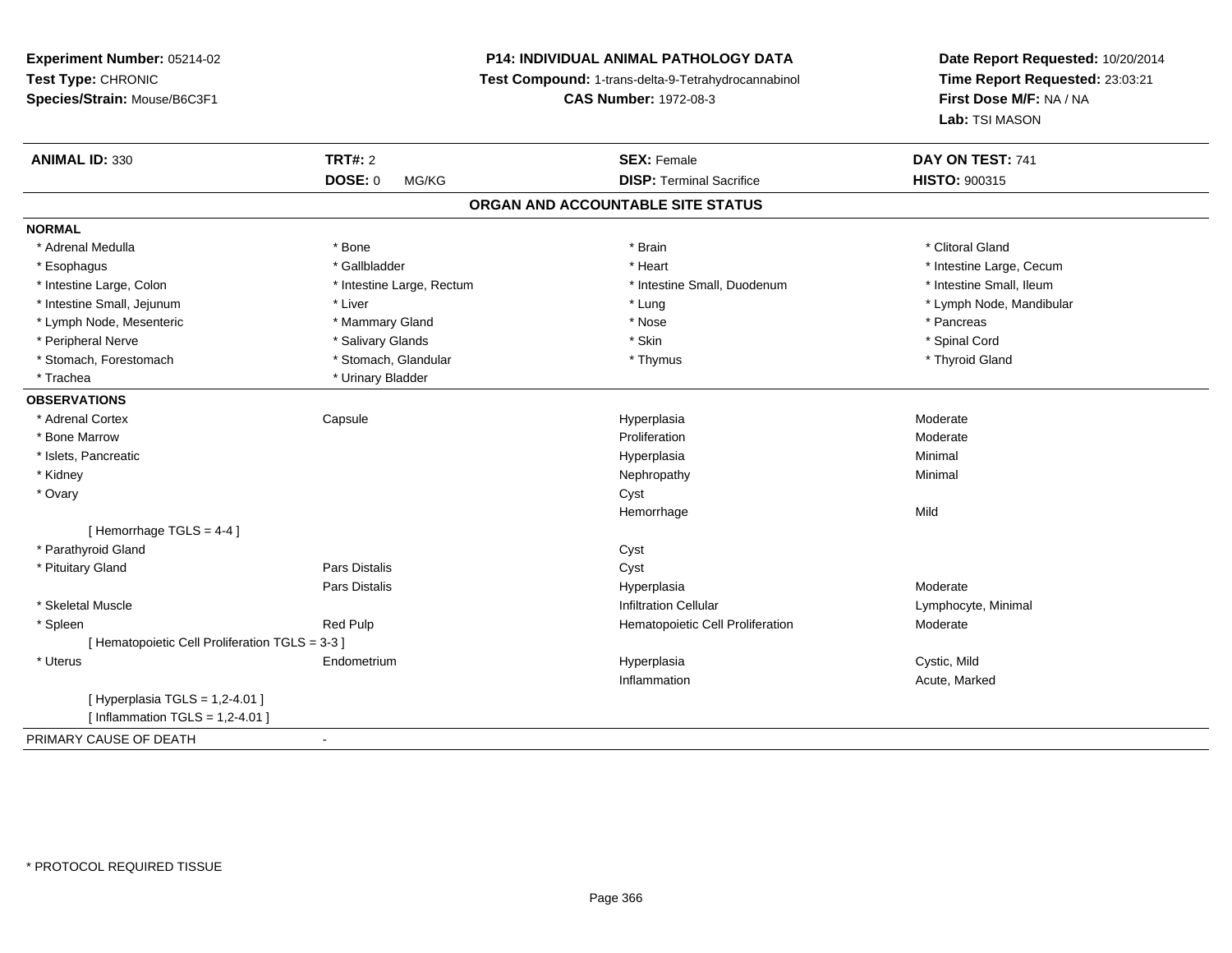**Experiment Number:** 05214-02
**Test Type:** CHRONIC
**Species/Strain:** Mouse/B6C3F1

**P14: INDIVIDUAL ANIMAL PATHOLOGY DATA**
**Test Compound:** 1-trans-delta-9-Tetrahydrocannabinol
**CAS Number:** 1972-08-3

**Date Report Requested:** 10/20/2014
**Time Report Requested:** 23:03:21
**First Dose M/F:** NA / NA
**Lab:** TSI MASON

| **ANIMAL ID:** 330 | **TRT#:** 2 | **SEX:** Female | **DAY ON TEST:** 741 |
|---|---|---|---|
| | **DOSE:** 0 MG/KG | **DISP:** Terminal Sacrifice | **HISTO:** 900315 |

## ORGAN AND ACCOUNTABLE SITE STATUS

**NORMAL**

| | | | |
|---|---|---|---|
| * Adrenal Medulla | * Bone | * Brain | * Clitoral Gland |
| * Esophagus | * Gallbladder | * Heart | * Intestine Large, Cecum |
| * Intestine Large, Colon | * Intestine Large, Rectum | * Intestine Small, Duodenum | * Intestine Small, Ileum |
| * Intestine Small, Jejunum | * Liver | * Lung | * Lymph Node, Mandibular |
| * Lymph Node, Mesenteric | * Mammary Gland | * Nose | * Pancreas |
| * Peripheral Nerve | * Salivary Glands | * Skin | * Spinal Cord |
| * Stomach, Forestomach | * Stomach, Glandular | * Thymus | * Thyroid Gland |
| * Trachea | * Urinary Bladder | | |

**OBSERVATIONS**

| | | | |
|---|---|---|---|
| * Adrenal Cortex | Capsule | Hyperplasia | Moderate |
| * Bone Marrow | | Proliferation | Moderate |
| * Islets, Pancreatic | | Hyperplasia | Minimal |
| * Kidney | | Nephropathy | Minimal |
| * Ovary | | Cyst | |
| | | Hemorrhage | Mild |
| [ Hemorrhage TGLS = 4-4 ] | | | |
| * Parathyroid Gland | | Cyst | |
| * Pituitary Gland | Pars Distalis | Cyst | |
| | Pars Distalis | Hyperplasia | Moderate |
| * Skeletal Muscle | | Infiltration Cellular | Lymphocyte, Minimal |
| * Spleen | Red Pulp | Hematopoietic Cell Proliferation | Moderate |
| [ Hematopoietic Cell Proliferation TGLS = 3-3 ] | | | |
| * Uterus | Endometrium | Hyperplasia | Cystic, Mild |
| | | Inflammation | Acute, Marked |
| [ Hyperplasia TGLS = 1,2-4.01 ] | | | |
| [ Inflammation TGLS = 1,2-4.01 ] | | | |

PRIMARY CAUSE OF DEATH -

* PROTOCOL REQUIRED TISSUE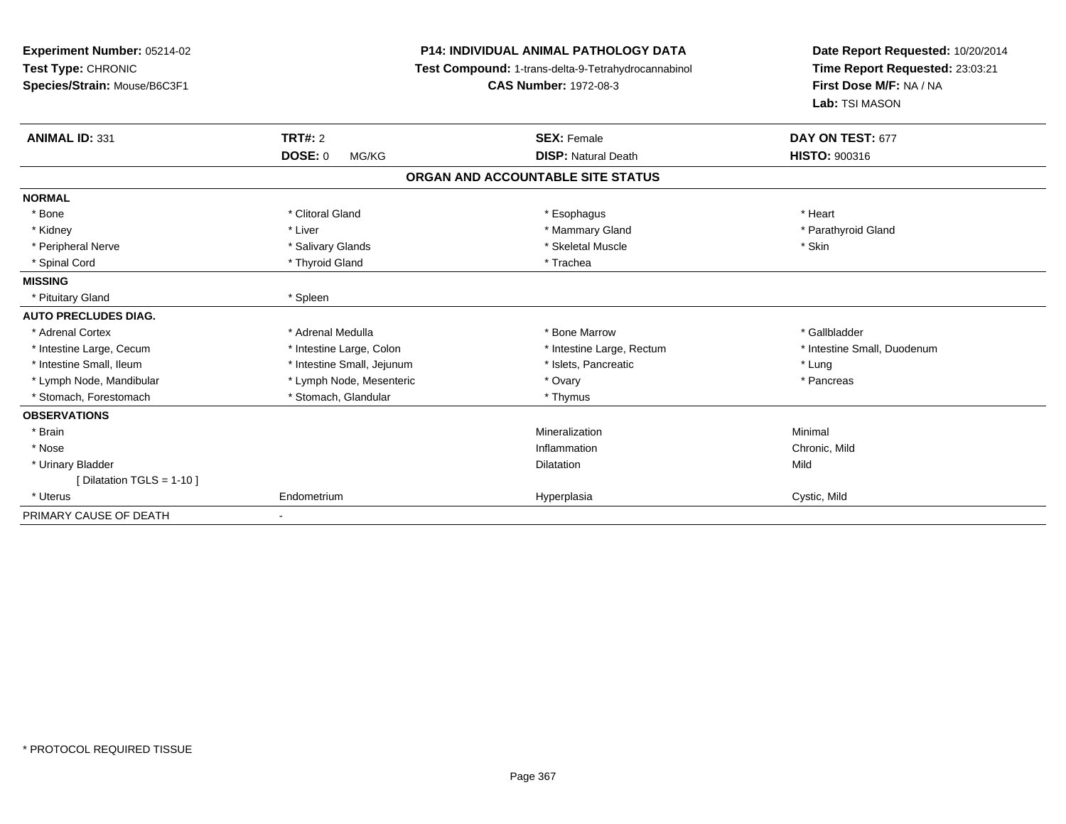**Experiment Number:** 05214-02
**Test Type:** CHRONIC
**Species/Strain:** Mouse/B6C3F1

**P14: INDIVIDUAL ANIMAL PATHOLOGY DATA**
**Test Compound:** 1-trans-delta-9-Tetrahydrocannabinol
**CAS Number:** 1972-08-3

**Date Report Requested:** 10/20/2014
**Time Report Requested:** 23:03:21
**First Dose M/F:** NA / NA
**Lab:** TSI MASON

| **ANIMAL ID:** 331 | **TRT#:** 2 | **SEX:** Female | **DAY ON TEST:** 677 |
|---|---|---|---|
| | **DOSE:** 0 MG/KG | **DISP:** Natural Death | **HISTO:** 900316 |

## ORGAN AND ACCOUNTABLE SITE STATUS

| | | | |
|---|---|---|---|
| **NORMAL** | | | |
| * Bone | * Clitoral Gland | * Esophagus | * Heart |
| * Kidney | * Liver | * Mammary Gland | * Parathyroid Gland |
| * Peripheral Nerve | * Salivary Glands | * Skeletal Muscle | * Skin |
| * Spinal Cord | * Thyroid Gland | * Trachea | |
| **MISSING** | | | |
| * Pituitary Gland | * Spleen | | |
| **AUTO PRECLUDES DIAG.** | | | |
| * Adrenal Cortex | * Adrenal Medulla | * Bone Marrow | * Gallbladder |
| * Intestine Large, Cecum | * Intestine Large, Colon | * Intestine Large, Rectum | * Intestine Small, Duodenum |
| * Intestine Small, Ileum | * Intestine Small, Jejunum | * Islets, Pancreatic | * Lung |
| * Lymph Node, Mandibular | * Lymph Node, Mesenteric | * Ovary | * Pancreas |
| * Stomach, Forestomach | * Stomach, Glandular | * Thymus | |
| **OBSERVATIONS** | | | |
| * Brain | | Mineralization | Minimal |
| * Nose | | Inflammation | Chronic, Mild |
| * Urinary Bladder | | Dilatation | Mild |
| [ Dilatation TGLS = 1-10 ] | | | |
| * Uterus | Endometrium | Hyperplasia | Cystic, Mild |
| PRIMARY CAUSE OF DEATH | - | | |

* PROTOCOL REQUIRED TISSUE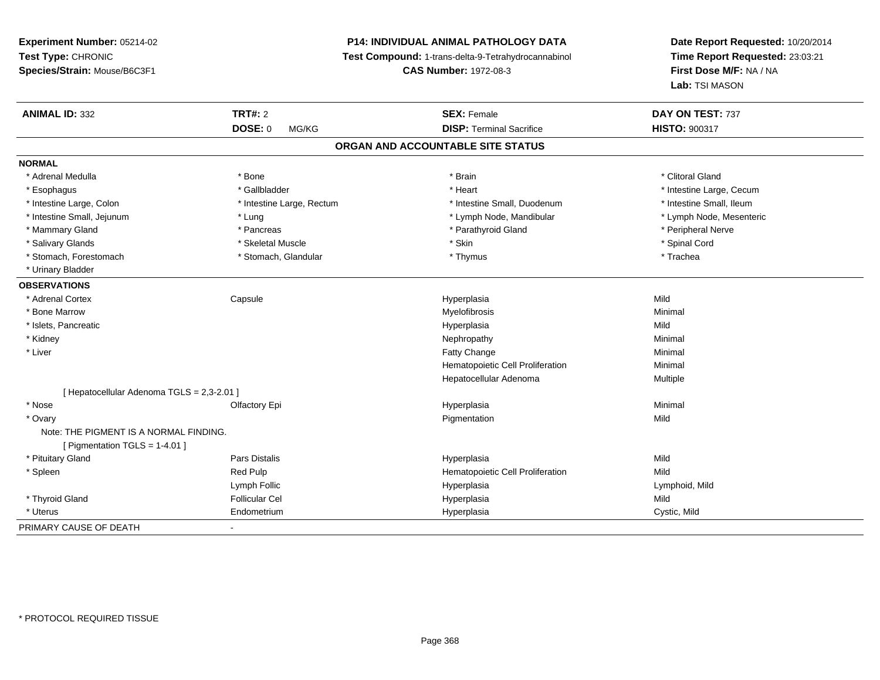**Experiment Number:** 05214-02
**Test Type:** CHRONIC
**Species/Strain:** Mouse/B6C3F1

**P14: INDIVIDUAL ANIMAL PATHOLOGY DATA**
**Test Compound:** 1-trans-delta-9-Tetrahydrocannabinol
**CAS Number:** 1972-08-3

**Date Report Requested:** 10/20/2014
**Time Report Requested:** 23:03:21
**First Dose M/F:** NA / NA
**Lab:** TSI MASON

| **ANIMAL ID:** 332 | **TRT#:** 2 | **SEX:** Female | **DAY ON TEST:** 737 |
|---|---|---|---|
| | **DOSE:** 0 MG/KG | **DISP:** Terminal Sacrifice | **HISTO:** 900317 |

## ORGAN AND ACCOUNTABLE SITE STATUS

**NORMAL**

| | | | |
|---|---|---|---|
| * Adrenal Medulla | * Bone | * Brain | * Clitoral Gland |
| * Esophagus | * Gallbladder | * Heart | * Intestine Large, Cecum |
| * Intestine Large, Colon | * Intestine Large, Rectum | * Intestine Small, Duodenum | * Intestine Small, Ileum |
| * Intestine Small, Jejunum | * Lung | * Lymph Node, Mandibular | * Lymph Node, Mesenteric |
| * Mammary Gland | * Pancreas | * Parathyroid Gland | * Peripheral Nerve |
| * Salivary Glands | * Skeletal Muscle | * Skin | * Spinal Cord |
| * Stomach, Forestomach | * Stomach, Glandular | * Thymus | * Trachea |
| * Urinary Bladder | | | |

**OBSERVATIONS**

| | | | |
|---|---|---|---|
| * Adrenal Cortex | Capsule | Hyperplasia | Mild |
| * Bone Marrow | | Myelofibrosis | Minimal |
| * Islets, Pancreatic | | Hyperplasia | Mild |
| * Kidney | | Nephropathy | Minimal |
| * Liver | | Fatty Change | Minimal |
| | | Hematopoietic Cell Proliferation | Minimal |
| | | Hepatocellular Adenoma | Multiple |
| [ Hepatocellular Adenoma TGLS = 2,3-2.01 ] | | | |
| * Nose | Olfactory Epi | Hyperplasia | Minimal |
| * Ovary | | Pigmentation | Mild |
| Note: THE PIGMENT IS A NORMAL FINDING. | | | |
| [ Pigmentation TGLS = 1-4.01 ] | | | |
| * Pituitary Gland | Pars Distalis | Hyperplasia | Mild |
| * Spleen | Red Pulp | Hematopoietic Cell Proliferation | Mild |
| | Lymph Follic | Hyperplasia | Lymphoid, Mild |
| * Thyroid Gland | Follicular Cel | Hyperplasia | Mild |
| * Uterus | Endometrium | Hyperplasia | Cystic, Mild |

PRIMARY CAUSE OF DEATH -

* PROTOCOL REQUIRED TISSUE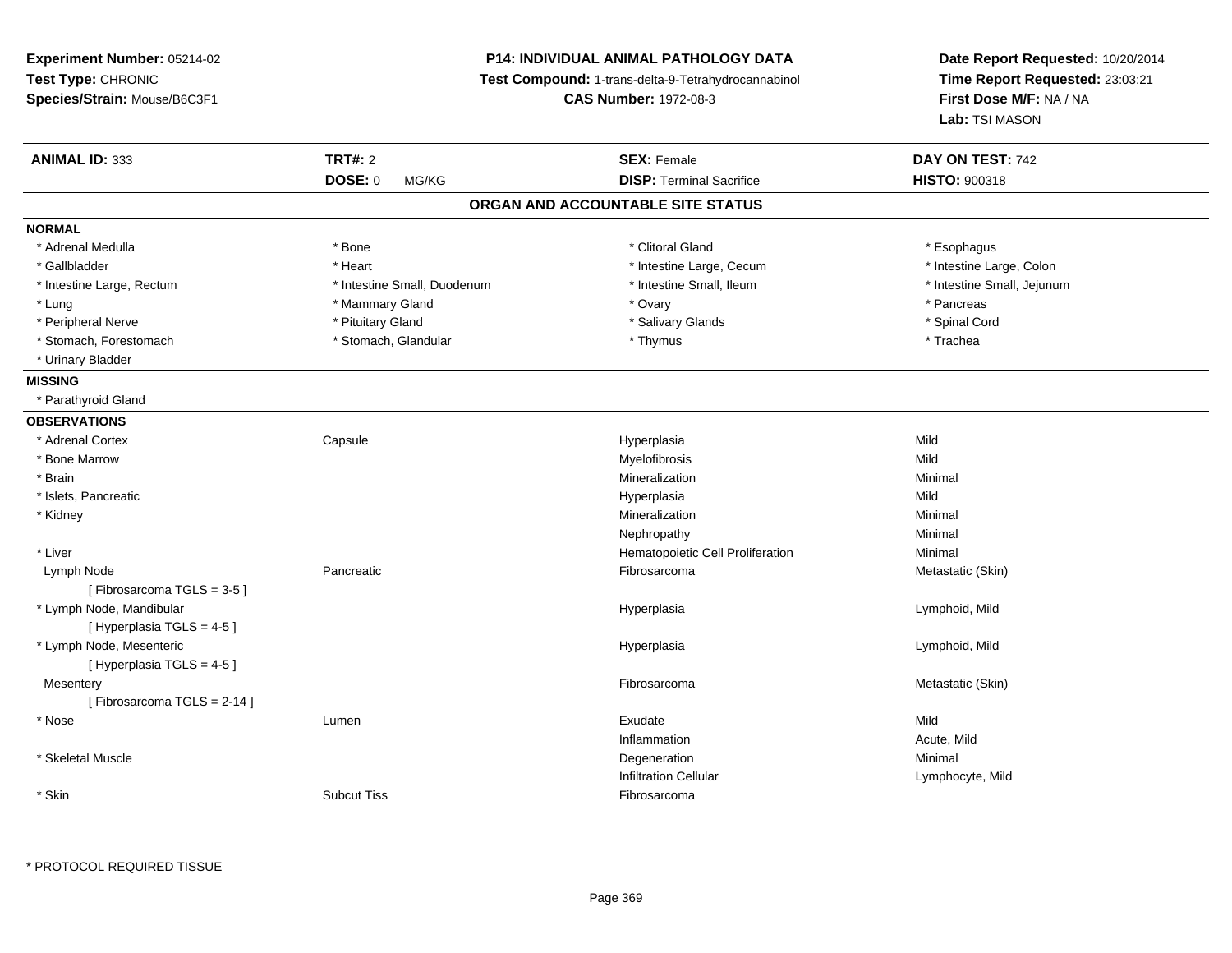**Experiment Number:** 05214-02
**Test Type:** CHRONIC
**Species/Strain:** Mouse/B6C3F1

**P14: INDIVIDUAL ANIMAL PATHOLOGY DATA**
**Test Compound:** 1-trans-delta-9-Tetrahydrocannabinol
**CAS Number:** 1972-08-3

**Date Report Requested:** 10/20/2014
**Time Report Requested:** 23:03:21
**First Dose M/F:** NA / NA
**Lab:** TSI MASON

| **ANIMAL ID:** 333 | **TRT#:** 2 | **SEX:** Female | **DAY ON TEST:** 742 |
|---|---|---|---|
| | **DOSE:** 0 MG/KG | **DISP:** Terminal Sacrifice | **HISTO:** 900318 |

## ORGAN AND ACCOUNTABLE SITE STATUS

**NORMAL**

| | | | |
|---|---|---|---|
| * Adrenal Medulla | * Bone | * Clitoral Gland | * Esophagus |
| * Gallbladder | * Heart | * Intestine Large, Cecum | * Intestine Large, Colon |
| * Intestine Large, Rectum | * Intestine Small, Duodenum | * Intestine Small, Ileum | * Intestine Small, Jejunum |
| * Lung | * Mammary Gland | * Ovary | * Pancreas |
| * Peripheral Nerve | * Pituitary Gland | * Salivary Glands | * Spinal Cord |
| * Stomach, Forestomach | * Stomach, Glandular | * Thymus | * Trachea |
| * Urinary Bladder | | | |

**MISSING**

* Parathyroid Gland

**OBSERVATIONS**

| | | | |
|---|---|---|---|
| * Adrenal Cortex | Capsule | Hyperplasia | Mild |
| * Bone Marrow | | Myelofibrosis | Mild |
| * Brain | | Mineralization | Minimal |
| * Islets, Pancreatic | | Hyperplasia | Mild |
| * Kidney | | Mineralization | Minimal |
| | | Nephropathy | Minimal |
| * Liver | | Hematopoietic Cell Proliferation | Minimal |
| Lymph Node | Pancreatic | Fibrosarcoma | Metastatic (Skin) |
| [ Fibrosarcoma TGLS = 3-5 ] | | | |
| * Lymph Node, Mandibular | | Hyperplasia | Lymphoid, Mild |
| [ Hyperplasia TGLS = 4-5 ] | | | |
| * Lymph Node, Mesenteric | | Hyperplasia | Lymphoid, Mild |
| [ Hyperplasia TGLS = 4-5 ] | | | |
| Mesentery | | Fibrosarcoma | Metastatic (Skin) |
| [ Fibrosarcoma TGLS = 2-14 ] | | | |
| * Nose | Lumen | Exudate | Mild |
| | | Inflammation | Acute, Mild |
| * Skeletal Muscle | | Degeneration | Minimal |
| | | Infiltration Cellular | Lymphocyte, Mild |
| * Skin | Subcut Tiss | Fibrosarcoma | |

* PROTOCOL REQUIRED TISSUE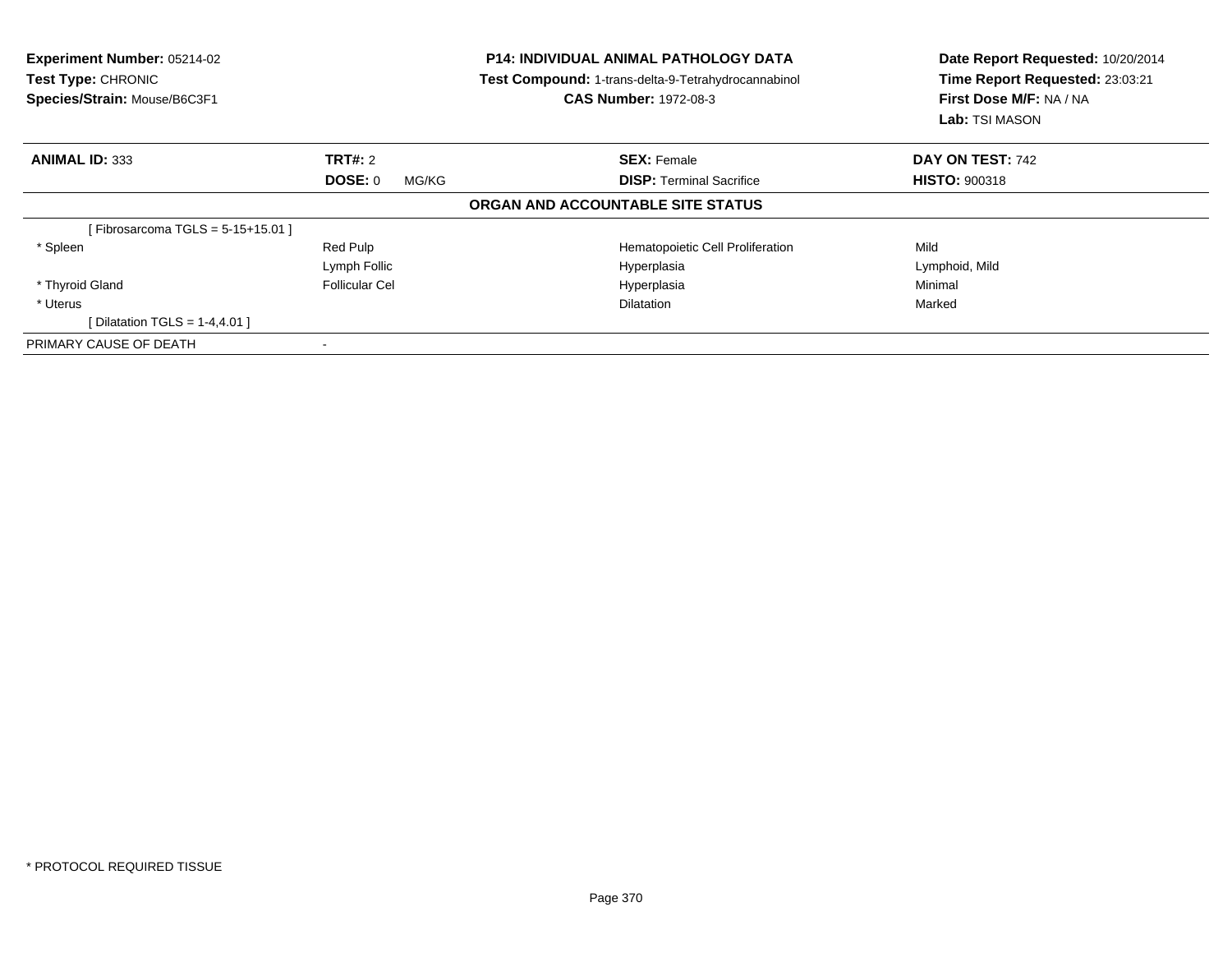**Experiment Number:** 05214-02
**Test Type:** CHRONIC
**Species/Strain:** Mouse/B6C3F1

**P14: INDIVIDUAL ANIMAL PATHOLOGY DATA**
**Test Compound:** 1-trans-delta-9-Tetrahydrocannabinol
**CAS Number:** 1972-08-3

**Date Report Requested:** 10/20/2014
**Time Report Requested:** 23:03:21
**First Dose M/F:** NA / NA
**Lab:** TSI MASON

| **ANIMAL ID:** 333 | **TRT#:** 2 | **SEX:** Female | **DAY ON TEST:** 742 |
|---|---|---|---|
| | **DOSE:** 0 MG/KG | **DISP:** Terminal Sacrifice | **HISTO:** 900318 |

**ORGAN AND ACCOUNTABLE SITE STATUS**

| | | | |
|---|---|---|---|
| [ Fibrosarcoma TGLS = 5-15+15.01 ] | | | |
| * Spleen | Red Pulp | Hematopoietic Cell Proliferation | Mild |
| | Lymph Follic | Hyperplasia | Lymphoid, Mild |
| * Thyroid Gland | Follicular Cel | Hyperplasia | Minimal |
| * Uterus | | Dilatation | Marked |
| [ Dilatation TGLS = 1-4,4.01 ] | | | |
| PRIMARY CAUSE OF DEATH | - | | |

* PROTOCOL REQUIRED TISSUE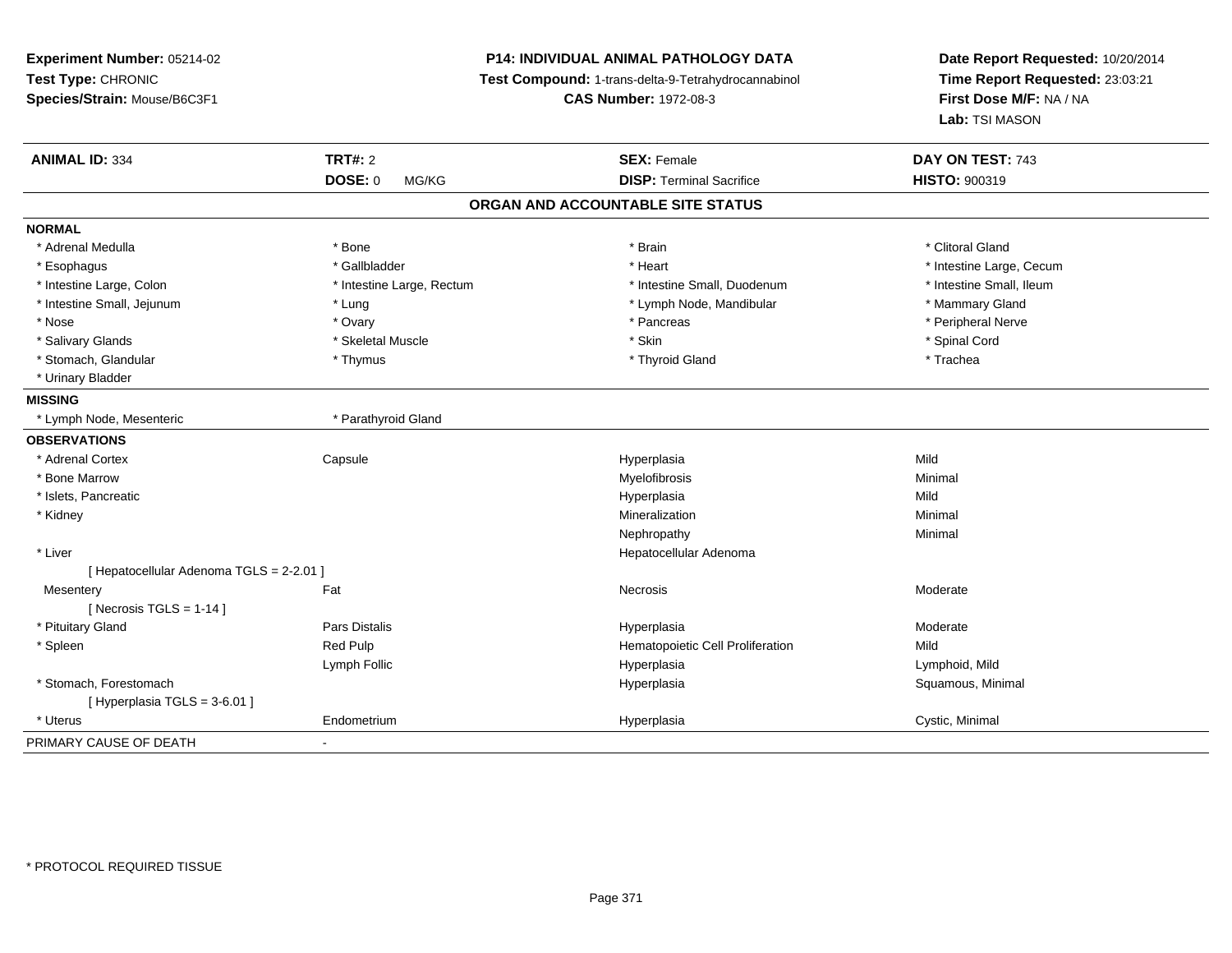**Experiment Number:** 05214-02
**Test Type:** CHRONIC
**Species/Strain:** Mouse/B6C3F1

**P14: INDIVIDUAL ANIMAL PATHOLOGY DATA**
**Test Compound:** 1-trans-delta-9-Tetrahydrocannabinol
**CAS Number:** 1972-08-3

**Date Report Requested:** 10/20/2014
**Time Report Requested:** 23:03:21
**First Dose M/F:** NA / NA
**Lab:** TSI MASON

| **ANIMAL ID:** 334 | **TRT#:** 2 | **SEX:** Female | **DAY ON TEST:** 743 |
|---|---|---|---|
| | **DOSE:** 0 MG/KG | **DISP:** Terminal Sacrifice | **HISTO:** 900319 |

## ORGAN AND ACCOUNTABLE SITE STATUS

**NORMAL**

| | | | |
|---|---|---|---|
| * Adrenal Medulla | * Bone | * Brain | * Clitoral Gland |
| * Esophagus | * Gallbladder | * Heart | * Intestine Large, Cecum |
| * Intestine Large, Colon | * Intestine Large, Rectum | * Intestine Small, Duodenum | * Intestine Small, Ileum |
| * Intestine Small, Jejunum | * Lung | * Lymph Node, Mandibular | * Mammary Gland |
| * Nose | * Ovary | * Pancreas | * Peripheral Nerve |
| * Salivary Glands | * Skeletal Muscle | * Skin | * Spinal Cord |
| * Stomach, Glandular | * Thymus | * Thyroid Gland | * Trachea |
| * Urinary Bladder | | | |

**MISSING**

| | |
|---|---|
| * Lymph Node, Mesenteric | * Parathyroid Gland |

**OBSERVATIONS**

| | | | |
|---|---|---|---|
| * Adrenal Cortex | Capsule | Hyperplasia | Mild |
| * Bone Marrow | | Myelofibrosis | Minimal |
| * Islets, Pancreatic | | Hyperplasia | Mild |
| * Kidney | | Mineralization | Minimal |
| | | Nephropathy | Minimal |
| * Liver | | Hepatocellular Adenoma | |
| [ Hepatocellular Adenoma TGLS = 2-2.01 ] | | | |
| Mesentery | Fat | Necrosis | Moderate |
| [ Necrosis TGLS = 1-14 ] | | | |
| * Pituitary Gland | Pars Distalis | Hyperplasia | Moderate |
| * Spleen | Red Pulp | Hematopoietic Cell Proliferation | Mild |
| | Lymph Follic | Hyperplasia | Lymphoid, Mild |
| * Stomach, Forestomach | | Hyperplasia | Squamous, Minimal |
| [ Hyperplasia TGLS = 3-6.01 ] | | | |
| * Uterus | Endometrium | Hyperplasia | Cystic, Minimal |

PRIMARY CAUSE OF DEATH -

* PROTOCOL REQUIRED TISSUE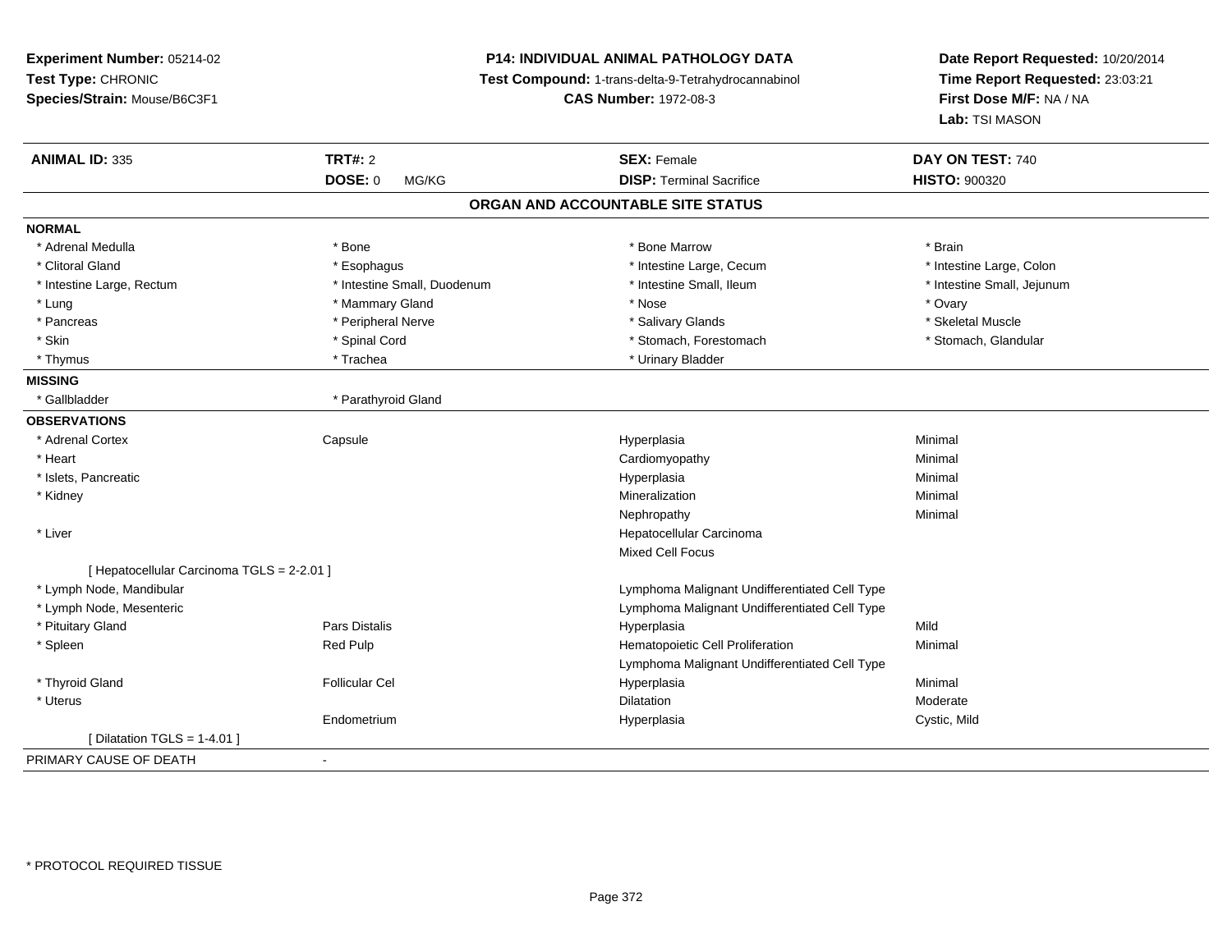**Experiment Number:** 05214-02
**Test Type:** CHRONIC
**Species/Strain:** Mouse/B6C3F1

**P14: INDIVIDUAL ANIMAL PATHOLOGY DATA**
**Test Compound:** 1-trans-delta-9-Tetrahydrocannabinol
**CAS Number:** 1972-08-3

**Date Report Requested:** 10/20/2014
**Time Report Requested:** 23:03:21
**First Dose M/F:** NA / NA
**Lab:** TSI MASON

| **ANIMAL ID:** 335 | **TRT#:** 2 | **SEX:** Female | **DAY ON TEST:** 740 |
|---|---|---|---|
| | **DOSE:** 0 MG/KG | **DISP:** Terminal Sacrifice | **HISTO:** 900320 |

## ORGAN AND ACCOUNTABLE SITE STATUS

**NORMAL**

| | | | |
|---|---|---|---|
| * Adrenal Medulla | * Bone | * Bone Marrow | * Brain |
| * Clitoral Gland | * Esophagus | * Intestine Large, Cecum | * Intestine Large, Colon |
| * Intestine Large, Rectum | * Intestine Small, Duodenum | * Intestine Small, Ileum | * Intestine Small, Jejunum |
| * Lung | * Mammary Gland | * Nose | * Ovary |
| * Pancreas | * Peripheral Nerve | * Salivary Glands | * Skeletal Muscle |
| * Skin | * Spinal Cord | * Stomach, Forestomach | * Stomach, Glandular |
| * Thymus | * Trachea | * Urinary Bladder | |

**MISSING**

| | |
|---|---|
| * Gallbladder | * Parathyroid Gland |

**OBSERVATIONS**

| | | | |
|---|---|---|---|
| * Adrenal Cortex | Capsule | Hyperplasia | Minimal |
| * Heart | | Cardiomyopathy | Minimal |
| * Islets, Pancreatic | | Hyperplasia | Minimal |
| * Kidney | | Mineralization | Minimal |
| | | Nephropathy | Minimal |
| * Liver | | Hepatocellular Carcinoma | |
| | | Mixed Cell Focus | |
| [ Hepatocellular Carcinoma TGLS = 2-2.01 ] | | | |
| * Lymph Node, Mandibular | | Lymphoma Malignant Undifferentiated Cell Type | |
| * Lymph Node, Mesenteric | | Lymphoma Malignant Undifferentiated Cell Type | |
| * Pituitary Gland | Pars Distalis | Hyperplasia | Mild |
| * Spleen | Red Pulp | Hematopoietic Cell Proliferation | Minimal |
| | | Lymphoma Malignant Undifferentiated Cell Type | |
| * Thyroid Gland | Follicular Cel | Hyperplasia | Minimal |
| * Uterus | | Dilatation | Moderate |
| | Endometrium | Hyperplasia | Cystic, Mild |
| [ Dilatation TGLS = 1-4.01 ] | | | |

PRIMARY CAUSE OF DEATH -

\* PROTOCOL REQUIRED TISSUE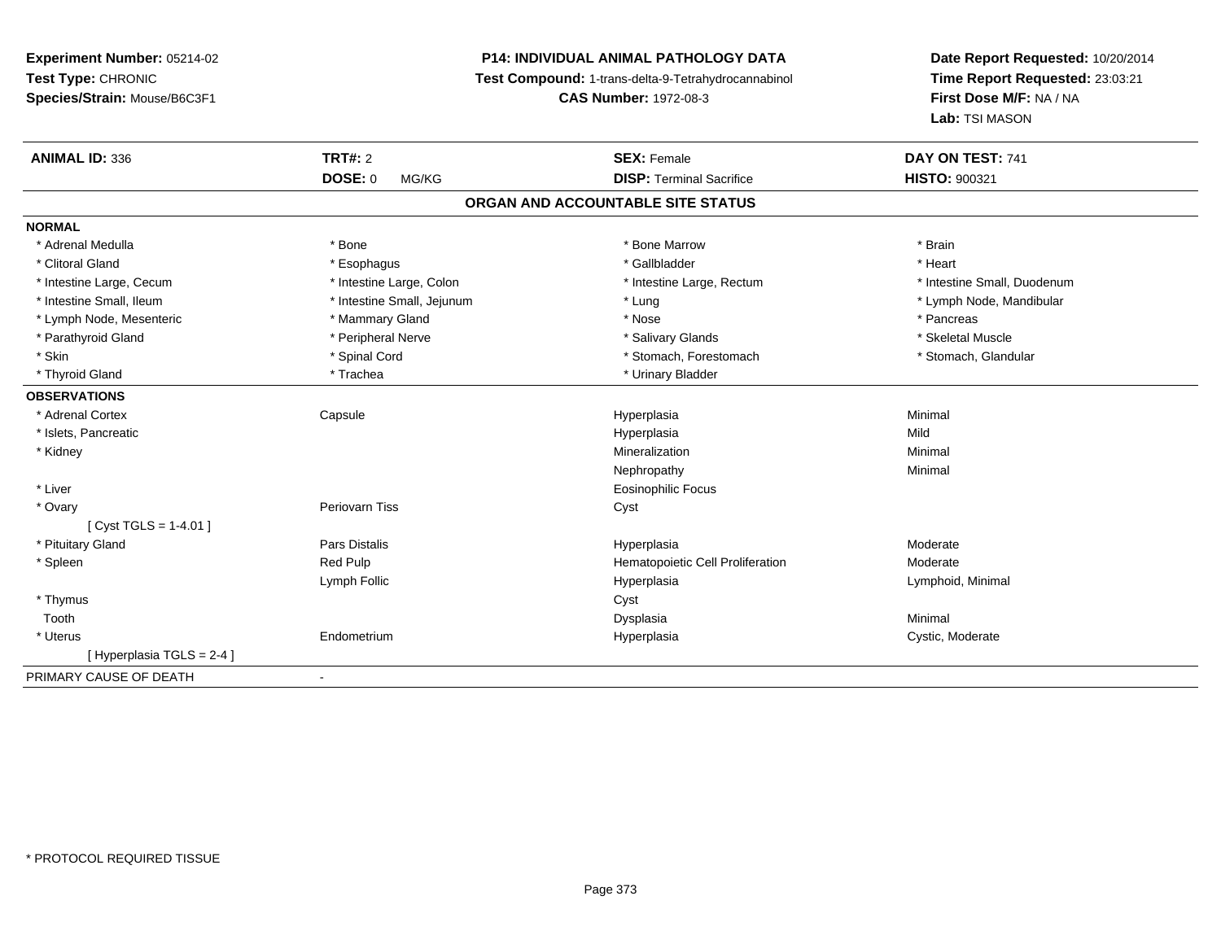**Experiment Number:** 05214-02
**Test Type:** CHRONIC
**Species/Strain:** Mouse/B6C3F1

**P14: INDIVIDUAL ANIMAL PATHOLOGY DATA**
**Test Compound:** 1-trans-delta-9-Tetrahydrocannabinol
**CAS Number:** 1972-08-3

**Date Report Requested:** 10/20/2014
**Time Report Requested:** 23:03:21
**First Dose M/F:** NA / NA
**Lab:** TSI MASON

| **ANIMAL ID:** 336 | **TRT#:** 2 | **SEX:** Female | **DAY ON TEST:** 741 |
|---|---|---|---|
| | **DOSE:** 0 MG/KG | **DISP:** Terminal Sacrifice | **HISTO:** 900321 |

## ORGAN AND ACCOUNTABLE SITE STATUS

**NORMAL**

| | | | |
|---|---|---|---|
| * Adrenal Medulla | * Bone | * Bone Marrow | * Brain |
| * Clitoral Gland | * Esophagus | * Gallbladder | * Heart |
| * Intestine Large, Cecum | * Intestine Large, Colon | * Intestine Large, Rectum | * Intestine Small, Duodenum |
| * Intestine Small, Ileum | * Intestine Small, Jejunum | * Lung | * Lymph Node, Mandibular |
| * Lymph Node, Mesenteric | * Mammary Gland | * Nose | * Pancreas |
| * Parathyroid Gland | * Peripheral Nerve | * Salivary Glands | * Skeletal Muscle |
| * Skin | * Spinal Cord | * Stomach, Forestomach | * Stomach, Glandular |
| * Thyroid Gland | * Trachea | * Urinary Bladder | |

**OBSERVATIONS**

| | | | |
|---|---|---|---|
| * Adrenal Cortex | Capsule | Hyperplasia | Minimal |
| * Islets, Pancreatic | | Hyperplasia | Mild |
| * Kidney | | Mineralization | Minimal |
| | | Nephropathy | Minimal |
| * Liver | | Eosinophilic Focus | |
| * Ovary | Periovarn Tiss | Cyst | |
| [ Cyst TGLS = 1-4.01 ] | | | |
| * Pituitary Gland | Pars Distalis | Hyperplasia | Moderate |
| * Spleen | Red Pulp | Hematopoietic Cell Proliferation | Moderate |
| | Lymph Follic | Hyperplasia | Lymphoid, Minimal |
| * Thymus | | Cyst | |
| Tooth | | Dysplasia | Minimal |
| * Uterus | Endometrium | Hyperplasia | Cystic, Moderate |
| [ Hyperplasia TGLS = 2-4 ] | | | |

PRIMARY CAUSE OF DEATH -

* PROTOCOL REQUIRED TISSUE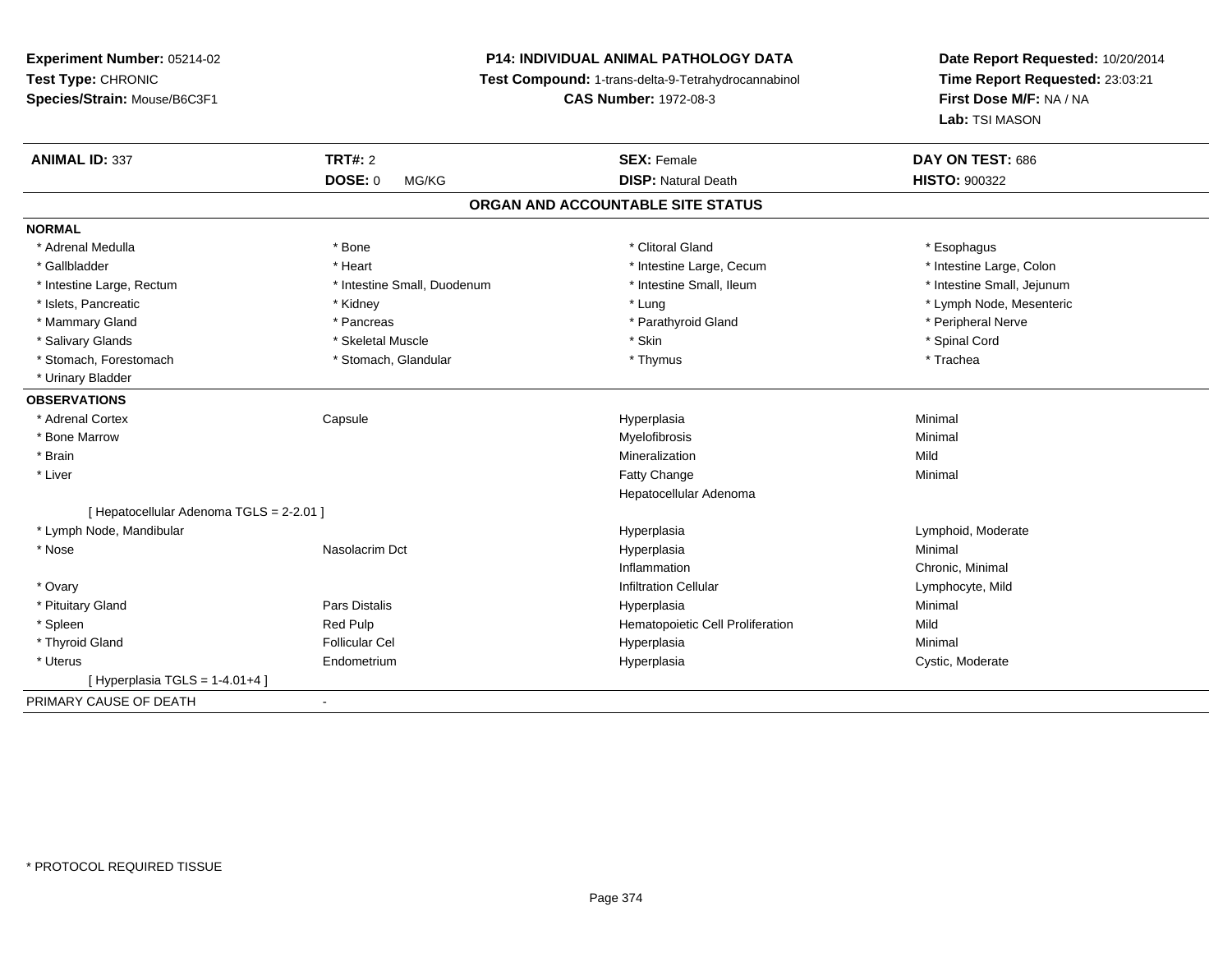**Experiment Number:** 05214-02
**Test Type:** CHRONIC
**Species/Strain:** Mouse/B6C3F1

**P14: INDIVIDUAL ANIMAL PATHOLOGY DATA**
**Test Compound:** 1-trans-delta-9-Tetrahydrocannabinol
**CAS Number:** 1972-08-3

**Date Report Requested:** 10/20/2014
**Time Report Requested:** 23:03:21
**First Dose M/F:** NA / NA
**Lab:** TSI MASON

| **ANIMAL ID:** 337 | **TRT#:** 2 | **SEX:** Female | **DAY ON TEST:** 686 |
|---|---|---|---|
| | **DOSE:** 0 MG/KG | **DISP:** Natural Death | **HISTO:** 900322 |

## ORGAN AND ACCOUNTABLE SITE STATUS

**NORMAL**

| | | | |
|---|---|---|---|
| * Adrenal Medulla | * Bone | * Clitoral Gland | * Esophagus |
| * Gallbladder | * Heart | * Intestine Large, Cecum | * Intestine Large, Colon |
| * Intestine Large, Rectum | * Intestine Small, Duodenum | * Intestine Small, Ileum | * Intestine Small, Jejunum |
| * Islets, Pancreatic | * Kidney | * Lung | * Lymph Node, Mesenteric |
| * Mammary Gland | * Pancreas | * Parathyroid Gland | * Peripheral Nerve |
| * Salivary Glands | * Skeletal Muscle | * Skin | * Spinal Cord |
| * Stomach, Forestomach | * Stomach, Glandular | * Thymus | * Trachea |
| * Urinary Bladder | | | |

**OBSERVATIONS**

| | | | |
|---|---|---|---|
| * Adrenal Cortex | Capsule | Hyperplasia | Minimal |
| * Bone Marrow | | Myelofibrosis | Minimal |
| * Brain | | Mineralization | Mild |
| * Liver | | Fatty Change | Minimal |
| | | Hepatocellular Adenoma | |
| [ Hepatocellular Adenoma TGLS = 2-2.01 ] | | | |
| * Lymph Node, Mandibular | | Hyperplasia | Lymphoid, Moderate |
| * Nose | Nasolacrim Dct | Hyperplasia | Minimal |
| | | Inflammation | Chronic, Minimal |
| * Ovary | | Infiltration Cellular | Lymphocyte, Mild |
| * Pituitary Gland | Pars Distalis | Hyperplasia | Minimal |
| * Spleen | Red Pulp | Hematopoietic Cell Proliferation | Mild |
| * Thyroid Gland | Follicular Cel | Hyperplasia | Minimal |
| * Uterus | Endometrium | Hyperplasia | Cystic, Moderate |
| [ Hyperplasia TGLS = 1-4.01+4 ] | | | |

PRIMARY CAUSE OF DEATH -

* PROTOCOL REQUIRED TISSUE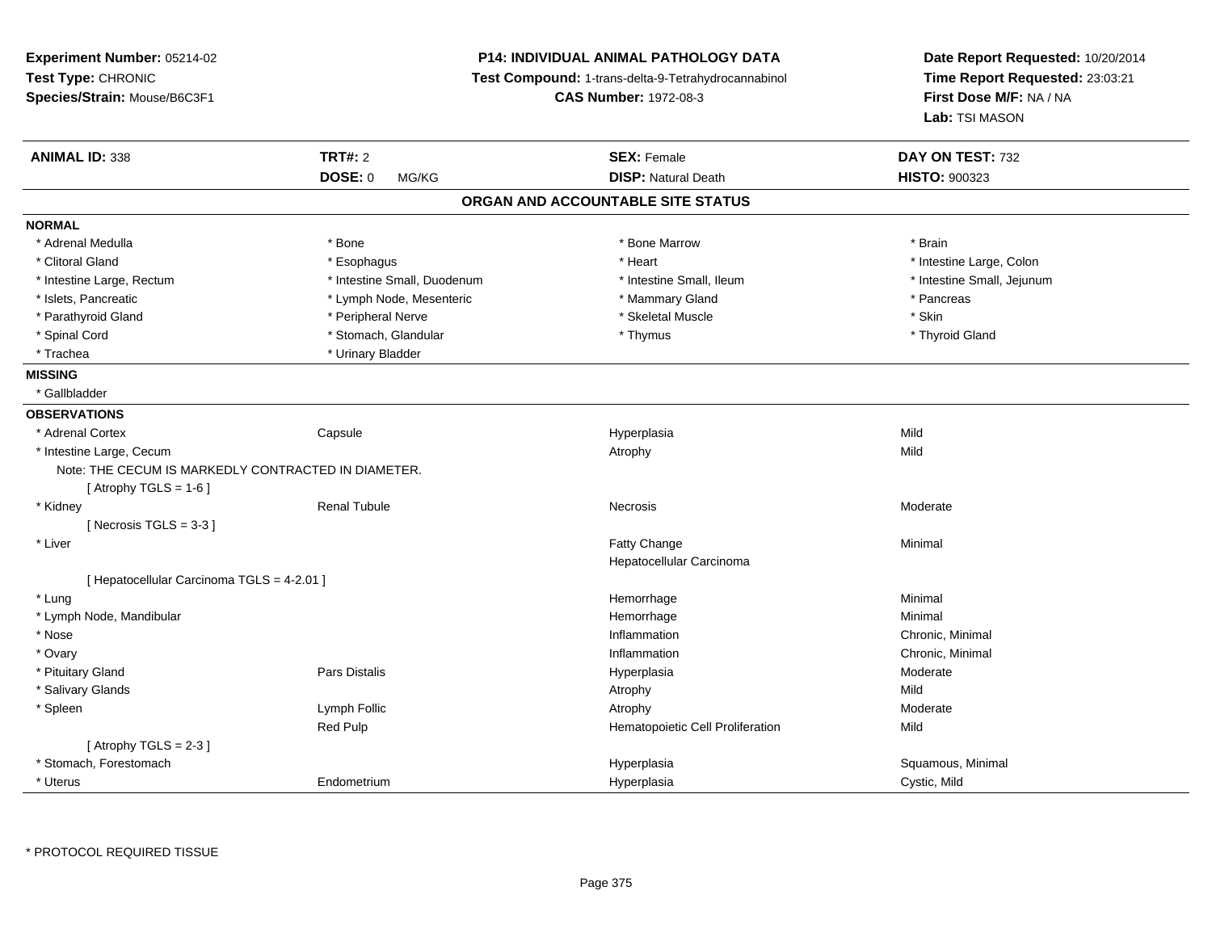**Experiment Number:** 05214-02
**Test Type:** CHRONIC
**Species/Strain:** Mouse/B6C3F1

**P14: INDIVIDUAL ANIMAL PATHOLOGY DATA**
**Test Compound:** 1-trans-delta-9-Tetrahydrocannabinol
**CAS Number:** 1972-08-3

**Date Report Requested:** 10/20/2014
**Time Report Requested:** 23:03:21
**First Dose M/F:** NA / NA
**Lab:** TSI MASON

| **ANIMAL ID:** 338 | **TRT#:** 2 | **SEX:** Female | **DAY ON TEST:** 732 |
|---|---|---|---|
| | **DOSE:** 0 MG/KG | **DISP:** Natural Death | **HISTO:** 900323 |

## ORGAN AND ACCOUNTABLE SITE STATUS

**NORMAL**

| | | | |
|---|---|---|---|
| * Adrenal Medulla | * Bone | * Bone Marrow | * Brain |
| * Clitoral Gland | * Esophagus | * Heart | * Intestine Large, Colon |
| * Intestine Large, Rectum | * Intestine Small, Duodenum | * Intestine Small, Ileum | * Intestine Small, Jejunum |
| * Islets, Pancreatic | * Lymph Node, Mesenteric | * Mammary Gland | * Pancreas |
| * Parathyroid Gland | * Peripheral Nerve | * Skeletal Muscle | * Skin |
| * Spinal Cord | * Stomach, Glandular | * Thymus | * Thyroid Gland |
| * Trachea | * Urinary Bladder | | |

**MISSING**

* Gallbladder

**OBSERVATIONS**

| | | | |
|---|---|---|---|
| * Adrenal Cortex | Capsule | Hyperplasia | Mild |
| * Intestine Large, Cecum | | Atrophy | Mild |
| Note: THE CECUM IS MARKEDLY CONTRACTED IN DIAMETER. | | | |
| [ Atrophy TGLS = 1-6 ] | | | |
| * Kidney | Renal Tubule | Necrosis | Moderate |
| [ Necrosis TGLS = 3-3 ] | | | |
| * Liver | | Fatty Change | Minimal |
| | | Hepatocellular Carcinoma | |
| [ Hepatocellular Carcinoma TGLS = 4-2.01 ] | | | |
| * Lung | | Hemorrhage | Minimal |
| * Lymph Node, Mandibular | | Hemorrhage | Minimal |
| * Nose | | Inflammation | Chronic, Minimal |
| * Ovary | | Inflammation | Chronic, Minimal |
| * Pituitary Gland | Pars Distalis | Hyperplasia | Moderate |
| * Salivary Glands | | Atrophy | Mild |
| * Spleen | Lymph Follic | Atrophy | Moderate |
| | Red Pulp | Hematopoietic Cell Proliferation | Mild |
| [ Atrophy TGLS = 2-3 ] | | | |
| * Stomach, Forestomach | | Hyperplasia | Squamous, Minimal |
| * Uterus | Endometrium | Hyperplasia | Cystic, Mild |

* PROTOCOL REQUIRED TISSUE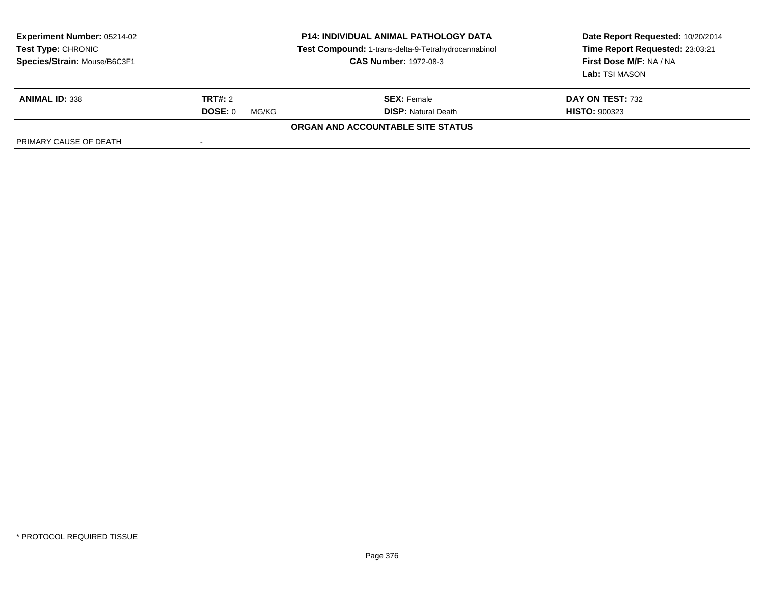**Experiment Number:** 05214-02
**Test Type:** CHRONIC
**Species/Strain:** Mouse/B6C3F1

**P14: INDIVIDUAL ANIMAL PATHOLOGY DATA**
**Test Compound:** 1-trans-delta-9-Tetrahydrocannabinol
**CAS Number:** 1972-08-3

**Date Report Requested:** 10/20/2014
**Time Report Requested:** 23:03:21
**First Dose M/F:** NA / NA
**Lab:** TSI MASON

| **ANIMAL ID:** 338 | **TRT#:** 2 | **SEX:** Female | **DAY ON TEST:** 732 |
|---|---|---|---|
| | **DOSE:** 0 MG/KG | **DISP:** Natural Death | **HISTO:** 900323 |

**ORGAN AND ACCOUNTABLE SITE STATUS**

| | |
|---|---|
| PRIMARY CAUSE OF DEATH | - |

* PROTOCOL REQUIRED TISSUE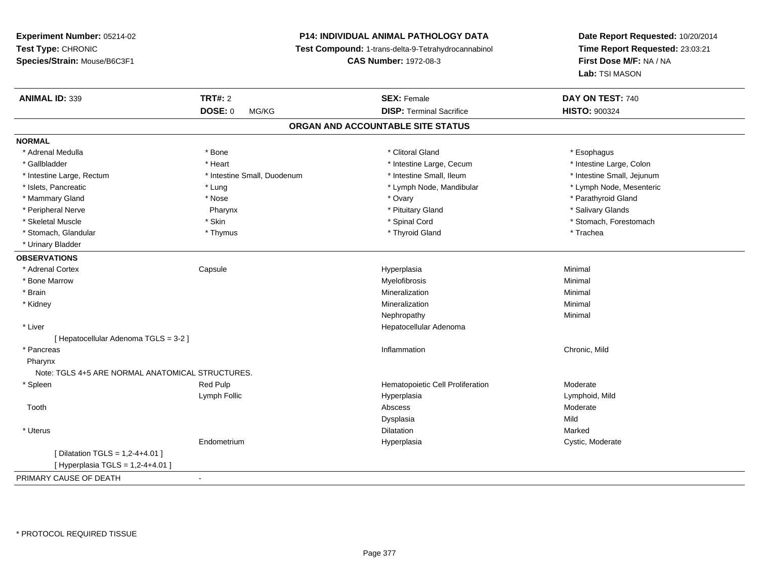**Experiment Number:** 05214-02
**Test Type:** CHRONIC
**Species/Strain:** Mouse/B6C3F1

**P14: INDIVIDUAL ANIMAL PATHOLOGY DATA**
**Test Compound:** 1-trans-delta-9-Tetrahydrocannabinol
**CAS Number:** 1972-08-3

**Date Report Requested:** 10/20/2014
**Time Report Requested:** 23:03:21
**First Dose M/F:** NA / NA
**Lab:** TSI MASON

| **ANIMAL ID:** 339 | **TRT#:** 2 | **SEX:** Female | **DAY ON TEST:** 740 |
|---|---|---|---|
| | **DOSE:** 0 MG/KG | **DISP:** Terminal Sacrifice | **HISTO:** 900324 |

## ORGAN AND ACCOUNTABLE SITE STATUS

**NORMAL**

| | | | |
|---|---|---|---|
| * Adrenal Medulla | * Bone | * Clitoral Gland | * Esophagus |
| * Gallbladder | * Heart | * Intestine Large, Cecum | * Intestine Large, Colon |
| * Intestine Large, Rectum | * Intestine Small, Duodenum | * Intestine Small, Ileum | * Intestine Small, Jejunum |
| * Islets, Pancreatic | * Lung | * Lymph Node, Mandibular | * Lymph Node, Mesenteric |
| * Mammary Gland | * Nose | * Ovary | * Parathyroid Gland |
| * Peripheral Nerve | Pharynx | * Pituitary Gland | * Salivary Glands |
| * Skeletal Muscle | * Skin | * Spinal Cord | * Stomach, Forestomach |
| * Stomach, Glandular | * Thymus | * Thyroid Gland | * Trachea |
| * Urinary Bladder | | | |

**OBSERVATIONS**

| | | | |
|---|---|---|---|
| * Adrenal Cortex | Capsule | Hyperplasia | Minimal |
| * Bone Marrow | | Myelofibrosis | Minimal |
| * Brain | | Mineralization | Minimal |
| * Kidney | | Mineralization | Minimal |
| | | Nephropathy | Minimal |
| * Liver | | Hepatocellular Adenoma | |
| [ Hepatocellular Adenoma TGLS = 3-2 ] | | | |
| * Pancreas | | Inflammation | Chronic, Mild |
| Pharynx | | | |
| Note: TGLS 4+5 ARE NORMAL ANATOMICAL STRUCTURES. | | | |
| * Spleen | Red Pulp | Hematopoietic Cell Proliferation | Moderate |
| | Lymph Follic | Hyperplasia | Lymphoid, Mild |
| Tooth | | Abscess | Moderate |
| | | Dysplasia | Mild |
| * Uterus | | Dilatation | Marked |
| | Endometrium | Hyperplasia | Cystic, Moderate |
| [ Dilatation TGLS = 1,2-4+4.01 ] | | | |
| [ Hyperplasia TGLS = 1,2-4+4.01 ] | | | |

PRIMARY CAUSE OF DEATH -

* PROTOCOL REQUIRED TISSUE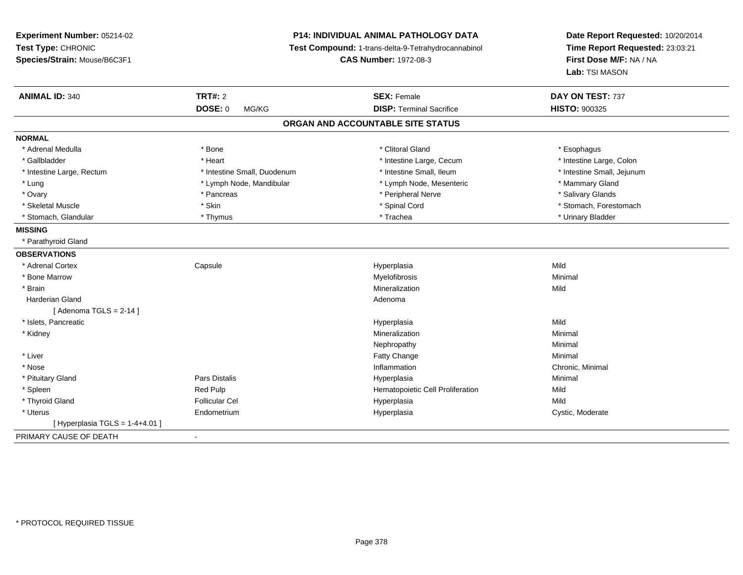**Experiment Number:** 05214-02
**Test Type:** CHRONIC
**Species/Strain:** Mouse/B6C3F1

**P14: INDIVIDUAL ANIMAL PATHOLOGY DATA**
**Test Compound:** 1-trans-delta-9-Tetrahydrocannabinol
**CAS Number:** 1972-08-3

**Date Report Requested:** 10/20/2014
**Time Report Requested:** 23:03:21
**First Dose M/F:** NA / NA
**Lab:** TSI MASON

| **ANIMAL ID:** 340 | **TRT#:** 2 | **SEX:** Female | **DAY ON TEST:** 737 |
|---|---|---|---|
| | **DOSE:** 0 MG/KG | **DISP:** Terminal Sacrifice | **HISTO:** 900325 |

## ORGAN AND ACCOUNTABLE SITE STATUS

**NORMAL**

| | | | |
|---|---|---|---|
| * Adrenal Medulla | * Bone | * Clitoral Gland | * Esophagus |
| * Gallbladder | * Heart | * Intestine Large, Cecum | * Intestine Large, Colon |
| * Intestine Large, Rectum | * Intestine Small, Duodenum | * Intestine Small, Ileum | * Intestine Small, Jejunum |
| * Lung | * Lymph Node, Mandibular | * Lymph Node, Mesenteric | * Mammary Gland |
| * Ovary | * Pancreas | * Peripheral Nerve | * Salivary Glands |
| * Skeletal Muscle | * Skin | * Spinal Cord | * Stomach, Forestomach |
| * Stomach, Glandular | * Thymus | * Trachea | * Urinary Bladder |

**MISSING**

* Parathyroid Gland

**OBSERVATIONS**

| | | | |
|---|---|---|---|
| * Adrenal Cortex | Capsule | Hyperplasia | Mild |
| * Bone Marrow | | Myelofibrosis | Minimal |
| * Brain | | Mineralization | Mild |
| Harderian Gland | | Adenoma | |
| [ Adenoma TGLS = 2-14 ] | | | |
| * Islets, Pancreatic | | Hyperplasia | Mild |
| * Kidney | | Mineralization | Minimal |
| | | Nephropathy | Minimal |
| * Liver | | Fatty Change | Minimal |
| * Nose | | Inflammation | Chronic, Minimal |
| * Pituitary Gland | Pars Distalis | Hyperplasia | Minimal |
| * Spleen | Red Pulp | Hematopoietic Cell Proliferation | Mild |
| * Thyroid Gland | Follicular Cel | Hyperplasia | Mild |
| * Uterus | Endometrium | Hyperplasia | Cystic, Moderate |
| [ Hyperplasia TGLS = 1-4+4.01 ] | | | |

PRIMARY CAUSE OF DEATH -

* PROTOCOL REQUIRED TISSUE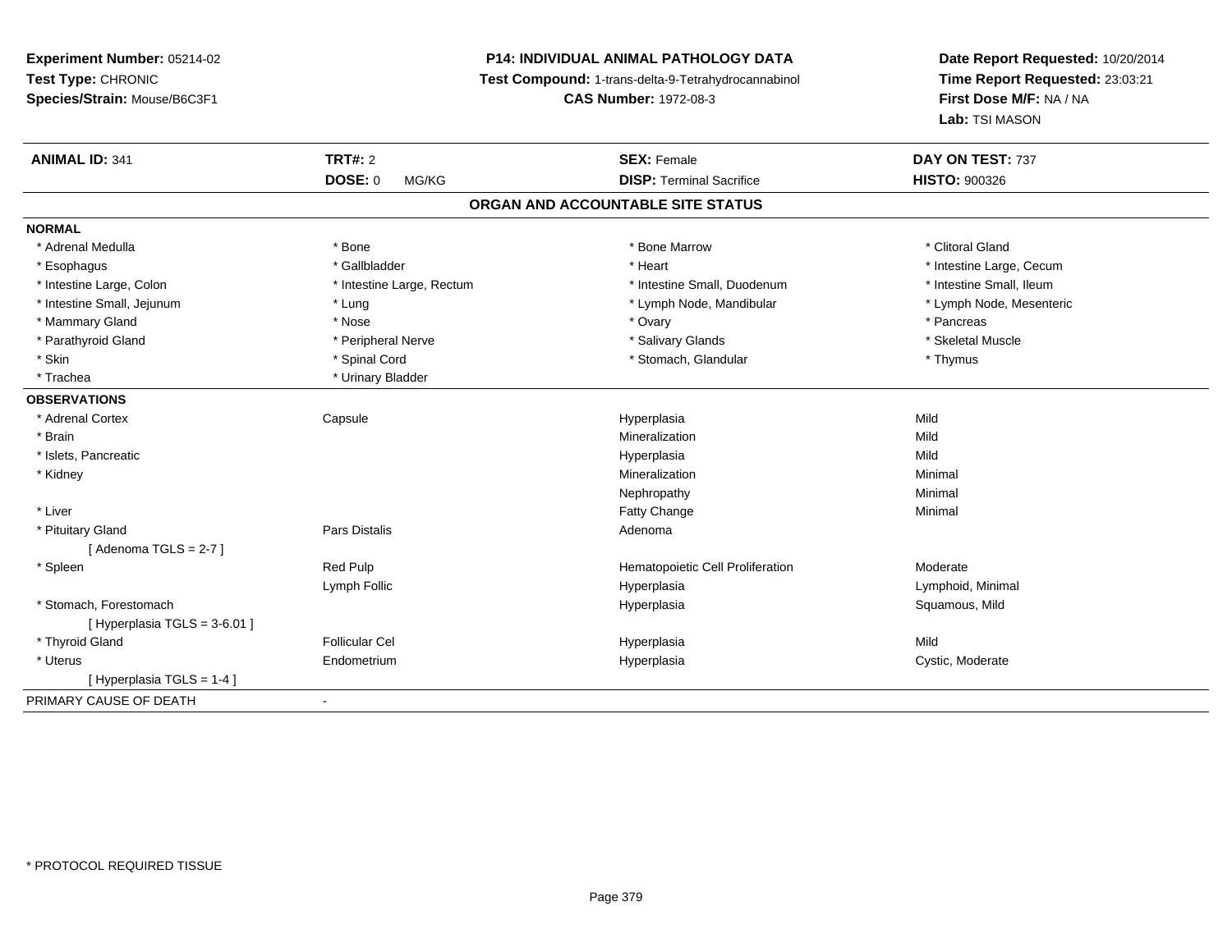**Experiment Number:** 05214-02
**Test Type:** CHRONIC
**Species/Strain:** Mouse/B6C3F1

**P14: INDIVIDUAL ANIMAL PATHOLOGY DATA**
**Test Compound:** 1-trans-delta-9-Tetrahydrocannabinol
**CAS Number:** 1972-08-3

**Date Report Requested:** 10/20/2014
**Time Report Requested:** 23:03:21
**First Dose M/F:** NA / NA
**Lab:** TSI MASON

| **ANIMAL ID:** 341 | **TRT#:** 2 | **SEX:** Female | **DAY ON TEST:** 737 |
|---|---|---|---|
| | **DOSE:** 0 MG/KG | **DISP:** Terminal Sacrifice | **HISTO:** 900326 |

## ORGAN AND ACCOUNTABLE SITE STATUS

**NORMAL**

| | | | |
|---|---|---|---|
| * Adrenal Medulla | * Bone | * Bone Marrow | * Clitoral Gland |
| * Esophagus | * Gallbladder | * Heart | * Intestine Large, Cecum |
| * Intestine Large, Colon | * Intestine Large, Rectum | * Intestine Small, Duodenum | * Intestine Small, Ileum |
| * Intestine Small, Jejunum | * Lung | * Lymph Node, Mandibular | * Lymph Node, Mesenteric |
| * Mammary Gland | * Nose | * Ovary | * Pancreas |
| * Parathyroid Gland | * Peripheral Nerve | * Salivary Glands | * Skeletal Muscle |
| * Skin | * Spinal Cord | * Stomach, Glandular | * Thymus |
| * Trachea | * Urinary Bladder | | |

**OBSERVATIONS**

| | | | |
|---|---|---|---|
| * Adrenal Cortex | Capsule | Hyperplasia | Mild |
| * Brain | | Mineralization | Mild |
| * Islets, Pancreatic | | Hyperplasia | Mild |
| * Kidney | | Mineralization | Minimal |
| | | Nephropathy | Minimal |
| * Liver | | Fatty Change | Minimal |
| * Pituitary Gland | Pars Distalis | Adenoma | |
| [ Adenoma TGLS = 2-7 ] | | | |
| * Spleen | Red Pulp | Hematopoietic Cell Proliferation | Moderate |
| | Lymph Follic | Hyperplasia | Lymphoid, Minimal |
| * Stomach, Forestomach | | Hyperplasia | Squamous, Mild |
| [ Hyperplasia TGLS = 3-6.01 ] | | | |
| * Thyroid Gland | Follicular Cel | Hyperplasia | Mild |
| * Uterus | Endometrium | Hyperplasia | Cystic, Moderate |
| [ Hyperplasia TGLS = 1-4 ] | | | |

PRIMARY CAUSE OF DEATH -

\* PROTOCOL REQUIRED TISSUE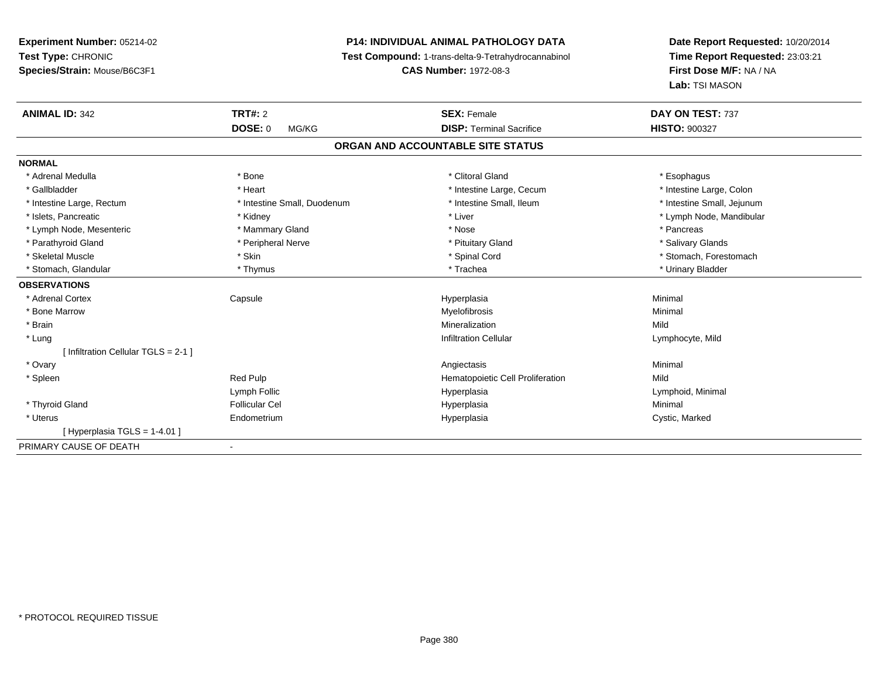**Experiment Number:** 05214-02
**Test Type:** CHRONIC
**Species/Strain:** Mouse/B6C3F1

**P14: INDIVIDUAL ANIMAL PATHOLOGY DATA**
**Test Compound:** 1-trans-delta-9-Tetrahydrocannabinol
**CAS Number:** 1972-08-3

**Date Report Requested:** 10/20/2014
**Time Report Requested:** 23:03:21
**First Dose M/F:** NA / NA
**Lab:** TSI MASON

| **ANIMAL ID:** 342 | **TRT#:** 2 | **SEX:** Female | **DAY ON TEST:** 737 |
|---|---|---|---|
| | **DOSE:** 0 MG/KG | **DISP:** Terminal Sacrifice | **HISTO:** 900327 |

## ORGAN AND ACCOUNTABLE SITE STATUS

**NORMAL**

| | | | |
|---|---|---|---|
| * Adrenal Medulla | * Bone | * Clitoral Gland | * Esophagus |
| * Gallbladder | * Heart | * Intestine Large, Cecum | * Intestine Large, Colon |
| * Intestine Large, Rectum | * Intestine Small, Duodenum | * Intestine Small, Ileum | * Intestine Small, Jejunum |
| * Islets, Pancreatic | * Kidney | * Liver | * Lymph Node, Mandibular |
| * Lymph Node, Mesenteric | * Mammary Gland | * Nose | * Pancreas |
| * Parathyroid Gland | * Peripheral Nerve | * Pituitary Gland | * Salivary Glands |
| * Skeletal Muscle | * Skin | * Spinal Cord | * Stomach, Forestomach |
| * Stomach, Glandular | * Thymus | * Trachea | * Urinary Bladder |

**OBSERVATIONS**

| | | | |
|---|---|---|---|
| * Adrenal Cortex | Capsule | Hyperplasia | Minimal |
| * Bone Marrow | | Myelofibrosis | Minimal |
| * Brain | | Mineralization | Mild |
| * Lung | | Infiltration Cellular | Lymphocyte, Mild |
| [ Infiltration Cellular TGLS = 2-1 ] | | | |
| * Ovary | | Angiectasis | Minimal |
| * Spleen | Red Pulp | Hematopoietic Cell Proliferation | Mild |
| | Lymph Follic | Hyperplasia | Lymphoid, Minimal |
| * Thyroid Gland | Follicular Cel | Hyperplasia | Minimal |
| * Uterus | Endometrium | Hyperplasia | Cystic, Marked |
| [ Hyperplasia TGLS = 1-4.01 ] | | | |

PRIMARY CAUSE OF DEATH -

* PROTOCOL REQUIRED TISSUE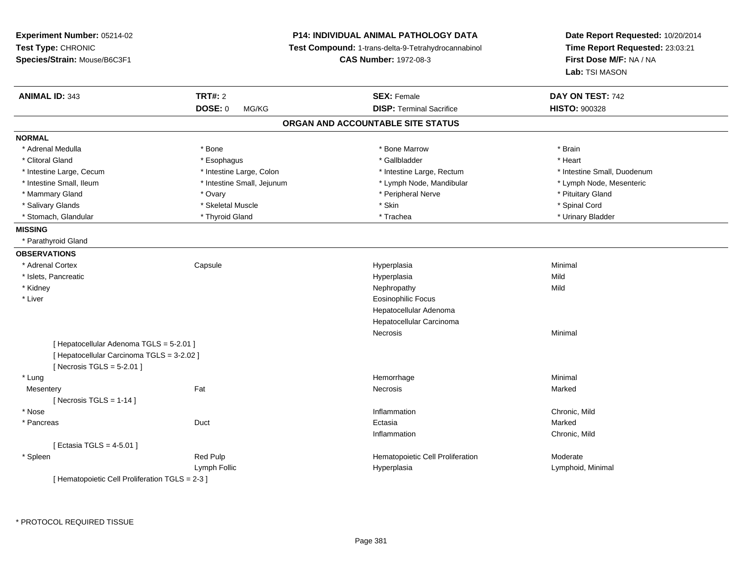**Experiment Number:** 05214-02
**Test Type:** CHRONIC
**Species/Strain:** Mouse/B6C3F1

**P14: INDIVIDUAL ANIMAL PATHOLOGY DATA**
**Test Compound:** 1-trans-delta-9-Tetrahydrocannabinol
**CAS Number:** 1972-08-3

**Date Report Requested:** 10/20/2014
**Time Report Requested:** 23:03:21
**First Dose M/F:** NA / NA
**Lab:** TSI MASON

| **ANIMAL ID:** 343 | **TRT#:** 2 | **SEX:** Female | **DAY ON TEST:** 742 |
|---|---|---|---|
| | **DOSE:** 0 MG/KG | **DISP:** Terminal Sacrifice | **HISTO:** 900328 |

## ORGAN AND ACCOUNTABLE SITE STATUS

**NORMAL**

| | | | |
|---|---|---|---|
| * Adrenal Medulla | * Bone | * Bone Marrow | * Brain |
| * Clitoral Gland | * Esophagus | * Gallbladder | * Heart |
| * Intestine Large, Cecum | * Intestine Large, Colon | * Intestine Large, Rectum | * Intestine Small, Duodenum |
| * Intestine Small, Ileum | * Intestine Small, Jejunum | * Lymph Node, Mandibular | * Lymph Node, Mesenteric |
| * Mammary Gland | * Ovary | * Peripheral Nerve | * Pituitary Gland |
| * Salivary Glands | * Skeletal Muscle | * Skin | * Spinal Cord |
| * Stomach, Glandular | * Thyroid Gland | * Trachea | * Urinary Bladder |

**MISSING**

* Parathyroid Gland

**OBSERVATIONS**

| | | | |
|---|---|---|---|
| * Adrenal Cortex | Capsule | Hyperplasia | Minimal |
| * Islets, Pancreatic | | Hyperplasia | Mild |
| * Kidney | | Nephropathy | Mild |
| * Liver | | Eosinophilic Focus | |
| | | Hepatocellular Adenoma | |
| | | Hepatocellular Carcinoma | |
| | | Necrosis | Minimal |
| [ Hepatocellular Adenoma TGLS = 5-2.01 ] | | | |
| [ Hepatocellular Carcinoma TGLS = 3-2.02 ] | | | |
| [ Necrosis TGLS = 5-2.01 ] | | | |
| * Lung | | Hemorrhage | Minimal |
| Mesentery | Fat | Necrosis | Marked |
| [ Necrosis TGLS = 1-14 ] | | | |
| * Nose | | Inflammation | Chronic, Mild |
| * Pancreas | Duct | Ectasia | Marked |
| | | Inflammation | Chronic, Mild |
| [ Ectasia TGLS = 4-5.01 ] | | | |
| * Spleen | Red Pulp | Hematopoietic Cell Proliferation | Moderate |
| | Lymph Follic | Hyperplasia | Lymphoid, Minimal |
| [ Hematopoietic Cell Proliferation TGLS = 2-3 ] | | | |

* PROTOCOL REQUIRED TISSUE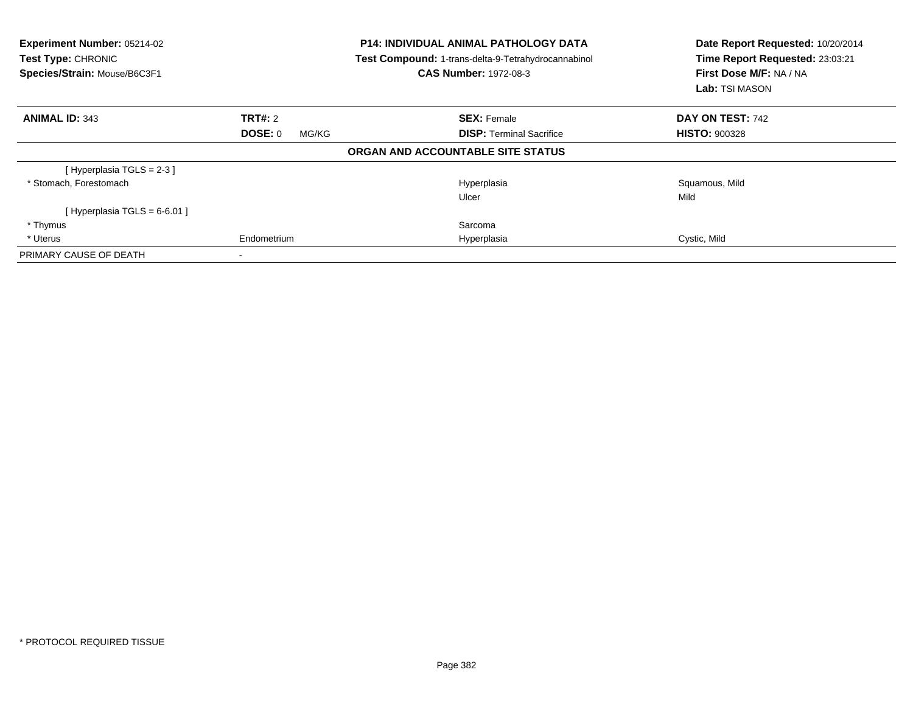**Experiment Number:** 05214-02
**Test Type:** CHRONIC
**Species/Strain:** Mouse/B6C3F1

**P14: INDIVIDUAL ANIMAL PATHOLOGY DATA**
**Test Compound:** 1-trans-delta-9-Tetrahydrocannabinol
**CAS Number:** 1972-08-3

**Date Report Requested:** 10/20/2014
**Time Report Requested:** 23:03:21
**First Dose M/F:** NA / NA
**Lab:** TSI MASON

| **ANIMAL ID:** 343 | **TRT#:** 2 | **SEX:** Female | **DAY ON TEST:** 742 |
|---|---|---|---|
| | **DOSE:** 0 MG/KG | **DISP:** Terminal Sacrifice | **HISTO:** 900328 |

**ORGAN AND ACCOUNTABLE SITE STATUS**

| | | | |
|---|---|---|---|
| [ Hyperplasia TGLS = 2-3 ] | | | |
| * Stomach, Forestomach | | Hyperplasia | Squamous, Mild |
| | | Ulcer | Mild |
| [ Hyperplasia TGLS = 6-6.01 ] | | | |
| * Thymus | | Sarcoma | |
| * Uterus | Endometrium | Hyperplasia | Cystic, Mild |
| PRIMARY CAUSE OF DEATH | - | | |

* PROTOCOL REQUIRED TISSUE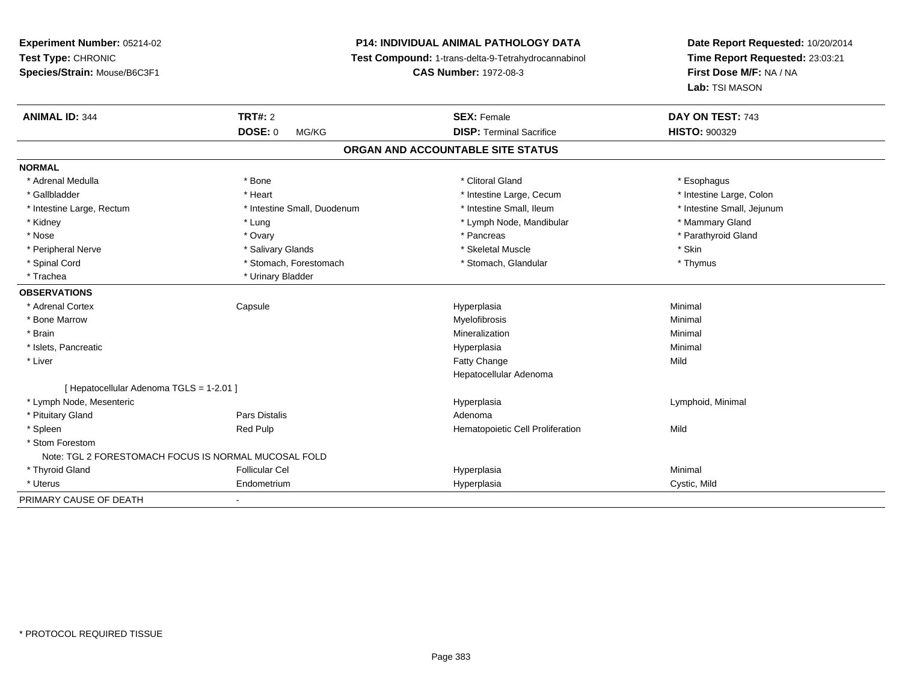**Experiment Number:** 05214-02
**Test Type:** CHRONIC
**Species/Strain:** Mouse/B6C3F1

**P14: INDIVIDUAL ANIMAL PATHOLOGY DATA**
**Test Compound:** 1-trans-delta-9-Tetrahydrocannabinol
**CAS Number:** 1972-08-3

**Date Report Requested:** 10/20/2014
**Time Report Requested:** 23:03:21
**First Dose M/F:** NA / NA
**Lab:** TSI MASON

| **ANIMAL ID:** 344 | **TRT#:** 2 | **SEX:** Female | **DAY ON TEST:** 743 |
|---|---|---|---|
| | **DOSE:** 0 MG/KG | **DISP:** Terminal Sacrifice | **HISTO:** 900329 |

## ORGAN AND ACCOUNTABLE SITE STATUS

| | | | |
|---|---|---|---|
| **NORMAL** | | | |
| * Adrenal Medulla | * Bone | * Clitoral Gland | * Esophagus |
| * Gallbladder | * Heart | * Intestine Large, Cecum | * Intestine Large, Colon |
| * Intestine Large, Rectum | * Intestine Small, Duodenum | * Intestine Small, Ileum | * Intestine Small, Jejunum |
| * Kidney | * Lung | * Lymph Node, Mandibular | * Mammary Gland |
| * Nose | * Ovary | * Pancreas | * Parathyroid Gland |
| * Peripheral Nerve | * Salivary Glands | * Skeletal Muscle | * Skin |
| * Spinal Cord | * Stomach, Forestomach | * Stomach, Glandular | * Thymus |
| * Trachea | * Urinary Bladder | | |
| **OBSERVATIONS** | | | |
| * Adrenal Cortex | Capsule | Hyperplasia | Minimal |
| * Bone Marrow | | Myelofibrosis | Minimal |
| * Brain | | Mineralization | Minimal |
| * Islets, Pancreatic | | Hyperplasia | Minimal |
| * Liver | | Fatty Change | Mild |
| | | Hepatocellular Adenoma | |
| [ Hepatocellular Adenoma TGLS = 1-2.01 ] | | | |
| * Lymph Node, Mesenteric | | Hyperplasia | Lymphoid, Minimal |
| * Pituitary Gland | Pars Distalis | Adenoma | |
| * Spleen | Red Pulp | Hematopoietic Cell Proliferation | Mild |
| * Stom Forestom | | | |
| Note: TGL 2 FORESTOMACH FOCUS IS NORMAL MUCOSAL FOLD | | | |
| * Thyroid Gland | Follicular Cel | Hyperplasia | Minimal |
| * Uterus | Endometrium | Hyperplasia | Cystic, Mild |
| PRIMARY CAUSE OF DEATH | - | | |

\* PROTOCOL REQUIRED TISSUE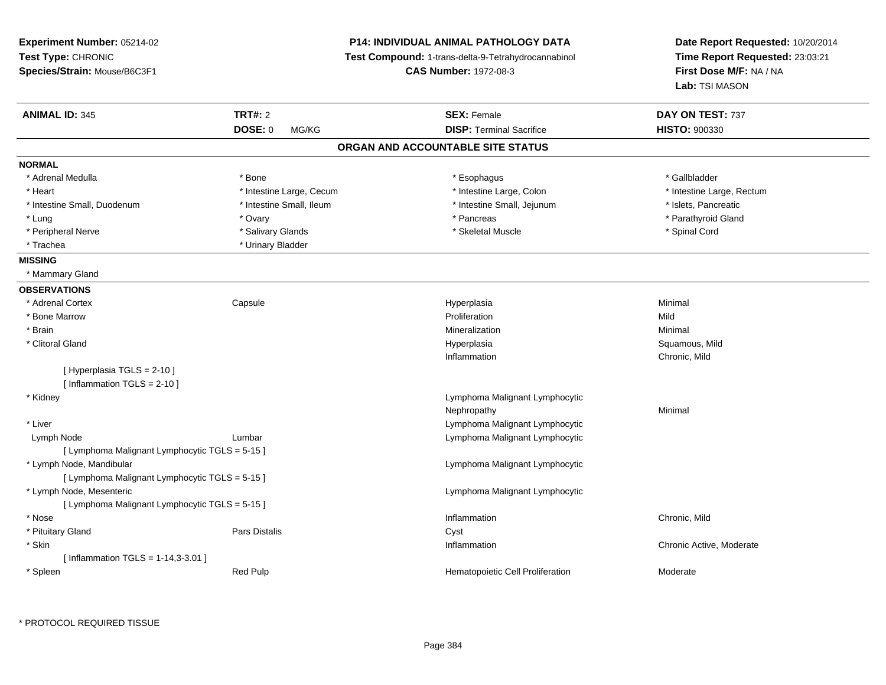**Experiment Number:** 05214-02
**Test Type:** CHRONIC
**Species/Strain:** Mouse/B6C3F1

**P14: INDIVIDUAL ANIMAL PATHOLOGY DATA**
**Test Compound:** 1-trans-delta-9-Tetrahydrocannabinol
**CAS Number:** 1972-08-3

**Date Report Requested:** 10/20/2014
**Time Report Requested:** 23:03:21
**First Dose M/F:** NA / NA
**Lab:** TSI MASON

| **ANIMAL ID:** 345 | **TRT#:** 2 | **SEX:** Female | **DAY ON TEST:** 737 |
|---|---|---|---|
| | **DOSE:** 0 MG/KG | **DISP:** Terminal Sacrifice | **HISTO:** 900330 |

## ORGAN AND ACCOUNTABLE SITE STATUS

**NORMAL**

| | | | |
|---|---|---|---|
| * Adrenal Medulla | * Bone | * Esophagus | * Gallbladder |
| * Heart | * Intestine Large, Cecum | * Intestine Large, Colon | * Intestine Large, Rectum |
| * Intestine Small, Duodenum | * Intestine Small, Ileum | * Intestine Small, Jejunum | * Islets, Pancreatic |
| * Lung | * Ovary | * Pancreas | * Parathyroid Gland |
| * Peripheral Nerve | * Salivary Glands | * Skeletal Muscle | * Spinal Cord |
| * Trachea | * Urinary Bladder | | |

**MISSING**

* Mammary Gland

**OBSERVATIONS**

| | | | |
|---|---|---|---|
| * Adrenal Cortex | Capsule | Hyperplasia | Minimal |
| * Bone Marrow | | Proliferation | Mild |
| * Brain | | Mineralization | Minimal |
| * Clitoral Gland | | Hyperplasia | Squamous, Mild |
| | | Inflammation | Chronic, Mild |
| [ Hyperplasia TGLS = 2-10 ] | | | |
| [ Inflammation TGLS = 2-10 ] | | | |
| * Kidney | | Lymphoma Malignant Lymphocytic | |
| | | Nephropathy | Minimal |
| * Liver | | Lymphoma Malignant Lymphocytic | |
| Lymph Node | Lumbar | Lymphoma Malignant Lymphocytic | |
| [ Lymphoma Malignant Lymphocytic TGLS = 5-15 ] | | | |
| * Lymph Node, Mandibular | | Lymphoma Malignant Lymphocytic | |
| [ Lymphoma Malignant Lymphocytic TGLS = 5-15 ] | | | |
| * Lymph Node, Mesenteric | | Lymphoma Malignant Lymphocytic | |
| [ Lymphoma Malignant Lymphocytic TGLS = 5-15 ] | | | |
| * Nose | | Inflammation | Chronic, Mild |
| * Pituitary Gland | Pars Distalis | Cyst | |
| * Skin | | Inflammation | Chronic Active, Moderate |
| [ Inflammation TGLS = 1-14,3-3.01 ] | | | |
| * Spleen | Red Pulp | Hematopoietic Cell Proliferation | Moderate |

* PROTOCOL REQUIRED TISSUE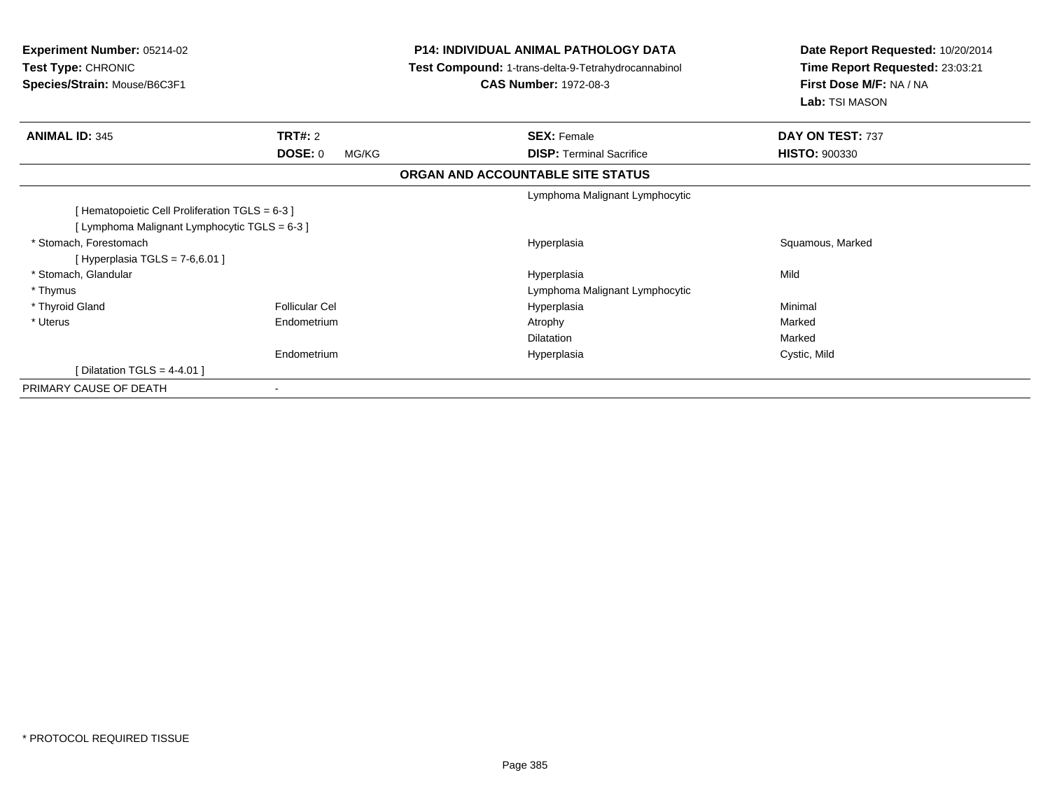**Experiment Number:** 05214-02
**Test Type:** CHRONIC
**Species/Strain:** Mouse/B6C3F1

**P14: INDIVIDUAL ANIMAL PATHOLOGY DATA**
**Test Compound:** 1-trans-delta-9-Tetrahydrocannabinol
**CAS Number:** 1972-08-3

**Date Report Requested:** 10/20/2014
**Time Report Requested:** 23:03:21
**First Dose M/F:** NA / NA
**Lab:** TSI MASON

| **ANIMAL ID:** 345 | **TRT#:** 2 | **SEX:** Female | **DAY ON TEST:** 737 |
|---|---|---|---|
| | **DOSE:** 0 MG/KG | **DISP:** Terminal Sacrifice | **HISTO:** 900330 |

**ORGAN AND ACCOUNTABLE SITE STATUS**

| | | | |
|---|---|---|---|
| | | Lymphoma Malignant Lymphocytic | |
| [ Hematopoietic Cell Proliferation TGLS = 6-3 ] | | | |
| [ Lymphoma Malignant Lymphocytic TGLS = 6-3 ] | | | |
| * Stomach, Forestomach | | Hyperplasia | Squamous, Marked |
| [ Hyperplasia TGLS = 7-6,6.01 ] | | | |
| * Stomach, Glandular | | Hyperplasia | Mild |
| * Thymus | | Lymphoma Malignant Lymphocytic | |
| * Thyroid Gland | Follicular Cel | Hyperplasia | Minimal |
| * Uterus | Endometrium | Atrophy | Marked |
| | | Dilatation | Marked |
| | Endometrium | Hyperplasia | Cystic, Mild |
| [ Dilatation TGLS = 4-4.01 ] | | | |
| PRIMARY CAUSE OF DEATH | - | | |

* PROTOCOL REQUIRED TISSUE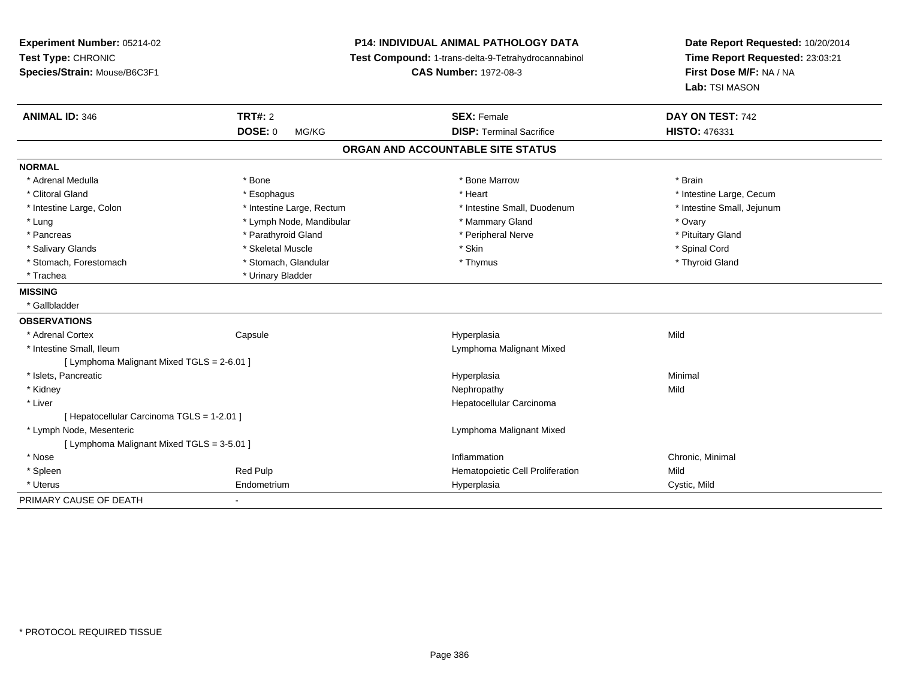**Experiment Number:** 05214-02
**Test Type:** CHRONIC
**Species/Strain:** Mouse/B6C3F1

**P14: INDIVIDUAL ANIMAL PATHOLOGY DATA**
**Test Compound:** 1-trans-delta-9-Tetrahydrocannabinol
**CAS Number:** 1972-08-3

**Date Report Requested:** 10/20/2014
**Time Report Requested:** 23:03:21
**First Dose M/F:** NA / NA
**Lab:** TSI MASON

| **ANIMAL ID:** 346 | **TRT#:** 2 | **SEX:** Female | **DAY ON TEST:** 742 |
|---|---|---|---|
| | **DOSE:** 0 MG/KG | **DISP:** Terminal Sacrifice | **HISTO:** 476331 |

## ORGAN AND ACCOUNTABLE SITE STATUS

**NORMAL**

| | | | |
|---|---|---|---|
| * Adrenal Medulla | * Bone | * Bone Marrow | * Brain |
| * Clitoral Gland | * Esophagus | * Heart | * Intestine Large, Cecum |
| * Intestine Large, Colon | * Intestine Large, Rectum | * Intestine Small, Duodenum | * Intestine Small, Jejunum |
| * Lung | * Lymph Node, Mandibular | * Mammary Gland | * Ovary |
| * Pancreas | * Parathyroid Gland | * Peripheral Nerve | * Pituitary Gland |
| * Salivary Glands | * Skeletal Muscle | * Skin | * Spinal Cord |
| * Stomach, Forestomach | * Stomach, Glandular | * Thymus | * Thyroid Gland |
| * Trachea | * Urinary Bladder | | |

**MISSING**

* Gallbladder

**OBSERVATIONS**

| | | | |
|---|---|---|---|
| * Adrenal Cortex | Capsule | Hyperplasia | Mild |
| * Intestine Small, Ileum | | Lymphoma Malignant Mixed | |
| [ Lymphoma Malignant Mixed TGLS = 2-6.01 ] | | | |
| * Islets, Pancreatic | | Hyperplasia | Minimal |
| * Kidney | | Nephropathy | Mild |
| * Liver | | Hepatocellular Carcinoma | |
| [ Hepatocellular Carcinoma TGLS = 1-2.01 ] | | | |
| * Lymph Node, Mesenteric | | Lymphoma Malignant Mixed | |
| [ Lymphoma Malignant Mixed TGLS = 3-5.01 ] | | | |
| * Nose | | Inflammation | Chronic, Minimal |
| * Spleen | Red Pulp | Hematopoietic Cell Proliferation | Mild |
| * Uterus | Endometrium | Hyperplasia | Cystic, Mild |

PRIMARY CAUSE OF DEATH -

\* PROTOCOL REQUIRED TISSUE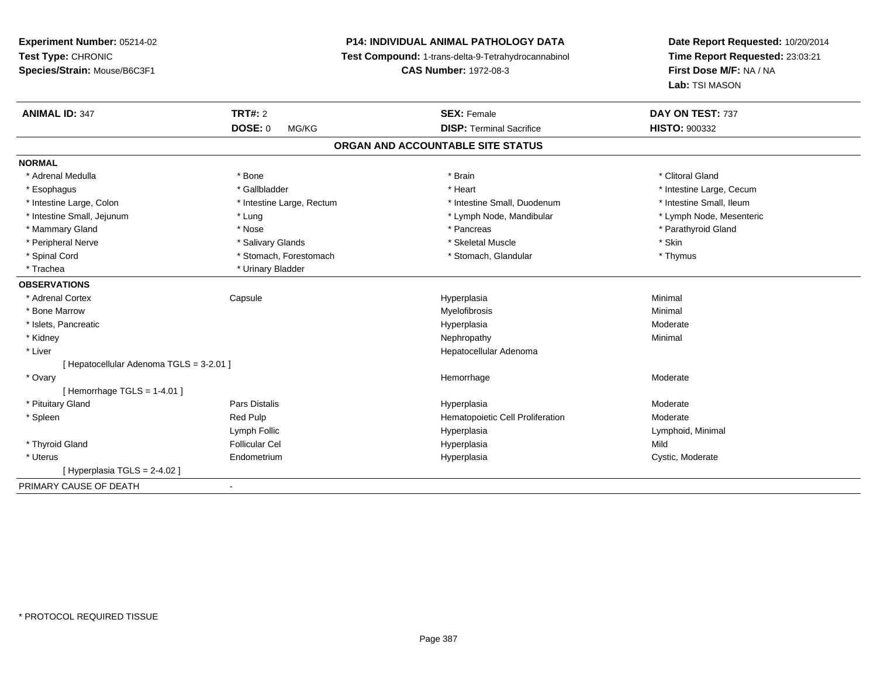**Experiment Number:** 05214-02
**Test Type:** CHRONIC
**Species/Strain:** Mouse/B6C3F1

**P14: INDIVIDUAL ANIMAL PATHOLOGY DATA**
**Test Compound:** 1-trans-delta-9-Tetrahydrocannabinol
**CAS Number:** 1972-08-3

**Date Report Requested:** 10/20/2014
**Time Report Requested:** 23:03:21
**First Dose M/F:** NA / NA
**Lab:** TSI MASON

| **ANIMAL ID:** 347 | **TRT#:** 2 | **SEX:** Female | **DAY ON TEST:** 737 |
|---|---|---|---|
| | **DOSE:** 0 MG/KG | **DISP:** Terminal Sacrifice | **HISTO:** 900332 |

## ORGAN AND ACCOUNTABLE SITE STATUS

**NORMAL**

| | | | |
|---|---|---|---|
| * Adrenal Medulla | * Bone | * Brain | * Clitoral Gland |
| * Esophagus | * Gallbladder | * Heart | * Intestine Large, Cecum |
| * Intestine Large, Colon | * Intestine Large, Rectum | * Intestine Small, Duodenum | * Intestine Small, Ileum |
| * Intestine Small, Jejunum | * Lung | * Lymph Node, Mandibular | * Lymph Node, Mesenteric |
| * Mammary Gland | * Nose | * Pancreas | * Parathyroid Gland |
| * Peripheral Nerve | * Salivary Glands | * Skeletal Muscle | * Skin |
| * Spinal Cord | * Stomach, Forestomach | * Stomach, Glandular | * Thymus |
| * Trachea | * Urinary Bladder | | |

**OBSERVATIONS**

| | | | |
|---|---|---|---|
| * Adrenal Cortex | Capsule | Hyperplasia | Minimal |
| * Bone Marrow | | Myelofibrosis | Minimal |
| * Islets, Pancreatic | | Hyperplasia | Moderate |
| * Kidney | | Nephropathy | Minimal |
| * Liver | | Hepatocellular Adenoma | |
| [ Hepatocellular Adenoma TGLS = 3-2.01 ] | | | |
| * Ovary | | Hemorrhage | Moderate |
| [ Hemorrhage TGLS = 1-4.01 ] | | | |
| * Pituitary Gland | Pars Distalis | Hyperplasia | Moderate |
| * Spleen | Red Pulp | Hematopoietic Cell Proliferation | Moderate |
| | Lymph Follic | Hyperplasia | Lymphoid, Minimal |
| * Thyroid Gland | Follicular Cel | Hyperplasia | Mild |
| * Uterus | Endometrium | Hyperplasia | Cystic, Moderate |
| [ Hyperplasia TGLS = 2-4.02 ] | | | |

PRIMARY CAUSE OF DEATH -

* PROTOCOL REQUIRED TISSUE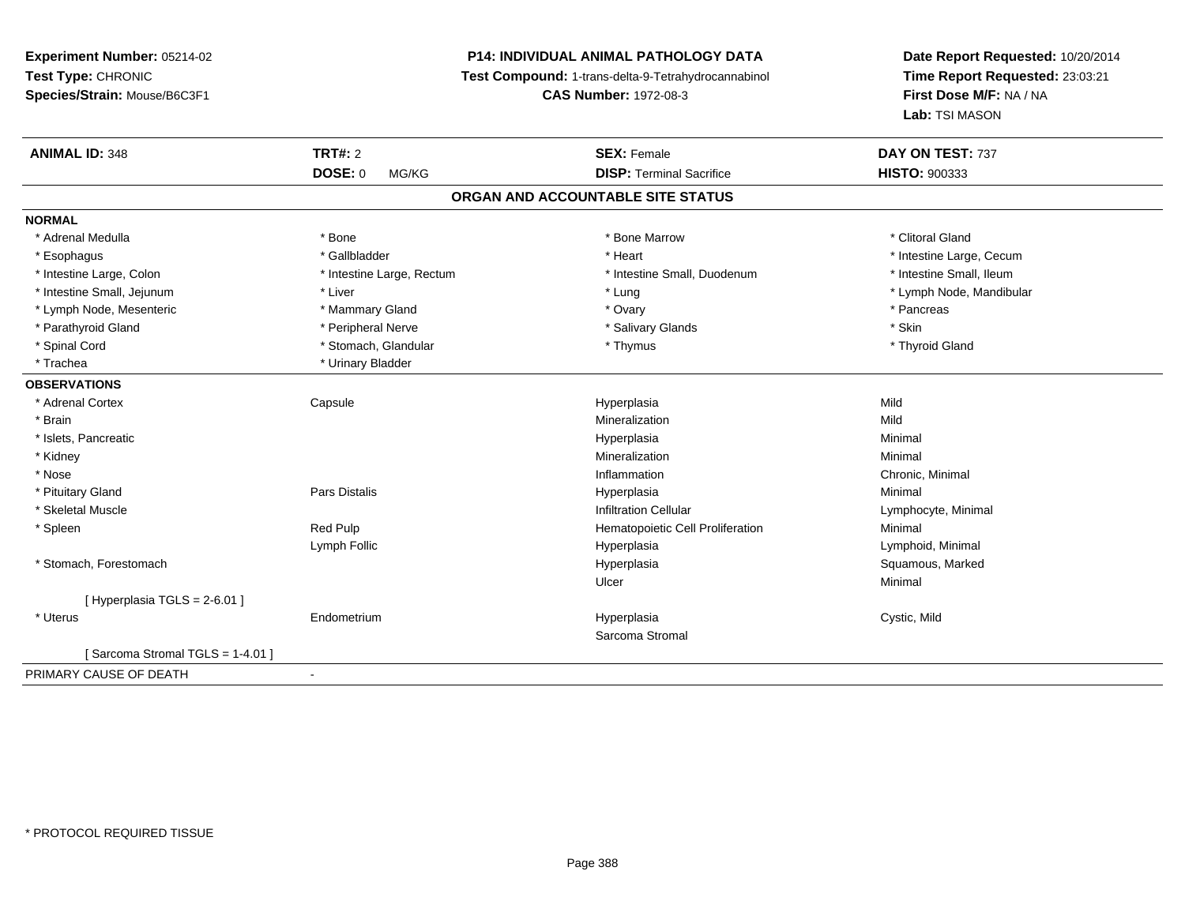**Experiment Number:** 05214-02
**Test Type:** CHRONIC
**Species/Strain:** Mouse/B6C3F1

**P14: INDIVIDUAL ANIMAL PATHOLOGY DATA**
**Test Compound:** 1-trans-delta-9-Tetrahydrocannabinol
**CAS Number:** 1972-08-3

**Date Report Requested:** 10/20/2014
**Time Report Requested:** 23:03:21
**First Dose M/F:** NA / NA
**Lab:** TSI MASON

| **ANIMAL ID:** 348 | **TRT#:** 2 | **SEX:** Female | **DAY ON TEST:** 737 |
|---|---|---|---|
| | **DOSE:** 0 MG/KG | **DISP:** Terminal Sacrifice | **HISTO:** 900333 |

## ORGAN AND ACCOUNTABLE SITE STATUS

**NORMAL**

| | | | |
|---|---|---|---|
| * Adrenal Medulla | * Bone | * Bone Marrow | * Clitoral Gland |
| * Esophagus | * Gallbladder | * Heart | * Intestine Large, Cecum |
| * Intestine Large, Colon | * Intestine Large, Rectum | * Intestine Small, Duodenum | * Intestine Small, Ileum |
| * Intestine Small, Jejunum | * Liver | * Lung | * Lymph Node, Mandibular |
| * Lymph Node, Mesenteric | * Mammary Gland | * Ovary | * Pancreas |
| * Parathyroid Gland | * Peripheral Nerve | * Salivary Glands | * Skin |
| * Spinal Cord | * Stomach, Glandular | * Thymus | * Thyroid Gland |
| * Trachea | * Urinary Bladder | | |

**OBSERVATIONS**

| | | | |
|---|---|---|---|
| * Adrenal Cortex | Capsule | Hyperplasia | Mild |
| * Brain | | Mineralization | Mild |
| * Islets, Pancreatic | | Hyperplasia | Minimal |
| * Kidney | | Mineralization | Minimal |
| * Nose | | Inflammation | Chronic, Minimal |
| * Pituitary Gland | Pars Distalis | Hyperplasia | Minimal |
| * Skeletal Muscle | | Infiltration Cellular | Lymphocyte, Minimal |
| * Spleen | Red Pulp | Hematopoietic Cell Proliferation | Minimal |
| | Lymph Follic | Hyperplasia | Lymphoid, Minimal |
| * Stomach, Forestomach | | Hyperplasia | Squamous, Marked |
| | | Ulcer | Minimal |
| [ Hyperplasia TGLS = 2-6.01 ] | | | |
| * Uterus | Endometrium | Hyperplasia | Cystic, Mild |
| | | Sarcoma Stromal | |
| [ Sarcoma Stromal TGLS = 1-4.01 ] | | | |

PRIMARY CAUSE OF DEATH -

* PROTOCOL REQUIRED TISSUE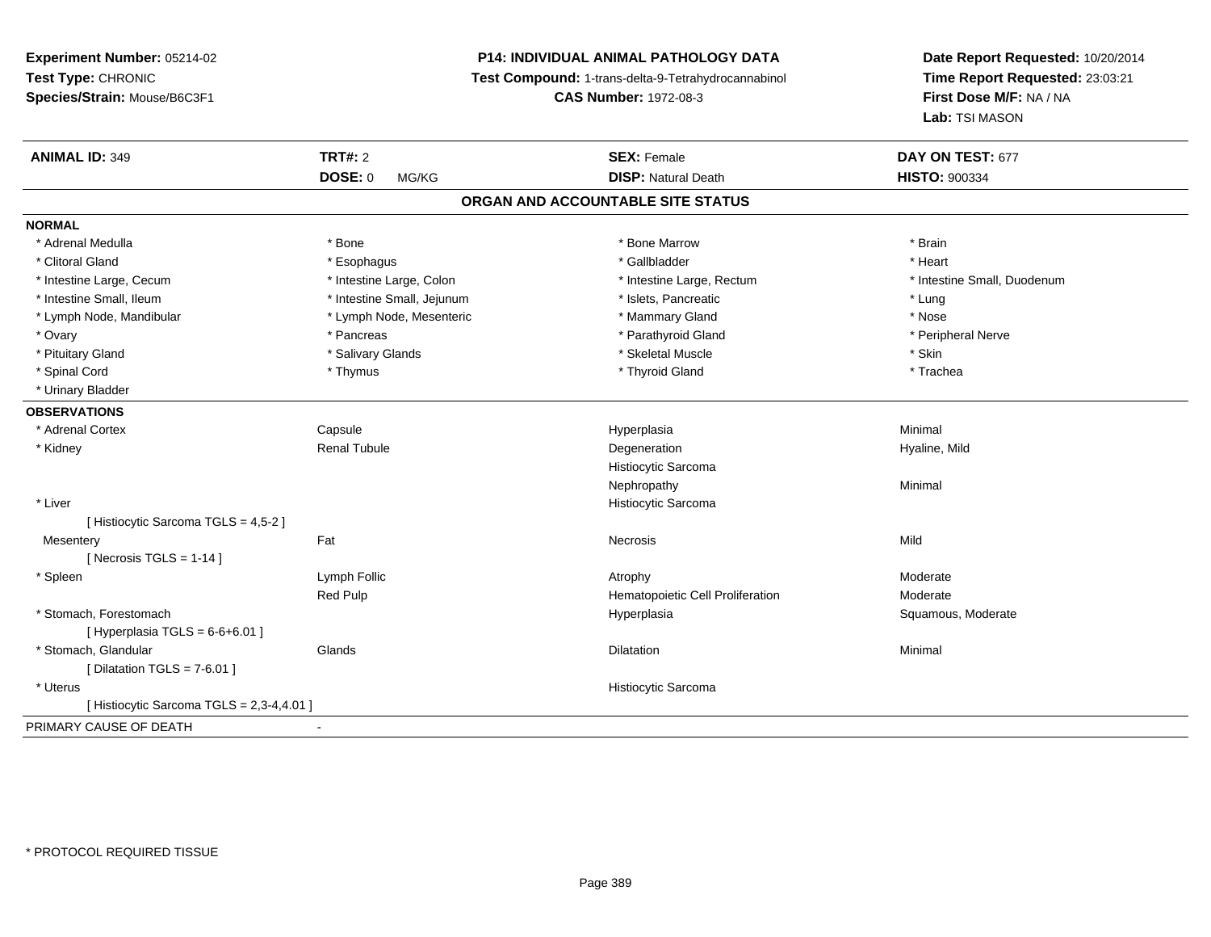**Experiment Number:** 05214-02
**Test Type:** CHRONIC
**Species/Strain:** Mouse/B6C3F1

**P14: INDIVIDUAL ANIMAL PATHOLOGY DATA**
**Test Compound:** 1-trans-delta-9-Tetrahydrocannabinol
**CAS Number:** 1972-08-3

**Date Report Requested:** 10/20/2014
**Time Report Requested:** 23:03:21
**First Dose M/F:** NA / NA
**Lab:** TSI MASON

| **ANIMAL ID:** 349 | **TRT#:** 2 | **SEX:** Female | **DAY ON TEST:** 677 |
|---|---|---|---|
| | **DOSE:** 0 MG/KG | **DISP:** Natural Death | **HISTO:** 900334 |

## ORGAN AND ACCOUNTABLE SITE STATUS

**NORMAL**

| | | | |
|---|---|---|---|
| * Adrenal Medulla | * Bone | * Bone Marrow | * Brain |
| * Clitoral Gland | * Esophagus | * Gallbladder | * Heart |
| * Intestine Large, Cecum | * Intestine Large, Colon | * Intestine Large, Rectum | * Intestine Small, Duodenum |
| * Intestine Small, Ileum | * Intestine Small, Jejunum | * Islets, Pancreatic | * Lung |
| * Lymph Node, Mandibular | * Lymph Node, Mesenteric | * Mammary Gland | * Nose |
| * Ovary | * Pancreas | * Parathyroid Gland | * Peripheral Nerve |
| * Pituitary Gland | * Salivary Glands | * Skeletal Muscle | * Skin |
| * Spinal Cord | * Thymus | * Thyroid Gland | * Trachea |
| * Urinary Bladder | | | |

**OBSERVATIONS**

| | | | |
|---|---|---|---|
| * Adrenal Cortex | Capsule | Hyperplasia | Minimal |
| * Kidney | Renal Tubule | Degeneration | Hyaline, Mild |
| | | Histiocytic Sarcoma | |
| | | Nephropathy | Minimal |
| * Liver | | Histiocytic Sarcoma | |
| [ Histiocytic Sarcoma TGLS = 4,5-2 ] | | | |
| Mesentery | Fat | Necrosis | Mild |
| [ Necrosis TGLS = 1-14 ] | | | |
| * Spleen | Lymph Follic | Atrophy | Moderate |
| | Red Pulp | Hematopoietic Cell Proliferation | Moderate |
| * Stomach, Forestomach | | Hyperplasia | Squamous, Moderate |
| [ Hyperplasia TGLS = 6-6+6.01 ] | | | |
| * Stomach, Glandular | Glands | Dilatation | Minimal |
| [ Dilatation TGLS = 7-6.01 ] | | | |
| * Uterus | | Histiocytic Sarcoma | |
| [ Histiocytic Sarcoma TGLS = 2,3-4,4.01 ] | | | |

PRIMARY CAUSE OF DEATH -

* PROTOCOL REQUIRED TISSUE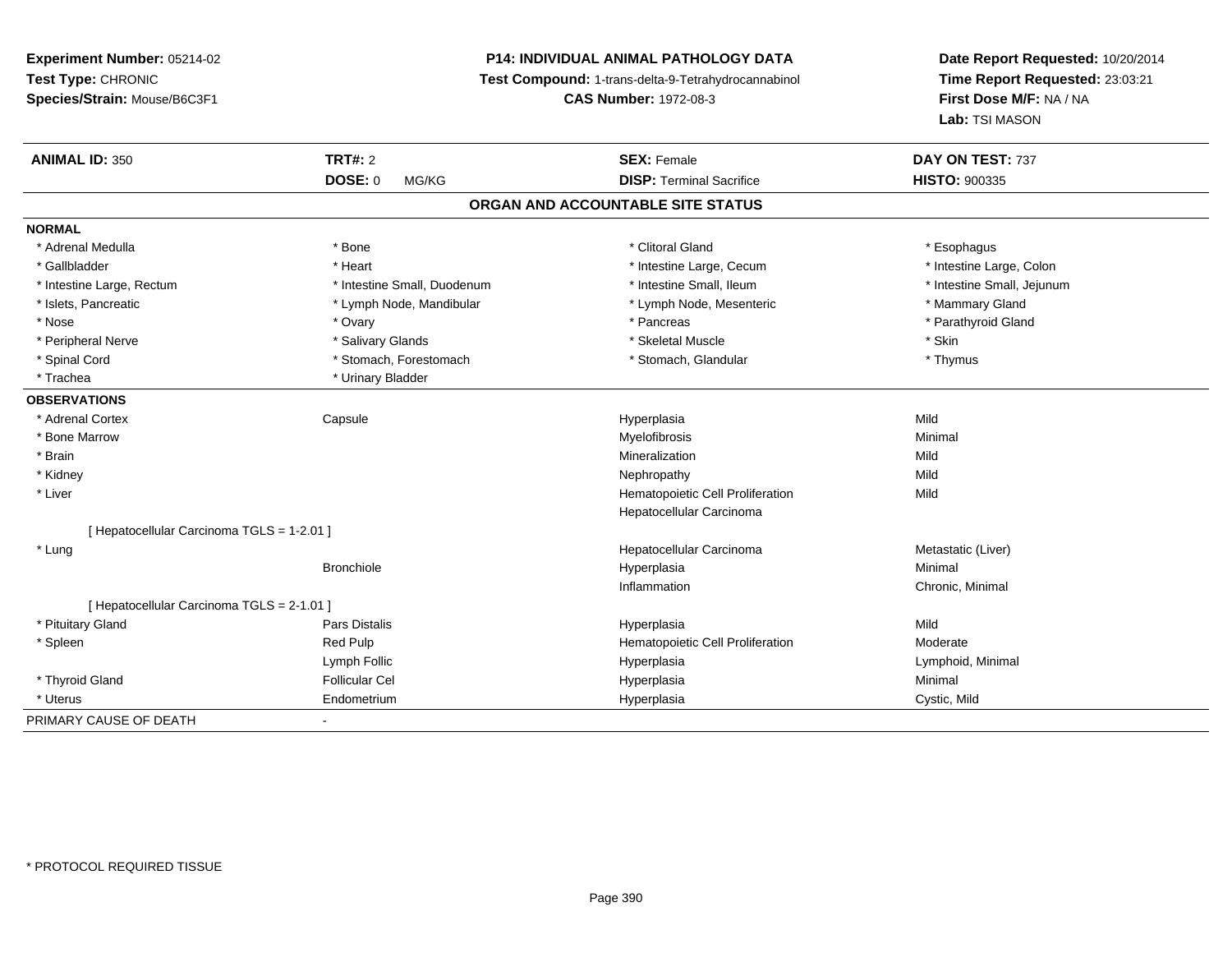**Experiment Number:** 05214-02
**Test Type:** CHRONIC
**Species/Strain:** Mouse/B6C3F1

**P14: INDIVIDUAL ANIMAL PATHOLOGY DATA**
**Test Compound:** 1-trans-delta-9-Tetrahydrocannabinol
**CAS Number:** 1972-08-3

**Date Report Requested:** 10/20/2014
**Time Report Requested:** 23:03:21
**First Dose M/F:** NA / NA
**Lab:** TSI MASON

| **ANIMAL ID:** 350 | **TRT#:** 2 | **SEX:** Female | **DAY ON TEST:** 737 |
|---|---|---|---|
| | **DOSE:** 0 MG/KG | **DISP:** Terminal Sacrifice | **HISTO:** 900335 |

## ORGAN AND ACCOUNTABLE SITE STATUS

**NORMAL**

| | | | |
|---|---|---|---|
| * Adrenal Medulla | * Bone | * Clitoral Gland | * Esophagus |
| * Gallbladder | * Heart | * Intestine Large, Cecum | * Intestine Large, Colon |
| * Intestine Large, Rectum | * Intestine Small, Duodenum | * Intestine Small, Ileum | * Intestine Small, Jejunum |
| * Islets, Pancreatic | * Lymph Node, Mandibular | * Lymph Node, Mesenteric | * Mammary Gland |
| * Nose | * Ovary | * Pancreas | * Parathyroid Gland |
| * Peripheral Nerve | * Salivary Glands | * Skeletal Muscle | * Skin |
| * Spinal Cord | * Stomach, Forestomach | * Stomach, Glandular | * Thymus |
| * Trachea | * Urinary Bladder | | |

**OBSERVATIONS**

| | | | |
|---|---|---|---|
| * Adrenal Cortex | Capsule | Hyperplasia | Mild |
| * Bone Marrow | | Myelofibrosis | Minimal |
| * Brain | | Mineralization | Mild |
| * Kidney | | Nephropathy | Mild |
| * Liver | | Hematopoietic Cell Proliferation | Mild |
| | | Hepatocellular Carcinoma | |
| [ Hepatocellular Carcinoma TGLS = 1-2.01 ] | | | |
| * Lung | | Hepatocellular Carcinoma | Metastatic (Liver) |
| | Bronchiole | Hyperplasia | Minimal |
| | | Inflammation | Chronic, Minimal |
| [ Hepatocellular Carcinoma TGLS = 2-1.01 ] | | | |
| * Pituitary Gland | Pars Distalis | Hyperplasia | Mild |
| * Spleen | Red Pulp | Hematopoietic Cell Proliferation | Moderate |
| | Lymph Follic | Hyperplasia | Lymphoid, Minimal |
| * Thyroid Gland | Follicular Cel | Hyperplasia | Minimal |
| * Uterus | Endometrium | Hyperplasia | Cystic, Mild |

PRIMARY CAUSE OF DEATH -

* PROTOCOL REQUIRED TISSUE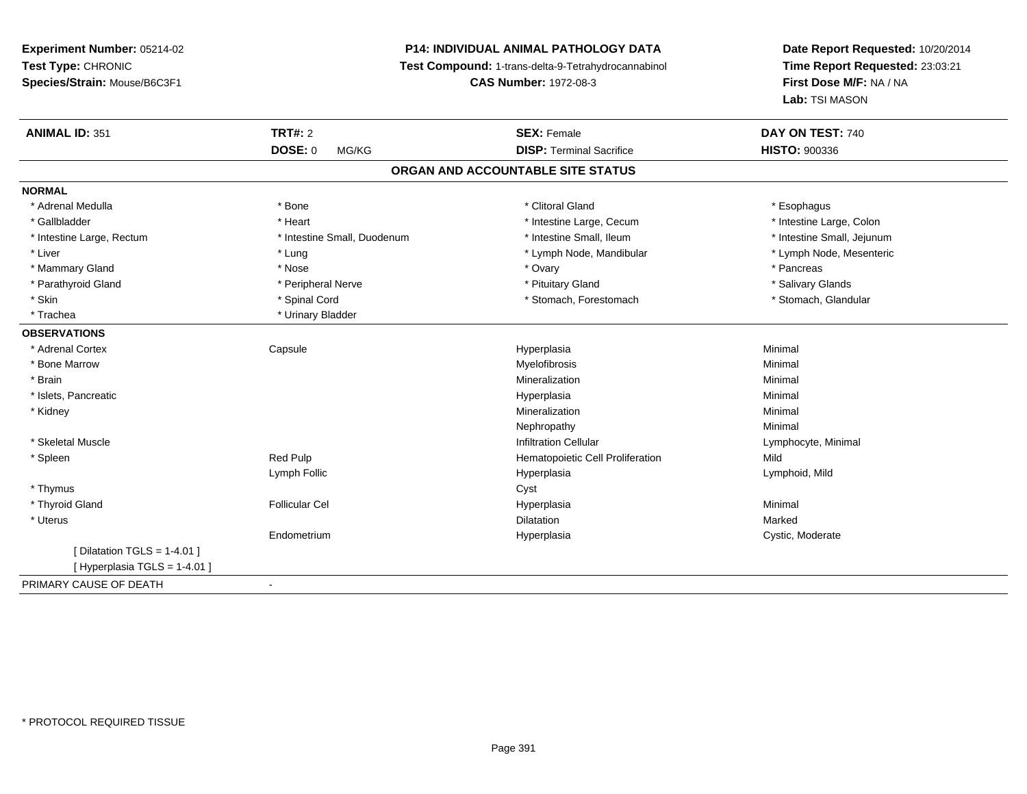**Experiment Number:** 05214-02
**Test Type:** CHRONIC
**Species/Strain:** Mouse/B6C3F1

**P14: INDIVIDUAL ANIMAL PATHOLOGY DATA**
**Test Compound:** 1-trans-delta-9-Tetrahydrocannabinol
**CAS Number:** 1972-08-3

**Date Report Requested:** 10/20/2014
**Time Report Requested:** 23:03:21
**First Dose M/F:** NA / NA
**Lab:** TSI MASON

| **ANIMAL ID:** 351 | **TRT#:** 2 | **SEX:** Female | **DAY ON TEST:** 740 |
|---|---|---|---|
| | **DOSE:** 0 MG/KG | **DISP:** Terminal Sacrifice | **HISTO:** 900336 |

## ORGAN AND ACCOUNTABLE SITE STATUS

**NORMAL**

| | | | |
|---|---|---|---|
| * Adrenal Medulla | * Bone | * Clitoral Gland | * Esophagus |
| * Gallbladder | * Heart | * Intestine Large, Cecum | * Intestine Large, Colon |
| * Intestine Large, Rectum | * Intestine Small, Duodenum | * Intestine Small, Ileum | * Intestine Small, Jejunum |
| * Liver | * Lung | * Lymph Node, Mandibular | * Lymph Node, Mesenteric |
| * Mammary Gland | * Nose | * Ovary | * Pancreas |
| * Parathyroid Gland | * Peripheral Nerve | * Pituitary Gland | * Salivary Glands |
| * Skin | * Spinal Cord | * Stomach, Forestomach | * Stomach, Glandular |
| * Trachea | * Urinary Bladder | | |

**OBSERVATIONS**

| | | | |
|---|---|---|---|
| * Adrenal Cortex | Capsule | Hyperplasia | Minimal |
| * Bone Marrow | | Myelofibrosis | Minimal |
| * Brain | | Mineralization | Minimal |
| * Islets, Pancreatic | | Hyperplasia | Minimal |
| * Kidney | | Mineralization | Minimal |
| | | Nephropathy | Minimal |
| * Skeletal Muscle | | Infiltration Cellular | Lymphocyte, Minimal |
| * Spleen | Red Pulp | Hematopoietic Cell Proliferation | Mild |
| | Lymph Follic | Hyperplasia | Lymphoid, Mild |
| * Thymus | | Cyst | |
| * Thyroid Gland | Follicular Cel | Hyperplasia | Minimal |
| * Uterus | | Dilatation | Marked |
| | Endometrium | Hyperplasia | Cystic, Moderate |
| [ Dilatation TGLS = 1-4.01 ] | | | |
| [ Hyperplasia TGLS = 1-4.01 ] | | | |

PRIMARY CAUSE OF DEATH -

* PROTOCOL REQUIRED TISSUE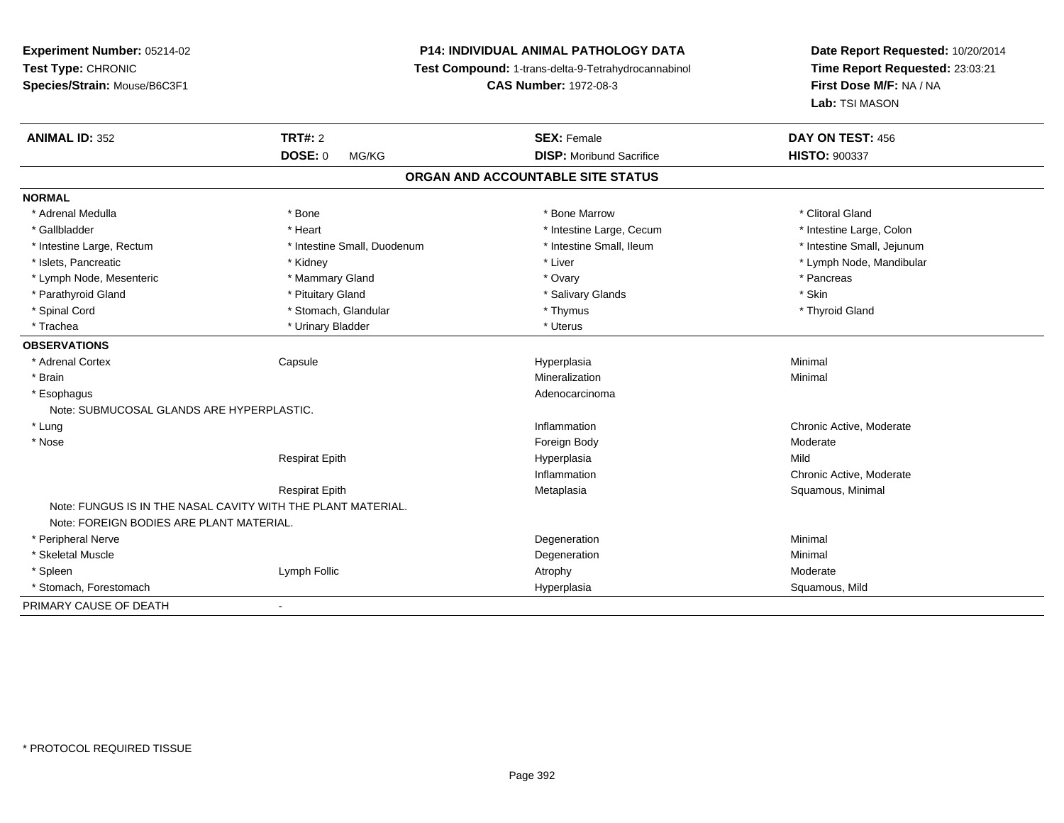**Experiment Number:** 05214-02
**Test Type:** CHRONIC
**Species/Strain:** Mouse/B6C3F1

**P14: INDIVIDUAL ANIMAL PATHOLOGY DATA**
**Test Compound:** 1-trans-delta-9-Tetrahydrocannabinol
**CAS Number:** 1972-08-3

**Date Report Requested:** 10/20/2014
**Time Report Requested:** 23:03:21
**First Dose M/F:** NA / NA
**Lab:** TSI MASON

| **ANIMAL ID:** 352 | **TRT#:** 2 | **SEX:** Female | **DAY ON TEST:** 456 |
|---|---|---|---|
| | **DOSE:** 0 MG/KG | **DISP:** Moribund Sacrifice | **HISTO:** 900337 |

## ORGAN AND ACCOUNTABLE SITE STATUS

| | | | |
|---|---|---|---|
| **NORMAL** | | | |
| * Adrenal Medulla | * Bone | * Bone Marrow | * Clitoral Gland |
| * Gallbladder | * Heart | * Intestine Large, Cecum | * Intestine Large, Colon |
| * Intestine Large, Rectum | * Intestine Small, Duodenum | * Intestine Small, Ileum | * Intestine Small, Jejunum |
| * Islets, Pancreatic | * Kidney | * Liver | * Lymph Node, Mandibular |
| * Lymph Node, Mesenteric | * Mammary Gland | * Ovary | * Pancreas |
| * Parathyroid Gland | * Pituitary Gland | * Salivary Glands | * Skin |
| * Spinal Cord | * Stomach, Glandular | * Thymus | * Thyroid Gland |
| * Trachea | * Urinary Bladder | * Uterus | |
| **OBSERVATIONS** | | | |
| * Adrenal Cortex | Capsule | Hyperplasia | Minimal |
| * Brain | | Mineralization | Minimal |
| * Esophagus | | Adenocarcinoma | |
| Note: SUBMUCOSAL GLANDS ARE HYPERPLASTIC. | | | |
| * Lung | | Inflammation | Chronic Active, Moderate |
| * Nose | | Foreign Body | Moderate |
| | Respirat Epith | Hyperplasia | Mild |
| | | Inflammation | Chronic Active, Moderate |
| | Respirat Epith | Metaplasia | Squamous, Minimal |
| Note: FUNGUS IS IN THE NASAL CAVITY WITH THE PLANT MATERIAL. | | | |
| Note: FOREIGN BODIES ARE PLANT MATERIAL. | | | |
| * Peripheral Nerve | | Degeneration | Minimal |
| * Skeletal Muscle | | Degeneration | Minimal |
| * Spleen | Lymph Follic | Atrophy | Moderate |
| * Stomach, Forestomach | | Hyperplasia | Squamous, Mild |
| PRIMARY CAUSE OF DEATH | - | | |

* PROTOCOL REQUIRED TISSUE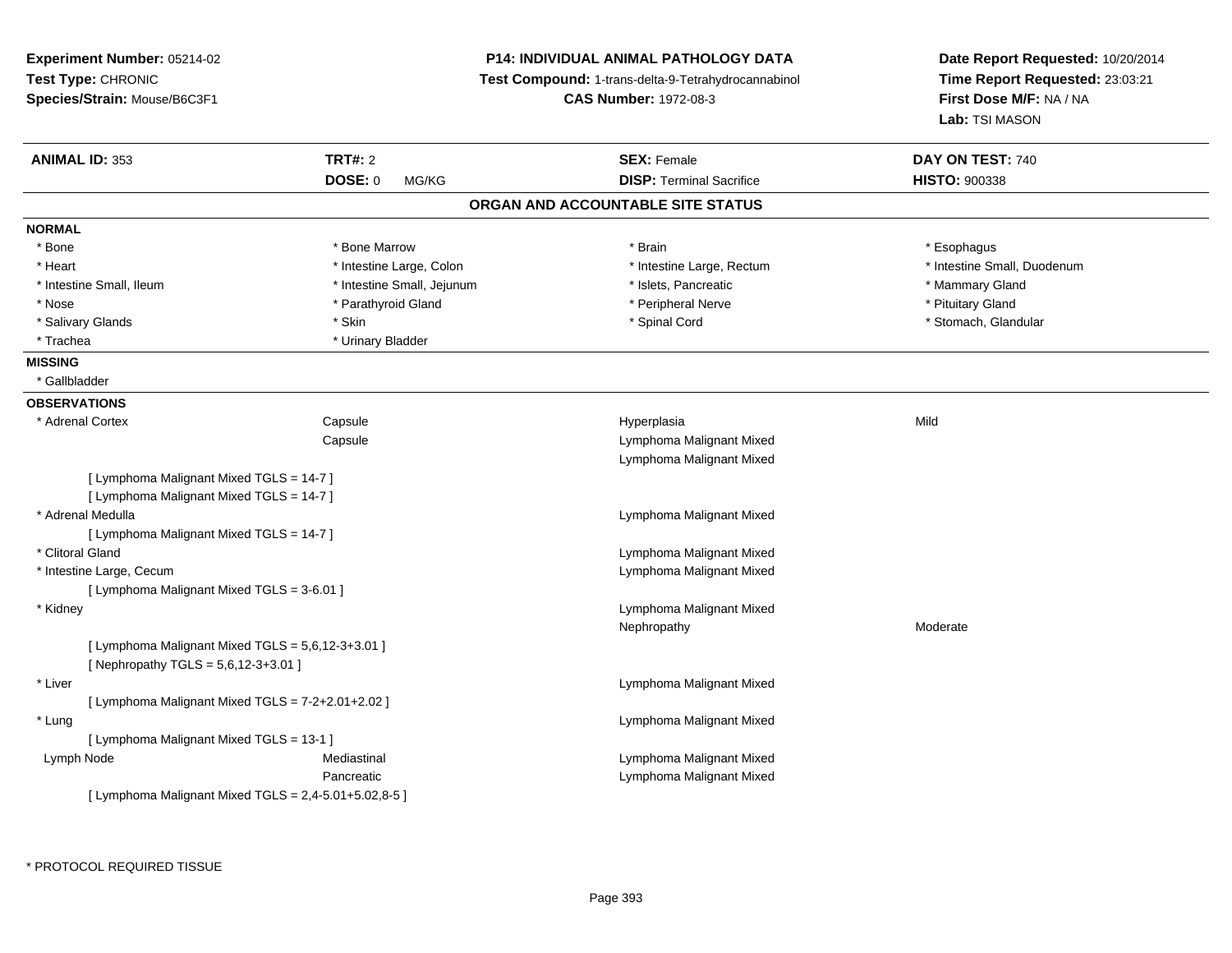**Experiment Number:** 05214-02
**Test Type:** CHRONIC
**Species/Strain:** Mouse/B6C3F1

**P14: INDIVIDUAL ANIMAL PATHOLOGY DATA**
**Test Compound:** 1-trans-delta-9-Tetrahydrocannabinol
**CAS Number:** 1972-08-3

**Date Report Requested:** 10/20/2014
**Time Report Requested:** 23:03:21
**First Dose M/F:** NA / NA
**Lab:** TSI MASON

| **ANIMAL ID:** 353 | **TRT#:** 2 | **SEX:** Female | **DAY ON TEST:** 740 |
|---|---|---|---|
| | **DOSE:** 0 MG/KG | **DISP:** Terminal Sacrifice | **HISTO:** 900338 |

## ORGAN AND ACCOUNTABLE SITE STATUS

**NORMAL**

| | | | |
|---|---|---|---|
| * Bone | * Bone Marrow | * Brain | * Esophagus |
| * Heart | * Intestine Large, Colon | * Intestine Large, Rectum | * Intestine Small, Duodenum |
| * Intestine Small, Ileum | * Intestine Small, Jejunum | * Islets, Pancreatic | * Mammary Gland |
| * Nose | * Parathyroid Gland | * Peripheral Nerve | * Pituitary Gland |
| * Salivary Glands | * Skin | * Spinal Cord | * Stomach, Glandular |
| * Trachea | * Urinary Bladder | | |

**MISSING**

* Gallbladder

**OBSERVATIONS**

| | | | |
|---|---|---|---|
| * Adrenal Cortex | Capsule | Hyperplasia | Mild |
| | Capsule | Lymphoma Malignant Mixed | |
| | | Lymphoma Malignant Mixed | |
| [ Lymphoma Malignant Mixed TGLS = 14-7 ] | | | |
| [ Lymphoma Malignant Mixed TGLS = 14-7 ] | | | |
| * Adrenal Medulla | | Lymphoma Malignant Mixed | |
| [ Lymphoma Malignant Mixed TGLS = 14-7 ] | | | |
| * Clitoral Gland | | Lymphoma Malignant Mixed | |
| * Intestine Large, Cecum | | Lymphoma Malignant Mixed | |
| [ Lymphoma Malignant Mixed TGLS = 3-6.01 ] | | | |
| * Kidney | | Lymphoma Malignant Mixed | |
| | | Nephropathy | Moderate |
| [ Lymphoma Malignant Mixed TGLS = 5,6,12-3+3.01 ] | | | |
| [ Nephropathy TGLS = 5,6,12-3+3.01 ] | | | |
| * Liver | | Lymphoma Malignant Mixed | |
| [ Lymphoma Malignant Mixed TGLS = 7-2+2.01+2.02 ] | | | |
| * Lung | | Lymphoma Malignant Mixed | |
| [ Lymphoma Malignant Mixed TGLS = 13-1 ] | | | |
| Lymph Node | Mediastinal | Lymphoma Malignant Mixed | |
| | Pancreatic | Lymphoma Malignant Mixed | |
| [ Lymphoma Malignant Mixed TGLS = 2,4-5.01+5.02,8-5 ] | | | |

\* PROTOCOL REQUIRED TISSUE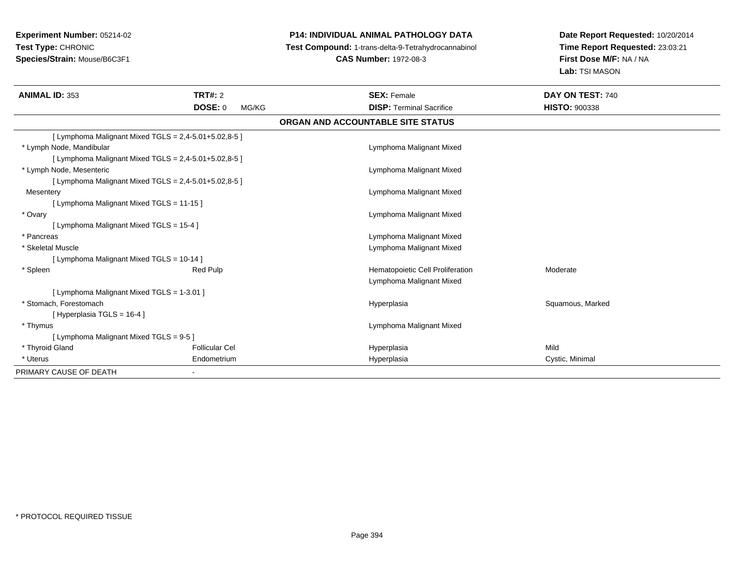**Experiment Number:** 05214-02
**Test Type:** CHRONIC
**Species/Strain:** Mouse/B6C3F1

**P14: INDIVIDUAL ANIMAL PATHOLOGY DATA**
**Test Compound:** 1-trans-delta-9-Tetrahydrocannabinol
**CAS Number:** 1972-08-3

**Date Report Requested:** 10/20/2014
**Time Report Requested:** 23:03:21
**First Dose M/F:** NA / NA
**Lab:** TSI MASON

| **ANIMAL ID:** 353 | **TRT#:** 2 | **SEX:** Female | **DAY ON TEST:** 740 |
|---|---|---|---|
| | **DOSE:** 0 MG/KG | **DISP:** Terminal Sacrifice | **HISTO:** 900338 |

**ORGAN AND ACCOUNTABLE SITE STATUS**

| | | | |
|---|---|---|---|
| [ Lymphoma Malignant Mixed TGLS = 2,4-5.01+5.02,8-5 ] | | | |
| * Lymph Node, Mandibular | | Lymphoma Malignant Mixed | |
| [ Lymphoma Malignant Mixed TGLS = 2,4-5.01+5.02,8-5 ] | | | |
| * Lymph Node, Mesenteric | | Lymphoma Malignant Mixed | |
| [ Lymphoma Malignant Mixed TGLS = 2,4-5.01+5.02,8-5 ] | | | |
| Mesentery | | Lymphoma Malignant Mixed | |
| [ Lymphoma Malignant Mixed TGLS = 11-15 ] | | | |
| * Ovary | | Lymphoma Malignant Mixed | |
| [ Lymphoma Malignant Mixed TGLS = 15-4 ] | | | |
| * Pancreas | | Lymphoma Malignant Mixed | |
| * Skeletal Muscle | | Lymphoma Malignant Mixed | |
| [ Lymphoma Malignant Mixed TGLS = 10-14 ] | | | |
| * Spleen | Red Pulp | Hematopoietic Cell Proliferation | Moderate |
| | | Lymphoma Malignant Mixed | |
| [ Lymphoma Malignant Mixed TGLS = 1-3.01 ] | | | |
| * Stomach, Forestomach | | Hyperplasia | Squamous, Marked |
| [ Hyperplasia TGLS = 16-4 ] | | | |
| * Thymus | | Lymphoma Malignant Mixed | |
| [ Lymphoma Malignant Mixed TGLS = 9-5 ] | | | |
| * Thyroid Gland | Follicular Cel | Hyperplasia | Mild |
| * Uterus | Endometrium | Hyperplasia | Cystic, Minimal |
| PRIMARY CAUSE OF DEATH | - | | |

\* PROTOCOL REQUIRED TISSUE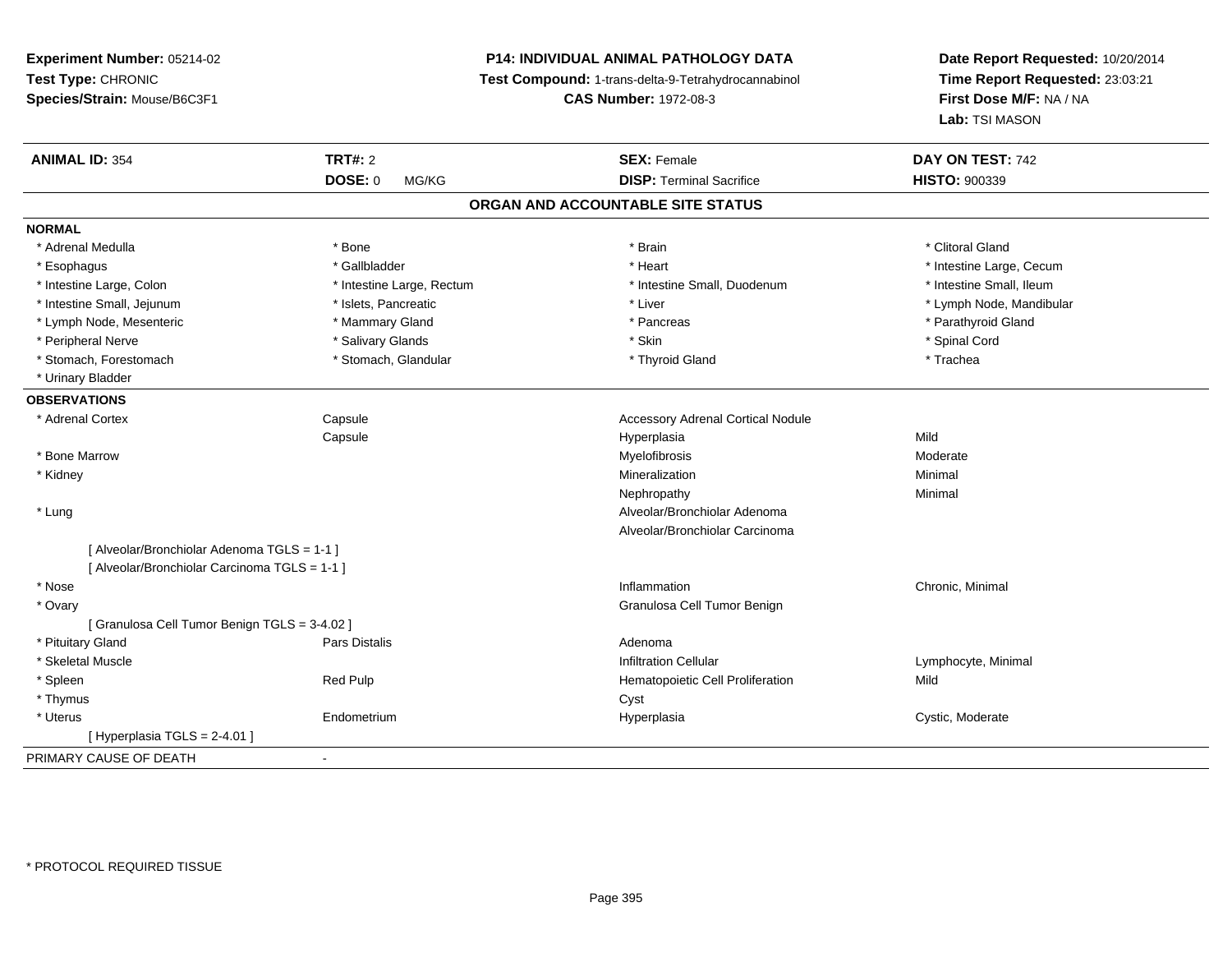**Experiment Number:** 05214-02
**Test Type:** CHRONIC
**Species/Strain:** Mouse/B6C3F1

**P14: INDIVIDUAL ANIMAL PATHOLOGY DATA**
**Test Compound:** 1-trans-delta-9-Tetrahydrocannabinol
**CAS Number:** 1972-08-3

**Date Report Requested:** 10/20/2014
**Time Report Requested:** 23:03:21
**First Dose M/F:** NA / NA
**Lab:** TSI MASON

| **ANIMAL ID:** 354 | **TRT#:** 2 | **SEX:** Female | **DAY ON TEST:** 742 |
|---|---|---|---|
| | **DOSE:** 0 MG/KG | **DISP:** Terminal Sacrifice | **HISTO:** 900339 |

## ORGAN AND ACCOUNTABLE SITE STATUS

**NORMAL**

| | | | |
|---|---|---|---|
| * Adrenal Medulla | * Bone | * Brain | * Clitoral Gland |
| * Esophagus | * Gallbladder | * Heart | * Intestine Large, Cecum |
| * Intestine Large, Colon | * Intestine Large, Rectum | * Intestine Small, Duodenum | * Intestine Small, Ileum |
| * Intestine Small, Jejunum | * Islets, Pancreatic | * Liver | * Lymph Node, Mandibular |
| * Lymph Node, Mesenteric | * Mammary Gland | * Pancreas | * Parathyroid Gland |
| * Peripheral Nerve | * Salivary Glands | * Skin | * Spinal Cord |
| * Stomach, Forestomach | * Stomach, Glandular | * Thyroid Gland | * Trachea |
| * Urinary Bladder | | | |

**OBSERVATIONS**

| | | | |
|---|---|---|---|
| * Adrenal Cortex | Capsule | Accessory Adrenal Cortical Nodule | |
| | Capsule | Hyperplasia | Mild |
| * Bone Marrow | | Myelofibrosis | Moderate |
| * Kidney | | Mineralization | Minimal |
| | | Nephropathy | Minimal |
| * Lung | | Alveolar/Bronchiolar Adenoma | |
| | | Alveolar/Bronchiolar Carcinoma | |
| [ Alveolar/Bronchiolar Adenoma TGLS = 1-1 ] | | | |
| [ Alveolar/Bronchiolar Carcinoma TGLS = 1-1 ] | | | |
| * Nose | | Inflammation | Chronic, Minimal |
| * Ovary | | Granulosa Cell Tumor Benign | |
| [ Granulosa Cell Tumor Benign TGLS = 3-4.02 ] | | | |
| * Pituitary Gland | Pars Distalis | Adenoma | |
| * Skeletal Muscle | | Infiltration Cellular | Lymphocyte, Minimal |
| * Spleen | Red Pulp | Hematopoietic Cell Proliferation | Mild |
| * Thymus | | Cyst | |
| * Uterus | Endometrium | Hyperplasia | Cystic, Moderate |
| [ Hyperplasia TGLS = 2-4.01 ] | | | |

PRIMARY CAUSE OF DEATH -

* PROTOCOL REQUIRED TISSUE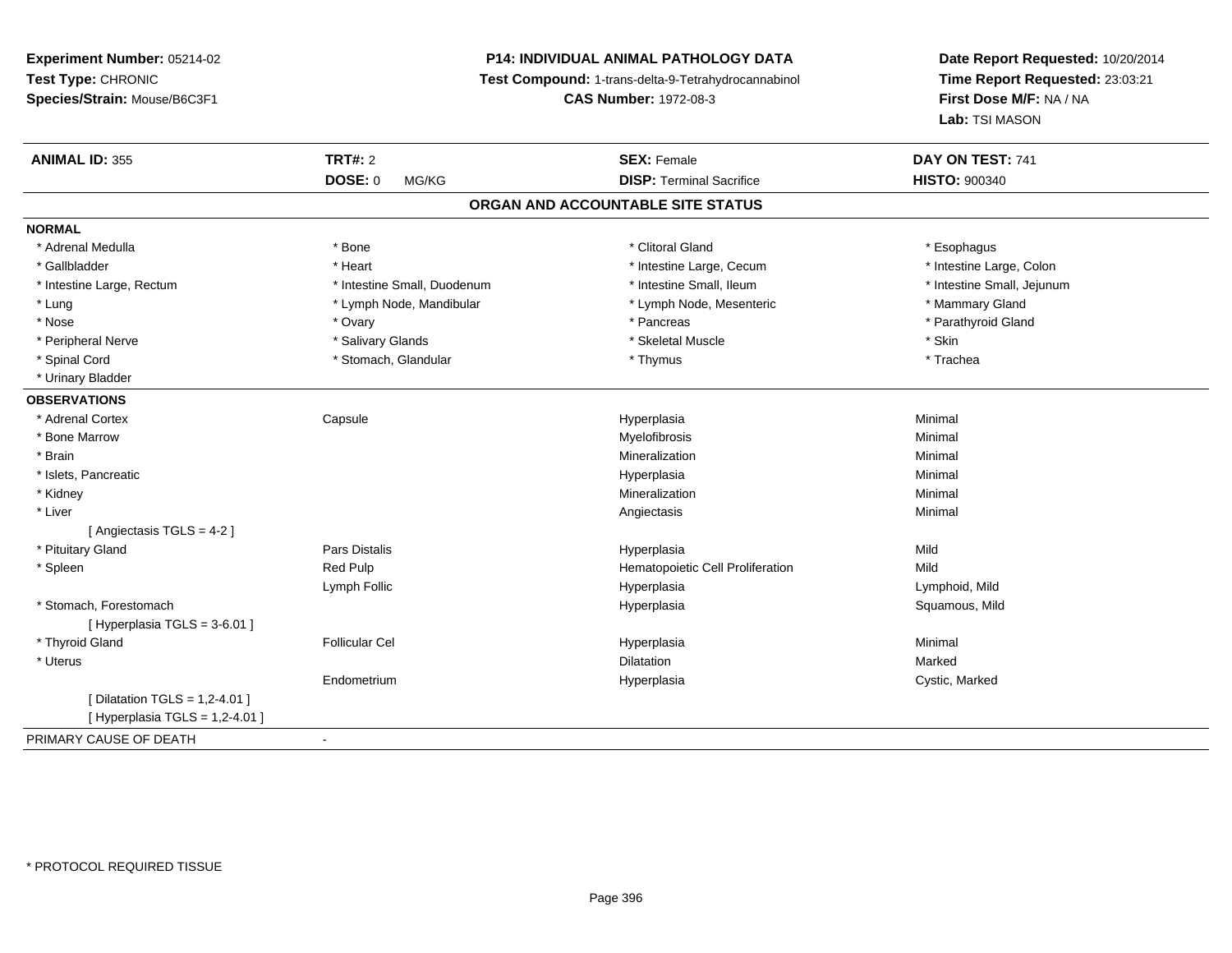**Experiment Number:** 05214-02
**Test Type:** CHRONIC
**Species/Strain:** Mouse/B6C3F1

**P14: INDIVIDUAL ANIMAL PATHOLOGY DATA**
**Test Compound:** 1-trans-delta-9-Tetrahydrocannabinol
**CAS Number:** 1972-08-3

**Date Report Requested:** 10/20/2014
**Time Report Requested:** 23:03:21
**First Dose M/F:** NA / NA
**Lab:** TSI MASON

| **ANIMAL ID:** 355 | **TRT#:** 2 | **SEX:** Female | **DAY ON TEST:** 741 |
|---|---|---|---|
| | **DOSE:** 0 MG/KG | **DISP:** Terminal Sacrifice | **HISTO:** 900340 |

## ORGAN AND ACCOUNTABLE SITE STATUS

**NORMAL**

| | | | |
|---|---|---|---|
| * Adrenal Medulla | * Bone | * Clitoral Gland | * Esophagus |
| * Gallbladder | * Heart | * Intestine Large, Cecum | * Intestine Large, Colon |
| * Intestine Large, Rectum | * Intestine Small, Duodenum | * Intestine Small, Ileum | * Intestine Small, Jejunum |
| * Lung | * Lymph Node, Mandibular | * Lymph Node, Mesenteric | * Mammary Gland |
| * Nose | * Ovary | * Pancreas | * Parathyroid Gland |
| * Peripheral Nerve | * Salivary Glands | * Skeletal Muscle | * Skin |
| * Spinal Cord | * Stomach, Glandular | * Thymus | * Trachea |
| * Urinary Bladder | | | |

**OBSERVATIONS**

| | | | |
|---|---|---|---|
| * Adrenal Cortex | Capsule | Hyperplasia | Minimal |
| * Bone Marrow | | Myelofibrosis | Minimal |
| * Brain | | Mineralization | Minimal |
| * Islets, Pancreatic | | Hyperplasia | Minimal |
| * Kidney | | Mineralization | Minimal |
| * Liver | | Angiectasis | Minimal |
| [ Angiectasis TGLS = 4-2 ] | | | |
| * Pituitary Gland | Pars Distalis | Hyperplasia | Mild |
| * Spleen | Red Pulp | Hematopoietic Cell Proliferation | Mild |
| | Lymph Follic | Hyperplasia | Lymphoid, Mild |
| * Stomach, Forestomach | | Hyperplasia | Squamous, Mild |
| [ Hyperplasia TGLS = 3-6.01 ] | | | |
| * Thyroid Gland | Follicular Cel | Hyperplasia | Minimal |
| * Uterus | | Dilatation | Marked |
| | Endometrium | Hyperplasia | Cystic, Marked |
| [ Dilatation TGLS = 1,2-4.01 ] | | | |
| [ Hyperplasia TGLS = 1,2-4.01 ] | | | |

PRIMARY CAUSE OF DEATH -

* PROTOCOL REQUIRED TISSUE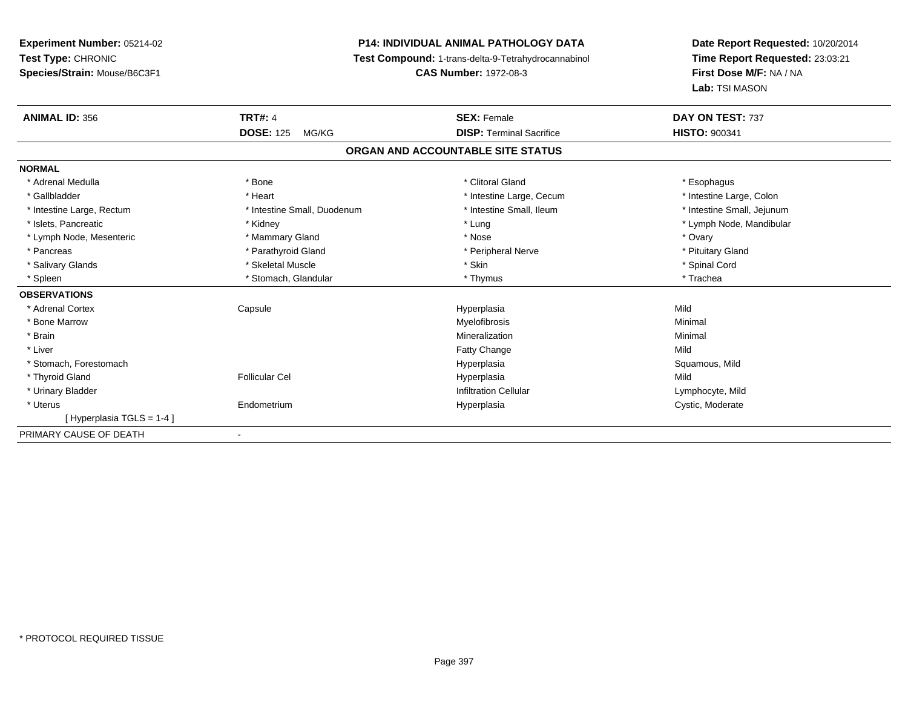**Experiment Number:** 05214-02
**Test Type:** CHRONIC
**Species/Strain:** Mouse/B6C3F1

**P14: INDIVIDUAL ANIMAL PATHOLOGY DATA**
**Test Compound:** 1-trans-delta-9-Tetrahydrocannabinol
**CAS Number:** 1972-08-3

**Date Report Requested:** 10/20/2014
**Time Report Requested:** 23:03:21
**First Dose M/F:** NA / NA
**Lab:** TSI MASON

| **ANIMAL ID:** 356 | **TRT#:** 4 | **SEX:** Female | **DAY ON TEST:** 737 |
|---|---|---|---|
| | **DOSE:** 125 MG/KG | **DISP:** Terminal Sacrifice | **HISTO:** 900341 |

## ORGAN AND ACCOUNTABLE SITE STATUS

**NORMAL**

| | | | |
|---|---|---|---|
| * Adrenal Medulla | * Bone | * Clitoral Gland | * Esophagus |
| * Gallbladder | * Heart | * Intestine Large, Cecum | * Intestine Large, Colon |
| * Intestine Large, Rectum | * Intestine Small, Duodenum | * Intestine Small, Ileum | * Intestine Small, Jejunum |
| * Islets, Pancreatic | * Kidney | * Lung | * Lymph Node, Mandibular |
| * Lymph Node, Mesenteric | * Mammary Gland | * Nose | * Ovary |
| * Pancreas | * Parathyroid Gland | * Peripheral Nerve | * Pituitary Gland |
| * Salivary Glands | * Skeletal Muscle | * Skin | * Spinal Cord |
| * Spleen | * Stomach, Glandular | * Thymus | * Trachea |

**OBSERVATIONS**

| | | | |
|---|---|---|---|
| * Adrenal Cortex | Capsule | Hyperplasia | Mild |
| * Bone Marrow | | Myelofibrosis | Minimal |
| * Brain | | Mineralization | Minimal |
| * Liver | | Fatty Change | Mild |
| * Stomach, Forestomach | | Hyperplasia | Squamous, Mild |
| * Thyroid Gland | Follicular Cel | Hyperplasia | Mild |
| * Urinary Bladder | | Infiltration Cellular | Lymphocyte, Mild |
| * Uterus | Endometrium | Hyperplasia | Cystic, Moderate |
| [ Hyperplasia TGLS = 1-4 ] | | | |

PRIMARY CAUSE OF DEATH -

* PROTOCOL REQUIRED TISSUE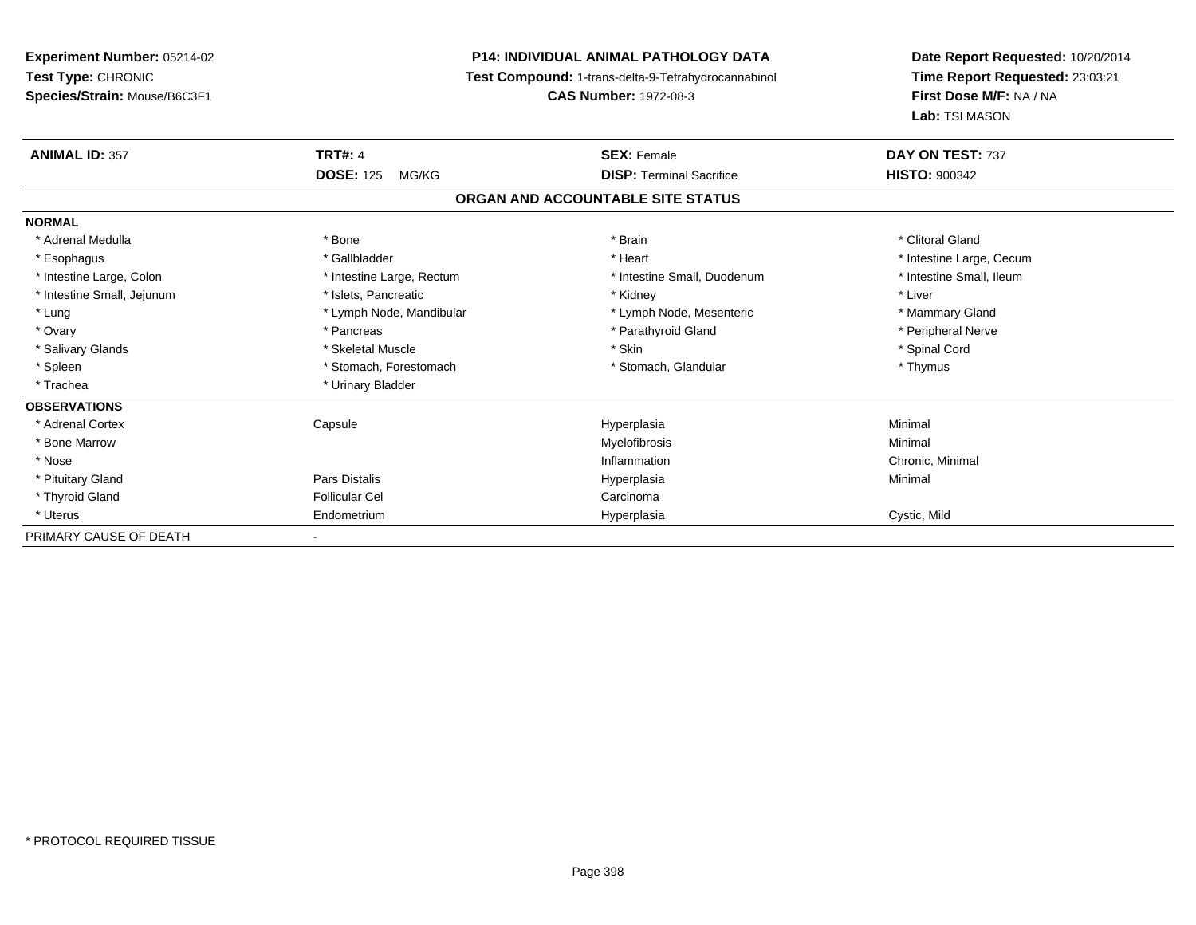**Experiment Number:** 05214-02
**Test Type:** CHRONIC
**Species/Strain:** Mouse/B6C3F1

**P14: INDIVIDUAL ANIMAL PATHOLOGY DATA**
**Test Compound:** 1-trans-delta-9-Tetrahydrocannabinol
**CAS Number:** 1972-08-3

**Date Report Requested:** 10/20/2014
**Time Report Requested:** 23:03:21
**First Dose M/F:** NA / NA
**Lab:** TSI MASON

| **ANIMAL ID:** 357 | **TRT#:** 4 | **SEX:** Female | **DAY ON TEST:** 737 |
|---|---|---|---|
| | **DOSE:** 125 MG/KG | **DISP:** Terminal Sacrifice | **HISTO:** 900342 |

**ORGAN AND ACCOUNTABLE SITE STATUS**

| | | | |
|---|---|---|---|
| **NORMAL** | | | |
| * Adrenal Medulla | * Bone | * Brain | * Clitoral Gland |
| * Esophagus | * Gallbladder | * Heart | * Intestine Large, Cecum |
| * Intestine Large, Colon | * Intestine Large, Rectum | * Intestine Small, Duodenum | * Intestine Small, Ileum |
| * Intestine Small, Jejunum | * Islets, Pancreatic | * Kidney | * Liver |
| * Lung | * Lymph Node, Mandibular | * Lymph Node, Mesenteric | * Mammary Gland |
| * Ovary | * Pancreas | * Parathyroid Gland | * Peripheral Nerve |
| * Salivary Glands | * Skeletal Muscle | * Skin | * Spinal Cord |
| * Spleen | * Stomach, Forestomach | * Stomach, Glandular | * Thymus |
| * Trachea | * Urinary Bladder | | |
| **OBSERVATIONS** | | | |
| * Adrenal Cortex | Capsule | Hyperplasia | Minimal |
| * Bone Marrow | | Myelofibrosis | Minimal |
| * Nose | | Inflammation | Chronic, Minimal |
| * Pituitary Gland | Pars Distalis | Hyperplasia | Minimal |
| * Thyroid Gland | Follicular Cel | Carcinoma | |
| * Uterus | Endometrium | Hyperplasia | Cystic, Mild |
| PRIMARY CAUSE OF DEATH | - | | |

\* PROTOCOL REQUIRED TISSUE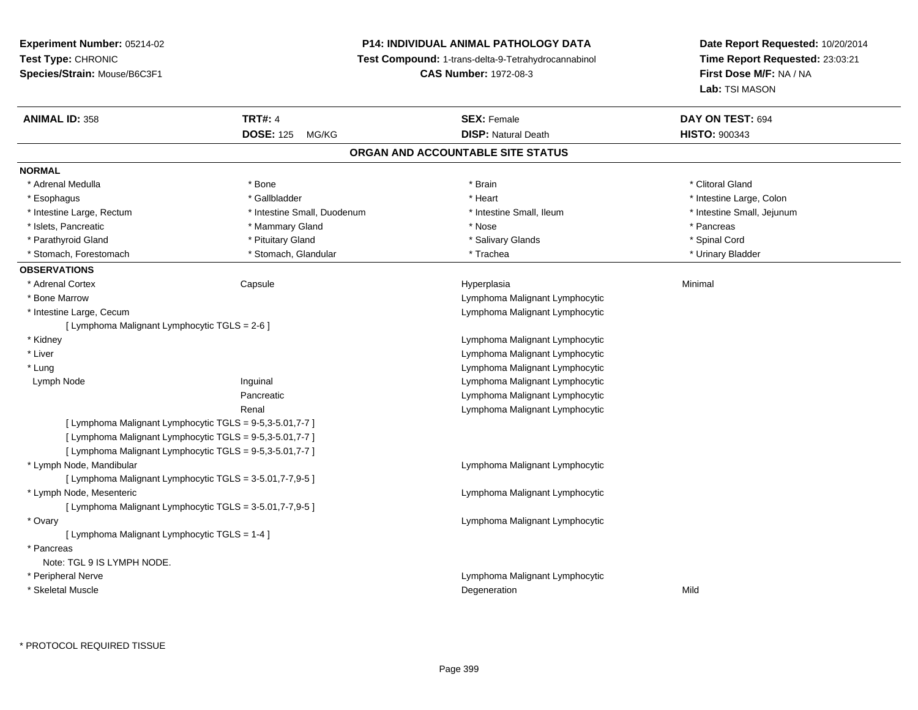**Experiment Number:** 05214-02
**Test Type:** CHRONIC
**Species/Strain:** Mouse/B6C3F1

**P14: INDIVIDUAL ANIMAL PATHOLOGY DATA**
**Test Compound:** 1-trans-delta-9-Tetrahydrocannabinol
**CAS Number:** 1972-08-3

**Date Report Requested:** 10/20/2014
**Time Report Requested:** 23:03:21
**First Dose M/F:** NA / NA
**Lab:** TSI MASON

| **ANIMAL ID:** 358 | **TRT#:** 4 | **SEX:** Female | **DAY ON TEST:** 694 |
|---|---|---|---|
| | **DOSE:** 125 MG/KG | **DISP:** Natural Death | **HISTO:** 900343 |

## ORGAN AND ACCOUNTABLE SITE STATUS

**NORMAL**

| | | | |
|---|---|---|---|
| * Adrenal Medulla | * Bone | * Brain | * Clitoral Gland |
| * Esophagus | * Gallbladder | * Heart | * Intestine Large, Colon |
| * Intestine Large, Rectum | * Intestine Small, Duodenum | * Intestine Small, Ileum | * Intestine Small, Jejunum |
| * Islets, Pancreatic | * Mammary Gland | * Nose | * Pancreas |
| * Parathyroid Gland | * Pituitary Gland | * Salivary Glands | * Spinal Cord |
| * Stomach, Forestomach | * Stomach, Glandular | * Trachea | * Urinary Bladder |

**OBSERVATIONS**

| | | | |
|---|---|---|---|
| * Adrenal Cortex | Capsule | Hyperplasia | Minimal |
| * Bone Marrow | | Lymphoma Malignant Lymphocytic | |
| * Intestine Large, Cecum | | Lymphoma Malignant Lymphocytic | |
| [ Lymphoma Malignant Lymphocytic TGLS = 2-6 ] | | | |
| * Kidney | | Lymphoma Malignant Lymphocytic | |
| * Liver | | Lymphoma Malignant Lymphocytic | |
| * Lung | | Lymphoma Malignant Lymphocytic | |
| Lymph Node | Inguinal | Lymphoma Malignant Lymphocytic | |
| | Pancreatic | Lymphoma Malignant Lymphocytic | |
| | Renal | Lymphoma Malignant Lymphocytic | |
| [ Lymphoma Malignant Lymphocytic TGLS = 9-5,3-5.01,7-7 ] | | | |
| [ Lymphoma Malignant Lymphocytic TGLS = 9-5,3-5.01,7-7 ] | | | |
| [ Lymphoma Malignant Lymphocytic TGLS = 9-5,3-5.01,7-7 ] | | | |
| * Lymph Node, Mandibular | | Lymphoma Malignant Lymphocytic | |
| [ Lymphoma Malignant Lymphocytic TGLS = 3-5.01,7-7,9-5 ] | | | |
| * Lymph Node, Mesenteric | | Lymphoma Malignant Lymphocytic | |
| [ Lymphoma Malignant Lymphocytic TGLS = 3-5.01,7-7,9-5 ] | | | |
| * Ovary | | Lymphoma Malignant Lymphocytic | |
| [ Lymphoma Malignant Lymphocytic TGLS = 1-4 ] | | | |
| * Pancreas | | | |
| Note: TGL 9 IS LYMPH NODE. | | | |
| * Peripheral Nerve | | Lymphoma Malignant Lymphocytic | |
| * Skeletal Muscle | | Degeneration | Mild |

\* PROTOCOL REQUIRED TISSUE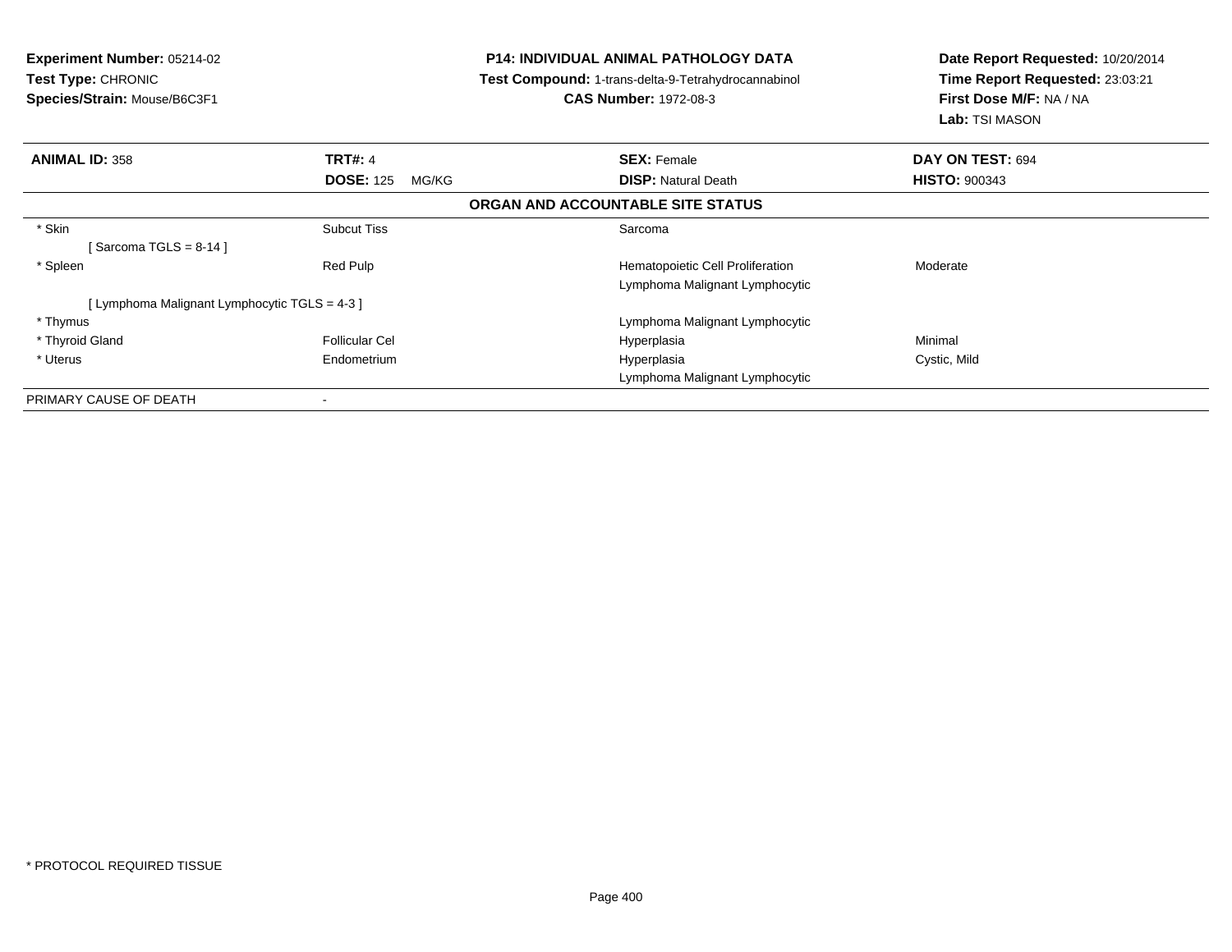**Experiment Number:** 05214-02
**Test Type:** CHRONIC
**Species/Strain:** Mouse/B6C3F1

**P14: INDIVIDUAL ANIMAL PATHOLOGY DATA**
**Test Compound:** 1-trans-delta-9-Tetrahydrocannabinol
**CAS Number:** 1972-08-3

**Date Report Requested:** 10/20/2014
**Time Report Requested:** 23:03:21
**First Dose M/F:** NA / NA
**Lab:** TSI MASON

| **ANIMAL ID:** 358 | **TRT#:** 4 | **SEX:** Female | **DAY ON TEST:** 694 |
|---|---|---|---|
| | **DOSE:** 125 MG/KG | **DISP:** Natural Death | **HISTO:** 900343 |

**ORGAN AND ACCOUNTABLE SITE STATUS**

| | | | |
|---|---|---|---|
| * Skin | Subcut Tiss | Sarcoma | |
| [ Sarcoma TGLS = 8-14 ] | | | |
| * Spleen | Red Pulp | Hematopoietic Cell Proliferation | Moderate |
| | | Lymphoma Malignant Lymphocytic | |
| [ Lymphoma Malignant Lymphocytic TGLS = 4-3 ] | | | |
| * Thymus | | Lymphoma Malignant Lymphocytic | |
| * Thyroid Gland | Follicular Cel | Hyperplasia | Minimal |
| * Uterus | Endometrium | Hyperplasia | Cystic, Mild |
| | | Lymphoma Malignant Lymphocytic | |
| PRIMARY CAUSE OF DEATH | - | | |

* PROTOCOL REQUIRED TISSUE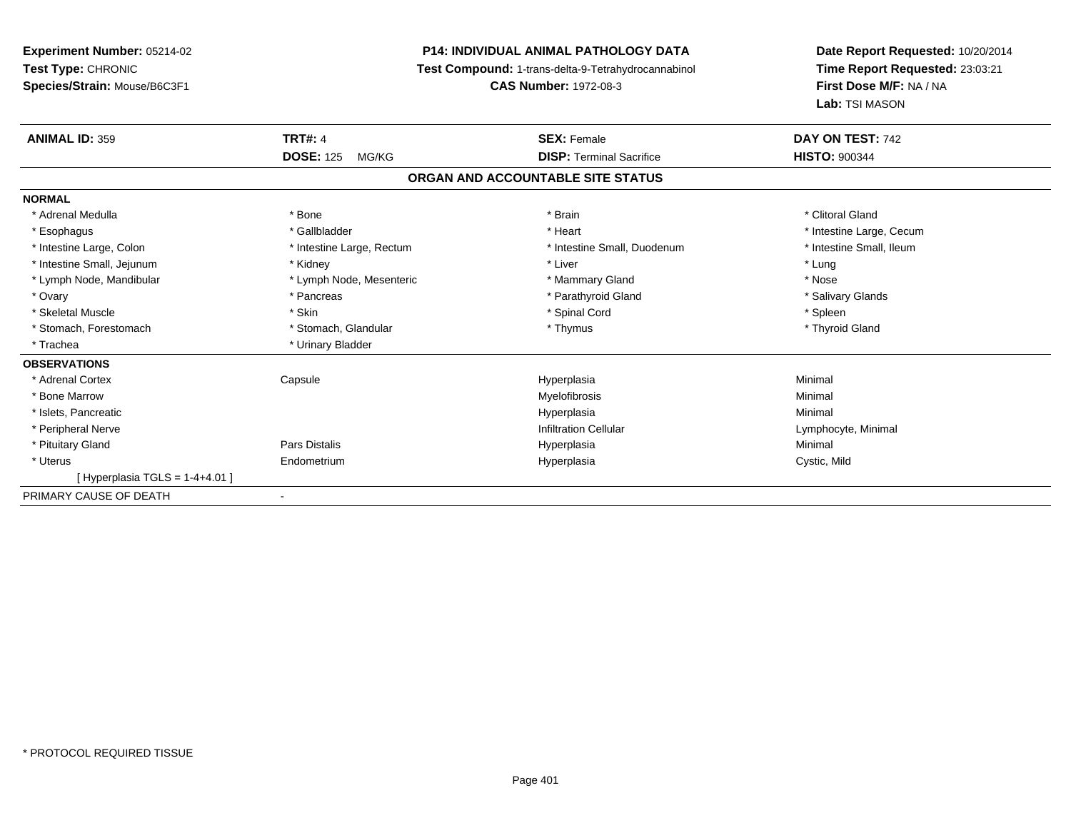**Experiment Number:** 05214-02
**Test Type:** CHRONIC
**Species/Strain:** Mouse/B6C3F1

**P14: INDIVIDUAL ANIMAL PATHOLOGY DATA**
**Test Compound:** 1-trans-delta-9-Tetrahydrocannabinol
**CAS Number:** 1972-08-3

**Date Report Requested:** 10/20/2014
**Time Report Requested:** 23:03:21
**First Dose M/F:** NA / NA
**Lab:** TSI MASON

| **ANIMAL ID:** 359 | **TRT#:** 4 | **SEX:** Female | **DAY ON TEST:** 742 |
|---|---|---|---|
| | **DOSE:** 125 MG/KG | **DISP:** Terminal Sacrifice | **HISTO:** 900344 |

**ORGAN AND ACCOUNTABLE SITE STATUS**

**NORMAL**

| | | | |
|---|---|---|---|
| * Adrenal Medulla | * Bone | * Brain | * Clitoral Gland |
| * Esophagus | * Gallbladder | * Heart | * Intestine Large, Cecum |
| * Intestine Large, Colon | * Intestine Large, Rectum | * Intestine Small, Duodenum | * Intestine Small, Ileum |
| * Intestine Small, Jejunum | * Kidney | * Liver | * Lung |
| * Lymph Node, Mandibular | * Lymph Node, Mesenteric | * Mammary Gland | * Nose |
| * Ovary | * Pancreas | * Parathyroid Gland | * Salivary Glands |
| * Skeletal Muscle | * Skin | * Spinal Cord | * Spleen |
| * Stomach, Forestomach | * Stomach, Glandular | * Thymus | * Thyroid Gland |
| * Trachea | * Urinary Bladder | | |

**OBSERVATIONS**

| | | | |
|---|---|---|---|
| * Adrenal Cortex | Capsule | Hyperplasia | Minimal |
| * Bone Marrow | | Myelofibrosis | Minimal |
| * Islets, Pancreatic | | Hyperplasia | Minimal |
| * Peripheral Nerve | | Infiltration Cellular | Lymphocyte, Minimal |
| * Pituitary Gland | Pars Distalis | Hyperplasia | Minimal |
| * Uterus | Endometrium | Hyperplasia | Cystic, Mild |
| [ Hyperplasia TGLS = 1-4+4.01 ] | | | |

PRIMARY CAUSE OF DEATH -

* PROTOCOL REQUIRED TISSUE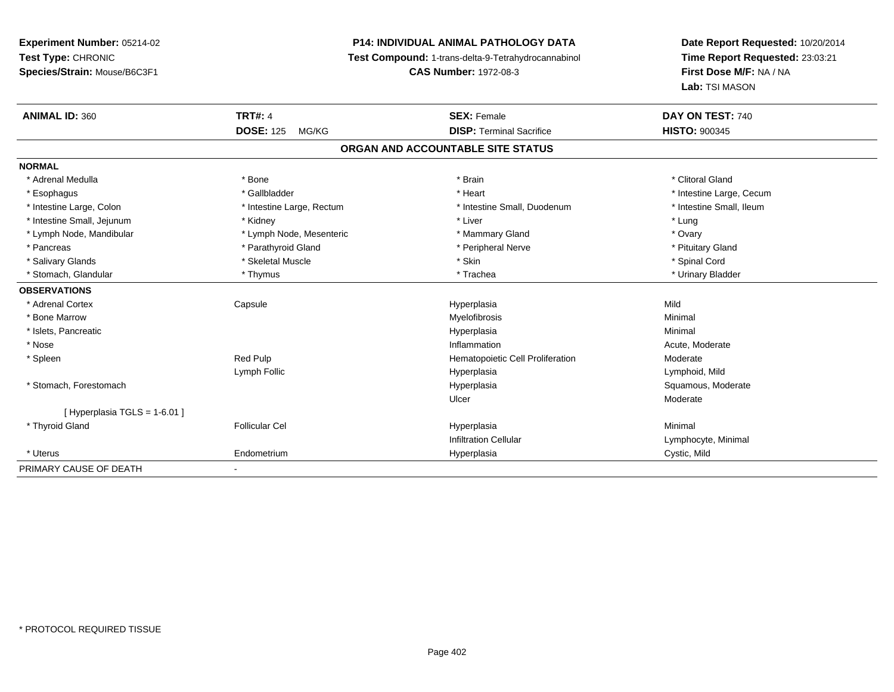**Experiment Number:** 05214-02
**Test Type:** CHRONIC
**Species/Strain:** Mouse/B6C3F1

**P14: INDIVIDUAL ANIMAL PATHOLOGY DATA**
**Test Compound:** 1-trans-delta-9-Tetrahydrocannabinol
**CAS Number:** 1972-08-3

**Date Report Requested:** 10/20/2014
**Time Report Requested:** 23:03:21
**First Dose M/F:** NA / NA
**Lab:** TSI MASON

| **ANIMAL ID:** 360 | **TRT#:** 4 | **SEX:** Female | **DAY ON TEST:** 740 |
|---|---|---|---|
| | **DOSE:** 125 MG/KG | **DISP:** Terminal Sacrifice | **HISTO:** 900345 |

## ORGAN AND ACCOUNTABLE SITE STATUS

| | | | |
|---|---|---|---|
| **NORMAL** | | | |
| * Adrenal Medulla | * Bone | * Brain | * Clitoral Gland |
| * Esophagus | * Gallbladder | * Heart | * Intestine Large, Cecum |
| * Intestine Large, Colon | * Intestine Large, Rectum | * Intestine Small, Duodenum | * Intestine Small, Ileum |
| * Intestine Small, Jejunum | * Kidney | * Liver | * Lung |
| * Lymph Node, Mandibular | * Lymph Node, Mesenteric | * Mammary Gland | * Ovary |
| * Pancreas | * Parathyroid Gland | * Peripheral Nerve | * Pituitary Gland |
| * Salivary Glands | * Skeletal Muscle | * Skin | * Spinal Cord |
| * Stomach, Glandular | * Thymus | * Trachea | * Urinary Bladder |
| **OBSERVATIONS** | | | |
| * Adrenal Cortex | Capsule | Hyperplasia | Mild |
| * Bone Marrow | | Myelofibrosis | Minimal |
| * Islets, Pancreatic | | Hyperplasia | Minimal |
| * Nose | | Inflammation | Acute, Moderate |
| * Spleen | Red Pulp | Hematopoietic Cell Proliferation | Moderate |
| | Lymph Follic | Hyperplasia | Lymphoid, Mild |
| * Stomach, Forestomach | | Hyperplasia | Squamous, Moderate |
| | | Ulcer | Moderate |
| [ Hyperplasia TGLS = 1-6.01 ] | | | |
| * Thyroid Gland | Follicular Cel | Hyperplasia | Minimal |
| | | Infiltration Cellular | Lymphocyte, Minimal |
| * Uterus | Endometrium | Hyperplasia | Cystic, Mild |
| PRIMARY CAUSE OF DEATH | - | | |

* PROTOCOL REQUIRED TISSUE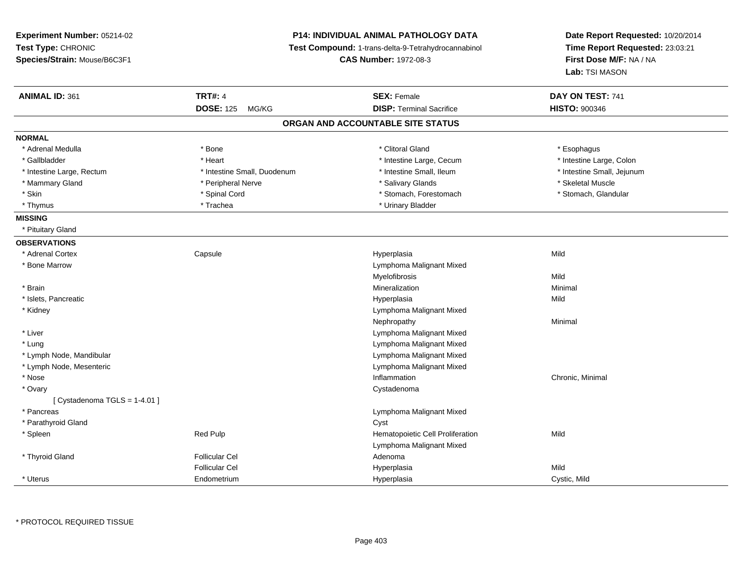**Experiment Number:** 05214-02
**Test Type:** CHRONIC
**Species/Strain:** Mouse/B6C3F1

**P14: INDIVIDUAL ANIMAL PATHOLOGY DATA**
**Test Compound:** 1-trans-delta-9-Tetrahydrocannabinol
**CAS Number:** 1972-08-3

**Date Report Requested:** 10/20/2014
**Time Report Requested:** 23:03:21
**First Dose M/F:** NA / NA
**Lab:** TSI MASON

| **ANIMAL ID:** 361 | **TRT#:** 4 | **SEX:** Female | **DAY ON TEST:** 741 |
|---|---|---|---|
| | **DOSE:** 125 MG/KG | **DISP:** Terminal Sacrifice | **HISTO:** 900346 |

## ORGAN AND ACCOUNTABLE SITE STATUS

**NORMAL**

| | | | |
|---|---|---|---|
| * Adrenal Medulla | * Bone | * Clitoral Gland | * Esophagus |
| * Gallbladder | * Heart | * Intestine Large, Cecum | * Intestine Large, Colon |
| * Intestine Large, Rectum | * Intestine Small, Duodenum | * Intestine Small, Ileum | * Intestine Small, Jejunum |
| * Mammary Gland | * Peripheral Nerve | * Salivary Glands | * Skeletal Muscle |
| * Skin | * Spinal Cord | * Stomach, Forestomach | * Stomach, Glandular |
| * Thymus | * Trachea | * Urinary Bladder | |

**MISSING**

* Pituitary Gland

**OBSERVATIONS**

| | | | |
|---|---|---|---|
| * Adrenal Cortex | Capsule | Hyperplasia | Mild |
| * Bone Marrow | | Lymphoma Malignant Mixed | |
| | | Myelofibrosis | Mild |
| * Brain | | Mineralization | Minimal |
| * Islets, Pancreatic | | Hyperplasia | Mild |
| * Kidney | | Lymphoma Malignant Mixed | |
| | | Nephropathy | Minimal |
| * Liver | | Lymphoma Malignant Mixed | |
| * Lung | | Lymphoma Malignant Mixed | |
| * Lymph Node, Mandibular | | Lymphoma Malignant Mixed | |
| * Lymph Node, Mesenteric | | Lymphoma Malignant Mixed | |
| * Nose | | Inflammation | Chronic, Minimal |
| * Ovary | | Cystadenoma | |
| [ Cystadenoma TGLS = 1-4.01 ] | | | |
| * Pancreas | | Lymphoma Malignant Mixed | |
| * Parathyroid Gland | | Cyst | |
| * Spleen | Red Pulp | Hematopoietic Cell Proliferation | Mild |
| | | Lymphoma Malignant Mixed | |
| * Thyroid Gland | Follicular Cel | Adenoma | |
| | Follicular Cel | Hyperplasia | Mild |
| * Uterus | Endometrium | Hyperplasia | Cystic, Mild |

* PROTOCOL REQUIRED TISSUE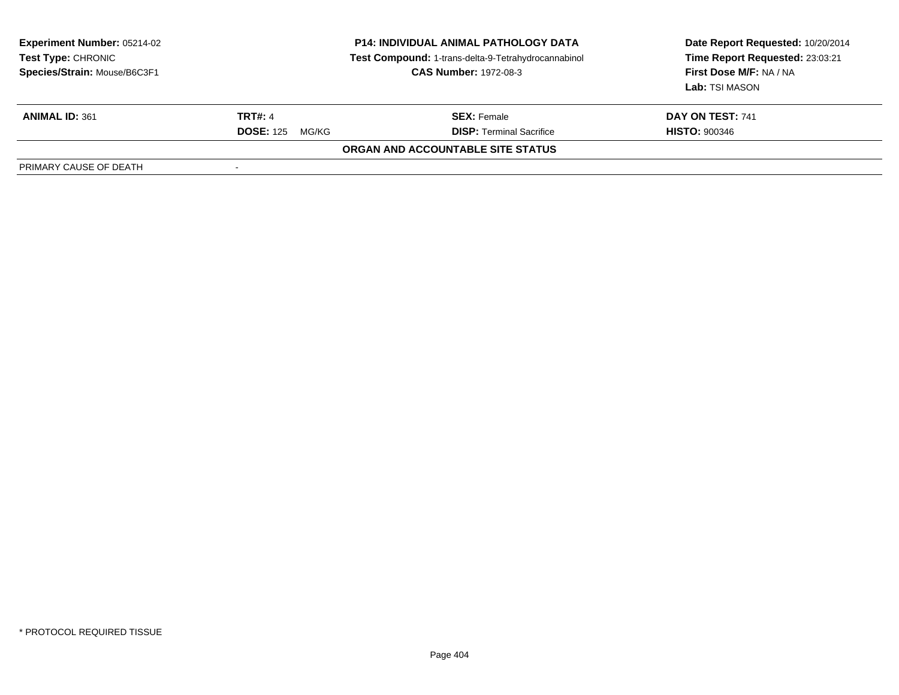**Experiment Number:** 05214-02
**Test Type:** CHRONIC
**Species/Strain:** Mouse/B6C3F1

**P14: INDIVIDUAL ANIMAL PATHOLOGY DATA**
**Test Compound:** 1-trans-delta-9-Tetrahydrocannabinol
**CAS Number:** 1972-08-3

**Date Report Requested:** 10/20/2014
**Time Report Requested:** 23:03:21
**First Dose M/F:** NA / NA
**Lab:** TSI MASON

| **ANIMAL ID:** 361 | **TRT#:** 4 | **SEX:** Female | **DAY ON TEST:** 741 |
|---|---|---|---|
| | **DOSE:** 125 MG/KG | **DISP:** Terminal Sacrifice | **HISTO:** 900346 |

**ORGAN AND ACCOUNTABLE SITE STATUS**

| PRIMARY CAUSE OF DEATH | - |
|---|---|

\* PROTOCOL REQUIRED TISSUE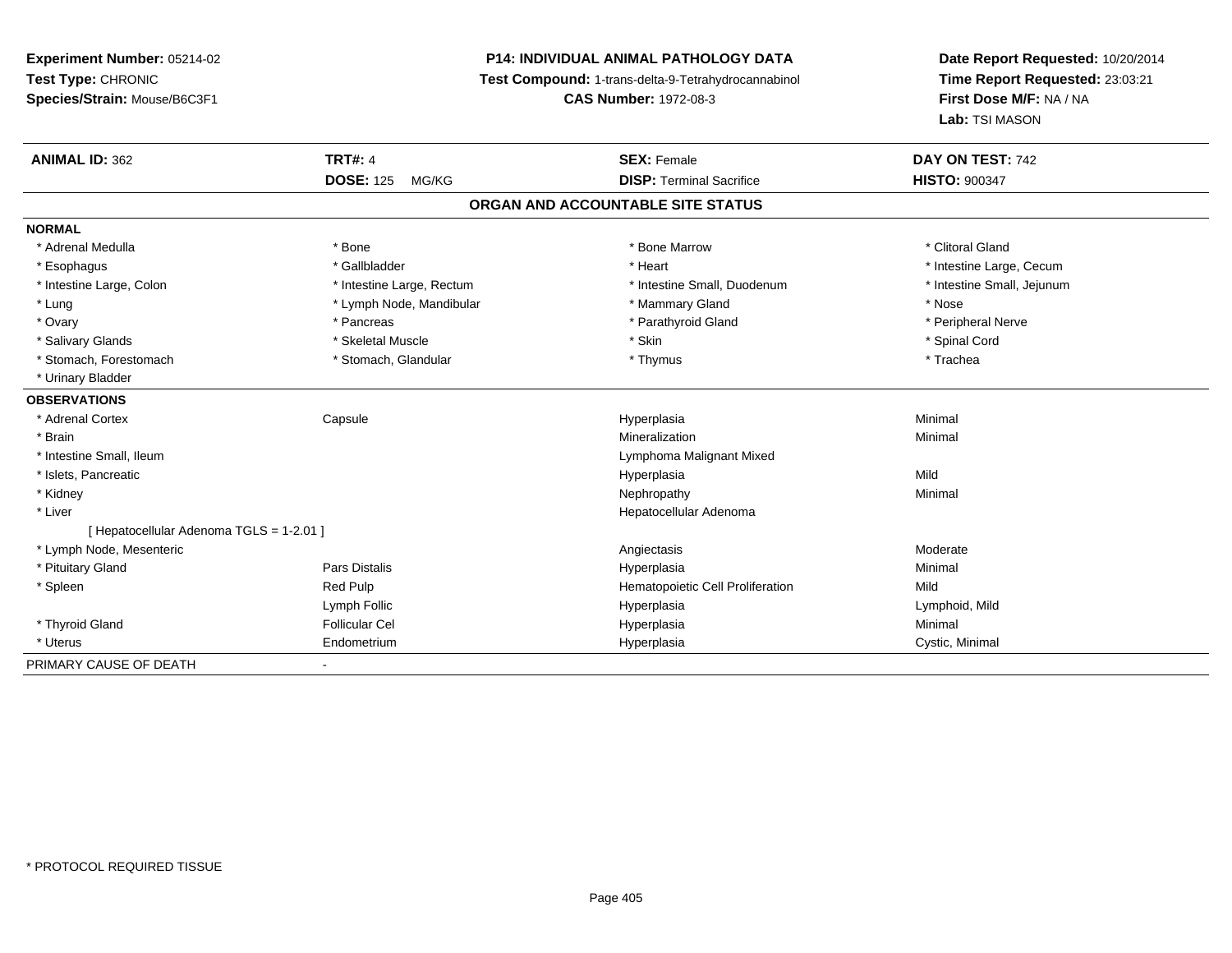**Experiment Number:** 05214-02
**Test Type:** CHRONIC
**Species/Strain:** Mouse/B6C3F1

**P14: INDIVIDUAL ANIMAL PATHOLOGY DATA**
**Test Compound:** 1-trans-delta-9-Tetrahydrocannabinol
**CAS Number:** 1972-08-3

**Date Report Requested:** 10/20/2014
**Time Report Requested:** 23:03:21
**First Dose M/F:** NA / NA
**Lab:** TSI MASON

| **ANIMAL ID:** 362 | **TRT#:** 4 | **SEX:** Female | **DAY ON TEST:** 742 |
|---|---|---|---|
| | **DOSE:** 125 MG/KG | **DISP:** Terminal Sacrifice | **HISTO:** 900347 |

## ORGAN AND ACCOUNTABLE SITE STATUS

**NORMAL**

| | | | |
|---|---|---|---|
| * Adrenal Medulla | * Bone | * Bone Marrow | * Clitoral Gland |
| * Esophagus | * Gallbladder | * Heart | * Intestine Large, Cecum |
| * Intestine Large, Colon | * Intestine Large, Rectum | * Intestine Small, Duodenum | * Intestine Small, Jejunum |
| * Lung | * Lymph Node, Mandibular | * Mammary Gland | * Nose |
| * Ovary | * Pancreas | * Parathyroid Gland | * Peripheral Nerve |
| * Salivary Glands | * Skeletal Muscle | * Skin | * Spinal Cord |
| * Stomach, Forestomach | * Stomach, Glandular | * Thymus | * Trachea |
| * Urinary Bladder | | | |

**OBSERVATIONS**

| | | | |
|---|---|---|---|
| * Adrenal Cortex | Capsule | Hyperplasia | Minimal |
| * Brain | | Mineralization | Minimal |
| * Intestine Small, Ileum | | Lymphoma Malignant Mixed | |
| * Islets, Pancreatic | | Hyperplasia | Mild |
| * Kidney | | Nephropathy | Minimal |
| * Liver | | Hepatocellular Adenoma | |
| [ Hepatocellular Adenoma TGLS = 1-2.01 ] | | | |
| * Lymph Node, Mesenteric | | Angiectasis | Moderate |
| * Pituitary Gland | Pars Distalis | Hyperplasia | Minimal |
| * Spleen | Red Pulp | Hematopoietic Cell Proliferation | Mild |
| | Lymph Follic | Hyperplasia | Lymphoid, Mild |
| * Thyroid Gland | Follicular Cel | Hyperplasia | Minimal |
| * Uterus | Endometrium | Hyperplasia | Cystic, Minimal |

PRIMARY CAUSE OF DEATH -

* PROTOCOL REQUIRED TISSUE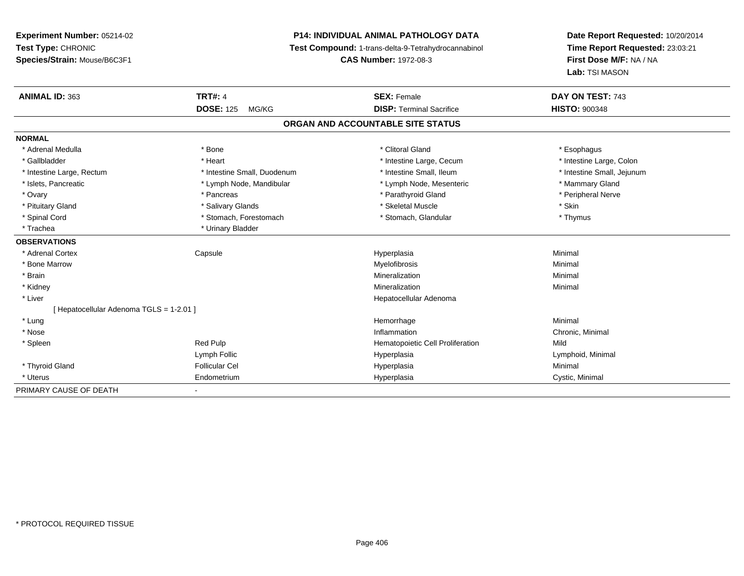**Experiment Number:** 05214-02
**Test Type:** CHRONIC
**Species/Strain:** Mouse/B6C3F1

**P14: INDIVIDUAL ANIMAL PATHOLOGY DATA**
**Test Compound:** 1-trans-delta-9-Tetrahydrocannabinol
**CAS Number:** 1972-08-3

**Date Report Requested:** 10/20/2014
**Time Report Requested:** 23:03:21
**First Dose M/F:** NA / NA
**Lab:** TSI MASON

| **ANIMAL ID:** 363 | **TRT#:** 4 | **SEX:** Female | **DAY ON TEST:** 743 |
|---|---|---|---|
| | **DOSE:** 125 MG/KG | **DISP:** Terminal Sacrifice | **HISTO:** 900348 |

## ORGAN AND ACCOUNTABLE SITE STATUS

**NORMAL**

| | | | |
|---|---|---|---|
| * Adrenal Medulla | * Bone | * Clitoral Gland | * Esophagus |
| * Gallbladder | * Heart | * Intestine Large, Cecum | * Intestine Large, Colon |
| * Intestine Large, Rectum | * Intestine Small, Duodenum | * Intestine Small, Ileum | * Intestine Small, Jejunum |
| * Islets, Pancreatic | * Lymph Node, Mandibular | * Lymph Node, Mesenteric | * Mammary Gland |
| * Ovary | * Pancreas | * Parathyroid Gland | * Peripheral Nerve |
| * Pituitary Gland | * Salivary Glands | * Skeletal Muscle | * Skin |
| * Spinal Cord | * Stomach, Forestomach | * Stomach, Glandular | * Thymus |
| * Trachea | * Urinary Bladder | | |

**OBSERVATIONS**

| | | | |
|---|---|---|---|
| * Adrenal Cortex | Capsule | Hyperplasia | Minimal |
| * Bone Marrow | | Myelofibrosis | Minimal |
| * Brain | | Mineralization | Minimal |
| * Kidney | | Mineralization | Minimal |
| * Liver | | Hepatocellular Adenoma | |
| [ Hepatocellular Adenoma TGLS = 1-2.01 ] | | | |
| * Lung | | Hemorrhage | Minimal |
| * Nose | | Inflammation | Chronic, Minimal |
| * Spleen | Red Pulp | Hematopoietic Cell Proliferation | Mild |
| | Lymph Follic | Hyperplasia | Lymphoid, Minimal |
| * Thyroid Gland | Follicular Cel | Hyperplasia | Minimal |
| * Uterus | Endometrium | Hyperplasia | Cystic, Minimal |

PRIMARY CAUSE OF DEATH -

* PROTOCOL REQUIRED TISSUE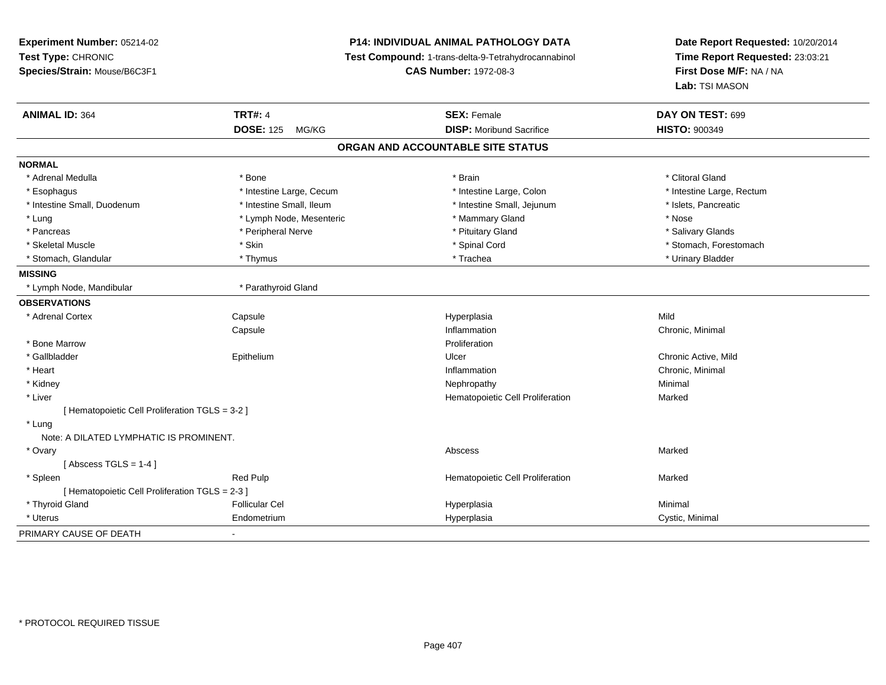**Experiment Number:** 05214-02
**Test Type:** CHRONIC
**Species/Strain:** Mouse/B6C3F1

## P14: INDIVIDUAL ANIMAL PATHOLOGY DATA

**Test Compound:** 1-trans-delta-9-Tetrahydrocannabinol
**CAS Number:** 1972-08-3

**Date Report Requested:** 10/20/2014
**Time Report Requested:** 23:03:21
**First Dose M/F:** NA / NA
**Lab:** TSI MASON

| **ANIMAL ID:** 364 | **TRT#:** 4 | **SEX:** Female | **DAY ON TEST:** 699 |
|---|---|---|---|
| | **DOSE:** 125 MG/KG | **DISP:** Moribund Sacrifice | **HISTO:** 900349 |

### ORGAN AND ACCOUNTABLE SITE STATUS

**NORMAL**

| | | | |
|---|---|---|---|
| * Adrenal Medulla | * Bone | * Brain | * Clitoral Gland |
| * Esophagus | * Intestine Large, Cecum | * Intestine Large, Colon | * Intestine Large, Rectum |
| * Intestine Small, Duodenum | * Intestine Small, Ileum | * Intestine Small, Jejunum | * Islets, Pancreatic |
| * Lung | * Lymph Node, Mesenteric | * Mammary Gland | * Nose |
| * Pancreas | * Peripheral Nerve | * Pituitary Gland | * Salivary Glands |
| * Skeletal Muscle | * Skin | * Spinal Cord | * Stomach, Forestomach |
| * Stomach, Glandular | * Thymus | * Trachea | * Urinary Bladder |

**MISSING**

| | |
|---|---|
| * Lymph Node, Mandibular | * Parathyroid Gland |

**OBSERVATIONS**

| | | | |
|---|---|---|---|
| * Adrenal Cortex | Capsule | Hyperplasia | Mild |
| | Capsule | Inflammation | Chronic, Minimal |
| * Bone Marrow | | Proliferation | |
| * Gallbladder | Epithelium | Ulcer | Chronic Active, Mild |
| * Heart | | Inflammation | Chronic, Minimal |
| * Kidney | | Nephropathy | Minimal |
| * Liver | | Hematopoietic Cell Proliferation | Marked |
| [ Hematopoietic Cell Proliferation TGLS = 3-2 ] | | | |
| * Lung | | | |
| Note: A DILATED LYMPHATIC IS PROMINENT. | | | |
| * Ovary | | Abscess | Marked |
| [ Abscess TGLS = 1-4 ] | | | |
| * Spleen | Red Pulp | Hematopoietic Cell Proliferation | Marked |
| [ Hematopoietic Cell Proliferation TGLS = 2-3 ] | | | |
| * Thyroid Gland | Follicular Cel | Hyperplasia | Minimal |
| * Uterus | Endometrium | Hyperplasia | Cystic, Minimal |

PRIMARY CAUSE OF DEATH -

\* PROTOCOL REQUIRED TISSUE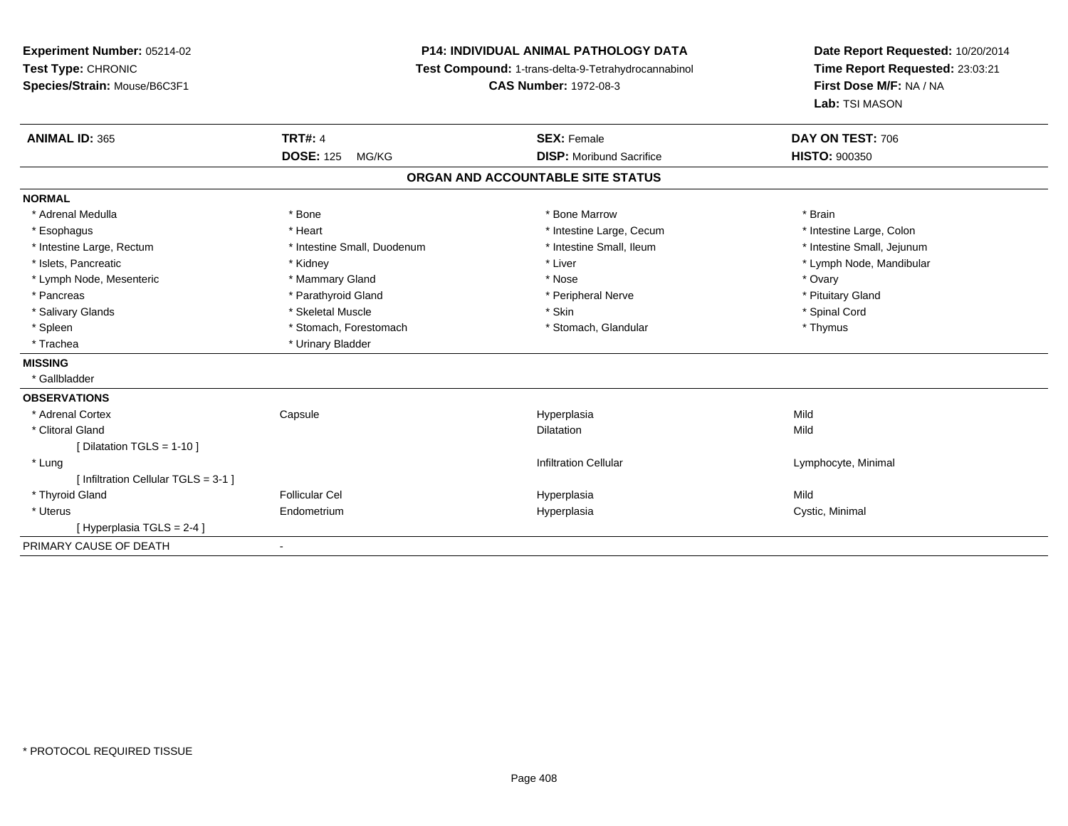**Experiment Number:** 05214-02
**Test Type:** CHRONIC
**Species/Strain:** Mouse/B6C3F1

**P14: INDIVIDUAL ANIMAL PATHOLOGY DATA**
**Test Compound:** 1-trans-delta-9-Tetrahydrocannabinol
**CAS Number:** 1972-08-3

**Date Report Requested:** 10/20/2014
**Time Report Requested:** 23:03:21
**First Dose M/F:** NA / NA
**Lab:** TSI MASON

| **ANIMAL ID:** 365 | **TRT#:** 4 | **SEX:** Female | **DAY ON TEST:** 706 |
|---|---|---|---|
| | **DOSE:** 125 MG/KG | **DISP:** Moribund Sacrifice | **HISTO:** 900350 |

## ORGAN AND ACCOUNTABLE SITE STATUS

**NORMAL**

| | | | |
|---|---|---|---|
| * Adrenal Medulla | * Bone | * Bone Marrow | * Brain |
| * Esophagus | * Heart | * Intestine Large, Cecum | * Intestine Large, Colon |
| * Intestine Large, Rectum | * Intestine Small, Duodenum | * Intestine Small, Ileum | * Intestine Small, Jejunum |
| * Islets, Pancreatic | * Kidney | * Liver | * Lymph Node, Mandibular |
| * Lymph Node, Mesenteric | * Mammary Gland | * Nose | * Ovary |
| * Pancreas | * Parathyroid Gland | * Peripheral Nerve | * Pituitary Gland |
| * Salivary Glands | * Skeletal Muscle | * Skin | * Spinal Cord |
| * Spleen | * Stomach, Forestomach | * Stomach, Glandular | * Thymus |
| * Trachea | * Urinary Bladder | | |

**MISSING**

* Gallbladder

**OBSERVATIONS**

| | | | |
|---|---|---|---|
| * Adrenal Cortex | Capsule | Hyperplasia | Mild |
| * Clitoral Gland | | Dilatation | Mild |
| [ Dilatation TGLS = 1-10 ] | | | |
| * Lung | | Infiltration Cellular | Lymphocyte, Minimal |
| [ Infiltration Cellular TGLS = 3-1 ] | | | |
| * Thyroid Gland | Follicular Cel | Hyperplasia | Mild |
| * Uterus | Endometrium | Hyperplasia | Cystic, Minimal |
| [ Hyperplasia TGLS = 2-4 ] | | | |

PRIMARY CAUSE OF DEATH -

* PROTOCOL REQUIRED TISSUE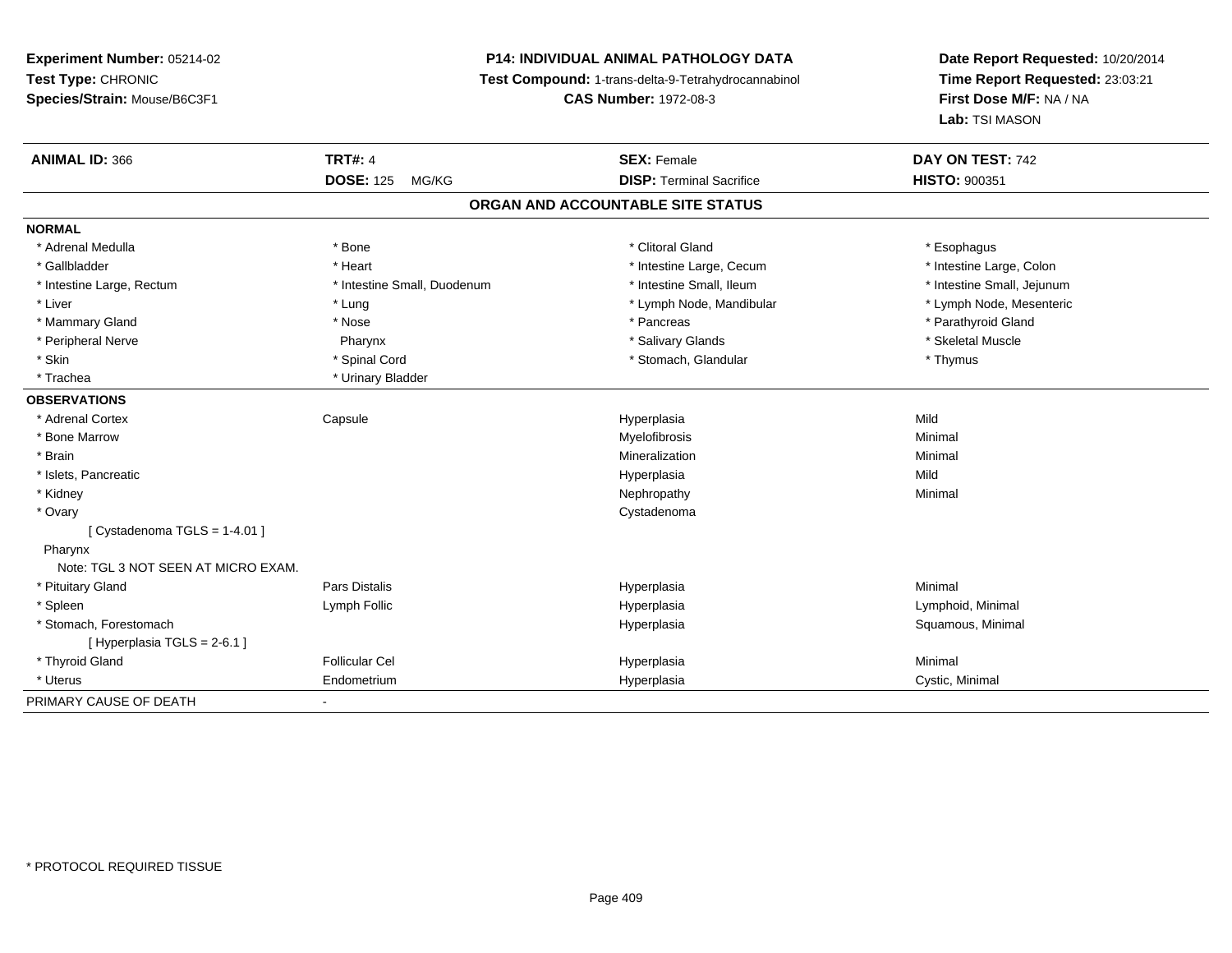**Experiment Number:** 05214-02
**Test Type:** CHRONIC
**Species/Strain:** Mouse/B6C3F1

**P14: INDIVIDUAL ANIMAL PATHOLOGY DATA**
**Test Compound:** 1-trans-delta-9-Tetrahydrocannabinol
**CAS Number:** 1972-08-3

**Date Report Requested:** 10/20/2014
**Time Report Requested:** 23:03:21
**First Dose M/F:** NA / NA
**Lab:** TSI MASON

| **ANIMAL ID:** 366 | **TRT#:** 4 | **SEX:** Female | **DAY ON TEST:** 742 |
|---|---|---|---|
| | **DOSE:** 125 MG/KG | **DISP:** Terminal Sacrifice | **HISTO:** 900351 |

## ORGAN AND ACCOUNTABLE SITE STATUS

**NORMAL**

| | | | |
|---|---|---|---|
| * Adrenal Medulla | * Bone | * Clitoral Gland | * Esophagus |
| * Gallbladder | * Heart | * Intestine Large, Cecum | * Intestine Large, Colon |
| * Intestine Large, Rectum | * Intestine Small, Duodenum | * Intestine Small, Ileum | * Intestine Small, Jejunum |
| * Liver | * Lung | * Lymph Node, Mandibular | * Lymph Node, Mesenteric |
| * Mammary Gland | * Nose | * Pancreas | * Parathyroid Gland |
| * Peripheral Nerve | Pharynx | * Salivary Glands | * Skeletal Muscle |
| * Skin | * Spinal Cord | * Stomach, Glandular | * Thymus |
| * Trachea | * Urinary Bladder | | |

**OBSERVATIONS**

| | | | |
|---|---|---|---|
| * Adrenal Cortex | Capsule | Hyperplasia | Mild |
| * Bone Marrow | | Myelofibrosis | Minimal |
| * Brain | | Mineralization | Minimal |
| * Islets, Pancreatic | | Hyperplasia | Mild |
| * Kidney | | Nephropathy | Minimal |
| * Ovary | | Cystadenoma | |
| [ Cystadenoma TGLS = 1-4.01 ] | | | |
| Pharynx | | | |
| Note: TGL 3 NOT SEEN AT MICRO EXAM. | | | |
| * Pituitary Gland | Pars Distalis | Hyperplasia | Minimal |
| * Spleen | Lymph Follic | Hyperplasia | Lymphoid, Minimal |
| * Stomach, Forestomach | | Hyperplasia | Squamous, Minimal |
| [ Hyperplasia TGLS = 2-6.1 ] | | | |
| * Thyroid Gland | Follicular Cel | Hyperplasia | Minimal |
| * Uterus | Endometrium | Hyperplasia | Cystic, Minimal |

PRIMARY CAUSE OF DEATH -

* PROTOCOL REQUIRED TISSUE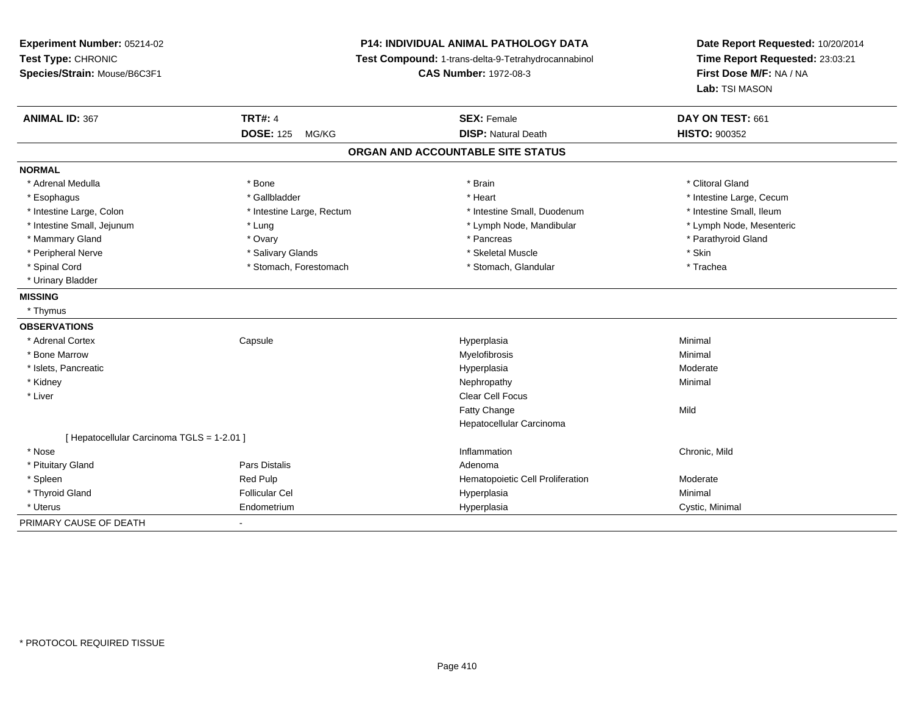**Experiment Number:** 05214-02
**Test Type:** CHRONIC
**Species/Strain:** Mouse/B6C3F1

**P14: INDIVIDUAL ANIMAL PATHOLOGY DATA**
**Test Compound:** 1-trans-delta-9-Tetrahydrocannabinol
**CAS Number:** 1972-08-3

**Date Report Requested:** 10/20/2014
**Time Report Requested:** 23:03:21
**First Dose M/F:** NA / NA
**Lab:** TSI MASON

| **ANIMAL ID:** 367 | **TRT#:** 4 | **SEX:** Female | **DAY ON TEST:** 661 |
|---|---|---|---|
| | **DOSE:** 125 MG/KG | **DISP:** Natural Death | **HISTO:** 900352 |

## ORGAN AND ACCOUNTABLE SITE STATUS

| | | | |
|---|---|---|---|
| **NORMAL** | | | |
| * Adrenal Medulla | * Bone | * Brain | * Clitoral Gland |
| * Esophagus | * Gallbladder | * Heart | * Intestine Large, Cecum |
| * Intestine Large, Colon | * Intestine Large, Rectum | * Intestine Small, Duodenum | * Intestine Small, Ileum |
| * Intestine Small, Jejunum | * Lung | * Lymph Node, Mandibular | * Lymph Node, Mesenteric |
| * Mammary Gland | * Ovary | * Pancreas | * Parathyroid Gland |
| * Peripheral Nerve | * Salivary Glands | * Skeletal Muscle | * Skin |
| * Spinal Cord | * Stomach, Forestomach | * Stomach, Glandular | * Trachea |
| * Urinary Bladder | | | |
| **MISSING** | | | |
| * Thymus | | | |
| **OBSERVATIONS** | | | |
| * Adrenal Cortex | Capsule | Hyperplasia | Minimal |
| * Bone Marrow | | Myelofibrosis | Minimal |
| * Islets, Pancreatic | | Hyperplasia | Moderate |
| * Kidney | | Nephropathy | Minimal |
| * Liver | | Clear Cell Focus | |
| | | Fatty Change | Mild |
| | | Hepatocellular Carcinoma | |
| [ Hepatocellular Carcinoma TGLS = 1-2.01 ] | | | |
| * Nose | | Inflammation | Chronic, Mild |
| * Pituitary Gland | Pars Distalis | Adenoma | |
| * Spleen | Red Pulp | Hematopoietic Cell Proliferation | Moderate |
| * Thyroid Gland | Follicular Cel | Hyperplasia | Minimal |
| * Uterus | Endometrium | Hyperplasia | Cystic, Minimal |
| PRIMARY CAUSE OF DEATH | - | | |

* PROTOCOL REQUIRED TISSUE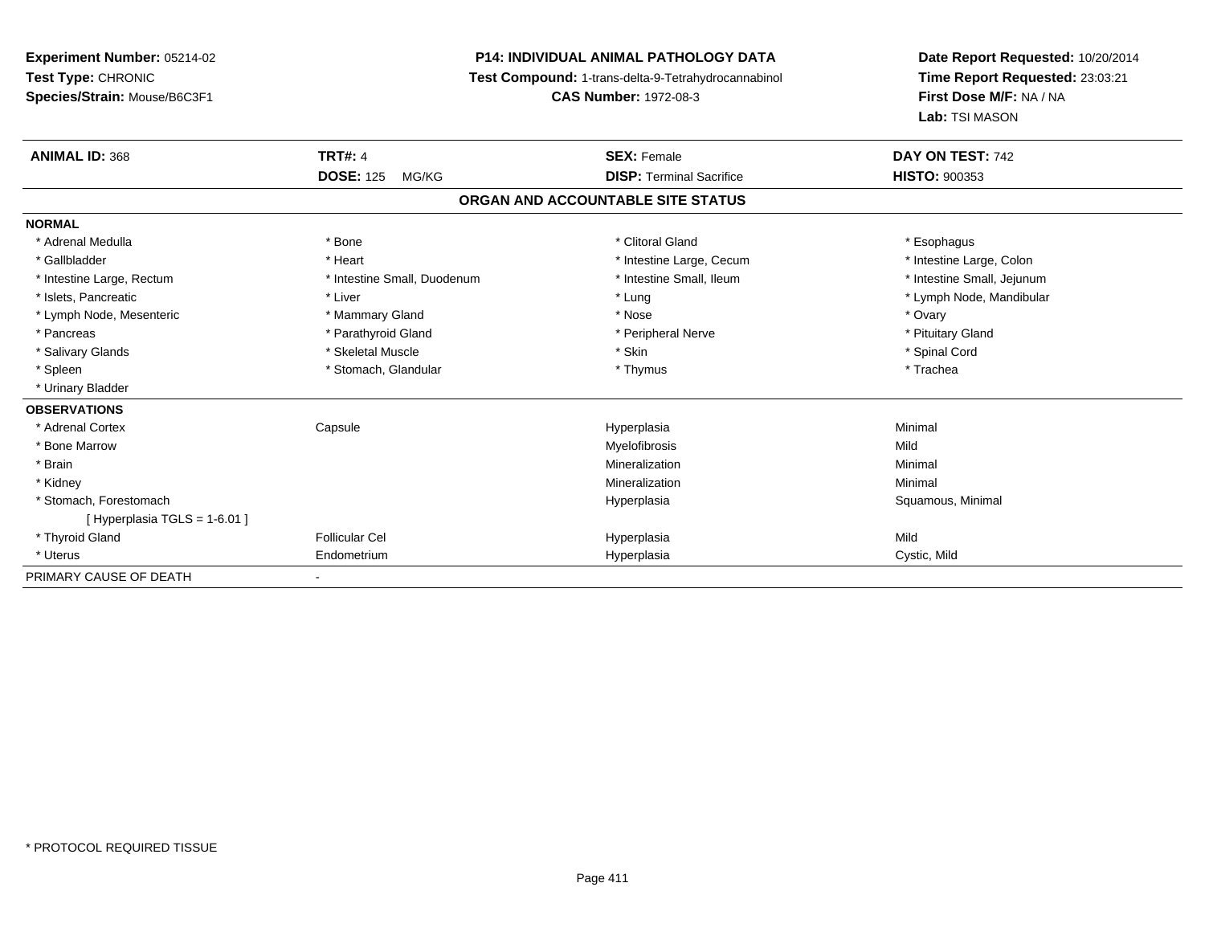**Experiment Number:** 05214-02
**Test Type:** CHRONIC
**Species/Strain:** Mouse/B6C3F1

**P14: INDIVIDUAL ANIMAL PATHOLOGY DATA**
**Test Compound:** 1-trans-delta-9-Tetrahydrocannabinol
**CAS Number:** 1972-08-3

**Date Report Requested:** 10/20/2014
**Time Report Requested:** 23:03:21
**First Dose M/F:** NA / NA
**Lab:** TSI MASON

| **ANIMAL ID:** 368 | **TRT#:** 4 | **SEX:** Female | **DAY ON TEST:** 742 |
|---|---|---|---|
| | **DOSE:** 125 MG/KG | **DISP:** Terminal Sacrifice | **HISTO:** 900353 |

## ORGAN AND ACCOUNTABLE SITE STATUS

**NORMAL**

| | | | |
|---|---|---|---|
| * Adrenal Medulla | * Bone | * Clitoral Gland | * Esophagus |
| * Gallbladder | * Heart | * Intestine Large, Cecum | * Intestine Large, Colon |
| * Intestine Large, Rectum | * Intestine Small, Duodenum | * Intestine Small, Ileum | * Intestine Small, Jejunum |
| * Islets, Pancreatic | * Liver | * Lung | * Lymph Node, Mandibular |
| * Lymph Node, Mesenteric | * Mammary Gland | * Nose | * Ovary |
| * Pancreas | * Parathyroid Gland | * Peripheral Nerve | * Pituitary Gland |
| * Salivary Glands | * Skeletal Muscle | * Skin | * Spinal Cord |
| * Spleen | * Stomach, Glandular | * Thymus | * Trachea |
| * Urinary Bladder | | | |

**OBSERVATIONS**

| | | | |
|---|---|---|---|
| * Adrenal Cortex | Capsule | Hyperplasia | Minimal |
| * Bone Marrow | | Myelofibrosis | Mild |
| * Brain | | Mineralization | Minimal |
| * Kidney | | Mineralization | Minimal |
| * Stomach, Forestomach | | Hyperplasia | Squamous, Minimal |
| [ Hyperplasia TGLS = 1-6.01 ] | | | |
| * Thyroid Gland | Follicular Cel | Hyperplasia | Mild |
| * Uterus | Endometrium | Hyperplasia | Cystic, Mild |

PRIMARY CAUSE OF DEATH -

\* PROTOCOL REQUIRED TISSUE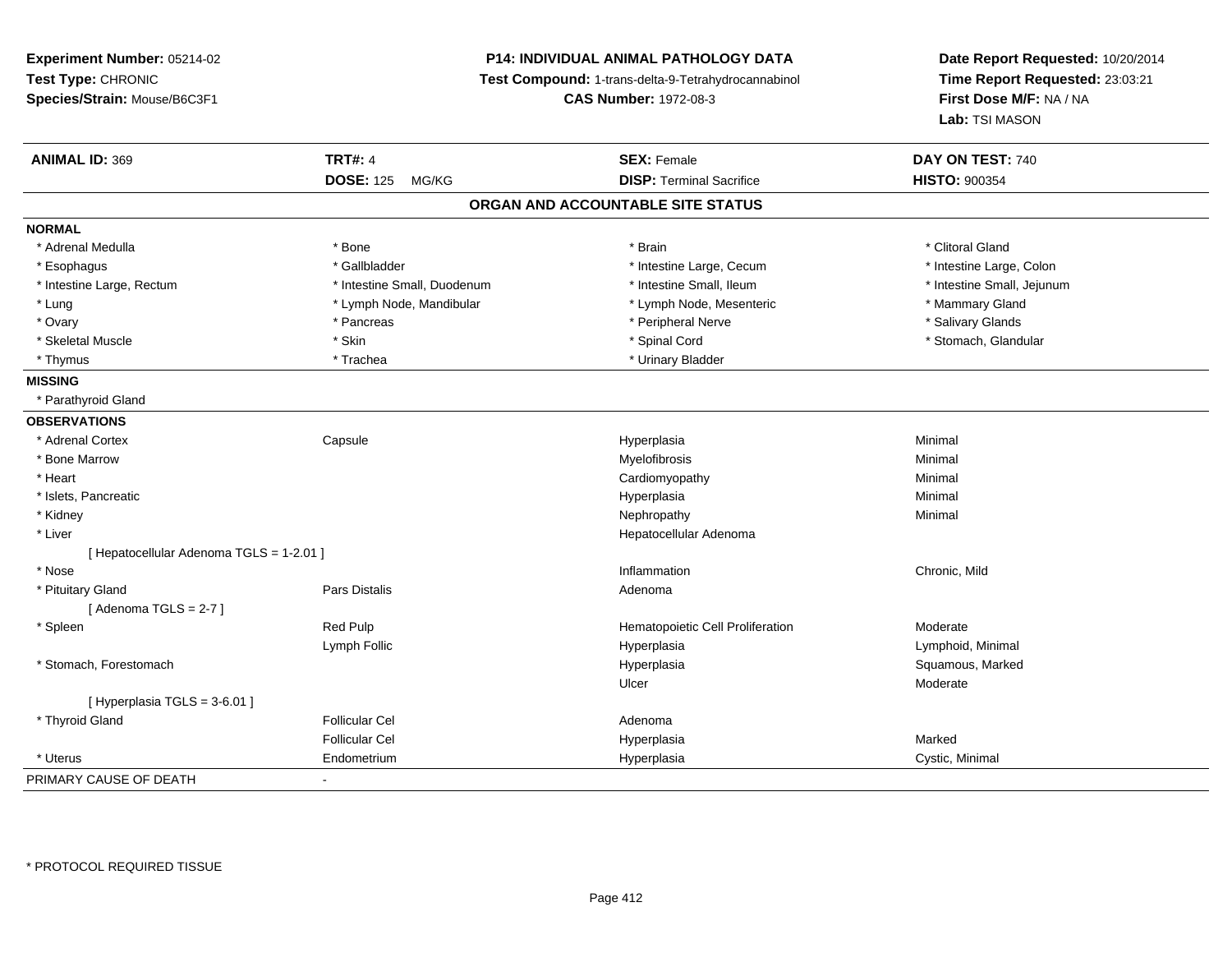**Experiment Number:** 05214-02
**Test Type:** CHRONIC
**Species/Strain:** Mouse/B6C3F1

**P14: INDIVIDUAL ANIMAL PATHOLOGY DATA**
**Test Compound:** 1-trans-delta-9-Tetrahydrocannabinol
**CAS Number:** 1972-08-3

**Date Report Requested:** 10/20/2014
**Time Report Requested:** 23:03:21
**First Dose M/F:** NA / NA
**Lab:** TSI MASON

| **ANIMAL ID:** 369 | **TRT#:** 4 | **SEX:** Female | **DAY ON TEST:** 740 |
|---|---|---|---|
| | **DOSE:** 125 MG/KG | **DISP:** Terminal Sacrifice | **HISTO:** 900354 |

## ORGAN AND ACCOUNTABLE SITE STATUS

**NORMAL**

| | | | |
|---|---|---|---|
| * Adrenal Medulla | * Bone | * Brain | * Clitoral Gland |
| * Esophagus | * Gallbladder | * Intestine Large, Cecum | * Intestine Large, Colon |
| * Intestine Large, Rectum | * Intestine Small, Duodenum | * Intestine Small, Ileum | * Intestine Small, Jejunum |
| * Lung | * Lymph Node, Mandibular | * Lymph Node, Mesenteric | * Mammary Gland |
| * Ovary | * Pancreas | * Peripheral Nerve | * Salivary Glands |
| * Skeletal Muscle | * Skin | * Spinal Cord | * Stomach, Glandular |
| * Thymus | * Trachea | * Urinary Bladder | |

**MISSING**

* Parathyroid Gland

**OBSERVATIONS**

| | | | |
|---|---|---|---|
| * Adrenal Cortex | Capsule | Hyperplasia | Minimal |
| * Bone Marrow | | Myelofibrosis | Minimal |
| * Heart | | Cardiomyopathy | Minimal |
| * Islets, Pancreatic | | Hyperplasia | Minimal |
| * Kidney | | Nephropathy | Minimal |
| * Liver | | Hepatocellular Adenoma | |
| [ Hepatocellular Adenoma TGLS = 1-2.01 ] | | | |
| * Nose | | Inflammation | Chronic, Mild |
| * Pituitary Gland | Pars Distalis | Adenoma | |
| [ Adenoma TGLS = 2-7 ] | | | |
| * Spleen | Red Pulp | Hematopoietic Cell Proliferation | Moderate |
| | Lymph Follic | Hyperplasia | Lymphoid, Minimal |
| * Stomach, Forestomach | | Hyperplasia | Squamous, Marked |
| | | Ulcer | Moderate |
| [ Hyperplasia TGLS = 3-6.01 ] | | | |
| * Thyroid Gland | Follicular Cel | Adenoma | |
| | Follicular Cel | Hyperplasia | Marked |
| * Uterus | Endometrium | Hyperplasia | Cystic, Minimal |

PRIMARY CAUSE OF DEATH -

* PROTOCOL REQUIRED TISSUE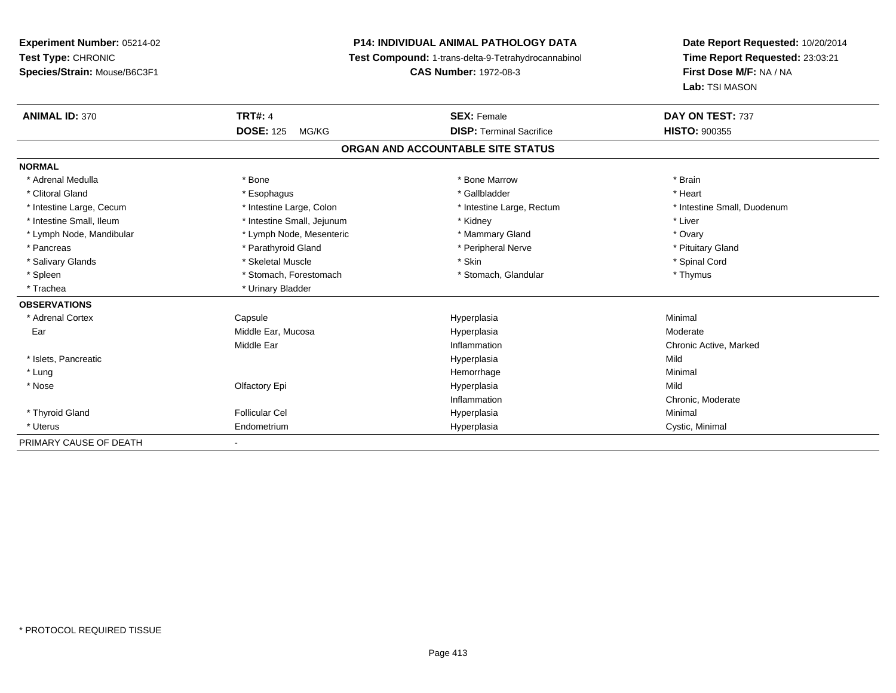**Experiment Number:** 05214-02
**Test Type:** CHRONIC
**Species/Strain:** Mouse/B6C3F1

**P14: INDIVIDUAL ANIMAL PATHOLOGY DATA**
**Test Compound:** 1-trans-delta-9-Tetrahydrocannabinol
**CAS Number:** 1972-08-3

**Date Report Requested:** 10/20/2014
**Time Report Requested:** 23:03:21
**First Dose M/F:** NA / NA
**Lab:** TSI MASON

| **ANIMAL ID:** 370 | **TRT#:** 4 | **SEX:** Female | **DAY ON TEST:** 737 |
|---|---|---|---|
| | **DOSE:** 125 MG/KG | **DISP:** Terminal Sacrifice | **HISTO:** 900355 |

## ORGAN AND ACCOUNTABLE SITE STATUS

| | | | |
|---|---|---|---|
| **NORMAL** | | | |
| * Adrenal Medulla | * Bone | * Bone Marrow | * Brain |
| * Clitoral Gland | * Esophagus | * Gallbladder | * Heart |
| * Intestine Large, Cecum | * Intestine Large, Colon | * Intestine Large, Rectum | * Intestine Small, Duodenum |
| * Intestine Small, Ileum | * Intestine Small, Jejunum | * Kidney | * Liver |
| * Lymph Node, Mandibular | * Lymph Node, Mesenteric | * Mammary Gland | * Ovary |
| * Pancreas | * Parathyroid Gland | * Peripheral Nerve | * Pituitary Gland |
| * Salivary Glands | * Skeletal Muscle | * Skin | * Spinal Cord |
| * Spleen | * Stomach, Forestomach | * Stomach, Glandular | * Thymus |
| * Trachea | * Urinary Bladder | | |
| **OBSERVATIONS** | | | |
| * Adrenal Cortex | Capsule | Hyperplasia | Minimal |
| Ear | Middle Ear, Mucosa | Hyperplasia | Moderate |
| | Middle Ear | Inflammation | Chronic Active, Marked |
| * Islets, Pancreatic | | Hyperplasia | Mild |
| * Lung | | Hemorrhage | Minimal |
| * Nose | Olfactory Epi | Hyperplasia | Mild |
| | | Inflammation | Chronic, Moderate |
| * Thyroid Gland | Follicular Cel | Hyperplasia | Minimal |
| * Uterus | Endometrium | Hyperplasia | Cystic, Minimal |
| PRIMARY CAUSE OF DEATH | - | | |

* PROTOCOL REQUIRED TISSUE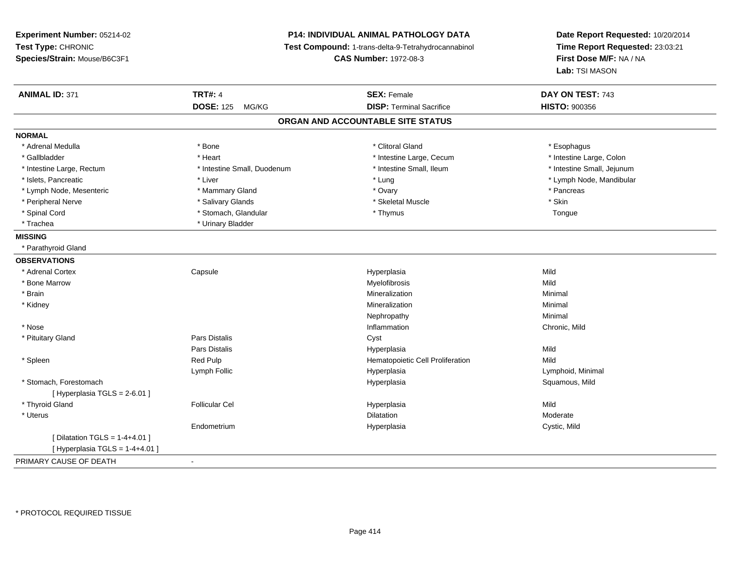**Experiment Number:** 05214-02
**Test Type:** CHRONIC
**Species/Strain:** Mouse/B6C3F1

**P14: INDIVIDUAL ANIMAL PATHOLOGY DATA**
**Test Compound:** 1-trans-delta-9-Tetrahydrocannabinol
**CAS Number:** 1972-08-3

**Date Report Requested:** 10/20/2014
**Time Report Requested:** 23:03:21
**First Dose M/F:** NA / NA
**Lab:** TSI MASON

| **ANIMAL ID:** 371 | **TRT#:** 4 | **SEX:** Female | **DAY ON TEST:** 743 |
|---|---|---|---|
| | **DOSE:** 125 MG/KG | **DISP:** Terminal Sacrifice | **HISTO:** 900356 |

## ORGAN AND ACCOUNTABLE SITE STATUS

**NORMAL**

| | | | |
|---|---|---|---|
| * Adrenal Medulla | * Bone | * Clitoral Gland | * Esophagus |
| * Gallbladder | * Heart | * Intestine Large, Cecum | * Intestine Large, Colon |
| * Intestine Large, Rectum | * Intestine Small, Duodenum | * Intestine Small, Ileum | * Intestine Small, Jejunum |
| * Islets, Pancreatic | * Liver | * Lung | * Lymph Node, Mandibular |
| * Lymph Node, Mesenteric | * Mammary Gland | * Ovary | * Pancreas |
| * Peripheral Nerve | * Salivary Glands | * Skeletal Muscle | * Skin |
| * Spinal Cord | * Stomach, Glandular | * Thymus | Tongue |
| * Trachea | * Urinary Bladder | | |

**MISSING**

* Parathyroid Gland

**OBSERVATIONS**

| | | | |
|---|---|---|---|
| * Adrenal Cortex | Capsule | Hyperplasia | Mild |
| * Bone Marrow | | Myelofibrosis | Mild |
| * Brain | | Mineralization | Minimal |
| * Kidney | | Mineralization | Minimal |
| | | Nephropathy | Minimal |
| * Nose | | Inflammation | Chronic, Mild |
| * Pituitary Gland | Pars Distalis | Cyst | |
| | Pars Distalis | Hyperplasia | Mild |
| * Spleen | Red Pulp | Hematopoietic Cell Proliferation | Mild |
| | Lymph Follic | Hyperplasia | Lymphoid, Minimal |
| * Stomach, Forestomach | | Hyperplasia | Squamous, Mild |
| [ Hyperplasia TGLS = 2-6.01 ] | | | |
| * Thyroid Gland | Follicular Cel | Hyperplasia | Mild |
| * Uterus | | Dilatation | Moderate |
| | Endometrium | Hyperplasia | Cystic, Mild |
| [ Dilatation TGLS = 1-4+4.01 ] | | | |
| [ Hyperplasia TGLS = 1-4+4.01 ] | | | |

PRIMARY CAUSE OF DEATH -

* PROTOCOL REQUIRED TISSUE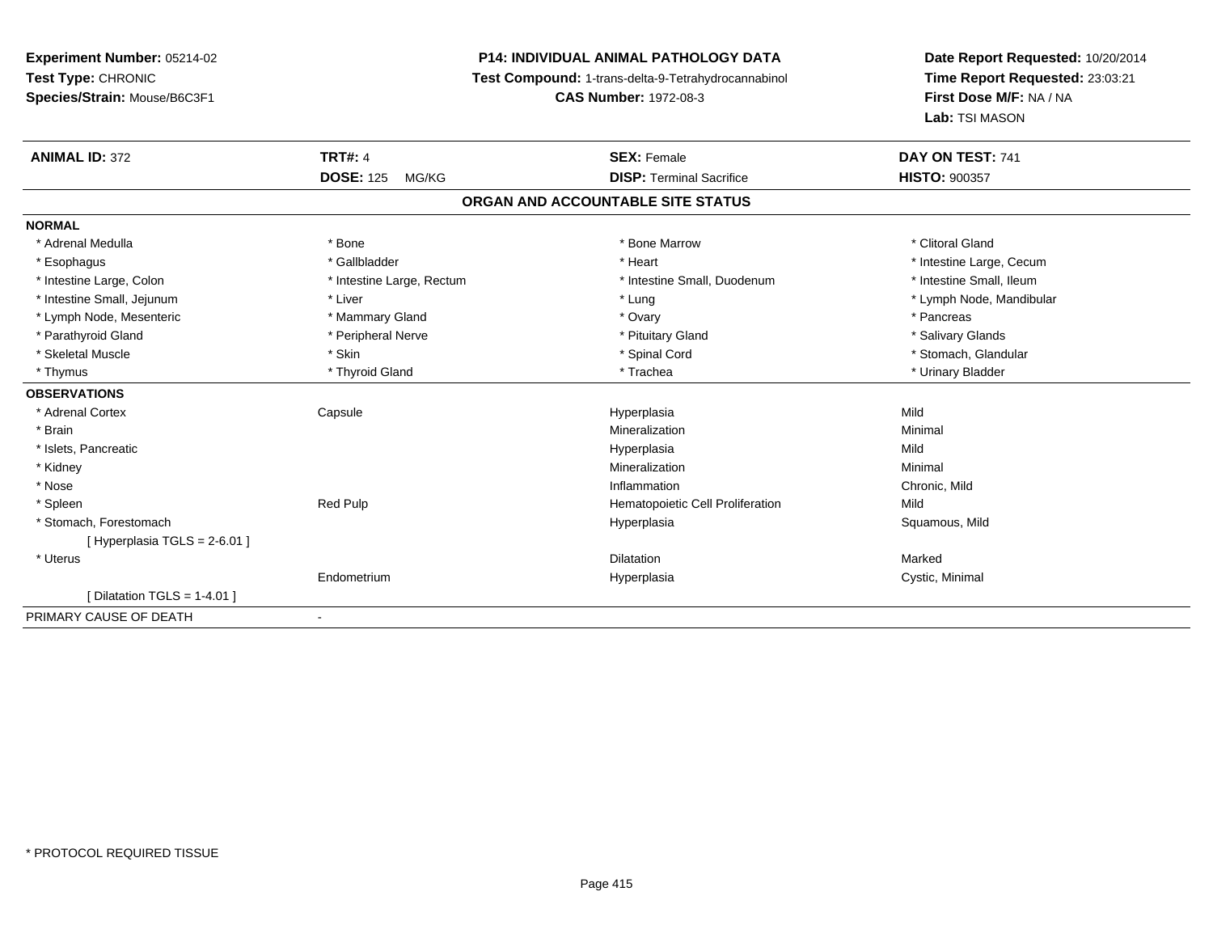**Experiment Number:** 05214-02
**Test Type:** CHRONIC
**Species/Strain:** Mouse/B6C3F1

**P14: INDIVIDUAL ANIMAL PATHOLOGY DATA**
**Test Compound:** 1-trans-delta-9-Tetrahydrocannabinol
**CAS Number:** 1972-08-3

**Date Report Requested:** 10/20/2014
**Time Report Requested:** 23:03:21
**First Dose M/F:** NA / NA
**Lab:** TSI MASON

| **ANIMAL ID:** 372 | **TRT#:** 4 | **SEX:** Female | **DAY ON TEST:** 741 |
|---|---|---|---|
| | **DOSE:** 125 MG/KG | **DISP:** Terminal Sacrifice | **HISTO:** 900357 |

## ORGAN AND ACCOUNTABLE SITE STATUS

| | | | |
|---|---|---|---|
| **NORMAL** | | | |
| * Adrenal Medulla | * Bone | * Bone Marrow | * Clitoral Gland |
| * Esophagus | * Gallbladder | * Heart | * Intestine Large, Cecum |
| * Intestine Large, Colon | * Intestine Large, Rectum | * Intestine Small, Duodenum | * Intestine Small, Ileum |
| * Intestine Small, Jejunum | * Liver | * Lung | * Lymph Node, Mandibular |
| * Lymph Node, Mesenteric | * Mammary Gland | * Ovary | * Pancreas |
| * Parathyroid Gland | * Peripheral Nerve | * Pituitary Gland | * Salivary Glands |
| * Skeletal Muscle | * Skin | * Spinal Cord | * Stomach, Glandular |
| * Thymus | * Thyroid Gland | * Trachea | * Urinary Bladder |
| **OBSERVATIONS** | | | |
| * Adrenal Cortex | Capsule | Hyperplasia | Mild |
| * Brain | | Mineralization | Minimal |
| * Islets, Pancreatic | | Hyperplasia | Mild |
| * Kidney | | Mineralization | Minimal |
| * Nose | | Inflammation | Chronic, Mild |
| * Spleen | Red Pulp | Hematopoietic Cell Proliferation | Mild |
| * Stomach, Forestomach | | Hyperplasia | Squamous, Mild |
| [ Hyperplasia TGLS = 2-6.01 ] | | | |
| * Uterus | | Dilatation | Marked |
| | Endometrium | Hyperplasia | Cystic, Minimal |
| [ Dilatation TGLS = 1-4.01 ] | | | |
| PRIMARY CAUSE OF DEATH | - | | |

* PROTOCOL REQUIRED TISSUE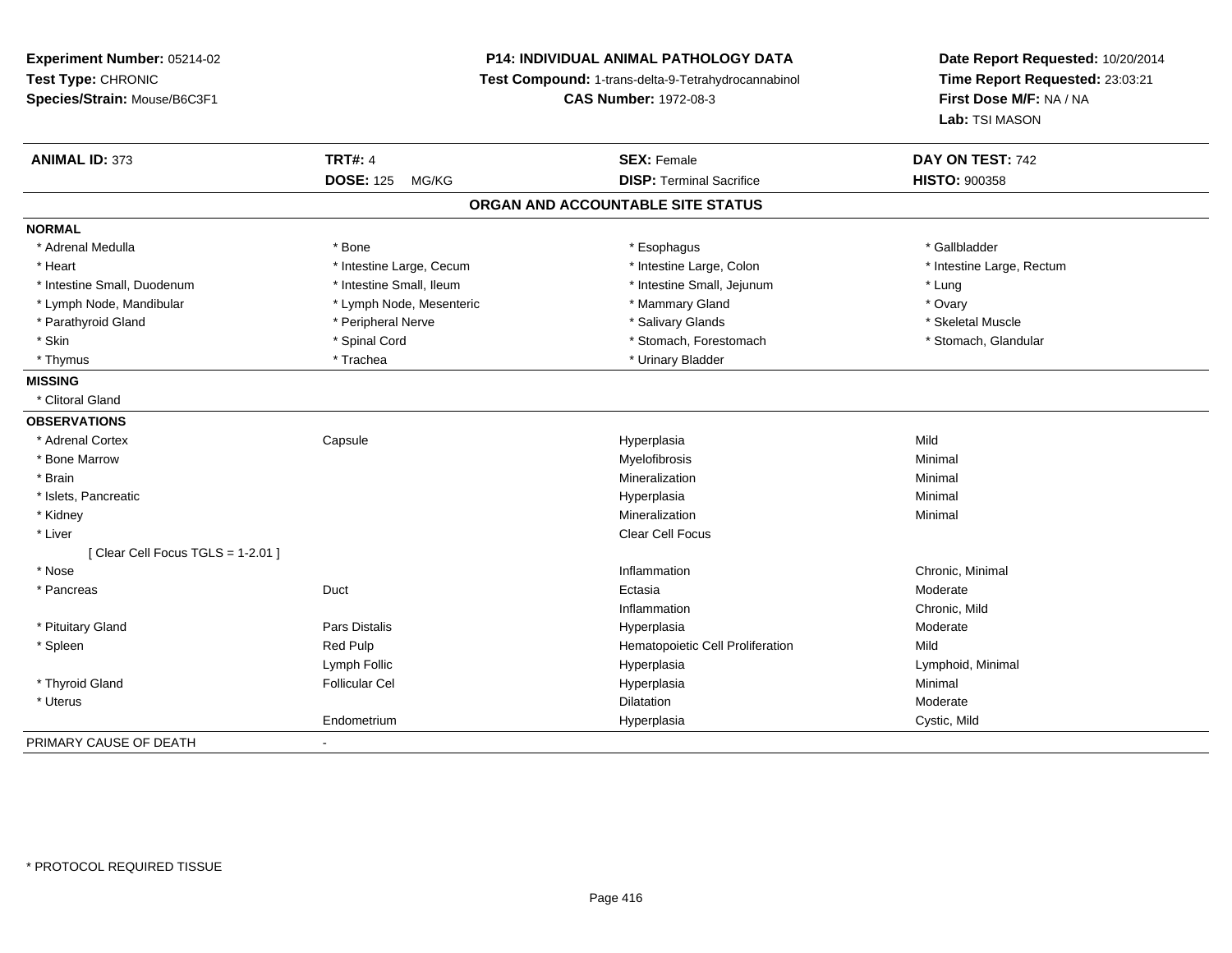**Experiment Number:** 05214-02
**Test Type:** CHRONIC
**Species/Strain:** Mouse/B6C3F1

**P14: INDIVIDUAL ANIMAL PATHOLOGY DATA**
**Test Compound:** 1-trans-delta-9-Tetrahydrocannabinol
**CAS Number:** 1972-08-3

**Date Report Requested:** 10/20/2014
**Time Report Requested:** 23:03:21
**First Dose M/F:** NA / NA
**Lab:** TSI MASON

| **ANIMAL ID:** 373 | **TRT#:** 4 | **SEX:** Female | **DAY ON TEST:** 742 |
|---|---|---|---|
| | **DOSE:** 125 MG/KG | **DISP:** Terminal Sacrifice | **HISTO:** 900358 |

## ORGAN AND ACCOUNTABLE SITE STATUS

**NORMAL**

| | | | |
|---|---|---|---|
| * Adrenal Medulla | * Bone | * Esophagus | * Gallbladder |
| * Heart | * Intestine Large, Cecum | * Intestine Large, Colon | * Intestine Large, Rectum |
| * Intestine Small, Duodenum | * Intestine Small, Ileum | * Intestine Small, Jejunum | * Lung |
| * Lymph Node, Mandibular | * Lymph Node, Mesenteric | * Mammary Gland | * Ovary |
| * Parathyroid Gland | * Peripheral Nerve | * Salivary Glands | * Skeletal Muscle |
| * Skin | * Spinal Cord | * Stomach, Forestomach | * Stomach, Glandular |
| * Thymus | * Trachea | * Urinary Bladder | |

**MISSING**

* Clitoral Gland

**OBSERVATIONS**

| | | | |
|---|---|---|---|
| * Adrenal Cortex | Capsule | Hyperplasia | Mild |
| * Bone Marrow | | Myelofibrosis | Minimal |
| * Brain | | Mineralization | Minimal |
| * Islets, Pancreatic | | Hyperplasia | Minimal |
| * Kidney | | Mineralization | Minimal |
| * Liver | | Clear Cell Focus | |
| [ Clear Cell Focus TGLS = 1-2.01 ] | | | |
| * Nose | | Inflammation | Chronic, Minimal |
| * Pancreas | Duct | Ectasia | Moderate |
| | | Inflammation | Chronic, Mild |
| * Pituitary Gland | Pars Distalis | Hyperplasia | Moderate |
| * Spleen | Red Pulp | Hematopoietic Cell Proliferation | Mild |
| | Lymph Follic | Hyperplasia | Lymphoid, Minimal |
| * Thyroid Gland | Follicular Cel | Hyperplasia | Minimal |
| * Uterus | | Dilatation | Moderate |
| | Endometrium | Hyperplasia | Cystic, Mild |

PRIMARY CAUSE OF DEATH -

\* PROTOCOL REQUIRED TISSUE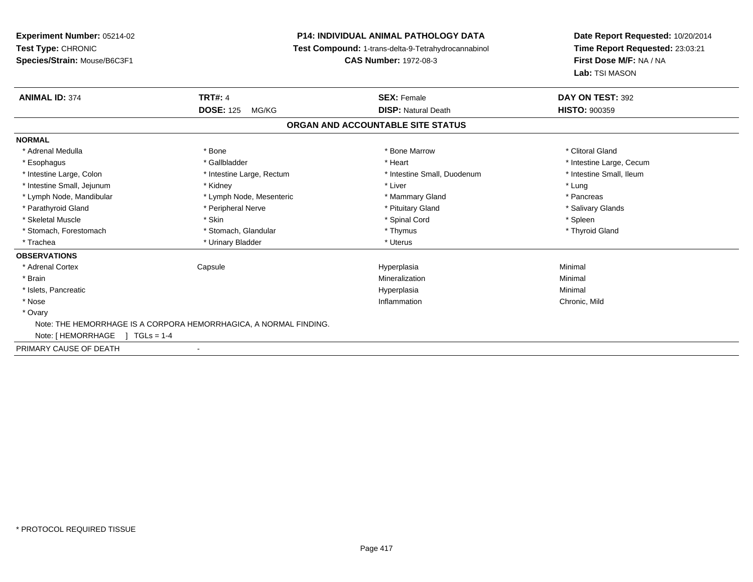**Experiment Number:** 05214-02
**Test Type:** CHRONIC
**Species/Strain:** Mouse/B6C3F1

**P14: INDIVIDUAL ANIMAL PATHOLOGY DATA**
**Test Compound:** 1-trans-delta-9-Tetrahydrocannabinol
**CAS Number:** 1972-08-3

**Date Report Requested:** 10/20/2014
**Time Report Requested:** 23:03:21
**First Dose M/F:** NA / NA
**Lab:** TSI MASON

| **ANIMAL ID:** 374 | **TRT#:** 4 | **SEX:** Female | **DAY ON TEST:** 392 |
|---|---|---|---|
| | **DOSE:** 125 MG/KG | **DISP:** Natural Death | **HISTO:** 900359 |

## ORGAN AND ACCOUNTABLE SITE STATUS

**NORMAL**

| | | | |
|---|---|---|---|
| * Adrenal Medulla | * Bone | * Bone Marrow | * Clitoral Gland |
| * Esophagus | * Gallbladder | * Heart | * Intestine Large, Cecum |
| * Intestine Large, Colon | * Intestine Large, Rectum | * Intestine Small, Duodenum | * Intestine Small, Ileum |
| * Intestine Small, Jejunum | * Kidney | * Liver | * Lung |
| * Lymph Node, Mandibular | * Lymph Node, Mesenteric | * Mammary Gland | * Pancreas |
| * Parathyroid Gland | * Peripheral Nerve | * Pituitary Gland | * Salivary Glands |
| * Skeletal Muscle | * Skin | * Spinal Cord | * Spleen |
| * Stomach, Forestomach | * Stomach, Glandular | * Thymus | * Thyroid Gland |
| * Trachea | * Urinary Bladder | * Uterus | |

**OBSERVATIONS**

| | | | |
|---|---|---|---|
| * Adrenal Cortex | Capsule | Hyperplasia | Minimal |
| * Brain | | Mineralization | Minimal |
| * Islets, Pancreatic | | Hyperplasia | Minimal |
| * Nose | | Inflammation | Chronic, Mild |
| * Ovary | | | |

Note: THE HEMORRHAGE IS A CORPORA HEMORRHAGICA, A NORMAL FINDING.
Note: [ HEMORRHAGE ] TGLs = 1-4

PRIMARY CAUSE OF DEATH -

* PROTOCOL REQUIRED TISSUE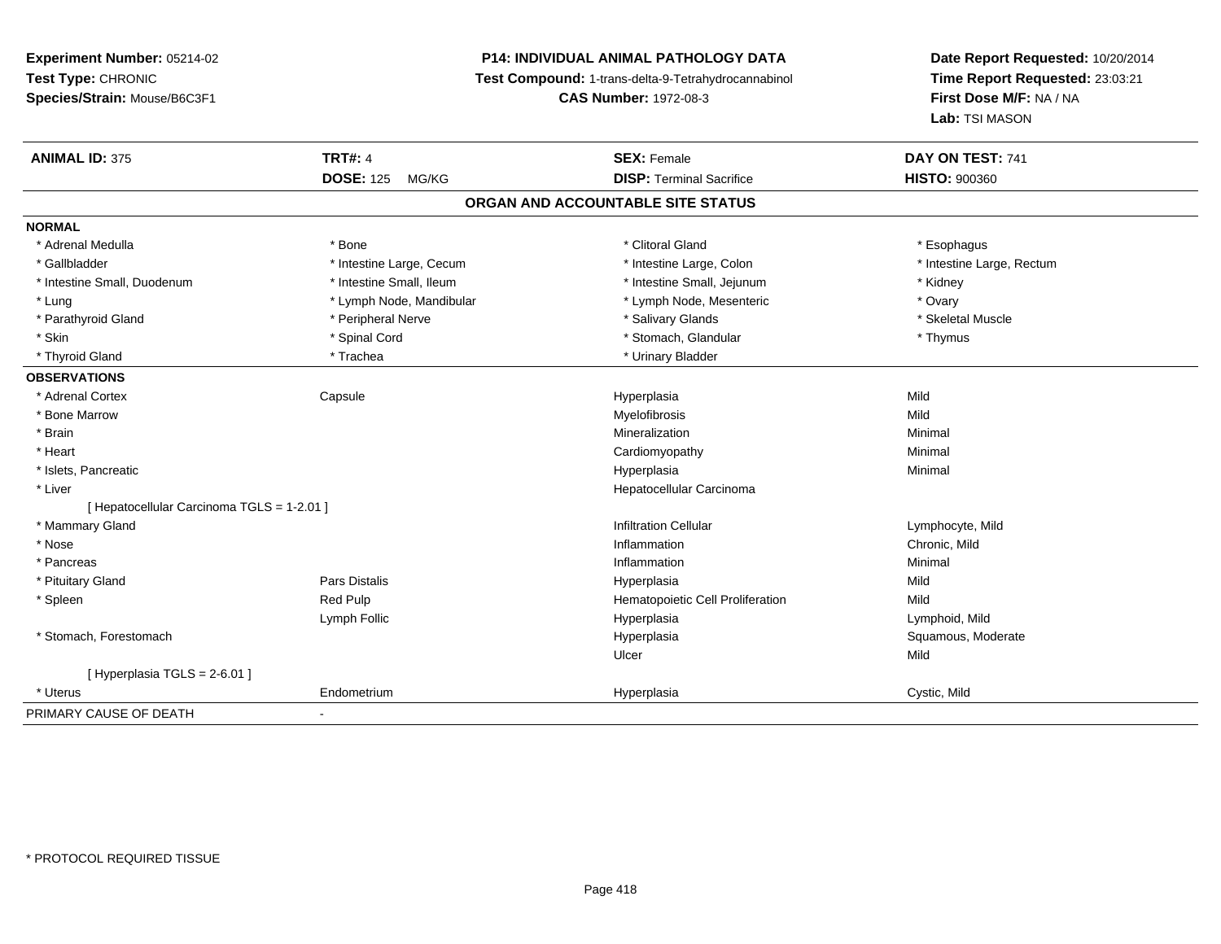**Experiment Number:** 05214-02
**Test Type:** CHRONIC
**Species/Strain:** Mouse/B6C3F1

**P14: INDIVIDUAL ANIMAL PATHOLOGY DATA**
**Test Compound:** 1-trans-delta-9-Tetrahydrocannabinol
**CAS Number:** 1972-08-3

**Date Report Requested:** 10/20/2014
**Time Report Requested:** 23:03:21
**First Dose M/F:** NA / NA
**Lab:** TSI MASON

| **ANIMAL ID:** 375 | **TRT#:** 4 | **SEX:** Female | **DAY ON TEST:** 741 |
|---|---|---|---|
| | **DOSE:** 125 MG/KG | **DISP:** Terminal Sacrifice | **HISTO:** 900360 |

## ORGAN AND ACCOUNTABLE SITE STATUS

**NORMAL**

| | | | |
|---|---|---|---|
| * Adrenal Medulla | * Bone | * Clitoral Gland | * Esophagus |
| * Gallbladder | * Intestine Large, Cecum | * Intestine Large, Colon | * Intestine Large, Rectum |
| * Intestine Small, Duodenum | * Intestine Small, Ileum | * Intestine Small, Jejunum | * Kidney |
| * Lung | * Lymph Node, Mandibular | * Lymph Node, Mesenteric | * Ovary |
| * Parathyroid Gland | * Peripheral Nerve | * Salivary Glands | * Skeletal Muscle |
| * Skin | * Spinal Cord | * Stomach, Glandular | * Thymus |
| * Thyroid Gland | * Trachea | * Urinary Bladder | |

**OBSERVATIONS**

| | | | |
|---|---|---|---|
| * Adrenal Cortex | Capsule | Hyperplasia | Mild |
| * Bone Marrow | | Myelofibrosis | Mild |
| * Brain | | Mineralization | Minimal |
| * Heart | | Cardiomyopathy | Minimal |
| * Islets, Pancreatic | | Hyperplasia | Minimal |
| * Liver | | Hepatocellular Carcinoma | |
| [ Hepatocellular Carcinoma TGLS = 1-2.01 ] | | | |
| * Mammary Gland | | Infiltration Cellular | Lymphocyte, Mild |
| * Nose | | Inflammation | Chronic, Mild |
| * Pancreas | | Inflammation | Minimal |
| * Pituitary Gland | Pars Distalis | Hyperplasia | Mild |
| * Spleen | Red Pulp | Hematopoietic Cell Proliferation | Mild |
| | Lymph Follic | Hyperplasia | Lymphoid, Mild |
| * Stomach, Forestomach | | Hyperplasia | Squamous, Moderate |
| | | Ulcer | Mild |
| [ Hyperplasia TGLS = 2-6.01 ] | | | |
| * Uterus | Endometrium | Hyperplasia | Cystic, Mild |

PRIMARY CAUSE OF DEATH -

* PROTOCOL REQUIRED TISSUE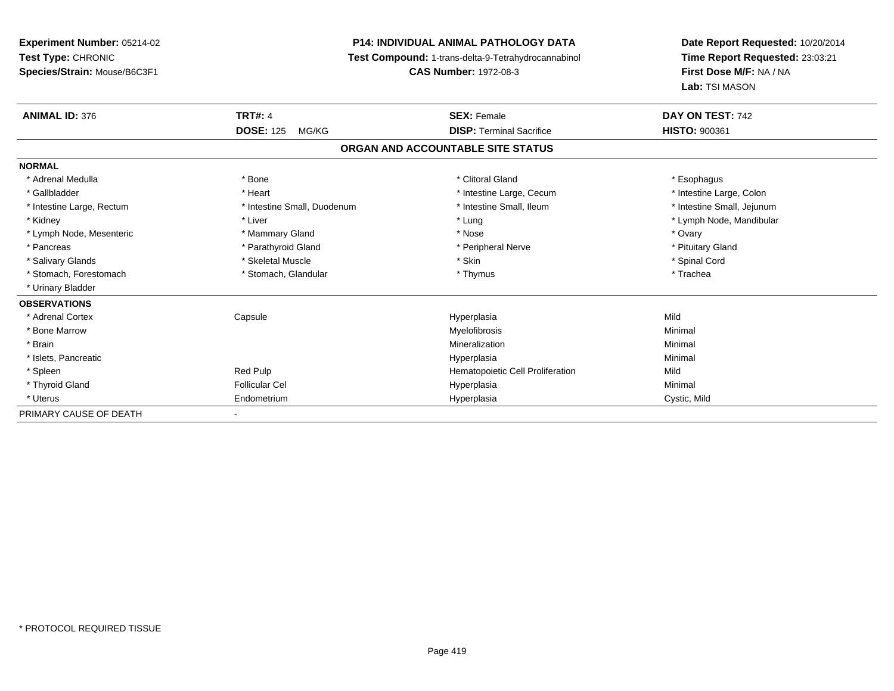**Experiment Number:** 05214-02
**Test Type:** CHRONIC
**Species/Strain:** Mouse/B6C3F1

**P14: INDIVIDUAL ANIMAL PATHOLOGY DATA**
**Test Compound:** 1-trans-delta-9-Tetrahydrocannabinol
**CAS Number:** 1972-08-3

**Date Report Requested:** 10/20/2014
**Time Report Requested:** 23:03:21
**First Dose M/F:** NA / NA
**Lab:** TSI MASON

| **ANIMAL ID:** 376 | **TRT#:** 4 | **SEX:** Female | **DAY ON TEST:** 742 |
|---|---|---|---|
| | **DOSE:** 125 MG/KG | **DISP:** Terminal Sacrifice | **HISTO:** 900361 |

## ORGAN AND ACCOUNTABLE SITE STATUS

| | | | |
|---|---|---|---|
| **NORMAL** | | | |
| * Adrenal Medulla | * Bone | * Clitoral Gland | * Esophagus |
| * Gallbladder | * Heart | * Intestine Large, Cecum | * Intestine Large, Colon |
| * Intestine Large, Rectum | * Intestine Small, Duodenum | * Intestine Small, Ileum | * Intestine Small, Jejunum |
| * Kidney | * Liver | * Lung | * Lymph Node, Mandibular |
| * Lymph Node, Mesenteric | * Mammary Gland | * Nose | * Ovary |
| * Pancreas | * Parathyroid Gland | * Peripheral Nerve | * Pituitary Gland |
| * Salivary Glands | * Skeletal Muscle | * Skin | * Spinal Cord |
| * Stomach, Forestomach | * Stomach, Glandular | * Thymus | * Trachea |
| * Urinary Bladder | | | |
| **OBSERVATIONS** | | | |
| * Adrenal Cortex | Capsule | Hyperplasia | Mild |
| * Bone Marrow | | Myelofibrosis | Minimal |
| * Brain | | Mineralization | Minimal |
| * Islets, Pancreatic | | Hyperplasia | Minimal |
| * Spleen | Red Pulp | Hematopoietic Cell Proliferation | Mild |
| * Thyroid Gland | Follicular Cel | Hyperplasia | Minimal |
| * Uterus | Endometrium | Hyperplasia | Cystic, Mild |
| PRIMARY CAUSE OF DEATH | - | | |

* PROTOCOL REQUIRED TISSUE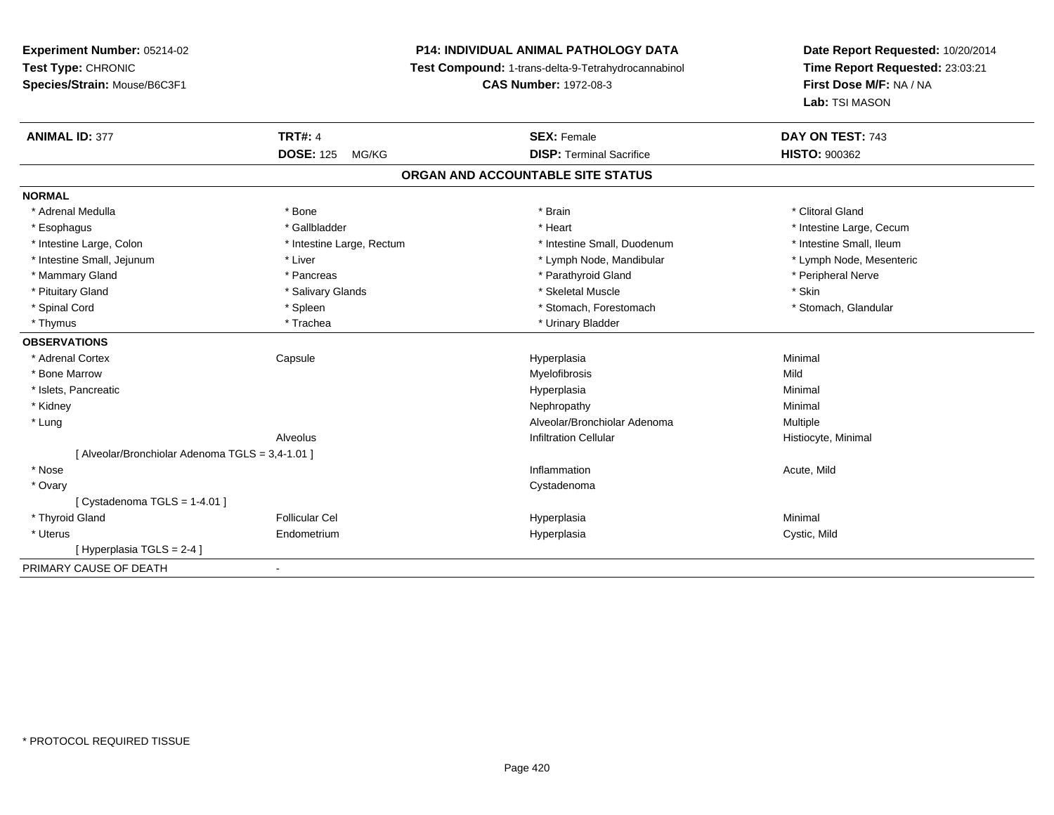**Experiment Number:** 05214-02
**Test Type:** CHRONIC
**Species/Strain:** Mouse/B6C3F1

**P14: INDIVIDUAL ANIMAL PATHOLOGY DATA**
**Test Compound:** 1-trans-delta-9-Tetrahydrocannabinol
**CAS Number:** 1972-08-3

**Date Report Requested:** 10/20/2014
**Time Report Requested:** 23:03:21
**First Dose M/F:** NA / NA
**Lab:** TSI MASON

| **ANIMAL ID:** 377 | **TRT#:** 4 | **SEX:** Female | **DAY ON TEST:** 743 |
|---|---|---|---|
| | **DOSE:** 125 MG/KG | **DISP:** Terminal Sacrifice | **HISTO:** 900362 |

## ORGAN AND ACCOUNTABLE SITE STATUS

**NORMAL**

| | | | |
|---|---|---|---|
| * Adrenal Medulla | * Bone | * Brain | * Clitoral Gland |
| * Esophagus | * Gallbladder | * Heart | * Intestine Large, Cecum |
| * Intestine Large, Colon | * Intestine Large, Rectum | * Intestine Small, Duodenum | * Intestine Small, Ileum |
| * Intestine Small, Jejunum | * Liver | * Lymph Node, Mandibular | * Lymph Node, Mesenteric |
| * Mammary Gland | * Pancreas | * Parathyroid Gland | * Peripheral Nerve |
| * Pituitary Gland | * Salivary Glands | * Skeletal Muscle | * Skin |
| * Spinal Cord | * Spleen | * Stomach, Forestomach | * Stomach, Glandular |
| * Thymus | * Trachea | * Urinary Bladder | |

**OBSERVATIONS**

| | | | |
|---|---|---|---|
| * Adrenal Cortex | Capsule | Hyperplasia | Minimal |
| * Bone Marrow | | Myelofibrosis | Mild |
| * Islets, Pancreatic | | Hyperplasia | Minimal |
| * Kidney | | Nephropathy | Minimal |
| * Lung | | Alveolar/Bronchiolar Adenoma | Multiple |
| | Alveolus | Infiltration Cellular | Histiocyte, Minimal |
| [ Alveolar/Bronchiolar Adenoma TGLS = 3,4-1.01 ] | | | |
| * Nose | | Inflammation | Acute, Mild |
| * Ovary | | Cystadenoma | |
| [ Cystadenoma TGLS = 1-4.01 ] | | | |
| * Thyroid Gland | Follicular Cel | Hyperplasia | Minimal |
| * Uterus | Endometrium | Hyperplasia | Cystic, Mild |
| [ Hyperplasia TGLS = 2-4 ] | | | |

PRIMARY CAUSE OF DEATH -

\* PROTOCOL REQUIRED TISSUE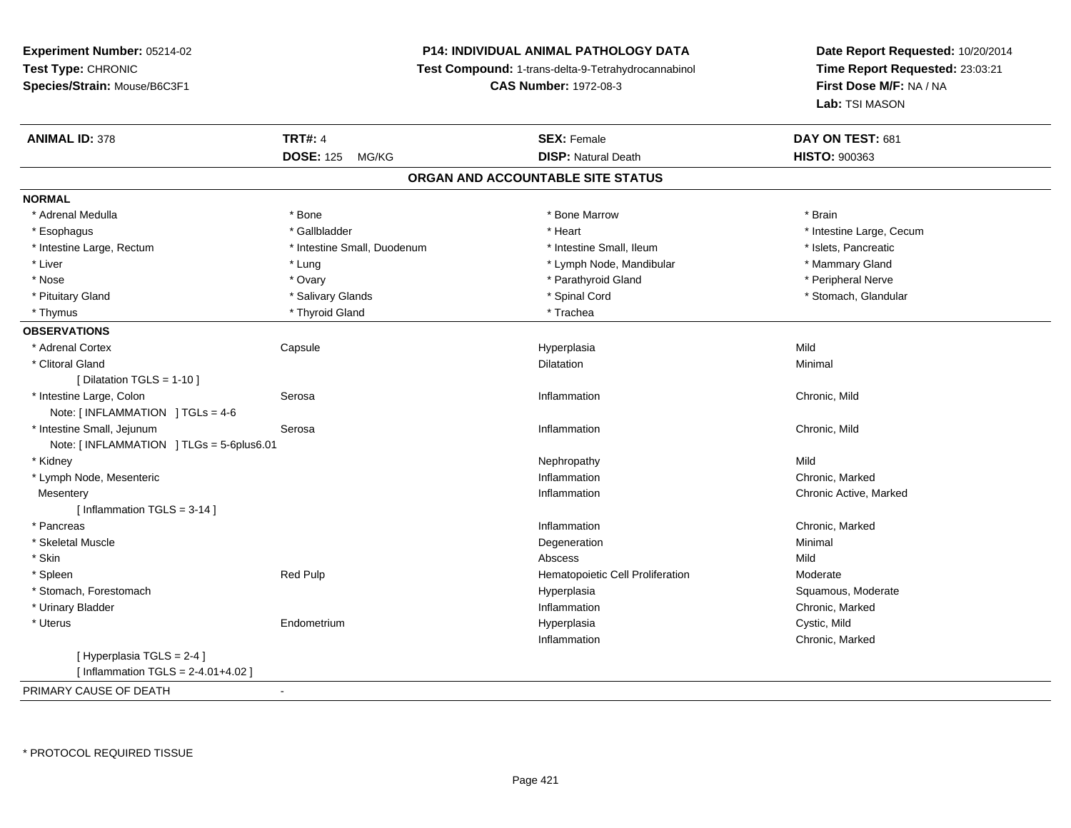**Experiment Number:** 05214-02
**Test Type:** CHRONIC
**Species/Strain:** Mouse/B6C3F1

**P14: INDIVIDUAL ANIMAL PATHOLOGY DATA**
**Test Compound:** 1-trans-delta-9-Tetrahydrocannabinol
**CAS Number:** 1972-08-3

**Date Report Requested:** 10/20/2014
**Time Report Requested:** 23:03:21
**First Dose M/F:** NA / NA
**Lab:** TSI MASON

| **ANIMAL ID:** 378 | **TRT#:** 4 | **SEX:** Female | **DAY ON TEST:** 681 |
|---|---|---|---|
| | **DOSE:** 125 MG/KG | **DISP:** Natural Death | **HISTO:** 900363 |

## ORGAN AND ACCOUNTABLE SITE STATUS

**NORMAL**

| | | | |
|---|---|---|---|
| * Adrenal Medulla | * Bone | * Bone Marrow | * Brain |
| * Esophagus | * Gallbladder | * Heart | * Intestine Large, Cecum |
| * Intestine Large, Rectum | * Intestine Small, Duodenum | * Intestine Small, Ileum | * Islets, Pancreatic |
| * Liver | * Lung | * Lymph Node, Mandibular | * Mammary Gland |
| * Nose | * Ovary | * Parathyroid Gland | * Peripheral Nerve |
| * Pituitary Gland | * Salivary Glands | * Spinal Cord | * Stomach, Glandular |
| * Thymus | * Thyroid Gland | * Trachea | |

**OBSERVATIONS**

| | | | |
|---|---|---|---|
| * Adrenal Cortex | Capsule | Hyperplasia | Mild |
| * Clitoral Gland | | Dilatation | Minimal |
| [ Dilatation TGLS = 1-10 ] | | | |
| * Intestine Large, Colon | Serosa | Inflammation | Chronic, Mild |
| Note: [ INFLAMMATION ] TGLs = 4-6 | | | |
| * Intestine Small, Jejunum | Serosa | Inflammation | Chronic, Mild |
| Note: [ INFLAMMATION ] TLGs = 5-6plus6.01 | | | |
| * Kidney | | Nephropathy | Mild |
| * Lymph Node, Mesenteric | | Inflammation | Chronic, Marked |
| Mesentery | | Inflammation | Chronic Active, Marked |
| [ Inflammation TGLS = 3-14 ] | | | |
| * Pancreas | | Inflammation | Chronic, Marked |
| * Skeletal Muscle | | Degeneration | Minimal |
| * Skin | | Abscess | Mild |
| * Spleen | Red Pulp | Hematopoietic Cell Proliferation | Moderate |
| * Stomach, Forestomach | | Hyperplasia | Squamous, Moderate |
| * Urinary Bladder | | Inflammation | Chronic, Marked |
| * Uterus | Endometrium | Hyperplasia | Cystic, Mild |
| | | Inflammation | Chronic, Marked |
| [ Hyperplasia TGLS = 2-4 ] | | | |
| [ Inflammation TGLS = 2-4.01+4.02 ] | | | |

PRIMARY CAUSE OF DEATH -

\* PROTOCOL REQUIRED TISSUE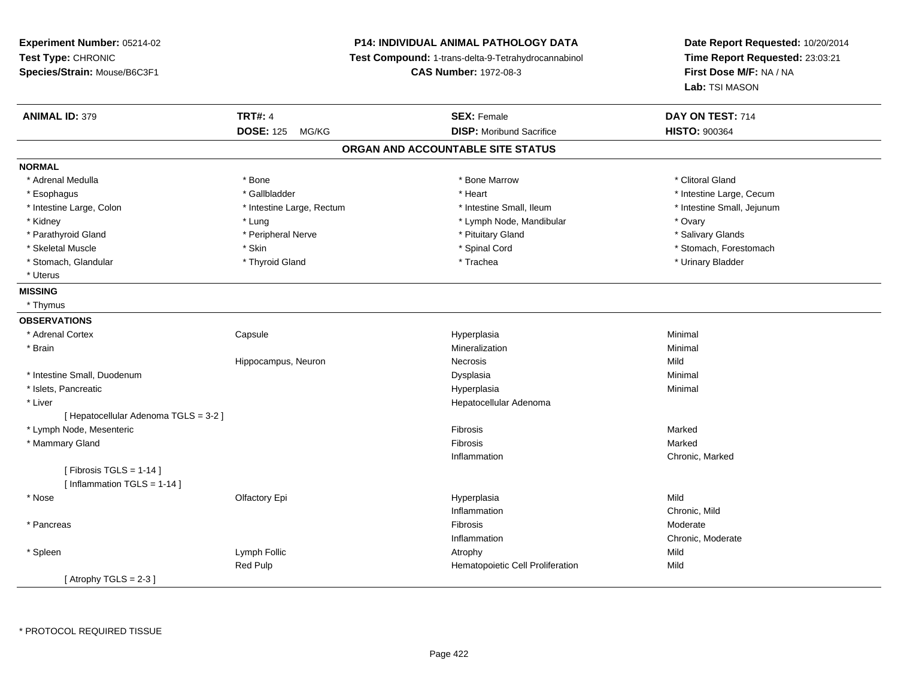**Experiment Number:** 05214-02
**Test Type:** CHRONIC
**Species/Strain:** Mouse/B6C3F1

**P14: INDIVIDUAL ANIMAL PATHOLOGY DATA**
**Test Compound:** 1-trans-delta-9-Tetrahydrocannabinol
**CAS Number:** 1972-08-3

**Date Report Requested:** 10/20/2014
**Time Report Requested:** 23:03:21
**First Dose M/F:** NA / NA
**Lab:** TSI MASON

| **ANIMAL ID:** 379 | **TRT#:** 4 | **SEX:** Female | **DAY ON TEST:** 714 |
|---|---|---|---|
| | **DOSE:** 125 MG/KG | **DISP:** Moribund Sacrifice | **HISTO:** 900364 |

## ORGAN AND ACCOUNTABLE SITE STATUS

**NORMAL**

| | | | |
|---|---|---|---|
| * Adrenal Medulla | * Bone | * Bone Marrow | * Clitoral Gland |
| * Esophagus | * Gallbladder | * Heart | * Intestine Large, Cecum |
| * Intestine Large, Colon | * Intestine Large, Rectum | * Intestine Small, Ileum | * Intestine Small, Jejunum |
| * Kidney | * Lung | * Lymph Node, Mandibular | * Ovary |
| * Parathyroid Gland | * Peripheral Nerve | * Pituitary Gland | * Salivary Glands |
| * Skeletal Muscle | * Skin | * Spinal Cord | * Stomach, Forestomach |
| * Stomach, Glandular | * Thyroid Gland | * Trachea | * Urinary Bladder |
| * Uterus | | | |

**MISSING**

* Thymus

**OBSERVATIONS**

| | | | |
|---|---|---|---|
| * Adrenal Cortex | Capsule | Hyperplasia | Minimal |
| * Brain | | Mineralization | Minimal |
| | Hippocampus, Neuron | Necrosis | Mild |
| * Intestine Small, Duodenum | | Dysplasia | Minimal |
| * Islets, Pancreatic | | Hyperplasia | Minimal |
| * Liver | | Hepatocellular Adenoma | |
| [ Hepatocellular Adenoma TGLS = 3-2 ] | | | |
| * Lymph Node, Mesenteric | | Fibrosis | Marked |
| * Mammary Gland | | Fibrosis | Marked |
| | | Inflammation | Chronic, Marked |
| [ Fibrosis TGLS = 1-14 ] | | | |
| [ Inflammation TGLS = 1-14 ] | | | |
| * Nose | Olfactory Epi | Hyperplasia | Mild |
| | | Inflammation | Chronic, Mild |
| * Pancreas | | Fibrosis | Moderate |
| | | Inflammation | Chronic, Moderate |
| * Spleen | Lymph Follic | Atrophy | Mild |
| | Red Pulp | Hematopoietic Cell Proliferation | Mild |
| [ Atrophy TGLS = 2-3 ] | | | |

* PROTOCOL REQUIRED TISSUE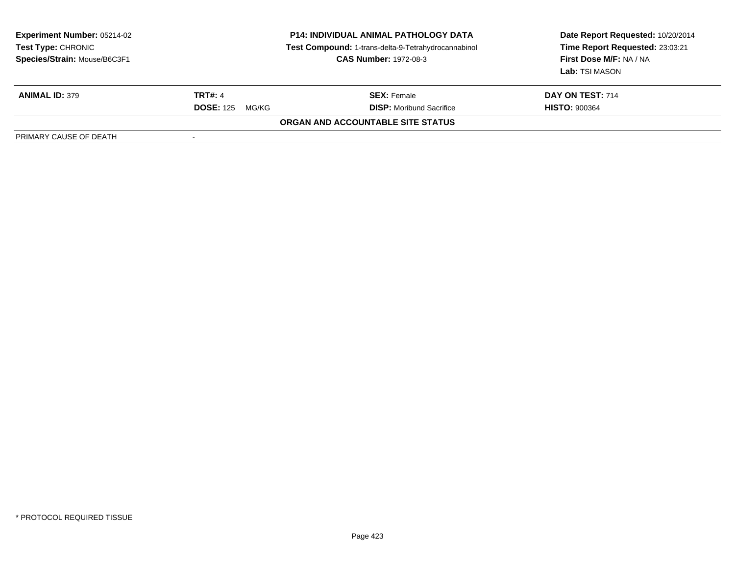**Experiment Number:** 05214-02
**Test Type:** CHRONIC
**Species/Strain:** Mouse/B6C3F1

**P14: INDIVIDUAL ANIMAL PATHOLOGY DATA**
**Test Compound:** 1-trans-delta-9-Tetrahydrocannabinol
**CAS Number:** 1972-08-3

**Date Report Requested:** 10/20/2014
**Time Report Requested:** 23:03:21
**First Dose M/F:** NA / NA
**Lab:** TSI MASON

| **ANIMAL ID:** 379 | **TRT#:** 4 | **SEX:** Female | **DAY ON TEST:** 714 |
|---|---|---|---|
| | **DOSE:** 125 MG/KG | **DISP:** Moribund Sacrifice | **HISTO:** 900364 |

**ORGAN AND ACCOUNTABLE SITE STATUS**

| PRIMARY CAUSE OF DEATH | - |
|---|---|

* PROTOCOL REQUIRED TISSUE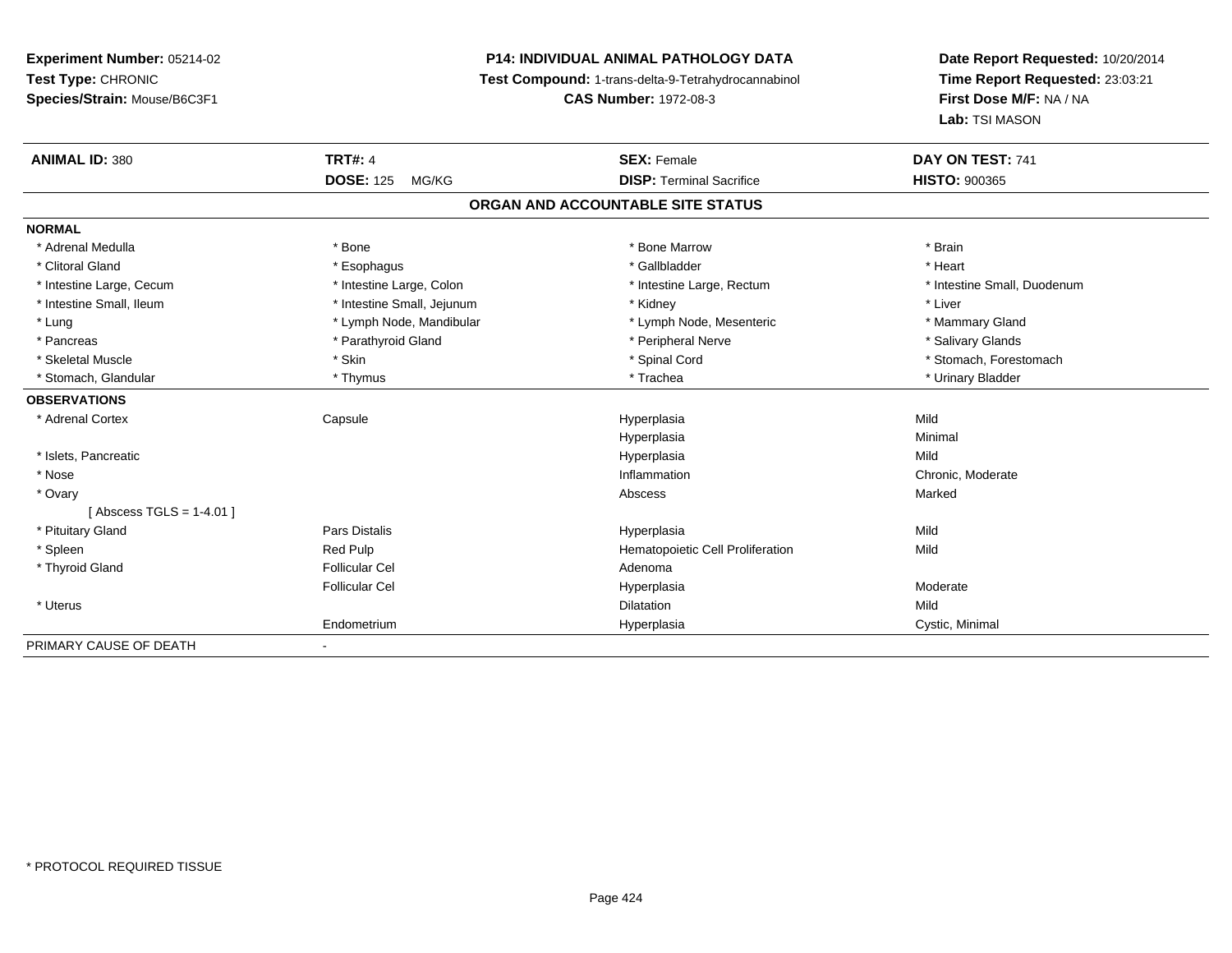**Experiment Number:** 05214-02
**Test Type:** CHRONIC
**Species/Strain:** Mouse/B6C3F1

**P14: INDIVIDUAL ANIMAL PATHOLOGY DATA**
**Test Compound:** 1-trans-delta-9-Tetrahydrocannabinol
**CAS Number:** 1972-08-3

**Date Report Requested:** 10/20/2014
**Time Report Requested:** 23:03:21
**First Dose M/F:** NA / NA
**Lab:** TSI MASON

| **ANIMAL ID:** 380 | **TRT#:** 4 | **SEX:** Female | **DAY ON TEST:** 741 |
|---|---|---|---|
| | **DOSE:** 125 MG/KG | **DISP:** Terminal Sacrifice | **HISTO:** 900365 |

## ORGAN AND ACCOUNTABLE SITE STATUS

**NORMAL**

| | | | |
|---|---|---|---|
| * Adrenal Medulla | * Bone | * Bone Marrow | * Brain |
| * Clitoral Gland | * Esophagus | * Gallbladder | * Heart |
| * Intestine Large, Cecum | * Intestine Large, Colon | * Intestine Large, Rectum | * Intestine Small, Duodenum |
| * Intestine Small, Ileum | * Intestine Small, Jejunum | * Kidney | * Liver |
| * Lung | * Lymph Node, Mandibular | * Lymph Node, Mesenteric | * Mammary Gland |
| * Pancreas | * Parathyroid Gland | * Peripheral Nerve | * Salivary Glands |
| * Skeletal Muscle | * Skin | * Spinal Cord | * Stomach, Forestomach |
| * Stomach, Glandular | * Thymus | * Trachea | * Urinary Bladder |

**OBSERVATIONS**

| | | | |
|---|---|---|---|
| * Adrenal Cortex | Capsule | Hyperplasia | Mild |
| | | Hyperplasia | Minimal |
| * Islets, Pancreatic | | Hyperplasia | Mild |
| * Nose | | Inflammation | Chronic, Moderate |
| * Ovary | | Abscess | Marked |
| [ Abscess TGLS = 1-4.01 ] | | | |
| * Pituitary Gland | Pars Distalis | Hyperplasia | Mild |
| * Spleen | Red Pulp | Hematopoietic Cell Proliferation | Mild |
| * Thyroid Gland | Follicular Cel | Adenoma | |
| | Follicular Cel | Hyperplasia | Moderate |
| * Uterus | | Dilatation | Mild |
| | Endometrium | Hyperplasia | Cystic, Minimal |

PRIMARY CAUSE OF DEATH -

* PROTOCOL REQUIRED TISSUE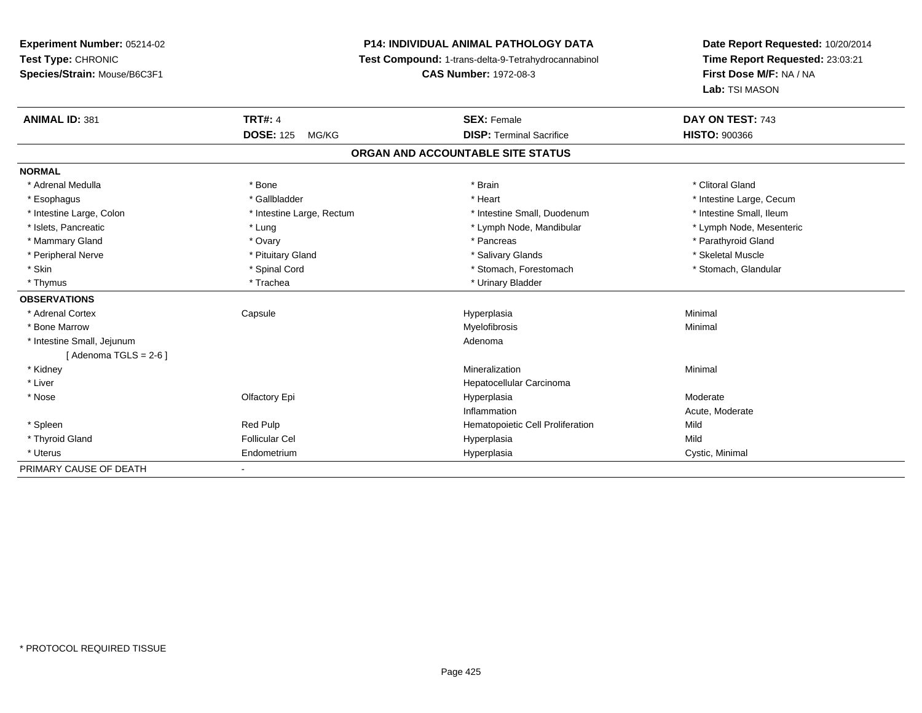**Experiment Number:** 05214-02
**Test Type:** CHRONIC
**Species/Strain:** Mouse/B6C3F1

**P14: INDIVIDUAL ANIMAL PATHOLOGY DATA**
**Test Compound:** 1-trans-delta-9-Tetrahydrocannabinol
**CAS Number:** 1972-08-3

**Date Report Requested:** 10/20/2014
**Time Report Requested:** 23:03:21
**First Dose M/F:** NA / NA
**Lab:** TSI MASON

| **ANIMAL ID:** 381 | **TRT#:** 4 | **SEX:** Female | **DAY ON TEST:** 743 |
|---|---|---|---|
| | **DOSE:** 125 MG/KG | **DISP:** Terminal Sacrifice | **HISTO:** 900366 |

**ORGAN AND ACCOUNTABLE SITE STATUS**

| | | | |
|---|---|---|---|
| **NORMAL** | | | |
| * Adrenal Medulla | * Bone | * Brain | * Clitoral Gland |
| * Esophagus | * Gallbladder | * Heart | * Intestine Large, Cecum |
| * Intestine Large, Colon | * Intestine Large, Rectum | * Intestine Small, Duodenum | * Intestine Small, Ileum |
| * Islets, Pancreatic | * Lung | * Lymph Node, Mandibular | * Lymph Node, Mesenteric |
| * Mammary Gland | * Ovary | * Pancreas | * Parathyroid Gland |
| * Peripheral Nerve | * Pituitary Gland | * Salivary Glands | * Skeletal Muscle |
| * Skin | * Spinal Cord | * Stomach, Forestomach | * Stomach, Glandular |
| * Thymus | * Trachea | * Urinary Bladder | |
| **OBSERVATIONS** | | | |
| * Adrenal Cortex | Capsule | Hyperplasia | Minimal |
| * Bone Marrow | | Myelofibrosis | Minimal |
| * Intestine Small, Jejunum | | Adenoma | |
| [ Adenoma TGLS = 2-6 ] | | | |
| * Kidney | | Mineralization | Minimal |
| * Liver | | Hepatocellular Carcinoma | |
| * Nose | Olfactory Epi | Hyperplasia | Moderate |
| | | Inflammation | Acute, Moderate |
| * Spleen | Red Pulp | Hematopoietic Cell Proliferation | Mild |
| * Thyroid Gland | Follicular Cel | Hyperplasia | Mild |
| * Uterus | Endometrium | Hyperplasia | Cystic, Minimal |
| PRIMARY CAUSE OF DEATH | - | | |

* PROTOCOL REQUIRED TISSUE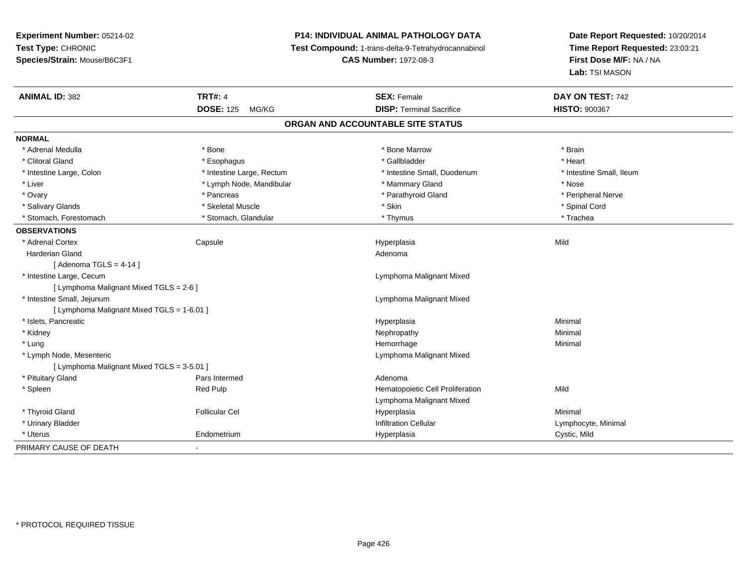**Experiment Number:** 05214-02
**Test Type:** CHRONIC
**Species/Strain:** Mouse/B6C3F1

**P14: INDIVIDUAL ANIMAL PATHOLOGY DATA**
**Test Compound:** 1-trans-delta-9-Tetrahydrocannabinol
**CAS Number:** 1972-08-3

**Date Report Requested:** 10/20/2014
**Time Report Requested:** 23:03:21
**First Dose M/F:** NA / NA
**Lab:** TSI MASON

| **ANIMAL ID:** 382 | **TRT#:** 4 | **SEX:** Female | **DAY ON TEST:** 742 |
|---|---|---|---|
| | **DOSE:** 125 MG/KG | **DISP:** Terminal Sacrifice | **HISTO:** 900367 |

## ORGAN AND ACCOUNTABLE SITE STATUS

| | | | |
|---|---|---|---|
| **NORMAL** | | | |
| * Adrenal Medulla | * Bone | * Bone Marrow | * Brain |
| * Clitoral Gland | * Esophagus | * Gallbladder | * Heart |
| * Intestine Large, Colon | * Intestine Large, Rectum | * Intestine Small, Duodenum | * Intestine Small, Ileum |
| * Liver | * Lymph Node, Mandibular | * Mammary Gland | * Nose |
| * Ovary | * Pancreas | * Parathyroid Gland | * Peripheral Nerve |
| * Salivary Glands | * Skeletal Muscle | * Skin | * Spinal Cord |
| * Stomach, Forestomach | * Stomach, Glandular | * Thymus | * Trachea |
| **OBSERVATIONS** | | | |
| * Adrenal Cortex | Capsule | Hyperplasia | Mild |
| Harderian Gland | | Adenoma | |
| [ Adenoma TGLS = 4-14 ] | | | |
| * Intestine Large, Cecum | | Lymphoma Malignant Mixed | |
| [ Lymphoma Malignant Mixed TGLS = 2-6 ] | | | |
| * Intestine Small, Jejunum | | Lymphoma Malignant Mixed | |
| [ Lymphoma Malignant Mixed TGLS = 1-6.01 ] | | | |
| * Islets, Pancreatic | | Hyperplasia | Minimal |
| * Kidney | | Nephropathy | Minimal |
| * Lung | | Hemorrhage | Minimal |
| * Lymph Node, Mesenteric | | Lymphoma Malignant Mixed | |
| [ Lymphoma Malignant Mixed TGLS = 3-5.01 ] | | | |
| * Pituitary Gland | Pars Intermed | Adenoma | |
| * Spleen | Red Pulp | Hematopoietic Cell Proliferation | Mild |
| | | Lymphoma Malignant Mixed | |
| * Thyroid Gland | Follicular Cel | Hyperplasia | Minimal |
| * Urinary Bladder | | Infiltration Cellular | Lymphocyte, Minimal |
| * Uterus | Endometrium | Hyperplasia | Cystic, Mild |
| PRIMARY CAUSE OF DEATH | - | | |

* PROTOCOL REQUIRED TISSUE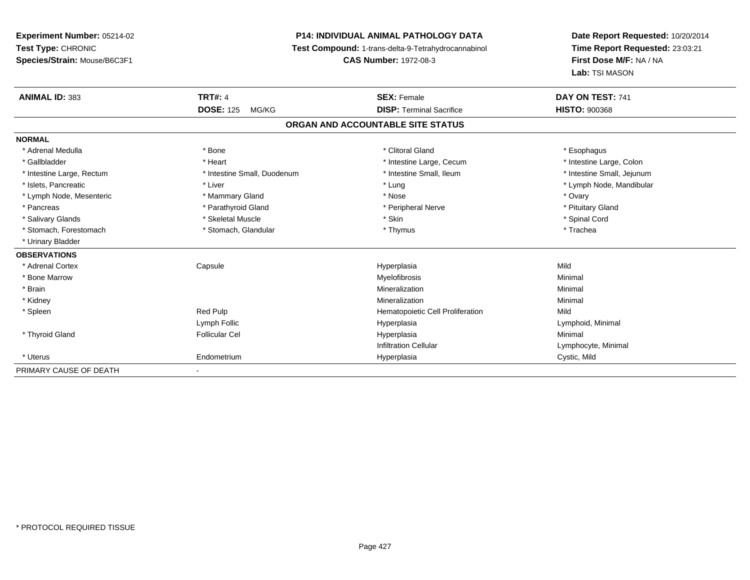**Experiment Number:** 05214-02
**Test Type:** CHRONIC
**Species/Strain:** Mouse/B6C3F1

**P14: INDIVIDUAL ANIMAL PATHOLOGY DATA**
**Test Compound:** 1-trans-delta-9-Tetrahydrocannabinol
**CAS Number:** 1972-08-3

**Date Report Requested:** 10/20/2014
**Time Report Requested:** 23:03:21
**First Dose M/F:** NA / NA
**Lab:** TSI MASON

| **ANIMAL ID:** 383 | **TRT#:** 4 | **SEX:** Female | **DAY ON TEST:** 741 |
|---|---|---|---|
| | **DOSE:** 125 MG/KG | **DISP:** Terminal Sacrifice | **HISTO:** 900368 |

## ORGAN AND ACCOUNTABLE SITE STATUS

| | | | |
|---|---|---|---|
| **NORMAL** | | | |
| * Adrenal Medulla | * Bone | * Clitoral Gland | * Esophagus |
| * Gallbladder | * Heart | * Intestine Large, Cecum | * Intestine Large, Colon |
| * Intestine Large, Rectum | * Intestine Small, Duodenum | * Intestine Small, Ileum | * Intestine Small, Jejunum |
| * Islets, Pancreatic | * Liver | * Lung | * Lymph Node, Mandibular |
| * Lymph Node, Mesenteric | * Mammary Gland | * Nose | * Ovary |
| * Pancreas | * Parathyroid Gland | * Peripheral Nerve | * Pituitary Gland |
| * Salivary Glands | * Skeletal Muscle | * Skin | * Spinal Cord |
| * Stomach, Forestomach | * Stomach, Glandular | * Thymus | * Trachea |
| * Urinary Bladder | | | |
| **OBSERVATIONS** | | | |
| * Adrenal Cortex | Capsule | Hyperplasia | Mild |
| * Bone Marrow | | Myelofibrosis | Minimal |
| * Brain | | Mineralization | Minimal |
| * Kidney | | Mineralization | Minimal |
| * Spleen | Red Pulp | Hematopoietic Cell Proliferation | Mild |
| | Lymph Follic | Hyperplasia | Lymphoid, Minimal |
| * Thyroid Gland | Follicular Cel | Hyperplasia | Minimal |
| | | Infiltration Cellular | Lymphocyte, Minimal |
| * Uterus | Endometrium | Hyperplasia | Cystic, Mild |
| PRIMARY CAUSE OF DEATH | - | | |

\* PROTOCOL REQUIRED TISSUE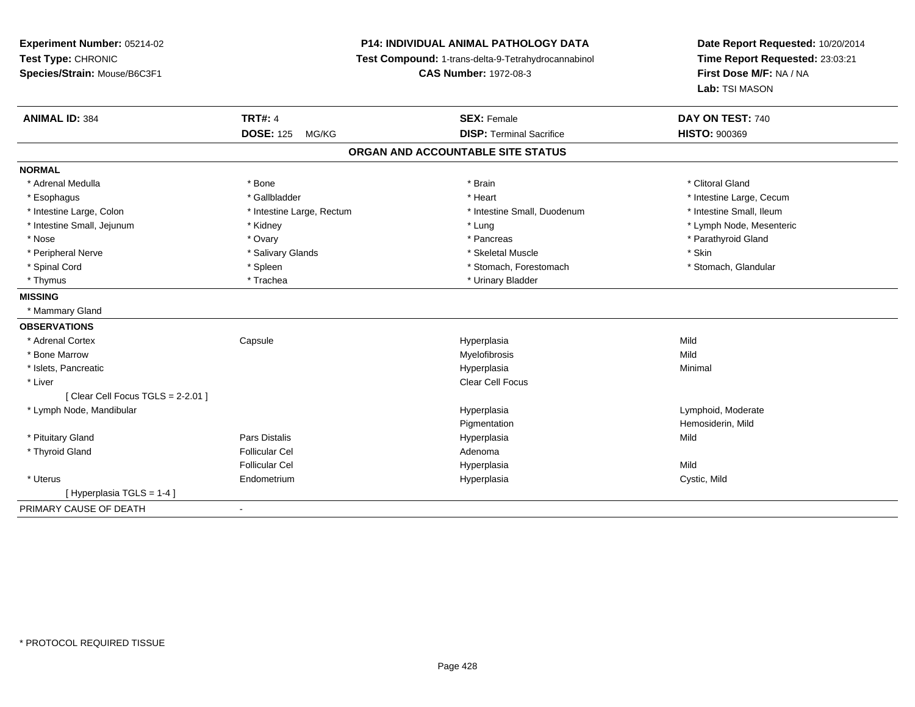**Experiment Number:** 05214-02
**Test Type:** CHRONIC
**Species/Strain:** Mouse/B6C3F1

**P14: INDIVIDUAL ANIMAL PATHOLOGY DATA**
**Test Compound:** 1-trans-delta-9-Tetrahydrocannabinol
**CAS Number:** 1972-08-3

**Date Report Requested:** 10/20/2014
**Time Report Requested:** 23:03:21
**First Dose M/F:** NA / NA
**Lab:** TSI MASON

| **ANIMAL ID:** 384 | **TRT#:** 4 | **SEX:** Female | **DAY ON TEST:** 740 |
|---|---|---|---|
| | **DOSE:** 125 MG/KG | **DISP:** Terminal Sacrifice | **HISTO:** 900369 |

## ORGAN AND ACCOUNTABLE SITE STATUS

**NORMAL**

| | | | |
|---|---|---|---|
| * Adrenal Medulla | * Bone | * Brain | * Clitoral Gland |
| * Esophagus | * Gallbladder | * Heart | * Intestine Large, Cecum |
| * Intestine Large, Colon | * Intestine Large, Rectum | * Intestine Small, Duodenum | * Intestine Small, Ileum |
| * Intestine Small, Jejunum | * Kidney | * Lung | * Lymph Node, Mesenteric |
| * Nose | * Ovary | * Pancreas | * Parathyroid Gland |
| * Peripheral Nerve | * Salivary Glands | * Skeletal Muscle | * Skin |
| * Spinal Cord | * Spleen | * Stomach, Forestomach | * Stomach, Glandular |
| * Thymus | * Trachea | * Urinary Bladder | |

**MISSING**

* Mammary Gland

**OBSERVATIONS**

| | | | |
|---|---|---|---|
| * Adrenal Cortex | Capsule | Hyperplasia | Mild |
| * Bone Marrow | | Myelofibrosis | Mild |
| * Islets, Pancreatic | | Hyperplasia | Minimal |
| * Liver | | Clear Cell Focus | |
| [ Clear Cell Focus TGLS = 2-2.01 ] | | | |
| * Lymph Node, Mandibular | | Hyperplasia | Lymphoid, Moderate |
| | | Pigmentation | Hemosiderin, Mild |
| * Pituitary Gland | Pars Distalis | Hyperplasia | Mild |
| * Thyroid Gland | Follicular Cel | Adenoma | |
| | Follicular Cel | Hyperplasia | Mild |
| * Uterus | Endometrium | Hyperplasia | Cystic, Mild |
| [ Hyperplasia TGLS = 1-4 ] | | | |

PRIMARY CAUSE OF DEATH -

* PROTOCOL REQUIRED TISSUE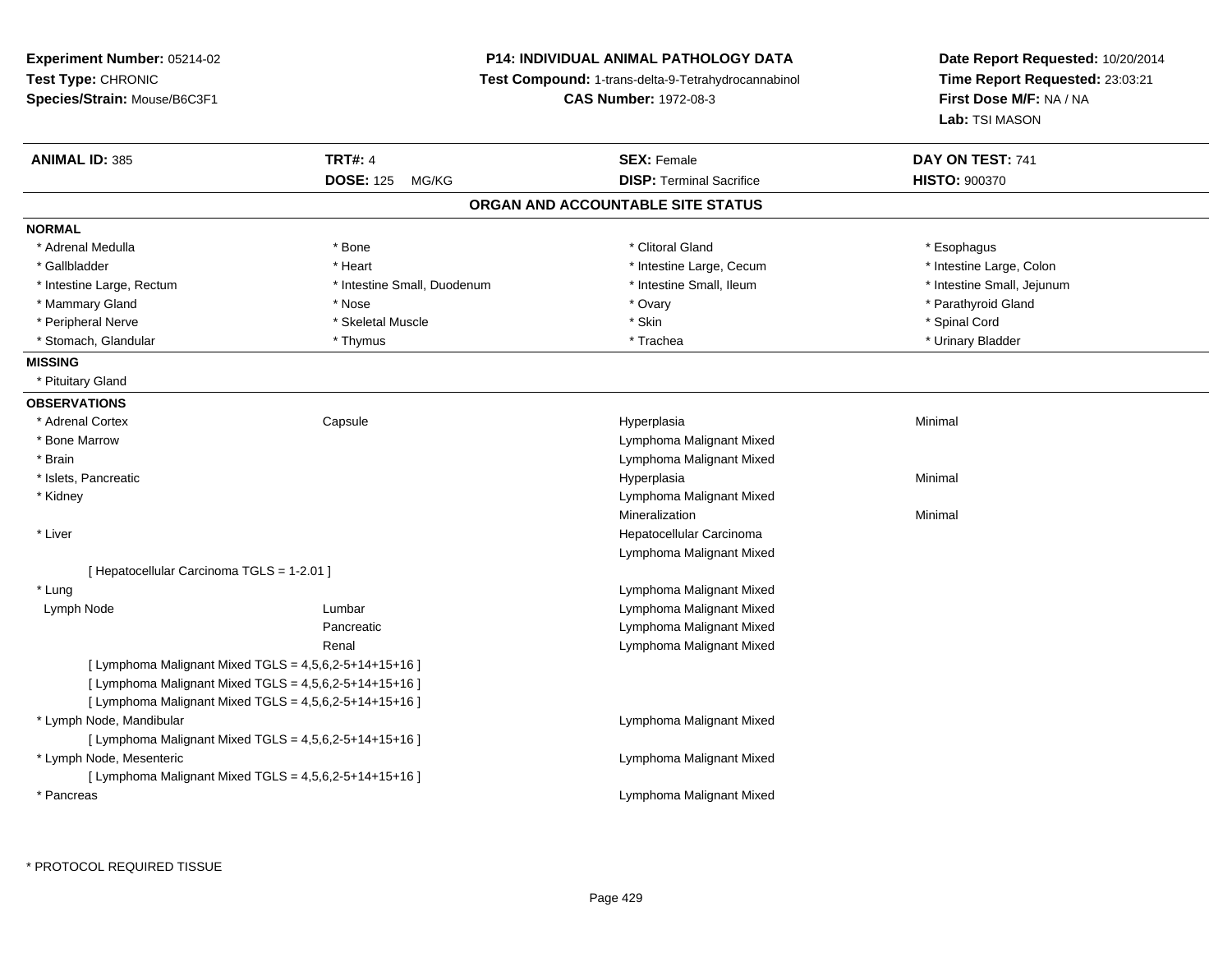**Experiment Number:** 05214-02
**Test Type:** CHRONIC
**Species/Strain:** Mouse/B6C3F1

**P14: INDIVIDUAL ANIMAL PATHOLOGY DATA**
**Test Compound:** 1-trans-delta-9-Tetrahydrocannabinol
**CAS Number:** 1972-08-3

**Date Report Requested:** 10/20/2014
**Time Report Requested:** 23:03:21
**First Dose M/F:** NA / NA
**Lab:** TSI MASON

| **ANIMAL ID:** 385 | **TRT#:** 4 | **SEX:** Female | **DAY ON TEST:** 741 |
|---|---|---|---|
| | **DOSE:** 125 MG/KG | **DISP:** Terminal Sacrifice | **HISTO:** 900370 |

## ORGAN AND ACCOUNTABLE SITE STATUS

**NORMAL**

| | | | |
|---|---|---|---|
| * Adrenal Medulla | * Bone | * Clitoral Gland | * Esophagus |
| * Gallbladder | * Heart | * Intestine Large, Cecum | * Intestine Large, Colon |
| * Intestine Large, Rectum | * Intestine Small, Duodenum | * Intestine Small, Ileum | * Intestine Small, Jejunum |
| * Mammary Gland | * Nose | * Ovary | * Parathyroid Gland |
| * Peripheral Nerve | * Skeletal Muscle | * Skin | * Spinal Cord |
| * Stomach, Glandular | * Thymus | * Trachea | * Urinary Bladder |

**MISSING**

* Pituitary Gland

**OBSERVATIONS**

| | | | |
|---|---|---|---|
| * Adrenal Cortex | Capsule | Hyperplasia | Minimal |
| * Bone Marrow | | Lymphoma Malignant Mixed | |
| * Brain | | Lymphoma Malignant Mixed | |
| * Islets, Pancreatic | | Hyperplasia | Minimal |
| * Kidney | | Lymphoma Malignant Mixed | |
| | | Mineralization | Minimal |
| * Liver | | Hepatocellular Carcinoma | |
| | | Lymphoma Malignant Mixed | |
| [ Hepatocellular Carcinoma TGLS = 1-2.01 ] | | | |
| * Lung | | Lymphoma Malignant Mixed | |
| Lymph Node | Lumbar | Lymphoma Malignant Mixed | |
| | Pancreatic | Lymphoma Malignant Mixed | |
| | Renal | Lymphoma Malignant Mixed | |
| [ Lymphoma Malignant Mixed TGLS = 4,5,6,2-5+14+15+16 ] | | | |
| [ Lymphoma Malignant Mixed TGLS = 4,5,6,2-5+14+15+16 ] | | | |
| [ Lymphoma Malignant Mixed TGLS = 4,5,6,2-5+14+15+16 ] | | | |
| * Lymph Node, Mandibular | | Lymphoma Malignant Mixed | |
| [ Lymphoma Malignant Mixed TGLS = 4,5,6,2-5+14+15+16 ] | | | |
| * Lymph Node, Mesenteric | | Lymphoma Malignant Mixed | |
| [ Lymphoma Malignant Mixed TGLS = 4,5,6,2-5+14+15+16 ] | | | |
| * Pancreas | | Lymphoma Malignant Mixed | |

* PROTOCOL REQUIRED TISSUE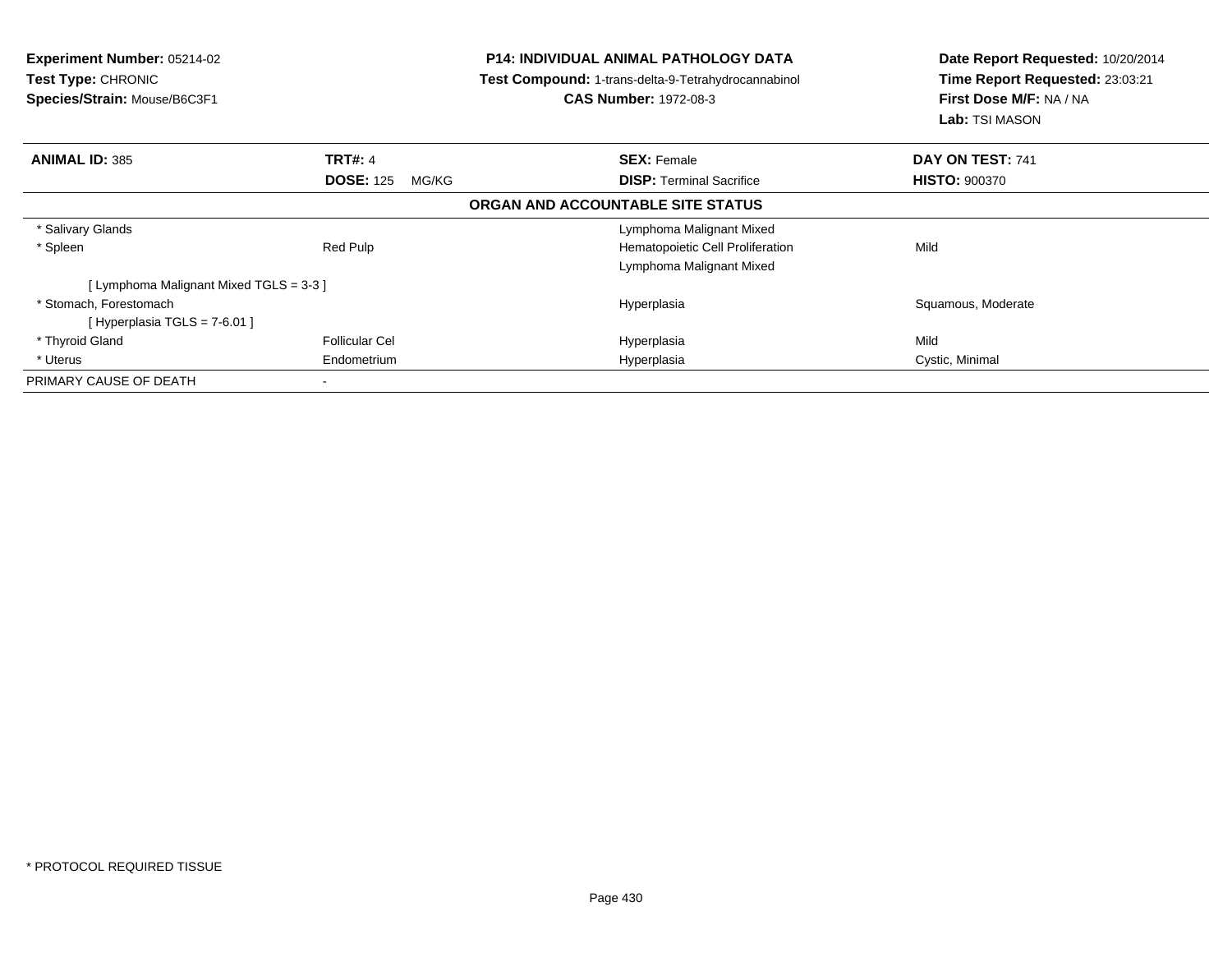**Experiment Number:** 05214-02
**Test Type:** CHRONIC
**Species/Strain:** Mouse/B6C3F1

**P14: INDIVIDUAL ANIMAL PATHOLOGY DATA**
**Test Compound:** 1-trans-delta-9-Tetrahydrocannabinol
**CAS Number:** 1972-08-3

**Date Report Requested:** 10/20/2014
**Time Report Requested:** 23:03:21
**First Dose M/F:** NA / NA
**Lab:** TSI MASON

| **ANIMAL ID:** 385 | **TRT#:** 4 | **SEX:** Female | **DAY ON TEST:** 741 |
|---|---|---|---|
| | **DOSE:** 125 MG/KG | **DISP:** Terminal Sacrifice | **HISTO:** 900370 |

**ORGAN AND ACCOUNTABLE SITE STATUS**

| | | | |
|---|---|---|---|
| * Salivary Glands | | Lymphoma Malignant Mixed | |
| * Spleen | Red Pulp | Hematopoietic Cell Proliferation | Mild |
| | | Lymphoma Malignant Mixed | |
| [ Lymphoma Malignant Mixed TGLS = 3-3 ] | | | |
| * Stomach, Forestomach | | Hyperplasia | Squamous, Moderate |
| [ Hyperplasia TGLS = 7-6.01 ] | | | |
| * Thyroid Gland | Follicular Cel | Hyperplasia | Mild |
| * Uterus | Endometrium | Hyperplasia | Cystic, Minimal |
| PRIMARY CAUSE OF DEATH | - | | |

* PROTOCOL REQUIRED TISSUE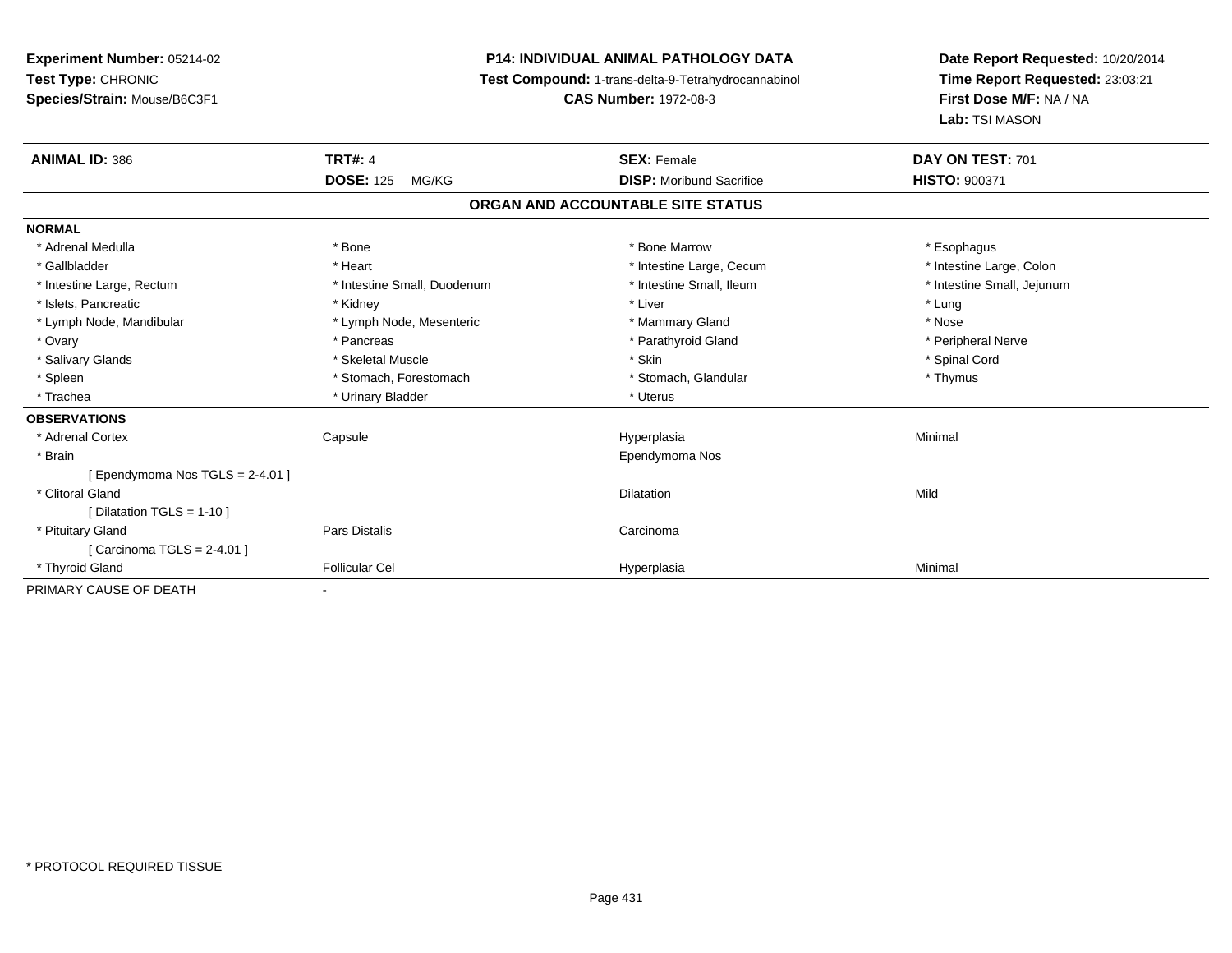**Experiment Number:** 05214-02
**Test Type:** CHRONIC
**Species/Strain:** Mouse/B6C3F1

**P14: INDIVIDUAL ANIMAL PATHOLOGY DATA**
**Test Compound:** 1-trans-delta-9-Tetrahydrocannabinol
**CAS Number:** 1972-08-3

**Date Report Requested:** 10/20/2014
**Time Report Requested:** 23:03:21
**First Dose M/F:** NA / NA
**Lab:** TSI MASON

| **ANIMAL ID:** 386 | **TRT#:** 4 | **SEX:** Female | **DAY ON TEST:** 701 |
|---|---|---|---|
| | **DOSE:** 125 MG/KG | **DISP:** Moribund Sacrifice | **HISTO:** 900371 |

## ORGAN AND ACCOUNTABLE SITE STATUS

**NORMAL**

| | | | |
|---|---|---|---|
| * Adrenal Medulla | * Bone | * Bone Marrow | * Esophagus |
| * Gallbladder | * Heart | * Intestine Large, Cecum | * Intestine Large, Colon |
| * Intestine Large, Rectum | * Intestine Small, Duodenum | * Intestine Small, Ileum | * Intestine Small, Jejunum |
| * Islets, Pancreatic | * Kidney | * Liver | * Lung |
| * Lymph Node, Mandibular | * Lymph Node, Mesenteric | * Mammary Gland | * Nose |
| * Ovary | * Pancreas | * Parathyroid Gland | * Peripheral Nerve |
| * Salivary Glands | * Skeletal Muscle | * Skin | * Spinal Cord |
| * Spleen | * Stomach, Forestomach | * Stomach, Glandular | * Thymus |
| * Trachea | * Urinary Bladder | * Uterus | |

**OBSERVATIONS**

| | | | |
|---|---|---|---|
| * Adrenal Cortex | Capsule | Hyperplasia | Minimal |
| * Brain | | Ependymoma Nos | |
| [ Ependymoma Nos TGLS = 2-4.01 ] | | | |
| * Clitoral Gland | | Dilatation | Mild |
| [ Dilatation TGLS = 1-10 ] | | | |
| * Pituitary Gland | Pars Distalis | Carcinoma | |
| [ Carcinoma TGLS = 2-4.01 ] | | | |
| * Thyroid Gland | Follicular Cel | Hyperplasia | Minimal |

PRIMARY CAUSE OF DEATH -

* PROTOCOL REQUIRED TISSUE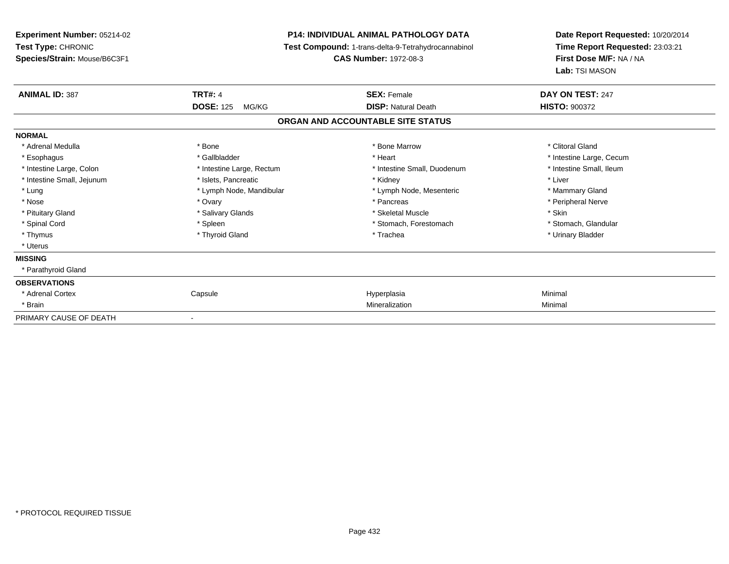**Experiment Number:** 05214-02
**Test Type:** CHRONIC
**Species/Strain:** Mouse/B6C3F1

**P14: INDIVIDUAL ANIMAL PATHOLOGY DATA**
**Test Compound:** 1-trans-delta-9-Tetrahydrocannabinol
**CAS Number:** 1972-08-3

**Date Report Requested:** 10/20/2014
**Time Report Requested:** 23:03:21
**First Dose M/F:** NA / NA
**Lab:** TSI MASON

| **ANIMAL ID:** 387 | **TRT#:** 4 | **SEX:** Female | **DAY ON TEST:** 247 |
|---|---|---|---|
| | **DOSE:** 125 MG/KG | **DISP:** Natural Death | **HISTO:** 900372 |

## ORGAN AND ACCOUNTABLE SITE STATUS

**NORMAL**

| | | | |
|---|---|---|---|
| * Adrenal Medulla | * Bone | * Bone Marrow | * Clitoral Gland |
| * Esophagus | * Gallbladder | * Heart | * Intestine Large, Cecum |
| * Intestine Large, Colon | * Intestine Large, Rectum | * Intestine Small, Duodenum | * Intestine Small, Ileum |
| * Intestine Small, Jejunum | * Islets, Pancreatic | * Kidney | * Liver |
| * Lung | * Lymph Node, Mandibular | * Lymph Node, Mesenteric | * Mammary Gland |
| * Nose | * Ovary | * Pancreas | * Peripheral Nerve |
| * Pituitary Gland | * Salivary Glands | * Skeletal Muscle | * Skin |
| * Spinal Cord | * Spleen | * Stomach, Forestomach | * Stomach, Glandular |
| * Thymus | * Thyroid Gland | * Trachea | * Urinary Bladder |
| * Uterus | | | |

**MISSING**

* Parathyroid Gland

**OBSERVATIONS**

| | | | |
|---|---|---|---|
| * Adrenal Cortex | Capsule | Hyperplasia | Minimal |
| * Brain | | Mineralization | Minimal |

PRIMARY CAUSE OF DEATH -

* PROTOCOL REQUIRED TISSUE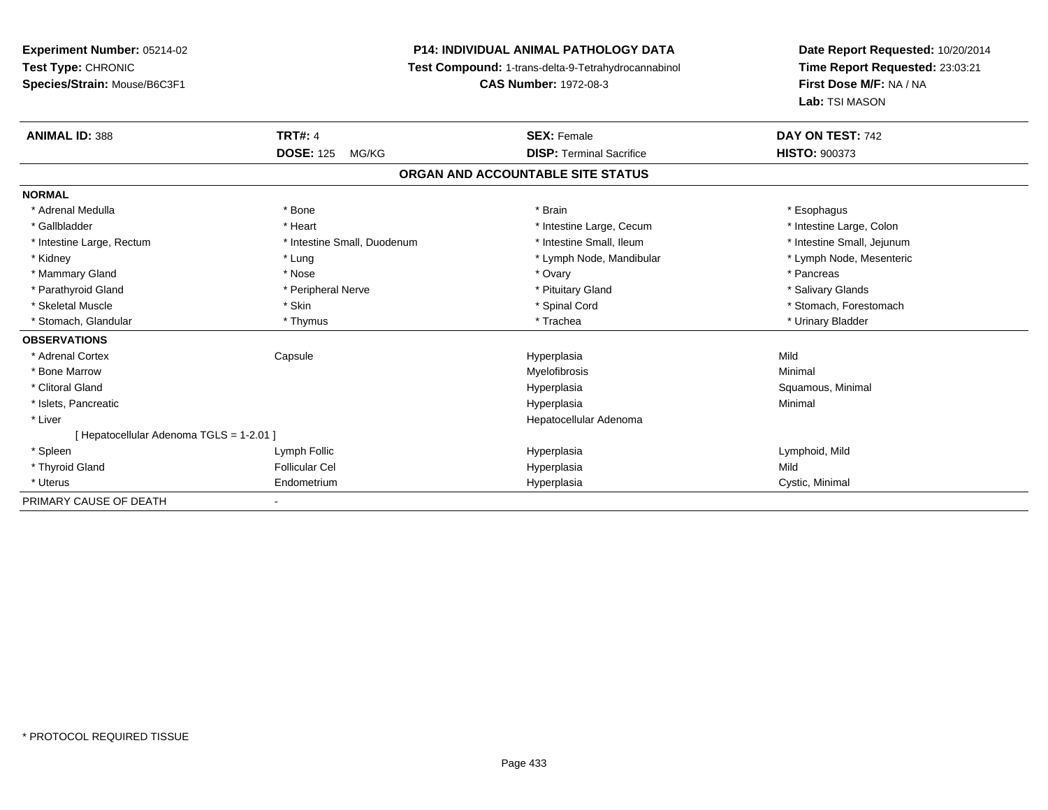**Experiment Number:** 05214-02
**Test Type:** CHRONIC
**Species/Strain:** Mouse/B6C3F1

**P14: INDIVIDUAL ANIMAL PATHOLOGY DATA**
**Test Compound:** 1-trans-delta-9-Tetrahydrocannabinol
**CAS Number:** 1972-08-3

**Date Report Requested:** 10/20/2014
**Time Report Requested:** 23:03:21
**First Dose M/F:** NA / NA
**Lab:** TSI MASON

| **ANIMAL ID:** 388 | **TRT#:** 4 | **SEX:** Female | **DAY ON TEST:** 742 |
|---|---|---|---|
| | **DOSE:** 125 MG/KG | **DISP:** Terminal Sacrifice | **HISTO:** 900373 |

## ORGAN AND ACCOUNTABLE SITE STATUS

| | | | |
|---|---|---|---|
| **NORMAL** | | | |
| * Adrenal Medulla | * Bone | * Brain | * Esophagus |
| * Gallbladder | * Heart | * Intestine Large, Cecum | * Intestine Large, Colon |
| * Intestine Large, Rectum | * Intestine Small, Duodenum | * Intestine Small, Ileum | * Intestine Small, Jejunum |
| * Kidney | * Lung | * Lymph Node, Mandibular | * Lymph Node, Mesenteric |
| * Mammary Gland | * Nose | * Ovary | * Pancreas |
| * Parathyroid Gland | * Peripheral Nerve | * Pituitary Gland | * Salivary Glands |
| * Skeletal Muscle | * Skin | * Spinal Cord | * Stomach, Forestomach |
| * Stomach, Glandular | * Thymus | * Trachea | * Urinary Bladder |
| **OBSERVATIONS** | | | |
| * Adrenal Cortex | Capsule | Hyperplasia | Mild |
| * Bone Marrow | | Myelofibrosis | Minimal |
| * Clitoral Gland | | Hyperplasia | Squamous, Minimal |
| * Islets, Pancreatic | | Hyperplasia | Minimal |
| * Liver | | Hepatocellular Adenoma | |
| [ Hepatocellular Adenoma TGLS = 1-2.01 ] | | | |
| * Spleen | Lymph Follic | Hyperplasia | Lymphoid, Mild |
| * Thyroid Gland | Follicular Cel | Hyperplasia | Mild |
| * Uterus | Endometrium | Hyperplasia | Cystic, Minimal |
| PRIMARY CAUSE OF DEATH | - | | |

* PROTOCOL REQUIRED TISSUE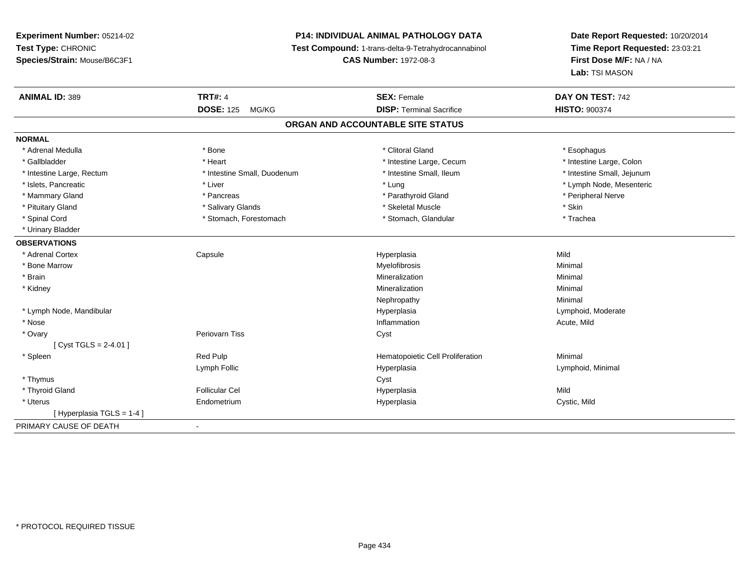**Experiment Number:** 05214-02
**Test Type:** CHRONIC
**Species/Strain:** Mouse/B6C3F1

**P14: INDIVIDUAL ANIMAL PATHOLOGY DATA**
**Test Compound:** 1-trans-delta-9-Tetrahydrocannabinol
**CAS Number:** 1972-08-3

**Date Report Requested:** 10/20/2014
**Time Report Requested:** 23:03:21
**First Dose M/F:** NA / NA
**Lab:** TSI MASON

| **ANIMAL ID:** 389 | **TRT#:** 4 | **SEX:** Female | **DAY ON TEST:** 742 |
|---|---|---|---|
| | **DOSE:** 125 MG/KG | **DISP:** Terminal Sacrifice | **HISTO:** 900374 |

## ORGAN AND ACCOUNTABLE SITE STATUS

**NORMAL**

| | | | |
|---|---|---|---|
| * Adrenal Medulla | * Bone | * Clitoral Gland | * Esophagus |
| * Gallbladder | * Heart | * Intestine Large, Cecum | * Intestine Large, Colon |
| * Intestine Large, Rectum | * Intestine Small, Duodenum | * Intestine Small, Ileum | * Intestine Small, Jejunum |
| * Islets, Pancreatic | * Liver | * Lung | * Lymph Node, Mesenteric |
| * Mammary Gland | * Pancreas | * Parathyroid Gland | * Peripheral Nerve |
| * Pituitary Gland | * Salivary Glands | * Skeletal Muscle | * Skin |
| * Spinal Cord | * Stomach, Forestomach | * Stomach, Glandular | * Trachea |
| * Urinary Bladder | | | |

**OBSERVATIONS**

| | | | |
|---|---|---|---|
| * Adrenal Cortex | Capsule | Hyperplasia | Mild |
| * Bone Marrow | | Myelofibrosis | Minimal |
| * Brain | | Mineralization | Minimal |
| * Kidney | | Mineralization | Minimal |
| | | Nephropathy | Minimal |
| * Lymph Node, Mandibular | | Hyperplasia | Lymphoid, Moderate |
| * Nose | | Inflammation | Acute, Mild |
| * Ovary | Periovarn Tiss | Cyst | |
| [ Cyst TGLS = 2-4.01 ] | | | |
| * Spleen | Red Pulp | Hematopoietic Cell Proliferation | Minimal |
| | Lymph Follic | Hyperplasia | Lymphoid, Minimal |
| * Thymus | | Cyst | |
| * Thyroid Gland | Follicular Cel | Hyperplasia | Mild |
| * Uterus | Endometrium | Hyperplasia | Cystic, Mild |
| [ Hyperplasia TGLS = 1-4 ] | | | |

PRIMARY CAUSE OF DEATH -

* PROTOCOL REQUIRED TISSUE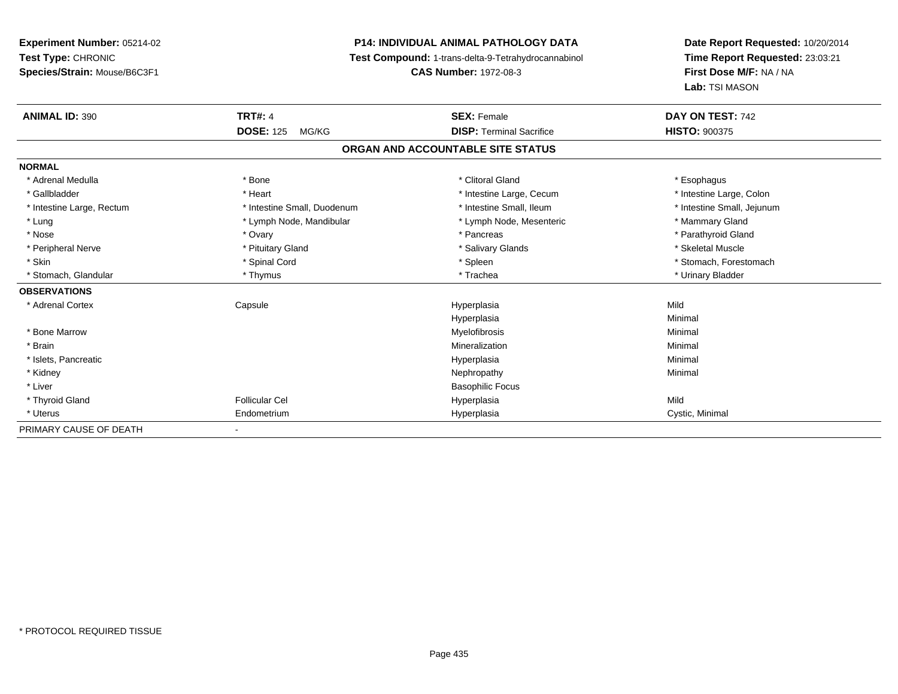**Experiment Number:** 05214-02
**Test Type:** CHRONIC
**Species/Strain:** Mouse/B6C3F1

**P14: INDIVIDUAL ANIMAL PATHOLOGY DATA**
**Test Compound:** 1-trans-delta-9-Tetrahydrocannabinol
**CAS Number:** 1972-08-3

**Date Report Requested:** 10/20/2014
**Time Report Requested:** 23:03:21
**First Dose M/F:** NA / NA
**Lab:** TSI MASON

| **ANIMAL ID:** 390 | **TRT#:** 4 | **SEX:** Female | **DAY ON TEST:** 742 |
|---|---|---|---|
| | **DOSE:** 125 MG/KG | **DISP:** Terminal Sacrifice | **HISTO:** 900375 |

## ORGAN AND ACCOUNTABLE SITE STATUS

| | | | |
|---|---|---|---|
| **NORMAL** | | | |
| * Adrenal Medulla | * Bone | * Clitoral Gland | * Esophagus |
| * Gallbladder | * Heart | * Intestine Large, Cecum | * Intestine Large, Colon |
| * Intestine Large, Rectum | * Intestine Small, Duodenum | * Intestine Small, Ileum | * Intestine Small, Jejunum |
| * Lung | * Lymph Node, Mandibular | * Lymph Node, Mesenteric | * Mammary Gland |
| * Nose | * Ovary | * Pancreas | * Parathyroid Gland |
| * Peripheral Nerve | * Pituitary Gland | * Salivary Glands | * Skeletal Muscle |
| * Skin | * Spinal Cord | * Spleen | * Stomach, Forestomach |
| * Stomach, Glandular | * Thymus | * Trachea | * Urinary Bladder |
| **OBSERVATIONS** | | | |
| * Adrenal Cortex | Capsule | Hyperplasia | Mild |
| | | Hyperplasia | Minimal |
| * Bone Marrow | | Myelofibrosis | Minimal |
| * Brain | | Mineralization | Minimal |
| * Islets, Pancreatic | | Hyperplasia | Minimal |
| * Kidney | | Nephropathy | Minimal |
| * Liver | | Basophilic Focus | |
| * Thyroid Gland | Follicular Cel | Hyperplasia | Mild |
| * Uterus | Endometrium | Hyperplasia | Cystic, Minimal |
| PRIMARY CAUSE OF DEATH | - | | |

* PROTOCOL REQUIRED TISSUE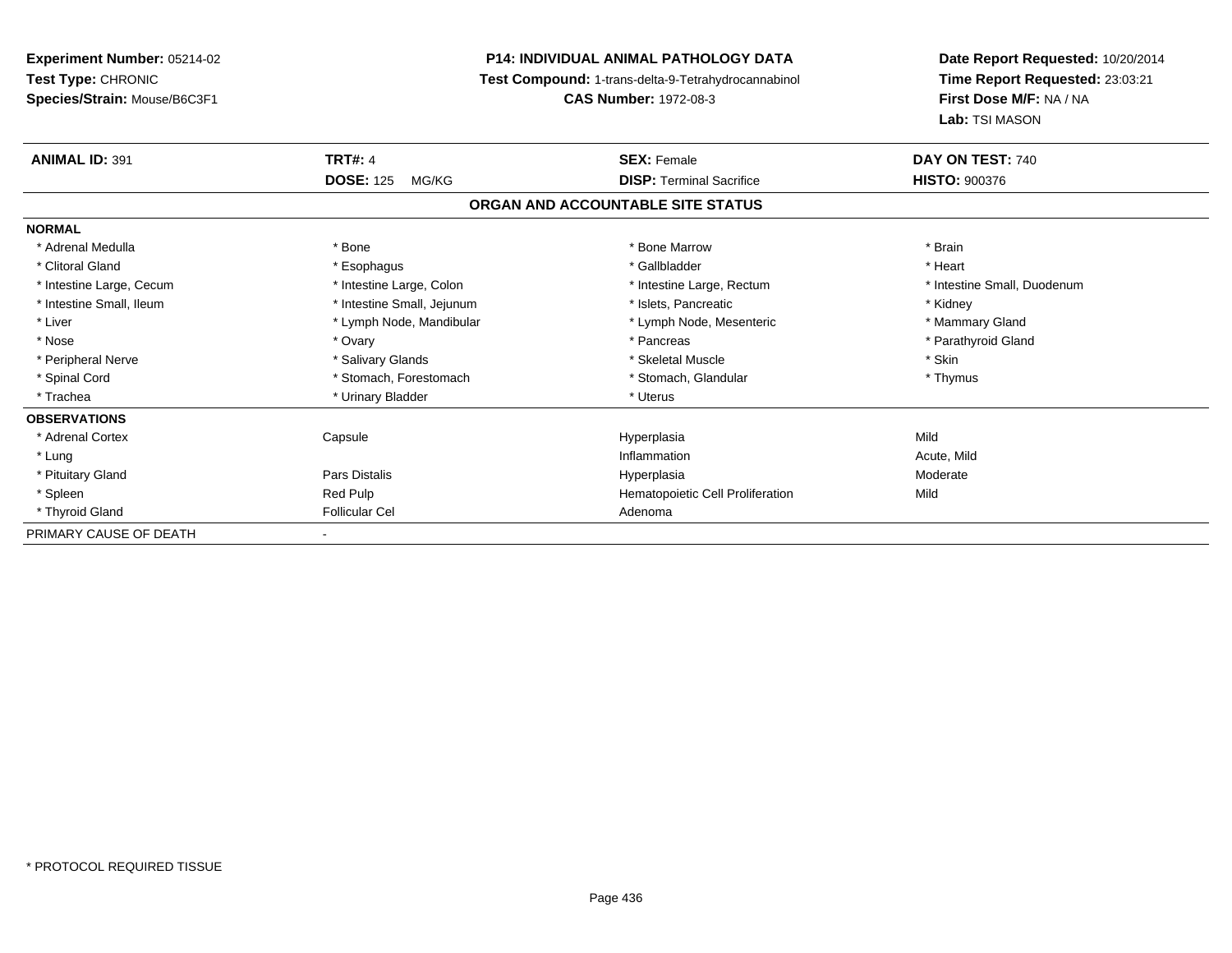**Experiment Number:** 05214-02
**Test Type:** CHRONIC
**Species/Strain:** Mouse/B6C3F1

**P14: INDIVIDUAL ANIMAL PATHOLOGY DATA**
**Test Compound:** 1-trans-delta-9-Tetrahydrocannabinol
**CAS Number:** 1972-08-3

**Date Report Requested:** 10/20/2014
**Time Report Requested:** 23:03:21
**First Dose M/F:** NA / NA
**Lab:** TSI MASON

| **ANIMAL ID:** 391 | **TRT#:** 4 | **SEX:** Female | **DAY ON TEST:** 740 |
|---|---|---|---|
| | **DOSE:** 125 MG/KG | **DISP:** Terminal Sacrifice | **HISTO:** 900376 |

## ORGAN AND ACCOUNTABLE SITE STATUS

**NORMAL**

| | | | |
|---|---|---|---|
| * Adrenal Medulla | * Bone | * Bone Marrow | * Brain |
| * Clitoral Gland | * Esophagus | * Gallbladder | * Heart |
| * Intestine Large, Cecum | * Intestine Large, Colon | * Intestine Large, Rectum | * Intestine Small, Duodenum |
| * Intestine Small, Ileum | * Intestine Small, Jejunum | * Islets, Pancreatic | * Kidney |
| * Liver | * Lymph Node, Mandibular | * Lymph Node, Mesenteric | * Mammary Gland |
| * Nose | * Ovary | * Pancreas | * Parathyroid Gland |
| * Peripheral Nerve | * Salivary Glands | * Skeletal Muscle | * Skin |
| * Spinal Cord | * Stomach, Forestomach | * Stomach, Glandular | * Thymus |
| * Trachea | * Urinary Bladder | * Uterus | |

**OBSERVATIONS**

| | | | |
|---|---|---|---|
| * Adrenal Cortex | Capsule | Hyperplasia | Mild |
| * Lung | | Inflammation | Acute, Mild |
| * Pituitary Gland | Pars Distalis | Hyperplasia | Moderate |
| * Spleen | Red Pulp | Hematopoietic Cell Proliferation | Mild |
| * Thyroid Gland | Follicular Cel | Adenoma | |

| PRIMARY CAUSE OF DEATH | - |
|---|---|

* PROTOCOL REQUIRED TISSUE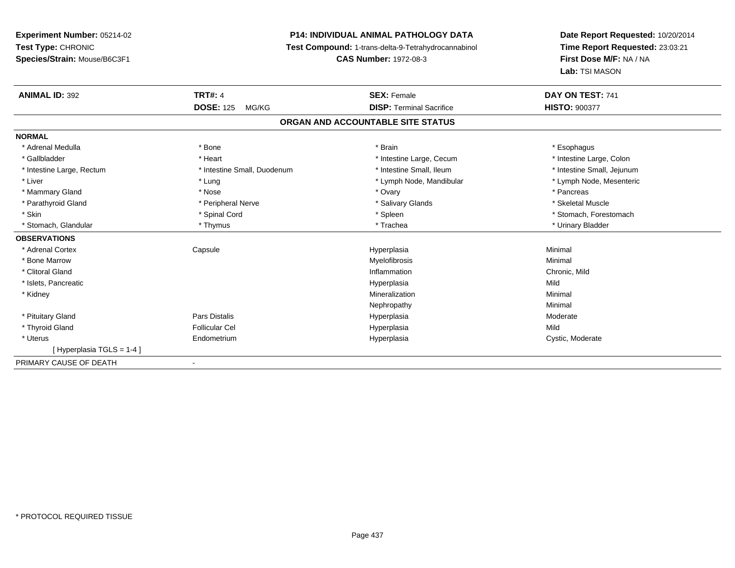**Experiment Number:** 05214-02
**Test Type:** CHRONIC
**Species/Strain:** Mouse/B6C3F1

**P14: INDIVIDUAL ANIMAL PATHOLOGY DATA**
**Test Compound:** 1-trans-delta-9-Tetrahydrocannabinol
**CAS Number:** 1972-08-3

**Date Report Requested:** 10/20/2014
**Time Report Requested:** 23:03:21
**First Dose M/F:** NA / NA
**Lab:** TSI MASON

| **ANIMAL ID:** 392 | **TRT#:** 4 | **SEX:** Female | **DAY ON TEST:** 741 |
|---|---|---|---|
| | **DOSE:** 125 MG/KG | **DISP:** Terminal Sacrifice | **HISTO:** 900377 |

## ORGAN AND ACCOUNTABLE SITE STATUS

**NORMAL**

| | | | |
|---|---|---|---|
| * Adrenal Medulla | * Bone | * Brain | * Esophagus |
| * Gallbladder | * Heart | * Intestine Large, Cecum | * Intestine Large, Colon |
| * Intestine Large, Rectum | * Intestine Small, Duodenum | * Intestine Small, Ileum | * Intestine Small, Jejunum |
| * Liver | * Lung | * Lymph Node, Mandibular | * Lymph Node, Mesenteric |
| * Mammary Gland | * Nose | * Ovary | * Pancreas |
| * Parathyroid Gland | * Peripheral Nerve | * Salivary Glands | * Skeletal Muscle |
| * Skin | * Spinal Cord | * Spleen | * Stomach, Forestomach |
| * Stomach, Glandular | * Thymus | * Trachea | * Urinary Bladder |

**OBSERVATIONS**

| | | | |
|---|---|---|---|
| * Adrenal Cortex | Capsule | Hyperplasia | Minimal |
| * Bone Marrow | | Myelofibrosis | Minimal |
| * Clitoral Gland | | Inflammation | Chronic, Mild |
| * Islets, Pancreatic | | Hyperplasia | Mild |
| * Kidney | | Mineralization | Minimal |
| | | Nephropathy | Minimal |
| * Pituitary Gland | Pars Distalis | Hyperplasia | Moderate |
| * Thyroid Gland | Follicular Cel | Hyperplasia | Mild |
| * Uterus | Endometrium | Hyperplasia | Cystic, Moderate |
| [ Hyperplasia TGLS = 1-4 ] | | | |

PRIMARY CAUSE OF DEATH -

* PROTOCOL REQUIRED TISSUE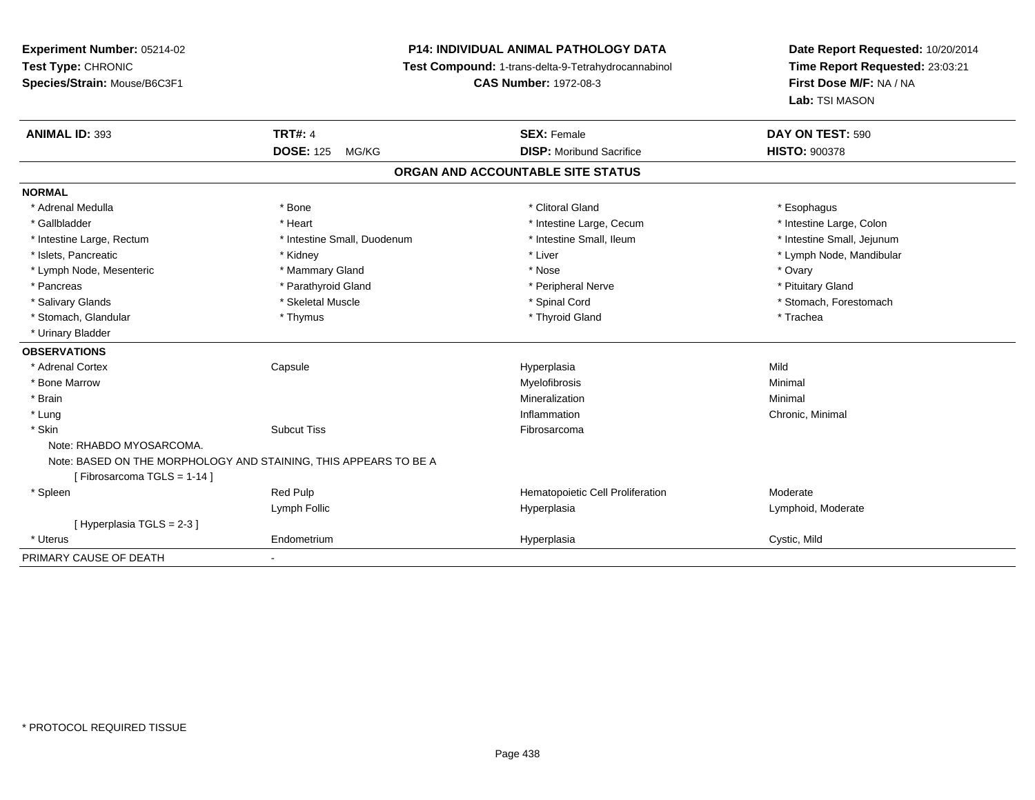**Experiment Number:** 05214-02
**Test Type:** CHRONIC
**Species/Strain:** Mouse/B6C3F1

**P14: INDIVIDUAL ANIMAL PATHOLOGY DATA**
**Test Compound:** 1-trans-delta-9-Tetrahydrocannabinol
**CAS Number:** 1972-08-3

**Date Report Requested:** 10/20/2014
**Time Report Requested:** 23:03:21
**First Dose M/F:** NA / NA
**Lab:** TSI MASON

| **ANIMAL ID:** 393 | **TRT#:** 4 | **SEX:** Female | **DAY ON TEST:** 590 |
|---|---|---|---|
| | **DOSE:** 125 MG/KG | **DISP:** Moribund Sacrifice | **HISTO:** 900378 |

## ORGAN AND ACCOUNTABLE SITE STATUS

**NORMAL**

| | | | |
|---|---|---|---|
| * Adrenal Medulla | * Bone | * Clitoral Gland | * Esophagus |
| * Gallbladder | * Heart | * Intestine Large, Cecum | * Intestine Large, Colon |
| * Intestine Large, Rectum | * Intestine Small, Duodenum | * Intestine Small, Ileum | * Intestine Small, Jejunum |
| * Islets, Pancreatic | * Kidney | * Liver | * Lymph Node, Mandibular |
| * Lymph Node, Mesenteric | * Mammary Gland | * Nose | * Ovary |
| * Pancreas | * Parathyroid Gland | * Peripheral Nerve | * Pituitary Gland |
| * Salivary Glands | * Skeletal Muscle | * Spinal Cord | * Stomach, Forestomach |
| * Stomach, Glandular | * Thymus | * Thyroid Gland | * Trachea |
| * Urinary Bladder | | | |

**OBSERVATIONS**

| | | | |
|---|---|---|---|
| * Adrenal Cortex | Capsule | Hyperplasia | Mild |
| * Bone Marrow | | Myelofibrosis | Minimal |
| * Brain | | Mineralization | Minimal |
| * Lung | | Inflammation | Chronic, Minimal |
| * Skin | Subcut Tiss | Fibrosarcoma | |
| Note: RHABDO MYOSARCOMA. | | | |
| Note: BASED ON THE MORPHOLOGY AND STAINING, THIS APPEARS TO BE A | | | |
| [ Fibrosarcoma TGLS = 1-14 ] | | | |
| * Spleen | Red Pulp | Hematopoietic Cell Proliferation | Moderate |
| | Lymph Follic | Hyperplasia | Lymphoid, Moderate |
| [ Hyperplasia TGLS = 2-3 ] | | | |
| * Uterus | Endometrium | Hyperplasia | Cystic, Mild |

| | |
|---|---|
| PRIMARY CAUSE OF DEATH | - |

\* PROTOCOL REQUIRED TISSUE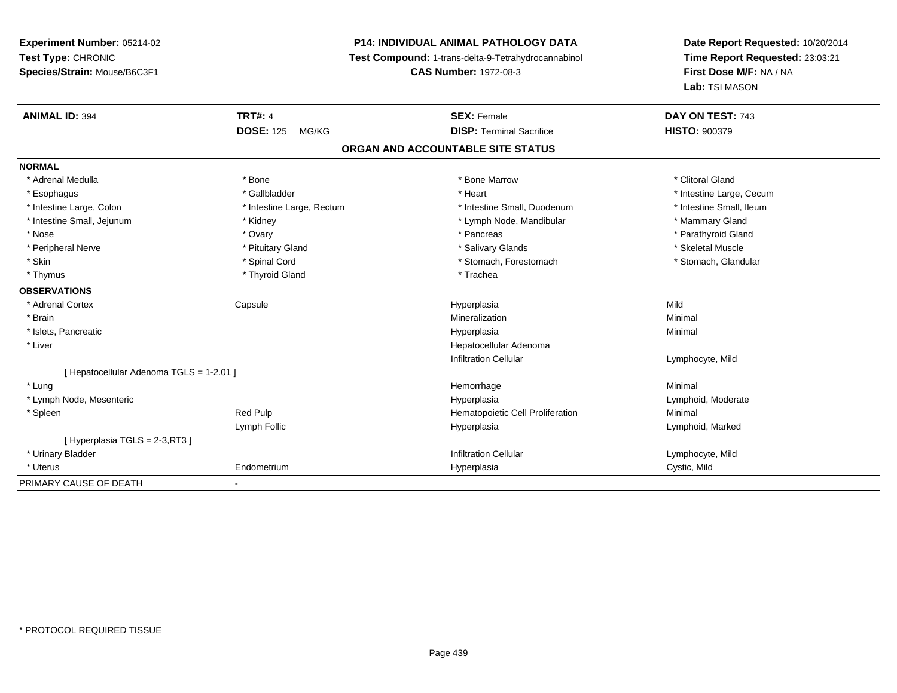**Experiment Number:** 05214-02
**Test Type:** CHRONIC
**Species/Strain:** Mouse/B6C3F1

**P14: INDIVIDUAL ANIMAL PATHOLOGY DATA**
**Test Compound:** 1-trans-delta-9-Tetrahydrocannabinol
**CAS Number:** 1972-08-3

**Date Report Requested:** 10/20/2014
**Time Report Requested:** 23:03:21
**First Dose M/F:** NA / NA
**Lab:** TSI MASON

| **ANIMAL ID:** 394 | **TRT#:** 4 | **SEX:** Female | **DAY ON TEST:** 743 |
|---|---|---|---|
| | **DOSE:** 125 MG/KG | **DISP:** Terminal Sacrifice | **HISTO:** 900379 |

## ORGAN AND ACCOUNTABLE SITE STATUS

**NORMAL**

| | | | |
|---|---|---|---|
| * Adrenal Medulla | * Bone | * Bone Marrow | * Clitoral Gland |
| * Esophagus | * Gallbladder | * Heart | * Intestine Large, Cecum |
| * Intestine Large, Colon | * Intestine Large, Rectum | * Intestine Small, Duodenum | * Intestine Small, Ileum |
| * Intestine Small, Jejunum | * Kidney | * Lymph Node, Mandibular | * Mammary Gland |
| * Nose | * Ovary | * Pancreas | * Parathyroid Gland |
| * Peripheral Nerve | * Pituitary Gland | * Salivary Glands | * Skeletal Muscle |
| * Skin | * Spinal Cord | * Stomach, Forestomach | * Stomach, Glandular |
| * Thymus | * Thyroid Gland | * Trachea | |

**OBSERVATIONS**

| | | | |
|---|---|---|---|
| * Adrenal Cortex | Capsule | Hyperplasia | Mild |
| * Brain | | Mineralization | Minimal |
| * Islets, Pancreatic | | Hyperplasia | Minimal |
| * Liver | | Hepatocellular Adenoma | |
| | | Infiltration Cellular | Lymphocyte, Mild |
| [ Hepatocellular Adenoma TGLS = 1-2.01 ] | | | |
| * Lung | | Hemorrhage | Minimal |
| * Lymph Node, Mesenteric | | Hyperplasia | Lymphoid, Moderate |
| * Spleen | Red Pulp | Hematopoietic Cell Proliferation | Minimal |
| | Lymph Follic | Hyperplasia | Lymphoid, Marked |
| [ Hyperplasia TGLS = 2-3,RT3 ] | | | |
| * Urinary Bladder | | Infiltration Cellular | Lymphocyte, Mild |
| * Uterus | Endometrium | Hyperplasia | Cystic, Mild |

PRIMARY CAUSE OF DEATH -

\* PROTOCOL REQUIRED TISSUE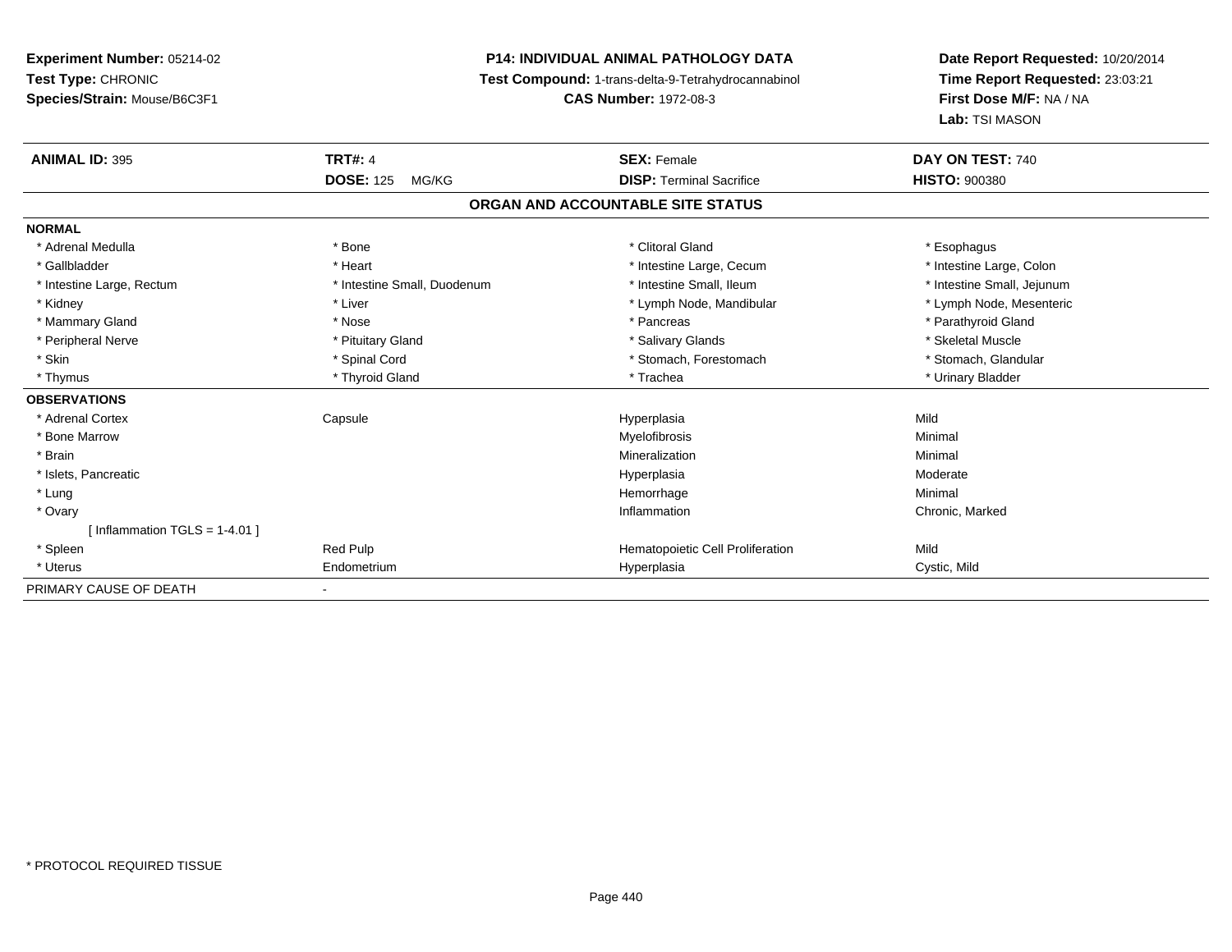**Experiment Number:** 05214-02
**Test Type:** CHRONIC
**Species/Strain:** Mouse/B6C3F1

**P14: INDIVIDUAL ANIMAL PATHOLOGY DATA**
**Test Compound:** 1-trans-delta-9-Tetrahydrocannabinol
**CAS Number:** 1972-08-3

**Date Report Requested:** 10/20/2014
**Time Report Requested:** 23:03:21
**First Dose M/F:** NA / NA
**Lab:** TSI MASON

| **ANIMAL ID:** 395 | **TRT#:** 4 | **SEX:** Female | **DAY ON TEST:** 740 |
|---|---|---|---|
| | **DOSE:** 125 MG/KG | **DISP:** Terminal Sacrifice | **HISTO:** 900380 |

## ORGAN AND ACCOUNTABLE SITE STATUS

| | | | |
|---|---|---|---|
| **NORMAL** | | | |
| * Adrenal Medulla | * Bone | * Clitoral Gland | * Esophagus |
| * Gallbladder | * Heart | * Intestine Large, Cecum | * Intestine Large, Colon |
| * Intestine Large, Rectum | * Intestine Small, Duodenum | * Intestine Small, Ileum | * Intestine Small, Jejunum |
| * Kidney | * Liver | * Lymph Node, Mandibular | * Lymph Node, Mesenteric |
| * Mammary Gland | * Nose | * Pancreas | * Parathyroid Gland |
| * Peripheral Nerve | * Pituitary Gland | * Salivary Glands | * Skeletal Muscle |
| * Skin | * Spinal Cord | * Stomach, Forestomach | * Stomach, Glandular |
| * Thymus | * Thyroid Gland | * Trachea | * Urinary Bladder |
| **OBSERVATIONS** | | | |
| * Adrenal Cortex | Capsule | Hyperplasia | Mild |
| * Bone Marrow | | Myelofibrosis | Minimal |
| * Brain | | Mineralization | Minimal |
| * Islets, Pancreatic | | Hyperplasia | Moderate |
| * Lung | | Hemorrhage | Minimal |
| * Ovary | | Inflammation | Chronic, Marked |
| [ Inflammation TGLS = 1-4.01 ] | | | |
| * Spleen | Red Pulp | Hematopoietic Cell Proliferation | Mild |
| * Uterus | Endometrium | Hyperplasia | Cystic, Mild |
| PRIMARY CAUSE OF DEATH | - | | |

\* PROTOCOL REQUIRED TISSUE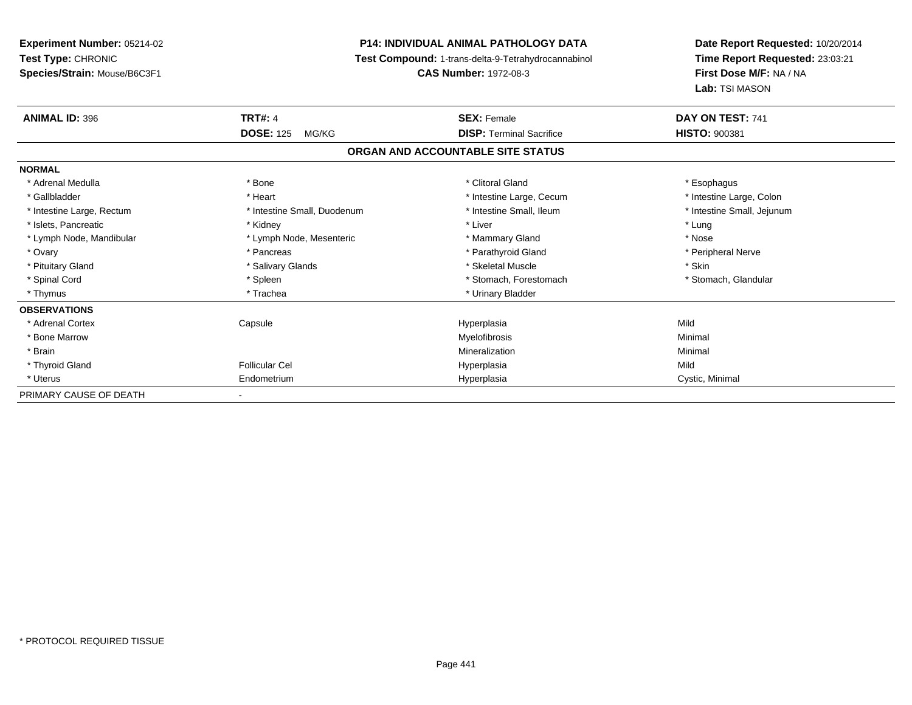**Experiment Number:** 05214-02
**Test Type:** CHRONIC
**Species/Strain:** Mouse/B6C3F1

**P14: INDIVIDUAL ANIMAL PATHOLOGY DATA**
**Test Compound:** 1-trans-delta-9-Tetrahydrocannabinol
**CAS Number:** 1972-08-3

**Date Report Requested:** 10/20/2014
**Time Report Requested:** 23:03:21
**First Dose M/F:** NA / NA
**Lab:** TSI MASON

| **ANIMAL ID:** 396 | **TRT#:** 4 | **SEX:** Female | **DAY ON TEST:** 741 |
|---|---|---|---|
| | **DOSE:** 125 MG/KG | **DISP:** Terminal Sacrifice | **HISTO:** 900381 |

## ORGAN AND ACCOUNTABLE SITE STATUS

| | | | |
|---|---|---|---|
| **NORMAL** | | | |
| * Adrenal Medulla | * Bone | * Clitoral Gland | * Esophagus |
| * Gallbladder | * Heart | * Intestine Large, Cecum | * Intestine Large, Colon |
| * Intestine Large, Rectum | * Intestine Small, Duodenum | * Intestine Small, Ileum | * Intestine Small, Jejunum |
| * Islets, Pancreatic | * Kidney | * Liver | * Lung |
| * Lymph Node, Mandibular | * Lymph Node, Mesenteric | * Mammary Gland | * Nose |
| * Ovary | * Pancreas | * Parathyroid Gland | * Peripheral Nerve |
| * Pituitary Gland | * Salivary Glands | * Skeletal Muscle | * Skin |
| * Spinal Cord | * Spleen | * Stomach, Forestomach | * Stomach, Glandular |
| * Thymus | * Trachea | * Urinary Bladder | |
| **OBSERVATIONS** | | | |
| * Adrenal Cortex | Capsule | Hyperplasia | Mild |
| * Bone Marrow | | Myelofibrosis | Minimal |
| * Brain | | Mineralization | Minimal |
| * Thyroid Gland | Follicular Cel | Hyperplasia | Mild |
| * Uterus | Endometrium | Hyperplasia | Cystic, Minimal |
| PRIMARY CAUSE OF DEATH | - | | |

* PROTOCOL REQUIRED TISSUE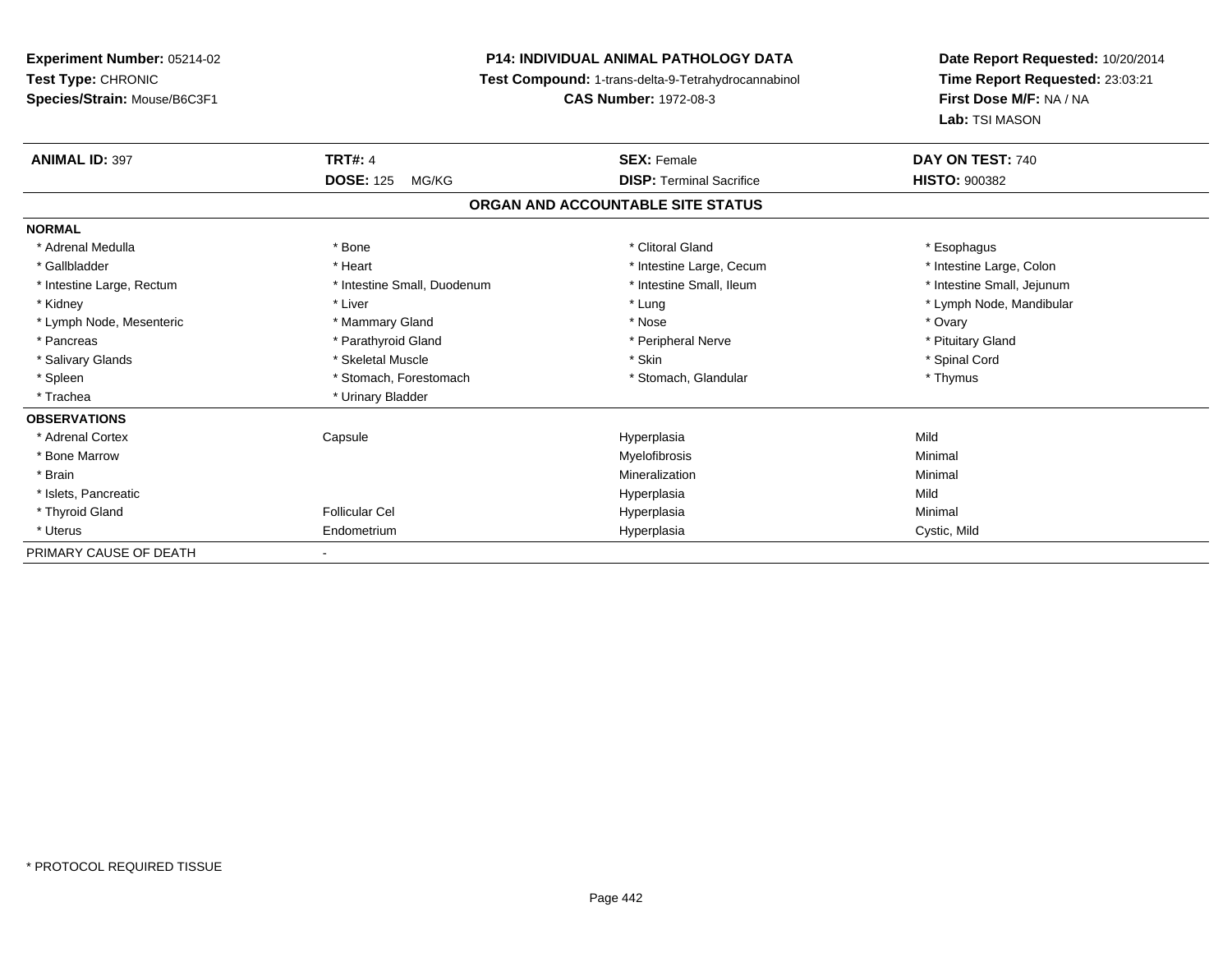**Experiment Number:** 05214-02
**Test Type:** CHRONIC
**Species/Strain:** Mouse/B6C3F1

**P14: INDIVIDUAL ANIMAL PATHOLOGY DATA**
**Test Compound:** 1-trans-delta-9-Tetrahydrocannabinol
**CAS Number:** 1972-08-3

**Date Report Requested:** 10/20/2014
**Time Report Requested:** 23:03:21
**First Dose M/F:** NA / NA
**Lab:** TSI MASON

| **ANIMAL ID:** 397 | **TRT#:** 4 | **SEX:** Female | **DAY ON TEST:** 740 |
|---|---|---|---|
| | **DOSE:** 125 MG/KG | **DISP:** Terminal Sacrifice | **HISTO:** 900382 |

## ORGAN AND ACCOUNTABLE SITE STATUS

**NORMAL**

| | | | |
|---|---|---|---|
| * Adrenal Medulla | * Bone | * Clitoral Gland | * Esophagus |
| * Gallbladder | * Heart | * Intestine Large, Cecum | * Intestine Large, Colon |
| * Intestine Large, Rectum | * Intestine Small, Duodenum | * Intestine Small, Ileum | * Intestine Small, Jejunum |
| * Kidney | * Liver | * Lung | * Lymph Node, Mandibular |
| * Lymph Node, Mesenteric | * Mammary Gland | * Nose | * Ovary |
| * Pancreas | * Parathyroid Gland | * Peripheral Nerve | * Pituitary Gland |
| * Salivary Glands | * Skeletal Muscle | * Skin | * Spinal Cord |
| * Spleen | * Stomach, Forestomach | * Stomach, Glandular | * Thymus |
| * Trachea | * Urinary Bladder | | |

**OBSERVATIONS**

| | | | |
|---|---|---|---|
| * Adrenal Cortex | Capsule | Hyperplasia | Mild |
| * Bone Marrow | | Myelofibrosis | Minimal |
| * Brain | | Mineralization | Minimal |
| * Islets, Pancreatic | | Hyperplasia | Mild |
| * Thyroid Gland | Follicular Cel | Hyperplasia | Minimal |
| * Uterus | Endometrium | Hyperplasia | Cystic, Mild |

PRIMARY CAUSE OF DEATH -

* PROTOCOL REQUIRED TISSUE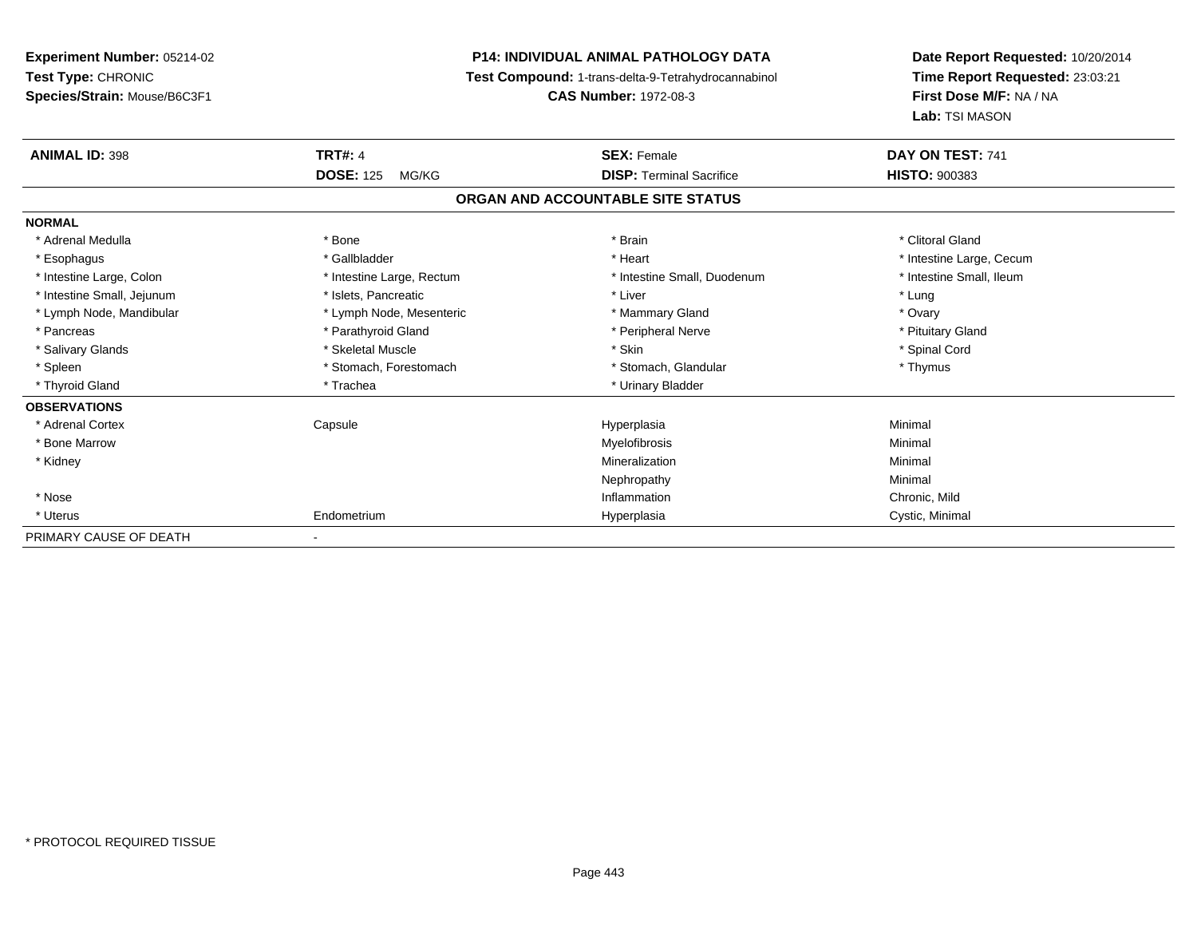**Experiment Number:** 05214-02
**Test Type:** CHRONIC
**Species/Strain:** Mouse/B6C3F1

**P14: INDIVIDUAL ANIMAL PATHOLOGY DATA**
**Test Compound:** 1-trans-delta-9-Tetrahydrocannabinol
**CAS Number:** 1972-08-3

**Date Report Requested:** 10/20/2014
**Time Report Requested:** 23:03:21
**First Dose M/F:** NA / NA
**Lab:** TSI MASON

| **ANIMAL ID:** 398 | **TRT#:** 4 | **SEX:** Female | **DAY ON TEST:** 741 |
|---|---|---|---|
| | **DOSE:** 125 MG/KG | **DISP:** Terminal Sacrifice | **HISTO:** 900383 |

## ORGAN AND ACCOUNTABLE SITE STATUS

**NORMAL**

| | | | |
|---|---|---|---|
| * Adrenal Medulla | * Bone | * Brain | * Clitoral Gland |
| * Esophagus | * Gallbladder | * Heart | * Intestine Large, Cecum |
| * Intestine Large, Colon | * Intestine Large, Rectum | * Intestine Small, Duodenum | * Intestine Small, Ileum |
| * Intestine Small, Jejunum | * Islets, Pancreatic | * Liver | * Lung |
| * Lymph Node, Mandibular | * Lymph Node, Mesenteric | * Mammary Gland | * Ovary |
| * Pancreas | * Parathyroid Gland | * Peripheral Nerve | * Pituitary Gland |
| * Salivary Glands | * Skeletal Muscle | * Skin | * Spinal Cord |
| * Spleen | * Stomach, Forestomach | * Stomach, Glandular | * Thymus |
| * Thyroid Gland | * Trachea | * Urinary Bladder | |

**OBSERVATIONS**

| | | | |
|---|---|---|---|
| * Adrenal Cortex | Capsule | Hyperplasia | Minimal |
| * Bone Marrow | | Myelofibrosis | Minimal |
| * Kidney | | Mineralization | Minimal |
| | | Nephropathy | Minimal |
| * Nose | | Inflammation | Chronic, Mild |
| * Uterus | Endometrium | Hyperplasia | Cystic, Minimal |

PRIMARY CAUSE OF DEATH -

* PROTOCOL REQUIRED TISSUE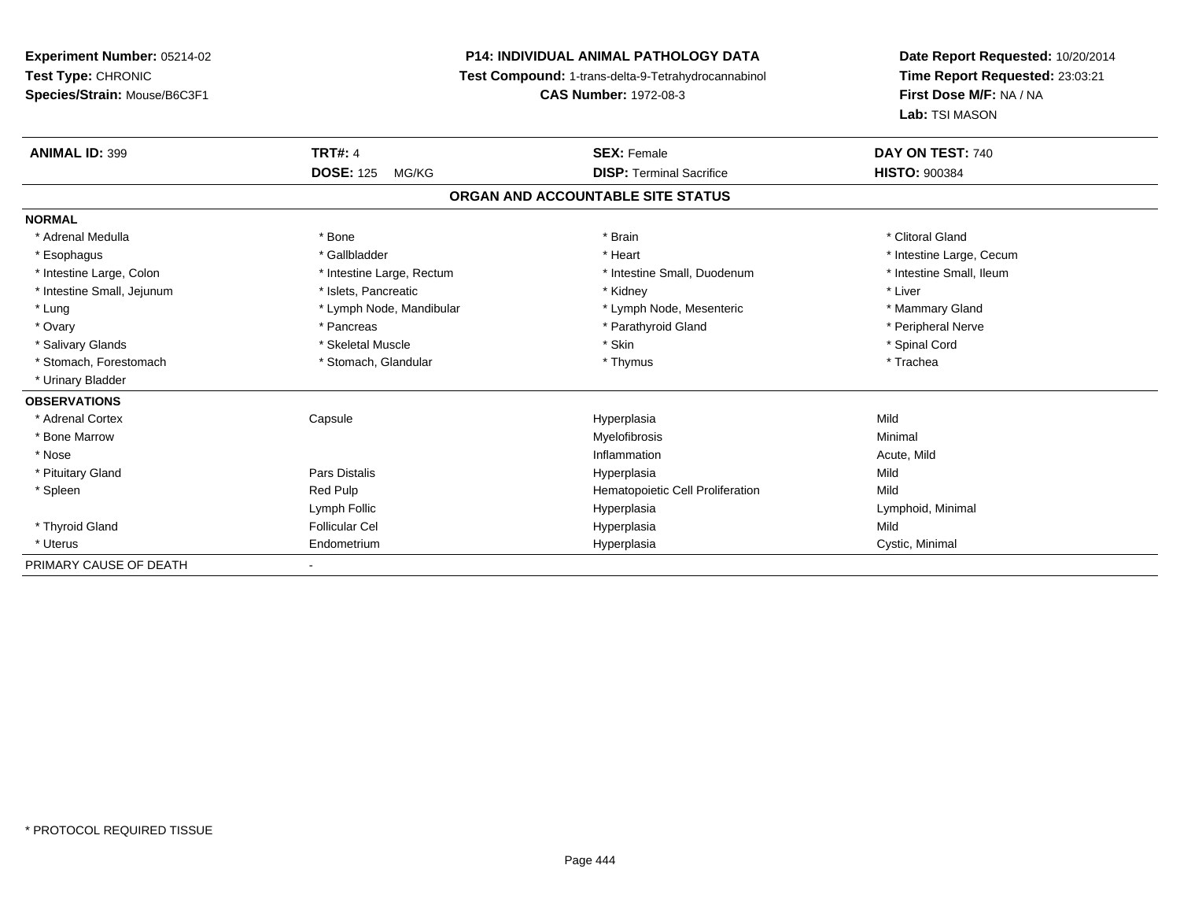**Experiment Number:** 05214-02
**Test Type:** CHRONIC
**Species/Strain:** Mouse/B6C3F1

**P14: INDIVIDUAL ANIMAL PATHOLOGY DATA**
**Test Compound:** 1-trans-delta-9-Tetrahydrocannabinol
**CAS Number:** 1972-08-3

**Date Report Requested:** 10/20/2014
**Time Report Requested:** 23:03:21
**First Dose M/F:** NA / NA
**Lab:** TSI MASON

| **ANIMAL ID:** 399 | **TRT#:** 4 | **SEX:** Female | **DAY ON TEST:** 740 |
|---|---|---|---|
| | **DOSE:** 125 MG/KG | **DISP:** Terminal Sacrifice | **HISTO:** 900384 |

## ORGAN AND ACCOUNTABLE SITE STATUS

**NORMAL**

| | | | |
|---|---|---|---|
| * Adrenal Medulla | * Bone | * Brain | * Clitoral Gland |
| * Esophagus | * Gallbladder | * Heart | * Intestine Large, Cecum |
| * Intestine Large, Colon | * Intestine Large, Rectum | * Intestine Small, Duodenum | * Intestine Small, Ileum |
| * Intestine Small, Jejunum | * Islets, Pancreatic | * Kidney | * Liver |
| * Lung | * Lymph Node, Mandibular | * Lymph Node, Mesenteric | * Mammary Gland |
| * Ovary | * Pancreas | * Parathyroid Gland | * Peripheral Nerve |
| * Salivary Glands | * Skeletal Muscle | * Skin | * Spinal Cord |
| * Stomach, Forestomach | * Stomach, Glandular | * Thymus | * Trachea |
| * Urinary Bladder | | | |

**OBSERVATIONS**

| | | | |
|---|---|---|---|
| * Adrenal Cortex | Capsule | Hyperplasia | Mild |
| * Bone Marrow | | Myelofibrosis | Minimal |
| * Nose | | Inflammation | Acute, Mild |
| * Pituitary Gland | Pars Distalis | Hyperplasia | Mild |
| * Spleen | Red Pulp | Hematopoietic Cell Proliferation | Mild |
| | Lymph Follic | Hyperplasia | Lymphoid, Minimal |
| * Thyroid Gland | Follicular Cel | Hyperplasia | Mild |
| * Uterus | Endometrium | Hyperplasia | Cystic, Minimal |

PRIMARY CAUSE OF DEATH -

* PROTOCOL REQUIRED TISSUE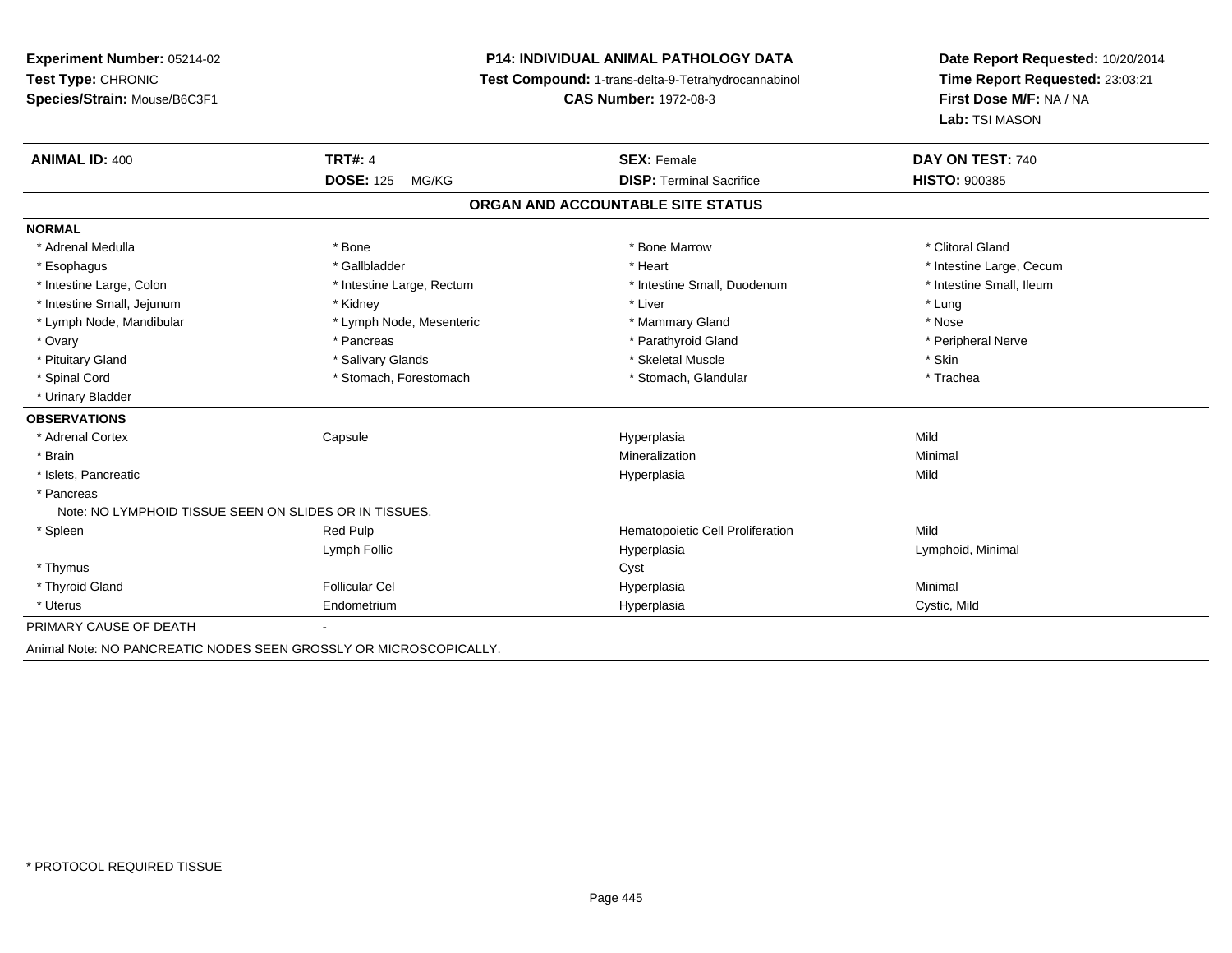**Experiment Number:** 05214-02
**Test Type:** CHRONIC
**Species/Strain:** Mouse/B6C3F1

**P14: INDIVIDUAL ANIMAL PATHOLOGY DATA**
**Test Compound:** 1-trans-delta-9-Tetrahydrocannabinol
**CAS Number:** 1972-08-3

**Date Report Requested:** 10/20/2014
**Time Report Requested:** 23:03:21
**First Dose M/F:** NA / NA
**Lab:** TSI MASON

| **ANIMAL ID:** 400 | **TRT#:** 4 | **SEX:** Female | **DAY ON TEST:** 740 |
|---|---|---|---|
| | **DOSE:** 125 MG/KG | **DISP:** Terminal Sacrifice | **HISTO:** 900385 |

## ORGAN AND ACCOUNTABLE SITE STATUS

| | | | |
|---|---|---|---|
| **NORMAL** | | | |
| * Adrenal Medulla | * Bone | * Bone Marrow | * Clitoral Gland |
| * Esophagus | * Gallbladder | * Heart | * Intestine Large, Cecum |
| * Intestine Large, Colon | * Intestine Large, Rectum | * Intestine Small, Duodenum | * Intestine Small, Ileum |
| * Intestine Small, Jejunum | * Kidney | * Liver | * Lung |
| * Lymph Node, Mandibular | * Lymph Node, Mesenteric | * Mammary Gland | * Nose |
| * Ovary | * Pancreas | * Parathyroid Gland | * Peripheral Nerve |
| * Pituitary Gland | * Salivary Glands | * Skeletal Muscle | * Skin |
| * Spinal Cord | * Stomach, Forestomach | * Stomach, Glandular | * Trachea |
| * Urinary Bladder | | | |
| **OBSERVATIONS** | | | |
| * Adrenal Cortex | Capsule | Hyperplasia | Mild |
| * Brain | | Mineralization | Minimal |
| * Islets, Pancreatic | | Hyperplasia | Mild |
| * Pancreas | | | |
| Note: NO LYMPHOID TISSUE SEEN ON SLIDES OR IN TISSUES. | | | |
| * Spleen | Red Pulp | Hematopoietic Cell Proliferation | Mild |
| | Lymph Follic | Hyperplasia | Lymphoid, Minimal |
| * Thymus | | Cyst | |
| * Thyroid Gland | Follicular Cel | Hyperplasia | Minimal |
| * Uterus | Endometrium | Hyperplasia | Cystic, Mild |
| PRIMARY CAUSE OF DEATH | - | | |

Animal Note: NO PANCREATIC NODES SEEN GROSSLY OR MICROSCOPICALLY.

* PROTOCOL REQUIRED TISSUE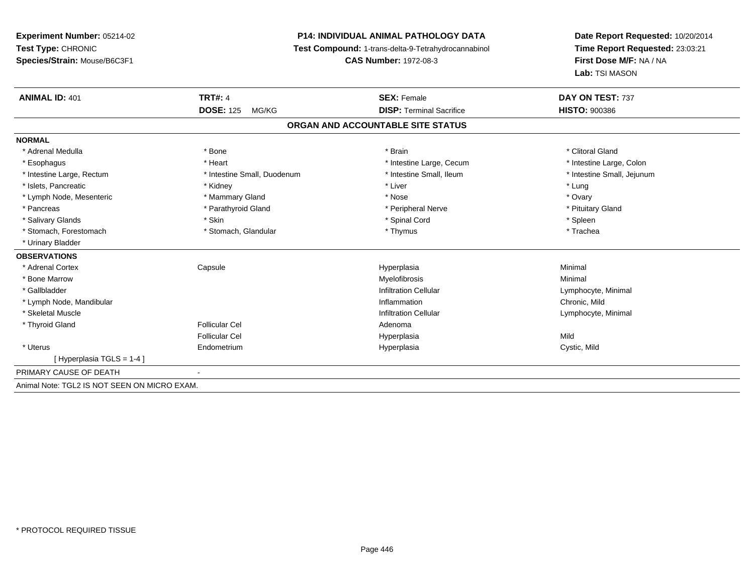**Experiment Number:** 05214-02
**Test Type:** CHRONIC
**Species/Strain:** Mouse/B6C3F1

**P14: INDIVIDUAL ANIMAL PATHOLOGY DATA**
**Test Compound:** 1-trans-delta-9-Tetrahydrocannabinol
**CAS Number:** 1972-08-3

**Date Report Requested:** 10/20/2014
**Time Report Requested:** 23:03:21
**First Dose M/F:** NA / NA
**Lab:** TSI MASON

| **ANIMAL ID:** 401 | **TRT#:** 4 | **SEX:** Female | **DAY ON TEST:** 737 |
|---|---|---|---|
| | **DOSE:** 125 MG/KG | **DISP:** Terminal Sacrifice | **HISTO:** 900386 |

## ORGAN AND ACCOUNTABLE SITE STATUS

**NORMAL**

| | | | |
|---|---|---|---|
| * Adrenal Medulla | * Bone | * Brain | * Clitoral Gland |
| * Esophagus | * Heart | * Intestine Large, Cecum | * Intestine Large, Colon |
| * Intestine Large, Rectum | * Intestine Small, Duodenum | * Intestine Small, Ileum | * Intestine Small, Jejunum |
| * Islets, Pancreatic | * Kidney | * Liver | * Lung |
| * Lymph Node, Mesenteric | * Mammary Gland | * Nose | * Ovary |
| * Pancreas | * Parathyroid Gland | * Peripheral Nerve | * Pituitary Gland |
| * Salivary Glands | * Skin | * Spinal Cord | * Spleen |
| * Stomach, Forestomach | * Stomach, Glandular | * Thymus | * Trachea |
| * Urinary Bladder | | | |

**OBSERVATIONS**

| | | | |
|---|---|---|---|
| * Adrenal Cortex | Capsule | Hyperplasia | Minimal |
| * Bone Marrow | | Myelofibrosis | Minimal |
| * Gallbladder | | Infiltration Cellular | Lymphocyte, Minimal |
| * Lymph Node, Mandibular | | Inflammation | Chronic, Mild |
| * Skeletal Muscle | | Infiltration Cellular | Lymphocyte, Minimal |
| * Thyroid Gland | Follicular Cel | Adenoma | |
| | Follicular Cel | Hyperplasia | Mild |
| * Uterus | Endometrium | Hyperplasia | Cystic, Mild |
| [ Hyperplasia TGLS = 1-4 ] | | | |

PRIMARY CAUSE OF DEATH -

Animal Note: TGL2 IS NOT SEEN ON MICRO EXAM.

* PROTOCOL REQUIRED TISSUE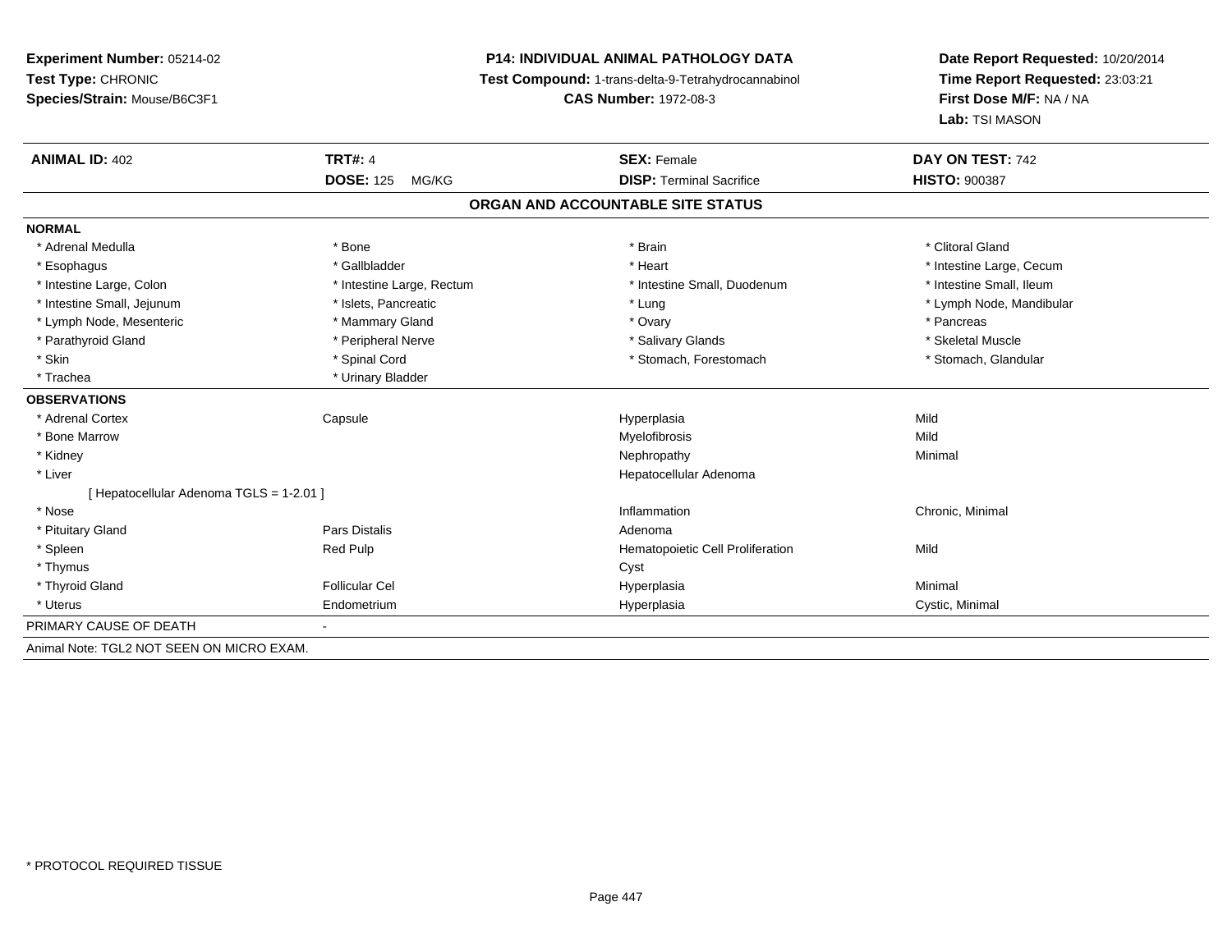**Experiment Number:** 05214-02
**Test Type:** CHRONIC
**Species/Strain:** Mouse/B6C3F1

**P14: INDIVIDUAL ANIMAL PATHOLOGY DATA**
**Test Compound:** 1-trans-delta-9-Tetrahydrocannabinol
**CAS Number:** 1972-08-3

**Date Report Requested:** 10/20/2014
**Time Report Requested:** 23:03:21
**First Dose M/F:** NA / NA
**Lab:** TSI MASON

| **ANIMAL ID:** 402 | **TRT#:** 4 | **SEX:** Female | **DAY ON TEST:** 742 |
|---|---|---|---|
| | **DOSE:** 125 MG/KG | **DISP:** Terminal Sacrifice | **HISTO:** 900387 |

## ORGAN AND ACCOUNTABLE SITE STATUS

**NORMAL**

| | | | |
|---|---|---|---|
| * Adrenal Medulla | * Bone | * Brain | * Clitoral Gland |
| * Esophagus | * Gallbladder | * Heart | * Intestine Large, Cecum |
| * Intestine Large, Colon | * Intestine Large, Rectum | * Intestine Small, Duodenum | * Intestine Small, Ileum |
| * Intestine Small, Jejunum | * Islets, Pancreatic | * Lung | * Lymph Node, Mandibular |
| * Lymph Node, Mesenteric | * Mammary Gland | * Ovary | * Pancreas |
| * Parathyroid Gland | * Peripheral Nerve | * Salivary Glands | * Skeletal Muscle |
| * Skin | * Spinal Cord | * Stomach, Forestomach | * Stomach, Glandular |
| * Trachea | * Urinary Bladder | | |

**OBSERVATIONS**

| | | | |
|---|---|---|---|
| * Adrenal Cortex | Capsule | Hyperplasia | Mild |
| * Bone Marrow | | Myelofibrosis | Mild |
| * Kidney | | Nephropathy | Minimal |
| * Liver | | Hepatocellular Adenoma | |
| [ Hepatocellular Adenoma TGLS = 1-2.01 ] | | | |
| * Nose | | Inflammation | Chronic, Minimal |
| * Pituitary Gland | Pars Distalis | Adenoma | |
| * Spleen | Red Pulp | Hematopoietic Cell Proliferation | Mild |
| * Thymus | | Cyst | |
| * Thyroid Gland | Follicular Cel | Hyperplasia | Minimal |
| * Uterus | Endometrium | Hyperplasia | Cystic, Minimal |

PRIMARY CAUSE OF DEATH -

Animal Note: TGL2 NOT SEEN ON MICRO EXAM.

\* PROTOCOL REQUIRED TISSUE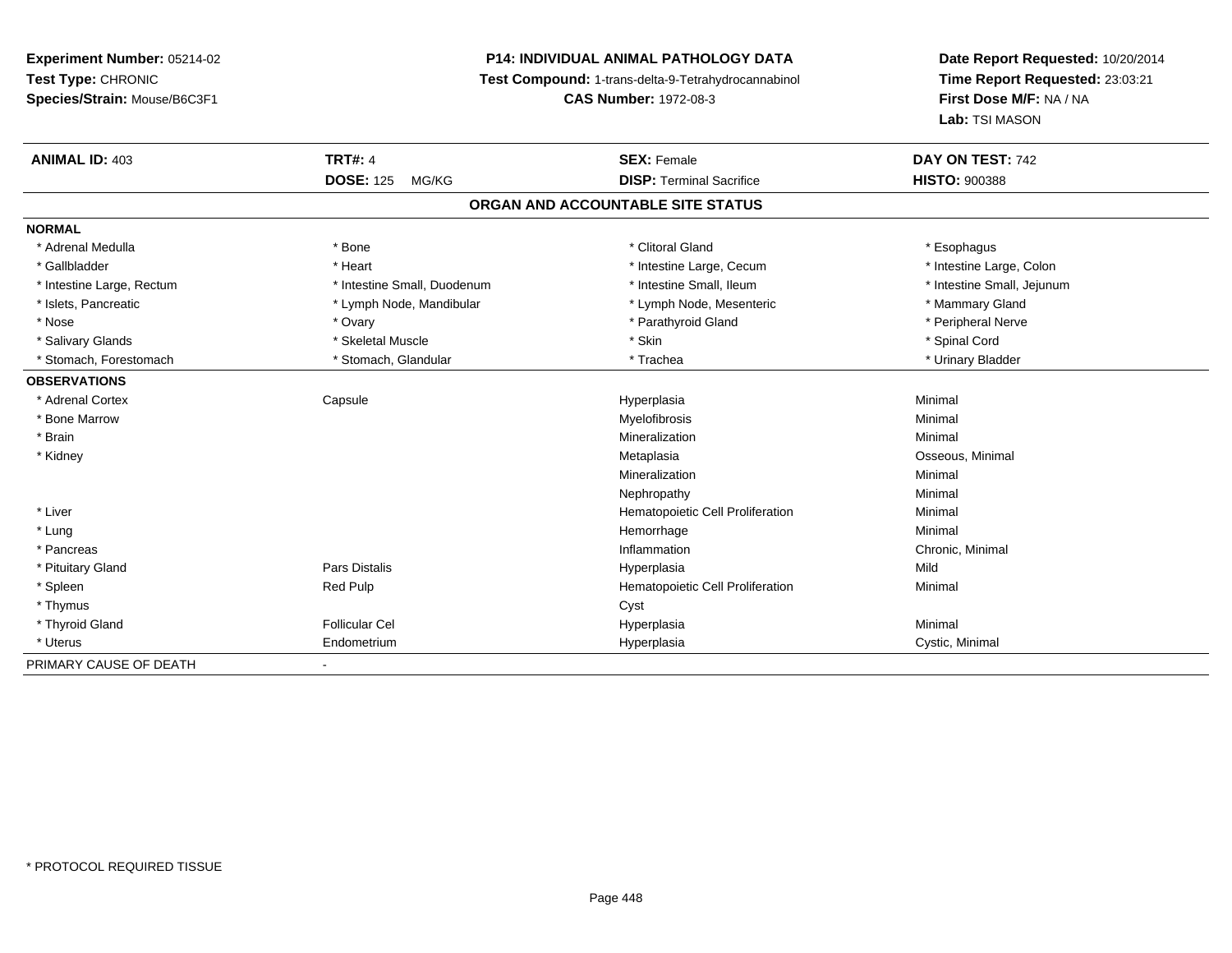**Experiment Number:** 05214-02
**Test Type:** CHRONIC
**Species/Strain:** Mouse/B6C3F1

**P14: INDIVIDUAL ANIMAL PATHOLOGY DATA**
**Test Compound:** 1-trans-delta-9-Tetrahydrocannabinol
**CAS Number:** 1972-08-3

**Date Report Requested:** 10/20/2014
**Time Report Requested:** 23:03:21
**First Dose M/F:** NA / NA
**Lab:** TSI MASON

| **ANIMAL ID:** 403 | **TRT#:** 4 | **SEX:** Female | **DAY ON TEST:** 742 |
|---|---|---|---|
| | **DOSE:** 125 MG/KG | **DISP:** Terminal Sacrifice | **HISTO:** 900388 |

## ORGAN AND ACCOUNTABLE SITE STATUS

**NORMAL**

| | | | |
|---|---|---|---|
| * Adrenal Medulla | * Bone | * Clitoral Gland | * Esophagus |
| * Gallbladder | * Heart | * Intestine Large, Cecum | * Intestine Large, Colon |
| * Intestine Large, Rectum | * Intestine Small, Duodenum | * Intestine Small, Ileum | * Intestine Small, Jejunum |
| * Islets, Pancreatic | * Lymph Node, Mandibular | * Lymph Node, Mesenteric | * Mammary Gland |
| * Nose | * Ovary | * Parathyroid Gland | * Peripheral Nerve |
| * Salivary Glands | * Skeletal Muscle | * Skin | * Spinal Cord |
| * Stomach, Forestomach | * Stomach, Glandular | * Trachea | * Urinary Bladder |

**OBSERVATIONS**

| | | | |
|---|---|---|---|
| * Adrenal Cortex | Capsule | Hyperplasia | Minimal |
| * Bone Marrow | | Myelofibrosis | Minimal |
| * Brain | | Mineralization | Minimal |
| * Kidney | | Metaplasia | Osseous, Minimal |
| | | Mineralization | Minimal |
| | | Nephropathy | Minimal |
| * Liver | | Hematopoietic Cell Proliferation | Minimal |
| * Lung | | Hemorrhage | Minimal |
| * Pancreas | | Inflammation | Chronic, Minimal |
| * Pituitary Gland | Pars Distalis | Hyperplasia | Mild |
| * Spleen | Red Pulp | Hematopoietic Cell Proliferation | Minimal |
| * Thymus | | Cyst | |
| * Thyroid Gland | Follicular Cel | Hyperplasia | Minimal |
| * Uterus | Endometrium | Hyperplasia | Cystic, Minimal |

PRIMARY CAUSE OF DEATH -

* PROTOCOL REQUIRED TISSUE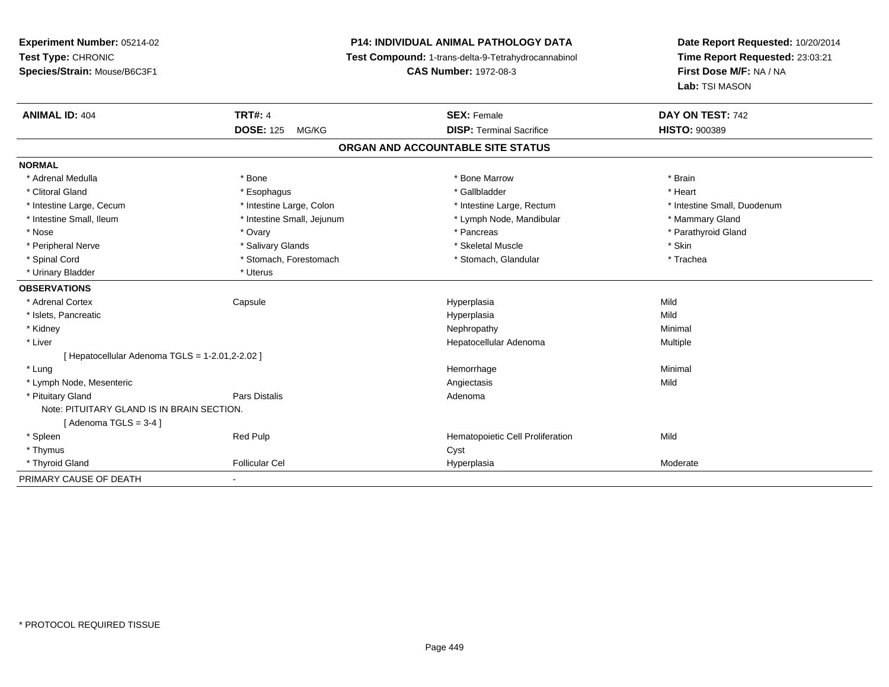**Experiment Number:** 05214-02
**Test Type:** CHRONIC
**Species/Strain:** Mouse/B6C3F1

**P14: INDIVIDUAL ANIMAL PATHOLOGY DATA**
**Test Compound:** 1-trans-delta-9-Tetrahydrocannabinol
**CAS Number:** 1972-08-3

**Date Report Requested:** 10/20/2014
**Time Report Requested:** 23:03:21
**First Dose M/F:** NA / NA
**Lab:** TSI MASON

| **ANIMAL ID:** 404 | **TRT#:** 4 | **SEX:** Female | **DAY ON TEST:** 742 |
|---|---|---|---|
| | **DOSE:** 125 MG/KG | **DISP:** Terminal Sacrifice | **HISTO:** 900389 |

## ORGAN AND ACCOUNTABLE SITE STATUS

**NORMAL**

| | | | |
|---|---|---|---|
| * Adrenal Medulla | * Bone | * Bone Marrow | * Brain |
| * Clitoral Gland | * Esophagus | * Gallbladder | * Heart |
| * Intestine Large, Cecum | * Intestine Large, Colon | * Intestine Large, Rectum | * Intestine Small, Duodenum |
| * Intestine Small, Ileum | * Intestine Small, Jejunum | * Lymph Node, Mandibular | * Mammary Gland |
| * Nose | * Ovary | * Pancreas | * Parathyroid Gland |
| * Peripheral Nerve | * Salivary Glands | * Skeletal Muscle | * Skin |
| * Spinal Cord | * Stomach, Forestomach | * Stomach, Glandular | * Trachea |
| * Urinary Bladder | * Uterus | | |

**OBSERVATIONS**

| | | | |
|---|---|---|---|
| * Adrenal Cortex | Capsule | Hyperplasia | Mild |
| * Islets, Pancreatic | | Hyperplasia | Mild |
| * Kidney | | Nephropathy | Minimal |
| * Liver | | Hepatocellular Adenoma | Multiple |
| [ Hepatocellular Adenoma TGLS = 1-2.01,2-2.02 ] | | | |
| * Lung | | Hemorrhage | Minimal |
| * Lymph Node, Mesenteric | | Angiectasis | Mild |
| * Pituitary Gland | Pars Distalis | Adenoma | |
| Note: PITUITARY GLAND IS IN BRAIN SECTION. | | | |
| [ Adenoma TGLS = 3-4 ] | | | |
| * Spleen | Red Pulp | Hematopoietic Cell Proliferation | Mild |
| * Thymus | | Cyst | |
| * Thyroid Gland | Follicular Cel | Hyperplasia | Moderate |

PRIMARY CAUSE OF DEATH -

\* PROTOCOL REQUIRED TISSUE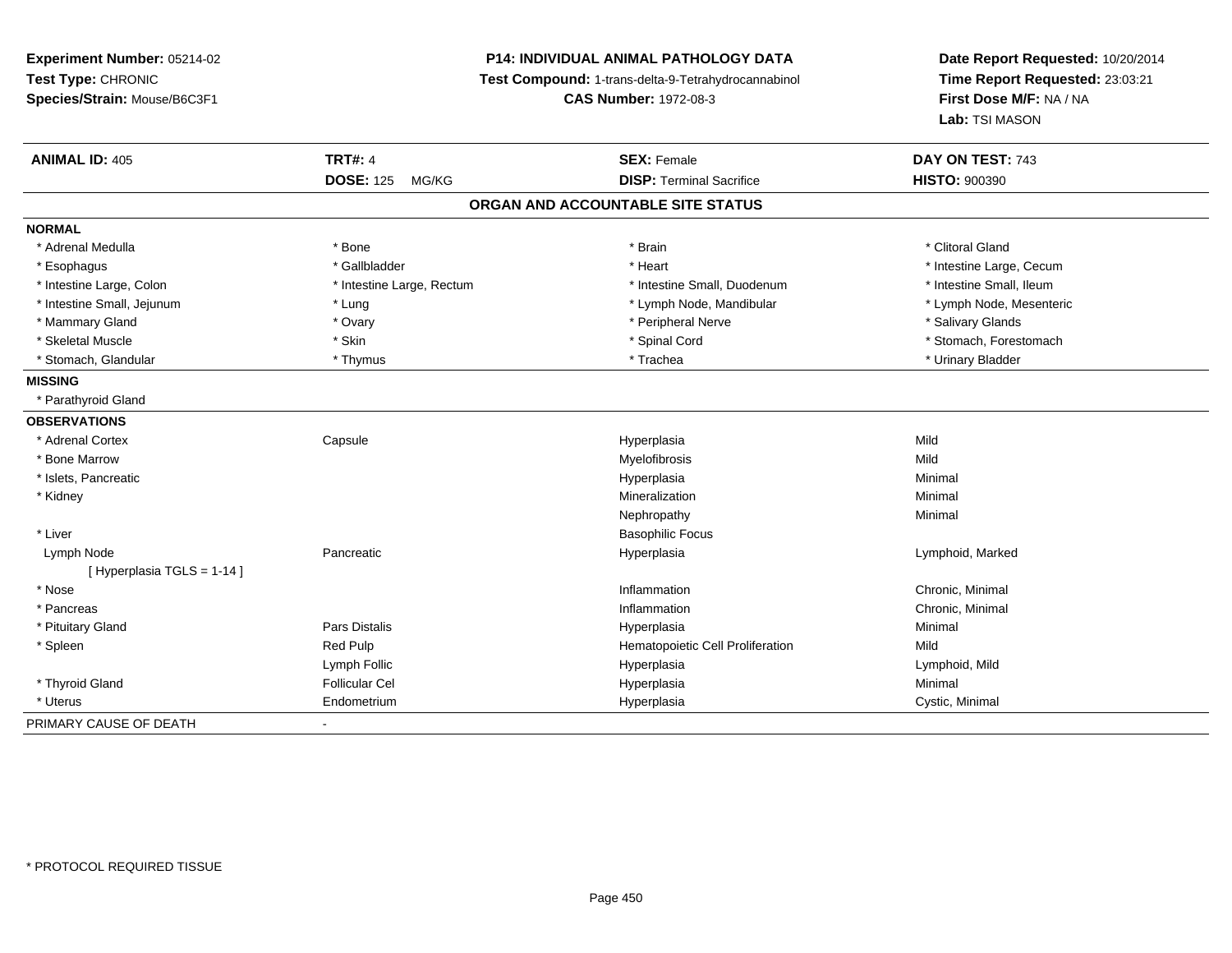**Experiment Number:** 05214-02
**Test Type:** CHRONIC
**Species/Strain:** Mouse/B6C3F1

**P14: INDIVIDUAL ANIMAL PATHOLOGY DATA**
**Test Compound:** 1-trans-delta-9-Tetrahydrocannabinol
**CAS Number:** 1972-08-3

**Date Report Requested:** 10/20/2014
**Time Report Requested:** 23:03:21
**First Dose M/F:** NA / NA
**Lab:** TSI MASON

| **ANIMAL ID:** 405 | **TRT#:** 4 | **SEX:** Female | **DAY ON TEST:** 743 |
|---|---|---|---|
| | **DOSE:** 125 MG/KG | **DISP:** Terminal Sacrifice | **HISTO:** 900390 |

## ORGAN AND ACCOUNTABLE SITE STATUS

**NORMAL**

| | | | |
|---|---|---|---|
| * Adrenal Medulla | * Bone | * Brain | * Clitoral Gland |
| * Esophagus | * Gallbladder | * Heart | * Intestine Large, Cecum |
| * Intestine Large, Colon | * Intestine Large, Rectum | * Intestine Small, Duodenum | * Intestine Small, Ileum |
| * Intestine Small, Jejunum | * Lung | * Lymph Node, Mandibular | * Lymph Node, Mesenteric |
| * Mammary Gland | * Ovary | * Peripheral Nerve | * Salivary Glands |
| * Skeletal Muscle | * Skin | * Spinal Cord | * Stomach, Forestomach |
| * Stomach, Glandular | * Thymus | * Trachea | * Urinary Bladder |

**MISSING**

* Parathyroid Gland

**OBSERVATIONS**

| | | | |
|---|---|---|---|
| * Adrenal Cortex | Capsule | Hyperplasia | Mild |
| * Bone Marrow | | Myelofibrosis | Mild |
| * Islets, Pancreatic | | Hyperplasia | Minimal |
| * Kidney | | Mineralization | Minimal |
| | | Nephropathy | Minimal |
| * Liver | | Basophilic Focus | |
| Lymph Node | Pancreatic | Hyperplasia | Lymphoid, Marked |
| [ Hyperplasia TGLS = 1-14 ] | | | |
| * Nose | | Inflammation | Chronic, Minimal |
| * Pancreas | | Inflammation | Chronic, Minimal |
| * Pituitary Gland | Pars Distalis | Hyperplasia | Minimal |
| * Spleen | Red Pulp | Hematopoietic Cell Proliferation | Mild |
| | Lymph Follic | Hyperplasia | Lymphoid, Mild |
| * Thyroid Gland | Follicular Cel | Hyperplasia | Minimal |
| * Uterus | Endometrium | Hyperplasia | Cystic, Minimal |

PRIMARY CAUSE OF DEATH -

* PROTOCOL REQUIRED TISSUE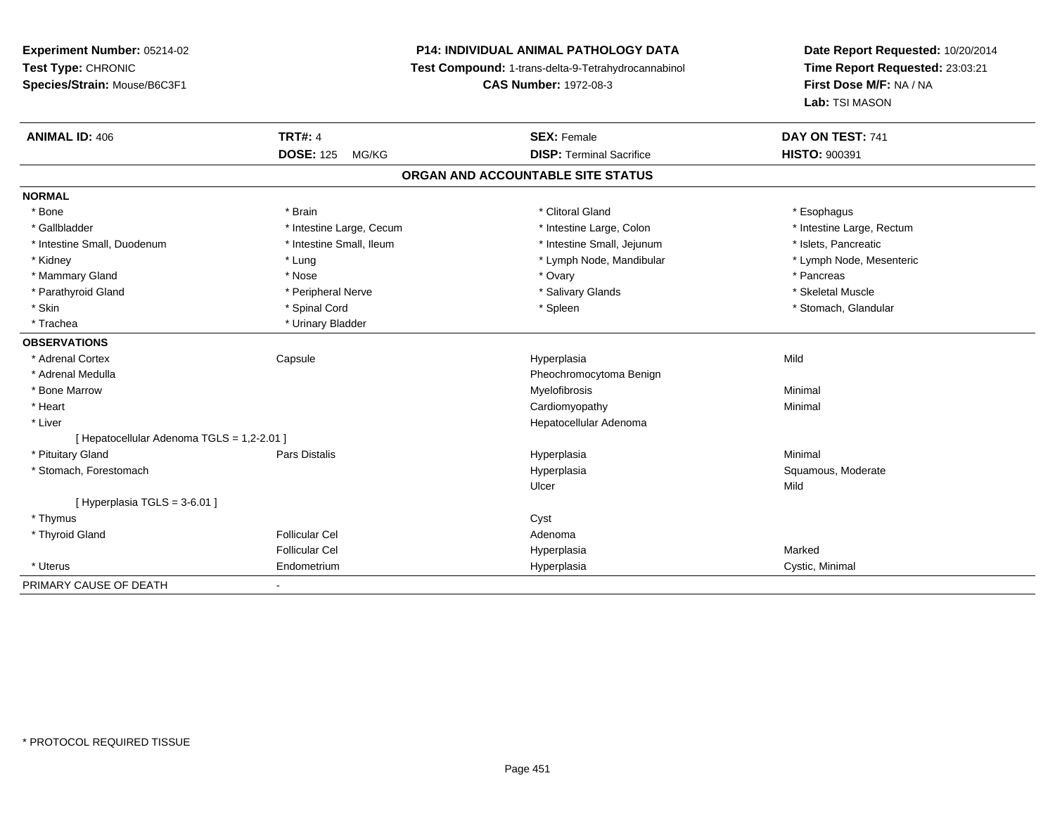**Experiment Number:** 05214-02
**Test Type:** CHRONIC
**Species/Strain:** Mouse/B6C3F1

**P14: INDIVIDUAL ANIMAL PATHOLOGY DATA**
**Test Compound:** 1-trans-delta-9-Tetrahydrocannabinol
**CAS Number:** 1972-08-3

**Date Report Requested:** 10/20/2014
**Time Report Requested:** 23:03:21
**First Dose M/F:** NA / NA
**Lab:** TSI MASON

| **ANIMAL ID:** 406 | **TRT#:** 4 | **SEX:** Female | **DAY ON TEST:** 741 |
|---|---|---|---|
| | **DOSE:** 125 MG/KG | **DISP:** Terminal Sacrifice | **HISTO:** 900391 |

## ORGAN AND ACCOUNTABLE SITE STATUS

| | | | |
|---|---|---|---|
| **NORMAL** | | | |
| * Bone | * Brain | * Clitoral Gland | * Esophagus |
| * Gallbladder | * Intestine Large, Cecum | * Intestine Large, Colon | * Intestine Large, Rectum |
| * Intestine Small, Duodenum | * Intestine Small, Ileum | * Intestine Small, Jejunum | * Islets, Pancreatic |
| * Kidney | * Lung | * Lymph Node, Mandibular | * Lymph Node, Mesenteric |
| * Mammary Gland | * Nose | * Ovary | * Pancreas |
| * Parathyroid Gland | * Peripheral Nerve | * Salivary Glands | * Skeletal Muscle |
| * Skin | * Spinal Cord | * Spleen | * Stomach, Glandular |
| * Trachea | * Urinary Bladder | | |
| **OBSERVATIONS** | | | |
| * Adrenal Cortex | Capsule | Hyperplasia | Mild |
| * Adrenal Medulla | | Pheochromocytoma Benign | |
| * Bone Marrow | | Myelofibrosis | Minimal |
| * Heart | | Cardiomyopathy | Minimal |
| * Liver | | Hepatocellular Adenoma | |
| [ Hepatocellular Adenoma TGLS = 1,2-2.01 ] | | | |
| * Pituitary Gland | Pars Distalis | Hyperplasia | Minimal |
| * Stomach, Forestomach | | Hyperplasia | Squamous, Moderate |
| | | Ulcer | Mild |
| [ Hyperplasia TGLS = 3-6.01 ] | | | |
| * Thymus | | Cyst | |
| * Thyroid Gland | Follicular Cel | Adenoma | |
| | Follicular Cel | Hyperplasia | Marked |
| * Uterus | Endometrium | Hyperplasia | Cystic, Minimal |
| PRIMARY CAUSE OF DEATH | - | | |

* PROTOCOL REQUIRED TISSUE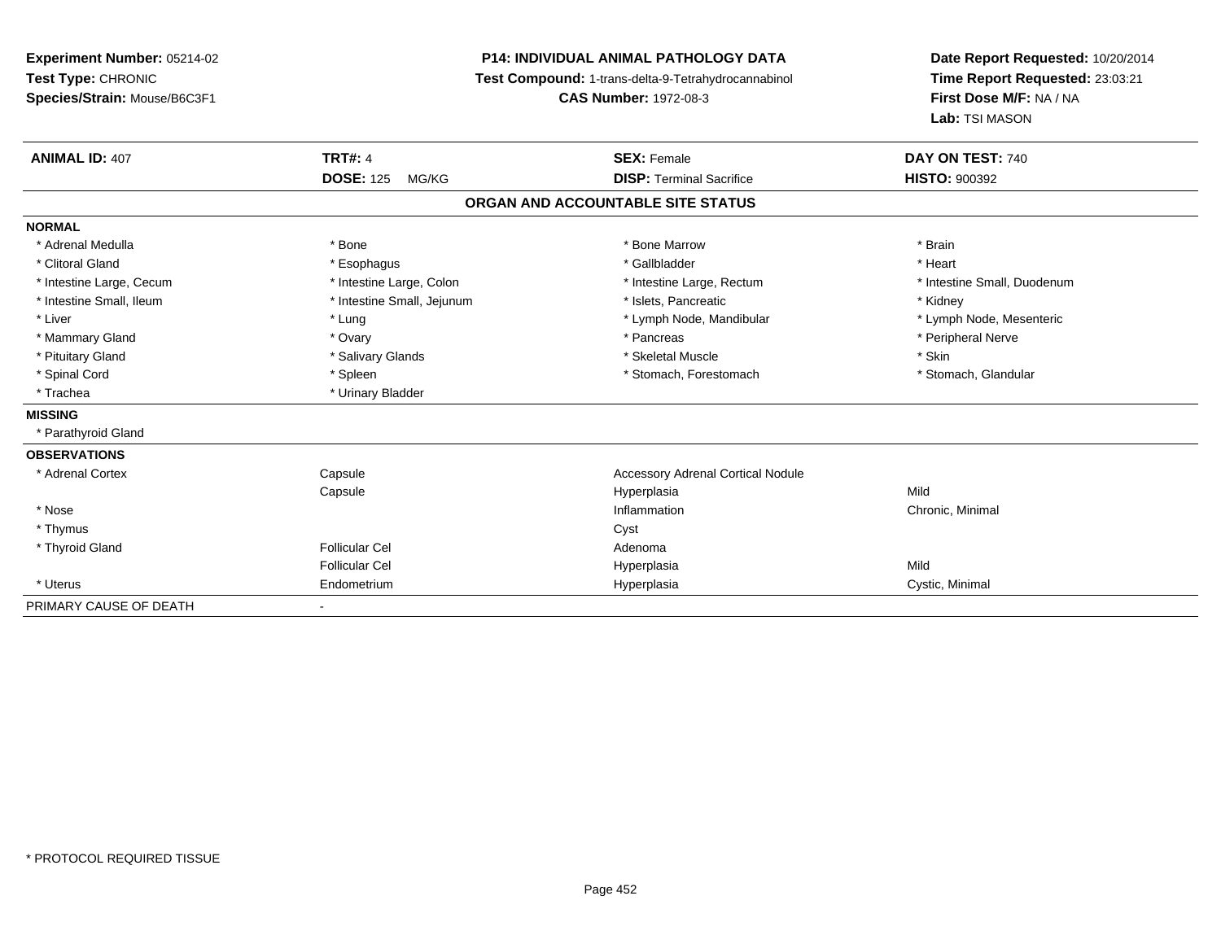**Experiment Number:** 05214-02
**Test Type:** CHRONIC
**Species/Strain:** Mouse/B6C3F1

**P14: INDIVIDUAL ANIMAL PATHOLOGY DATA**
**Test Compound:** 1-trans-delta-9-Tetrahydrocannabinol
**CAS Number:** 1972-08-3

**Date Report Requested:** 10/20/2014
**Time Report Requested:** 23:03:21
**First Dose M/F:** NA / NA
**Lab:** TSI MASON

| **ANIMAL ID:** 407 | **TRT#:** 4 | **SEX:** Female | **DAY ON TEST:** 740 |
|---|---|---|---|
| | **DOSE:** 125 MG/KG | **DISP:** Terminal Sacrifice | **HISTO:** 900392 |

**ORGAN AND ACCOUNTABLE SITE STATUS**

**NORMAL**

| | | | |
|---|---|---|---|
| * Adrenal Medulla | * Bone | * Bone Marrow | * Brain |
| * Clitoral Gland | * Esophagus | * Gallbladder | * Heart |
| * Intestine Large, Cecum | * Intestine Large, Colon | * Intestine Large, Rectum | * Intestine Small, Duodenum |
| * Intestine Small, Ileum | * Intestine Small, Jejunum | * Islets, Pancreatic | * Kidney |
| * Liver | * Lung | * Lymph Node, Mandibular | * Lymph Node, Mesenteric |
| * Mammary Gland | * Ovary | * Pancreas | * Peripheral Nerve |
| * Pituitary Gland | * Salivary Glands | * Skeletal Muscle | * Skin |
| * Spinal Cord | * Spleen | * Stomach, Forestomach | * Stomach, Glandular |
| * Trachea | * Urinary Bladder | | |

**MISSING**

* Parathyroid Gland

**OBSERVATIONS**

| | | | |
|---|---|---|---|
| * Adrenal Cortex | Capsule | Accessory Adrenal Cortical Nodule | |
| | Capsule | Hyperplasia | Mild |
| * Nose | | Inflammation | Chronic, Minimal |
| * Thymus | | Cyst | |
| * Thyroid Gland | Follicular Cel | Adenoma | |
| | Follicular Cel | Hyperplasia | Mild |
| * Uterus | Endometrium | Hyperplasia | Cystic, Minimal |

PRIMARY CAUSE OF DEATH -

* PROTOCOL REQUIRED TISSUE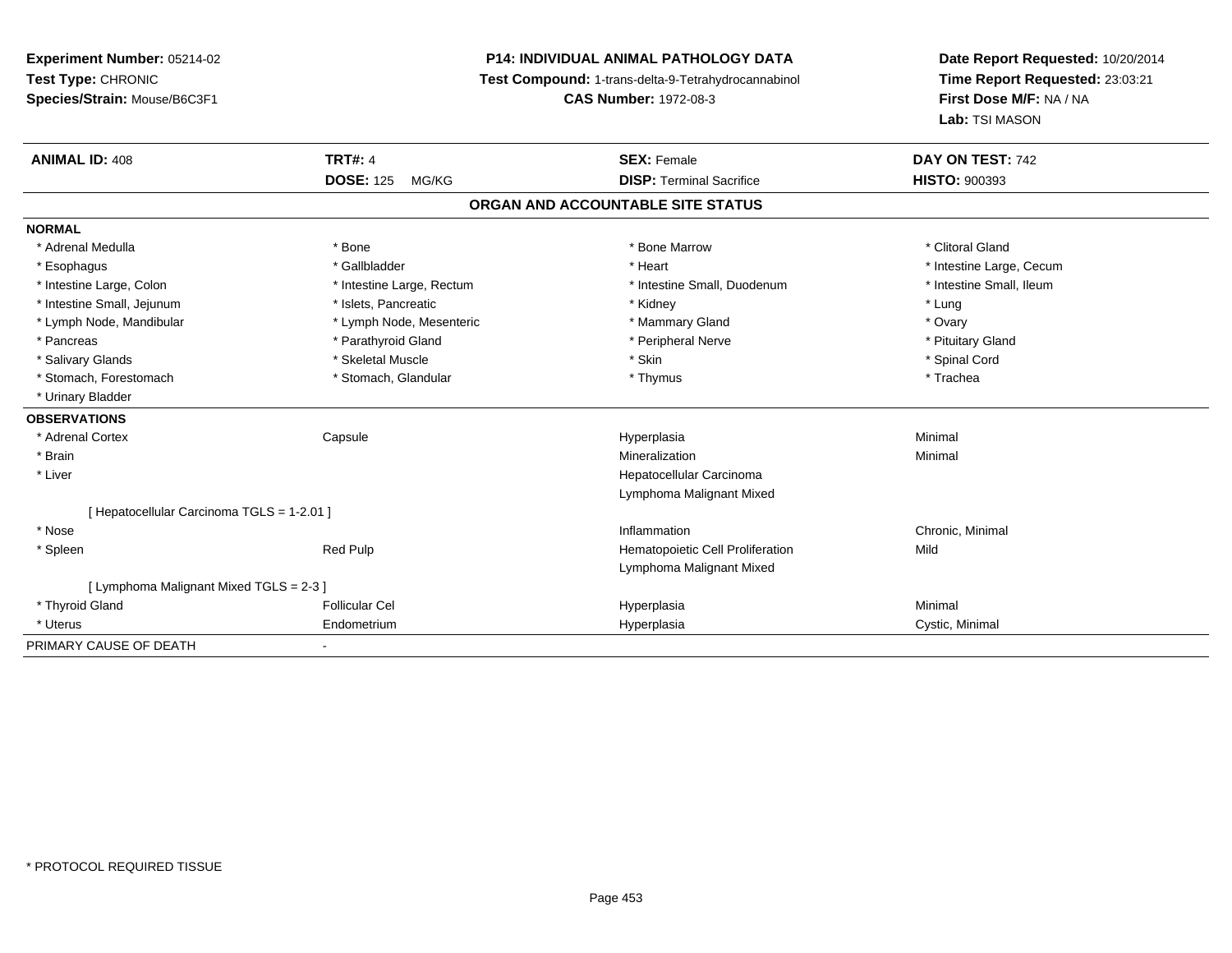**Experiment Number:** 05214-02
**Test Type:** CHRONIC
**Species/Strain:** Mouse/B6C3F1

**P14: INDIVIDUAL ANIMAL PATHOLOGY DATA**
**Test Compound:** 1-trans-delta-9-Tetrahydrocannabinol
**CAS Number:** 1972-08-3

**Date Report Requested:** 10/20/2014
**Time Report Requested:** 23:03:21
**First Dose M/F:** NA / NA
**Lab:** TSI MASON

| **ANIMAL ID:** 408 | **TRT#:** 4 | **SEX:** Female | **DAY ON TEST:** 742 |
|---|---|---|---|
| | **DOSE:** 125 MG/KG | **DISP:** Terminal Sacrifice | **HISTO:** 900393 |

## ORGAN AND ACCOUNTABLE SITE STATUS

| | | | |
|---|---|---|---|
| **NORMAL** | | | |
| * Adrenal Medulla | * Bone | * Bone Marrow | * Clitoral Gland |
| * Esophagus | * Gallbladder | * Heart | * Intestine Large, Cecum |
| * Intestine Large, Colon | * Intestine Large, Rectum | * Intestine Small, Duodenum | * Intestine Small, Ileum |
| * Intestine Small, Jejunum | * Islets, Pancreatic | * Kidney | * Lung |
| * Lymph Node, Mandibular | * Lymph Node, Mesenteric | * Mammary Gland | * Ovary |
| * Pancreas | * Parathyroid Gland | * Peripheral Nerve | * Pituitary Gland |
| * Salivary Glands | * Skeletal Muscle | * Skin | * Spinal Cord |
| * Stomach, Forestomach | * Stomach, Glandular | * Thymus | * Trachea |
| * Urinary Bladder | | | |
| **OBSERVATIONS** | | | |
| * Adrenal Cortex | Capsule | Hyperplasia | Minimal |
| * Brain | | Mineralization | Minimal |
| * Liver | | Hepatocellular Carcinoma | |
| | | Lymphoma Malignant Mixed | |
| [ Hepatocellular Carcinoma TGLS = 1-2.01 ] | | | |
| * Nose | | Inflammation | Chronic, Minimal |
| * Spleen | Red Pulp | Hematopoietic Cell Proliferation | Mild |
| | | Lymphoma Malignant Mixed | |
| [ Lymphoma Malignant Mixed TGLS = 2-3 ] | | | |
| * Thyroid Gland | Follicular Cel | Hyperplasia | Minimal |
| * Uterus | Endometrium | Hyperplasia | Cystic, Minimal |
| PRIMARY CAUSE OF DEATH | - | | |

* PROTOCOL REQUIRED TISSUE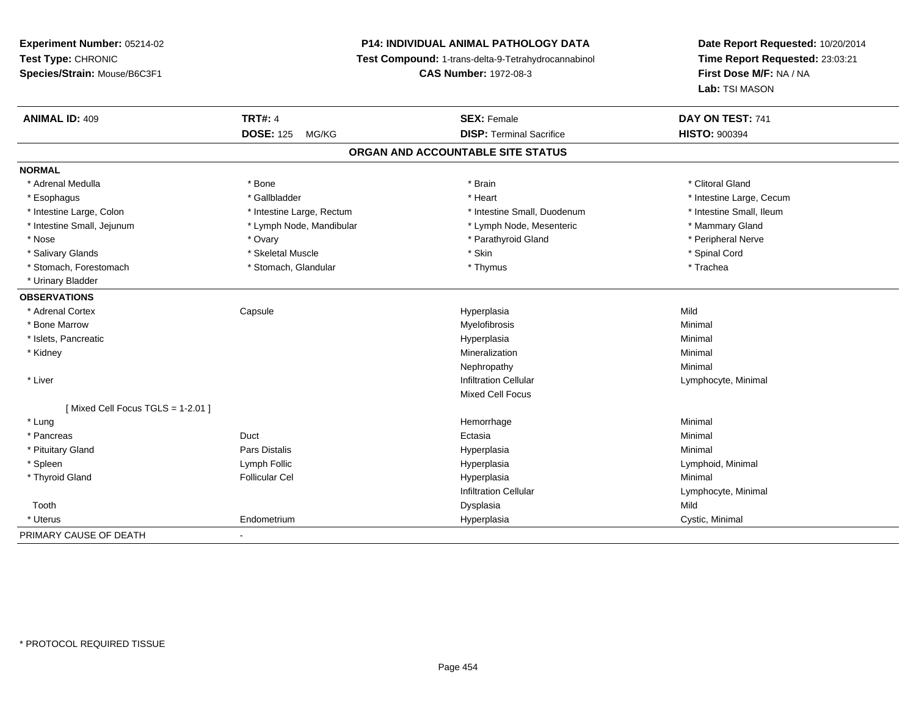**Experiment Number:** 05214-02
**Test Type:** CHRONIC
**Species/Strain:** Mouse/B6C3F1

**P14: INDIVIDUAL ANIMAL PATHOLOGY DATA**
**Test Compound:** 1-trans-delta-9-Tetrahydrocannabinol
**CAS Number:** 1972-08-3

**Date Report Requested:** 10/20/2014
**Time Report Requested:** 23:03:21
**First Dose M/F:** NA / NA
**Lab:** TSI MASON

| **ANIMAL ID:** 409 | **TRT#:** 4 | **SEX:** Female | **DAY ON TEST:** 741 |
|---|---|---|---|
| | **DOSE:** 125 MG/KG | **DISP:** Terminal Sacrifice | **HISTO:** 900394 |

## ORGAN AND ACCOUNTABLE SITE STATUS

**NORMAL**

| | | | |
|---|---|---|---|
| * Adrenal Medulla | * Bone | * Brain | * Clitoral Gland |
| * Esophagus | * Gallbladder | * Heart | * Intestine Large, Cecum |
| * Intestine Large, Colon | * Intestine Large, Rectum | * Intestine Small, Duodenum | * Intestine Small, Ileum |
| * Intestine Small, Jejunum | * Lymph Node, Mandibular | * Lymph Node, Mesenteric | * Mammary Gland |
| * Nose | * Ovary | * Parathyroid Gland | * Peripheral Nerve |
| * Salivary Glands | * Skeletal Muscle | * Skin | * Spinal Cord |
| * Stomach, Forestomach | * Stomach, Glandular | * Thymus | * Trachea |
| * Urinary Bladder | | | |

**OBSERVATIONS**

| | | | |
|---|---|---|---|
| * Adrenal Cortex | Capsule | Hyperplasia | Mild |
| * Bone Marrow | | Myelofibrosis | Minimal |
| * Islets, Pancreatic | | Hyperplasia | Minimal |
| * Kidney | | Mineralization | Minimal |
| | | Nephropathy | Minimal |
| * Liver | | Infiltration Cellular | Lymphocyte, Minimal |
| | | Mixed Cell Focus | |
| [ Mixed Cell Focus TGLS = 1-2.01 ] | | | |
| * Lung | | Hemorrhage | Minimal |
| * Pancreas | Duct | Ectasia | Minimal |
| * Pituitary Gland | Pars Distalis | Hyperplasia | Minimal |
| * Spleen | Lymph Follic | Hyperplasia | Lymphoid, Minimal |
| * Thyroid Gland | Follicular Cel | Hyperplasia | Minimal |
| | | Infiltration Cellular | Lymphocyte, Minimal |
| Tooth | | Dysplasia | Mild |
| * Uterus | Endometrium | Hyperplasia | Cystic, Minimal |

PRIMARY CAUSE OF DEATH -

* PROTOCOL REQUIRED TISSUE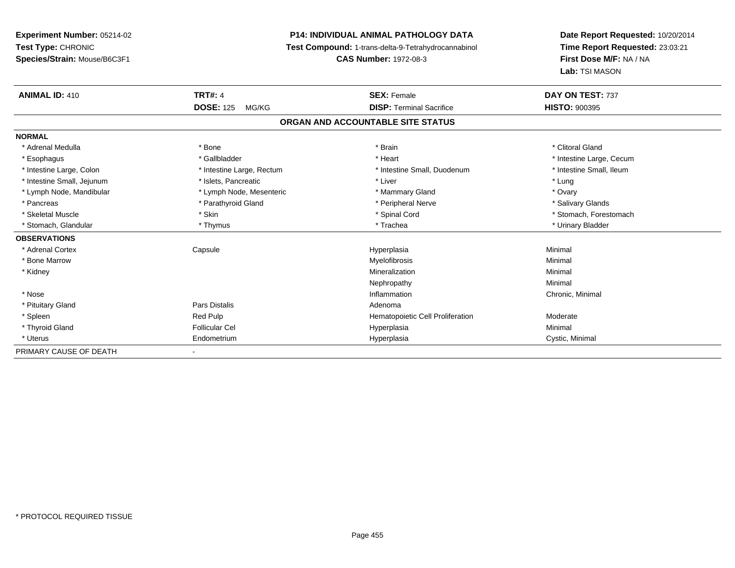**Experiment Number:** 05214-02
**Test Type:** CHRONIC
**Species/Strain:** Mouse/B6C3F1

**P14: INDIVIDUAL ANIMAL PATHOLOGY DATA**
**Test Compound:** 1-trans-delta-9-Tetrahydrocannabinol
**CAS Number:** 1972-08-3

**Date Report Requested:** 10/20/2014
**Time Report Requested:** 23:03:21
**First Dose M/F:** NA / NA
**Lab:** TSI MASON

| **ANIMAL ID:** 410 | **TRT#:** 4 | **SEX:** Female | **DAY ON TEST:** 737 |
|---|---|---|---|
| | **DOSE:** 125 MG/KG | **DISP:** Terminal Sacrifice | **HISTO:** 900395 |

## ORGAN AND ACCOUNTABLE SITE STATUS

| | | | |
|---|---|---|---|
| **NORMAL** | | | |
| * Adrenal Medulla | * Bone | * Brain | * Clitoral Gland |
| * Esophagus | * Gallbladder | * Heart | * Intestine Large, Cecum |
| * Intestine Large, Colon | * Intestine Large, Rectum | * Intestine Small, Duodenum | * Intestine Small, Ileum |
| * Intestine Small, Jejunum | * Islets, Pancreatic | * Liver | * Lung |
| * Lymph Node, Mandibular | * Lymph Node, Mesenteric | * Mammary Gland | * Ovary |
| * Pancreas | * Parathyroid Gland | * Peripheral Nerve | * Salivary Glands |
| * Skeletal Muscle | * Skin | * Spinal Cord | * Stomach, Forestomach |
| * Stomach, Glandular | * Thymus | * Trachea | * Urinary Bladder |
| **OBSERVATIONS** | | | |
| * Adrenal Cortex | Capsule | Hyperplasia | Minimal |
| * Bone Marrow | | Myelofibrosis | Minimal |
| * Kidney | | Mineralization | Minimal |
| | | Nephropathy | Minimal |
| * Nose | | Inflammation | Chronic, Minimal |
| * Pituitary Gland | Pars Distalis | Adenoma | |
| * Spleen | Red Pulp | Hematopoietic Cell Proliferation | Moderate |
| * Thyroid Gland | Follicular Cel | Hyperplasia | Minimal |
| * Uterus | Endometrium | Hyperplasia | Cystic, Minimal |
| PRIMARY CAUSE OF DEATH | - | | |

* PROTOCOL REQUIRED TISSUE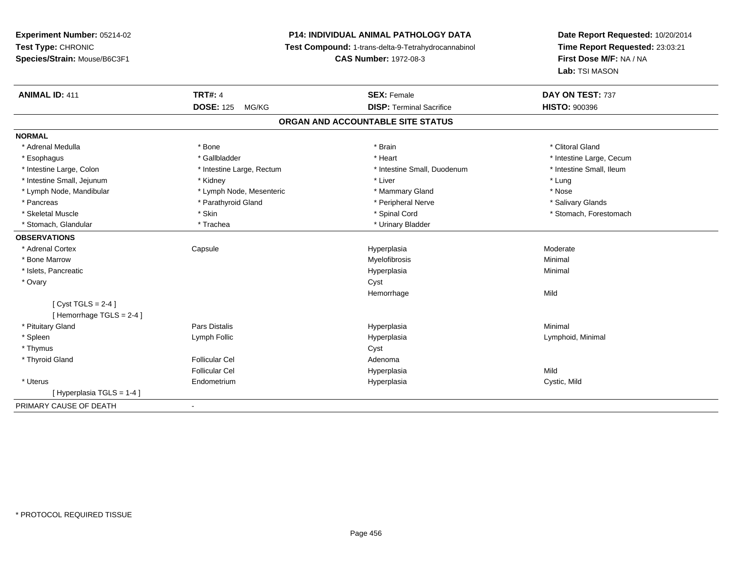**Experiment Number:** 05214-02
**Test Type:** CHRONIC
**Species/Strain:** Mouse/B6C3F1

**P14: INDIVIDUAL ANIMAL PATHOLOGY DATA**
**Test Compound:** 1-trans-delta-9-Tetrahydrocannabinol
**CAS Number:** 1972-08-3

**Date Report Requested:** 10/20/2014
**Time Report Requested:** 23:03:21
**First Dose M/F:** NA / NA
**Lab:** TSI MASON

| **ANIMAL ID:** 411 | **TRT#:** 4 | **SEX:** Female | **DAY ON TEST:** 737 |
|---|---|---|---|
| | **DOSE:** 125 MG/KG | **DISP:** Terminal Sacrifice | **HISTO:** 900396 |

## ORGAN AND ACCOUNTABLE SITE STATUS

**NORMAL**

| | | | |
|---|---|---|---|
| * Adrenal Medulla | * Bone | * Brain | * Clitoral Gland |
| * Esophagus | * Gallbladder | * Heart | * Intestine Large, Cecum |
| * Intestine Large, Colon | * Intestine Large, Rectum | * Intestine Small, Duodenum | * Intestine Small, Ileum |
| * Intestine Small, Jejunum | * Kidney | * Liver | * Lung |
| * Lymph Node, Mandibular | * Lymph Node, Mesenteric | * Mammary Gland | * Nose |
| * Pancreas | * Parathyroid Gland | * Peripheral Nerve | * Salivary Glands |
| * Skeletal Muscle | * Skin | * Spinal Cord | * Stomach, Forestomach |
| * Stomach, Glandular | * Trachea | * Urinary Bladder | |

**OBSERVATIONS**

| | | | |
|---|---|---|---|
| * Adrenal Cortex | Capsule | Hyperplasia | Moderate |
| * Bone Marrow | | Myelofibrosis | Minimal |
| * Islets, Pancreatic | | Hyperplasia | Minimal |
| * Ovary | | Cyst | |
| | | Hemorrhage | Mild |
| [ Cyst TGLS = 2-4 ] | | | |
| [ Hemorrhage TGLS = 2-4 ] | | | |
| * Pituitary Gland | Pars Distalis | Hyperplasia | Minimal |
| * Spleen | Lymph Follic | Hyperplasia | Lymphoid, Minimal |
| * Thymus | | Cyst | |
| * Thyroid Gland | Follicular Cel | Adenoma | |
| | Follicular Cel | Hyperplasia | Mild |
| * Uterus | Endometrium | Hyperplasia | Cystic, Mild |
| [ Hyperplasia TGLS = 1-4 ] | | | |

PRIMARY CAUSE OF DEATH -

* PROTOCOL REQUIRED TISSUE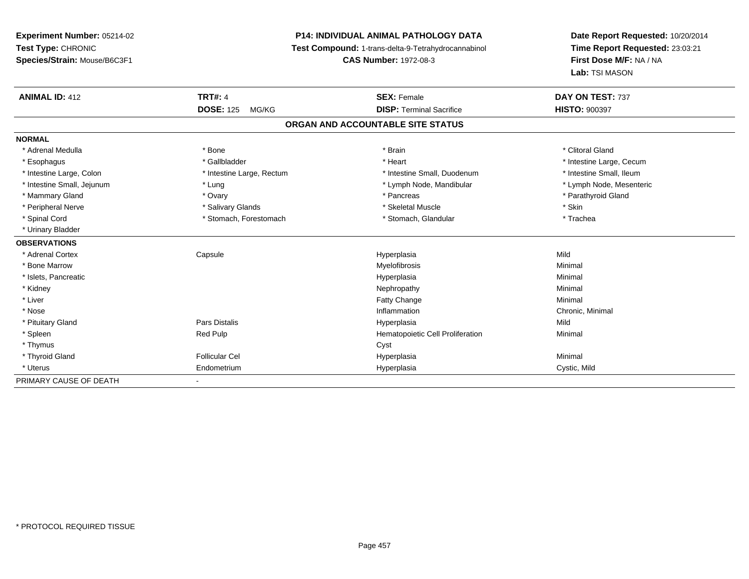**Experiment Number:** 05214-02
**Test Type:** CHRONIC
**Species/Strain:** Mouse/B6C3F1

**P14: INDIVIDUAL ANIMAL PATHOLOGY DATA**
**Test Compound:** 1-trans-delta-9-Tetrahydrocannabinol
**CAS Number:** 1972-08-3

**Date Report Requested:** 10/20/2014
**Time Report Requested:** 23:03:21
**First Dose M/F:** NA / NA
**Lab:** TSI MASON

| **ANIMAL ID:** 412 | **TRT#:** 4 | **SEX:** Female | **DAY ON TEST:** 737 |
|---|---|---|---|
| | **DOSE:** 125 MG/KG | **DISP:** Terminal Sacrifice | **HISTO:** 900397 |

## ORGAN AND ACCOUNTABLE SITE STATUS

**NORMAL**

| | | | |
|---|---|---|---|
| * Adrenal Medulla | * Bone | * Brain | * Clitoral Gland |
| * Esophagus | * Gallbladder | * Heart | * Intestine Large, Cecum |
| * Intestine Large, Colon | * Intestine Large, Rectum | * Intestine Small, Duodenum | * Intestine Small, Ileum |
| * Intestine Small, Jejunum | * Lung | * Lymph Node, Mandibular | * Lymph Node, Mesenteric |
| * Mammary Gland | * Ovary | * Pancreas | * Parathyroid Gland |
| * Peripheral Nerve | * Salivary Glands | * Skeletal Muscle | * Skin |
| * Spinal Cord | * Stomach, Forestomach | * Stomach, Glandular | * Trachea |
| * Urinary Bladder | | | |

**OBSERVATIONS**

| | | | |
|---|---|---|---|
| * Adrenal Cortex | Capsule | Hyperplasia | Mild |
| * Bone Marrow | | Myelofibrosis | Minimal |
| * Islets, Pancreatic | | Hyperplasia | Minimal |
| * Kidney | | Nephropathy | Minimal |
| * Liver | | Fatty Change | Minimal |
| * Nose | | Inflammation | Chronic, Minimal |
| * Pituitary Gland | Pars Distalis | Hyperplasia | Mild |
| * Spleen | Red Pulp | Hematopoietic Cell Proliferation | Minimal |
| * Thymus | | Cyst | |
| * Thyroid Gland | Follicular Cel | Hyperplasia | Minimal |
| * Uterus | Endometrium | Hyperplasia | Cystic, Mild |

PRIMARY CAUSE OF DEATH -

* PROTOCOL REQUIRED TISSUE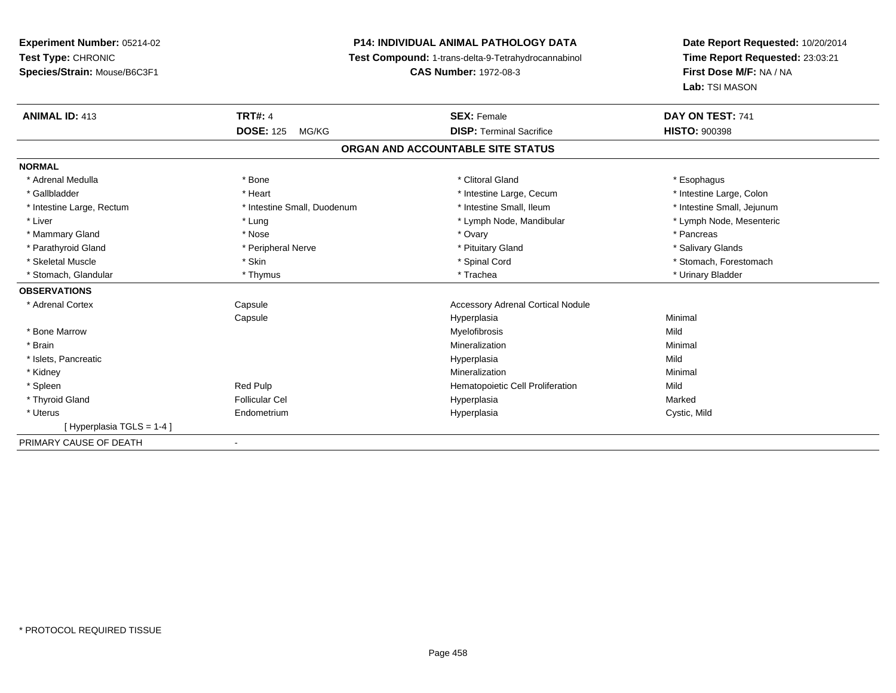**Experiment Number:** 05214-02
**Test Type:** CHRONIC
**Species/Strain:** Mouse/B6C3F1

**P14: INDIVIDUAL ANIMAL PATHOLOGY DATA**
**Test Compound:** 1-trans-delta-9-Tetrahydrocannabinol
**CAS Number:** 1972-08-3

**Date Report Requested:** 10/20/2014
**Time Report Requested:** 23:03:21
**First Dose M/F:** NA / NA
**Lab:** TSI MASON

| **ANIMAL ID:** 413 | **TRT#:** 4 | **SEX:** Female | **DAY ON TEST:** 741 |
|---|---|---|---|
| | **DOSE:** 125 MG/KG | **DISP:** Terminal Sacrifice | **HISTO:** 900398 |

## ORGAN AND ACCOUNTABLE SITE STATUS

**NORMAL**

| | | | |
|---|---|---|---|
| * Adrenal Medulla | * Bone | * Clitoral Gland | * Esophagus |
| * Gallbladder | * Heart | * Intestine Large, Cecum | * Intestine Large, Colon |
| * Intestine Large, Rectum | * Intestine Small, Duodenum | * Intestine Small, Ileum | * Intestine Small, Jejunum |
| * Liver | * Lung | * Lymph Node, Mandibular | * Lymph Node, Mesenteric |
| * Mammary Gland | * Nose | * Ovary | * Pancreas |
| * Parathyroid Gland | * Peripheral Nerve | * Pituitary Gland | * Salivary Glands |
| * Skeletal Muscle | * Skin | * Spinal Cord | * Stomach, Forestomach |
| * Stomach, Glandular | * Thymus | * Trachea | * Urinary Bladder |

**OBSERVATIONS**

| | | | |
|---|---|---|---|
| * Adrenal Cortex | Capsule | Accessory Adrenal Cortical Nodule | |
| | Capsule | Hyperplasia | Minimal |
| * Bone Marrow | | Myelofibrosis | Mild |
| * Brain | | Mineralization | Minimal |
| * Islets, Pancreatic | | Hyperplasia | Mild |
| * Kidney | | Mineralization | Minimal |
| * Spleen | Red Pulp | Hematopoietic Cell Proliferation | Mild |
| * Thyroid Gland | Follicular Cel | Hyperplasia | Marked |
| * Uterus | Endometrium | Hyperplasia | Cystic, Mild |
| [ Hyperplasia TGLS = 1-4 ] | | | |

PRIMARY CAUSE OF DEATH -

* PROTOCOL REQUIRED TISSUE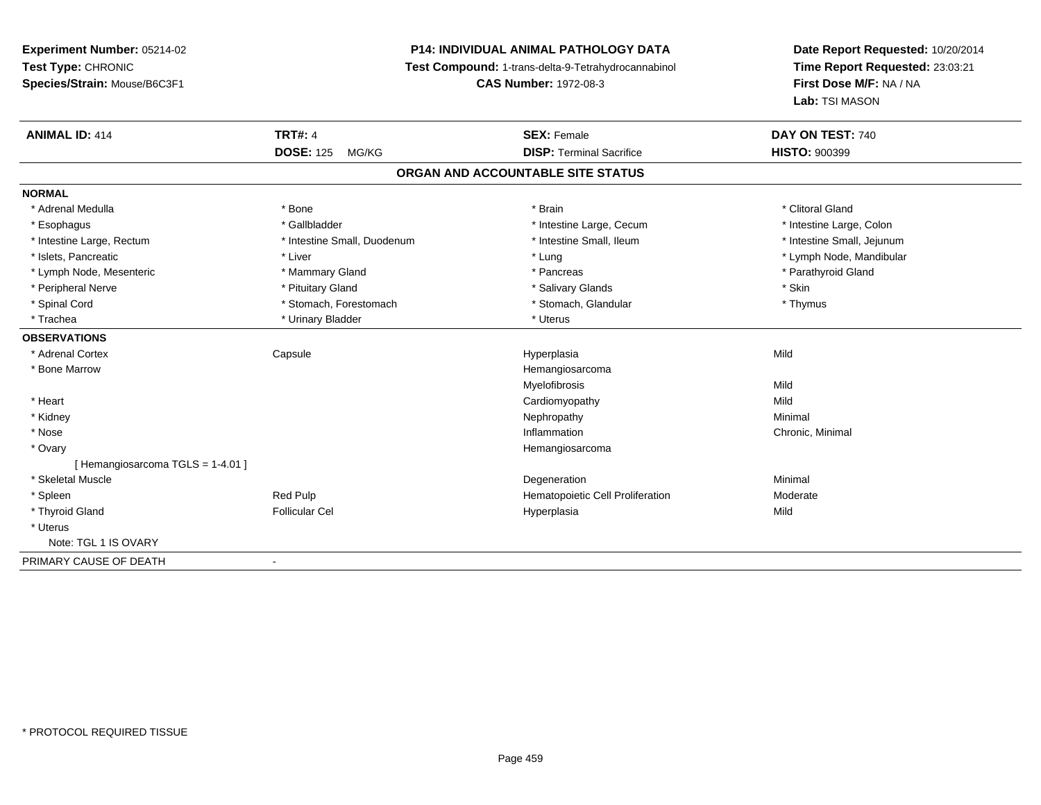**Experiment Number:** 05214-02
**Test Type:** CHRONIC
**Species/Strain:** Mouse/B6C3F1

**P14: INDIVIDUAL ANIMAL PATHOLOGY DATA**
**Test Compound:** 1-trans-delta-9-Tetrahydrocannabinol
**CAS Number:** 1972-08-3

**Date Report Requested:** 10/20/2014
**Time Report Requested:** 23:03:21
**First Dose M/F:** NA / NA
**Lab:** TSI MASON

| **ANIMAL ID:** 414 | **TRT#:** 4 | **SEX:** Female | **DAY ON TEST:** 740 |
|---|---|---|---|
| | **DOSE:** 125 MG/KG | **DISP:** Terminal Sacrifice | **HISTO:** 900399 |

## ORGAN AND ACCOUNTABLE SITE STATUS

**NORMAL**

| | | | |
|---|---|---|---|
| * Adrenal Medulla | * Bone | * Brain | * Clitoral Gland |
| * Esophagus | * Gallbladder | * Intestine Large, Cecum | * Intestine Large, Colon |
| * Intestine Large, Rectum | * Intestine Small, Duodenum | * Intestine Small, Ileum | * Intestine Small, Jejunum |
| * Islets, Pancreatic | * Liver | * Lung | * Lymph Node, Mandibular |
| * Lymph Node, Mesenteric | * Mammary Gland | * Pancreas | * Parathyroid Gland |
| * Peripheral Nerve | * Pituitary Gland | * Salivary Glands | * Skin |
| * Spinal Cord | * Stomach, Forestomach | * Stomach, Glandular | * Thymus |
| * Trachea | * Urinary Bladder | * Uterus | |

**OBSERVATIONS**

| | | | |
|---|---|---|---|
| * Adrenal Cortex | Capsule | Hyperplasia | Mild |
| * Bone Marrow | | Hemangiosarcoma | |
| | | Myelofibrosis | Mild |
| * Heart | | Cardiomyopathy | Mild |
| * Kidney | | Nephropathy | Minimal |
| * Nose | | Inflammation | Chronic, Minimal |
| * Ovary | | Hemangiosarcoma | |
| [ Hemangiosarcoma TGLS = 1-4.01 ] | | | |
| * Skeletal Muscle | | Degeneration | Minimal |
| * Spleen | Red Pulp | Hematopoietic Cell Proliferation | Moderate |
| * Thyroid Gland | Follicular Cel | Hyperplasia | Mild |
| * Uterus | | | |
| Note: TGL 1 IS OVARY | | | |

PRIMARY CAUSE OF DEATH -

* PROTOCOL REQUIRED TISSUE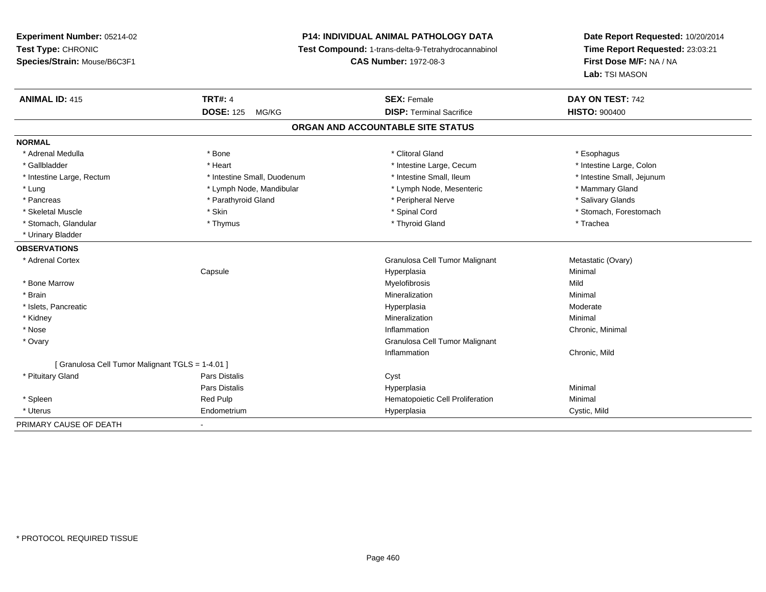**Experiment Number:** 05214-02
**Test Type:** CHRONIC
**Species/Strain:** Mouse/B6C3F1

**P14: INDIVIDUAL ANIMAL PATHOLOGY DATA**
**Test Compound:** 1-trans-delta-9-Tetrahydrocannabinol
**CAS Number:** 1972-08-3

**Date Report Requested:** 10/20/2014
**Time Report Requested:** 23:03:21
**First Dose M/F:** NA / NA
**Lab:** TSI MASON

| **ANIMAL ID:** 415 | **TRT#:** 4 | **SEX:** Female | **DAY ON TEST:** 742 |
|---|---|---|---|
| | **DOSE:** 125 MG/KG | **DISP:** Terminal Sacrifice | **HISTO:** 900400 |

## ORGAN AND ACCOUNTABLE SITE STATUS

| | | | |
|---|---|---|---|
| **NORMAL** | | | |
| * Adrenal Medulla | * Bone | * Clitoral Gland | * Esophagus |
| * Gallbladder | * Heart | * Intestine Large, Cecum | * Intestine Large, Colon |
| * Intestine Large, Rectum | * Intestine Small, Duodenum | * Intestine Small, Ileum | * Intestine Small, Jejunum |
| * Lung | * Lymph Node, Mandibular | * Lymph Node, Mesenteric | * Mammary Gland |
| * Pancreas | * Parathyroid Gland | * Peripheral Nerve | * Salivary Glands |
| * Skeletal Muscle | * Skin | * Spinal Cord | * Stomach, Forestomach |
| * Stomach, Glandular | * Thymus | * Thyroid Gland | * Trachea |
| * Urinary Bladder | | | |
| **OBSERVATIONS** | | | |
| * Adrenal Cortex | | Granulosa Cell Tumor Malignant | Metastatic (Ovary) |
| | Capsule | Hyperplasia | Minimal |
| * Bone Marrow | | Myelofibrosis | Mild |
| * Brain | | Mineralization | Minimal |
| * Islets, Pancreatic | | Hyperplasia | Moderate |
| * Kidney | | Mineralization | Minimal |
| * Nose | | Inflammation | Chronic, Minimal |
| * Ovary | | Granulosa Cell Tumor Malignant | |
| | | Inflammation | Chronic, Mild |
| [ Granulosa Cell Tumor Malignant TGLS = 1-4.01 ] | | | |
| * Pituitary Gland | Pars Distalis | Cyst | |
| | Pars Distalis | Hyperplasia | Minimal |
| * Spleen | Red Pulp | Hematopoietic Cell Proliferation | Minimal |
| * Uterus | Endometrium | Hyperplasia | Cystic, Mild |
| PRIMARY CAUSE OF DEATH | - | | |

* PROTOCOL REQUIRED TISSUE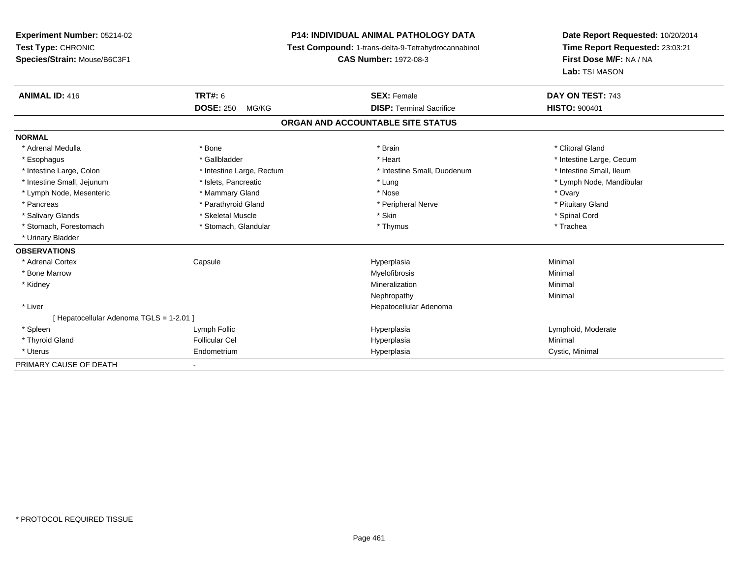**Experiment Number:** 05214-02
**Test Type:** CHRONIC
**Species/Strain:** Mouse/B6C3F1

**P14: INDIVIDUAL ANIMAL PATHOLOGY DATA**
**Test Compound:** 1-trans-delta-9-Tetrahydrocannabinol
**CAS Number:** 1972-08-3

**Date Report Requested:** 10/20/2014
**Time Report Requested:** 23:03:21
**First Dose M/F:** NA / NA
**Lab:** TSI MASON

| **ANIMAL ID:** 416 | **TRT#:** 6 | **SEX:** Female | **DAY ON TEST:** 743 |
|---|---|---|---|
| | **DOSE:** 250 MG/KG | **DISP:** Terminal Sacrifice | **HISTO:** 900401 |

## ORGAN AND ACCOUNTABLE SITE STATUS

| | | | |
|---|---|---|---|
| **NORMAL** | | | |
| * Adrenal Medulla | * Bone | * Brain | * Clitoral Gland |
| * Esophagus | * Gallbladder | * Heart | * Intestine Large, Cecum |
| * Intestine Large, Colon | * Intestine Large, Rectum | * Intestine Small, Duodenum | * Intestine Small, Ileum |
| * Intestine Small, Jejunum | * Islets, Pancreatic | * Lung | * Lymph Node, Mandibular |
| * Lymph Node, Mesenteric | * Mammary Gland | * Nose | * Ovary |
| * Pancreas | * Parathyroid Gland | * Peripheral Nerve | * Pituitary Gland |
| * Salivary Glands | * Skeletal Muscle | * Skin | * Spinal Cord |
| * Stomach, Forestomach | * Stomach, Glandular | * Thymus | * Trachea |
| * Urinary Bladder | | | |
| **OBSERVATIONS** | | | |
| * Adrenal Cortex | Capsule | Hyperplasia | Minimal |
| * Bone Marrow | | Myelofibrosis | Minimal |
| * Kidney | | Mineralization | Minimal |
| | | Nephropathy | Minimal |
| * Liver | | Hepatocellular Adenoma | |
| [ Hepatocellular Adenoma TGLS = 1-2.01 ] | | | |
| * Spleen | Lymph Follic | Hyperplasia | Lymphoid, Moderate |
| * Thyroid Gland | Follicular Cel | Hyperplasia | Minimal |
| * Uterus | Endometrium | Hyperplasia | Cystic, Minimal |
| PRIMARY CAUSE OF DEATH | - | | |

* PROTOCOL REQUIRED TISSUE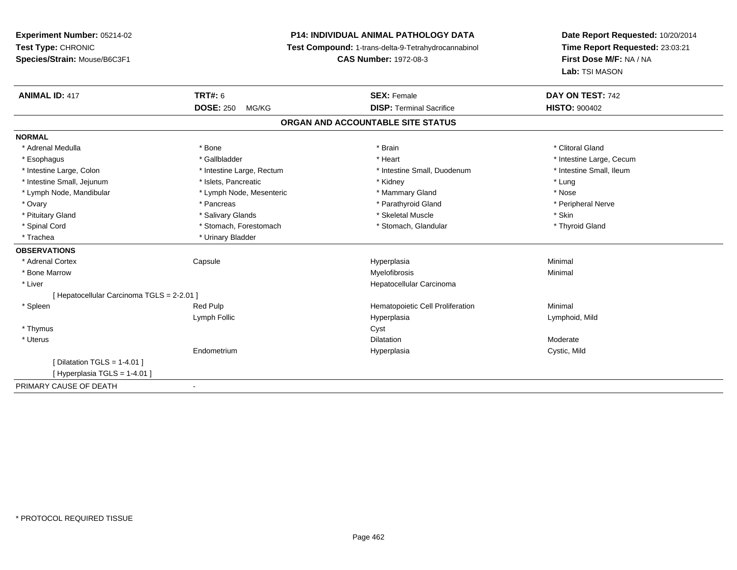**Experiment Number:** 05214-02
**Test Type:** CHRONIC
**Species/Strain:** Mouse/B6C3F1

**P14: INDIVIDUAL ANIMAL PATHOLOGY DATA**
**Test Compound:** 1-trans-delta-9-Tetrahydrocannabinol
**CAS Number:** 1972-08-3

**Date Report Requested:** 10/20/2014
**Time Report Requested:** 23:03:21
**First Dose M/F:** NA / NA
**Lab:** TSI MASON

| **ANIMAL ID:** 417 | **TRT#:** 6 | **SEX:** Female | **DAY ON TEST:** 742 |
|---|---|---|---|
| | **DOSE:** 250 MG/KG | **DISP:** Terminal Sacrifice | **HISTO:** 900402 |

## ORGAN AND ACCOUNTABLE SITE STATUS

**NORMAL**

| | | | |
|---|---|---|---|
| * Adrenal Medulla | * Bone | * Brain | * Clitoral Gland |
| * Esophagus | * Gallbladder | * Heart | * Intestine Large, Cecum |
| * Intestine Large, Colon | * Intestine Large, Rectum | * Intestine Small, Duodenum | * Intestine Small, Ileum |
| * Intestine Small, Jejunum | * Islets, Pancreatic | * Kidney | * Lung |
| * Lymph Node, Mandibular | * Lymph Node, Mesenteric | * Mammary Gland | * Nose |
| * Ovary | * Pancreas | * Parathyroid Gland | * Peripheral Nerve |
| * Pituitary Gland | * Salivary Glands | * Skeletal Muscle | * Skin |
| * Spinal Cord | * Stomach, Forestomach | * Stomach, Glandular | * Thyroid Gland |
| * Trachea | * Urinary Bladder | | |

**OBSERVATIONS**

| | | | |
|---|---|---|---|
| * Adrenal Cortex | Capsule | Hyperplasia | Minimal |
| * Bone Marrow | | Myelofibrosis | Minimal |
| * Liver | | Hepatocellular Carcinoma | |
| [ Hepatocellular Carcinoma TGLS = 2-2.01 ] | | | |
| * Spleen | Red Pulp | Hematopoietic Cell Proliferation | Minimal |
| | Lymph Follic | Hyperplasia | Lymphoid, Mild |
| * Thymus | | Cyst | |
| * Uterus | | Dilatation | Moderate |
| | Endometrium | Hyperplasia | Cystic, Mild |
| [ Dilatation TGLS = 1-4.01 ] | | | |
| [ Hyperplasia TGLS = 1-4.01 ] | | | |

PRIMARY CAUSE OF DEATH -

\* PROTOCOL REQUIRED TISSUE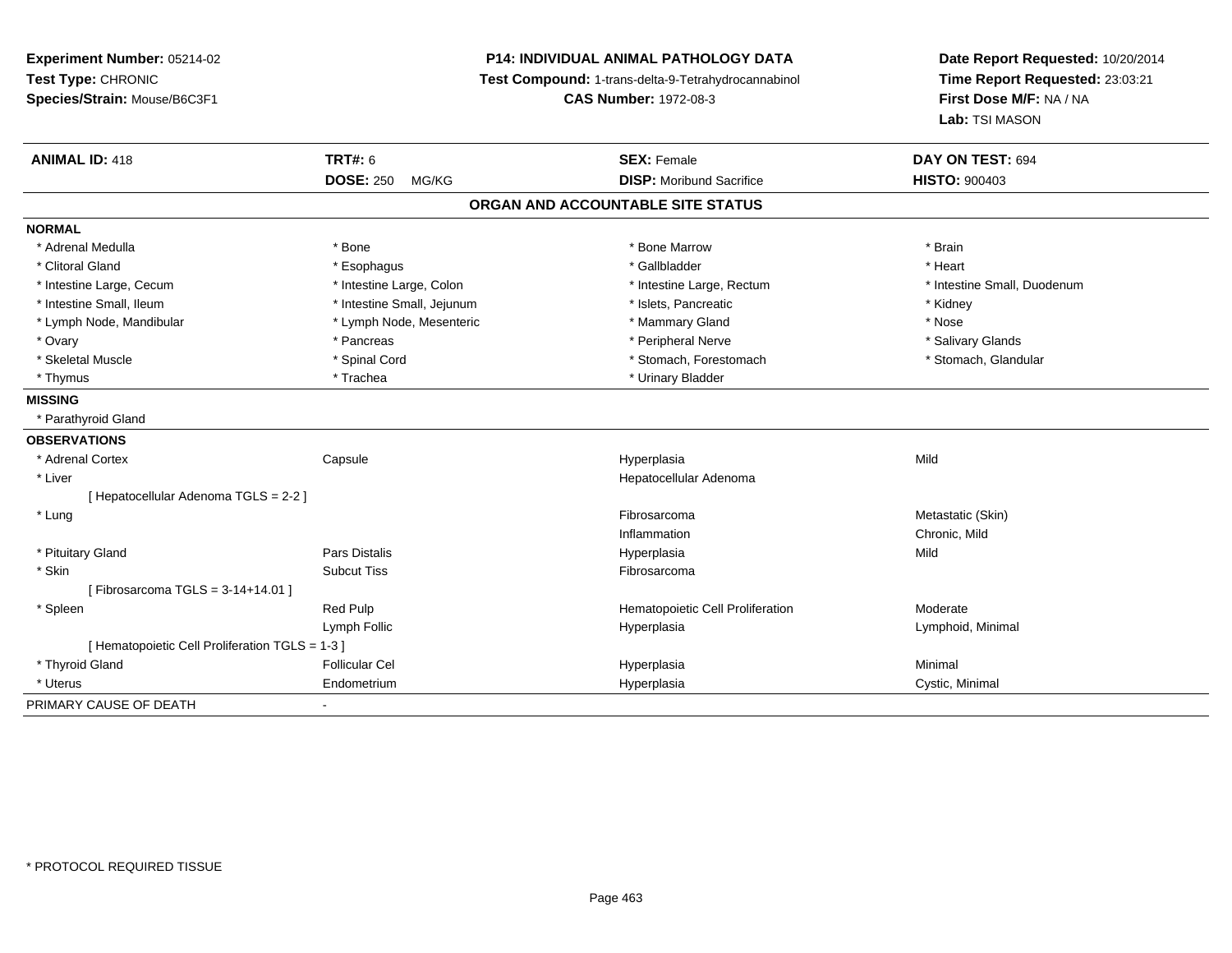**Experiment Number:** 05214-02
**Test Type:** CHRONIC
**Species/Strain:** Mouse/B6C3F1

**P14: INDIVIDUAL ANIMAL PATHOLOGY DATA**
**Test Compound:** 1-trans-delta-9-Tetrahydrocannabinol
**CAS Number:** 1972-08-3

**Date Report Requested:** 10/20/2014
**Time Report Requested:** 23:03:21
**First Dose M/F:** NA / NA
**Lab:** TSI MASON

| **ANIMAL ID:** 418 | **TRT#:** 6 | **SEX:** Female | **DAY ON TEST:** 694 |
|---|---|---|---|
| | **DOSE:** 250 MG/KG | **DISP:** Moribund Sacrifice | **HISTO:** 900403 |

## ORGAN AND ACCOUNTABLE SITE STATUS

**NORMAL**

| | | | |
|---|---|---|---|
| * Adrenal Medulla | * Bone | * Bone Marrow | * Brain |
| * Clitoral Gland | * Esophagus | * Gallbladder | * Heart |
| * Intestine Large, Cecum | * Intestine Large, Colon | * Intestine Large, Rectum | * Intestine Small, Duodenum |
| * Intestine Small, Ileum | * Intestine Small, Jejunum | * Islets, Pancreatic | * Kidney |
| * Lymph Node, Mandibular | * Lymph Node, Mesenteric | * Mammary Gland | * Nose |
| * Ovary | * Pancreas | * Peripheral Nerve | * Salivary Glands |
| * Skeletal Muscle | * Spinal Cord | * Stomach, Forestomach | * Stomach, Glandular |
| * Thymus | * Trachea | * Urinary Bladder | |

**MISSING**

* Parathyroid Gland

**OBSERVATIONS**

| | | | |
|---|---|---|---|
| * Adrenal Cortex | Capsule | Hyperplasia | Mild |
| * Liver | | Hepatocellular Adenoma | |
| [ Hepatocellular Adenoma TGLS = 2-2 ] | | | |
| * Lung | | Fibrosarcoma | Metastatic (Skin) |
| | | Inflammation | Chronic, Mild |
| * Pituitary Gland | Pars Distalis | Hyperplasia | Mild |
| * Skin | Subcut Tiss | Fibrosarcoma | |
| [ Fibrosarcoma TGLS = 3-14+14.01 ] | | | |
| * Spleen | Red Pulp | Hematopoietic Cell Proliferation | Moderate |
| | Lymph Follic | Hyperplasia | Lymphoid, Minimal |
| [ Hematopoietic Cell Proliferation TGLS = 1-3 ] | | | |
| * Thyroid Gland | Follicular Cel | Hyperplasia | Minimal |
| * Uterus | Endometrium | Hyperplasia | Cystic, Minimal |

PRIMARY CAUSE OF DEATH -

* PROTOCOL REQUIRED TISSUE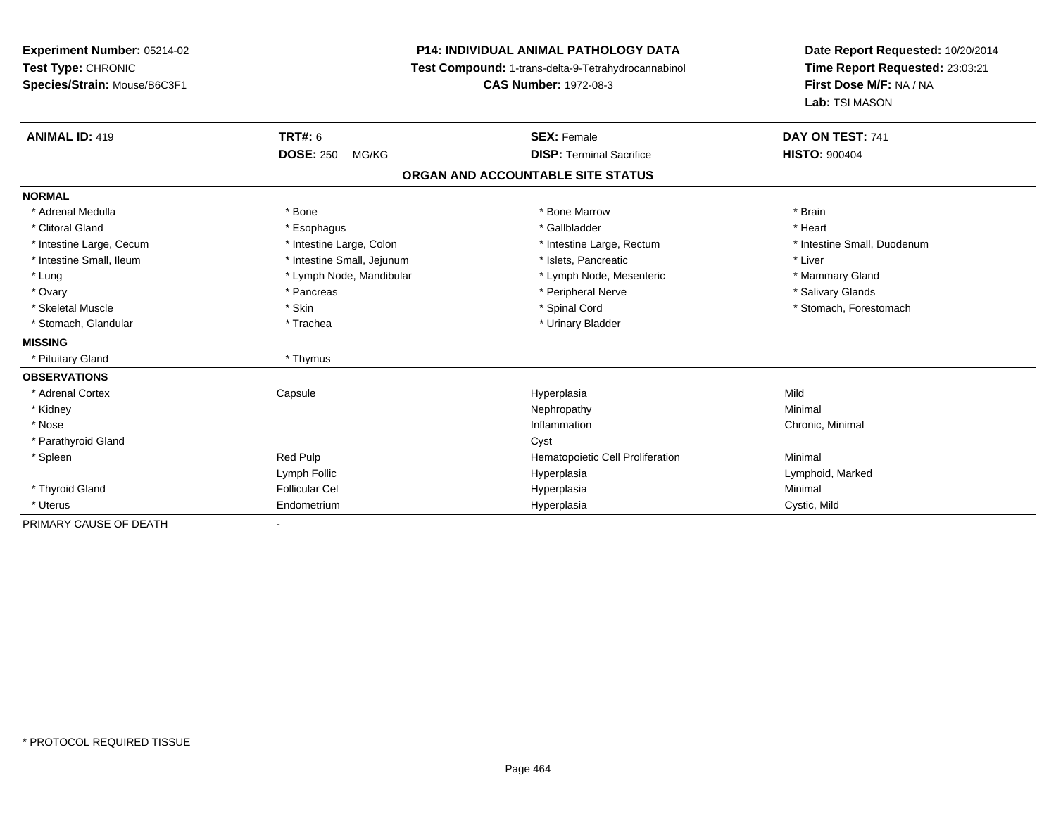**Experiment Number:** 05214-02
**Test Type:** CHRONIC
**Species/Strain:** Mouse/B6C3F1

**P14: INDIVIDUAL ANIMAL PATHOLOGY DATA**
**Test Compound:** 1-trans-delta-9-Tetrahydrocannabinol
**CAS Number:** 1972-08-3

**Date Report Requested:** 10/20/2014
**Time Report Requested:** 23:03:21
**First Dose M/F:** NA / NA
**Lab:** TSI MASON

| **ANIMAL ID:** 419 | **TRT#:** 6 | **SEX:** Female | **DAY ON TEST:** 741 |
|---|---|---|---|
| | **DOSE:** 250 MG/KG | **DISP:** Terminal Sacrifice | **HISTO:** 900404 |

## ORGAN AND ACCOUNTABLE SITE STATUS

| | | | |
|---|---|---|---|
| **NORMAL** | | | |
| * Adrenal Medulla | * Bone | * Bone Marrow | * Brain |
| * Clitoral Gland | * Esophagus | * Gallbladder | * Heart |
| * Intestine Large, Cecum | * Intestine Large, Colon | * Intestine Large, Rectum | * Intestine Small, Duodenum |
| * Intestine Small, Ileum | * Intestine Small, Jejunum | * Islets, Pancreatic | * Liver |
| * Lung | * Lymph Node, Mandibular | * Lymph Node, Mesenteric | * Mammary Gland |
| * Ovary | * Pancreas | * Peripheral Nerve | * Salivary Glands |
| * Skeletal Muscle | * Skin | * Spinal Cord | * Stomach, Forestomach |
| * Stomach, Glandular | * Trachea | * Urinary Bladder | |
| **MISSING** | | | |
| * Pituitary Gland | * Thymus | | |
| **OBSERVATIONS** | | | |
| * Adrenal Cortex | Capsule | Hyperplasia | Mild |
| * Kidney | | Nephropathy | Minimal |
| * Nose | | Inflammation | Chronic, Minimal |
| * Parathyroid Gland | | Cyst | |
| * Spleen | Red Pulp | Hematopoietic Cell Proliferation | Minimal |
| | Lymph Follic | Hyperplasia | Lymphoid, Marked |
| * Thyroid Gland | Follicular Cel | Hyperplasia | Minimal |
| * Uterus | Endometrium | Hyperplasia | Cystic, Mild |
| PRIMARY CAUSE OF DEATH | - | | |

* PROTOCOL REQUIRED TISSUE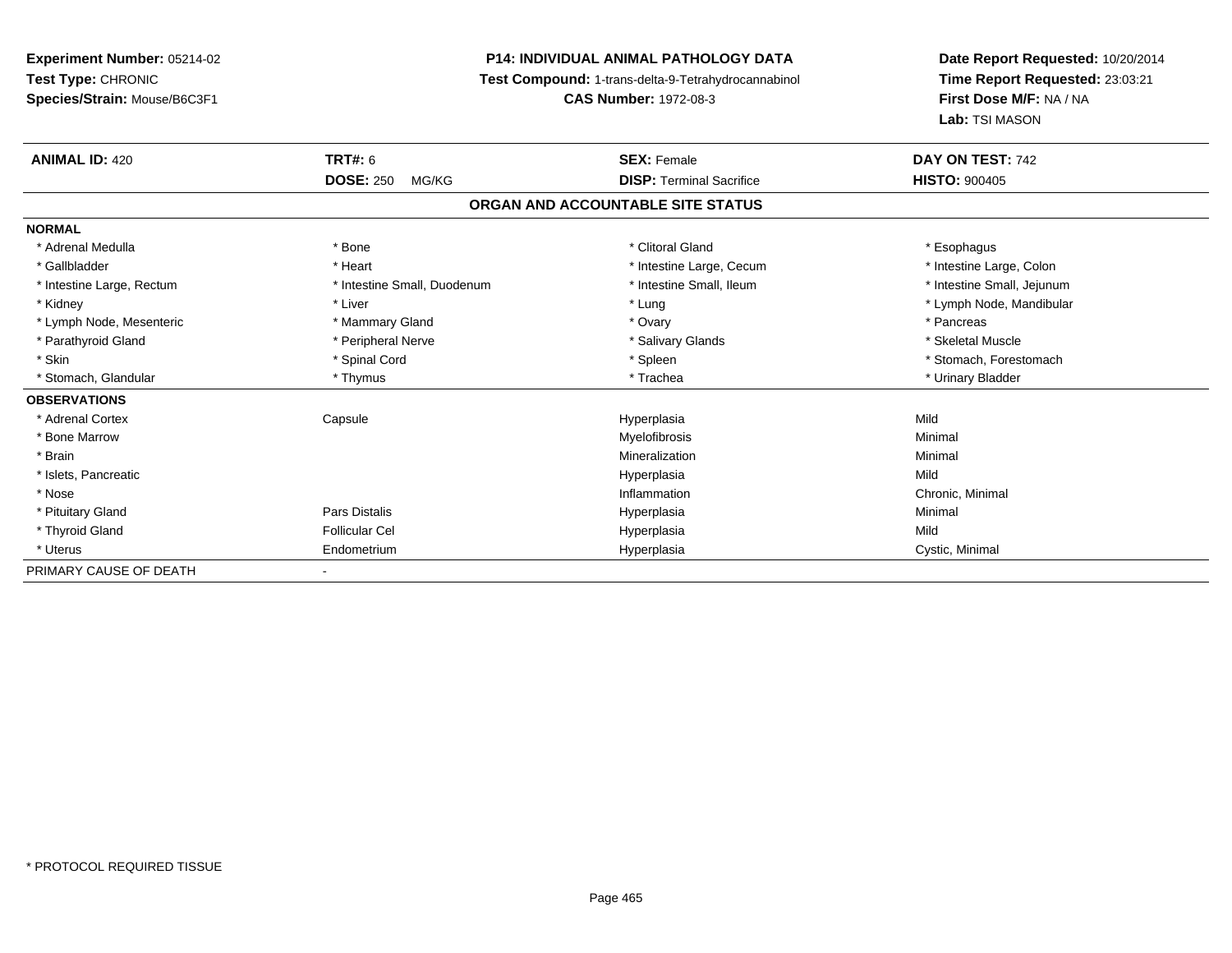**Experiment Number:** 05214-02
**Test Type:** CHRONIC
**Species/Strain:** Mouse/B6C3F1

**P14: INDIVIDUAL ANIMAL PATHOLOGY DATA**
**Test Compound:** 1-trans-delta-9-Tetrahydrocannabinol
**CAS Number:** 1972-08-3

**Date Report Requested:** 10/20/2014
**Time Report Requested:** 23:03:21
**First Dose M/F:** NA / NA
**Lab:** TSI MASON

| **ANIMAL ID:** 420 | **TRT#:** 6 | **SEX:** Female | **DAY ON TEST:** 742 |
|---|---|---|---|
| | **DOSE:** 250 MG/KG | **DISP:** Terminal Sacrifice | **HISTO:** 900405 |

## ORGAN AND ACCOUNTABLE SITE STATUS

**NORMAL**

| | | | |
|---|---|---|---|
| * Adrenal Medulla | * Bone | * Clitoral Gland | * Esophagus |
| * Gallbladder | * Heart | * Intestine Large, Cecum | * Intestine Large, Colon |
| * Intestine Large, Rectum | * Intestine Small, Duodenum | * Intestine Small, Ileum | * Intestine Small, Jejunum |
| * Kidney | * Liver | * Lung | * Lymph Node, Mandibular |
| * Lymph Node, Mesenteric | * Mammary Gland | * Ovary | * Pancreas |
| * Parathyroid Gland | * Peripheral Nerve | * Salivary Glands | * Skeletal Muscle |
| * Skin | * Spinal Cord | * Spleen | * Stomach, Forestomach |
| * Stomach, Glandular | * Thymus | * Trachea | * Urinary Bladder |

**OBSERVATIONS**

| | | | |
|---|---|---|---|
| * Adrenal Cortex | Capsule | Hyperplasia | Mild |
| * Bone Marrow | | Myelofibrosis | Minimal |
| * Brain | | Mineralization | Minimal |
| * Islets, Pancreatic | | Hyperplasia | Mild |
| * Nose | | Inflammation | Chronic, Minimal |
| * Pituitary Gland | Pars Distalis | Hyperplasia | Minimal |
| * Thyroid Gland | Follicular Cel | Hyperplasia | Mild |
| * Uterus | Endometrium | Hyperplasia | Cystic, Minimal |

PRIMARY CAUSE OF DEATH -

* PROTOCOL REQUIRED TISSUE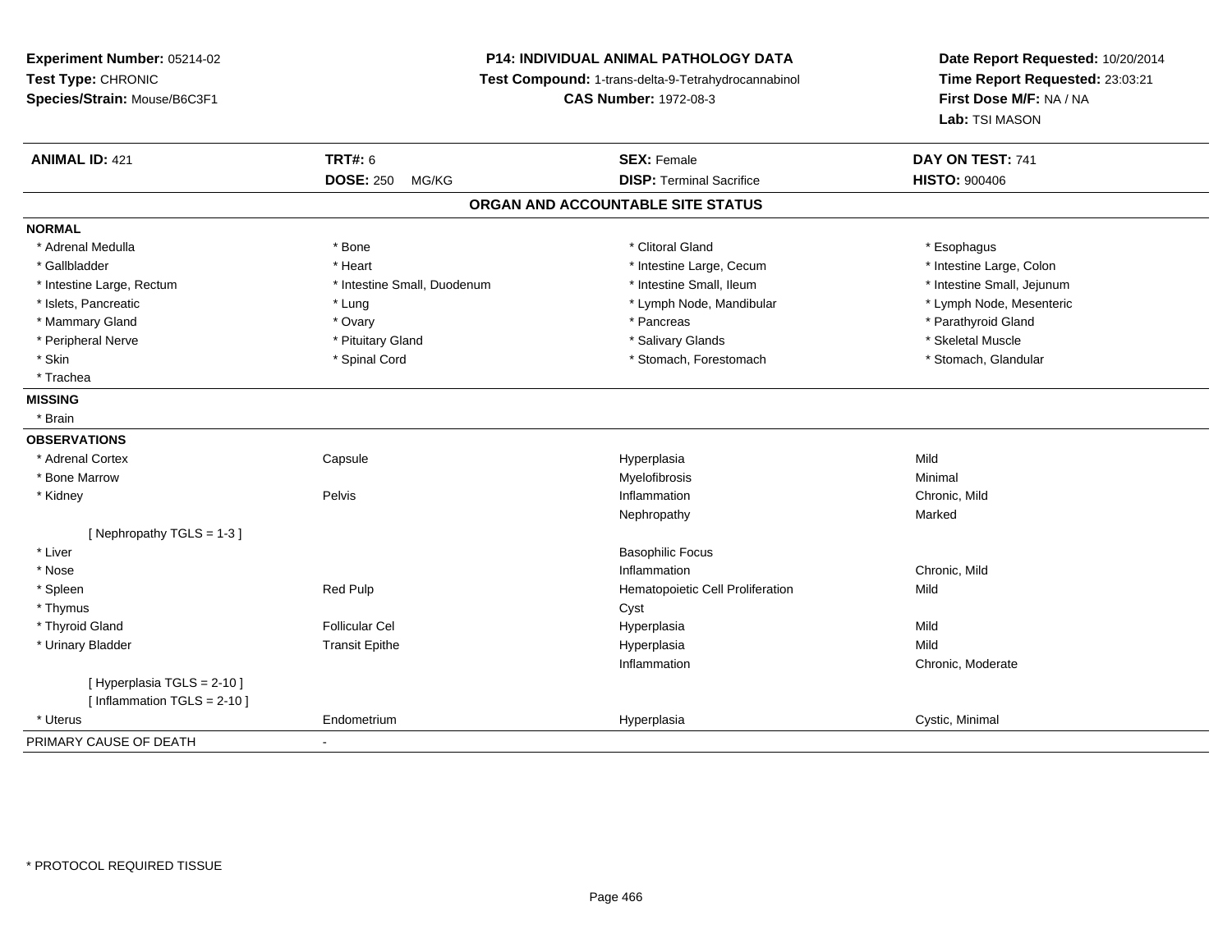**Experiment Number:** 05214-02
**Test Type:** CHRONIC
**Species/Strain:** Mouse/B6C3F1

**P14: INDIVIDUAL ANIMAL PATHOLOGY DATA**
**Test Compound:** 1-trans-delta-9-Tetrahydrocannabinol
**CAS Number:** 1972-08-3

**Date Report Requested:** 10/20/2014
**Time Report Requested:** 23:03:21
**First Dose M/F:** NA / NA
**Lab:** TSI MASON

| **ANIMAL ID:** 421 | **TRT#:** 6 | **SEX:** Female | **DAY ON TEST:** 741 |
|---|---|---|---|
| | **DOSE:** 250 MG/KG | **DISP:** Terminal Sacrifice | **HISTO:** 900406 |

## ORGAN AND ACCOUNTABLE SITE STATUS

**NORMAL**

| | | | |
|---|---|---|---|
| * Adrenal Medulla | * Bone | * Clitoral Gland | * Esophagus |
| * Gallbladder | * Heart | * Intestine Large, Cecum | * Intestine Large, Colon |
| * Intestine Large, Rectum | * Intestine Small, Duodenum | * Intestine Small, Ileum | * Intestine Small, Jejunum |
| * Islets, Pancreatic | * Lung | * Lymph Node, Mandibular | * Lymph Node, Mesenteric |
| * Mammary Gland | * Ovary | * Pancreas | * Parathyroid Gland |
| * Peripheral Nerve | * Pituitary Gland | * Salivary Glands | * Skeletal Muscle |
| * Skin | * Spinal Cord | * Stomach, Forestomach | * Stomach, Glandular |
| * Trachea | | | |

**MISSING**

* Brain

**OBSERVATIONS**

| | | | |
|---|---|---|---|
| * Adrenal Cortex | Capsule | Hyperplasia | Mild |
| * Bone Marrow | | Myelofibrosis | Minimal |
| * Kidney | Pelvis | Inflammation | Chronic, Mild |
| | | Nephropathy | Marked |
| [ Nephropathy TGLS = 1-3 ] | | | |
| * Liver | | Basophilic Focus | |
| * Nose | | Inflammation | Chronic, Mild |
| * Spleen | Red Pulp | Hematopoietic Cell Proliferation | Mild |
| * Thymus | | Cyst | |
| * Thyroid Gland | Follicular Cel | Hyperplasia | Mild |
| * Urinary Bladder | Transit Epithe | Hyperplasia | Mild |
| | | Inflammation | Chronic, Moderate |
| [ Hyperplasia TGLS = 2-10 ] | | | |
| [ Inflammation TGLS = 2-10 ] | | | |
| * Uterus | Endometrium | Hyperplasia | Cystic, Minimal |

PRIMARY CAUSE OF DEATH -

* PROTOCOL REQUIRED TISSUE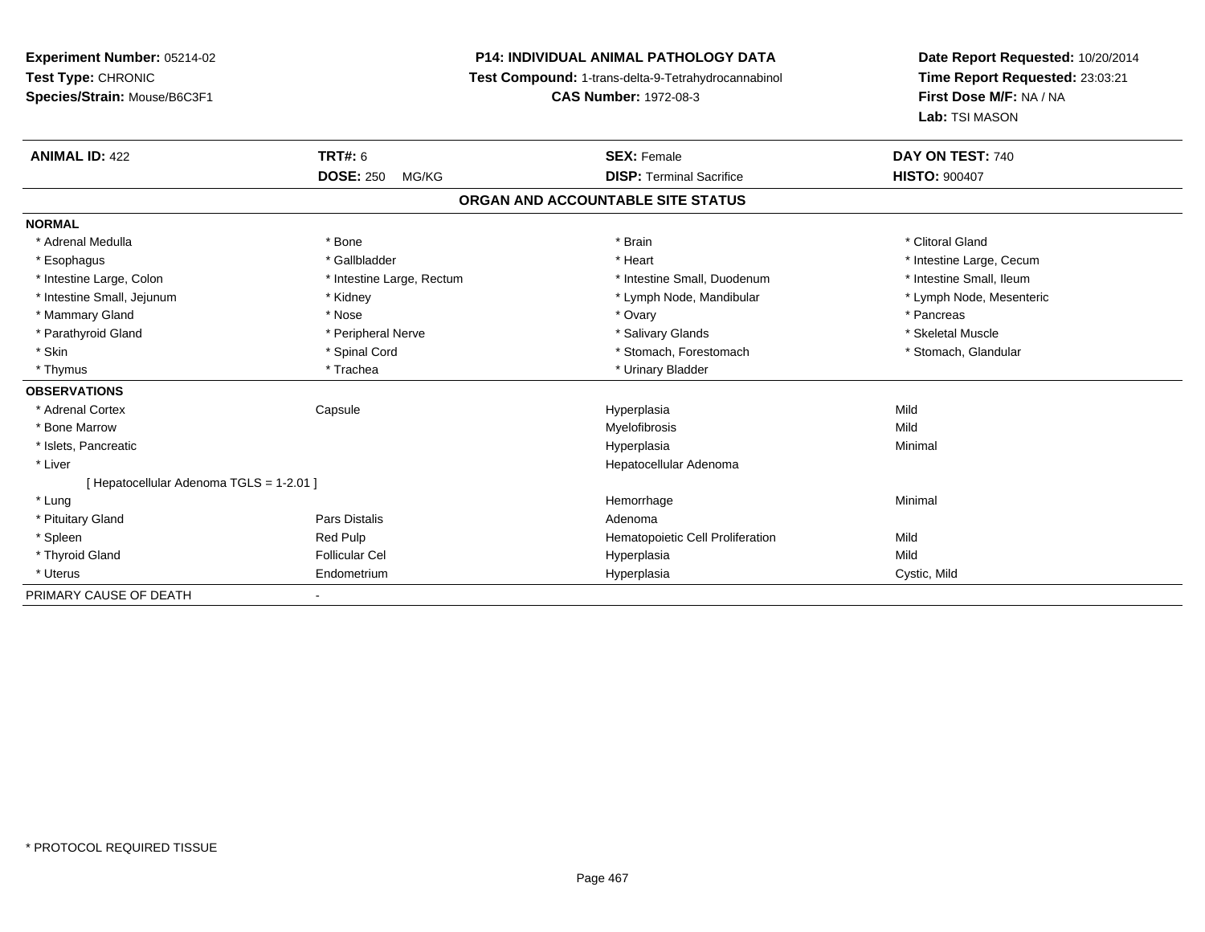**Experiment Number:** 05214-02
**Test Type:** CHRONIC
**Species/Strain:** Mouse/B6C3F1

**P14: INDIVIDUAL ANIMAL PATHOLOGY DATA**
**Test Compound:** 1-trans-delta-9-Tetrahydrocannabinol
**CAS Number:** 1972-08-3

**Date Report Requested:** 10/20/2014
**Time Report Requested:** 23:03:21
**First Dose M/F:** NA / NA
**Lab:** TSI MASON

| **ANIMAL ID:** 422 | **TRT#:** 6 | **SEX:** Female | **DAY ON TEST:** 740 |
|---|---|---|---|
| | **DOSE:** 250 MG/KG | **DISP:** Terminal Sacrifice | **HISTO:** 900407 |

## ORGAN AND ACCOUNTABLE SITE STATUS

**NORMAL**

| | | | |
|---|---|---|---|
| * Adrenal Medulla | * Bone | * Brain | * Clitoral Gland |
| * Esophagus | * Gallbladder | * Heart | * Intestine Large, Cecum |
| * Intestine Large, Colon | * Intestine Large, Rectum | * Intestine Small, Duodenum | * Intestine Small, Ileum |
| * Intestine Small, Jejunum | * Kidney | * Lymph Node, Mandibular | * Lymph Node, Mesenteric |
| * Mammary Gland | * Nose | * Ovary | * Pancreas |
| * Parathyroid Gland | * Peripheral Nerve | * Salivary Glands | * Skeletal Muscle |
| * Skin | * Spinal Cord | * Stomach, Forestomach | * Stomach, Glandular |
| * Thymus | * Trachea | * Urinary Bladder | |

**OBSERVATIONS**

| | | | |
|---|---|---|---|
| * Adrenal Cortex | Capsule | Hyperplasia | Mild |
| * Bone Marrow | | Myelofibrosis | Mild |
| * Islets, Pancreatic | | Hyperplasia | Minimal |
| * Liver | | Hepatocellular Adenoma | |
| [ Hepatocellular Adenoma TGLS = 1-2.01 ] | | | |
| * Lung | | Hemorrhage | Minimal |
| * Pituitary Gland | Pars Distalis | Adenoma | |
| * Spleen | Red Pulp | Hematopoietic Cell Proliferation | Mild |
| * Thyroid Gland | Follicular Cel | Hyperplasia | Mild |
| * Uterus | Endometrium | Hyperplasia | Cystic, Mild |

PRIMARY CAUSE OF DEATH -

\* PROTOCOL REQUIRED TISSUE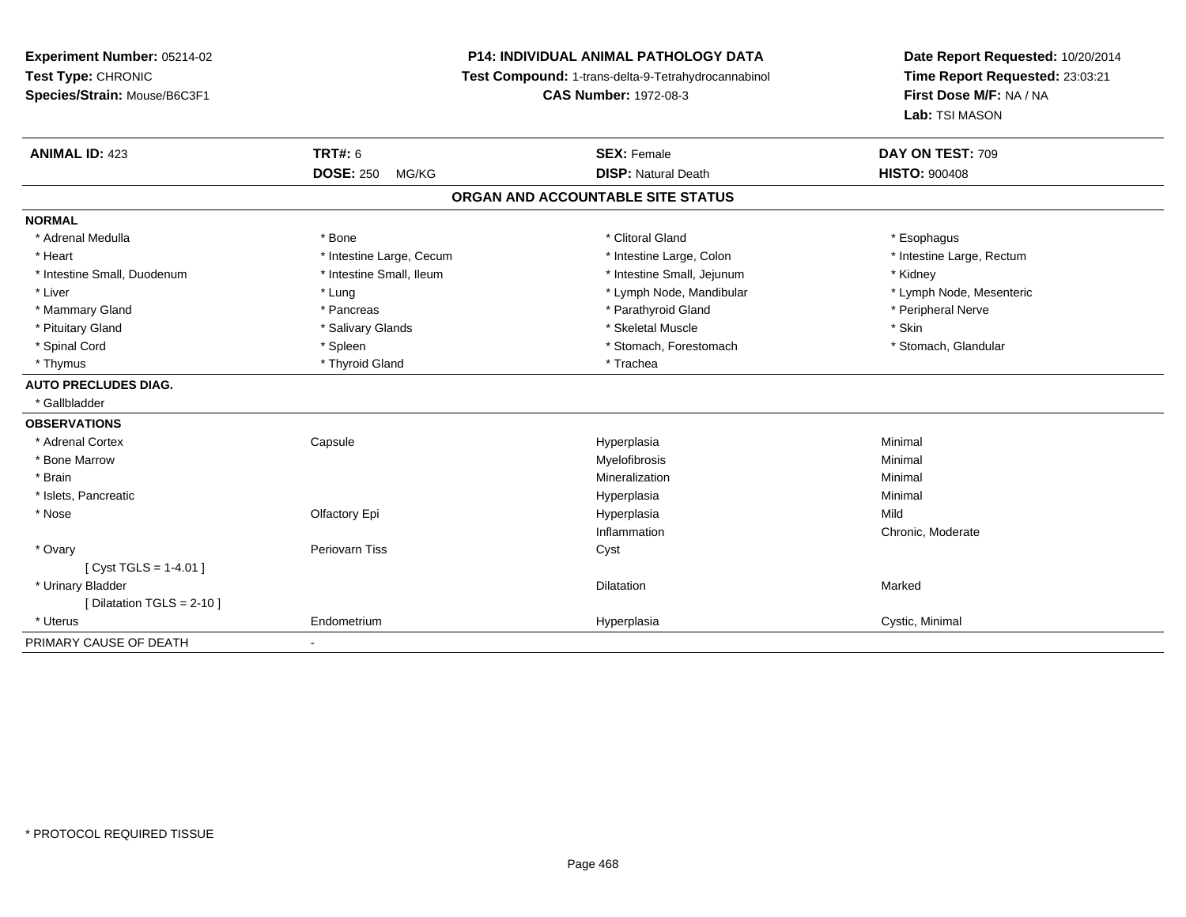**Experiment Number:** 05214-02
**Test Type:** CHRONIC
**Species/Strain:** Mouse/B6C3F1

**P14: INDIVIDUAL ANIMAL PATHOLOGY DATA**
**Test Compound:** 1-trans-delta-9-Tetrahydrocannabinol
**CAS Number:** 1972-08-3

**Date Report Requested:** 10/20/2014
**Time Report Requested:** 23:03:21
**First Dose M/F:** NA / NA
**Lab:** TSI MASON

| **ANIMAL ID:** 423 | **TRT#:** 6 | **SEX:** Female | **DAY ON TEST:** 709 |
|---|---|---|---|
| | **DOSE:** 250 MG/KG | **DISP:** Natural Death | **HISTO:** 900408 |

## ORGAN AND ACCOUNTABLE SITE STATUS

| | | | |
|---|---|---|---|
| **NORMAL** | | | |
| * Adrenal Medulla | * Bone | * Clitoral Gland | * Esophagus |
| * Heart | * Intestine Large, Cecum | * Intestine Large, Colon | * Intestine Large, Rectum |
| * Intestine Small, Duodenum | * Intestine Small, Ileum | * Intestine Small, Jejunum | * Kidney |
| * Liver | * Lung | * Lymph Node, Mandibular | * Lymph Node, Mesenteric |
| * Mammary Gland | * Pancreas | * Parathyroid Gland | * Peripheral Nerve |
| * Pituitary Gland | * Salivary Glands | * Skeletal Muscle | * Skin |
| * Spinal Cord | * Spleen | * Stomach, Forestomach | * Stomach, Glandular |
| * Thymus | * Thyroid Gland | * Trachea | |
| **AUTO PRECLUDES DIAG.** | | | |
| * Gallbladder | | | |
| **OBSERVATIONS** | | | |
| * Adrenal Cortex | Capsule | Hyperplasia | Minimal |
| * Bone Marrow | | Myelofibrosis | Minimal |
| * Brain | | Mineralization | Minimal |
| * Islets, Pancreatic | | Hyperplasia | Minimal |
| * Nose | Olfactory Epi | Hyperplasia | Mild |
| | | Inflammation | Chronic, Moderate |
| * Ovary | Periovarn Tiss | Cyst | |
| [ Cyst TGLS = 1-4.01 ] | | | |
| * Urinary Bladder | | Dilatation | Marked |
| [ Dilatation TGLS = 2-10 ] | | | |
| * Uterus | Endometrium | Hyperplasia | Cystic, Minimal |
| PRIMARY CAUSE OF DEATH | - | | |

* PROTOCOL REQUIRED TISSUE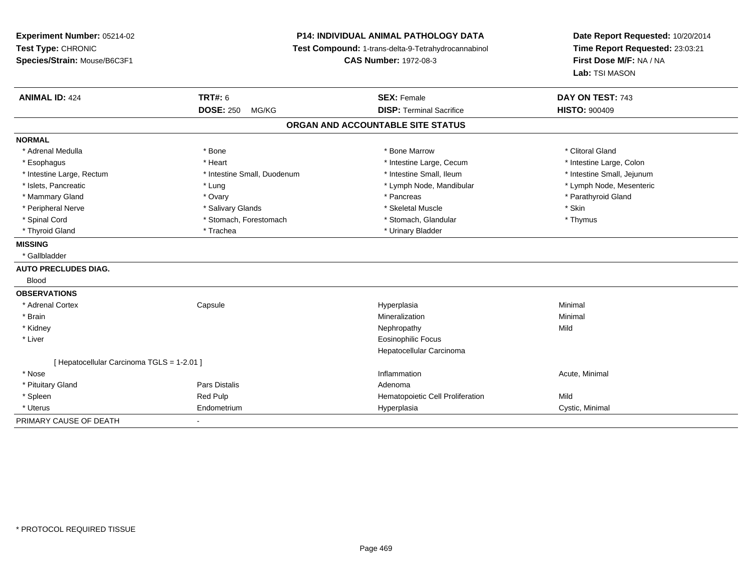**Experiment Number:** 05214-02
**Test Type:** CHRONIC
**Species/Strain:** Mouse/B6C3F1

**P14: INDIVIDUAL ANIMAL PATHOLOGY DATA**
**Test Compound:** 1-trans-delta-9-Tetrahydrocannabinol
**CAS Number:** 1972-08-3

**Date Report Requested:** 10/20/2014
**Time Report Requested:** 23:03:21
**First Dose M/F:** NA / NA
**Lab:** TSI MASON

| **ANIMAL ID:** 424 | **TRT#:** 6 | **SEX:** Female | **DAY ON TEST:** 743 |
|---|---|---|---|
| | **DOSE:** 250 MG/KG | **DISP:** Terminal Sacrifice | **HISTO:** 900409 |

## ORGAN AND ACCOUNTABLE SITE STATUS

**NORMAL**

| | | | |
|---|---|---|---|
| * Adrenal Medulla | * Bone | * Bone Marrow | * Clitoral Gland |
| * Esophagus | * Heart | * Intestine Large, Cecum | * Intestine Large, Colon |
| * Intestine Large, Rectum | * Intestine Small, Duodenum | * Intestine Small, Ileum | * Intestine Small, Jejunum |
| * Islets, Pancreatic | * Lung | * Lymph Node, Mandibular | * Lymph Node, Mesenteric |
| * Mammary Gland | * Ovary | * Pancreas | * Parathyroid Gland |
| * Peripheral Nerve | * Salivary Glands | * Skeletal Muscle | * Skin |
| * Spinal Cord | * Stomach, Forestomach | * Stomach, Glandular | * Thymus |
| * Thyroid Gland | * Trachea | * Urinary Bladder | |

**MISSING**

* Gallbladder

**AUTO PRECLUDES DIAG.**

Blood

**OBSERVATIONS**

| | | | |
|---|---|---|---|
| * Adrenal Cortex | Capsule | Hyperplasia | Minimal |
| * Brain | | Mineralization | Minimal |
| * Kidney | | Nephropathy | Mild |
| * Liver | | Eosinophilic Focus | |
| | | Hepatocellular Carcinoma | |
| [ Hepatocellular Carcinoma TGLS = 1-2.01 ] | | | |
| * Nose | | Inflammation | Acute, Minimal |
| * Pituitary Gland | Pars Distalis | Adenoma | |
| * Spleen | Red Pulp | Hematopoietic Cell Proliferation | Mild |
| * Uterus | Endometrium | Hyperplasia | Cystic, Minimal |

PRIMARY CAUSE OF DEATH -

* PROTOCOL REQUIRED TISSUE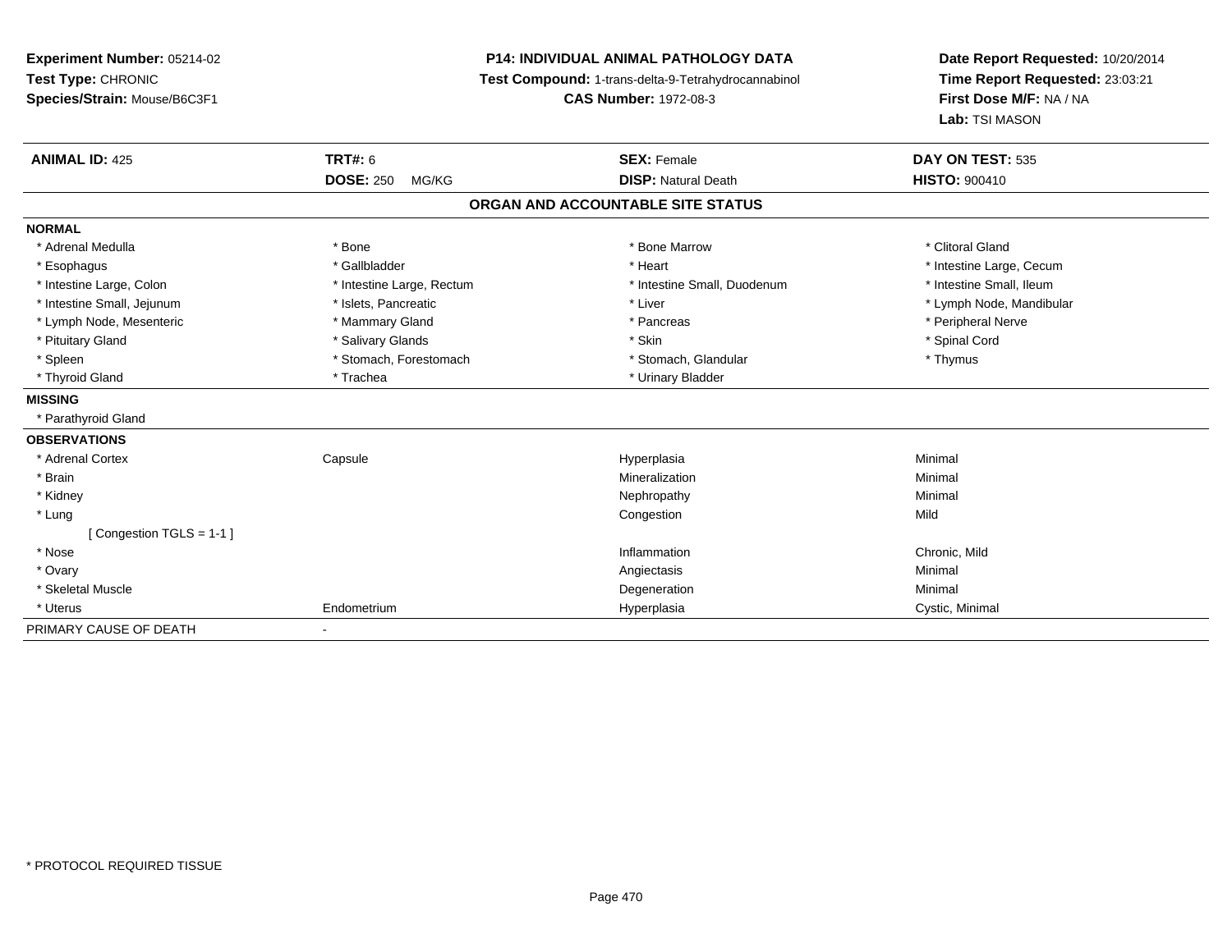**Experiment Number:** 05214-02
**Test Type:** CHRONIC
**Species/Strain:** Mouse/B6C3F1

**P14: INDIVIDUAL ANIMAL PATHOLOGY DATA**
**Test Compound:** 1-trans-delta-9-Tetrahydrocannabinol
**CAS Number:** 1972-08-3

**Date Report Requested:** 10/20/2014
**Time Report Requested:** 23:03:21
**First Dose M/F:** NA / NA
**Lab:** TSI MASON

| **ANIMAL ID:** 425 | **TRT#:** 6 | **SEX:** Female | **DAY ON TEST:** 535 |
|---|---|---|---|
| | **DOSE:** 250 MG/KG | **DISP:** Natural Death | **HISTO:** 900410 |

## ORGAN AND ACCOUNTABLE SITE STATUS

**NORMAL**

| | | | |
|---|---|---|---|
| * Adrenal Medulla | * Bone | * Bone Marrow | * Clitoral Gland |
| * Esophagus | * Gallbladder | * Heart | * Intestine Large, Cecum |
| * Intestine Large, Colon | * Intestine Large, Rectum | * Intestine Small, Duodenum | * Intestine Small, Ileum |
| * Intestine Small, Jejunum | * Islets, Pancreatic | * Liver | * Lymph Node, Mandibular |
| * Lymph Node, Mesenteric | * Mammary Gland | * Pancreas | * Peripheral Nerve |
| * Pituitary Gland | * Salivary Glands | * Skin | * Spinal Cord |
| * Spleen | * Stomach, Forestomach | * Stomach, Glandular | * Thymus |
| * Thyroid Gland | * Trachea | * Urinary Bladder | |

**MISSING**

* Parathyroid Gland

**OBSERVATIONS**

| | | | |
|---|---|---|---|
| * Adrenal Cortex | Capsule | Hyperplasia | Minimal |
| * Brain | | Mineralization | Minimal |
| * Kidney | | Nephropathy | Minimal |
| * Lung | | Congestion | Mild |
| [ Congestion TGLS = 1-1 ] | | | |
| * Nose | | Inflammation | Chronic, Mild |
| * Ovary | | Angiectasis | Minimal |
| * Skeletal Muscle | | Degeneration | Minimal |
| * Uterus | Endometrium | Hyperplasia | Cystic, Minimal |

PRIMARY CAUSE OF DEATH -

* PROTOCOL REQUIRED TISSUE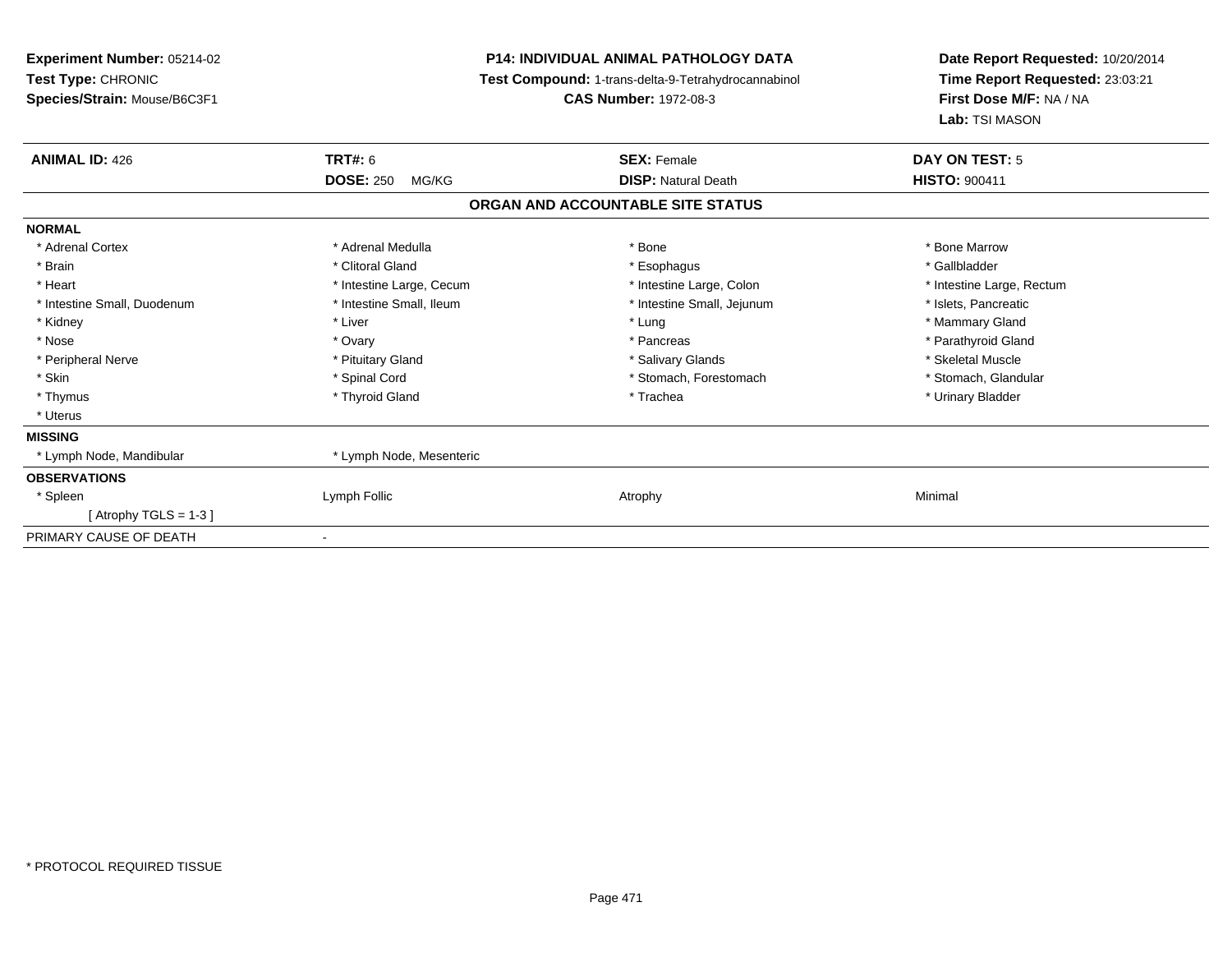**Experiment Number:** 05214-02
**Test Type:** CHRONIC
**Species/Strain:** Mouse/B6C3F1

**P14: INDIVIDUAL ANIMAL PATHOLOGY DATA**
**Test Compound:** 1-trans-delta-9-Tetrahydrocannabinol
**CAS Number:** 1972-08-3

**Date Report Requested:** 10/20/2014
**Time Report Requested:** 23:03:21
**First Dose M/F:** NA / NA
**Lab:** TSI MASON

| **ANIMAL ID:** 426 | **TRT#:** 6 | **SEX:** Female | **DAY ON TEST:** 5 |
|---|---|---|---|
| | **DOSE:** 250 MG/KG | **DISP:** Natural Death | **HISTO:** 900411 |

**ORGAN AND ACCOUNTABLE SITE STATUS**

| | | | |
|---|---|---|---|
| **NORMAL** | | | |
| * Adrenal Cortex | * Adrenal Medulla | * Bone | * Bone Marrow |
| * Brain | * Clitoral Gland | * Esophagus | * Gallbladder |
| * Heart | * Intestine Large, Cecum | * Intestine Large, Colon | * Intestine Large, Rectum |
| * Intestine Small, Duodenum | * Intestine Small, Ileum | * Intestine Small, Jejunum | * Islets, Pancreatic |
| * Kidney | * Liver | * Lung | * Mammary Gland |
| * Nose | * Ovary | * Pancreas | * Parathyroid Gland |
| * Peripheral Nerve | * Pituitary Gland | * Salivary Glands | * Skeletal Muscle |
| * Skin | * Spinal Cord | * Stomach, Forestomach | * Stomach, Glandular |
| * Thymus | * Thyroid Gland | * Trachea | * Urinary Bladder |
| * Uterus | | | |
| **MISSING** | | | |
| * Lymph Node, Mandibular | * Lymph Node, Mesenteric | | |
| **OBSERVATIONS** | | | |
| * Spleen | Lymph Follic | Atrophy | Minimal |
| [ Atrophy TGLS = 1-3 ] | | | |
| PRIMARY CAUSE OF DEATH | - | | |

* PROTOCOL REQUIRED TISSUE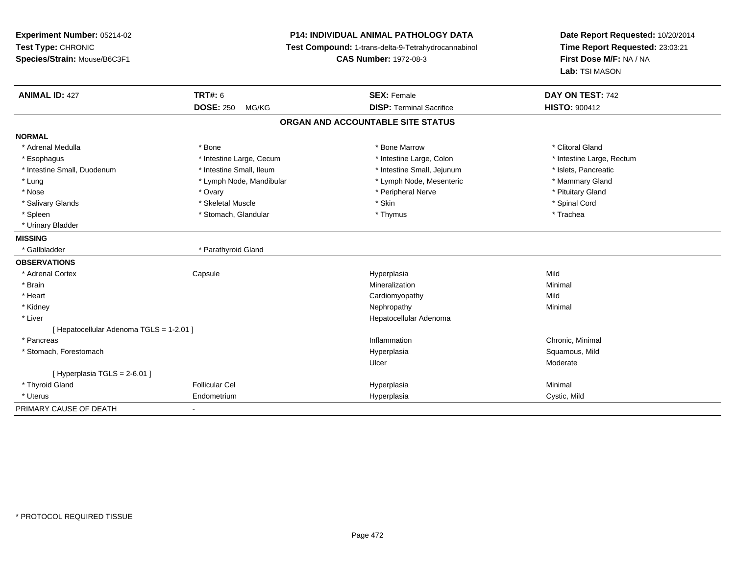**Experiment Number:** 05214-02
**Test Type:** CHRONIC
**Species/Strain:** Mouse/B6C3F1

**P14: INDIVIDUAL ANIMAL PATHOLOGY DATA**
**Test Compound:** 1-trans-delta-9-Tetrahydrocannabinol
**CAS Number:** 1972-08-3

**Date Report Requested:** 10/20/2014
**Time Report Requested:** 23:03:21
**First Dose M/F:** NA / NA
**Lab:** TSI MASON

| **ANIMAL ID:** 427 | **TRT#:** 6 | **SEX:** Female | **DAY ON TEST:** 742 |
|---|---|---|---|
| | **DOSE:** 250 MG/KG | **DISP:** Terminal Sacrifice | **HISTO:** 900412 |

## ORGAN AND ACCOUNTABLE SITE STATUS

**NORMAL**

| | | | |
|---|---|---|---|
| * Adrenal Medulla | * Bone | * Bone Marrow | * Clitoral Gland |
| * Esophagus | * Intestine Large, Cecum | * Intestine Large, Colon | * Intestine Large, Rectum |
| * Intestine Small, Duodenum | * Intestine Small, Ileum | * Intestine Small, Jejunum | * Islets, Pancreatic |
| * Lung | * Lymph Node, Mandibular | * Lymph Node, Mesenteric | * Mammary Gland |
| * Nose | * Ovary | * Peripheral Nerve | * Pituitary Gland |
| * Salivary Glands | * Skeletal Muscle | * Skin | * Spinal Cord |
| * Spleen | * Stomach, Glandular | * Thymus | * Trachea |
| * Urinary Bladder | | | |

**MISSING**

| | |
|---|---|
| * Gallbladder | * Parathyroid Gland |

**OBSERVATIONS**

| | | | |
|---|---|---|---|
| * Adrenal Cortex | Capsule | Hyperplasia | Mild |
| * Brain | | Mineralization | Minimal |
| * Heart | | Cardiomyopathy | Mild |
| * Kidney | | Nephropathy | Minimal |
| * Liver | | Hepatocellular Adenoma | |
| [ Hepatocellular Adenoma TGLS = 1-2.01 ] | | | |
| * Pancreas | | Inflammation | Chronic, Minimal |
| * Stomach, Forestomach | | Hyperplasia | Squamous, Mild |
| | | Ulcer | Moderate |
| [ Hyperplasia TGLS = 2-6.01 ] | | | |
| * Thyroid Gland | Follicular Cel | Hyperplasia | Minimal |
| * Uterus | Endometrium | Hyperplasia | Cystic, Mild |

PRIMARY CAUSE OF DEATH -

* PROTOCOL REQUIRED TISSUE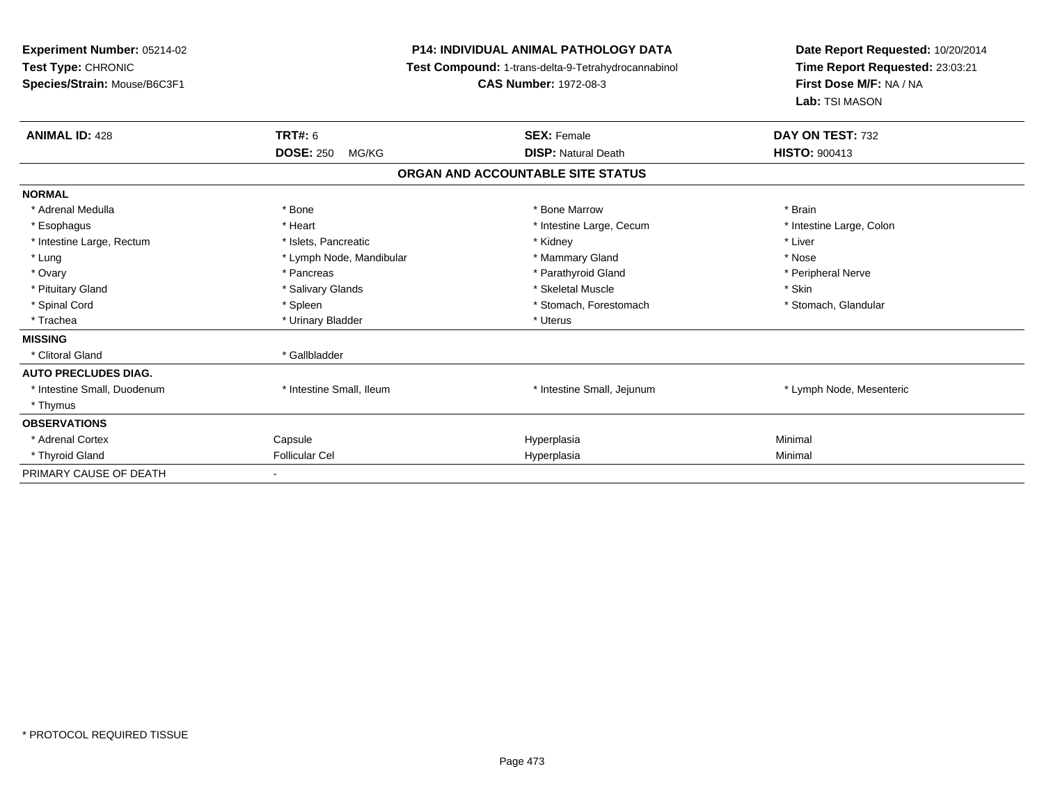**Experiment Number:** 05214-02
**Test Type:** CHRONIC
**Species/Strain:** Mouse/B6C3F1

**P14: INDIVIDUAL ANIMAL PATHOLOGY DATA**
**Test Compound:** 1-trans-delta-9-Tetrahydrocannabinol
**CAS Number:** 1972-08-3

**Date Report Requested:** 10/20/2014
**Time Report Requested:** 23:03:21
**First Dose M/F:** NA / NA
**Lab:** TSI MASON

| **ANIMAL ID:** 428 | **TRT#:** 6 | **SEX:** Female | **DAY ON TEST:** 732 |
|---|---|---|---|
| | **DOSE:** 250 MG/KG | **DISP:** Natural Death | **HISTO:** 900413 |

**ORGAN AND ACCOUNTABLE SITE STATUS**

| | | | |
|---|---|---|---|
| **NORMAL** | | | |
| * Adrenal Medulla | * Bone | * Bone Marrow | * Brain |
| * Esophagus | * Heart | * Intestine Large, Cecum | * Intestine Large, Colon |
| * Intestine Large, Rectum | * Islets, Pancreatic | * Kidney | * Liver |
| * Lung | * Lymph Node, Mandibular | * Mammary Gland | * Nose |
| * Ovary | * Pancreas | * Parathyroid Gland | * Peripheral Nerve |
| * Pituitary Gland | * Salivary Glands | * Skeletal Muscle | * Skin |
| * Spinal Cord | * Spleen | * Stomach, Forestomach | * Stomach, Glandular |
| * Trachea | * Urinary Bladder | * Uterus | |
| **MISSING** | | | |
| * Clitoral Gland | * Gallbladder | | |
| **AUTO PRECLUDES DIAG.** | | | |
| * Intestine Small, Duodenum | * Intestine Small, Ileum | * Intestine Small, Jejunum | * Lymph Node, Mesenteric |
| * Thymus | | | |
| **OBSERVATIONS** | | | |
| * Adrenal Cortex | Capsule | Hyperplasia | Minimal |
| * Thyroid Gland | Follicular Cel | Hyperplasia | Minimal |
| PRIMARY CAUSE OF DEATH | - | | |

* PROTOCOL REQUIRED TISSUE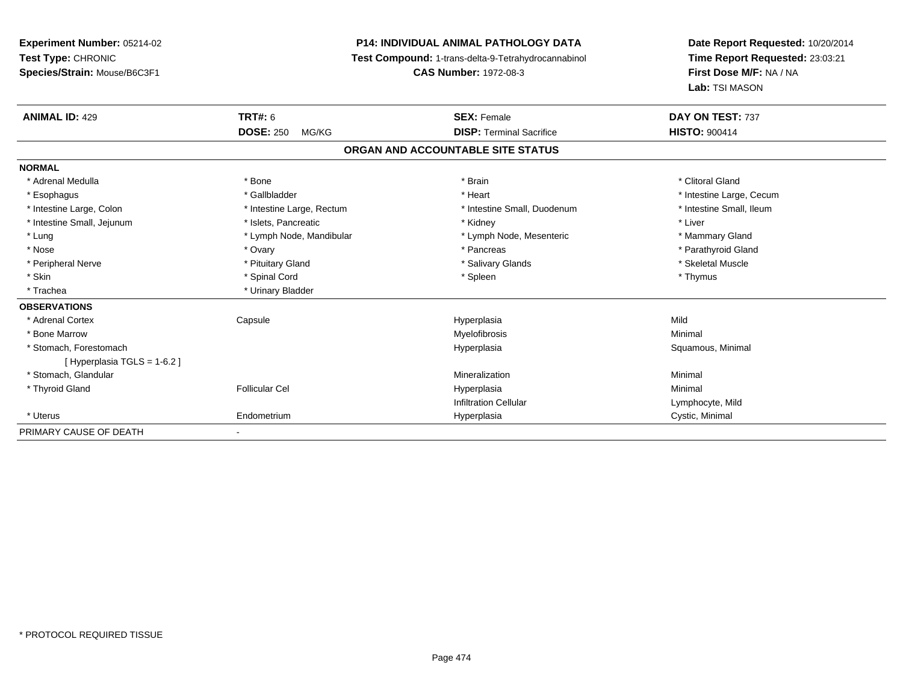**Experiment Number:** 05214-02
**Test Type:** CHRONIC
**Species/Strain:** Mouse/B6C3F1

**P14: INDIVIDUAL ANIMAL PATHOLOGY DATA**
**Test Compound:** 1-trans-delta-9-Tetrahydrocannabinol
**CAS Number:** 1972-08-3

**Date Report Requested:** 10/20/2014
**Time Report Requested:** 23:03:21
**First Dose M/F:** NA / NA
**Lab:** TSI MASON

| **ANIMAL ID:** 429 | **TRT#:** 6 | **SEX:** Female | **DAY ON TEST:** 737 |
|---|---|---|---|
| | **DOSE:** 250 MG/KG | **DISP:** Terminal Sacrifice | **HISTO:** 900414 |

## ORGAN AND ACCOUNTABLE SITE STATUS

**NORMAL**

| | | | |
|---|---|---|---|
| * Adrenal Medulla | * Bone | * Brain | * Clitoral Gland |
| * Esophagus | * Gallbladder | * Heart | * Intestine Large, Cecum |
| * Intestine Large, Colon | * Intestine Large, Rectum | * Intestine Small, Duodenum | * Intestine Small, Ileum |
| * Intestine Small, Jejunum | * Islets, Pancreatic | * Kidney | * Liver |
| * Lung | * Lymph Node, Mandibular | * Lymph Node, Mesenteric | * Mammary Gland |
| * Nose | * Ovary | * Pancreas | * Parathyroid Gland |
| * Peripheral Nerve | * Pituitary Gland | * Salivary Glands | * Skeletal Muscle |
| * Skin | * Spinal Cord | * Spleen | * Thymus |
| * Trachea | * Urinary Bladder | | |

**OBSERVATIONS**

| | | | |
|---|---|---|---|
| * Adrenal Cortex | Capsule | Hyperplasia | Mild |
| * Bone Marrow | | Myelofibrosis | Minimal |
| * Stomach, Forestomach | | Hyperplasia | Squamous, Minimal |
| [ Hyperplasia TGLS = 1-6.2 ] | | | |
| * Stomach, Glandular | | Mineralization | Minimal |
| * Thyroid Gland | Follicular Cel | Hyperplasia | Minimal |
| | | Infiltration Cellular | Lymphocyte, Mild |
| * Uterus | Endometrium | Hyperplasia | Cystic, Minimal |

PRIMARY CAUSE OF DEATH -

\* PROTOCOL REQUIRED TISSUE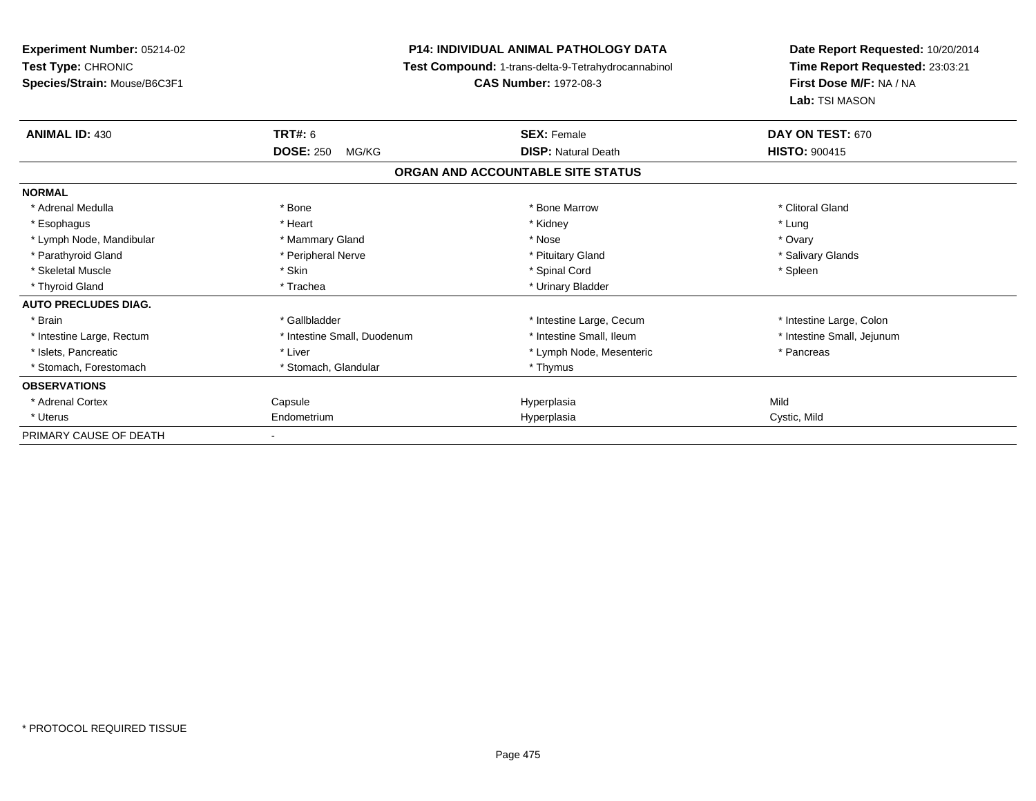**Experiment Number:** 05214-02
**Test Type:** CHRONIC
**Species/Strain:** Mouse/B6C3F1

**P14: INDIVIDUAL ANIMAL PATHOLOGY DATA**
**Test Compound:** 1-trans-delta-9-Tetrahydrocannabinol
**CAS Number:** 1972-08-3

**Date Report Requested:** 10/20/2014
**Time Report Requested:** 23:03:21
**First Dose M/F:** NA / NA
**Lab:** TSI MASON

| **ANIMAL ID:** 430 | **TRT#:** 6 | **SEX:** Female | **DAY ON TEST:** 670 |
|---|---|---|---|
| | **DOSE:** 250 MG/KG | **DISP:** Natural Death | **HISTO:** 900415 |

**ORGAN AND ACCOUNTABLE SITE STATUS**

| | | | |
|---|---|---|---|
| **NORMAL** | | | |
| * Adrenal Medulla | * Bone | * Bone Marrow | * Clitoral Gland |
| * Esophagus | * Heart | * Kidney | * Lung |
| * Lymph Node, Mandibular | * Mammary Gland | * Nose | * Ovary |
| * Parathyroid Gland | * Peripheral Nerve | * Pituitary Gland | * Salivary Glands |
| * Skeletal Muscle | * Skin | * Spinal Cord | * Spleen |
| * Thyroid Gland | * Trachea | * Urinary Bladder | |
| **AUTO PRECLUDES DIAG.** | | | |
| * Brain | * Gallbladder | * Intestine Large, Cecum | * Intestine Large, Colon |
| * Intestine Large, Rectum | * Intestine Small, Duodenum | * Intestine Small, Ileum | * Intestine Small, Jejunum |
| * Islets, Pancreatic | * Liver | * Lymph Node, Mesenteric | * Pancreas |
| * Stomach, Forestomach | * Stomach, Glandular | * Thymus | |
| **OBSERVATIONS** | | | |
| * Adrenal Cortex | Capsule | Hyperplasia | Mild |
| * Uterus | Endometrium | Hyperplasia | Cystic, Mild |
| PRIMARY CAUSE OF DEATH | - | | |

* PROTOCOL REQUIRED TISSUE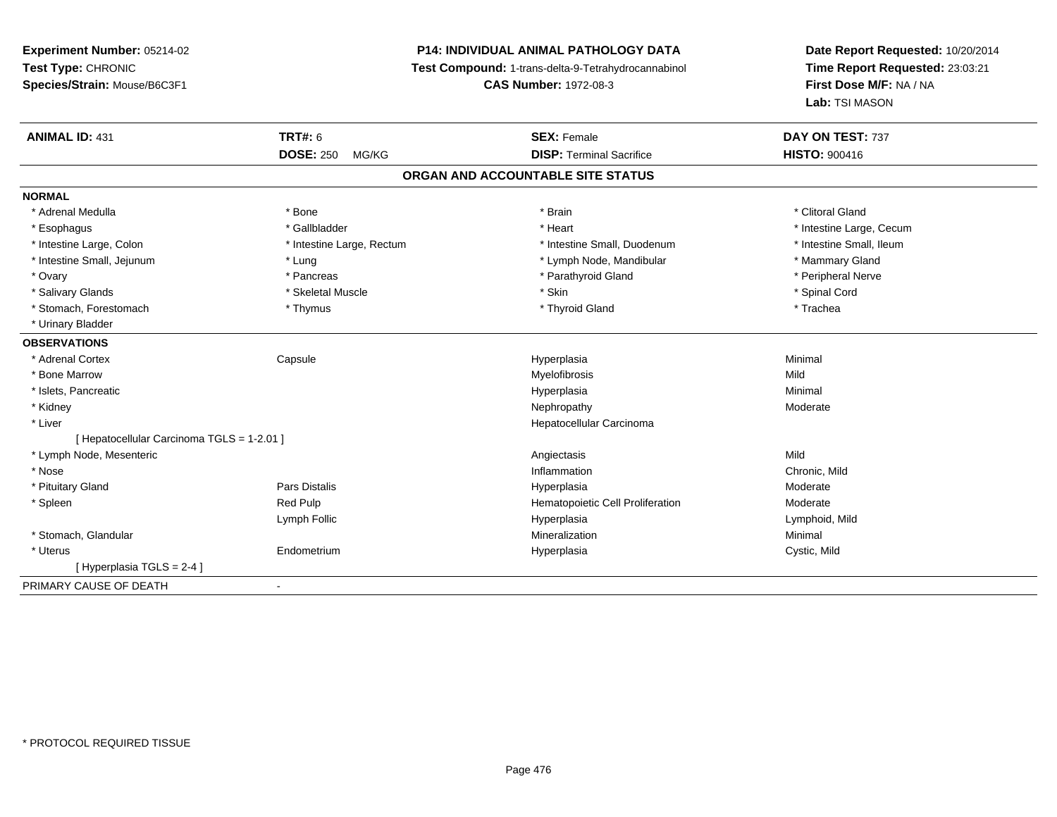**Experiment Number:** 05214-02
**Test Type:** CHRONIC
**Species/Strain:** Mouse/B6C3F1

**P14: INDIVIDUAL ANIMAL PATHOLOGY DATA**
**Test Compound:** 1-trans-delta-9-Tetrahydrocannabinol
**CAS Number:** 1972-08-3

**Date Report Requested:** 10/20/2014
**Time Report Requested:** 23:03:21
**First Dose M/F:** NA / NA
**Lab:** TSI MASON

| **ANIMAL ID:** 431 | **TRT#:** 6 | **SEX:** Female | **DAY ON TEST:** 737 |
|---|---|---|---|
| | **DOSE:** 250 MG/KG | **DISP:** Terminal Sacrifice | **HISTO:** 900416 |

## ORGAN AND ACCOUNTABLE SITE STATUS

**NORMAL**

| | | | |
|---|---|---|---|
| * Adrenal Medulla | * Bone | * Brain | * Clitoral Gland |
| * Esophagus | * Gallbladder | * Heart | * Intestine Large, Cecum |
| * Intestine Large, Colon | * Intestine Large, Rectum | * Intestine Small, Duodenum | * Intestine Small, Ileum |
| * Intestine Small, Jejunum | * Lung | * Lymph Node, Mandibular | * Mammary Gland |
| * Ovary | * Pancreas | * Parathyroid Gland | * Peripheral Nerve |
| * Salivary Glands | * Skeletal Muscle | * Skin | * Spinal Cord |
| * Stomach, Forestomach | * Thymus | * Thyroid Gland | * Trachea |
| * Urinary Bladder | | | |

**OBSERVATIONS**

| | | | |
|---|---|---|---|
| * Adrenal Cortex | Capsule | Hyperplasia | Minimal |
| * Bone Marrow | | Myelofibrosis | Mild |
| * Islets, Pancreatic | | Hyperplasia | Minimal |
| * Kidney | | Nephropathy | Moderate |
| * Liver | | Hepatocellular Carcinoma | |
| [ Hepatocellular Carcinoma TGLS = 1-2.01 ] | | | |
| * Lymph Node, Mesenteric | | Angiectasis | Mild |
| * Nose | | Inflammation | Chronic, Mild |
| * Pituitary Gland | Pars Distalis | Hyperplasia | Moderate |
| * Spleen | Red Pulp | Hematopoietic Cell Proliferation | Moderate |
| | Lymph Follic | Hyperplasia | Lymphoid, Mild |
| * Stomach, Glandular | | Mineralization | Minimal |
| * Uterus | Endometrium | Hyperplasia | Cystic, Mild |
| [ Hyperplasia TGLS = 2-4 ] | | | |

PRIMARY CAUSE OF DEATH -

* PROTOCOL REQUIRED TISSUE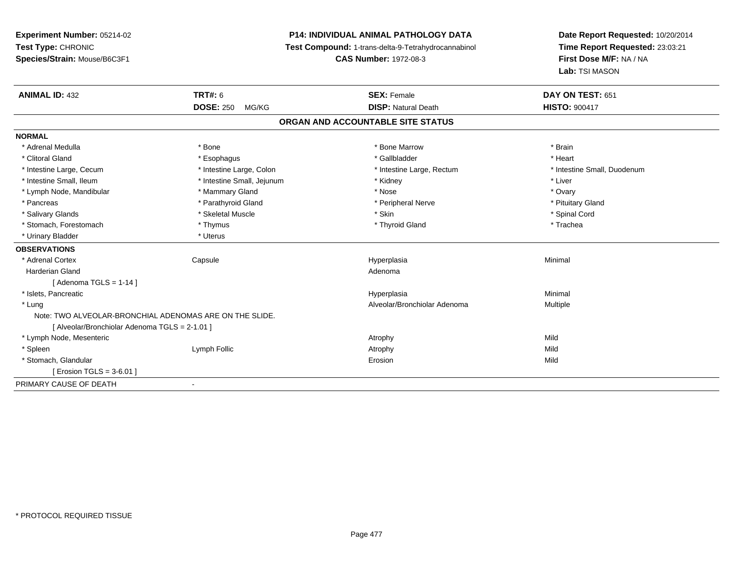**Experiment Number:** 05214-02
**Test Type:** CHRONIC
**Species/Strain:** Mouse/B6C3F1

**P14: INDIVIDUAL ANIMAL PATHOLOGY DATA**
**Test Compound:** 1-trans-delta-9-Tetrahydrocannabinol
**CAS Number:** 1972-08-3

**Date Report Requested:** 10/20/2014
**Time Report Requested:** 23:03:21
**First Dose M/F:** NA / NA
**Lab:** TSI MASON

| **ANIMAL ID:** 432 | **TRT#:** 6 | **SEX:** Female | **DAY ON TEST:** 651 |
|---|---|---|---|
| | **DOSE:** 250 MG/KG | **DISP:** Natural Death | **HISTO:** 900417 |

## ORGAN AND ACCOUNTABLE SITE STATUS

**NORMAL**

| | | | |
|---|---|---|---|
| * Adrenal Medulla | * Bone | * Bone Marrow | * Brain |
| * Clitoral Gland | * Esophagus | * Gallbladder | * Heart |
| * Intestine Large, Cecum | * Intestine Large, Colon | * Intestine Large, Rectum | * Intestine Small, Duodenum |
| * Intestine Small, Ileum | * Intestine Small, Jejunum | * Kidney | * Liver |
| * Lymph Node, Mandibular | * Mammary Gland | * Nose | * Ovary |
| * Pancreas | * Parathyroid Gland | * Peripheral Nerve | * Pituitary Gland |
| * Salivary Glands | * Skeletal Muscle | * Skin | * Spinal Cord |
| * Stomach, Forestomach | * Thymus | * Thyroid Gland | * Trachea |
| * Urinary Bladder | * Uterus | | |

**OBSERVATIONS**

| | | | |
|---|---|---|---|
| * Adrenal Cortex | Capsule | Hyperplasia | Minimal |
| Harderian Gland | | Adenoma | |
| [ Adenoma TGLS = 1-14 ] | | | |
| * Islets, Pancreatic | | Hyperplasia | Minimal |
| * Lung | | Alveolar/Bronchiolar Adenoma | Multiple |
| Note: TWO ALVEOLAR-BRONCHIAL ADENOMAS ARE ON THE SLIDE. | | | |
| [ Alveolar/Bronchiolar Adenoma TGLS = 2-1.01 ] | | | |
| * Lymph Node, Mesenteric | | Atrophy | Mild |
| * Spleen | Lymph Follic | Atrophy | Mild |
| * Stomach, Glandular | | Erosion | Mild |
| [ Erosion TGLS = 3-6.01 ] | | | |

PRIMARY CAUSE OF DEATH -

\* PROTOCOL REQUIRED TISSUE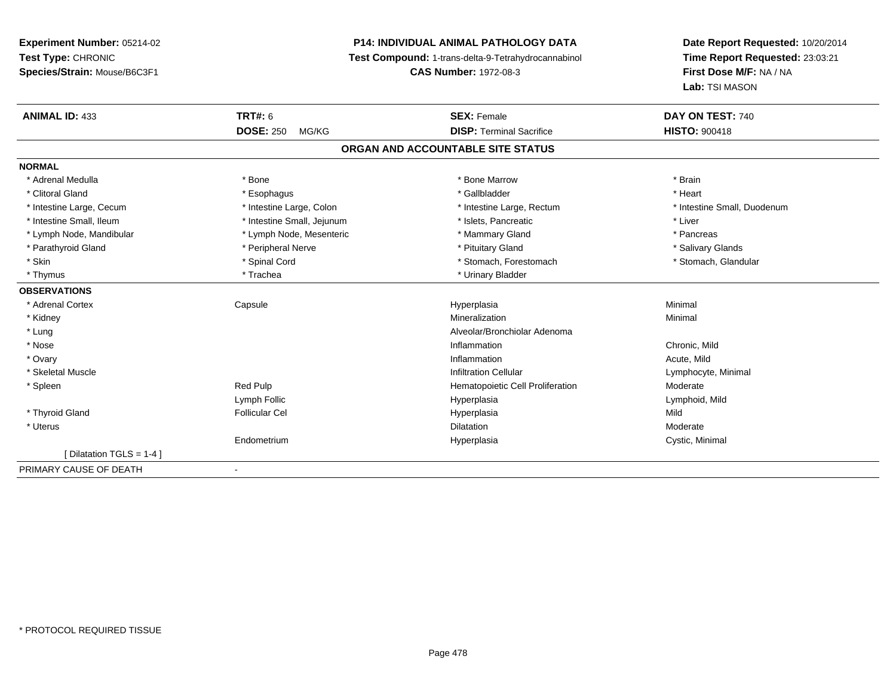**Experiment Number:** 05214-02
**Test Type:** CHRONIC
**Species/Strain:** Mouse/B6C3F1

**P14: INDIVIDUAL ANIMAL PATHOLOGY DATA**
**Test Compound:** 1-trans-delta-9-Tetrahydrocannabinol
**CAS Number:** 1972-08-3

**Date Report Requested:** 10/20/2014
**Time Report Requested:** 23:03:21
**First Dose M/F:** NA / NA
**Lab:** TSI MASON

| **ANIMAL ID:** 433 | **TRT#:** 6 | **SEX:** Female | **DAY ON TEST:** 740 |
|---|---|---|---|
| | **DOSE:** 250 MG/KG | **DISP:** Terminal Sacrifice | **HISTO:** 900418 |

## ORGAN AND ACCOUNTABLE SITE STATUS

| | | | |
|---|---|---|---|
| **NORMAL** | | | |
| * Adrenal Medulla | * Bone | * Bone Marrow | * Brain |
| * Clitoral Gland | * Esophagus | * Gallbladder | * Heart |
| * Intestine Large, Cecum | * Intestine Large, Colon | * Intestine Large, Rectum | * Intestine Small, Duodenum |
| * Intestine Small, Ileum | * Intestine Small, Jejunum | * Islets, Pancreatic | * Liver |
| * Lymph Node, Mandibular | * Lymph Node, Mesenteric | * Mammary Gland | * Pancreas |
| * Parathyroid Gland | * Peripheral Nerve | * Pituitary Gland | * Salivary Glands |
| * Skin | * Spinal Cord | * Stomach, Forestomach | * Stomach, Glandular |
| * Thymus | * Trachea | * Urinary Bladder | |
| **OBSERVATIONS** | | | |
| * Adrenal Cortex | Capsule | Hyperplasia | Minimal |
| * Kidney | | Mineralization | Minimal |
| * Lung | | Alveolar/Bronchiolar Adenoma | |
| * Nose | | Inflammation | Chronic, Mild |
| * Ovary | | Inflammation | Acute, Mild |
| * Skeletal Muscle | | Infiltration Cellular | Lymphocyte, Minimal |
| * Spleen | Red Pulp | Hematopoietic Cell Proliferation | Moderate |
| | Lymph Follic | Hyperplasia | Lymphoid, Mild |
| * Thyroid Gland | Follicular Cel | Hyperplasia | Mild |
| * Uterus | | Dilatation | Moderate |
| | Endometrium | Hyperplasia | Cystic, Minimal |
| [ Dilatation TGLS = 1-4 ] | | | |
| PRIMARY CAUSE OF DEATH | - | | |

* PROTOCOL REQUIRED TISSUE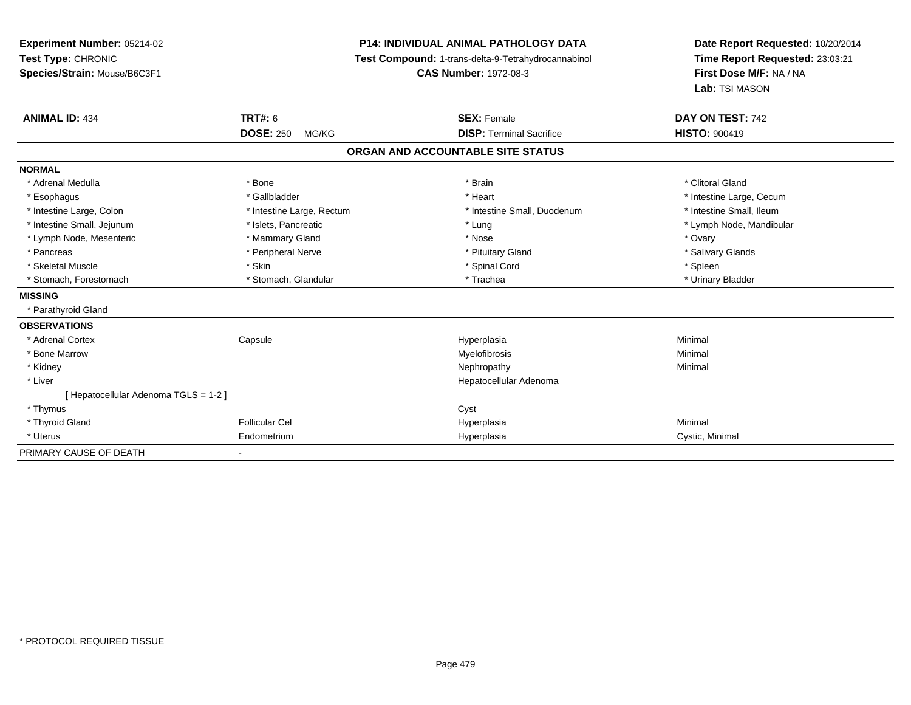**Experiment Number:** 05214-02
**Test Type:** CHRONIC
**Species/Strain:** Mouse/B6C3F1

**P14: INDIVIDUAL ANIMAL PATHOLOGY DATA**
**Test Compound:** 1-trans-delta-9-Tetrahydrocannabinol
**CAS Number:** 1972-08-3

**Date Report Requested:** 10/20/2014
**Time Report Requested:** 23:03:21
**First Dose M/F:** NA / NA
**Lab:** TSI MASON

| **ANIMAL ID:** 434 | **TRT#:** 6 | **SEX:** Female | **DAY ON TEST:** 742 |
|---|---|---|---|
| | **DOSE:** 250 MG/KG | **DISP:** Terminal Sacrifice | **HISTO:** 900419 |

## ORGAN AND ACCOUNTABLE SITE STATUS

**NORMAL**

| | | | |
|---|---|---|---|
| * Adrenal Medulla | * Bone | * Brain | * Clitoral Gland |
| * Esophagus | * Gallbladder | * Heart | * Intestine Large, Cecum |
| * Intestine Large, Colon | * Intestine Large, Rectum | * Intestine Small, Duodenum | * Intestine Small, Ileum |
| * Intestine Small, Jejunum | * Islets, Pancreatic | * Lung | * Lymph Node, Mandibular |
| * Lymph Node, Mesenteric | * Mammary Gland | * Nose | * Ovary |
| * Pancreas | * Peripheral Nerve | * Pituitary Gland | * Salivary Glands |
| * Skeletal Muscle | * Skin | * Spinal Cord | * Spleen |
| * Stomach, Forestomach | * Stomach, Glandular | * Trachea | * Urinary Bladder |

**MISSING**

* Parathyroid Gland

**OBSERVATIONS**

| | | | |
|---|---|---|---|
| * Adrenal Cortex | Capsule | Hyperplasia | Minimal |
| * Bone Marrow | | Myelofibrosis | Minimal |
| * Kidney | | Nephropathy | Minimal |
| * Liver | | Hepatocellular Adenoma | |
| [ Hepatocellular Adenoma TGLS = 1-2 ] | | | |
| * Thymus | | Cyst | |
| * Thyroid Gland | Follicular Cel | Hyperplasia | Minimal |
| * Uterus | Endometrium | Hyperplasia | Cystic, Minimal |

PRIMARY CAUSE OF DEATH -

* PROTOCOL REQUIRED TISSUE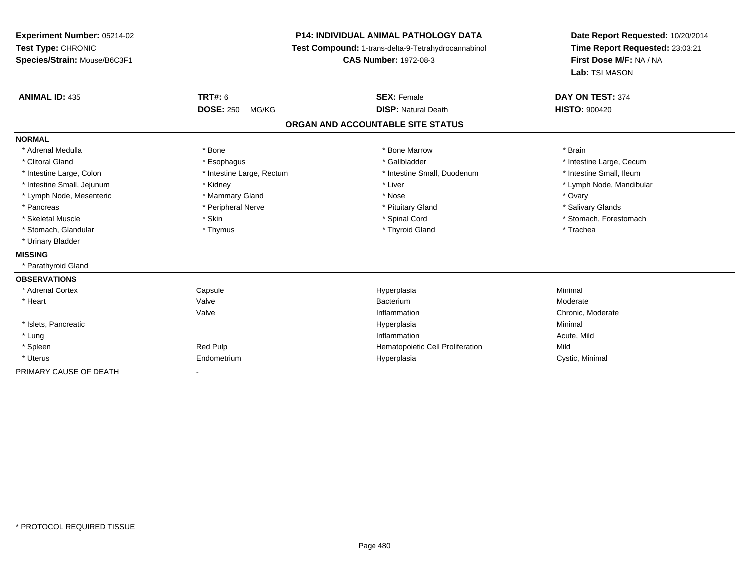**Experiment Number:** 05214-02
**Test Type:** CHRONIC
**Species/Strain:** Mouse/B6C3F1

**P14: INDIVIDUAL ANIMAL PATHOLOGY DATA**
**Test Compound:** 1-trans-delta-9-Tetrahydrocannabinol
**CAS Number:** 1972-08-3

**Date Report Requested:** 10/20/2014
**Time Report Requested:** 23:03:21
**First Dose M/F:** NA / NA
**Lab:** TSI MASON

| **ANIMAL ID:** 435 | **TRT#:** 6 | **SEX:** Female | **DAY ON TEST:** 374 |
|---|---|---|---|
| | **DOSE:** 250 MG/KG | **DISP:** Natural Death | **HISTO:** 900420 |

**ORGAN AND ACCOUNTABLE SITE STATUS**

**NORMAL**

| | | | |
|---|---|---|---|
| * Adrenal Medulla | * Bone | * Bone Marrow | * Brain |
| * Clitoral Gland | * Esophagus | * Gallbladder | * Intestine Large, Cecum |
| * Intestine Large, Colon | * Intestine Large, Rectum | * Intestine Small, Duodenum | * Intestine Small, Ileum |
| * Intestine Small, Jejunum | * Kidney | * Liver | * Lymph Node, Mandibular |
| * Lymph Node, Mesenteric | * Mammary Gland | * Nose | * Ovary |
| * Pancreas | * Peripheral Nerve | * Pituitary Gland | * Salivary Glands |
| * Skeletal Muscle | * Skin | * Spinal Cord | * Stomach, Forestomach |
| * Stomach, Glandular | * Thymus | * Thyroid Gland | * Trachea |
| * Urinary Bladder | | | |

**MISSING**

* Parathyroid Gland

**OBSERVATIONS**

| | | | |
|---|---|---|---|
| * Adrenal Cortex | Capsule | Hyperplasia | Minimal |
| * Heart | Valve | Bacterium | Moderate |
| | Valve | Inflammation | Chronic, Moderate |
| * Islets, Pancreatic | | Hyperplasia | Minimal |
| * Lung | | Inflammation | Acute, Mild |
| * Spleen | Red Pulp | Hematopoietic Cell Proliferation | Mild |
| * Uterus | Endometrium | Hyperplasia | Cystic, Minimal |

PRIMARY CAUSE OF DEATH -

* PROTOCOL REQUIRED TISSUE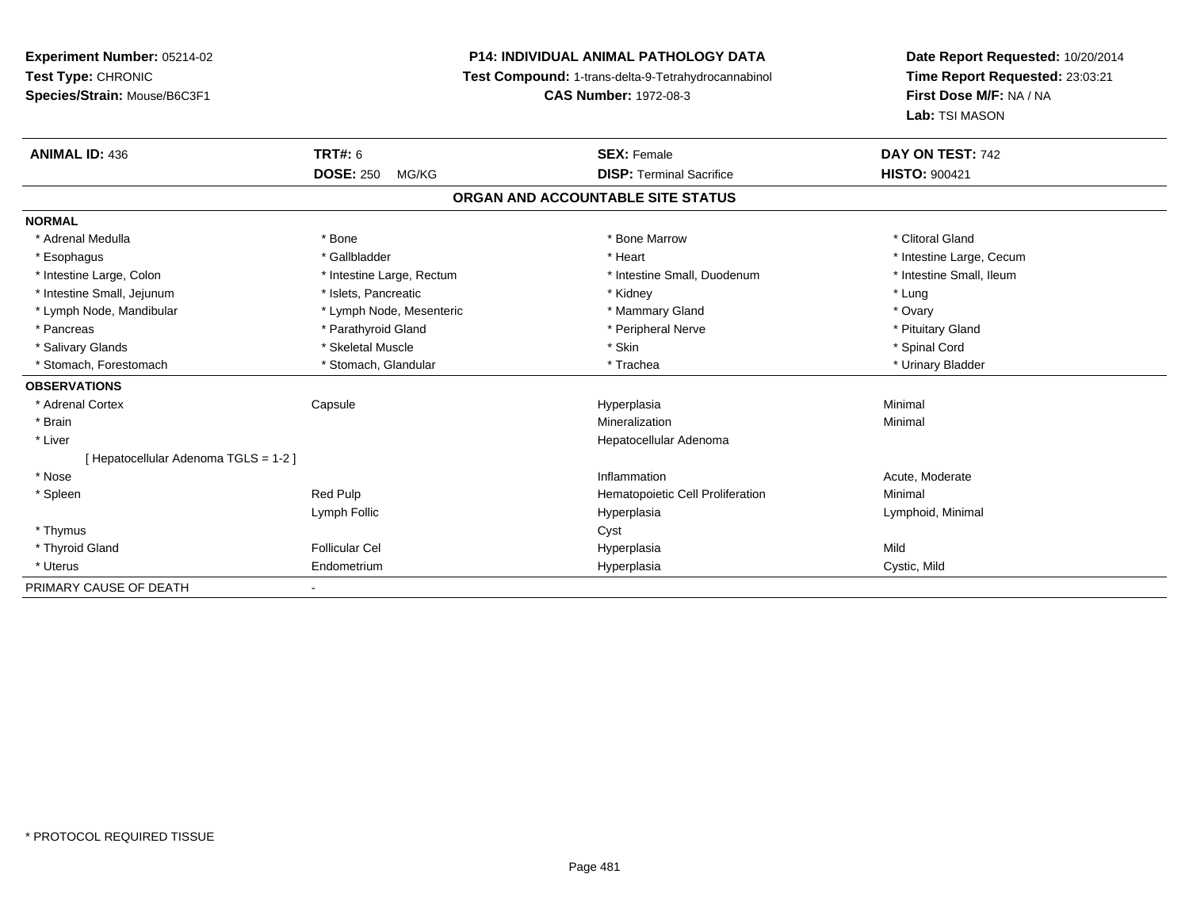**Experiment Number:** 05214-02
**Test Type:** CHRONIC
**Species/Strain:** Mouse/B6C3F1

**P14: INDIVIDUAL ANIMAL PATHOLOGY DATA**
**Test Compound:** 1-trans-delta-9-Tetrahydrocannabinol
**CAS Number:** 1972-08-3

**Date Report Requested:** 10/20/2014
**Time Report Requested:** 23:03:21
**First Dose M/F:** NA / NA
**Lab:** TSI MASON

| **ANIMAL ID:** 436 | **TRT#:** 6 | **SEX:** Female | **DAY ON TEST:** 742 |
|---|---|---|---|
| | **DOSE:** 250 MG/KG | **DISP:** Terminal Sacrifice | **HISTO:** 900421 |

## ORGAN AND ACCOUNTABLE SITE STATUS

**NORMAL**

| | | | |
|---|---|---|---|
| * Adrenal Medulla | * Bone | * Bone Marrow | * Clitoral Gland |
| * Esophagus | * Gallbladder | * Heart | * Intestine Large, Cecum |
| * Intestine Large, Colon | * Intestine Large, Rectum | * Intestine Small, Duodenum | * Intestine Small, Ileum |
| * Intestine Small, Jejunum | * Islets, Pancreatic | * Kidney | * Lung |
| * Lymph Node, Mandibular | * Lymph Node, Mesenteric | * Mammary Gland | * Ovary |
| * Pancreas | * Parathyroid Gland | * Peripheral Nerve | * Pituitary Gland |
| * Salivary Glands | * Skeletal Muscle | * Skin | * Spinal Cord |
| * Stomach, Forestomach | * Stomach, Glandular | * Trachea | * Urinary Bladder |

**OBSERVATIONS**

| | | | |
|---|---|---|---|
| * Adrenal Cortex | Capsule | Hyperplasia | Minimal |
| * Brain | | Mineralization | Minimal |
| * Liver | | Hepatocellular Adenoma | |
| [ Hepatocellular Adenoma TGLS = 1-2 ] | | | |
| * Nose | | Inflammation | Acute, Moderate |
| * Spleen | Red Pulp | Hematopoietic Cell Proliferation | Minimal |
| | Lymph Follic | Hyperplasia | Lymphoid, Minimal |
| * Thymus | | Cyst | |
| * Thyroid Gland | Follicular Cel | Hyperplasia | Mild |
| * Uterus | Endometrium | Hyperplasia | Cystic, Mild |

PRIMARY CAUSE OF DEATH -

\* PROTOCOL REQUIRED TISSUE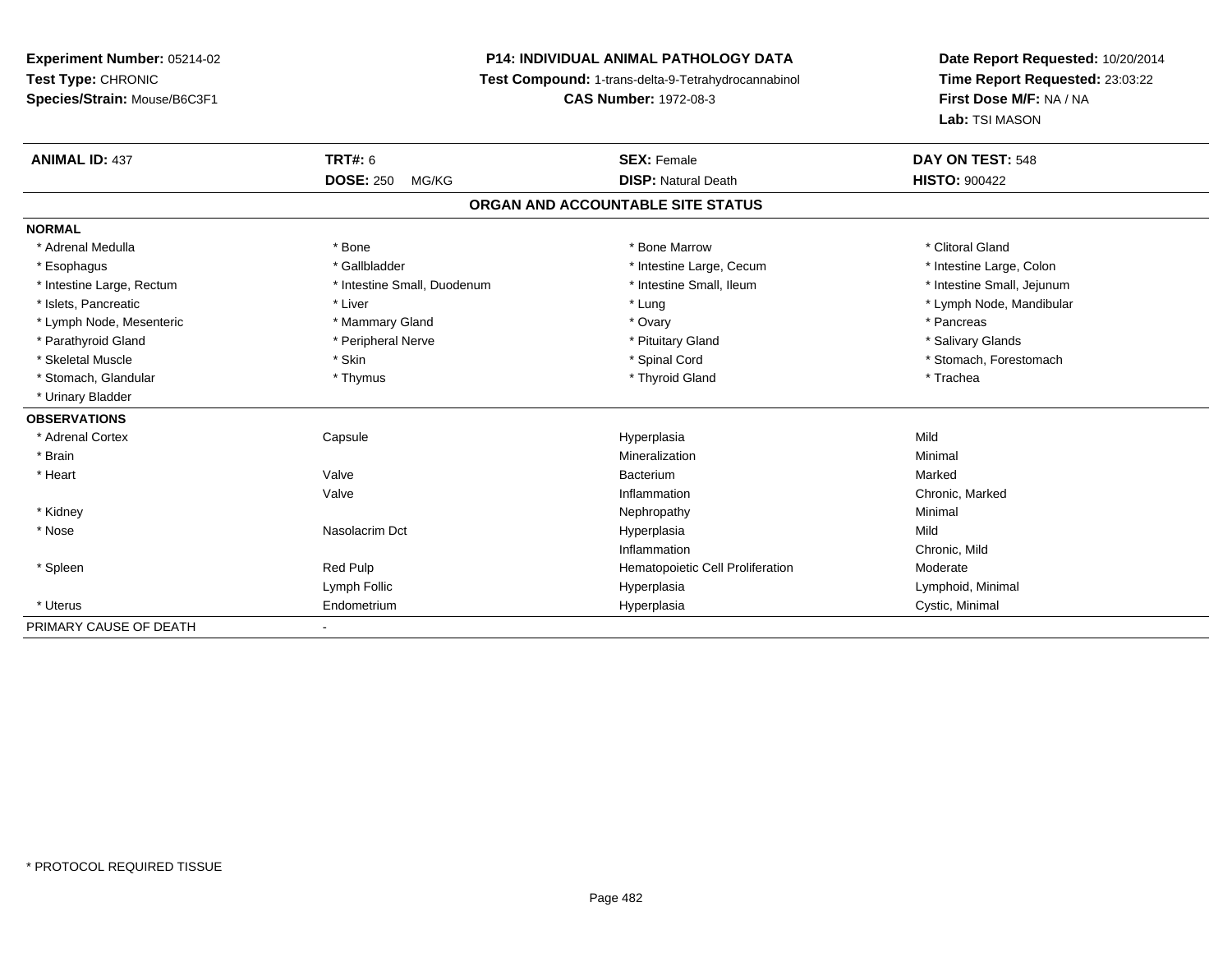**Experiment Number:** 05214-02
**Test Type:** CHRONIC
**Species/Strain:** Mouse/B6C3F1

**P14: INDIVIDUAL ANIMAL PATHOLOGY DATA**
**Test Compound:** 1-trans-delta-9-Tetrahydrocannabinol
**CAS Number:** 1972-08-3

**Date Report Requested:** 10/20/2014
**Time Report Requested:** 23:03:22
**First Dose M/F:** NA / NA
**Lab:** TSI MASON

| **ANIMAL ID:** 437 | **TRT#:** 6 | **SEX:** Female | **DAY ON TEST:** 548 |
|---|---|---|---|
| | **DOSE:** 250 MG/KG | **DISP:** Natural Death | **HISTO:** 900422 |

## ORGAN AND ACCOUNTABLE SITE STATUS

**NORMAL**

| | | | |
|---|---|---|---|
| * Adrenal Medulla | * Bone | * Bone Marrow | * Clitoral Gland |
| * Esophagus | * Gallbladder | * Intestine Large, Cecum | * Intestine Large, Colon |
| * Intestine Large, Rectum | * Intestine Small, Duodenum | * Intestine Small, Ileum | * Intestine Small, Jejunum |
| * Islets, Pancreatic | * Liver | * Lung | * Lymph Node, Mandibular |
| * Lymph Node, Mesenteric | * Mammary Gland | * Ovary | * Pancreas |
| * Parathyroid Gland | * Peripheral Nerve | * Pituitary Gland | * Salivary Glands |
| * Skeletal Muscle | * Skin | * Spinal Cord | * Stomach, Forestomach |
| * Stomach, Glandular | * Thymus | * Thyroid Gland | * Trachea |
| * Urinary Bladder | | | |

**OBSERVATIONS**

| | | | |
|---|---|---|---|
| * Adrenal Cortex | Capsule | Hyperplasia | Mild |
| * Brain | | Mineralization | Minimal |
| * Heart | Valve | Bacterium | Marked |
| | Valve | Inflammation | Chronic, Marked |
| * Kidney | | Nephropathy | Minimal |
| * Nose | Nasolacrim Dct | Hyperplasia | Mild |
| | | Inflammation | Chronic, Mild |
| * Spleen | Red Pulp | Hematopoietic Cell Proliferation | Moderate |
| | Lymph Follic | Hyperplasia | Lymphoid, Minimal |
| * Uterus | Endometrium | Hyperplasia | Cystic, Minimal |

PRIMARY CAUSE OF DEATH -

\* PROTOCOL REQUIRED TISSUE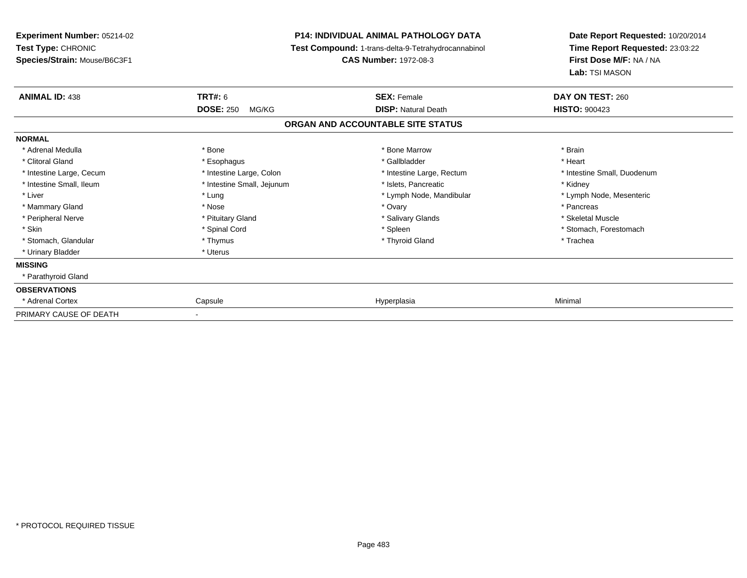**Experiment Number:** 05214-02
**Test Type:** CHRONIC
**Species/Strain:** Mouse/B6C3F1

**P14: INDIVIDUAL ANIMAL PATHOLOGY DATA**
**Test Compound:** 1-trans-delta-9-Tetrahydrocannabinol
**CAS Number:** 1972-08-3

**Date Report Requested:** 10/20/2014
**Time Report Requested:** 23:03:22
**First Dose M/F:** NA / NA
**Lab:** TSI MASON

| **ANIMAL ID:** 438 | **TRT#:** 6 | **SEX:** Female | **DAY ON TEST:** 260 |
|---|---|---|---|
| | **DOSE:** 250 MG/KG | **DISP:** Natural Death | **HISTO:** 900423 |

## ORGAN AND ACCOUNTABLE SITE STATUS

| | | | |
|---|---|---|---|
| **NORMAL** | | | |
| * Adrenal Medulla | * Bone | * Bone Marrow | * Brain |
| * Clitoral Gland | * Esophagus | * Gallbladder | * Heart |
| * Intestine Large, Cecum | * Intestine Large, Colon | * Intestine Large, Rectum | * Intestine Small, Duodenum |
| * Intestine Small, Ileum | * Intestine Small, Jejunum | * Islets, Pancreatic | * Kidney |
| * Liver | * Lung | * Lymph Node, Mandibular | * Lymph Node, Mesenteric |
| * Mammary Gland | * Nose | * Ovary | * Pancreas |
| * Peripheral Nerve | * Pituitary Gland | * Salivary Glands | * Skeletal Muscle |
| * Skin | * Spinal Cord | * Spleen | * Stomach, Forestomach |
| * Stomach, Glandular | * Thymus | * Thyroid Gland | * Trachea |
| * Urinary Bladder | * Uterus | | |
| **MISSING** | | | |
| * Parathyroid Gland | | | |
| **OBSERVATIONS** | | | |
| * Adrenal Cortex | Capsule | Hyperplasia | Minimal |
| PRIMARY CAUSE OF DEATH | - | | |

* PROTOCOL REQUIRED TISSUE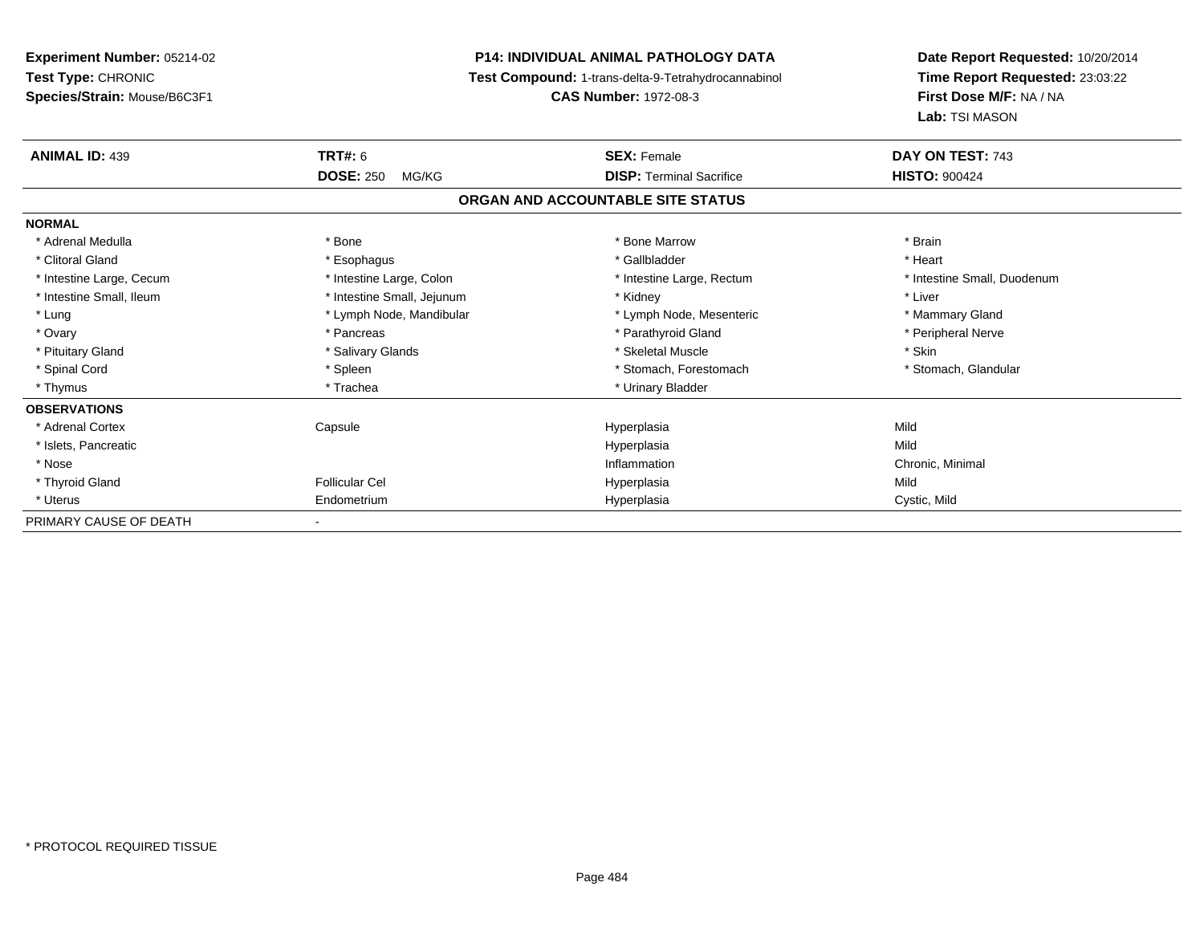**Experiment Number:** 05214-02
**Test Type:** CHRONIC
**Species/Strain:** Mouse/B6C3F1

**P14: INDIVIDUAL ANIMAL PATHOLOGY DATA**
**Test Compound:** 1-trans-delta-9-Tetrahydrocannabinol
**CAS Number:** 1972-08-3

**Date Report Requested:** 10/20/2014
**Time Report Requested:** 23:03:22
**First Dose M/F:** NA / NA
**Lab:** TSI MASON

| **ANIMAL ID:** 439 | **TRT#:** 6 | **SEX:** Female | **DAY ON TEST:** 743 |
|---|---|---|---|
| | **DOSE:** 250 MG/KG | **DISP:** Terminal Sacrifice | **HISTO:** 900424 |

## ORGAN AND ACCOUNTABLE SITE STATUS

| | | | |
|---|---|---|---|
| **NORMAL** | | | |
| * Adrenal Medulla | * Bone | * Bone Marrow | * Brain |
| * Clitoral Gland | * Esophagus | * Gallbladder | * Heart |
| * Intestine Large, Cecum | * Intestine Large, Colon | * Intestine Large, Rectum | * Intestine Small, Duodenum |
| * Intestine Small, Ileum | * Intestine Small, Jejunum | * Kidney | * Liver |
| * Lung | * Lymph Node, Mandibular | * Lymph Node, Mesenteric | * Mammary Gland |
| * Ovary | * Pancreas | * Parathyroid Gland | * Peripheral Nerve |
| * Pituitary Gland | * Salivary Glands | * Skeletal Muscle | * Skin |
| * Spinal Cord | * Spleen | * Stomach, Forestomach | * Stomach, Glandular |
| * Thymus | * Trachea | * Urinary Bladder | |
| **OBSERVATIONS** | | | |
| * Adrenal Cortex | Capsule | Hyperplasia | Mild |
| * Islets, Pancreatic | | Hyperplasia | Mild |
| * Nose | | Inflammation | Chronic, Minimal |
| * Thyroid Gland | Follicular Cel | Hyperplasia | Mild |
| * Uterus | Endometrium | Hyperplasia | Cystic, Mild |
| PRIMARY CAUSE OF DEATH | - | | |

\* PROTOCOL REQUIRED TISSUE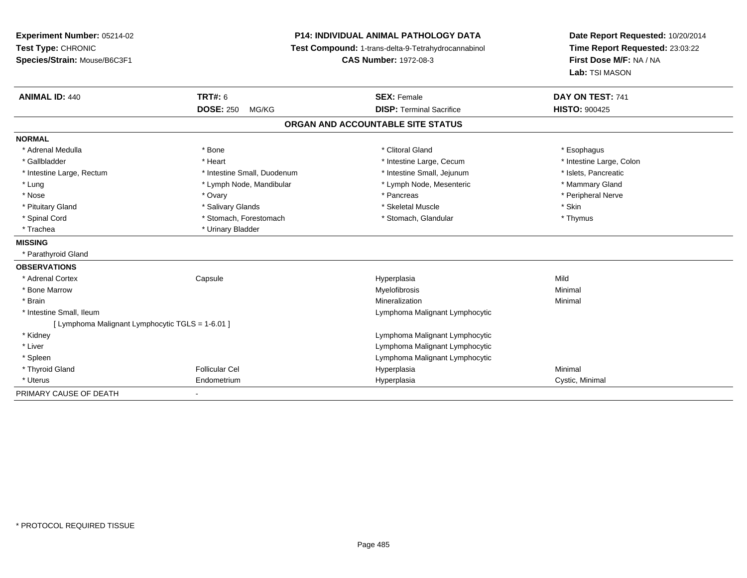**Experiment Number:** 05214-02
**Test Type:** CHRONIC
**Species/Strain:** Mouse/B6C3F1

**P14: INDIVIDUAL ANIMAL PATHOLOGY DATA**
**Test Compound:** 1-trans-delta-9-Tetrahydrocannabinol
**CAS Number:** 1972-08-3

**Date Report Requested:** 10/20/2014
**Time Report Requested:** 23:03:22
**First Dose M/F:** NA / NA
**Lab:** TSI MASON

| **ANIMAL ID:** 440 | **TRT#:** 6 | **SEX:** Female | **DAY ON TEST:** 741 |
|---|---|---|---|
| | **DOSE:** 250 MG/KG | **DISP:** Terminal Sacrifice | **HISTO:** 900425 |

**ORGAN AND ACCOUNTABLE SITE STATUS**

**NORMAL**

| | | | |
|---|---|---|---|
| * Adrenal Medulla | * Bone | * Clitoral Gland | * Esophagus |
| * Gallbladder | * Heart | * Intestine Large, Cecum | * Intestine Large, Colon |
| * Intestine Large, Rectum | * Intestine Small, Duodenum | * Intestine Small, Jejunum | * Islets, Pancreatic |
| * Lung | * Lymph Node, Mandibular | * Lymph Node, Mesenteric | * Mammary Gland |
| * Nose | * Ovary | * Pancreas | * Peripheral Nerve |
| * Pituitary Gland | * Salivary Glands | * Skeletal Muscle | * Skin |
| * Spinal Cord | * Stomach, Forestomach | * Stomach, Glandular | * Thymus |
| * Trachea | * Urinary Bladder | | |

**MISSING**

* Parathyroid Gland

**OBSERVATIONS**

| | | | |
|---|---|---|---|
| * Adrenal Cortex | Capsule | Hyperplasia | Mild |
| * Bone Marrow | | Myelofibrosis | Minimal |
| * Brain | | Mineralization | Minimal |
| * Intestine Small, Ileum | | Lymphoma Malignant Lymphocytic | |
| [ Lymphoma Malignant Lymphocytic TGLS = 1-6.01 ] | | | |
| * Kidney | | Lymphoma Malignant Lymphocytic | |
| * Liver | | Lymphoma Malignant Lymphocytic | |
| * Spleen | | Lymphoma Malignant Lymphocytic | |
| * Thyroid Gland | Follicular Cel | Hyperplasia | Minimal |
| * Uterus | Endometrium | Hyperplasia | Cystic, Minimal |

PRIMARY CAUSE OF DEATH -

* PROTOCOL REQUIRED TISSUE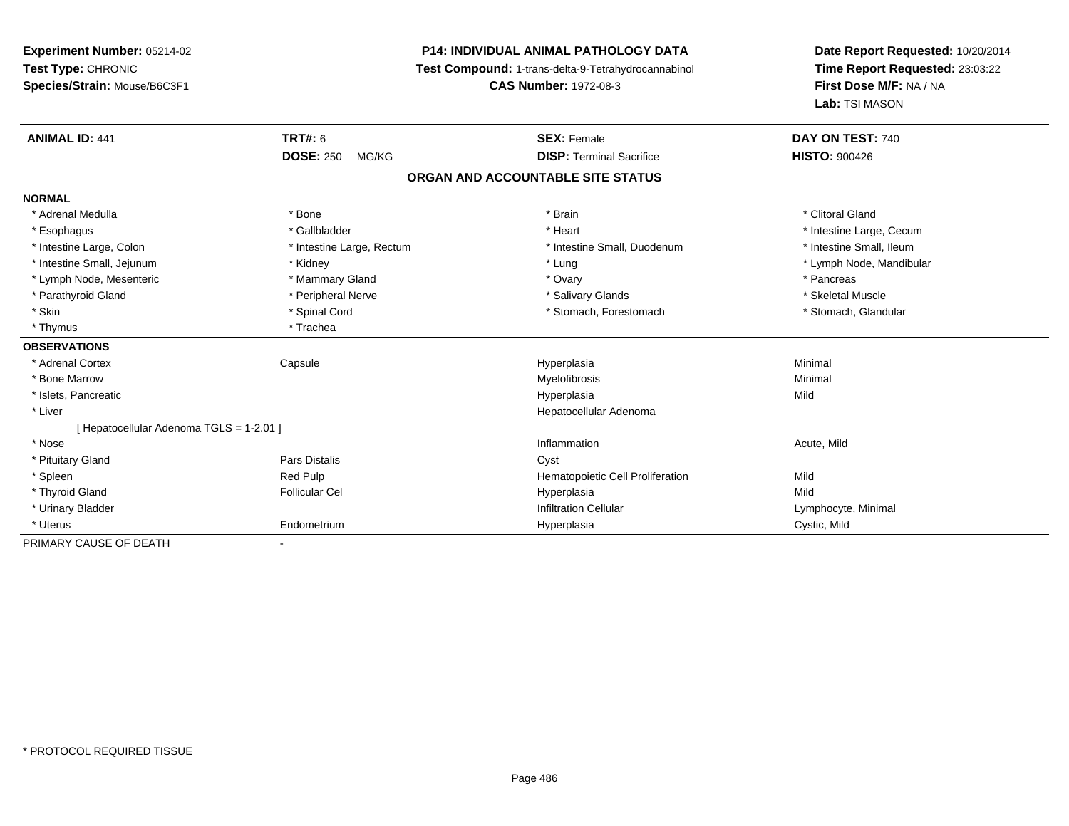**Experiment Number:** 05214-02
**Test Type:** CHRONIC
**Species/Strain:** Mouse/B6C3F1

**P14: INDIVIDUAL ANIMAL PATHOLOGY DATA**
**Test Compound:** 1-trans-delta-9-Tetrahydrocannabinol
**CAS Number:** 1972-08-3

**Date Report Requested:** 10/20/2014
**Time Report Requested:** 23:03:22
**First Dose M/F:** NA / NA
**Lab:** TSI MASON

| **ANIMAL ID:** 441 | **TRT#:** 6 | **SEX:** Female | **DAY ON TEST:** 740 |
|---|---|---|---|
| | **DOSE:** 250 MG/KG | **DISP:** Terminal Sacrifice | **HISTO:** 900426 |

## ORGAN AND ACCOUNTABLE SITE STATUS

**NORMAL**

| | | | |
|---|---|---|---|
| * Adrenal Medulla | * Bone | * Brain | * Clitoral Gland |
| * Esophagus | * Gallbladder | * Heart | * Intestine Large, Cecum |
| * Intestine Large, Colon | * Intestine Large, Rectum | * Intestine Small, Duodenum | * Intestine Small, Ileum |
| * Intestine Small, Jejunum | * Kidney | * Lung | * Lymph Node, Mandibular |
| * Lymph Node, Mesenteric | * Mammary Gland | * Ovary | * Pancreas |
| * Parathyroid Gland | * Peripheral Nerve | * Salivary Glands | * Skeletal Muscle |
| * Skin | * Spinal Cord | * Stomach, Forestomach | * Stomach, Glandular |
| * Thymus | * Trachea | | |

**OBSERVATIONS**

| | | | |
|---|---|---|---|
| * Adrenal Cortex | Capsule | Hyperplasia | Minimal |
| * Bone Marrow | | Myelofibrosis | Minimal |
| * Islets, Pancreatic | | Hyperplasia | Mild |
| * Liver | | Hepatocellular Adenoma | |
| [ Hepatocellular Adenoma TGLS = 1-2.01 ] | | | |
| * Nose | | Inflammation | Acute, Mild |
| * Pituitary Gland | Pars Distalis | Cyst | |
| * Spleen | Red Pulp | Hematopoietic Cell Proliferation | Mild |
| * Thyroid Gland | Follicular Cel | Hyperplasia | Mild |
| * Urinary Bladder | | Infiltration Cellular | Lymphocyte, Minimal |
| * Uterus | Endometrium | Hyperplasia | Cystic, Mild |

PRIMARY CAUSE OF DEATH -

\* PROTOCOL REQUIRED TISSUE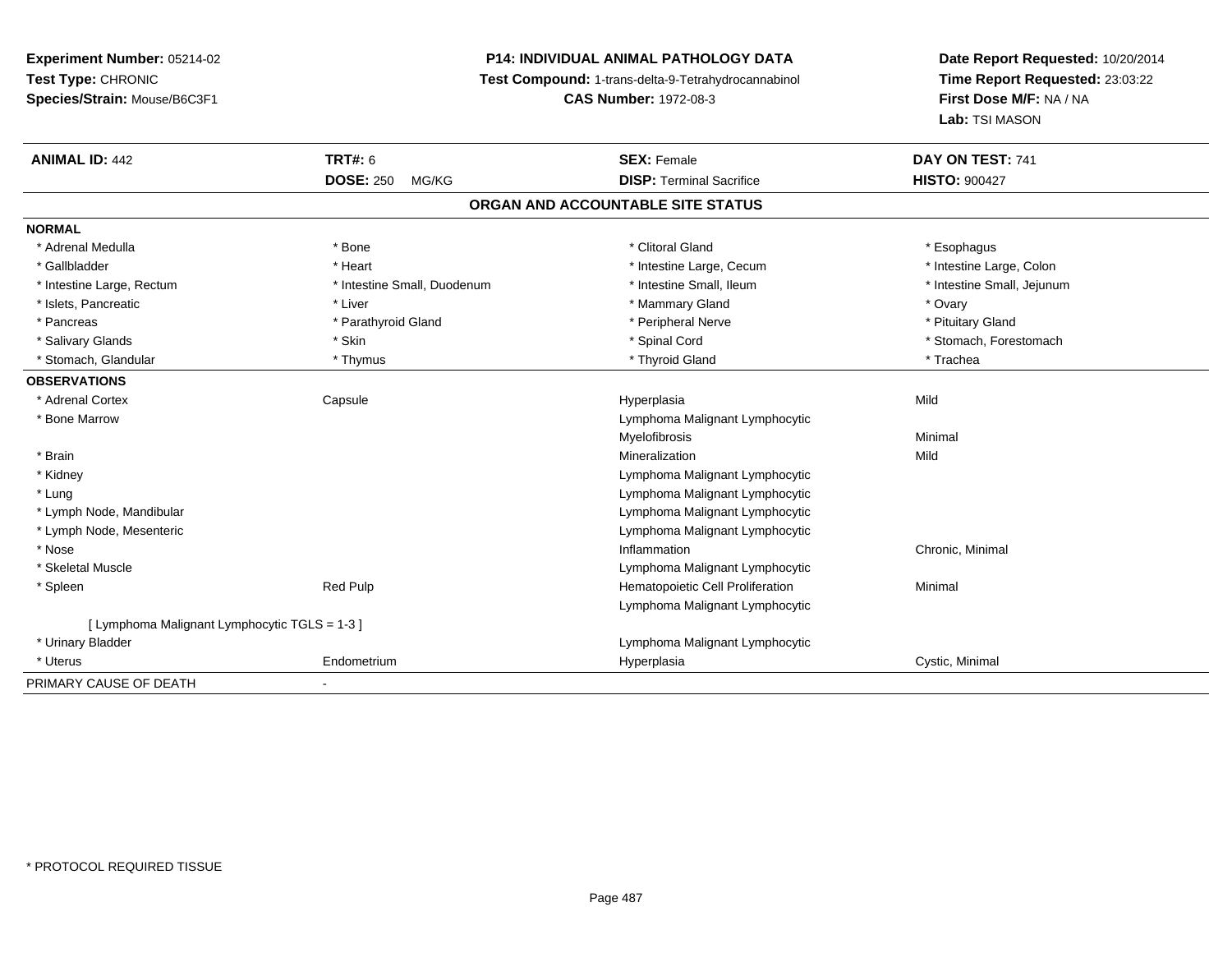**Experiment Number:** 05214-02
**Test Type:** CHRONIC
**Species/Strain:** Mouse/B6C3F1

**P14: INDIVIDUAL ANIMAL PATHOLOGY DATA**
**Test Compound:** 1-trans-delta-9-Tetrahydrocannabinol
**CAS Number:** 1972-08-3

**Date Report Requested:** 10/20/2014
**Time Report Requested:** 23:03:22
**First Dose M/F:** NA / NA
**Lab:** TSI MASON

| **ANIMAL ID:** 442 | **TRT#:** 6 | **SEX:** Female | **DAY ON TEST:** 741 |
|---|---|---|---|
| | **DOSE:** 250 MG/KG | **DISP:** Terminal Sacrifice | **HISTO:** 900427 |

## ORGAN AND ACCOUNTABLE SITE STATUS

**NORMAL**

| | | | |
|---|---|---|---|
| * Adrenal Medulla | * Bone | * Clitoral Gland | * Esophagus |
| * Gallbladder | * Heart | * Intestine Large, Cecum | * Intestine Large, Colon |
| * Intestine Large, Rectum | * Intestine Small, Duodenum | * Intestine Small, Ileum | * Intestine Small, Jejunum |
| * Islets, Pancreatic | * Liver | * Mammary Gland | * Ovary |
| * Pancreas | * Parathyroid Gland | * Peripheral Nerve | * Pituitary Gland |
| * Salivary Glands | * Skin | * Spinal Cord | * Stomach, Forestomach |
| * Stomach, Glandular | * Thymus | * Thyroid Gland | * Trachea |

**OBSERVATIONS**

| | | | |
|---|---|---|---|
| * Adrenal Cortex | Capsule | Hyperplasia | Mild |
| * Bone Marrow | | Lymphoma Malignant Lymphocytic | |
| | | Myelofibrosis | Minimal |
| * Brain | | Mineralization | Mild |
| * Kidney | | Lymphoma Malignant Lymphocytic | |
| * Lung | | Lymphoma Malignant Lymphocytic | |
| * Lymph Node, Mandibular | | Lymphoma Malignant Lymphocytic | |
| * Lymph Node, Mesenteric | | Lymphoma Malignant Lymphocytic | |
| * Nose | | Inflammation | Chronic, Minimal |
| * Skeletal Muscle | | Lymphoma Malignant Lymphocytic | |
| * Spleen | Red Pulp | Hematopoietic Cell Proliferation | Minimal |
| | | Lymphoma Malignant Lymphocytic | |
| [ Lymphoma Malignant Lymphocytic TGLS = 1-3 ] | | | |
| * Urinary Bladder | | Lymphoma Malignant Lymphocytic | |
| * Uterus | Endometrium | Hyperplasia | Cystic, Minimal |

PRIMARY CAUSE OF DEATH -

\* PROTOCOL REQUIRED TISSUE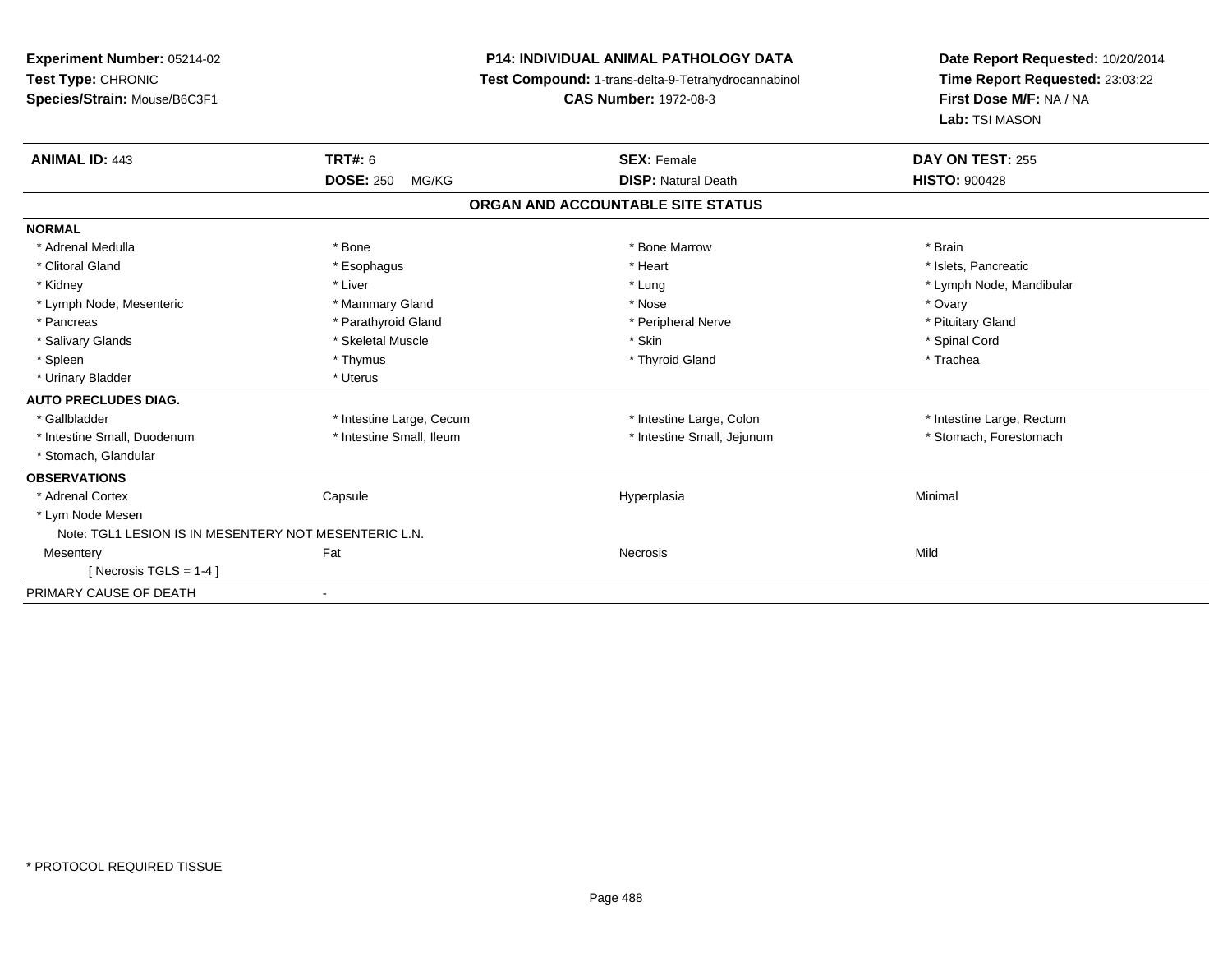**Experiment Number:** 05214-02
**Test Type:** CHRONIC
**Species/Strain:** Mouse/B6C3F1

**P14: INDIVIDUAL ANIMAL PATHOLOGY DATA**
**Test Compound:** 1-trans-delta-9-Tetrahydrocannabinol
**CAS Number:** 1972-08-3

**Date Report Requested:** 10/20/2014
**Time Report Requested:** 23:03:22
**First Dose M/F:** NA / NA
**Lab:** TSI MASON

| **ANIMAL ID:** 443 | **TRT#:** 6 | **SEX:** Female | **DAY ON TEST:** 255 |
|---|---|---|---|
| | **DOSE:** 250 MG/KG | **DISP:** Natural Death | **HISTO:** 900428 |

## ORGAN AND ACCOUNTABLE SITE STATUS

**NORMAL**

| | | | |
|---|---|---|---|
| * Adrenal Medulla | * Bone | * Bone Marrow | * Brain |
| * Clitoral Gland | * Esophagus | * Heart | * Islets, Pancreatic |
| * Kidney | * Liver | * Lung | * Lymph Node, Mandibular |
| * Lymph Node, Mesenteric | * Mammary Gland | * Nose | * Ovary |
| * Pancreas | * Parathyroid Gland | * Peripheral Nerve | * Pituitary Gland |
| * Salivary Glands | * Skeletal Muscle | * Skin | * Spinal Cord |
| * Spleen | * Thymus | * Thyroid Gland | * Trachea |
| * Urinary Bladder | * Uterus | | |

**AUTO PRECLUDES DIAG.**

| | | | |
|---|---|---|---|
| * Gallbladder | * Intestine Large, Cecum | * Intestine Large, Colon | * Intestine Large, Rectum |
| * Intestine Small, Duodenum | * Intestine Small, Ileum | * Intestine Small, Jejunum | * Stomach, Forestomach |
| * Stomach, Glandular | | | |

**OBSERVATIONS**

| | | | |
|---|---|---|---|
| * Adrenal Cortex | Capsule | Hyperplasia | Minimal |
| * Lym Node Mesen | | | |
| Note: TGL1 LESION IS IN MESENTERY NOT MESENTERIC L.N. | | | |
| Mesentery | Fat | Necrosis | Mild |
| [ Necrosis TGLS = 1-4 ] | | | |

PRIMARY CAUSE OF DEATH -

* PROTOCOL REQUIRED TISSUE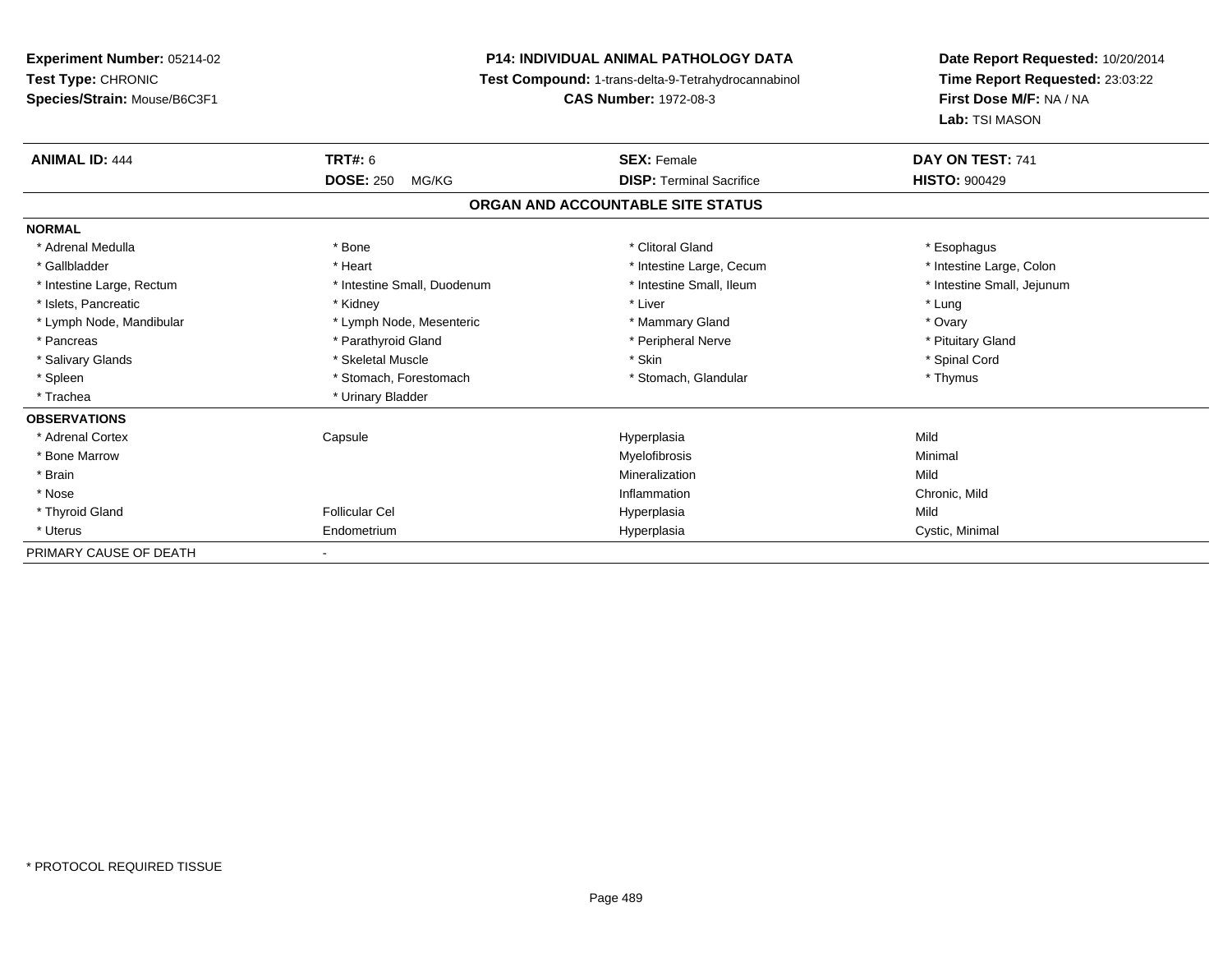**Experiment Number:** 05214-02
**Test Type:** CHRONIC
**Species/Strain:** Mouse/B6C3F1

**P14: INDIVIDUAL ANIMAL PATHOLOGY DATA**
**Test Compound:** 1-trans-delta-9-Tetrahydrocannabinol
**CAS Number:** 1972-08-3

**Date Report Requested:** 10/20/2014
**Time Report Requested:** 23:03:22
**First Dose M/F:** NA / NA
**Lab:** TSI MASON

| **ANIMAL ID:** 444 | **TRT#:** 6 | **SEX:** Female | **DAY ON TEST:** 741 |
|---|---|---|---|
| | **DOSE:** 250 MG/KG | **DISP:** Terminal Sacrifice | **HISTO:** 900429 |

**ORGAN AND ACCOUNTABLE SITE STATUS**

| | | | |
|---|---|---|---|
| **NORMAL** | | | |
| * Adrenal Medulla | * Bone | * Clitoral Gland | * Esophagus |
| * Gallbladder | * Heart | * Intestine Large, Cecum | * Intestine Large, Colon |
| * Intestine Large, Rectum | * Intestine Small, Duodenum | * Intestine Small, Ileum | * Intestine Small, Jejunum |
| * Islets, Pancreatic | * Kidney | * Liver | * Lung |
| * Lymph Node, Mandibular | * Lymph Node, Mesenteric | * Mammary Gland | * Ovary |
| * Pancreas | * Parathyroid Gland | * Peripheral Nerve | * Pituitary Gland |
| * Salivary Glands | * Skeletal Muscle | * Skin | * Spinal Cord |
| * Spleen | * Stomach, Forestomach | * Stomach, Glandular | * Thymus |
| * Trachea | * Urinary Bladder | | |
| **OBSERVATIONS** | | | |
| * Adrenal Cortex | Capsule | Hyperplasia | Mild |
| * Bone Marrow | | Myelofibrosis | Minimal |
| * Brain | | Mineralization | Mild |
| * Nose | | Inflammation | Chronic, Mild |
| * Thyroid Gland | Follicular Cel | Hyperplasia | Mild |
| * Uterus | Endometrium | Hyperplasia | Cystic, Minimal |
| PRIMARY CAUSE OF DEATH | - | | |

* PROTOCOL REQUIRED TISSUE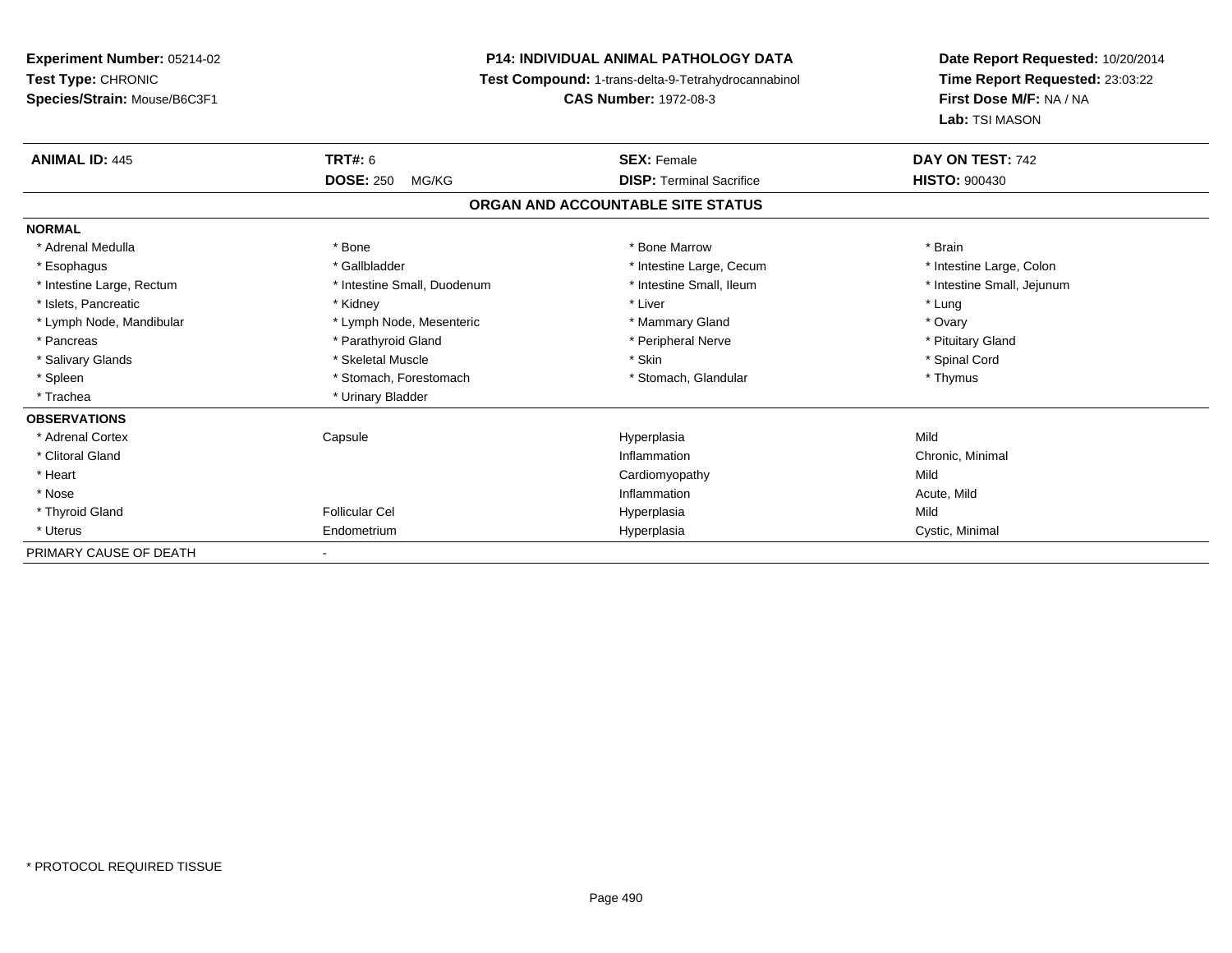**Experiment Number:** 05214-02
**Test Type:** CHRONIC
**Species/Strain:** Mouse/B6C3F1

# P14: INDIVIDUAL ANIMAL PATHOLOGY DATA

**Test Compound:** 1-trans-delta-9-Tetrahydrocannabinol
**CAS Number:** 1972-08-3

**Date Report Requested:** 10/20/2014
**Time Report Requested:** 23:03:22
**First Dose M/F:** NA / NA
**Lab:** TSI MASON

| **ANIMAL ID:** 445 | **TRT#:** 6 | **SEX:** Female | **DAY ON TEST:** 742 |
|---|---|---|---|
| | **DOSE:** 250 MG/KG | **DISP:** Terminal Sacrifice | **HISTO:** 900430 |

## ORGAN AND ACCOUNTABLE SITE STATUS

| | | | |
|---|---|---|---|
| **NORMAL** | | | |
| * Adrenal Medulla | * Bone | * Bone Marrow | * Brain |
| * Esophagus | * Gallbladder | * Intestine Large, Cecum | * Intestine Large, Colon |
| * Intestine Large, Rectum | * Intestine Small, Duodenum | * Intestine Small, Ileum | * Intestine Small, Jejunum |
| * Islets, Pancreatic | * Kidney | * Liver | * Lung |
| * Lymph Node, Mandibular | * Lymph Node, Mesenteric | * Mammary Gland | * Ovary |
| * Pancreas | * Parathyroid Gland | * Peripheral Nerve | * Pituitary Gland |
| * Salivary Glands | * Skeletal Muscle | * Skin | * Spinal Cord |
| * Spleen | * Stomach, Forestomach | * Stomach, Glandular | * Thymus |
| * Trachea | * Urinary Bladder | | |
| **OBSERVATIONS** | | | |
| * Adrenal Cortex | Capsule | Hyperplasia | Mild |
| * Clitoral Gland | | Inflammation | Chronic, Minimal |
| * Heart | | Cardiomyopathy | Mild |
| * Nose | | Inflammation | Acute, Mild |
| * Thyroid Gland | Follicular Cel | Hyperplasia | Mild |
| * Uterus | Endometrium | Hyperplasia | Cystic, Minimal |
| PRIMARY CAUSE OF DEATH | - | | |

* PROTOCOL REQUIRED TISSUE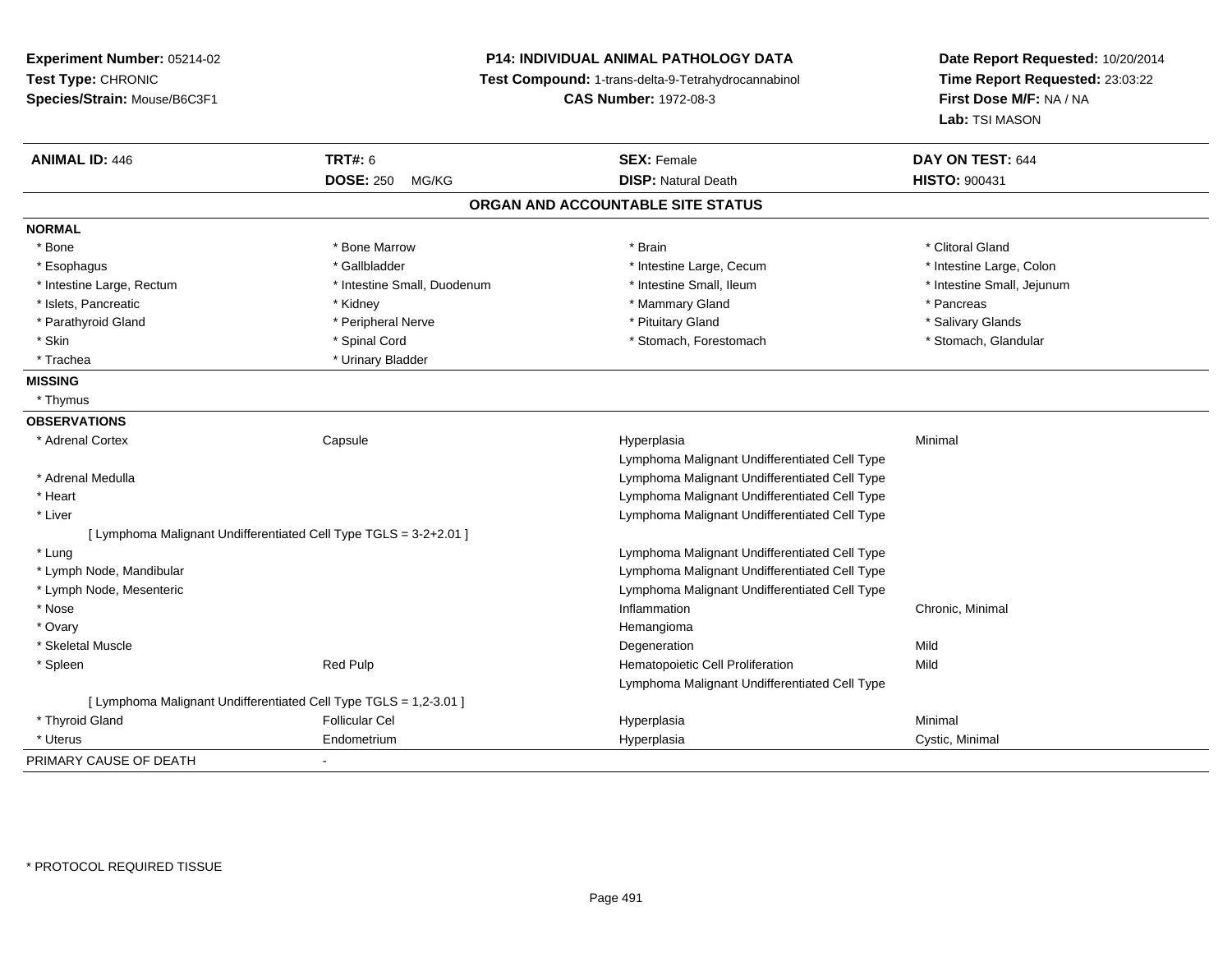**Experiment Number:** 05214-02
**Test Type:** CHRONIC
**Species/Strain:** Mouse/B6C3F1

**P14: INDIVIDUAL ANIMAL PATHOLOGY DATA**
**Test Compound:** 1-trans-delta-9-Tetrahydrocannabinol
**CAS Number:** 1972-08-3

**Date Report Requested:** 10/20/2014
**Time Report Requested:** 23:03:22
**First Dose M/F:** NA / NA
**Lab:** TSI MASON

| **ANIMAL ID:** 446 | **TRT#:** 6 | **SEX:** Female | **DAY ON TEST:** 644 |
|---|---|---|---|
| | **DOSE:** 250 MG/KG | **DISP:** Natural Death | **HISTO:** 900431 |

## ORGAN AND ACCOUNTABLE SITE STATUS

**NORMAL**

| | | | |
|---|---|---|---|
| * Bone | * Bone Marrow | * Brain | * Clitoral Gland |
| * Esophagus | * Gallbladder | * Intestine Large, Cecum | * Intestine Large, Colon |
| * Intestine Large, Rectum | * Intestine Small, Duodenum | * Intestine Small, Ileum | * Intestine Small, Jejunum |
| * Islets, Pancreatic | * Kidney | * Mammary Gland | * Pancreas |
| * Parathyroid Gland | * Peripheral Nerve | * Pituitary Gland | * Salivary Glands |
| * Skin | * Spinal Cord | * Stomach, Forestomach | * Stomach, Glandular |
| * Trachea | * Urinary Bladder | | |

**MISSING**

* Thymus

**OBSERVATIONS**

| | | | |
|---|---|---|---|
| * Adrenal Cortex | Capsule | Hyperplasia | Minimal |
| | | Lymphoma Malignant Undifferentiated Cell Type | |
| * Adrenal Medulla | | Lymphoma Malignant Undifferentiated Cell Type | |
| * Heart | | Lymphoma Malignant Undifferentiated Cell Type | |
| * Liver | | Lymphoma Malignant Undifferentiated Cell Type | |
| [ Lymphoma Malignant Undifferentiated Cell Type TGLS = 3-2+2.01 ] | | | |
| * Lung | | Lymphoma Malignant Undifferentiated Cell Type | |
| * Lymph Node, Mandibular | | Lymphoma Malignant Undifferentiated Cell Type | |
| * Lymph Node, Mesenteric | | Lymphoma Malignant Undifferentiated Cell Type | |
| * Nose | | Inflammation | Chronic, Minimal |
| * Ovary | | Hemangioma | |
| * Skeletal Muscle | | Degeneration | Mild |
| * Spleen | Red Pulp | Hematopoietic Cell Proliferation | Mild |
| | | Lymphoma Malignant Undifferentiated Cell Type | |
| [ Lymphoma Malignant Undifferentiated Cell Type TGLS = 1,2-3.01 ] | | | |
| * Thyroid Gland | Follicular Cel | Hyperplasia | Minimal |
| * Uterus | Endometrium | Hyperplasia | Cystic, Minimal |

PRIMARY CAUSE OF DEATH -

* PROTOCOL REQUIRED TISSUE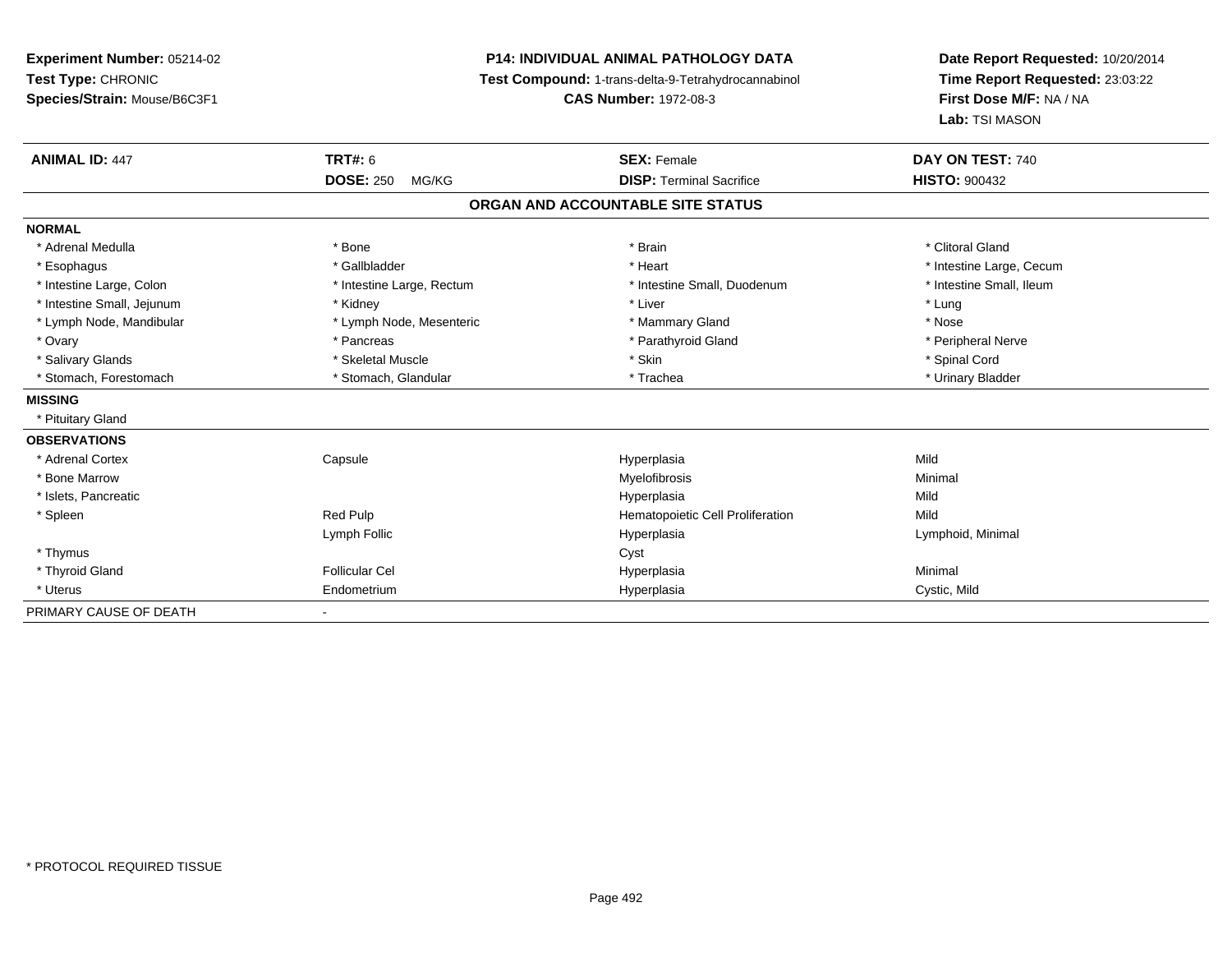**Experiment Number:** 05214-02
**Test Type:** CHRONIC
**Species/Strain:** Mouse/B6C3F1

**P14: INDIVIDUAL ANIMAL PATHOLOGY DATA**
**Test Compound:** 1-trans-delta-9-Tetrahydrocannabinol
**CAS Number:** 1972-08-3

**Date Report Requested:** 10/20/2014
**Time Report Requested:** 23:03:22
**First Dose M/F:** NA / NA
**Lab:** TSI MASON

| **ANIMAL ID:** 447 | **TRT#:** 6 | **SEX:** Female | **DAY ON TEST:** 740 |
|---|---|---|---|
| | **DOSE:** 250 MG/KG | **DISP:** Terminal Sacrifice | **HISTO:** 900432 |

## ORGAN AND ACCOUNTABLE SITE STATUS

**NORMAL**

| | | | |
|---|---|---|---|
| * Adrenal Medulla | * Bone | * Brain | * Clitoral Gland |
| * Esophagus | * Gallbladder | * Heart | * Intestine Large, Cecum |
| * Intestine Large, Colon | * Intestine Large, Rectum | * Intestine Small, Duodenum | * Intestine Small, Ileum |
| * Intestine Small, Jejunum | * Kidney | * Liver | * Lung |
| * Lymph Node, Mandibular | * Lymph Node, Mesenteric | * Mammary Gland | * Nose |
| * Ovary | * Pancreas | * Parathyroid Gland | * Peripheral Nerve |
| * Salivary Glands | * Skeletal Muscle | * Skin | * Spinal Cord |
| * Stomach, Forestomach | * Stomach, Glandular | * Trachea | * Urinary Bladder |

**MISSING**

* Pituitary Gland

**OBSERVATIONS**

| | | | |
|---|---|---|---|
| * Adrenal Cortex | Capsule | Hyperplasia | Mild |
| * Bone Marrow | | Myelofibrosis | Minimal |
| * Islets, Pancreatic | | Hyperplasia | Mild |
| * Spleen | Red Pulp | Hematopoietic Cell Proliferation | Mild |
| | Lymph Follic | Hyperplasia | Lymphoid, Minimal |
| * Thymus | | Cyst | |
| * Thyroid Gland | Follicular Cel | Hyperplasia | Minimal |
| * Uterus | Endometrium | Hyperplasia | Cystic, Mild |

PRIMARY CAUSE OF DEATH -

* PROTOCOL REQUIRED TISSUE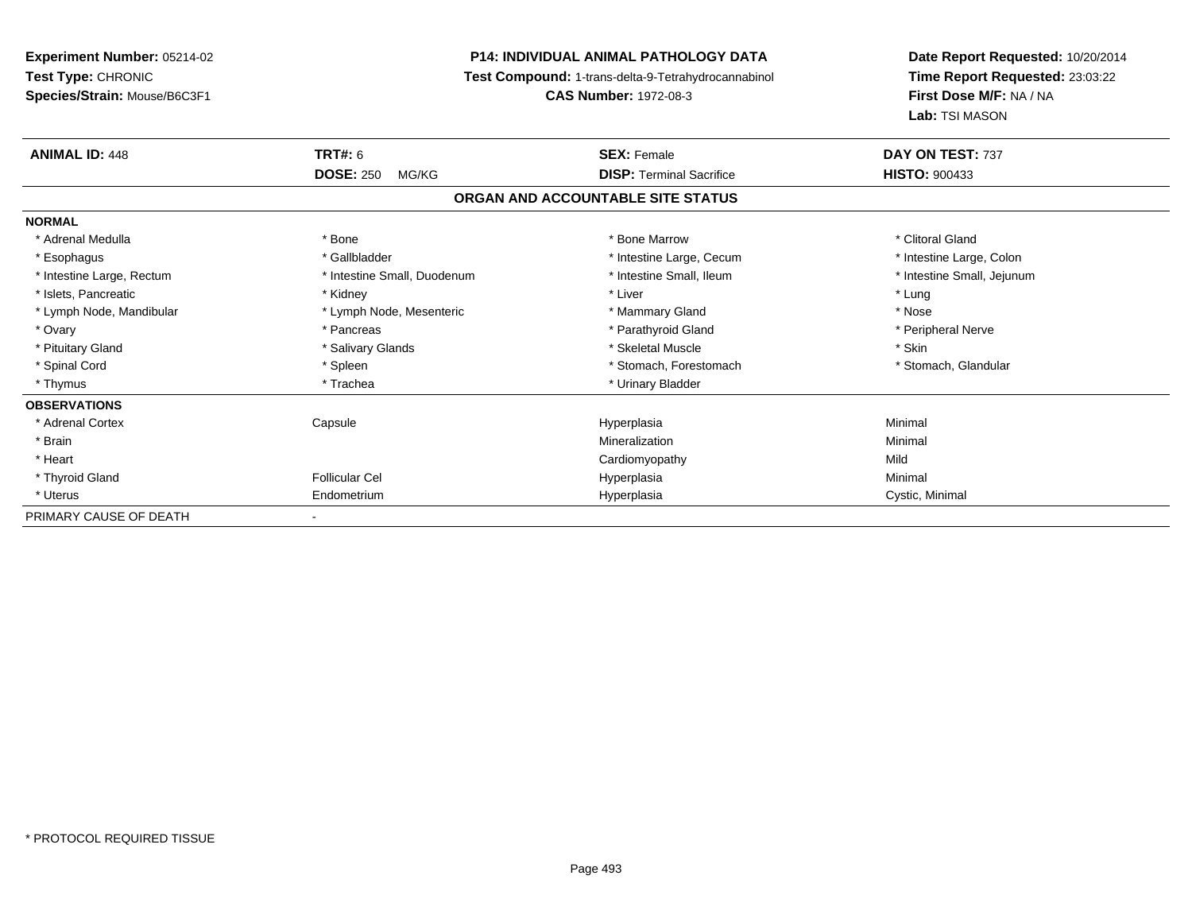**Experiment Number:** 05214-02
**Test Type:** CHRONIC
**Species/Strain:** Mouse/B6C3F1

**P14: INDIVIDUAL ANIMAL PATHOLOGY DATA**
**Test Compound:** 1-trans-delta-9-Tetrahydrocannabinol
**CAS Number:** 1972-08-3

**Date Report Requested:** 10/20/2014
**Time Report Requested:** 23:03:22
**First Dose M/F:** NA / NA
**Lab:** TSI MASON

| **ANIMAL ID:** 448 | **TRT#:** 6 | **SEX:** Female | **DAY ON TEST:** 737 |
|---|---|---|---|
| | **DOSE:** 250 MG/KG | **DISP:** Terminal Sacrifice | **HISTO:** 900433 |

## ORGAN AND ACCOUNTABLE SITE STATUS

| | | | |
|---|---|---|---|
| **NORMAL** | | | |
| * Adrenal Medulla | * Bone | * Bone Marrow | * Clitoral Gland |
| * Esophagus | * Gallbladder | * Intestine Large, Cecum | * Intestine Large, Colon |
| * Intestine Large, Rectum | * Intestine Small, Duodenum | * Intestine Small, Ileum | * Intestine Small, Jejunum |
| * Islets, Pancreatic | * Kidney | * Liver | * Lung |
| * Lymph Node, Mandibular | * Lymph Node, Mesenteric | * Mammary Gland | * Nose |
| * Ovary | * Pancreas | * Parathyroid Gland | * Peripheral Nerve |
| * Pituitary Gland | * Salivary Glands | * Skeletal Muscle | * Skin |
| * Spinal Cord | * Spleen | * Stomach, Forestomach | * Stomach, Glandular |
| * Thymus | * Trachea | * Urinary Bladder | |
| **OBSERVATIONS** | | | |
| * Adrenal Cortex | Capsule | Hyperplasia | Minimal |
| * Brain | | Mineralization | Minimal |
| * Heart | | Cardiomyopathy | Mild |
| * Thyroid Gland | Follicular Cel | Hyperplasia | Minimal |
| * Uterus | Endometrium | Hyperplasia | Cystic, Minimal |
| PRIMARY CAUSE OF DEATH | - | | |

* PROTOCOL REQUIRED TISSUE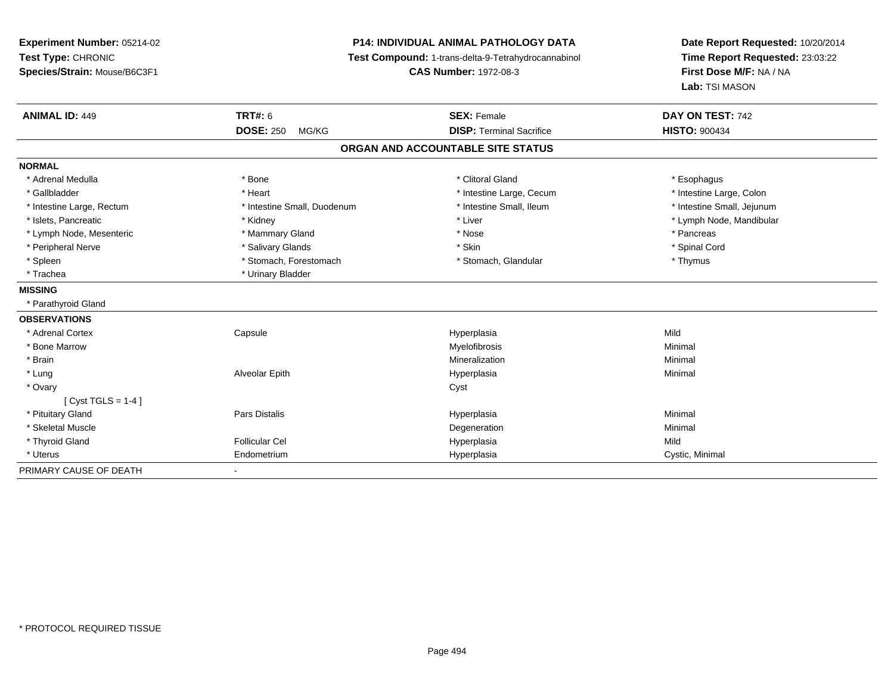**Experiment Number:** 05214-02
**Test Type:** CHRONIC
**Species/Strain:** Mouse/B6C3F1

**P14: INDIVIDUAL ANIMAL PATHOLOGY DATA**
**Test Compound:** 1-trans-delta-9-Tetrahydrocannabinol
**CAS Number:** 1972-08-3

**Date Report Requested:** 10/20/2014
**Time Report Requested:** 23:03:22
**First Dose M/F:** NA / NA
**Lab:** TSI MASON

| **ANIMAL ID:** 449 | **TRT#:** 6 | **SEX:** Female | **DAY ON TEST:** 742 |
|---|---|---|---|
| | **DOSE:** 250 MG/KG | **DISP:** Terminal Sacrifice | **HISTO:** 900434 |

## ORGAN AND ACCOUNTABLE SITE STATUS

**NORMAL**

| | | | |
|---|---|---|---|
| * Adrenal Medulla | * Bone | * Clitoral Gland | * Esophagus |
| * Gallbladder | * Heart | * Intestine Large, Cecum | * Intestine Large, Colon |
| * Intestine Large, Rectum | * Intestine Small, Duodenum | * Intestine Small, Ileum | * Intestine Small, Jejunum |
| * Islets, Pancreatic | * Kidney | * Liver | * Lymph Node, Mandibular |
| * Lymph Node, Mesenteric | * Mammary Gland | * Nose | * Pancreas |
| * Peripheral Nerve | * Salivary Glands | * Skin | * Spinal Cord |
| * Spleen | * Stomach, Forestomach | * Stomach, Glandular | * Thymus |
| * Trachea | * Urinary Bladder | | |

**MISSING**

* Parathyroid Gland

**OBSERVATIONS**

| | | | |
|---|---|---|---|
| * Adrenal Cortex | Capsule | Hyperplasia | Mild |
| * Bone Marrow | | Myelofibrosis | Minimal |
| * Brain | | Mineralization | Minimal |
| * Lung | Alveolar Epith | Hyperplasia | Minimal |
| * Ovary | | Cyst | |
| [ Cyst TGLS = 1-4 ] | | | |
| * Pituitary Gland | Pars Distalis | Hyperplasia | Minimal |
| * Skeletal Muscle | | Degeneration | Minimal |
| * Thyroid Gland | Follicular Cel | Hyperplasia | Mild |
| * Uterus | Endometrium | Hyperplasia | Cystic, Minimal |

PRIMARY CAUSE OF DEATH -

* PROTOCOL REQUIRED TISSUE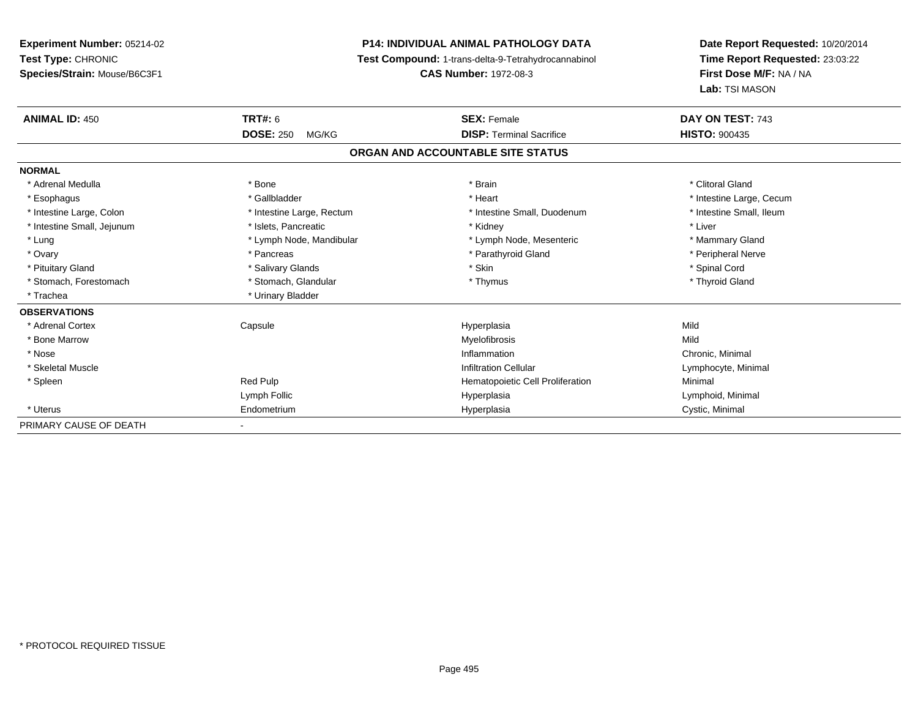**Experiment Number:** 05214-02
**Test Type:** CHRONIC
**Species/Strain:** Mouse/B6C3F1

**P14: INDIVIDUAL ANIMAL PATHOLOGY DATA**
**Test Compound:** 1-trans-delta-9-Tetrahydrocannabinol
**CAS Number:** 1972-08-3

**Date Report Requested:** 10/20/2014
**Time Report Requested:** 23:03:22
**First Dose M/F:** NA / NA
**Lab:** TSI MASON

| **ANIMAL ID:** 450 | **TRT#:** 6 | **SEX:** Female | **DAY ON TEST:** 743 |
|---|---|---|---|
| | **DOSE:** 250 MG/KG | **DISP:** Terminal Sacrifice | **HISTO:** 900435 |

**ORGAN AND ACCOUNTABLE SITE STATUS**

| | | | |
|---|---|---|---|
| **NORMAL** | | | |
| * Adrenal Medulla | * Bone | * Brain | * Clitoral Gland |
| * Esophagus | * Gallbladder | * Heart | * Intestine Large, Cecum |
| * Intestine Large, Colon | * Intestine Large, Rectum | * Intestine Small, Duodenum | * Intestine Small, Ileum |
| * Intestine Small, Jejunum | * Islets, Pancreatic | * Kidney | * Liver |
| * Lung | * Lymph Node, Mandibular | * Lymph Node, Mesenteric | * Mammary Gland |
| * Ovary | * Pancreas | * Parathyroid Gland | * Peripheral Nerve |
| * Pituitary Gland | * Salivary Glands | * Skin | * Spinal Cord |
| * Stomach, Forestomach | * Stomach, Glandular | * Thymus | * Thyroid Gland |
| * Trachea | * Urinary Bladder | | |
| **OBSERVATIONS** | | | |
| * Adrenal Cortex | Capsule | Hyperplasia | Mild |
| * Bone Marrow | | Myelofibrosis | Mild |
| * Nose | | Inflammation | Chronic, Minimal |
| * Skeletal Muscle | | Infiltration Cellular | Lymphocyte, Minimal |
| * Spleen | Red Pulp | Hematopoietic Cell Proliferation | Minimal |
| | Lymph Follic | Hyperplasia | Lymphoid, Minimal |
| * Uterus | Endometrium | Hyperplasia | Cystic, Minimal |
| PRIMARY CAUSE OF DEATH | - | | |

* PROTOCOL REQUIRED TISSUE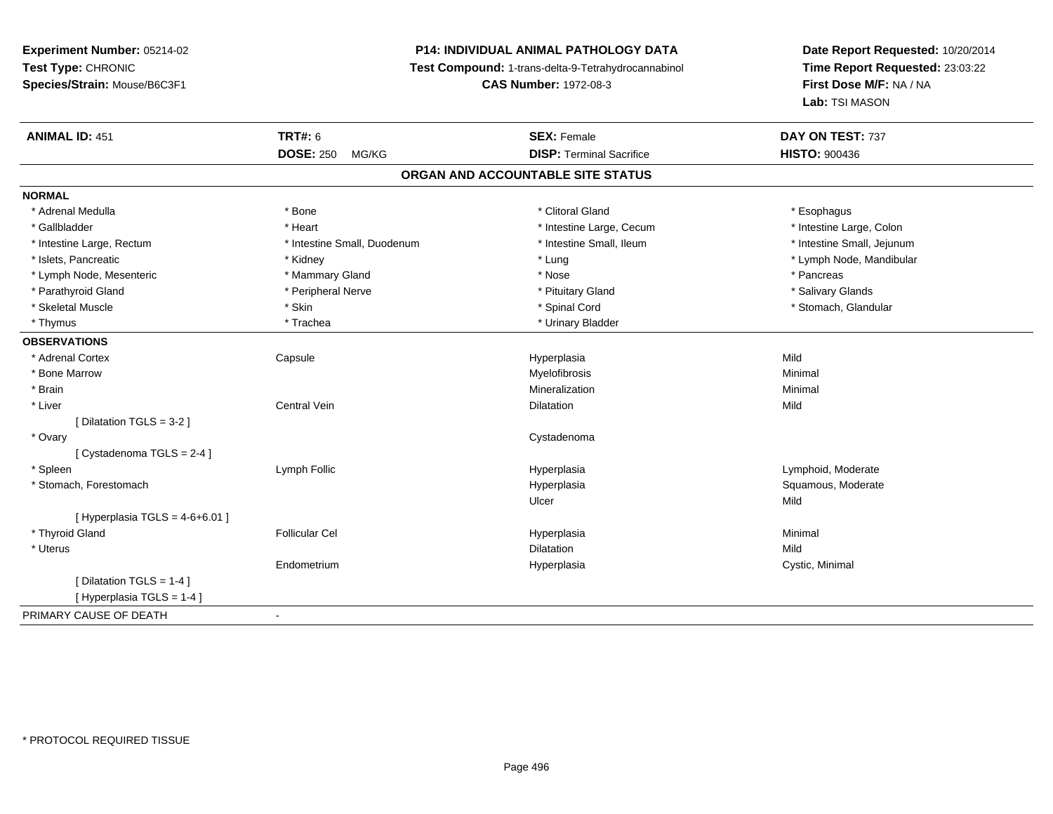**Experiment Number:** 05214-02
**Test Type:** CHRONIC
**Species/Strain:** Mouse/B6C3F1

**P14: INDIVIDUAL ANIMAL PATHOLOGY DATA**
**Test Compound:** 1-trans-delta-9-Tetrahydrocannabinol
**CAS Number:** 1972-08-3

**Date Report Requested:** 10/20/2014
**Time Report Requested:** 23:03:22
**First Dose M/F:** NA / NA
**Lab:** TSI MASON

| **ANIMAL ID:** 451 | **TRT#:** 6 | **SEX:** Female | **DAY ON TEST:** 737 |
|---|---|---|---|
| | **DOSE:** 250 MG/KG | **DISP:** Terminal Sacrifice | **HISTO:** 900436 |

## ORGAN AND ACCOUNTABLE SITE STATUS

**NORMAL**

| | | | |
|---|---|---|---|
| * Adrenal Medulla | * Bone | * Clitoral Gland | * Esophagus |
| * Gallbladder | * Heart | * Intestine Large, Cecum | * Intestine Large, Colon |
| * Intestine Large, Rectum | * Intestine Small, Duodenum | * Intestine Small, Ileum | * Intestine Small, Jejunum |
| * Islets, Pancreatic | * Kidney | * Lung | * Lymph Node, Mandibular |
| * Lymph Node, Mesenteric | * Mammary Gland | * Nose | * Pancreas |
| * Parathyroid Gland | * Peripheral Nerve | * Pituitary Gland | * Salivary Glands |
| * Skeletal Muscle | * Skin | * Spinal Cord | * Stomach, Glandular |
| * Thymus | * Trachea | * Urinary Bladder | |

**OBSERVATIONS**

| | | | |
|---|---|---|---|
| * Adrenal Cortex | Capsule | Hyperplasia | Mild |
| * Bone Marrow | | Myelofibrosis | Minimal |
| * Brain | | Mineralization | Minimal |
| * Liver | Central Vein | Dilatation | Mild |
| [ Dilatation TGLS = 3-2 ] | | | |
| * Ovary | | Cystadenoma | |
| [ Cystadenoma TGLS = 2-4 ] | | | |
| * Spleen | Lymph Follic | Hyperplasia | Lymphoid, Moderate |
| * Stomach, Forestomach | | Hyperplasia | Squamous, Moderate |
| | | Ulcer | Mild |
| [ Hyperplasia TGLS = 4-6+6.01 ] | | | |
| * Thyroid Gland | Follicular Cel | Hyperplasia | Minimal |
| * Uterus | | Dilatation | Mild |
| | Endometrium | Hyperplasia | Cystic, Minimal |
| [ Dilatation TGLS = 1-4 ] | | | |
| [ Hyperplasia TGLS = 1-4 ] | | | |

PRIMARY CAUSE OF DEATH -

\* PROTOCOL REQUIRED TISSUE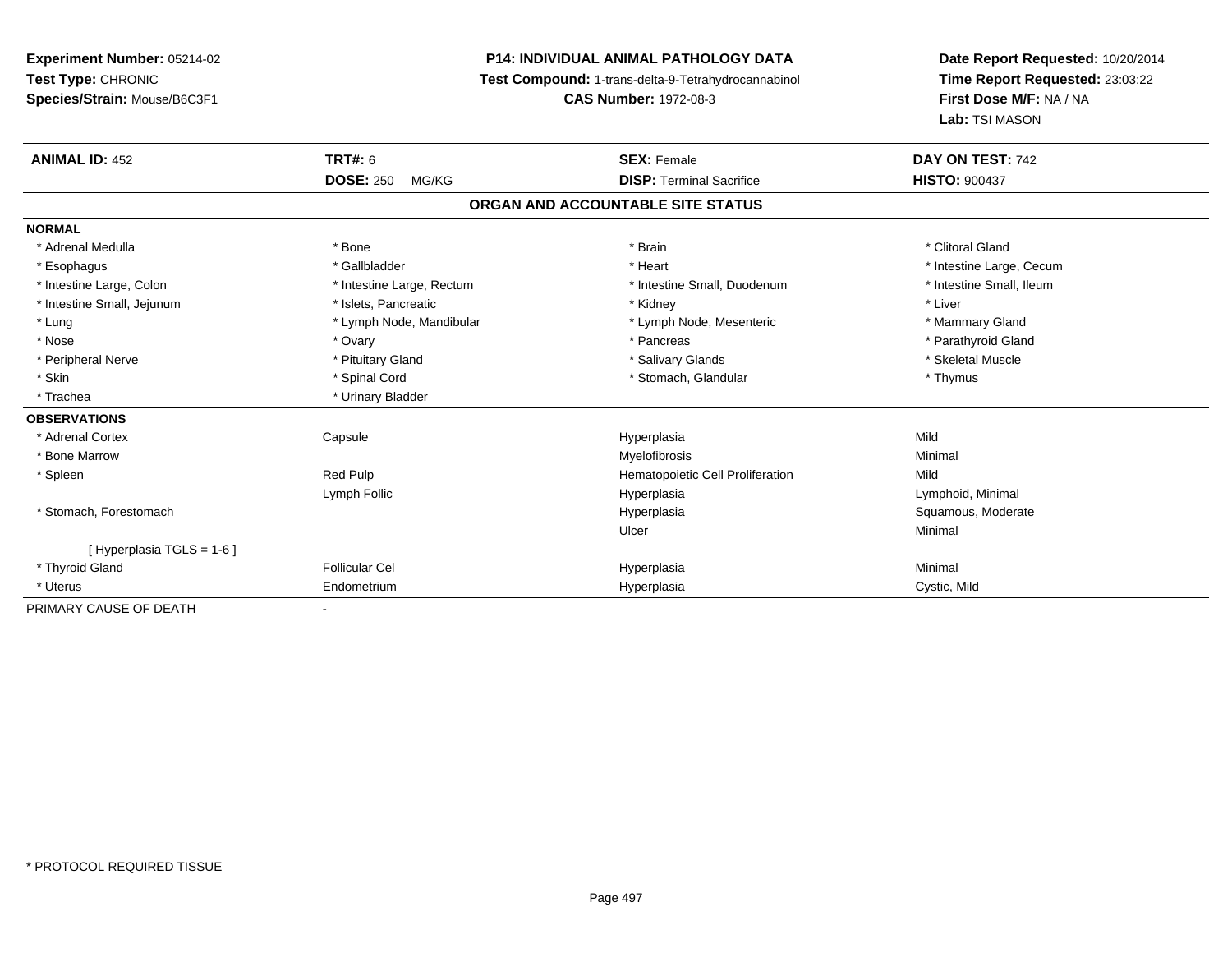**Experiment Number:** 05214-02
**Test Type:** CHRONIC
**Species/Strain:** Mouse/B6C3F1

**P14: INDIVIDUAL ANIMAL PATHOLOGY DATA**
**Test Compound:** 1-trans-delta-9-Tetrahydrocannabinol
**CAS Number:** 1972-08-3

**Date Report Requested:** 10/20/2014
**Time Report Requested:** 23:03:22
**First Dose M/F:** NA / NA
**Lab:** TSI MASON

| **ANIMAL ID:** 452 | **TRT#:** 6 | **SEX:** Female | **DAY ON TEST:** 742 |
|---|---|---|---|
| | **DOSE:** 250 MG/KG | **DISP:** Terminal Sacrifice | **HISTO:** 900437 |

## ORGAN AND ACCOUNTABLE SITE STATUS

| | | | |
|---|---|---|---|
| **NORMAL** | | | |
| * Adrenal Medulla | * Bone | * Brain | * Clitoral Gland |
| * Esophagus | * Gallbladder | * Heart | * Intestine Large, Cecum |
| * Intestine Large, Colon | * Intestine Large, Rectum | * Intestine Small, Duodenum | * Intestine Small, Ileum |
| * Intestine Small, Jejunum | * Islets, Pancreatic | * Kidney | * Liver |
| * Lung | * Lymph Node, Mandibular | * Lymph Node, Mesenteric | * Mammary Gland |
| * Nose | * Ovary | * Pancreas | * Parathyroid Gland |
| * Peripheral Nerve | * Pituitary Gland | * Salivary Glands | * Skeletal Muscle |
| * Skin | * Spinal Cord | * Stomach, Glandular | * Thymus |
| * Trachea | * Urinary Bladder | | |
| **OBSERVATIONS** | | | |
| * Adrenal Cortex | Capsule | Hyperplasia | Mild |
| * Bone Marrow | | Myelofibrosis | Minimal |
| * Spleen | Red Pulp | Hematopoietic Cell Proliferation | Mild |
| | Lymph Follic | Hyperplasia | Lymphoid, Minimal |
| * Stomach, Forestomach | | Hyperplasia | Squamous, Moderate |
| | | Ulcer | Minimal |
| [ Hyperplasia TGLS = 1-6 ] | | | |
| * Thyroid Gland | Follicular Cel | Hyperplasia | Minimal |
| * Uterus | Endometrium | Hyperplasia | Cystic, Mild |
| PRIMARY CAUSE OF DEATH | - | | |

* PROTOCOL REQUIRED TISSUE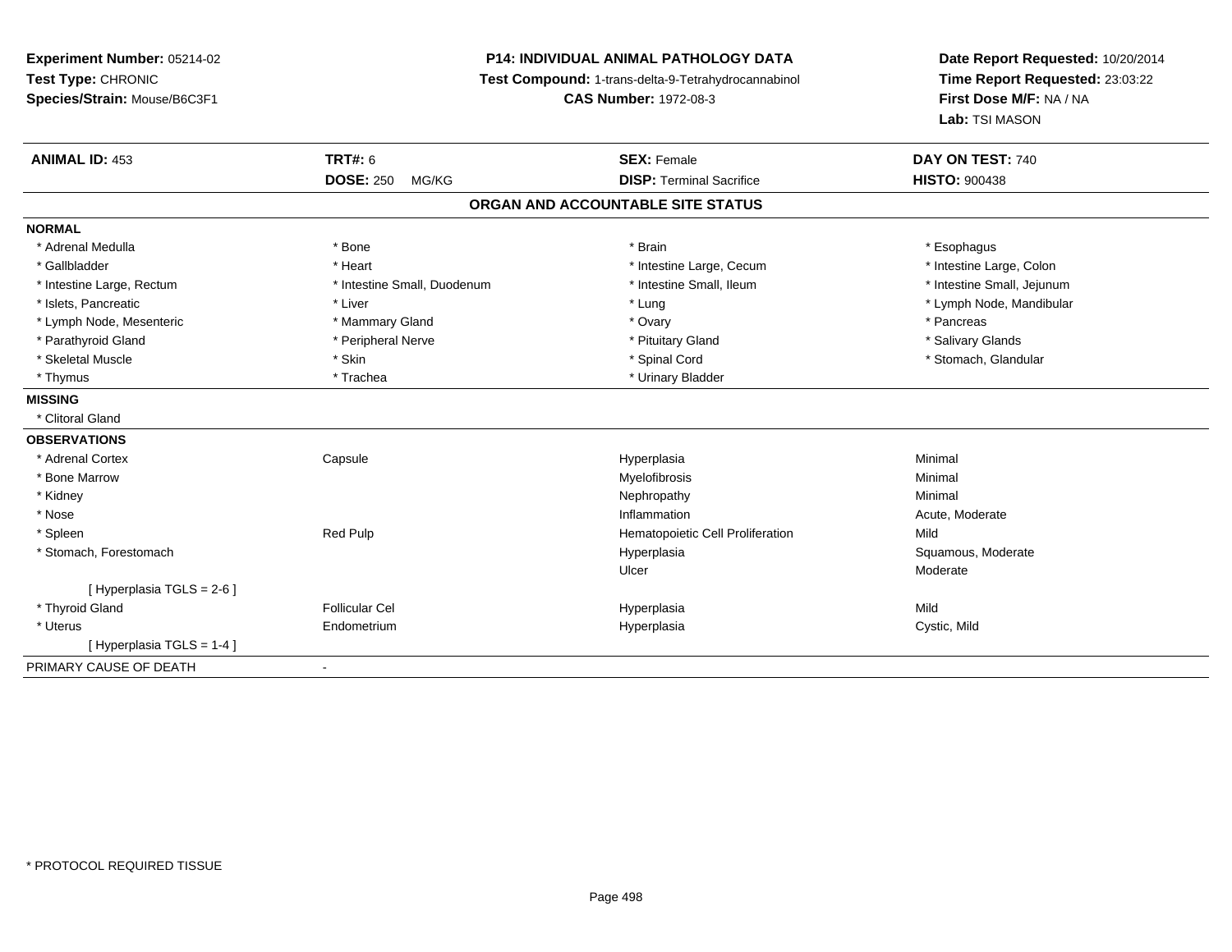**Experiment Number:** 05214-02
**Test Type:** CHRONIC
**Species/Strain:** Mouse/B6C3F1

**P14: INDIVIDUAL ANIMAL PATHOLOGY DATA**
**Test Compound:** 1-trans-delta-9-Tetrahydrocannabinol
**CAS Number:** 1972-08-3

**Date Report Requested:** 10/20/2014
**Time Report Requested:** 23:03:22
**First Dose M/F:** NA / NA
**Lab:** TSI MASON

| **ANIMAL ID:** 453 | **TRT#:** 6 | **SEX:** Female | **DAY ON TEST:** 740 |
|---|---|---|---|
| | **DOSE:** 250 MG/KG | **DISP:** Terminal Sacrifice | **HISTO:** 900438 |

## ORGAN AND ACCOUNTABLE SITE STATUS

**NORMAL**

| | | | |
|---|---|---|---|
| * Adrenal Medulla | * Bone | * Brain | * Esophagus |
| * Gallbladder | * Heart | * Intestine Large, Cecum | * Intestine Large, Colon |
| * Intestine Large, Rectum | * Intestine Small, Duodenum | * Intestine Small, Ileum | * Intestine Small, Jejunum |
| * Islets, Pancreatic | * Liver | * Lung | * Lymph Node, Mandibular |
| * Lymph Node, Mesenteric | * Mammary Gland | * Ovary | * Pancreas |
| * Parathyroid Gland | * Peripheral Nerve | * Pituitary Gland | * Salivary Glands |
| * Skeletal Muscle | * Skin | * Spinal Cord | * Stomach, Glandular |
| * Thymus | * Trachea | * Urinary Bladder | |

**MISSING**

* Clitoral Gland

**OBSERVATIONS**

| | | | |
|---|---|---|---|
| * Adrenal Cortex | Capsule | Hyperplasia | Minimal |
| * Bone Marrow | | Myelofibrosis | Minimal |
| * Kidney | | Nephropathy | Minimal |
| * Nose | | Inflammation | Acute, Moderate |
| * Spleen | Red Pulp | Hematopoietic Cell Proliferation | Mild |
| * Stomach, Forestomach | | Hyperplasia | Squamous, Moderate |
| | | Ulcer | Moderate |
| [ Hyperplasia TGLS = 2-6 ] | | | |
| * Thyroid Gland | Follicular Cel | Hyperplasia | Mild |
| * Uterus | Endometrium | Hyperplasia | Cystic, Mild |
| [ Hyperplasia TGLS = 1-4 ] | | | |

PRIMARY CAUSE OF DEATH -

* PROTOCOL REQUIRED TISSUE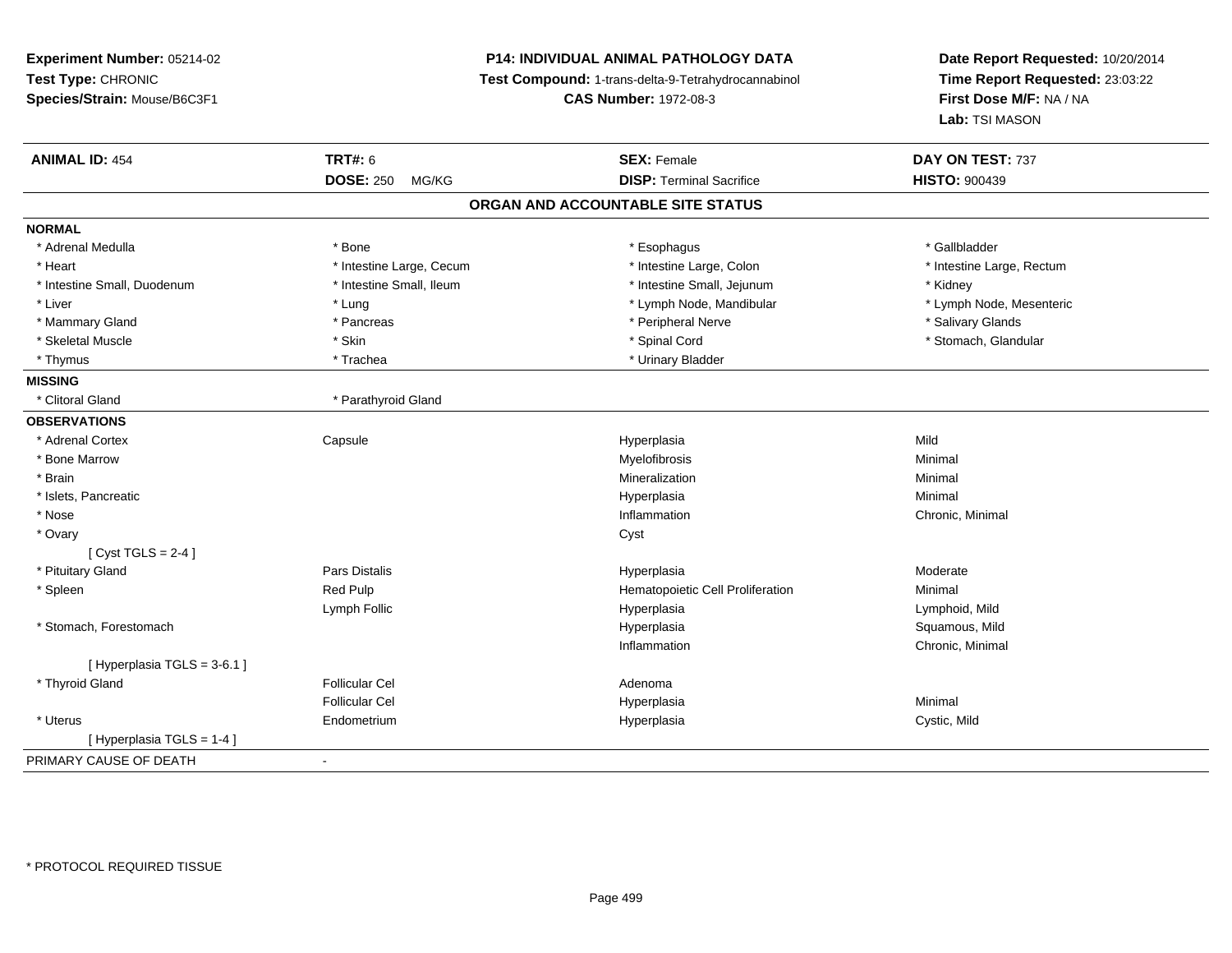**Experiment Number:** 05214-02
**Test Type:** CHRONIC
**Species/Strain:** Mouse/B6C3F1

**P14: INDIVIDUAL ANIMAL PATHOLOGY DATA**
**Test Compound:** 1-trans-delta-9-Tetrahydrocannabinol
**CAS Number:** 1972-08-3

**Date Report Requested:** 10/20/2014
**Time Report Requested:** 23:03:22
**First Dose M/F:** NA / NA
**Lab:** TSI MASON

| **ANIMAL ID:** 454 | **TRT#:** 6 | **SEX:** Female | **DAY ON TEST:** 737 |
|---|---|---|---|
| | **DOSE:** 250 MG/KG | **DISP:** Terminal Sacrifice | **HISTO:** 900439 |

## ORGAN AND ACCOUNTABLE SITE STATUS

**NORMAL**

| | | | |
|---|---|---|---|
| * Adrenal Medulla | * Bone | * Esophagus | * Gallbladder |
| * Heart | * Intestine Large, Cecum | * Intestine Large, Colon | * Intestine Large, Rectum |
| * Intestine Small, Duodenum | * Intestine Small, Ileum | * Intestine Small, Jejunum | * Kidney |
| * Liver | * Lung | * Lymph Node, Mandibular | * Lymph Node, Mesenteric |
| * Mammary Gland | * Pancreas | * Peripheral Nerve | * Salivary Glands |
| * Skeletal Muscle | * Skin | * Spinal Cord | * Stomach, Glandular |
| * Thymus | * Trachea | * Urinary Bladder | |

**MISSING**

| | |
|---|---|
| * Clitoral Gland | * Parathyroid Gland |

**OBSERVATIONS**

| | | | |
|---|---|---|---|
| * Adrenal Cortex | Capsule | Hyperplasia | Mild |
| * Bone Marrow | | Myelofibrosis | Minimal |
| * Brain | | Mineralization | Minimal |
| * Islets, Pancreatic | | Hyperplasia | Minimal |
| * Nose | | Inflammation | Chronic, Minimal |
| * Ovary | | Cyst | |
| [ Cyst TGLS = 2-4 ] | | | |
| * Pituitary Gland | Pars Distalis | Hyperplasia | Moderate |
| * Spleen | Red Pulp | Hematopoietic Cell Proliferation | Minimal |
| | Lymph Follic | Hyperplasia | Lymphoid, Mild |
| * Stomach, Forestomach | | Hyperplasia | Squamous, Mild |
| | | Inflammation | Chronic, Minimal |
| [ Hyperplasia TGLS = 3-6.1 ] | | | |
| * Thyroid Gland | Follicular Cel | Adenoma | |
| | Follicular Cel | Hyperplasia | Minimal |
| * Uterus | Endometrium | Hyperplasia | Cystic, Mild |
| [ Hyperplasia TGLS = 1-4 ] | | | |

PRIMARY CAUSE OF DEATH -

\* PROTOCOL REQUIRED TISSUE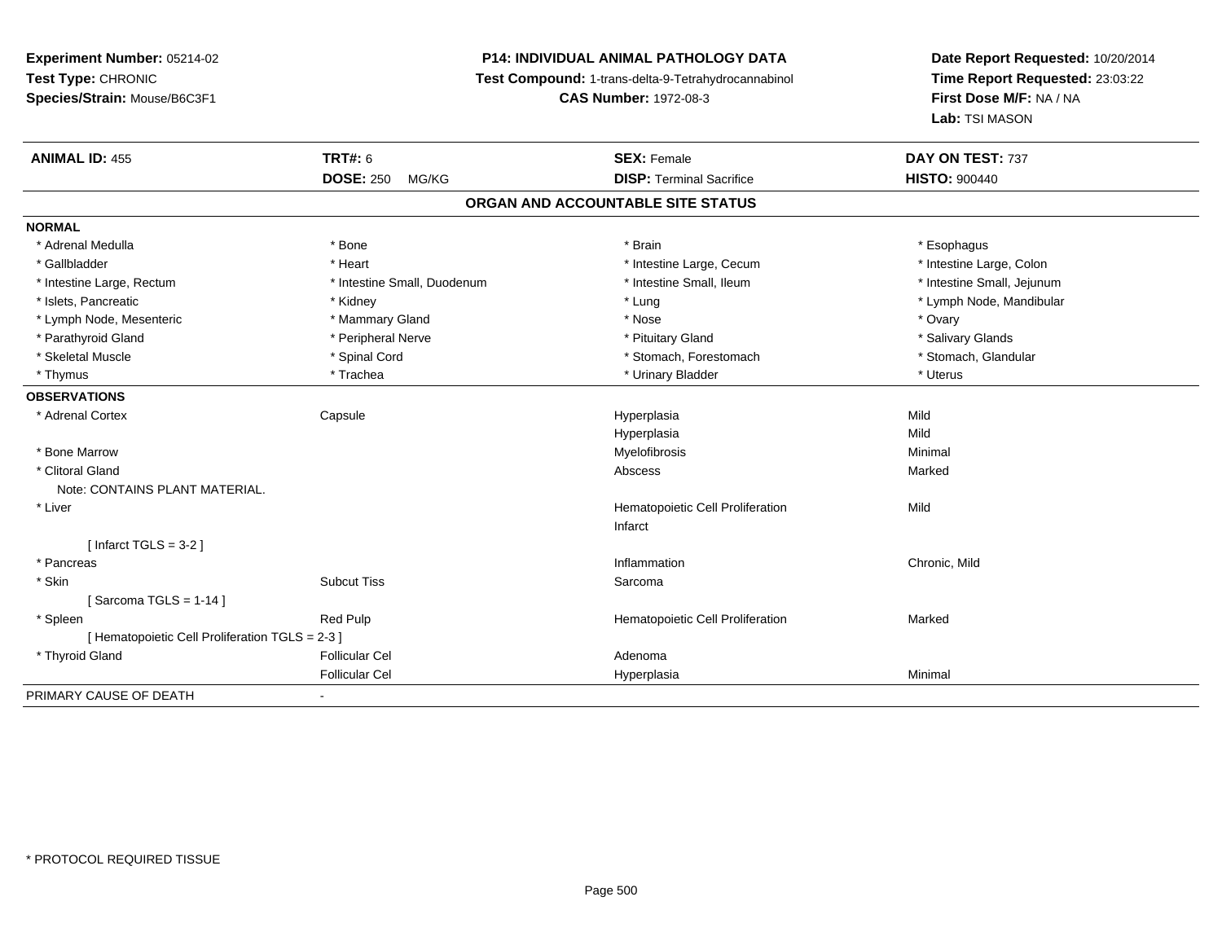**Experiment Number:** 05214-02
**Test Type:** CHRONIC
**Species/Strain:** Mouse/B6C3F1

**P14: INDIVIDUAL ANIMAL PATHOLOGY DATA**
**Test Compound:** 1-trans-delta-9-Tetrahydrocannabinol
**CAS Number:** 1972-08-3

**Date Report Requested:** 10/20/2014
**Time Report Requested:** 23:03:22
**First Dose M/F:** NA / NA
**Lab:** TSI MASON

| **ANIMAL ID:** 455 | **TRT#:** 6 | **SEX:** Female | **DAY ON TEST:** 737 |
|---|---|---|---|
| | **DOSE:** 250 MG/KG | **DISP:** Terminal Sacrifice | **HISTO:** 900440 |

## ORGAN AND ACCOUNTABLE SITE STATUS

**NORMAL**

| | | | |
|---|---|---|---|
| * Adrenal Medulla | * Bone | * Brain | * Esophagus |
| * Gallbladder | * Heart | * Intestine Large, Cecum | * Intestine Large, Colon |
| * Intestine Large, Rectum | * Intestine Small, Duodenum | * Intestine Small, Ileum | * Intestine Small, Jejunum |
| * Islets, Pancreatic | * Kidney | * Lung | * Lymph Node, Mandibular |
| * Lymph Node, Mesenteric | * Mammary Gland | * Nose | * Ovary |
| * Parathyroid Gland | * Peripheral Nerve | * Pituitary Gland | * Salivary Glands |
| * Skeletal Muscle | * Spinal Cord | * Stomach, Forestomach | * Stomach, Glandular |
| * Thymus | * Trachea | * Urinary Bladder | * Uterus |

**OBSERVATIONS**

| | | | |
|---|---|---|---|
| * Adrenal Cortex | Capsule | Hyperplasia | Mild |
| | | Hyperplasia | Mild |
| * Bone Marrow | | Myelofibrosis | Minimal |
| * Clitoral Gland | | Abscess | Marked |
| Note: CONTAINS PLANT MATERIAL. | | | |
| * Liver | | Hematopoietic Cell Proliferation | Mild |
| | | Infarct | |
| [ Infarct TGLS = 3-2 ] | | | |
| * Pancreas | | Inflammation | Chronic, Mild |
| * Skin | Subcut Tiss | Sarcoma | |
| [ Sarcoma TGLS = 1-14 ] | | | |
| * Spleen | Red Pulp | Hematopoietic Cell Proliferation | Marked |
| [ Hematopoietic Cell Proliferation TGLS = 2-3 ] | | | |
| * Thyroid Gland | Follicular Cel | Adenoma | |
| | Follicular Cel | Hyperplasia | Minimal |

PRIMARY CAUSE OF DEATH -

* PROTOCOL REQUIRED TISSUE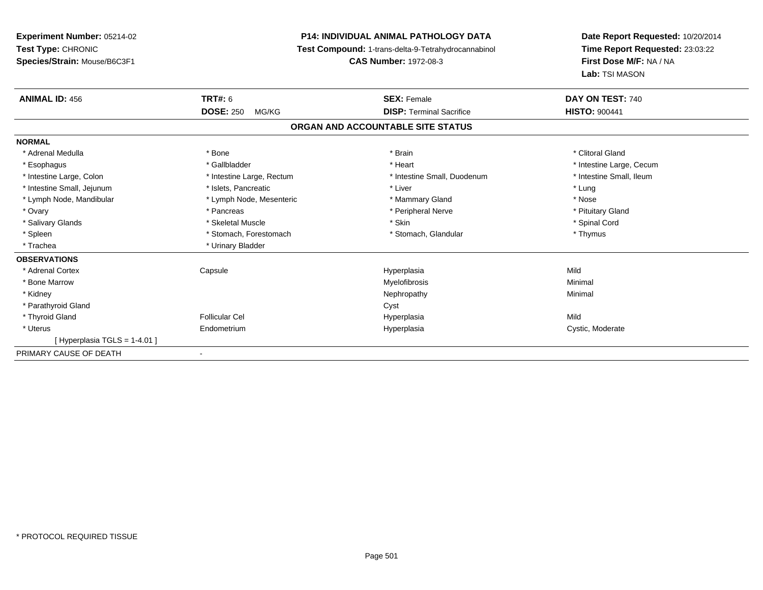**Experiment Number:** 05214-02
**Test Type:** CHRONIC
**Species/Strain:** Mouse/B6C3F1

# P14: INDIVIDUAL ANIMAL PATHOLOGY DATA

**Test Compound:** 1-trans-delta-9-Tetrahydrocannabinol
**CAS Number:** 1972-08-3

**Date Report Requested:** 10/20/2014
**Time Report Requested:** 23:03:22
**First Dose M/F:** NA / NA
**Lab:** TSI MASON

| **ANIMAL ID:** 456 | **TRT#:** 6 | **SEX:** Female | **DAY ON TEST:** 740 |
|---|---|---|---|
| | **DOSE:** 250 MG/KG | **DISP:** Terminal Sacrifice | **HISTO:** 900441 |

## ORGAN AND ACCOUNTABLE SITE STATUS

**NORMAL**

| | | | |
|---|---|---|---|
| * Adrenal Medulla | * Bone | * Brain | * Clitoral Gland |
| * Esophagus | * Gallbladder | * Heart | * Intestine Large, Cecum |
| * Intestine Large, Colon | * Intestine Large, Rectum | * Intestine Small, Duodenum | * Intestine Small, Ileum |
| * Intestine Small, Jejunum | * Islets, Pancreatic | * Liver | * Lung |
| * Lymph Node, Mandibular | * Lymph Node, Mesenteric | * Mammary Gland | * Nose |
| * Ovary | * Pancreas | * Peripheral Nerve | * Pituitary Gland |
| * Salivary Glands | * Skeletal Muscle | * Skin | * Spinal Cord |
| * Spleen | * Stomach, Forestomach | * Stomach, Glandular | * Thymus |
| * Trachea | * Urinary Bladder | | |

**OBSERVATIONS**

| | | | |
|---|---|---|---|
| * Adrenal Cortex | Capsule | Hyperplasia | Mild |
| * Bone Marrow | | Myelofibrosis | Minimal |
| * Kidney | | Nephropathy | Minimal |
| * Parathyroid Gland | | Cyst | |
| * Thyroid Gland | Follicular Cel | Hyperplasia | Mild |
| * Uterus | Endometrium | Hyperplasia | Cystic, Moderate |
| [ Hyperplasia TGLS = 1-4.01 ] | | | |

PRIMARY CAUSE OF DEATH -

* PROTOCOL REQUIRED TISSUE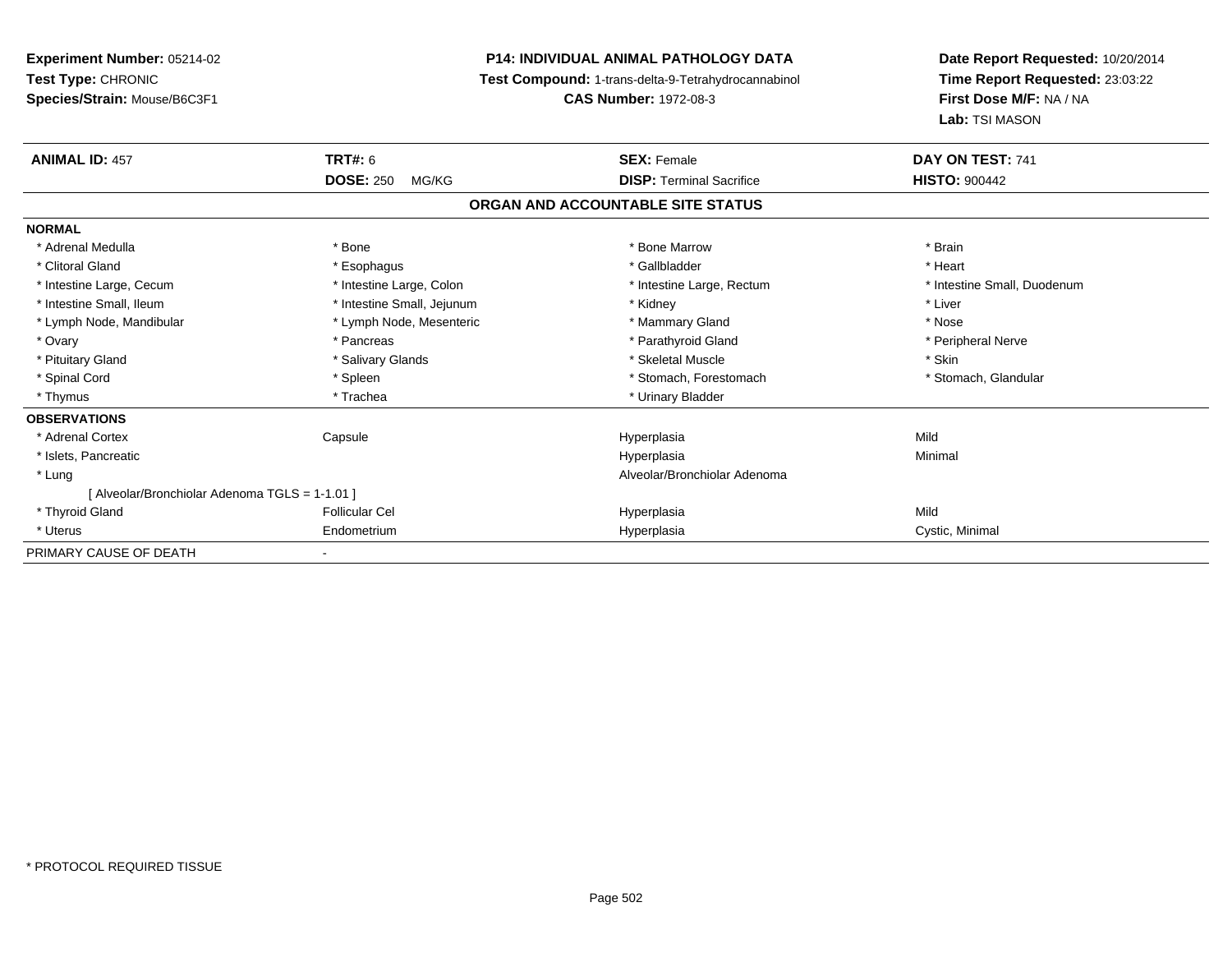**Experiment Number:** 05214-02
**Test Type:** CHRONIC
**Species/Strain:** Mouse/B6C3F1

**P14: INDIVIDUAL ANIMAL PATHOLOGY DATA**
**Test Compound:** 1-trans-delta-9-Tetrahydrocannabinol
**CAS Number:** 1972-08-3

**Date Report Requested:** 10/20/2014
**Time Report Requested:** 23:03:22
**First Dose M/F:** NA / NA
**Lab:** TSI MASON

| **ANIMAL ID:** 457 | **TRT#:** 6 | **SEX:** Female | **DAY ON TEST:** 741 |
|---|---|---|---|
| | **DOSE:** 250 MG/KG | **DISP:** Terminal Sacrifice | **HISTO:** 900442 |

## ORGAN AND ACCOUNTABLE SITE STATUS

| | | | |
|---|---|---|---|
| **NORMAL** | | | |
| * Adrenal Medulla | * Bone | * Bone Marrow | * Brain |
| * Clitoral Gland | * Esophagus | * Gallbladder | * Heart |
| * Intestine Large, Cecum | * Intestine Large, Colon | * Intestine Large, Rectum | * Intestine Small, Duodenum |
| * Intestine Small, Ileum | * Intestine Small, Jejunum | * Kidney | * Liver |
| * Lymph Node, Mandibular | * Lymph Node, Mesenteric | * Mammary Gland | * Nose |
| * Ovary | * Pancreas | * Parathyroid Gland | * Peripheral Nerve |
| * Pituitary Gland | * Salivary Glands | * Skeletal Muscle | * Skin |
| * Spinal Cord | * Spleen | * Stomach, Forestomach | * Stomach, Glandular |
| * Thymus | * Trachea | * Urinary Bladder | |
| **OBSERVATIONS** | | | |
| * Adrenal Cortex | Capsule | Hyperplasia | Mild |
| * Islets, Pancreatic | | Hyperplasia | Minimal |
| * Lung | | Alveolar/Bronchiolar Adenoma | |
| [ Alveolar/Bronchiolar Adenoma TGLS = 1-1.01 ] | | | |
| * Thyroid Gland | Follicular Cel | Hyperplasia | Mild |
| * Uterus | Endometrium | Hyperplasia | Cystic, Minimal |
| PRIMARY CAUSE OF DEATH | - | | |

\* PROTOCOL REQUIRED TISSUE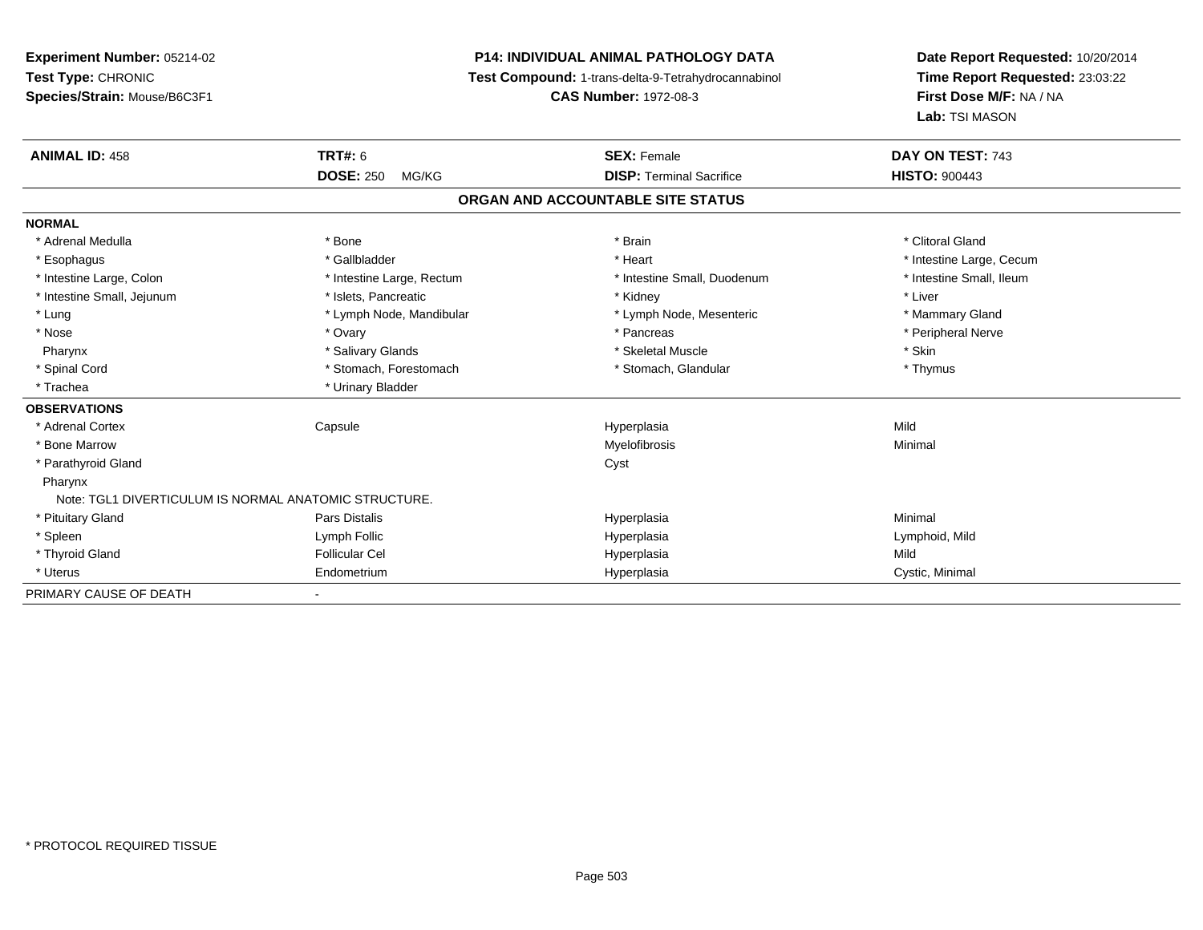**Experiment Number:** 05214-02
**Test Type:** CHRONIC
**Species/Strain:** Mouse/B6C3F1

**P14: INDIVIDUAL ANIMAL PATHOLOGY DATA**
**Test Compound:** 1-trans-delta-9-Tetrahydrocannabinol
**CAS Number:** 1972-08-3

**Date Report Requested:** 10/20/2014
**Time Report Requested:** 23:03:22
**First Dose M/F:** NA / NA
**Lab:** TSI MASON

| **ANIMAL ID:** 458 | **TRT#:** 6 | **SEX:** Female | **DAY ON TEST:** 743 |
|---|---|---|---|
| | **DOSE:** 250 MG/KG | **DISP:** Terminal Sacrifice | **HISTO:** 900443 |

## ORGAN AND ACCOUNTABLE SITE STATUS

| | | | |
|---|---|---|---|
| **NORMAL** | | | |
| * Adrenal Medulla | * Bone | * Brain | * Clitoral Gland |
| * Esophagus | * Gallbladder | * Heart | * Intestine Large, Cecum |
| * Intestine Large, Colon | * Intestine Large, Rectum | * Intestine Small, Duodenum | * Intestine Small, Ileum |
| * Intestine Small, Jejunum | * Islets, Pancreatic | * Kidney | * Liver |
| * Lung | * Lymph Node, Mandibular | * Lymph Node, Mesenteric | * Mammary Gland |
| * Nose | * Ovary | * Pancreas | * Peripheral Nerve |
| Pharynx | * Salivary Glands | * Skeletal Muscle | * Skin |
| * Spinal Cord | * Stomach, Forestomach | * Stomach, Glandular | * Thymus |
| * Trachea | * Urinary Bladder | | |
| **OBSERVATIONS** | | | |
| * Adrenal Cortex | Capsule | Hyperplasia | Mild |
| * Bone Marrow | | Myelofibrosis | Minimal |
| * Parathyroid Gland | | Cyst | |
| Pharynx | | | |
| Note: TGL1 DIVERTICULUM IS NORMAL ANATOMIC STRUCTURE. | | | |
| * Pituitary Gland | Pars Distalis | Hyperplasia | Minimal |
| * Spleen | Lymph Follic | Hyperplasia | Lymphoid, Mild |
| * Thyroid Gland | Follicular Cel | Hyperplasia | Mild |
| * Uterus | Endometrium | Hyperplasia | Cystic, Minimal |
| PRIMARY CAUSE OF DEATH | - | | |

* PROTOCOL REQUIRED TISSUE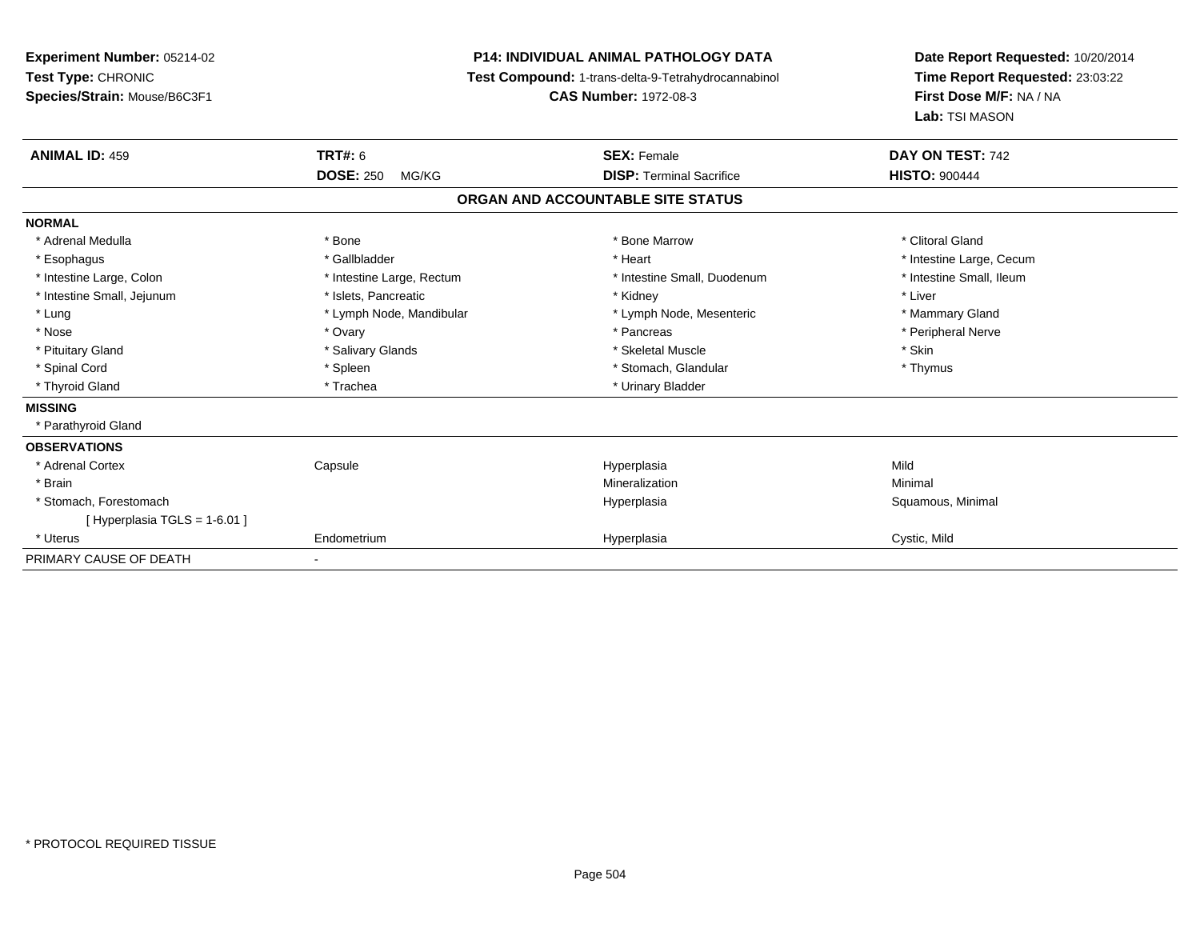**Experiment Number:** 05214-02
**Test Type:** CHRONIC
**Species/Strain:** Mouse/B6C3F1

**P14: INDIVIDUAL ANIMAL PATHOLOGY DATA**
**Test Compound:** 1-trans-delta-9-Tetrahydrocannabinol
**CAS Number:** 1972-08-3

**Date Report Requested:** 10/20/2014
**Time Report Requested:** 23:03:22
**First Dose M/F:** NA / NA
**Lab:** TSI MASON

| **ANIMAL ID:** 459 | **TRT#:** 6 | **SEX:** Female | **DAY ON TEST:** 742 |
|---|---|---|---|
| | **DOSE:** 250 MG/KG | **DISP:** Terminal Sacrifice | **HISTO:** 900444 |

## ORGAN AND ACCOUNTABLE SITE STATUS

**NORMAL**

| | | | |
|---|---|---|---|
| * Adrenal Medulla | * Bone | * Bone Marrow | * Clitoral Gland |
| * Esophagus | * Gallbladder | * Heart | * Intestine Large, Cecum |
| * Intestine Large, Colon | * Intestine Large, Rectum | * Intestine Small, Duodenum | * Intestine Small, Ileum |
| * Intestine Small, Jejunum | * Islets, Pancreatic | * Kidney | * Liver |
| * Lung | * Lymph Node, Mandibular | * Lymph Node, Mesenteric | * Mammary Gland |
| * Nose | * Ovary | * Pancreas | * Peripheral Nerve |
| * Pituitary Gland | * Salivary Glands | * Skeletal Muscle | * Skin |
| * Spinal Cord | * Spleen | * Stomach, Glandular | * Thymus |
| * Thyroid Gland | * Trachea | * Urinary Bladder | |

**MISSING**

* Parathyroid Gland

**OBSERVATIONS**

| | | | |
|---|---|---|---|
| * Adrenal Cortex | Capsule | Hyperplasia | Mild |
| * Brain | | Mineralization | Minimal |
| * Stomach, Forestomach | | Hyperplasia | Squamous, Minimal |
| [ Hyperplasia TGLS = 1-6.01 ] | | | |
| * Uterus | Endometrium | Hyperplasia | Cystic, Mild |

PRIMARY CAUSE OF DEATH -

* PROTOCOL REQUIRED TISSUE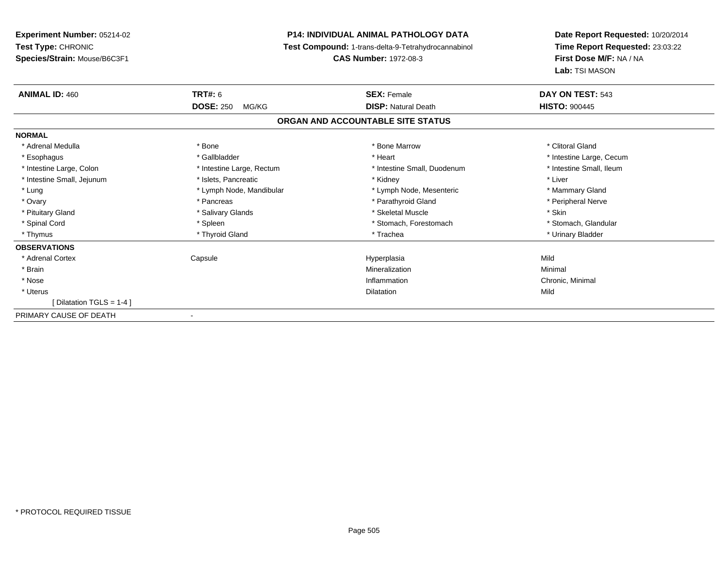**Experiment Number:** 05214-02
**Test Type:** CHRONIC
**Species/Strain:** Mouse/B6C3F1

**P14: INDIVIDUAL ANIMAL PATHOLOGY DATA**
**Test Compound:** 1-trans-delta-9-Tetrahydrocannabinol
**CAS Number:** 1972-08-3

**Date Report Requested:** 10/20/2014
**Time Report Requested:** 23:03:22
**First Dose M/F:** NA / NA
**Lab:** TSI MASON

| **ANIMAL ID:** 460 | **TRT#:** 6 | **SEX:** Female | **DAY ON TEST:** 543 |
|---|---|---|---|
| | **DOSE:** 250 MG/KG | **DISP:** Natural Death | **HISTO:** 900445 |

**ORGAN AND ACCOUNTABLE SITE STATUS**

**NORMAL**

| | | | |
|---|---|---|---|
| * Adrenal Medulla | * Bone | * Bone Marrow | * Clitoral Gland |
| * Esophagus | * Gallbladder | * Heart | * Intestine Large, Cecum |
| * Intestine Large, Colon | * Intestine Large, Rectum | * Intestine Small, Duodenum | * Intestine Small, Ileum |
| * Intestine Small, Jejunum | * Islets, Pancreatic | * Kidney | * Liver |
| * Lung | * Lymph Node, Mandibular | * Lymph Node, Mesenteric | * Mammary Gland |
| * Ovary | * Pancreas | * Parathyroid Gland | * Peripheral Nerve |
| * Pituitary Gland | * Salivary Glands | * Skeletal Muscle | * Skin |
| * Spinal Cord | * Spleen | * Stomach, Forestomach | * Stomach, Glandular |
| * Thymus | * Thyroid Gland | * Trachea | * Urinary Bladder |

**OBSERVATIONS**

| | | | |
|---|---|---|---|
| * Adrenal Cortex | Capsule | Hyperplasia | Mild |
| * Brain | | Mineralization | Minimal |
| * Nose | | Inflammation | Chronic, Minimal |
| * Uterus | | Dilatation | Mild |
| [ Dilatation TGLS = 1-4 ] | | | |

PRIMARY CAUSE OF DEATH -

* PROTOCOL REQUIRED TISSUE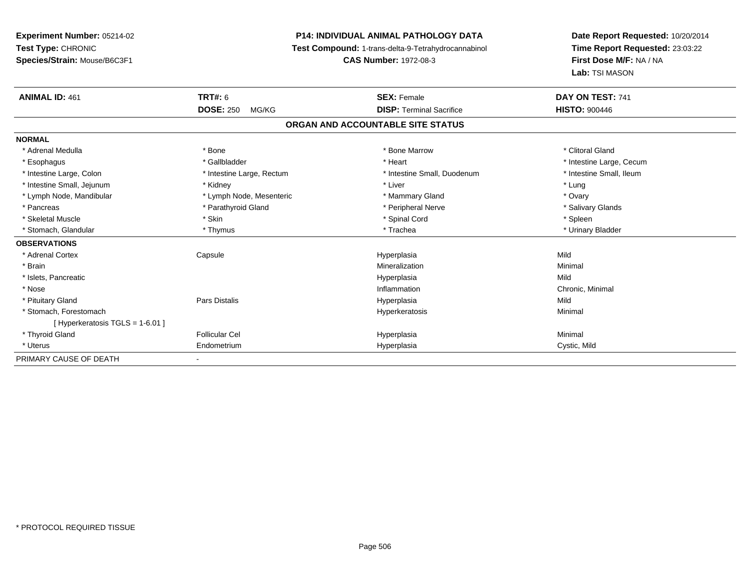**Experiment Number:** 05214-02
**Test Type:** CHRONIC
**Species/Strain:** Mouse/B6C3F1

**P14: INDIVIDUAL ANIMAL PATHOLOGY DATA**
**Test Compound:** 1-trans-delta-9-Tetrahydrocannabinol
**CAS Number:** 1972-08-3

**Date Report Requested:** 10/20/2014
**Time Report Requested:** 23:03:22
**First Dose M/F:** NA / NA
**Lab:** TSI MASON

| **ANIMAL ID:** 461 | **TRT#:** 6 | **SEX:** Female | **DAY ON TEST:** 741 |
|---|---|---|---|
| | **DOSE:** 250 MG/KG | **DISP:** Terminal Sacrifice | **HISTO:** 900446 |

## ORGAN AND ACCOUNTABLE SITE STATUS

| | | | |
|---|---|---|---|
| **NORMAL** | | | |
| * Adrenal Medulla | * Bone | * Bone Marrow | * Clitoral Gland |
| * Esophagus | * Gallbladder | * Heart | * Intestine Large, Cecum |
| * Intestine Large, Colon | * Intestine Large, Rectum | * Intestine Small, Duodenum | * Intestine Small, Ileum |
| * Intestine Small, Jejunum | * Kidney | * Liver | * Lung |
| * Lymph Node, Mandibular | * Lymph Node, Mesenteric | * Mammary Gland | * Ovary |
| * Pancreas | * Parathyroid Gland | * Peripheral Nerve | * Salivary Glands |
| * Skeletal Muscle | * Skin | * Spinal Cord | * Spleen |
| * Stomach, Glandular | * Thymus | * Trachea | * Urinary Bladder |
| **OBSERVATIONS** | | | |
| * Adrenal Cortex | Capsule | Hyperplasia | Mild |
| * Brain | | Mineralization | Minimal |
| * Islets, Pancreatic | | Hyperplasia | Mild |
| * Nose | | Inflammation | Chronic, Minimal |
| * Pituitary Gland | Pars Distalis | Hyperplasia | Mild |
| * Stomach, Forestomach | | Hyperkeratosis | Minimal |
| [ Hyperkeratosis TGLS = 1-6.01 ] | | | |
| * Thyroid Gland | Follicular Cel | Hyperplasia | Minimal |
| * Uterus | Endometrium | Hyperplasia | Cystic, Mild |
| PRIMARY CAUSE OF DEATH | - | | |

* PROTOCOL REQUIRED TISSUE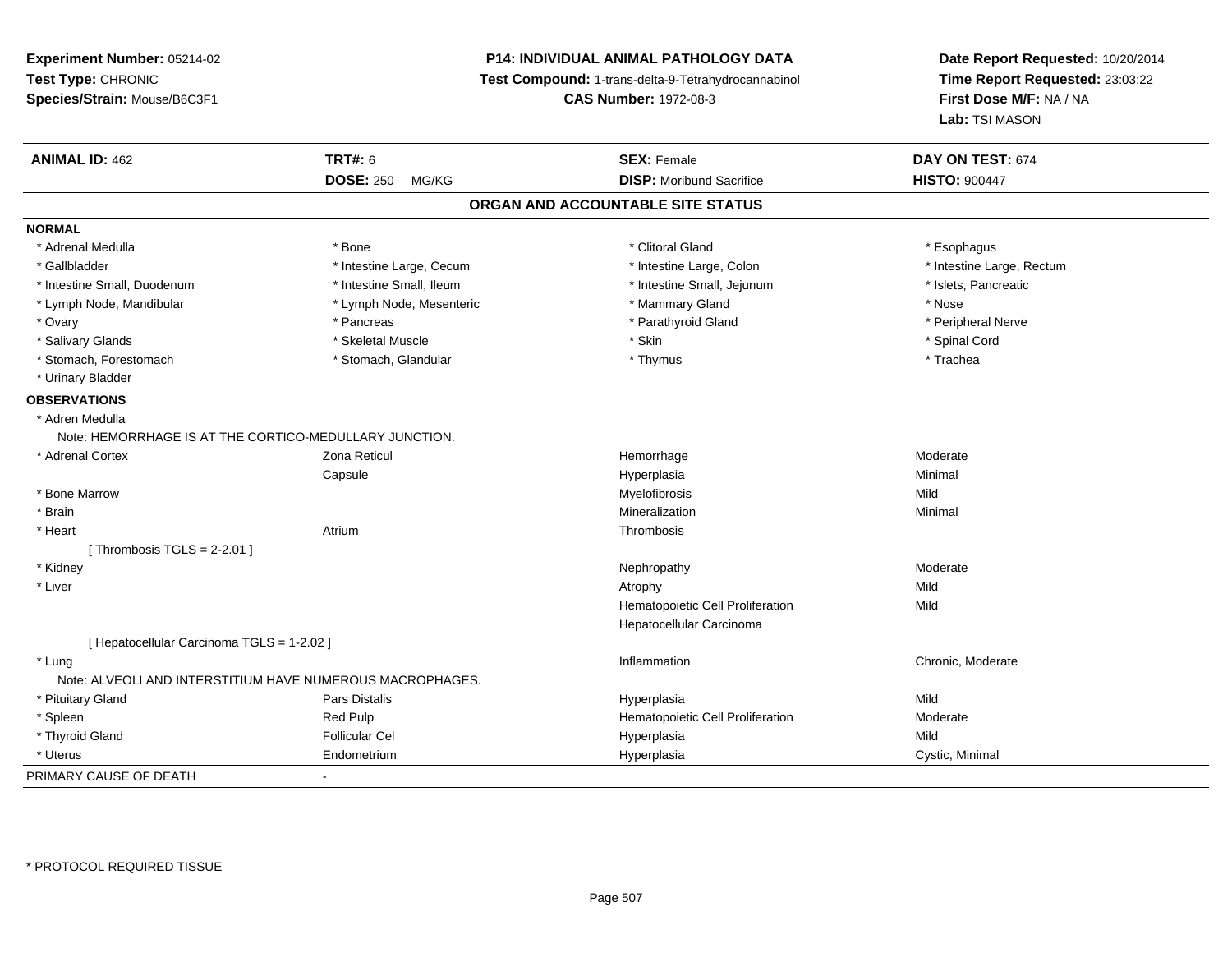**Experiment Number:** 05214-02
**Test Type:** CHRONIC
**Species/Strain:** Mouse/B6C3F1

**P14: INDIVIDUAL ANIMAL PATHOLOGY DATA**
**Test Compound:** 1-trans-delta-9-Tetrahydrocannabinol
**CAS Number:** 1972-08-3

**Date Report Requested:** 10/20/2014
**Time Report Requested:** 23:03:22
**First Dose M/F:** NA / NA
**Lab:** TSI MASON

| **ANIMAL ID:** 462 | **TRT#:** 6 | **SEX:** Female | **DAY ON TEST:** 674 |
|---|---|---|---|
| | **DOSE:** 250 MG/KG | **DISP:** Moribund Sacrifice | **HISTO:** 900447 |

## ORGAN AND ACCOUNTABLE SITE STATUS

**NORMAL**

| | | | |
|---|---|---|---|
| * Adrenal Medulla | * Bone | * Clitoral Gland | * Esophagus |
| * Gallbladder | * Intestine Large, Cecum | * Intestine Large, Colon | * Intestine Large, Rectum |
| * Intestine Small, Duodenum | * Intestine Small, Ileum | * Intestine Small, Jejunum | * Islets, Pancreatic |
| * Lymph Node, Mandibular | * Lymph Node, Mesenteric | * Mammary Gland | * Nose |
| * Ovary | * Pancreas | * Parathyroid Gland | * Peripheral Nerve |
| * Salivary Glands | * Skeletal Muscle | * Skin | * Spinal Cord |
| * Stomach, Forestomach | * Stomach, Glandular | * Thymus | * Trachea |
| * Urinary Bladder | | | |

**OBSERVATIONS**

| | | | |
|---|---|---|---|
| * Adren Medulla | | | |
| Note: HEMORRHAGE IS AT THE CORTICO-MEDULLARY JUNCTION. | | | |
| * Adrenal Cortex | Zona Reticul | Hemorrhage | Moderate |
| | Capsule | Hyperplasia | Minimal |
| * Bone Marrow | | Myelofibrosis | Mild |
| * Brain | | Mineralization | Minimal |
| * Heart | Atrium | Thrombosis | |
| [ Thrombosis TGLS = 2-2.01 ] | | | |
| * Kidney | | Nephropathy | Moderate |
| * Liver | | Atrophy | Mild |
| | | Hematopoietic Cell Proliferation | Mild |
| | | Hepatocellular Carcinoma | |
| [ Hepatocellular Carcinoma TGLS = 1-2.02 ] | | | |
| * Lung | | Inflammation | Chronic, Moderate |
| Note: ALVEOLI AND INTERSTITIUM HAVE NUMEROUS MACROPHAGES. | | | |
| * Pituitary Gland | Pars Distalis | Hyperplasia | Mild |
| * Spleen | Red Pulp | Hematopoietic Cell Proliferation | Moderate |
| * Thyroid Gland | Follicular Cel | Hyperplasia | Mild |
| * Uterus | Endometrium | Hyperplasia | Cystic, Minimal |

PRIMARY CAUSE OF DEATH -

* PROTOCOL REQUIRED TISSUE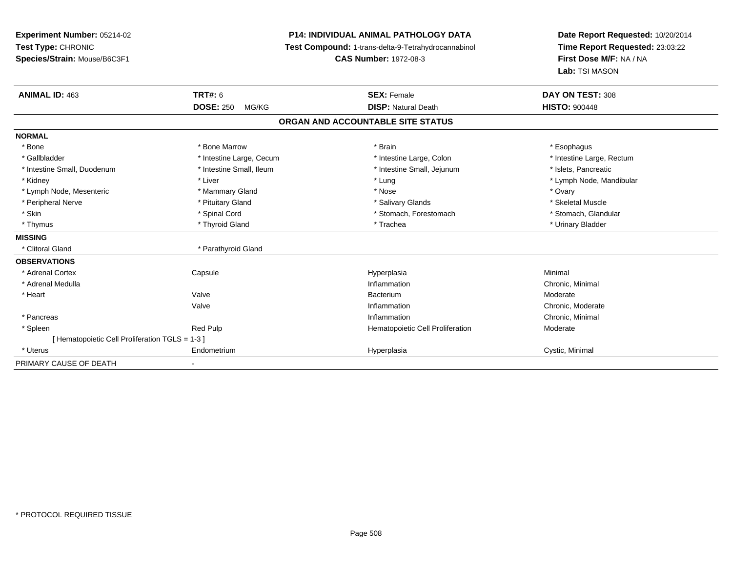**Experiment Number:** 05214-02
**Test Type:** CHRONIC
**Species/Strain:** Mouse/B6C3F1

**P14: INDIVIDUAL ANIMAL PATHOLOGY DATA**
**Test Compound:** 1-trans-delta-9-Tetrahydrocannabinol
**CAS Number:** 1972-08-3

**Date Report Requested:** 10/20/2014
**Time Report Requested:** 23:03:22
**First Dose M/F:** NA / NA
**Lab:** TSI MASON

| **ANIMAL ID:** 463 | **TRT#:** 6 | **SEX:** Female | **DAY ON TEST:** 308 |
|---|---|---|---|
| | **DOSE:** 250 MG/KG | **DISP:** Natural Death | **HISTO:** 900448 |

## ORGAN AND ACCOUNTABLE SITE STATUS

| | | | |
|---|---|---|---|
| **NORMAL** | | | |
| * Bone | * Bone Marrow | * Brain | * Esophagus |
| * Gallbladder | * Intestine Large, Cecum | * Intestine Large, Colon | * Intestine Large, Rectum |
| * Intestine Small, Duodenum | * Intestine Small, Ileum | * Intestine Small, Jejunum | * Islets, Pancreatic |
| * Kidney | * Liver | * Lung | * Lymph Node, Mandibular |
| * Lymph Node, Mesenteric | * Mammary Gland | * Nose | * Ovary |
| * Peripheral Nerve | * Pituitary Gland | * Salivary Glands | * Skeletal Muscle |
| * Skin | * Spinal Cord | * Stomach, Forestomach | * Stomach, Glandular |
| * Thymus | * Thyroid Gland | * Trachea | * Urinary Bladder |
| **MISSING** | | | |
| * Clitoral Gland | * Parathyroid Gland | | |
| **OBSERVATIONS** | | | |
| * Adrenal Cortex | Capsule | Hyperplasia | Minimal |
| * Adrenal Medulla | | Inflammation | Chronic, Minimal |
| * Heart | Valve | Bacterium | Moderate |
| | Valve | Inflammation | Chronic, Moderate |
| * Pancreas | | Inflammation | Chronic, Minimal |
| * Spleen | Red Pulp | Hematopoietic Cell Proliferation | Moderate |
| [ Hematopoietic Cell Proliferation TGLS = 1-3 ] | | | |
| * Uterus | Endometrium | Hyperplasia | Cystic, Minimal |
| PRIMARY CAUSE OF DEATH | - | | |

* PROTOCOL REQUIRED TISSUE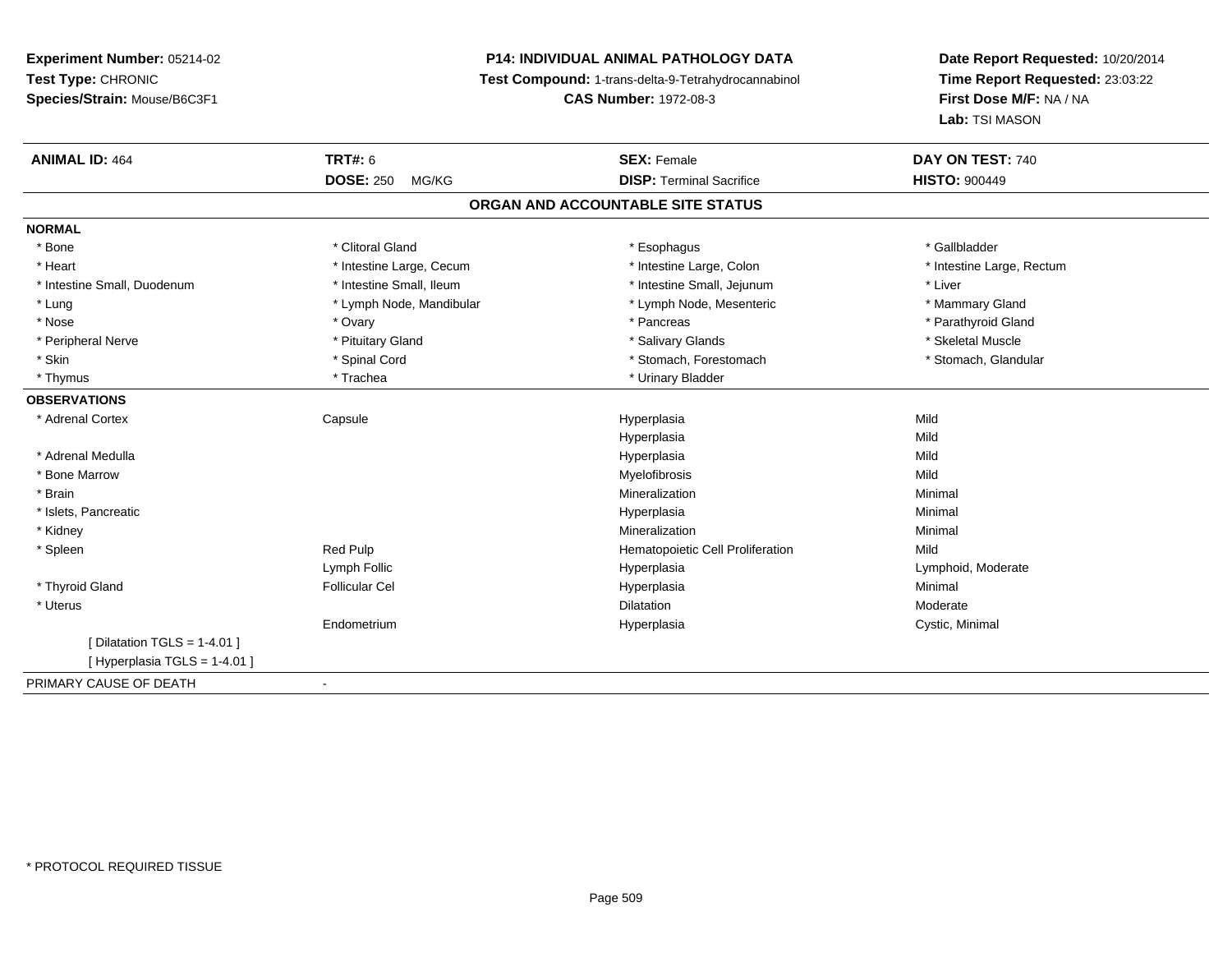**Experiment Number:** 05214-02
**Test Type:** CHRONIC
**Species/Strain:** Mouse/B6C3F1

**P14: INDIVIDUAL ANIMAL PATHOLOGY DATA**
**Test Compound:** 1-trans-delta-9-Tetrahydrocannabinol
**CAS Number:** 1972-08-3

**Date Report Requested:** 10/20/2014
**Time Report Requested:** 23:03:22
**First Dose M/F:** NA / NA
**Lab:** TSI MASON

| **ANIMAL ID:** 464 | **TRT#:** 6 | **SEX:** Female | **DAY ON TEST:** 740 |
|---|---|---|---|
| | **DOSE:** 250 MG/KG | **DISP:** Terminal Sacrifice | **HISTO:** 900449 |

## ORGAN AND ACCOUNTABLE SITE STATUS

**NORMAL**

| | | | |
|---|---|---|---|
| * Bone | * Clitoral Gland | * Esophagus | * Gallbladder |
| * Heart | * Intestine Large, Cecum | * Intestine Large, Colon | * Intestine Large, Rectum |
| * Intestine Small, Duodenum | * Intestine Small, Ileum | * Intestine Small, Jejunum | * Liver |
| * Lung | * Lymph Node, Mandibular | * Lymph Node, Mesenteric | * Mammary Gland |
| * Nose | * Ovary | * Pancreas | * Parathyroid Gland |
| * Peripheral Nerve | * Pituitary Gland | * Salivary Glands | * Skeletal Muscle |
| * Skin | * Spinal Cord | * Stomach, Forestomach | * Stomach, Glandular |
| * Thymus | * Trachea | * Urinary Bladder | |

**OBSERVATIONS**

| | | | |
|---|---|---|---|
| * Adrenal Cortex | Capsule | Hyperplasia | Mild |
| | | Hyperplasia | Mild |
| * Adrenal Medulla | | Hyperplasia | Mild |
| * Bone Marrow | | Myelofibrosis | Mild |
| * Brain | | Mineralization | Minimal |
| * Islets, Pancreatic | | Hyperplasia | Minimal |
| * Kidney | | Mineralization | Minimal |
| * Spleen | Red Pulp | Hematopoietic Cell Proliferation | Mild |
| | Lymph Follic | Hyperplasia | Lymphoid, Moderate |
| * Thyroid Gland | Follicular Cel | Hyperplasia | Minimal |
| * Uterus | | Dilatation | Moderate |
| | Endometrium | Hyperplasia | Cystic, Minimal |
| [ Dilatation TGLS = 1-4.01 ] | | | |
| [ Hyperplasia TGLS = 1-4.01 ] | | | |

PRIMARY CAUSE OF DEATH -

* PROTOCOL REQUIRED TISSUE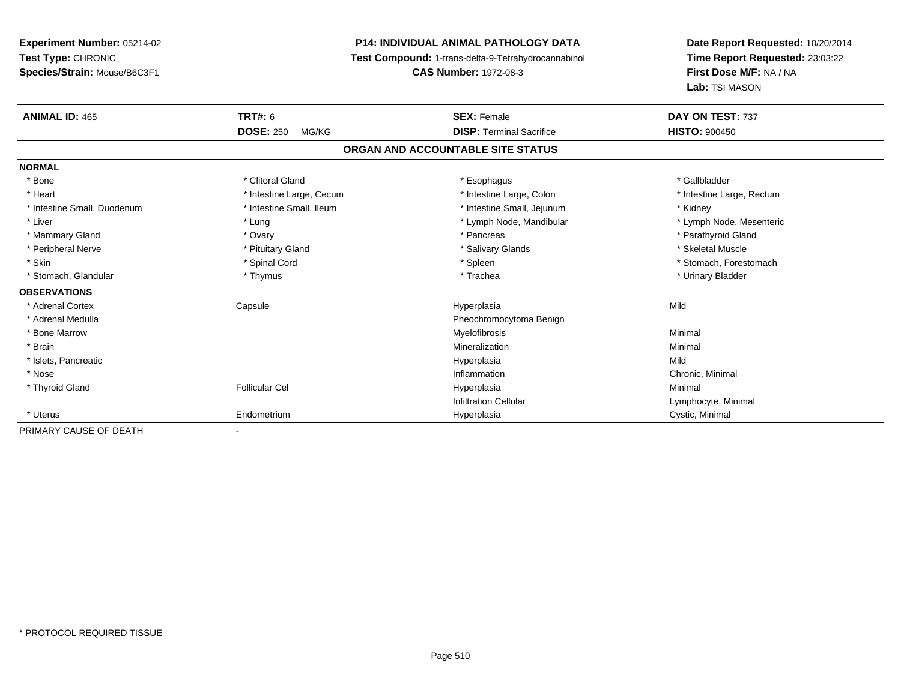**Experiment Number:** 05214-02
**Test Type:** CHRONIC
**Species/Strain:** Mouse/B6C3F1

**P14: INDIVIDUAL ANIMAL PATHOLOGY DATA**
**Test Compound:** 1-trans-delta-9-Tetrahydrocannabinol
**CAS Number:** 1972-08-3

**Date Report Requested:** 10/20/2014
**Time Report Requested:** 23:03:22
**First Dose M/F:** NA / NA
**Lab:** TSI MASON

| **ANIMAL ID:** 465 | **TRT#:** 6 | **SEX:** Female | **DAY ON TEST:** 737 |
|---|---|---|---|
| | **DOSE:** 250 MG/KG | **DISP:** Terminal Sacrifice | **HISTO:** 900450 |

## ORGAN AND ACCOUNTABLE SITE STATUS

| | | | |
|---|---|---|---|
| **NORMAL** | | | |
| * Bone | * Clitoral Gland | * Esophagus | * Gallbladder |
| * Heart | * Intestine Large, Cecum | * Intestine Large, Colon | * Intestine Large, Rectum |
| * Intestine Small, Duodenum | * Intestine Small, Ileum | * Intestine Small, Jejunum | * Kidney |
| * Liver | * Lung | * Lymph Node, Mandibular | * Lymph Node, Mesenteric |
| * Mammary Gland | * Ovary | * Pancreas | * Parathyroid Gland |
| * Peripheral Nerve | * Pituitary Gland | * Salivary Glands | * Skeletal Muscle |
| * Skin | * Spinal Cord | * Spleen | * Stomach, Forestomach |
| * Stomach, Glandular | * Thymus | * Trachea | * Urinary Bladder |
| **OBSERVATIONS** | | | |
| * Adrenal Cortex | Capsule | Hyperplasia | Mild |
| * Adrenal Medulla | | Pheochromocytoma Benign | |
| * Bone Marrow | | Myelofibrosis | Minimal |
| * Brain | | Mineralization | Minimal |
| * Islets, Pancreatic | | Hyperplasia | Mild |
| * Nose | | Inflammation | Chronic, Minimal |
| * Thyroid Gland | Follicular Cel | Hyperplasia | Minimal |
| | | Infiltration Cellular | Lymphocyte, Minimal |
| * Uterus | Endometrium | Hyperplasia | Cystic, Minimal |
| PRIMARY CAUSE OF DEATH | - | | |

* PROTOCOL REQUIRED TISSUE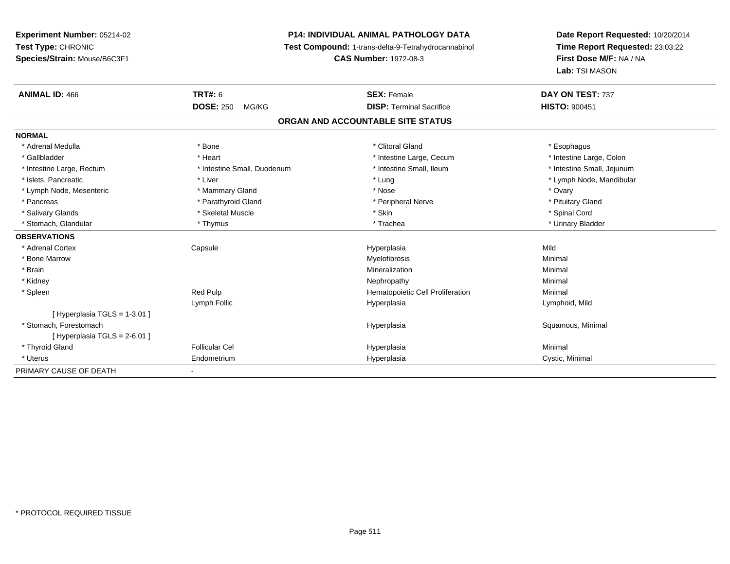**Experiment Number:** 05214-02
**Test Type:** CHRONIC
**Species/Strain:** Mouse/B6C3F1

**P14: INDIVIDUAL ANIMAL PATHOLOGY DATA**
**Test Compound:** 1-trans-delta-9-Tetrahydrocannabinol
**CAS Number:** 1972-08-3

**Date Report Requested:** 10/20/2014
**Time Report Requested:** 23:03:22
**First Dose M/F:** NA / NA
**Lab:** TSI MASON

| **ANIMAL ID:** 466 | **TRT#:** 6 | **SEX:** Female | **DAY ON TEST:** 737 |
|---|---|---|---|
| | **DOSE:** 250 MG/KG | **DISP:** Terminal Sacrifice | **HISTO:** 900451 |

## ORGAN AND ACCOUNTABLE SITE STATUS

**NORMAL**

| | | | |
|---|---|---|---|
| * Adrenal Medulla | * Bone | * Clitoral Gland | * Esophagus |
| * Gallbladder | * Heart | * Intestine Large, Cecum | * Intestine Large, Colon |
| * Intestine Large, Rectum | * Intestine Small, Duodenum | * Intestine Small, Ileum | * Intestine Small, Jejunum |
| * Islets, Pancreatic | * Liver | * Lung | * Lymph Node, Mandibular |
| * Lymph Node, Mesenteric | * Mammary Gland | * Nose | * Ovary |
| * Pancreas | * Parathyroid Gland | * Peripheral Nerve | * Pituitary Gland |
| * Salivary Glands | * Skeletal Muscle | * Skin | * Spinal Cord |
| * Stomach, Glandular | * Thymus | * Trachea | * Urinary Bladder |

**OBSERVATIONS**

| | | | |
|---|---|---|---|
| * Adrenal Cortex | Capsule | Hyperplasia | Mild |
| * Bone Marrow | | Myelofibrosis | Minimal |
| * Brain | | Mineralization | Minimal |
| * Kidney | | Nephropathy | Minimal |
| * Spleen | Red Pulp | Hematopoietic Cell Proliferation | Minimal |
| | Lymph Follic | Hyperplasia | Lymphoid, Mild |
| [ Hyperplasia TGLS = 1-3.01 ] | | | |
| * Stomach, Forestomach | | Hyperplasia | Squamous, Minimal |
| [ Hyperplasia TGLS = 2-6.01 ] | | | |
| * Thyroid Gland | Follicular Cel | Hyperplasia | Minimal |
| * Uterus | Endometrium | Hyperplasia | Cystic, Minimal |

PRIMARY CAUSE OF DEATH -

* PROTOCOL REQUIRED TISSUE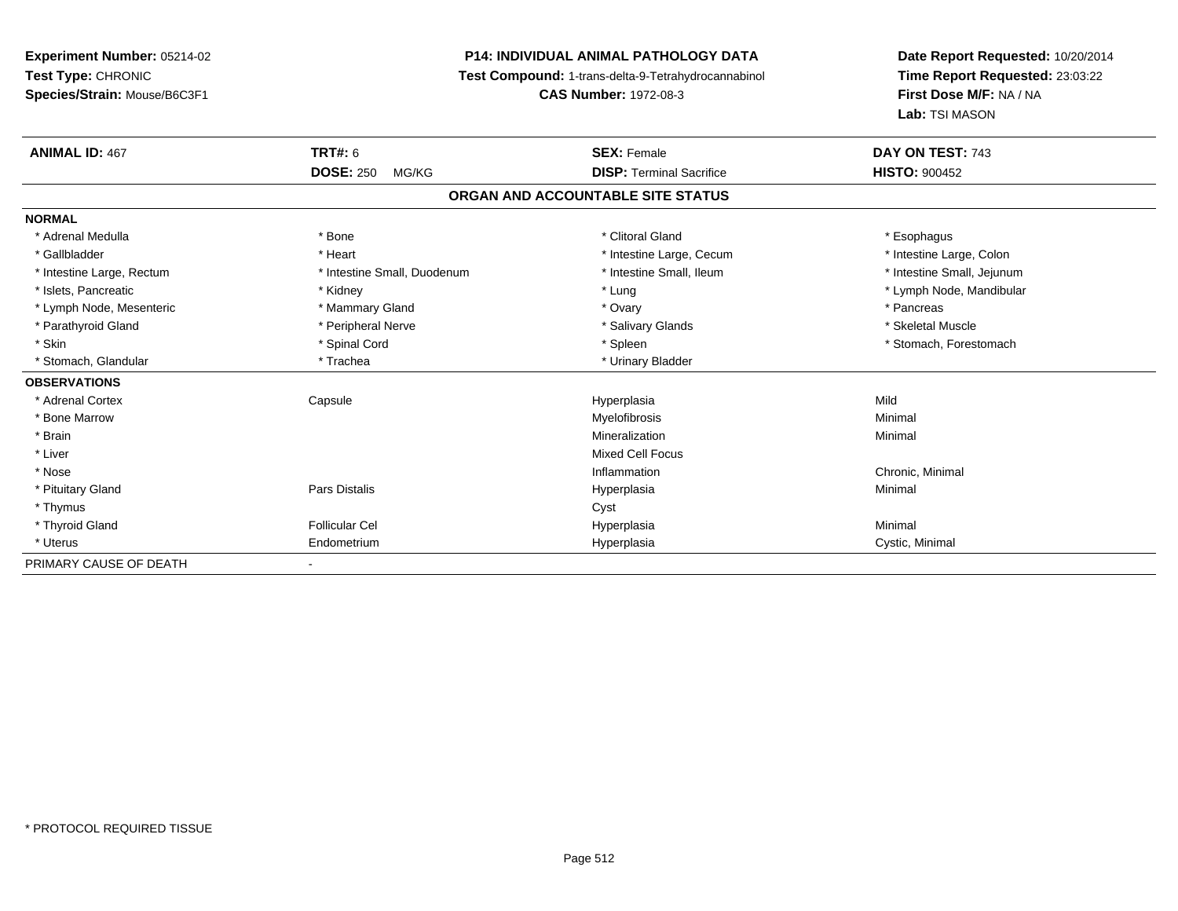**Experiment Number:** 05214-02
**Test Type:** CHRONIC
**Species/Strain:** Mouse/B6C3F1

**P14: INDIVIDUAL ANIMAL PATHOLOGY DATA**
**Test Compound:** 1-trans-delta-9-Tetrahydrocannabinol
**CAS Number:** 1972-08-3

**Date Report Requested:** 10/20/2014
**Time Report Requested:** 23:03:22
**First Dose M/F:** NA / NA
**Lab:** TSI MASON

| **ANIMAL ID:** 467 | **TRT#:** 6 | **SEX:** Female | **DAY ON TEST:** 743 |
|---|---|---|---|
| | **DOSE:** 250 MG/KG | **DISP:** Terminal Sacrifice | **HISTO:** 900452 |

## ORGAN AND ACCOUNTABLE SITE STATUS

| | | | |
|---|---|---|---|
| **NORMAL** | | | |
| * Adrenal Medulla | * Bone | * Clitoral Gland | * Esophagus |
| * Gallbladder | * Heart | * Intestine Large, Cecum | * Intestine Large, Colon |
| * Intestine Large, Rectum | * Intestine Small, Duodenum | * Intestine Small, Ileum | * Intestine Small, Jejunum |
| * Islets, Pancreatic | * Kidney | * Lung | * Lymph Node, Mandibular |
| * Lymph Node, Mesenteric | * Mammary Gland | * Ovary | * Pancreas |
| * Parathyroid Gland | * Peripheral Nerve | * Salivary Glands | * Skeletal Muscle |
| * Skin | * Spinal Cord | * Spleen | * Stomach, Forestomach |
| * Stomach, Glandular | * Trachea | * Urinary Bladder | |
| **OBSERVATIONS** | | | |
| * Adrenal Cortex | Capsule | Hyperplasia | Mild |
| * Bone Marrow | | Myelofibrosis | Minimal |
| * Brain | | Mineralization | Minimal |
| * Liver | | Mixed Cell Focus | |
| * Nose | | Inflammation | Chronic, Minimal |
| * Pituitary Gland | Pars Distalis | Hyperplasia | Minimal |
| * Thymus | | Cyst | |
| * Thyroid Gland | Follicular Cel | Hyperplasia | Minimal |
| * Uterus | Endometrium | Hyperplasia | Cystic, Minimal |
| PRIMARY CAUSE OF DEATH | - | | |

* PROTOCOL REQUIRED TISSUE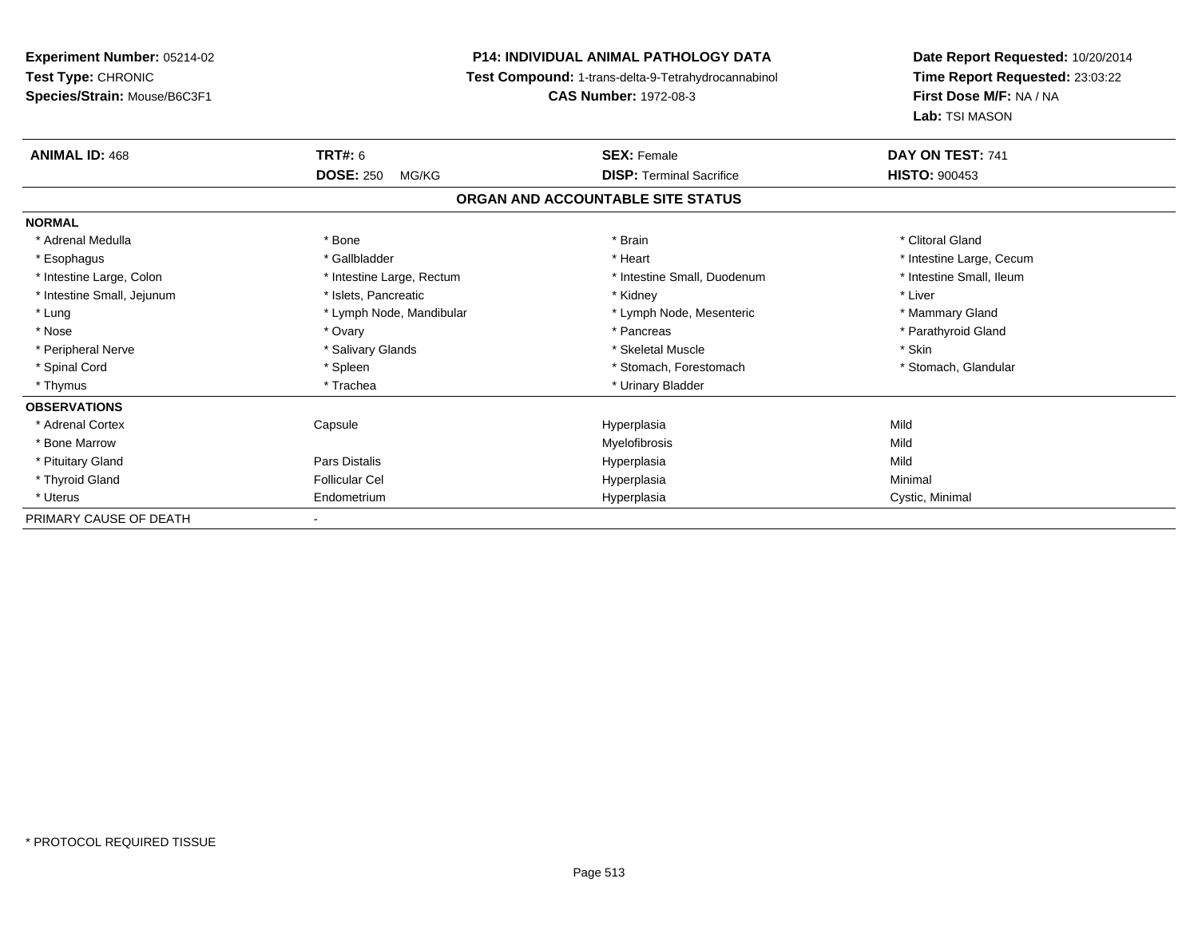**Experiment Number:** 05214-02
**Test Type:** CHRONIC
**Species/Strain:** Mouse/B6C3F1

**P14: INDIVIDUAL ANIMAL PATHOLOGY DATA**
**Test Compound:** 1-trans-delta-9-Tetrahydrocannabinol
**CAS Number:** 1972-08-3

**Date Report Requested:** 10/20/2014
**Time Report Requested:** 23:03:22
**First Dose M/F:** NA / NA
**Lab:** TSI MASON

| **ANIMAL ID:** 468 | **TRT#:** 6 | **SEX:** Female | **DAY ON TEST:** 741 |
|---|---|---|---|
| | **DOSE:** 250 MG/KG | **DISP:** Terminal Sacrifice | **HISTO:** 900453 |

## ORGAN AND ACCOUNTABLE SITE STATUS

**NORMAL**

| | | | |
|---|---|---|---|
| * Adrenal Medulla | * Bone | * Brain | * Clitoral Gland |
| * Esophagus | * Gallbladder | * Heart | * Intestine Large, Cecum |
| * Intestine Large, Colon | * Intestine Large, Rectum | * Intestine Small, Duodenum | * Intestine Small, Ileum |
| * Intestine Small, Jejunum | * Islets, Pancreatic | * Kidney | * Liver |
| * Lung | * Lymph Node, Mandibular | * Lymph Node, Mesenteric | * Mammary Gland |
| * Nose | * Ovary | * Pancreas | * Parathyroid Gland |
| * Peripheral Nerve | * Salivary Glands | * Skeletal Muscle | * Skin |
| * Spinal Cord | * Spleen | * Stomach, Forestomach | * Stomach, Glandular |
| * Thymus | * Trachea | * Urinary Bladder | |

**OBSERVATIONS**

| | | | |
|---|---|---|---|
| * Adrenal Cortex | Capsule | Hyperplasia | Mild |
| * Bone Marrow | | Myelofibrosis | Mild |
| * Pituitary Gland | Pars Distalis | Hyperplasia | Mild |
| * Thyroid Gland | Follicular Cel | Hyperplasia | Minimal |
| * Uterus | Endometrium | Hyperplasia | Cystic, Minimal |

PRIMARY CAUSE OF DEATH -

* PROTOCOL REQUIRED TISSUE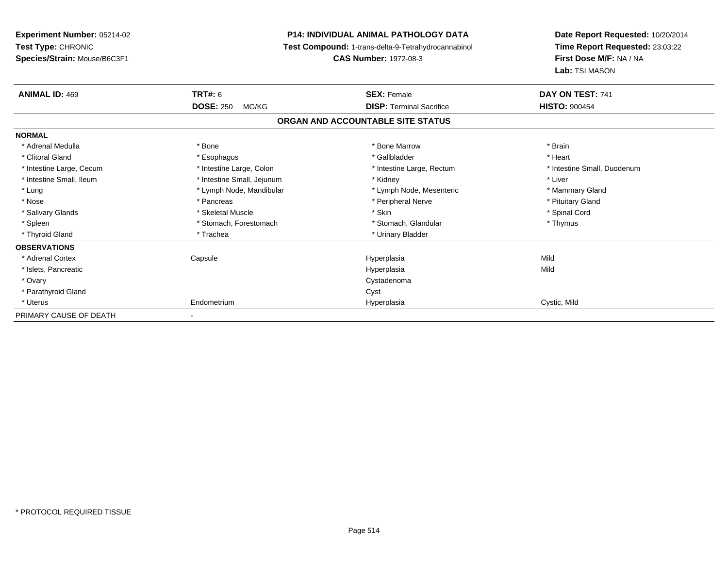**Experiment Number:** 05214-02
**Test Type:** CHRONIC
**Species/Strain:** Mouse/B6C3F1

**P14: INDIVIDUAL ANIMAL PATHOLOGY DATA**
**Test Compound:** 1-trans-delta-9-Tetrahydrocannabinol
**CAS Number:** 1972-08-3

**Date Report Requested:** 10/20/2014
**Time Report Requested:** 23:03:22
**First Dose M/F:** NA / NA
**Lab:** TSI MASON

| **ANIMAL ID:** 469 | **TRT#:** 6 | **SEX:** Female | **DAY ON TEST:** 741 |
|---|---|---|---|
| | **DOSE:** 250 MG/KG | **DISP:** Terminal Sacrifice | **HISTO:** 900454 |

## ORGAN AND ACCOUNTABLE SITE STATUS

| | | | |
|---|---|---|---|
| **NORMAL** | | | |
| * Adrenal Medulla | * Bone | * Bone Marrow | * Brain |
| * Clitoral Gland | * Esophagus | * Gallbladder | * Heart |
| * Intestine Large, Cecum | * Intestine Large, Colon | * Intestine Large, Rectum | * Intestine Small, Duodenum |
| * Intestine Small, Ileum | * Intestine Small, Jejunum | * Kidney | * Liver |
| * Lung | * Lymph Node, Mandibular | * Lymph Node, Mesenteric | * Mammary Gland |
| * Nose | * Pancreas | * Peripheral Nerve | * Pituitary Gland |
| * Salivary Glands | * Skeletal Muscle | * Skin | * Spinal Cord |
| * Spleen | * Stomach, Forestomach | * Stomach, Glandular | * Thymus |
| * Thyroid Gland | * Trachea | * Urinary Bladder | |
| **OBSERVATIONS** | | | |
| * Adrenal Cortex | Capsule | Hyperplasia | Mild |
| * Islets, Pancreatic | | Hyperplasia | Mild |
| * Ovary | | Cystadenoma | |
| * Parathyroid Gland | | Cyst | |
| * Uterus | Endometrium | Hyperplasia | Cystic, Mild |
| PRIMARY CAUSE OF DEATH | - | | |

* PROTOCOL REQUIRED TISSUE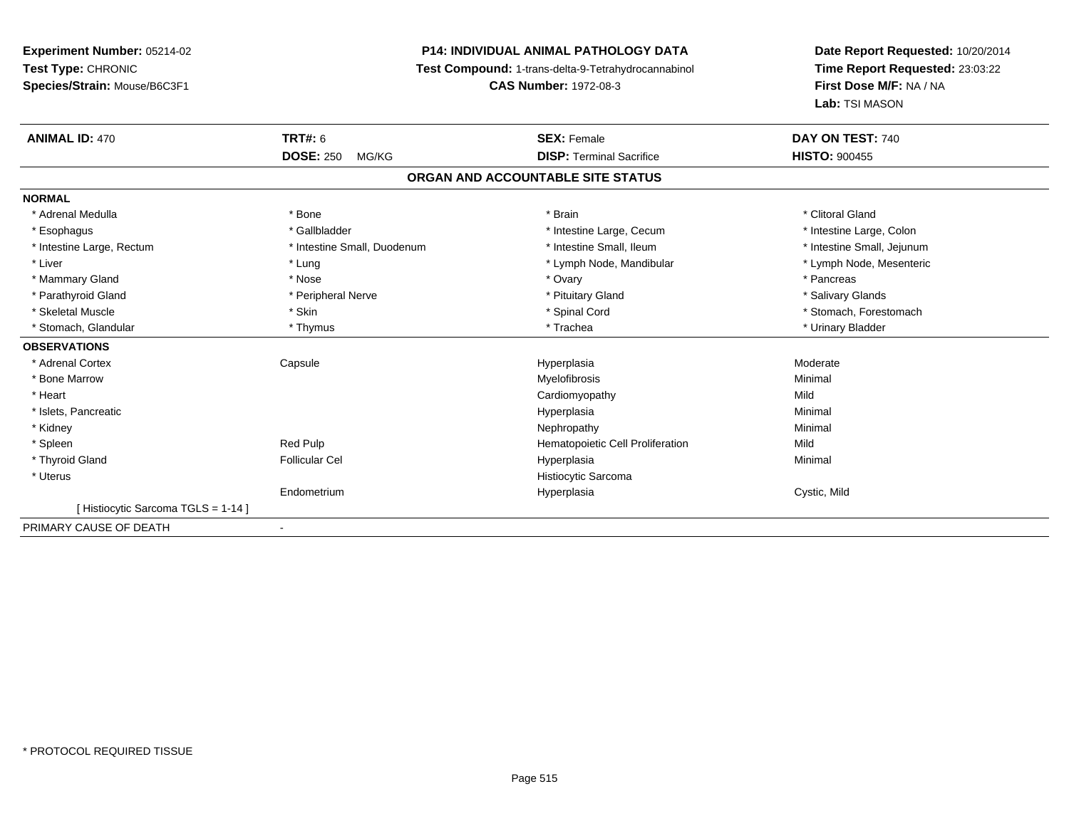**Experiment Number:** 05214-02
**Test Type:** CHRONIC
**Species/Strain:** Mouse/B6C3F1

**P14: INDIVIDUAL ANIMAL PATHOLOGY DATA**
**Test Compound:** 1-trans-delta-9-Tetrahydrocannabinol
**CAS Number:** 1972-08-3

**Date Report Requested:** 10/20/2014
**Time Report Requested:** 23:03:22
**First Dose M/F:** NA / NA
**Lab:** TSI MASON

| **ANIMAL ID:** 470 | **TRT#:** 6 | **SEX:** Female | **DAY ON TEST:** 740 |
|---|---|---|---|
| | **DOSE:** 250 MG/KG | **DISP:** Terminal Sacrifice | **HISTO:** 900455 |

## ORGAN AND ACCOUNTABLE SITE STATUS

| | | | |
|---|---|---|---|
| **NORMAL** | | | |
| * Adrenal Medulla | * Bone | * Brain | * Clitoral Gland |
| * Esophagus | * Gallbladder | * Intestine Large, Cecum | * Intestine Large, Colon |
| * Intestine Large, Rectum | * Intestine Small, Duodenum | * Intestine Small, Ileum | * Intestine Small, Jejunum |
| * Liver | * Lung | * Lymph Node, Mandibular | * Lymph Node, Mesenteric |
| * Mammary Gland | * Nose | * Ovary | * Pancreas |
| * Parathyroid Gland | * Peripheral Nerve | * Pituitary Gland | * Salivary Glands |
| * Skeletal Muscle | * Skin | * Spinal Cord | * Stomach, Forestomach |
| * Stomach, Glandular | * Thymus | * Trachea | * Urinary Bladder |
| **OBSERVATIONS** | | | |
| * Adrenal Cortex | Capsule | Hyperplasia | Moderate |
| * Bone Marrow | | Myelofibrosis | Minimal |
| * Heart | | Cardiomyopathy | Mild |
| * Islets, Pancreatic | | Hyperplasia | Minimal |
| * Kidney | | Nephropathy | Minimal |
| * Spleen | Red Pulp | Hematopoietic Cell Proliferation | Mild |
| * Thyroid Gland | Follicular Cel | Hyperplasia | Minimal |
| * Uterus | | Histiocytic Sarcoma | |
| | Endometrium | Hyperplasia | Cystic, Mild |
| [ Histiocytic Sarcoma TGLS = 1-14 ] | | | |
| PRIMARY CAUSE OF DEATH | - | | |

* PROTOCOL REQUIRED TISSUE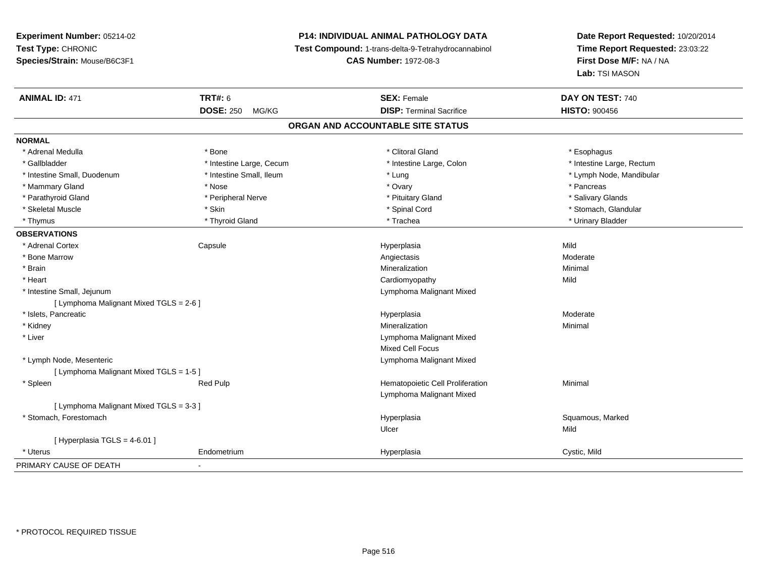**Experiment Number:** 05214-02
**Test Type:** CHRONIC
**Species/Strain:** Mouse/B6C3F1

**P14: INDIVIDUAL ANIMAL PATHOLOGY DATA**
**Test Compound:** 1-trans-delta-9-Tetrahydrocannabinol
**CAS Number:** 1972-08-3

**Date Report Requested:** 10/20/2014
**Time Report Requested:** 23:03:22
**First Dose M/F:** NA / NA
**Lab:** TSI MASON

| **ANIMAL ID:** 471 | **TRT#:** 6 | **SEX:** Female | **DAY ON TEST:** 740 |
|---|---|---|---|
| | **DOSE:** 250 MG/KG | **DISP:** Terminal Sacrifice | **HISTO:** 900456 |

## ORGAN AND ACCOUNTABLE SITE STATUS

**NORMAL**

| | | | |
|---|---|---|---|
| * Adrenal Medulla | * Bone | * Clitoral Gland | * Esophagus |
| * Gallbladder | * Intestine Large, Cecum | * Intestine Large, Colon | * Intestine Large, Rectum |
| * Intestine Small, Duodenum | * Intestine Small, Ileum | * Lung | * Lymph Node, Mandibular |
| * Mammary Gland | * Nose | * Ovary | * Pancreas |
| * Parathyroid Gland | * Peripheral Nerve | * Pituitary Gland | * Salivary Glands |
| * Skeletal Muscle | * Skin | * Spinal Cord | * Stomach, Glandular |
| * Thymus | * Thyroid Gland | * Trachea | * Urinary Bladder |

**OBSERVATIONS**

| | | | |
|---|---|---|---|
| * Adrenal Cortex | Capsule | Hyperplasia | Mild |
| * Bone Marrow | | Angiectasis | Moderate |
| * Brain | | Mineralization | Minimal |
| * Heart | | Cardiomyopathy | Mild |
| * Intestine Small, Jejunum | | Lymphoma Malignant Mixed | |
| [ Lymphoma Malignant Mixed TGLS = 2-6 ] | | | |
| * Islets, Pancreatic | | Hyperplasia | Moderate |
| * Kidney | | Mineralization | Minimal |
| * Liver | | Lymphoma Malignant Mixed | |
| | | Mixed Cell Focus | |
| * Lymph Node, Mesenteric | | Lymphoma Malignant Mixed | |
| [ Lymphoma Malignant Mixed TGLS = 1-5 ] | | | |
| * Spleen | Red Pulp | Hematopoietic Cell Proliferation | Minimal |
| | | Lymphoma Malignant Mixed | |
| [ Lymphoma Malignant Mixed TGLS = 3-3 ] | | | |
| * Stomach, Forestomach | | Hyperplasia | Squamous, Marked |
| | | Ulcer | Mild |
| [ Hyperplasia TGLS = 4-6.01 ] | | | |
| * Uterus | Endometrium | Hyperplasia | Cystic, Mild |

PRIMARY CAUSE OF DEATH -

* PROTOCOL REQUIRED TISSUE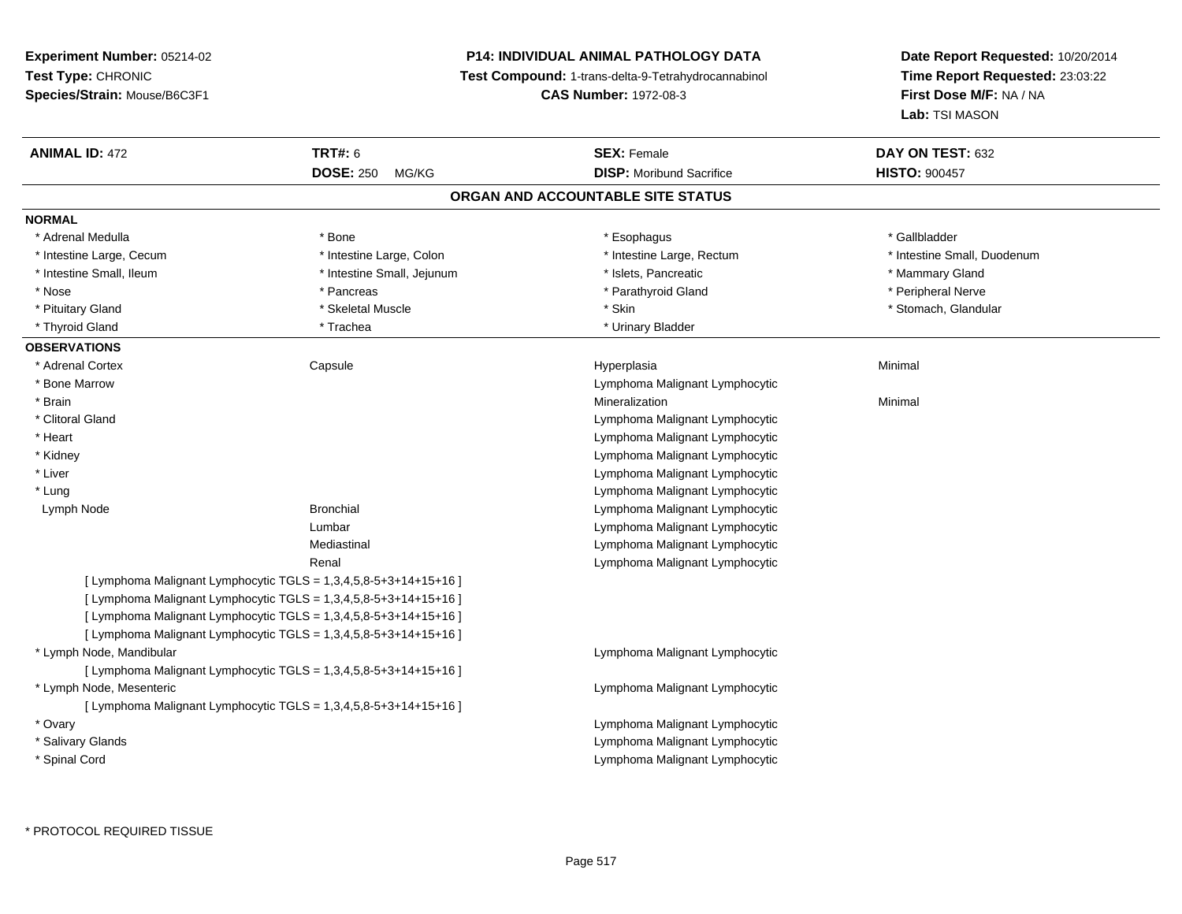**Experiment Number:** 05214-02
**Test Type:** CHRONIC
**Species/Strain:** Mouse/B6C3F1

**P14: INDIVIDUAL ANIMAL PATHOLOGY DATA**
**Test Compound:** 1-trans-delta-9-Tetrahydrocannabinol
**CAS Number:** 1972-08-3

**Date Report Requested:** 10/20/2014
**Time Report Requested:** 23:03:22
**First Dose M/F:** NA / NA
**Lab:** TSI MASON

| **ANIMAL ID:** 472 | **TRT#:** 6 | **SEX:** Female | **DAY ON TEST:** 632 |
|---|---|---|---|
| | **DOSE:** 250 MG/KG | **DISP:** Moribund Sacrifice | **HISTO:** 900457 |

## ORGAN AND ACCOUNTABLE SITE STATUS

**NORMAL**

| | | | |
|---|---|---|---|
| * Adrenal Medulla | * Bone | * Esophagus | * Gallbladder |
| * Intestine Large, Cecum | * Intestine Large, Colon | * Intestine Large, Rectum | * Intestine Small, Duodenum |
| * Intestine Small, Ileum | * Intestine Small, Jejunum | * Islets, Pancreatic | * Mammary Gland |
| * Nose | * Pancreas | * Parathyroid Gland | * Peripheral Nerve |
| * Pituitary Gland | * Skeletal Muscle | * Skin | * Stomach, Glandular |
| * Thyroid Gland | * Trachea | * Urinary Bladder | |

**OBSERVATIONS**

| | | | |
|---|---|---|---|
| * Adrenal Cortex | Capsule | Hyperplasia | Minimal |
| * Bone Marrow | | Lymphoma Malignant Lymphocytic | |
| * Brain | | Mineralization | Minimal |
| * Clitoral Gland | | Lymphoma Malignant Lymphocytic | |
| * Heart | | Lymphoma Malignant Lymphocytic | |
| * Kidney | | Lymphoma Malignant Lymphocytic | |
| * Liver | | Lymphoma Malignant Lymphocytic | |
| * Lung | | Lymphoma Malignant Lymphocytic | |
| Lymph Node | Bronchial | Lymphoma Malignant Lymphocytic | |
| | Lumbar | Lymphoma Malignant Lymphocytic | |
| | Mediastinal | Lymphoma Malignant Lymphocytic | |
| | Renal | Lymphoma Malignant Lymphocytic | |

[ Lymphoma Malignant Lymphocytic TGLS = 1,3,4,5,8-5+3+14+15+16 ]
[ Lymphoma Malignant Lymphocytic TGLS = 1,3,4,5,8-5+3+14+15+16 ]
[ Lymphoma Malignant Lymphocytic TGLS = 1,3,4,5,8-5+3+14+15+16 ]
[ Lymphoma Malignant Lymphocytic TGLS = 1,3,4,5,8-5+3+14+15+16 ]

| | | | |
|---|---|---|---|
| * Lymph Node, Mandibular | | Lymphoma Malignant Lymphocytic | |

[ Lymphoma Malignant Lymphocytic TGLS = 1,3,4,5,8-5+3+14+15+16 ]

| | | | |
|---|---|---|---|
| * Lymph Node, Mesenteric | | Lymphoma Malignant Lymphocytic | |

[ Lymphoma Malignant Lymphocytic TGLS = 1,3,4,5,8-5+3+14+15+16 ]

| | | | |
|---|---|---|---|
| * Ovary | | Lymphoma Malignant Lymphocytic | |
| * Salivary Glands | | Lymphoma Malignant Lymphocytic | |
| * Spinal Cord | | Lymphoma Malignant Lymphocytic | |

* PROTOCOL REQUIRED TISSUE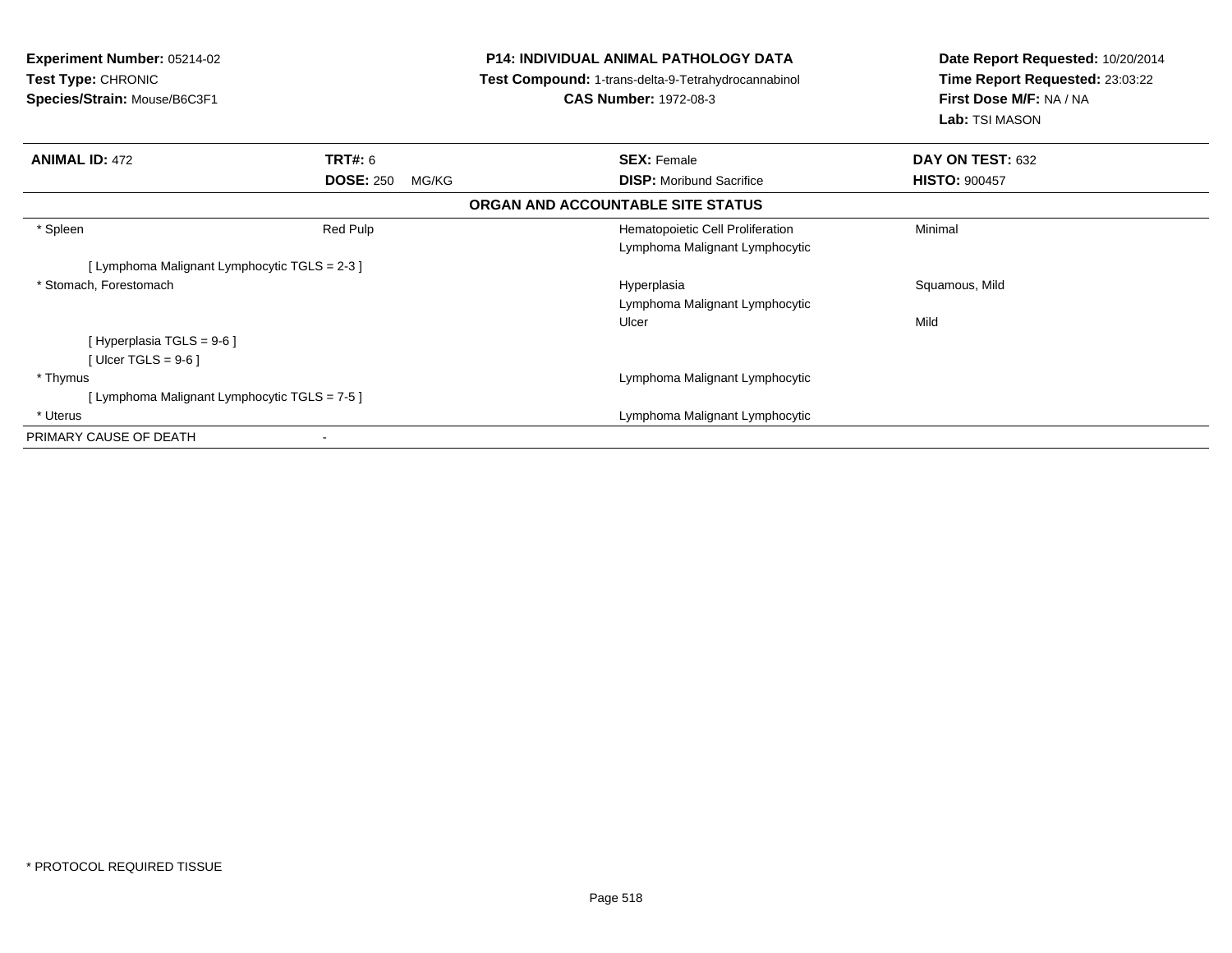**Experiment Number:** 05214-02
**Test Type:** CHRONIC
**Species/Strain:** Mouse/B6C3F1

**P14: INDIVIDUAL ANIMAL PATHOLOGY DATA**
**Test Compound:** 1-trans-delta-9-Tetrahydrocannabinol
**CAS Number:** 1972-08-3

**Date Report Requested:** 10/20/2014
**Time Report Requested:** 23:03:22
**First Dose M/F:** NA / NA
**Lab:** TSI MASON

| **ANIMAL ID:** 472 | **TRT#:** 6 | **SEX:** Female | **DAY ON TEST:** 632 |
|---|---|---|---|
| | **DOSE:** 250 MG/KG | **DISP:** Moribund Sacrifice | **HISTO:** 900457 |

**ORGAN AND ACCOUNTABLE SITE STATUS**

| | | | |
|---|---|---|---|
| * Spleen | Red Pulp | Hematopoietic Cell Proliferation | Minimal |
| | | Lymphoma Malignant Lymphocytic | |
| [ Lymphoma Malignant Lymphocytic TGLS = 2-3 ] | | | |
| * Stomach, Forestomach | | Hyperplasia | Squamous, Mild |
| | | Lymphoma Malignant Lymphocytic | |
| | | Ulcer | Mild |
| [ Hyperplasia TGLS = 9-6 ] | | | |
| [ Ulcer TGLS = 9-6 ] | | | |
| * Thymus | | Lymphoma Malignant Lymphocytic | |
| [ Lymphoma Malignant Lymphocytic TGLS = 7-5 ] | | | |
| * Uterus | | Lymphoma Malignant Lymphocytic | |
| PRIMARY CAUSE OF DEATH | - | | |

* PROTOCOL REQUIRED TISSUE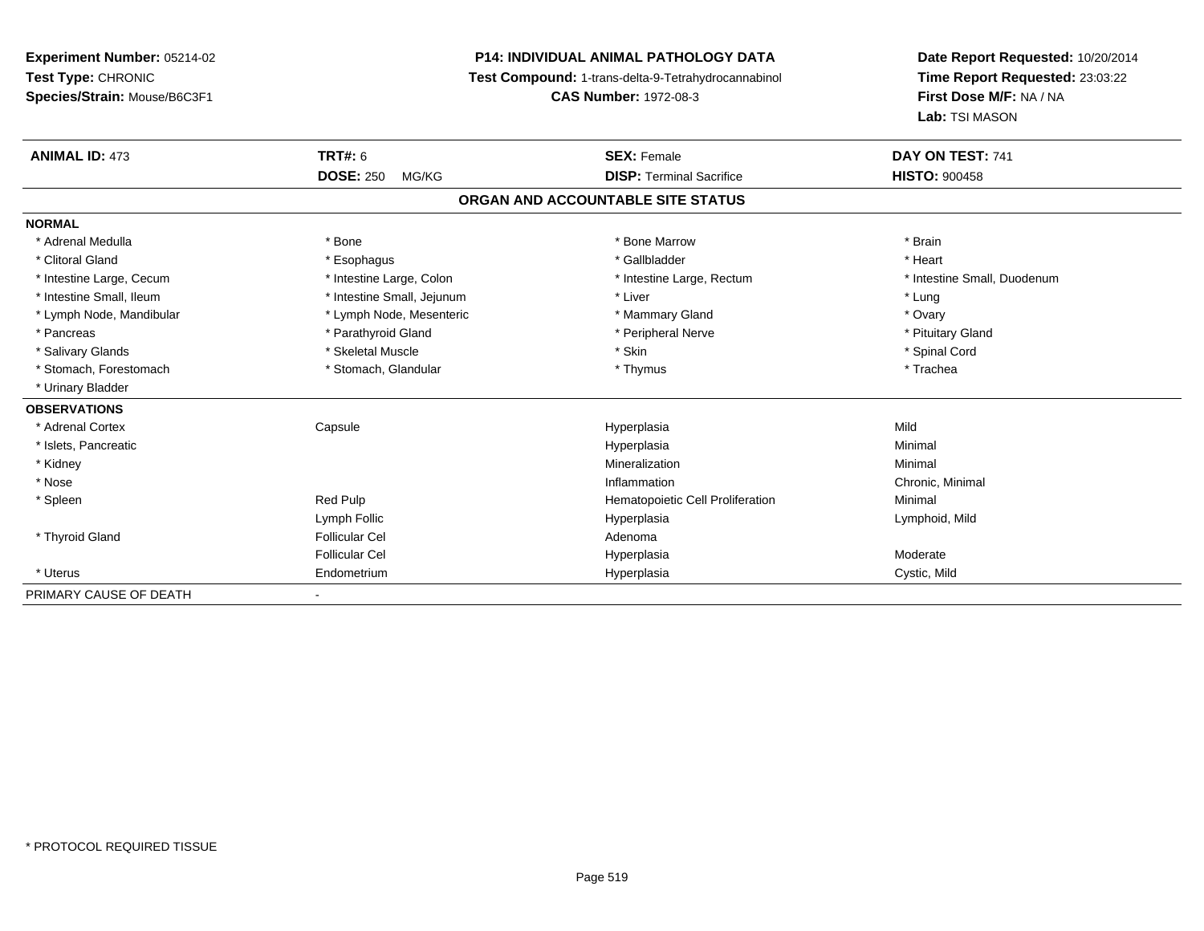**Experiment Number:** 05214-02
**Test Type:** CHRONIC
**Species/Strain:** Mouse/B6C3F1

**P14: INDIVIDUAL ANIMAL PATHOLOGY DATA**
**Test Compound:** 1-trans-delta-9-Tetrahydrocannabinol
**CAS Number:** 1972-08-3

**Date Report Requested:** 10/20/2014
**Time Report Requested:** 23:03:22
**First Dose M/F:** NA / NA
**Lab:** TSI MASON

| **ANIMAL ID:** 473 | **TRT#:** 6 | **SEX:** Female | **DAY ON TEST:** 741 |
|---|---|---|---|
| | **DOSE:** 250 MG/KG | **DISP:** Terminal Sacrifice | **HISTO:** 900458 |

## ORGAN AND ACCOUNTABLE SITE STATUS

**NORMAL**

| | | | |
|---|---|---|---|
| * Adrenal Medulla | * Bone | * Bone Marrow | * Brain |
| * Clitoral Gland | * Esophagus | * Gallbladder | * Heart |
| * Intestine Large, Cecum | * Intestine Large, Colon | * Intestine Large, Rectum | * Intestine Small, Duodenum |
| * Intestine Small, Ileum | * Intestine Small, Jejunum | * Liver | * Lung |
| * Lymph Node, Mandibular | * Lymph Node, Mesenteric | * Mammary Gland | * Ovary |
| * Pancreas | * Parathyroid Gland | * Peripheral Nerve | * Pituitary Gland |
| * Salivary Glands | * Skeletal Muscle | * Skin | * Spinal Cord |
| * Stomach, Forestomach | * Stomach, Glandular | * Thymus | * Trachea |
| * Urinary Bladder | | | |

**OBSERVATIONS**

| | | | |
|---|---|---|---|
| * Adrenal Cortex | Capsule | Hyperplasia | Mild |
| * Islets, Pancreatic | | Hyperplasia | Minimal |
| * Kidney | | Mineralization | Minimal |
| * Nose | | Inflammation | Chronic, Minimal |
| * Spleen | Red Pulp | Hematopoietic Cell Proliferation | Minimal |
| | Lymph Follic | Hyperplasia | Lymphoid, Mild |
| * Thyroid Gland | Follicular Cel | Adenoma | |
| | Follicular Cel | Hyperplasia | Moderate |
| * Uterus | Endometrium | Hyperplasia | Cystic, Mild |

PRIMARY CAUSE OF DEATH -

* PROTOCOL REQUIRED TISSUE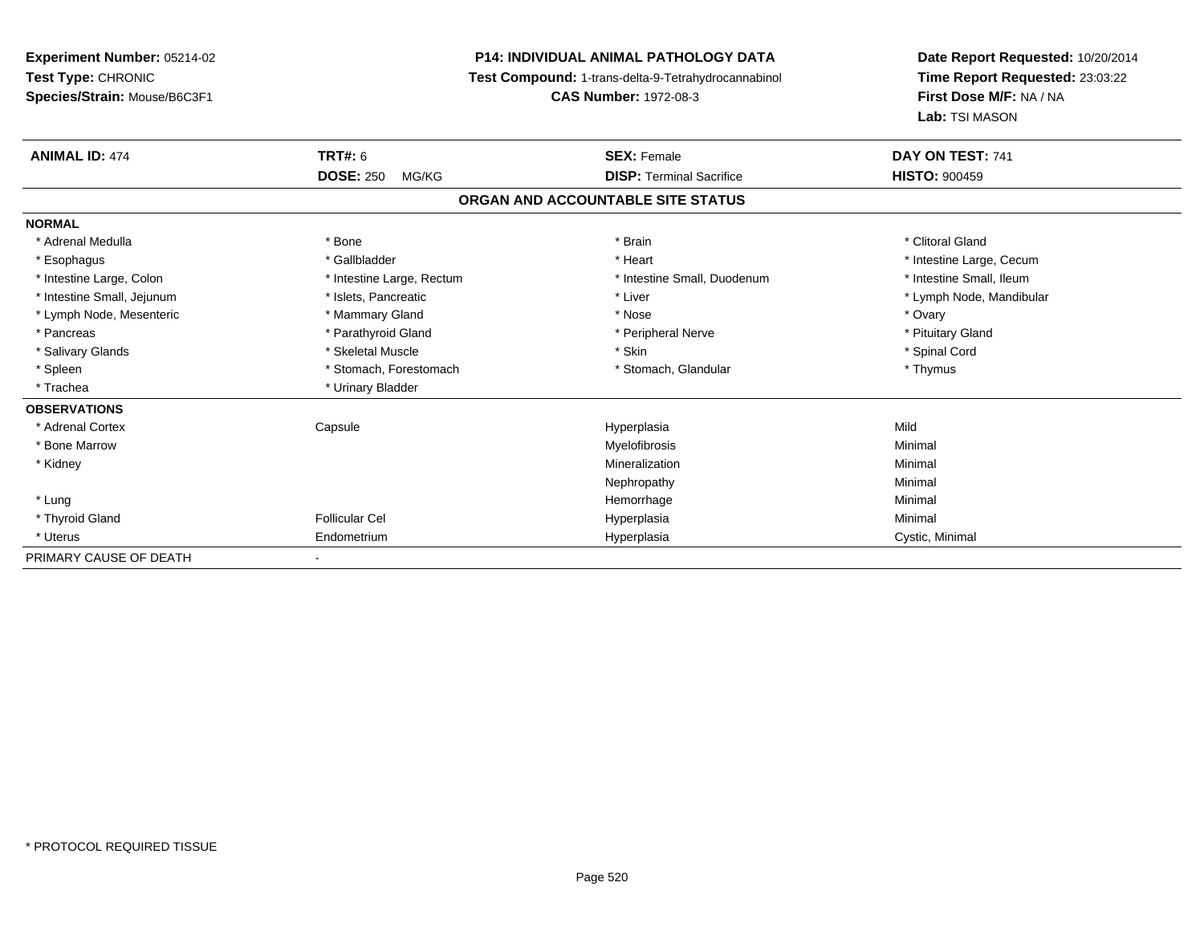**Experiment Number:** 05214-02
**Test Type:** CHRONIC
**Species/Strain:** Mouse/B6C3F1

**P14: INDIVIDUAL ANIMAL PATHOLOGY DATA**
**Test Compound:** 1-trans-delta-9-Tetrahydrocannabinol
**CAS Number:** 1972-08-3

**Date Report Requested:** 10/20/2014
**Time Report Requested:** 23:03:22
**First Dose M/F:** NA / NA
**Lab:** TSI MASON

| **ANIMAL ID:** 474 | **TRT#:** 6 | **SEX:** Female | **DAY ON TEST:** 741 |
|---|---|---|---|
| | **DOSE:** 250 MG/KG | **DISP:** Terminal Sacrifice | **HISTO:** 900459 |

**ORGAN AND ACCOUNTABLE SITE STATUS**

| | | | |
|---|---|---|---|
| **NORMAL** | | | |
| * Adrenal Medulla | * Bone | * Brain | * Clitoral Gland |
| * Esophagus | * Gallbladder | * Heart | * Intestine Large, Cecum |
| * Intestine Large, Colon | * Intestine Large, Rectum | * Intestine Small, Duodenum | * Intestine Small, Ileum |
| * Intestine Small, Jejunum | * Islets, Pancreatic | * Liver | * Lymph Node, Mandibular |
| * Lymph Node, Mesenteric | * Mammary Gland | * Nose | * Ovary |
| * Pancreas | * Parathyroid Gland | * Peripheral Nerve | * Pituitary Gland |
| * Salivary Glands | * Skeletal Muscle | * Skin | * Spinal Cord |
| * Spleen | * Stomach, Forestomach | * Stomach, Glandular | * Thymus |
| * Trachea | * Urinary Bladder | | |
| **OBSERVATIONS** | | | |
| * Adrenal Cortex | Capsule | Hyperplasia | Mild |
| * Bone Marrow | | Myelofibrosis | Minimal |
| * Kidney | | Mineralization | Minimal |
| | | Nephropathy | Minimal |
| * Lung | | Hemorrhage | Minimal |
| * Thyroid Gland | Follicular Cel | Hyperplasia | Minimal |
| * Uterus | Endometrium | Hyperplasia | Cystic, Minimal |
| PRIMARY CAUSE OF DEATH | - | | |

* PROTOCOL REQUIRED TISSUE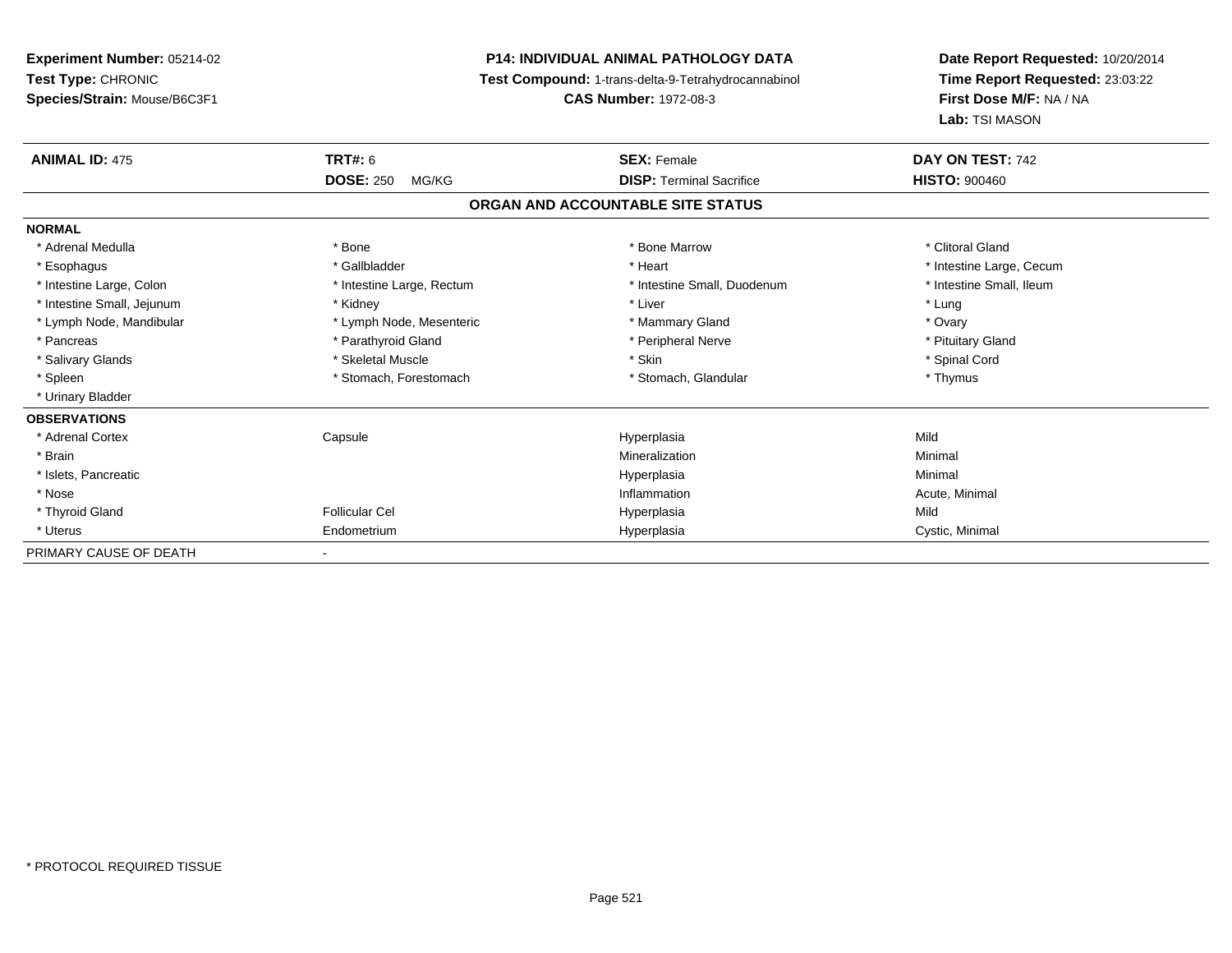**Experiment Number:** 05214-02
**Test Type:** CHRONIC
**Species/Strain:** Mouse/B6C3F1

**P14: INDIVIDUAL ANIMAL PATHOLOGY DATA**
**Test Compound:** 1-trans-delta-9-Tetrahydrocannabinol
**CAS Number:** 1972-08-3

**Date Report Requested:** 10/20/2014
**Time Report Requested:** 23:03:22
**First Dose M/F:** NA / NA
**Lab:** TSI MASON

| **ANIMAL ID:** 475 | **TRT#:** 6 | **SEX:** Female | **DAY ON TEST:** 742 |
|---|---|---|---|
| | **DOSE:** 250 MG/KG | **DISP:** Terminal Sacrifice | **HISTO:** 900460 |

## ORGAN AND ACCOUNTABLE SITE STATUS

**NORMAL**

| | | | |
|---|---|---|---|
| * Adrenal Medulla | * Bone | * Bone Marrow | * Clitoral Gland |
| * Esophagus | * Gallbladder | * Heart | * Intestine Large, Cecum |
| * Intestine Large, Colon | * Intestine Large, Rectum | * Intestine Small, Duodenum | * Intestine Small, Ileum |
| * Intestine Small, Jejunum | * Kidney | * Liver | * Lung |
| * Lymph Node, Mandibular | * Lymph Node, Mesenteric | * Mammary Gland | * Ovary |
| * Pancreas | * Parathyroid Gland | * Peripheral Nerve | * Pituitary Gland |
| * Salivary Glands | * Skeletal Muscle | * Skin | * Spinal Cord |
| * Spleen | * Stomach, Forestomach | * Stomach, Glandular | * Thymus |
| * Urinary Bladder | | | |

**OBSERVATIONS**

| | | | |
|---|---|---|---|
| * Adrenal Cortex | Capsule | Hyperplasia | Mild |
| * Brain | | Mineralization | Minimal |
| * Islets, Pancreatic | | Hyperplasia | Minimal |
| * Nose | | Inflammation | Acute, Minimal |
| * Thyroid Gland | Follicular Cel | Hyperplasia | Mild |
| * Uterus | Endometrium | Hyperplasia | Cystic, Minimal |

PRIMARY CAUSE OF DEATH -

* PROTOCOL REQUIRED TISSUE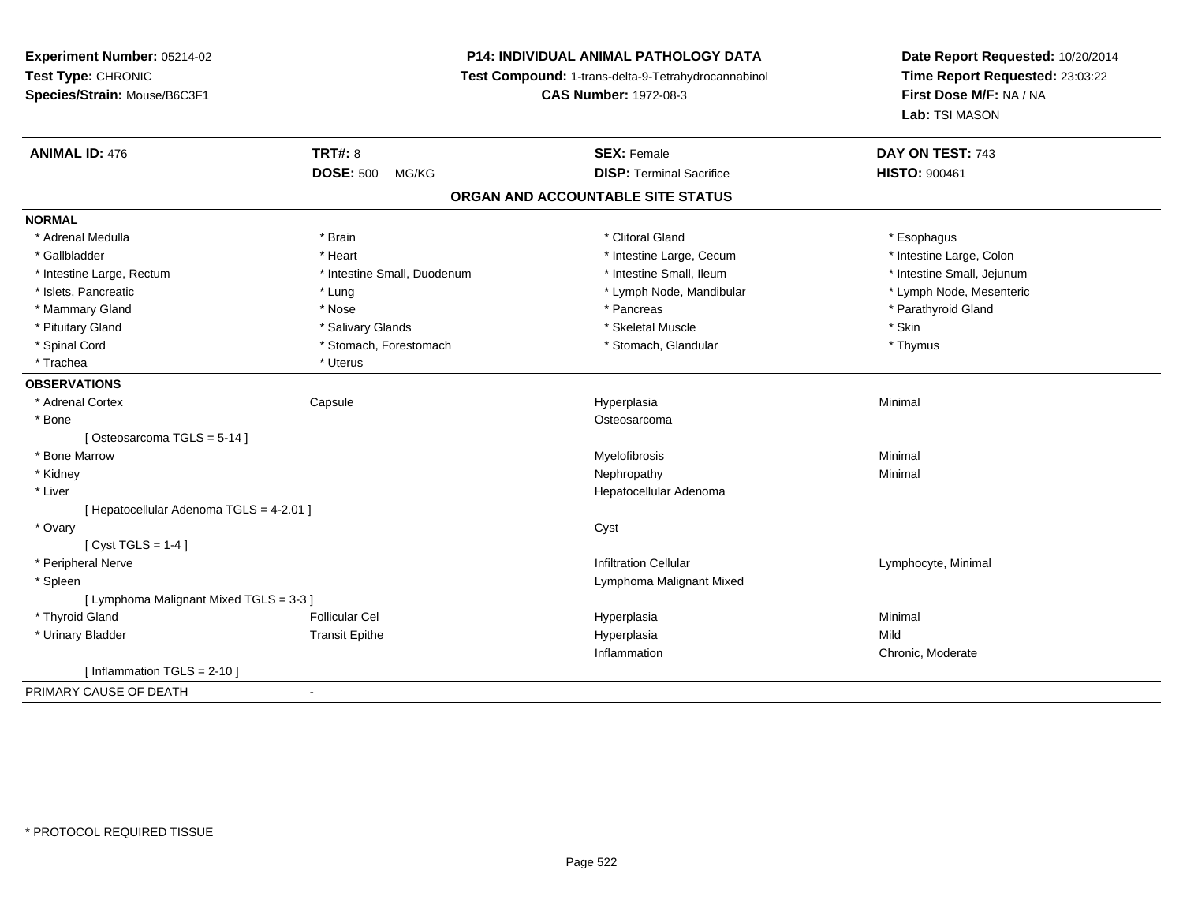**Experiment Number:** 05214-02
**Test Type:** CHRONIC
**Species/Strain:** Mouse/B6C3F1

**P14: INDIVIDUAL ANIMAL PATHOLOGY DATA**
**Test Compound:** 1-trans-delta-9-Tetrahydrocannabinol
**CAS Number:** 1972-08-3

**Date Report Requested:** 10/20/2014
**Time Report Requested:** 23:03:22
**First Dose M/F:** NA / NA
**Lab:** TSI MASON

| **ANIMAL ID:** 476 | **TRT#:** 8 | **SEX:** Female | **DAY ON TEST:** 743 |
|---|---|---|---|
| | **DOSE:** 500 MG/KG | **DISP:** Terminal Sacrifice | **HISTO:** 900461 |

## ORGAN AND ACCOUNTABLE SITE STATUS

**NORMAL**

| | | | |
|---|---|---|---|
| * Adrenal Medulla | * Brain | * Clitoral Gland | * Esophagus |
| * Gallbladder | * Heart | * Intestine Large, Cecum | * Intestine Large, Colon |
| * Intestine Large, Rectum | * Intestine Small, Duodenum | * Intestine Small, Ileum | * Intestine Small, Jejunum |
| * Islets, Pancreatic | * Lung | * Lymph Node, Mandibular | * Lymph Node, Mesenteric |
| * Mammary Gland | * Nose | * Pancreas | * Parathyroid Gland |
| * Pituitary Gland | * Salivary Glands | * Skeletal Muscle | * Skin |
| * Spinal Cord | * Stomach, Forestomach | * Stomach, Glandular | * Thymus |
| * Trachea | * Uterus | | |

**OBSERVATIONS**

| | | | |
|---|---|---|---|
| * Adrenal Cortex | Capsule | Hyperplasia | Minimal |
| * Bone | | Osteosarcoma | |
| [ Osteosarcoma TGLS = 5-14 ] | | | |
| * Bone Marrow | | Myelofibrosis | Minimal |
| * Kidney | | Nephropathy | Minimal |
| * Liver | | Hepatocellular Adenoma | |
| [ Hepatocellular Adenoma TGLS = 4-2.01 ] | | | |
| * Ovary | | Cyst | |
| [ Cyst TGLS = 1-4 ] | | | |
| * Peripheral Nerve | | Infiltration Cellular | Lymphocyte, Minimal |
| * Spleen | | Lymphoma Malignant Mixed | |
| [ Lymphoma Malignant Mixed TGLS = 3-3 ] | | | |
| * Thyroid Gland | Follicular Cel | Hyperplasia | Minimal |
| * Urinary Bladder | Transit Epithe | Hyperplasia | Mild |
| | | Inflammation | Chronic, Moderate |
| [ Inflammation TGLS = 2-10 ] | | | |

PRIMARY CAUSE OF DEATH -

* PROTOCOL REQUIRED TISSUE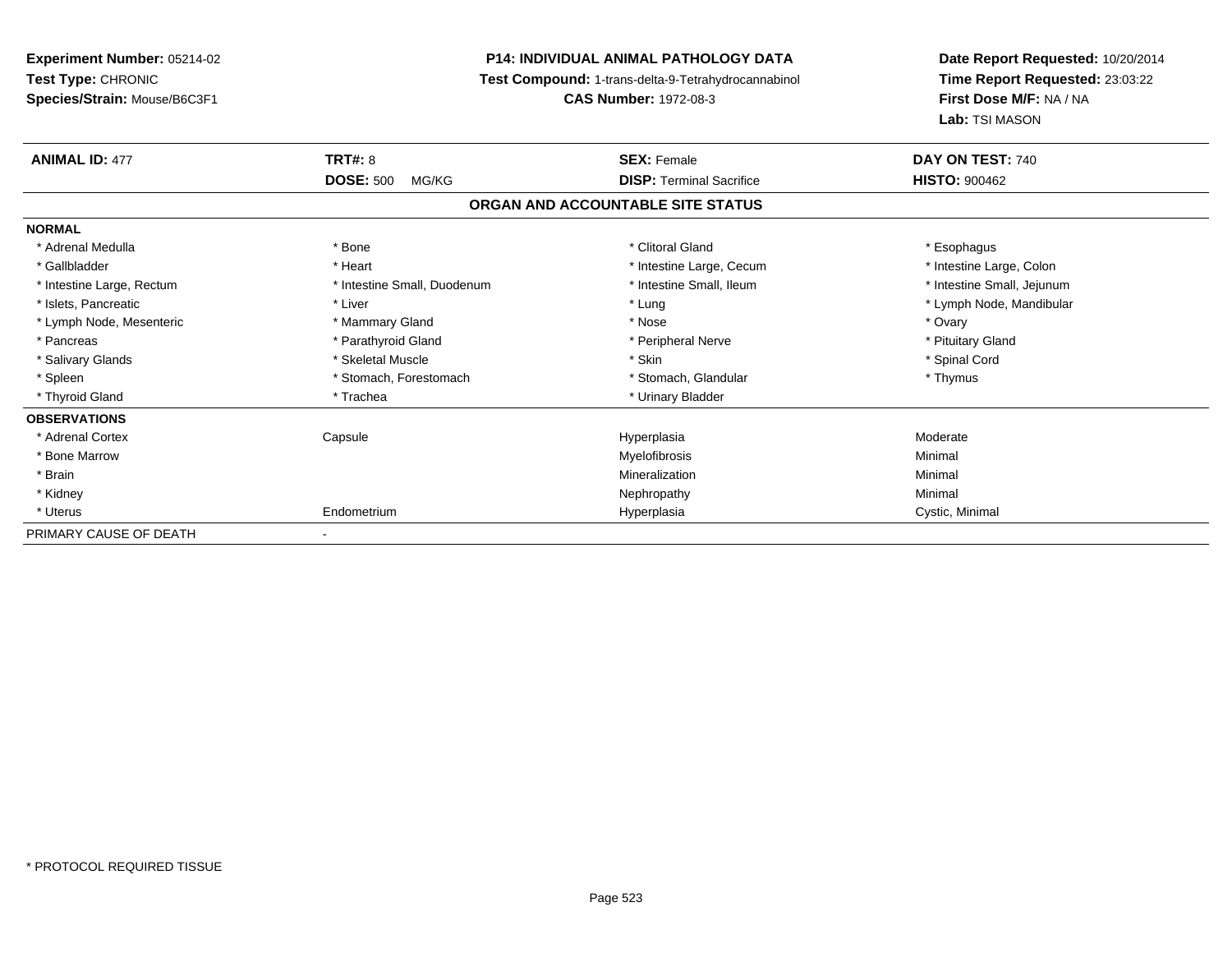**Experiment Number:** 05214-02
**Test Type:** CHRONIC
**Species/Strain:** Mouse/B6C3F1

**P14: INDIVIDUAL ANIMAL PATHOLOGY DATA**
**Test Compound:** 1-trans-delta-9-Tetrahydrocannabinol
**CAS Number:** 1972-08-3

**Date Report Requested:** 10/20/2014
**Time Report Requested:** 23:03:22
**First Dose M/F:** NA / NA
**Lab:** TSI MASON

| **ANIMAL ID:** 477 | **TRT#:** 8 | **SEX:** Female | **DAY ON TEST:** 740 |
|---|---|---|---|
| | **DOSE:** 500 MG/KG | **DISP:** Terminal Sacrifice | **HISTO:** 900462 |

## ORGAN AND ACCOUNTABLE SITE STATUS

| | | | |
|---|---|---|---|
| **NORMAL** | | | |
| * Adrenal Medulla | * Bone | * Clitoral Gland | * Esophagus |
| * Gallbladder | * Heart | * Intestine Large, Cecum | * Intestine Large, Colon |
| * Intestine Large, Rectum | * Intestine Small, Duodenum | * Intestine Small, Ileum | * Intestine Small, Jejunum |
| * Islets, Pancreatic | * Liver | * Lung | * Lymph Node, Mandibular |
| * Lymph Node, Mesenteric | * Mammary Gland | * Nose | * Ovary |
| * Pancreas | * Parathyroid Gland | * Peripheral Nerve | * Pituitary Gland |
| * Salivary Glands | * Skeletal Muscle | * Skin | * Spinal Cord |
| * Spleen | * Stomach, Forestomach | * Stomach, Glandular | * Thymus |
| * Thyroid Gland | * Trachea | * Urinary Bladder | |
| **OBSERVATIONS** | | | |
| * Adrenal Cortex | Capsule | Hyperplasia | Moderate |
| * Bone Marrow | | Myelofibrosis | Minimal |
| * Brain | | Mineralization | Minimal |
| * Kidney | | Nephropathy | Minimal |
| * Uterus | Endometrium | Hyperplasia | Cystic, Minimal |
| PRIMARY CAUSE OF DEATH | - | | |

* PROTOCOL REQUIRED TISSUE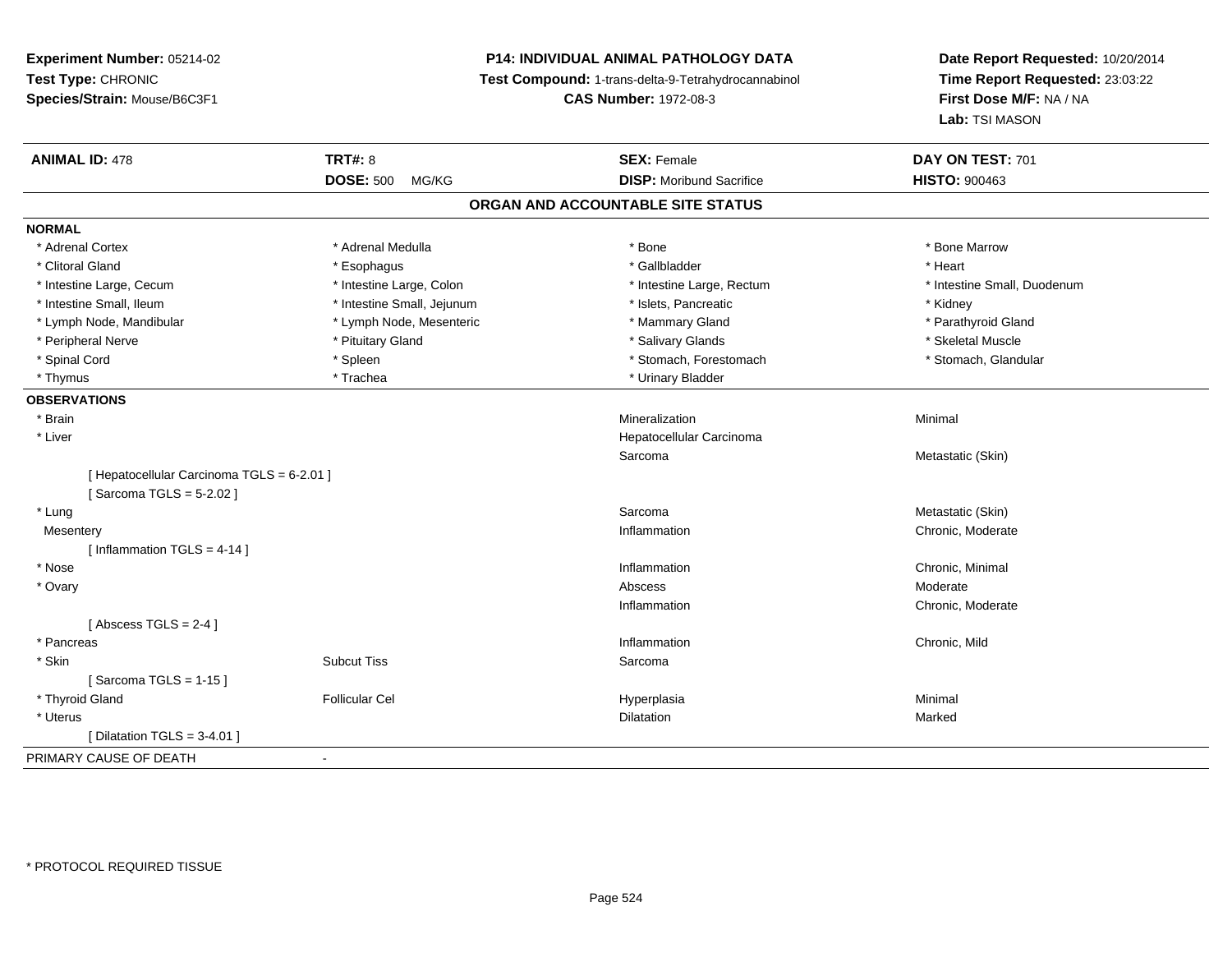**Experiment Number:** 05214-02
**Test Type:** CHRONIC
**Species/Strain:** Mouse/B6C3F1

**P14: INDIVIDUAL ANIMAL PATHOLOGY DATA**
**Test Compound:** 1-trans-delta-9-Tetrahydrocannabinol
**CAS Number:** 1972-08-3

**Date Report Requested:** 10/20/2014
**Time Report Requested:** 23:03:22
**First Dose M/F:** NA / NA
**Lab:** TSI MASON

| **ANIMAL ID:** 478 | **TRT#:** 8 | **SEX:** Female | **DAY ON TEST:** 701 |
|---|---|---|---|
| | **DOSE:** 500 MG/KG | **DISP:** Moribund Sacrifice | **HISTO:** 900463 |

## ORGAN AND ACCOUNTABLE SITE STATUS

**NORMAL**

| | | | |
|---|---|---|---|
| * Adrenal Cortex | * Adrenal Medulla | * Bone | * Bone Marrow |
| * Clitoral Gland | * Esophagus | * Gallbladder | * Heart |
| * Intestine Large, Cecum | * Intestine Large, Colon | * Intestine Large, Rectum | * Intestine Small, Duodenum |
| * Intestine Small, Ileum | * Intestine Small, Jejunum | * Islets, Pancreatic | * Kidney |
| * Lymph Node, Mandibular | * Lymph Node, Mesenteric | * Mammary Gland | * Parathyroid Gland |
| * Peripheral Nerve | * Pituitary Gland | * Salivary Glands | * Skeletal Muscle |
| * Spinal Cord | * Spleen | * Stomach, Forestomach | * Stomach, Glandular |
| * Thymus | * Trachea | * Urinary Bladder | |

**OBSERVATIONS**

| | | | |
|---|---|---|---|
| * Brain | | Mineralization | Minimal |
| * Liver | | Hepatocellular Carcinoma | |
| | | Sarcoma | Metastatic (Skin) |
| [ Hepatocellular Carcinoma TGLS = 6-2.01 ] | | | |
| [ Sarcoma TGLS = 5-2.02 ] | | | |
| * Lung | | Sarcoma | Metastatic (Skin) |
| Mesentery | | Inflammation | Chronic, Moderate |
| [ Inflammation TGLS = 4-14 ] | | | |
| * Nose | | Inflammation | Chronic, Minimal |
| * Ovary | | Abscess | Moderate |
| | | Inflammation | Chronic, Moderate |
| [ Abscess TGLS = 2-4 ] | | | |
| * Pancreas | | Inflammation | Chronic, Mild |
| * Skin | Subcut Tiss | Sarcoma | |
| [ Sarcoma TGLS = 1-15 ] | | | |
| * Thyroid Gland | Follicular Cel | Hyperplasia | Minimal |
| * Uterus | | Dilatation | Marked |
| [ Dilatation TGLS = 3-4.01 ] | | | |

PRIMARY CAUSE OF DEATH -

* PROTOCOL REQUIRED TISSUE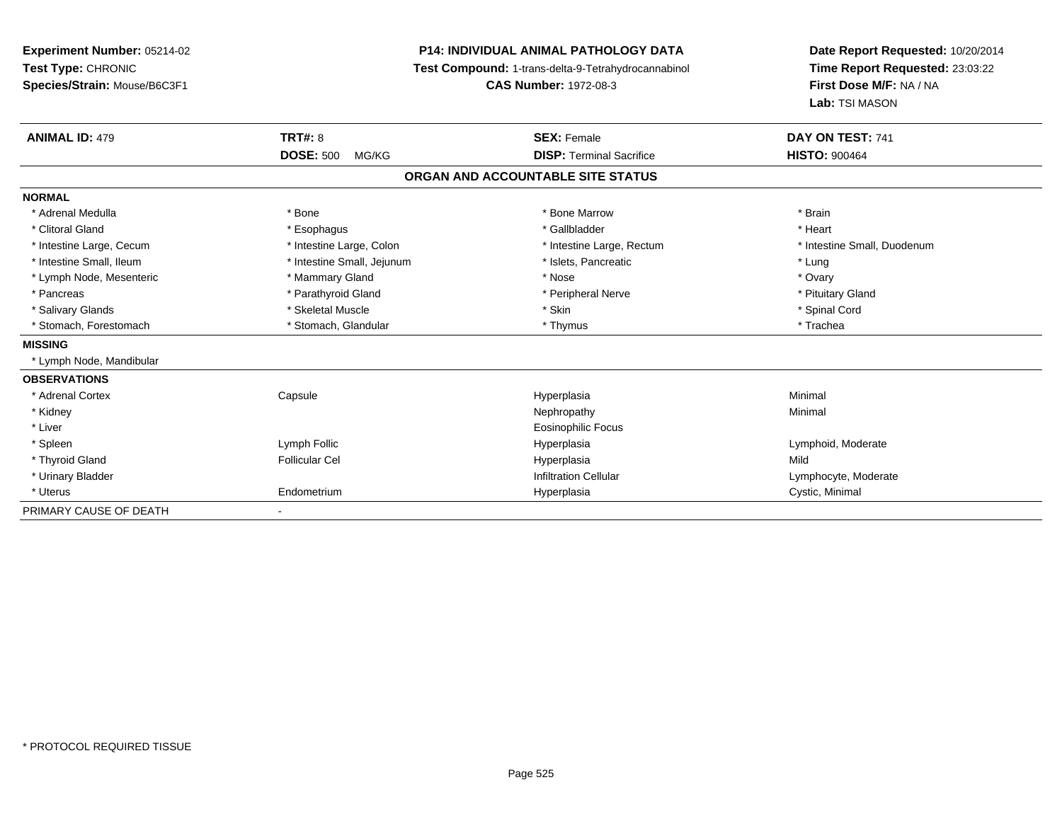**Experiment Number:** 05214-02
**Test Type:** CHRONIC
**Species/Strain:** Mouse/B6C3F1

**P14: INDIVIDUAL ANIMAL PATHOLOGY DATA**
**Test Compound:** 1-trans-delta-9-Tetrahydrocannabinol
**CAS Number:** 1972-08-3

**Date Report Requested:** 10/20/2014
**Time Report Requested:** 23:03:22
**First Dose M/F:** NA / NA
**Lab:** TSI MASON

| **ANIMAL ID:** 479 | **TRT#:** 8 | **SEX:** Female | **DAY ON TEST:** 741 |
|---|---|---|---|
| | **DOSE:** 500 MG/KG | **DISP:** Terminal Sacrifice | **HISTO:** 900464 |

## ORGAN AND ACCOUNTABLE SITE STATUS

| | | | |
|---|---|---|---|
| **NORMAL** | | | |
| * Adrenal Medulla | * Bone | * Bone Marrow | * Brain |
| * Clitoral Gland | * Esophagus | * Gallbladder | * Heart |
| * Intestine Large, Cecum | * Intestine Large, Colon | * Intestine Large, Rectum | * Intestine Small, Duodenum |
| * Intestine Small, Ileum | * Intestine Small, Jejunum | * Islets, Pancreatic | * Lung |
| * Lymph Node, Mesenteric | * Mammary Gland | * Nose | * Ovary |
| * Pancreas | * Parathyroid Gland | * Peripheral Nerve | * Pituitary Gland |
| * Salivary Glands | * Skeletal Muscle | * Skin | * Spinal Cord |
| * Stomach, Forestomach | * Stomach, Glandular | * Thymus | * Trachea |
| **MISSING** | | | |
| * Lymph Node, Mandibular | | | |
| **OBSERVATIONS** | | | |
| * Adrenal Cortex | Capsule | Hyperplasia | Minimal |
| * Kidney | | Nephropathy | Minimal |
| * Liver | | Eosinophilic Focus | |
| * Spleen | Lymph Follic | Hyperplasia | Lymphoid, Moderate |
| * Thyroid Gland | Follicular Cel | Hyperplasia | Mild |
| * Urinary Bladder | | Infiltration Cellular | Lymphocyte, Moderate |
| * Uterus | Endometrium | Hyperplasia | Cystic, Minimal |
| PRIMARY CAUSE OF DEATH | - | | |

* PROTOCOL REQUIRED TISSUE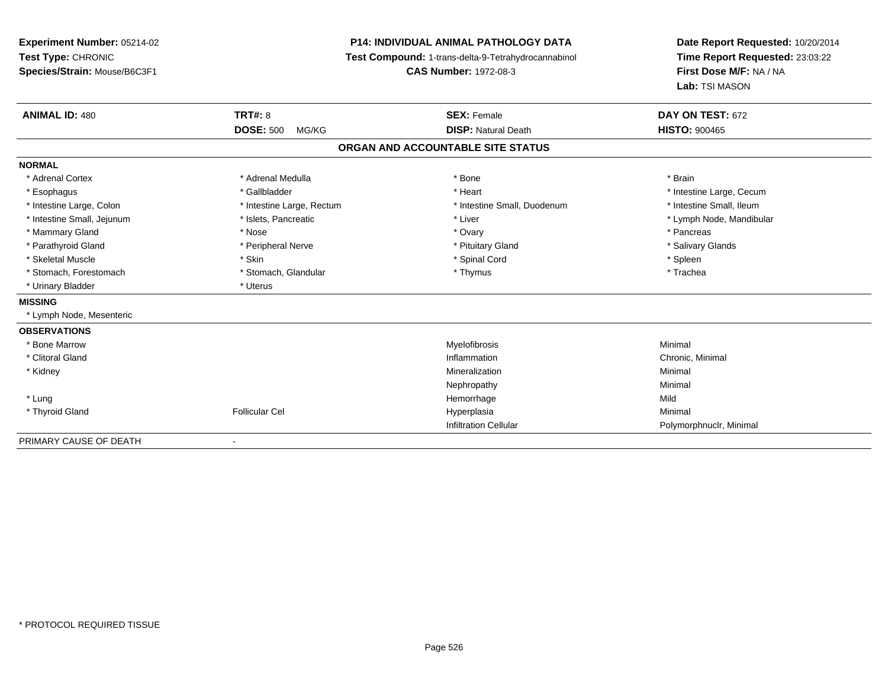**Experiment Number:** 05214-02
**Test Type:** CHRONIC
**Species/Strain:** Mouse/B6C3F1

**P14: INDIVIDUAL ANIMAL PATHOLOGY DATA**
**Test Compound:** 1-trans-delta-9-Tetrahydrocannabinol
**CAS Number:** 1972-08-3

**Date Report Requested:** 10/20/2014
**Time Report Requested:** 23:03:22
**First Dose M/F:** NA / NA
**Lab:** TSI MASON

| **ANIMAL ID:** 480 | **TRT#:** 8 | **SEX:** Female | **DAY ON TEST:** 672 |
|---|---|---|---|
| | **DOSE:** 500 MG/KG | **DISP:** Natural Death | **HISTO:** 900465 |

## ORGAN AND ACCOUNTABLE SITE STATUS

**NORMAL**

| | | | |
|---|---|---|---|
| * Adrenal Cortex | * Adrenal Medulla | * Bone | * Brain |
| * Esophagus | * Gallbladder | * Heart | * Intestine Large, Cecum |
| * Intestine Large, Colon | * Intestine Large, Rectum | * Intestine Small, Duodenum | * Intestine Small, Ileum |
| * Intestine Small, Jejunum | * Islets, Pancreatic | * Liver | * Lymph Node, Mandibular |
| * Mammary Gland | * Nose | * Ovary | * Pancreas |
| * Parathyroid Gland | * Peripheral Nerve | * Pituitary Gland | * Salivary Glands |
| * Skeletal Muscle | * Skin | * Spinal Cord | * Spleen |
| * Stomach, Forestomach | * Stomach, Glandular | * Thymus | * Trachea |
| * Urinary Bladder | * Uterus | | |

**MISSING**

* Lymph Node, Mesenteric

**OBSERVATIONS**

| | | | |
|---|---|---|---|
| * Bone Marrow | | Myelofibrosis | Minimal |
| * Clitoral Gland | | Inflammation | Chronic, Minimal |
| * Kidney | | Mineralization | Minimal |
| | | Nephropathy | Minimal |
| * Lung | | Hemorrhage | Mild |
| * Thyroid Gland | Follicular Cel | Hyperplasia | Minimal |
| | | Infiltration Cellular | Polymorphnuclr, Minimal |

PRIMARY CAUSE OF DEATH -

\* PROTOCOL REQUIRED TISSUE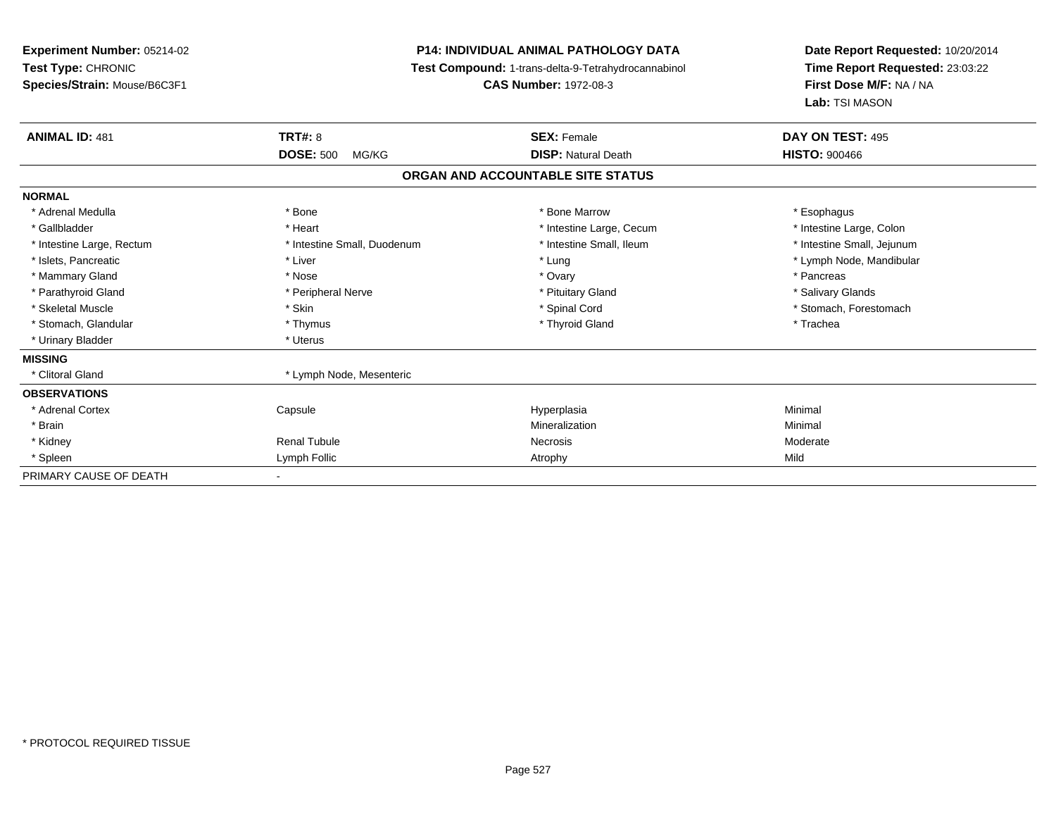**Experiment Number:** 05214-02
**Test Type:** CHRONIC
**Species/Strain:** Mouse/B6C3F1

**P14: INDIVIDUAL ANIMAL PATHOLOGY DATA**
**Test Compound:** 1-trans-delta-9-Tetrahydrocannabinol
**CAS Number:** 1972-08-3

**Date Report Requested:** 10/20/2014
**Time Report Requested:** 23:03:22
**First Dose M/F:** NA / NA
**Lab:** TSI MASON

| **ANIMAL ID:** 481 | **TRT#:** 8 | **SEX:** Female | **DAY ON TEST:** 495 |
|---|---|---|---|
| | **DOSE:** 500 MG/KG | **DISP:** Natural Death | **HISTO:** 900466 |

**ORGAN AND ACCOUNTABLE SITE STATUS**

| | | | |
|---|---|---|---|
| **NORMAL** | | | |
| * Adrenal Medulla | * Bone | * Bone Marrow | * Esophagus |
| * Gallbladder | * Heart | * Intestine Large, Cecum | * Intestine Large, Colon |
| * Intestine Large, Rectum | * Intestine Small, Duodenum | * Intestine Small, Ileum | * Intestine Small, Jejunum |
| * Islets, Pancreatic | * Liver | * Lung | * Lymph Node, Mandibular |
| * Mammary Gland | * Nose | * Ovary | * Pancreas |
| * Parathyroid Gland | * Peripheral Nerve | * Pituitary Gland | * Salivary Glands |
| * Skeletal Muscle | * Skin | * Spinal Cord | * Stomach, Forestomach |
| * Stomach, Glandular | * Thymus | * Thyroid Gland | * Trachea |
| * Urinary Bladder | * Uterus | | |
| **MISSING** | | | |
| * Clitoral Gland | * Lymph Node, Mesenteric | | |
| **OBSERVATIONS** | | | |
| * Adrenal Cortex | Capsule | Hyperplasia | Minimal |
| * Brain | | Mineralization | Minimal |
| * Kidney | Renal Tubule | Necrosis | Moderate |
| * Spleen | Lymph Follic | Atrophy | Mild |
| PRIMARY CAUSE OF DEATH | - | | |

* PROTOCOL REQUIRED TISSUE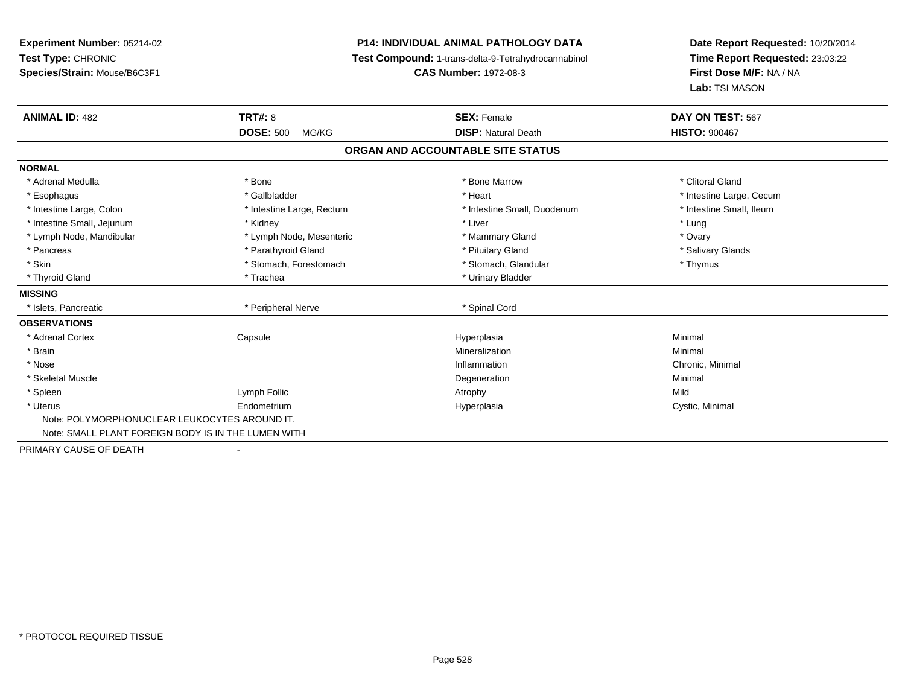**Experiment Number:** 05214-02
**Test Type:** CHRONIC
**Species/Strain:** Mouse/B6C3F1

**P14: INDIVIDUAL ANIMAL PATHOLOGY DATA**
**Test Compound:** 1-trans-delta-9-Tetrahydrocannabinol
**CAS Number:** 1972-08-3

**Date Report Requested:** 10/20/2014
**Time Report Requested:** 23:03:22
**First Dose M/F:** NA / NA
**Lab:** TSI MASON

| **ANIMAL ID:** 482 | **TRT#:** 8 | **SEX:** Female | **DAY ON TEST:** 567 |
|---|---|---|---|
| | **DOSE:** 500 MG/KG | **DISP:** Natural Death | **HISTO:** 900467 |

## ORGAN AND ACCOUNTABLE SITE STATUS

| | | | |
|---|---|---|---|
| **NORMAL** | | | |
| * Adrenal Medulla | * Bone | * Bone Marrow | * Clitoral Gland |
| * Esophagus | * Gallbladder | * Heart | * Intestine Large, Cecum |
| * Intestine Large, Colon | * Intestine Large, Rectum | * Intestine Small, Duodenum | * Intestine Small, Ileum |
| * Intestine Small, Jejunum | * Kidney | * Liver | * Lung |
| * Lymph Node, Mandibular | * Lymph Node, Mesenteric | * Mammary Gland | * Ovary |
| * Pancreas | * Parathyroid Gland | * Pituitary Gland | * Salivary Glands |
| * Skin | * Stomach, Forestomach | * Stomach, Glandular | * Thymus |
| * Thyroid Gland | * Trachea | * Urinary Bladder | |
| **MISSING** | | | |
| * Islets, Pancreatic | * Peripheral Nerve | * Spinal Cord | |
| **OBSERVATIONS** | | | |
| * Adrenal Cortex | Capsule | Hyperplasia | Minimal |
| * Brain | | Mineralization | Minimal |
| * Nose | | Inflammation | Chronic, Minimal |
| * Skeletal Muscle | | Degeneration | Minimal |
| * Spleen | Lymph Follic | Atrophy | Mild |
| * Uterus | Endometrium | Hyperplasia | Cystic, Minimal |
| Note: POLYMORPHONUCLEAR LEUKOCYTES AROUND IT. | | | |
| Note: SMALL PLANT FOREIGN BODY IS IN THE LUMEN WITH | | | |
| PRIMARY CAUSE OF DEATH | - | | |

* PROTOCOL REQUIRED TISSUE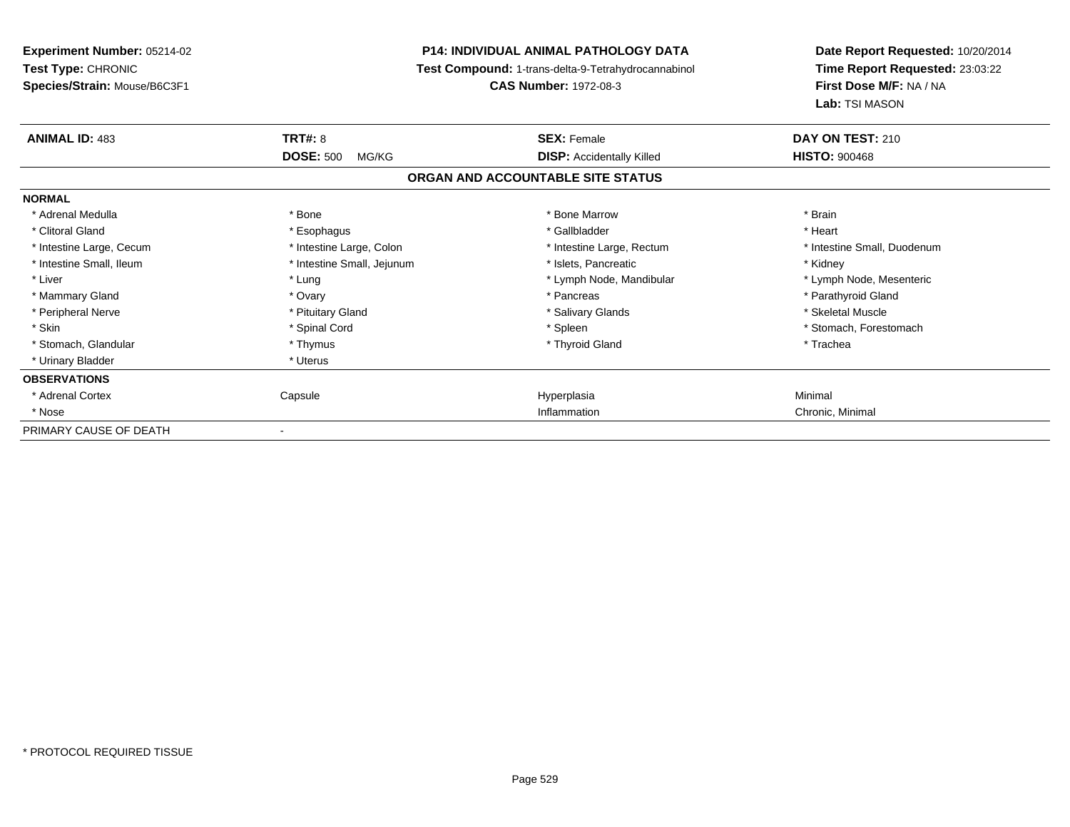**Experiment Number:** 05214-02
**Test Type:** CHRONIC
**Species/Strain:** Mouse/B6C3F1

**P14: INDIVIDUAL ANIMAL PATHOLOGY DATA**
**Test Compound:** 1-trans-delta-9-Tetrahydrocannabinol
**CAS Number:** 1972-08-3

**Date Report Requested:** 10/20/2014
**Time Report Requested:** 23:03:22
**First Dose M/F:** NA / NA
**Lab:** TSI MASON

| **ANIMAL ID:** 483 | **TRT#:** 8 | **SEX:** Female | **DAY ON TEST:** 210 |
|---|---|---|---|
| | **DOSE:** 500 MG/KG | **DISP:** Accidentally Killed | **HISTO:** 900468 |

## ORGAN AND ACCOUNTABLE SITE STATUS

| | | | |
|---|---|---|---|
| **NORMAL** | | | |
| * Adrenal Medulla | * Bone | * Bone Marrow | * Brain |
| * Clitoral Gland | * Esophagus | * Gallbladder | * Heart |
| * Intestine Large, Cecum | * Intestine Large, Colon | * Intestine Large, Rectum | * Intestine Small, Duodenum |
| * Intestine Small, Ileum | * Intestine Small, Jejunum | * Islets, Pancreatic | * Kidney |
| * Liver | * Lung | * Lymph Node, Mandibular | * Lymph Node, Mesenteric |
| * Mammary Gland | * Ovary | * Pancreas | * Parathyroid Gland |
| * Peripheral Nerve | * Pituitary Gland | * Salivary Glands | * Skeletal Muscle |
| * Skin | * Spinal Cord | * Spleen | * Stomach, Forestomach |
| * Stomach, Glandular | * Thymus | * Thyroid Gland | * Trachea |
| * Urinary Bladder | * Uterus | | |
| **OBSERVATIONS** | | | |
| * Adrenal Cortex | Capsule | Hyperplasia | Minimal |
| * Nose | | Inflammation | Chronic, Minimal |
| PRIMARY CAUSE OF DEATH | - | | |

\* PROTOCOL REQUIRED TISSUE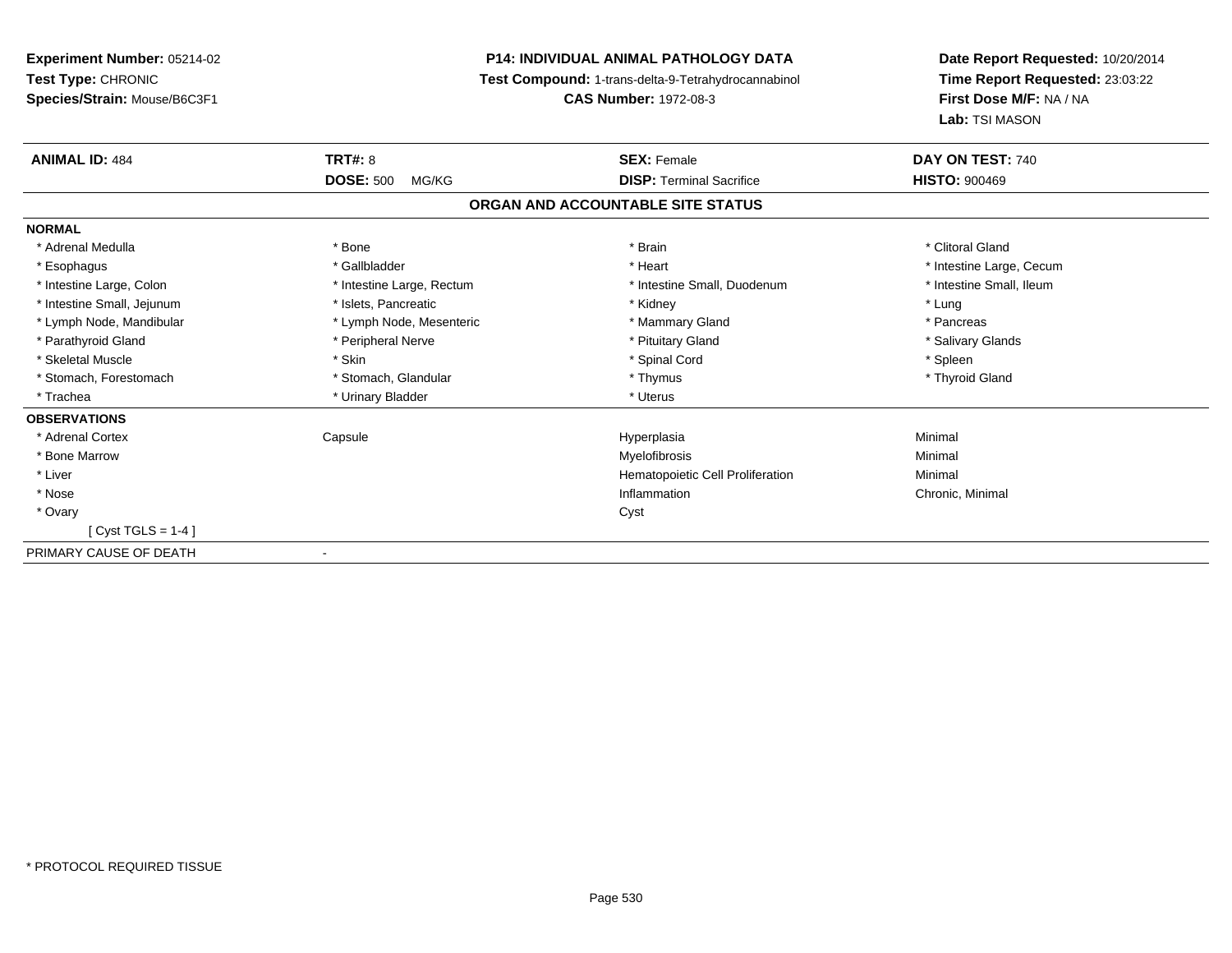**Experiment Number:** 05214-02
**Test Type:** CHRONIC
**Species/Strain:** Mouse/B6C3F1

**P14: INDIVIDUAL ANIMAL PATHOLOGY DATA**
**Test Compound:** 1-trans-delta-9-Tetrahydrocannabinol
**CAS Number:** 1972-08-3

**Date Report Requested:** 10/20/2014
**Time Report Requested:** 23:03:22
**First Dose M/F:** NA / NA
**Lab:** TSI MASON

| **ANIMAL ID:** 484 | **TRT#:** 8 | **SEX:** Female | **DAY ON TEST:** 740 |
|---|---|---|---|
| | **DOSE:** 500 MG/KG | **DISP:** Terminal Sacrifice | **HISTO:** 900469 |

## ORGAN AND ACCOUNTABLE SITE STATUS

**NORMAL**

| | | | |
|---|---|---|---|
| * Adrenal Medulla | * Bone | * Brain | * Clitoral Gland |
| * Esophagus | * Gallbladder | * Heart | * Intestine Large, Cecum |
| * Intestine Large, Colon | * Intestine Large, Rectum | * Intestine Small, Duodenum | * Intestine Small, Ileum |
| * Intestine Small, Jejunum | * Islets, Pancreatic | * Kidney | * Lung |
| * Lymph Node, Mandibular | * Lymph Node, Mesenteric | * Mammary Gland | * Pancreas |
| * Parathyroid Gland | * Peripheral Nerve | * Pituitary Gland | * Salivary Glands |
| * Skeletal Muscle | * Skin | * Spinal Cord | * Spleen |
| * Stomach, Forestomach | * Stomach, Glandular | * Thymus | * Thyroid Gland |
| * Trachea | * Urinary Bladder | * Uterus | |

**OBSERVATIONS**

| | | | |
|---|---|---|---|
| * Adrenal Cortex | Capsule | Hyperplasia | Minimal |
| * Bone Marrow | | Myelofibrosis | Minimal |
| * Liver | | Hematopoietic Cell Proliferation | Minimal |
| * Nose | | Inflammation | Chronic, Minimal |
| * Ovary | | Cyst | |
| [ Cyst TGLS = 1-4 ] | | | |

PRIMARY CAUSE OF DEATH -

* PROTOCOL REQUIRED TISSUE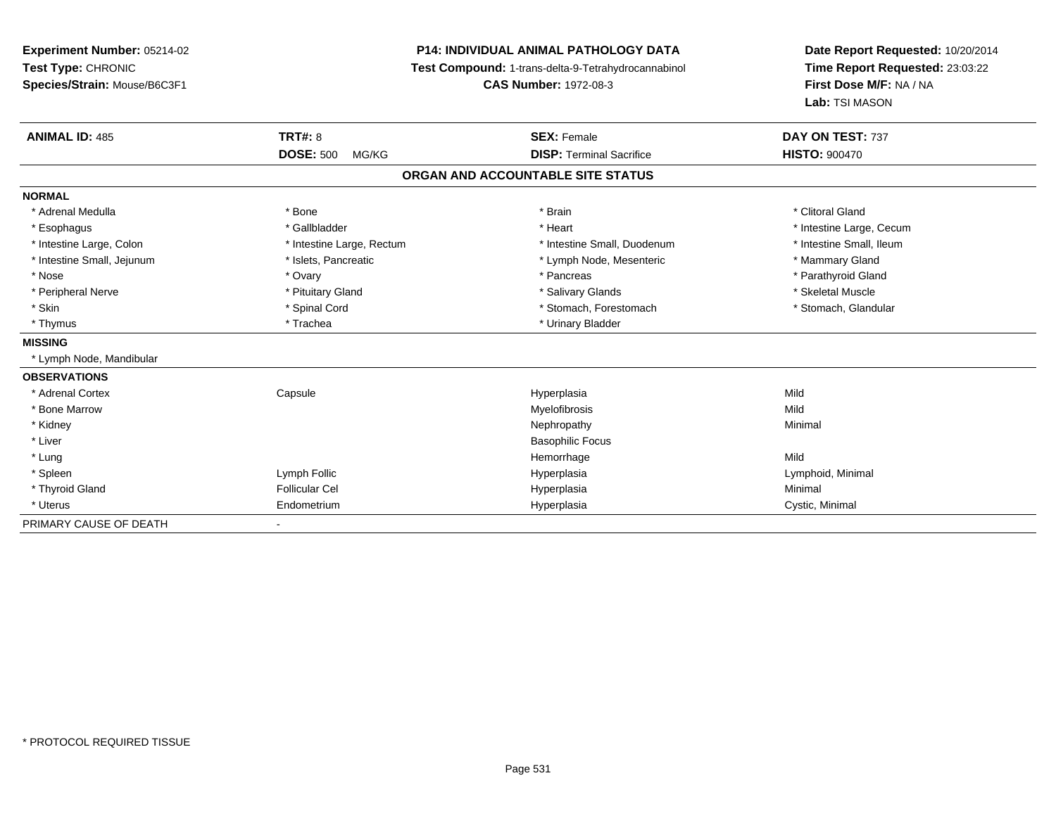**Experiment Number:** 05214-02
**Test Type:** CHRONIC
**Species/Strain:** Mouse/B6C3F1

**P14: INDIVIDUAL ANIMAL PATHOLOGY DATA**
**Test Compound:** 1-trans-delta-9-Tetrahydrocannabinol
**CAS Number:** 1972-08-3

**Date Report Requested:** 10/20/2014
**Time Report Requested:** 23:03:22
**First Dose M/F:** NA / NA
**Lab:** TSI MASON

| **ANIMAL ID:** 485 | **TRT#:** 8 | **SEX:** Female | **DAY ON TEST:** 737 |
|---|---|---|---|
| | **DOSE:** 500 MG/KG | **DISP:** Terminal Sacrifice | **HISTO:** 900470 |

## ORGAN AND ACCOUNTABLE SITE STATUS

**NORMAL**

| | | | |
|---|---|---|---|
| * Adrenal Medulla | * Bone | * Brain | * Clitoral Gland |
| * Esophagus | * Gallbladder | * Heart | * Intestine Large, Cecum |
| * Intestine Large, Colon | * Intestine Large, Rectum | * Intestine Small, Duodenum | * Intestine Small, Ileum |
| * Intestine Small, Jejunum | * Islets, Pancreatic | * Lymph Node, Mesenteric | * Mammary Gland |
| * Nose | * Ovary | * Pancreas | * Parathyroid Gland |
| * Peripheral Nerve | * Pituitary Gland | * Salivary Glands | * Skeletal Muscle |
| * Skin | * Spinal Cord | * Stomach, Forestomach | * Stomach, Glandular |
| * Thymus | * Trachea | * Urinary Bladder | |

**MISSING**

* Lymph Node, Mandibular

**OBSERVATIONS**

| | | | |
|---|---|---|---|
| * Adrenal Cortex | Capsule | Hyperplasia | Mild |
| * Bone Marrow | | Myelofibrosis | Mild |
| * Kidney | | Nephropathy | Minimal |
| * Liver | | Basophilic Focus | |
| * Lung | | Hemorrhage | Mild |
| * Spleen | Lymph Follic | Hyperplasia | Lymphoid, Minimal |
| * Thyroid Gland | Follicular Cel | Hyperplasia | Minimal |
| * Uterus | Endometrium | Hyperplasia | Cystic, Minimal |

PRIMARY CAUSE OF DEATH -

\* PROTOCOL REQUIRED TISSUE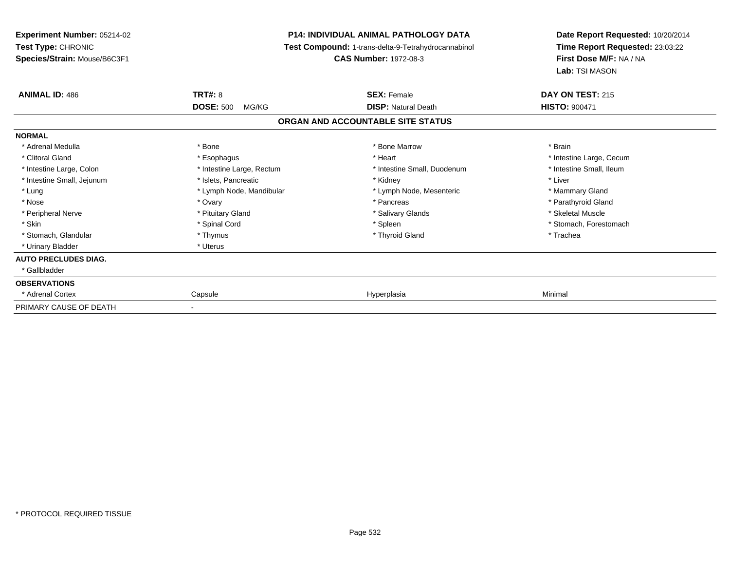**Experiment Number:** 05214-02
**Test Type:** CHRONIC
**Species/Strain:** Mouse/B6C3F1

**P14: INDIVIDUAL ANIMAL PATHOLOGY DATA**
**Test Compound:** 1-trans-delta-9-Tetrahydrocannabinol
**CAS Number:** 1972-08-3

**Date Report Requested:** 10/20/2014
**Time Report Requested:** 23:03:22
**First Dose M/F:** NA / NA
**Lab:** TSI MASON

| **ANIMAL ID:** 486 | **TRT#:** 8 | **SEX:** Female | **DAY ON TEST:** 215 |
|---|---|---|---|
| | **DOSE:** 500 MG/KG | **DISP:** Natural Death | **HISTO:** 900471 |

## ORGAN AND ACCOUNTABLE SITE STATUS

| | | | |
|---|---|---|---|
| **NORMAL** | | | |
| * Adrenal Medulla | * Bone | * Bone Marrow | * Brain |
| * Clitoral Gland | * Esophagus | * Heart | * Intestine Large, Cecum |
| * Intestine Large, Colon | * Intestine Large, Rectum | * Intestine Small, Duodenum | * Intestine Small, Ileum |
| * Intestine Small, Jejunum | * Islets, Pancreatic | * Kidney | * Liver |
| * Lung | * Lymph Node, Mandibular | * Lymph Node, Mesenteric | * Mammary Gland |
| * Nose | * Ovary | * Pancreas | * Parathyroid Gland |
| * Peripheral Nerve | * Pituitary Gland | * Salivary Glands | * Skeletal Muscle |
| * Skin | * Spinal Cord | * Spleen | * Stomach, Forestomach |
| * Stomach, Glandular | * Thymus | * Thyroid Gland | * Trachea |
| * Urinary Bladder | * Uterus | | |
| **AUTO PRECLUDES DIAG.** | | | |
| * Gallbladder | | | |
| **OBSERVATIONS** | | | |
| * Adrenal Cortex | Capsule | Hyperplasia | Minimal |
| PRIMARY CAUSE OF DEATH | - | | |

\* PROTOCOL REQUIRED TISSUE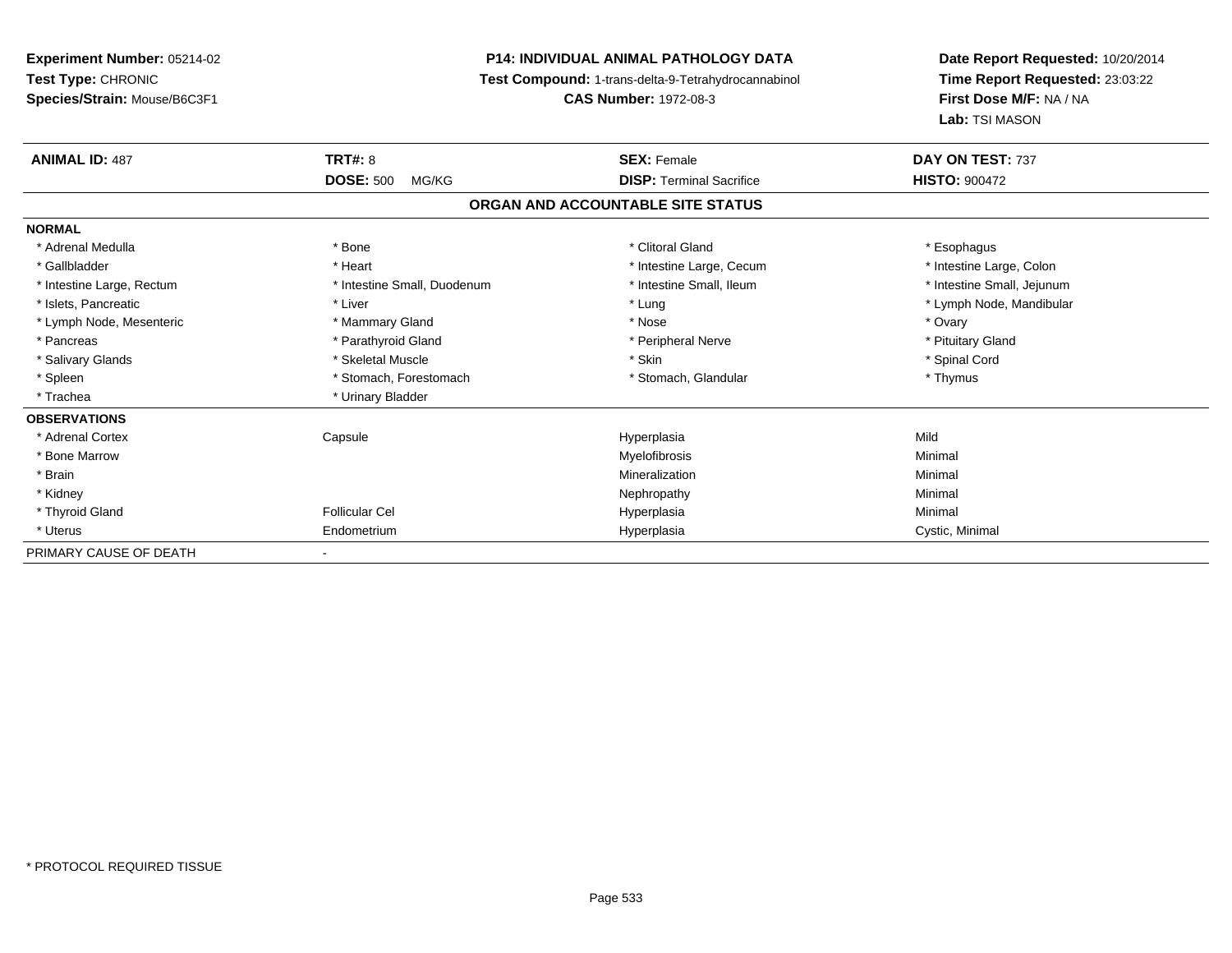**Experiment Number:** 05214-02
**Test Type:** CHRONIC
**Species/Strain:** Mouse/B6C3F1

**P14: INDIVIDUAL ANIMAL PATHOLOGY DATA**
**Test Compound:** 1-trans-delta-9-Tetrahydrocannabinol
**CAS Number:** 1972-08-3

**Date Report Requested:** 10/20/2014
**Time Report Requested:** 23:03:22
**First Dose M/F:** NA / NA
**Lab:** TSI MASON

| **ANIMAL ID:** 487 | **TRT#:** 8 | **SEX:** Female | **DAY ON TEST:** 737 |
|---|---|---|---|
| | **DOSE:** 500 MG/KG | **DISP:** Terminal Sacrifice | **HISTO:** 900472 |

**ORGAN AND ACCOUNTABLE SITE STATUS**

**NORMAL**

| | | | |
|---|---|---|---|
| * Adrenal Medulla | * Bone | * Clitoral Gland | * Esophagus |
| * Gallbladder | * Heart | * Intestine Large, Cecum | * Intestine Large, Colon |
| * Intestine Large, Rectum | * Intestine Small, Duodenum | * Intestine Small, Ileum | * Intestine Small, Jejunum |
| * Islets, Pancreatic | * Liver | * Lung | * Lymph Node, Mandibular |
| * Lymph Node, Mesenteric | * Mammary Gland | * Nose | * Ovary |
| * Pancreas | * Parathyroid Gland | * Peripheral Nerve | * Pituitary Gland |
| * Salivary Glands | * Skeletal Muscle | * Skin | * Spinal Cord |
| * Spleen | * Stomach, Forestomach | * Stomach, Glandular | * Thymus |
| * Trachea | * Urinary Bladder | | |

**OBSERVATIONS**

| | | | |
|---|---|---|---|
| * Adrenal Cortex | Capsule | Hyperplasia | Mild |
| * Bone Marrow | | Myelofibrosis | Minimal |
| * Brain | | Mineralization | Minimal |
| * Kidney | | Nephropathy | Minimal |
| * Thyroid Gland | Follicular Cel | Hyperplasia | Minimal |
| * Uterus | Endometrium | Hyperplasia | Cystic, Minimal |

PRIMARY CAUSE OF DEATH -

* PROTOCOL REQUIRED TISSUE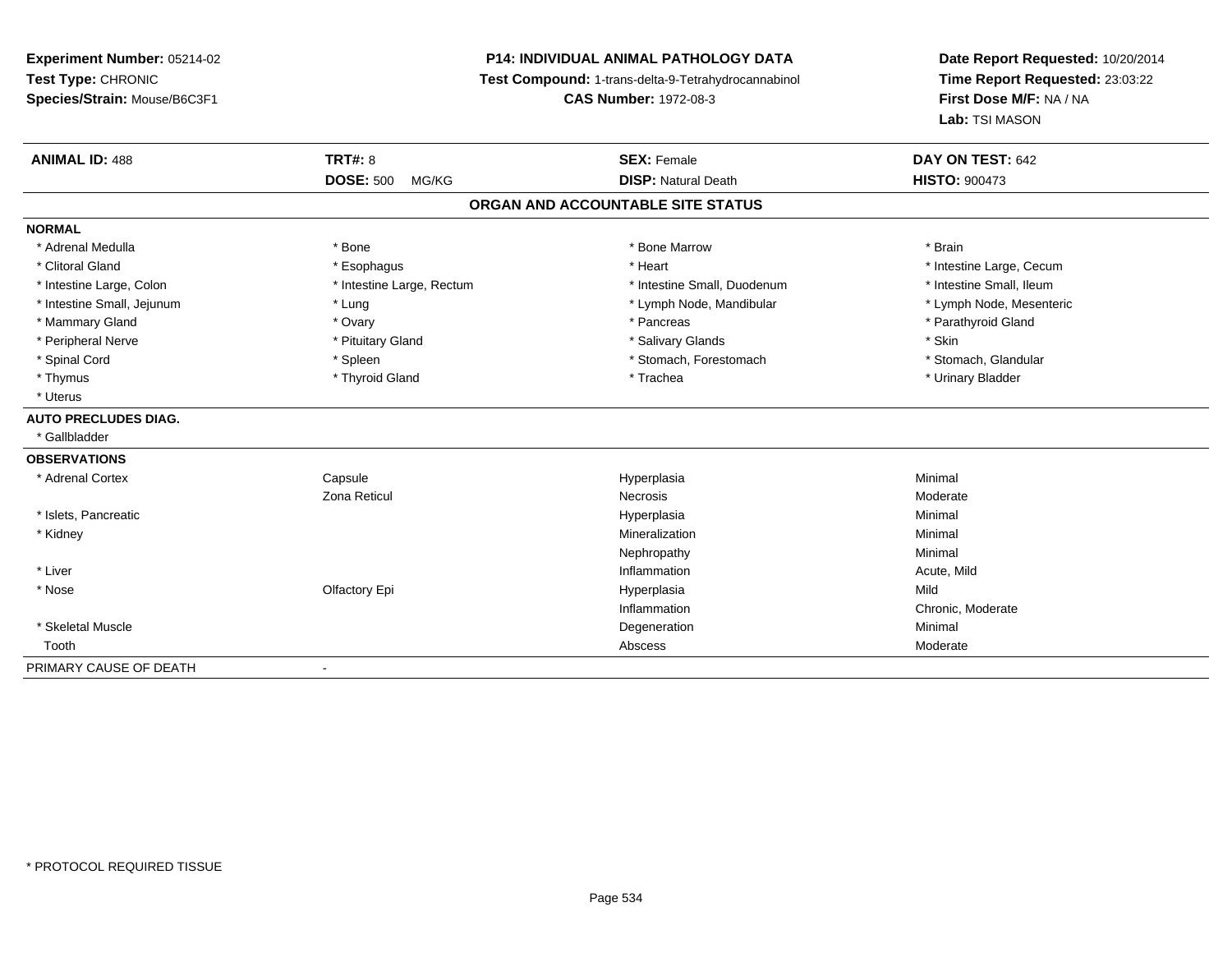**Experiment Number:** 05214-02
**Test Type:** CHRONIC
**Species/Strain:** Mouse/B6C3F1

**P14: INDIVIDUAL ANIMAL PATHOLOGY DATA**
**Test Compound:** 1-trans-delta-9-Tetrahydrocannabinol
**CAS Number:** 1972-08-3

**Date Report Requested:** 10/20/2014
**Time Report Requested:** 23:03:22
**First Dose M/F:** NA / NA
**Lab:** TSI MASON

| **ANIMAL ID:** 488 | **TRT#:** 8 | **SEX:** Female | **DAY ON TEST:** 642 |
|---|---|---|---|
| | **DOSE:** 500 MG/KG | **DISP:** Natural Death | **HISTO:** 900473 |

**ORGAN AND ACCOUNTABLE SITE STATUS**

**NORMAL**

| | | | |
|---|---|---|---|
| * Adrenal Medulla | * Bone | * Bone Marrow | * Brain |
| * Clitoral Gland | * Esophagus | * Heart | * Intestine Large, Cecum |
| * Intestine Large, Colon | * Intestine Large, Rectum | * Intestine Small, Duodenum | * Intestine Small, Ileum |
| * Intestine Small, Jejunum | * Lung | * Lymph Node, Mandibular | * Lymph Node, Mesenteric |
| * Mammary Gland | * Ovary | * Pancreas | * Parathyroid Gland |
| * Peripheral Nerve | * Pituitary Gland | * Salivary Glands | * Skin |
| * Spinal Cord | * Spleen | * Stomach, Forestomach | * Stomach, Glandular |
| * Thymus | * Thyroid Gland | * Trachea | * Urinary Bladder |
| * Uterus | | | |

**AUTO PRECLUDES DIAG.**

* Gallbladder

**OBSERVATIONS**

| | | | |
|---|---|---|---|
| * Adrenal Cortex | Capsule | Hyperplasia | Minimal |
| | Zona Reticul | Necrosis | Moderate |
| * Islets, Pancreatic | | Hyperplasia | Minimal |
| * Kidney | | Mineralization | Minimal |
| | | Nephropathy | Minimal |
| * Liver | | Inflammation | Acute, Mild |
| * Nose | Olfactory Epi | Hyperplasia | Mild |
| | | Inflammation | Chronic, Moderate |
| * Skeletal Muscle | | Degeneration | Minimal |
| Tooth | | Abscess | Moderate |

PRIMARY CAUSE OF DEATH -

* PROTOCOL REQUIRED TISSUE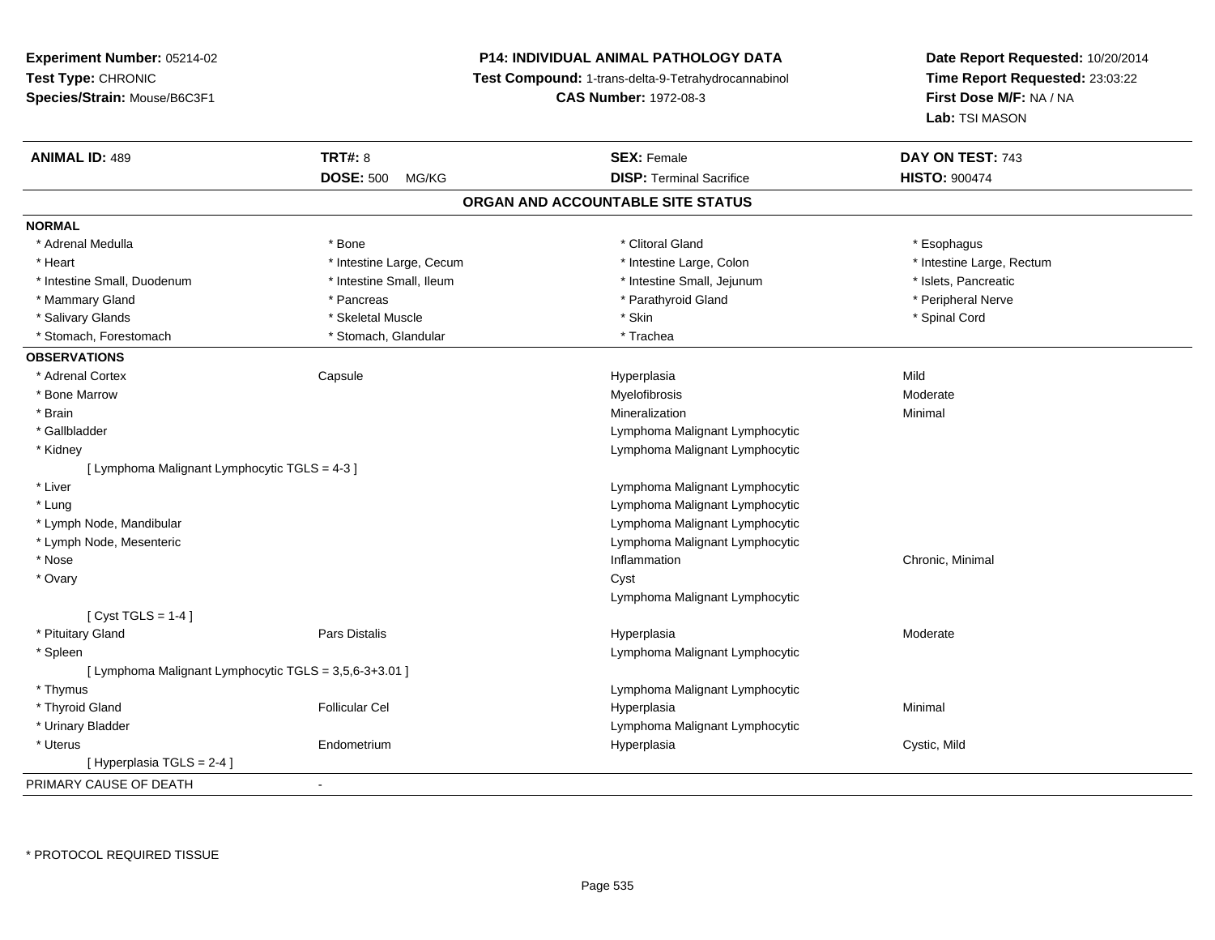**Experiment Number:** 05214-02
**Test Type:** CHRONIC
**Species/Strain:** Mouse/B6C3F1

**P14: INDIVIDUAL ANIMAL PATHOLOGY DATA**
**Test Compound:** 1-trans-delta-9-Tetrahydrocannabinol
**CAS Number:** 1972-08-3

**Date Report Requested:** 10/20/2014
**Time Report Requested:** 23:03:22
**First Dose M/F:** NA / NA
**Lab:** TSI MASON

| **ANIMAL ID:** 489 | **TRT#:** 8 | **SEX:** Female | **DAY ON TEST:** 743 |
|---|---|---|---|
| | **DOSE:** 500 MG/KG | **DISP:** Terminal Sacrifice | **HISTO:** 900474 |

## ORGAN AND ACCOUNTABLE SITE STATUS

**NORMAL**

| | | | |
|---|---|---|---|
| * Adrenal Medulla | * Bone | * Clitoral Gland | * Esophagus |
| * Heart | * Intestine Large, Cecum | * Intestine Large, Colon | * Intestine Large, Rectum |
| * Intestine Small, Duodenum | * Intestine Small, Ileum | * Intestine Small, Jejunum | * Islets, Pancreatic |
| * Mammary Gland | * Pancreas | * Parathyroid Gland | * Peripheral Nerve |
| * Salivary Glands | * Skeletal Muscle | * Skin | * Spinal Cord |
| * Stomach, Forestomach | * Stomach, Glandular | * Trachea | |

**OBSERVATIONS**

| | | | |
|---|---|---|---|
| * Adrenal Cortex | Capsule | Hyperplasia | Mild |
| * Bone Marrow | | Myelofibrosis | Moderate |
| * Brain | | Mineralization | Minimal |
| * Gallbladder | | Lymphoma Malignant Lymphocytic | |
| * Kidney | | Lymphoma Malignant Lymphocytic | |
| [ Lymphoma Malignant Lymphocytic TGLS = 4-3 ] | | | |
| * Liver | | Lymphoma Malignant Lymphocytic | |
| * Lung | | Lymphoma Malignant Lymphocytic | |
| * Lymph Node, Mandibular | | Lymphoma Malignant Lymphocytic | |
| * Lymph Node, Mesenteric | | Lymphoma Malignant Lymphocytic | |
| * Nose | | Inflammation | Chronic, Minimal |
| * Ovary | | Cyst | |
| | | Lymphoma Malignant Lymphocytic | |
| [ Cyst TGLS = 1-4 ] | | | |
| * Pituitary Gland | Pars Distalis | Hyperplasia | Moderate |
| * Spleen | | Lymphoma Malignant Lymphocytic | |
| [ Lymphoma Malignant Lymphocytic TGLS = 3,5,6-3+3.01 ] | | | |
| * Thymus | | Lymphoma Malignant Lymphocytic | |
| * Thyroid Gland | Follicular Cel | Hyperplasia | Minimal |
| * Urinary Bladder | | Lymphoma Malignant Lymphocytic | |
| * Uterus | Endometrium | Hyperplasia | Cystic, Mild |
| [ Hyperplasia TGLS = 2-4 ] | | | |

PRIMARY CAUSE OF DEATH -

* PROTOCOL REQUIRED TISSUE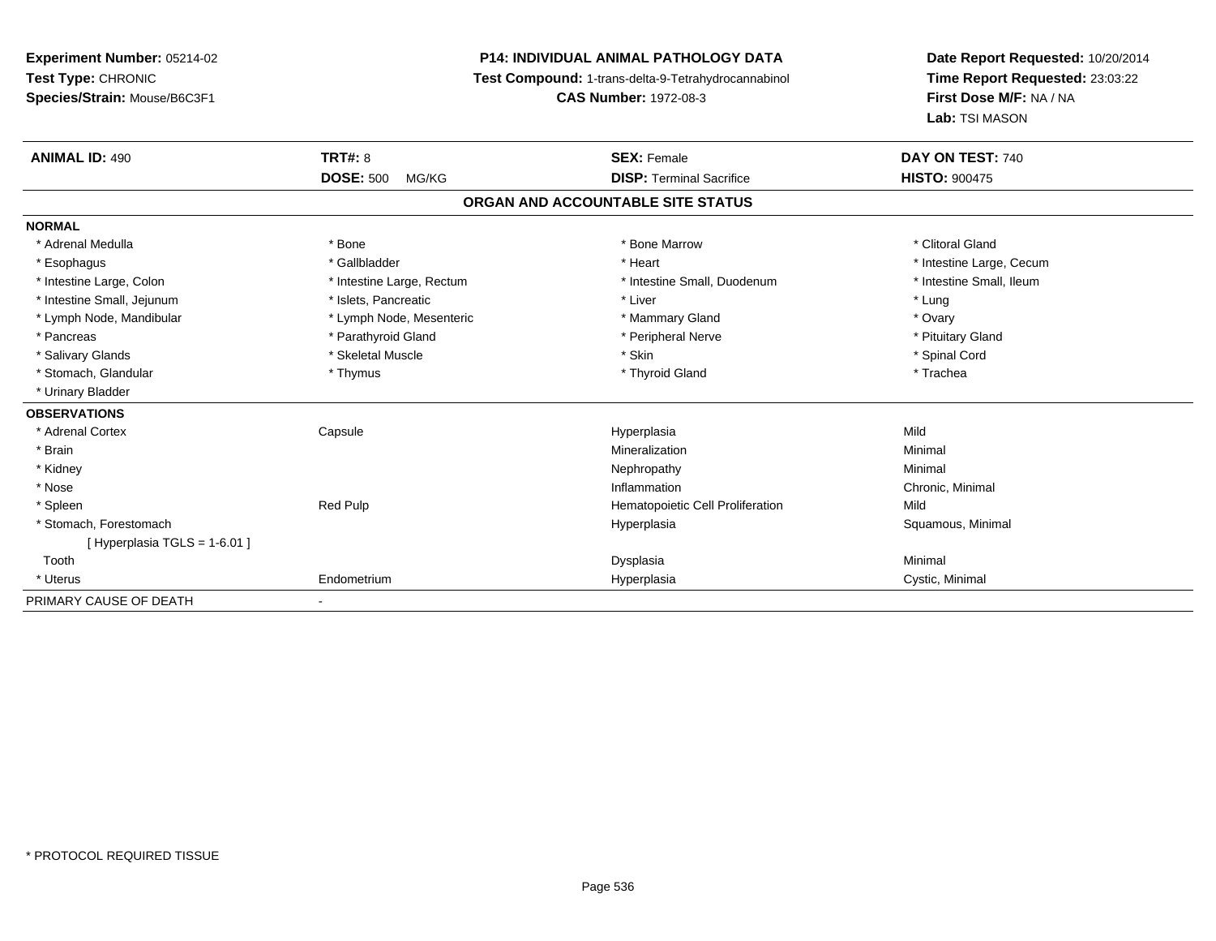**Experiment Number:** 05214-02
**Test Type:** CHRONIC
**Species/Strain:** Mouse/B6C3F1

**P14: INDIVIDUAL ANIMAL PATHOLOGY DATA**
**Test Compound:** 1-trans-delta-9-Tetrahydrocannabinol
**CAS Number:** 1972-08-3

**Date Report Requested:** 10/20/2014
**Time Report Requested:** 23:03:22
**First Dose M/F:** NA / NA
**Lab:** TSI MASON

| **ANIMAL ID:** 490 | **TRT#:** 8 | **SEX:** Female | **DAY ON TEST:** 740 |
|---|---|---|---|
| | **DOSE:** 500 MG/KG | **DISP:** Terminal Sacrifice | **HISTO:** 900475 |

## ORGAN AND ACCOUNTABLE SITE STATUS

**NORMAL**

| | | | |
|---|---|---|---|
| * Adrenal Medulla | * Bone | * Bone Marrow | * Clitoral Gland |
| * Esophagus | * Gallbladder | * Heart | * Intestine Large, Cecum |
| * Intestine Large, Colon | * Intestine Large, Rectum | * Intestine Small, Duodenum | * Intestine Small, Ileum |
| * Intestine Small, Jejunum | * Islets, Pancreatic | * Liver | * Lung |
| * Lymph Node, Mandibular | * Lymph Node, Mesenteric | * Mammary Gland | * Ovary |
| * Pancreas | * Parathyroid Gland | * Peripheral Nerve | * Pituitary Gland |
| * Salivary Glands | * Skeletal Muscle | * Skin | * Spinal Cord |
| * Stomach, Glandular | * Thymus | * Thyroid Gland | * Trachea |
| * Urinary Bladder | | | |

**OBSERVATIONS**

| | | | |
|---|---|---|---|
| * Adrenal Cortex | Capsule | Hyperplasia | Mild |
| * Brain | | Mineralization | Minimal |
| * Kidney | | Nephropathy | Minimal |
| * Nose | | Inflammation | Chronic, Minimal |
| * Spleen | Red Pulp | Hematopoietic Cell Proliferation | Mild |
| * Stomach, Forestomach | | Hyperplasia | Squamous, Minimal |
| [ Hyperplasia TGLS = 1-6.01 ] | | | |
| Tooth | | Dysplasia | Minimal |
| * Uterus | Endometrium | Hyperplasia | Cystic, Minimal |

PRIMARY CAUSE OF DEATH -

* PROTOCOL REQUIRED TISSUE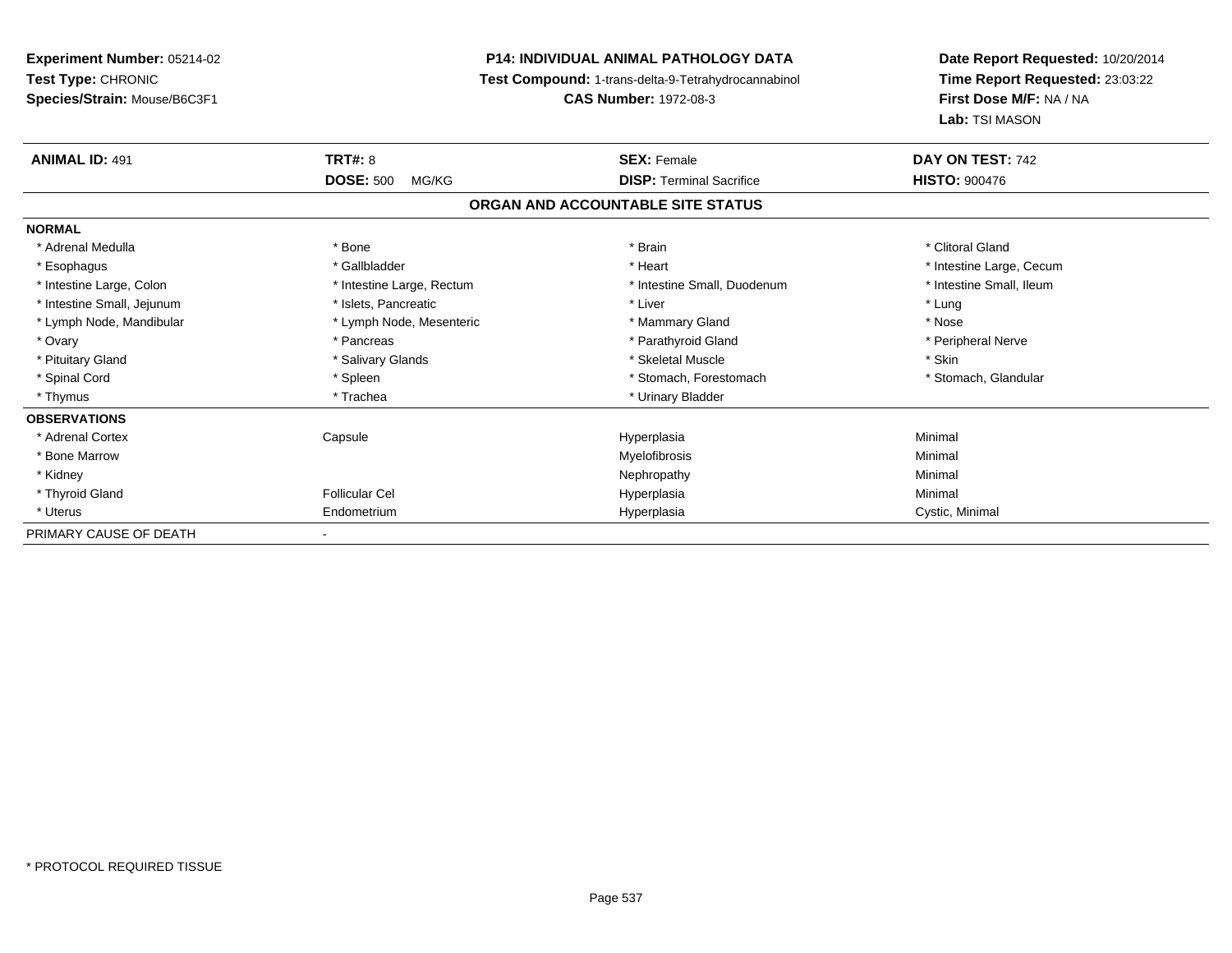**Experiment Number:** 05214-02
**Test Type:** CHRONIC
**Species/Strain:** Mouse/B6C3F1

**P14: INDIVIDUAL ANIMAL PATHOLOGY DATA**
**Test Compound:** 1-trans-delta-9-Tetrahydrocannabinol
**CAS Number:** 1972-08-3

**Date Report Requested:** 10/20/2014
**Time Report Requested:** 23:03:22
**First Dose M/F:** NA / NA
**Lab:** TSI MASON

| **ANIMAL ID:** 491 | **TRT#:** 8 | **SEX:** Female | **DAY ON TEST:** 742 |
|---|---|---|---|
| | **DOSE:** 500 MG/KG | **DISP:** Terminal Sacrifice | **HISTO:** 900476 |

## ORGAN AND ACCOUNTABLE SITE STATUS

| | | | |
|---|---|---|---|
| **NORMAL** | | | |
| * Adrenal Medulla | * Bone | * Brain | * Clitoral Gland |
| * Esophagus | * Gallbladder | * Heart | * Intestine Large, Cecum |
| * Intestine Large, Colon | * Intestine Large, Rectum | * Intestine Small, Duodenum | * Intestine Small, Ileum |
| * Intestine Small, Jejunum | * Islets, Pancreatic | * Liver | * Lung |
| * Lymph Node, Mandibular | * Lymph Node, Mesenteric | * Mammary Gland | * Nose |
| * Ovary | * Pancreas | * Parathyroid Gland | * Peripheral Nerve |
| * Pituitary Gland | * Salivary Glands | * Skeletal Muscle | * Skin |
| * Spinal Cord | * Spleen | * Stomach, Forestomach | * Stomach, Glandular |
| * Thymus | * Trachea | * Urinary Bladder | |
| **OBSERVATIONS** | | | |
| * Adrenal Cortex | Capsule | Hyperplasia | Minimal |
| * Bone Marrow | | Myelofibrosis | Minimal |
| * Kidney | | Nephropathy | Minimal |
| * Thyroid Gland | Follicular Cel | Hyperplasia | Minimal |
| * Uterus | Endometrium | Hyperplasia | Cystic, Minimal |
| PRIMARY CAUSE OF DEATH | - | | |

* PROTOCOL REQUIRED TISSUE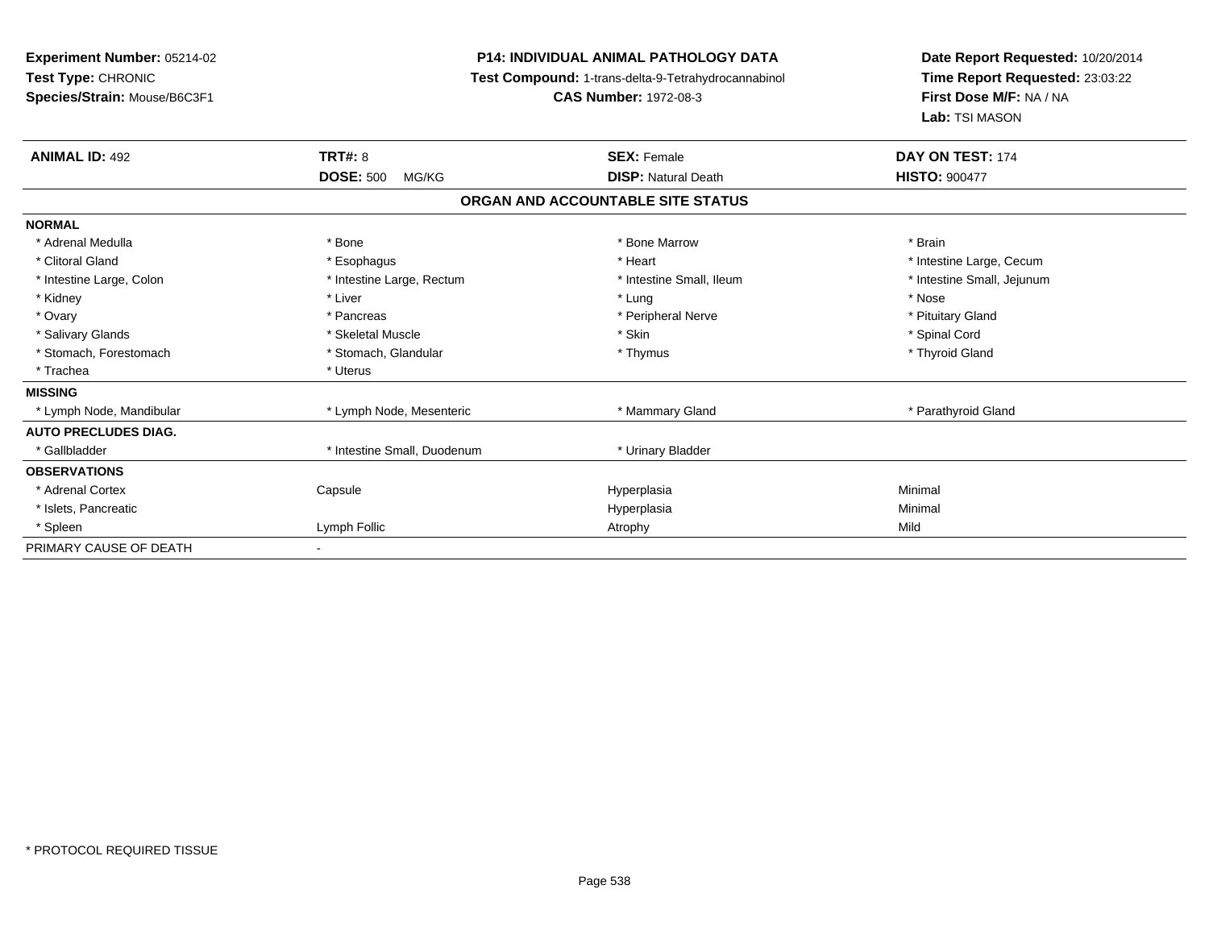**Experiment Number:** 05214-02
**Test Type:** CHRONIC
**Species/Strain:** Mouse/B6C3F1

**P14: INDIVIDUAL ANIMAL PATHOLOGY DATA**
**Test Compound:** 1-trans-delta-9-Tetrahydrocannabinol
**CAS Number:** 1972-08-3

**Date Report Requested:** 10/20/2014
**Time Report Requested:** 23:03:22
**First Dose M/F:** NA / NA
**Lab:** TSI MASON

| **ANIMAL ID:** 492 | **TRT#:** 8 | **SEX:** Female | **DAY ON TEST:** 174 |
|---|---|---|---|
| | **DOSE:** 500 MG/KG | **DISP:** Natural Death | **HISTO:** 900477 |

**ORGAN AND ACCOUNTABLE SITE STATUS**

| | | | |
|---|---|---|---|
| **NORMAL** | | | |
| * Adrenal Medulla | * Bone | * Bone Marrow | * Brain |
| * Clitoral Gland | * Esophagus | * Heart | * Intestine Large, Cecum |
| * Intestine Large, Colon | * Intestine Large, Rectum | * Intestine Small, Ileum | * Intestine Small, Jejunum |
| * Kidney | * Liver | * Lung | * Nose |
| * Ovary | * Pancreas | * Peripheral Nerve | * Pituitary Gland |
| * Salivary Glands | * Skeletal Muscle | * Skin | * Spinal Cord |
| * Stomach, Forestomach | * Stomach, Glandular | * Thymus | * Thyroid Gland |
| * Trachea | * Uterus | | |
| **MISSING** | | | |
| * Lymph Node, Mandibular | * Lymph Node, Mesenteric | * Mammary Gland | * Parathyroid Gland |
| **AUTO PRECLUDES DIAG.** | | | |
| * Gallbladder | * Intestine Small, Duodenum | * Urinary Bladder | |
| **OBSERVATIONS** | | | |
| * Adrenal Cortex | Capsule | Hyperplasia | Minimal |
| * Islets, Pancreatic | | Hyperplasia | Minimal |
| * Spleen | Lymph Follic | Atrophy | Mild |
| PRIMARY CAUSE OF DEATH | - | | |

\* PROTOCOL REQUIRED TISSUE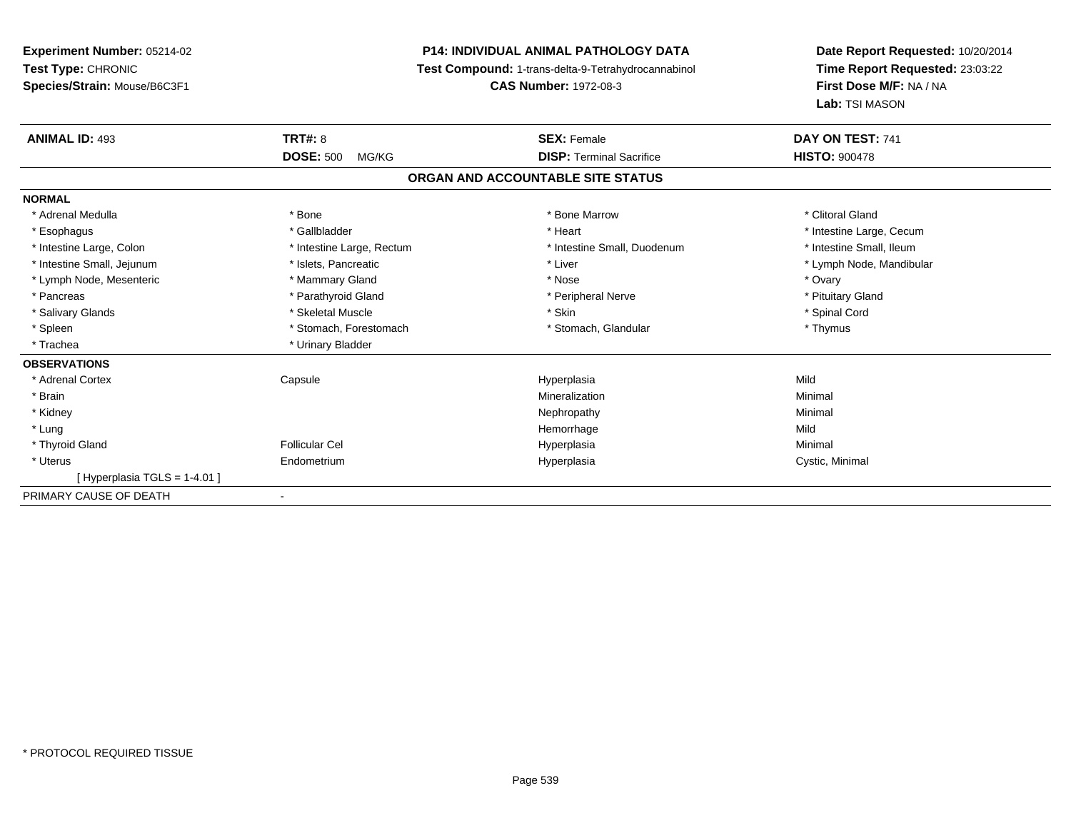**Experiment Number:** 05214-02
**Test Type:** CHRONIC
**Species/Strain:** Mouse/B6C3F1

**P14: INDIVIDUAL ANIMAL PATHOLOGY DATA**
**Test Compound:** 1-trans-delta-9-Tetrahydrocannabinol
**CAS Number:** 1972-08-3

**Date Report Requested:** 10/20/2014
**Time Report Requested:** 23:03:22
**First Dose M/F:** NA / NA
**Lab:** TSI MASON

| **ANIMAL ID:** 493 | **TRT#:** 8 | **SEX:** Female | **DAY ON TEST:** 741 |
|---|---|---|---|
| | **DOSE:** 500 MG/KG | **DISP:** Terminal Sacrifice | **HISTO:** 900478 |

## ORGAN AND ACCOUNTABLE SITE STATUS

**NORMAL**

| | | | |
|---|---|---|---|
| * Adrenal Medulla | * Bone | * Bone Marrow | * Clitoral Gland |
| * Esophagus | * Gallbladder | * Heart | * Intestine Large, Cecum |
| * Intestine Large, Colon | * Intestine Large, Rectum | * Intestine Small, Duodenum | * Intestine Small, Ileum |
| * Intestine Small, Jejunum | * Islets, Pancreatic | * Liver | * Lymph Node, Mandibular |
| * Lymph Node, Mesenteric | * Mammary Gland | * Nose | * Ovary |
| * Pancreas | * Parathyroid Gland | * Peripheral Nerve | * Pituitary Gland |
| * Salivary Glands | * Skeletal Muscle | * Skin | * Spinal Cord |
| * Spleen | * Stomach, Forestomach | * Stomach, Glandular | * Thymus |
| * Trachea | * Urinary Bladder | | |

**OBSERVATIONS**

| | | | |
|---|---|---|---|
| * Adrenal Cortex | Capsule | Hyperplasia | Mild |
| * Brain | | Mineralization | Minimal |
| * Kidney | | Nephropathy | Minimal |
| * Lung | | Hemorrhage | Mild |
| * Thyroid Gland | Follicular Cel | Hyperplasia | Minimal |
| * Uterus | Endometrium | Hyperplasia | Cystic, Minimal |
| [ Hyperplasia TGLS = 1-4.01 ] | | | |

PRIMARY CAUSE OF DEATH -

* PROTOCOL REQUIRED TISSUE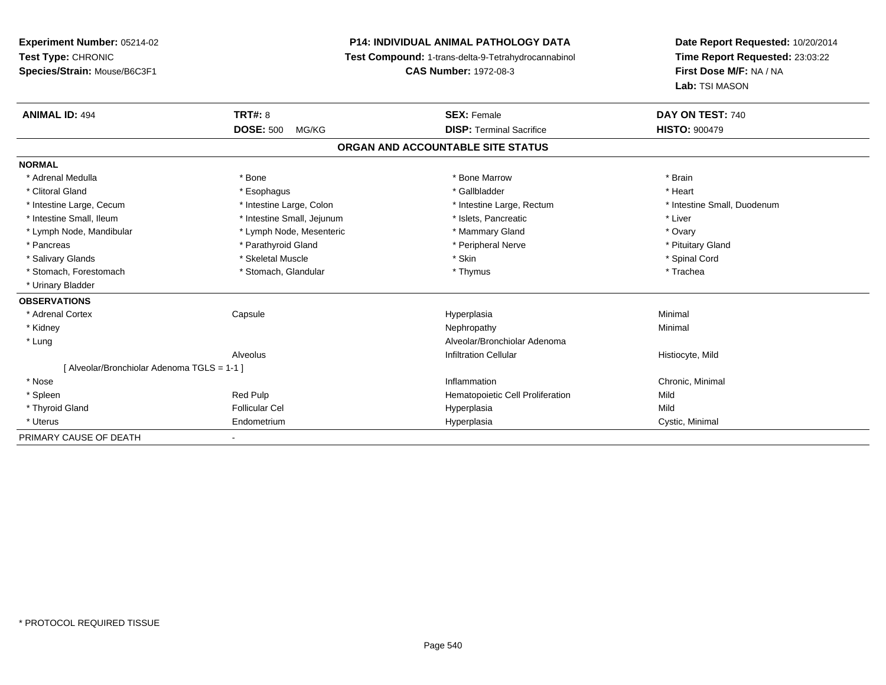**Experiment Number:** 05214-02
**Test Type:** CHRONIC
**Species/Strain:** Mouse/B6C3F1

**P14: INDIVIDUAL ANIMAL PATHOLOGY DATA**
**Test Compound:** 1-trans-delta-9-Tetrahydrocannabinol
**CAS Number:** 1972-08-3

**Date Report Requested:** 10/20/2014
**Time Report Requested:** 23:03:22
**First Dose M/F:** NA / NA
**Lab:** TSI MASON

| **ANIMAL ID:** 494 | **TRT#:** 8 | **SEX:** Female | **DAY ON TEST:** 740 |
|---|---|---|---|
| | **DOSE:** 500 MG/KG | **DISP:** Terminal Sacrifice | **HISTO:** 900479 |

## ORGAN AND ACCOUNTABLE SITE STATUS

**NORMAL**

| | | | |
|---|---|---|---|
| * Adrenal Medulla | * Bone | * Bone Marrow | * Brain |
| * Clitoral Gland | * Esophagus | * Gallbladder | * Heart |
| * Intestine Large, Cecum | * Intestine Large, Colon | * Intestine Large, Rectum | * Intestine Small, Duodenum |
| * Intestine Small, Ileum | * Intestine Small, Jejunum | * Islets, Pancreatic | * Liver |
| * Lymph Node, Mandibular | * Lymph Node, Mesenteric | * Mammary Gland | * Ovary |
| * Pancreas | * Parathyroid Gland | * Peripheral Nerve | * Pituitary Gland |
| * Salivary Glands | * Skeletal Muscle | * Skin | * Spinal Cord |
| * Stomach, Forestomach | * Stomach, Glandular | * Thymus | * Trachea |
| * Urinary Bladder | | | |

**OBSERVATIONS**

| | | | |
|---|---|---|---|
| * Adrenal Cortex | Capsule | Hyperplasia | Minimal |
| * Kidney | | Nephropathy | Minimal |
| * Lung | | Alveolar/Bronchiolar Adenoma | |
| | Alveolus | Infiltration Cellular | Histiocyte, Mild |
| [ Alveolar/Bronchiolar Adenoma TGLS = 1-1 ] | | | |
| * Nose | | Inflammation | Chronic, Minimal |
| * Spleen | Red Pulp | Hematopoietic Cell Proliferation | Mild |
| * Thyroid Gland | Follicular Cel | Hyperplasia | Mild |
| * Uterus | Endometrium | Hyperplasia | Cystic, Minimal |

PRIMARY CAUSE OF DEATH -

* PROTOCOL REQUIRED TISSUE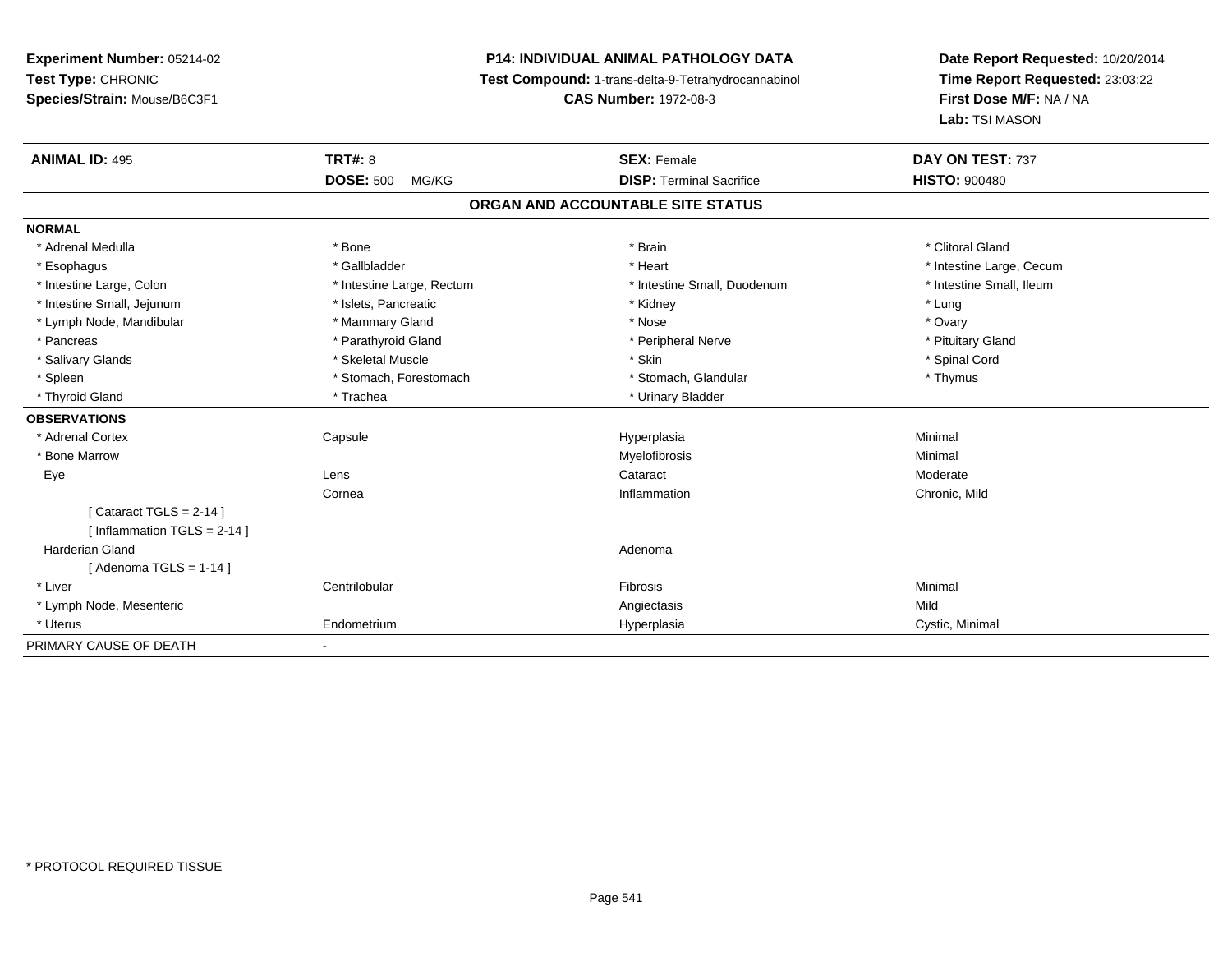**Experiment Number:** 05214-02
**Test Type:** CHRONIC
**Species/Strain:** Mouse/B6C3F1

**P14: INDIVIDUAL ANIMAL PATHOLOGY DATA**
**Test Compound:** 1-trans-delta-9-Tetrahydrocannabinol
**CAS Number:** 1972-08-3

**Date Report Requested:** 10/20/2014
**Time Report Requested:** 23:03:22
**First Dose M/F:** NA / NA
**Lab:** TSI MASON

| **ANIMAL ID:** 495 | **TRT#:** 8 | **SEX:** Female | **DAY ON TEST:** 737 |
|---|---|---|---|
| | **DOSE:** 500 MG/KG | **DISP:** Terminal Sacrifice | **HISTO:** 900480 |

**ORGAN AND ACCOUNTABLE SITE STATUS**

| | | | |
|---|---|---|---|
| **NORMAL** | | | |
| * Adrenal Medulla | * Bone | * Brain | * Clitoral Gland |
| * Esophagus | * Gallbladder | * Heart | * Intestine Large, Cecum |
| * Intestine Large, Colon | * Intestine Large, Rectum | * Intestine Small, Duodenum | * Intestine Small, Ileum |
| * Intestine Small, Jejunum | * Islets, Pancreatic | * Kidney | * Lung |
| * Lymph Node, Mandibular | * Mammary Gland | * Nose | * Ovary |
| * Pancreas | * Parathyroid Gland | * Peripheral Nerve | * Pituitary Gland |
| * Salivary Glands | * Skeletal Muscle | * Skin | * Spinal Cord |
| * Spleen | * Stomach, Forestomach | * Stomach, Glandular | * Thymus |
| * Thyroid Gland | * Trachea | * Urinary Bladder | |
| **OBSERVATIONS** | | | |
| * Adrenal Cortex | Capsule | Hyperplasia | Minimal |
| * Bone Marrow | | Myelofibrosis | Minimal |
| Eye | Lens | Cataract | Moderate |
| | Cornea | Inflammation | Chronic, Mild |
| [ Cataract TGLS = 2-14 ] | | | |
| [ Inflammation TGLS = 2-14 ] | | | |
| Harderian Gland | | Adenoma | |
| [ Adenoma TGLS = 1-14 ] | | | |
| * Liver | Centrilobular | Fibrosis | Minimal |
| * Lymph Node, Mesenteric | | Angiectasis | Mild |
| * Uterus | Endometrium | Hyperplasia | Cystic, Minimal |
| PRIMARY CAUSE OF DEATH | - | | |

* PROTOCOL REQUIRED TISSUE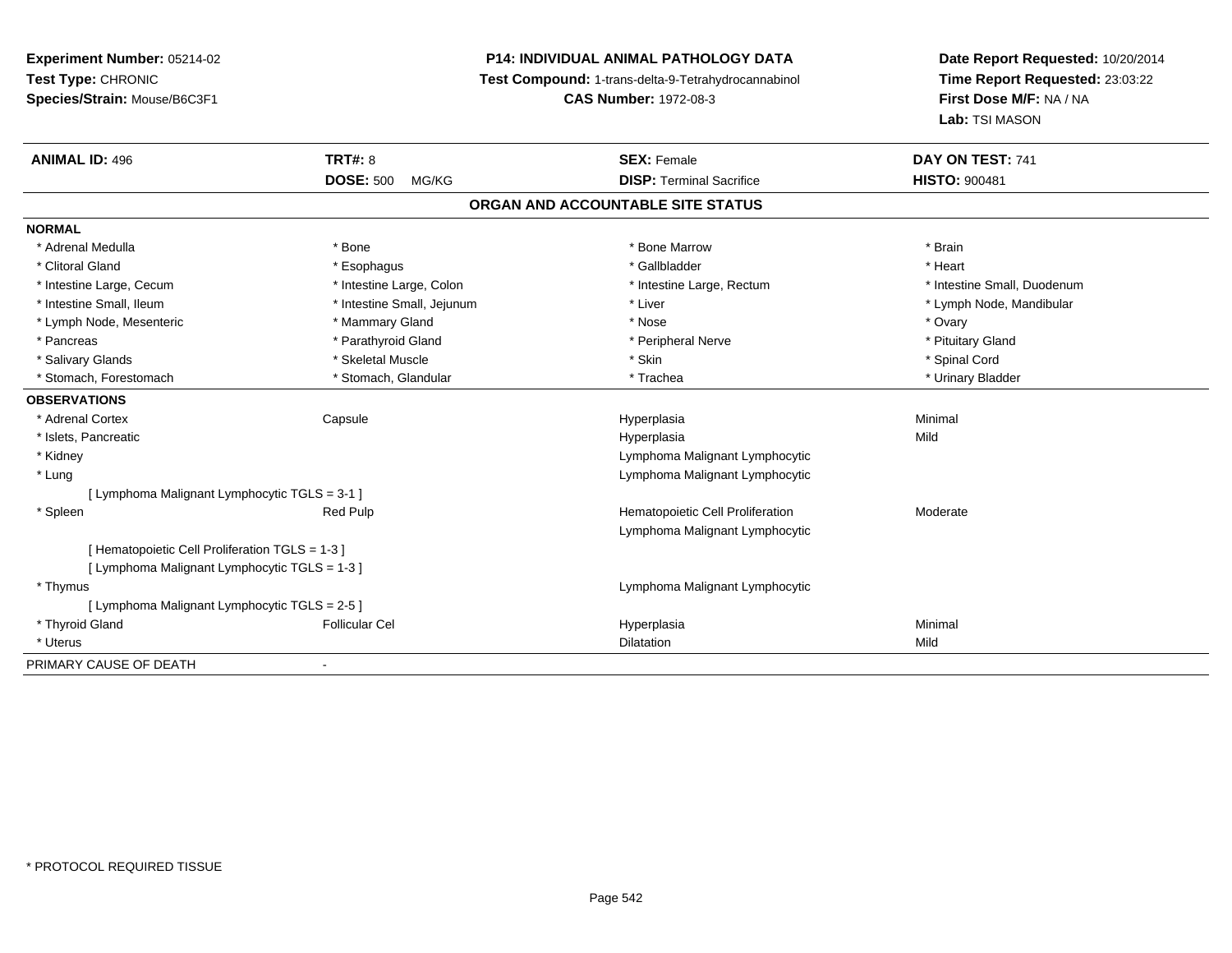**Experiment Number:** 05214-02
**Test Type:** CHRONIC
**Species/Strain:** Mouse/B6C3F1

**P14: INDIVIDUAL ANIMAL PATHOLOGY DATA**
**Test Compound:** 1-trans-delta-9-Tetrahydrocannabinol
**CAS Number:** 1972-08-3

**Date Report Requested:** 10/20/2014
**Time Report Requested:** 23:03:22
**First Dose M/F:** NA / NA
**Lab:** TSI MASON

| **ANIMAL ID:** 496 | **TRT#:** 8 | **SEX:** Female | **DAY ON TEST:** 741 |
|---|---|---|---|
| | **DOSE:** 500 MG/KG | **DISP:** Terminal Sacrifice | **HISTO:** 900481 |

## ORGAN AND ACCOUNTABLE SITE STATUS

**NORMAL**

| | | | |
|---|---|---|---|
| * Adrenal Medulla | * Bone | * Bone Marrow | * Brain |
| * Clitoral Gland | * Esophagus | * Gallbladder | * Heart |
| * Intestine Large, Cecum | * Intestine Large, Colon | * Intestine Large, Rectum | * Intestine Small, Duodenum |
| * Intestine Small, Ileum | * Intestine Small, Jejunum | * Liver | * Lymph Node, Mandibular |
| * Lymph Node, Mesenteric | * Mammary Gland | * Nose | * Ovary |
| * Pancreas | * Parathyroid Gland | * Peripheral Nerve | * Pituitary Gland |
| * Salivary Glands | * Skeletal Muscle | * Skin | * Spinal Cord |
| * Stomach, Forestomach | * Stomach, Glandular | * Trachea | * Urinary Bladder |

**OBSERVATIONS**

| | | | |
|---|---|---|---|
| * Adrenal Cortex | Capsule | Hyperplasia | Minimal |
| * Islets, Pancreatic | | Hyperplasia | Mild |
| * Kidney | | Lymphoma Malignant Lymphocytic | |
| * Lung | | Lymphoma Malignant Lymphocytic | |
| [ Lymphoma Malignant Lymphocytic TGLS = 3-1 ] | | | |
| * Spleen | Red Pulp | Hematopoietic Cell Proliferation | Moderate |
| | | Lymphoma Malignant Lymphocytic | |
| [ Hematopoietic Cell Proliferation TGLS = 1-3 ] | | | |
| [ Lymphoma Malignant Lymphocytic TGLS = 1-3 ] | | | |
| * Thymus | | Lymphoma Malignant Lymphocytic | |
| [ Lymphoma Malignant Lymphocytic TGLS = 2-5 ] | | | |
| * Thyroid Gland | Follicular Cel | Hyperplasia | Minimal |
| * Uterus | | Dilatation | Mild |

PRIMARY CAUSE OF DEATH -

* PROTOCOL REQUIRED TISSUE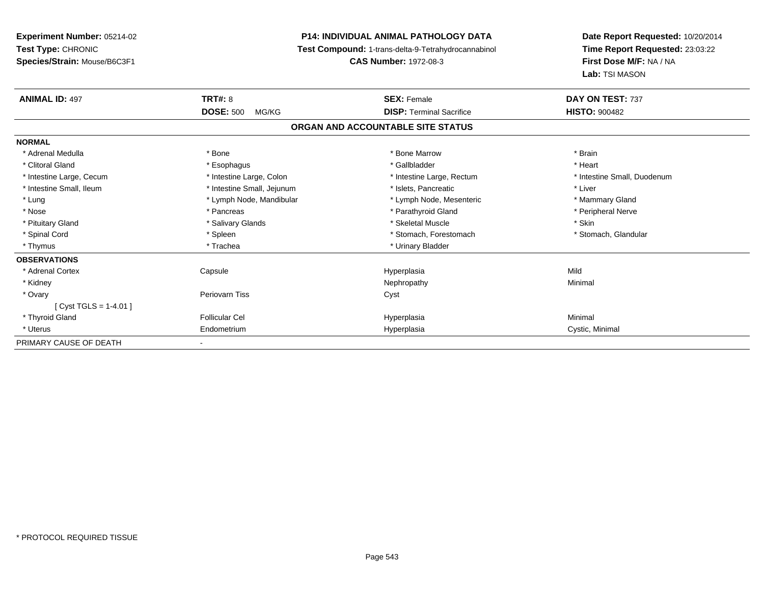**Experiment Number:** 05214-02
**Test Type:** CHRONIC
**Species/Strain:** Mouse/B6C3F1

**P14: INDIVIDUAL ANIMAL PATHOLOGY DATA**
**Test Compound:** 1-trans-delta-9-Tetrahydrocannabinol
**CAS Number:** 1972-08-3

**Date Report Requested:** 10/20/2014
**Time Report Requested:** 23:03:22
**First Dose M/F:** NA / NA
**Lab:** TSI MASON

| **ANIMAL ID:** 497 | **TRT#:** 8 | **SEX:** Female | **DAY ON TEST:** 737 |
|---|---|---|---|
| | **DOSE:** 500 MG/KG | **DISP:** Terminal Sacrifice | **HISTO:** 900482 |

**ORGAN AND ACCOUNTABLE SITE STATUS**

| | | | |
|---|---|---|---|
| **NORMAL** | | | |
| * Adrenal Medulla | * Bone | * Bone Marrow | * Brain |
| * Clitoral Gland | * Esophagus | * Gallbladder | * Heart |
| * Intestine Large, Cecum | * Intestine Large, Colon | * Intestine Large, Rectum | * Intestine Small, Duodenum |
| * Intestine Small, Ileum | * Intestine Small, Jejunum | * Islets, Pancreatic | * Liver |
| * Lung | * Lymph Node, Mandibular | * Lymph Node, Mesenteric | * Mammary Gland |
| * Nose | * Pancreas | * Parathyroid Gland | * Peripheral Nerve |
| * Pituitary Gland | * Salivary Glands | * Skeletal Muscle | * Skin |
| * Spinal Cord | * Spleen | * Stomach, Forestomach | * Stomach, Glandular |
| * Thymus | * Trachea | * Urinary Bladder | |
| **OBSERVATIONS** | | | |
| * Adrenal Cortex | Capsule | Hyperplasia | Mild |
| * Kidney | | Nephropathy | Minimal |
| * Ovary | Periovarn Tiss | Cyst | |
| [ Cyst TGLS = 1-4.01 ] | | | |
| * Thyroid Gland | Follicular Cel | Hyperplasia | Minimal |
| * Uterus | Endometrium | Hyperplasia | Cystic, Minimal |
| PRIMARY CAUSE OF DEATH | - | | |

* PROTOCOL REQUIRED TISSUE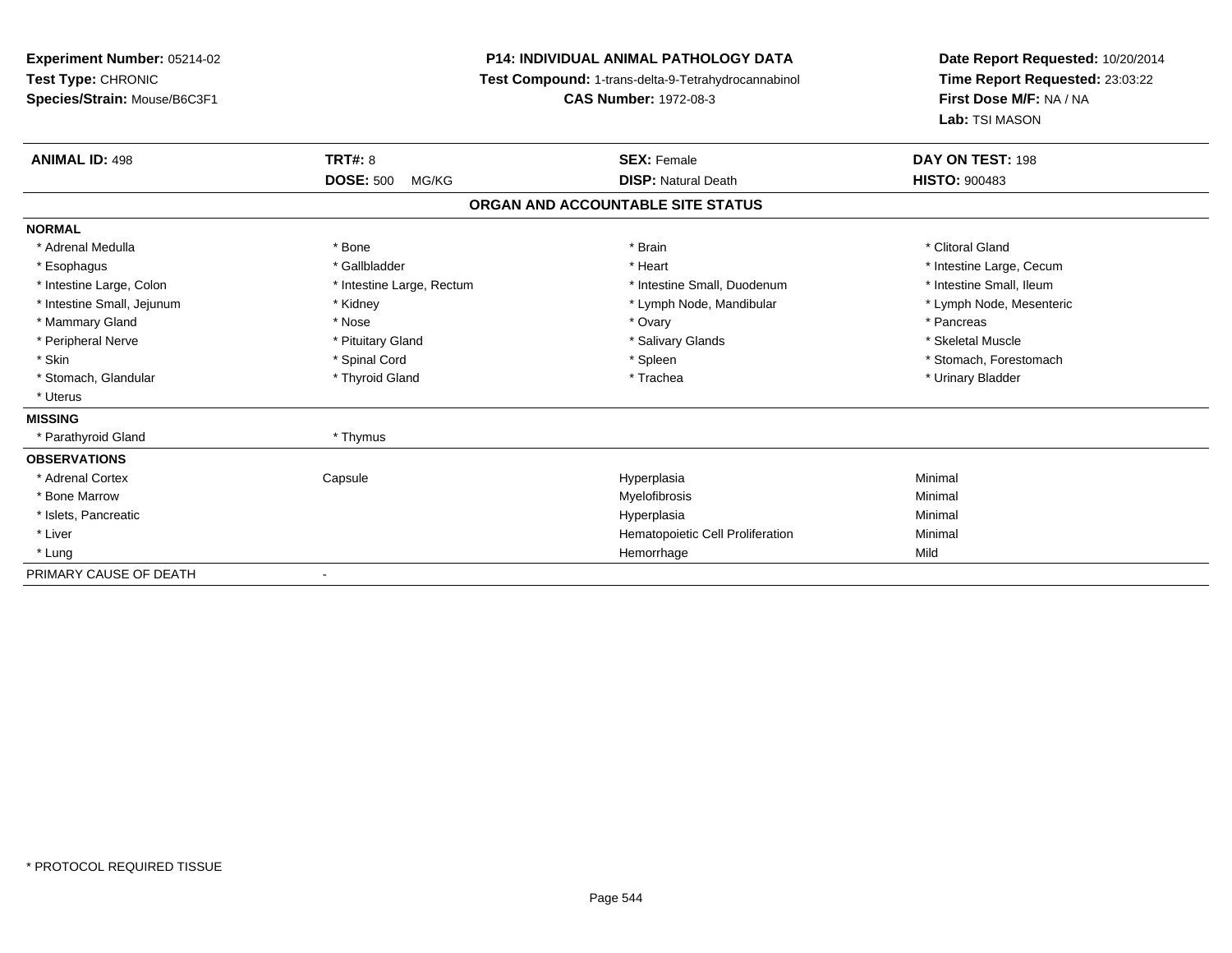**Experiment Number:** 05214-02
**Test Type:** CHRONIC
**Species/Strain:** Mouse/B6C3F1

**P14: INDIVIDUAL ANIMAL PATHOLOGY DATA**
**Test Compound:** 1-trans-delta-9-Tetrahydrocannabinol
**CAS Number:** 1972-08-3

**Date Report Requested:** 10/20/2014
**Time Report Requested:** 23:03:22
**First Dose M/F:** NA / NA
**Lab:** TSI MASON

| **ANIMAL ID:** 498 | **TRT#:** 8 | **SEX:** Female | **DAY ON TEST:** 198 |
|---|---|---|---|
| | **DOSE:** 500 MG/KG | **DISP:** Natural Death | **HISTO:** 900483 |

**ORGAN AND ACCOUNTABLE SITE STATUS**

| | | | |
|---|---|---|---|
| **NORMAL** | | | |
| * Adrenal Medulla | * Bone | * Brain | * Clitoral Gland |
| * Esophagus | * Gallbladder | * Heart | * Intestine Large, Cecum |
| * Intestine Large, Colon | * Intestine Large, Rectum | * Intestine Small, Duodenum | * Intestine Small, Ileum |
| * Intestine Small, Jejunum | * Kidney | * Lymph Node, Mandibular | * Lymph Node, Mesenteric |
| * Mammary Gland | * Nose | * Ovary | * Pancreas |
| * Peripheral Nerve | * Pituitary Gland | * Salivary Glands | * Skeletal Muscle |
| * Skin | * Spinal Cord | * Spleen | * Stomach, Forestomach |
| * Stomach, Glandular | * Thyroid Gland | * Trachea | * Urinary Bladder |
| * Uterus | | | |
| **MISSING** | | | |
| * Parathyroid Gland | * Thymus | | |
| **OBSERVATIONS** | | | |
| * Adrenal Cortex | Capsule | Hyperplasia | Minimal |
| * Bone Marrow | | Myelofibrosis | Minimal |
| * Islets, Pancreatic | | Hyperplasia | Minimal |
| * Liver | | Hematopoietic Cell Proliferation | Minimal |
| * Lung | | Hemorrhage | Mild |
| PRIMARY CAUSE OF DEATH | - | | |

\* PROTOCOL REQUIRED TISSUE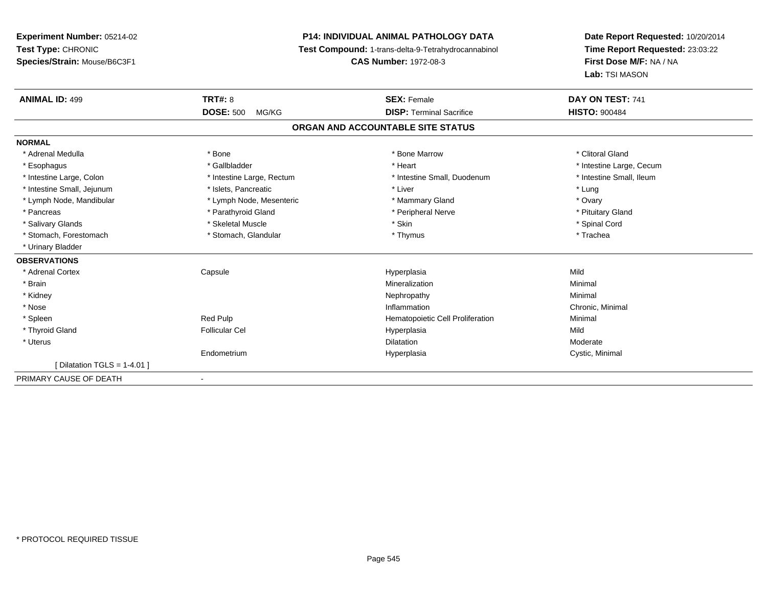**Experiment Number:** 05214-02
**Test Type:** CHRONIC
**Species/Strain:** Mouse/B6C3F1

**P14: INDIVIDUAL ANIMAL PATHOLOGY DATA**
**Test Compound:** 1-trans-delta-9-Tetrahydrocannabinol
**CAS Number:** 1972-08-3

**Date Report Requested:** 10/20/2014
**Time Report Requested:** 23:03:22
**First Dose M/F:** NA / NA
**Lab:** TSI MASON

| **ANIMAL ID:** 499 | **TRT#:** 8 | **SEX:** Female | **DAY ON TEST:** 741 |
|---|---|---|---|
| | **DOSE:** 500 MG/KG | **DISP:** Terminal Sacrifice | **HISTO:** 900484 |

## ORGAN AND ACCOUNTABLE SITE STATUS

**NORMAL**

| | | | |
|---|---|---|---|
| * Adrenal Medulla | * Bone | * Bone Marrow | * Clitoral Gland |
| * Esophagus | * Gallbladder | * Heart | * Intestine Large, Cecum |
| * Intestine Large, Colon | * Intestine Large, Rectum | * Intestine Small, Duodenum | * Intestine Small, Ileum |
| * Intestine Small, Jejunum | * Islets, Pancreatic | * Liver | * Lung |
| * Lymph Node, Mandibular | * Lymph Node, Mesenteric | * Mammary Gland | * Ovary |
| * Pancreas | * Parathyroid Gland | * Peripheral Nerve | * Pituitary Gland |
| * Salivary Glands | * Skeletal Muscle | * Skin | * Spinal Cord |
| * Stomach, Forestomach | * Stomach, Glandular | * Thymus | * Trachea |
| * Urinary Bladder | | | |

**OBSERVATIONS**

| | | | |
|---|---|---|---|
| * Adrenal Cortex | Capsule | Hyperplasia | Mild |
| * Brain | | Mineralization | Minimal |
| * Kidney | | Nephropathy | Minimal |
| * Nose | | Inflammation | Chronic, Minimal |
| * Spleen | Red Pulp | Hematopoietic Cell Proliferation | Minimal |
| * Thyroid Gland | Follicular Cel | Hyperplasia | Mild |
| * Uterus | | Dilatation | Moderate |
| | Endometrium | Hyperplasia | Cystic, Minimal |
| [ Dilatation TGLS = 1-4.01 ] | | | |

PRIMARY CAUSE OF DEATH -

* PROTOCOL REQUIRED TISSUE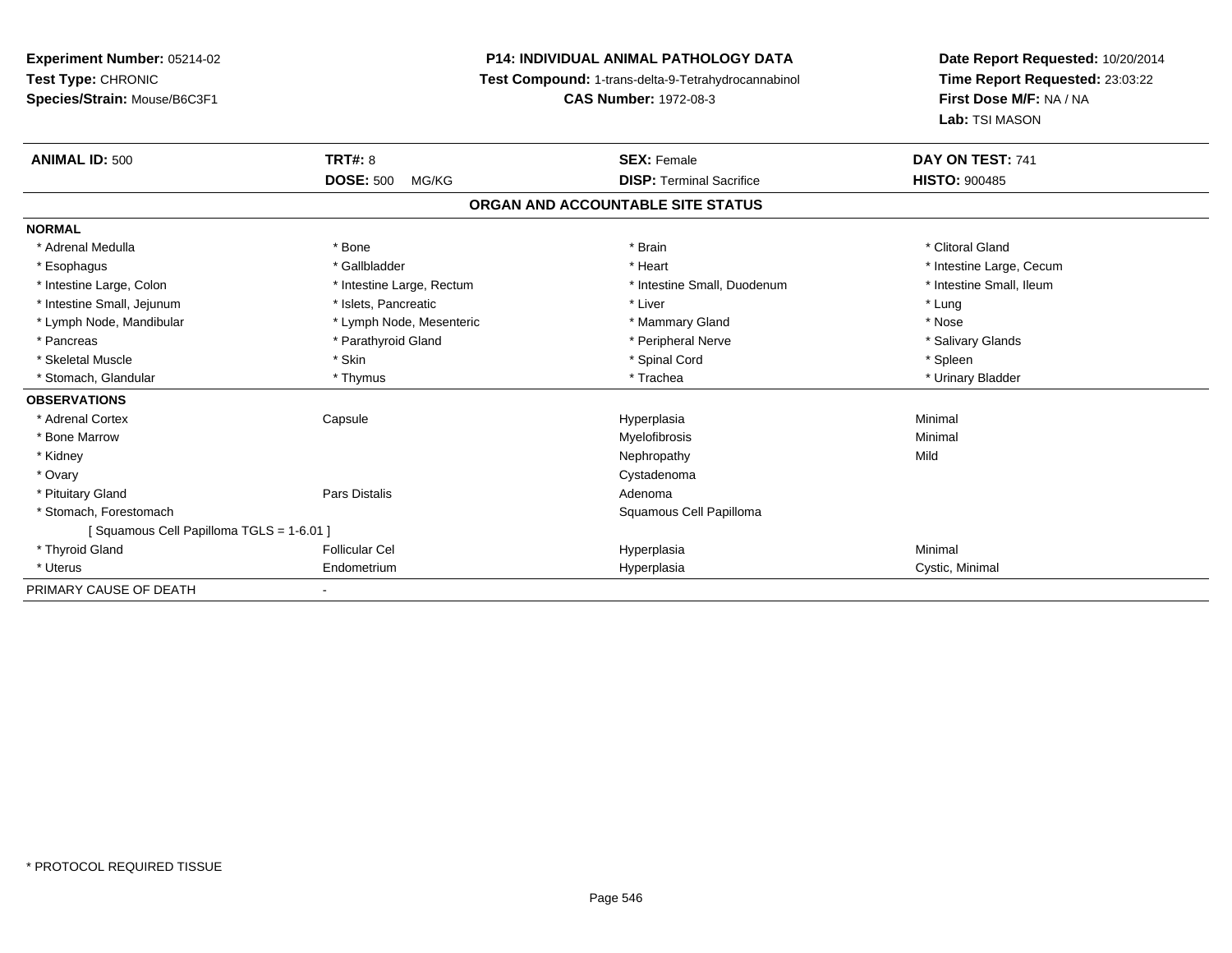**Experiment Number:** 05214-02
**Test Type:** CHRONIC
**Species/Strain:** Mouse/B6C3F1

**P14: INDIVIDUAL ANIMAL PATHOLOGY DATA**
**Test Compound:** 1-trans-delta-9-Tetrahydrocannabinol
**CAS Number:** 1972-08-3

**Date Report Requested:** 10/20/2014
**Time Report Requested:** 23:03:22
**First Dose M/F:** NA / NA
**Lab:** TSI MASON

| **ANIMAL ID:** 500 | **TRT#:** 8 | **SEX:** Female | **DAY ON TEST:** 741 |
|---|---|---|---|
| | **DOSE:** 500 MG/KG | **DISP:** Terminal Sacrifice | **HISTO:** 900485 |

## ORGAN AND ACCOUNTABLE SITE STATUS

**NORMAL**

| | | | |
|---|---|---|---|
| * Adrenal Medulla | * Bone | * Brain | * Clitoral Gland |
| * Esophagus | * Gallbladder | * Heart | * Intestine Large, Cecum |
| * Intestine Large, Colon | * Intestine Large, Rectum | * Intestine Small, Duodenum | * Intestine Small, Ileum |
| * Intestine Small, Jejunum | * Islets, Pancreatic | * Liver | * Lung |
| * Lymph Node, Mandibular | * Lymph Node, Mesenteric | * Mammary Gland | * Nose |
| * Pancreas | * Parathyroid Gland | * Peripheral Nerve | * Salivary Glands |
| * Skeletal Muscle | * Skin | * Spinal Cord | * Spleen |
| * Stomach, Glandular | * Thymus | * Trachea | * Urinary Bladder |

**OBSERVATIONS**

| | | | |
|---|---|---|---|
| * Adrenal Cortex | Capsule | Hyperplasia | Minimal |
| * Bone Marrow | | Myelofibrosis | Minimal |
| * Kidney | | Nephropathy | Mild |
| * Ovary | | Cystadenoma | |
| * Pituitary Gland | Pars Distalis | Adenoma | |
| * Stomach, Forestomach | | Squamous Cell Papilloma | |
| [ Squamous Cell Papilloma TGLS = 1-6.01 ] | | | |
| * Thyroid Gland | Follicular Cel | Hyperplasia | Minimal |
| * Uterus | Endometrium | Hyperplasia | Cystic, Minimal |

PRIMARY CAUSE OF DEATH -

* PROTOCOL REQUIRED TISSUE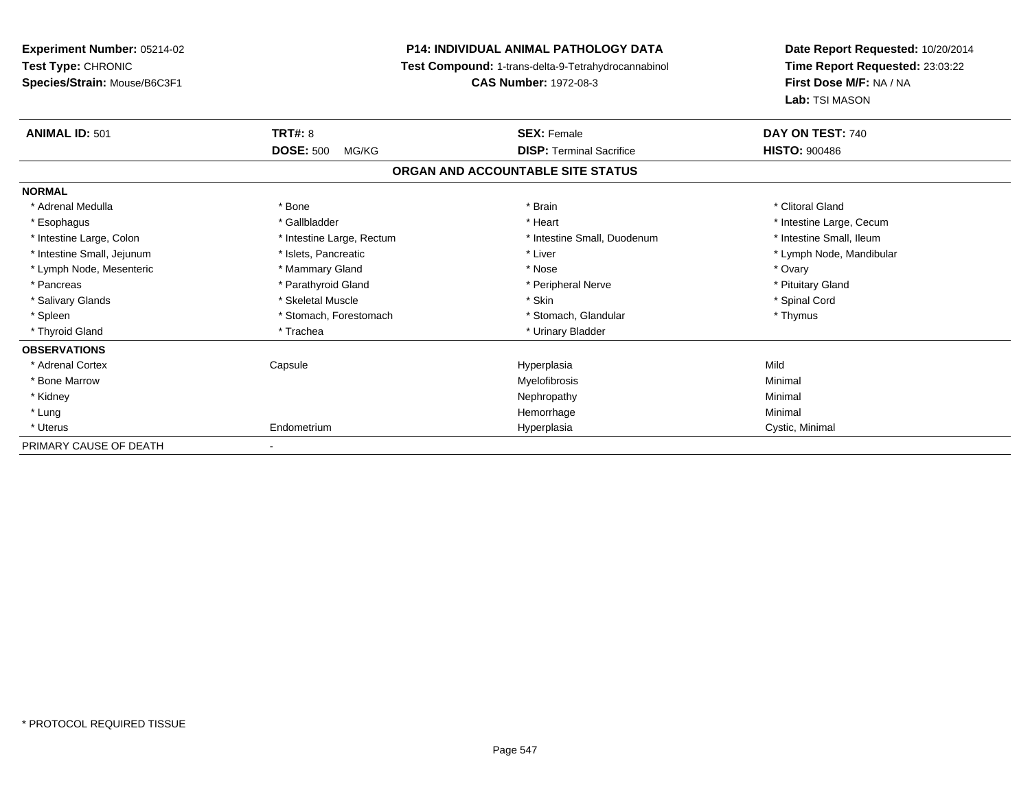**Experiment Number:** 05214-02
**Test Type:** CHRONIC
**Species/Strain:** Mouse/B6C3F1

**P14: INDIVIDUAL ANIMAL PATHOLOGY DATA**
**Test Compound:** 1-trans-delta-9-Tetrahydrocannabinol
**CAS Number:** 1972-08-3

**Date Report Requested:** 10/20/2014
**Time Report Requested:** 23:03:22
**First Dose M/F:** NA / NA
**Lab:** TSI MASON

| **ANIMAL ID:** 501 | **TRT#:** 8 | **SEX:** Female | **DAY ON TEST:** 740 |
|---|---|---|---|
| | **DOSE:** 500 MG/KG | **DISP:** Terminal Sacrifice | **HISTO:** 900486 |

**ORGAN AND ACCOUNTABLE SITE STATUS**

| | | | |
|---|---|---|---|
| **NORMAL** | | | |
| * Adrenal Medulla | * Bone | * Brain | * Clitoral Gland |
| * Esophagus | * Gallbladder | * Heart | * Intestine Large, Cecum |
| * Intestine Large, Colon | * Intestine Large, Rectum | * Intestine Small, Duodenum | * Intestine Small, Ileum |
| * Intestine Small, Jejunum | * Islets, Pancreatic | * Liver | * Lymph Node, Mandibular |
| * Lymph Node, Mesenteric | * Mammary Gland | * Nose | * Ovary |
| * Pancreas | * Parathyroid Gland | * Peripheral Nerve | * Pituitary Gland |
| * Salivary Glands | * Skeletal Muscle | * Skin | * Spinal Cord |
| * Spleen | * Stomach, Forestomach | * Stomach, Glandular | * Thymus |
| * Thyroid Gland | * Trachea | * Urinary Bladder | |
| **OBSERVATIONS** | | | |
| * Adrenal Cortex | Capsule | Hyperplasia | Mild |
| * Bone Marrow | | Myelofibrosis | Minimal |
| * Kidney | | Nephropathy | Minimal |
| * Lung | | Hemorrhage | Minimal |
| * Uterus | Endometrium | Hyperplasia | Cystic, Minimal |
| PRIMARY CAUSE OF DEATH | - | | |

* PROTOCOL REQUIRED TISSUE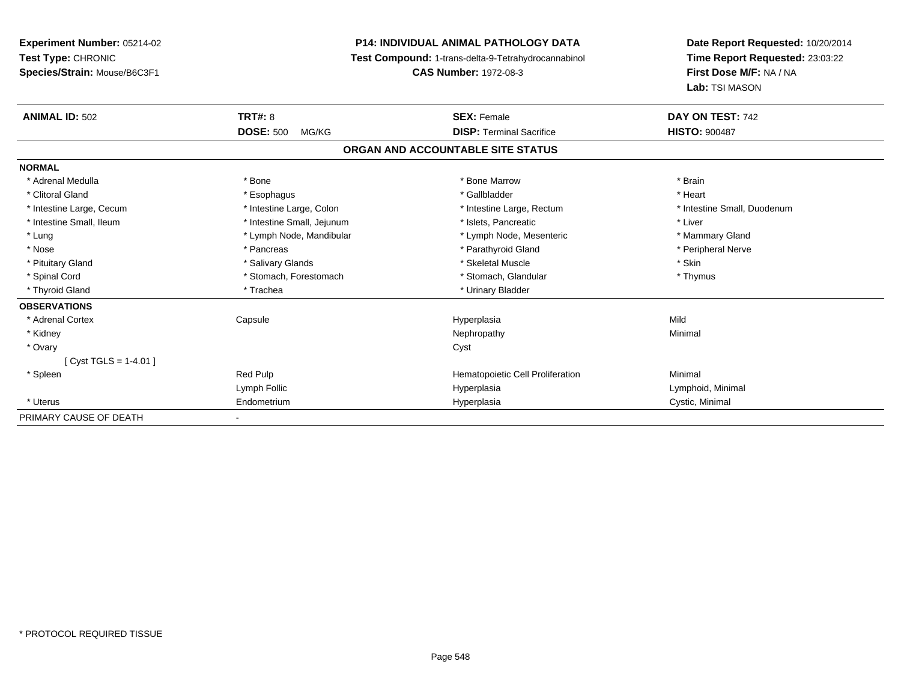**Experiment Number:** 05214-02
**Test Type:** CHRONIC
**Species/Strain:** Mouse/B6C3F1

**P14: INDIVIDUAL ANIMAL PATHOLOGY DATA**
**Test Compound:** 1-trans-delta-9-Tetrahydrocannabinol
**CAS Number:** 1972-08-3

**Date Report Requested:** 10/20/2014
**Time Report Requested:** 23:03:22
**First Dose M/F:** NA / NA
**Lab:** TSI MASON

| **ANIMAL ID:** 502 | **TRT#:** 8 | **SEX:** Female | **DAY ON TEST:** 742 |
|---|---|---|---|
| | **DOSE:** 500 MG/KG | **DISP:** Terminal Sacrifice | **HISTO:** 900487 |

## ORGAN AND ACCOUNTABLE SITE STATUS

| | | | |
|---|---|---|---|
| **NORMAL** | | | |
| * Adrenal Medulla | * Bone | * Bone Marrow | * Brain |
| * Clitoral Gland | * Esophagus | * Gallbladder | * Heart |
| * Intestine Large, Cecum | * Intestine Large, Colon | * Intestine Large, Rectum | * Intestine Small, Duodenum |
| * Intestine Small, Ileum | * Intestine Small, Jejunum | * Islets, Pancreatic | * Liver |
| * Lung | * Lymph Node, Mandibular | * Lymph Node, Mesenteric | * Mammary Gland |
| * Nose | * Pancreas | * Parathyroid Gland | * Peripheral Nerve |
| * Pituitary Gland | * Salivary Glands | * Skeletal Muscle | * Skin |
| * Spinal Cord | * Stomach, Forestomach | * Stomach, Glandular | * Thymus |
| * Thyroid Gland | * Trachea | * Urinary Bladder | |
| **OBSERVATIONS** | | | |
| * Adrenal Cortex | Capsule | Hyperplasia | Mild |
| * Kidney | | Nephropathy | Minimal |
| * Ovary | | Cyst | |
| [ Cyst TGLS = 1-4.01 ] | | | |
| * Spleen | Red Pulp | Hematopoietic Cell Proliferation | Minimal |
| | Lymph Follic | Hyperplasia | Lymphoid, Minimal |
| * Uterus | Endometrium | Hyperplasia | Cystic, Minimal |
| PRIMARY CAUSE OF DEATH | - | | |

* PROTOCOL REQUIRED TISSUE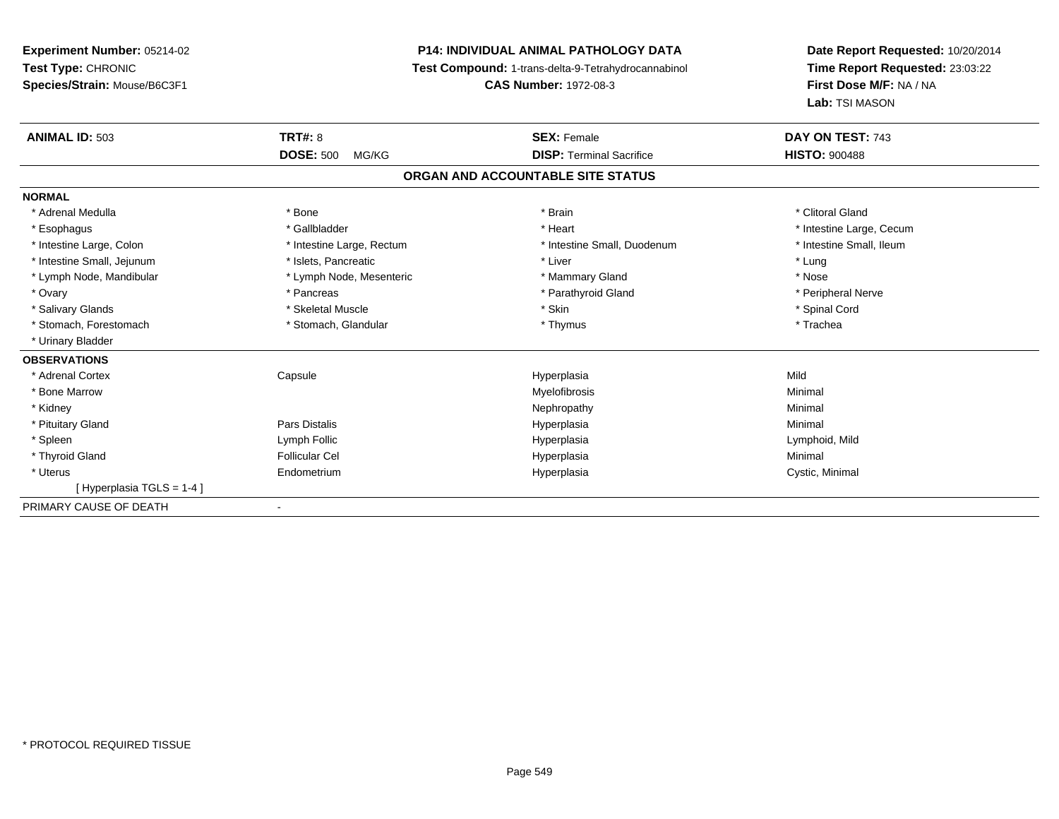**Experiment Number:** 05214-02
**Test Type:** CHRONIC
**Species/Strain:** Mouse/B6C3F1

**P14: INDIVIDUAL ANIMAL PATHOLOGY DATA**
**Test Compound:** 1-trans-delta-9-Tetrahydrocannabinol
**CAS Number:** 1972-08-3

**Date Report Requested:** 10/20/2014
**Time Report Requested:** 23:03:22
**First Dose M/F:** NA / NA
**Lab:** TSI MASON

| **ANIMAL ID:** 503 | **TRT#:** 8 | **SEX:** Female | **DAY ON TEST:** 743 |
|---|---|---|---|
| | **DOSE:** 500 MG/KG | **DISP:** Terminal Sacrifice | **HISTO:** 900488 |

## ORGAN AND ACCOUNTABLE SITE STATUS

| | | | |
|---|---|---|---|
| **NORMAL** | | | |
| * Adrenal Medulla | * Bone | * Brain | * Clitoral Gland |
| * Esophagus | * Gallbladder | * Heart | * Intestine Large, Cecum |
| * Intestine Large, Colon | * Intestine Large, Rectum | * Intestine Small, Duodenum | * Intestine Small, Ileum |
| * Intestine Small, Jejunum | * Islets, Pancreatic | * Liver | * Lung |
| * Lymph Node, Mandibular | * Lymph Node, Mesenteric | * Mammary Gland | * Nose |
| * Ovary | * Pancreas | * Parathyroid Gland | * Peripheral Nerve |
| * Salivary Glands | * Skeletal Muscle | * Skin | * Spinal Cord |
| * Stomach, Forestomach | * Stomach, Glandular | * Thymus | * Trachea |
| * Urinary Bladder | | | |
| **OBSERVATIONS** | | | |
| * Adrenal Cortex | Capsule | Hyperplasia | Mild |
| * Bone Marrow | | Myelofibrosis | Minimal |
| * Kidney | | Nephropathy | Minimal |
| * Pituitary Gland | Pars Distalis | Hyperplasia | Minimal |
| * Spleen | Lymph Follic | Hyperplasia | Lymphoid, Mild |
| * Thyroid Gland | Follicular Cel | Hyperplasia | Minimal |
| * Uterus | Endometrium | Hyperplasia | Cystic, Minimal |
| [ Hyperplasia TGLS = 1-4 ] | | | |
| PRIMARY CAUSE OF DEATH | - | | |

* PROTOCOL REQUIRED TISSUE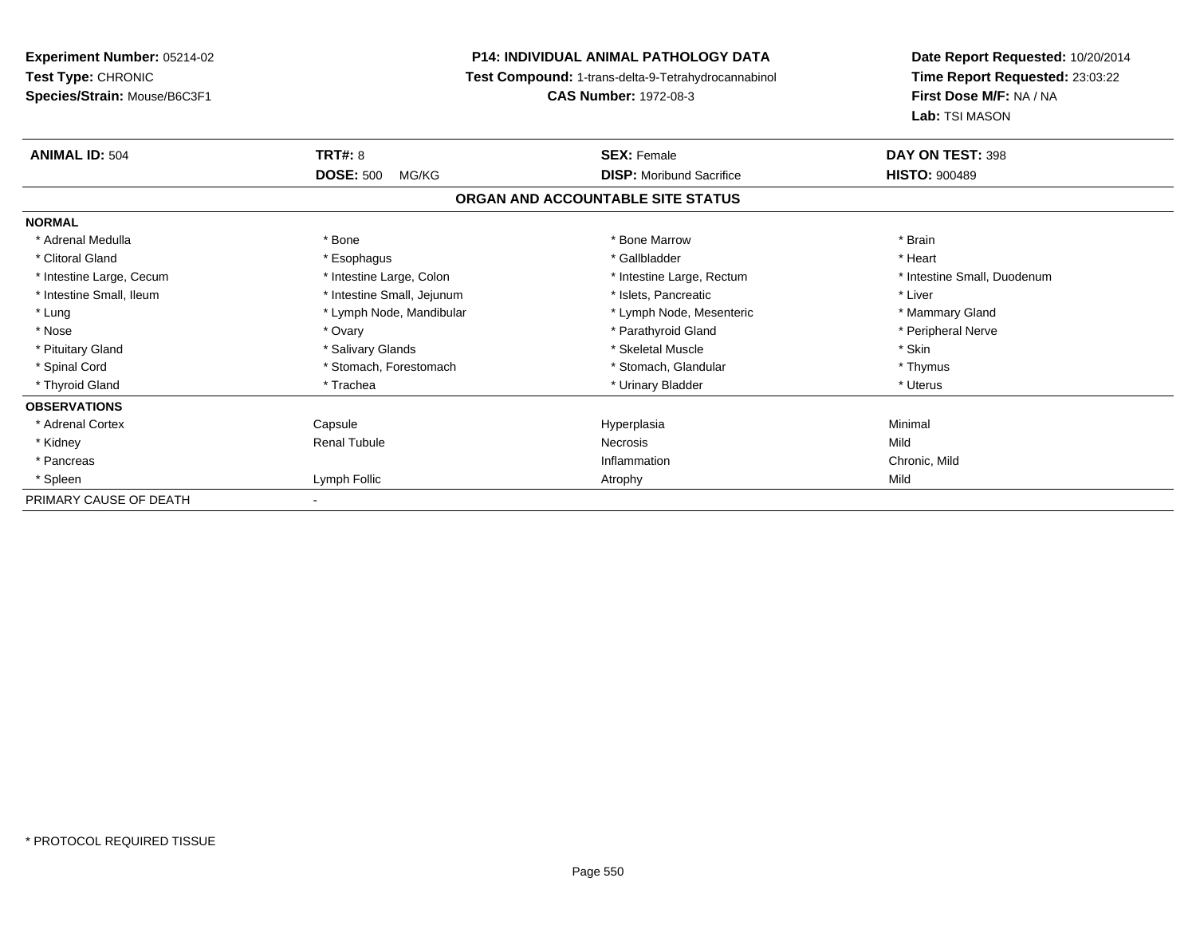**Experiment Number:** 05214-02
**Test Type:** CHRONIC
**Species/Strain:** Mouse/B6C3F1

**P14: INDIVIDUAL ANIMAL PATHOLOGY DATA**
**Test Compound:** 1-trans-delta-9-Tetrahydrocannabinol
**CAS Number:** 1972-08-3

**Date Report Requested:** 10/20/2014
**Time Report Requested:** 23:03:22
**First Dose M/F:** NA / NA
**Lab:** TSI MASON

| **ANIMAL ID:** 504 | **TRT#:** 8 | **SEX:** Female | **DAY ON TEST:** 398 |
|---|---|---|---|
| | **DOSE:** 500 MG/KG | **DISP:** Moribund Sacrifice | **HISTO:** 900489 |

## ORGAN AND ACCOUNTABLE SITE STATUS

| | | | |
|---|---|---|---|
| **NORMAL** | | | |
| * Adrenal Medulla | * Bone | * Bone Marrow | * Brain |
| * Clitoral Gland | * Esophagus | * Gallbladder | * Heart |
| * Intestine Large, Cecum | * Intestine Large, Colon | * Intestine Large, Rectum | * Intestine Small, Duodenum |
| * Intestine Small, Ileum | * Intestine Small, Jejunum | * Islets, Pancreatic | * Liver |
| * Lung | * Lymph Node, Mandibular | * Lymph Node, Mesenteric | * Mammary Gland |
| * Nose | * Ovary | * Parathyroid Gland | * Peripheral Nerve |
| * Pituitary Gland | * Salivary Glands | * Skeletal Muscle | * Skin |
| * Spinal Cord | * Stomach, Forestomach | * Stomach, Glandular | * Thymus |
| * Thyroid Gland | * Trachea | * Urinary Bladder | * Uterus |
| **OBSERVATIONS** | | | |
| * Adrenal Cortex | Capsule | Hyperplasia | Minimal |
| * Kidney | Renal Tubule | Necrosis | Mild |
| * Pancreas | | Inflammation | Chronic, Mild |
| * Spleen | Lymph Follic | Atrophy | Mild |
| PRIMARY CAUSE OF DEATH | - | | |

\* PROTOCOL REQUIRED TISSUE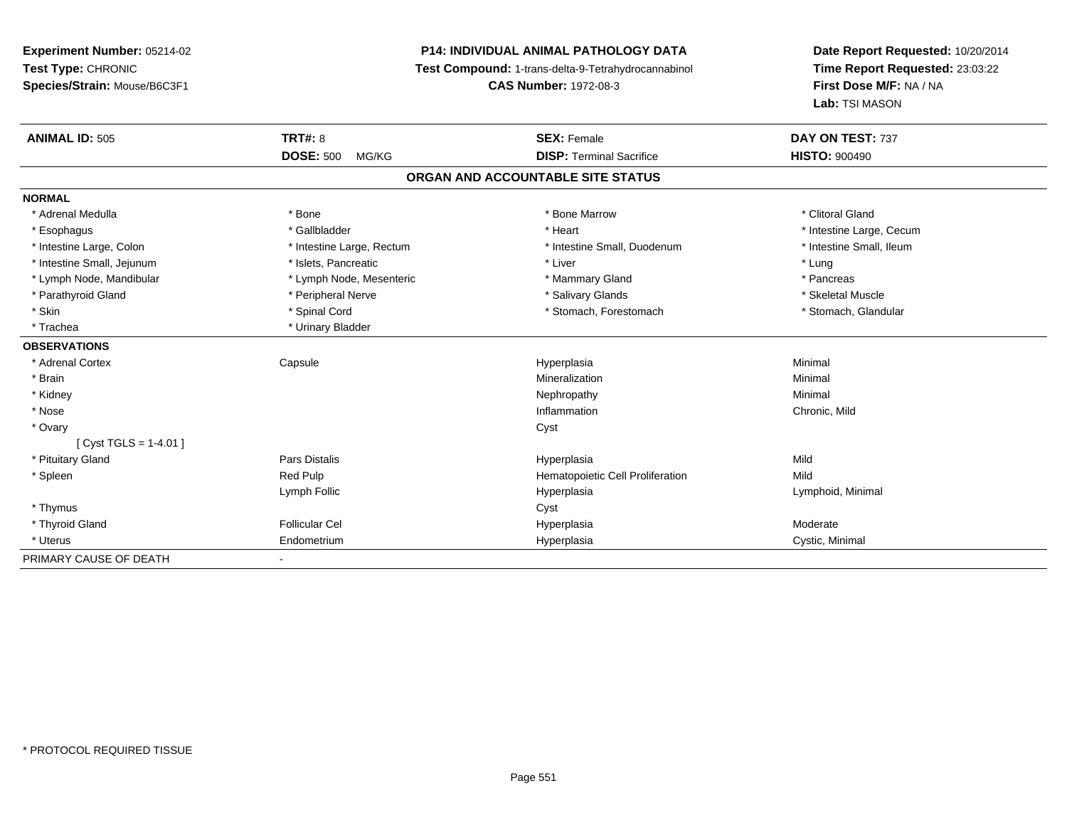**Experiment Number:** 05214-02
**Test Type:** CHRONIC
**Species/Strain:** Mouse/B6C3F1

**P14: INDIVIDUAL ANIMAL PATHOLOGY DATA**
**Test Compound:** 1-trans-delta-9-Tetrahydrocannabinol
**CAS Number:** 1972-08-3

**Date Report Requested:** 10/20/2014
**Time Report Requested:** 23:03:22
**First Dose M/F:** NA / NA
**Lab:** TSI MASON

| **ANIMAL ID:** 505 | **TRT#:** 8 | **SEX:** Female | **DAY ON TEST:** 737 |
|---|---|---|---|
| | **DOSE:** 500 MG/KG | **DISP:** Terminal Sacrifice | **HISTO:** 900490 |

## ORGAN AND ACCOUNTABLE SITE STATUS

**NORMAL**

| | | | |
|---|---|---|---|
| * Adrenal Medulla | * Bone | * Bone Marrow | * Clitoral Gland |
| * Esophagus | * Gallbladder | * Heart | * Intestine Large, Cecum |
| * Intestine Large, Colon | * Intestine Large, Rectum | * Intestine Small, Duodenum | * Intestine Small, Ileum |
| * Intestine Small, Jejunum | * Islets, Pancreatic | * Liver | * Lung |
| * Lymph Node, Mandibular | * Lymph Node, Mesenteric | * Mammary Gland | * Pancreas |
| * Parathyroid Gland | * Peripheral Nerve | * Salivary Glands | * Skeletal Muscle |
| * Skin | * Spinal Cord | * Stomach, Forestomach | * Stomach, Glandular |
| * Trachea | * Urinary Bladder | | |

**OBSERVATIONS**

| | | | |
|---|---|---|---|
| * Adrenal Cortex | Capsule | Hyperplasia | Minimal |
| * Brain | | Mineralization | Minimal |
| * Kidney | | Nephropathy | Minimal |
| * Nose | | Inflammation | Chronic, Mild |
| * Ovary | | Cyst | |
| [ Cyst TGLS = 1-4.01 ] | | | |
| * Pituitary Gland | Pars Distalis | Hyperplasia | Mild |
| * Spleen | Red Pulp | Hematopoietic Cell Proliferation | Mild |
| | Lymph Follic | Hyperplasia | Lymphoid, Minimal |
| * Thymus | | Cyst | |
| * Thyroid Gland | Follicular Cel | Hyperplasia | Moderate |
| * Uterus | Endometrium | Hyperplasia | Cystic, Minimal |

PRIMARY CAUSE OF DEATH -

* PROTOCOL REQUIRED TISSUE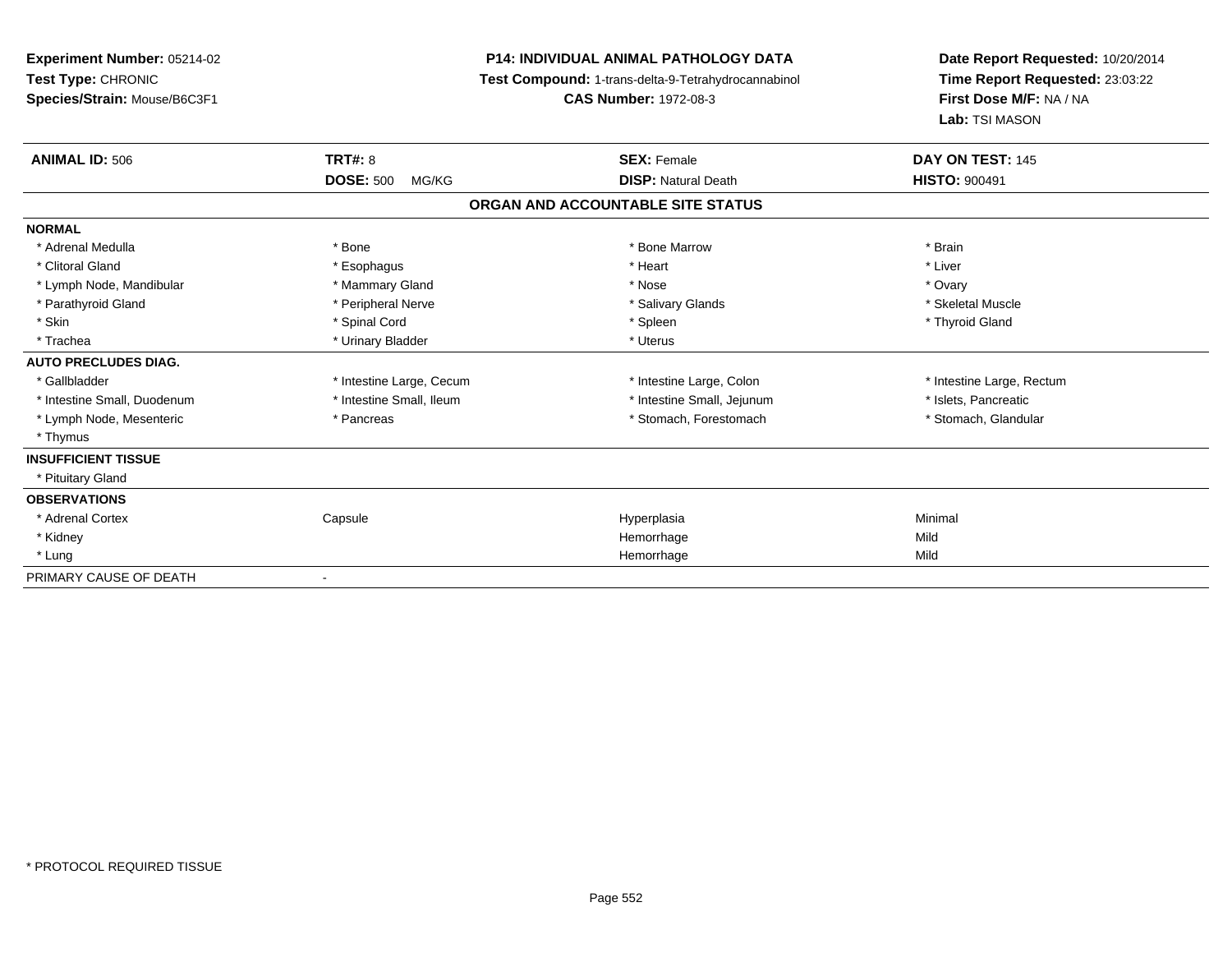**Experiment Number:** 05214-02
**Test Type:** CHRONIC
**Species/Strain:** Mouse/B6C3F1

**P14: INDIVIDUAL ANIMAL PATHOLOGY DATA**
**Test Compound:** 1-trans-delta-9-Tetrahydrocannabinol
**CAS Number:** 1972-08-3

**Date Report Requested:** 10/20/2014
**Time Report Requested:** 23:03:22
**First Dose M/F:** NA / NA
**Lab:** TSI MASON

| **ANIMAL ID:** 506 | **TRT#:** 8 | **SEX:** Female | **DAY ON TEST:** 145 |
|---|---|---|---|
| | **DOSE:** 500 MG/KG | **DISP:** Natural Death | **HISTO:** 900491 |

## ORGAN AND ACCOUNTABLE SITE STATUS

| | | | |
|---|---|---|---|
| **NORMAL** | | | |
| * Adrenal Medulla | * Bone | * Bone Marrow | * Brain |
| * Clitoral Gland | * Esophagus | * Heart | * Liver |
| * Lymph Node, Mandibular | * Mammary Gland | * Nose | * Ovary |
| * Parathyroid Gland | * Peripheral Nerve | * Salivary Glands | * Skeletal Muscle |
| * Skin | * Spinal Cord | * Spleen | * Thyroid Gland |
| * Trachea | * Urinary Bladder | * Uterus | |
| **AUTO PRECLUDES DIAG.** | | | |
| * Gallbladder | * Intestine Large, Cecum | * Intestine Large, Colon | * Intestine Large, Rectum |
| * Intestine Small, Duodenum | * Intestine Small, Ileum | * Intestine Small, Jejunum | * Islets, Pancreatic |
| * Lymph Node, Mesenteric | * Pancreas | * Stomach, Forestomach | * Stomach, Glandular |
| * Thymus | | | |
| **INSUFFICIENT TISSUE** | | | |
| * Pituitary Gland | | | |
| **OBSERVATIONS** | | | |
| * Adrenal Cortex | Capsule | Hyperplasia | Minimal |
| * Kidney | | Hemorrhage | Mild |
| * Lung | | Hemorrhage | Mild |
| PRIMARY CAUSE OF DEATH | - | | |

* PROTOCOL REQUIRED TISSUE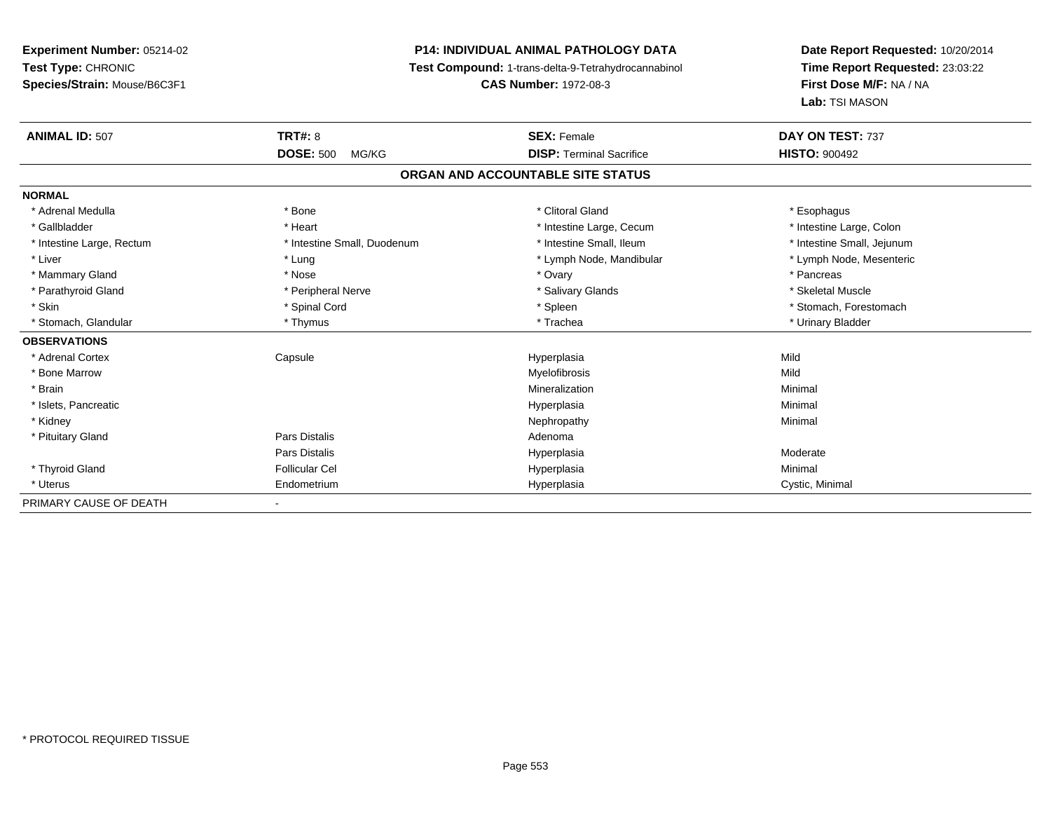**Experiment Number:** 05214-02
**Test Type:** CHRONIC
**Species/Strain:** Mouse/B6C3F1

**P14: INDIVIDUAL ANIMAL PATHOLOGY DATA**
**Test Compound:** 1-trans-delta-9-Tetrahydrocannabinol
**CAS Number:** 1972-08-3

**Date Report Requested:** 10/20/2014
**Time Report Requested:** 23:03:22
**First Dose M/F:** NA / NA
**Lab:** TSI MASON

| **ANIMAL ID:** 507 | **TRT#:** 8 | **SEX:** Female | **DAY ON TEST:** 737 |
|---|---|---|---|
| | **DOSE:** 500 MG/KG | **DISP:** Terminal Sacrifice | **HISTO:** 900492 |

## ORGAN AND ACCOUNTABLE SITE STATUS

| | | | |
|---|---|---|---|
| **NORMAL** | | | |
| * Adrenal Medulla | * Bone | * Clitoral Gland | * Esophagus |
| * Gallbladder | * Heart | * Intestine Large, Cecum | * Intestine Large, Colon |
| * Intestine Large, Rectum | * Intestine Small, Duodenum | * Intestine Small, Ileum | * Intestine Small, Jejunum |
| * Liver | * Lung | * Lymph Node, Mandibular | * Lymph Node, Mesenteric |
| * Mammary Gland | * Nose | * Ovary | * Pancreas |
| * Parathyroid Gland | * Peripheral Nerve | * Salivary Glands | * Skeletal Muscle |
| * Skin | * Spinal Cord | * Spleen | * Stomach, Forestomach |
| * Stomach, Glandular | * Thymus | * Trachea | * Urinary Bladder |
| **OBSERVATIONS** | | | |
| * Adrenal Cortex | Capsule | Hyperplasia | Mild |
| * Bone Marrow | | Myelofibrosis | Mild |
| * Brain | | Mineralization | Minimal |
| * Islets, Pancreatic | | Hyperplasia | Minimal |
| * Kidney | | Nephropathy | Minimal |
| * Pituitary Gland | Pars Distalis | Adenoma | |
| | Pars Distalis | Hyperplasia | Moderate |
| * Thyroid Gland | Follicular Cel | Hyperplasia | Minimal |
| * Uterus | Endometrium | Hyperplasia | Cystic, Minimal |
| PRIMARY CAUSE OF DEATH | - | | |

* PROTOCOL REQUIRED TISSUE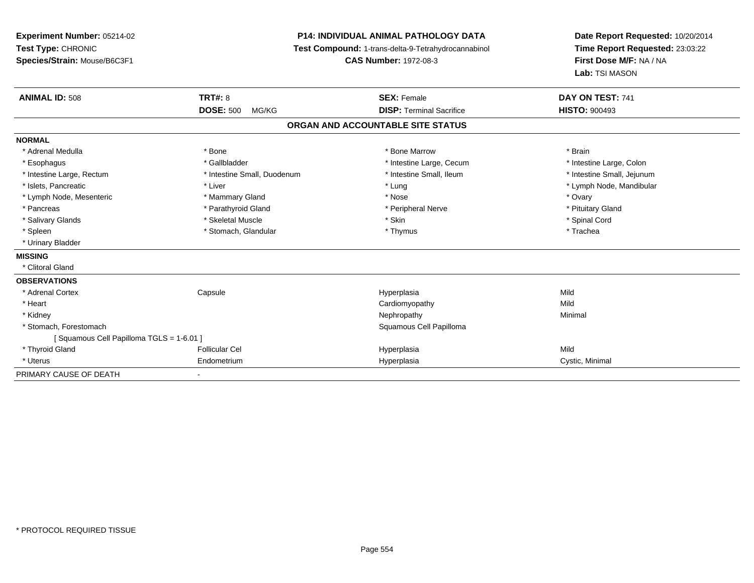**Experiment Number:** 05214-02
**Test Type:** CHRONIC
**Species/Strain:** Mouse/B6C3F1

**P14: INDIVIDUAL ANIMAL PATHOLOGY DATA**
**Test Compound:** 1-trans-delta-9-Tetrahydrocannabinol
**CAS Number:** 1972-08-3

**Date Report Requested:** 10/20/2014
**Time Report Requested:** 23:03:22
**First Dose M/F:** NA / NA
**Lab:** TSI MASON

| **ANIMAL ID:** 508 | **TRT#:** 8 | **SEX:** Female | **DAY ON TEST:** 741 |
|---|---|---|---|
| | **DOSE:** 500 MG/KG | **DISP:** Terminal Sacrifice | **HISTO:** 900493 |

## ORGAN AND ACCOUNTABLE SITE STATUS

| | | | |
|---|---|---|---|
| **NORMAL** | | | |
| * Adrenal Medulla | * Bone | * Bone Marrow | * Brain |
| * Esophagus | * Gallbladder | * Intestine Large, Cecum | * Intestine Large, Colon |
| * Intestine Large, Rectum | * Intestine Small, Duodenum | * Intestine Small, Ileum | * Intestine Small, Jejunum |
| * Islets, Pancreatic | * Liver | * Lung | * Lymph Node, Mandibular |
| * Lymph Node, Mesenteric | * Mammary Gland | * Nose | * Ovary |
| * Pancreas | * Parathyroid Gland | * Peripheral Nerve | * Pituitary Gland |
| * Salivary Glands | * Skeletal Muscle | * Skin | * Spinal Cord |
| * Spleen | * Stomach, Glandular | * Thymus | * Trachea |
| * Urinary Bladder | | | |
| **MISSING** | | | |
| * Clitoral Gland | | | |
| **OBSERVATIONS** | | | |
| * Adrenal Cortex | Capsule | Hyperplasia | Mild |
| * Heart | | Cardiomyopathy | Mild |
| * Kidney | | Nephropathy | Minimal |
| * Stomach, Forestomach | | Squamous Cell Papilloma | |
| [ Squamous Cell Papilloma TGLS = 1-6.01 ] | | | |
| * Thyroid Gland | Follicular Cel | Hyperplasia | Mild |
| * Uterus | Endometrium | Hyperplasia | Cystic, Minimal |
| PRIMARY CAUSE OF DEATH | - | | |

* PROTOCOL REQUIRED TISSUE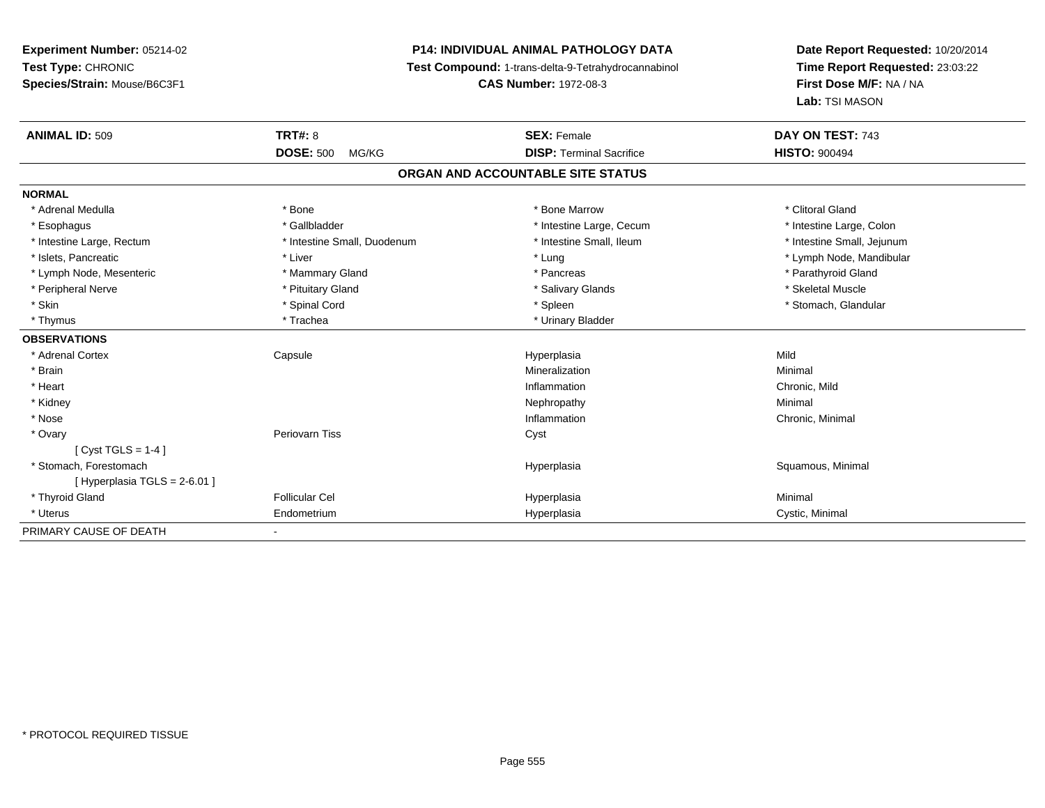**Experiment Number:** 05214-02
**Test Type:** CHRONIC
**Species/Strain:** Mouse/B6C3F1

**P14: INDIVIDUAL ANIMAL PATHOLOGY DATA**
**Test Compound:** 1-trans-delta-9-Tetrahydrocannabinol
**CAS Number:** 1972-08-3

**Date Report Requested:** 10/20/2014
**Time Report Requested:** 23:03:22
**First Dose M/F:** NA / NA
**Lab:** TSI MASON

| **ANIMAL ID:** 509 | **TRT#:** 8 | **SEX:** Female | **DAY ON TEST:** 743 |
|---|---|---|---|
| | **DOSE:** 500 MG/KG | **DISP:** Terminal Sacrifice | **HISTO:** 900494 |

## ORGAN AND ACCOUNTABLE SITE STATUS

| | | | |
|---|---|---|---|
| **NORMAL** | | | |
| * Adrenal Medulla | * Bone | * Bone Marrow | * Clitoral Gland |
| * Esophagus | * Gallbladder | * Intestine Large, Cecum | * Intestine Large, Colon |
| * Intestine Large, Rectum | * Intestine Small, Duodenum | * Intestine Small, Ileum | * Intestine Small, Jejunum |
| * Islets, Pancreatic | * Liver | * Lung | * Lymph Node, Mandibular |
| * Lymph Node, Mesenteric | * Mammary Gland | * Pancreas | * Parathyroid Gland |
| * Peripheral Nerve | * Pituitary Gland | * Salivary Glands | * Skeletal Muscle |
| * Skin | * Spinal Cord | * Spleen | * Stomach, Glandular |
| * Thymus | * Trachea | * Urinary Bladder | |
| **OBSERVATIONS** | | | |
| * Adrenal Cortex | Capsule | Hyperplasia | Mild |
| * Brain | | Mineralization | Minimal |
| * Heart | | Inflammation | Chronic, Mild |
| * Kidney | | Nephropathy | Minimal |
| * Nose | | Inflammation | Chronic, Minimal |
| * Ovary | Periovarn Tiss | Cyst | |
| [ Cyst TGLS = 1-4 ] | | | |
| * Stomach, Forestomach | | Hyperplasia | Squamous, Minimal |
| [ Hyperplasia TGLS = 2-6.01 ] | | | |
| * Thyroid Gland | Follicular Cel | Hyperplasia | Minimal |
| * Uterus | Endometrium | Hyperplasia | Cystic, Minimal |
| PRIMARY CAUSE OF DEATH | - | | |

* PROTOCOL REQUIRED TISSUE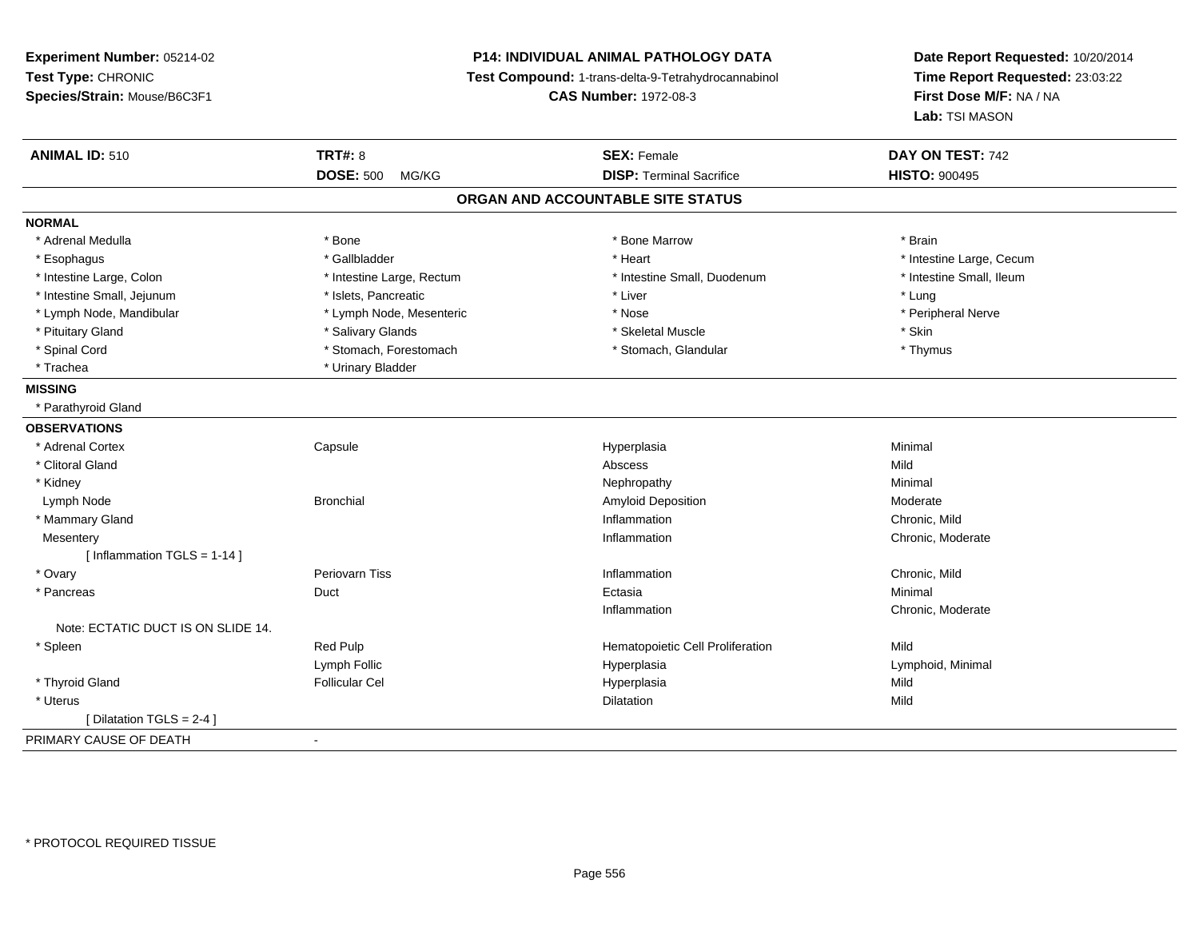**Experiment Number:** 05214-02
**Test Type:** CHRONIC
**Species/Strain:** Mouse/B6C3F1

**P14: INDIVIDUAL ANIMAL PATHOLOGY DATA**
**Test Compound:** 1-trans-delta-9-Tetrahydrocannabinol
**CAS Number:** 1972-08-3

**Date Report Requested:** 10/20/2014
**Time Report Requested:** 23:03:22
**First Dose M/F:** NA / NA
**Lab:** TSI MASON

| **ANIMAL ID:** 510 | **TRT#:** 8 | **SEX:** Female | **DAY ON TEST:** 742 |
|---|---|---|---|
| | **DOSE:** 500 MG/KG | **DISP:** Terminal Sacrifice | **HISTO:** 900495 |

## ORGAN AND ACCOUNTABLE SITE STATUS

**NORMAL**

| | | | |
|---|---|---|---|
| * Adrenal Medulla | * Bone | * Bone Marrow | * Brain |
| * Esophagus | * Gallbladder | * Heart | * Intestine Large, Cecum |
| * Intestine Large, Colon | * Intestine Large, Rectum | * Intestine Small, Duodenum | * Intestine Small, Ileum |
| * Intestine Small, Jejunum | * Islets, Pancreatic | * Liver | * Lung |
| * Lymph Node, Mandibular | * Lymph Node, Mesenteric | * Nose | * Peripheral Nerve |
| * Pituitary Gland | * Salivary Glands | * Skeletal Muscle | * Skin |
| * Spinal Cord | * Stomach, Forestomach | * Stomach, Glandular | * Thymus |
| * Trachea | * Urinary Bladder | | |

**MISSING**

* Parathyroid Gland

**OBSERVATIONS**

| | | | |
|---|---|---|---|
| * Adrenal Cortex | Capsule | Hyperplasia | Minimal |
| * Clitoral Gland | | Abscess | Mild |
| * Kidney | | Nephropathy | Minimal |
| Lymph Node | Bronchial | Amyloid Deposition | Moderate |
| * Mammary Gland | | Inflammation | Chronic, Mild |
| Mesentery | | Inflammation | Chronic, Moderate |
| [ Inflammation TGLS = 1-14 ] | | | |
| * Ovary | Periovarn Tiss | Inflammation | Chronic, Mild |
| * Pancreas | Duct | Ectasia | Minimal |
| | | Inflammation | Chronic, Moderate |
| Note: ECTATIC DUCT IS ON SLIDE 14. | | | |
| * Spleen | Red Pulp | Hematopoietic Cell Proliferation | Mild |
| | Lymph Follic | Hyperplasia | Lymphoid, Minimal |
| * Thyroid Gland | Follicular Cel | Hyperplasia | Mild |
| * Uterus | | Dilatation | Mild |
| [ Dilatation TGLS = 2-4 ] | | | |

PRIMARY CAUSE OF DEATH -

\* PROTOCOL REQUIRED TISSUE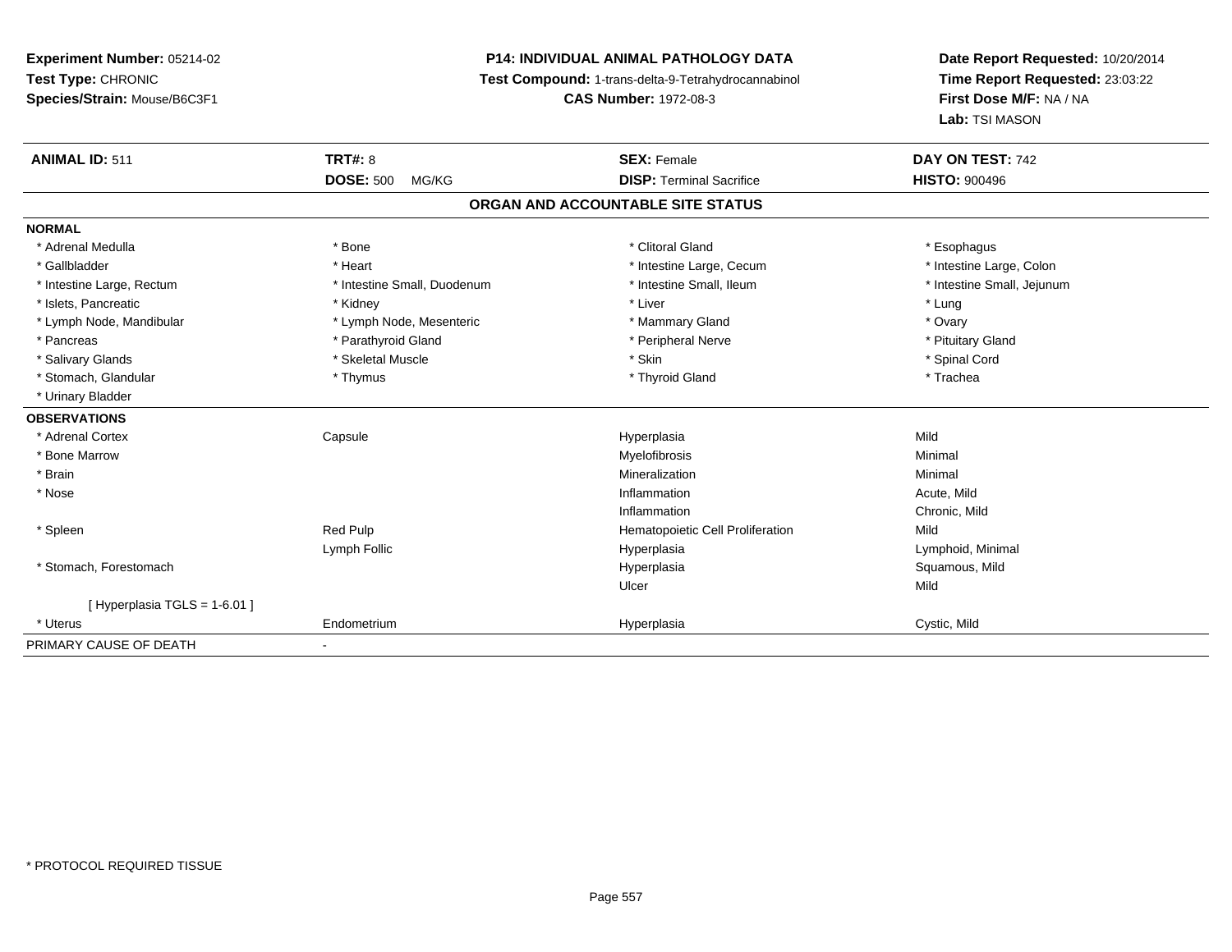**Experiment Number:** 05214-02
**Test Type:** CHRONIC
**Species/Strain:** Mouse/B6C3F1

**P14: INDIVIDUAL ANIMAL PATHOLOGY DATA**
**Test Compound:** 1-trans-delta-9-Tetrahydrocannabinol
**CAS Number:** 1972-08-3

**Date Report Requested:** 10/20/2014
**Time Report Requested:** 23:03:22
**First Dose M/F:** NA / NA
**Lab:** TSI MASON

| **ANIMAL ID:** 511 | **TRT#:** 8 | **SEX:** Female | **DAY ON TEST:** 742 |
|---|---|---|---|
| | **DOSE:** 500 MG/KG | **DISP:** Terminal Sacrifice | **HISTO:** 900496 |

## ORGAN AND ACCOUNTABLE SITE STATUS

**NORMAL**

| | | | |
|---|---|---|---|
| * Adrenal Medulla | * Bone | * Clitoral Gland | * Esophagus |
| * Gallbladder | * Heart | * Intestine Large, Cecum | * Intestine Large, Colon |
| * Intestine Large, Rectum | * Intestine Small, Duodenum | * Intestine Small, Ileum | * Intestine Small, Jejunum |
| * Islets, Pancreatic | * Kidney | * Liver | * Lung |
| * Lymph Node, Mandibular | * Lymph Node, Mesenteric | * Mammary Gland | * Ovary |
| * Pancreas | * Parathyroid Gland | * Peripheral Nerve | * Pituitary Gland |
| * Salivary Glands | * Skeletal Muscle | * Skin | * Spinal Cord |
| * Stomach, Glandular | * Thymus | * Thyroid Gland | * Trachea |
| * Urinary Bladder | | | |

**OBSERVATIONS**

| | | | |
|---|---|---|---|
| * Adrenal Cortex | Capsule | Hyperplasia | Mild |
| * Bone Marrow | | Myelofibrosis | Minimal |
| * Brain | | Mineralization | Minimal |
| * Nose | | Inflammation | Acute, Mild |
| | | Inflammation | Chronic, Mild |
| * Spleen | Red Pulp | Hematopoietic Cell Proliferation | Mild |
| | Lymph Follic | Hyperplasia | Lymphoid, Minimal |
| * Stomach, Forestomach | | Hyperplasia | Squamous, Mild |
| | | Ulcer | Mild |
| [ Hyperplasia TGLS = 1-6.01 ] | | | |
| * Uterus | Endometrium | Hyperplasia | Cystic, Mild |

PRIMARY CAUSE OF DEATH -

* PROTOCOL REQUIRED TISSUE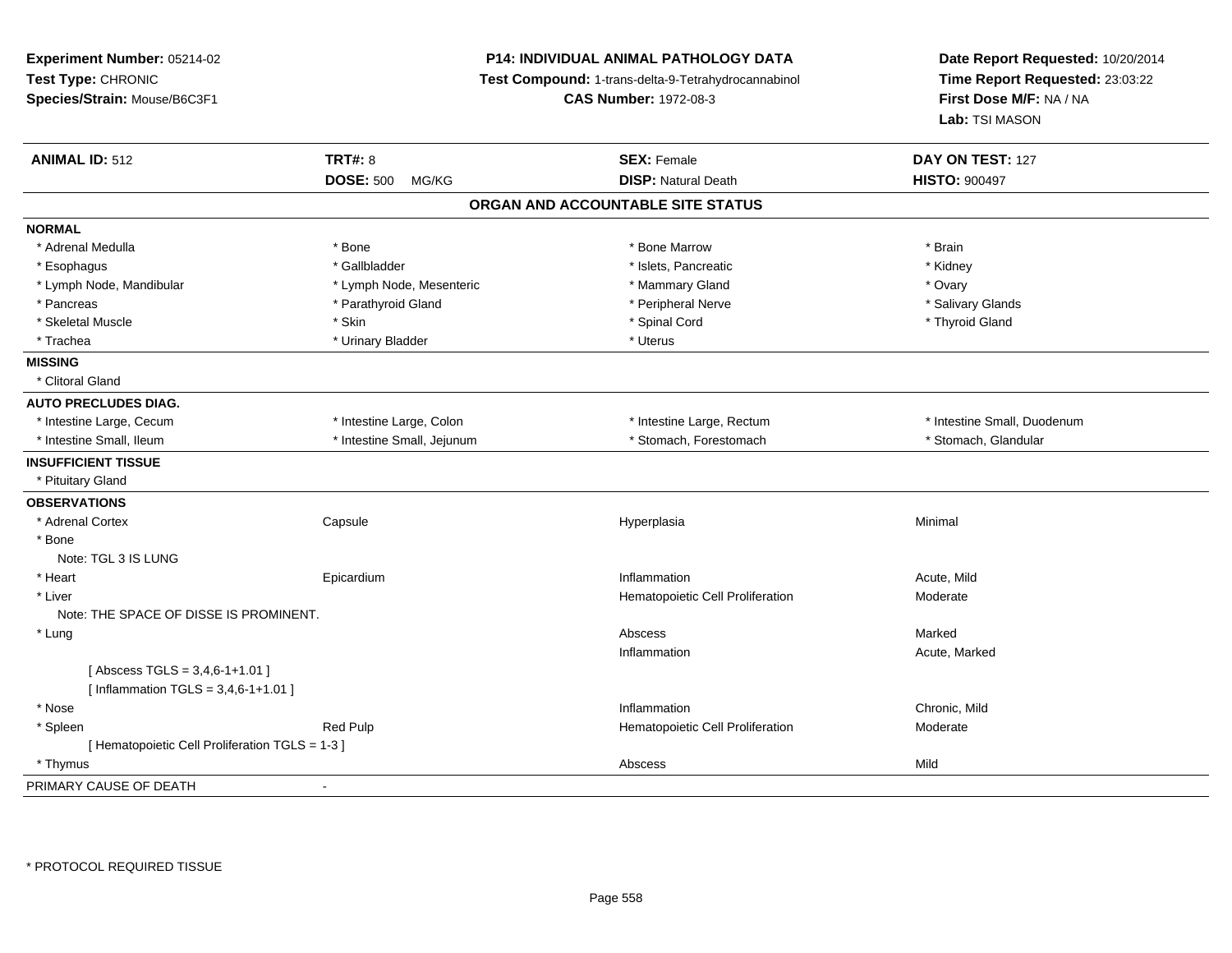**Experiment Number:** 05214-02
**Test Type:** CHRONIC
**Species/Strain:** Mouse/B6C3F1

**P14: INDIVIDUAL ANIMAL PATHOLOGY DATA**
**Test Compound:** 1-trans-delta-9-Tetrahydrocannabinol
**CAS Number:** 1972-08-3

**Date Report Requested:** 10/20/2014
**Time Report Requested:** 23:03:22
**First Dose M/F:** NA / NA
**Lab:** TSI MASON

| **ANIMAL ID:** 512 | **TRT#:** 8 | **SEX:** Female | **DAY ON TEST:** 127 |
|---|---|---|---|
| | **DOSE:** 500 MG/KG | **DISP:** Natural Death | **HISTO:** 900497 |

## ORGAN AND ACCOUNTABLE SITE STATUS

**NORMAL**

| | | | |
|---|---|---|---|
| * Adrenal Medulla | * Bone | * Bone Marrow | * Brain |
| * Esophagus | * Gallbladder | * Islets, Pancreatic | * Kidney |
| * Lymph Node, Mandibular | * Lymph Node, Mesenteric | * Mammary Gland | * Ovary |
| * Pancreas | * Parathyroid Gland | * Peripheral Nerve | * Salivary Glands |
| * Skeletal Muscle | * Skin | * Spinal Cord | * Thyroid Gland |
| * Trachea | * Urinary Bladder | * Uterus | |

**MISSING**

* Clitoral Gland

**AUTO PRECLUDES DIAG.**

| | | | |
|---|---|---|---|
| * Intestine Large, Cecum | * Intestine Large, Colon | * Intestine Large, Rectum | * Intestine Small, Duodenum |
| * Intestine Small, Ileum | * Intestine Small, Jejunum | * Stomach, Forestomach | * Stomach, Glandular |

**INSUFFICIENT TISSUE**

* Pituitary Gland

**OBSERVATIONS**

| | | | |
|---|---|---|---|
| * Adrenal Cortex | Capsule | Hyperplasia | Minimal |
| * Bone | | | |
| Note: TGL 3 IS LUNG | | | |
| * Heart | Epicardium | Inflammation | Acute, Mild |
| * Liver | | Hematopoietic Cell Proliferation | Moderate |
| Note: THE SPACE OF DISSE IS PROMINENT. | | | |
| * Lung | | Abscess | Marked |
| | | Inflammation | Acute, Marked |
| [ Abscess TGLS = 3,4,6-1+1.01 ] | | | |
| [ Inflammation TGLS = 3,4,6-1+1.01 ] | | | |
| * Nose | | Inflammation | Chronic, Mild |
| * Spleen | Red Pulp | Hematopoietic Cell Proliferation | Moderate |
| [ Hematopoietic Cell Proliferation TGLS = 1-3 ] | | | |
| * Thymus | | Abscess | Mild |

PRIMARY CAUSE OF DEATH -

\* PROTOCOL REQUIRED TISSUE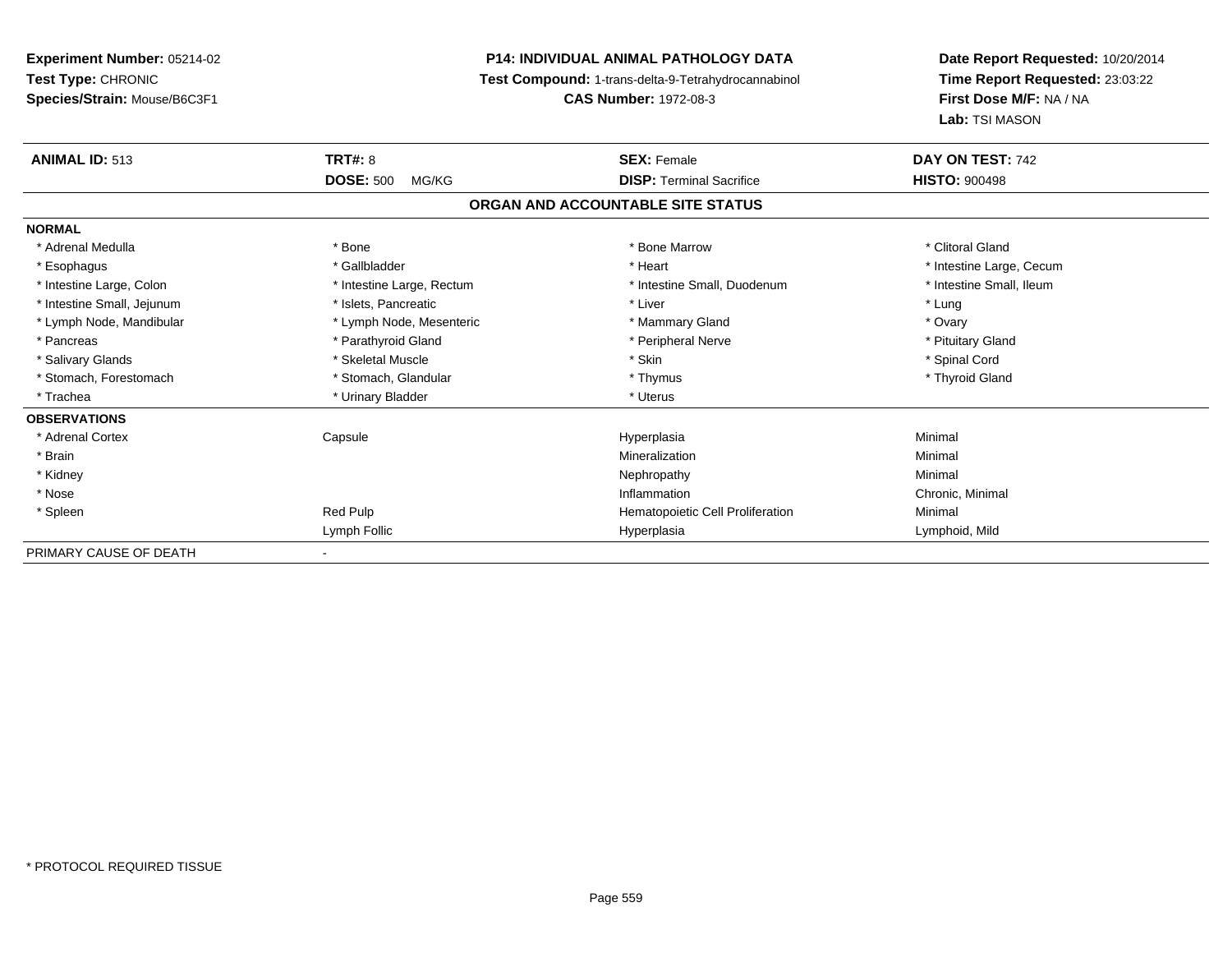**Experiment Number:** 05214-02
**Test Type:** CHRONIC
**Species/Strain:** Mouse/B6C3F1

**P14: INDIVIDUAL ANIMAL PATHOLOGY DATA**
**Test Compound:** 1-trans-delta-9-Tetrahydrocannabinol
**CAS Number:** 1972-08-3

**Date Report Requested:** 10/20/2014
**Time Report Requested:** 23:03:22
**First Dose M/F:** NA / NA
**Lab:** TSI MASON

| **ANIMAL ID:** 513 | **TRT#:** 8 | **SEX:** Female | **DAY ON TEST:** 742 |
|---|---|---|---|
| | **DOSE:** 500 MG/KG | **DISP:** Terminal Sacrifice | **HISTO:** 900498 |

## ORGAN AND ACCOUNTABLE SITE STATUS

| | | | |
|---|---|---|---|
| **NORMAL** | | | |
| * Adrenal Medulla | * Bone | * Bone Marrow | * Clitoral Gland |
| * Esophagus | * Gallbladder | * Heart | * Intestine Large, Cecum |
| * Intestine Large, Colon | * Intestine Large, Rectum | * Intestine Small, Duodenum | * Intestine Small, Ileum |
| * Intestine Small, Jejunum | * Islets, Pancreatic | * Liver | * Lung |
| * Lymph Node, Mandibular | * Lymph Node, Mesenteric | * Mammary Gland | * Ovary |
| * Pancreas | * Parathyroid Gland | * Peripheral Nerve | * Pituitary Gland |
| * Salivary Glands | * Skeletal Muscle | * Skin | * Spinal Cord |
| * Stomach, Forestomach | * Stomach, Glandular | * Thymus | * Thyroid Gland |
| * Trachea | * Urinary Bladder | * Uterus | |
| **OBSERVATIONS** | | | |
| * Adrenal Cortex | Capsule | Hyperplasia | Minimal |
| * Brain | | Mineralization | Minimal |
| * Kidney | | Nephropathy | Minimal |
| * Nose | | Inflammation | Chronic, Minimal |
| * Spleen | Red Pulp | Hematopoietic Cell Proliferation | Minimal |
| | Lymph Follic | Hyperplasia | Lymphoid, Mild |
| PRIMARY CAUSE OF DEATH | - | | |

* PROTOCOL REQUIRED TISSUE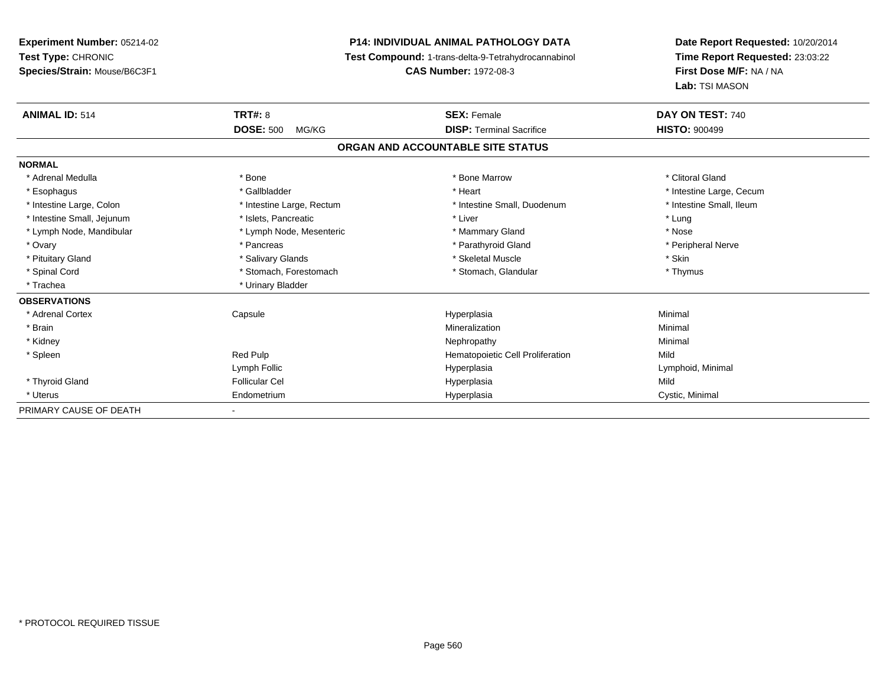**Experiment Number:** 05214-02
**Test Type:** CHRONIC
**Species/Strain:** Mouse/B6C3F1

**P14: INDIVIDUAL ANIMAL PATHOLOGY DATA**
**Test Compound:** 1-trans-delta-9-Tetrahydrocannabinol
**CAS Number:** 1972-08-3

**Date Report Requested:** 10/20/2014
**Time Report Requested:** 23:03:22
**First Dose M/F:** NA / NA
**Lab:** TSI MASON

| **ANIMAL ID:** 514 | **TRT#:** 8 | **SEX:** Female | **DAY ON TEST:** 740 |
|---|---|---|---|
| | **DOSE:** 500 MG/KG | **DISP:** Terminal Sacrifice | **HISTO:** 900499 |

## ORGAN AND ACCOUNTABLE SITE STATUS

| | | | |
|---|---|---|---|
| **NORMAL** | | | |
| * Adrenal Medulla | * Bone | * Bone Marrow | * Clitoral Gland |
| * Esophagus | * Gallbladder | * Heart | * Intestine Large, Cecum |
| * Intestine Large, Colon | * Intestine Large, Rectum | * Intestine Small, Duodenum | * Intestine Small, Ileum |
| * Intestine Small, Jejunum | * Islets, Pancreatic | * Liver | * Lung |
| * Lymph Node, Mandibular | * Lymph Node, Mesenteric | * Mammary Gland | * Nose |
| * Ovary | * Pancreas | * Parathyroid Gland | * Peripheral Nerve |
| * Pituitary Gland | * Salivary Glands | * Skeletal Muscle | * Skin |
| * Spinal Cord | * Stomach, Forestomach | * Stomach, Glandular | * Thymus |
| * Trachea | * Urinary Bladder | | |
| **OBSERVATIONS** | | | |
| * Adrenal Cortex | Capsule | Hyperplasia | Minimal |
| * Brain | | Mineralization | Minimal |
| * Kidney | | Nephropathy | Minimal |
| * Spleen | Red Pulp | Hematopoietic Cell Proliferation | Mild |
| | Lymph Follic | Hyperplasia | Lymphoid, Minimal |
| * Thyroid Gland | Follicular Cel | Hyperplasia | Mild |
| * Uterus | Endometrium | Hyperplasia | Cystic, Minimal |
| PRIMARY CAUSE OF DEATH | - | | |

\* PROTOCOL REQUIRED TISSUE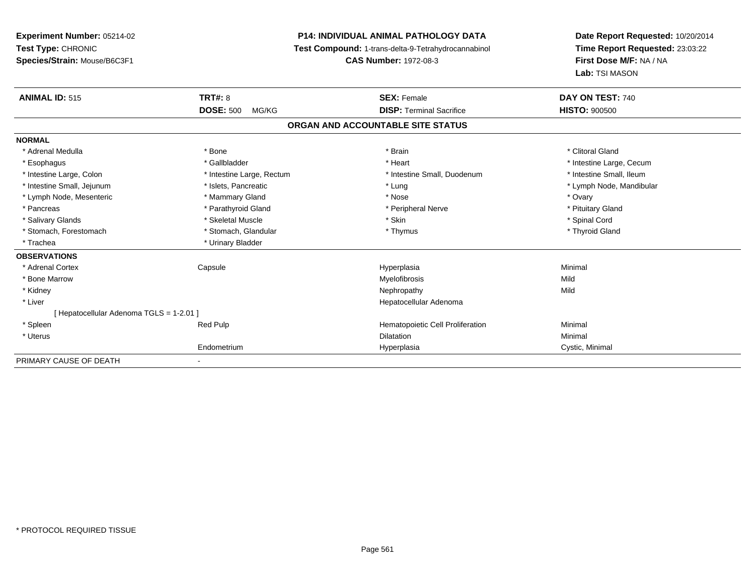**Experiment Number:** 05214-02
**Test Type:** CHRONIC
**Species/Strain:** Mouse/B6C3F1

**P14: INDIVIDUAL ANIMAL PATHOLOGY DATA**
**Test Compound:** 1-trans-delta-9-Tetrahydrocannabinol
**CAS Number:** 1972-08-3

**Date Report Requested:** 10/20/2014
**Time Report Requested:** 23:03:22
**First Dose M/F:** NA / NA
**Lab:** TSI MASON

| **ANIMAL ID:** 515 | **TRT#:** 8 | **SEX:** Female | **DAY ON TEST:** 740 |
|---|---|---|---|
| | **DOSE:** 500 MG/KG | **DISP:** Terminal Sacrifice | **HISTO:** 900500 |

## ORGAN AND ACCOUNTABLE SITE STATUS

| | | | |
|---|---|---|---|
| **NORMAL** | | | |
| * Adrenal Medulla | * Bone | * Brain | * Clitoral Gland |
| * Esophagus | * Gallbladder | * Heart | * Intestine Large, Cecum |
| * Intestine Large, Colon | * Intestine Large, Rectum | * Intestine Small, Duodenum | * Intestine Small, Ileum |
| * Intestine Small, Jejunum | * Islets, Pancreatic | * Lung | * Lymph Node, Mandibular |
| * Lymph Node, Mesenteric | * Mammary Gland | * Nose | * Ovary |
| * Pancreas | * Parathyroid Gland | * Peripheral Nerve | * Pituitary Gland |
| * Salivary Glands | * Skeletal Muscle | * Skin | * Spinal Cord |
| * Stomach, Forestomach | * Stomach, Glandular | * Thymus | * Thyroid Gland |
| * Trachea | * Urinary Bladder | | |
| **OBSERVATIONS** | | | |
| * Adrenal Cortex | Capsule | Hyperplasia | Minimal |
| * Bone Marrow | | Myelofibrosis | Mild |
| * Kidney | | Nephropathy | Mild |
| * Liver | | Hepatocellular Adenoma | |
| [ Hepatocellular Adenoma TGLS = 1-2.01 ] | | | |
| * Spleen | Red Pulp | Hematopoietic Cell Proliferation | Minimal |
| * Uterus | | Dilatation | Minimal |
| | Endometrium | Hyperplasia | Cystic, Minimal |
| PRIMARY CAUSE OF DEATH | - | | |

* PROTOCOL REQUIRED TISSUE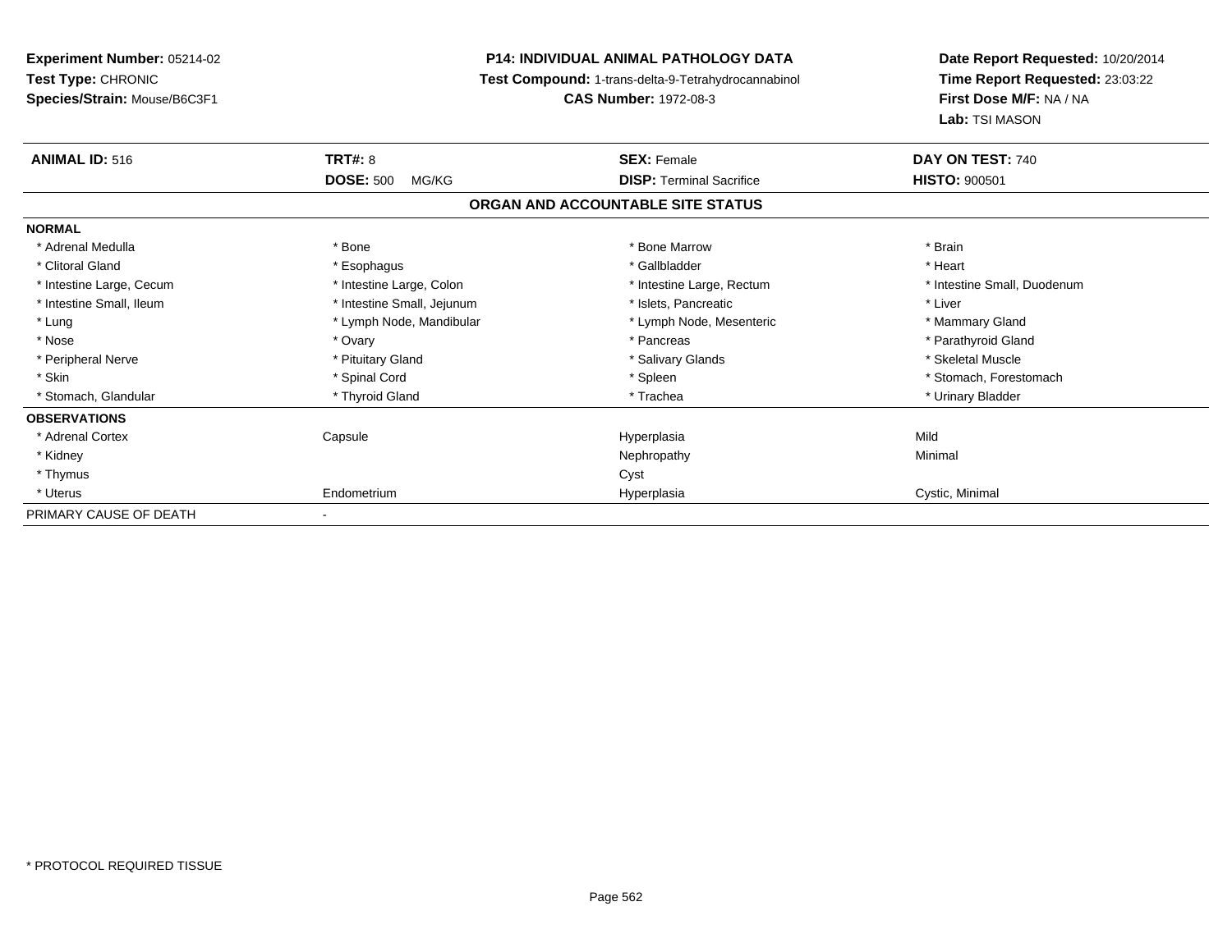**Experiment Number:** 05214-02
**Test Type:** CHRONIC
**Species/Strain:** Mouse/B6C3F1

**P14: INDIVIDUAL ANIMAL PATHOLOGY DATA**
**Test Compound:** 1-trans-delta-9-Tetrahydrocannabinol
**CAS Number:** 1972-08-3

**Date Report Requested:** 10/20/2014
**Time Report Requested:** 23:03:22
**First Dose M/F:** NA / NA
**Lab:** TSI MASON

| **ANIMAL ID:** 516 | **TRT#:** 8 | **SEX:** Female | **DAY ON TEST:** 740 |
|---|---|---|---|
| | **DOSE:** 500 MG/KG | **DISP:** Terminal Sacrifice | **HISTO:** 900501 |

**ORGAN AND ACCOUNTABLE SITE STATUS**

| | | | |
|---|---|---|---|
| **NORMAL** | | | |
| * Adrenal Medulla | * Bone | * Bone Marrow | * Brain |
| * Clitoral Gland | * Esophagus | * Gallbladder | * Heart |
| * Intestine Large, Cecum | * Intestine Large, Colon | * Intestine Large, Rectum | * Intestine Small, Duodenum |
| * Intestine Small, Ileum | * Intestine Small, Jejunum | * Islets, Pancreatic | * Liver |
| * Lung | * Lymph Node, Mandibular | * Lymph Node, Mesenteric | * Mammary Gland |
| * Nose | * Ovary | * Pancreas | * Parathyroid Gland |
| * Peripheral Nerve | * Pituitary Gland | * Salivary Glands | * Skeletal Muscle |
| * Skin | * Spinal Cord | * Spleen | * Stomach, Forestomach |
| * Stomach, Glandular | * Thyroid Gland | * Trachea | * Urinary Bladder |
| **OBSERVATIONS** | | | |
| * Adrenal Cortex | Capsule | Hyperplasia | Mild |
| * Kidney | | Nephropathy | Minimal |
| * Thymus | | Cyst | |
| * Uterus | Endometrium | Hyperplasia | Cystic, Minimal |
| PRIMARY CAUSE OF DEATH | - | | |

* PROTOCOL REQUIRED TISSUE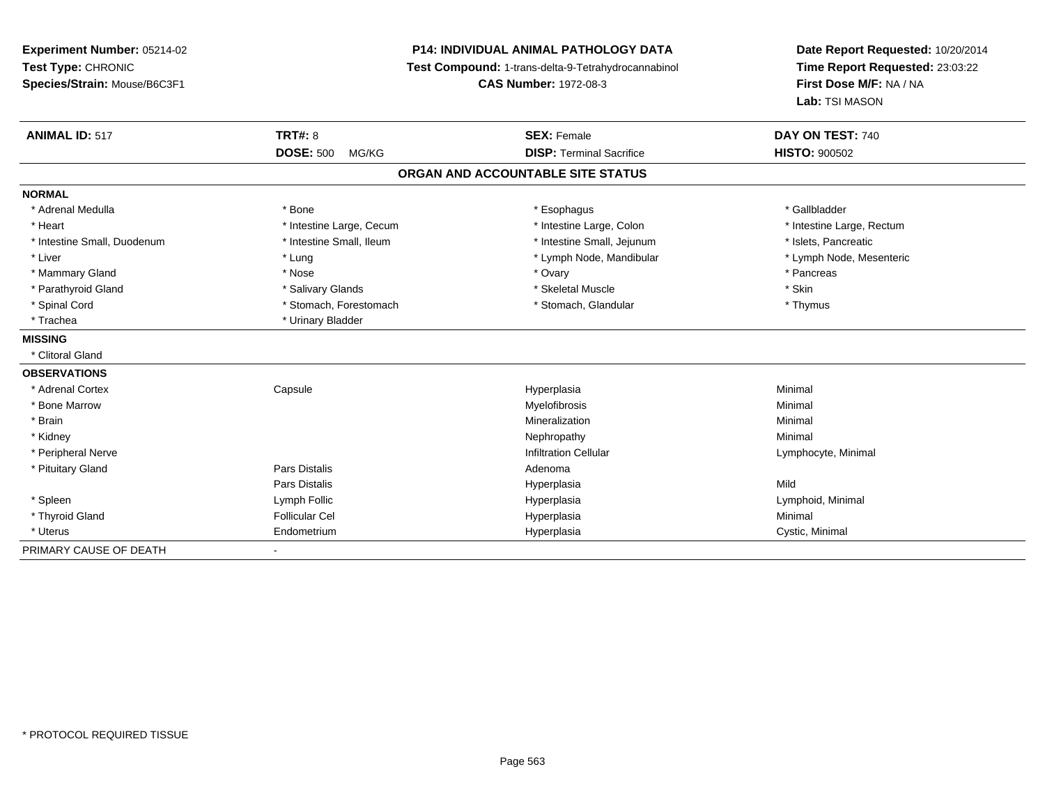**Experiment Number:** 05214-02
**Test Type:** CHRONIC
**Species/Strain:** Mouse/B6C3F1

**P14: INDIVIDUAL ANIMAL PATHOLOGY DATA**
**Test Compound:** 1-trans-delta-9-Tetrahydrocannabinol
**CAS Number:** 1972-08-3

**Date Report Requested:** 10/20/2014
**Time Report Requested:** 23:03:22
**First Dose M/F:** NA / NA
**Lab:** TSI MASON

| **ANIMAL ID:** 517 | **TRT#:** 8 | **SEX:** Female | **DAY ON TEST:** 740 |
|---|---|---|---|
| | **DOSE:** 500 MG/KG | **DISP:** Terminal Sacrifice | **HISTO:** 900502 |

## ORGAN AND ACCOUNTABLE SITE STATUS

**NORMAL**

| | | | |
|---|---|---|---|
| * Adrenal Medulla | * Bone | * Esophagus | * Gallbladder |
| * Heart | * Intestine Large, Cecum | * Intestine Large, Colon | * Intestine Large, Rectum |
| * Intestine Small, Duodenum | * Intestine Small, Ileum | * Intestine Small, Jejunum | * Islets, Pancreatic |
| * Liver | * Lung | * Lymph Node, Mandibular | * Lymph Node, Mesenteric |
| * Mammary Gland | * Nose | * Ovary | * Pancreas |
| * Parathyroid Gland | * Salivary Glands | * Skeletal Muscle | * Skin |
| * Spinal Cord | * Stomach, Forestomach | * Stomach, Glandular | * Thymus |
| * Trachea | * Urinary Bladder | | |

**MISSING**

* Clitoral Gland

**OBSERVATIONS**

| | | | |
|---|---|---|---|
| * Adrenal Cortex | Capsule | Hyperplasia | Minimal |
| * Bone Marrow | | Myelofibrosis | Minimal |
| * Brain | | Mineralization | Minimal |
| * Kidney | | Nephropathy | Minimal |
| * Peripheral Nerve | | Infiltration Cellular | Lymphocyte, Minimal |
| * Pituitary Gland | Pars Distalis | Adenoma | |
| | Pars Distalis | Hyperplasia | Mild |
| * Spleen | Lymph Follic | Hyperplasia | Lymphoid, Minimal |
| * Thyroid Gland | Follicular Cel | Hyperplasia | Minimal |
| * Uterus | Endometrium | Hyperplasia | Cystic, Minimal |

PRIMARY CAUSE OF DEATH -

* PROTOCOL REQUIRED TISSUE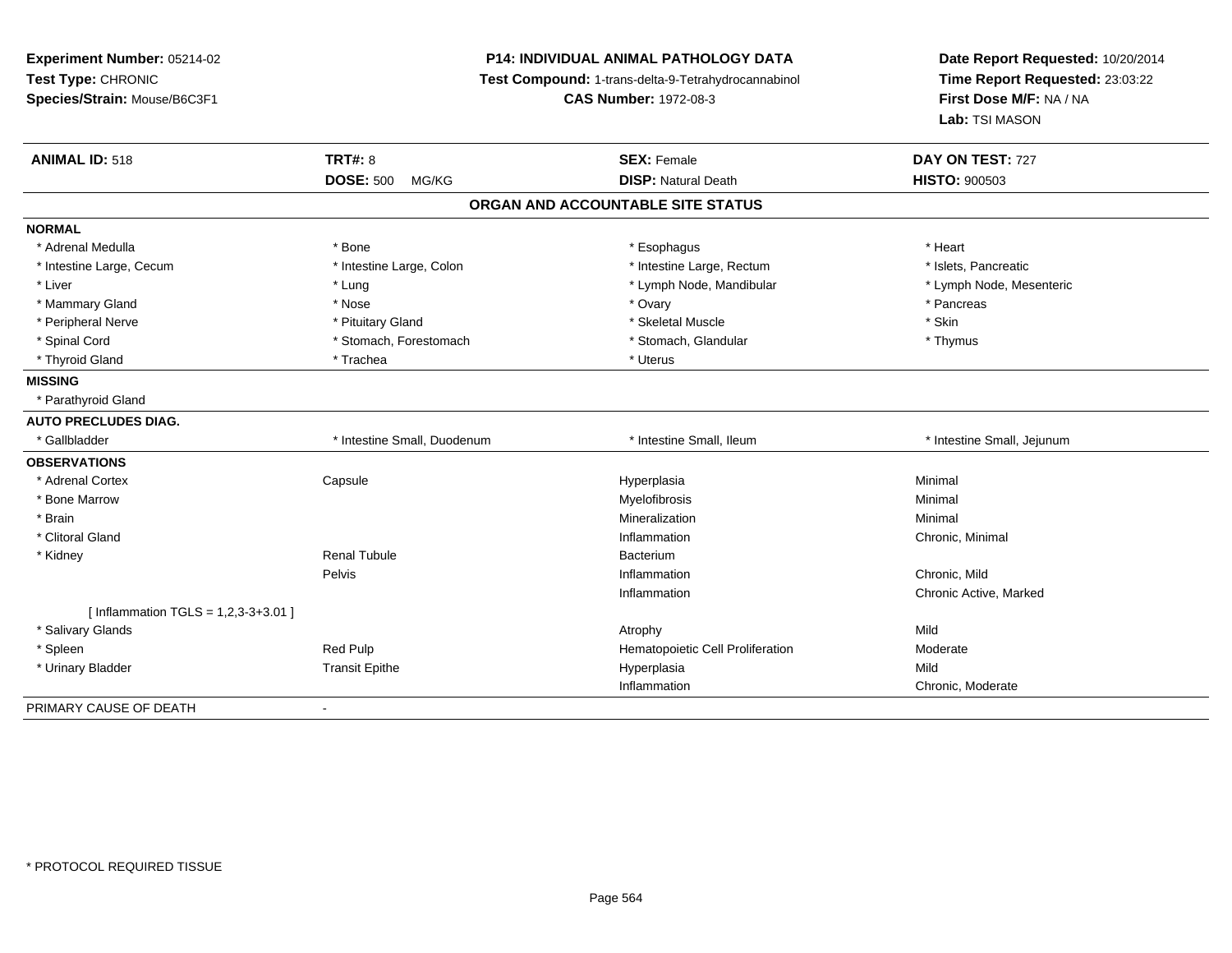**Experiment Number:** 05214-02
**Test Type:** CHRONIC
**Species/Strain:** Mouse/B6C3F1

**P14: INDIVIDUAL ANIMAL PATHOLOGY DATA**
**Test Compound:** 1-trans-delta-9-Tetrahydrocannabinol
**CAS Number:** 1972-08-3

**Date Report Requested:** 10/20/2014
**Time Report Requested:** 23:03:22
**First Dose M/F:** NA / NA
**Lab:** TSI MASON

| **ANIMAL ID:** 518 | **TRT#:** 8 | **SEX:** Female | **DAY ON TEST:** 727 |
|---|---|---|---|
| | **DOSE:** 500 MG/KG | **DISP:** Natural Death | **HISTO:** 900503 |

## ORGAN AND ACCOUNTABLE SITE STATUS

| | | | |
|---|---|---|---|
| **NORMAL** | | | |
| * Adrenal Medulla | * Bone | * Esophagus | * Heart |
| * Intestine Large, Cecum | * Intestine Large, Colon | * Intestine Large, Rectum | * Islets, Pancreatic |
| * Liver | * Lung | * Lymph Node, Mandibular | * Lymph Node, Mesenteric |
| * Mammary Gland | * Nose | * Ovary | * Pancreas |
| * Peripheral Nerve | * Pituitary Gland | * Skeletal Muscle | * Skin |
| * Spinal Cord | * Stomach, Forestomach | * Stomach, Glandular | * Thymus |
| * Thyroid Gland | * Trachea | * Uterus | |
| **MISSING** | | | |
| * Parathyroid Gland | | | |
| **AUTO PRECLUDES DIAG.** | | | |
| * Gallbladder | * Intestine Small, Duodenum | * Intestine Small, Ileum | * Intestine Small, Jejunum |
| **OBSERVATIONS** | | | |
| * Adrenal Cortex | Capsule | Hyperplasia | Minimal |
| * Bone Marrow | | Myelofibrosis | Minimal |
| * Brain | | Mineralization | Minimal |
| * Clitoral Gland | | Inflammation | Chronic, Minimal |
| * Kidney | Renal Tubule | Bacterium | |
| | Pelvis | Inflammation | Chronic, Mild |
| | | Inflammation | Chronic Active, Marked |
| [ Inflammation TGLS = 1,2,3-3+3.01 ] | | | |
| * Salivary Glands | | Atrophy | Mild |
| * Spleen | Red Pulp | Hematopoietic Cell Proliferation | Moderate |
| * Urinary Bladder | Transit Epithe | Hyperplasia | Mild |
| | | Inflammation | Chronic, Moderate |
| PRIMARY CAUSE OF DEATH | - | | |

* PROTOCOL REQUIRED TISSUE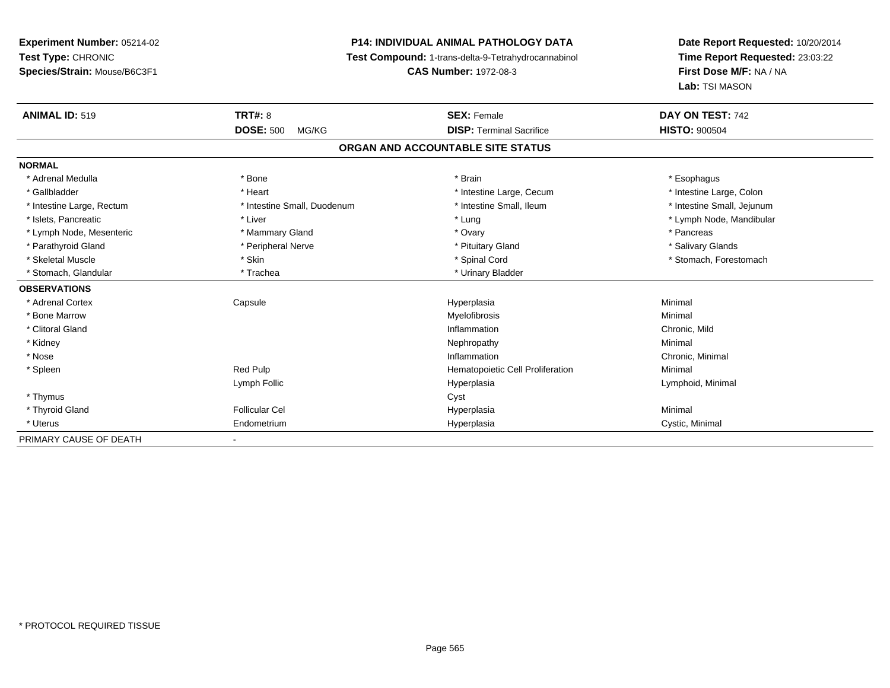**Experiment Number:** 05214-02
**Test Type:** CHRONIC
**Species/Strain:** Mouse/B6C3F1

**P14: INDIVIDUAL ANIMAL PATHOLOGY DATA**
**Test Compound:** 1-trans-delta-9-Tetrahydrocannabinol
**CAS Number:** 1972-08-3

**Date Report Requested:** 10/20/2014
**Time Report Requested:** 23:03:22
**First Dose M/F:** NA / NA
**Lab:** TSI MASON

| **ANIMAL ID:** 519 | **TRT#:** 8 | **SEX:** Female | **DAY ON TEST:** 742 |
|---|---|---|---|
| | **DOSE:** 500 MG/KG | **DISP:** Terminal Sacrifice | **HISTO:** 900504 |

## ORGAN AND ACCOUNTABLE SITE STATUS

**NORMAL**

| | | | |
|---|---|---|---|
| * Adrenal Medulla | * Bone | * Brain | * Esophagus |
| * Gallbladder | * Heart | * Intestine Large, Cecum | * Intestine Large, Colon |
| * Intestine Large, Rectum | * Intestine Small, Duodenum | * Intestine Small, Ileum | * Intestine Small, Jejunum |
| * Islets, Pancreatic | * Liver | * Lung | * Lymph Node, Mandibular |
| * Lymph Node, Mesenteric | * Mammary Gland | * Ovary | * Pancreas |
| * Parathyroid Gland | * Peripheral Nerve | * Pituitary Gland | * Salivary Glands |
| * Skeletal Muscle | * Skin | * Spinal Cord | * Stomach, Forestomach |
| * Stomach, Glandular | * Trachea | * Urinary Bladder | |

**OBSERVATIONS**

| | | | |
|---|---|---|---|
| * Adrenal Cortex | Capsule | Hyperplasia | Minimal |
| * Bone Marrow | | Myelofibrosis | Minimal |
| * Clitoral Gland | | Inflammation | Chronic, Mild |
| * Kidney | | Nephropathy | Minimal |
| * Nose | | Inflammation | Chronic, Minimal |
| * Spleen | Red Pulp | Hematopoietic Cell Proliferation | Minimal |
| | Lymph Follic | Hyperplasia | Lymphoid, Minimal |
| * Thymus | | Cyst | |
| * Thyroid Gland | Follicular Cel | Hyperplasia | Minimal |
| * Uterus | Endometrium | Hyperplasia | Cystic, Minimal |

PRIMARY CAUSE OF DEATH -

* PROTOCOL REQUIRED TISSUE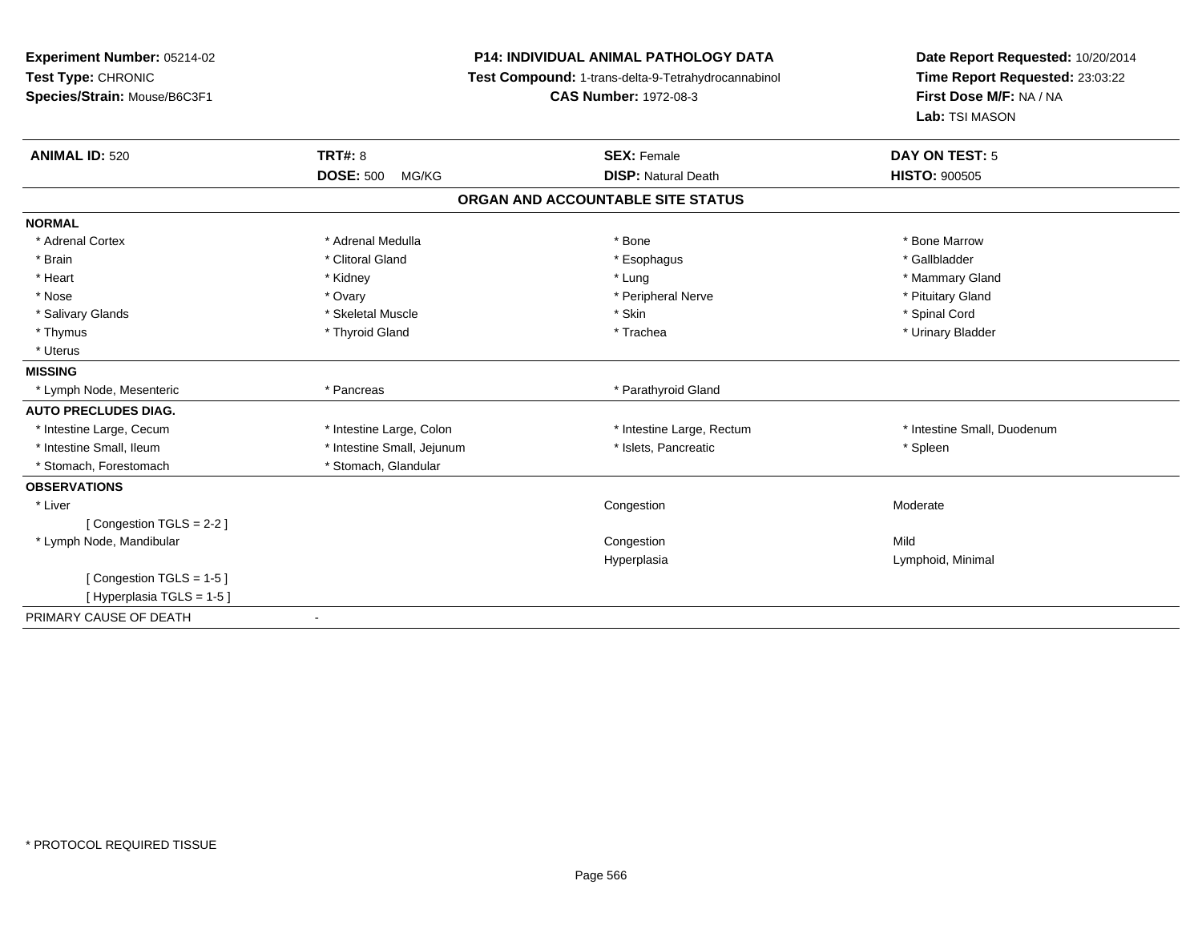**Experiment Number:** 05214-02
**Test Type:** CHRONIC
**Species/Strain:** Mouse/B6C3F1

**P14: INDIVIDUAL ANIMAL PATHOLOGY DATA**
**Test Compound:** 1-trans-delta-9-Tetrahydrocannabinol
**CAS Number:** 1972-08-3

**Date Report Requested:** 10/20/2014
**Time Report Requested:** 23:03:22
**First Dose M/F:** NA / NA
**Lab:** TSI MASON

| **ANIMAL ID:** 520 | **TRT#:** 8 | **SEX:** Female | **DAY ON TEST:** 5 |
|---|---|---|---|
| | **DOSE:** 500 MG/KG | **DISP:** Natural Death | **HISTO:** 900505 |

## ORGAN AND ACCOUNTABLE SITE STATUS

| | | | |
|---|---|---|---|
| **NORMAL** | | | |
| * Adrenal Cortex | * Adrenal Medulla | * Bone | * Bone Marrow |
| * Brain | * Clitoral Gland | * Esophagus | * Gallbladder |
| * Heart | * Kidney | * Lung | * Mammary Gland |
| * Nose | * Ovary | * Peripheral Nerve | * Pituitary Gland |
| * Salivary Glands | * Skeletal Muscle | * Skin | * Spinal Cord |
| * Thymus | * Thyroid Gland | * Trachea | * Urinary Bladder |
| * Uterus | | | |
| **MISSING** | | | |
| * Lymph Node, Mesenteric | * Pancreas | * Parathyroid Gland | |
| **AUTO PRECLUDES DIAG.** | | | |
| * Intestine Large, Cecum | * Intestine Large, Colon | * Intestine Large, Rectum | * Intestine Small, Duodenum |
| * Intestine Small, Ileum | * Intestine Small, Jejunum | * Islets, Pancreatic | * Spleen |
| * Stomach, Forestomach | * Stomach, Glandular | | |
| **OBSERVATIONS** | | | |
| * Liver | | Congestion | Moderate |
| [ Congestion TGLS = 2-2 ] | | | |
| * Lymph Node, Mandibular | | Congestion | Mild |
| | | Hyperplasia | Lymphoid, Minimal |
| [ Congestion TGLS = 1-5 ] | | | |
| [ Hyperplasia TGLS = 1-5 ] | | | |
| PRIMARY CAUSE OF DEATH | - | | |

* PROTOCOL REQUIRED TISSUE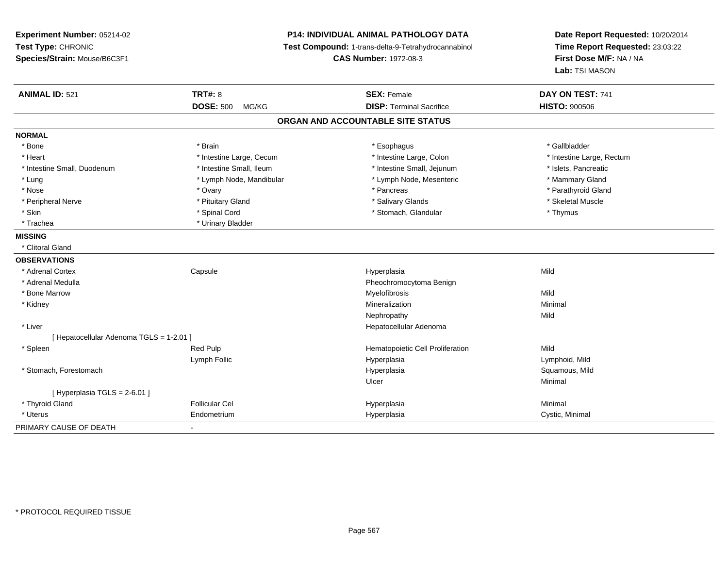**Experiment Number:** 05214-02
**Test Type:** CHRONIC
**Species/Strain:** Mouse/B6C3F1

**P14: INDIVIDUAL ANIMAL PATHOLOGY DATA**
**Test Compound:** 1-trans-delta-9-Tetrahydrocannabinol
**CAS Number:** 1972-08-3

**Date Report Requested:** 10/20/2014
**Time Report Requested:** 23:03:22
**First Dose M/F:** NA / NA
**Lab:** TSI MASON

| **ANIMAL ID:** 521 | **TRT#:** 8 | **SEX:** Female | **DAY ON TEST:** 741 |
|---|---|---|---|
| | **DOSE:** 500 MG/KG | **DISP:** Terminal Sacrifice | **HISTO:** 900506 |

## ORGAN AND ACCOUNTABLE SITE STATUS

| | | | |
|---|---|---|---|
| **NORMAL** | | | |
| * Bone | * Brain | * Esophagus | * Gallbladder |
| * Heart | * Intestine Large, Cecum | * Intestine Large, Colon | * Intestine Large, Rectum |
| * Intestine Small, Duodenum | * Intestine Small, Ileum | * Intestine Small, Jejunum | * Islets, Pancreatic |
| * Lung | * Lymph Node, Mandibular | * Lymph Node, Mesenteric | * Mammary Gland |
| * Nose | * Ovary | * Pancreas | * Parathyroid Gland |
| * Peripheral Nerve | * Pituitary Gland | * Salivary Glands | * Skeletal Muscle |
| * Skin | * Spinal Cord | * Stomach, Glandular | * Thymus |
| * Trachea | * Urinary Bladder | | |
| **MISSING** | | | |
| * Clitoral Gland | | | |
| **OBSERVATIONS** | | | |
| * Adrenal Cortex | Capsule | Hyperplasia | Mild |
| * Adrenal Medulla | | Pheochromocytoma Benign | |
| * Bone Marrow | | Myelofibrosis | Mild |
| * Kidney | | Mineralization | Minimal |
| | | Nephropathy | Mild |
| * Liver | | Hepatocellular Adenoma | |
| [ Hepatocellular Adenoma TGLS = 1-2.01 ] | | | |
| * Spleen | Red Pulp | Hematopoietic Cell Proliferation | Mild |
| | Lymph Follic | Hyperplasia | Lymphoid, Mild |
| * Stomach, Forestomach | | Hyperplasia | Squamous, Mild |
| | | Ulcer | Minimal |
| [ Hyperplasia TGLS = 2-6.01 ] | | | |
| * Thyroid Gland | Follicular Cel | Hyperplasia | Minimal |
| * Uterus | Endometrium | Hyperplasia | Cystic, Minimal |
| PRIMARY CAUSE OF DEATH | - | | |

* PROTOCOL REQUIRED TISSUE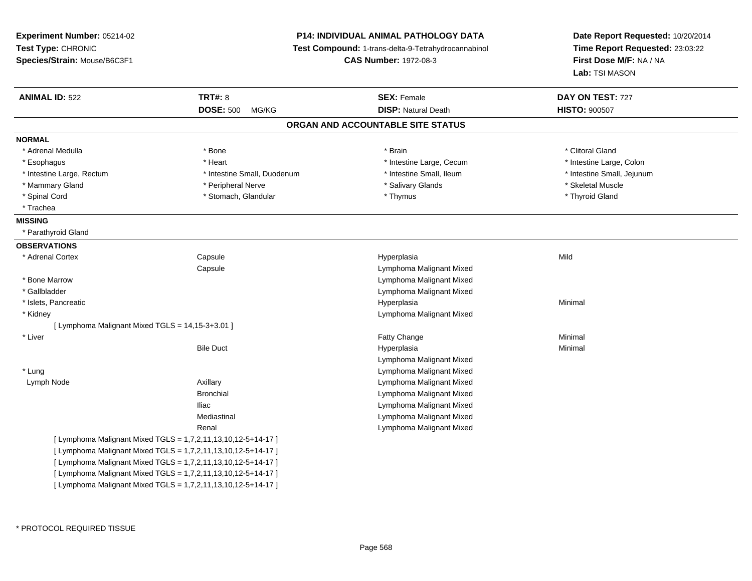**Experiment Number:** 05214-02
**Test Type:** CHRONIC
**Species/Strain:** Mouse/B6C3F1

**P14: INDIVIDUAL ANIMAL PATHOLOGY DATA**
**Test Compound:** 1-trans-delta-9-Tetrahydrocannabinol
**CAS Number:** 1972-08-3

**Date Report Requested:** 10/20/2014
**Time Report Requested:** 23:03:22
**First Dose M/F:** NA / NA
**Lab:** TSI MASON

| **ANIMAL ID:** 522 | **TRT#:** 8 | **SEX:** Female | **DAY ON TEST:** 727 |
|---|---|---|---|
| | **DOSE:** 500 MG/KG | **DISP:** Natural Death | **HISTO:** 900507 |

## ORGAN AND ACCOUNTABLE SITE STATUS

**NORMAL**

| | | | |
|---|---|---|---|
| * Adrenal Medulla | * Bone | * Brain | * Clitoral Gland |
| * Esophagus | * Heart | * Intestine Large, Cecum | * Intestine Large, Colon |
| * Intestine Large, Rectum | * Intestine Small, Duodenum | * Intestine Small, Ileum | * Intestine Small, Jejunum |
| * Mammary Gland | * Peripheral Nerve | * Salivary Glands | * Skeletal Muscle |
| * Spinal Cord | * Stomach, Glandular | * Thymus | * Thyroid Gland |
| * Trachea | | | |

**MISSING**

* Parathyroid Gland

**OBSERVATIONS**

| | | | |
|---|---|---|---|
| * Adrenal Cortex | Capsule | Hyperplasia | Mild |
| | Capsule | Lymphoma Malignant Mixed | |
| * Bone Marrow | | Lymphoma Malignant Mixed | |
| * Gallbladder | | Lymphoma Malignant Mixed | |
| * Islets, Pancreatic | | Hyperplasia | Minimal |
| * Kidney | | Lymphoma Malignant Mixed | |
| [ Lymphoma Malignant Mixed TGLS = 14,15-3+3.01 ] | | | |
| * Liver | | Fatty Change | Minimal |
| | Bile Duct | Hyperplasia | Minimal |
| | | Lymphoma Malignant Mixed | |
| * Lung | | Lymphoma Malignant Mixed | |
| Lymph Node | Axillary | Lymphoma Malignant Mixed | |
| | Bronchial | Lymphoma Malignant Mixed | |
| | Iliac | Lymphoma Malignant Mixed | |
| | Mediastinal | Lymphoma Malignant Mixed | |
| | Renal | Lymphoma Malignant Mixed | |

[ Lymphoma Malignant Mixed TGLS = 1,7,2,11,13,10,12-5+14-17 ]
[ Lymphoma Malignant Mixed TGLS = 1,7,2,11,13,10,12-5+14-17 ]
[ Lymphoma Malignant Mixed TGLS = 1,7,2,11,13,10,12-5+14-17 ]
[ Lymphoma Malignant Mixed TGLS = 1,7,2,11,13,10,12-5+14-17 ]
[ Lymphoma Malignant Mixed TGLS = 1,7,2,11,13,10,12-5+14-17 ]

\* PROTOCOL REQUIRED TISSUE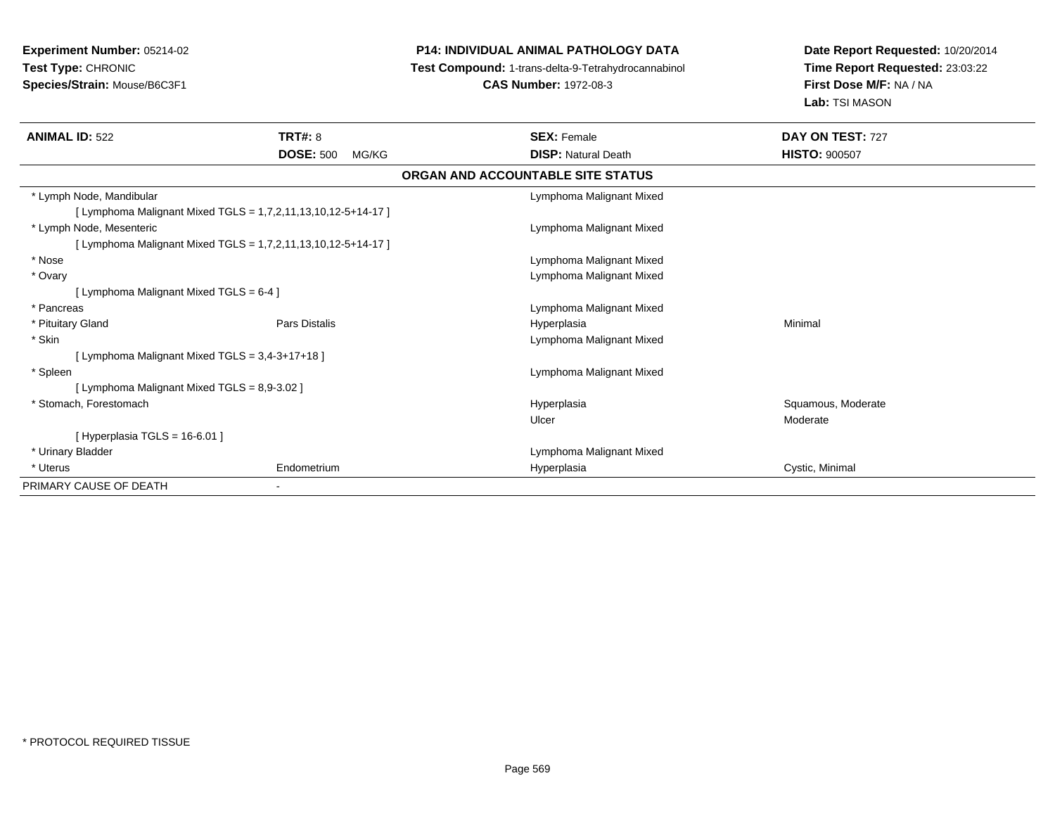**Experiment Number:** 05214-02
**Test Type:** CHRONIC
**Species/Strain:** Mouse/B6C3F1

**P14: INDIVIDUAL ANIMAL PATHOLOGY DATA**
**Test Compound:** 1-trans-delta-9-Tetrahydrocannabinol
**CAS Number:** 1972-08-3

**Date Report Requested:** 10/20/2014
**Time Report Requested:** 23:03:22
**First Dose M/F:** NA / NA
**Lab:** TSI MASON

| **ANIMAL ID:** 522 | **TRT#:** 8 | **SEX:** Female | **DAY ON TEST:** 727 |
|---|---|---|---|
| | **DOSE:** 500 MG/KG | **DISP:** Natural Death | **HISTO:** 900507 |

**ORGAN AND ACCOUNTABLE SITE STATUS**

| | | | |
|---|---|---|---|
| * Lymph Node, Mandibular | | Lymphoma Malignant Mixed | |
| [ Lymphoma Malignant Mixed TGLS = 1,7,2,11,13,10,12-5+14-17 ] | | | |
| * Lymph Node, Mesenteric | | Lymphoma Malignant Mixed | |
| [ Lymphoma Malignant Mixed TGLS = 1,7,2,11,13,10,12-5+14-17 ] | | | |
| * Nose | | Lymphoma Malignant Mixed | |
| * Ovary | | Lymphoma Malignant Mixed | |
| [ Lymphoma Malignant Mixed TGLS = 6-4 ] | | | |
| * Pancreas | | Lymphoma Malignant Mixed | |
| * Pituitary Gland | Pars Distalis | Hyperplasia | Minimal |
| * Skin | | Lymphoma Malignant Mixed | |
| [ Lymphoma Malignant Mixed TGLS = 3,4-3+17+18 ] | | | |
| * Spleen | | Lymphoma Malignant Mixed | |
| [ Lymphoma Malignant Mixed TGLS = 8,9-3.02 ] | | | |
| * Stomach, Forestomach | | Hyperplasia | Squamous, Moderate |
| | | Ulcer | Moderate |
| [ Hyperplasia TGLS = 16-6.01 ] | | | |
| * Urinary Bladder | | Lymphoma Malignant Mixed | |
| * Uterus | Endometrium | Hyperplasia | Cystic, Minimal |
| PRIMARY CAUSE OF DEATH | - | | |

* PROTOCOL REQUIRED TISSUE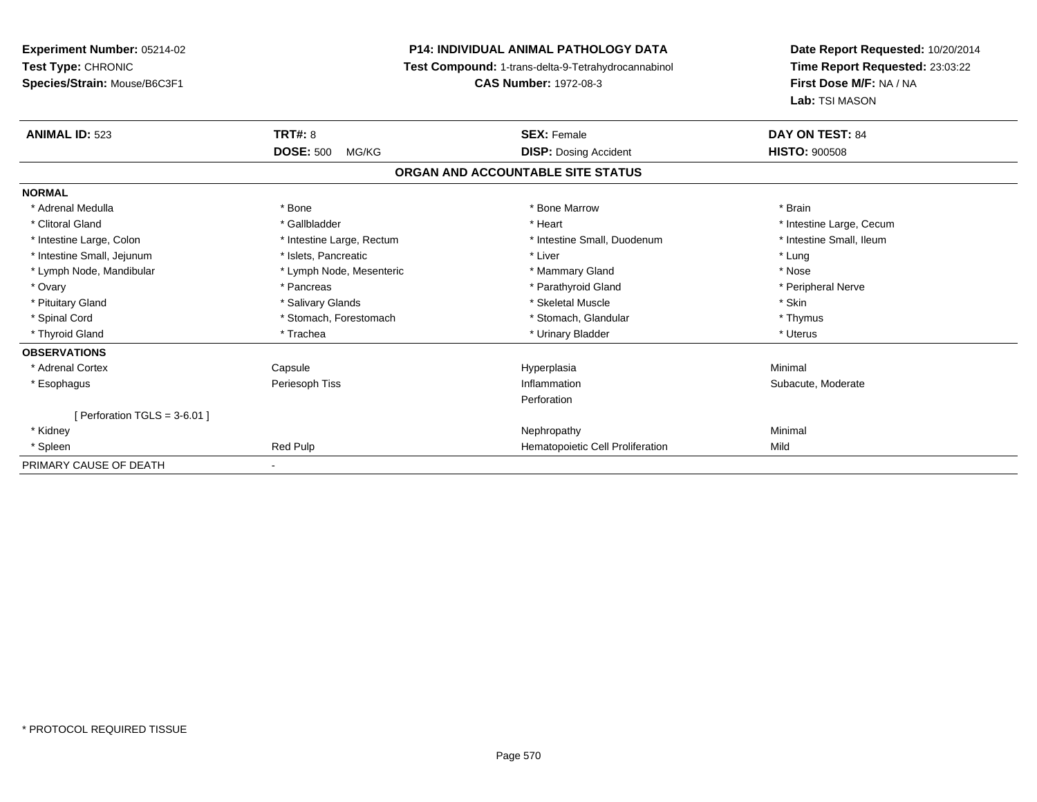**Experiment Number:** 05214-02
**Test Type:** CHRONIC
**Species/Strain:** Mouse/B6C3F1

**P14: INDIVIDUAL ANIMAL PATHOLOGY DATA**
**Test Compound:** 1-trans-delta-9-Tetrahydrocannabinol
**CAS Number:** 1972-08-3

**Date Report Requested:** 10/20/2014
**Time Report Requested:** 23:03:22
**First Dose M/F:** NA / NA
**Lab:** TSI MASON

| **ANIMAL ID:** 523 | **TRT#:** 8 | **SEX:** Female | **DAY ON TEST:** 84 |
|---|---|---|---|
| | **DOSE:** 500 MG/KG | **DISP:** Dosing Accident | **HISTO:** 900508 |

**ORGAN AND ACCOUNTABLE SITE STATUS**

**NORMAL**

| | | | |
|---|---|---|---|
| * Adrenal Medulla | * Bone | * Bone Marrow | * Brain |
| * Clitoral Gland | * Gallbladder | * Heart | * Intestine Large, Cecum |
| * Intestine Large, Colon | * Intestine Large, Rectum | * Intestine Small, Duodenum | * Intestine Small, Ileum |
| * Intestine Small, Jejunum | * Islets, Pancreatic | * Liver | * Lung |
| * Lymph Node, Mandibular | * Lymph Node, Mesenteric | * Mammary Gland | * Nose |
| * Ovary | * Pancreas | * Parathyroid Gland | * Peripheral Nerve |
| * Pituitary Gland | * Salivary Glands | * Skeletal Muscle | * Skin |
| * Spinal Cord | * Stomach, Forestomach | * Stomach, Glandular | * Thymus |
| * Thyroid Gland | * Trachea | * Urinary Bladder | * Uterus |

**OBSERVATIONS**

| | | | |
|---|---|---|---|
| * Adrenal Cortex | Capsule | Hyperplasia | Minimal |
| * Esophagus | Periesoph Tiss | Inflammation | Subacute, Moderate |
| | | Perforation | |
| [ Perforation TGLS = 3-6.01 ] | | | |
| * Kidney | | Nephropathy | Minimal |
| * Spleen | Red Pulp | Hematopoietic Cell Proliferation | Mild |

PRIMARY CAUSE OF DEATH -

* PROTOCOL REQUIRED TISSUE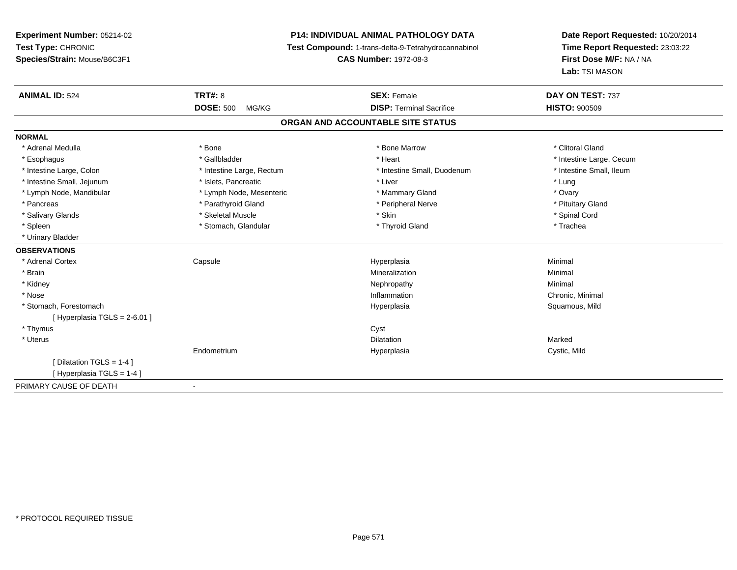**Experiment Number:** 05214-02
**Test Type:** CHRONIC
**Species/Strain:** Mouse/B6C3F1

**P14: INDIVIDUAL ANIMAL PATHOLOGY DATA**
**Test Compound:** 1-trans-delta-9-Tetrahydrocannabinol
**CAS Number:** 1972-08-3

**Date Report Requested:** 10/20/2014
**Time Report Requested:** 23:03:22
**First Dose M/F:** NA / NA
**Lab:** TSI MASON

| **ANIMAL ID:** 524 | **TRT#:** 8 | **SEX:** Female | **DAY ON TEST:** 737 |
|---|---|---|---|
| | **DOSE:** 500 MG/KG | **DISP:** Terminal Sacrifice | **HISTO:** 900509 |

## ORGAN AND ACCOUNTABLE SITE STATUS

**NORMAL**

| | | | |
|---|---|---|---|
| * Adrenal Medulla | * Bone | * Bone Marrow | * Clitoral Gland |
| * Esophagus | * Gallbladder | * Heart | * Intestine Large, Cecum |
| * Intestine Large, Colon | * Intestine Large, Rectum | * Intestine Small, Duodenum | * Intestine Small, Ileum |
| * Intestine Small, Jejunum | * Islets, Pancreatic | * Liver | * Lung |
| * Lymph Node, Mandibular | * Lymph Node, Mesenteric | * Mammary Gland | * Ovary |
| * Pancreas | * Parathyroid Gland | * Peripheral Nerve | * Pituitary Gland |
| * Salivary Glands | * Skeletal Muscle | * Skin | * Spinal Cord |
| * Spleen | * Stomach, Glandular | * Thyroid Gland | * Trachea |
| * Urinary Bladder | | | |

**OBSERVATIONS**

| | | | |
|---|---|---|---|
| * Adrenal Cortex | Capsule | Hyperplasia | Minimal |
| * Brain | | Mineralization | Minimal |
| * Kidney | | Nephropathy | Minimal |
| * Nose | | Inflammation | Chronic, Minimal |
| * Stomach, Forestomach | | Hyperplasia | Squamous, Mild |
| [ Hyperplasia TGLS = 2-6.01 ] | | | |
| * Thymus | | Cyst | |
| * Uterus | | Dilatation | Marked |
| | Endometrium | Hyperplasia | Cystic, Mild |
| [ Dilatation TGLS = 1-4 ] | | | |
| [ Hyperplasia TGLS = 1-4 ] | | | |

PRIMARY CAUSE OF DEATH -

* PROTOCOL REQUIRED TISSUE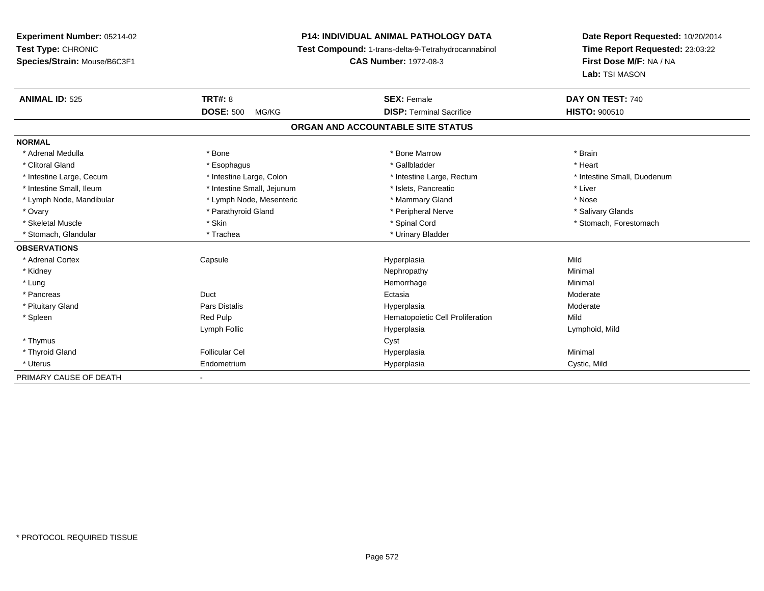**Experiment Number:** 05214-02
**Test Type:** CHRONIC
**Species/Strain:** Mouse/B6C3F1

**P14: INDIVIDUAL ANIMAL PATHOLOGY DATA**
**Test Compound:** 1-trans-delta-9-Tetrahydrocannabinol
**CAS Number:** 1972-08-3

**Date Report Requested:** 10/20/2014
**Time Report Requested:** 23:03:22
**First Dose M/F:** NA / NA
**Lab:** TSI MASON

| **ANIMAL ID:** 525 | **TRT#:** 8 | **SEX:** Female | **DAY ON TEST:** 740 |
|---|---|---|---|
| | **DOSE:** 500 MG/KG | **DISP:** Terminal Sacrifice | **HISTO:** 900510 |

## ORGAN AND ACCOUNTABLE SITE STATUS

| | | | |
|---|---|---|---|
| **NORMAL** | | | |
| * Adrenal Medulla | * Bone | * Bone Marrow | * Brain |
| * Clitoral Gland | * Esophagus | * Gallbladder | * Heart |
| * Intestine Large, Cecum | * Intestine Large, Colon | * Intestine Large, Rectum | * Intestine Small, Duodenum |
| * Intestine Small, Ileum | * Intestine Small, Jejunum | * Islets, Pancreatic | * Liver |
| * Lymph Node, Mandibular | * Lymph Node, Mesenteric | * Mammary Gland | * Nose |
| * Ovary | * Parathyroid Gland | * Peripheral Nerve | * Salivary Glands |
| * Skeletal Muscle | * Skin | * Spinal Cord | * Stomach, Forestomach |
| * Stomach, Glandular | * Trachea | * Urinary Bladder | |
| **OBSERVATIONS** | | | |
| * Adrenal Cortex | Capsule | Hyperplasia | Mild |
| * Kidney | | Nephropathy | Minimal |
| * Lung | | Hemorrhage | Minimal |
| * Pancreas | Duct | Ectasia | Moderate |
| * Pituitary Gland | Pars Distalis | Hyperplasia | Moderate |
| * Spleen | Red Pulp | Hematopoietic Cell Proliferation | Mild |
| | Lymph Follic | Hyperplasia | Lymphoid, Mild |
| * Thymus | | Cyst | |
| * Thyroid Gland | Follicular Cel | Hyperplasia | Minimal |
| * Uterus | Endometrium | Hyperplasia | Cystic, Mild |
| PRIMARY CAUSE OF DEATH | - | | |

* PROTOCOL REQUIRED TISSUE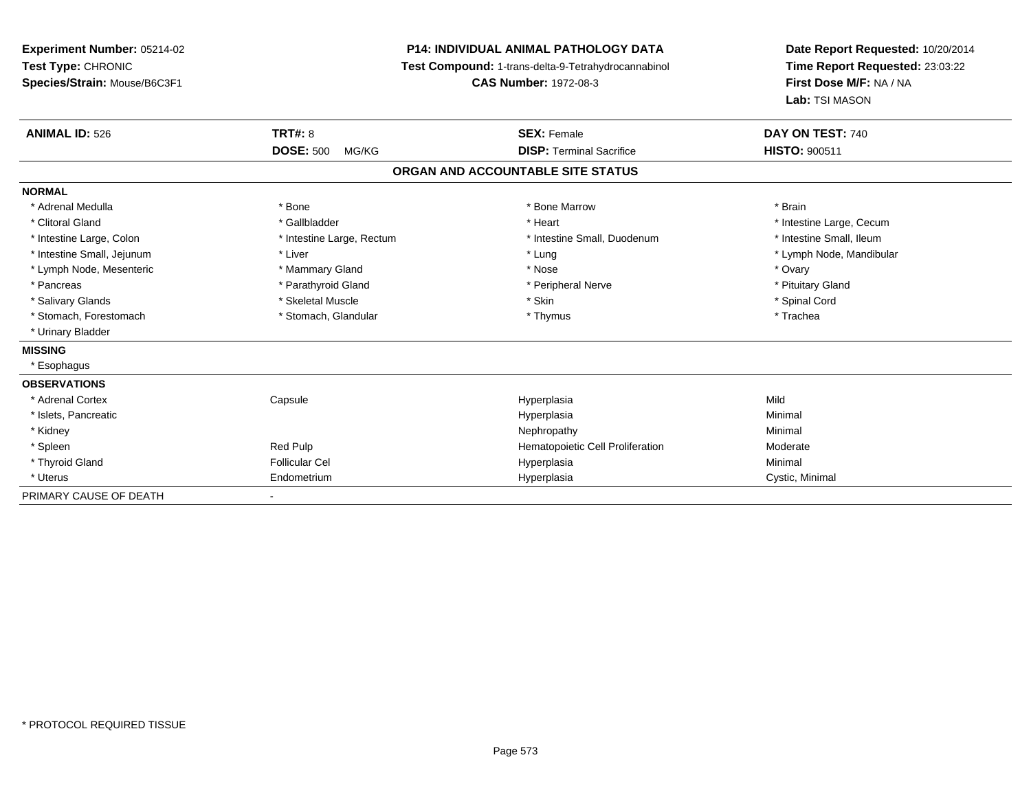**Experiment Number:** 05214-02
**Test Type:** CHRONIC
**Species/Strain:** Mouse/B6C3F1

**P14: INDIVIDUAL ANIMAL PATHOLOGY DATA**
**Test Compound:** 1-trans-delta-9-Tetrahydrocannabinol
**CAS Number:** 1972-08-3

**Date Report Requested:** 10/20/2014
**Time Report Requested:** 23:03:22
**First Dose M/F:** NA / NA
**Lab:** TSI MASON

| **ANIMAL ID:** 526 | **TRT#:** 8 | **SEX:** Female | **DAY ON TEST:** 740 |
|---|---|---|---|
| | **DOSE:** 500 MG/KG | **DISP:** Terminal Sacrifice | **HISTO:** 900511 |

## ORGAN AND ACCOUNTABLE SITE STATUS

**NORMAL**

| | | | |
|---|---|---|---|
| * Adrenal Medulla | * Bone | * Bone Marrow | * Brain |
| * Clitoral Gland | * Gallbladder | * Heart | * Intestine Large, Cecum |
| * Intestine Large, Colon | * Intestine Large, Rectum | * Intestine Small, Duodenum | * Intestine Small, Ileum |
| * Intestine Small, Jejunum | * Liver | * Lung | * Lymph Node, Mandibular |
| * Lymph Node, Mesenteric | * Mammary Gland | * Nose | * Ovary |
| * Pancreas | * Parathyroid Gland | * Peripheral Nerve | * Pituitary Gland |
| * Salivary Glands | * Skeletal Muscle | * Skin | * Spinal Cord |
| * Stomach, Forestomach | * Stomach, Glandular | * Thymus | * Trachea |
| * Urinary Bladder | | | |

**MISSING**

* Esophagus

**OBSERVATIONS**

| | | | |
|---|---|---|---|
| * Adrenal Cortex | Capsule | Hyperplasia | Mild |
| * Islets, Pancreatic | | Hyperplasia | Minimal |
| * Kidney | | Nephropathy | Minimal |
| * Spleen | Red Pulp | Hematopoietic Cell Proliferation | Moderate |
| * Thyroid Gland | Follicular Cel | Hyperplasia | Minimal |
| * Uterus | Endometrium | Hyperplasia | Cystic, Minimal |

PRIMARY CAUSE OF DEATH -

* PROTOCOL REQUIRED TISSUE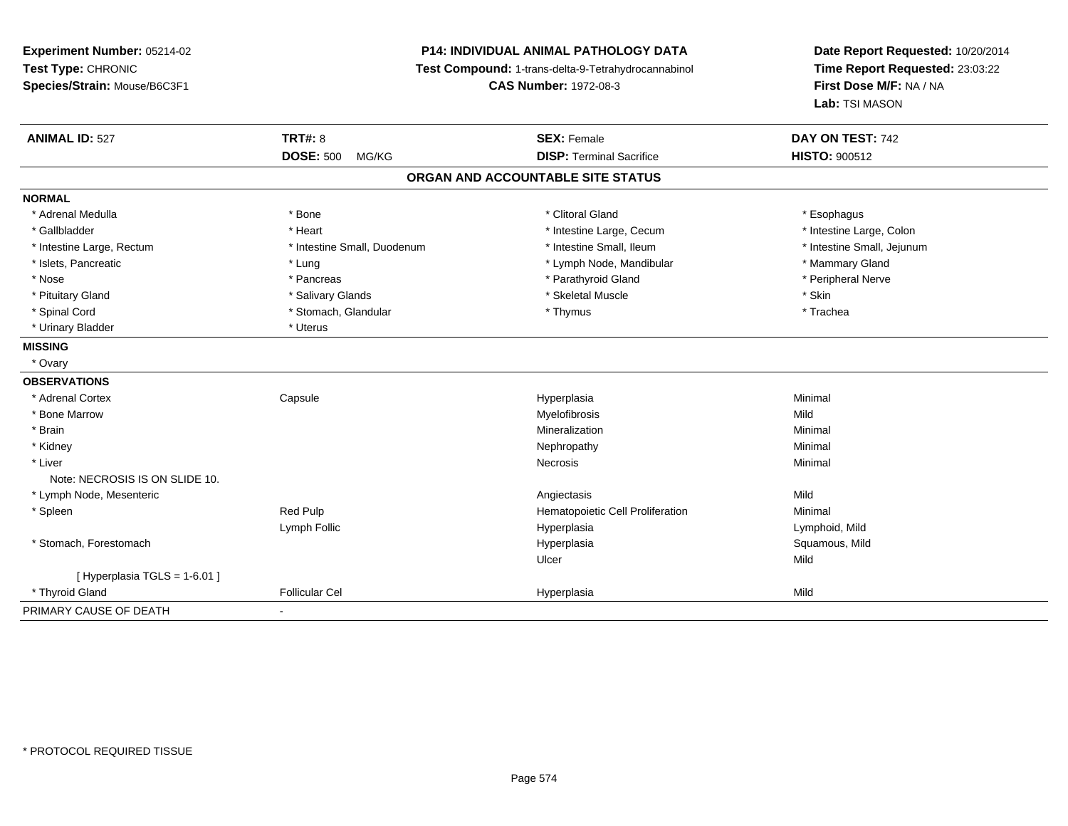**Experiment Number:** 05214-02
**Test Type:** CHRONIC
**Species/Strain:** Mouse/B6C3F1

**P14: INDIVIDUAL ANIMAL PATHOLOGY DATA**
**Test Compound:** 1-trans-delta-9-Tetrahydrocannabinol
**CAS Number:** 1972-08-3

**Date Report Requested:** 10/20/2014
**Time Report Requested:** 23:03:22
**First Dose M/F:** NA / NA
**Lab:** TSI MASON

| **ANIMAL ID:** 527 | **TRT#:** 8 | **SEX:** Female | **DAY ON TEST:** 742 |
|---|---|---|---|
| | **DOSE:** 500 MG/KG | **DISP:** Terminal Sacrifice | **HISTO:** 900512 |

## ORGAN AND ACCOUNTABLE SITE STATUS

**NORMAL**

| | | | |
|---|---|---|---|
| * Adrenal Medulla | * Bone | * Clitoral Gland | * Esophagus |
| * Gallbladder | * Heart | * Intestine Large, Cecum | * Intestine Large, Colon |
| * Intestine Large, Rectum | * Intestine Small, Duodenum | * Intestine Small, Ileum | * Intestine Small, Jejunum |
| * Islets, Pancreatic | * Lung | * Lymph Node, Mandibular | * Mammary Gland |
| * Nose | * Pancreas | * Parathyroid Gland | * Peripheral Nerve |
| * Pituitary Gland | * Salivary Glands | * Skeletal Muscle | * Skin |
| * Spinal Cord | * Stomach, Glandular | * Thymus | * Trachea |
| * Urinary Bladder | * Uterus | | |

**MISSING**

* Ovary

**OBSERVATIONS**

| | | | |
|---|---|---|---|
| * Adrenal Cortex | Capsule | Hyperplasia | Minimal |
| * Bone Marrow | | Myelofibrosis | Mild |
| * Brain | | Mineralization | Minimal |
| * Kidney | | Nephropathy | Minimal |
| * Liver | | Necrosis | Minimal |
| Note: NECROSIS IS ON SLIDE 10. | | | |
| * Lymph Node, Mesenteric | | Angiectasis | Mild |
| * Spleen | Red Pulp | Hematopoietic Cell Proliferation | Minimal |
| | Lymph Follic | Hyperplasia | Lymphoid, Mild |
| * Stomach, Forestomach | | Hyperplasia | Squamous, Mild |
| | | Ulcer | Mild |
| [ Hyperplasia TGLS = 1-6.01 ] | | | |
| * Thyroid Gland | Follicular Cel | Hyperplasia | Mild |

PRIMARY CAUSE OF DEATH -

* PROTOCOL REQUIRED TISSUE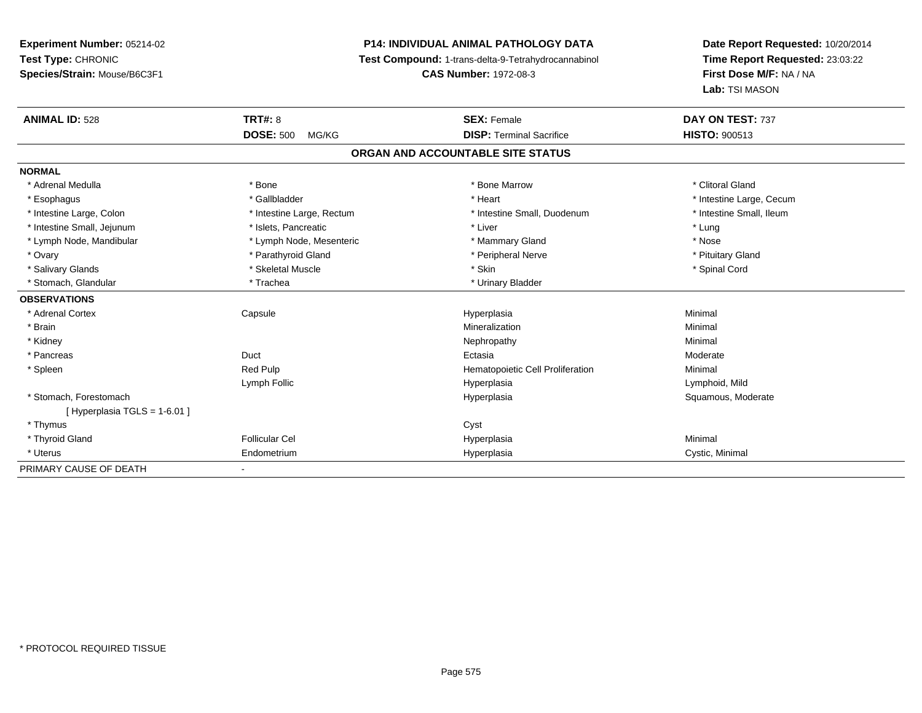**Experiment Number:** 05214-02
**Test Type:** CHRONIC
**Species/Strain:** Mouse/B6C3F1

**P14: INDIVIDUAL ANIMAL PATHOLOGY DATA**
**Test Compound:** 1-trans-delta-9-Tetrahydrocannabinol
**CAS Number:** 1972-08-3

**Date Report Requested:** 10/20/2014
**Time Report Requested:** 23:03:22
**First Dose M/F:** NA / NA
**Lab:** TSI MASON

| **ANIMAL ID:** 528 | **TRT#:** 8 | **SEX:** Female | **DAY ON TEST:** 737 |
|---|---|---|---|
| | **DOSE:** 500 MG/KG | **DISP:** Terminal Sacrifice | **HISTO:** 900513 |

## ORGAN AND ACCOUNTABLE SITE STATUS

| | | | |
|---|---|---|---|
| **NORMAL** | | | |
| * Adrenal Medulla | * Bone | * Bone Marrow | * Clitoral Gland |
| * Esophagus | * Gallbladder | * Heart | * Intestine Large, Cecum |
| * Intestine Large, Colon | * Intestine Large, Rectum | * Intestine Small, Duodenum | * Intestine Small, Ileum |
| * Intestine Small, Jejunum | * Islets, Pancreatic | * Liver | * Lung |
| * Lymph Node, Mandibular | * Lymph Node, Mesenteric | * Mammary Gland | * Nose |
| * Ovary | * Parathyroid Gland | * Peripheral Nerve | * Pituitary Gland |
| * Salivary Glands | * Skeletal Muscle | * Skin | * Spinal Cord |
| * Stomach, Glandular | * Trachea | * Urinary Bladder | |
| **OBSERVATIONS** | | | |
| * Adrenal Cortex | Capsule | Hyperplasia | Minimal |
| * Brain | | Mineralization | Minimal |
| * Kidney | | Nephropathy | Minimal |
| * Pancreas | Duct | Ectasia | Moderate |
| * Spleen | Red Pulp | Hematopoietic Cell Proliferation | Minimal |
| | Lymph Follic | Hyperplasia | Lymphoid, Mild |
| * Stomach, Forestomach | | Hyperplasia | Squamous, Moderate |
| [ Hyperplasia TGLS = 1-6.01 ] | | | |
| * Thymus | | Cyst | |
| * Thyroid Gland | Follicular Cel | Hyperplasia | Minimal |
| * Uterus | Endometrium | Hyperplasia | Cystic, Minimal |
| PRIMARY CAUSE OF DEATH | - | | |

\* PROTOCOL REQUIRED TISSUE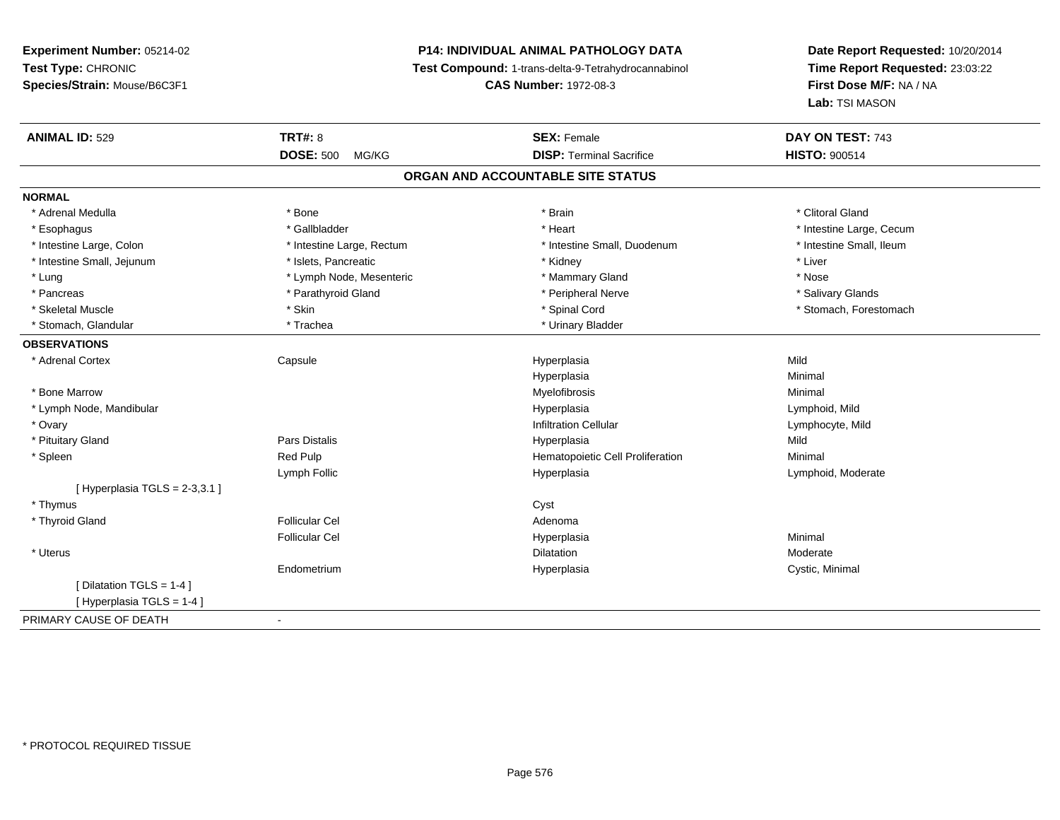**Experiment Number:** 05214-02
**Test Type:** CHRONIC
**Species/Strain:** Mouse/B6C3F1

**P14: INDIVIDUAL ANIMAL PATHOLOGY DATA**
**Test Compound:** 1-trans-delta-9-Tetrahydrocannabinol
**CAS Number:** 1972-08-3

**Date Report Requested:** 10/20/2014
**Time Report Requested:** 23:03:22
**First Dose M/F:** NA / NA
**Lab:** TSI MASON

| **ANIMAL ID:** 529 | **TRT#:** 8 | **SEX:** Female | **DAY ON TEST:** 743 |
|---|---|---|---|
| | **DOSE:** 500 MG/KG | **DISP:** Terminal Sacrifice | **HISTO:** 900514 |

## ORGAN AND ACCOUNTABLE SITE STATUS

**NORMAL**

| | | | |
|---|---|---|---|
| * Adrenal Medulla | * Bone | * Brain | * Clitoral Gland |
| * Esophagus | * Gallbladder | * Heart | * Intestine Large, Cecum |
| * Intestine Large, Colon | * Intestine Large, Rectum | * Intestine Small, Duodenum | * Intestine Small, Ileum |
| * Intestine Small, Jejunum | * Islets, Pancreatic | * Kidney | * Liver |
| * Lung | * Lymph Node, Mesenteric | * Mammary Gland | * Nose |
| * Pancreas | * Parathyroid Gland | * Peripheral Nerve | * Salivary Glands |
| * Skeletal Muscle | * Skin | * Spinal Cord | * Stomach, Forestomach |
| * Stomach, Glandular | * Trachea | * Urinary Bladder | |

**OBSERVATIONS**

| | | | |
|---|---|---|---|
| * Adrenal Cortex | Capsule | Hyperplasia | Mild |
| | | Hyperplasia | Minimal |
| * Bone Marrow | | Myelofibrosis | Minimal |
| * Lymph Node, Mandibular | | Hyperplasia | Lymphoid, Mild |
| * Ovary | | Infiltration Cellular | Lymphocyte, Mild |
| * Pituitary Gland | Pars Distalis | Hyperplasia | Mild |
| * Spleen | Red Pulp | Hematopoietic Cell Proliferation | Minimal |
| | Lymph Follic | Hyperplasia | Lymphoid, Moderate |
| [ Hyperplasia TGLS = 2-3,3.1 ] | | | |
| * Thymus | | Cyst | |
| * Thyroid Gland | Follicular Cel | Adenoma | |
| | Follicular Cel | Hyperplasia | Minimal |
| * Uterus | | Dilatation | Moderate |
| | Endometrium | Hyperplasia | Cystic, Minimal |
| [ Dilatation TGLS = 1-4 ] | | | |
| [ Hyperplasia TGLS = 1-4 ] | | | |

PRIMARY CAUSE OF DEATH -

* PROTOCOL REQUIRED TISSUE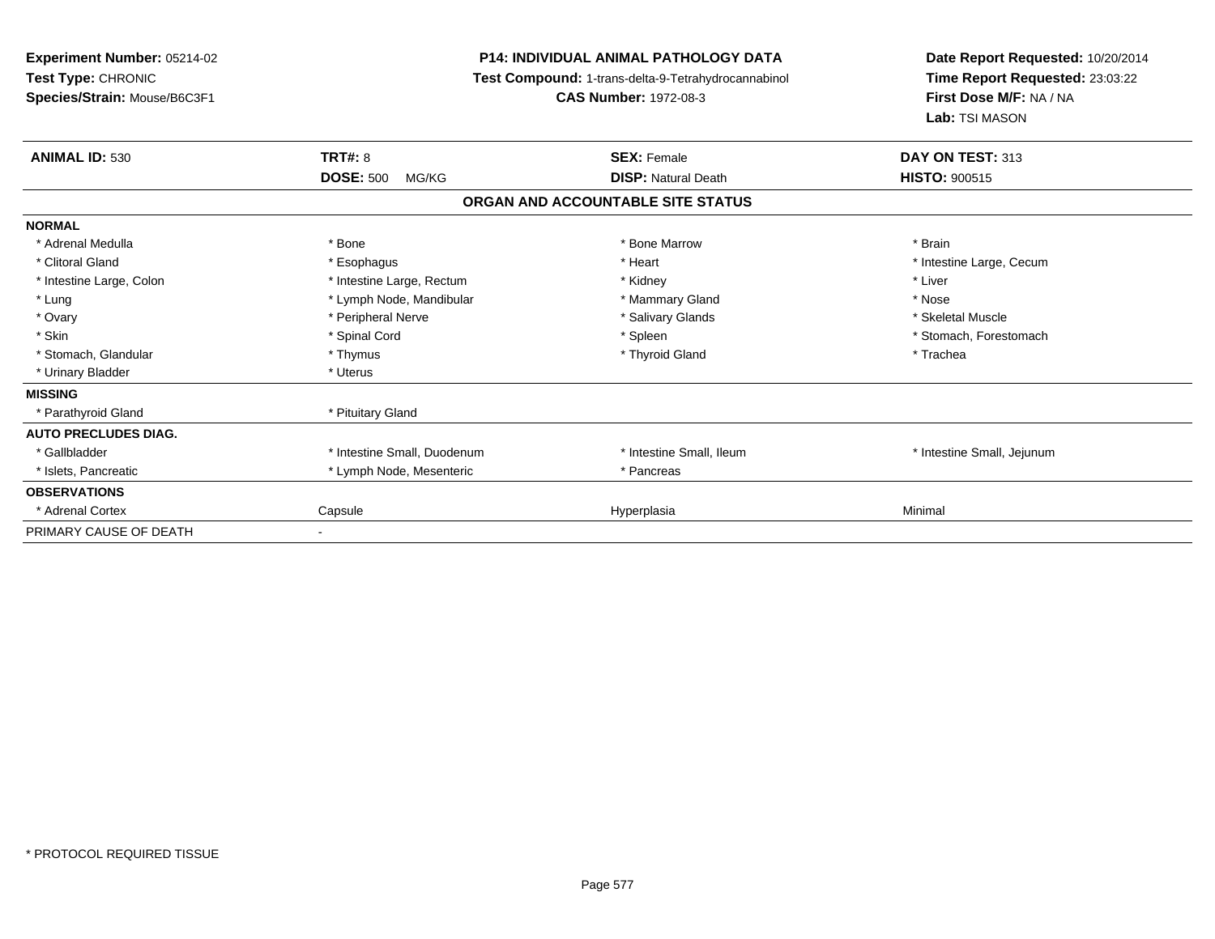**Experiment Number:** 05214-02
**Test Type:** CHRONIC
**Species/Strain:** Mouse/B6C3F1

**P14: INDIVIDUAL ANIMAL PATHOLOGY DATA**
**Test Compound:** 1-trans-delta-9-Tetrahydrocannabinol
**CAS Number:** 1972-08-3

**Date Report Requested:** 10/20/2014
**Time Report Requested:** 23:03:22
**First Dose M/F:** NA / NA
**Lab:** TSI MASON

| **ANIMAL ID:** 530 | **TRT#:** 8 | **SEX:** Female | **DAY ON TEST:** 313 |
|---|---|---|---|
| | **DOSE:** 500 MG/KG | **DISP:** Natural Death | **HISTO:** 900515 |

## ORGAN AND ACCOUNTABLE SITE STATUS

| | | | |
|---|---|---|---|
| **NORMAL** | | | |
| * Adrenal Medulla | * Bone | * Bone Marrow | * Brain |
| * Clitoral Gland | * Esophagus | * Heart | * Intestine Large, Cecum |
| * Intestine Large, Colon | * Intestine Large, Rectum | * Kidney | * Liver |
| * Lung | * Lymph Node, Mandibular | * Mammary Gland | * Nose |
| * Ovary | * Peripheral Nerve | * Salivary Glands | * Skeletal Muscle |
| * Skin | * Spinal Cord | * Spleen | * Stomach, Forestomach |
| * Stomach, Glandular | * Thymus | * Thyroid Gland | * Trachea |
| * Urinary Bladder | * Uterus | | |
| **MISSING** | | | |
| * Parathyroid Gland | * Pituitary Gland | | |
| **AUTO PRECLUDES DIAG.** | | | |
| * Gallbladder | * Intestine Small, Duodenum | * Intestine Small, Ileum | * Intestine Small, Jejunum |
| * Islets, Pancreatic | * Lymph Node, Mesenteric | * Pancreas | |
| **OBSERVATIONS** | | | |
| * Adrenal Cortex | Capsule | Hyperplasia | Minimal |
| PRIMARY CAUSE OF DEATH | - | | |

* PROTOCOL REQUIRED TISSUE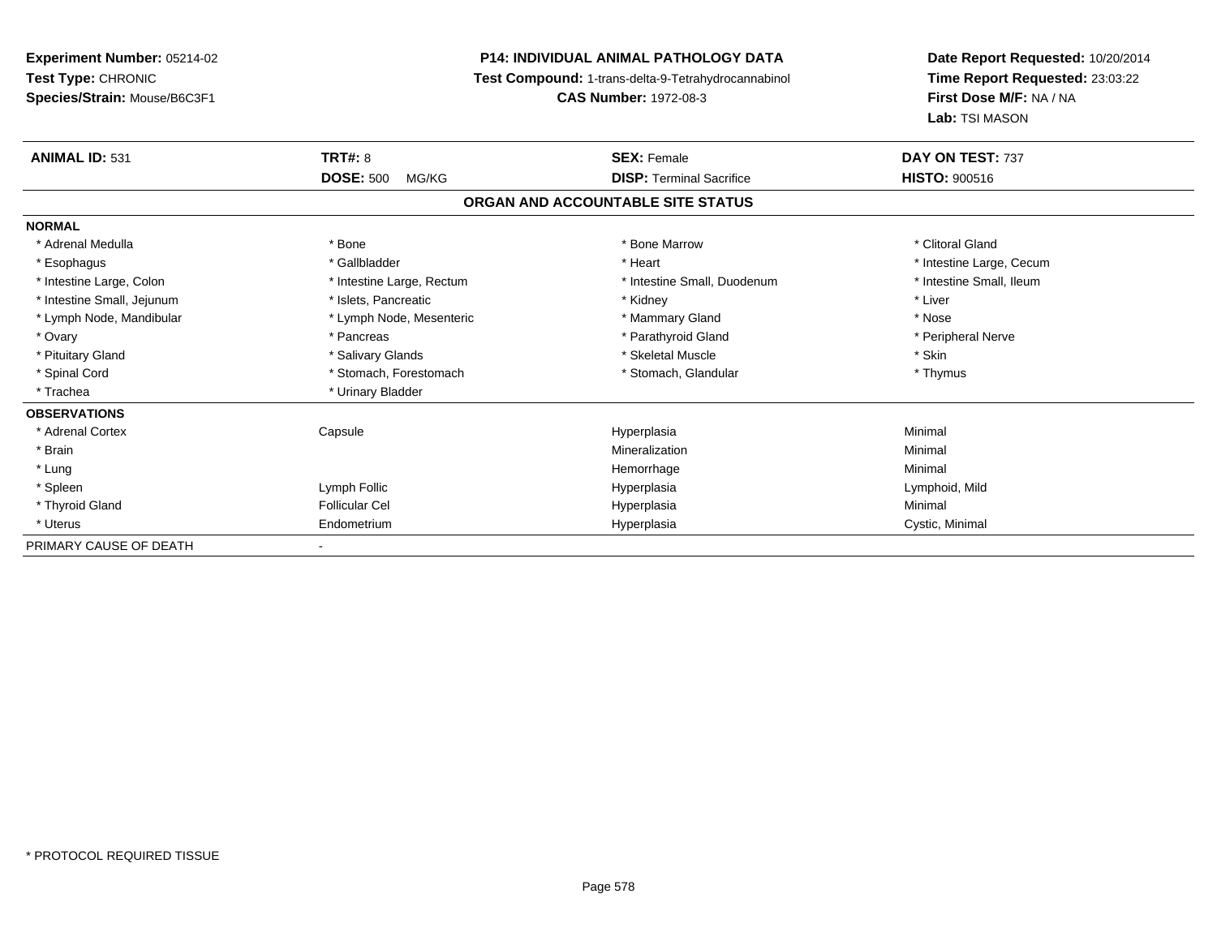**Experiment Number:** 05214-02
**Test Type:** CHRONIC
**Species/Strain:** Mouse/B6C3F1

**P14: INDIVIDUAL ANIMAL PATHOLOGY DATA**
**Test Compound:** 1-trans-delta-9-Tetrahydrocannabinol
**CAS Number:** 1972-08-3

**Date Report Requested:** 10/20/2014
**Time Report Requested:** 23:03:22
**First Dose M/F:** NA / NA
**Lab:** TSI MASON

| **ANIMAL ID:** 531 | **TRT#:** 8 | **SEX:** Female | **DAY ON TEST:** 737 |
|---|---|---|---|
| | **DOSE:** 500 MG/KG | **DISP:** Terminal Sacrifice | **HISTO:** 900516 |

## ORGAN AND ACCOUNTABLE SITE STATUS

**NORMAL**

| | | | |
|---|---|---|---|
| * Adrenal Medulla | * Bone | * Bone Marrow | * Clitoral Gland |
| * Esophagus | * Gallbladder | * Heart | * Intestine Large, Cecum |
| * Intestine Large, Colon | * Intestine Large, Rectum | * Intestine Small, Duodenum | * Intestine Small, Ileum |
| * Intestine Small, Jejunum | * Islets, Pancreatic | * Kidney | * Liver |
| * Lymph Node, Mandibular | * Lymph Node, Mesenteric | * Mammary Gland | * Nose |
| * Ovary | * Pancreas | * Parathyroid Gland | * Peripheral Nerve |
| * Pituitary Gland | * Salivary Glands | * Skeletal Muscle | * Skin |
| * Spinal Cord | * Stomach, Forestomach | * Stomach, Glandular | * Thymus |
| * Trachea | * Urinary Bladder | | |

**OBSERVATIONS**

| | | | |
|---|---|---|---|
| * Adrenal Cortex | Capsule | Hyperplasia | Minimal |
| * Brain | | Mineralization | Minimal |
| * Lung | | Hemorrhage | Minimal |
| * Spleen | Lymph Follic | Hyperplasia | Lymphoid, Mild |
| * Thyroid Gland | Follicular Cel | Hyperplasia | Minimal |
| * Uterus | Endometrium | Hyperplasia | Cystic, Minimal |

PRIMARY CAUSE OF DEATH -

* PROTOCOL REQUIRED TISSUE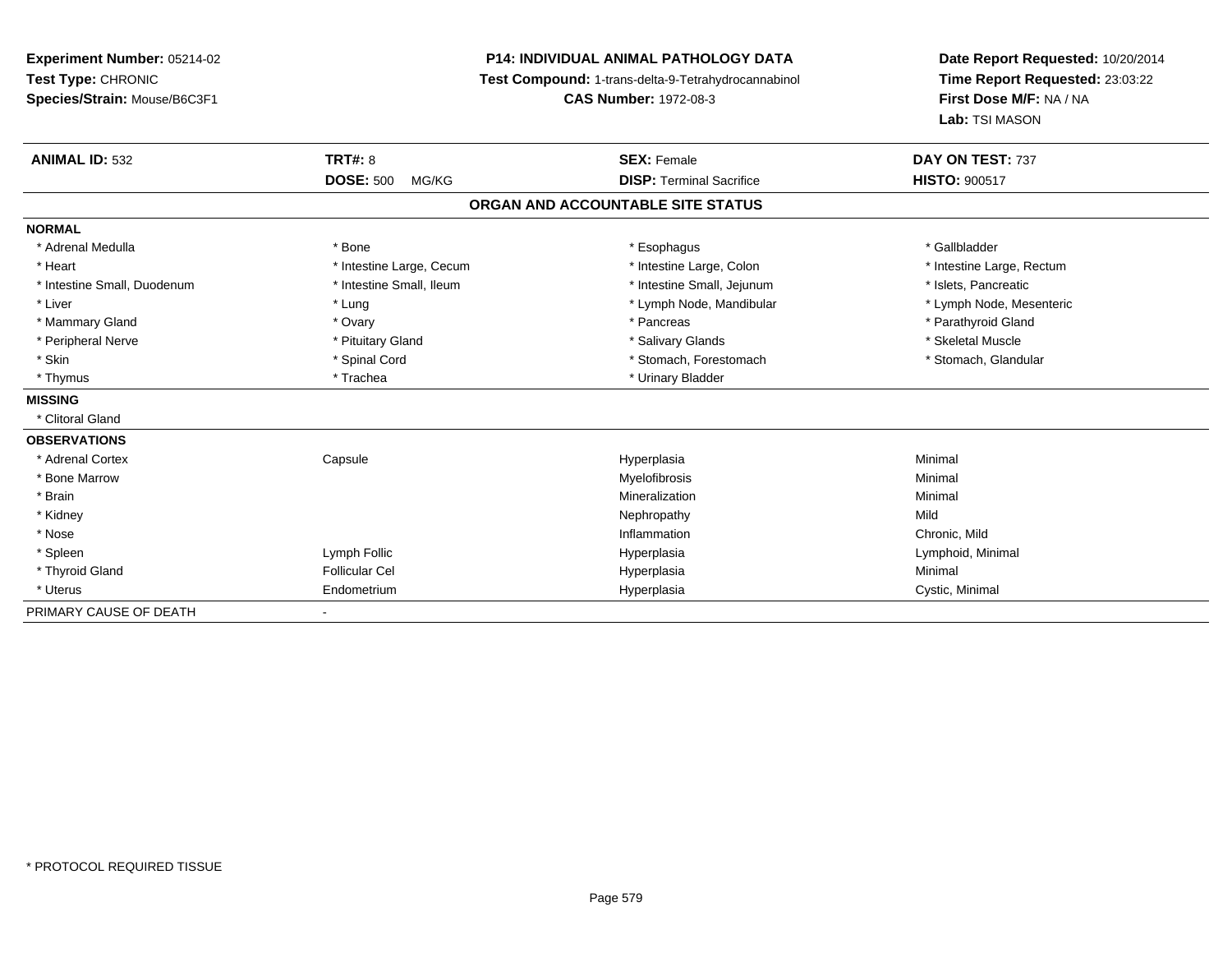**Experiment Number:** 05214-02
**Test Type:** CHRONIC
**Species/Strain:** Mouse/B6C3F1

**P14: INDIVIDUAL ANIMAL PATHOLOGY DATA**
**Test Compound:** 1-trans-delta-9-Tetrahydrocannabinol
**CAS Number:** 1972-08-3

**Date Report Requested:** 10/20/2014
**Time Report Requested:** 23:03:22
**First Dose M/F:** NA / NA
**Lab:** TSI MASON

| **ANIMAL ID:** 532 | **TRT#:** 8 | **SEX:** Female | **DAY ON TEST:** 737 |
|---|---|---|---|
| | **DOSE:** 500 MG/KG | **DISP:** Terminal Sacrifice | **HISTO:** 900517 |

**ORGAN AND ACCOUNTABLE SITE STATUS**

**NORMAL**

| | | | |
|---|---|---|---|
| * Adrenal Medulla | * Bone | * Esophagus | * Gallbladder |
| * Heart | * Intestine Large, Cecum | * Intestine Large, Colon | * Intestine Large, Rectum |
| * Intestine Small, Duodenum | * Intestine Small, Ileum | * Intestine Small, Jejunum | * Islets, Pancreatic |
| * Liver | * Lung | * Lymph Node, Mandibular | * Lymph Node, Mesenteric |
| * Mammary Gland | * Ovary | * Pancreas | * Parathyroid Gland |
| * Peripheral Nerve | * Pituitary Gland | * Salivary Glands | * Skeletal Muscle |
| * Skin | * Spinal Cord | * Stomach, Forestomach | * Stomach, Glandular |
| * Thymus | * Trachea | * Urinary Bladder | |

**MISSING**

* Clitoral Gland

**OBSERVATIONS**

| | | | |
|---|---|---|---|
| * Adrenal Cortex | Capsule | Hyperplasia | Minimal |
| * Bone Marrow | | Myelofibrosis | Minimal |
| * Brain | | Mineralization | Minimal |
| * Kidney | | Nephropathy | Mild |
| * Nose | | Inflammation | Chronic, Mild |
| * Spleen | Lymph Follic | Hyperplasia | Lymphoid, Minimal |
| * Thyroid Gland | Follicular Cel | Hyperplasia | Minimal |
| * Uterus | Endometrium | Hyperplasia | Cystic, Minimal |

PRIMARY CAUSE OF DEATH -

* PROTOCOL REQUIRED TISSUE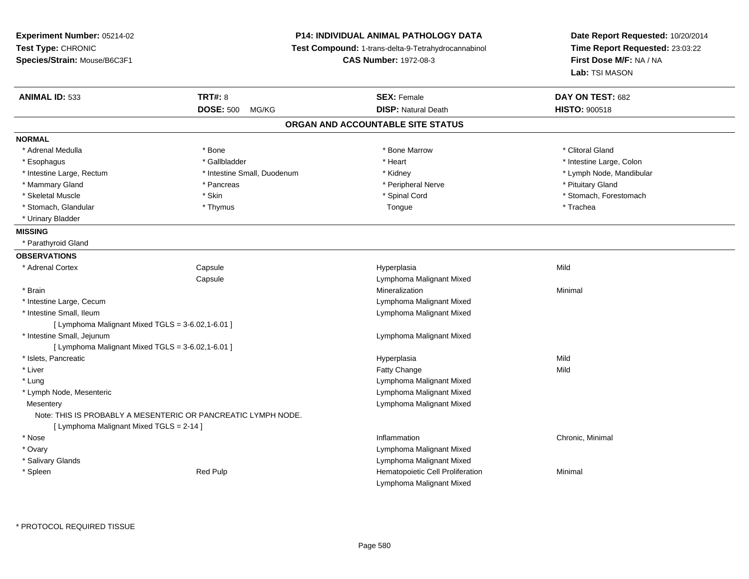**Experiment Number:** 05214-02
**Test Type:** CHRONIC
**Species/Strain:** Mouse/B6C3F1

**P14: INDIVIDUAL ANIMAL PATHOLOGY DATA**
**Test Compound:** 1-trans-delta-9-Tetrahydrocannabinol
**CAS Number:** 1972-08-3

**Date Report Requested:** 10/20/2014
**Time Report Requested:** 23:03:22
**First Dose M/F:** NA / NA
**Lab:** TSI MASON

| **ANIMAL ID:** 533 | **TRT#:** 8 | **SEX:** Female | **DAY ON TEST:** 682 |
|---|---|---|---|
| | **DOSE:** 500 MG/KG | **DISP:** Natural Death | **HISTO:** 900518 |

## ORGAN AND ACCOUNTABLE SITE STATUS

**NORMAL**

| | | | |
|---|---|---|---|
| * Adrenal Medulla | * Bone | * Bone Marrow | * Clitoral Gland |
| * Esophagus | * Gallbladder | * Heart | * Intestine Large, Colon |
| * Intestine Large, Rectum | * Intestine Small, Duodenum | * Kidney | * Lymph Node, Mandibular |
| * Mammary Gland | * Pancreas | * Peripheral Nerve | * Pituitary Gland |
| * Skeletal Muscle | * Skin | * Spinal Cord | * Stomach, Forestomach |
| * Stomach, Glandular | * Thymus | Tongue | * Trachea |
| * Urinary Bladder | | | |

**MISSING**

* Parathyroid Gland

**OBSERVATIONS**

| | | | |
|---|---|---|---|
| * Adrenal Cortex | Capsule | Hyperplasia | Mild |
| | Capsule | Lymphoma Malignant Mixed | |
| * Brain | | Mineralization | Minimal |
| * Intestine Large, Cecum | | Lymphoma Malignant Mixed | |
| * Intestine Small, Ileum | | Lymphoma Malignant Mixed | |
| [ Lymphoma Malignant Mixed TGLS = 3-6.02,1-6.01 ] | | | |
| * Intestine Small, Jejunum | | Lymphoma Malignant Mixed | |
| [ Lymphoma Malignant Mixed TGLS = 3-6.02,1-6.01 ] | | | |
| * Islets, Pancreatic | | Hyperplasia | Mild |
| * Liver | | Fatty Change | Mild |
| * Lung | | Lymphoma Malignant Mixed | |
| * Lymph Node, Mesenteric | | Lymphoma Malignant Mixed | |
| Mesentery | | Lymphoma Malignant Mixed | |
| Note: THIS IS PROBABLY A MESENTERIC OR PANCREATIC LYMPH NODE. | | | |
| [ Lymphoma Malignant Mixed TGLS = 2-14 ] | | | |
| * Nose | | Inflammation | Chronic, Minimal |
| * Ovary | | Lymphoma Malignant Mixed | |
| * Salivary Glands | | Lymphoma Malignant Mixed | |
| * Spleen | Red Pulp | Hematopoietic Cell Proliferation | Minimal |
| | | Lymphoma Malignant Mixed | |

\* PROTOCOL REQUIRED TISSUE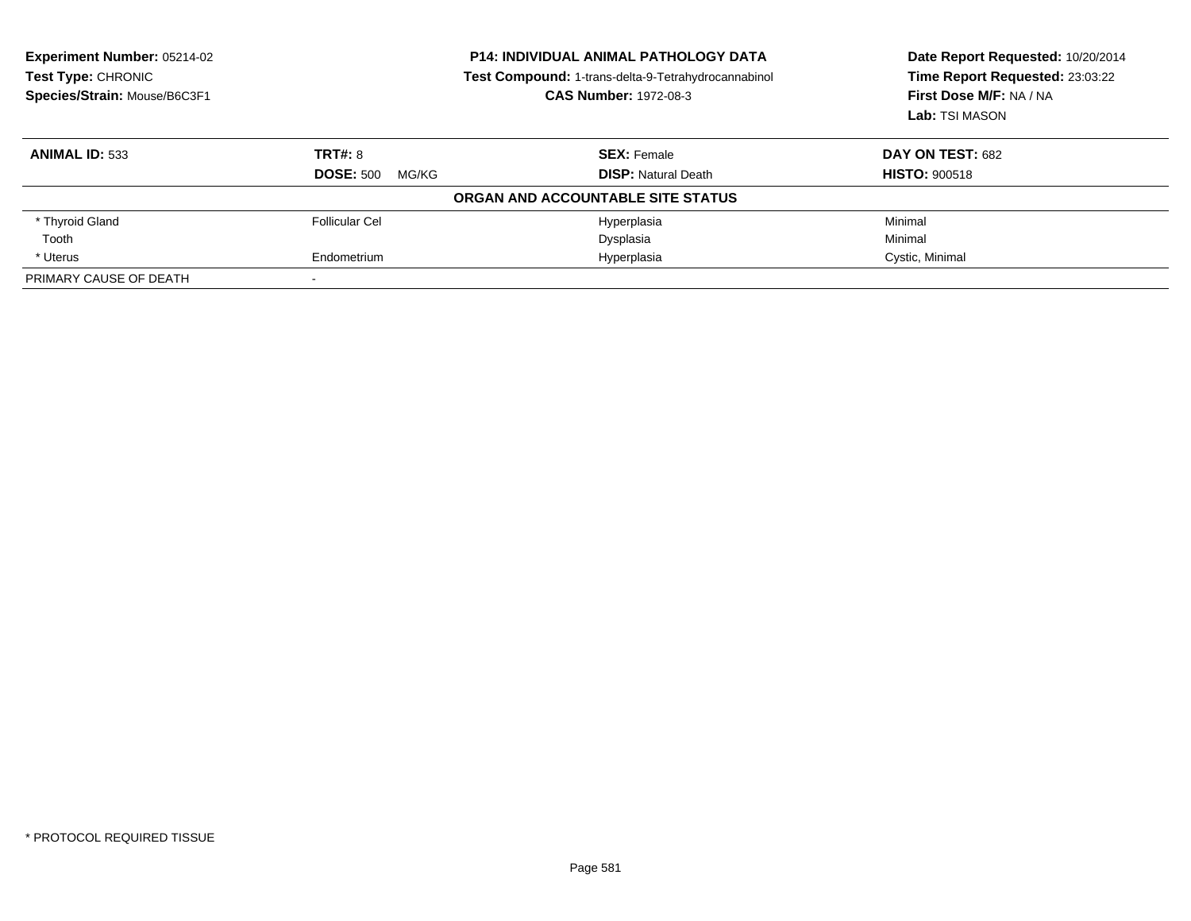**Experiment Number:** 05214-02
**Test Type:** CHRONIC
**Species/Strain:** Mouse/B6C3F1

**P14: INDIVIDUAL ANIMAL PATHOLOGY DATA**
**Test Compound:** 1-trans-delta-9-Tetrahydrocannabinol
**CAS Number:** 1972-08-3

**Date Report Requested:** 10/20/2014
**Time Report Requested:** 23:03:22
**First Dose M/F:** NA / NA
**Lab:** TSI MASON

| **ANIMAL ID:** 533 | **TRT#:** 8 | **SEX:** Female | **DAY ON TEST:** 682 |
|---|---|---|---|
| | **DOSE:** 500 MG/KG | **DISP:** Natural Death | **HISTO:** 900518 |
| | | **ORGAN AND ACCOUNTABLE SITE STATUS** | |
| * Thyroid Gland | Follicular Cel | Hyperplasia | Minimal |
| Tooth | | Dysplasia | Minimal |
| * Uterus | Endometrium | Hyperplasia | Cystic, Minimal |
| PRIMARY CAUSE OF DEATH | - | | |

* PROTOCOL REQUIRED TISSUE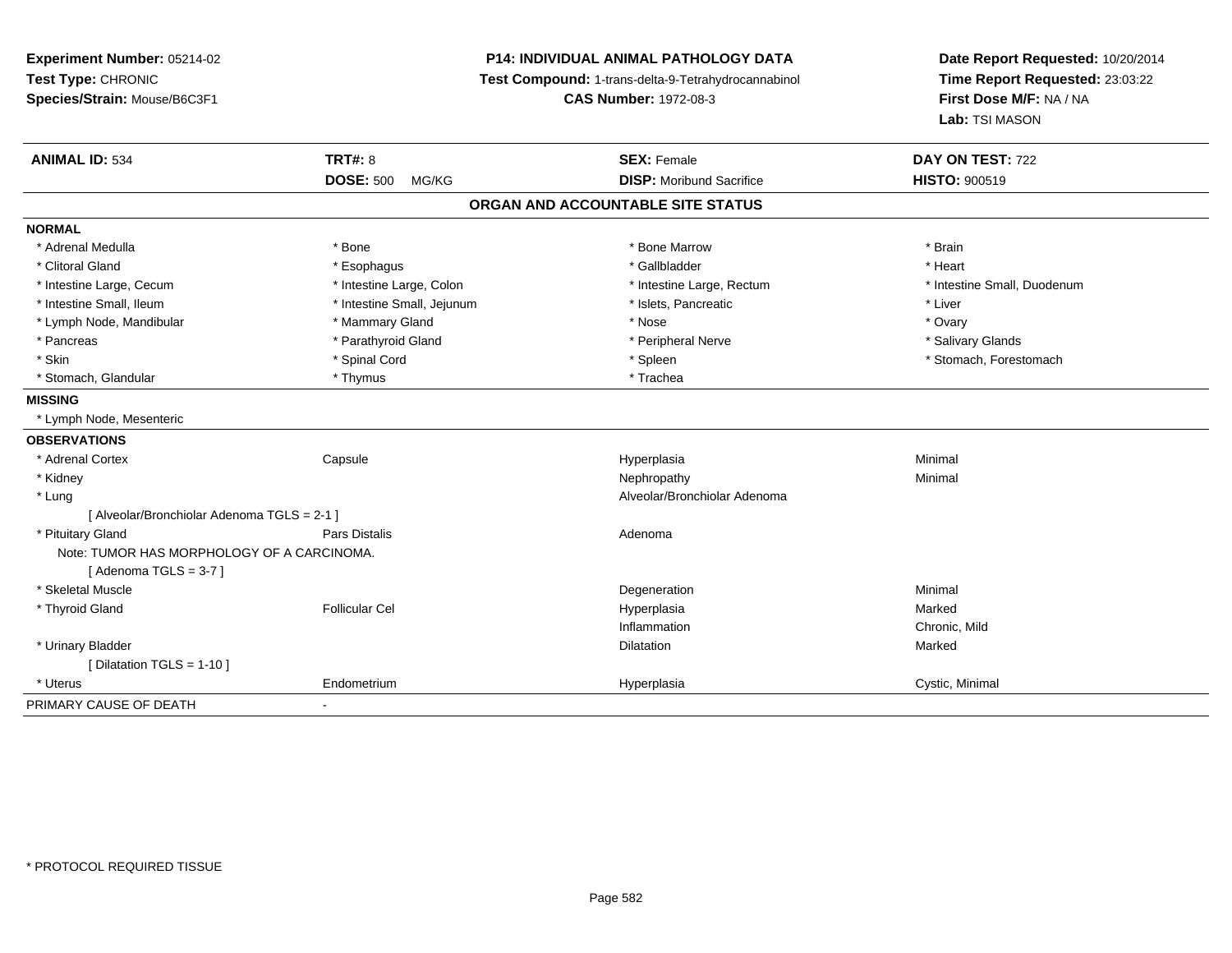**Experiment Number:** 05214-02
**Test Type:** CHRONIC
**Species/Strain:** Mouse/B6C3F1

**P14: INDIVIDUAL ANIMAL PATHOLOGY DATA**
**Test Compound:** 1-trans-delta-9-Tetrahydrocannabinol
**CAS Number:** 1972-08-3

**Date Report Requested:** 10/20/2014
**Time Report Requested:** 23:03:22
**First Dose M/F:** NA / NA
**Lab:** TSI MASON

| **ANIMAL ID:** 534 | **TRT#:** 8 | **SEX:** Female | **DAY ON TEST:** 722 |
|---|---|---|---|
| | **DOSE:** 500 MG/KG | **DISP:** Moribund Sacrifice | **HISTO:** 900519 |

**ORGAN AND ACCOUNTABLE SITE STATUS**

**NORMAL**

| | | | |
|---|---|---|---|
| * Adrenal Medulla | * Bone | * Bone Marrow | * Brain |
| * Clitoral Gland | * Esophagus | * Gallbladder | * Heart |
| * Intestine Large, Cecum | * Intestine Large, Colon | * Intestine Large, Rectum | * Intestine Small, Duodenum |
| * Intestine Small, Ileum | * Intestine Small, Jejunum | * Islets, Pancreatic | * Liver |
| * Lymph Node, Mandibular | * Mammary Gland | * Nose | * Ovary |
| * Pancreas | * Parathyroid Gland | * Peripheral Nerve | * Salivary Glands |
| * Skin | * Spinal Cord | * Spleen | * Stomach, Forestomach |
| * Stomach, Glandular | * Thymus | * Trachea | |

**MISSING**

* Lymph Node, Mesenteric

**OBSERVATIONS**

| | | | |
|---|---|---|---|
| * Adrenal Cortex | Capsule | Hyperplasia | Minimal |
| * Kidney | | Nephropathy | Minimal |
| * Lung | | Alveolar/Bronchiolar Adenoma | |
| [ Alveolar/Bronchiolar Adenoma TGLS = 2-1 ] | | | |
| * Pituitary Gland | Pars Distalis | Adenoma | |
| Note: TUMOR HAS MORPHOLOGY OF A CARCINOMA. | | | |
| [ Adenoma TGLS = 3-7 ] | | | |
| * Skeletal Muscle | | Degeneration | Minimal |
| * Thyroid Gland | Follicular Cel | Hyperplasia | Marked |
| | | Inflammation | Chronic, Mild |
| * Urinary Bladder | | Dilatation | Marked |
| [ Dilatation TGLS = 1-10 ] | | | |
| * Uterus | Endometrium | Hyperplasia | Cystic, Minimal |

PRIMARY CAUSE OF DEATH -

* PROTOCOL REQUIRED TISSUE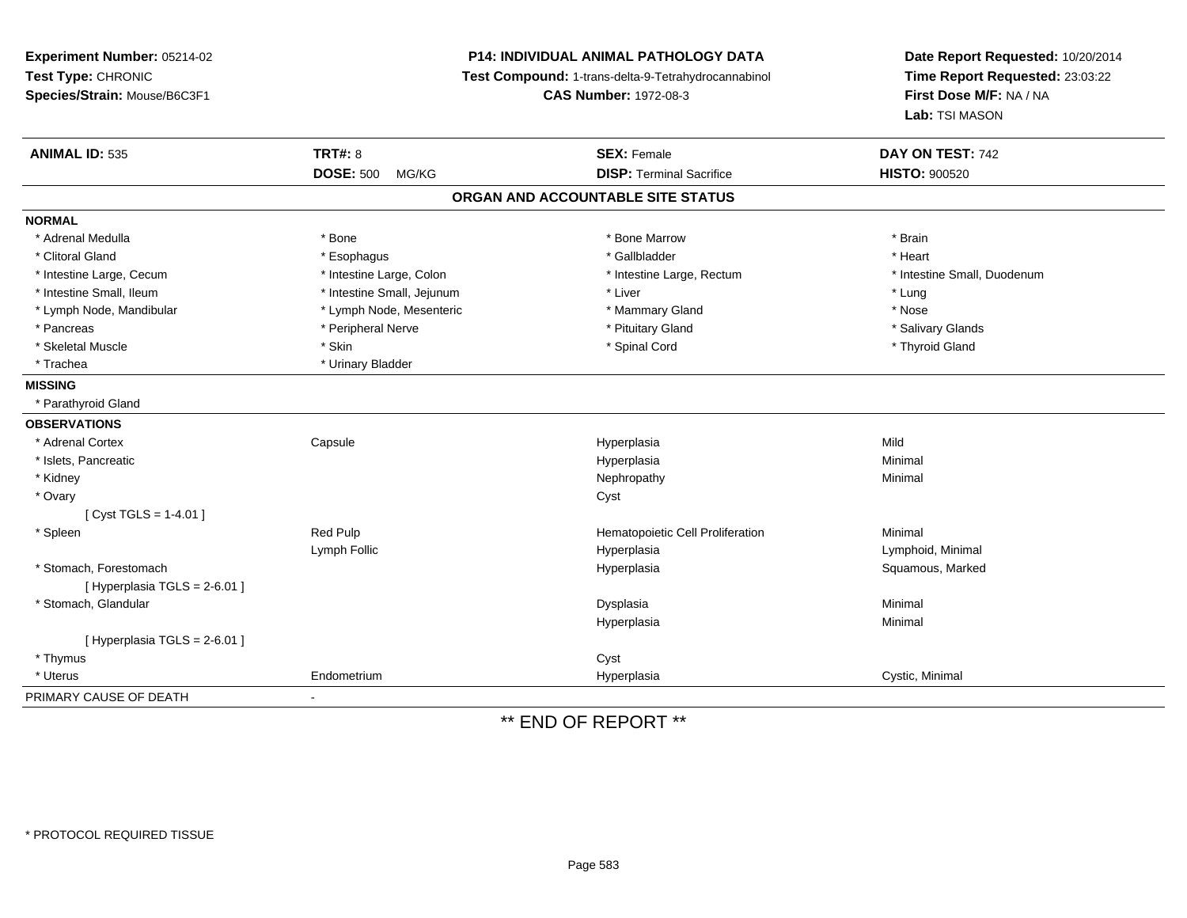**Experiment Number:** 05214-02
**Test Type:** CHRONIC
**Species/Strain:** Mouse/B6C3F1

**P14: INDIVIDUAL ANIMAL PATHOLOGY DATA**
**Test Compound:** 1-trans-delta-9-Tetrahydrocannabinol
**CAS Number:** 1972-08-3

**Date Report Requested:** 10/20/2014
**Time Report Requested:** 23:03:22
**First Dose M/F:** NA / NA
**Lab:** TSI MASON

| **ANIMAL ID:** 535 | **TRT#:** 8 | **SEX:** Female | **DAY ON TEST:** 742 |
|---|---|---|---|
| | **DOSE:** 500 MG/KG | **DISP:** Terminal Sacrifice | **HISTO:** 900520 |

## ORGAN AND ACCOUNTABLE SITE STATUS

**NORMAL**

| | | | |
|---|---|---|---|
| * Adrenal Medulla | * Bone | * Bone Marrow | * Brain |
| * Clitoral Gland | * Esophagus | * Gallbladder | * Heart |
| * Intestine Large, Cecum | * Intestine Large, Colon | * Intestine Large, Rectum | * Intestine Small, Duodenum |
| * Intestine Small, Ileum | * Intestine Small, Jejunum | * Liver | * Lung |
| * Lymph Node, Mandibular | * Lymph Node, Mesenteric | * Mammary Gland | * Nose |
| * Pancreas | * Peripheral Nerve | * Pituitary Gland | * Salivary Glands |
| * Skeletal Muscle | * Skin | * Spinal Cord | * Thyroid Gland |
| * Trachea | * Urinary Bladder | | |

**MISSING**

* Parathyroid Gland

**OBSERVATIONS**

| | | | |
|---|---|---|---|
| * Adrenal Cortex | Capsule | Hyperplasia | Mild |
| * Islets, Pancreatic | | Hyperplasia | Minimal |
| * Kidney | | Nephropathy | Minimal |
| * Ovary | | Cyst | |
| [ Cyst TGLS = 1-4.01 ] | | | |
| * Spleen | Red Pulp | Hematopoietic Cell Proliferation | Minimal |
| | Lymph Follic | Hyperplasia | Lymphoid, Minimal |
| * Stomach, Forestomach | | Hyperplasia | Squamous, Marked |
| [ Hyperplasia TGLS = 2-6.01 ] | | | |
| * Stomach, Glandular | | Dysplasia | Minimal |
| | | Hyperplasia | Minimal |
| [ Hyperplasia TGLS = 2-6.01 ] | | | |
| * Thymus | | Cyst | |
| * Uterus | Endometrium | Hyperplasia | Cystic, Minimal |

PRIMARY CAUSE OF DEATH -

** END OF REPORT **

* PROTOCOL REQUIRED TISSUE